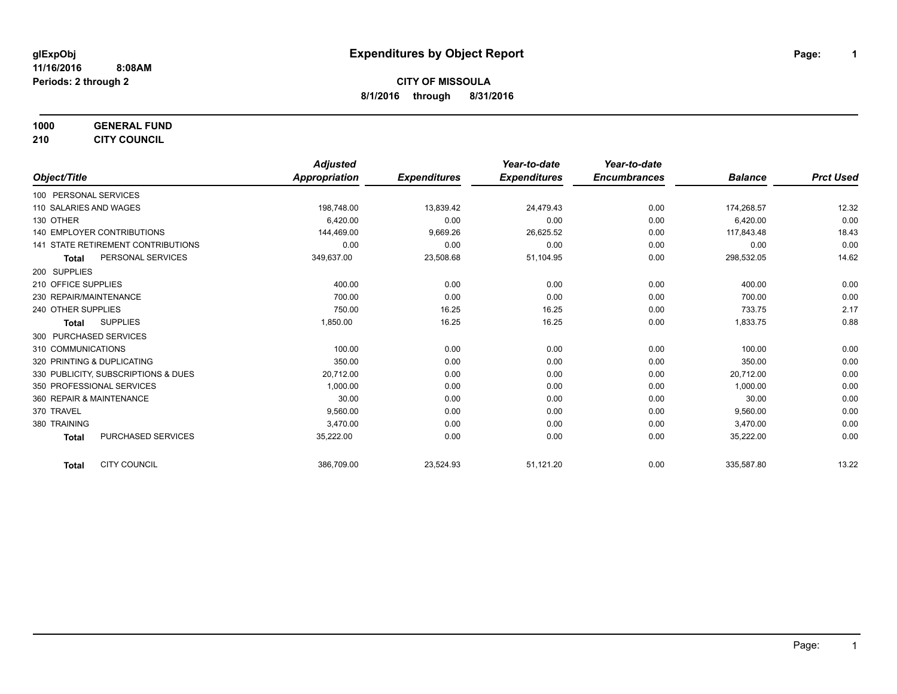glExpObj
11/16/2016 8:08AM
Periods: 2 through 2

# Expenditures by Object Report

**CITY OF MISSOULA**
**8/1/2016 through 8/31/2016**

**1000 GENERAL FUND**
**210 CITY COUNCIL**

| Object/Title | | Adjusted Appropriation | Expenditures | Year-to-date Expenditures | Year-to-date Encumbrances | Balance | Prct Used |
|---|---|---|---|---|---|---|---|
| 100 PERSONAL SERVICES | | | | | | | |
| 110 SALARIES AND WAGES | | 198,748.00 | 13,839.42 | 24,479.43 | 0.00 | 174,268.57 | 12.32 |
| 130 OTHER | | 6,420.00 | 0.00 | 0.00 | 0.00 | 6,420.00 | 0.00 |
| 140 EMPLOYER CONTRIBUTIONS | | 144,469.00 | 9,669.26 | 26,625.52 | 0.00 | 117,843.48 | 18.43 |
| 141 STATE RETIREMENT CONTRIBUTIONS | | 0.00 | 0.00 | 0.00 | 0.00 | 0.00 | 0.00 |
| **Total** | PERSONAL SERVICES | 349,637.00 | 23,508.68 | 51,104.95 | 0.00 | 298,532.05 | 14.62 |
| 200 SUPPLIES | | | | | | | |
| 210 OFFICE SUPPLIES | | 400.00 | 0.00 | 0.00 | 0.00 | 400.00 | 0.00 |
| 230 REPAIR/MAINTENANCE | | 700.00 | 0.00 | 0.00 | 0.00 | 700.00 | 0.00 |
| 240 OTHER SUPPLIES | | 750.00 | 16.25 | 16.25 | 0.00 | 733.75 | 2.17 |
| **Total** | SUPPLIES | 1,850.00 | 16.25 | 16.25 | 0.00 | 1,833.75 | 0.88 |
| 300 PURCHASED SERVICES | | | | | | | |
| 310 COMMUNICATIONS | | 100.00 | 0.00 | 0.00 | 0.00 | 100.00 | 0.00 |
| 320 PRINTING & DUPLICATING | | 350.00 | 0.00 | 0.00 | 0.00 | 350.00 | 0.00 |
| 330 PUBLICITY, SUBSCRIPTIONS & DUES | | 20,712.00 | 0.00 | 0.00 | 0.00 | 20,712.00 | 0.00 |
| 350 PROFESSIONAL SERVICES | | 1,000.00 | 0.00 | 0.00 | 0.00 | 1,000.00 | 0.00 |
| 360 REPAIR & MAINTENANCE | | 30.00 | 0.00 | 0.00 | 0.00 | 30.00 | 0.00 |
| 370 TRAVEL | | 9,560.00 | 0.00 | 0.00 | 0.00 | 9,560.00 | 0.00 |
| 380 TRAINING | | 3,470.00 | 0.00 | 0.00 | 0.00 | 3,470.00 | 0.00 |
| **Total** | PURCHASED SERVICES | 35,222.00 | 0.00 | 0.00 | 0.00 | 35,222.00 | 0.00 |
| **Total** | CITY COUNCIL | 386,709.00 | 23,524.93 | 51,121.20 | 0.00 | 335,587.80 | 13.22 |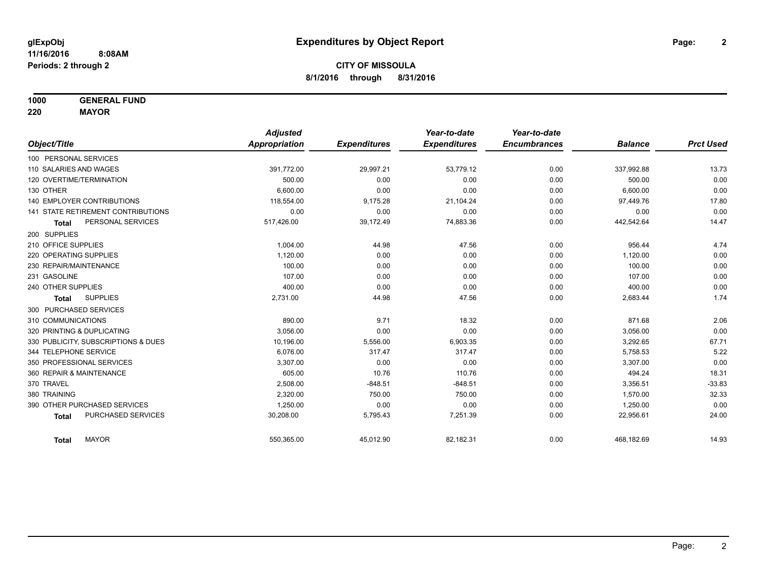**glExpObj**
**11/16/2016 8:08AM**
**Periods: 2 through 2**

# Expenditures by Object Report

**CITY OF MISSOULA**
**8/1/2016 through 8/31/2016**

**1000 GENERAL FUND**
**220 MAYOR**

| Object/Title | Adjusted Appropriation | Expenditures | Year-to-date Expenditures | Year-to-date Encumbrances | Balance | Prct Used |
|---|---|---|---|---|---|---|
| 100 PERSONAL SERVICES | | | | | | |
| 110 SALARIES AND WAGES | 391,772.00 | 29,997.21 | 53,779.12 | 0.00 | 337,992.88 | 13.73 |
| 120 OVERTIME/TERMINATION | 500.00 | 0.00 | 0.00 | 0.00 | 500.00 | 0.00 |
| 130 OTHER | 6,600.00 | 0.00 | 0.00 | 0.00 | 6,600.00 | 0.00 |
| 140 EMPLOYER CONTRIBUTIONS | 118,554.00 | 9,175.28 | 21,104.24 | 0.00 | 97,449.76 | 17.80 |
| 141 STATE RETIREMENT CONTRIBUTIONS | 0.00 | 0.00 | 0.00 | 0.00 | 0.00 | 0.00 |
| **Total** PERSONAL SERVICES | 517,426.00 | 39,172.49 | 74,883.36 | 0.00 | 442,542.64 | 14.47 |
| 200 SUPPLIES | | | | | | |
| 210 OFFICE SUPPLIES | 1,004.00 | 44.98 | 47.56 | 0.00 | 956.44 | 4.74 |
| 220 OPERATING SUPPLIES | 1,120.00 | 0.00 | 0.00 | 0.00 | 1,120.00 | 0.00 |
| 230 REPAIR/MAINTENANCE | 100.00 | 0.00 | 0.00 | 0.00 | 100.00 | 0.00 |
| 231 GASOLINE | 107.00 | 0.00 | 0.00 | 0.00 | 107.00 | 0.00 |
| 240 OTHER SUPPLIES | 400.00 | 0.00 | 0.00 | 0.00 | 400.00 | 0.00 |
| **Total** SUPPLIES | 2,731.00 | 44.98 | 47.56 | 0.00 | 2,683.44 | 1.74 |
| 300 PURCHASED SERVICES | | | | | | |
| 310 COMMUNICATIONS | 890.00 | 9.71 | 18.32 | 0.00 | 871.68 | 2.06 |
| 320 PRINTING & DUPLICATING | 3,056.00 | 0.00 | 0.00 | 0.00 | 3,056.00 | 0.00 |
| 330 PUBLICITY, SUBSCRIPTIONS & DUES | 10,196.00 | 5,556.00 | 6,903.35 | 0.00 | 3,292.65 | 67.71 |
| 344 TELEPHONE SERVICE | 6,076.00 | 317.47 | 317.47 | 0.00 | 5,758.53 | 5.22 |
| 350 PROFESSIONAL SERVICES | 3,307.00 | 0.00 | 0.00 | 0.00 | 3,307.00 | 0.00 |
| 360 REPAIR & MAINTENANCE | 605.00 | 10.76 | 110.76 | 0.00 | 494.24 | 18.31 |
| 370 TRAVEL | 2,508.00 | -848.51 | -848.51 | 0.00 | 3,356.51 | -33.83 |
| 380 TRAINING | 2,320.00 | 750.00 | 750.00 | 0.00 | 1,570.00 | 32.33 |
| 390 OTHER PURCHASED SERVICES | 1,250.00 | 0.00 | 0.00 | 0.00 | 1,250.00 | 0.00 |
| **Total** PURCHASED SERVICES | 30,208.00 | 5,795.43 | 7,251.39 | 0.00 | 22,956.61 | 24.00 |
| **Total** MAYOR | 550,365.00 | 45,012.90 | 82,182.31 | 0.00 | 468,182.69 | 14.93 |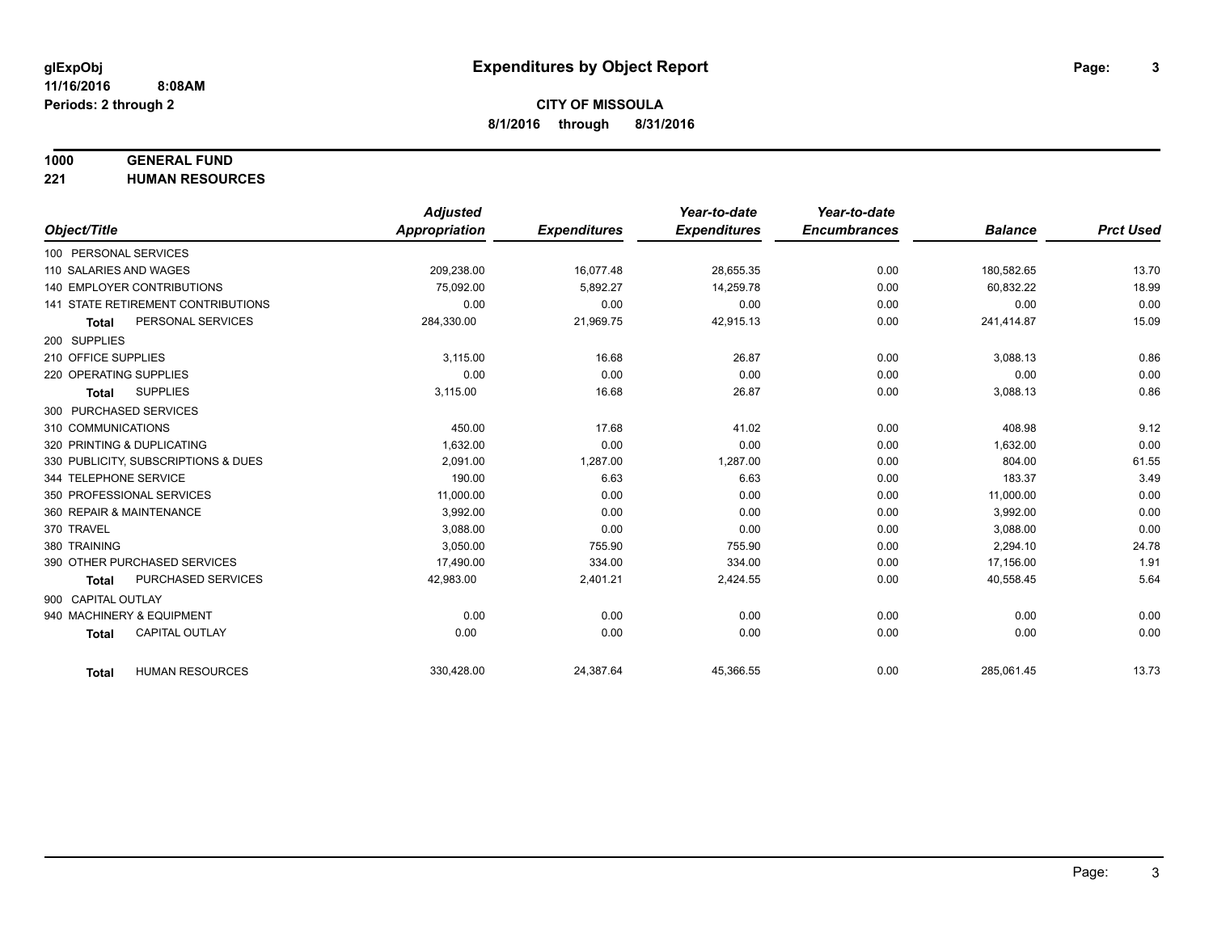# Expenditures by Object Report

glExpObj
11/16/2016 8:08AM
Periods: 2 through 2

**CITY OF MISSOULA**
**8/1/2016 through 8/31/2016**

**1000 GENERAL FUND**
**221 HUMAN RESOURCES**

| Object/Title | Adjusted Appropriation | Expenditures | Year-to-date Expenditures | Year-to-date Encumbrances | Balance | Prct Used |
|---|---|---|---|---|---|---|
| 100 PERSONAL SERVICES | | | | | | |
| 110 SALARIES AND WAGES | 209,238.00 | 16,077.48 | 28,655.35 | 0.00 | 180,582.65 | 13.70 |
| 140 EMPLOYER CONTRIBUTIONS | 75,092.00 | 5,892.27 | 14,259.78 | 0.00 | 60,832.22 | 18.99 |
| 141 STATE RETIREMENT CONTRIBUTIONS | 0.00 | 0.00 | 0.00 | 0.00 | 0.00 | 0.00 |
| **Total** PERSONAL SERVICES | 284,330.00 | 21,969.75 | 42,915.13 | 0.00 | 241,414.87 | 15.09 |
| 200 SUPPLIES | | | | | | |
| 210 OFFICE SUPPLIES | 3,115.00 | 16.68 | 26.87 | 0.00 | 3,088.13 | 0.86 |
| 220 OPERATING SUPPLIES | 0.00 | 0.00 | 0.00 | 0.00 | 0.00 | 0.00 |
| **Total** SUPPLIES | 3,115.00 | 16.68 | 26.87 | 0.00 | 3,088.13 | 0.86 |
| 300 PURCHASED SERVICES | | | | | | |
| 310 COMMUNICATIONS | 450.00 | 17.68 | 41.02 | 0.00 | 408.98 | 9.12 |
| 320 PRINTING & DUPLICATING | 1,632.00 | 0.00 | 0.00 | 0.00 | 1,632.00 | 0.00 |
| 330 PUBLICITY, SUBSCRIPTIONS & DUES | 2,091.00 | 1,287.00 | 1,287.00 | 0.00 | 804.00 | 61.55 |
| 344 TELEPHONE SERVICE | 190.00 | 6.63 | 6.63 | 0.00 | 183.37 | 3.49 |
| 350 PROFESSIONAL SERVICES | 11,000.00 | 0.00 | 0.00 | 0.00 | 11,000.00 | 0.00 |
| 360 REPAIR & MAINTENANCE | 3,992.00 | 0.00 | 0.00 | 0.00 | 3,992.00 | 0.00 |
| 370 TRAVEL | 3,088.00 | 0.00 | 0.00 | 0.00 | 3,088.00 | 0.00 |
| 380 TRAINING | 3,050.00 | 755.90 | 755.90 | 0.00 | 2,294.10 | 24.78 |
| 390 OTHER PURCHASED SERVICES | 17,490.00 | 334.00 | 334.00 | 0.00 | 17,156.00 | 1.91 |
| **Total** PURCHASED SERVICES | 42,983.00 | 2,401.21 | 2,424.55 | 0.00 | 40,558.45 | 5.64 |
| 900 CAPITAL OUTLAY | | | | | | |
| 940 MACHINERY & EQUIPMENT | 0.00 | 0.00 | 0.00 | 0.00 | 0.00 | 0.00 |
| **Total** CAPITAL OUTLAY | 0.00 | 0.00 | 0.00 | 0.00 | 0.00 | 0.00 |
| **Total** HUMAN RESOURCES | 330,428.00 | 24,387.64 | 45,366.55 | 0.00 | 285,061.45 | 13.73 |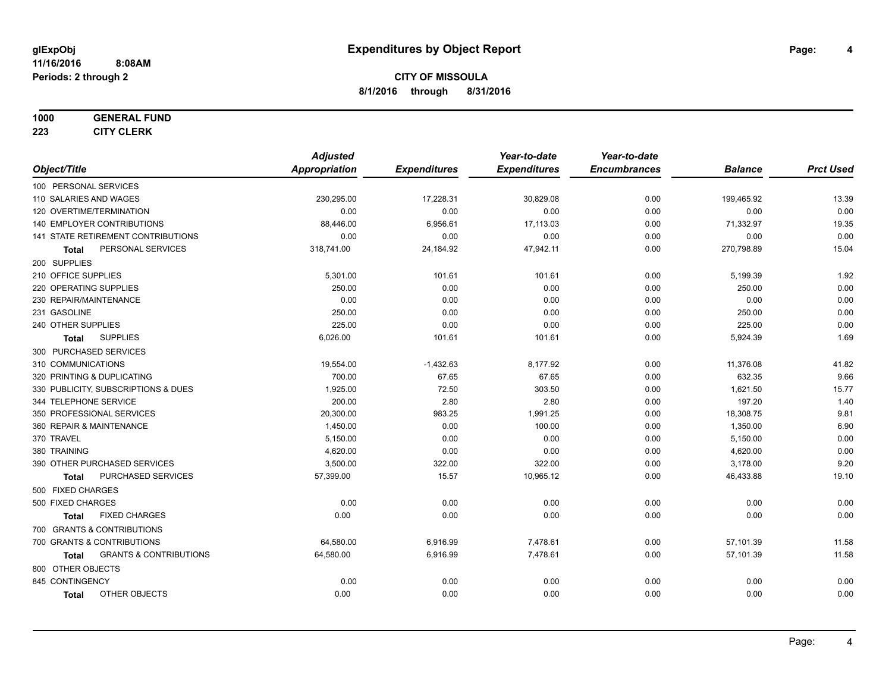# Expenditures by Object Report

glExpObj
11/16/2016 8:08AM
Periods: 2 through 2

**CITY OF MISSOULA**
**8/1/2016 through 8/31/2016**

**1000 GENERAL FUND**
**223 CITY CLERK**

| Object/Title | Adjusted Appropriation | Expenditures | Year-to-date Expenditures | Year-to-date Encumbrances | Balance | Prct Used |
|---|---|---|---|---|---|---|
| 100 PERSONAL SERVICES | | | | | | |
| 110 SALARIES AND WAGES | 230,295.00 | 17,228.31 | 30,829.08 | 0.00 | 199,465.92 | 13.39 |
| 120 OVERTIME/TERMINATION | 0.00 | 0.00 | 0.00 | 0.00 | 0.00 | 0.00 |
| 140 EMPLOYER CONTRIBUTIONS | 88,446.00 | 6,956.61 | 17,113.03 | 0.00 | 71,332.97 | 19.35 |
| 141 STATE RETIREMENT CONTRIBUTIONS | 0.00 | 0.00 | 0.00 | 0.00 | 0.00 | 0.00 |
| **Total** PERSONAL SERVICES | 318,741.00 | 24,184.92 | 47,942.11 | 0.00 | 270,798.89 | 15.04 |
| 200 SUPPLIES | | | | | | |
| 210 OFFICE SUPPLIES | 5,301.00 | 101.61 | 101.61 | 0.00 | 5,199.39 | 1.92 |
| 220 OPERATING SUPPLIES | 250.00 | 0.00 | 0.00 | 0.00 | 250.00 | 0.00 |
| 230 REPAIR/MAINTENANCE | 0.00 | 0.00 | 0.00 | 0.00 | 0.00 | 0.00 |
| 231 GASOLINE | 250.00 | 0.00 | 0.00 | 0.00 | 250.00 | 0.00 |
| 240 OTHER SUPPLIES | 225.00 | 0.00 | 0.00 | 0.00 | 225.00 | 0.00 |
| **Total** SUPPLIES | 6,026.00 | 101.61 | 101.61 | 0.00 | 5,924.39 | 1.69 |
| 300 PURCHASED SERVICES | | | | | | |
| 310 COMMUNICATIONS | 19,554.00 | -1,432.63 | 8,177.92 | 0.00 | 11,376.08 | 41.82 |
| 320 PRINTING & DUPLICATING | 700.00 | 67.65 | 67.65 | 0.00 | 632.35 | 9.66 |
| 330 PUBLICITY, SUBSCRIPTIONS & DUES | 1,925.00 | 72.50 | 303.50 | 0.00 | 1,621.50 | 15.77 |
| 344 TELEPHONE SERVICE | 200.00 | 2.80 | 2.80 | 0.00 | 197.20 | 1.40 |
| 350 PROFESSIONAL SERVICES | 20,300.00 | 983.25 | 1,991.25 | 0.00 | 18,308.75 | 9.81 |
| 360 REPAIR & MAINTENANCE | 1,450.00 | 0.00 | 100.00 | 0.00 | 1,350.00 | 6.90 |
| 370 TRAVEL | 5,150.00 | 0.00 | 0.00 | 0.00 | 5,150.00 | 0.00 |
| 380 TRAINING | 4,620.00 | 0.00 | 0.00 | 0.00 | 4,620.00 | 0.00 |
| 390 OTHER PURCHASED SERVICES | 3,500.00 | 322.00 | 322.00 | 0.00 | 3,178.00 | 9.20 |
| **Total** PURCHASED SERVICES | 57,399.00 | 15.57 | 10,965.12 | 0.00 | 46,433.88 | 19.10 |
| 500 FIXED CHARGES | | | | | | |
| 500 FIXED CHARGES | 0.00 | 0.00 | 0.00 | 0.00 | 0.00 | 0.00 |
| **Total** FIXED CHARGES | 0.00 | 0.00 | 0.00 | 0.00 | 0.00 | 0.00 |
| 700 GRANTS & CONTRIBUTIONS | | | | | | |
| 700 GRANTS & CONTRIBUTIONS | 64,580.00 | 6,916.99 | 7,478.61 | 0.00 | 57,101.39 | 11.58 |
| **Total** GRANTS & CONTRIBUTIONS | 64,580.00 | 6,916.99 | 7,478.61 | 0.00 | 57,101.39 | 11.58 |
| 800 OTHER OBJECTS | | | | | | |
| 845 CONTINGENCY | 0.00 | 0.00 | 0.00 | 0.00 | 0.00 | 0.00 |
| **Total** OTHER OBJECTS | 0.00 | 0.00 | 0.00 | 0.00 | 0.00 | 0.00 |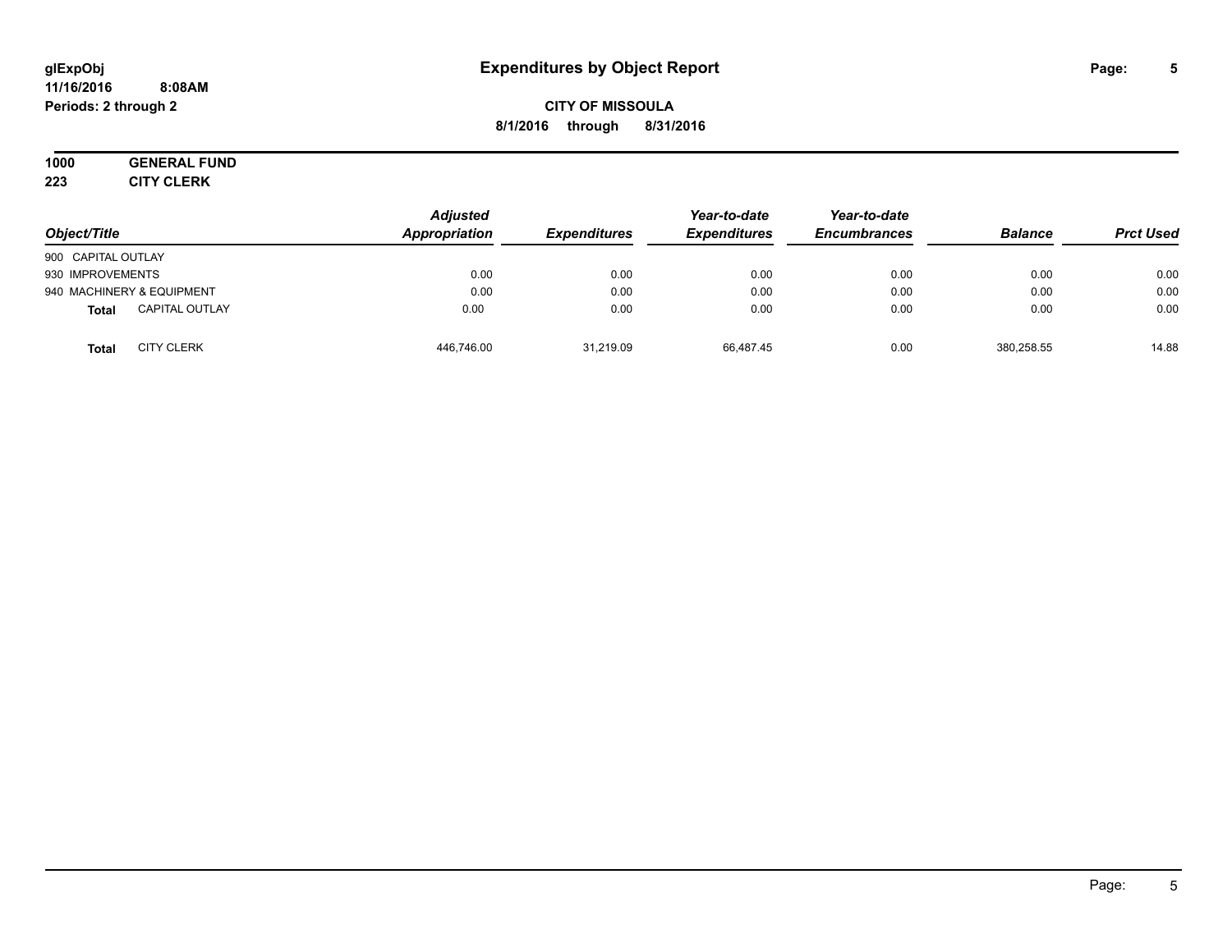**CITY OF MISSOULA**

**8/1/2016 through 8/31/2016**

**1000 GENERAL FUND**

**223 CITY CLERK**

| Object/Title | Adjusted Appropriation | Expenditures | Year-to-date Expenditures | Year-to-date Encumbrances | Balance | Prct Used |
|---|---|---|---|---|---|---|
| 900 CAPITAL OUTLAY | | | | | | |
| 930 IMPROVEMENTS | 0.00 | 0.00 | 0.00 | 0.00 | 0.00 | 0.00 |
| 940 MACHINERY & EQUIPMENT | 0.00 | 0.00 | 0.00 | 0.00 | 0.00 | 0.00 |
| **Total** CAPITAL OUTLAY | 0.00 | 0.00 | 0.00 | 0.00 | 0.00 | 0.00 |
| **Total** CITY CLERK | 446,746.00 | 31,219.09 | 66,487.45 | 0.00 | 380,258.55 | 14.88 |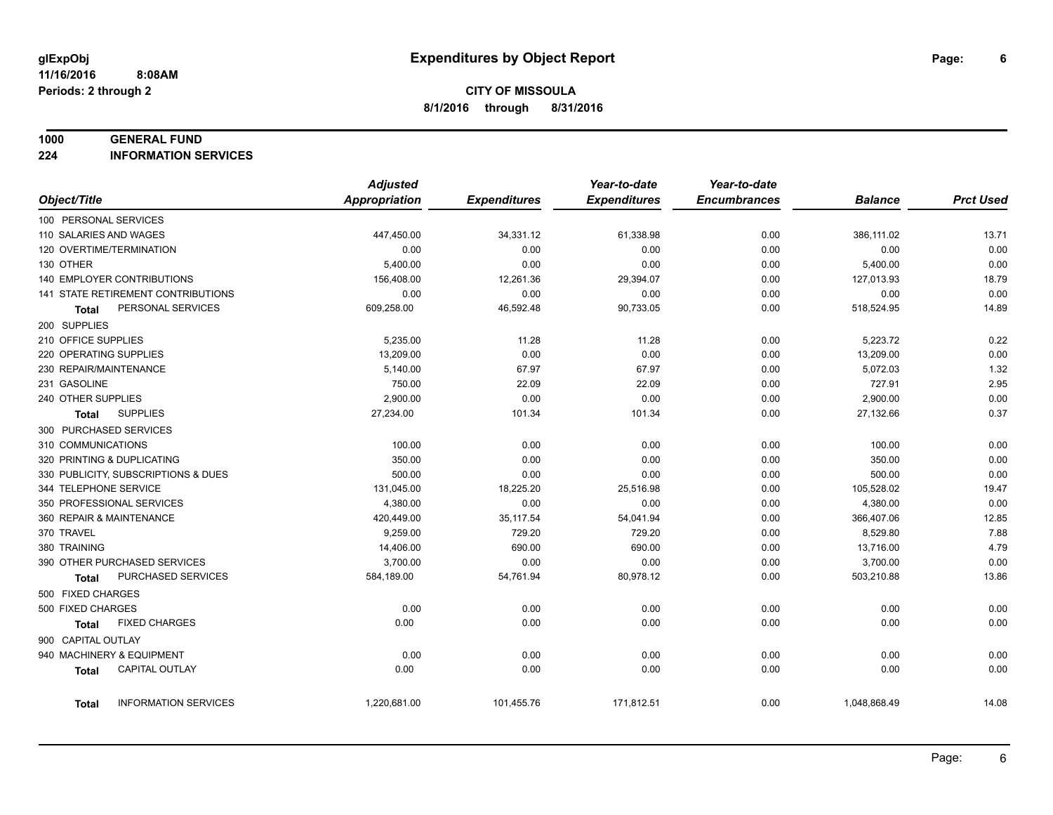glExpObj
11/16/2016 8:08AM
Periods: 2 through 2

# Expenditures by Object Report

**CITY OF MISSOULA**
**8/1/2016 through 8/31/2016**

**1000 GENERAL FUND**
**224 INFORMATION SERVICES**

| Object/Title | Adjusted Appropriation | Expenditures | Year-to-date Expenditures | Year-to-date Encumbrances | Balance | Prct Used |
|---|---|---|---|---|---|---|
| 100 PERSONAL SERVICES | | | | | | |
| 110 SALARIES AND WAGES | 447,450.00 | 34,331.12 | 61,338.98 | 0.00 | 386,111.02 | 13.71 |
| 120 OVERTIME/TERMINATION | 0.00 | 0.00 | 0.00 | 0.00 | 0.00 | 0.00 |
| 130 OTHER | 5,400.00 | 0.00 | 0.00 | 0.00 | 5,400.00 | 0.00 |
| 140 EMPLOYER CONTRIBUTIONS | 156,408.00 | 12,261.36 | 29,394.07 | 0.00 | 127,013.93 | 18.79 |
| 141 STATE RETIREMENT CONTRIBUTIONS | 0.00 | 0.00 | 0.00 | 0.00 | 0.00 | 0.00 |
| **Total** PERSONAL SERVICES | 609,258.00 | 46,592.48 | 90,733.05 | 0.00 | 518,524.95 | 14.89 |
| 200 SUPPLIES | | | | | | |
| 210 OFFICE SUPPLIES | 5,235.00 | 11.28 | 11.28 | 0.00 | 5,223.72 | 0.22 |
| 220 OPERATING SUPPLIES | 13,209.00 | 0.00 | 0.00 | 0.00 | 13,209.00 | 0.00 |
| 230 REPAIR/MAINTENANCE | 5,140.00 | 67.97 | 67.97 | 0.00 | 5,072.03 | 1.32 |
| 231 GASOLINE | 750.00 | 22.09 | 22.09 | 0.00 | 727.91 | 2.95 |
| 240 OTHER SUPPLIES | 2,900.00 | 0.00 | 0.00 | 0.00 | 2,900.00 | 0.00 |
| **Total** SUPPLIES | 27,234.00 | 101.34 | 101.34 | 0.00 | 27,132.66 | 0.37 |
| 300 PURCHASED SERVICES | | | | | | |
| 310 COMMUNICATIONS | 100.00 | 0.00 | 0.00 | 0.00 | 100.00 | 0.00 |
| 320 PRINTING & DUPLICATING | 350.00 | 0.00 | 0.00 | 0.00 | 350.00 | 0.00 |
| 330 PUBLICITY, SUBSCRIPTIONS & DUES | 500.00 | 0.00 | 0.00 | 0.00 | 500.00 | 0.00 |
| 344 TELEPHONE SERVICE | 131,045.00 | 18,225.20 | 25,516.98 | 0.00 | 105,528.02 | 19.47 |
| 350 PROFESSIONAL SERVICES | 4,380.00 | 0.00 | 0.00 | 0.00 | 4,380.00 | 0.00 |
| 360 REPAIR & MAINTENANCE | 420,449.00 | 35,117.54 | 54,041.94 | 0.00 | 366,407.06 | 12.85 |
| 370 TRAVEL | 9,259.00 | 729.20 | 729.20 | 0.00 | 8,529.80 | 7.88 |
| 380 TRAINING | 14,406.00 | 690.00 | 690.00 | 0.00 | 13,716.00 | 4.79 |
| 390 OTHER PURCHASED SERVICES | 3,700.00 | 0.00 | 0.00 | 0.00 | 3,700.00 | 0.00 |
| **Total** PURCHASED SERVICES | 584,189.00 | 54,761.94 | 80,978.12 | 0.00 | 503,210.88 | 13.86 |
| 500 FIXED CHARGES | | | | | | |
| 500 FIXED CHARGES | 0.00 | 0.00 | 0.00 | 0.00 | 0.00 | 0.00 |
| **Total** FIXED CHARGES | 0.00 | 0.00 | 0.00 | 0.00 | 0.00 | 0.00 |
| 900 CAPITAL OUTLAY | | | | | | |
| 940 MACHINERY & EQUIPMENT | 0.00 | 0.00 | 0.00 | 0.00 | 0.00 | 0.00 |
| **Total** CAPITAL OUTLAY | 0.00 | 0.00 | 0.00 | 0.00 | 0.00 | 0.00 |
| **Total** INFORMATION SERVICES | 1,220,681.00 | 101,455.76 | 171,812.51 | 0.00 | 1,048,868.49 | 14.08 |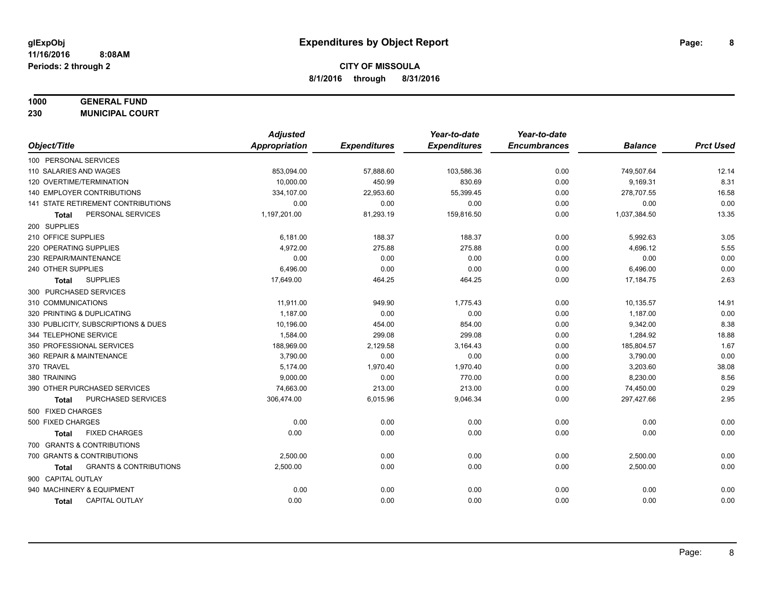**glExpObj** **Expenditures by Object Report**

**11/16/2016 8:08AM**

**Periods: 2 through 2**

**CITY OF MISSOULA**

**8/1/2016 through 8/31/2016**

**1000 GENERAL FUND**

**230 MUNICIPAL COURT**

| Object/Title | Adjusted Appropriation | Expenditures | Year-to-date Expenditures | Year-to-date Encumbrances | Balance | Prct Used |
|---|---|---|---|---|---|---|
| 100 PERSONAL SERVICES | | | | | | |
| 110 SALARIES AND WAGES | 853,094.00 | 57,888.60 | 103,586.36 | 0.00 | 749,507.64 | 12.14 |
| 120 OVERTIME/TERMINATION | 10,000.00 | 450.99 | 830.69 | 0.00 | 9,169.31 | 8.31 |
| 140 EMPLOYER CONTRIBUTIONS | 334,107.00 | 22,953.60 | 55,399.45 | 0.00 | 278,707.55 | 16.58 |
| 141 STATE RETIREMENT CONTRIBUTIONS | 0.00 | 0.00 | 0.00 | 0.00 | 0.00 | 0.00 |
| **Total** PERSONAL SERVICES | 1,197,201.00 | 81,293.19 | 159,816.50 | 0.00 | 1,037,384.50 | 13.35 |
| 200 SUPPLIES | | | | | | |
| 210 OFFICE SUPPLIES | 6,181.00 | 188.37 | 188.37 | 0.00 | 5,992.63 | 3.05 |
| 220 OPERATING SUPPLIES | 4,972.00 | 275.88 | 275.88 | 0.00 | 4,696.12 | 5.55 |
| 230 REPAIR/MAINTENANCE | 0.00 | 0.00 | 0.00 | 0.00 | 0.00 | 0.00 |
| 240 OTHER SUPPLIES | 6,496.00 | 0.00 | 0.00 | 0.00 | 6,496.00 | 0.00 |
| **Total** SUPPLIES | 17,649.00 | 464.25 | 464.25 | 0.00 | 17,184.75 | 2.63 |
| 300 PURCHASED SERVICES | | | | | | |
| 310 COMMUNICATIONS | 11,911.00 | 949.90 | 1,775.43 | 0.00 | 10,135.57 | 14.91 |
| 320 PRINTING & DUPLICATING | 1,187.00 | 0.00 | 0.00 | 0.00 | 1,187.00 | 0.00 |
| 330 PUBLICITY, SUBSCRIPTIONS & DUES | 10,196.00 | 454.00 | 854.00 | 0.00 | 9,342.00 | 8.38 |
| 344 TELEPHONE SERVICE | 1,584.00 | 299.08 | 299.08 | 0.00 | 1,284.92 | 18.88 |
| 350 PROFESSIONAL SERVICES | 188,969.00 | 2,129.58 | 3,164.43 | 0.00 | 185,804.57 | 1.67 |
| 360 REPAIR & MAINTENANCE | 3,790.00 | 0.00 | 0.00 | 0.00 | 3,790.00 | 0.00 |
| 370 TRAVEL | 5,174.00 | 1,970.40 | 1,970.40 | 0.00 | 3,203.60 | 38.08 |
| 380 TRAINING | 9,000.00 | 0.00 | 770.00 | 0.00 | 8,230.00 | 8.56 |
| 390 OTHER PURCHASED SERVICES | 74,663.00 | 213.00 | 213.00 | 0.00 | 74,450.00 | 0.29 |
| **Total** PURCHASED SERVICES | 306,474.00 | 6,015.96 | 9,046.34 | 0.00 | 297,427.66 | 2.95 |
| 500 FIXED CHARGES | | | | | | |
| 500 FIXED CHARGES | 0.00 | 0.00 | 0.00 | 0.00 | 0.00 | 0.00 |
| **Total** FIXED CHARGES | 0.00 | 0.00 | 0.00 | 0.00 | 0.00 | 0.00 |
| 700 GRANTS & CONTRIBUTIONS | | | | | | |
| 700 GRANTS & CONTRIBUTIONS | 2,500.00 | 0.00 | 0.00 | 0.00 | 2,500.00 | 0.00 |
| **Total** GRANTS & CONTRIBUTIONS | 2,500.00 | 0.00 | 0.00 | 0.00 | 2,500.00 | 0.00 |
| 900 CAPITAL OUTLAY | | | | | | |
| 940 MACHINERY & EQUIPMENT | 0.00 | 0.00 | 0.00 | 0.00 | 0.00 | 0.00 |
| **Total** CAPITAL OUTLAY | 0.00 | 0.00 | 0.00 | 0.00 | 0.00 | 0.00 |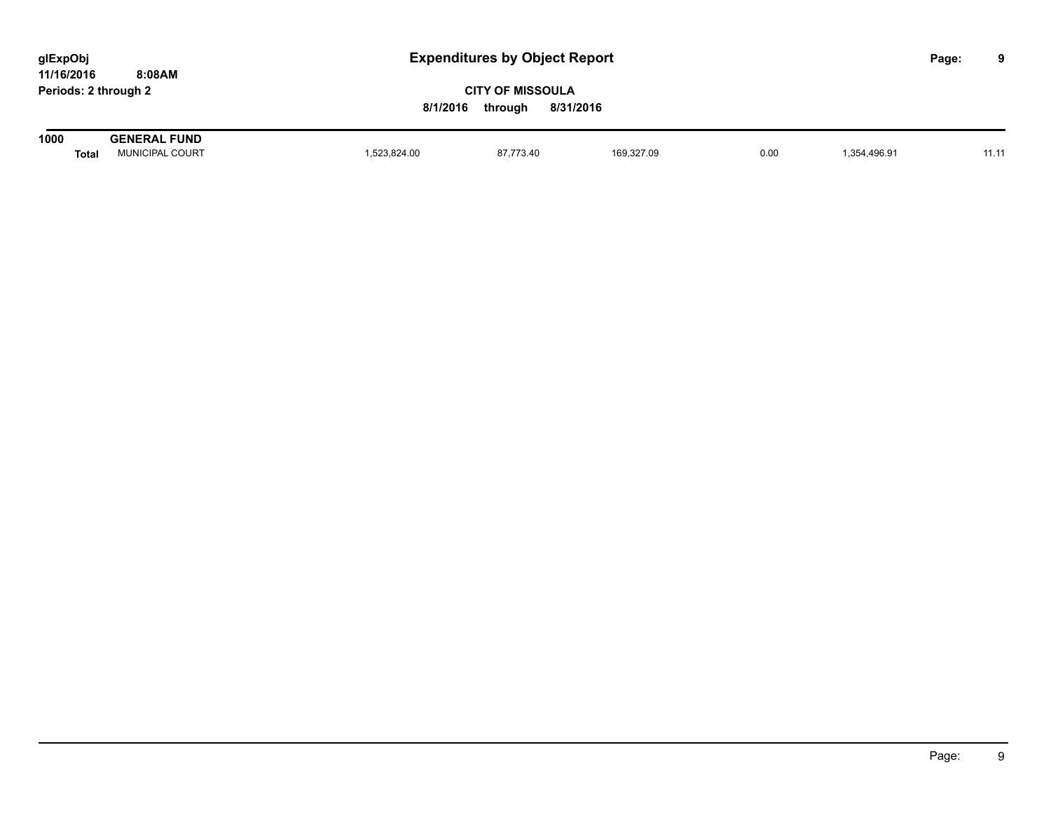# Expenditures by Object Report

glExpObj
11/16/2016 8:08AM
Periods: 2 through 2

**CITY OF MISSOULA**

**8/1/2016 through 8/31/2016**

| | | | | | | | |
|---|---|---|---|---|---|---|---|
| **1000** | **GENERAL FUND** | | | | | | |
| **Total** | MUNICIPAL COURT | 1,523,824.00 | 87,773.40 | 169,327.09 | 0.00 | 1,354,496.91 | 11.11 |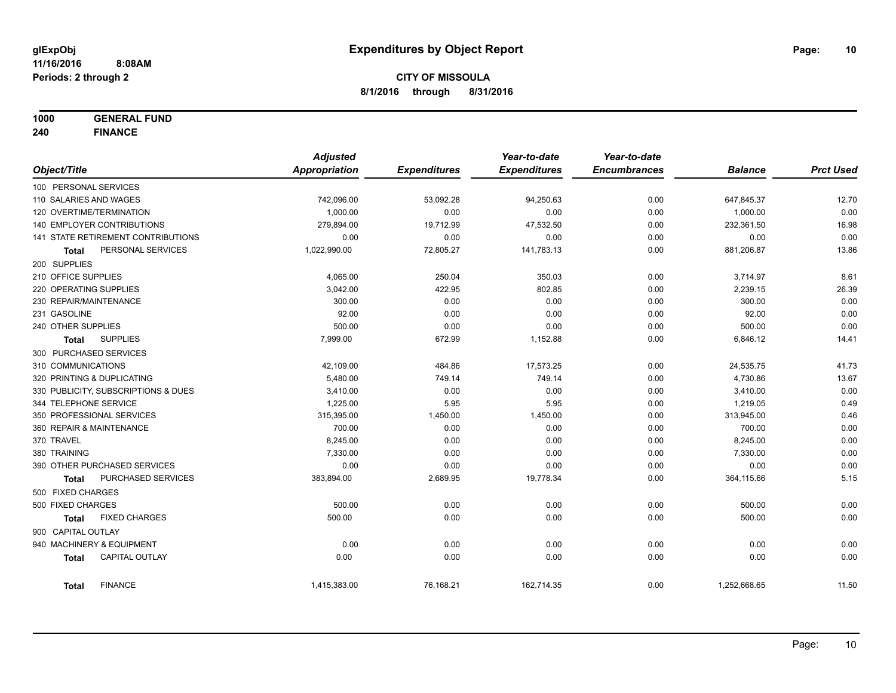glExpObj
11/16/2016 8:08AM
Periods: 2 through 2

# Expenditures by Object Report

**CITY OF MISSOULA**
**8/1/2016 through 8/31/2016**

**1000 GENERAL FUND**
**240 FINANCE**

| Object/Title | Adjusted Appropriation | Expenditures | Year-to-date Expenditures | Year-to-date Encumbrances | Balance | Prct Used |
|---|---|---|---|---|---|---|
| 100 PERSONAL SERVICES | | | | | | |
| 110 SALARIES AND WAGES | 742,096.00 | 53,092.28 | 94,250.63 | 0.00 | 647,845.37 | 12.70 |
| 120 OVERTIME/TERMINATION | 1,000.00 | 0.00 | 0.00 | 0.00 | 1,000.00 | 0.00 |
| 140 EMPLOYER CONTRIBUTIONS | 279,894.00 | 19,712.99 | 47,532.50 | 0.00 | 232,361.50 | 16.98 |
| 141 STATE RETIREMENT CONTRIBUTIONS | 0.00 | 0.00 | 0.00 | 0.00 | 0.00 | 0.00 |
| **Total** PERSONAL SERVICES | 1,022,990.00 | 72,805.27 | 141,783.13 | 0.00 | 881,206.87 | 13.86 |
| 200 SUPPLIES | | | | | | |
| 210 OFFICE SUPPLIES | 4,065.00 | 250.04 | 350.03 | 0.00 | 3,714.97 | 8.61 |
| 220 OPERATING SUPPLIES | 3,042.00 | 422.95 | 802.85 | 0.00 | 2,239.15 | 26.39 |
| 230 REPAIR/MAINTENANCE | 300.00 | 0.00 | 0.00 | 0.00 | 300.00 | 0.00 |
| 231 GASOLINE | 92.00 | 0.00 | 0.00 | 0.00 | 92.00 | 0.00 |
| 240 OTHER SUPPLIES | 500.00 | 0.00 | 0.00 | 0.00 | 500.00 | 0.00 |
| **Total** SUPPLIES | 7,999.00 | 672.99 | 1,152.88 | 0.00 | 6,846.12 | 14.41 |
| 300 PURCHASED SERVICES | | | | | | |
| 310 COMMUNICATIONS | 42,109.00 | 484.86 | 17,573.25 | 0.00 | 24,535.75 | 41.73 |
| 320 PRINTING & DUPLICATING | 5,480.00 | 749.14 | 749.14 | 0.00 | 4,730.86 | 13.67 |
| 330 PUBLICITY, SUBSCRIPTIONS & DUES | 3,410.00 | 0.00 | 0.00 | 0.00 | 3,410.00 | 0.00 |
| 344 TELEPHONE SERVICE | 1,225.00 | 5.95 | 5.95 | 0.00 | 1,219.05 | 0.49 |
| 350 PROFESSIONAL SERVICES | 315,395.00 | 1,450.00 | 1,450.00 | 0.00 | 313,945.00 | 0.46 |
| 360 REPAIR & MAINTENANCE | 700.00 | 0.00 | 0.00 | 0.00 | 700.00 | 0.00 |
| 370 TRAVEL | 8,245.00 | 0.00 | 0.00 | 0.00 | 8,245.00 | 0.00 |
| 380 TRAINING | 7,330.00 | 0.00 | 0.00 | 0.00 | 7,330.00 | 0.00 |
| 390 OTHER PURCHASED SERVICES | 0.00 | 0.00 | 0.00 | 0.00 | 0.00 | 0.00 |
| **Total** PURCHASED SERVICES | 383,894.00 | 2,689.95 | 19,778.34 | 0.00 | 364,115.66 | 5.15 |
| 500 FIXED CHARGES | | | | | | |
| 500 FIXED CHARGES | 500.00 | 0.00 | 0.00 | 0.00 | 500.00 | 0.00 |
| **Total** FIXED CHARGES | 500.00 | 0.00 | 0.00 | 0.00 | 500.00 | 0.00 |
| 900 CAPITAL OUTLAY | | | | | | |
| 940 MACHINERY & EQUIPMENT | 0.00 | 0.00 | 0.00 | 0.00 | 0.00 | 0.00 |
| **Total** CAPITAL OUTLAY | 0.00 | 0.00 | 0.00 | 0.00 | 0.00 | 0.00 |
| **Total** FINANCE | 1,415,383.00 | 76,168.21 | 162,714.35 | 0.00 | 1,252,668.65 | 11.50 |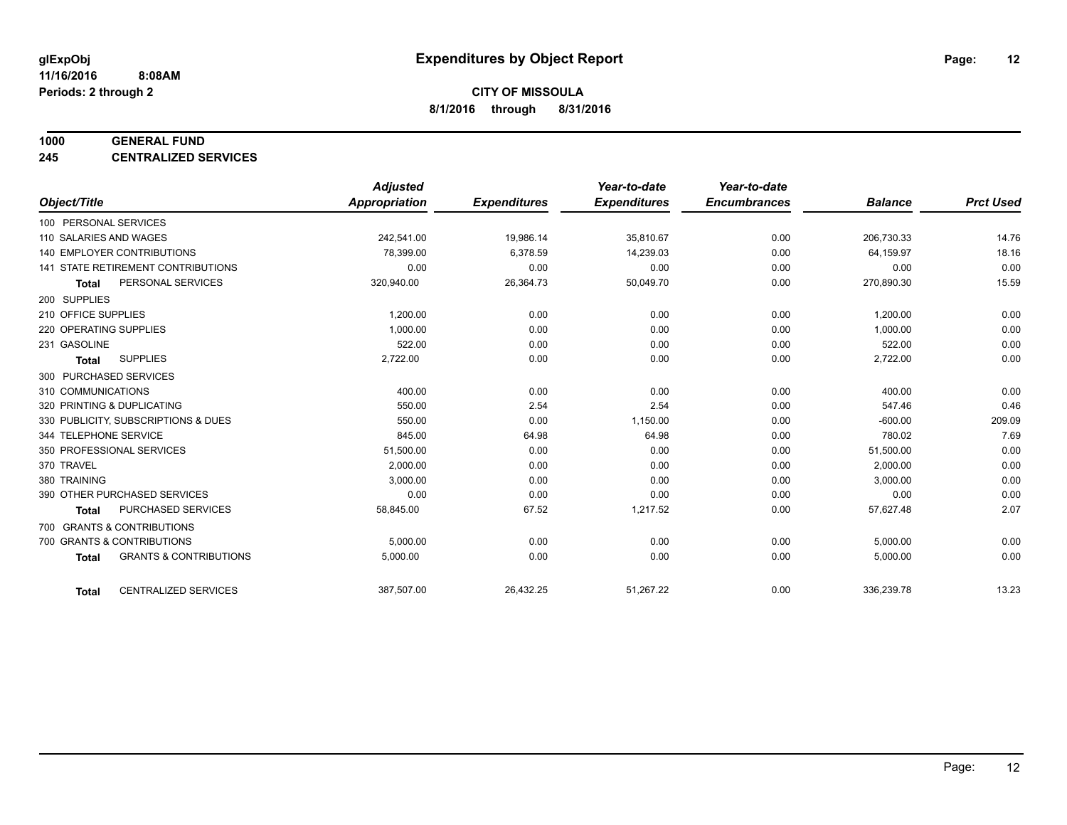# Expenditures by Object Report

glExpObj
11/16/2016 8:08AM
Periods: 2 through 2

**CITY OF MISSOULA**
**8/1/2016 through 8/31/2016**

**1000 GENERAL FUND**
**245 CENTRALIZED SERVICES**

| Object/Title | | Adjusted Appropriation | Expenditures | Year-to-date Expenditures | Year-to-date Encumbrances | Balance | Prct Used |
|---|---|---|---|---|---|---|---|
| 100 PERSONAL SERVICES | | | | | | | |
| 110 SALARIES AND WAGES | | 242,541.00 | 19,986.14 | 35,810.67 | 0.00 | 206,730.33 | 14.76 |
| 140 EMPLOYER CONTRIBUTIONS | | 78,399.00 | 6,378.59 | 14,239.03 | 0.00 | 64,159.97 | 18.16 |
| 141 STATE RETIREMENT CONTRIBUTIONS | | 0.00 | 0.00 | 0.00 | 0.00 | 0.00 | 0.00 |
| **Total** | PERSONAL SERVICES | 320,940.00 | 26,364.73 | 50,049.70 | 0.00 | 270,890.30 | 15.59 |
| 200 SUPPLIES | | | | | | | |
| 210 OFFICE SUPPLIES | | 1,200.00 | 0.00 | 0.00 | 0.00 | 1,200.00 | 0.00 |
| 220 OPERATING SUPPLIES | | 1,000.00 | 0.00 | 0.00 | 0.00 | 1,000.00 | 0.00 |
| 231 GASOLINE | | 522.00 | 0.00 | 0.00 | 0.00 | 522.00 | 0.00 |
| **Total** | SUPPLIES | 2,722.00 | 0.00 | 0.00 | 0.00 | 2,722.00 | 0.00 |
| 300 PURCHASED SERVICES | | | | | | | |
| 310 COMMUNICATIONS | | 400.00 | 0.00 | 0.00 | 0.00 | 400.00 | 0.00 |
| 320 PRINTING & DUPLICATING | | 550.00 | 2.54 | 2.54 | 0.00 | 547.46 | 0.46 |
| 330 PUBLICITY, SUBSCRIPTIONS & DUES | | 550.00 | 0.00 | 1,150.00 | 0.00 | -600.00 | 209.09 |
| 344 TELEPHONE SERVICE | | 845.00 | 64.98 | 64.98 | 0.00 | 780.02 | 7.69 |
| 350 PROFESSIONAL SERVICES | | 51,500.00 | 0.00 | 0.00 | 0.00 | 51,500.00 | 0.00 |
| 370 TRAVEL | | 2,000.00 | 0.00 | 0.00 | 0.00 | 2,000.00 | 0.00 |
| 380 TRAINING | | 3,000.00 | 0.00 | 0.00 | 0.00 | 3,000.00 | 0.00 |
| 390 OTHER PURCHASED SERVICES | | 0.00 | 0.00 | 0.00 | 0.00 | 0.00 | 0.00 |
| **Total** | PURCHASED SERVICES | 58,845.00 | 67.52 | 1,217.52 | 0.00 | 57,627.48 | 2.07 |
| 700 GRANTS & CONTRIBUTIONS | | | | | | | |
| 700 GRANTS & CONTRIBUTIONS | | 5,000.00 | 0.00 | 0.00 | 0.00 | 5,000.00 | 0.00 |
| **Total** | GRANTS & CONTRIBUTIONS | 5,000.00 | 0.00 | 0.00 | 0.00 | 5,000.00 | 0.00 |
| **Total** | CENTRALIZED SERVICES | 387,507.00 | 26,432.25 | 51,267.22 | 0.00 | 336,239.78 | 13.23 |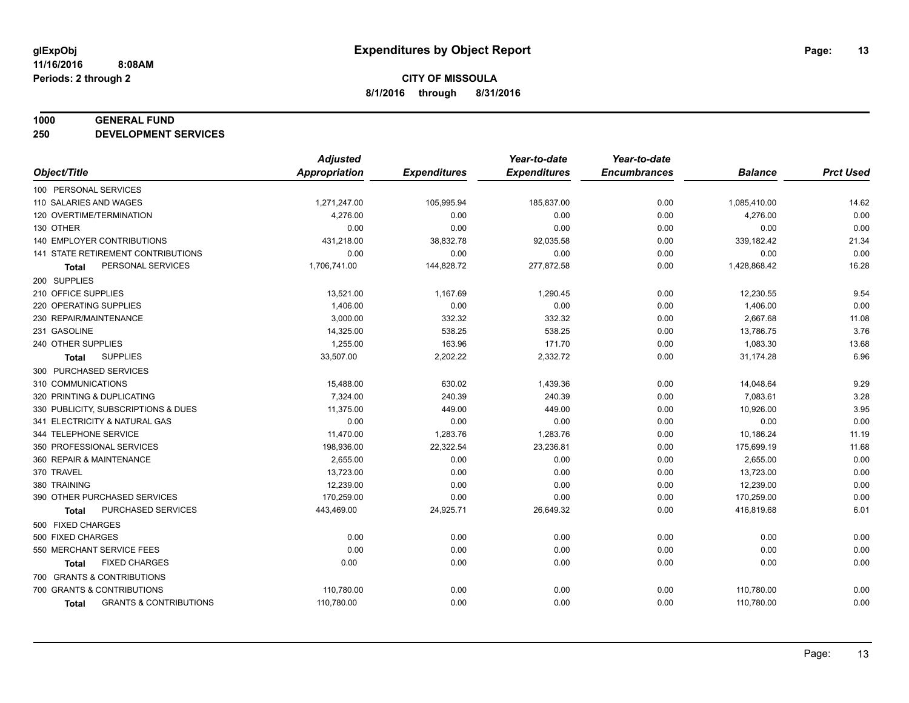glExpObj
11/16/2016 8:08AM
Periods: 2 through 2

# Expenditures by Object Report

**CITY OF MISSOULA**

**8/1/2016 through 8/31/2016**

**1000 GENERAL FUND**

**250 DEVELOPMENT SERVICES**

| Object/Title | Adjusted Appropriation | Expenditures | Year-to-date Expenditures | Year-to-date Encumbrances | Balance | Prct Used |
|---|---|---|---|---|---|---|
| 100 PERSONAL SERVICES | | | | | | |
| 110 SALARIES AND WAGES | 1,271,247.00 | 105,995.94 | 185,837.00 | 0.00 | 1,085,410.00 | 14.62 |
| 120 OVERTIME/TERMINATION | 4,276.00 | 0.00 | 0.00 | 0.00 | 4,276.00 | 0.00 |
| 130 OTHER | 0.00 | 0.00 | 0.00 | 0.00 | 0.00 | 0.00 |
| 140 EMPLOYER CONTRIBUTIONS | 431,218.00 | 38,832.78 | 92,035.58 | 0.00 | 339,182.42 | 21.34 |
| 141 STATE RETIREMENT CONTRIBUTIONS | 0.00 | 0.00 | 0.00 | 0.00 | 0.00 | 0.00 |
| **Total** PERSONAL SERVICES | 1,706,741.00 | 144,828.72 | 277,872.58 | 0.00 | 1,428,868.42 | 16.28 |
| 200 SUPPLIES | | | | | | |
| 210 OFFICE SUPPLIES | 13,521.00 | 1,167.69 | 1,290.45 | 0.00 | 12,230.55 | 9.54 |
| 220 OPERATING SUPPLIES | 1,406.00 | 0.00 | 0.00 | 0.00 | 1,406.00 | 0.00 |
| 230 REPAIR/MAINTENANCE | 3,000.00 | 332.32 | 332.32 | 0.00 | 2,667.68 | 11.08 |
| 231 GASOLINE | 14,325.00 | 538.25 | 538.25 | 0.00 | 13,786.75 | 3.76 |
| 240 OTHER SUPPLIES | 1,255.00 | 163.96 | 171.70 | 0.00 | 1,083.30 | 13.68 |
| **Total** SUPPLIES | 33,507.00 | 2,202.22 | 2,332.72 | 0.00 | 31,174.28 | 6.96 |
| 300 PURCHASED SERVICES | | | | | | |
| 310 COMMUNICATIONS | 15,488.00 | 630.02 | 1,439.36 | 0.00 | 14,048.64 | 9.29 |
| 320 PRINTING & DUPLICATING | 7,324.00 | 240.39 | 240.39 | 0.00 | 7,083.61 | 3.28 |
| 330 PUBLICITY, SUBSCRIPTIONS & DUES | 11,375.00 | 449.00 | 449.00 | 0.00 | 10,926.00 | 3.95 |
| 341 ELECTRICITY & NATURAL GAS | 0.00 | 0.00 | 0.00 | 0.00 | 0.00 | 0.00 |
| 344 TELEPHONE SERVICE | 11,470.00 | 1,283.76 | 1,283.76 | 0.00 | 10,186.24 | 11.19 |
| 350 PROFESSIONAL SERVICES | 198,936.00 | 22,322.54 | 23,236.81 | 0.00 | 175,699.19 | 11.68 |
| 360 REPAIR & MAINTENANCE | 2,655.00 | 0.00 | 0.00 | 0.00 | 2,655.00 | 0.00 |
| 370 TRAVEL | 13,723.00 | 0.00 | 0.00 | 0.00 | 13,723.00 | 0.00 |
| 380 TRAINING | 12,239.00 | 0.00 | 0.00 | 0.00 | 12,239.00 | 0.00 |
| 390 OTHER PURCHASED SERVICES | 170,259.00 | 0.00 | 0.00 | 0.00 | 170,259.00 | 0.00 |
| **Total** PURCHASED SERVICES | 443,469.00 | 24,925.71 | 26,649.32 | 0.00 | 416,819.68 | 6.01 |
| 500 FIXED CHARGES | | | | | | |
| 500 FIXED CHARGES | 0.00 | 0.00 | 0.00 | 0.00 | 0.00 | 0.00 |
| 550 MERCHANT SERVICE FEES | 0.00 | 0.00 | 0.00 | 0.00 | 0.00 | 0.00 |
| **Total** FIXED CHARGES | 0.00 | 0.00 | 0.00 | 0.00 | 0.00 | 0.00 |
| 700 GRANTS & CONTRIBUTIONS | | | | | | |
| 700 GRANTS & CONTRIBUTIONS | 110,780.00 | 0.00 | 0.00 | 0.00 | 110,780.00 | 0.00 |
| **Total** GRANTS & CONTRIBUTIONS | 110,780.00 | 0.00 | 0.00 | 0.00 | 110,780.00 | 0.00 |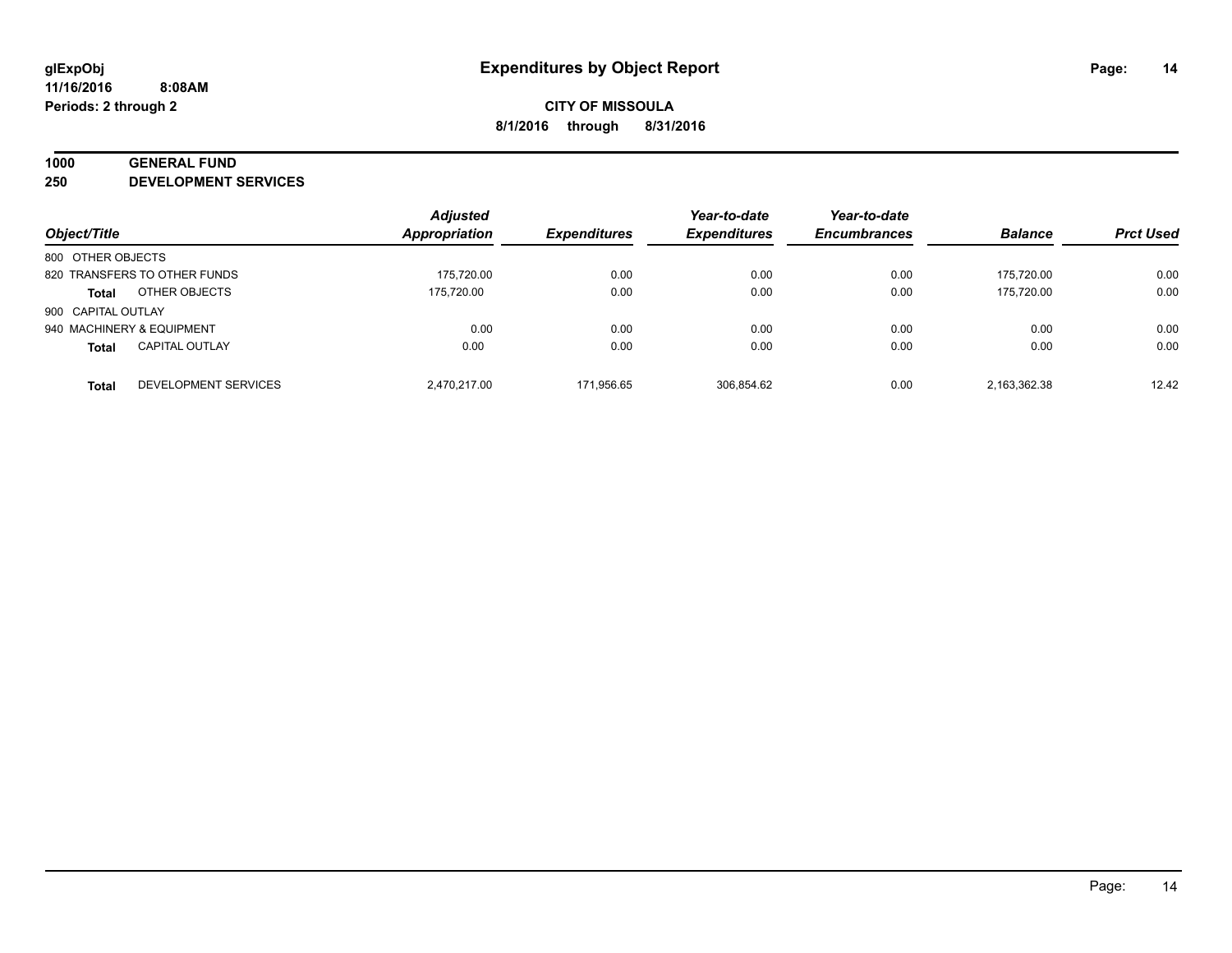**CITY OF MISSOULA**

**8/1/2016 through 8/31/2016**

## 1000 GENERAL FUND

## 250 DEVELOPMENT SERVICES

| Object/Title | | Adjusted Appropriation | Expenditures | Year-to-date Expenditures | Year-to-date Encumbrances | Balance | Prct Used |
|---|---|---|---|---|---|---|---|
| 800 OTHER OBJECTS | | | | | | | |
| 820 TRANSFERS TO OTHER FUNDS | | 175,720.00 | 0.00 | 0.00 | 0.00 | 175,720.00 | 0.00 |
| **Total** | OTHER OBJECTS | 175,720.00 | 0.00 | 0.00 | 0.00 | 175,720.00 | 0.00 |
| 900 CAPITAL OUTLAY | | | | | | | |
| 940 MACHINERY & EQUIPMENT | | 0.00 | 0.00 | 0.00 | 0.00 | 0.00 | 0.00 |
| **Total** | CAPITAL OUTLAY | 0.00 | 0.00 | 0.00 | 0.00 | 0.00 | 0.00 |
| **Total** | DEVELOPMENT SERVICES | 2,470,217.00 | 171,956.65 | 306,854.62 | 0.00 | 2,163,362.38 | 12.42 |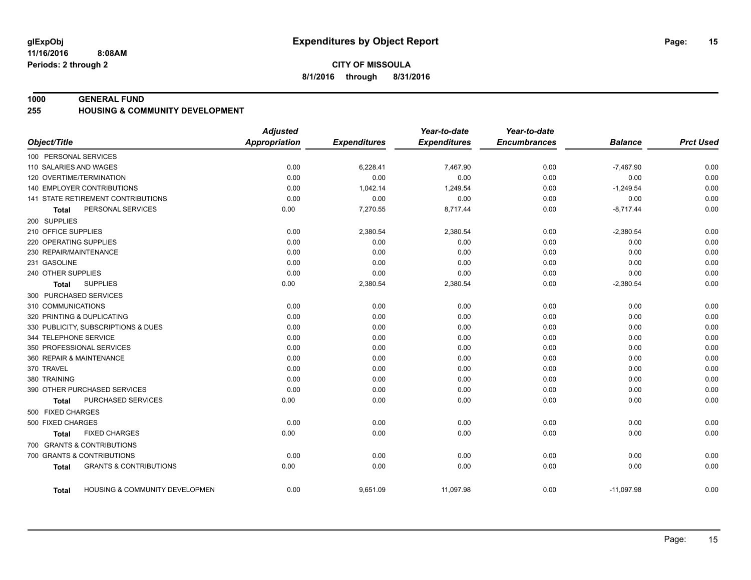# Expenditures by Object Report

glExpObj
11/16/2016 8:08AM
Periods: 2 through 2

**CITY OF MISSOULA**
**8/1/2016 through 8/31/2016**

**1000 GENERAL FUND**
**255 HOUSING & COMMUNITY DEVELOPMENT**

| Object/Title | Adjusted Appropriation | Expenditures | Year-to-date Expenditures | Year-to-date Encumbrances | Balance | Prct Used |
|---|---|---|---|---|---|---|
| 100 PERSONAL SERVICES | | | | | | |
| 110 SALARIES AND WAGES | 0.00 | 6,228.41 | 7,467.90 | 0.00 | -7,467.90 | 0.00 |
| 120 OVERTIME/TERMINATION | 0.00 | 0.00 | 0.00 | 0.00 | 0.00 | 0.00 |
| 140 EMPLOYER CONTRIBUTIONS | 0.00 | 1,042.14 | 1,249.54 | 0.00 | -1,249.54 | 0.00 |
| 141 STATE RETIREMENT CONTRIBUTIONS | 0.00 | 0.00 | 0.00 | 0.00 | 0.00 | 0.00 |
| **Total** PERSONAL SERVICES | 0.00 | 7,270.55 | 8,717.44 | 0.00 | -8,717.44 | 0.00 |
| 200 SUPPLIES | | | | | | |
| 210 OFFICE SUPPLIES | 0.00 | 2,380.54 | 2,380.54 | 0.00 | -2,380.54 | 0.00 |
| 220 OPERATING SUPPLIES | 0.00 | 0.00 | 0.00 | 0.00 | 0.00 | 0.00 |
| 230 REPAIR/MAINTENANCE | 0.00 | 0.00 | 0.00 | 0.00 | 0.00 | 0.00 |
| 231 GASOLINE | 0.00 | 0.00 | 0.00 | 0.00 | 0.00 | 0.00 |
| 240 OTHER SUPPLIES | 0.00 | 0.00 | 0.00 | 0.00 | 0.00 | 0.00 |
| **Total** SUPPLIES | 0.00 | 2,380.54 | 2,380.54 | 0.00 | -2,380.54 | 0.00 |
| 300 PURCHASED SERVICES | | | | | | |
| 310 COMMUNICATIONS | 0.00 | 0.00 | 0.00 | 0.00 | 0.00 | 0.00 |
| 320 PRINTING & DUPLICATING | 0.00 | 0.00 | 0.00 | 0.00 | 0.00 | 0.00 |
| 330 PUBLICITY, SUBSCRIPTIONS & DUES | 0.00 | 0.00 | 0.00 | 0.00 | 0.00 | 0.00 |
| 344 TELEPHONE SERVICE | 0.00 | 0.00 | 0.00 | 0.00 | 0.00 | 0.00 |
| 350 PROFESSIONAL SERVICES | 0.00 | 0.00 | 0.00 | 0.00 | 0.00 | 0.00 |
| 360 REPAIR & MAINTENANCE | 0.00 | 0.00 | 0.00 | 0.00 | 0.00 | 0.00 |
| 370 TRAVEL | 0.00 | 0.00 | 0.00 | 0.00 | 0.00 | 0.00 |
| 380 TRAINING | 0.00 | 0.00 | 0.00 | 0.00 | 0.00 | 0.00 |
| 390 OTHER PURCHASED SERVICES | 0.00 | 0.00 | 0.00 | 0.00 | 0.00 | 0.00 |
| **Total** PURCHASED SERVICES | 0.00 | 0.00 | 0.00 | 0.00 | 0.00 | 0.00 |
| 500 FIXED CHARGES | | | | | | |
| 500 FIXED CHARGES | 0.00 | 0.00 | 0.00 | 0.00 | 0.00 | 0.00 |
| **Total** FIXED CHARGES | 0.00 | 0.00 | 0.00 | 0.00 | 0.00 | 0.00 |
| 700 GRANTS & CONTRIBUTIONS | | | | | | |
| 700 GRANTS & CONTRIBUTIONS | 0.00 | 0.00 | 0.00 | 0.00 | 0.00 | 0.00 |
| **Total** GRANTS & CONTRIBUTIONS | 0.00 | 0.00 | 0.00 | 0.00 | 0.00 | 0.00 |
| **Total** HOUSING & COMMUNITY DEVELOPMEN | 0.00 | 9,651.09 | 11,097.98 | 0.00 | -11,097.98 | 0.00 |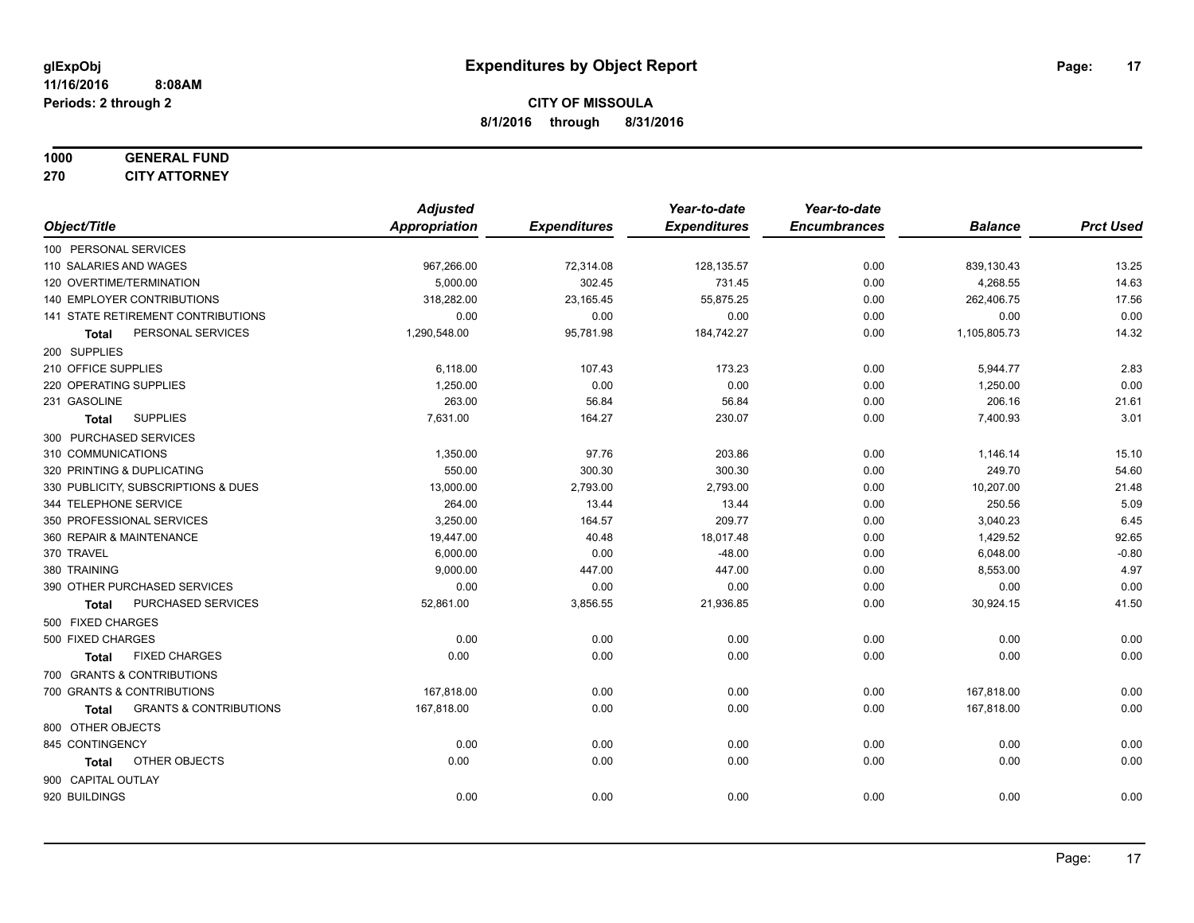glExpObj
11/16/2016 8:08AM
Periods: 2 through 2

# Expenditures by Object Report

**CITY OF MISSOULA**
**8/1/2016 through 8/31/2016**

**1000 GENERAL FUND**
**270 CITY ATTORNEY**

| Object/Title | Adjusted Appropriation | Expenditures | Year-to-date Expenditures | Year-to-date Encumbrances | Balance | Prct Used |
|---|---|---|---|---|---|---|
| 100 PERSONAL SERVICES | | | | | | |
| 110 SALARIES AND WAGES | 967,266.00 | 72,314.08 | 128,135.57 | 0.00 | 839,130.43 | 13.25 |
| 120 OVERTIME/TERMINATION | 5,000.00 | 302.45 | 731.45 | 0.00 | 4,268.55 | 14.63 |
| 140 EMPLOYER CONTRIBUTIONS | 318,282.00 | 23,165.45 | 55,875.25 | 0.00 | 262,406.75 | 17.56 |
| 141 STATE RETIREMENT CONTRIBUTIONS | 0.00 | 0.00 | 0.00 | 0.00 | 0.00 | 0.00 |
| **Total** PERSONAL SERVICES | 1,290,548.00 | 95,781.98 | 184,742.27 | 0.00 | 1,105,805.73 | 14.32 |
| 200 SUPPLIES | | | | | | |
| 210 OFFICE SUPPLIES | 6,118.00 | 107.43 | 173.23 | 0.00 | 5,944.77 | 2.83 |
| 220 OPERATING SUPPLIES | 1,250.00 | 0.00 | 0.00 | 0.00 | 1,250.00 | 0.00 |
| 231 GASOLINE | 263.00 | 56.84 | 56.84 | 0.00 | 206.16 | 21.61 |
| **Total** SUPPLIES | 7,631.00 | 164.27 | 230.07 | 0.00 | 7,400.93 | 3.01 |
| 300 PURCHASED SERVICES | | | | | | |
| 310 COMMUNICATIONS | 1,350.00 | 97.76 | 203.86 | 0.00 | 1,146.14 | 15.10 |
| 320 PRINTING & DUPLICATING | 550.00 | 300.30 | 300.30 | 0.00 | 249.70 | 54.60 |
| 330 PUBLICITY, SUBSCRIPTIONS & DUES | 13,000.00 | 2,793.00 | 2,793.00 | 0.00 | 10,207.00 | 21.48 |
| 344 TELEPHONE SERVICE | 264.00 | 13.44 | 13.44 | 0.00 | 250.56 | 5.09 |
| 350 PROFESSIONAL SERVICES | 3,250.00 | 164.57 | 209.77 | 0.00 | 3,040.23 | 6.45 |
| 360 REPAIR & MAINTENANCE | 19,447.00 | 40.48 | 18,017.48 | 0.00 | 1,429.52 | 92.65 |
| 370 TRAVEL | 6,000.00 | 0.00 | -48.00 | 0.00 | 6,048.00 | -0.80 |
| 380 TRAINING | 9,000.00 | 447.00 | 447.00 | 0.00 | 8,553.00 | 4.97 |
| 390 OTHER PURCHASED SERVICES | 0.00 | 0.00 | 0.00 | 0.00 | 0.00 | 0.00 |
| **Total** PURCHASED SERVICES | 52,861.00 | 3,856.55 | 21,936.85 | 0.00 | 30,924.15 | 41.50 |
| 500 FIXED CHARGES | | | | | | |
| 500 FIXED CHARGES | 0.00 | 0.00 | 0.00 | 0.00 | 0.00 | 0.00 |
| **Total** FIXED CHARGES | 0.00 | 0.00 | 0.00 | 0.00 | 0.00 | 0.00 |
| 700 GRANTS & CONTRIBUTIONS | | | | | | |
| 700 GRANTS & CONTRIBUTIONS | 167,818.00 | 0.00 | 0.00 | 0.00 | 167,818.00 | 0.00 |
| **Total** GRANTS & CONTRIBUTIONS | 167,818.00 | 0.00 | 0.00 | 0.00 | 167,818.00 | 0.00 |
| 800 OTHER OBJECTS | | | | | | |
| 845 CONTINGENCY | 0.00 | 0.00 | 0.00 | 0.00 | 0.00 | 0.00 |
| **Total** OTHER OBJECTS | 0.00 | 0.00 | 0.00 | 0.00 | 0.00 | 0.00 |
| 900 CAPITAL OUTLAY | | | | | | |
| 920 BUILDINGS | 0.00 | 0.00 | 0.00 | 0.00 | 0.00 | 0.00 |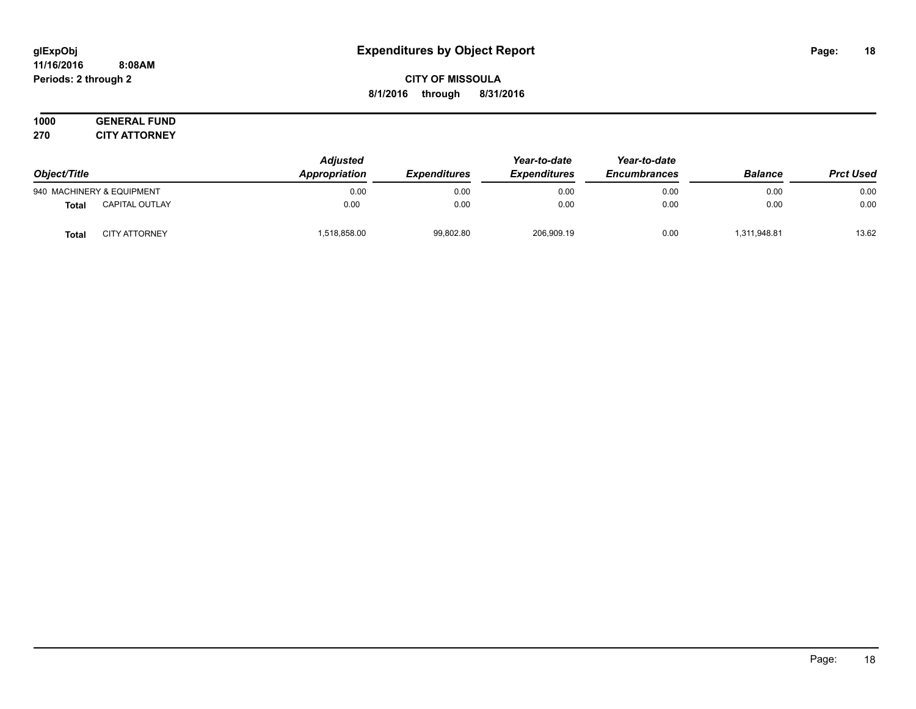# Expenditures by Object Report

glExpObj
11/16/2016 8:08AM
Periods: 2 through 2

**CITY OF MISSOULA**
**8/1/2016 through 8/31/2016**

**1000 GENERAL FUND**
**270 CITY ATTORNEY**

| Object/Title | | Adjusted Appropriation | Expenditures | Year-to-date Expenditures | Year-to-date Encumbrances | Balance | Prct Used |
|---|---|---|---|---|---|---|---|
| 940 MACHINERY & EQUIPMENT | | 0.00 | 0.00 | 0.00 | 0.00 | 0.00 | 0.00 |
| **Total** | CAPITAL OUTLAY | 0.00 | 0.00 | 0.00 | 0.00 | 0.00 | 0.00 |
| **Total** | CITY ATTORNEY | 1,518,858.00 | 99,802.80 | 206,909.19 | 0.00 | 1,311,948.81 | 13.62 |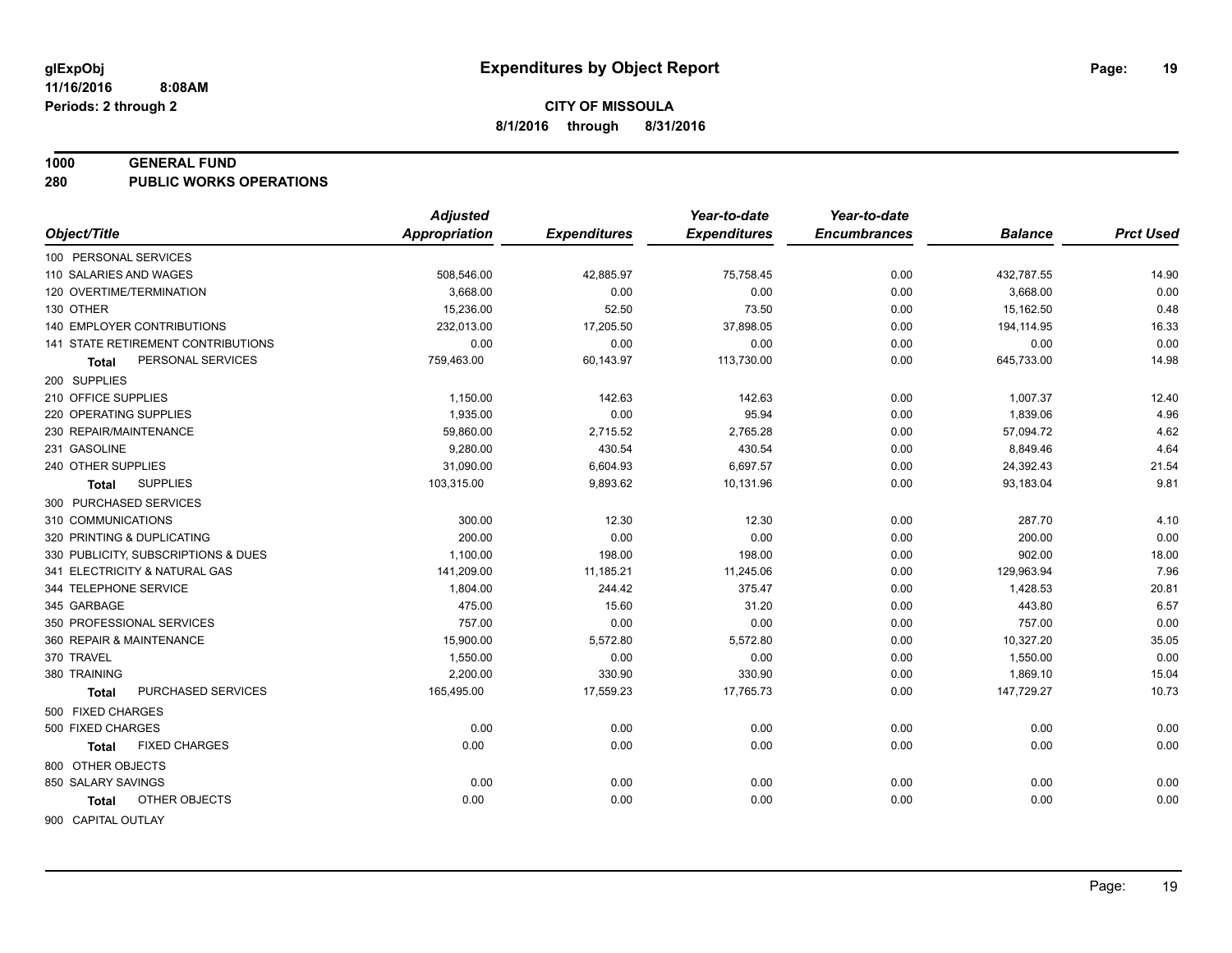**glExpObj**
**11/16/2016 8:08AM**
**Periods: 2 through 2**

# Expenditures by Object Report

**CITY OF MISSOULA**
**8/1/2016 through 8/31/2016**

## 1000 GENERAL FUND
## 280 PUBLIC WORKS OPERATIONS

| Object/Title | Adjusted Appropriation | Expenditures | Year-to-date Expenditures | Year-to-date Encumbrances | Balance | Prct Used |
|---|---|---|---|---|---|---|
| 100 PERSONAL SERVICES | | | | | | |
| 110 SALARIES AND WAGES | 508,546.00 | 42,885.97 | 75,758.45 | 0.00 | 432,787.55 | 14.90 |
| 120 OVERTIME/TERMINATION | 3,668.00 | 0.00 | 0.00 | 0.00 | 3,668.00 | 0.00 |
| 130 OTHER | 15,236.00 | 52.50 | 73.50 | 0.00 | 15,162.50 | 0.48 |
| 140 EMPLOYER CONTRIBUTIONS | 232,013.00 | 17,205.50 | 37,898.05 | 0.00 | 194,114.95 | 16.33 |
| 141 STATE RETIREMENT CONTRIBUTIONS | 0.00 | 0.00 | 0.00 | 0.00 | 0.00 | 0.00 |
| **Total** PERSONAL SERVICES | 759,463.00 | 60,143.97 | 113,730.00 | 0.00 | 645,733.00 | 14.98 |
| 200 SUPPLIES | | | | | | |
| 210 OFFICE SUPPLIES | 1,150.00 | 142.63 | 142.63 | 0.00 | 1,007.37 | 12.40 |
| 220 OPERATING SUPPLIES | 1,935.00 | 0.00 | 95.94 | 0.00 | 1,839.06 | 4.96 |
| 230 REPAIR/MAINTENANCE | 59,860.00 | 2,715.52 | 2,765.28 | 0.00 | 57,094.72 | 4.62 |
| 231 GASOLINE | 9,280.00 | 430.54 | 430.54 | 0.00 | 8,849.46 | 4.64 |
| 240 OTHER SUPPLIES | 31,090.00 | 6,604.93 | 6,697.57 | 0.00 | 24,392.43 | 21.54 |
| **Total** SUPPLIES | 103,315.00 | 9,893.62 | 10,131.96 | 0.00 | 93,183.04 | 9.81 |
| 300 PURCHASED SERVICES | | | | | | |
| 310 COMMUNICATIONS | 300.00 | 12.30 | 12.30 | 0.00 | 287.70 | 4.10 |
| 320 PRINTING & DUPLICATING | 200.00 | 0.00 | 0.00 | 0.00 | 200.00 | 0.00 |
| 330 PUBLICITY, SUBSCRIPTIONS & DUES | 1,100.00 | 198.00 | 198.00 | 0.00 | 902.00 | 18.00 |
| 341 ELECTRICITY & NATURAL GAS | 141,209.00 | 11,185.21 | 11,245.06 | 0.00 | 129,963.94 | 7.96 |
| 344 TELEPHONE SERVICE | 1,804.00 | 244.42 | 375.47 | 0.00 | 1,428.53 | 20.81 |
| 345 GARBAGE | 475.00 | 15.60 | 31.20 | 0.00 | 443.80 | 6.57 |
| 350 PROFESSIONAL SERVICES | 757.00 | 0.00 | 0.00 | 0.00 | 757.00 | 0.00 |
| 360 REPAIR & MAINTENANCE | 15,900.00 | 5,572.80 | 5,572.80 | 0.00 | 10,327.20 | 35.05 |
| 370 TRAVEL | 1,550.00 | 0.00 | 0.00 | 0.00 | 1,550.00 | 0.00 |
| 380 TRAINING | 2,200.00 | 330.90 | 330.90 | 0.00 | 1,869.10 | 15.04 |
| **Total** PURCHASED SERVICES | 165,495.00 | 17,559.23 | 17,765.73 | 0.00 | 147,729.27 | 10.73 |
| 500 FIXED CHARGES | | | | | | |
| 500 FIXED CHARGES | 0.00 | 0.00 | 0.00 | 0.00 | 0.00 | 0.00 |
| **Total** FIXED CHARGES | 0.00 | 0.00 | 0.00 | 0.00 | 0.00 | 0.00 |
| 800 OTHER OBJECTS | | | | | | |
| 850 SALARY SAVINGS | 0.00 | 0.00 | 0.00 | 0.00 | 0.00 | 0.00 |
| **Total** OTHER OBJECTS | 0.00 | 0.00 | 0.00 | 0.00 | 0.00 | 0.00 |
| 900 CAPITAL OUTLAY | | | | | | |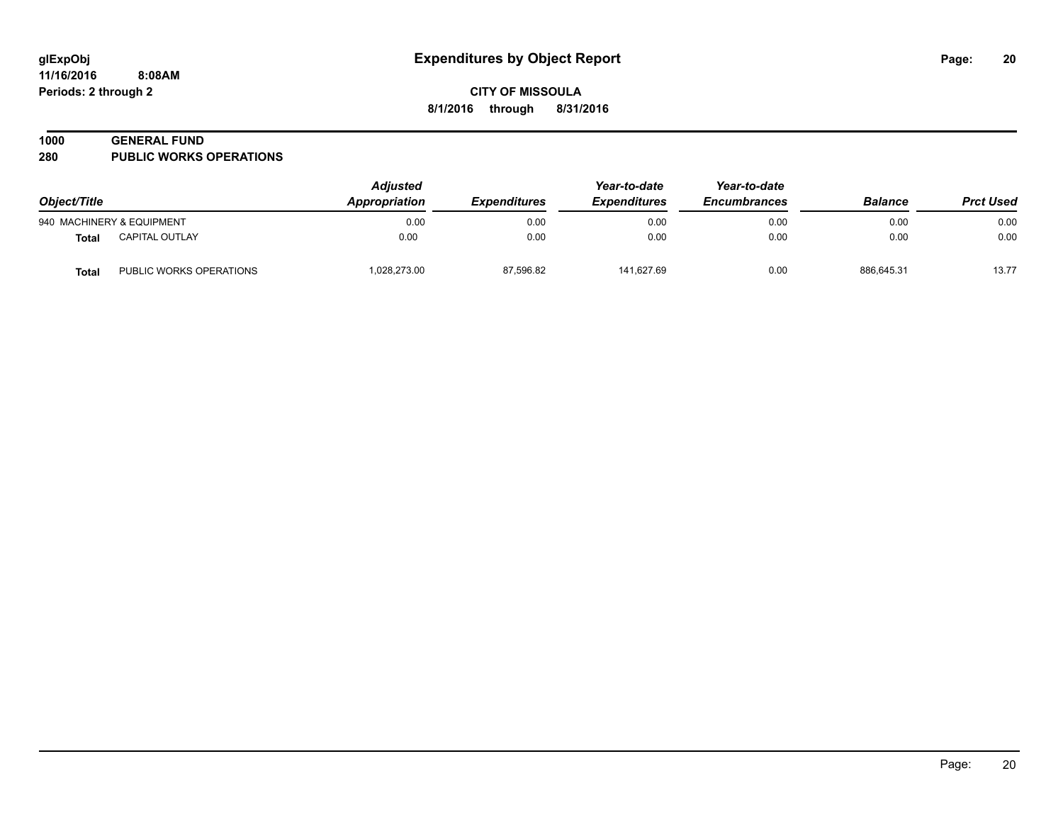# Expenditures by Object Report

glExpObj
11/16/2016 8:08AM
Periods: 2 through 2

**CITY OF MISSOULA**
**8/1/2016 through 8/31/2016**

## 1000 GENERAL FUND
## 280 PUBLIC WORKS OPERATIONS

| Object/Title | | Adjusted Appropriation | Expenditures | Year-to-date Expenditures | Year-to-date Encumbrances | Balance | Prct Used |
|---|---|---|---|---|---|---|---|
| 940 MACHINERY & EQUIPMENT | | 0.00 | 0.00 | 0.00 | 0.00 | 0.00 | 0.00 |
| **Total** | CAPITAL OUTLAY | 0.00 | 0.00 | 0.00 | 0.00 | 0.00 | 0.00 |
| **Total** | PUBLIC WORKS OPERATIONS | 1,028,273.00 | 87,596.82 | 141,627.69 | 0.00 | 886,645.31 | 13.77 |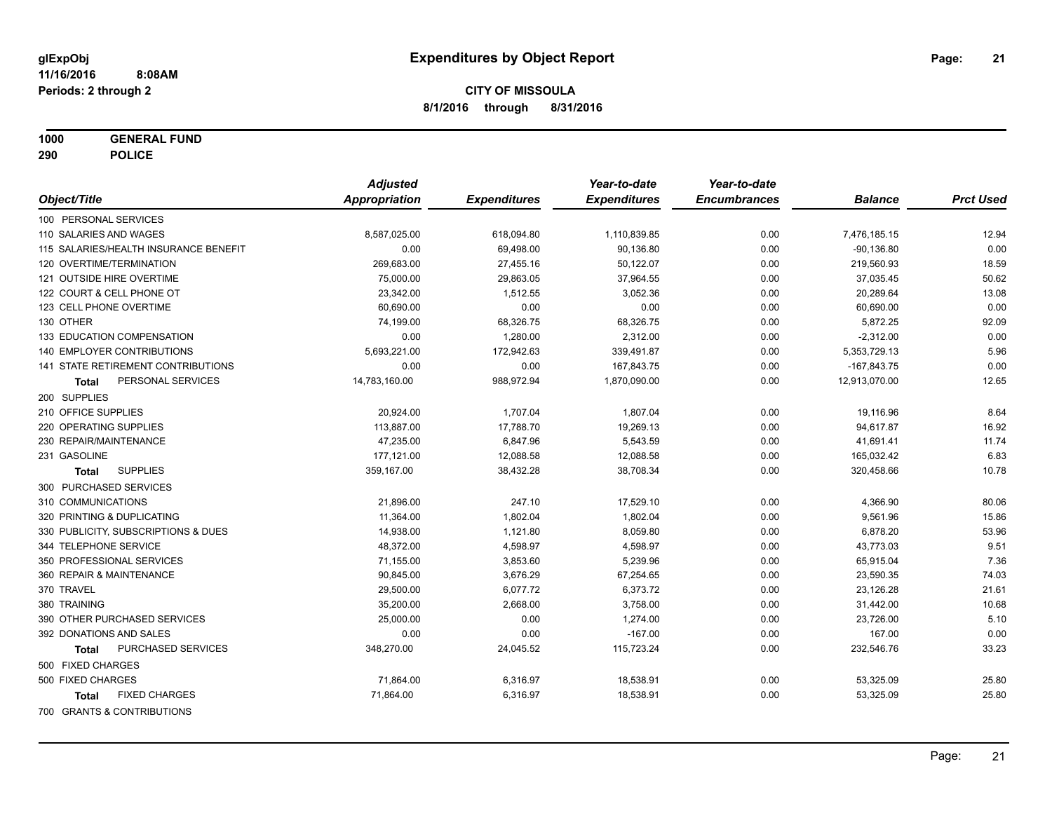# Expenditures by Object Report

glExpObj
11/16/2016 8:08AM
Periods: 2 through 2

**CITY OF MISSOULA**
**8/1/2016 through 8/31/2016**

**1000 GENERAL FUND**
**290 POLICE**

| Object/Title | Adjusted Appropriation | Expenditures | Year-to-date Expenditures | Year-to-date Encumbrances | Balance | Prct Used |
|---|---|---|---|---|---|---|
| 100 PERSONAL SERVICES | | | | | | |
| 110 SALARIES AND WAGES | 8,587,025.00 | 618,094.80 | 1,110,839.85 | 0.00 | 7,476,185.15 | 12.94 |
| 115 SALARIES/HEALTH INSURANCE BENEFIT | 0.00 | 69,498.00 | 90,136.80 | 0.00 | -90,136.80 | 0.00 |
| 120 OVERTIME/TERMINATION | 269,683.00 | 27,455.16 | 50,122.07 | 0.00 | 219,560.93 | 18.59 |
| 121 OUTSIDE HIRE OVERTIME | 75,000.00 | 29,863.05 | 37,964.55 | 0.00 | 37,035.45 | 50.62 |
| 122 COURT & CELL PHONE OT | 23,342.00 | 1,512.55 | 3,052.36 | 0.00 | 20,289.64 | 13.08 |
| 123 CELL PHONE OVERTIME | 60,690.00 | 0.00 | 0.00 | 0.00 | 60,690.00 | 0.00 |
| 130 OTHER | 74,199.00 | 68,326.75 | 68,326.75 | 0.00 | 5,872.25 | 92.09 |
| 133 EDUCATION COMPENSATION | 0.00 | 1,280.00 | 2,312.00 | 0.00 | -2,312.00 | 0.00 |
| 140 EMPLOYER CONTRIBUTIONS | 5,693,221.00 | 172,942.63 | 339,491.87 | 0.00 | 5,353,729.13 | 5.96 |
| 141 STATE RETIREMENT CONTRIBUTIONS | 0.00 | 0.00 | 167,843.75 | 0.00 | -167,843.75 | 0.00 |
| **Total** PERSONAL SERVICES | 14,783,160.00 | 988,972.94 | 1,870,090.00 | 0.00 | 12,913,070.00 | 12.65 |
| 200 SUPPLIES | | | | | | |
| 210 OFFICE SUPPLIES | 20,924.00 | 1,707.04 | 1,807.04 | 0.00 | 19,116.96 | 8.64 |
| 220 OPERATING SUPPLIES | 113,887.00 | 17,788.70 | 19,269.13 | 0.00 | 94,617.87 | 16.92 |
| 230 REPAIR/MAINTENANCE | 47,235.00 | 6,847.96 | 5,543.59 | 0.00 | 41,691.41 | 11.74 |
| 231 GASOLINE | 177,121.00 | 12,088.58 | 12,088.58 | 0.00 | 165,032.42 | 6.83 |
| **Total** SUPPLIES | 359,167.00 | 38,432.28 | 38,708.34 | 0.00 | 320,458.66 | 10.78 |
| 300 PURCHASED SERVICES | | | | | | |
| 310 COMMUNICATIONS | 21,896.00 | 247.10 | 17,529.10 | 0.00 | 4,366.90 | 80.06 |
| 320 PRINTING & DUPLICATING | 11,364.00 | 1,802.04 | 1,802.04 | 0.00 | 9,561.96 | 15.86 |
| 330 PUBLICITY, SUBSCRIPTIONS & DUES | 14,938.00 | 1,121.80 | 8,059.80 | 0.00 | 6,878.20 | 53.96 |
| 344 TELEPHONE SERVICE | 48,372.00 | 4,598.97 | 4,598.97 | 0.00 | 43,773.03 | 9.51 |
| 350 PROFESSIONAL SERVICES | 71,155.00 | 3,853.60 | 5,239.96 | 0.00 | 65,915.04 | 7.36 |
| 360 REPAIR & MAINTENANCE | 90,845.00 | 3,676.29 | 67,254.65 | 0.00 | 23,590.35 | 74.03 |
| 370 TRAVEL | 29,500.00 | 6,077.72 | 6,373.72 | 0.00 | 23,126.28 | 21.61 |
| 380 TRAINING | 35,200.00 | 2,668.00 | 3,758.00 | 0.00 | 31,442.00 | 10.68 |
| 390 OTHER PURCHASED SERVICES | 25,000.00 | 0.00 | 1,274.00 | 0.00 | 23,726.00 | 5.10 |
| 392 DONATIONS AND SALES | 0.00 | 0.00 | -167.00 | 0.00 | 167.00 | 0.00 |
| **Total** PURCHASED SERVICES | 348,270.00 | 24,045.52 | 115,723.24 | 0.00 | 232,546.76 | 33.23 |
| 500 FIXED CHARGES | | | | | | |
| 500 FIXED CHARGES | 71,864.00 | 6,316.97 | 18,538.91 | 0.00 | 53,325.09 | 25.80 |
| **Total** FIXED CHARGES | 71,864.00 | 6,316.97 | 18,538.91 | 0.00 | 53,325.09 | 25.80 |
| 700 GRANTS & CONTRIBUTIONS | | | | | | |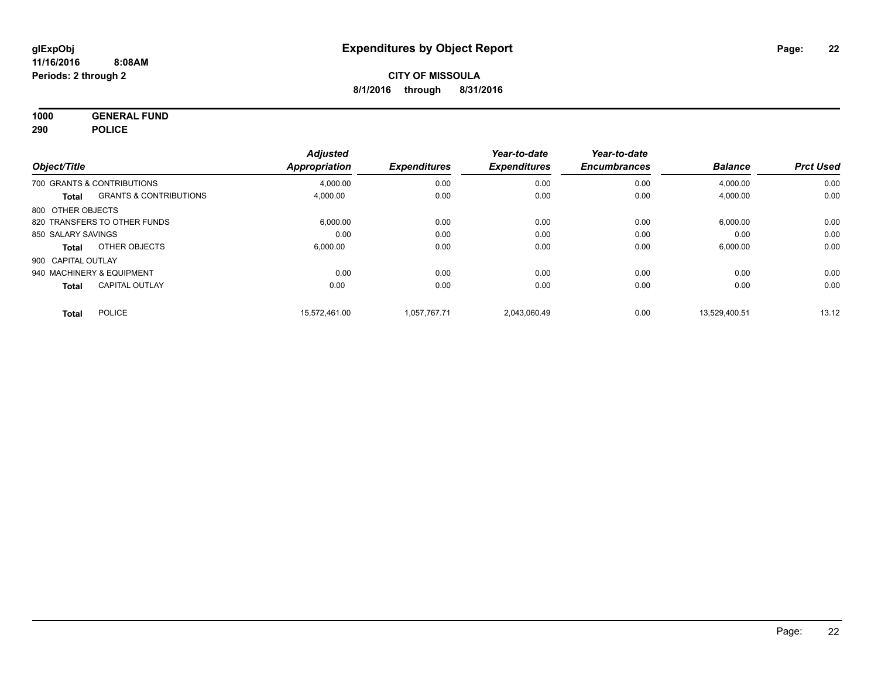**glExpObj** **Expenditures by Object Report**

**11/16/2016 8:08AM**

**Periods: 2 through 2**

**CITY OF MISSOULA**

**8/1/2016 through 8/31/2016**

**1000 GENERAL FUND**

**290 POLICE**

| Object/Title | | Adjusted Appropriation | Expenditures | Year-to-date Expenditures | Year-to-date Encumbrances | Balance | Prct Used |
|---|---|---|---|---|---|---|---|
| 700 GRANTS & CONTRIBUTIONS | | 4,000.00 | 0.00 | 0.00 | 0.00 | 4,000.00 | 0.00 |
| **Total** | GRANTS & CONTRIBUTIONS | 4,000.00 | 0.00 | 0.00 | 0.00 | 4,000.00 | 0.00 |
| 800 OTHER OBJECTS | | | | | | | |
| 820 TRANSFERS TO OTHER FUNDS | | 6,000.00 | 0.00 | 0.00 | 0.00 | 6,000.00 | 0.00 |
| 850 SALARY SAVINGS | | 0.00 | 0.00 | 0.00 | 0.00 | 0.00 | 0.00 |
| **Total** | OTHER OBJECTS | 6,000.00 | 0.00 | 0.00 | 0.00 | 6,000.00 | 0.00 |
| 900 CAPITAL OUTLAY | | | | | | | |
| 940 MACHINERY & EQUIPMENT | | 0.00 | 0.00 | 0.00 | 0.00 | 0.00 | 0.00 |
| **Total** | CAPITAL OUTLAY | 0.00 | 0.00 | 0.00 | 0.00 | 0.00 | 0.00 |
| **Total** | POLICE | 15,572,461.00 | 1,057,767.71 | 2,043,060.49 | 0.00 | 13,529,400.51 | 13.12 |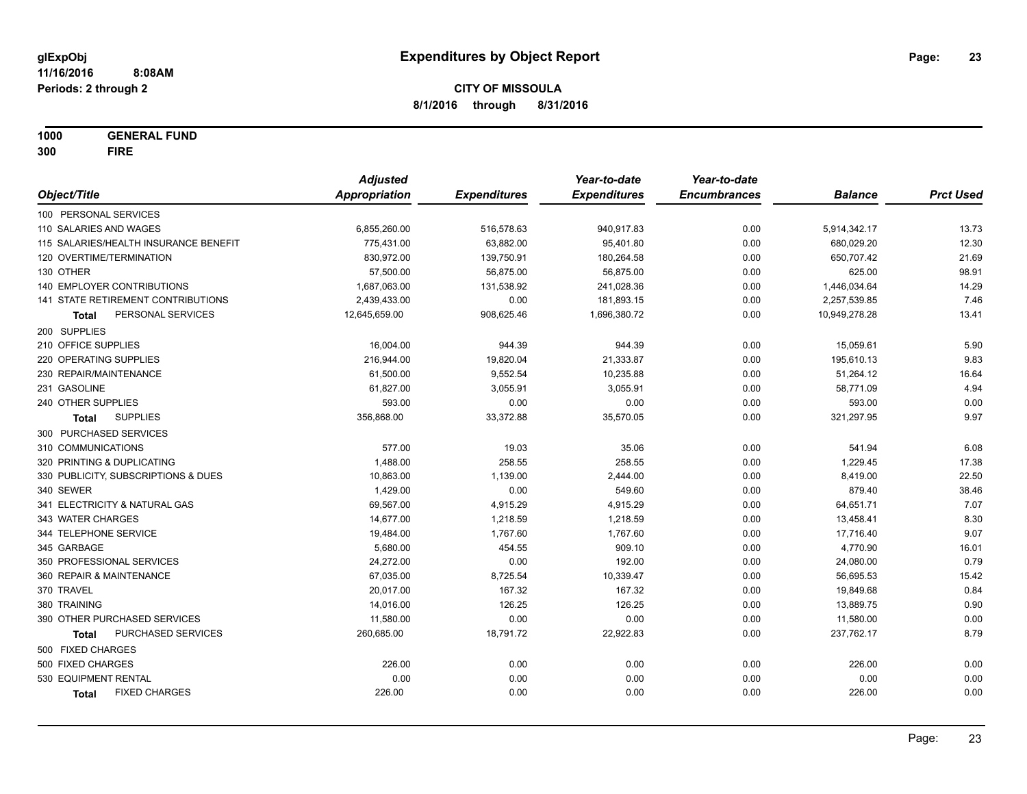# Expenditures by Object Report

glExpObj
11/16/2016 8:08AM
Periods: 2 through 2

**CITY OF MISSOULA**
**8/1/2016 through 8/31/2016**

**1000 GENERAL FUND**
**300 FIRE**

| Object/Title | Adjusted Appropriation | Expenditures | Year-to-date Expenditures | Year-to-date Encumbrances | Balance | Prct Used |
|---|---|---|---|---|---|---|
| 100 PERSONAL SERVICES | | | | | | |
| 110 SALARIES AND WAGES | 6,855,260.00 | 516,578.63 | 940,917.83 | 0.00 | 5,914,342.17 | 13.73 |
| 115 SALARIES/HEALTH INSURANCE BENEFIT | 775,431.00 | 63,882.00 | 95,401.80 | 0.00 | 680,029.20 | 12.30 |
| 120 OVERTIME/TERMINATION | 830,972.00 | 139,750.91 | 180,264.58 | 0.00 | 650,707.42 | 21.69 |
| 130 OTHER | 57,500.00 | 56,875.00 | 56,875.00 | 0.00 | 625.00 | 98.91 |
| 140 EMPLOYER CONTRIBUTIONS | 1,687,063.00 | 131,538.92 | 241,028.36 | 0.00 | 1,446,034.64 | 14.29 |
| 141 STATE RETIREMENT CONTRIBUTIONS | 2,439,433.00 | 0.00 | 181,893.15 | 0.00 | 2,257,539.85 | 7.46 |
| **Total** PERSONAL SERVICES | 12,645,659.00 | 908,625.46 | 1,696,380.72 | 0.00 | 10,949,278.28 | 13.41 |
| 200 SUPPLIES | | | | | | |
| 210 OFFICE SUPPLIES | 16,004.00 | 944.39 | 944.39 | 0.00 | 15,059.61 | 5.90 |
| 220 OPERATING SUPPLIES | 216,944.00 | 19,820.04 | 21,333.87 | 0.00 | 195,610.13 | 9.83 |
| 230 REPAIR/MAINTENANCE | 61,500.00 | 9,552.54 | 10,235.88 | 0.00 | 51,264.12 | 16.64 |
| 231 GASOLINE | 61,827.00 | 3,055.91 | 3,055.91 | 0.00 | 58,771.09 | 4.94 |
| 240 OTHER SUPPLIES | 593.00 | 0.00 | 0.00 | 0.00 | 593.00 | 0.00 |
| **Total** SUPPLIES | 356,868.00 | 33,372.88 | 35,570.05 | 0.00 | 321,297.95 | 9.97 |
| 300 PURCHASED SERVICES | | | | | | |
| 310 COMMUNICATIONS | 577.00 | 19.03 | 35.06 | 0.00 | 541.94 | 6.08 |
| 320 PRINTING & DUPLICATING | 1,488.00 | 258.55 | 258.55 | 0.00 | 1,229.45 | 17.38 |
| 330 PUBLICITY, SUBSCRIPTIONS & DUES | 10,863.00 | 1,139.00 | 2,444.00 | 0.00 | 8,419.00 | 22.50 |
| 340 SEWER | 1,429.00 | 0.00 | 549.60 | 0.00 | 879.40 | 38.46 |
| 341 ELECTRICITY & NATURAL GAS | 69,567.00 | 4,915.29 | 4,915.29 | 0.00 | 64,651.71 | 7.07 |
| 343 WATER CHARGES | 14,677.00 | 1,218.59 | 1,218.59 | 0.00 | 13,458.41 | 8.30 |
| 344 TELEPHONE SERVICE | 19,484.00 | 1,767.60 | 1,767.60 | 0.00 | 17,716.40 | 9.07 |
| 345 GARBAGE | 5,680.00 | 454.55 | 909.10 | 0.00 | 4,770.90 | 16.01 |
| 350 PROFESSIONAL SERVICES | 24,272.00 | 0.00 | 192.00 | 0.00 | 24,080.00 | 0.79 |
| 360 REPAIR & MAINTENANCE | 67,035.00 | 8,725.54 | 10,339.47 | 0.00 | 56,695.53 | 15.42 |
| 370 TRAVEL | 20,017.00 | 167.32 | 167.32 | 0.00 | 19,849.68 | 0.84 |
| 380 TRAINING | 14,016.00 | 126.25 | 126.25 | 0.00 | 13,889.75 | 0.90 |
| 390 OTHER PURCHASED SERVICES | 11,580.00 | 0.00 | 0.00 | 0.00 | 11,580.00 | 0.00 |
| **Total** PURCHASED SERVICES | 260,685.00 | 18,791.72 | 22,922.83 | 0.00 | 237,762.17 | 8.79 |
| 500 FIXED CHARGES | | | | | | |
| 500 FIXED CHARGES | 226.00 | 0.00 | 0.00 | 0.00 | 226.00 | 0.00 |
| 530 EQUIPMENT RENTAL | 0.00 | 0.00 | 0.00 | 0.00 | 0.00 | 0.00 |
| **Total** FIXED CHARGES | 226.00 | 0.00 | 0.00 | 0.00 | 226.00 | 0.00 |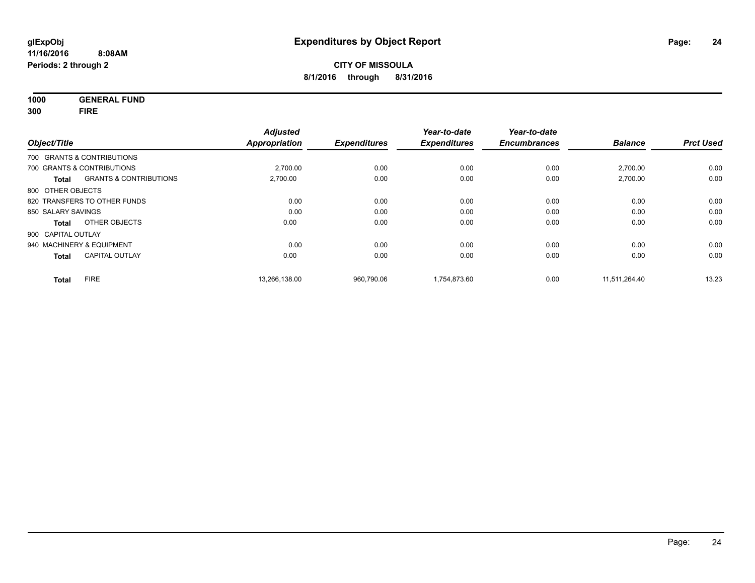**glExpObj** **Expenditures by Object Report**
**11/16/2016 8:08AM**
**Periods: 2 through 2**

**CITY OF MISSOULA**
**8/1/2016 through 8/31/2016**

**1000 GENERAL FUND**
**300 FIRE**

| Object/Title | | Adjusted Appropriation | Expenditures | Year-to-date Expenditures | Year-to-date Encumbrances | Balance | Prct Used |
|---|---|---|---|---|---|---|---|
| 700 GRANTS & CONTRIBUTIONS | | | | | | | |
| 700 GRANTS & CONTRIBUTIONS | | 2,700.00 | 0.00 | 0.00 | 0.00 | 2,700.00 | 0.00 |
| **Total** | GRANTS & CONTRIBUTIONS | 2,700.00 | 0.00 | 0.00 | 0.00 | 2,700.00 | 0.00 |
| 800 OTHER OBJECTS | | | | | | | |
| 820 TRANSFERS TO OTHER FUNDS | | 0.00 | 0.00 | 0.00 | 0.00 | 0.00 | 0.00 |
| 850 SALARY SAVINGS | | 0.00 | 0.00 | 0.00 | 0.00 | 0.00 | 0.00 |
| **Total** | OTHER OBJECTS | 0.00 | 0.00 | 0.00 | 0.00 | 0.00 | 0.00 |
| 900 CAPITAL OUTLAY | | | | | | | |
| 940 MACHINERY & EQUIPMENT | | 0.00 | 0.00 | 0.00 | 0.00 | 0.00 | 0.00 |
| **Total** | CAPITAL OUTLAY | 0.00 | 0.00 | 0.00 | 0.00 | 0.00 | 0.00 |
| **Total** | FIRE | 13,266,138.00 | 960,790.06 | 1,754,873.60 | 0.00 | 11,511,264.40 | 13.23 |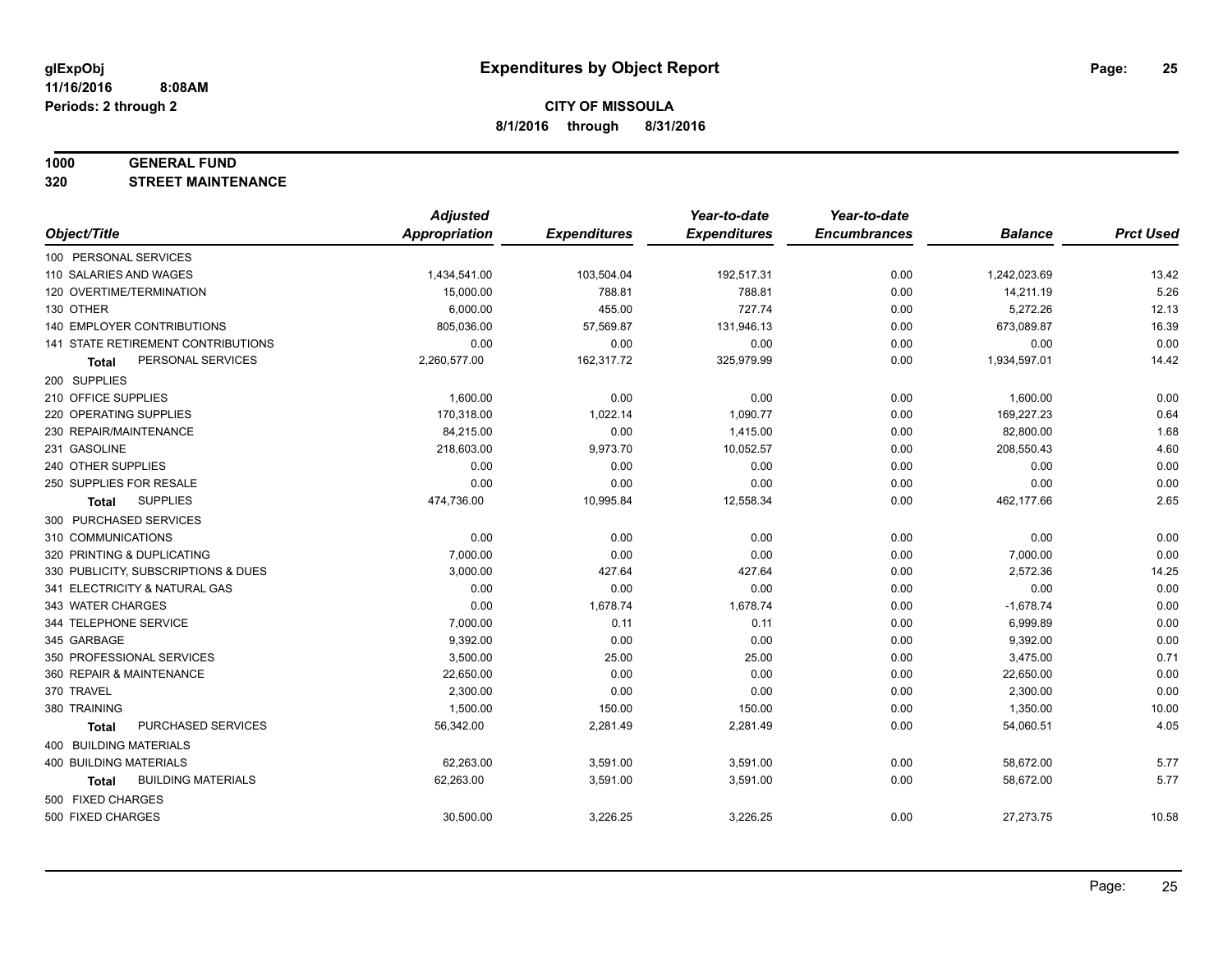glExpObj
11/16/2016 8:08AM
Periods: 2 through 2

# Expenditures by Object Report

**CITY OF MISSOULA**
**8/1/2016 through 8/31/2016**

**1000 GENERAL FUND**
**320 STREET MAINTENANCE**

| Object/Title | Adjusted Appropriation | Expenditures | Year-to-date Expenditures | Year-to-date Encumbrances | Balance | Prct Used |
|---|---|---|---|---|---|---|
| 100 PERSONAL SERVICES | | | | | | |
| 110 SALARIES AND WAGES | 1,434,541.00 | 103,504.04 | 192,517.31 | 0.00 | 1,242,023.69 | 13.42 |
| 120 OVERTIME/TERMINATION | 15,000.00 | 788.81 | 788.81 | 0.00 | 14,211.19 | 5.26 |
| 130 OTHER | 6,000.00 | 455.00 | 727.74 | 0.00 | 5,272.26 | 12.13 |
| 140 EMPLOYER CONTRIBUTIONS | 805,036.00 | 57,569.87 | 131,946.13 | 0.00 | 673,089.87 | 16.39 |
| 141 STATE RETIREMENT CONTRIBUTIONS | 0.00 | 0.00 | 0.00 | 0.00 | 0.00 | 0.00 |
| **Total** PERSONAL SERVICES | 2,260,577.00 | 162,317.72 | 325,979.99 | 0.00 | 1,934,597.01 | 14.42 |
| 200 SUPPLIES | | | | | | |
| 210 OFFICE SUPPLIES | 1,600.00 | 0.00 | 0.00 | 0.00 | 1,600.00 | 0.00 |
| 220 OPERATING SUPPLIES | 170,318.00 | 1,022.14 | 1,090.77 | 0.00 | 169,227.23 | 0.64 |
| 230 REPAIR/MAINTENANCE | 84,215.00 | 0.00 | 1,415.00 | 0.00 | 82,800.00 | 1.68 |
| 231 GASOLINE | 218,603.00 | 9,973.70 | 10,052.57 | 0.00 | 208,550.43 | 4.60 |
| 240 OTHER SUPPLIES | 0.00 | 0.00 | 0.00 | 0.00 | 0.00 | 0.00 |
| 250 SUPPLIES FOR RESALE | 0.00 | 0.00 | 0.00 | 0.00 | 0.00 | 0.00 |
| **Total** SUPPLIES | 474,736.00 | 10,995.84 | 12,558.34 | 0.00 | 462,177.66 | 2.65 |
| 300 PURCHASED SERVICES | | | | | | |
| 310 COMMUNICATIONS | 0.00 | 0.00 | 0.00 | 0.00 | 0.00 | 0.00 |
| 320 PRINTING & DUPLICATING | 7,000.00 | 0.00 | 0.00 | 0.00 | 7,000.00 | 0.00 |
| 330 PUBLICITY, SUBSCRIPTIONS & DUES | 3,000.00 | 427.64 | 427.64 | 0.00 | 2,572.36 | 14.25 |
| 341 ELECTRICITY & NATURAL GAS | 0.00 | 0.00 | 0.00 | 0.00 | 0.00 | 0.00 |
| 343 WATER CHARGES | 0.00 | 1,678.74 | 1,678.74 | 0.00 | -1,678.74 | 0.00 |
| 344 TELEPHONE SERVICE | 7,000.00 | 0.11 | 0.11 | 0.00 | 6,999.89 | 0.00 |
| 345 GARBAGE | 9,392.00 | 0.00 | 0.00 | 0.00 | 9,392.00 | 0.00 |
| 350 PROFESSIONAL SERVICES | 3,500.00 | 25.00 | 25.00 | 0.00 | 3,475.00 | 0.71 |
| 360 REPAIR & MAINTENANCE | 22,650.00 | 0.00 | 0.00 | 0.00 | 22,650.00 | 0.00 |
| 370 TRAVEL | 2,300.00 | 0.00 | 0.00 | 0.00 | 2,300.00 | 0.00 |
| 380 TRAINING | 1,500.00 | 150.00 | 150.00 | 0.00 | 1,350.00 | 10.00 |
| **Total** PURCHASED SERVICES | 56,342.00 | 2,281.49 | 2,281.49 | 0.00 | 54,060.51 | 4.05 |
| 400 BUILDING MATERIALS | | | | | | |
| 400 BUILDING MATERIALS | 62,263.00 | 3,591.00 | 3,591.00 | 0.00 | 58,672.00 | 5.77 |
| **Total** BUILDING MATERIALS | 62,263.00 | 3,591.00 | 3,591.00 | 0.00 | 58,672.00 | 5.77 |
| 500 FIXED CHARGES | | | | | | |
| 500 FIXED CHARGES | 30,500.00 | 3,226.25 | 3,226.25 | 0.00 | 27,273.75 | 10.58 |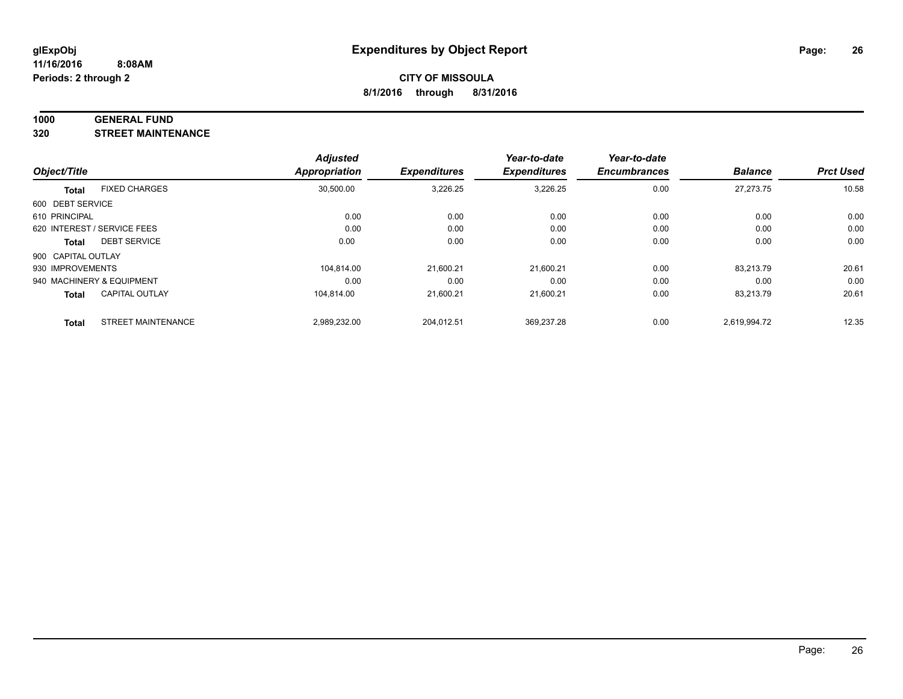**glExpObj**
**11/16/2016 8:08AM**
**Periods: 2 through 2**

# Expenditures by Object Report

**CITY OF MISSOULA**
**8/1/2016 through 8/31/2016**

**1000 GENERAL FUND**
**320 STREET MAINTENANCE**

| Object/Title | | Adjusted Appropriation | Expenditures | Year-to-date Expenditures | Year-to-date Encumbrances | Balance | Prct Used |
|---|---|---|---|---|---|---|---|
| **Total** | FIXED CHARGES | 30,500.00 | 3,226.25 | 3,226.25 | 0.00 | 27,273.75 | 10.58 |
| 600 DEBT SERVICE | | | | | | | |
| 610 PRINCIPAL | | 0.00 | 0.00 | 0.00 | 0.00 | 0.00 | 0.00 |
| 620 INTEREST / SERVICE FEES | | 0.00 | 0.00 | 0.00 | 0.00 | 0.00 | 0.00 |
| **Total** | DEBT SERVICE | 0.00 | 0.00 | 0.00 | 0.00 | 0.00 | 0.00 |
| 900 CAPITAL OUTLAY | | | | | | | |
| 930 IMPROVEMENTS | | 104,814.00 | 21,600.21 | 21,600.21 | 0.00 | 83,213.79 | 20.61 |
| 940 MACHINERY & EQUIPMENT | | 0.00 | 0.00 | 0.00 | 0.00 | 0.00 | 0.00 |
| **Total** | CAPITAL OUTLAY | 104,814.00 | 21,600.21 | 21,600.21 | 0.00 | 83,213.79 | 20.61 |
| **Total** | STREET MAINTENANCE | 2,989,232.00 | 204,012.51 | 369,237.28 | 0.00 | 2,619,994.72 | 12.35 |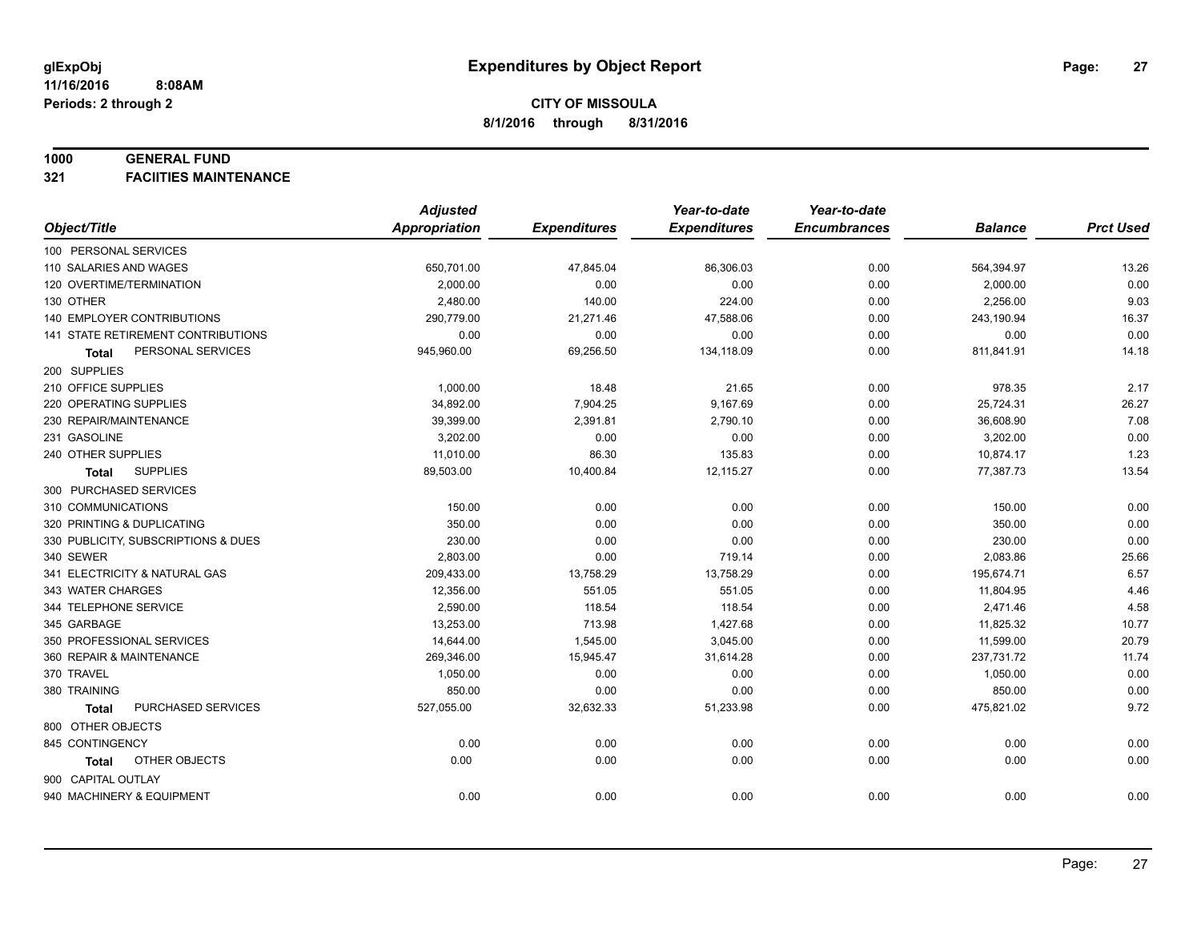glExpObj
11/16/2016 8:08AM
Periods: 2 through 2

# Expenditures by Object Report

**CITY OF MISSOULA**
**8/1/2016 through 8/31/2016**

## 1000 GENERAL FUND
## 321 FACIITIES MAINTENANCE

| Object/Title | Adjusted Appropriation | Expenditures | Year-to-date Expenditures | Year-to-date Encumbrances | Balance | Prct Used |
|---|---|---|---|---|---|---|
| 100 PERSONAL SERVICES | | | | | | |
| 110 SALARIES AND WAGES | 650,701.00 | 47,845.04 | 86,306.03 | 0.00 | 564,394.97 | 13.26 |
| 120 OVERTIME/TERMINATION | 2,000.00 | 0.00 | 0.00 | 0.00 | 2,000.00 | 0.00 |
| 130 OTHER | 2,480.00 | 140.00 | 224.00 | 0.00 | 2,256.00 | 9.03 |
| 140 EMPLOYER CONTRIBUTIONS | 290,779.00 | 21,271.46 | 47,588.06 | 0.00 | 243,190.94 | 16.37 |
| 141 STATE RETIREMENT CONTRIBUTIONS | 0.00 | 0.00 | 0.00 | 0.00 | 0.00 | 0.00 |
| **Total** PERSONAL SERVICES | 945,960.00 | 69,256.50 | 134,118.09 | 0.00 | 811,841.91 | 14.18 |
| 200 SUPPLIES | | | | | | |
| 210 OFFICE SUPPLIES | 1,000.00 | 18.48 | 21.65 | 0.00 | 978.35 | 2.17 |
| 220 OPERATING SUPPLIES | 34,892.00 | 7,904.25 | 9,167.69 | 0.00 | 25,724.31 | 26.27 |
| 230 REPAIR/MAINTENANCE | 39,399.00 | 2,391.81 | 2,790.10 | 0.00 | 36,608.90 | 7.08 |
| 231 GASOLINE | 3,202.00 | 0.00 | 0.00 | 0.00 | 3,202.00 | 0.00 |
| 240 OTHER SUPPLIES | 11,010.00 | 86.30 | 135.83 | 0.00 | 10,874.17 | 1.23 |
| **Total** SUPPLIES | 89,503.00 | 10,400.84 | 12,115.27 | 0.00 | 77,387.73 | 13.54 |
| 300 PURCHASED SERVICES | | | | | | |
| 310 COMMUNICATIONS | 150.00 | 0.00 | 0.00 | 0.00 | 150.00 | 0.00 |
| 320 PRINTING & DUPLICATING | 350.00 | 0.00 | 0.00 | 0.00 | 350.00 | 0.00 |
| 330 PUBLICITY, SUBSCRIPTIONS & DUES | 230.00 | 0.00 | 0.00 | 0.00 | 230.00 | 0.00 |
| 340 SEWER | 2,803.00 | 0.00 | 719.14 | 0.00 | 2,083.86 | 25.66 |
| 341 ELECTRICITY & NATURAL GAS | 209,433.00 | 13,758.29 | 13,758.29 | 0.00 | 195,674.71 | 6.57 |
| 343 WATER CHARGES | 12,356.00 | 551.05 | 551.05 | 0.00 | 11,804.95 | 4.46 |
| 344 TELEPHONE SERVICE | 2,590.00 | 118.54 | 118.54 | 0.00 | 2,471.46 | 4.58 |
| 345 GARBAGE | 13,253.00 | 713.98 | 1,427.68 | 0.00 | 11,825.32 | 10.77 |
| 350 PROFESSIONAL SERVICES | 14,644.00 | 1,545.00 | 3,045.00 | 0.00 | 11,599.00 | 20.79 |
| 360 REPAIR & MAINTENANCE | 269,346.00 | 15,945.47 | 31,614.28 | 0.00 | 237,731.72 | 11.74 |
| 370 TRAVEL | 1,050.00 | 0.00 | 0.00 | 0.00 | 1,050.00 | 0.00 |
| 380 TRAINING | 850.00 | 0.00 | 0.00 | 0.00 | 850.00 | 0.00 |
| **Total** PURCHASED SERVICES | 527,055.00 | 32,632.33 | 51,233.98 | 0.00 | 475,821.02 | 9.72 |
| 800 OTHER OBJECTS | | | | | | |
| 845 CONTINGENCY | 0.00 | 0.00 | 0.00 | 0.00 | 0.00 | 0.00 |
| **Total** OTHER OBJECTS | 0.00 | 0.00 | 0.00 | 0.00 | 0.00 | 0.00 |
| 900 CAPITAL OUTLAY | | | | | | |
| 940 MACHINERY & EQUIPMENT | 0.00 | 0.00 | 0.00 | 0.00 | 0.00 | 0.00 |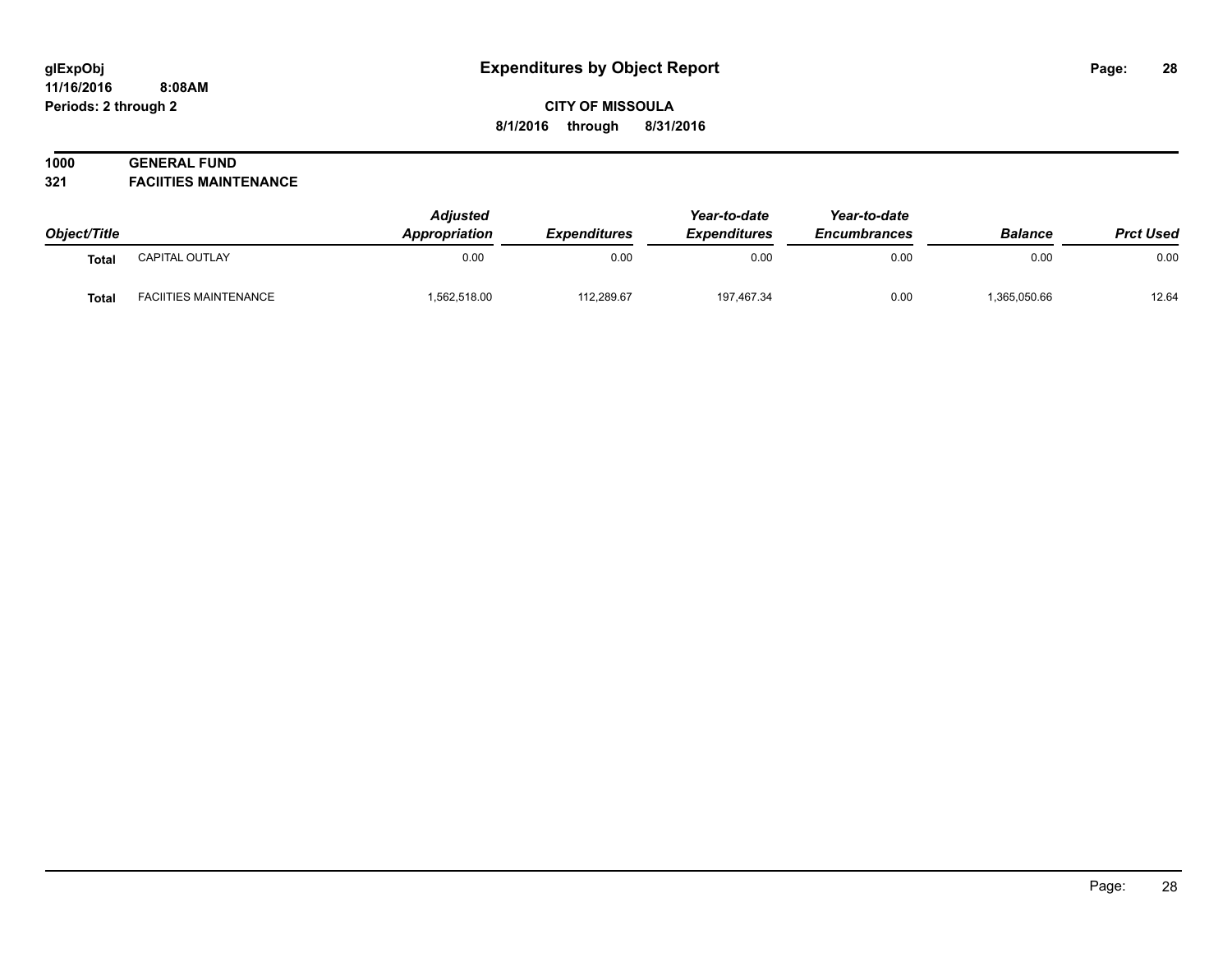# Expenditures by Object Report

glExpObj
11/16/2016 8:08AM
Periods: 2 through 2

**CITY OF MISSOULA**
**8/1/2016 through 8/31/2016**

**1000 GENERAL FUND**
**321 FACIITIES MAINTENANCE**

| Object/Title | | Adjusted Appropriation | Expenditures | Year-to-date Expenditures | Year-to-date Encumbrances | Balance | Prct Used |
|---|---|---|---|---|---|---|---|
| Total | CAPITAL OUTLAY | 0.00 | 0.00 | 0.00 | 0.00 | 0.00 | 0.00 |
| Total | FACIITIES MAINTENANCE | 1,562,518.00 | 112,289.67 | 197,467.34 | 0.00 | 1,365,050.66 | 12.64 |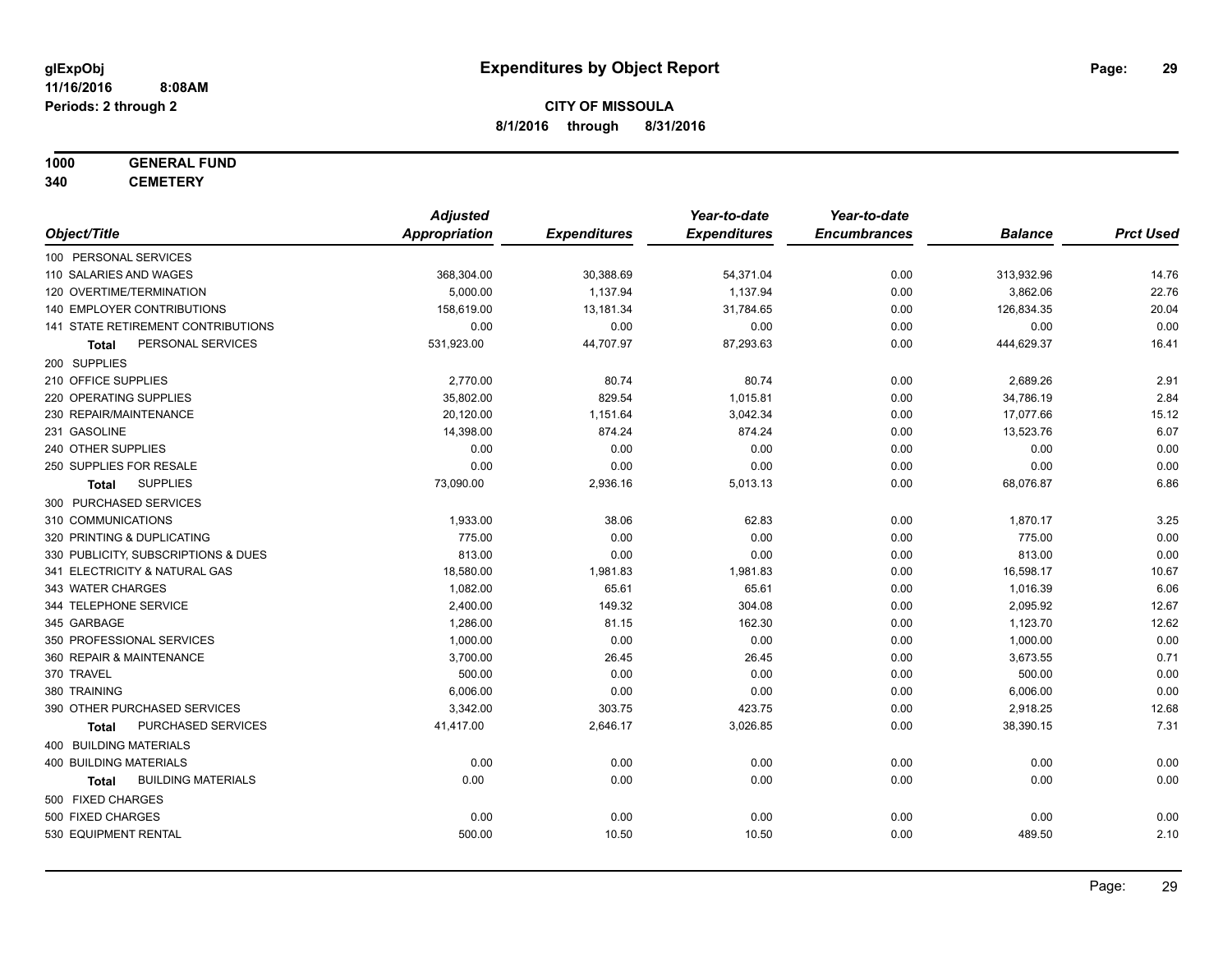# Expenditures by Object Report

glExpObj
11/16/2016 8:08AM
Periods: 2 through 2

**CITY OF MISSOULA**
**8/1/2016 through 8/31/2016**

**1000 GENERAL FUND**
**340 CEMETERY**

| Object/Title | Adjusted Appropriation | Expenditures | Year-to-date Expenditures | Year-to-date Encumbrances | Balance | Prct Used |
|---|---|---|---|---|---|---|
| 100 PERSONAL SERVICES | | | | | | |
| 110 SALARIES AND WAGES | 368,304.00 | 30,388.69 | 54,371.04 | 0.00 | 313,932.96 | 14.76 |
| 120 OVERTIME/TERMINATION | 5,000.00 | 1,137.94 | 1,137.94 | 0.00 | 3,862.06 | 22.76 |
| 140 EMPLOYER CONTRIBUTIONS | 158,619.00 | 13,181.34 | 31,784.65 | 0.00 | 126,834.35 | 20.04 |
| 141 STATE RETIREMENT CONTRIBUTIONS | 0.00 | 0.00 | 0.00 | 0.00 | 0.00 | 0.00 |
| **Total** PERSONAL SERVICES | 531,923.00 | 44,707.97 | 87,293.63 | 0.00 | 444,629.37 | 16.41 |
| 200 SUPPLIES | | | | | | |
| 210 OFFICE SUPPLIES | 2,770.00 | 80.74 | 80.74 | 0.00 | 2,689.26 | 2.91 |
| 220 OPERATING SUPPLIES | 35,802.00 | 829.54 | 1,015.81 | 0.00 | 34,786.19 | 2.84 |
| 230 REPAIR/MAINTENANCE | 20,120.00 | 1,151.64 | 3,042.34 | 0.00 | 17,077.66 | 15.12 |
| 231 GASOLINE | 14,398.00 | 874.24 | 874.24 | 0.00 | 13,523.76 | 6.07 |
| 240 OTHER SUPPLIES | 0.00 | 0.00 | 0.00 | 0.00 | 0.00 | 0.00 |
| 250 SUPPLIES FOR RESALE | 0.00 | 0.00 | 0.00 | 0.00 | 0.00 | 0.00 |
| **Total** SUPPLIES | 73,090.00 | 2,936.16 | 5,013.13 | 0.00 | 68,076.87 | 6.86 |
| 300 PURCHASED SERVICES | | | | | | |
| 310 COMMUNICATIONS | 1,933.00 | 38.06 | 62.83 | 0.00 | 1,870.17 | 3.25 |
| 320 PRINTING & DUPLICATING | 775.00 | 0.00 | 0.00 | 0.00 | 775.00 | 0.00 |
| 330 PUBLICITY, SUBSCRIPTIONS & DUES | 813.00 | 0.00 | 0.00 | 0.00 | 813.00 | 0.00 |
| 341 ELECTRICITY & NATURAL GAS | 18,580.00 | 1,981.83 | 1,981.83 | 0.00 | 16,598.17 | 10.67 |
| 343 WATER CHARGES | 1,082.00 | 65.61 | 65.61 | 0.00 | 1,016.39 | 6.06 |
| 344 TELEPHONE SERVICE | 2,400.00 | 149.32 | 304.08 | 0.00 | 2,095.92 | 12.67 |
| 345 GARBAGE | 1,286.00 | 81.15 | 162.30 | 0.00 | 1,123.70 | 12.62 |
| 350 PROFESSIONAL SERVICES | 1,000.00 | 0.00 | 0.00 | 0.00 | 1,000.00 | 0.00 |
| 360 REPAIR & MAINTENANCE | 3,700.00 | 26.45 | 26.45 | 0.00 | 3,673.55 | 0.71 |
| 370 TRAVEL | 500.00 | 0.00 | 0.00 | 0.00 | 500.00 | 0.00 |
| 380 TRAINING | 6,006.00 | 0.00 | 0.00 | 0.00 | 6,006.00 | 0.00 |
| 390 OTHER PURCHASED SERVICES | 3,342.00 | 303.75 | 423.75 | 0.00 | 2,918.25 | 12.68 |
| **Total** PURCHASED SERVICES | 41,417.00 | 2,646.17 | 3,026.85 | 0.00 | 38,390.15 | 7.31 |
| 400 BUILDING MATERIALS | | | | | | |
| 400 BUILDING MATERIALS | 0.00 | 0.00 | 0.00 | 0.00 | 0.00 | 0.00 |
| **Total** BUILDING MATERIALS | 0.00 | 0.00 | 0.00 | 0.00 | 0.00 | 0.00 |
| 500 FIXED CHARGES | | | | | | |
| 500 FIXED CHARGES | 0.00 | 0.00 | 0.00 | 0.00 | 0.00 | 0.00 |
| 530 EQUIPMENT RENTAL | 500.00 | 10.50 | 10.50 | 0.00 | 489.50 | 2.10 |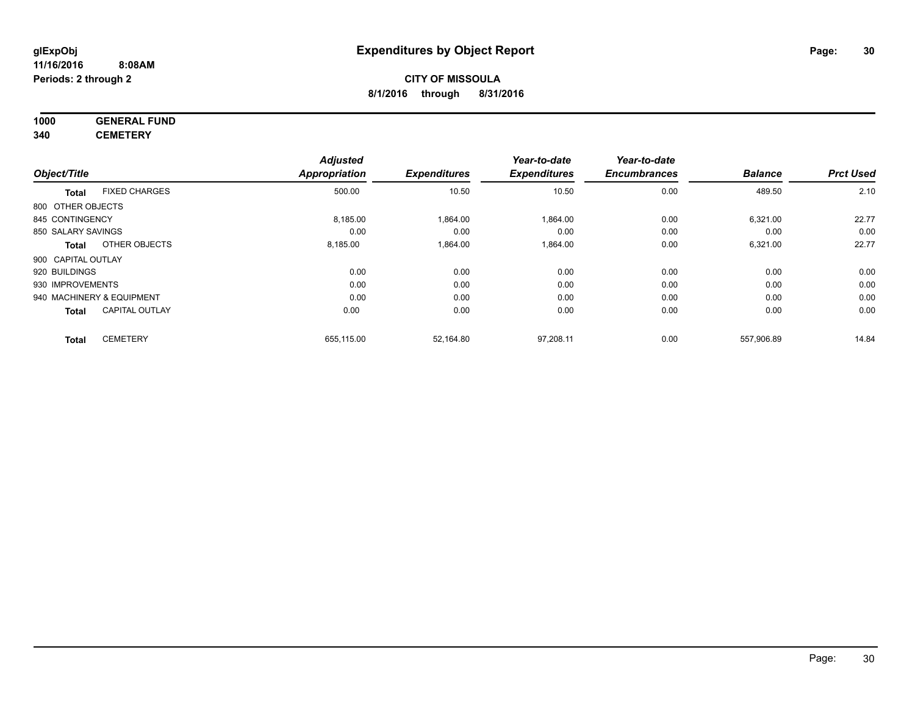# Expenditures by Object Report

glExpObj
11/16/2016 8:08AM
Periods: 2 through 2

**CITY OF MISSOULA**
**8/1/2016 through 8/31/2016**

**1000 GENERAL FUND**
**340 CEMETERY**

| Object/Title | Adjusted Appropriation | Expenditures | Year-to-date Expenditures | Year-to-date Encumbrances | Balance | Prct Used |
|---|---|---|---|---|---|---|
| **Total** FIXED CHARGES | 500.00 | 10.50 | 10.50 | 0.00 | 489.50 | 2.10 |
| 800 OTHER OBJECTS | | | | | | |
| 845 CONTINGENCY | 8,185.00 | 1,864.00 | 1,864.00 | 0.00 | 6,321.00 | 22.77 |
| 850 SALARY SAVINGS | 0.00 | 0.00 | 0.00 | 0.00 | 0.00 | 0.00 |
| **Total** OTHER OBJECTS | 8,185.00 | 1,864.00 | 1,864.00 | 0.00 | 6,321.00 | 22.77 |
| 900 CAPITAL OUTLAY | | | | | | |
| 920 BUILDINGS | 0.00 | 0.00 | 0.00 | 0.00 | 0.00 | 0.00 |
| 930 IMPROVEMENTS | 0.00 | 0.00 | 0.00 | 0.00 | 0.00 | 0.00 |
| 940 MACHINERY & EQUIPMENT | 0.00 | 0.00 | 0.00 | 0.00 | 0.00 | 0.00 |
| **Total** CAPITAL OUTLAY | 0.00 | 0.00 | 0.00 | 0.00 | 0.00 | 0.00 |
| **Total** CEMETERY | 655,115.00 | 52,164.80 | 97,208.11 | 0.00 | 557,906.89 | 14.84 |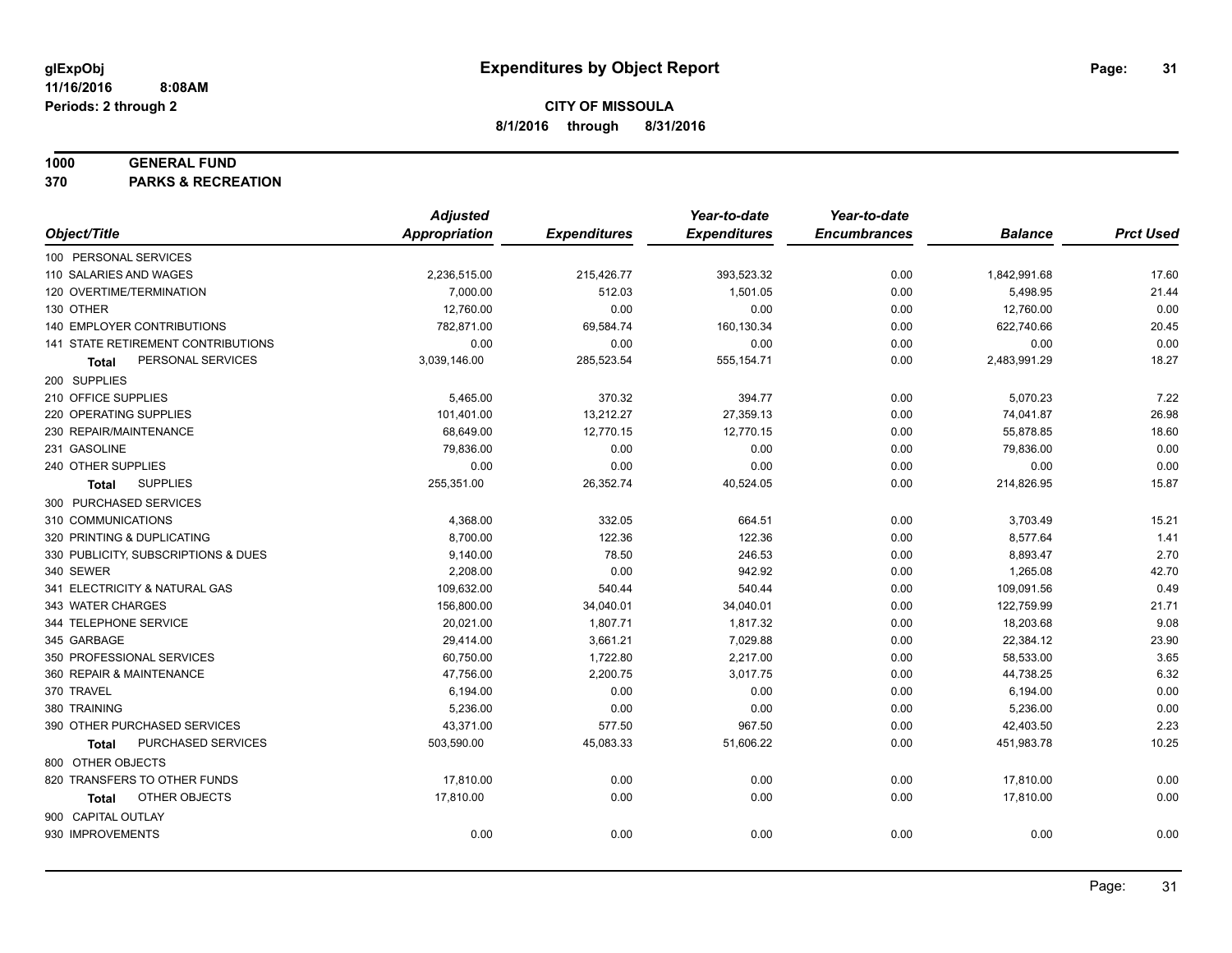**glExpObj** | **Expenditures by Object Report**

11/16/2016 8:08AM

Periods: 2 through 2

**CITY OF MISSOULA**

**8/1/2016 through 8/31/2016**

**1000 GENERAL FUND**

**370 PARKS & RECREATION**

| Object/Title | Adjusted Appropriation | Expenditures | Year-to-date Expenditures | Year-to-date Encumbrances | Balance | Prct Used |
|---|---|---|---|---|---|---|
| 100 PERSONAL SERVICES | | | | | | |
| 110 SALARIES AND WAGES | 2,236,515.00 | 215,426.77 | 393,523.32 | 0.00 | 1,842,991.68 | 17.60 |
| 120 OVERTIME/TERMINATION | 7,000.00 | 512.03 | 1,501.05 | 0.00 | 5,498.95 | 21.44 |
| 130 OTHER | 12,760.00 | 0.00 | 0.00 | 0.00 | 12,760.00 | 0.00 |
| 140 EMPLOYER CONTRIBUTIONS | 782,871.00 | 69,584.74 | 160,130.34 | 0.00 | 622,740.66 | 20.45 |
| 141 STATE RETIREMENT CONTRIBUTIONS | 0.00 | 0.00 | 0.00 | 0.00 | 0.00 | 0.00 |
| **Total** PERSONAL SERVICES | 3,039,146.00 | 285,523.54 | 555,154.71 | 0.00 | 2,483,991.29 | 18.27 |
| 200 SUPPLIES | | | | | | |
| 210 OFFICE SUPPLIES | 5,465.00 | 370.32 | 394.77 | 0.00 | 5,070.23 | 7.22 |
| 220 OPERATING SUPPLIES | 101,401.00 | 13,212.27 | 27,359.13 | 0.00 | 74,041.87 | 26.98 |
| 230 REPAIR/MAINTENANCE | 68,649.00 | 12,770.15 | 12,770.15 | 0.00 | 55,878.85 | 18.60 |
| 231 GASOLINE | 79,836.00 | 0.00 | 0.00 | 0.00 | 79,836.00 | 0.00 |
| 240 OTHER SUPPLIES | 0.00 | 0.00 | 0.00 | 0.00 | 0.00 | 0.00 |
| **Total** SUPPLIES | 255,351.00 | 26,352.74 | 40,524.05 | 0.00 | 214,826.95 | 15.87 |
| 300 PURCHASED SERVICES | | | | | | |
| 310 COMMUNICATIONS | 4,368.00 | 332.05 | 664.51 | 0.00 | 3,703.49 | 15.21 |
| 320 PRINTING & DUPLICATING | 8,700.00 | 122.36 | 122.36 | 0.00 | 8,577.64 | 1.41 |
| 330 PUBLICITY, SUBSCRIPTIONS & DUES | 9,140.00 | 78.50 | 246.53 | 0.00 | 8,893.47 | 2.70 |
| 340 SEWER | 2,208.00 | 0.00 | 942.92 | 0.00 | 1,265.08 | 42.70 |
| 341 ELECTRICITY & NATURAL GAS | 109,632.00 | 540.44 | 540.44 | 0.00 | 109,091.56 | 0.49 |
| 343 WATER CHARGES | 156,800.00 | 34,040.01 | 34,040.01 | 0.00 | 122,759.99 | 21.71 |
| 344 TELEPHONE SERVICE | 20,021.00 | 1,807.71 | 1,817.32 | 0.00 | 18,203.68 | 9.08 |
| 345 GARBAGE | 29,414.00 | 3,661.21 | 7,029.88 | 0.00 | 22,384.12 | 23.90 |
| 350 PROFESSIONAL SERVICES | 60,750.00 | 1,722.80 | 2,217.00 | 0.00 | 58,533.00 | 3.65 |
| 360 REPAIR & MAINTENANCE | 47,756.00 | 2,200.75 | 3,017.75 | 0.00 | 44,738.25 | 6.32 |
| 370 TRAVEL | 6,194.00 | 0.00 | 0.00 | 0.00 | 6,194.00 | 0.00 |
| 380 TRAINING | 5,236.00 | 0.00 | 0.00 | 0.00 | 5,236.00 | 0.00 |
| 390 OTHER PURCHASED SERVICES | 43,371.00 | 577.50 | 967.50 | 0.00 | 42,403.50 | 2.23 |
| **Total** PURCHASED SERVICES | 503,590.00 | 45,083.33 | 51,606.22 | 0.00 | 451,983.78 | 10.25 |
| 800 OTHER OBJECTS | | | | | | |
| 820 TRANSFERS TO OTHER FUNDS | 17,810.00 | 0.00 | 0.00 | 0.00 | 17,810.00 | 0.00 |
| **Total** OTHER OBJECTS | 17,810.00 | 0.00 | 0.00 | 0.00 | 17,810.00 | 0.00 |
| 900 CAPITAL OUTLAY | | | | | | |
| 930 IMPROVEMENTS | 0.00 | 0.00 | 0.00 | 0.00 | 0.00 | 0.00 |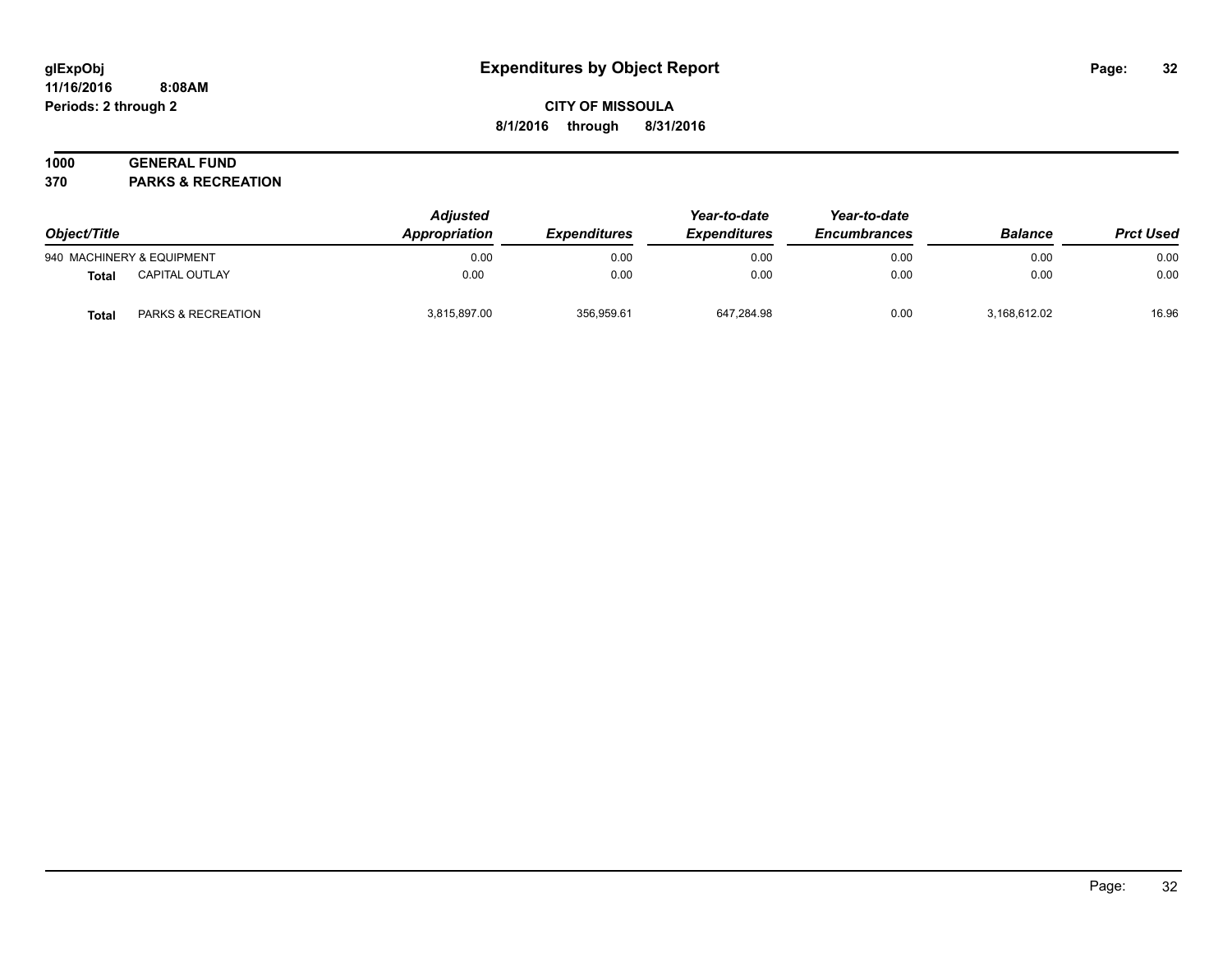# Expenditures by Object Report

glExpObj
11/16/2016 8:08AM
Periods: 2 through 2

**CITY OF MISSOULA**
**8/1/2016 through 8/31/2016**

**1000 GENERAL FUND**
**370 PARKS & RECREATION**

| Object/Title | | Adjusted Appropriation | Expenditures | Year-to-date Expenditures | Year-to-date Encumbrances | Balance | Prct Used |
|---|---|---|---|---|---|---|---|
| 940 MACHINERY & EQUIPMENT | | 0.00 | 0.00 | 0.00 | 0.00 | 0.00 | 0.00 |
| **Total** | CAPITAL OUTLAY | 0.00 | 0.00 | 0.00 | 0.00 | 0.00 | 0.00 |
| **Total** | PARKS & RECREATION | 3,815,897.00 | 356,959.61 | 647,284.98 | 0.00 | 3,168,612.02 | 16.96 |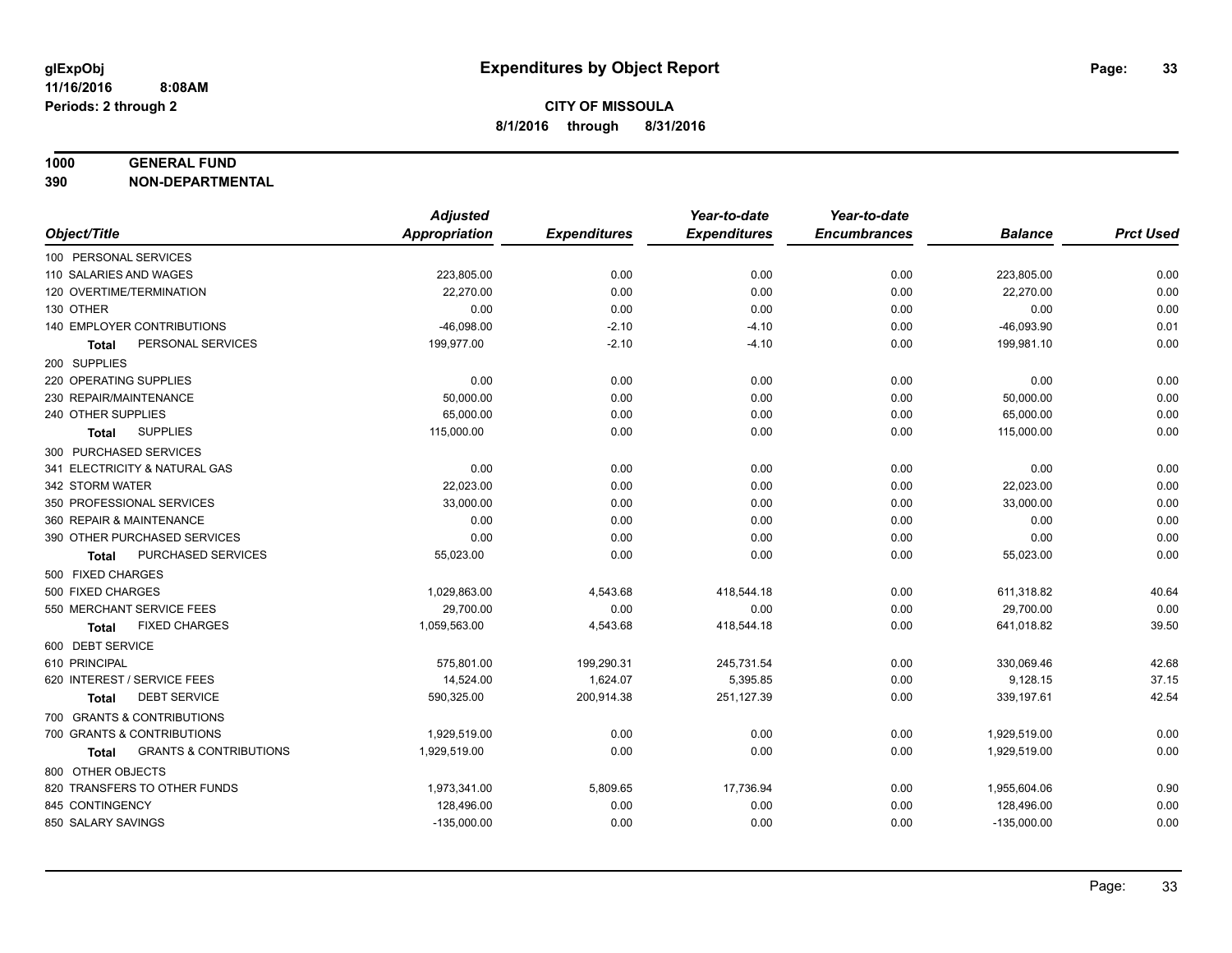glExpObj
11/16/2016 8:08AM
Periods: 2 through 2

# Expenditures by Object Report

**CITY OF MISSOULA**
**8/1/2016 through 8/31/2016**

**1000 GENERAL FUND**
**390 NON-DEPARTMENTAL**

| Object/Title | Adjusted Appropriation | Expenditures | Year-to-date Expenditures | Year-to-date Encumbrances | Balance | Prct Used |
|---|---|---|---|---|---|---|
| 100 PERSONAL SERVICES | | | | | | |
| 110 SALARIES AND WAGES | 223,805.00 | 0.00 | 0.00 | 0.00 | 223,805.00 | 0.00 |
| 120 OVERTIME/TERMINATION | 22,270.00 | 0.00 | 0.00 | 0.00 | 22,270.00 | 0.00 |
| 130 OTHER | 0.00 | 0.00 | 0.00 | 0.00 | 0.00 | 0.00 |
| 140 EMPLOYER CONTRIBUTIONS | -46,098.00 | -2.10 | -4.10 | 0.00 | -46,093.90 | 0.01 |
| **Total** PERSONAL SERVICES | 199,977.00 | -2.10 | -4.10 | 0.00 | 199,981.10 | 0.00 |
| 200 SUPPLIES | | | | | | |
| 220 OPERATING SUPPLIES | 0.00 | 0.00 | 0.00 | 0.00 | 0.00 | 0.00 |
| 230 REPAIR/MAINTENANCE | 50,000.00 | 0.00 | 0.00 | 0.00 | 50,000.00 | 0.00 |
| 240 OTHER SUPPLIES | 65,000.00 | 0.00 | 0.00 | 0.00 | 65,000.00 | 0.00 |
| **Total** SUPPLIES | 115,000.00 | 0.00 | 0.00 | 0.00 | 115,000.00 | 0.00 |
| 300 PURCHASED SERVICES | | | | | | |
| 341 ELECTRICITY & NATURAL GAS | 0.00 | 0.00 | 0.00 | 0.00 | 0.00 | 0.00 |
| 342 STORM WATER | 22,023.00 | 0.00 | 0.00 | 0.00 | 22,023.00 | 0.00 |
| 350 PROFESSIONAL SERVICES | 33,000.00 | 0.00 | 0.00 | 0.00 | 33,000.00 | 0.00 |
| 360 REPAIR & MAINTENANCE | 0.00 | 0.00 | 0.00 | 0.00 | 0.00 | 0.00 |
| 390 OTHER PURCHASED SERVICES | 0.00 | 0.00 | 0.00 | 0.00 | 0.00 | 0.00 |
| **Total** PURCHASED SERVICES | 55,023.00 | 0.00 | 0.00 | 0.00 | 55,023.00 | 0.00 |
| 500 FIXED CHARGES | | | | | | |
| 500 FIXED CHARGES | 1,029,863.00 | 4,543.68 | 418,544.18 | 0.00 | 611,318.82 | 40.64 |
| 550 MERCHANT SERVICE FEES | 29,700.00 | 0.00 | 0.00 | 0.00 | 29,700.00 | 0.00 |
| **Total** FIXED CHARGES | 1,059,563.00 | 4,543.68 | 418,544.18 | 0.00 | 641,018.82 | 39.50 |
| 600 DEBT SERVICE | | | | | | |
| 610 PRINCIPAL | 575,801.00 | 199,290.31 | 245,731.54 | 0.00 | 330,069.46 | 42.68 |
| 620 INTEREST / SERVICE FEES | 14,524.00 | 1,624.07 | 5,395.85 | 0.00 | 9,128.15 | 37.15 |
| **Total** DEBT SERVICE | 590,325.00 | 200,914.38 | 251,127.39 | 0.00 | 339,197.61 | 42.54 |
| 700 GRANTS & CONTRIBUTIONS | | | | | | |
| 700 GRANTS & CONTRIBUTIONS | 1,929,519.00 | 0.00 | 0.00 | 0.00 | 1,929,519.00 | 0.00 |
| **Total** GRANTS & CONTRIBUTIONS | 1,929,519.00 | 0.00 | 0.00 | 0.00 | 1,929,519.00 | 0.00 |
| 800 OTHER OBJECTS | | | | | | |
| 820 TRANSFERS TO OTHER FUNDS | 1,973,341.00 | 5,809.65 | 17,736.94 | 0.00 | 1,955,604.06 | 0.90 |
| 845 CONTINGENCY | 128,496.00 | 0.00 | 0.00 | 0.00 | 128,496.00 | 0.00 |
| 850 SALARY SAVINGS | -135,000.00 | 0.00 | 0.00 | 0.00 | -135,000.00 | 0.00 |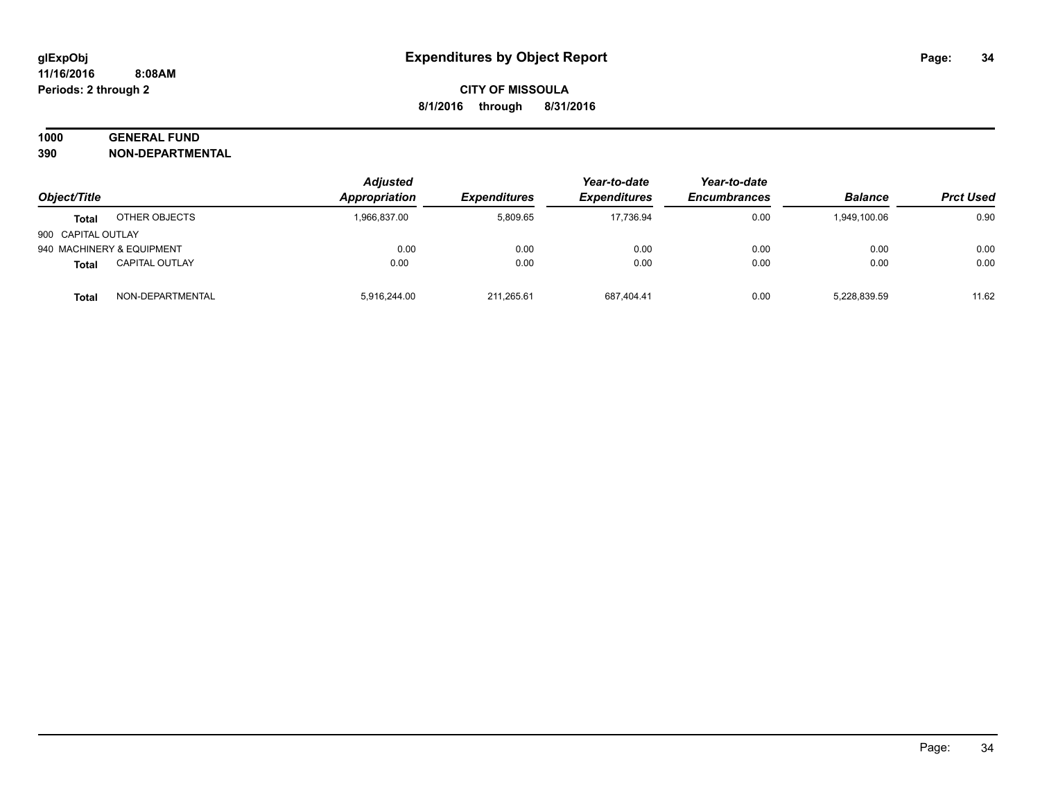# Expenditures by Object Report

glExpObj
11/16/2016 8:08AM
Periods: 2 through 2

**CITY OF MISSOULA**
**8/1/2016 through 8/31/2016**

**1000 GENERAL FUND**
**390 NON-DEPARTMENTAL**

| Object/Title | | Adjusted Appropriation | Expenditures | Year-to-date Expenditures | Year-to-date Encumbrances | Balance | Prct Used |
|---|---|---|---|---|---|---|---|
| **Total** | OTHER OBJECTS | 1,966,837.00 | 5,809.65 | 17,736.94 | 0.00 | 1,949,100.06 | 0.90 |
| 900 CAPITAL OUTLAY | | | | | | | |
| 940 MACHINERY & EQUIPMENT | | 0.00 | 0.00 | 0.00 | 0.00 | 0.00 | 0.00 |
| **Total** | CAPITAL OUTLAY | 0.00 | 0.00 | 0.00 | 0.00 | 0.00 | 0.00 |
| **Total** | NON-DEPARTMENTAL | 5,916,244.00 | 211,265.61 | 687,404.41 | 0.00 | 5,228,839.59 | 11.62 |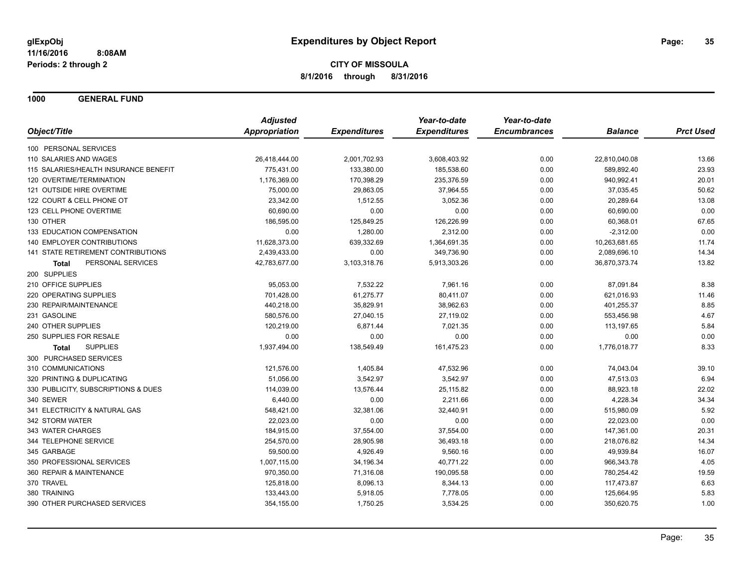**glExpObj**
**11/16/2016 8:08AM**
**Periods: 2 through 2**

# Expenditures by Object Report

**CITY OF MISSOULA**
**8/1/2016 through 8/31/2016**

## 1000 GENERAL FUND

| Object/Title | Adjusted Appropriation | Expenditures | Year-to-date Expenditures | Year-to-date Encumbrances | Balance | Prct Used |
|---|---|---|---|---|---|---|
| 100 PERSONAL SERVICES | | | | | | |
| 110 SALARIES AND WAGES | 26,418,444.00 | 2,001,702.93 | 3,608,403.92 | 0.00 | 22,810,040.08 | 13.66 |
| 115 SALARIES/HEALTH INSURANCE BENEFIT | 775,431.00 | 133,380.00 | 185,538.60 | 0.00 | 589,892.40 | 23.93 |
| 120 OVERTIME/TERMINATION | 1,176,369.00 | 170,398.29 | 235,376.59 | 0.00 | 940,992.41 | 20.01 |
| 121 OUTSIDE HIRE OVERTIME | 75,000.00 | 29,863.05 | 37,964.55 | 0.00 | 37,035.45 | 50.62 |
| 122 COURT & CELL PHONE OT | 23,342.00 | 1,512.55 | 3,052.36 | 0.00 | 20,289.64 | 13.08 |
| 123 CELL PHONE OVERTIME | 60,690.00 | 0.00 | 0.00 | 0.00 | 60,690.00 | 0.00 |
| 130 OTHER | 186,595.00 | 125,849.25 | 126,226.99 | 0.00 | 60,368.01 | 67.65 |
| 133 EDUCATION COMPENSATION | 0.00 | 1,280.00 | 2,312.00 | 0.00 | -2,312.00 | 0.00 |
| 140 EMPLOYER CONTRIBUTIONS | 11,628,373.00 | 639,332.69 | 1,364,691.35 | 0.00 | 10,263,681.65 | 11.74 |
| 141 STATE RETIREMENT CONTRIBUTIONS | 2,439,433.00 | 0.00 | 349,736.90 | 0.00 | 2,089,696.10 | 14.34 |
| **Total** PERSONAL SERVICES | 42,783,677.00 | 3,103,318.76 | 5,913,303.26 | 0.00 | 36,870,373.74 | 13.82 |
| 200 SUPPLIES | | | | | | |
| 210 OFFICE SUPPLIES | 95,053.00 | 7,532.22 | 7,961.16 | 0.00 | 87,091.84 | 8.38 |
| 220 OPERATING SUPPLIES | 701,428.00 | 61,275.77 | 80,411.07 | 0.00 | 621,016.93 | 11.46 |
| 230 REPAIR/MAINTENANCE | 440,218.00 | 35,829.91 | 38,962.63 | 0.00 | 401,255.37 | 8.85 |
| 231 GASOLINE | 580,576.00 | 27,040.15 | 27,119.02 | 0.00 | 553,456.98 | 4.67 |
| 240 OTHER SUPPLIES | 120,219.00 | 6,871.44 | 7,021.35 | 0.00 | 113,197.65 | 5.84 |
| 250 SUPPLIES FOR RESALE | 0.00 | 0.00 | 0.00 | 0.00 | 0.00 | 0.00 |
| **Total** SUPPLIES | 1,937,494.00 | 138,549.49 | 161,475.23 | 0.00 | 1,776,018.77 | 8.33 |
| 300 PURCHASED SERVICES | | | | | | |
| 310 COMMUNICATIONS | 121,576.00 | 1,405.84 | 47,532.96 | 0.00 | 74,043.04 | 39.10 |
| 320 PRINTING & DUPLICATING | 51,056.00 | 3,542.97 | 3,542.97 | 0.00 | 47,513.03 | 6.94 |
| 330 PUBLICITY, SUBSCRIPTIONS & DUES | 114,039.00 | 13,576.44 | 25,115.82 | 0.00 | 88,923.18 | 22.02 |
| 340 SEWER | 6,440.00 | 0.00 | 2,211.66 | 0.00 | 4,228.34 | 34.34 |
| 341 ELECTRICITY & NATURAL GAS | 548,421.00 | 32,381.06 | 32,440.91 | 0.00 | 515,980.09 | 5.92 |
| 342 STORM WATER | 22,023.00 | 0.00 | 0.00 | 0.00 | 22,023.00 | 0.00 |
| 343 WATER CHARGES | 184,915.00 | 37,554.00 | 37,554.00 | 0.00 | 147,361.00 | 20.31 |
| 344 TELEPHONE SERVICE | 254,570.00 | 28,905.98 | 36,493.18 | 0.00 | 218,076.82 | 14.34 |
| 345 GARBAGE | 59,500.00 | 4,926.49 | 9,560.16 | 0.00 | 49,939.84 | 16.07 |
| 350 PROFESSIONAL SERVICES | 1,007,115.00 | 34,196.34 | 40,771.22 | 0.00 | 966,343.78 | 4.05 |
| 360 REPAIR & MAINTENANCE | 970,350.00 | 71,316.08 | 190,095.58 | 0.00 | 780,254.42 | 19.59 |
| 370 TRAVEL | 125,818.00 | 8,096.13 | 8,344.13 | 0.00 | 117,473.87 | 6.63 |
| 380 TRAINING | 133,443.00 | 5,918.05 | 7,778.05 | 0.00 | 125,664.95 | 5.83 |
| 390 OTHER PURCHASED SERVICES | 354,155.00 | 1,750.25 | 3,534.25 | 0.00 | 350,620.75 | 1.00 |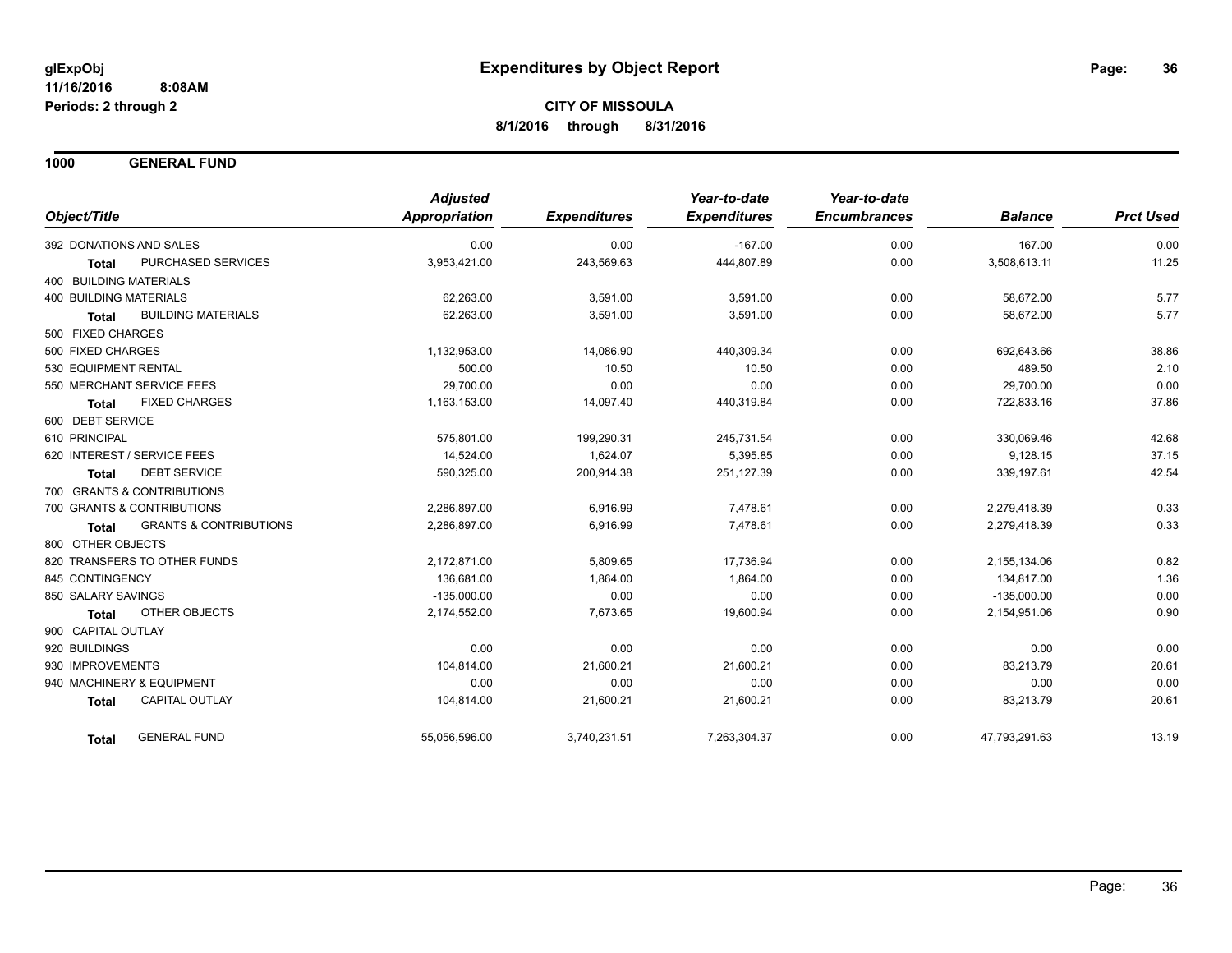# Expenditures by Object Report

glExpObj
11/16/2016 8:08AM
Periods: 2 through 2

**CITY OF MISSOULA**
**8/1/2016 through 8/31/2016**

## 1000 GENERAL FUND

| Object/Title | | Adjusted Appropriation | Expenditures | Year-to-date Expenditures | Year-to-date Encumbrances | Balance | Prct Used |
|---|---|---|---|---|---|---|---|
| 392 DONATIONS AND SALES | | 0.00 | 0.00 | -167.00 | 0.00 | 167.00 | 0.00 |
| **Total** | PURCHASED SERVICES | 3,953,421.00 | 243,569.63 | 444,807.89 | 0.00 | 3,508,613.11 | 11.25 |
| 400 BUILDING MATERIALS | | | | | | | |
| 400 BUILDING MATERIALS | | 62,263.00 | 3,591.00 | 3,591.00 | 0.00 | 58,672.00 | 5.77 |
| **Total** | BUILDING MATERIALS | 62,263.00 | 3,591.00 | 3,591.00 | 0.00 | 58,672.00 | 5.77 |
| 500 FIXED CHARGES | | | | | | | |
| 500 FIXED CHARGES | | 1,132,953.00 | 14,086.90 | 440,309.34 | 0.00 | 692,643.66 | 38.86 |
| 530 EQUIPMENT RENTAL | | 500.00 | 10.50 | 10.50 | 0.00 | 489.50 | 2.10 |
| 550 MERCHANT SERVICE FEES | | 29,700.00 | 0.00 | 0.00 | 0.00 | 29,700.00 | 0.00 |
| **Total** | FIXED CHARGES | 1,163,153.00 | 14,097.40 | 440,319.84 | 0.00 | 722,833.16 | 37.86 |
| 600 DEBT SERVICE | | | | | | | |
| 610 PRINCIPAL | | 575,801.00 | 199,290.31 | 245,731.54 | 0.00 | 330,069.46 | 42.68 |
| 620 INTEREST / SERVICE FEES | | 14,524.00 | 1,624.07 | 5,395.85 | 0.00 | 9,128.15 | 37.15 |
| **Total** | DEBT SERVICE | 590,325.00 | 200,914.38 | 251,127.39 | 0.00 | 339,197.61 | 42.54 |
| 700 GRANTS & CONTRIBUTIONS | | | | | | | |
| 700 GRANTS & CONTRIBUTIONS | | 2,286,897.00 | 6,916.99 | 7,478.61 | 0.00 | 2,279,418.39 | 0.33 |
| **Total** | GRANTS & CONTRIBUTIONS | 2,286,897.00 | 6,916.99 | 7,478.61 | 0.00 | 2,279,418.39 | 0.33 |
| 800 OTHER OBJECTS | | | | | | | |
| 820 TRANSFERS TO OTHER FUNDS | | 2,172,871.00 | 5,809.65 | 17,736.94 | 0.00 | 2,155,134.06 | 0.82 |
| 845 CONTINGENCY | | 136,681.00 | 1,864.00 | 1,864.00 | 0.00 | 134,817.00 | 1.36 |
| 850 SALARY SAVINGS | | -135,000.00 | 0.00 | 0.00 | 0.00 | -135,000.00 | 0.00 |
| **Total** | OTHER OBJECTS | 2,174,552.00 | 7,673.65 | 19,600.94 | 0.00 | 2,154,951.06 | 0.90 |
| 900 CAPITAL OUTLAY | | | | | | | |
| 920 BUILDINGS | | 0.00 | 0.00 | 0.00 | 0.00 | 0.00 | 0.00 |
| 930 IMPROVEMENTS | | 104,814.00 | 21,600.21 | 21,600.21 | 0.00 | 83,213.79 | 20.61 |
| 940 MACHINERY & EQUIPMENT | | 0.00 | 0.00 | 0.00 | 0.00 | 0.00 | 0.00 |
| **Total** | CAPITAL OUTLAY | 104,814.00 | 21,600.21 | 21,600.21 | 0.00 | 83,213.79 | 20.61 |
| **Total** | GENERAL FUND | 55,056,596.00 | 3,740,231.51 | 7,263,304.37 | 0.00 | 47,793,291.63 | 13.19 |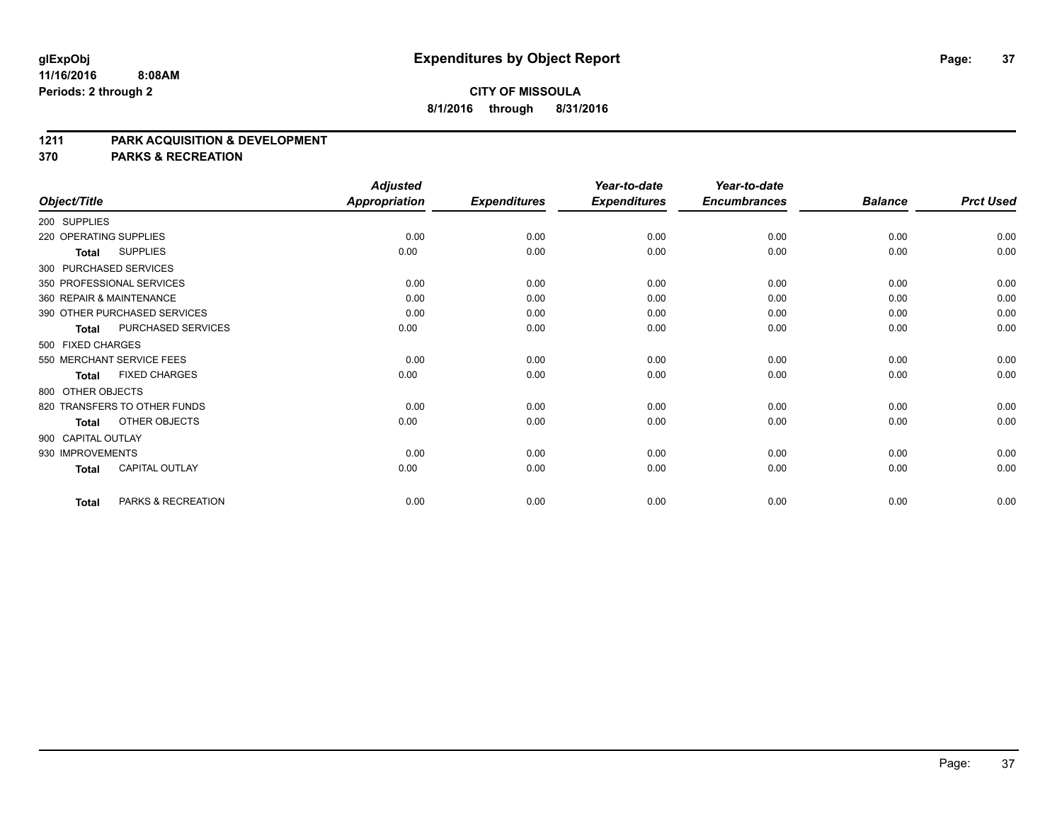# Expenditures by Object Report

glExpObj
11/16/2016 8:08AM
Periods: 2 through 2

**CITY OF MISSOULA**
**8/1/2016 through 8/31/2016**

## 1211 PARK ACQUISITION & DEVELOPMENT
## 370 PARKS & RECREATION

| Object/Title | Adjusted Appropriation | Expenditures | Year-to-date Expenditures | Year-to-date Encumbrances | Balance | Prct Used |
|---|---|---|---|---|---|---|
| 200 SUPPLIES | | | | | | |
| 220 OPERATING SUPPLIES | 0.00 | 0.00 | 0.00 | 0.00 | 0.00 | 0.00 |
| **Total** SUPPLIES | 0.00 | 0.00 | 0.00 | 0.00 | 0.00 | 0.00 |
| 300 PURCHASED SERVICES | | | | | | |
| 350 PROFESSIONAL SERVICES | 0.00 | 0.00 | 0.00 | 0.00 | 0.00 | 0.00 |
| 360 REPAIR & MAINTENANCE | 0.00 | 0.00 | 0.00 | 0.00 | 0.00 | 0.00 |
| 390 OTHER PURCHASED SERVICES | 0.00 | 0.00 | 0.00 | 0.00 | 0.00 | 0.00 |
| **Total** PURCHASED SERVICES | 0.00 | 0.00 | 0.00 | 0.00 | 0.00 | 0.00 |
| 500 FIXED CHARGES | | | | | | |
| 550 MERCHANT SERVICE FEES | 0.00 | 0.00 | 0.00 | 0.00 | 0.00 | 0.00 |
| **Total** FIXED CHARGES | 0.00 | 0.00 | 0.00 | 0.00 | 0.00 | 0.00 |
| 800 OTHER OBJECTS | | | | | | |
| 820 TRANSFERS TO OTHER FUNDS | 0.00 | 0.00 | 0.00 | 0.00 | 0.00 | 0.00 |
| **Total** OTHER OBJECTS | 0.00 | 0.00 | 0.00 | 0.00 | 0.00 | 0.00 |
| 900 CAPITAL OUTLAY | | | | | | |
| 930 IMPROVEMENTS | 0.00 | 0.00 | 0.00 | 0.00 | 0.00 | 0.00 |
| **Total** CAPITAL OUTLAY | 0.00 | 0.00 | 0.00 | 0.00 | 0.00 | 0.00 |
| **Total** PARKS & RECREATION | 0.00 | 0.00 | 0.00 | 0.00 | 0.00 | 0.00 |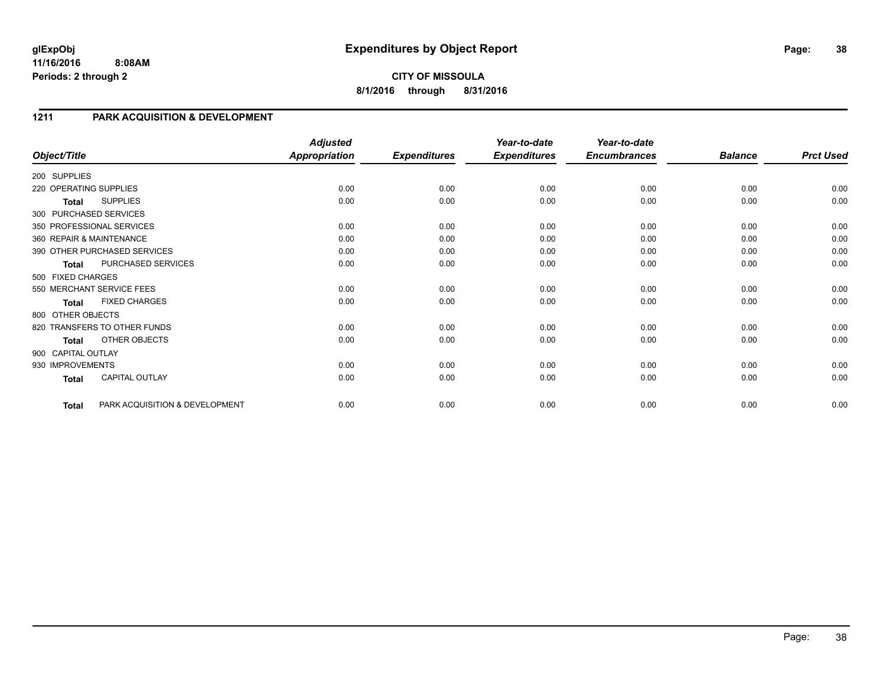# Expenditures by Object Report

**glExpObj**
**11/16/2016 8:08AM**
**Periods: 2 through 2**

**CITY OF MISSOULA**
**8/1/2016 through 8/31/2016**

## 1211 PARK ACQUISITION & DEVELOPMENT

| Object/Title | Adjusted Appropriation | Expenditures | Year-to-date Expenditures | Year-to-date Encumbrances | Balance | Prct Used |
|---|---|---|---|---|---|---|
| 200 SUPPLIES | | | | | | |
| 220 OPERATING SUPPLIES | 0.00 | 0.00 | 0.00 | 0.00 | 0.00 | 0.00 |
| **Total** SUPPLIES | 0.00 | 0.00 | 0.00 | 0.00 | 0.00 | 0.00 |
| 300 PURCHASED SERVICES | | | | | | |
| 350 PROFESSIONAL SERVICES | 0.00 | 0.00 | 0.00 | 0.00 | 0.00 | 0.00 |
| 360 REPAIR & MAINTENANCE | 0.00 | 0.00 | 0.00 | 0.00 | 0.00 | 0.00 |
| 390 OTHER PURCHASED SERVICES | 0.00 | 0.00 | 0.00 | 0.00 | 0.00 | 0.00 |
| **Total** PURCHASED SERVICES | 0.00 | 0.00 | 0.00 | 0.00 | 0.00 | 0.00 |
| 500 FIXED CHARGES | | | | | | |
| 550 MERCHANT SERVICE FEES | 0.00 | 0.00 | 0.00 | 0.00 | 0.00 | 0.00 |
| **Total** FIXED CHARGES | 0.00 | 0.00 | 0.00 | 0.00 | 0.00 | 0.00 |
| 800 OTHER OBJECTS | | | | | | |
| 820 TRANSFERS TO OTHER FUNDS | 0.00 | 0.00 | 0.00 | 0.00 | 0.00 | 0.00 |
| **Total** OTHER OBJECTS | 0.00 | 0.00 | 0.00 | 0.00 | 0.00 | 0.00 |
| 900 CAPITAL OUTLAY | | | | | | |
| 930 IMPROVEMENTS | 0.00 | 0.00 | 0.00 | 0.00 | 0.00 | 0.00 |
| **Total** CAPITAL OUTLAY | 0.00 | 0.00 | 0.00 | 0.00 | 0.00 | 0.00 |
| **Total** PARK ACQUISITION & DEVELOPMENT | 0.00 | 0.00 | 0.00 | 0.00 | 0.00 | 0.00 |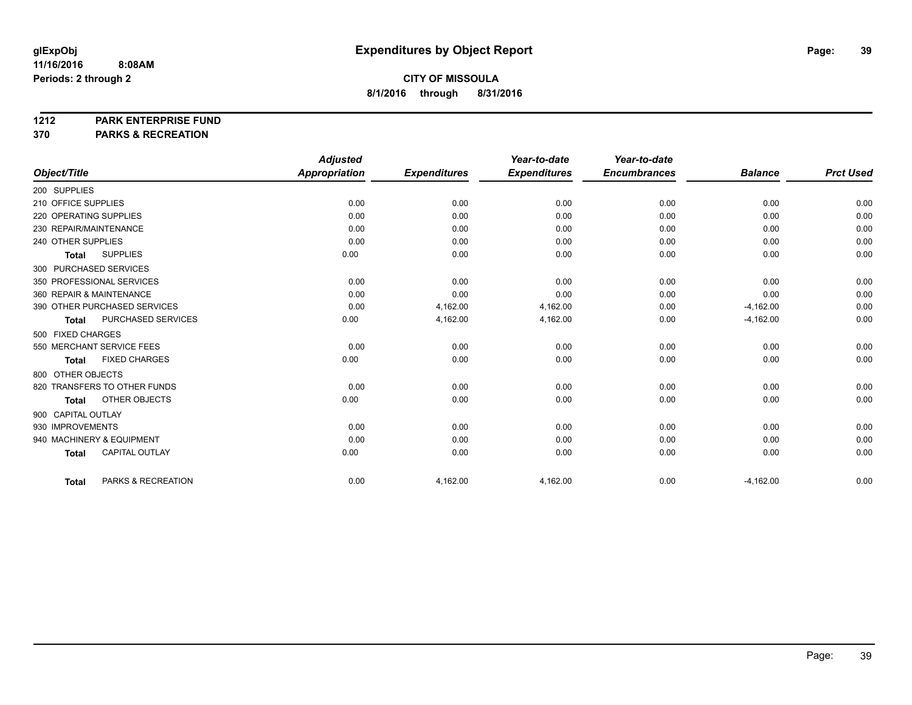**glExpObj** **Expenditures by Object Report**

**11/16/2016 8:08AM**

**Periods: 2 through 2**

**CITY OF MISSOULA**

**8/1/2016 through 8/31/2016**

**1212 PARK ENTERPRISE FUND**

**370 PARKS & RECREATION**

| Object/Title | Adjusted Appropriation | Expenditures | Year-to-date Expenditures | Year-to-date Encumbrances | Balance | Prct Used |
|---|---|---|---|---|---|---|
| 200 SUPPLIES | | | | | | |
| 210 OFFICE SUPPLIES | 0.00 | 0.00 | 0.00 | 0.00 | 0.00 | 0.00 |
| 220 OPERATING SUPPLIES | 0.00 | 0.00 | 0.00 | 0.00 | 0.00 | 0.00 |
| 230 REPAIR/MAINTENANCE | 0.00 | 0.00 | 0.00 | 0.00 | 0.00 | 0.00 |
| 240 OTHER SUPPLIES | 0.00 | 0.00 | 0.00 | 0.00 | 0.00 | 0.00 |
| **Total** SUPPLIES | 0.00 | 0.00 | 0.00 | 0.00 | 0.00 | 0.00 |
| 300 PURCHASED SERVICES | | | | | | |
| 350 PROFESSIONAL SERVICES | 0.00 | 0.00 | 0.00 | 0.00 | 0.00 | 0.00 |
| 360 REPAIR & MAINTENANCE | 0.00 | 0.00 | 0.00 | 0.00 | 0.00 | 0.00 |
| 390 OTHER PURCHASED SERVICES | 0.00 | 4,162.00 | 4,162.00 | 0.00 | -4,162.00 | 0.00 |
| **Total** PURCHASED SERVICES | 0.00 | 4,162.00 | 4,162.00 | 0.00 | -4,162.00 | 0.00 |
| 500 FIXED CHARGES | | | | | | |
| 550 MERCHANT SERVICE FEES | 0.00 | 0.00 | 0.00 | 0.00 | 0.00 | 0.00 |
| **Total** FIXED CHARGES | 0.00 | 0.00 | 0.00 | 0.00 | 0.00 | 0.00 |
| 800 OTHER OBJECTS | | | | | | |
| 820 TRANSFERS TO OTHER FUNDS | 0.00 | 0.00 | 0.00 | 0.00 | 0.00 | 0.00 |
| **Total** OTHER OBJECTS | 0.00 | 0.00 | 0.00 | 0.00 | 0.00 | 0.00 |
| 900 CAPITAL OUTLAY | | | | | | |
| 930 IMPROVEMENTS | 0.00 | 0.00 | 0.00 | 0.00 | 0.00 | 0.00 |
| 940 MACHINERY & EQUIPMENT | 0.00 | 0.00 | 0.00 | 0.00 | 0.00 | 0.00 |
| **Total** CAPITAL OUTLAY | 0.00 | 0.00 | 0.00 | 0.00 | 0.00 | 0.00 |
| **Total** PARKS & RECREATION | 0.00 | 4,162.00 | 4,162.00 | 0.00 | -4,162.00 | 0.00 |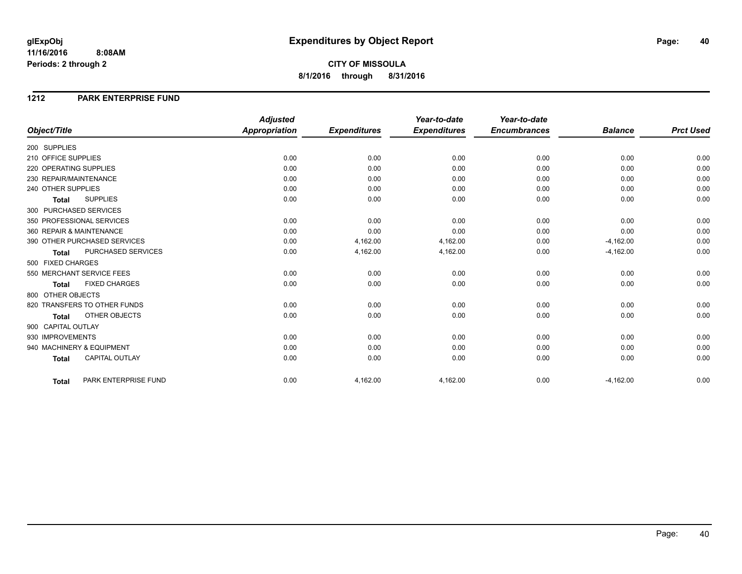# Expenditures by Object Report

glExpObj
11/16/2016 8:08AM
Periods: 2 through 2

**CITY OF MISSOULA**
**8/1/2016 through 8/31/2016**

## 1212 PARK ENTERPRISE FUND

| Object/Title | Adjusted Appropriation | Expenditures | Year-to-date Expenditures | Year-to-date Encumbrances | Balance | Prct Used |
|---|---|---|---|---|---|---|
| 200 SUPPLIES | | | | | | |
| 210 OFFICE SUPPLIES | 0.00 | 0.00 | 0.00 | 0.00 | 0.00 | 0.00 |
| 220 OPERATING SUPPLIES | 0.00 | 0.00 | 0.00 | 0.00 | 0.00 | 0.00 |
| 230 REPAIR/MAINTENANCE | 0.00 | 0.00 | 0.00 | 0.00 | 0.00 | 0.00 |
| 240 OTHER SUPPLIES | 0.00 | 0.00 | 0.00 | 0.00 | 0.00 | 0.00 |
| **Total** SUPPLIES | 0.00 | 0.00 | 0.00 | 0.00 | 0.00 | 0.00 |
| 300 PURCHASED SERVICES | | | | | | |
| 350 PROFESSIONAL SERVICES | 0.00 | 0.00 | 0.00 | 0.00 | 0.00 | 0.00 |
| 360 REPAIR & MAINTENANCE | 0.00 | 0.00 | 0.00 | 0.00 | 0.00 | 0.00 |
| 390 OTHER PURCHASED SERVICES | 0.00 | 4,162.00 | 4,162.00 | 0.00 | -4,162.00 | 0.00 |
| **Total** PURCHASED SERVICES | 0.00 | 4,162.00 | 4,162.00 | 0.00 | -4,162.00 | 0.00 |
| 500 FIXED CHARGES | | | | | | |
| 550 MERCHANT SERVICE FEES | 0.00 | 0.00 | 0.00 | 0.00 | 0.00 | 0.00 |
| **Total** FIXED CHARGES | 0.00 | 0.00 | 0.00 | 0.00 | 0.00 | 0.00 |
| 800 OTHER OBJECTS | | | | | | |
| 820 TRANSFERS TO OTHER FUNDS | 0.00 | 0.00 | 0.00 | 0.00 | 0.00 | 0.00 |
| **Total** OTHER OBJECTS | 0.00 | 0.00 | 0.00 | 0.00 | 0.00 | 0.00 |
| 900 CAPITAL OUTLAY | | | | | | |
| 930 IMPROVEMENTS | 0.00 | 0.00 | 0.00 | 0.00 | 0.00 | 0.00 |
| 940 MACHINERY & EQUIPMENT | 0.00 | 0.00 | 0.00 | 0.00 | 0.00 | 0.00 |
| **Total** CAPITAL OUTLAY | 0.00 | 0.00 | 0.00 | 0.00 | 0.00 | 0.00 |
| **Total** PARK ENTERPRISE FUND | 0.00 | 4,162.00 | 4,162.00 | 0.00 | -4,162.00 | 0.00 |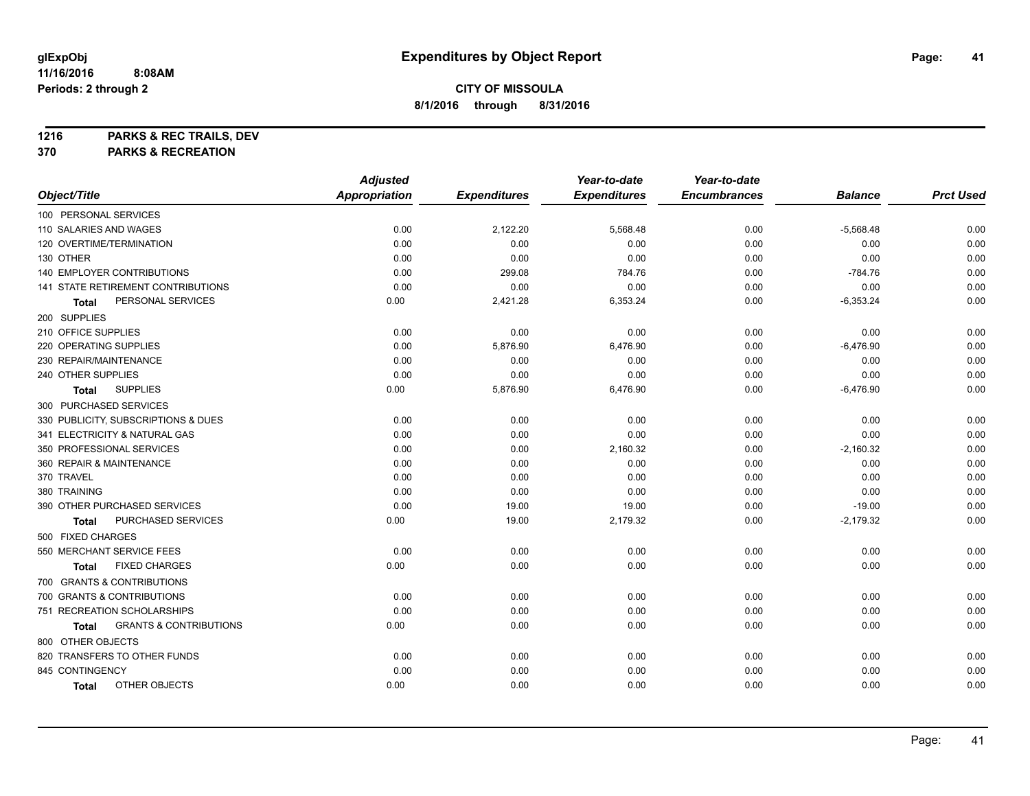**glExpObj**
**11/16/2016 8:08AM**
**Periods: 2 through 2**

# Expenditures by Object Report

**CITY OF MISSOULA**
**8/1/2016 through 8/31/2016**

**1216 PARKS & REC TRAILS, DEV**
**370 PARKS & RECREATION**

| Object/Title | Adjusted Appropriation | Expenditures | Year-to-date Expenditures | Year-to-date Encumbrances | Balance | Prct Used |
|---|---|---|---|---|---|---|
| 100 PERSONAL SERVICES | | | | | | |
| 110 SALARIES AND WAGES | 0.00 | 2,122.20 | 5,568.48 | 0.00 | -5,568.48 | 0.00 |
| 120 OVERTIME/TERMINATION | 0.00 | 0.00 | 0.00 | 0.00 | 0.00 | 0.00 |
| 130 OTHER | 0.00 | 0.00 | 0.00 | 0.00 | 0.00 | 0.00 |
| 140 EMPLOYER CONTRIBUTIONS | 0.00 | 299.08 | 784.76 | 0.00 | -784.76 | 0.00 |
| 141 STATE RETIREMENT CONTRIBUTIONS | 0.00 | 0.00 | 0.00 | 0.00 | 0.00 | 0.00 |
| **Total** PERSONAL SERVICES | 0.00 | 2,421.28 | 6,353.24 | 0.00 | -6,353.24 | 0.00 |
| 200 SUPPLIES | | | | | | |
| 210 OFFICE SUPPLIES | 0.00 | 0.00 | 0.00 | 0.00 | 0.00 | 0.00 |
| 220 OPERATING SUPPLIES | 0.00 | 5,876.90 | 6,476.90 | 0.00 | -6,476.90 | 0.00 |
| 230 REPAIR/MAINTENANCE | 0.00 | 0.00 | 0.00 | 0.00 | 0.00 | 0.00 |
| 240 OTHER SUPPLIES | 0.00 | 0.00 | 0.00 | 0.00 | 0.00 | 0.00 |
| **Total** SUPPLIES | 0.00 | 5,876.90 | 6,476.90 | 0.00 | -6,476.90 | 0.00 |
| 300 PURCHASED SERVICES | | | | | | |
| 330 PUBLICITY, SUBSCRIPTIONS & DUES | 0.00 | 0.00 | 0.00 | 0.00 | 0.00 | 0.00 |
| 341 ELECTRICITY & NATURAL GAS | 0.00 | 0.00 | 0.00 | 0.00 | 0.00 | 0.00 |
| 350 PROFESSIONAL SERVICES | 0.00 | 0.00 | 2,160.32 | 0.00 | -2,160.32 | 0.00 |
| 360 REPAIR & MAINTENANCE | 0.00 | 0.00 | 0.00 | 0.00 | 0.00 | 0.00 |
| 370 TRAVEL | 0.00 | 0.00 | 0.00 | 0.00 | 0.00 | 0.00 |
| 380 TRAINING | 0.00 | 0.00 | 0.00 | 0.00 | 0.00 | 0.00 |
| 390 OTHER PURCHASED SERVICES | 0.00 | 19.00 | 19.00 | 0.00 | -19.00 | 0.00 |
| **Total** PURCHASED SERVICES | 0.00 | 19.00 | 2,179.32 | 0.00 | -2,179.32 | 0.00 |
| 500 FIXED CHARGES | | | | | | |
| 550 MERCHANT SERVICE FEES | 0.00 | 0.00 | 0.00 | 0.00 | 0.00 | 0.00 |
| **Total** FIXED CHARGES | 0.00 | 0.00 | 0.00 | 0.00 | 0.00 | 0.00 |
| 700 GRANTS & CONTRIBUTIONS | | | | | | |
| 700 GRANTS & CONTRIBUTIONS | 0.00 | 0.00 | 0.00 | 0.00 | 0.00 | 0.00 |
| 751 RECREATION SCHOLARSHIPS | 0.00 | 0.00 | 0.00 | 0.00 | 0.00 | 0.00 |
| **Total** GRANTS & CONTRIBUTIONS | 0.00 | 0.00 | 0.00 | 0.00 | 0.00 | 0.00 |
| 800 OTHER OBJECTS | | | | | | |
| 820 TRANSFERS TO OTHER FUNDS | 0.00 | 0.00 | 0.00 | 0.00 | 0.00 | 0.00 |
| 845 CONTINGENCY | 0.00 | 0.00 | 0.00 | 0.00 | 0.00 | 0.00 |
| **Total** OTHER OBJECTS | 0.00 | 0.00 | 0.00 | 0.00 | 0.00 | 0.00 |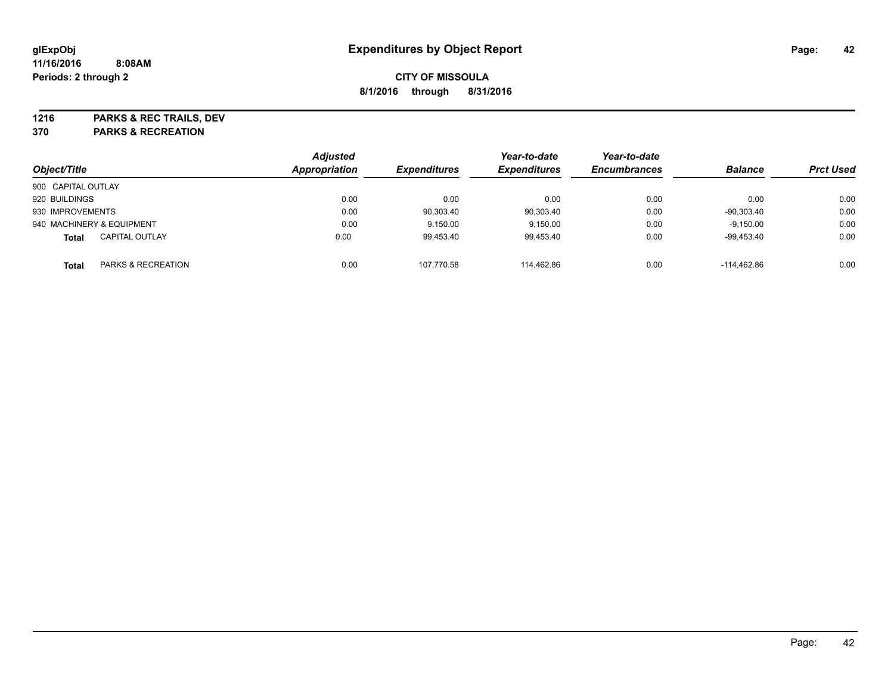**glExpObj** **Expenditures by Object Report**

**11/16/2016 8:08AM**

**Periods: 2 through 2**

**CITY OF MISSOULA**

**8/1/2016 through 8/31/2016**

**1216 PARKS & REC TRAILS, DEV**

**370 PARKS & RECREATION**

| Object/Title | | Adjusted Appropriation | Expenditures | Year-to-date Expenditures | Year-to-date Encumbrances | Balance | Prct Used |
|---|---|---|---|---|---|---|---|
| 900 CAPITAL OUTLAY | | | | | | | |
| 920 BUILDINGS | | 0.00 | 0.00 | 0.00 | 0.00 | 0.00 | 0.00 |
| 930 IMPROVEMENTS | | 0.00 | 90,303.40 | 90,303.40 | 0.00 | -90,303.40 | 0.00 |
| 940 MACHINERY & EQUIPMENT | | 0.00 | 9,150.00 | 9,150.00 | 0.00 | -9,150.00 | 0.00 |
| **Total** | CAPITAL OUTLAY | 0.00 | 99,453.40 | 99,453.40 | 0.00 | -99,453.40 | 0.00 |
| **Total** | PARKS & RECREATION | 0.00 | 107,770.58 | 114,462.86 | 0.00 | -114,462.86 | 0.00 |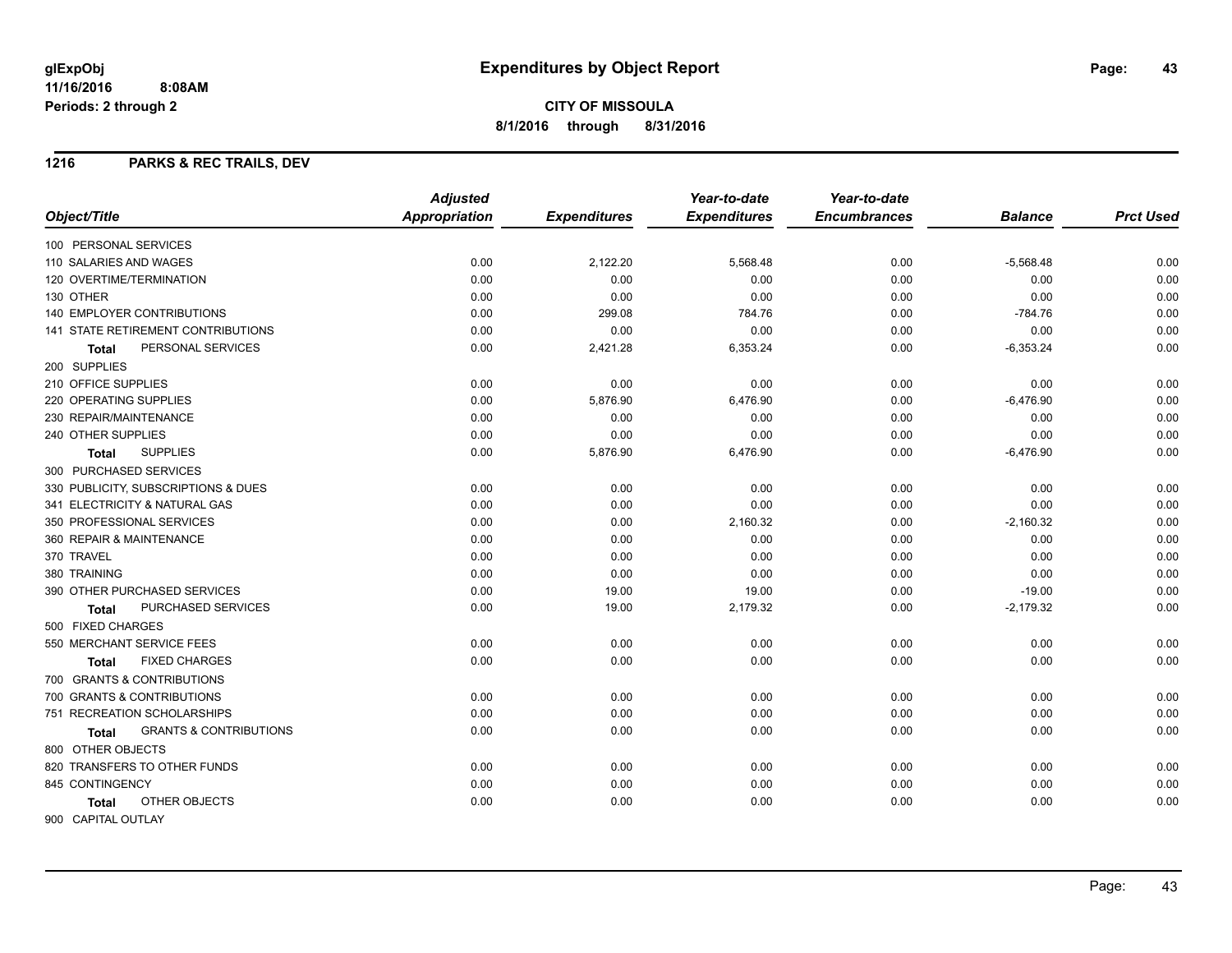**glExpObj** 
**11/16/2016 8:08AM** 
**Periods: 2 through 2**

# Expenditures by Object Report

**CITY OF MISSOULA** 
**8/1/2016 through 8/31/2016**

## 1216 PARKS & REC TRAILS, DEV

| Object/Title | Adjusted Appropriation | Expenditures | Year-to-date Expenditures | Year-to-date Encumbrances | Balance | Prct Used |
|---|---|---|---|---|---|---|
| 100 PERSONAL SERVICES | | | | | | |
| 110 SALARIES AND WAGES | 0.00 | 2,122.20 | 5,568.48 | 0.00 | -5,568.48 | 0.00 |
| 120 OVERTIME/TERMINATION | 0.00 | 0.00 | 0.00 | 0.00 | 0.00 | 0.00 |
| 130 OTHER | 0.00 | 0.00 | 0.00 | 0.00 | 0.00 | 0.00 |
| 140 EMPLOYER CONTRIBUTIONS | 0.00 | 299.08 | 784.76 | 0.00 | -784.76 | 0.00 |
| 141 STATE RETIREMENT CONTRIBUTIONS | 0.00 | 0.00 | 0.00 | 0.00 | 0.00 | 0.00 |
| **Total** PERSONAL SERVICES | 0.00 | 2,421.28 | 6,353.24 | 0.00 | -6,353.24 | 0.00 |
| 200 SUPPLIES | | | | | | |
| 210 OFFICE SUPPLIES | 0.00 | 0.00 | 0.00 | 0.00 | 0.00 | 0.00 |
| 220 OPERATING SUPPLIES | 0.00 | 5,876.90 | 6,476.90 | 0.00 | -6,476.90 | 0.00 |
| 230 REPAIR/MAINTENANCE | 0.00 | 0.00 | 0.00 | 0.00 | 0.00 | 0.00 |
| 240 OTHER SUPPLIES | 0.00 | 0.00 | 0.00 | 0.00 | 0.00 | 0.00 |
| **Total** SUPPLIES | 0.00 | 5,876.90 | 6,476.90 | 0.00 | -6,476.90 | 0.00 |
| 300 PURCHASED SERVICES | | | | | | |
| 330 PUBLICITY, SUBSCRIPTIONS & DUES | 0.00 | 0.00 | 0.00 | 0.00 | 0.00 | 0.00 |
| 341 ELECTRICITY & NATURAL GAS | 0.00 | 0.00 | 0.00 | 0.00 | 0.00 | 0.00 |
| 350 PROFESSIONAL SERVICES | 0.00 | 0.00 | 2,160.32 | 0.00 | -2,160.32 | 0.00 |
| 360 REPAIR & MAINTENANCE | 0.00 | 0.00 | 0.00 | 0.00 | 0.00 | 0.00 |
| 370 TRAVEL | 0.00 | 0.00 | 0.00 | 0.00 | 0.00 | 0.00 |
| 380 TRAINING | 0.00 | 0.00 | 0.00 | 0.00 | 0.00 | 0.00 |
| 390 OTHER PURCHASED SERVICES | 0.00 | 19.00 | 19.00 | 0.00 | -19.00 | 0.00 |
| **Total** PURCHASED SERVICES | 0.00 | 19.00 | 2,179.32 | 0.00 | -2,179.32 | 0.00 |
| 500 FIXED CHARGES | | | | | | |
| 550 MERCHANT SERVICE FEES | 0.00 | 0.00 | 0.00 | 0.00 | 0.00 | 0.00 |
| **Total** FIXED CHARGES | 0.00 | 0.00 | 0.00 | 0.00 | 0.00 | 0.00 |
| 700 GRANTS & CONTRIBUTIONS | | | | | | |
| 700 GRANTS & CONTRIBUTIONS | 0.00 | 0.00 | 0.00 | 0.00 | 0.00 | 0.00 |
| 751 RECREATION SCHOLARSHIPS | 0.00 | 0.00 | 0.00 | 0.00 | 0.00 | 0.00 |
| **Total** GRANTS & CONTRIBUTIONS | 0.00 | 0.00 | 0.00 | 0.00 | 0.00 | 0.00 |
| 800 OTHER OBJECTS | | | | | | |
| 820 TRANSFERS TO OTHER FUNDS | 0.00 | 0.00 | 0.00 | 0.00 | 0.00 | 0.00 |
| 845 CONTINGENCY | 0.00 | 0.00 | 0.00 | 0.00 | 0.00 | 0.00 |
| **Total** OTHER OBJECTS | 0.00 | 0.00 | 0.00 | 0.00 | 0.00 | 0.00 |
| 900 CAPITAL OUTLAY | | | | | | |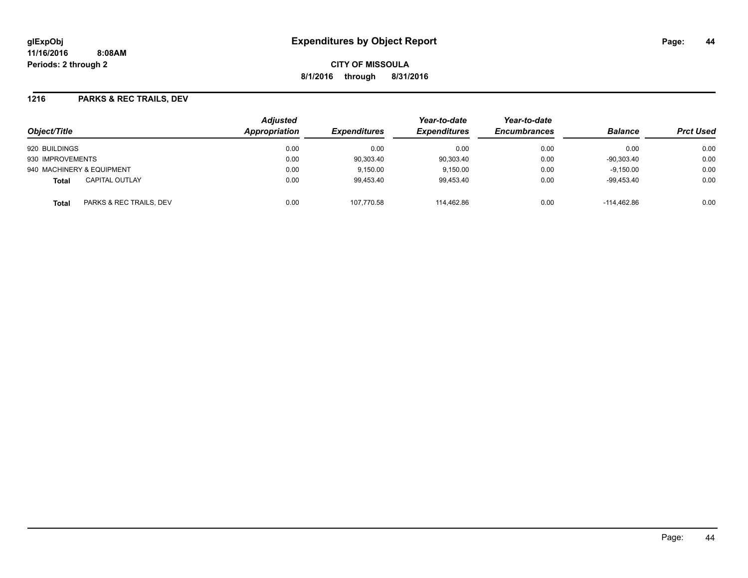**glExpObj** **Expenditures by Object Report**

**11/16/2016 8:08AM**

**Periods: 2 through 2**

**CITY OF MISSOULA**

**8/1/2016 through 8/31/2016**

## 1216 PARKS & REC TRAILS, DEV

| Object/Title | Adjusted Appropriation | Expenditures | Year-to-date Expenditures | Year-to-date Encumbrances | Balance | Prct Used |
|---|---|---|---|---|---|---|
| 920 BUILDINGS | 0.00 | 0.00 | 0.00 | 0.00 | 0.00 | 0.00 |
| 930 IMPROVEMENTS | 0.00 | 90,303.40 | 90,303.40 | 0.00 | -90,303.40 | 0.00 |
| 940 MACHINERY & EQUIPMENT | 0.00 | 9,150.00 | 9,150.00 | 0.00 | -9,150.00 | 0.00 |
| **Total** CAPITAL OUTLAY | 0.00 | 99,453.40 | 99,453.40 | 0.00 | -99,453.40 | 0.00 |
| **Total** PARKS & REC TRAILS, DEV | 0.00 | 107,770.58 | 114,462.86 | 0.00 | -114,462.86 | 0.00 |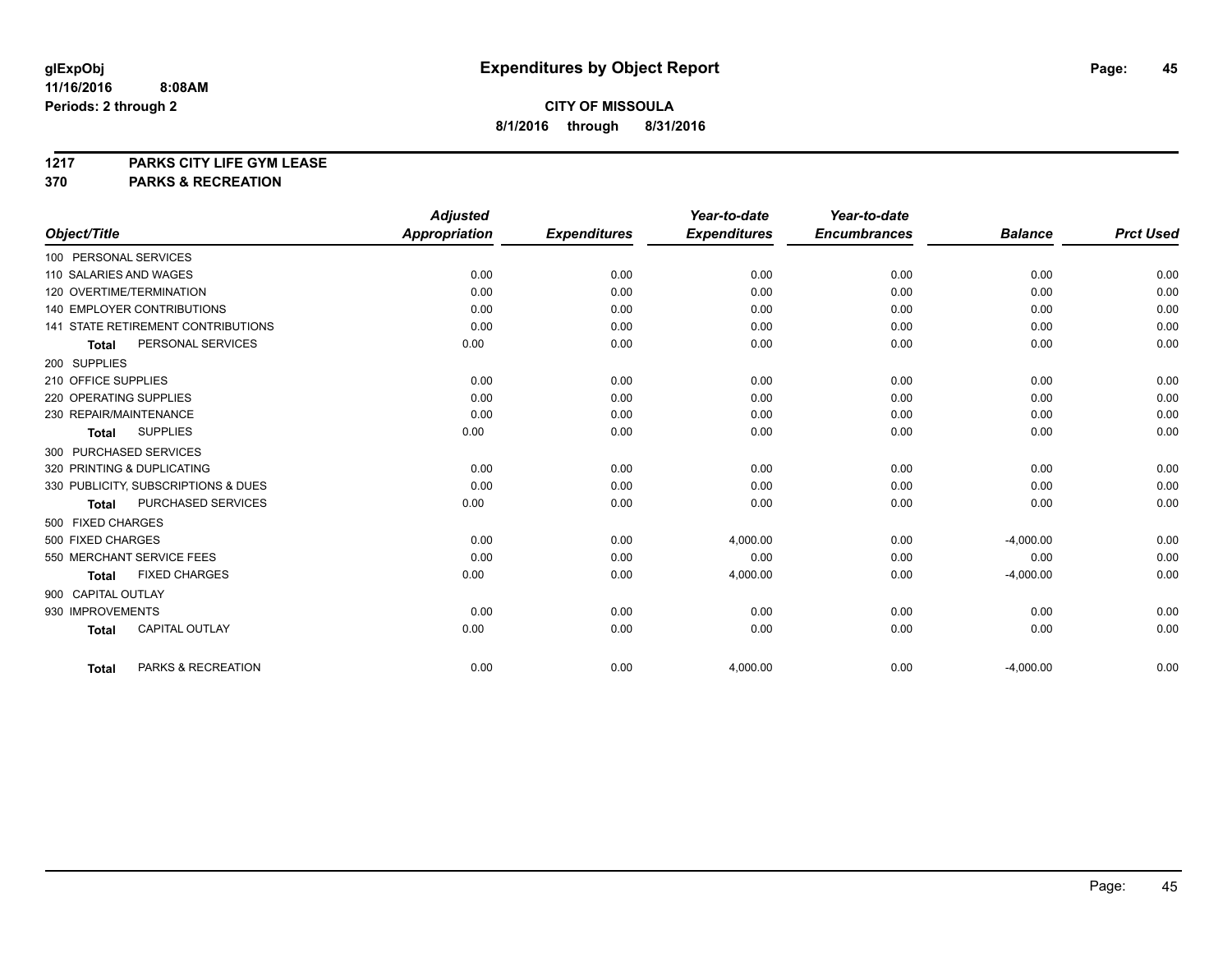**glExpObj**
**11/16/2016 8:08AM**
**Periods: 2 through 2**

# Expenditures by Object Report

**CITY OF MISSOULA**
**8/1/2016 through 8/31/2016**

## 1217 PARKS CITY LIFE GYM LEASE
## 370 PARKS & RECREATION

| Object/Title | Adjusted Appropriation | Expenditures | Year-to-date Expenditures | Year-to-date Encumbrances | Balance | Prct Used |
|---|---|---|---|---|---|---|
| 100 PERSONAL SERVICES | | | | | | |
| 110 SALARIES AND WAGES | 0.00 | 0.00 | 0.00 | 0.00 | 0.00 | 0.00 |
| 120 OVERTIME/TERMINATION | 0.00 | 0.00 | 0.00 | 0.00 | 0.00 | 0.00 |
| 140 EMPLOYER CONTRIBUTIONS | 0.00 | 0.00 | 0.00 | 0.00 | 0.00 | 0.00 |
| 141 STATE RETIREMENT CONTRIBUTIONS | 0.00 | 0.00 | 0.00 | 0.00 | 0.00 | 0.00 |
| **Total** PERSONAL SERVICES | 0.00 | 0.00 | 0.00 | 0.00 | 0.00 | 0.00 |
| 200 SUPPLIES | | | | | | |
| 210 OFFICE SUPPLIES | 0.00 | 0.00 | 0.00 | 0.00 | 0.00 | 0.00 |
| 220 OPERATING SUPPLIES | 0.00 | 0.00 | 0.00 | 0.00 | 0.00 | 0.00 |
| 230 REPAIR/MAINTENANCE | 0.00 | 0.00 | 0.00 | 0.00 | 0.00 | 0.00 |
| **Total** SUPPLIES | 0.00 | 0.00 | 0.00 | 0.00 | 0.00 | 0.00 |
| 300 PURCHASED SERVICES | | | | | | |
| 320 PRINTING & DUPLICATING | 0.00 | 0.00 | 0.00 | 0.00 | 0.00 | 0.00 |
| 330 PUBLICITY, SUBSCRIPTIONS & DUES | 0.00 | 0.00 | 0.00 | 0.00 | 0.00 | 0.00 |
| **Total** PURCHASED SERVICES | 0.00 | 0.00 | 0.00 | 0.00 | 0.00 | 0.00 |
| 500 FIXED CHARGES | | | | | | |
| 500 FIXED CHARGES | 0.00 | 0.00 | 4,000.00 | 0.00 | -4,000.00 | 0.00 |
| 550 MERCHANT SERVICE FEES | 0.00 | 0.00 | 0.00 | 0.00 | 0.00 | 0.00 |
| **Total** FIXED CHARGES | 0.00 | 0.00 | 4,000.00 | 0.00 | -4,000.00 | 0.00 |
| 900 CAPITAL OUTLAY | | | | | | |
| 930 IMPROVEMENTS | 0.00 | 0.00 | 0.00 | 0.00 | 0.00 | 0.00 |
| **Total** CAPITAL OUTLAY | 0.00 | 0.00 | 0.00 | 0.00 | 0.00 | 0.00 |
| **Total** PARKS & RECREATION | 0.00 | 0.00 | 4,000.00 | 0.00 | -4,000.00 | 0.00 |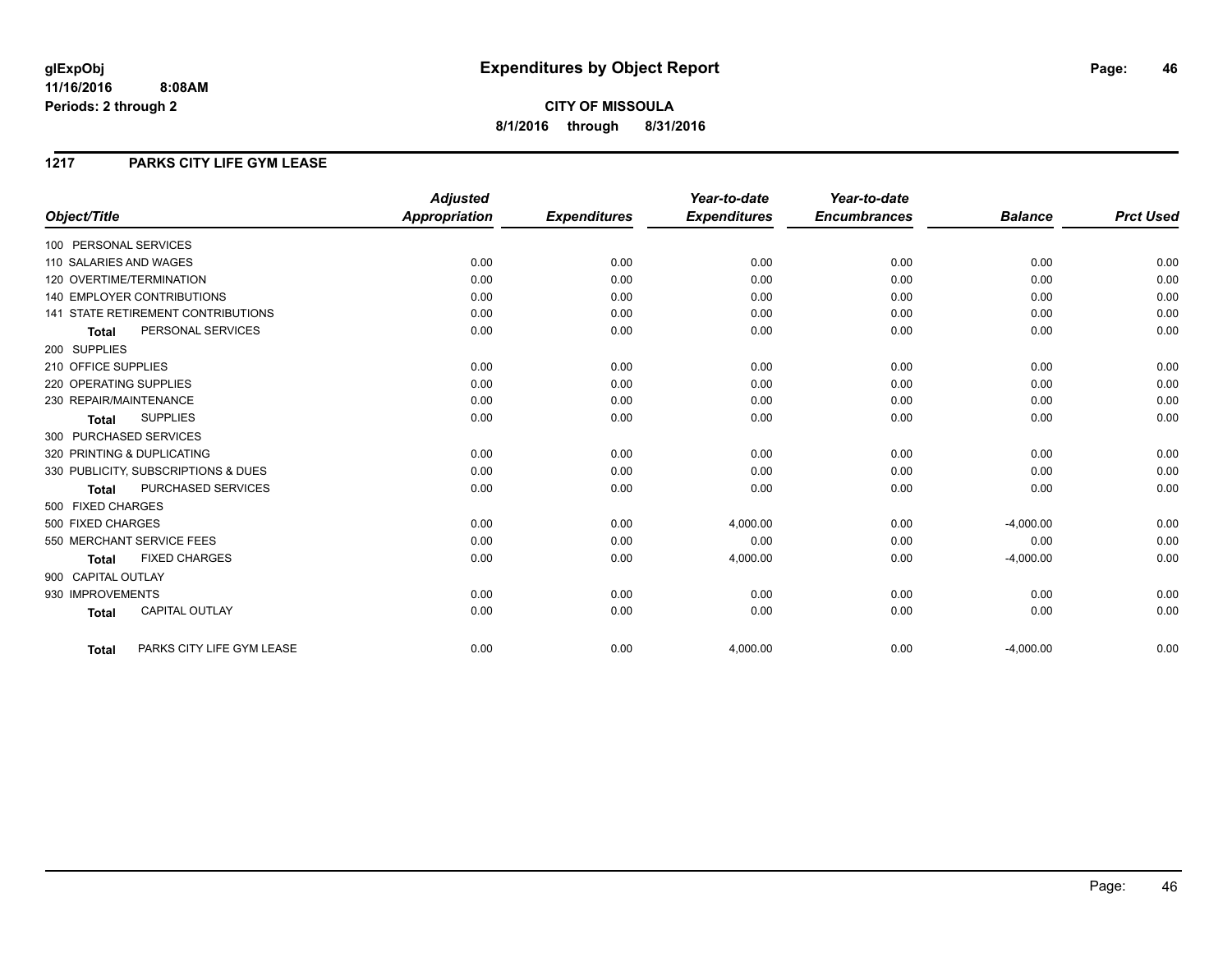# Expenditures by Object Report

glExpObj
11/16/2016 8:08AM
Periods: 2 through 2

**CITY OF MISSOULA**
**8/1/2016 through 8/31/2016**

## 1217 PARKS CITY LIFE GYM LEASE

| Object/Title | Adjusted Appropriation | Expenditures | Year-to-date Expenditures | Year-to-date Encumbrances | Balance | Prct Used |
|---|---|---|---|---|---|---|
| 100 PERSONAL SERVICES | | | | | | |
| 110 SALARIES AND WAGES | 0.00 | 0.00 | 0.00 | 0.00 | 0.00 | 0.00 |
| 120 OVERTIME/TERMINATION | 0.00 | 0.00 | 0.00 | 0.00 | 0.00 | 0.00 |
| 140 EMPLOYER CONTRIBUTIONS | 0.00 | 0.00 | 0.00 | 0.00 | 0.00 | 0.00 |
| 141 STATE RETIREMENT CONTRIBUTIONS | 0.00 | 0.00 | 0.00 | 0.00 | 0.00 | 0.00 |
| **Total** PERSONAL SERVICES | 0.00 | 0.00 | 0.00 | 0.00 | 0.00 | 0.00 |
| 200 SUPPLIES | | | | | | |
| 210 OFFICE SUPPLIES | 0.00 | 0.00 | 0.00 | 0.00 | 0.00 | 0.00 |
| 220 OPERATING SUPPLIES | 0.00 | 0.00 | 0.00 | 0.00 | 0.00 | 0.00 |
| 230 REPAIR/MAINTENANCE | 0.00 | 0.00 | 0.00 | 0.00 | 0.00 | 0.00 |
| **Total** SUPPLIES | 0.00 | 0.00 | 0.00 | 0.00 | 0.00 | 0.00 |
| 300 PURCHASED SERVICES | | | | | | |
| 320 PRINTING & DUPLICATING | 0.00 | 0.00 | 0.00 | 0.00 | 0.00 | 0.00 |
| 330 PUBLICITY, SUBSCRIPTIONS & DUES | 0.00 | 0.00 | 0.00 | 0.00 | 0.00 | 0.00 |
| **Total** PURCHASED SERVICES | 0.00 | 0.00 | 0.00 | 0.00 | 0.00 | 0.00 |
| 500 FIXED CHARGES | | | | | | |
| 500 FIXED CHARGES | 0.00 | 0.00 | 4,000.00 | 0.00 | -4,000.00 | 0.00 |
| 550 MERCHANT SERVICE FEES | 0.00 | 0.00 | 0.00 | 0.00 | 0.00 | 0.00 |
| **Total** FIXED CHARGES | 0.00 | 0.00 | 4,000.00 | 0.00 | -4,000.00 | 0.00 |
| 900 CAPITAL OUTLAY | | | | | | |
| 930 IMPROVEMENTS | 0.00 | 0.00 | 0.00 | 0.00 | 0.00 | 0.00 |
| **Total** CAPITAL OUTLAY | 0.00 | 0.00 | 0.00 | 0.00 | 0.00 | 0.00 |
| **Total** PARKS CITY LIFE GYM LEASE | 0.00 | 0.00 | 4,000.00 | 0.00 | -4,000.00 | 0.00 |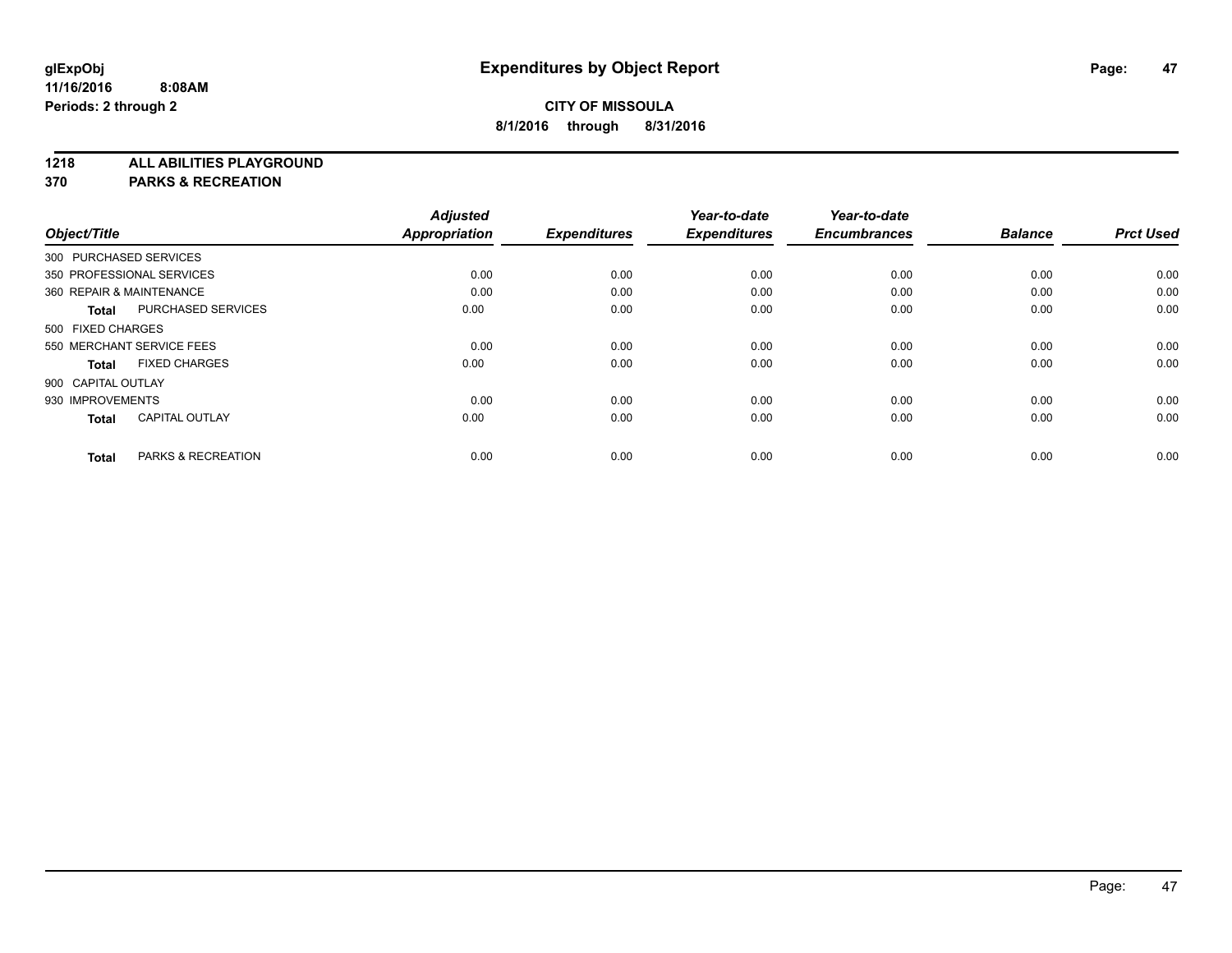# Expenditures by Object Report

**CITY OF MISSOULA**

**8/1/2016 through 8/31/2016**

glExpObj
11/16/2016 8:08AM
Periods: 2 through 2

**1218 ALL ABILITIES PLAYGROUND**
**370 PARKS & RECREATION**

| Object/Title | | Adjusted Appropriation | Expenditures | Year-to-date Expenditures | Year-to-date Encumbrances | Balance | Prct Used |
|---|---|---|---|---|---|---|---|
| 300 PURCHASED SERVICES | | | | | | | |
| 350 PROFESSIONAL SERVICES | | 0.00 | 0.00 | 0.00 | 0.00 | 0.00 | 0.00 |
| 360 REPAIR & MAINTENANCE | | 0.00 | 0.00 | 0.00 | 0.00 | 0.00 | 0.00 |
| **Total** | PURCHASED SERVICES | 0.00 | 0.00 | 0.00 | 0.00 | 0.00 | 0.00 |
| 500 FIXED CHARGES | | | | | | | |
| 550 MERCHANT SERVICE FEES | | 0.00 | 0.00 | 0.00 | 0.00 | 0.00 | 0.00 |
| **Total** | FIXED CHARGES | 0.00 | 0.00 | 0.00 | 0.00 | 0.00 | 0.00 |
| 900 CAPITAL OUTLAY | | | | | | | |
| 930 IMPROVEMENTS | | 0.00 | 0.00 | 0.00 | 0.00 | 0.00 | 0.00 |
| **Total** | CAPITAL OUTLAY | 0.00 | 0.00 | 0.00 | 0.00 | 0.00 | 0.00 |
| **Total** | PARKS & RECREATION | 0.00 | 0.00 | 0.00 | 0.00 | 0.00 | 0.00 |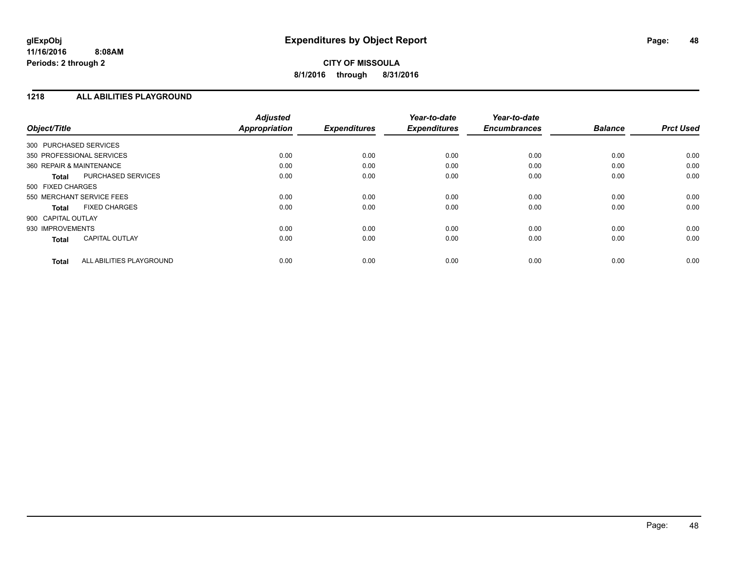# Expenditures by Object Report

glExpObj
11/16/2016 8:08AM
Periods: 2 through 2

**CITY OF MISSOULA**
**8/1/2016 through 8/31/2016**

## 1218 ALL ABILITIES PLAYGROUND

| Object/Title | | Adjusted Appropriation | Expenditures | Year-to-date Expenditures | Year-to-date Encumbrances | Balance | Prct Used |
|---|---|---|---|---|---|---|---|
| 300 PURCHASED SERVICES | | | | | | | |
| 350 PROFESSIONAL SERVICES | | 0.00 | 0.00 | 0.00 | 0.00 | 0.00 | 0.00 |
| 360 REPAIR & MAINTENANCE | | 0.00 | 0.00 | 0.00 | 0.00 | 0.00 | 0.00 |
| **Total** | PURCHASED SERVICES | 0.00 | 0.00 | 0.00 | 0.00 | 0.00 | 0.00 |
| 500 FIXED CHARGES | | | | | | | |
| 550 MERCHANT SERVICE FEES | | 0.00 | 0.00 | 0.00 | 0.00 | 0.00 | 0.00 |
| **Total** | FIXED CHARGES | 0.00 | 0.00 | 0.00 | 0.00 | 0.00 | 0.00 |
| 900 CAPITAL OUTLAY | | | | | | | |
| 930 IMPROVEMENTS | | 0.00 | 0.00 | 0.00 | 0.00 | 0.00 | 0.00 |
| **Total** | CAPITAL OUTLAY | 0.00 | 0.00 | 0.00 | 0.00 | 0.00 | 0.00 |
| **Total** | ALL ABILITIES PLAYGROUND | 0.00 | 0.00 | 0.00 | 0.00 | 0.00 | 0.00 |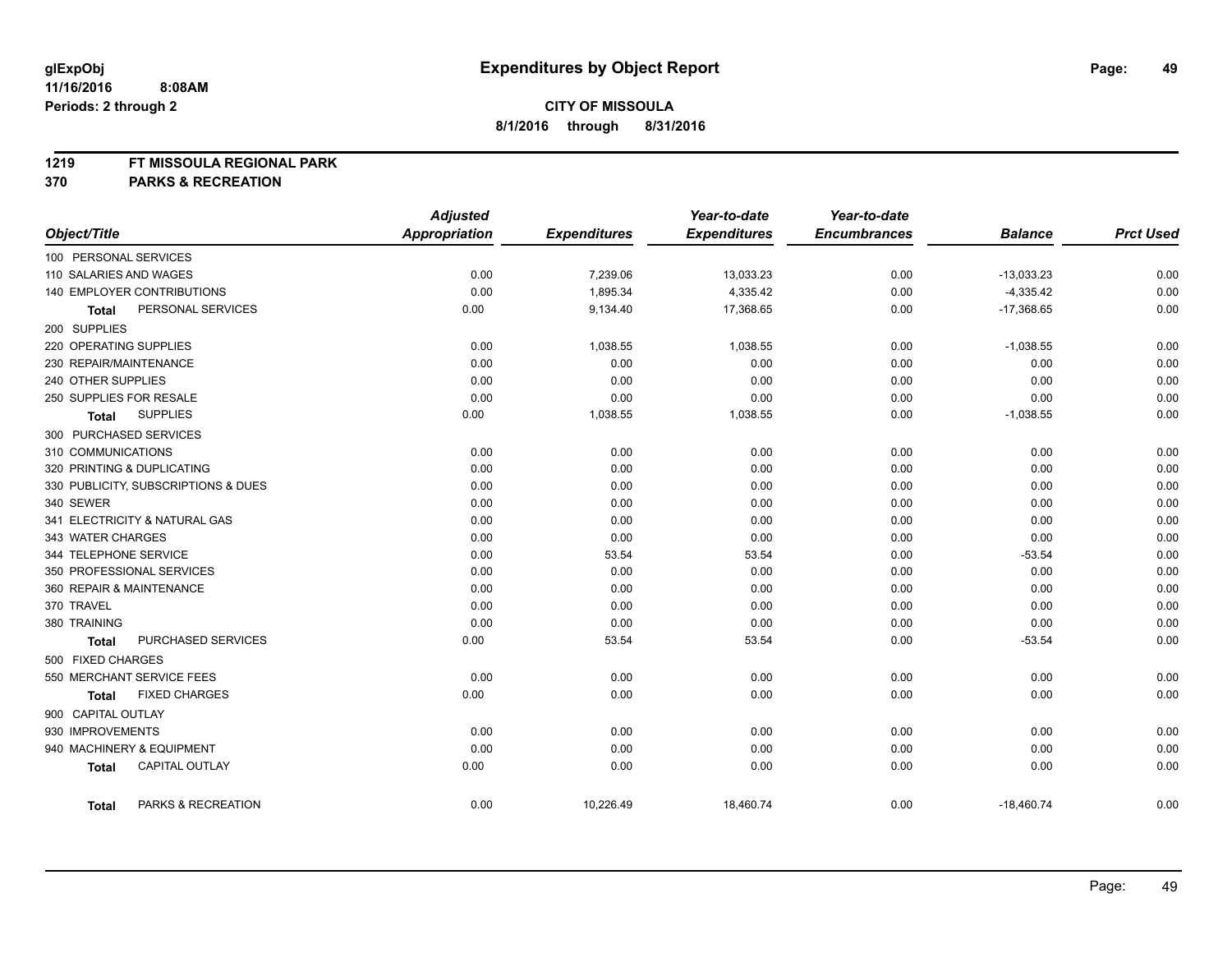# Expenditures by Object Report

**glExpObj**
**11/16/2016 8:08AM**
**Periods: 2 through 2**

**CITY OF MISSOULA**
**8/1/2016 through 8/31/2016**

**1219 FT MISSOULA REGIONAL PARK**
**370 PARKS & RECREATION**

| Object/Title | Adjusted Appropriation | Expenditures | Year-to-date Expenditures | Year-to-date Encumbrances | Balance | Prct Used |
|---|---|---|---|---|---|---|
| 100 PERSONAL SERVICES | | | | | | |
| 110 SALARIES AND WAGES | 0.00 | 7,239.06 | 13,033.23 | 0.00 | -13,033.23 | 0.00 |
| 140 EMPLOYER CONTRIBUTIONS | 0.00 | 1,895.34 | 4,335.42 | 0.00 | -4,335.42 | 0.00 |
| **Total** PERSONAL SERVICES | 0.00 | 9,134.40 | 17,368.65 | 0.00 | -17,368.65 | 0.00 |
| 200 SUPPLIES | | | | | | |
| 220 OPERATING SUPPLIES | 0.00 | 1,038.55 | 1,038.55 | 0.00 | -1,038.55 | 0.00 |
| 230 REPAIR/MAINTENANCE | 0.00 | 0.00 | 0.00 | 0.00 | 0.00 | 0.00 |
| 240 OTHER SUPPLIES | 0.00 | 0.00 | 0.00 | 0.00 | 0.00 | 0.00 |
| 250 SUPPLIES FOR RESALE | 0.00 | 0.00 | 0.00 | 0.00 | 0.00 | 0.00 |
| **Total** SUPPLIES | 0.00 | 1,038.55 | 1,038.55 | 0.00 | -1,038.55 | 0.00 |
| 300 PURCHASED SERVICES | | | | | | |
| 310 COMMUNICATIONS | 0.00 | 0.00 | 0.00 | 0.00 | 0.00 | 0.00 |
| 320 PRINTING & DUPLICATING | 0.00 | 0.00 | 0.00 | 0.00 | 0.00 | 0.00 |
| 330 PUBLICITY, SUBSCRIPTIONS & DUES | 0.00 | 0.00 | 0.00 | 0.00 | 0.00 | 0.00 |
| 340 SEWER | 0.00 | 0.00 | 0.00 | 0.00 | 0.00 | 0.00 |
| 341 ELECTRICITY & NATURAL GAS | 0.00 | 0.00 | 0.00 | 0.00 | 0.00 | 0.00 |
| 343 WATER CHARGES | 0.00 | 0.00 | 0.00 | 0.00 | 0.00 | 0.00 |
| 344 TELEPHONE SERVICE | 0.00 | 53.54 | 53.54 | 0.00 | -53.54 | 0.00 |
| 350 PROFESSIONAL SERVICES | 0.00 | 0.00 | 0.00 | 0.00 | 0.00 | 0.00 |
| 360 REPAIR & MAINTENANCE | 0.00 | 0.00 | 0.00 | 0.00 | 0.00 | 0.00 |
| 370 TRAVEL | 0.00 | 0.00 | 0.00 | 0.00 | 0.00 | 0.00 |
| 380 TRAINING | 0.00 | 0.00 | 0.00 | 0.00 | 0.00 | 0.00 |
| **Total** PURCHASED SERVICES | 0.00 | 53.54 | 53.54 | 0.00 | -53.54 | 0.00 |
| 500 FIXED CHARGES | | | | | | |
| 550 MERCHANT SERVICE FEES | 0.00 | 0.00 | 0.00 | 0.00 | 0.00 | 0.00 |
| **Total** FIXED CHARGES | 0.00 | 0.00 | 0.00 | 0.00 | 0.00 | 0.00 |
| 900 CAPITAL OUTLAY | | | | | | |
| 930 IMPROVEMENTS | 0.00 | 0.00 | 0.00 | 0.00 | 0.00 | 0.00 |
| 940 MACHINERY & EQUIPMENT | 0.00 | 0.00 | 0.00 | 0.00 | 0.00 | 0.00 |
| **Total** CAPITAL OUTLAY | 0.00 | 0.00 | 0.00 | 0.00 | 0.00 | 0.00 |
| **Total** PARKS & RECREATION | 0.00 | 10,226.49 | 18,460.74 | 0.00 | -18,460.74 | 0.00 |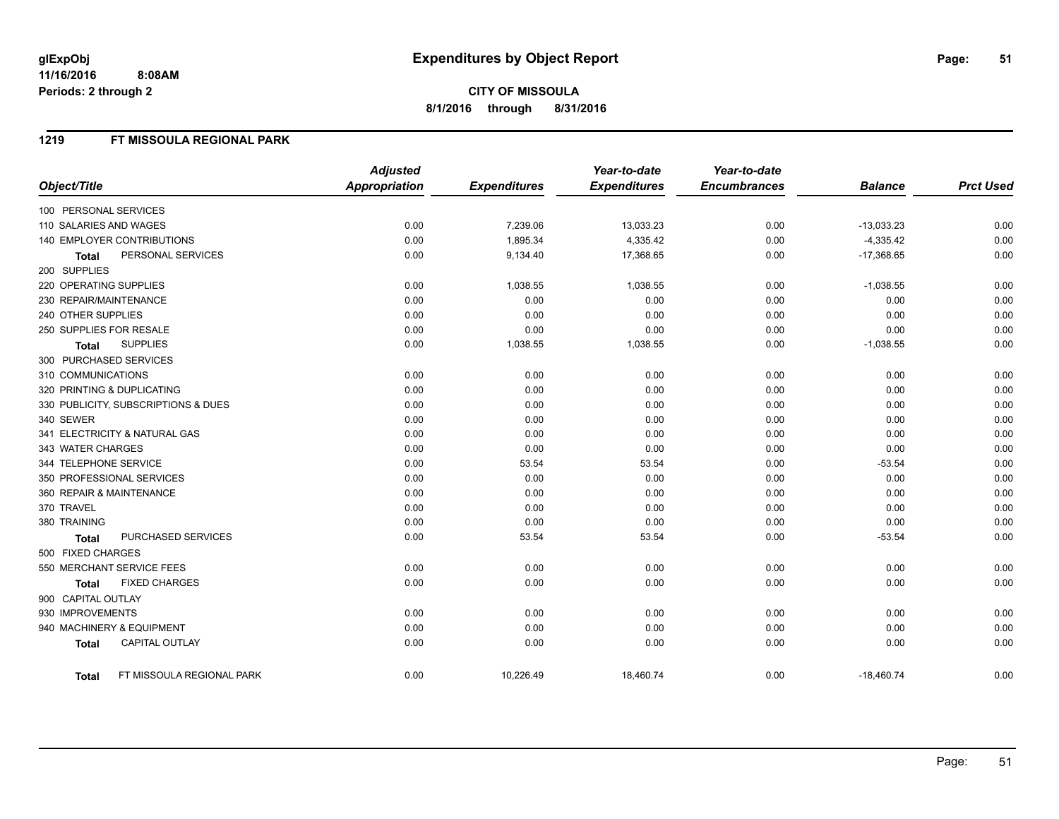# Expenditures by Object Report

**CITY OF MISSOULA**

**8/1/2016 through 8/31/2016**

glExpObj
11/16/2016 8:08AM
Periods: 2 through 2

## 1219 FT MISSOULA REGIONAL PARK

| Object/Title | Adjusted Appropriation | Expenditures | Year-to-date Expenditures | Year-to-date Encumbrances | Balance | Prct Used |
|---|---|---|---|---|---|---|
| 100 PERSONAL SERVICES | | | | | | |
| 110 SALARIES AND WAGES | 0.00 | 7,239.06 | 13,033.23 | 0.00 | -13,033.23 | 0.00 |
| 140 EMPLOYER CONTRIBUTIONS | 0.00 | 1,895.34 | 4,335.42 | 0.00 | -4,335.42 | 0.00 |
| **Total** PERSONAL SERVICES | 0.00 | 9,134.40 | 17,368.65 | 0.00 | -17,368.65 | 0.00 |
| 200 SUPPLIES | | | | | | |
| 220 OPERATING SUPPLIES | 0.00 | 1,038.55 | 1,038.55 | 0.00 | -1,038.55 | 0.00 |
| 230 REPAIR/MAINTENANCE | 0.00 | 0.00 | 0.00 | 0.00 | 0.00 | 0.00 |
| 240 OTHER SUPPLIES | 0.00 | 0.00 | 0.00 | 0.00 | 0.00 | 0.00 |
| 250 SUPPLIES FOR RESALE | 0.00 | 0.00 | 0.00 | 0.00 | 0.00 | 0.00 |
| **Total** SUPPLIES | 0.00 | 1,038.55 | 1,038.55 | 0.00 | -1,038.55 | 0.00 |
| 300 PURCHASED SERVICES | | | | | | |
| 310 COMMUNICATIONS | 0.00 | 0.00 | 0.00 | 0.00 | 0.00 | 0.00 |
| 320 PRINTING & DUPLICATING | 0.00 | 0.00 | 0.00 | 0.00 | 0.00 | 0.00 |
| 330 PUBLICITY, SUBSCRIPTIONS & DUES | 0.00 | 0.00 | 0.00 | 0.00 | 0.00 | 0.00 |
| 340 SEWER | 0.00 | 0.00 | 0.00 | 0.00 | 0.00 | 0.00 |
| 341 ELECTRICITY & NATURAL GAS | 0.00 | 0.00 | 0.00 | 0.00 | 0.00 | 0.00 |
| 343 WATER CHARGES | 0.00 | 0.00 | 0.00 | 0.00 | 0.00 | 0.00 |
| 344 TELEPHONE SERVICE | 0.00 | 53.54 | 53.54 | 0.00 | -53.54 | 0.00 |
| 350 PROFESSIONAL SERVICES | 0.00 | 0.00 | 0.00 | 0.00 | 0.00 | 0.00 |
| 360 REPAIR & MAINTENANCE | 0.00 | 0.00 | 0.00 | 0.00 | 0.00 | 0.00 |
| 370 TRAVEL | 0.00 | 0.00 | 0.00 | 0.00 | 0.00 | 0.00 |
| 380 TRAINING | 0.00 | 0.00 | 0.00 | 0.00 | 0.00 | 0.00 |
| **Total** PURCHASED SERVICES | 0.00 | 53.54 | 53.54 | 0.00 | -53.54 | 0.00 |
| 500 FIXED CHARGES | | | | | | |
| 550 MERCHANT SERVICE FEES | 0.00 | 0.00 | 0.00 | 0.00 | 0.00 | 0.00 |
| **Total** FIXED CHARGES | 0.00 | 0.00 | 0.00 | 0.00 | 0.00 | 0.00 |
| 900 CAPITAL OUTLAY | | | | | | |
| 930 IMPROVEMENTS | 0.00 | 0.00 | 0.00 | 0.00 | 0.00 | 0.00 |
| 940 MACHINERY & EQUIPMENT | 0.00 | 0.00 | 0.00 | 0.00 | 0.00 | 0.00 |
| **Total** CAPITAL OUTLAY | 0.00 | 0.00 | 0.00 | 0.00 | 0.00 | 0.00 |
| **Total** FT MISSOULA REGIONAL PARK | 0.00 | 10,226.49 | 18,460.74 | 0.00 | -18,460.74 | 0.00 |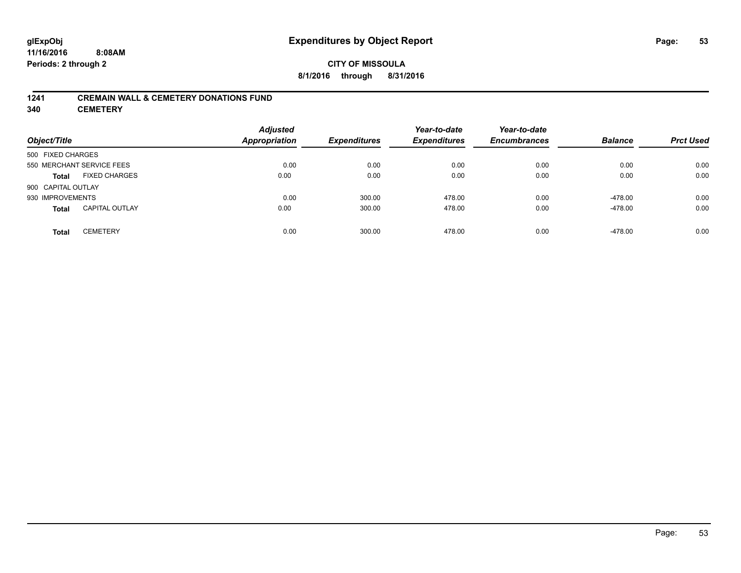# Expenditures by Object Report

glExpObj
11/16/2016 8:08AM
Periods: 2 through 2

**CITY OF MISSOULA**
**8/1/2016 through 8/31/2016**

## 1241 CREMAIN WALL & CEMETERY DONATIONS FUND
## 340 CEMETERY

| Object/Title | | Adjusted Appropriation | Expenditures | Year-to-date Expenditures | Year-to-date Encumbrances | Balance | Prct Used |
|---|---|---|---|---|---|---|---|
| 500 FIXED CHARGES | | | | | | | |
| 550 MERCHANT SERVICE FEES | | 0.00 | 0.00 | 0.00 | 0.00 | 0.00 | 0.00 |
| **Total** | FIXED CHARGES | 0.00 | 0.00 | 0.00 | 0.00 | 0.00 | 0.00 |
| 900 CAPITAL OUTLAY | | | | | | | |
| 930 IMPROVEMENTS | | 0.00 | 300.00 | 478.00 | 0.00 | -478.00 | 0.00 |
| **Total** | CAPITAL OUTLAY | 0.00 | 300.00 | 478.00 | 0.00 | -478.00 | 0.00 |
| **Total** | CEMETERY | 0.00 | 300.00 | 478.00 | 0.00 | -478.00 | 0.00 |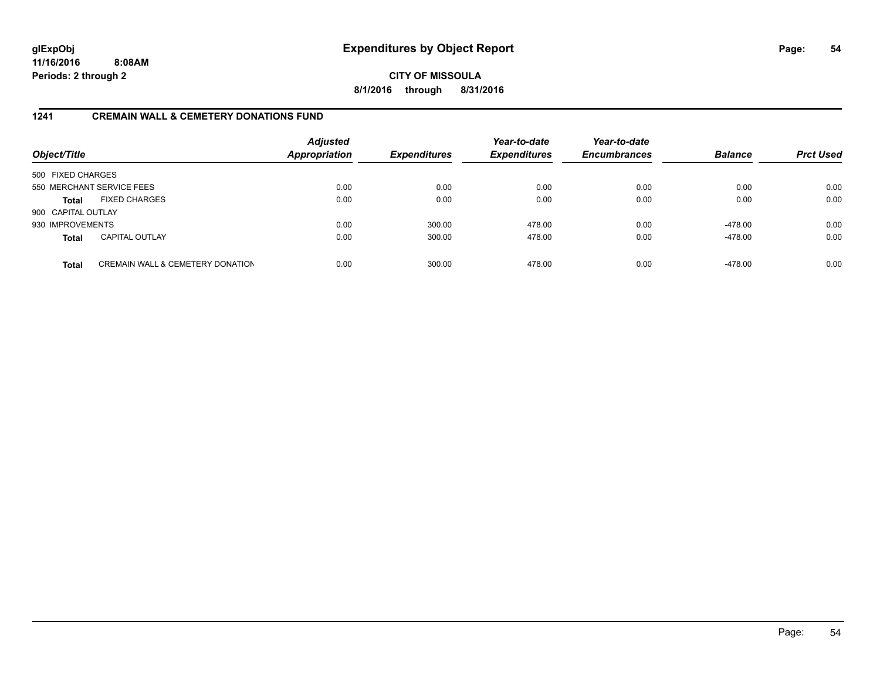# Expenditures by Object Report

**glExpObj**
**11/16/2016 8:08AM**
**Periods: 2 through 2**

**CITY OF MISSOULA**
**8/1/2016 through 8/31/2016**

## 1241 CREMAIN WALL & CEMETERY DONATIONS FUND

| Object/Title | | Adjusted Appropriation | Expenditures | Year-to-date Expenditures | Year-to-date Encumbrances | Balance | Prct Used |
|---|---|---|---|---|---|---|---|
| 500 FIXED CHARGES | | | | | | | |
| 550 MERCHANT SERVICE FEES | | 0.00 | 0.00 | 0.00 | 0.00 | 0.00 | 0.00 |
| **Total** | FIXED CHARGES | 0.00 | 0.00 | 0.00 | 0.00 | 0.00 | 0.00 |
| 900 CAPITAL OUTLAY | | | | | | | |
| 930 IMPROVEMENTS | | 0.00 | 300.00 | 478.00 | 0.00 | -478.00 | 0.00 |
| **Total** | CAPITAL OUTLAY | 0.00 | 300.00 | 478.00 | 0.00 | -478.00 | 0.00 |
| **Total** | CREMAIN WALL & CEMETERY DONATION | 0.00 | 300.00 | 478.00 | 0.00 | -478.00 | 0.00 |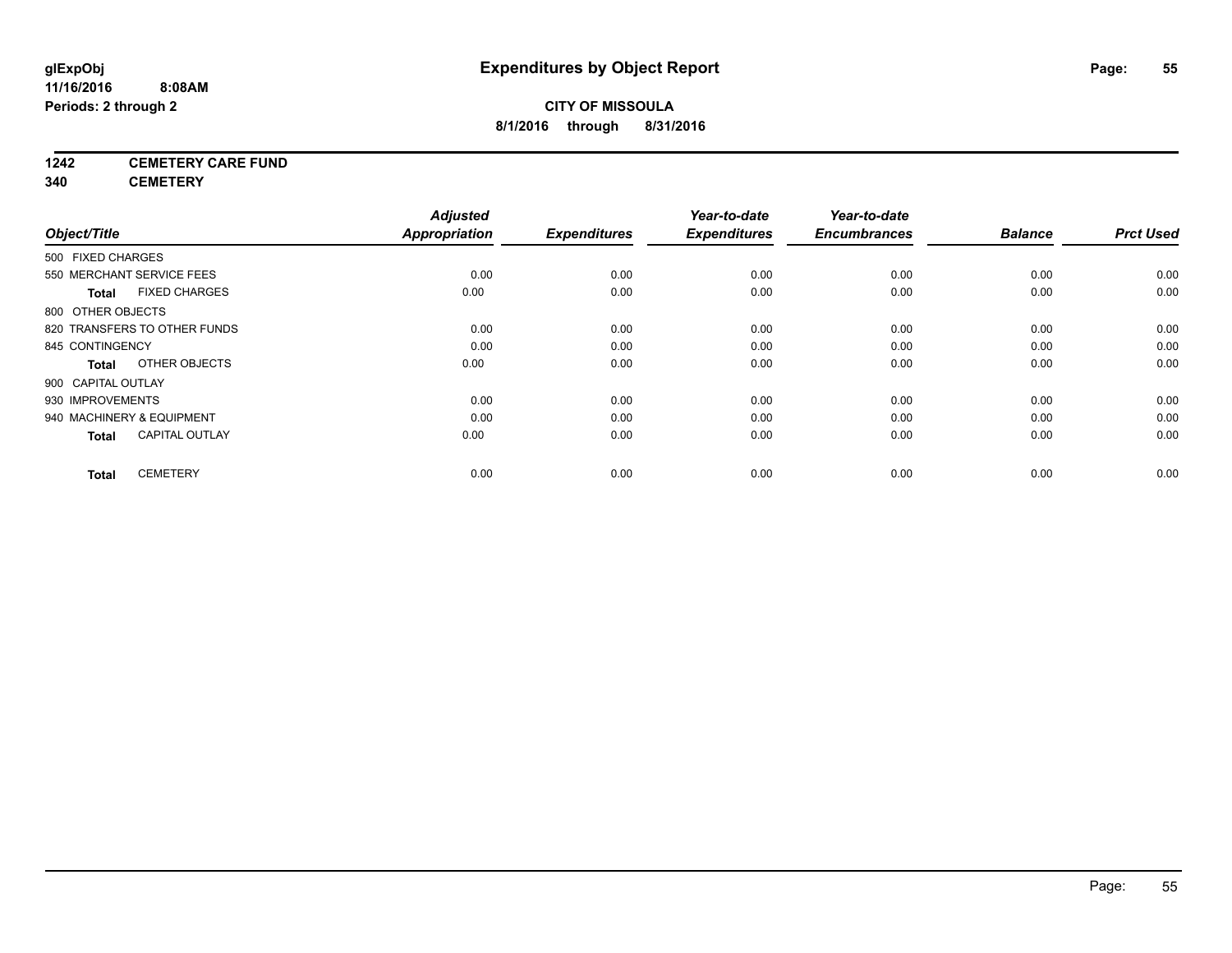# Expenditures by Object Report

glExpObj
11/16/2016 8:08AM
Periods: 2 through 2

**CITY OF MISSOULA**
**8/1/2016 through 8/31/2016**

**1242 CEMETERY CARE FUND**
**340 CEMETERY**

| Object/Title | Adjusted Appropriation | Expenditures | Year-to-date Expenditures | Year-to-date Encumbrances | Balance | Prct Used |
|---|---|---|---|---|---|---|
| 500 FIXED CHARGES | | | | | | |
| 550 MERCHANT SERVICE FEES | 0.00 | 0.00 | 0.00 | 0.00 | 0.00 | 0.00 |
| **Total** FIXED CHARGES | 0.00 | 0.00 | 0.00 | 0.00 | 0.00 | 0.00 |
| 800 OTHER OBJECTS | | | | | | |
| 820 TRANSFERS TO OTHER FUNDS | 0.00 | 0.00 | 0.00 | 0.00 | 0.00 | 0.00 |
| 845 CONTINGENCY | 0.00 | 0.00 | 0.00 | 0.00 | 0.00 | 0.00 |
| **Total** OTHER OBJECTS | 0.00 | 0.00 | 0.00 | 0.00 | 0.00 | 0.00 |
| 900 CAPITAL OUTLAY | | | | | | |
| 930 IMPROVEMENTS | 0.00 | 0.00 | 0.00 | 0.00 | 0.00 | 0.00 |
| 940 MACHINERY & EQUIPMENT | 0.00 | 0.00 | 0.00 | 0.00 | 0.00 | 0.00 |
| **Total** CAPITAL OUTLAY | 0.00 | 0.00 | 0.00 | 0.00 | 0.00 | 0.00 |
| **Total** CEMETERY | 0.00 | 0.00 | 0.00 | 0.00 | 0.00 | 0.00 |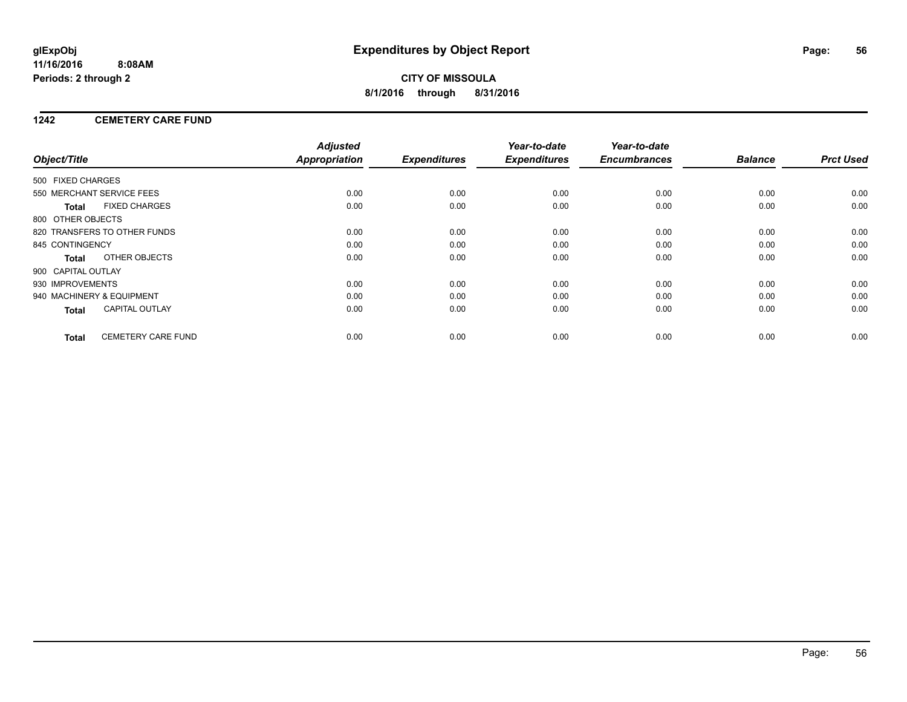# Expenditures by Object Report

glExpObj
11/16/2016 8:08AM
Periods: 2 through 2

**CITY OF MISSOULA**
**8/1/2016 through 8/31/2016**

## 1242 CEMETERY CARE FUND

| Object/Title | Adjusted Appropriation | Expenditures | Year-to-date Expenditures | Year-to-date Encumbrances | Balance | Prct Used |
|---|---|---|---|---|---|---|
| 500 FIXED CHARGES | | | | | | |
| 550 MERCHANT SERVICE FEES | 0.00 | 0.00 | 0.00 | 0.00 | 0.00 | 0.00 |
| **Total** FIXED CHARGES | 0.00 | 0.00 | 0.00 | 0.00 | 0.00 | 0.00 |
| 800 OTHER OBJECTS | | | | | | |
| 820 TRANSFERS TO OTHER FUNDS | 0.00 | 0.00 | 0.00 | 0.00 | 0.00 | 0.00 |
| 845 CONTINGENCY | 0.00 | 0.00 | 0.00 | 0.00 | 0.00 | 0.00 |
| **Total** OTHER OBJECTS | 0.00 | 0.00 | 0.00 | 0.00 | 0.00 | 0.00 |
| 900 CAPITAL OUTLAY | | | | | | |
| 930 IMPROVEMENTS | 0.00 | 0.00 | 0.00 | 0.00 | 0.00 | 0.00 |
| 940 MACHINERY & EQUIPMENT | 0.00 | 0.00 | 0.00 | 0.00 | 0.00 | 0.00 |
| **Total** CAPITAL OUTLAY | 0.00 | 0.00 | 0.00 | 0.00 | 0.00 | 0.00 |
| **Total** CEMETERY CARE FUND | 0.00 | 0.00 | 0.00 | 0.00 | 0.00 | 0.00 |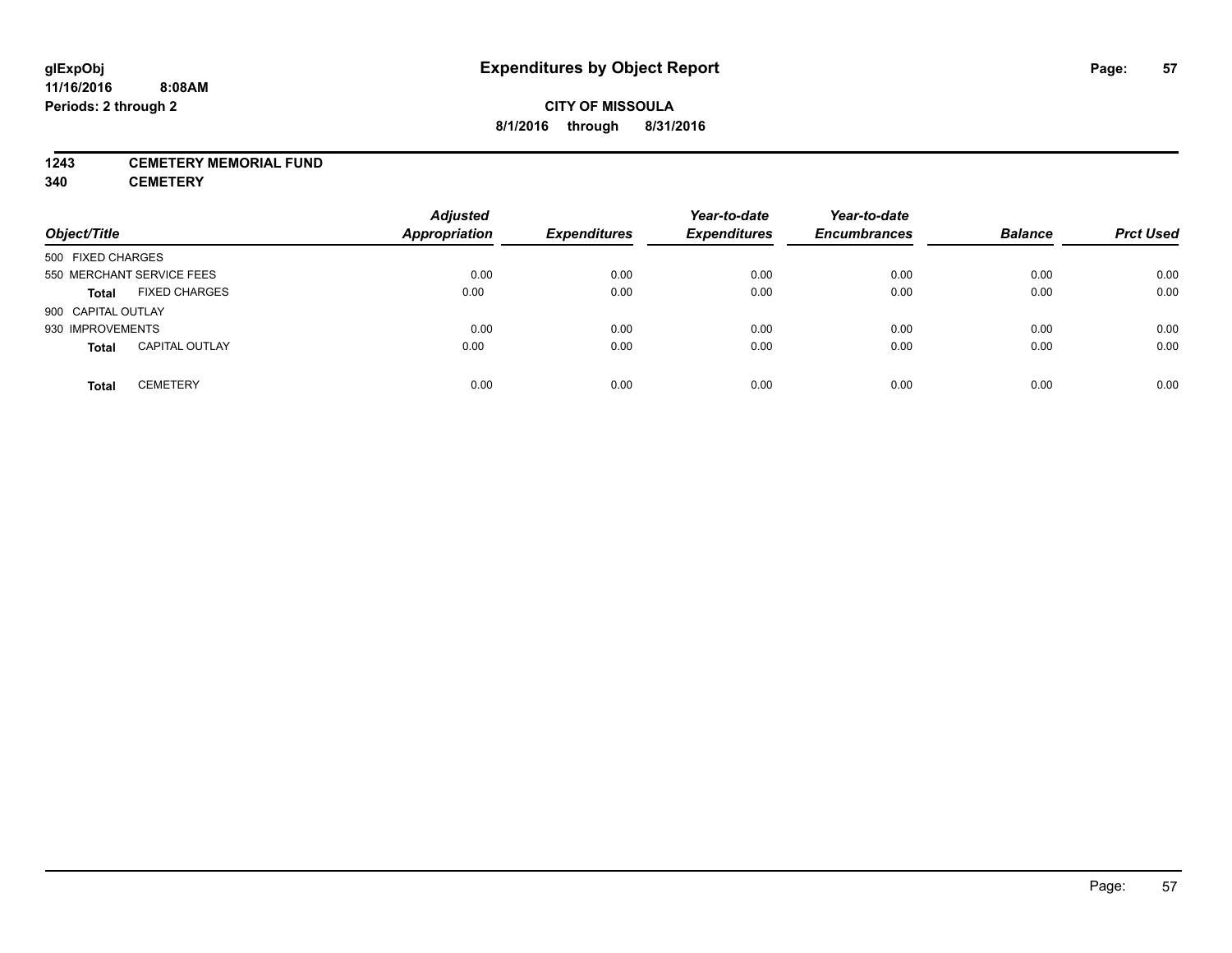**glExpObj**
**11/16/2016 8:08AM**
**Periods: 2 through 2**

# Expenditures by Object Report

**CITY OF MISSOULA**
**8/1/2016 through 8/31/2016**

**1243 CEMETERY MEMORIAL FUND**
**340 CEMETERY**

| Object/Title | | Adjusted Appropriation | Expenditures | Year-to-date Expenditures | Year-to-date Encumbrances | Balance | Prct Used |
|---|---|---|---|---|---|---|---|
| 500 FIXED CHARGES | | | | | | | |
| 550 MERCHANT SERVICE FEES | | 0.00 | 0.00 | 0.00 | 0.00 | 0.00 | 0.00 |
| **Total** | FIXED CHARGES | 0.00 | 0.00 | 0.00 | 0.00 | 0.00 | 0.00 |
| 900 CAPITAL OUTLAY | | | | | | | |
| 930 IMPROVEMENTS | | 0.00 | 0.00 | 0.00 | 0.00 | 0.00 | 0.00 |
| **Total** | CAPITAL OUTLAY | 0.00 | 0.00 | 0.00 | 0.00 | 0.00 | 0.00 |
| **Total** | CEMETERY | 0.00 | 0.00 | 0.00 | 0.00 | 0.00 | 0.00 |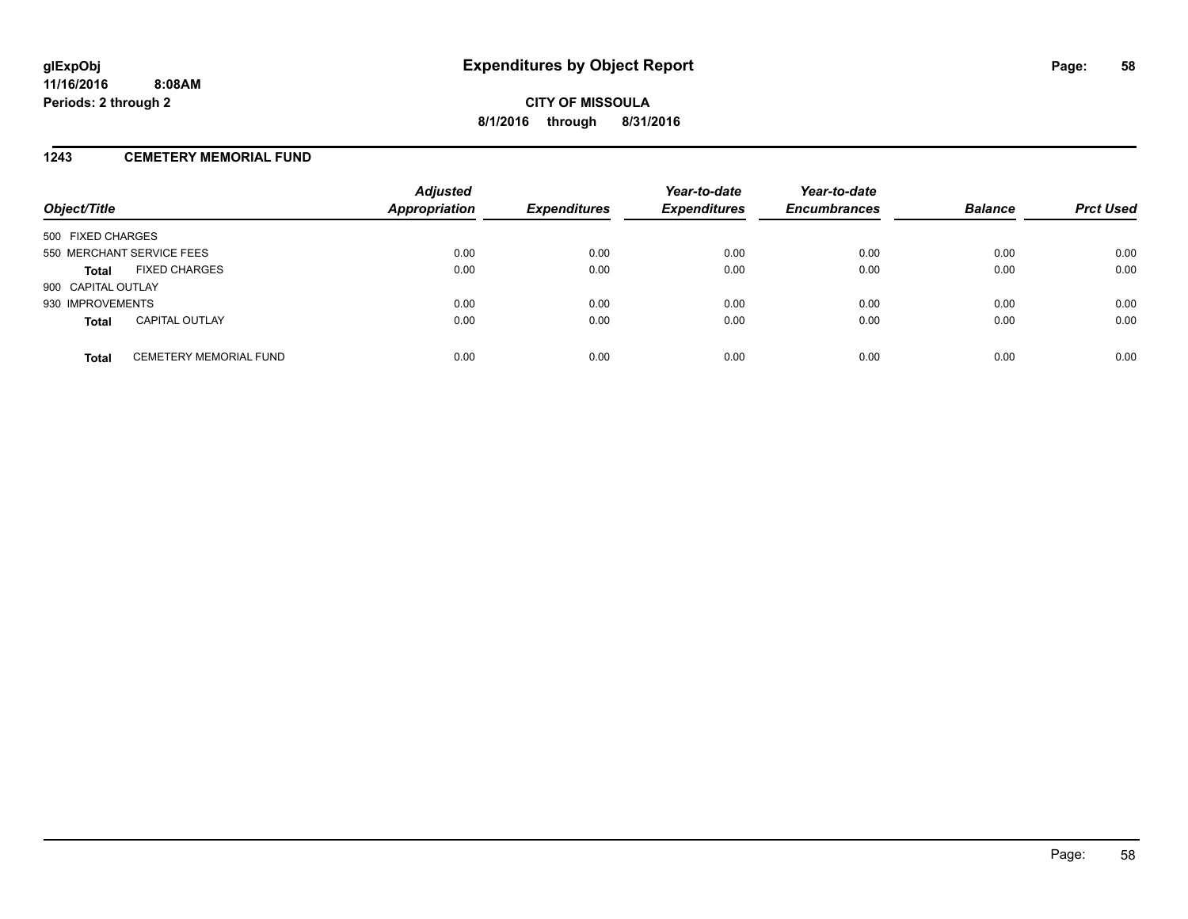# Expenditures by Object Report

**CITY OF MISSOULA**

**8/1/2016 through 8/31/2016**

glExpObj
11/16/2016 8:08AM
Periods: 2 through 2

## 1243 CEMETERY MEMORIAL FUND

| Object/Title | Adjusted Appropriation | Expenditures | Year-to-date Expenditures | Year-to-date Encumbrances | Balance | Prct Used |
|---|---|---|---|---|---|---|
| 500 FIXED CHARGES | | | | | | |
| 550 MERCHANT SERVICE FEES | 0.00 | 0.00 | 0.00 | 0.00 | 0.00 | 0.00 |
| **Total** FIXED CHARGES | 0.00 | 0.00 | 0.00 | 0.00 | 0.00 | 0.00 |
| 900 CAPITAL OUTLAY | | | | | | |
| 930 IMPROVEMENTS | 0.00 | 0.00 | 0.00 | 0.00 | 0.00 | 0.00 |
| **Total** CAPITAL OUTLAY | 0.00 | 0.00 | 0.00 | 0.00 | 0.00 | 0.00 |
| **Total** CEMETERY MEMORIAL FUND | 0.00 | 0.00 | 0.00 | 0.00 | 0.00 | 0.00 |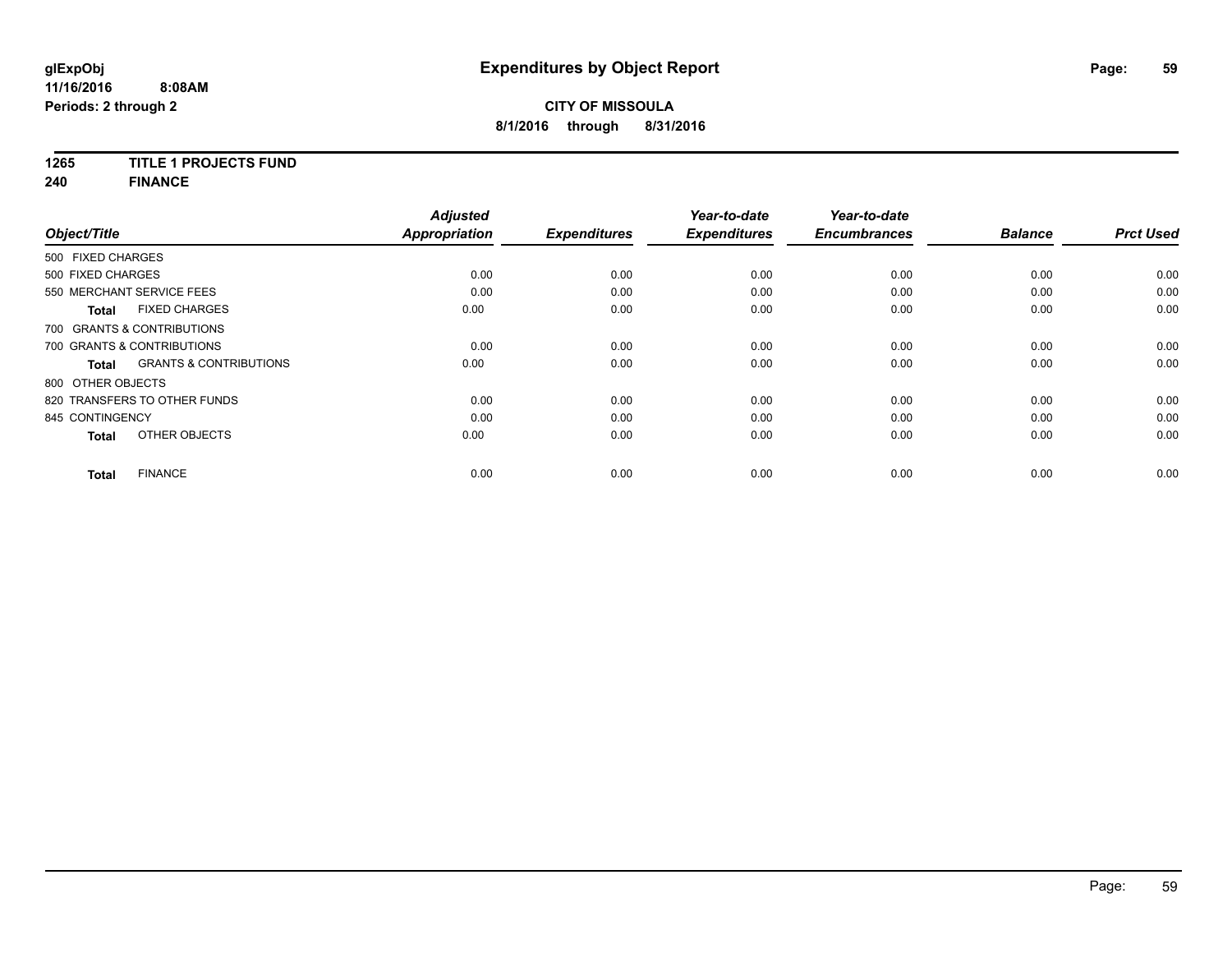# Expenditures by Object Report

glExpObj
11/16/2016 8:08AM
Periods: 2 through 2

**CITY OF MISSOULA**
**8/1/2016 through 8/31/2016**

**1265 TITLE 1 PROJECTS FUND**
**240 FINANCE**

| Object/Title | | Adjusted Appropriation | Expenditures | Year-to-date Expenditures | Year-to-date Encumbrances | Balance | Prct Used |
|---|---|---|---|---|---|---|---|
| 500 FIXED CHARGES | | | | | | | |
| 500 FIXED CHARGES | | 0.00 | 0.00 | 0.00 | 0.00 | 0.00 | 0.00 |
| 550 MERCHANT SERVICE FEES | | 0.00 | 0.00 | 0.00 | 0.00 | 0.00 | 0.00 |
| **Total** | FIXED CHARGES | 0.00 | 0.00 | 0.00 | 0.00 | 0.00 | 0.00 |
| 700 GRANTS & CONTRIBUTIONS | | | | | | | |
| 700 GRANTS & CONTRIBUTIONS | | 0.00 | 0.00 | 0.00 | 0.00 | 0.00 | 0.00 |
| **Total** | GRANTS & CONTRIBUTIONS | 0.00 | 0.00 | 0.00 | 0.00 | 0.00 | 0.00 |
| 800 OTHER OBJECTS | | | | | | | |
| 820 TRANSFERS TO OTHER FUNDS | | 0.00 | 0.00 | 0.00 | 0.00 | 0.00 | 0.00 |
| 845 CONTINGENCY | | 0.00 | 0.00 | 0.00 | 0.00 | 0.00 | 0.00 |
| **Total** | OTHER OBJECTS | 0.00 | 0.00 | 0.00 | 0.00 | 0.00 | 0.00 |
| **Total** | FINANCE | 0.00 | 0.00 | 0.00 | 0.00 | 0.00 | 0.00 |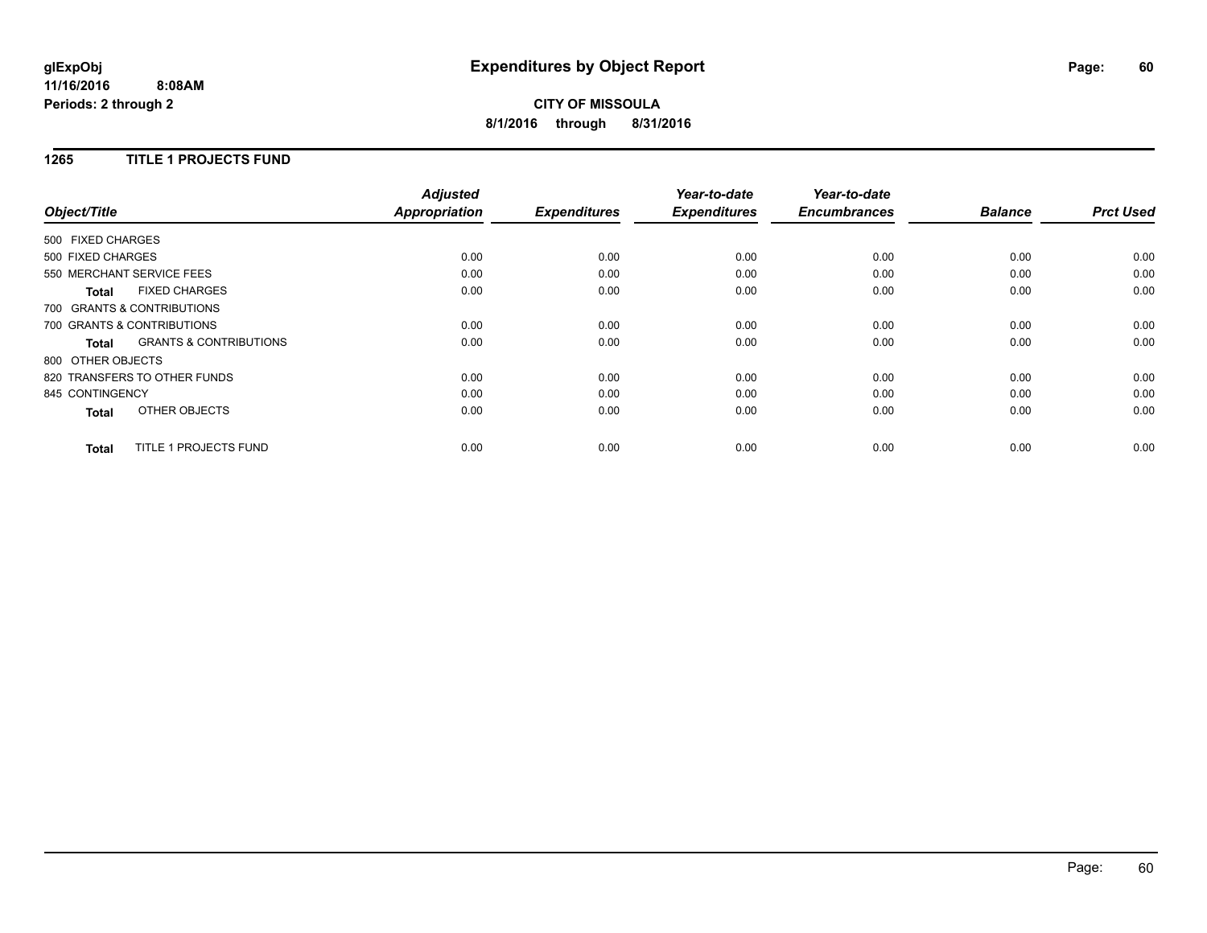**glExpObj**
**11/16/2016 8:08AM**
**Periods: 2 through 2**

# Expenditures by Object Report

**CITY OF MISSOULA**
**8/1/2016 through 8/31/2016**

## 1265 TITLE 1 PROJECTS FUND

| Object/Title | Adjusted Appropriation | Expenditures | Year-to-date Expenditures | Year-to-date Encumbrances | Balance | Prct Used |
|---|---|---|---|---|---|---|
| 500 FIXED CHARGES | | | | | | |
| 500 FIXED CHARGES | 0.00 | 0.00 | 0.00 | 0.00 | 0.00 | 0.00 |
| 550 MERCHANT SERVICE FEES | 0.00 | 0.00 | 0.00 | 0.00 | 0.00 | 0.00 |
| **Total** FIXED CHARGES | 0.00 | 0.00 | 0.00 | 0.00 | 0.00 | 0.00 |
| 700 GRANTS & CONTRIBUTIONS | | | | | | |
| 700 GRANTS & CONTRIBUTIONS | 0.00 | 0.00 | 0.00 | 0.00 | 0.00 | 0.00 |
| **Total** GRANTS & CONTRIBUTIONS | 0.00 | 0.00 | 0.00 | 0.00 | 0.00 | 0.00 |
| 800 OTHER OBJECTS | | | | | | |
| 820 TRANSFERS TO OTHER FUNDS | 0.00 | 0.00 | 0.00 | 0.00 | 0.00 | 0.00 |
| 845 CONTINGENCY | 0.00 | 0.00 | 0.00 | 0.00 | 0.00 | 0.00 |
| **Total** OTHER OBJECTS | 0.00 | 0.00 | 0.00 | 0.00 | 0.00 | 0.00 |
| **Total** TITLE 1 PROJECTS FUND | 0.00 | 0.00 | 0.00 | 0.00 | 0.00 | 0.00 |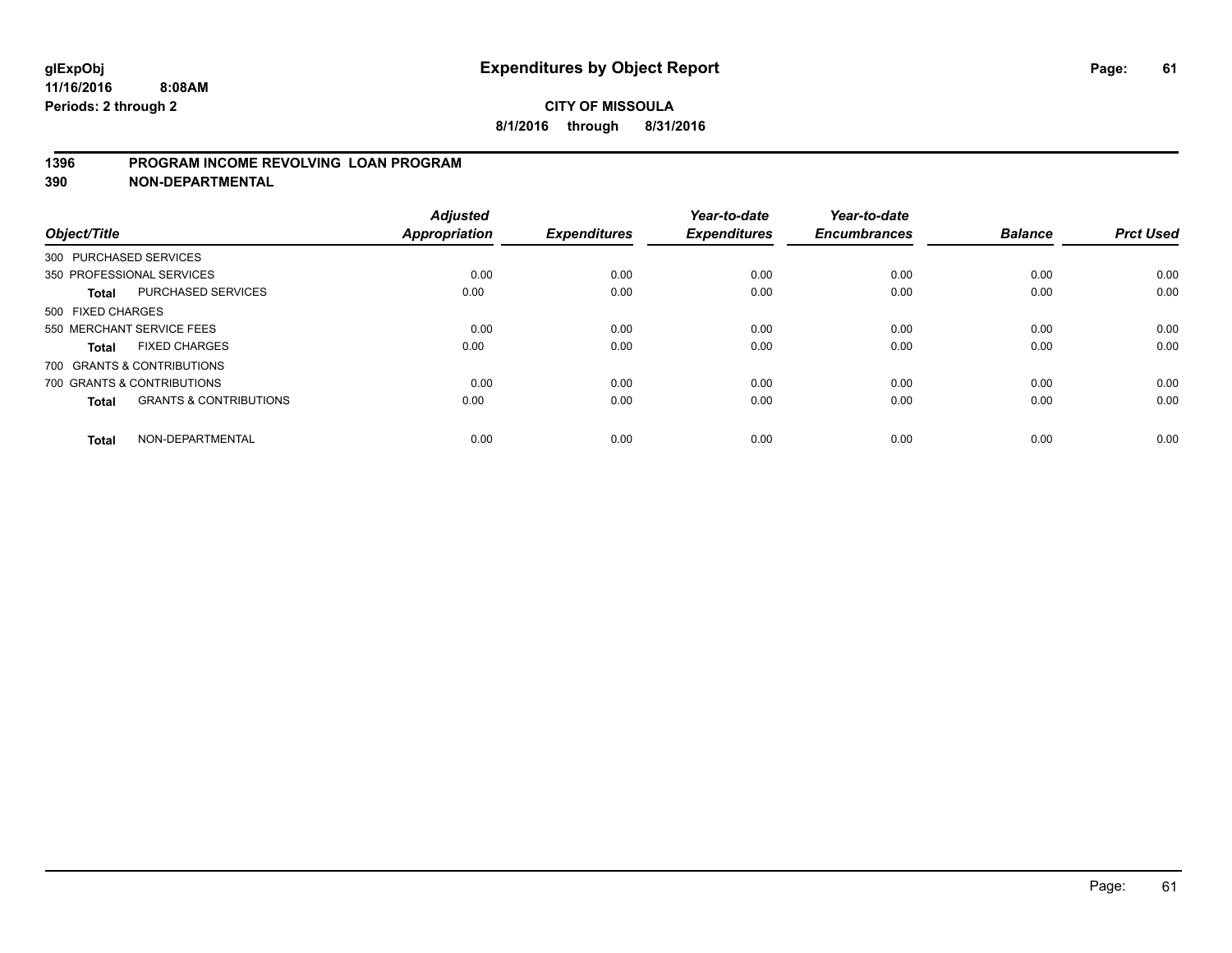# Expenditures by Object Report

**glExpObj**
**11/16/2016 8:08AM**
**Periods: 2 through 2**

**CITY OF MISSOULA**
**8/1/2016 through 8/31/2016**

## 1396 PROGRAM INCOME REVOLVING LOAN PROGRAM
## 390 NON-DEPARTMENTAL

| Object/Title | | Adjusted Appropriation | Expenditures | Year-to-date Expenditures | Year-to-date Encumbrances | Balance | Prct Used |
|---|---|---|---|---|---|---|---|
| 300 PURCHASED SERVICES | | | | | | | |
| 350 PROFESSIONAL SERVICES | | 0.00 | 0.00 | 0.00 | 0.00 | 0.00 | 0.00 |
| **Total** | PURCHASED SERVICES | 0.00 | 0.00 | 0.00 | 0.00 | 0.00 | 0.00 |
| 500 FIXED CHARGES | | | | | | | |
| 550 MERCHANT SERVICE FEES | | 0.00 | 0.00 | 0.00 | 0.00 | 0.00 | 0.00 |
| **Total** | FIXED CHARGES | 0.00 | 0.00 | 0.00 | 0.00 | 0.00 | 0.00 |
| 700 GRANTS & CONTRIBUTIONS | | | | | | | |
| 700 GRANTS & CONTRIBUTIONS | | 0.00 | 0.00 | 0.00 | 0.00 | 0.00 | 0.00 |
| **Total** | GRANTS & CONTRIBUTIONS | 0.00 | 0.00 | 0.00 | 0.00 | 0.00 | 0.00 |
| **Total** | NON-DEPARTMENTAL | 0.00 | 0.00 | 0.00 | 0.00 | 0.00 | 0.00 |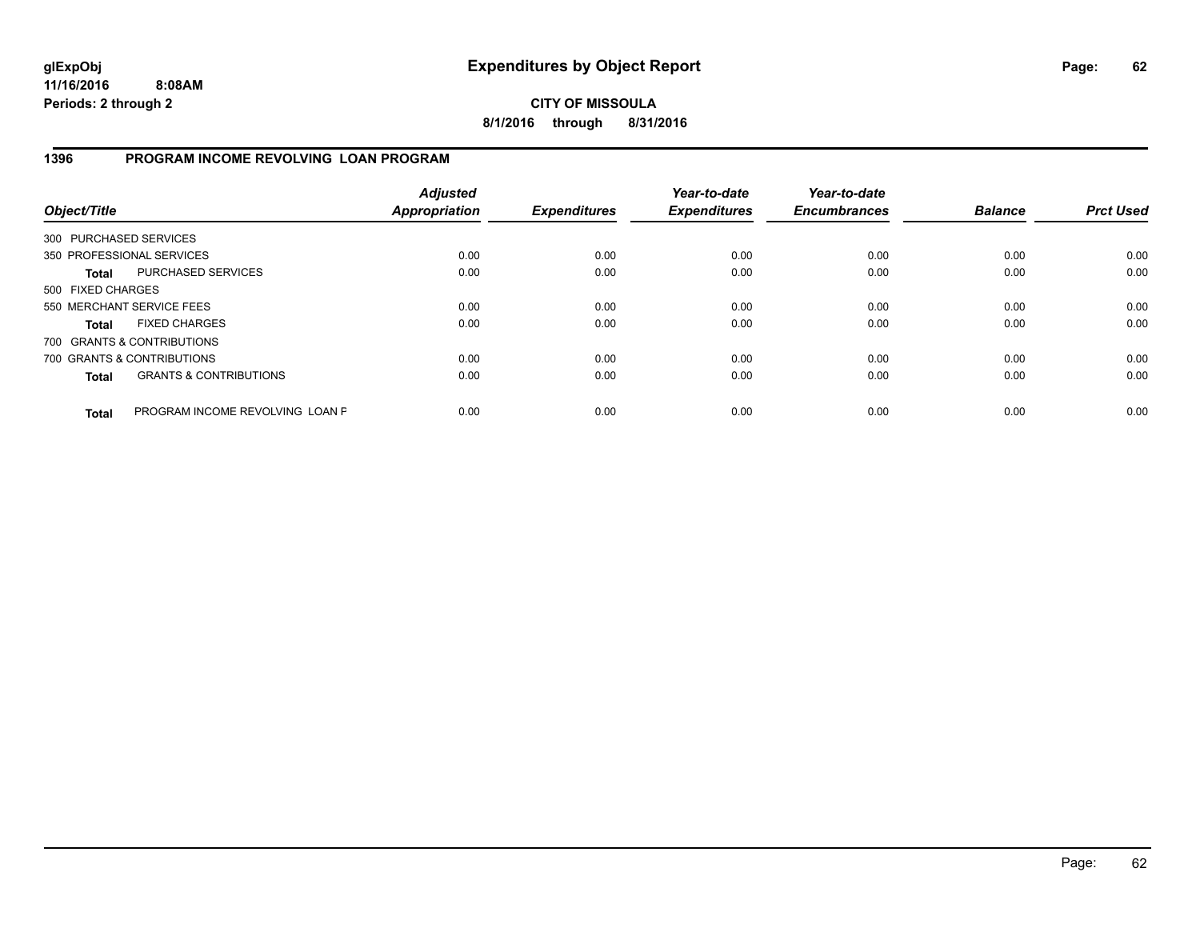**glExpObj** | **Expenditures by Object Report** | **Page: 62**

**11/16/2016 8:08AM**

**Periods: 2 through 2**

**CITY OF MISSOULA**

**8/1/2016 through 8/31/2016**

## 1396 PROGRAM INCOME REVOLVING LOAN PROGRAM

| Object/Title | | Adjusted Appropriation | Expenditures | Year-to-date Expenditures | Year-to-date Encumbrances | Balance | Prct Used |
|---|---|---|---|---|---|---|---|
| 300 PURCHASED SERVICES | | | | | | | |
| 350 PROFESSIONAL SERVICES | | 0.00 | 0.00 | 0.00 | 0.00 | 0.00 | 0.00 |
| **Total** | PURCHASED SERVICES | 0.00 | 0.00 | 0.00 | 0.00 | 0.00 | 0.00 |
| 500 FIXED CHARGES | | | | | | | |
| 550 MERCHANT SERVICE FEES | | 0.00 | 0.00 | 0.00 | 0.00 | 0.00 | 0.00 |
| **Total** | FIXED CHARGES | 0.00 | 0.00 | 0.00 | 0.00 | 0.00 | 0.00 |
| 700 GRANTS & CONTRIBUTIONS | | | | | | | |
| 700 GRANTS & CONTRIBUTIONS | | 0.00 | 0.00 | 0.00 | 0.00 | 0.00 | 0.00 |
| **Total** | GRANTS & CONTRIBUTIONS | 0.00 | 0.00 | 0.00 | 0.00 | 0.00 | 0.00 |
| **Total** | PROGRAM INCOME REVOLVING LOAN F | 0.00 | 0.00 | 0.00 | 0.00 | 0.00 | 0.00 |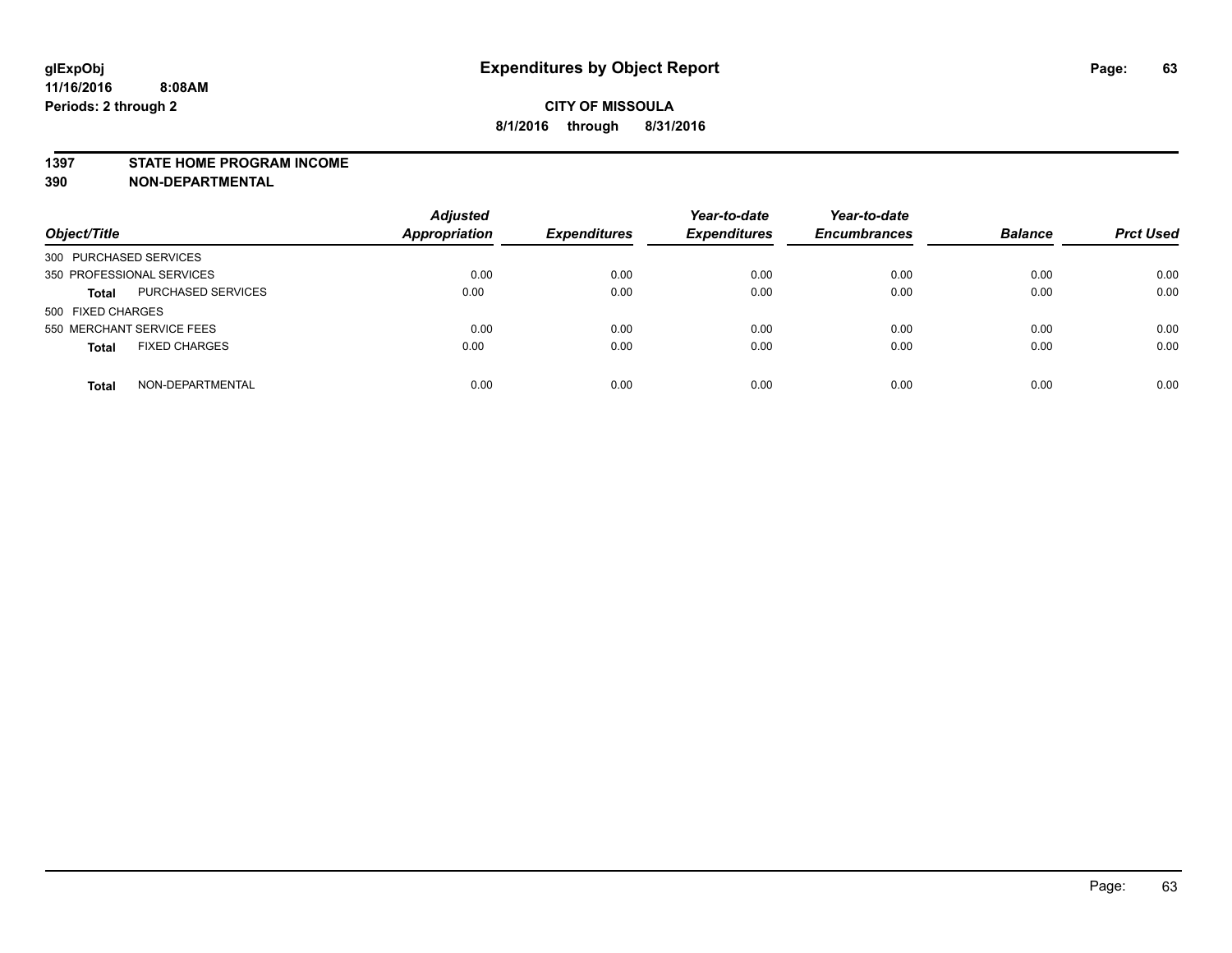# Expenditures by Object Report

glExpObj
11/16/2016 8:08AM
Periods: 2 through 2

**CITY OF MISSOULA**
**8/1/2016 through 8/31/2016**

## 1397 STATE HOME PROGRAM INCOME
## 390 NON-DEPARTMENTAL

| Object/Title | | Adjusted Appropriation | Expenditures | Year-to-date Expenditures | Year-to-date Encumbrances | Balance | Prct Used |
|---|---|---|---|---|---|---|---|
| 300 PURCHASED SERVICES | | | | | | | |
| 350 PROFESSIONAL SERVICES | | 0.00 | 0.00 | 0.00 | 0.00 | 0.00 | 0.00 |
| **Total** | PURCHASED SERVICES | 0.00 | 0.00 | 0.00 | 0.00 | 0.00 | 0.00 |
| 500 FIXED CHARGES | | | | | | | |
| 550 MERCHANT SERVICE FEES | | 0.00 | 0.00 | 0.00 | 0.00 | 0.00 | 0.00 |
| **Total** | FIXED CHARGES | 0.00 | 0.00 | 0.00 | 0.00 | 0.00 | 0.00 |
| **Total** | NON-DEPARTMENTAL | 0.00 | 0.00 | 0.00 | 0.00 | 0.00 | 0.00 |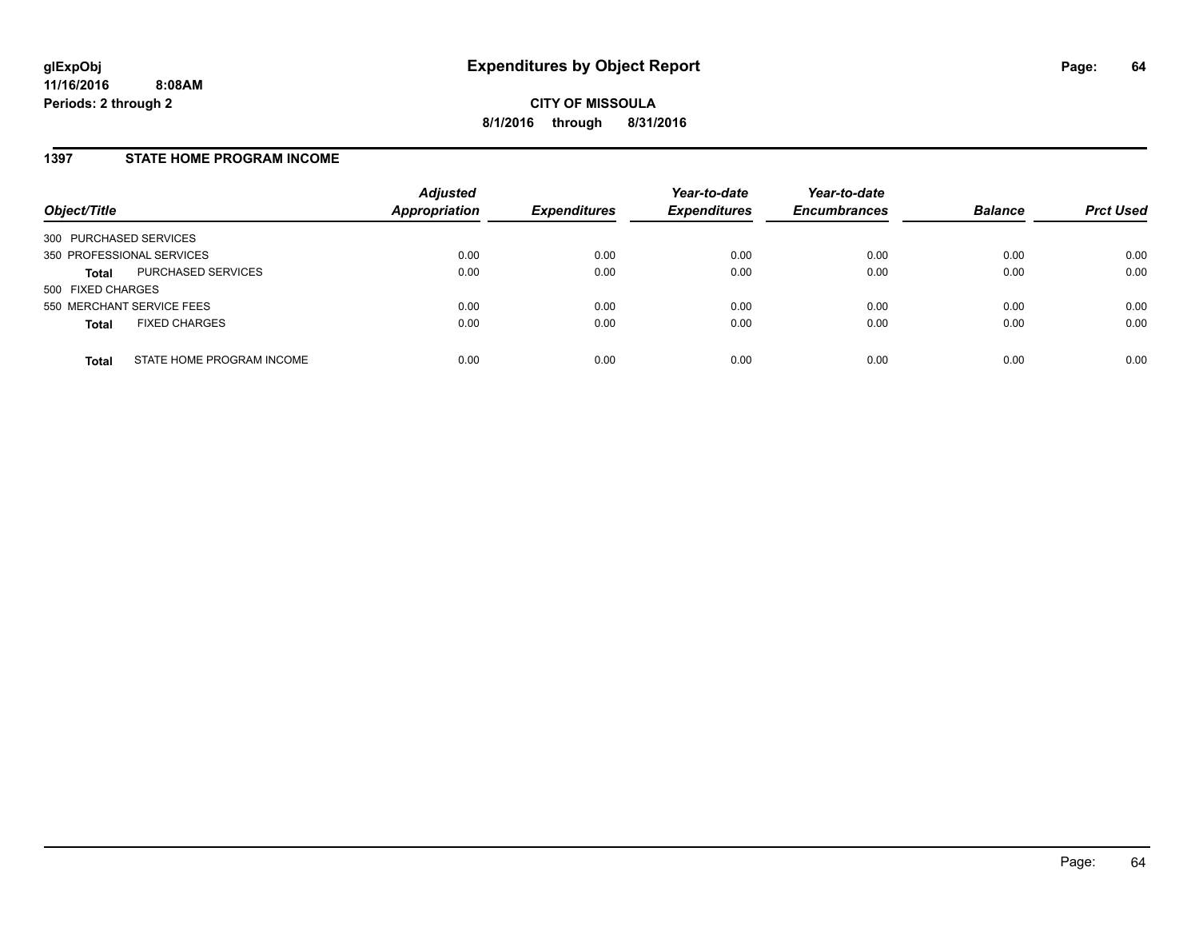**glExpObj**
**11/16/2016 8:08AM**
**Periods: 2 through 2**

# Expenditures by Object Report

**CITY OF MISSOULA**
**8/1/2016 through 8/31/2016**

## 1397 STATE HOME PROGRAM INCOME

| Object/Title | | *Adjusted Appropriation* | *Expenditures* | *Year-to-date Expenditures* | *Year-to-date Encumbrances* | *Balance* | *Prct Used* |
|---|---|---|---|---|---|---|---|
| 300 PURCHASED SERVICES | | | | | | | |
| 350 PROFESSIONAL SERVICES | | 0.00 | 0.00 | 0.00 | 0.00 | 0.00 | 0.00 |
| **Total** | PURCHASED SERVICES | 0.00 | 0.00 | 0.00 | 0.00 | 0.00 | 0.00 |
| 500 FIXED CHARGES | | | | | | | |
| 550 MERCHANT SERVICE FEES | | 0.00 | 0.00 | 0.00 | 0.00 | 0.00 | 0.00 |
| **Total** | FIXED CHARGES | 0.00 | 0.00 | 0.00 | 0.00 | 0.00 | 0.00 |
| **Total** | STATE HOME PROGRAM INCOME | 0.00 | 0.00 | 0.00 | 0.00 | 0.00 | 0.00 |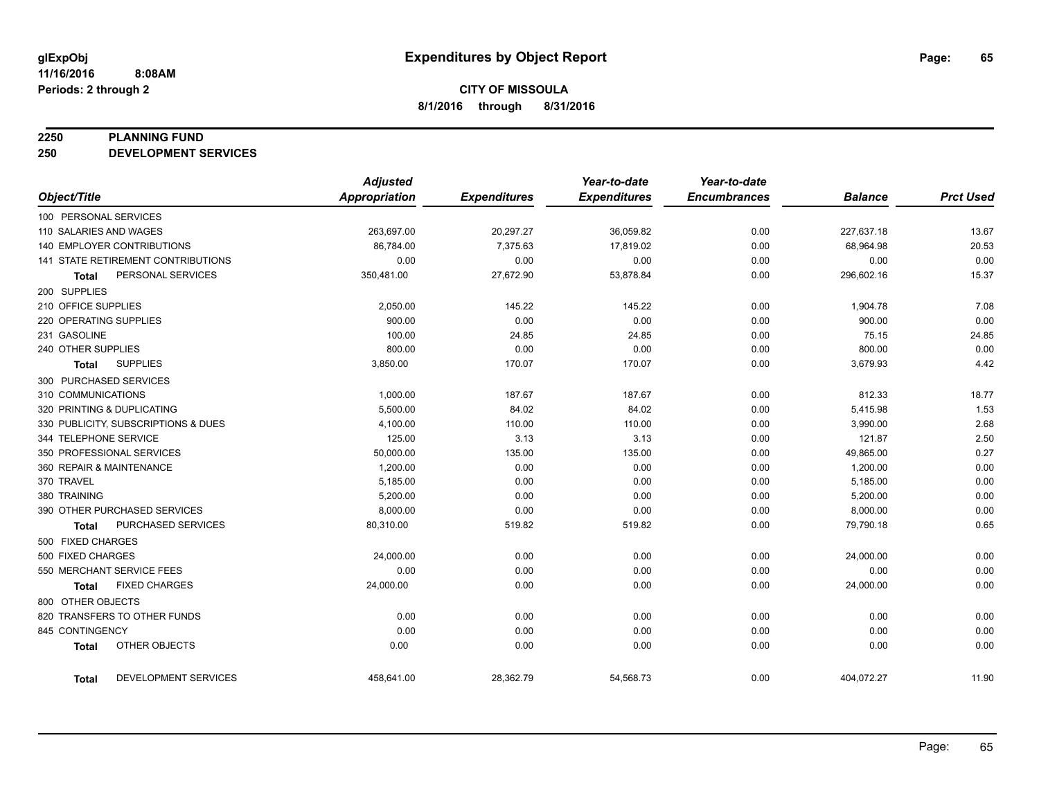# Expenditures by Object Report

glExpObj
11/16/2016 8:08AM
Periods: 2 through 2

**CITY OF MISSOULA**
**8/1/2016 through 8/31/2016**

## 2250 PLANNING FUND
## 250 DEVELOPMENT SERVICES

| Object/Title | Adjusted Appropriation | Expenditures | Year-to-date Expenditures | Year-to-date Encumbrances | Balance | Prct Used |
|---|---|---|---|---|---|---|
| 100 PERSONAL SERVICES | | | | | | |
| 110 SALARIES AND WAGES | 263,697.00 | 20,297.27 | 36,059.82 | 0.00 | 227,637.18 | 13.67 |
| 140 EMPLOYER CONTRIBUTIONS | 86,784.00 | 7,375.63 | 17,819.02 | 0.00 | 68,964.98 | 20.53 |
| 141 STATE RETIREMENT CONTRIBUTIONS | 0.00 | 0.00 | 0.00 | 0.00 | 0.00 | 0.00 |
| **Total** PERSONAL SERVICES | 350,481.00 | 27,672.90 | 53,878.84 | 0.00 | 296,602.16 | 15.37 |
| 200 SUPPLIES | | | | | | |
| 210 OFFICE SUPPLIES | 2,050.00 | 145.22 | 145.22 | 0.00 | 1,904.78 | 7.08 |
| 220 OPERATING SUPPLIES | 900.00 | 0.00 | 0.00 | 0.00 | 900.00 | 0.00 |
| 231 GASOLINE | 100.00 | 24.85 | 24.85 | 0.00 | 75.15 | 24.85 |
| 240 OTHER SUPPLIES | 800.00 | 0.00 | 0.00 | 0.00 | 800.00 | 0.00 |
| **Total** SUPPLIES | 3,850.00 | 170.07 | 170.07 | 0.00 | 3,679.93 | 4.42 |
| 300 PURCHASED SERVICES | | | | | | |
| 310 COMMUNICATIONS | 1,000.00 | 187.67 | 187.67 | 0.00 | 812.33 | 18.77 |
| 320 PRINTING & DUPLICATING | 5,500.00 | 84.02 | 84.02 | 0.00 | 5,415.98 | 1.53 |
| 330 PUBLICITY, SUBSCRIPTIONS & DUES | 4,100.00 | 110.00 | 110.00 | 0.00 | 3,990.00 | 2.68 |
| 344 TELEPHONE SERVICE | 125.00 | 3.13 | 3.13 | 0.00 | 121.87 | 2.50 |
| 350 PROFESSIONAL SERVICES | 50,000.00 | 135.00 | 135.00 | 0.00 | 49,865.00 | 0.27 |
| 360 REPAIR & MAINTENANCE | 1,200.00 | 0.00 | 0.00 | 0.00 | 1,200.00 | 0.00 |
| 370 TRAVEL | 5,185.00 | 0.00 | 0.00 | 0.00 | 5,185.00 | 0.00 |
| 380 TRAINING | 5,200.00 | 0.00 | 0.00 | 0.00 | 5,200.00 | 0.00 |
| 390 OTHER PURCHASED SERVICES | 8,000.00 | 0.00 | 0.00 | 0.00 | 8,000.00 | 0.00 |
| **Total** PURCHASED SERVICES | 80,310.00 | 519.82 | 519.82 | 0.00 | 79,790.18 | 0.65 |
| 500 FIXED CHARGES | | | | | | |
| 500 FIXED CHARGES | 24,000.00 | 0.00 | 0.00 | 0.00 | 24,000.00 | 0.00 |
| 550 MERCHANT SERVICE FEES | 0.00 | 0.00 | 0.00 | 0.00 | 0.00 | 0.00 |
| **Total** FIXED CHARGES | 24,000.00 | 0.00 | 0.00 | 0.00 | 24,000.00 | 0.00 |
| 800 OTHER OBJECTS | | | | | | |
| 820 TRANSFERS TO OTHER FUNDS | 0.00 | 0.00 | 0.00 | 0.00 | 0.00 | 0.00 |
| 845 CONTINGENCY | 0.00 | 0.00 | 0.00 | 0.00 | 0.00 | 0.00 |
| **Total** OTHER OBJECTS | 0.00 | 0.00 | 0.00 | 0.00 | 0.00 | 0.00 |
| **Total** DEVELOPMENT SERVICES | 458,641.00 | 28,362.79 | 54,568.73 | 0.00 | 404,072.27 | 11.90 |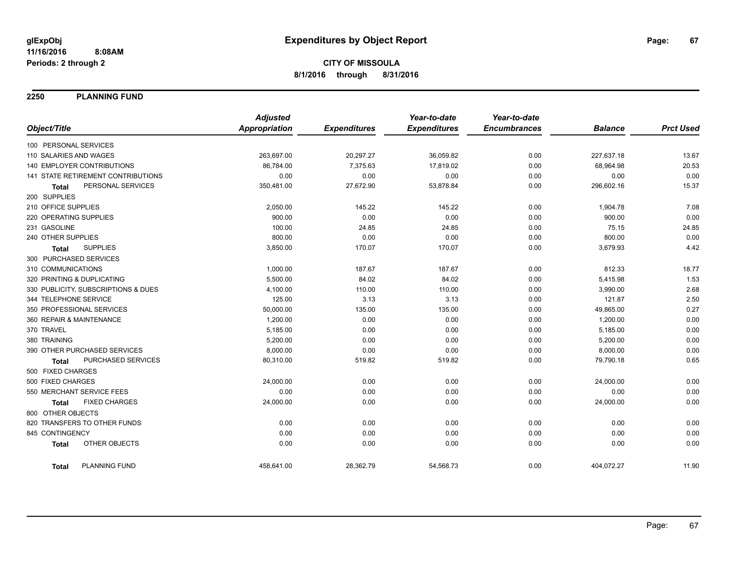# Expenditures by Object Report

glExpObj
11/16/2016 8:08AM
Periods: 2 through 2

**CITY OF MISSOULA**
**8/1/2016 through 8/31/2016**

## 2250 PLANNING FUND

| Object/Title | Adjusted Appropriation | Expenditures | Year-to-date Expenditures | Year-to-date Encumbrances | Balance | Prct Used |
|---|---|---|---|---|---|---|
| 100 PERSONAL SERVICES | | | | | | |
| 110 SALARIES AND WAGES | 263,697.00 | 20,297.27 | 36,059.82 | 0.00 | 227,637.18 | 13.67 |
| 140 EMPLOYER CONTRIBUTIONS | 86,784.00 | 7,375.63 | 17,819.02 | 0.00 | 68,964.98 | 20.53 |
| 141 STATE RETIREMENT CONTRIBUTIONS | 0.00 | 0.00 | 0.00 | 0.00 | 0.00 | 0.00 |
| **Total** PERSONAL SERVICES | 350,481.00 | 27,672.90 | 53,878.84 | 0.00 | 296,602.16 | 15.37 |
| 200 SUPPLIES | | | | | | |
| 210 OFFICE SUPPLIES | 2,050.00 | 145.22 | 145.22 | 0.00 | 1,904.78 | 7.08 |
| 220 OPERATING SUPPLIES | 900.00 | 0.00 | 0.00 | 0.00 | 900.00 | 0.00 |
| 231 GASOLINE | 100.00 | 24.85 | 24.85 | 0.00 | 75.15 | 24.85 |
| 240 OTHER SUPPLIES | 800.00 | 0.00 | 0.00 | 0.00 | 800.00 | 0.00 |
| **Total** SUPPLIES | 3,850.00 | 170.07 | 170.07 | 0.00 | 3,679.93 | 4.42 |
| 300 PURCHASED SERVICES | | | | | | |
| 310 COMMUNICATIONS | 1,000.00 | 187.67 | 187.67 | 0.00 | 812.33 | 18.77 |
| 320 PRINTING & DUPLICATING | 5,500.00 | 84.02 | 84.02 | 0.00 | 5,415.98 | 1.53 |
| 330 PUBLICITY, SUBSCRIPTIONS & DUES | 4,100.00 | 110.00 | 110.00 | 0.00 | 3,990.00 | 2.68 |
| 344 TELEPHONE SERVICE | 125.00 | 3.13 | 3.13 | 0.00 | 121.87 | 2.50 |
| 350 PROFESSIONAL SERVICES | 50,000.00 | 135.00 | 135.00 | 0.00 | 49,865.00 | 0.27 |
| 360 REPAIR & MAINTENANCE | 1,200.00 | 0.00 | 0.00 | 0.00 | 1,200.00 | 0.00 |
| 370 TRAVEL | 5,185.00 | 0.00 | 0.00 | 0.00 | 5,185.00 | 0.00 |
| 380 TRAINING | 5,200.00 | 0.00 | 0.00 | 0.00 | 5,200.00 | 0.00 |
| 390 OTHER PURCHASED SERVICES | 8,000.00 | 0.00 | 0.00 | 0.00 | 8,000.00 | 0.00 |
| **Total** PURCHASED SERVICES | 80,310.00 | 519.82 | 519.82 | 0.00 | 79,790.18 | 0.65 |
| 500 FIXED CHARGES | | | | | | |
| 500 FIXED CHARGES | 24,000.00 | 0.00 | 0.00 | 0.00 | 24,000.00 | 0.00 |
| 550 MERCHANT SERVICE FEES | 0.00 | 0.00 | 0.00 | 0.00 | 0.00 | 0.00 |
| **Total** FIXED CHARGES | 24,000.00 | 0.00 | 0.00 | 0.00 | 24,000.00 | 0.00 |
| 800 OTHER OBJECTS | | | | | | |
| 820 TRANSFERS TO OTHER FUNDS | 0.00 | 0.00 | 0.00 | 0.00 | 0.00 | 0.00 |
| 845 CONTINGENCY | 0.00 | 0.00 | 0.00 | 0.00 | 0.00 | 0.00 |
| **Total** OTHER OBJECTS | 0.00 | 0.00 | 0.00 | 0.00 | 0.00 | 0.00 |
| **Total** PLANNING FUND | 458,641.00 | 28,362.79 | 54,568.73 | 0.00 | 404,072.27 | 11.90 |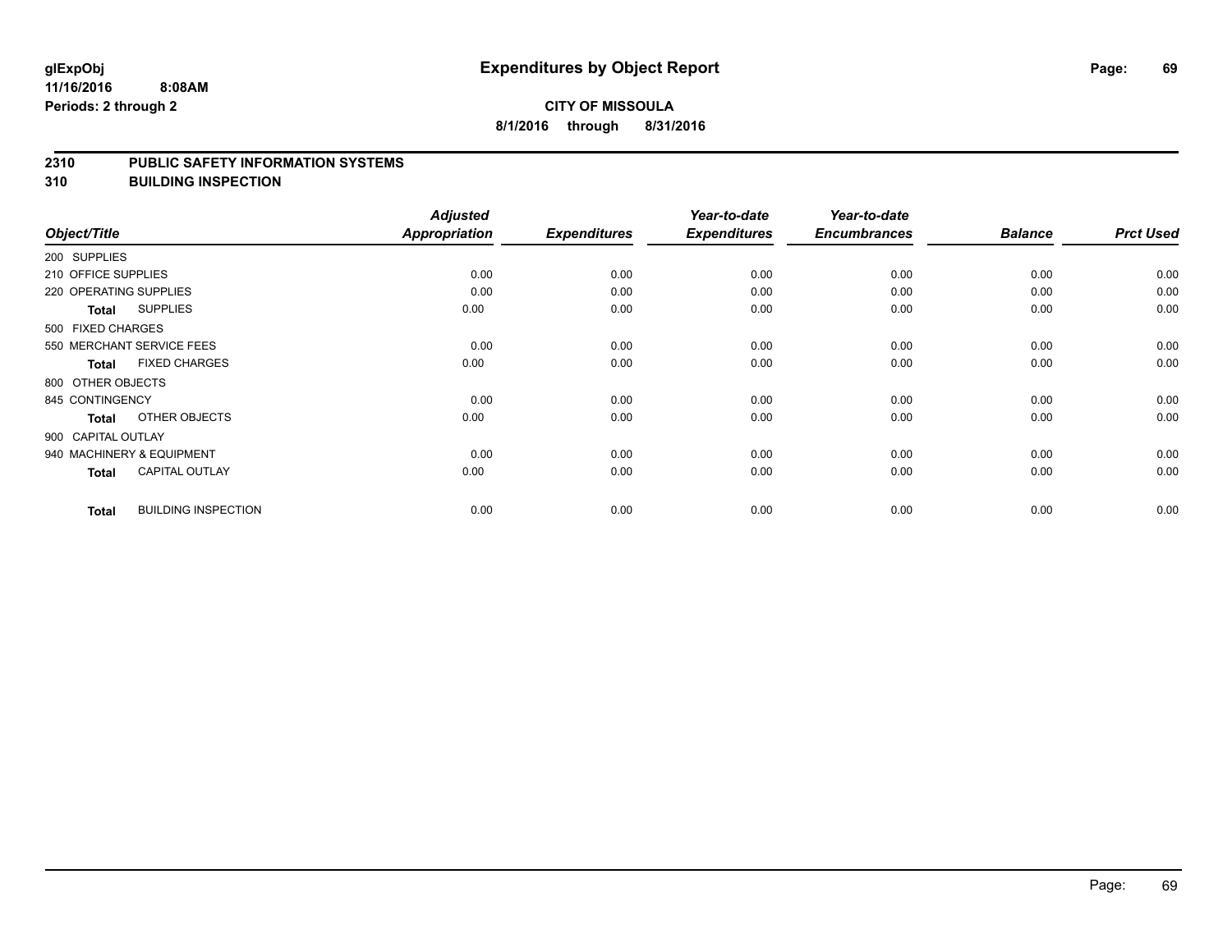# Expenditures by Object Report

glExpObj
11/16/2016 8:08AM
Periods: 2 through 2

**CITY OF MISSOULA**
**8/1/2016 through 8/31/2016**

## 2310 PUBLIC SAFETY INFORMATION SYSTEMS
## 310 BUILDING INSPECTION

| Object/Title | Adjusted Appropriation | Expenditures | Year-to-date Expenditures | Year-to-date Encumbrances | Balance | Prct Used |
|---|---|---|---|---|---|---|
| 200 SUPPLIES | | | | | | |
| 210 OFFICE SUPPLIES | 0.00 | 0.00 | 0.00 | 0.00 | 0.00 | 0.00 |
| 220 OPERATING SUPPLIES | 0.00 | 0.00 | 0.00 | 0.00 | 0.00 | 0.00 |
| **Total** SUPPLIES | 0.00 | 0.00 | 0.00 | 0.00 | 0.00 | 0.00 |
| 500 FIXED CHARGES | | | | | | |
| 550 MERCHANT SERVICE FEES | 0.00 | 0.00 | 0.00 | 0.00 | 0.00 | 0.00 |
| **Total** FIXED CHARGES | 0.00 | 0.00 | 0.00 | 0.00 | 0.00 | 0.00 |
| 800 OTHER OBJECTS | | | | | | |
| 845 CONTINGENCY | 0.00 | 0.00 | 0.00 | 0.00 | 0.00 | 0.00 |
| **Total** OTHER OBJECTS | 0.00 | 0.00 | 0.00 | 0.00 | 0.00 | 0.00 |
| 900 CAPITAL OUTLAY | | | | | | |
| 940 MACHINERY & EQUIPMENT | 0.00 | 0.00 | 0.00 | 0.00 | 0.00 | 0.00 |
| **Total** CAPITAL OUTLAY | 0.00 | 0.00 | 0.00 | 0.00 | 0.00 | 0.00 |
| **Total** BUILDING INSPECTION | 0.00 | 0.00 | 0.00 | 0.00 | 0.00 | 0.00 |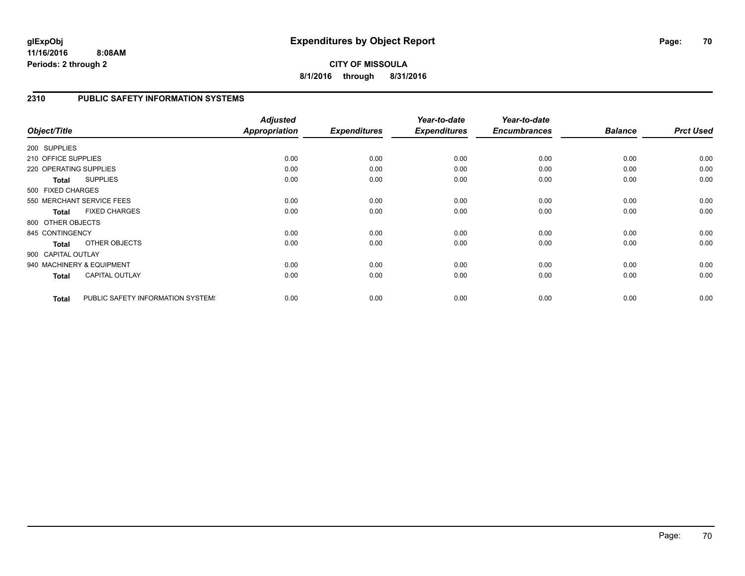**glExpObj**
**11/16/2016 8:08AM**
**Periods: 2 through 2**

# Expenditures by Object Report

**CITY OF MISSOULA**
**8/1/2016 through 8/31/2016**

## 2310 PUBLIC SAFETY INFORMATION SYSTEMS

| Object/Title | Adjusted Appropriation | Expenditures | Year-to-date Expenditures | Year-to-date Encumbrances | Balance | Prct Used |
|---|---|---|---|---|---|---|
| 200 SUPPLIES | | | | | | |
| 210 OFFICE SUPPLIES | 0.00 | 0.00 | 0.00 | 0.00 | 0.00 | 0.00 |
| 220 OPERATING SUPPLIES | 0.00 | 0.00 | 0.00 | 0.00 | 0.00 | 0.00 |
| **Total** SUPPLIES | 0.00 | 0.00 | 0.00 | 0.00 | 0.00 | 0.00 |
| 500 FIXED CHARGES | | | | | | |
| 550 MERCHANT SERVICE FEES | 0.00 | 0.00 | 0.00 | 0.00 | 0.00 | 0.00 |
| **Total** FIXED CHARGES | 0.00 | 0.00 | 0.00 | 0.00 | 0.00 | 0.00 |
| 800 OTHER OBJECTS | | | | | | |
| 845 CONTINGENCY | 0.00 | 0.00 | 0.00 | 0.00 | 0.00 | 0.00 |
| **Total** OTHER OBJECTS | 0.00 | 0.00 | 0.00 | 0.00 | 0.00 | 0.00 |
| 900 CAPITAL OUTLAY | | | | | | |
| 940 MACHINERY & EQUIPMENT | 0.00 | 0.00 | 0.00 | 0.00 | 0.00 | 0.00 |
| **Total** CAPITAL OUTLAY | 0.00 | 0.00 | 0.00 | 0.00 | 0.00 | 0.00 |
| **Total** PUBLIC SAFETY INFORMATION SYSTEMS | 0.00 | 0.00 | 0.00 | 0.00 | 0.00 | 0.00 |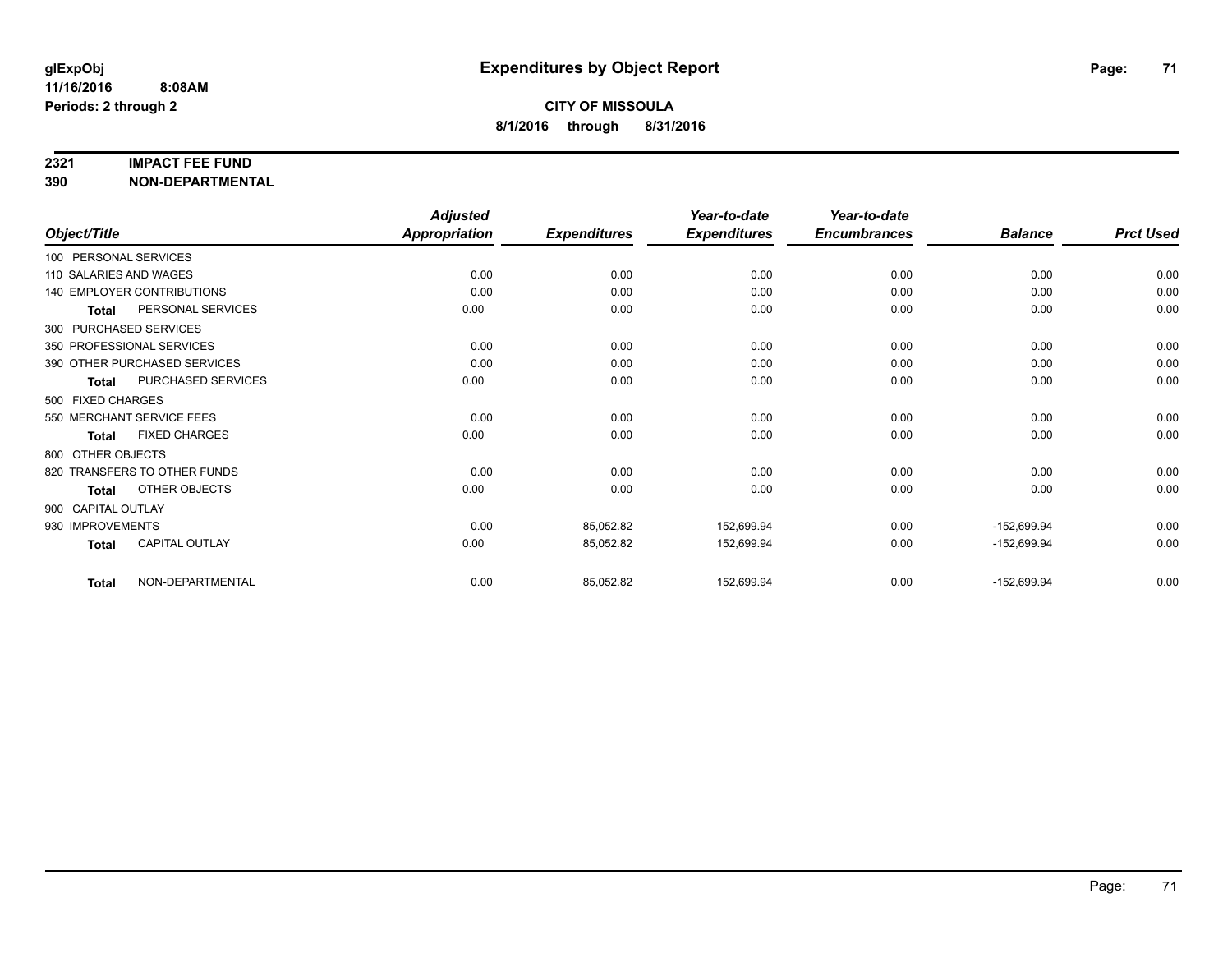**glExpObj**
**11/16/2016 8:08AM**
**Periods: 2 through 2**

# Expenditures by Object Report

**CITY OF MISSOULA**
**8/1/2016 through 8/31/2016**

**2321 IMPACT FEE FUND**
**390 NON-DEPARTMENTAL**

| Object/Title | | Adjusted Appropriation | Expenditures | Year-to-date Expenditures | Year-to-date Encumbrances | Balance | Prct Used |
|---|---|---|---|---|---|---|---|
| 100 PERSONAL SERVICES | | | | | | | |
| 110 SALARIES AND WAGES | | 0.00 | 0.00 | 0.00 | 0.00 | 0.00 | 0.00 |
| 140 EMPLOYER CONTRIBUTIONS | | 0.00 | 0.00 | 0.00 | 0.00 | 0.00 | 0.00 |
| **Total** | PERSONAL SERVICES | 0.00 | 0.00 | 0.00 | 0.00 | 0.00 | 0.00 |
| 300 PURCHASED SERVICES | | | | | | | |
| 350 PROFESSIONAL SERVICES | | 0.00 | 0.00 | 0.00 | 0.00 | 0.00 | 0.00 |
| 390 OTHER PURCHASED SERVICES | | 0.00 | 0.00 | 0.00 | 0.00 | 0.00 | 0.00 |
| **Total** | PURCHASED SERVICES | 0.00 | 0.00 | 0.00 | 0.00 | 0.00 | 0.00 |
| 500 FIXED CHARGES | | | | | | | |
| 550 MERCHANT SERVICE FEES | | 0.00 | 0.00 | 0.00 | 0.00 | 0.00 | 0.00 |
| **Total** | FIXED CHARGES | 0.00 | 0.00 | 0.00 | 0.00 | 0.00 | 0.00 |
| 800 OTHER OBJECTS | | | | | | | |
| 820 TRANSFERS TO OTHER FUNDS | | 0.00 | 0.00 | 0.00 | 0.00 | 0.00 | 0.00 |
| **Total** | OTHER OBJECTS | 0.00 | 0.00 | 0.00 | 0.00 | 0.00 | 0.00 |
| 900 CAPITAL OUTLAY | | | | | | | |
| 930 IMPROVEMENTS | | 0.00 | 85,052.82 | 152,699.94 | 0.00 | -152,699.94 | 0.00 |
| **Total** | CAPITAL OUTLAY | 0.00 | 85,052.82 | 152,699.94 | 0.00 | -152,699.94 | 0.00 |
| **Total** | NON-DEPARTMENTAL | 0.00 | 85,052.82 | 152,699.94 | 0.00 | -152,699.94 | 0.00 |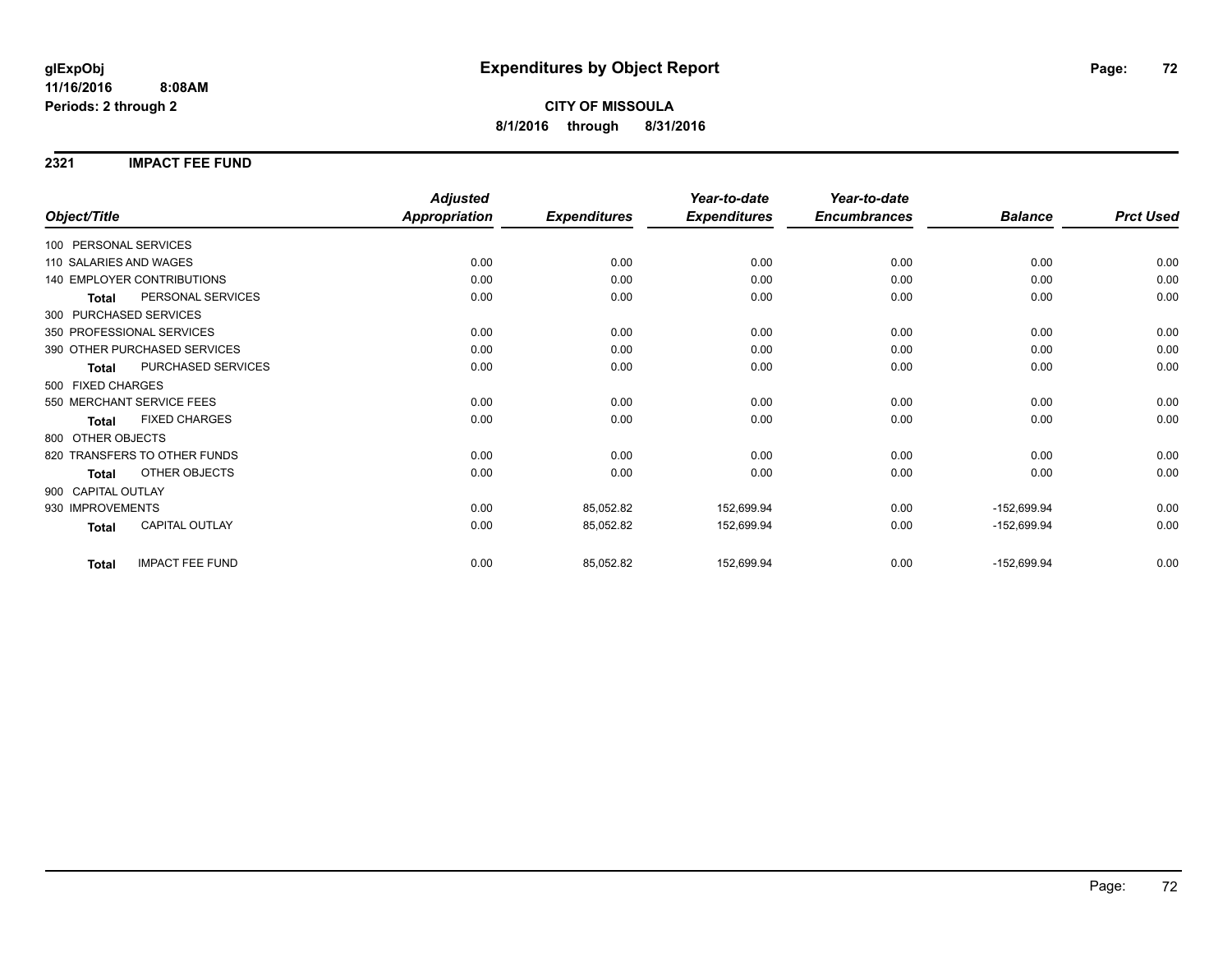**glExpObj** **Expenditures by Object Report**

**11/16/2016 8:08AM**

**Periods: 2 through 2**

**CITY OF MISSOULA**

**8/1/2016 through 8/31/2016**

## 2321 IMPACT FEE FUND

| Object/Title | Adjusted Appropriation | Expenditures | Year-to-date Expenditures | Year-to-date Encumbrances | Balance | Prct Used |
|---|---|---|---|---|---|---|
| 100 PERSONAL SERVICES | | | | | | |
| 110 SALARIES AND WAGES | 0.00 | 0.00 | 0.00 | 0.00 | 0.00 | 0.00 |
| 140 EMPLOYER CONTRIBUTIONS | 0.00 | 0.00 | 0.00 | 0.00 | 0.00 | 0.00 |
| **Total** PERSONAL SERVICES | 0.00 | 0.00 | 0.00 | 0.00 | 0.00 | 0.00 |
| 300 PURCHASED SERVICES | | | | | | |
| 350 PROFESSIONAL SERVICES | 0.00 | 0.00 | 0.00 | 0.00 | 0.00 | 0.00 |
| 390 OTHER PURCHASED SERVICES | 0.00 | 0.00 | 0.00 | 0.00 | 0.00 | 0.00 |
| **Total** PURCHASED SERVICES | 0.00 | 0.00 | 0.00 | 0.00 | 0.00 | 0.00 |
| 500 FIXED CHARGES | | | | | | |
| 550 MERCHANT SERVICE FEES | 0.00 | 0.00 | 0.00 | 0.00 | 0.00 | 0.00 |
| **Total** FIXED CHARGES | 0.00 | 0.00 | 0.00 | 0.00 | 0.00 | 0.00 |
| 800 OTHER OBJECTS | | | | | | |
| 820 TRANSFERS TO OTHER FUNDS | 0.00 | 0.00 | 0.00 | 0.00 | 0.00 | 0.00 |
| **Total** OTHER OBJECTS | 0.00 | 0.00 | 0.00 | 0.00 | 0.00 | 0.00 |
| 900 CAPITAL OUTLAY | | | | | | |
| 930 IMPROVEMENTS | 0.00 | 85,052.82 | 152,699.94 | 0.00 | -152,699.94 | 0.00 |
| **Total** CAPITAL OUTLAY | 0.00 | 85,052.82 | 152,699.94 | 0.00 | -152,699.94 | 0.00 |
| **Total** IMPACT FEE FUND | 0.00 | 85,052.82 | 152,699.94 | 0.00 | -152,699.94 | 0.00 |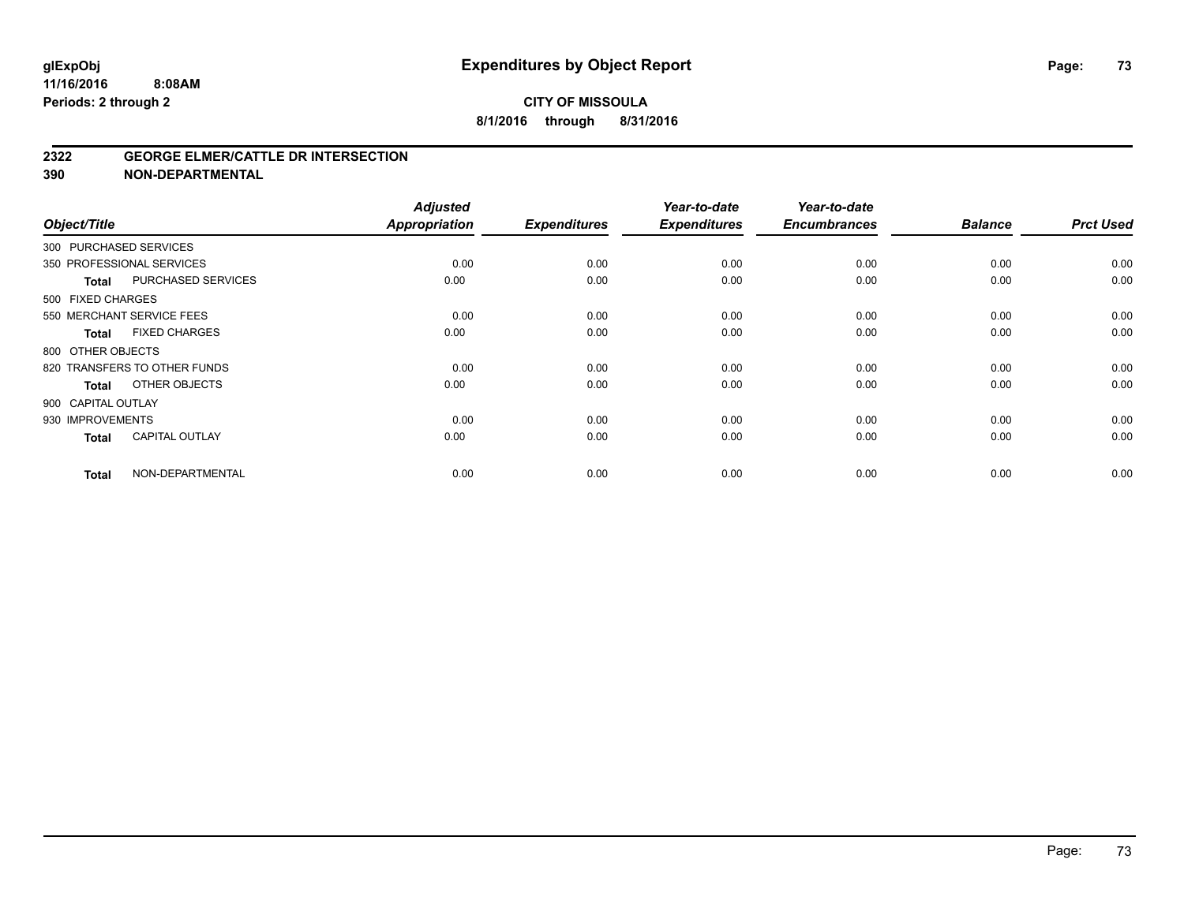# Expenditures by Object Report

glExpObj
11/16/2016 8:08AM
Periods: 2 through 2

**CITY OF MISSOULA**
**8/1/2016 through 8/31/2016**

## 2322 GEORGE ELMER/CATTLE DR INTERSECTION
## 390 NON-DEPARTMENTAL

| Object/Title | | Adjusted Appropriation | Expenditures | Year-to-date Expenditures | Year-to-date Encumbrances | Balance | Prct Used |
|---|---|---|---|---|---|---|---|
| 300 PURCHASED SERVICES | | | | | | | |
| 350 PROFESSIONAL SERVICES | | 0.00 | 0.00 | 0.00 | 0.00 | 0.00 | 0.00 |
| **Total** | PURCHASED SERVICES | 0.00 | 0.00 | 0.00 | 0.00 | 0.00 | 0.00 |
| 500 FIXED CHARGES | | | | | | | |
| 550 MERCHANT SERVICE FEES | | 0.00 | 0.00 | 0.00 | 0.00 | 0.00 | 0.00 |
| **Total** | FIXED CHARGES | 0.00 | 0.00 | 0.00 | 0.00 | 0.00 | 0.00 |
| 800 OTHER OBJECTS | | | | | | | |
| 820 TRANSFERS TO OTHER FUNDS | | 0.00 | 0.00 | 0.00 | 0.00 | 0.00 | 0.00 |
| **Total** | OTHER OBJECTS | 0.00 | 0.00 | 0.00 | 0.00 | 0.00 | 0.00 |
| 900 CAPITAL OUTLAY | | | | | | | |
| 930 IMPROVEMENTS | | 0.00 | 0.00 | 0.00 | 0.00 | 0.00 | 0.00 |
| **Total** | CAPITAL OUTLAY | 0.00 | 0.00 | 0.00 | 0.00 | 0.00 | 0.00 |
| **Total** | NON-DEPARTMENTAL | 0.00 | 0.00 | 0.00 | 0.00 | 0.00 | 0.00 |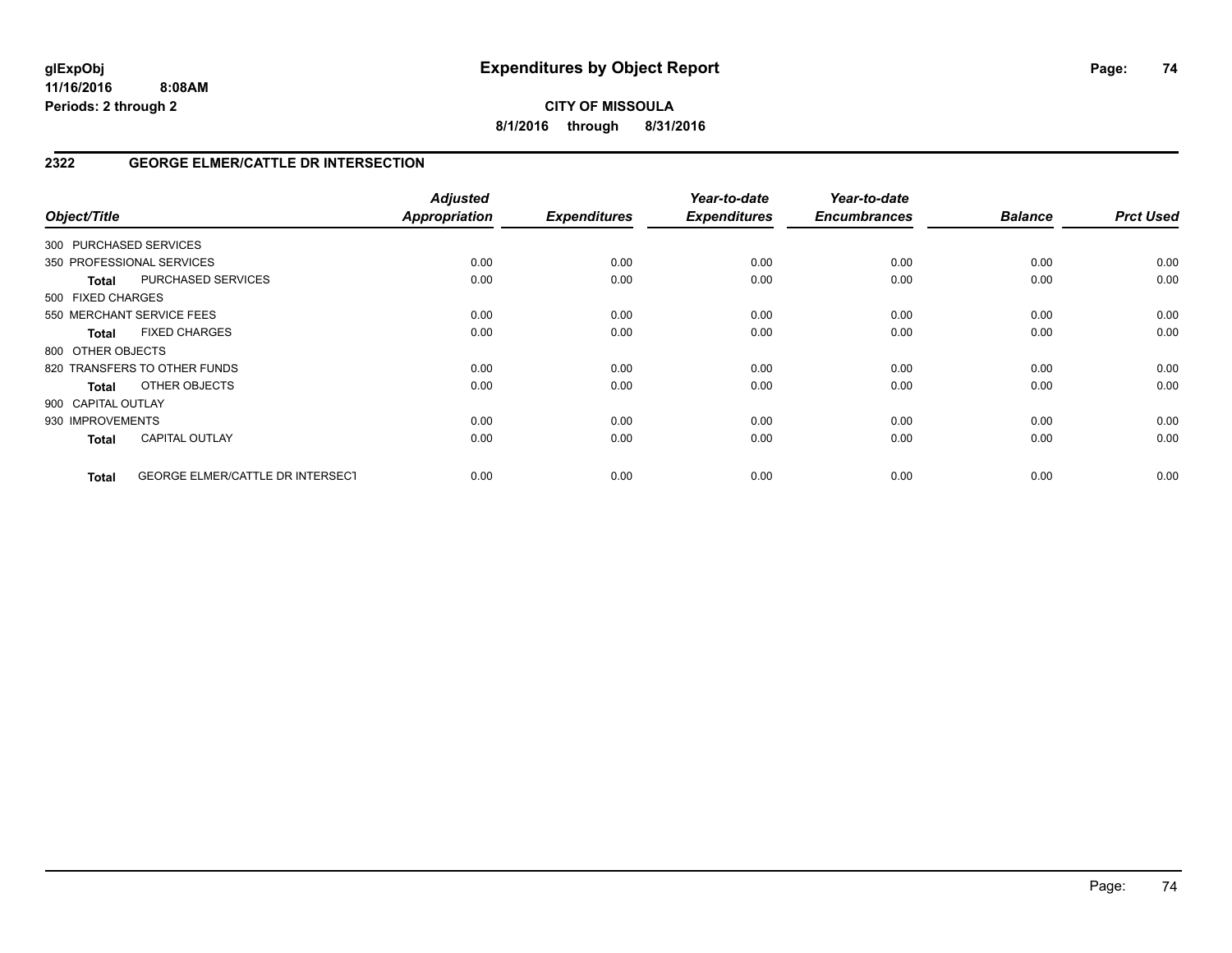**CITY OF MISSOULA**

**8/1/2016 through 8/31/2016**

## 2322 GEORGE ELMER/CATTLE DR INTERSECTION

| Object/Title | | Adjusted Appropriation | Expenditures | Year-to-date Expenditures | Year-to-date Encumbrances | Balance | Prct Used |
|---|---|---|---|---|---|---|---|
| 300 PURCHASED SERVICES | | | | | | | |
| 350 PROFESSIONAL SERVICES | | 0.00 | 0.00 | 0.00 | 0.00 | 0.00 | 0.00 |
| **Total** | PURCHASED SERVICES | 0.00 | 0.00 | 0.00 | 0.00 | 0.00 | 0.00 |
| 500 FIXED CHARGES | | | | | | | |
| 550 MERCHANT SERVICE FEES | | 0.00 | 0.00 | 0.00 | 0.00 | 0.00 | 0.00 |
| **Total** | FIXED CHARGES | 0.00 | 0.00 | 0.00 | 0.00 | 0.00 | 0.00 |
| 800 OTHER OBJECTS | | | | | | | |
| 820 TRANSFERS TO OTHER FUNDS | | 0.00 | 0.00 | 0.00 | 0.00 | 0.00 | 0.00 |
| **Total** | OTHER OBJECTS | 0.00 | 0.00 | 0.00 | 0.00 | 0.00 | 0.00 |
| 900 CAPITAL OUTLAY | | | | | | | |
| 930 IMPROVEMENTS | | 0.00 | 0.00 | 0.00 | 0.00 | 0.00 | 0.00 |
| **Total** | CAPITAL OUTLAY | 0.00 | 0.00 | 0.00 | 0.00 | 0.00 | 0.00 |
| **Total** | GEORGE ELMER/CATTLE DR INTERSECT | 0.00 | 0.00 | 0.00 | 0.00 | 0.00 | 0.00 |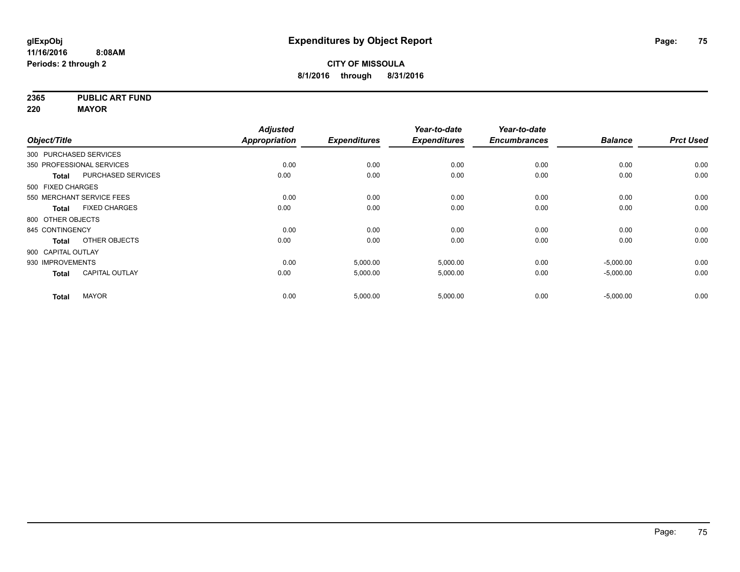**glExpObj**
**11/16/2016 8:08AM**
**Periods: 2 through 2**

# Expenditures by Object Report

**CITY OF MISSOULA**
**8/1/2016 through 8/31/2016**

**2365 PUBLIC ART FUND**
**220 MAYOR**

| Object/Title | Adjusted Appropriation | Expenditures | Year-to-date Expenditures | Year-to-date Encumbrances | Balance | Prct Used |
|---|---|---|---|---|---|---|
| 300 PURCHASED SERVICES | | | | | | |
| 350 PROFESSIONAL SERVICES | 0.00 | 0.00 | 0.00 | 0.00 | 0.00 | 0.00 |
| **Total** PURCHASED SERVICES | 0.00 | 0.00 | 0.00 | 0.00 | 0.00 | 0.00 |
| 500 FIXED CHARGES | | | | | | |
| 550 MERCHANT SERVICE FEES | 0.00 | 0.00 | 0.00 | 0.00 | 0.00 | 0.00 |
| **Total** FIXED CHARGES | 0.00 | 0.00 | 0.00 | 0.00 | 0.00 | 0.00 |
| 800 OTHER OBJECTS | | | | | | |
| 845 CONTINGENCY | 0.00 | 0.00 | 0.00 | 0.00 | 0.00 | 0.00 |
| **Total** OTHER OBJECTS | 0.00 | 0.00 | 0.00 | 0.00 | 0.00 | 0.00 |
| 900 CAPITAL OUTLAY | | | | | | |
| 930 IMPROVEMENTS | 0.00 | 5,000.00 | 5,000.00 | 0.00 | -5,000.00 | 0.00 |
| **Total** CAPITAL OUTLAY | 0.00 | 5,000.00 | 5,000.00 | 0.00 | -5,000.00 | 0.00 |
| **Total** MAYOR | 0.00 | 5,000.00 | 5,000.00 | 0.00 | -5,000.00 | 0.00 |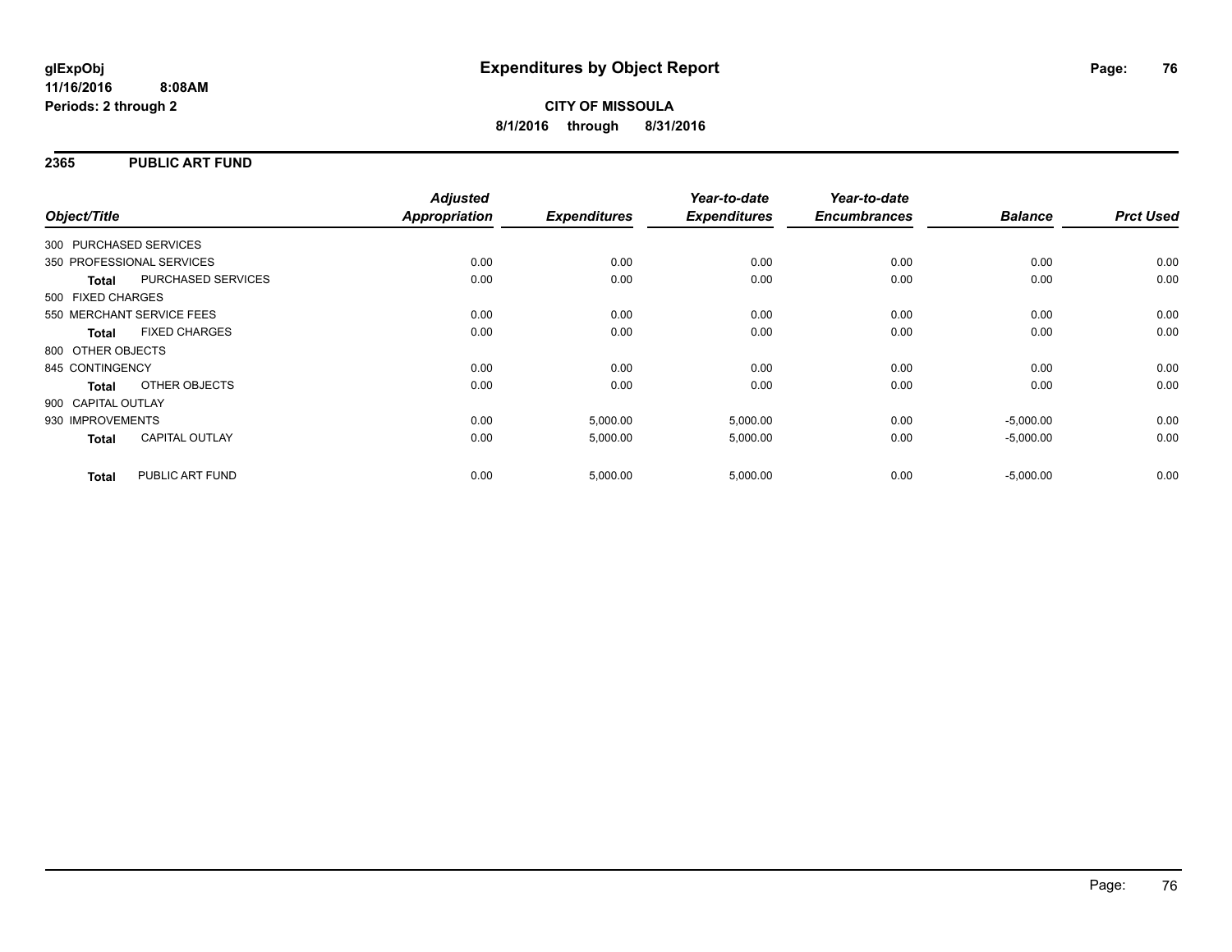# Expenditures by Object Report

glExpObj
11/16/2016 8:08AM
Periods: 2 through 2

**CITY OF MISSOULA**
**8/1/2016 through 8/31/2016**

## 2365 PUBLIC ART FUND

| Object/Title | | Adjusted Appropriation | Expenditures | Year-to-date Expenditures | Year-to-date Encumbrances | Balance | Prct Used |
|---|---|---|---|---|---|---|---|
| 300 PURCHASED SERVICES | | | | | | | |
| 350 PROFESSIONAL SERVICES | | 0.00 | 0.00 | 0.00 | 0.00 | 0.00 | 0.00 |
| **Total** | PURCHASED SERVICES | 0.00 | 0.00 | 0.00 | 0.00 | 0.00 | 0.00 |
| 500 FIXED CHARGES | | | | | | | |
| 550 MERCHANT SERVICE FEES | | 0.00 | 0.00 | 0.00 | 0.00 | 0.00 | 0.00 |
| **Total** | FIXED CHARGES | 0.00 | 0.00 | 0.00 | 0.00 | 0.00 | 0.00 |
| 800 OTHER OBJECTS | | | | | | | |
| 845 CONTINGENCY | | 0.00 | 0.00 | 0.00 | 0.00 | 0.00 | 0.00 |
| **Total** | OTHER OBJECTS | 0.00 | 0.00 | 0.00 | 0.00 | 0.00 | 0.00 |
| 900 CAPITAL OUTLAY | | | | | | | |
| 930 IMPROVEMENTS | | 0.00 | 5,000.00 | 5,000.00 | 0.00 | -5,000.00 | 0.00 |
| **Total** | CAPITAL OUTLAY | 0.00 | 5,000.00 | 5,000.00 | 0.00 | -5,000.00 | 0.00 |
| **Total** | PUBLIC ART FUND | 0.00 | 5,000.00 | 5,000.00 | 0.00 | -5,000.00 | 0.00 |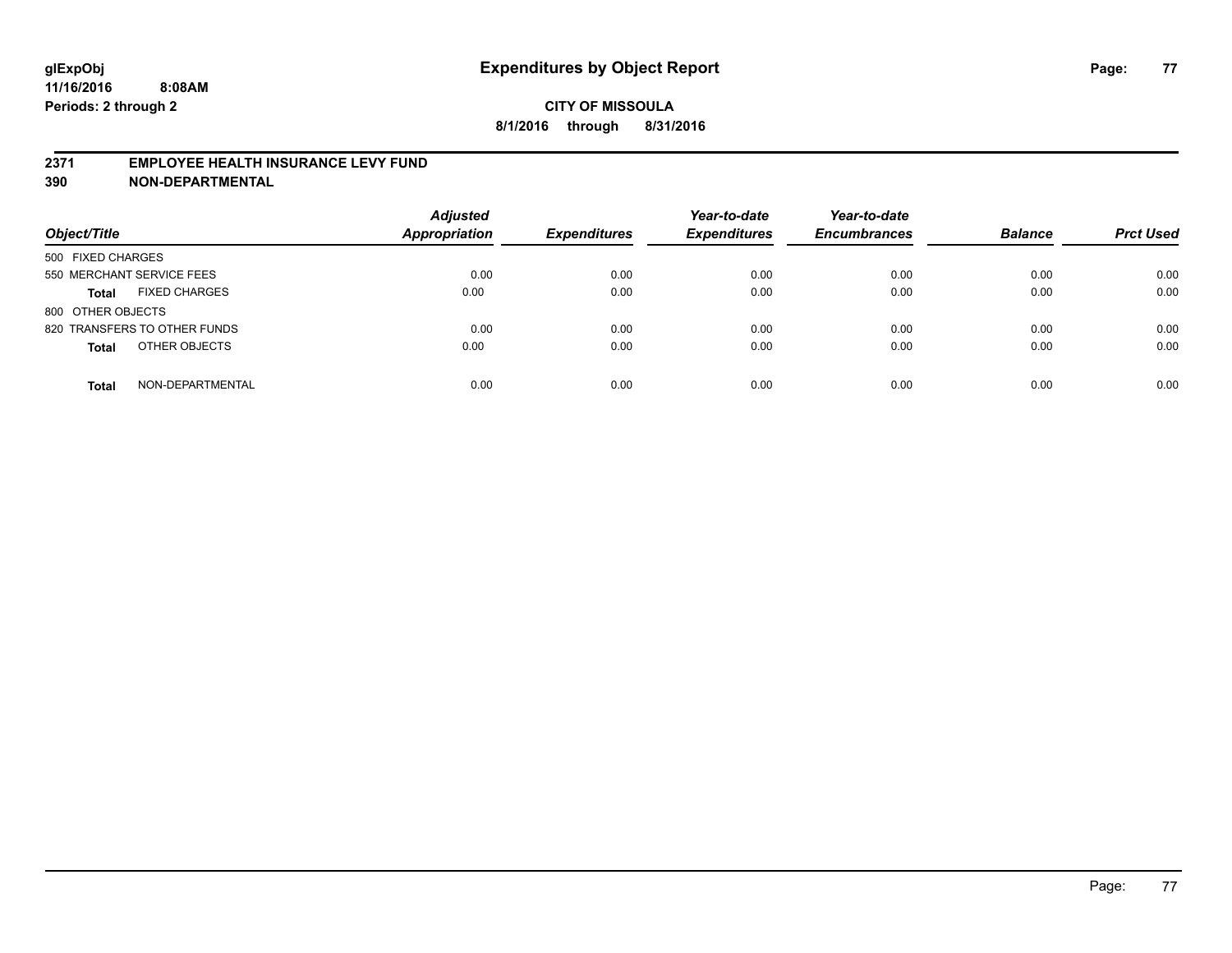**glExpObj**
**11/16/2016 8:08AM**
**Periods: 2 through 2**

# Expenditures by Object Report

**CITY OF MISSOULA**
**8/1/2016 through 8/31/2016**

## 2371 EMPLOYEE HEALTH INSURANCE LEVY FUND
## 390 NON-DEPARTMENTAL

| Object/Title | | Adjusted Appropriation | Expenditures | Year-to-date Expenditures | Year-to-date Encumbrances | Balance | Prct Used |
|---|---|---|---|---|---|---|---|
| 500 FIXED CHARGES | | | | | | | |
| 550 MERCHANT SERVICE FEES | | 0.00 | 0.00 | 0.00 | 0.00 | 0.00 | 0.00 |
| **Total** | FIXED CHARGES | 0.00 | 0.00 | 0.00 | 0.00 | 0.00 | 0.00 |
| 800 OTHER OBJECTS | | | | | | | |
| 820 TRANSFERS TO OTHER FUNDS | | 0.00 | 0.00 | 0.00 | 0.00 | 0.00 | 0.00 |
| **Total** | OTHER OBJECTS | 0.00 | 0.00 | 0.00 | 0.00 | 0.00 | 0.00 |
| **Total** | NON-DEPARTMENTAL | 0.00 | 0.00 | 0.00 | 0.00 | 0.00 | 0.00 |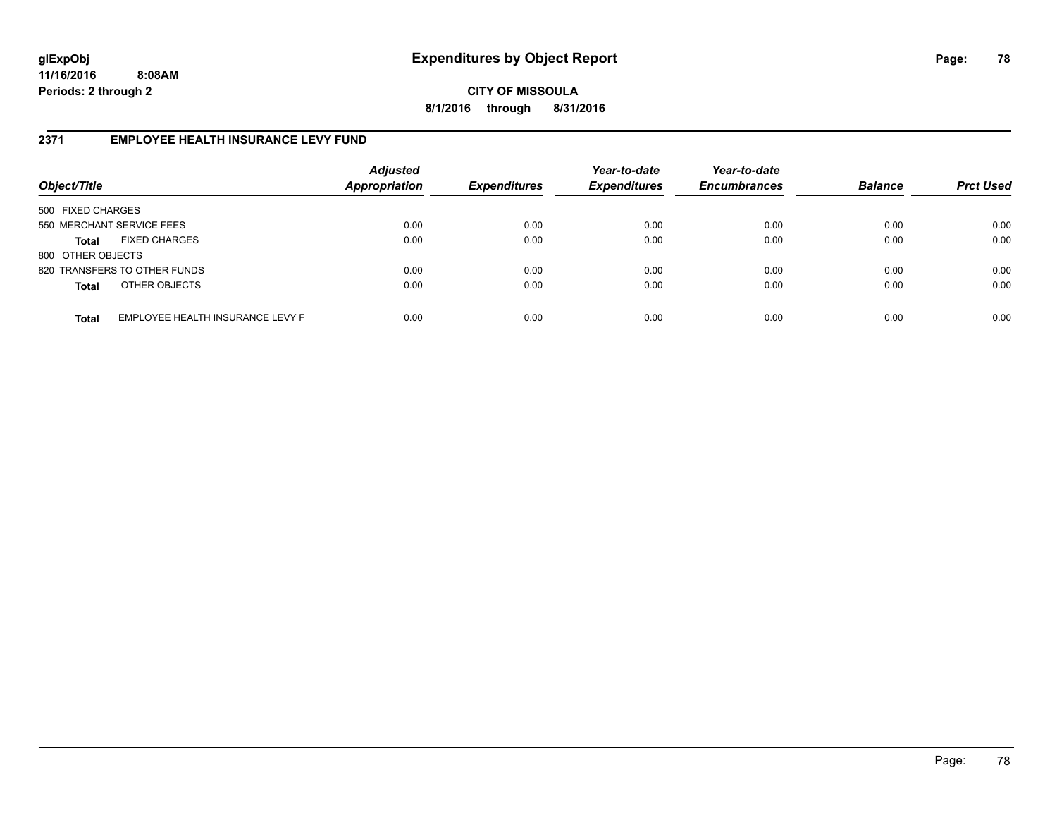glExpObj
11/16/2016 8:08AM
Periods: 2 through 2

# Expenditures by Object Report

**CITY OF MISSOULA**

**8/1/2016 through 8/31/2016**

## 2371 EMPLOYEE HEALTH INSURANCE LEVY FUND

| Object/Title | | Adjusted Appropriation | Expenditures | Year-to-date Expenditures | Year-to-date Encumbrances | Balance | Prct Used |
|---|---|---|---|---|---|---|---|
| 500 FIXED CHARGES | | | | | | | |
| 550 MERCHANT SERVICE FEES | | 0.00 | 0.00 | 0.00 | 0.00 | 0.00 | 0.00 |
| **Total** | FIXED CHARGES | 0.00 | 0.00 | 0.00 | 0.00 | 0.00 | 0.00 |
| 800 OTHER OBJECTS | | | | | | | |
| 820 TRANSFERS TO OTHER FUNDS | | 0.00 | 0.00 | 0.00 | 0.00 | 0.00 | 0.00 |
| **Total** | OTHER OBJECTS | 0.00 | 0.00 | 0.00 | 0.00 | 0.00 | 0.00 |
| **Total** | EMPLOYEE HEALTH INSURANCE LEVY F | 0.00 | 0.00 | 0.00 | 0.00 | 0.00 | 0.00 |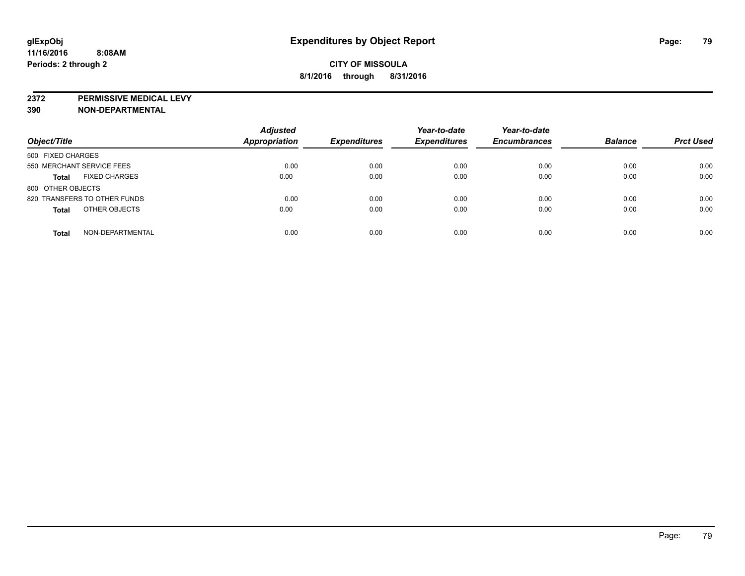**glExpObj**
**11/16/2016 8:08AM**
**Periods: 2 through 2**

# Expenditures by Object Report

**CITY OF MISSOULA**
**8/1/2016 through 8/31/2016**

**2372 PERMISSIVE MEDICAL LEVY**
**390 NON-DEPARTMENTAL**

| *Object/Title* | *Adjusted Appropriation* | *Expenditures* | *Year-to-date Expenditures* | *Year-to-date Encumbrances* | *Balance* | *Prct Used* |
|---|---|---|---|---|---|---|
| 500 FIXED CHARGES | | | | | | |
| 550 MERCHANT SERVICE FEES | 0.00 | 0.00 | 0.00 | 0.00 | 0.00 | 0.00 |
| **Total** FIXED CHARGES | 0.00 | 0.00 | 0.00 | 0.00 | 0.00 | 0.00 |
| 800 OTHER OBJECTS | | | | | | |
| 820 TRANSFERS TO OTHER FUNDS | 0.00 | 0.00 | 0.00 | 0.00 | 0.00 | 0.00 |
| **Total** OTHER OBJECTS | 0.00 | 0.00 | 0.00 | 0.00 | 0.00 | 0.00 |
| **Total** NON-DEPARTMENTAL | 0.00 | 0.00 | 0.00 | 0.00 | 0.00 | 0.00 |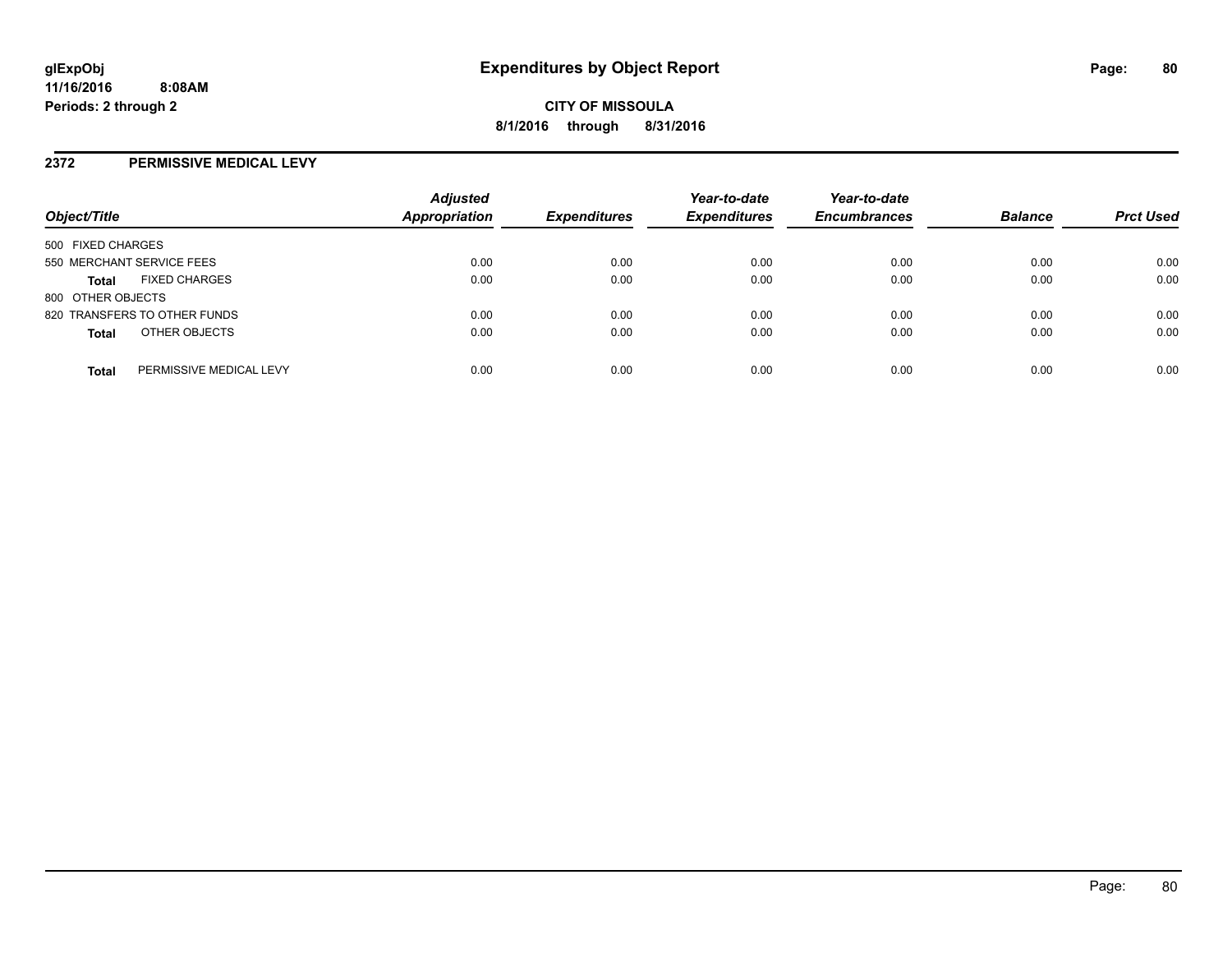**glExpObj**
**11/16/2016 8:08AM**
**Periods: 2 through 2**

# Expenditures by Object Report

**CITY OF MISSOULA**
**8/1/2016 through 8/31/2016**

## 2372 PERMISSIVE MEDICAL LEVY

| Object/Title | Adjusted Appropriation | Expenditures | Year-to-date Expenditures | Year-to-date Encumbrances | Balance | Prct Used |
|---|---|---|---|---|---|---|
| 500 FIXED CHARGES | | | | | | |
| 550 MERCHANT SERVICE FEES | 0.00 | 0.00 | 0.00 | 0.00 | 0.00 | 0.00 |
| **Total** FIXED CHARGES | 0.00 | 0.00 | 0.00 | 0.00 | 0.00 | 0.00 |
| 800 OTHER OBJECTS | | | | | | |
| 820 TRANSFERS TO OTHER FUNDS | 0.00 | 0.00 | 0.00 | 0.00 | 0.00 | 0.00 |
| **Total** OTHER OBJECTS | 0.00 | 0.00 | 0.00 | 0.00 | 0.00 | 0.00 |
| **Total** PERMISSIVE MEDICAL LEVY | 0.00 | 0.00 | 0.00 | 0.00 | 0.00 | 0.00 |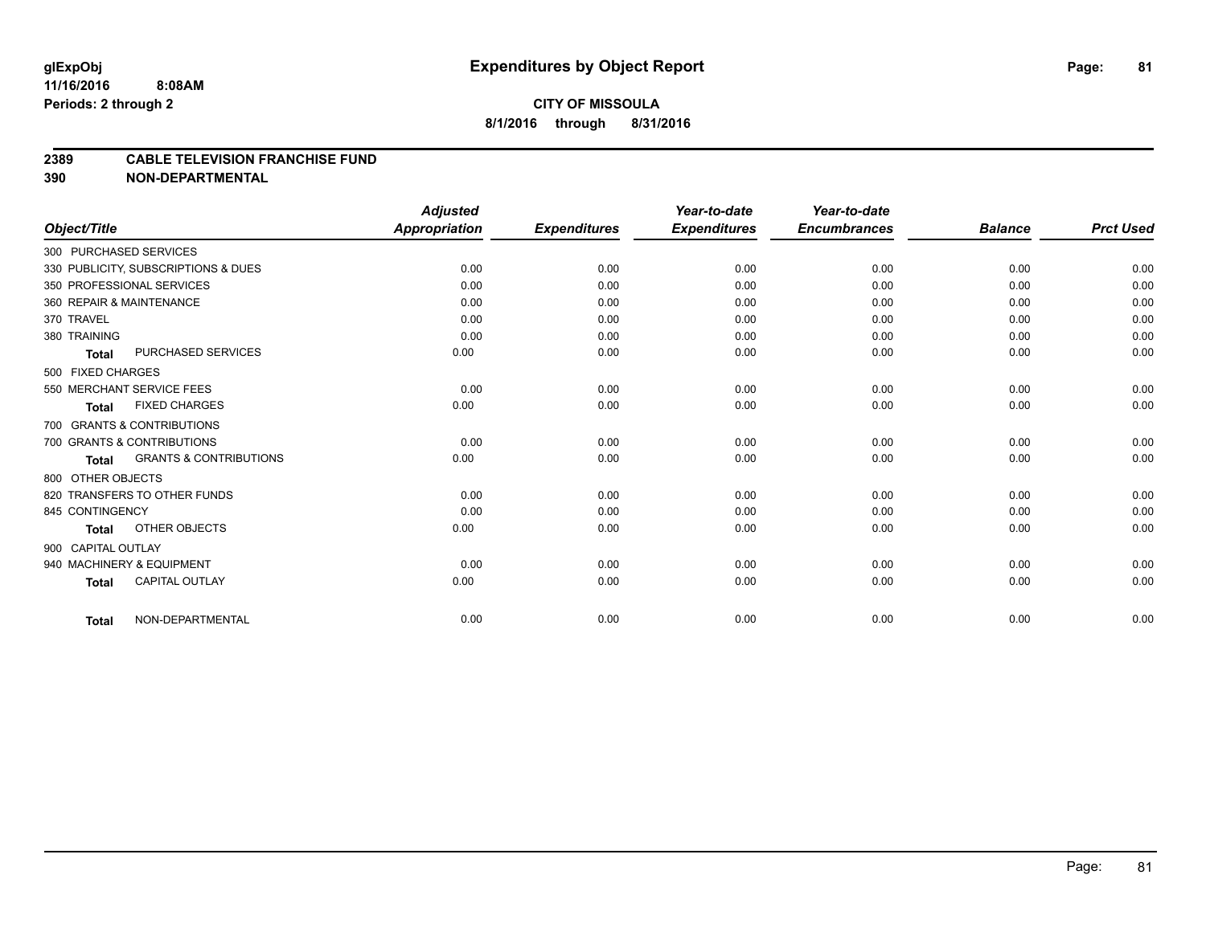**glExpObj** **Expenditures by Object Report**

**11/16/2016 8:08AM**

**Periods: 2 through 2**

**CITY OF MISSOULA**

**8/1/2016 through 8/31/2016**

## 2389 CABLE TELEVISION FRANCHISE FUND

## 390 NON-DEPARTMENTAL

| Object/Title | | Adjusted Appropriation | Expenditures | Year-to-date Expenditures | Year-to-date Encumbrances | Balance | Prct Used |
|---|---|---|---|---|---|---|---|
| 300 PURCHASED SERVICES | | | | | | | |
| 330 PUBLICITY, SUBSCRIPTIONS & DUES | | 0.00 | 0.00 | 0.00 | 0.00 | 0.00 | 0.00 |
| 350 PROFESSIONAL SERVICES | | 0.00 | 0.00 | 0.00 | 0.00 | 0.00 | 0.00 |
| 360 REPAIR & MAINTENANCE | | 0.00 | 0.00 | 0.00 | 0.00 | 0.00 | 0.00 |
| 370 TRAVEL | | 0.00 | 0.00 | 0.00 | 0.00 | 0.00 | 0.00 |
| 380 TRAINING | | 0.00 | 0.00 | 0.00 | 0.00 | 0.00 | 0.00 |
| **Total** | PURCHASED SERVICES | 0.00 | 0.00 | 0.00 | 0.00 | 0.00 | 0.00 |
| 500 FIXED CHARGES | | | | | | | |
| 550 MERCHANT SERVICE FEES | | 0.00 | 0.00 | 0.00 | 0.00 | 0.00 | 0.00 |
| **Total** | FIXED CHARGES | 0.00 | 0.00 | 0.00 | 0.00 | 0.00 | 0.00 |
| 700 GRANTS & CONTRIBUTIONS | | | | | | | |
| 700 GRANTS & CONTRIBUTIONS | | 0.00 | 0.00 | 0.00 | 0.00 | 0.00 | 0.00 |
| **Total** | GRANTS & CONTRIBUTIONS | 0.00 | 0.00 | 0.00 | 0.00 | 0.00 | 0.00 |
| 800 OTHER OBJECTS | | | | | | | |
| 820 TRANSFERS TO OTHER FUNDS | | 0.00 | 0.00 | 0.00 | 0.00 | 0.00 | 0.00 |
| 845 CONTINGENCY | | 0.00 | 0.00 | 0.00 | 0.00 | 0.00 | 0.00 |
| **Total** | OTHER OBJECTS | 0.00 | 0.00 | 0.00 | 0.00 | 0.00 | 0.00 |
| 900 CAPITAL OUTLAY | | | | | | | |
| 940 MACHINERY & EQUIPMENT | | 0.00 | 0.00 | 0.00 | 0.00 | 0.00 | 0.00 |
| **Total** | CAPITAL OUTLAY | 0.00 | 0.00 | 0.00 | 0.00 | 0.00 | 0.00 |
| **Total** | NON-DEPARTMENTAL | 0.00 | 0.00 | 0.00 | 0.00 | 0.00 | 0.00 |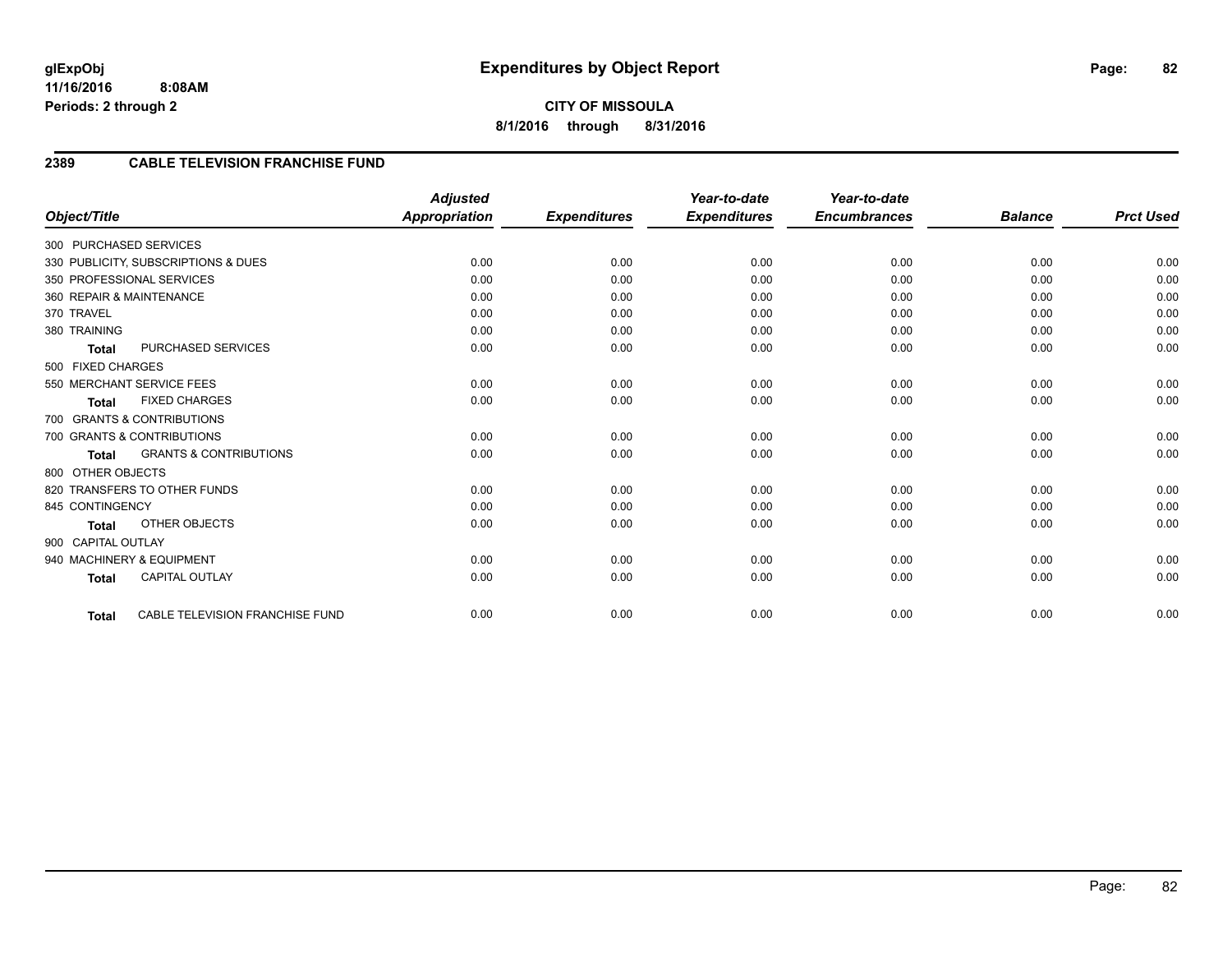# Expenditures by Object Report

glExpObj
11/16/2016 8:08AM
Periods: 2 through 2

**CITY OF MISSOULA**
**8/1/2016 through 8/31/2016**

## 2389 CABLE TELEVISION FRANCHISE FUND

| Object/Title | Adjusted Appropriation | Expenditures | Year-to-date Expenditures | Year-to-date Encumbrances | Balance | Prct Used |
|---|---|---|---|---|---|---|
| 300 PURCHASED SERVICES | | | | | | |
| 330 PUBLICITY, SUBSCRIPTIONS & DUES | 0.00 | 0.00 | 0.00 | 0.00 | 0.00 | 0.00 |
| 350 PROFESSIONAL SERVICES | 0.00 | 0.00 | 0.00 | 0.00 | 0.00 | 0.00 |
| 360 REPAIR & MAINTENANCE | 0.00 | 0.00 | 0.00 | 0.00 | 0.00 | 0.00 |
| 370 TRAVEL | 0.00 | 0.00 | 0.00 | 0.00 | 0.00 | 0.00 |
| 380 TRAINING | 0.00 | 0.00 | 0.00 | 0.00 | 0.00 | 0.00 |
| **Total** PURCHASED SERVICES | 0.00 | 0.00 | 0.00 | 0.00 | 0.00 | 0.00 |
| 500 FIXED CHARGES | | | | | | |
| 550 MERCHANT SERVICE FEES | 0.00 | 0.00 | 0.00 | 0.00 | 0.00 | 0.00 |
| **Total** FIXED CHARGES | 0.00 | 0.00 | 0.00 | 0.00 | 0.00 | 0.00 |
| 700 GRANTS & CONTRIBUTIONS | | | | | | |
| 700 GRANTS & CONTRIBUTIONS | 0.00 | 0.00 | 0.00 | 0.00 | 0.00 | 0.00 |
| **Total** GRANTS & CONTRIBUTIONS | 0.00 | 0.00 | 0.00 | 0.00 | 0.00 | 0.00 |
| 800 OTHER OBJECTS | | | | | | |
| 820 TRANSFERS TO OTHER FUNDS | 0.00 | 0.00 | 0.00 | 0.00 | 0.00 | 0.00 |
| 845 CONTINGENCY | 0.00 | 0.00 | 0.00 | 0.00 | 0.00 | 0.00 |
| **Total** OTHER OBJECTS | 0.00 | 0.00 | 0.00 | 0.00 | 0.00 | 0.00 |
| 900 CAPITAL OUTLAY | | | | | | |
| 940 MACHINERY & EQUIPMENT | 0.00 | 0.00 | 0.00 | 0.00 | 0.00 | 0.00 |
| **Total** CAPITAL OUTLAY | 0.00 | 0.00 | 0.00 | 0.00 | 0.00 | 0.00 |
| **Total** CABLE TELEVISION FRANCHISE FUND | 0.00 | 0.00 | 0.00 | 0.00 | 0.00 | 0.00 |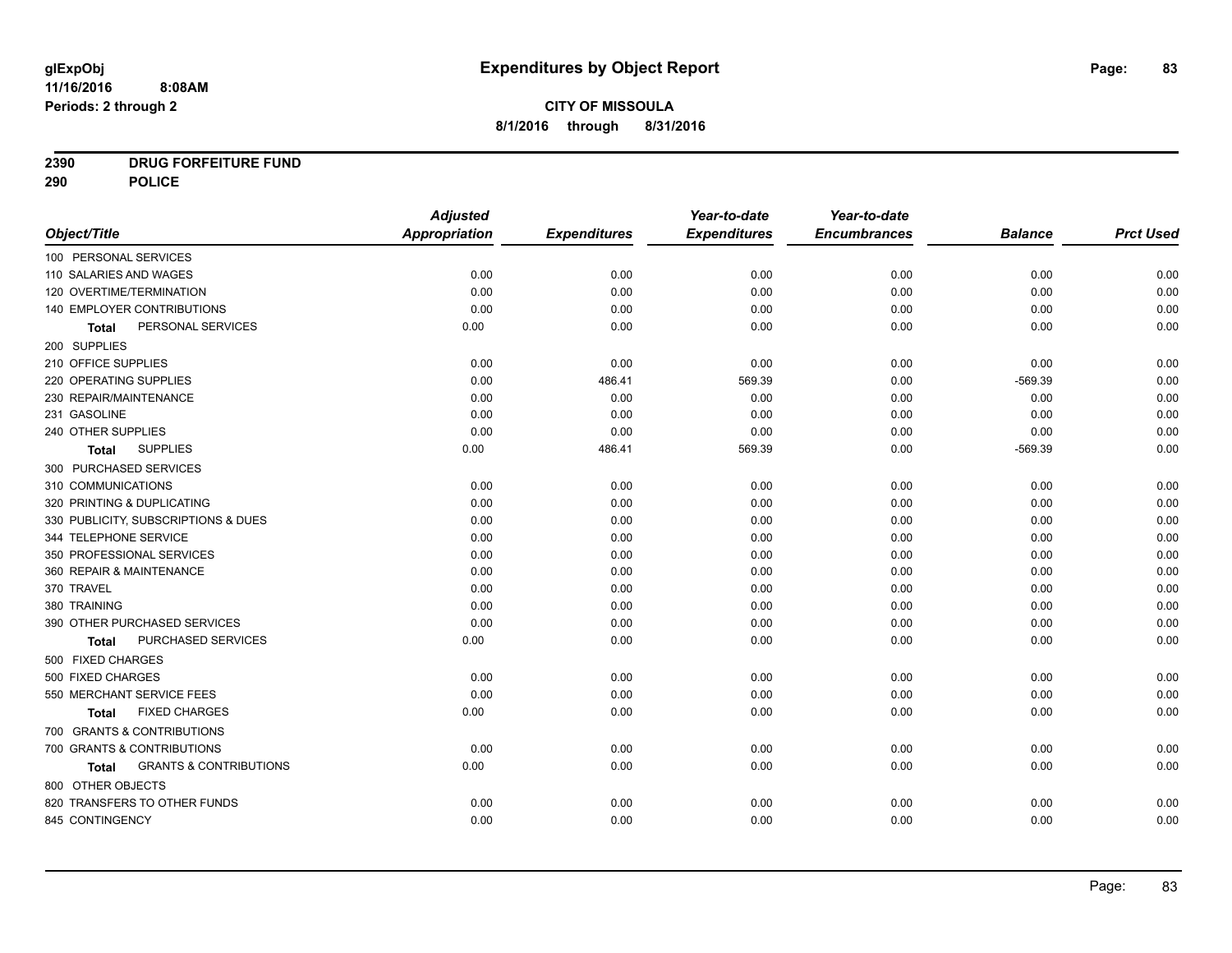# Expenditures by Object Report

glExpObj
11/16/2016 8:08AM
Periods: 2 through 2

**CITY OF MISSOULA**
**8/1/2016 through 8/31/2016**

**2390 DRUG FORFEITURE FUND**
**290 POLICE**

| Object/Title | Adjusted Appropriation | Expenditures | Year-to-date Expenditures | Year-to-date Encumbrances | Balance | Prct Used |
|---|---|---|---|---|---|---|
| 100 PERSONAL SERVICES | | | | | | |
| 110 SALARIES AND WAGES | 0.00 | 0.00 | 0.00 | 0.00 | 0.00 | 0.00 |
| 120 OVERTIME/TERMINATION | 0.00 | 0.00 | 0.00 | 0.00 | 0.00 | 0.00 |
| 140 EMPLOYER CONTRIBUTIONS | 0.00 | 0.00 | 0.00 | 0.00 | 0.00 | 0.00 |
| **Total** PERSONAL SERVICES | 0.00 | 0.00 | 0.00 | 0.00 | 0.00 | 0.00 |
| 200 SUPPLIES | | | | | | |
| 210 OFFICE SUPPLIES | 0.00 | 0.00 | 0.00 | 0.00 | 0.00 | 0.00 |
| 220 OPERATING SUPPLIES | 0.00 | 486.41 | 569.39 | 0.00 | -569.39 | 0.00 |
| 230 REPAIR/MAINTENANCE | 0.00 | 0.00 | 0.00 | 0.00 | 0.00 | 0.00 |
| 231 GASOLINE | 0.00 | 0.00 | 0.00 | 0.00 | 0.00 | 0.00 |
| 240 OTHER SUPPLIES | 0.00 | 0.00 | 0.00 | 0.00 | 0.00 | 0.00 |
| **Total** SUPPLIES | 0.00 | 486.41 | 569.39 | 0.00 | -569.39 | 0.00 |
| 300 PURCHASED SERVICES | | | | | | |
| 310 COMMUNICATIONS | 0.00 | 0.00 | 0.00 | 0.00 | 0.00 | 0.00 |
| 320 PRINTING & DUPLICATING | 0.00 | 0.00 | 0.00 | 0.00 | 0.00 | 0.00 |
| 330 PUBLICITY, SUBSCRIPTIONS & DUES | 0.00 | 0.00 | 0.00 | 0.00 | 0.00 | 0.00 |
| 344 TELEPHONE SERVICE | 0.00 | 0.00 | 0.00 | 0.00 | 0.00 | 0.00 |
| 350 PROFESSIONAL SERVICES | 0.00 | 0.00 | 0.00 | 0.00 | 0.00 | 0.00 |
| 360 REPAIR & MAINTENANCE | 0.00 | 0.00 | 0.00 | 0.00 | 0.00 | 0.00 |
| 370 TRAVEL | 0.00 | 0.00 | 0.00 | 0.00 | 0.00 | 0.00 |
| 380 TRAINING | 0.00 | 0.00 | 0.00 | 0.00 | 0.00 | 0.00 |
| 390 OTHER PURCHASED SERVICES | 0.00 | 0.00 | 0.00 | 0.00 | 0.00 | 0.00 |
| **Total** PURCHASED SERVICES | 0.00 | 0.00 | 0.00 | 0.00 | 0.00 | 0.00 |
| 500 FIXED CHARGES | | | | | | |
| 500 FIXED CHARGES | 0.00 | 0.00 | 0.00 | 0.00 | 0.00 | 0.00 |
| 550 MERCHANT SERVICE FEES | 0.00 | 0.00 | 0.00 | 0.00 | 0.00 | 0.00 |
| **Total** FIXED CHARGES | 0.00 | 0.00 | 0.00 | 0.00 | 0.00 | 0.00 |
| 700 GRANTS & CONTRIBUTIONS | | | | | | |
| 700 GRANTS & CONTRIBUTIONS | 0.00 | 0.00 | 0.00 | 0.00 | 0.00 | 0.00 |
| **Total** GRANTS & CONTRIBUTIONS | 0.00 | 0.00 | 0.00 | 0.00 | 0.00 | 0.00 |
| 800 OTHER OBJECTS | | | | | | |
| 820 TRANSFERS TO OTHER FUNDS | 0.00 | 0.00 | 0.00 | 0.00 | 0.00 | 0.00 |
| 845 CONTINGENCY | 0.00 | 0.00 | 0.00 | 0.00 | 0.00 | 0.00 |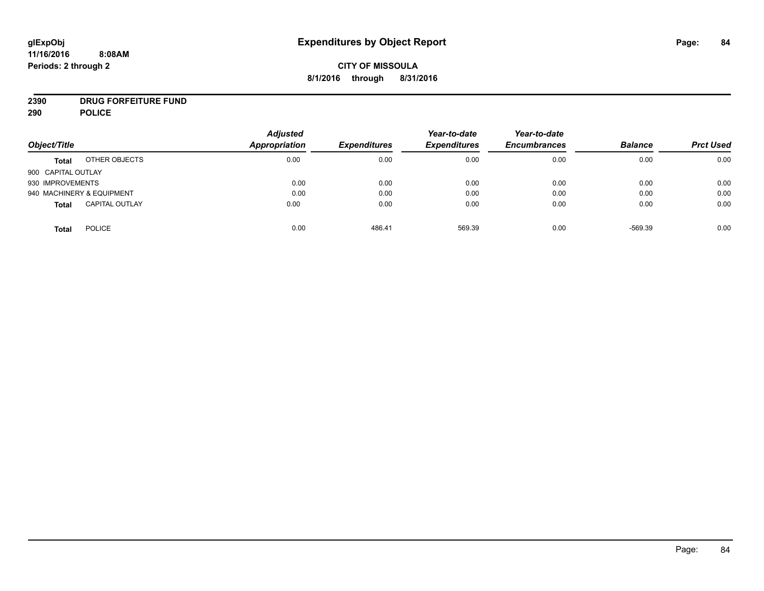# Expenditures by Object Report

glExpObj
11/16/2016 8:08AM
Periods: 2 through 2

**CITY OF MISSOULA**
**8/1/2016 through 8/31/2016**

**2390 DRUG FORFEITURE FUND**
**290 POLICE**

| Object/Title | | Adjusted Appropriation | Expenditures | Year-to-date Expenditures | Year-to-date Encumbrances | Balance | Prct Used |
|---|---|---|---|---|---|---|---|
| **Total** | OTHER OBJECTS | 0.00 | 0.00 | 0.00 | 0.00 | 0.00 | 0.00 |
| 900 CAPITAL OUTLAY | | | | | | | |
| 930 IMPROVEMENTS | | 0.00 | 0.00 | 0.00 | 0.00 | 0.00 | 0.00 |
| 940 MACHINERY & EQUIPMENT | | 0.00 | 0.00 | 0.00 | 0.00 | 0.00 | 0.00 |
| **Total** | CAPITAL OUTLAY | 0.00 | 0.00 | 0.00 | 0.00 | 0.00 | 0.00 |
| **Total** | POLICE | 0.00 | 486.41 | 569.39 | 0.00 | -569.39 | 0.00 |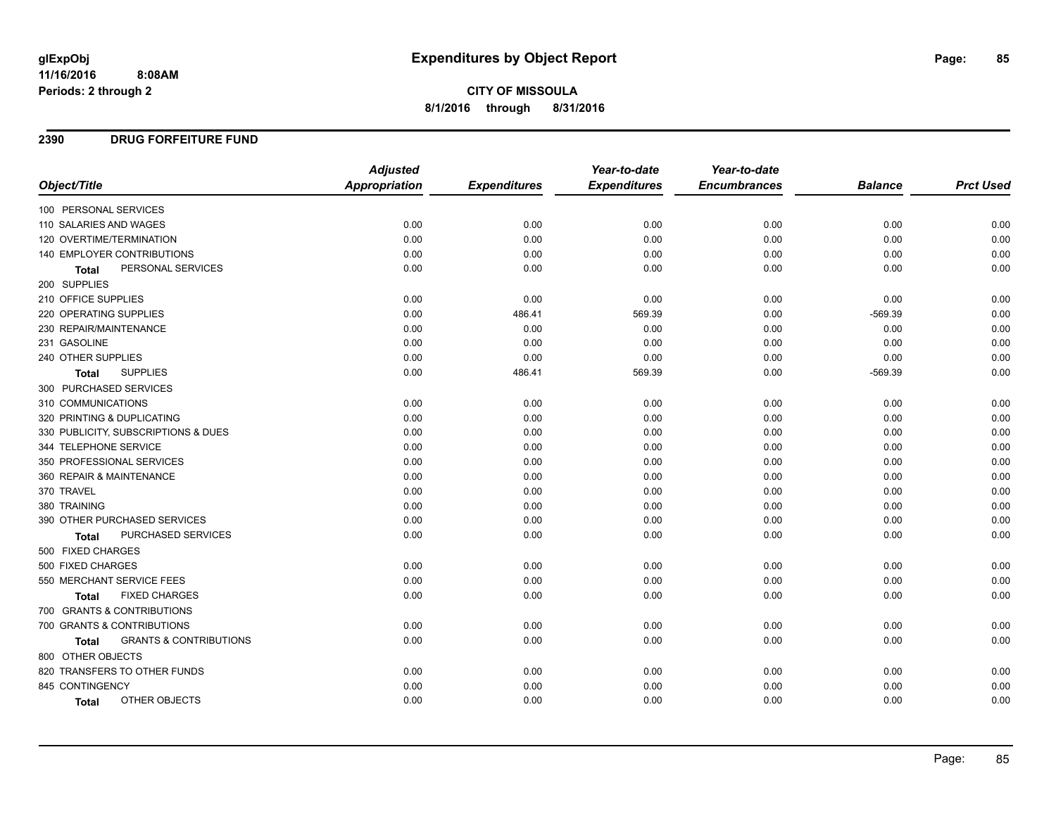**glExpObj** &nbsp; **Expenditures by Object Report**

**11/16/2016 8:08AM**

**Periods: 2 through 2**

**CITY OF MISSOULA**

**8/1/2016 through 8/31/2016**

## 2390 DRUG FORFEITURE FUND

| Object/Title | Adjusted Appropriation | Expenditures | Year-to-date Expenditures | Year-to-date Encumbrances | Balance | Prct Used |
|---|---|---|---|---|---|---|
| 100 PERSONAL SERVICES | | | | | | |
| 110 SALARIES AND WAGES | 0.00 | 0.00 | 0.00 | 0.00 | 0.00 | 0.00 |
| 120 OVERTIME/TERMINATION | 0.00 | 0.00 | 0.00 | 0.00 | 0.00 | 0.00 |
| 140 EMPLOYER CONTRIBUTIONS | 0.00 | 0.00 | 0.00 | 0.00 | 0.00 | 0.00 |
| **Total** PERSONAL SERVICES | 0.00 | 0.00 | 0.00 | 0.00 | 0.00 | 0.00 |
| 200 SUPPLIES | | | | | | |
| 210 OFFICE SUPPLIES | 0.00 | 0.00 | 0.00 | 0.00 | 0.00 | 0.00 |
| 220 OPERATING SUPPLIES | 0.00 | 486.41 | 569.39 | 0.00 | -569.39 | 0.00 |
| 230 REPAIR/MAINTENANCE | 0.00 | 0.00 | 0.00 | 0.00 | 0.00 | 0.00 |
| 231 GASOLINE | 0.00 | 0.00 | 0.00 | 0.00 | 0.00 | 0.00 |
| 240 OTHER SUPPLIES | 0.00 | 0.00 | 0.00 | 0.00 | 0.00 | 0.00 |
| **Total** SUPPLIES | 0.00 | 486.41 | 569.39 | 0.00 | -569.39 | 0.00 |
| 300 PURCHASED SERVICES | | | | | | |
| 310 COMMUNICATIONS | 0.00 | 0.00 | 0.00 | 0.00 | 0.00 | 0.00 |
| 320 PRINTING & DUPLICATING | 0.00 | 0.00 | 0.00 | 0.00 | 0.00 | 0.00 |
| 330 PUBLICITY, SUBSCRIPTIONS & DUES | 0.00 | 0.00 | 0.00 | 0.00 | 0.00 | 0.00 |
| 344 TELEPHONE SERVICE | 0.00 | 0.00 | 0.00 | 0.00 | 0.00 | 0.00 |
| 350 PROFESSIONAL SERVICES | 0.00 | 0.00 | 0.00 | 0.00 | 0.00 | 0.00 |
| 360 REPAIR & MAINTENANCE | 0.00 | 0.00 | 0.00 | 0.00 | 0.00 | 0.00 |
| 370 TRAVEL | 0.00 | 0.00 | 0.00 | 0.00 | 0.00 | 0.00 |
| 380 TRAINING | 0.00 | 0.00 | 0.00 | 0.00 | 0.00 | 0.00 |
| 390 OTHER PURCHASED SERVICES | 0.00 | 0.00 | 0.00 | 0.00 | 0.00 | 0.00 |
| **Total** PURCHASED SERVICES | 0.00 | 0.00 | 0.00 | 0.00 | 0.00 | 0.00 |
| 500 FIXED CHARGES | | | | | | |
| 500 FIXED CHARGES | 0.00 | 0.00 | 0.00 | 0.00 | 0.00 | 0.00 |
| 550 MERCHANT SERVICE FEES | 0.00 | 0.00 | 0.00 | 0.00 | 0.00 | 0.00 |
| **Total** FIXED CHARGES | 0.00 | 0.00 | 0.00 | 0.00 | 0.00 | 0.00 |
| 700 GRANTS & CONTRIBUTIONS | | | | | | |
| 700 GRANTS & CONTRIBUTIONS | 0.00 | 0.00 | 0.00 | 0.00 | 0.00 | 0.00 |
| **Total** GRANTS & CONTRIBUTIONS | 0.00 | 0.00 | 0.00 | 0.00 | 0.00 | 0.00 |
| 800 OTHER OBJECTS | | | | | | |
| 820 TRANSFERS TO OTHER FUNDS | 0.00 | 0.00 | 0.00 | 0.00 | 0.00 | 0.00 |
| 845 CONTINGENCY | 0.00 | 0.00 | 0.00 | 0.00 | 0.00 | 0.00 |
| **Total** OTHER OBJECTS | 0.00 | 0.00 | 0.00 | 0.00 | 0.00 | 0.00 |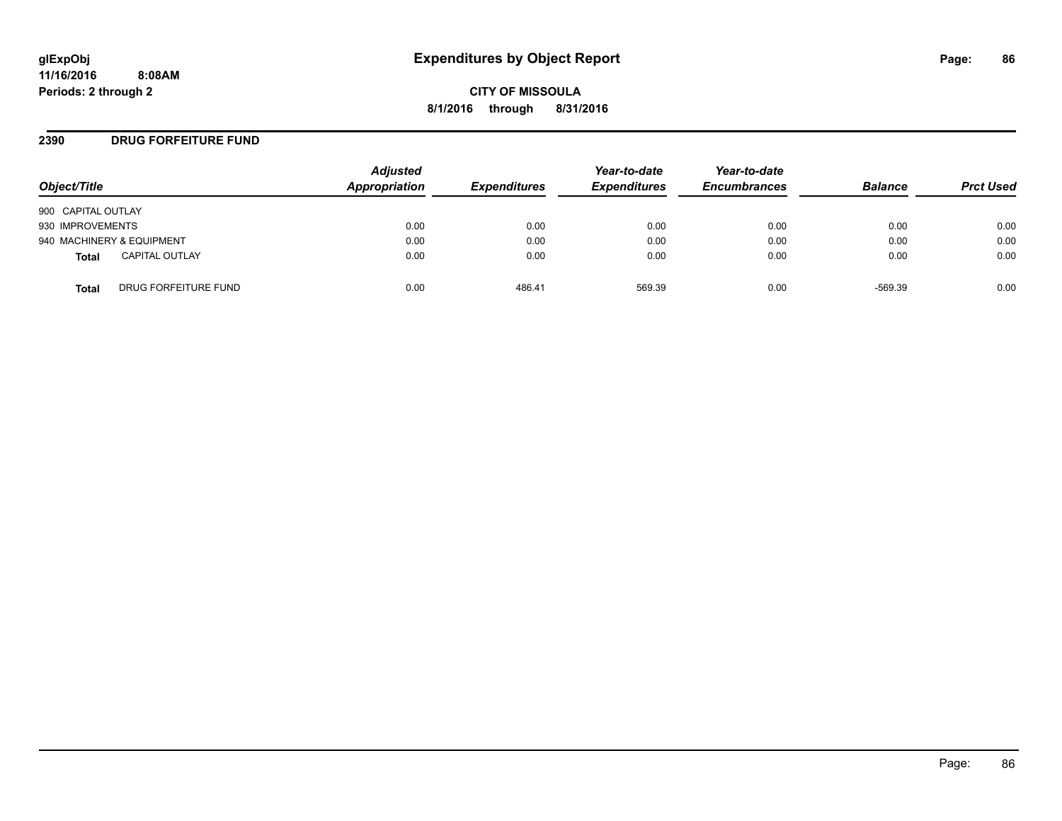**CITY OF MISSOULA**

**8/1/2016 through 8/31/2016**

## 2390 DRUG FORFEITURE FUND

| Object/Title | Adjusted Appropriation | Expenditures | Year-to-date Expenditures | Year-to-date Encumbrances | Balance | Prct Used |
|---|---|---|---|---|---|---|
| 900 CAPITAL OUTLAY | | | | | | |
| 930 IMPROVEMENTS | 0.00 | 0.00 | 0.00 | 0.00 | 0.00 | 0.00 |
| 940 MACHINERY & EQUIPMENT | 0.00 | 0.00 | 0.00 | 0.00 | 0.00 | 0.00 |
| **Total** CAPITAL OUTLAY | 0.00 | 0.00 | 0.00 | 0.00 | 0.00 | 0.00 |
| **Total** DRUG FORFEITURE FUND | 0.00 | 486.41 | 569.39 | 0.00 | -569.39 | 0.00 |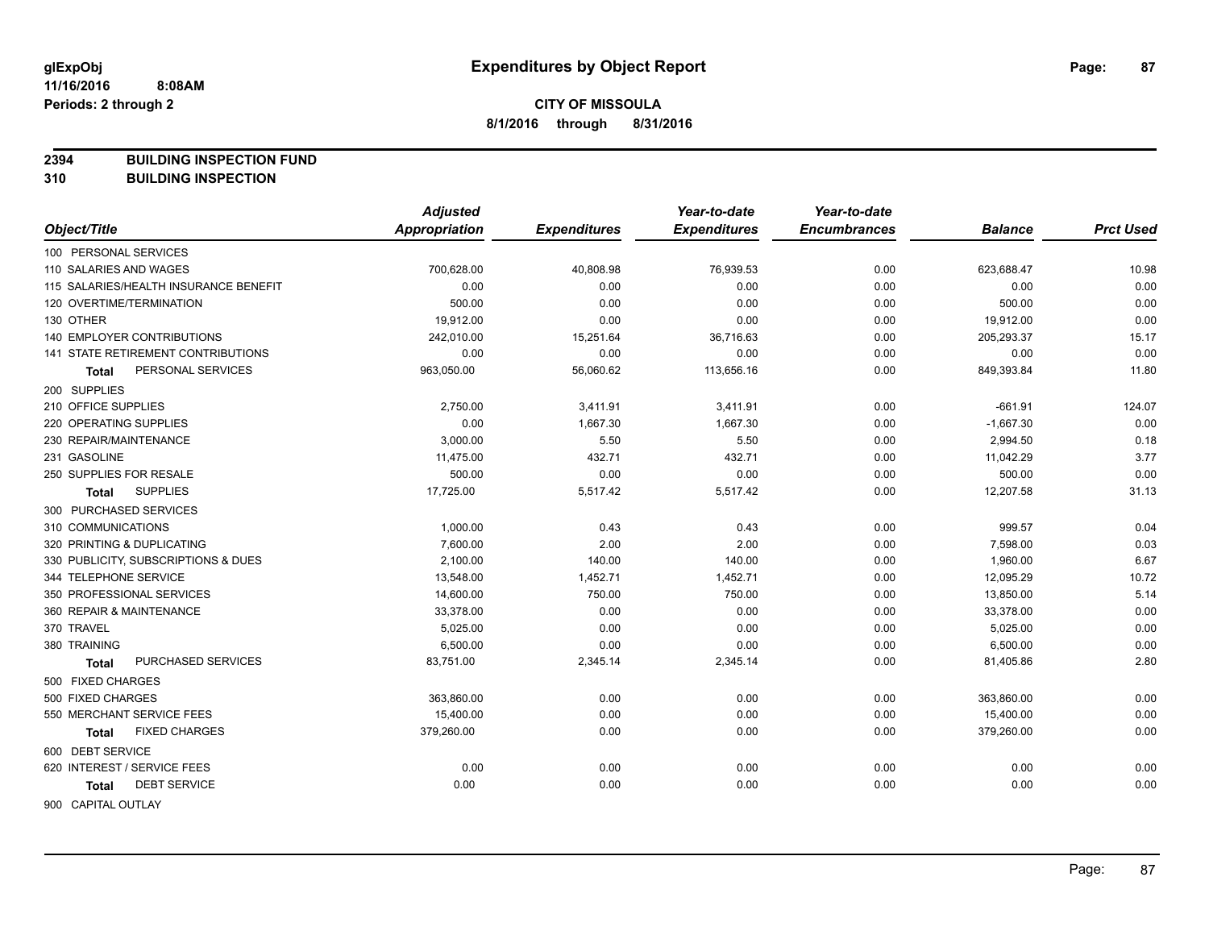**glExpObj**
**11/16/2016 8:08AM**
**Periods: 2 through 2**

# Expenditures by Object Report

**CITY OF MISSOULA**
**8/1/2016 through 8/31/2016**

**2394 BUILDING INSPECTION FUND**
**310 BUILDING INSPECTION**

| Object/Title | Adjusted Appropriation | Expenditures | Year-to-date Expenditures | Year-to-date Encumbrances | Balance | Prct Used |
|---|---|---|---|---|---|---|
| 100 PERSONAL SERVICES | | | | | | |
| 110 SALARIES AND WAGES | 700,628.00 | 40,808.98 | 76,939.53 | 0.00 | 623,688.47 | 10.98 |
| 115 SALARIES/HEALTH INSURANCE BENEFIT | 0.00 | 0.00 | 0.00 | 0.00 | 0.00 | 0.00 |
| 120 OVERTIME/TERMINATION | 500.00 | 0.00 | 0.00 | 0.00 | 500.00 | 0.00 |
| 130 OTHER | 19,912.00 | 0.00 | 0.00 | 0.00 | 19,912.00 | 0.00 |
| 140 EMPLOYER CONTRIBUTIONS | 242,010.00 | 15,251.64 | 36,716.63 | 0.00 | 205,293.37 | 15.17 |
| 141 STATE RETIREMENT CONTRIBUTIONS | 0.00 | 0.00 | 0.00 | 0.00 | 0.00 | 0.00 |
| **Total** PERSONAL SERVICES | 963,050.00 | 56,060.62 | 113,656.16 | 0.00 | 849,393.84 | 11.80 |
| 200 SUPPLIES | | | | | | |
| 210 OFFICE SUPPLIES | 2,750.00 | 3,411.91 | 3,411.91 | 0.00 | -661.91 | 124.07 |
| 220 OPERATING SUPPLIES | 0.00 | 1,667.30 | 1,667.30 | 0.00 | -1,667.30 | 0.00 |
| 230 REPAIR/MAINTENANCE | 3,000.00 | 5.50 | 5.50 | 0.00 | 2,994.50 | 0.18 |
| 231 GASOLINE | 11,475.00 | 432.71 | 432.71 | 0.00 | 11,042.29 | 3.77 |
| 250 SUPPLIES FOR RESALE | 500.00 | 0.00 | 0.00 | 0.00 | 500.00 | 0.00 |
| **Total** SUPPLIES | 17,725.00 | 5,517.42 | 5,517.42 | 0.00 | 12,207.58 | 31.13 |
| 300 PURCHASED SERVICES | | | | | | |
| 310 COMMUNICATIONS | 1,000.00 | 0.43 | 0.43 | 0.00 | 999.57 | 0.04 |
| 320 PRINTING & DUPLICATING | 7,600.00 | 2.00 | 2.00 | 0.00 | 7,598.00 | 0.03 |
| 330 PUBLICITY, SUBSCRIPTIONS & DUES | 2,100.00 | 140.00 | 140.00 | 0.00 | 1,960.00 | 6.67 |
| 344 TELEPHONE SERVICE | 13,548.00 | 1,452.71 | 1,452.71 | 0.00 | 12,095.29 | 10.72 |
| 350 PROFESSIONAL SERVICES | 14,600.00 | 750.00 | 750.00 | 0.00 | 13,850.00 | 5.14 |
| 360 REPAIR & MAINTENANCE | 33,378.00 | 0.00 | 0.00 | 0.00 | 33,378.00 | 0.00 |
| 370 TRAVEL | 5,025.00 | 0.00 | 0.00 | 0.00 | 5,025.00 | 0.00 |
| 380 TRAINING | 6,500.00 | 0.00 | 0.00 | 0.00 | 6,500.00 | 0.00 |
| **Total** PURCHASED SERVICES | 83,751.00 | 2,345.14 | 2,345.14 | 0.00 | 81,405.86 | 2.80 |
| 500 FIXED CHARGES | | | | | | |
| 500 FIXED CHARGES | 363,860.00 | 0.00 | 0.00 | 0.00 | 363,860.00 | 0.00 |
| 550 MERCHANT SERVICE FEES | 15,400.00 | 0.00 | 0.00 | 0.00 | 15,400.00 | 0.00 |
| **Total** FIXED CHARGES | 379,260.00 | 0.00 | 0.00 | 0.00 | 379,260.00 | 0.00 |
| 600 DEBT SERVICE | | | | | | |
| 620 INTEREST / SERVICE FEES | 0.00 | 0.00 | 0.00 | 0.00 | 0.00 | 0.00 |
| **Total** DEBT SERVICE | 0.00 | 0.00 | 0.00 | 0.00 | 0.00 | 0.00 |
| 900 CAPITAL OUTLAY | | | | | | |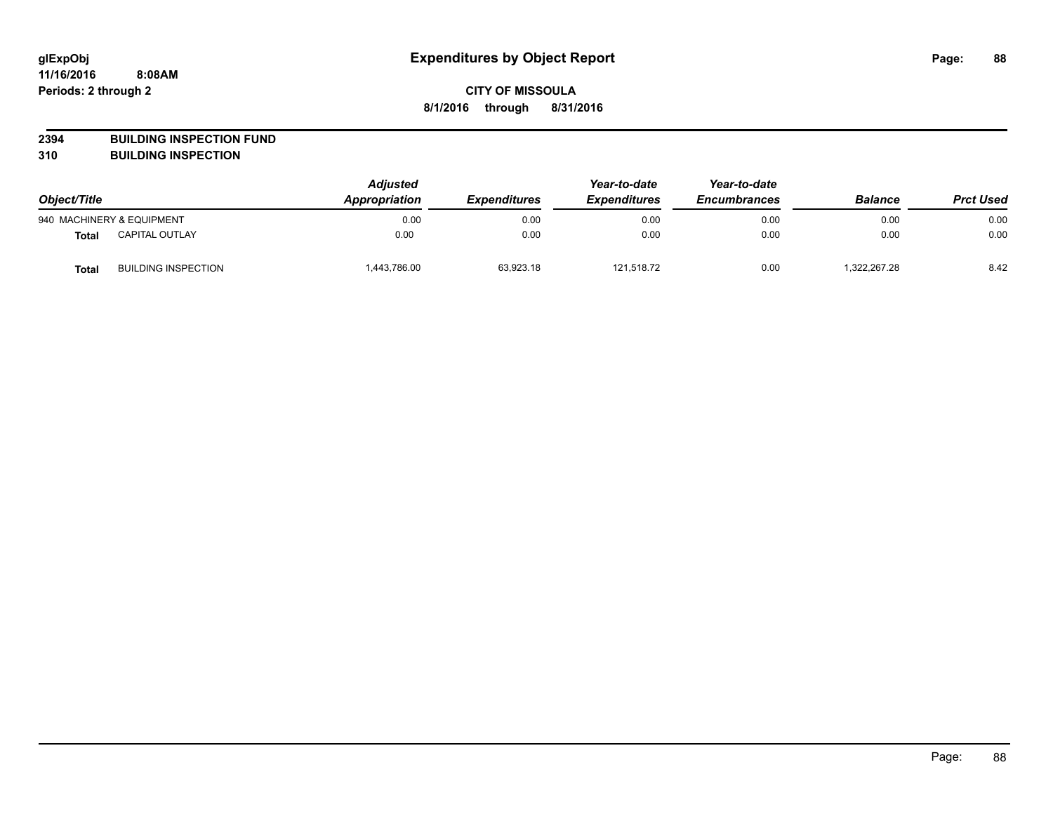# Expenditures by Object Report

glExpObj
11/16/2016 8:08AM
Periods: 2 through 2

**CITY OF MISSOULA**
**8/1/2016 through 8/31/2016**

**2394 BUILDING INSPECTION FUND**
**310 BUILDING INSPECTION**

| Object/Title | | Adjusted Appropriation | Expenditures | Year-to-date Expenditures | Year-to-date Encumbrances | Balance | Prct Used |
|---|---|---|---|---|---|---|---|
| 940 MACHINERY & EQUIPMENT | | 0.00 | 0.00 | 0.00 | 0.00 | 0.00 | 0.00 |
| **Total** | CAPITAL OUTLAY | 0.00 | 0.00 | 0.00 | 0.00 | 0.00 | 0.00 |
| **Total** | BUILDING INSPECTION | 1,443,786.00 | 63,923.18 | 121,518.72 | 0.00 | 1,322,267.28 | 8.42 |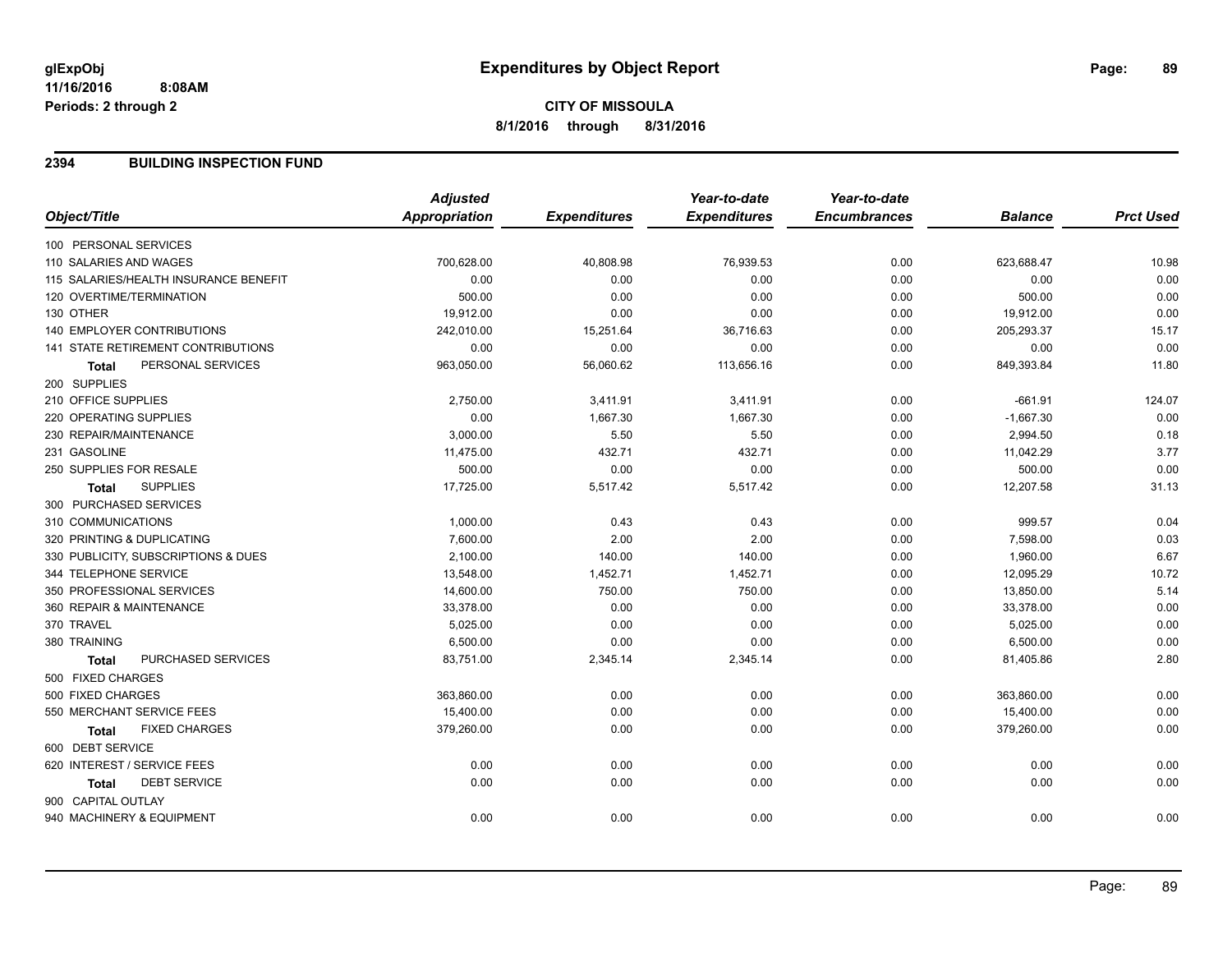glExpObj
11/16/2016 8:08AM
Periods: 2 through 2

# Expenditures by Object Report

**CITY OF MISSOULA**
**8/1/2016 through 8/31/2016**

## 2394 BUILDING INSPECTION FUND

| Object/Title | Adjusted Appropriation | Expenditures | Year-to-date Expenditures | Year-to-date Encumbrances | Balance | Prct Used |
|---|---|---|---|---|---|---|
| 100 PERSONAL SERVICES | | | | | | |
| 110 SALARIES AND WAGES | 700,628.00 | 40,808.98 | 76,939.53 | 0.00 | 623,688.47 | 10.98 |
| 115 SALARIES/HEALTH INSURANCE BENEFIT | 0.00 | 0.00 | 0.00 | 0.00 | 0.00 | 0.00 |
| 120 OVERTIME/TERMINATION | 500.00 | 0.00 | 0.00 | 0.00 | 500.00 | 0.00 |
| 130 OTHER | 19,912.00 | 0.00 | 0.00 | 0.00 | 19,912.00 | 0.00 |
| 140 EMPLOYER CONTRIBUTIONS | 242,010.00 | 15,251.64 | 36,716.63 | 0.00 | 205,293.37 | 15.17 |
| 141 STATE RETIREMENT CONTRIBUTIONS | 0.00 | 0.00 | 0.00 | 0.00 | 0.00 | 0.00 |
| **Total** PERSONAL SERVICES | 963,050.00 | 56,060.62 | 113,656.16 | 0.00 | 849,393.84 | 11.80 |
| 200 SUPPLIES | | | | | | |
| 210 OFFICE SUPPLIES | 2,750.00 | 3,411.91 | 3,411.91 | 0.00 | -661.91 | 124.07 |
| 220 OPERATING SUPPLIES | 0.00 | 1,667.30 | 1,667.30 | 0.00 | -1,667.30 | 0.00 |
| 230 REPAIR/MAINTENANCE | 3,000.00 | 5.50 | 5.50 | 0.00 | 2,994.50 | 0.18 |
| 231 GASOLINE | 11,475.00 | 432.71 | 432.71 | 0.00 | 11,042.29 | 3.77 |
| 250 SUPPLIES FOR RESALE | 500.00 | 0.00 | 0.00 | 0.00 | 500.00 | 0.00 |
| **Total** SUPPLIES | 17,725.00 | 5,517.42 | 5,517.42 | 0.00 | 12,207.58 | 31.13 |
| 300 PURCHASED SERVICES | | | | | | |
| 310 COMMUNICATIONS | 1,000.00 | 0.43 | 0.43 | 0.00 | 999.57 | 0.04 |
| 320 PRINTING & DUPLICATING | 7,600.00 | 2.00 | 2.00 | 0.00 | 7,598.00 | 0.03 |
| 330 PUBLICITY, SUBSCRIPTIONS & DUES | 2,100.00 | 140.00 | 140.00 | 0.00 | 1,960.00 | 6.67 |
| 344 TELEPHONE SERVICE | 13,548.00 | 1,452.71 | 1,452.71 | 0.00 | 12,095.29 | 10.72 |
| 350 PROFESSIONAL SERVICES | 14,600.00 | 750.00 | 750.00 | 0.00 | 13,850.00 | 5.14 |
| 360 REPAIR & MAINTENANCE | 33,378.00 | 0.00 | 0.00 | 0.00 | 33,378.00 | 0.00 |
| 370 TRAVEL | 5,025.00 | 0.00 | 0.00 | 0.00 | 5,025.00 | 0.00 |
| 380 TRAINING | 6,500.00 | 0.00 | 0.00 | 0.00 | 6,500.00 | 0.00 |
| **Total** PURCHASED SERVICES | 83,751.00 | 2,345.14 | 2,345.14 | 0.00 | 81,405.86 | 2.80 |
| 500 FIXED CHARGES | | | | | | |
| 500 FIXED CHARGES | 363,860.00 | 0.00 | 0.00 | 0.00 | 363,860.00 | 0.00 |
| 550 MERCHANT SERVICE FEES | 15,400.00 | 0.00 | 0.00 | 0.00 | 15,400.00 | 0.00 |
| **Total** FIXED CHARGES | 379,260.00 | 0.00 | 0.00 | 0.00 | 379,260.00 | 0.00 |
| 600 DEBT SERVICE | | | | | | |
| 620 INTEREST / SERVICE FEES | 0.00 | 0.00 | 0.00 | 0.00 | 0.00 | 0.00 |
| **Total** DEBT SERVICE | 0.00 | 0.00 | 0.00 | 0.00 | 0.00 | 0.00 |
| 900 CAPITAL OUTLAY | | | | | | |
| 940 MACHINERY & EQUIPMENT | 0.00 | 0.00 | 0.00 | 0.00 | 0.00 | 0.00 |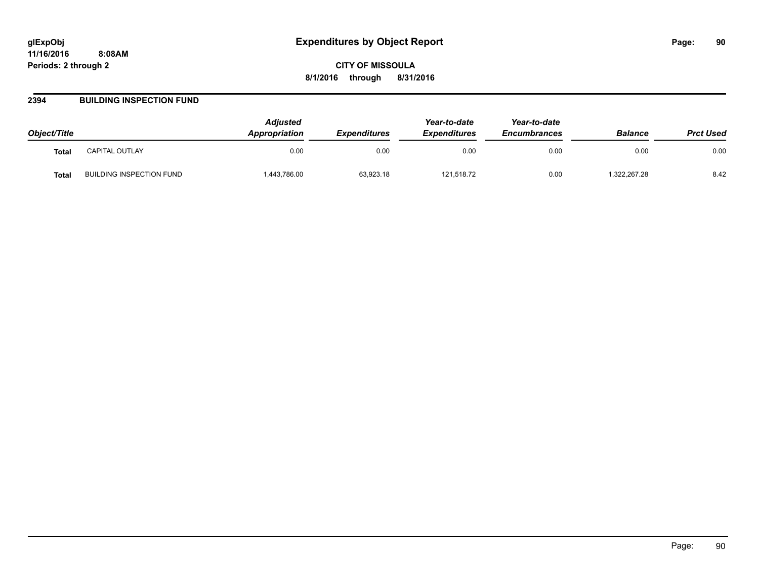# Expenditures by Object Report

**glExpObj**
**11/16/2016 8:08AM**
**Periods: 2 through 2**

**CITY OF MISSOULA**
**8/1/2016 through 8/31/2016**

## 2394 BUILDING INSPECTION FUND

| Object/Title | | *Adjusted Appropriation* | *Expenditures* | *Year-to-date Expenditures* | *Year-to-date Encumbrances* | *Balance* | *Prct Used* |
|---|---|---|---|---|---|---|---|
| **Total** | CAPITAL OUTLAY | 0.00 | 0.00 | 0.00 | 0.00 | 0.00 | 0.00 |
| **Total** | BUILDING INSPECTION FUND | 1,443,786.00 | 63,923.18 | 121,518.72 | 0.00 | 1,322,267.28 | 8.42 |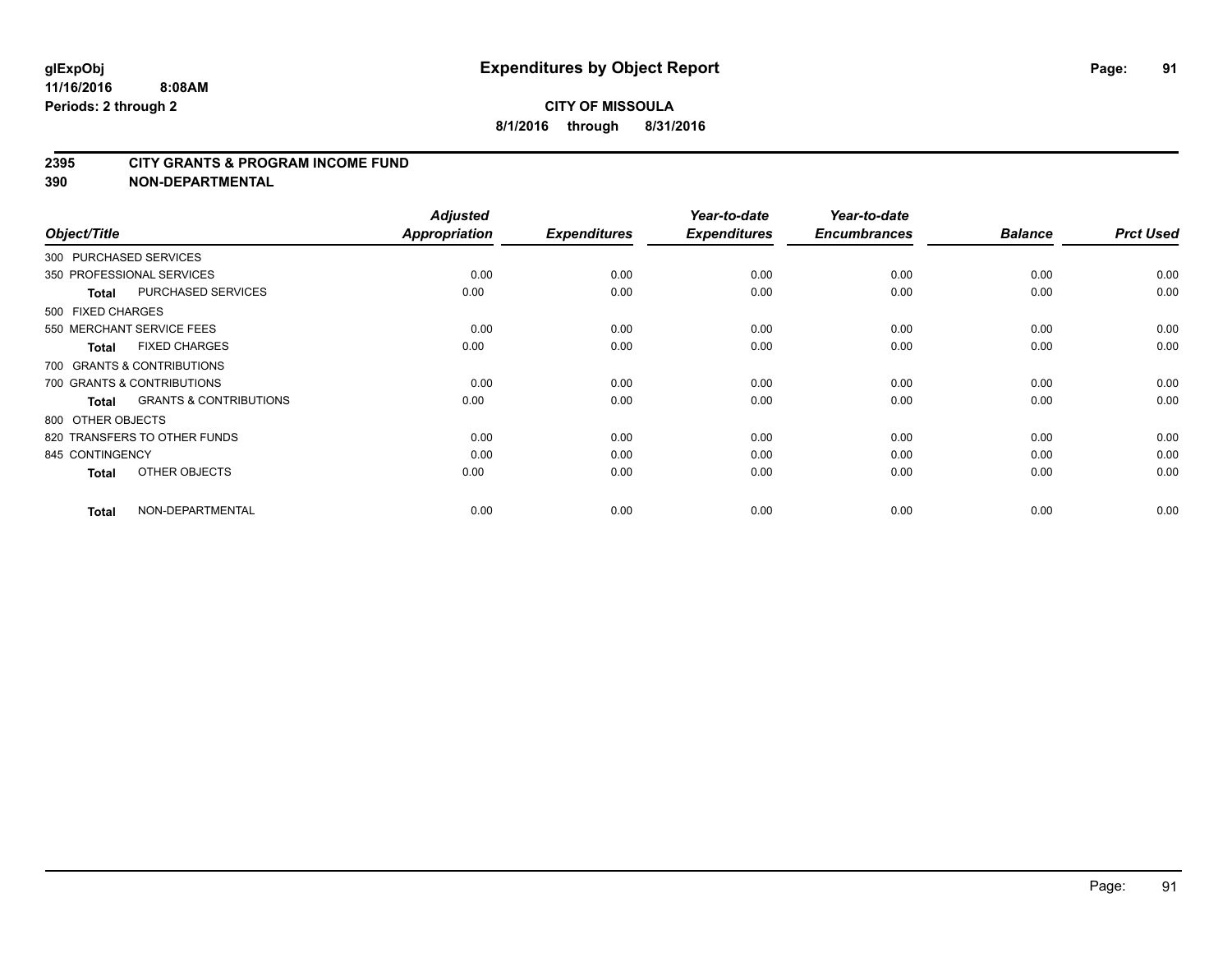# Expenditures by Object Report

glExpObj
11/16/2016 8:08AM
Periods: 2 through 2

**CITY OF MISSOULA**
**8/1/2016 through 8/31/2016**

## 2395 CITY GRANTS & PROGRAM INCOME FUND
## 390 NON-DEPARTMENTAL

| Object/Title | Adjusted Appropriation | Expenditures | Year-to-date Expenditures | Year-to-date Encumbrances | Balance | Prct Used |
|---|---|---|---|---|---|---|
| 300 PURCHASED SERVICES | | | | | | |
| 350 PROFESSIONAL SERVICES | 0.00 | 0.00 | 0.00 | 0.00 | 0.00 | 0.00 |
| **Total** PURCHASED SERVICES | 0.00 | 0.00 | 0.00 | 0.00 | 0.00 | 0.00 |
| 500 FIXED CHARGES | | | | | | |
| 550 MERCHANT SERVICE FEES | 0.00 | 0.00 | 0.00 | 0.00 | 0.00 | 0.00 |
| **Total** FIXED CHARGES | 0.00 | 0.00 | 0.00 | 0.00 | 0.00 | 0.00 |
| 700 GRANTS & CONTRIBUTIONS | | | | | | |
| 700 GRANTS & CONTRIBUTIONS | 0.00 | 0.00 | 0.00 | 0.00 | 0.00 | 0.00 |
| **Total** GRANTS & CONTRIBUTIONS | 0.00 | 0.00 | 0.00 | 0.00 | 0.00 | 0.00 |
| 800 OTHER OBJECTS | | | | | | |
| 820 TRANSFERS TO OTHER FUNDS | 0.00 | 0.00 | 0.00 | 0.00 | 0.00 | 0.00 |
| 845 CONTINGENCY | 0.00 | 0.00 | 0.00 | 0.00 | 0.00 | 0.00 |
| **Total** OTHER OBJECTS | 0.00 | 0.00 | 0.00 | 0.00 | 0.00 | 0.00 |
| **Total** NON-DEPARTMENTAL | 0.00 | 0.00 | 0.00 | 0.00 | 0.00 | 0.00 |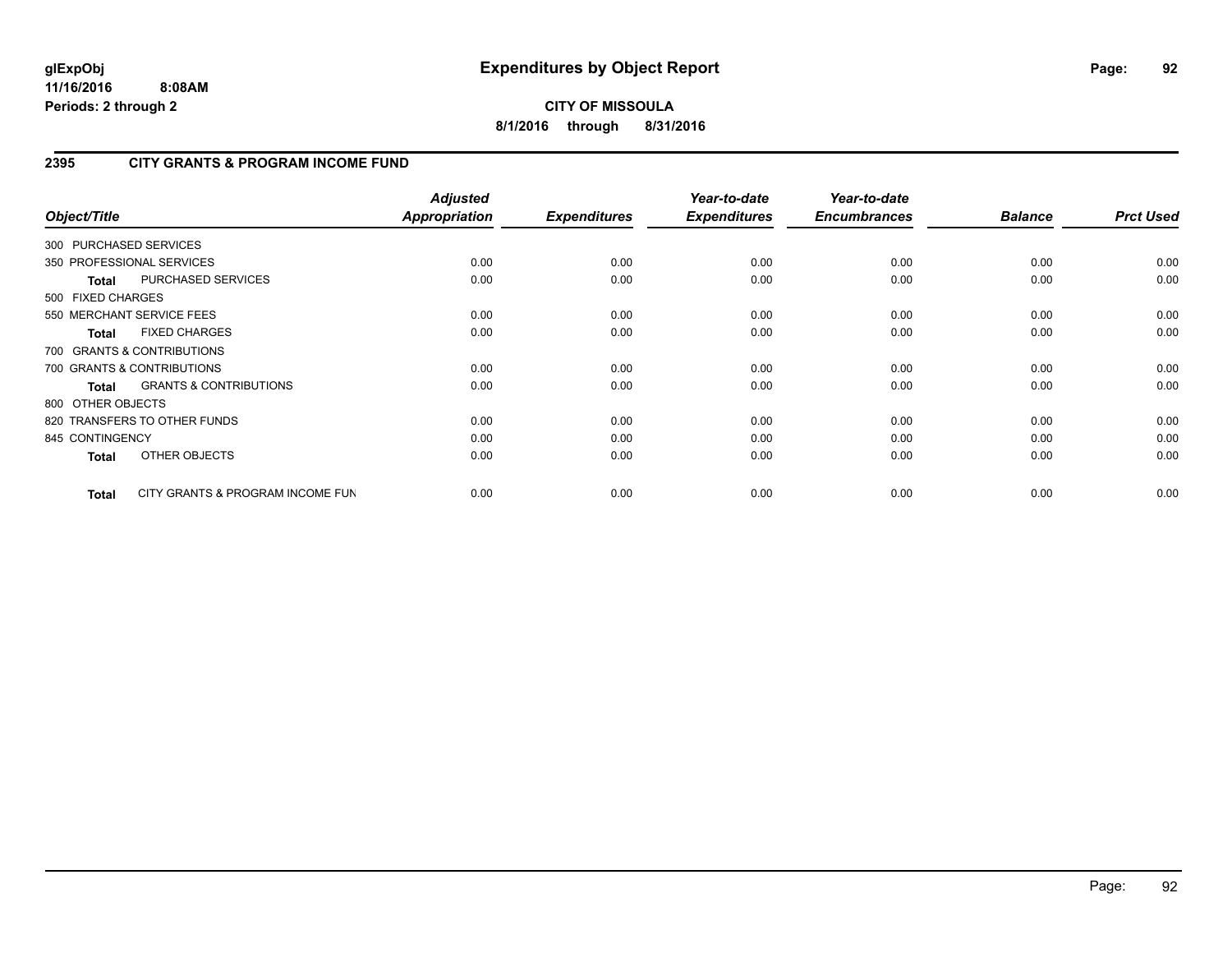**glExpObj**
**11/16/2016 8:08AM**
**Periods: 2 through 2**

# Expenditures by Object Report

**CITY OF MISSOULA**
**8/1/2016 through 8/31/2016**

## 2395 CITY GRANTS & PROGRAM INCOME FUND

| Object/Title | Adjusted Appropriation | Expenditures | Year-to-date Expenditures | Year-to-date Encumbrances | Balance | Prct Used |
|---|---|---|---|---|---|---|
| 300 PURCHASED SERVICES | | | | | | |
| 350 PROFESSIONAL SERVICES | 0.00 | 0.00 | 0.00 | 0.00 | 0.00 | 0.00 |
| **Total** PURCHASED SERVICES | 0.00 | 0.00 | 0.00 | 0.00 | 0.00 | 0.00 |
| 500 FIXED CHARGES | | | | | | |
| 550 MERCHANT SERVICE FEES | 0.00 | 0.00 | 0.00 | 0.00 | 0.00 | 0.00 |
| **Total** FIXED CHARGES | 0.00 | 0.00 | 0.00 | 0.00 | 0.00 | 0.00 |
| 700 GRANTS & CONTRIBUTIONS | | | | | | |
| 700 GRANTS & CONTRIBUTIONS | 0.00 | 0.00 | 0.00 | 0.00 | 0.00 | 0.00 |
| **Total** GRANTS & CONTRIBUTIONS | 0.00 | 0.00 | 0.00 | 0.00 | 0.00 | 0.00 |
| 800 OTHER OBJECTS | | | | | | |
| 820 TRANSFERS TO OTHER FUNDS | 0.00 | 0.00 | 0.00 | 0.00 | 0.00 | 0.00 |
| 845 CONTINGENCY | 0.00 | 0.00 | 0.00 | 0.00 | 0.00 | 0.00 |
| **Total** OTHER OBJECTS | 0.00 | 0.00 | 0.00 | 0.00 | 0.00 | 0.00 |
| **Total** CITY GRANTS & PROGRAM INCOME FUN | 0.00 | 0.00 | 0.00 | 0.00 | 0.00 | 0.00 |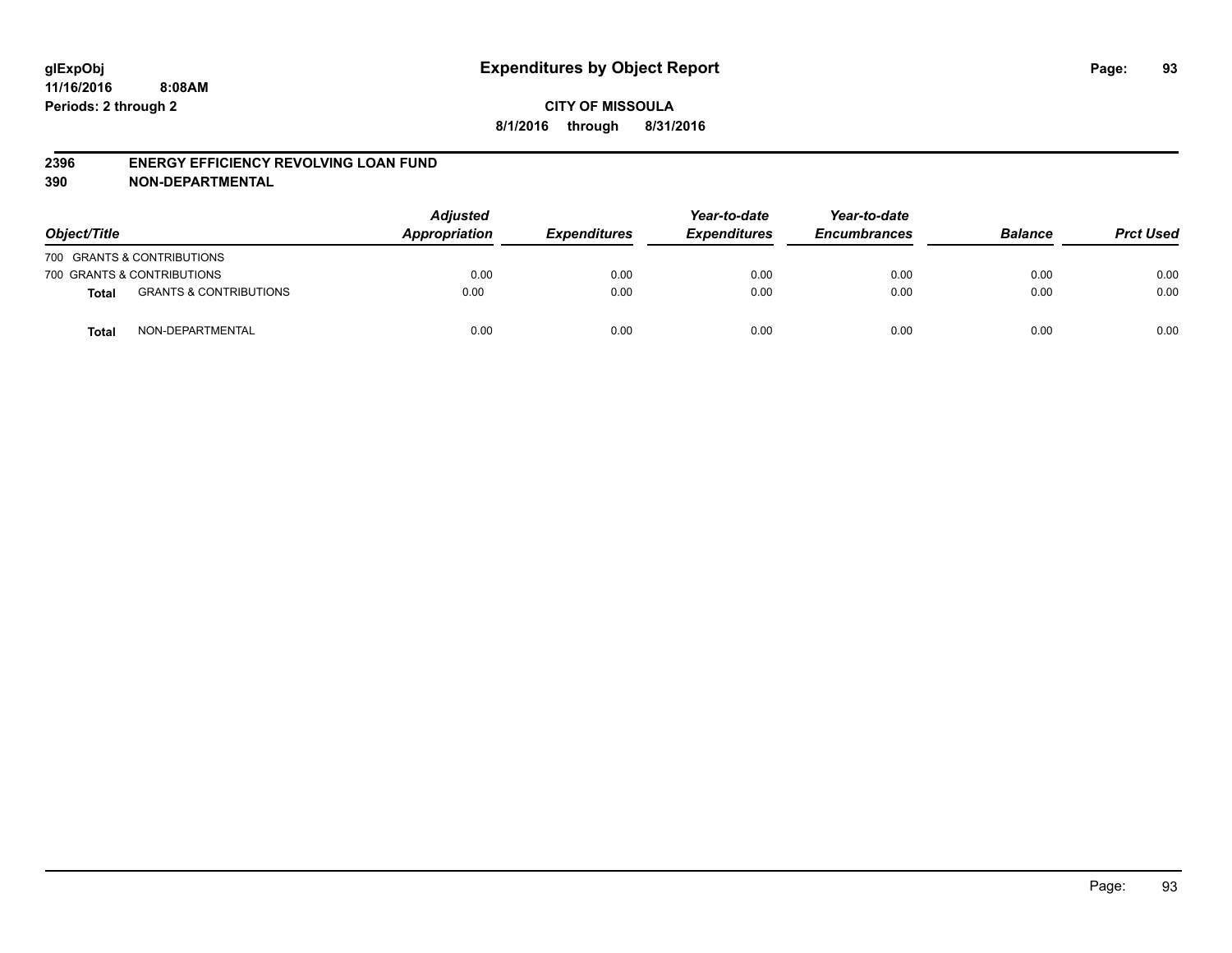**glExpObj**
**11/16/2016 8:08AM**
**Periods: 2 through 2**

# Expenditures by Object Report

**CITY OF MISSOULA**
**8/1/2016 through 8/31/2016**

## 2396 ENERGY EFFICIENCY REVOLVING LOAN FUND
## 390 NON-DEPARTMENTAL

| Object/Title | | Adjusted Appropriation | Expenditures | Year-to-date Expenditures | Year-to-date Encumbrances | Balance | Prct Used |
|---|---|---|---|---|---|---|---|
| 700 GRANTS & CONTRIBUTIONS | | | | | | | |
| 700 GRANTS & CONTRIBUTIONS | | 0.00 | 0.00 | 0.00 | 0.00 | 0.00 | 0.00 |
| **Total** | GRANTS & CONTRIBUTIONS | 0.00 | 0.00 | 0.00 | 0.00 | 0.00 | 0.00 |
| **Total** | NON-DEPARTMENTAL | 0.00 | 0.00 | 0.00 | 0.00 | 0.00 | 0.00 |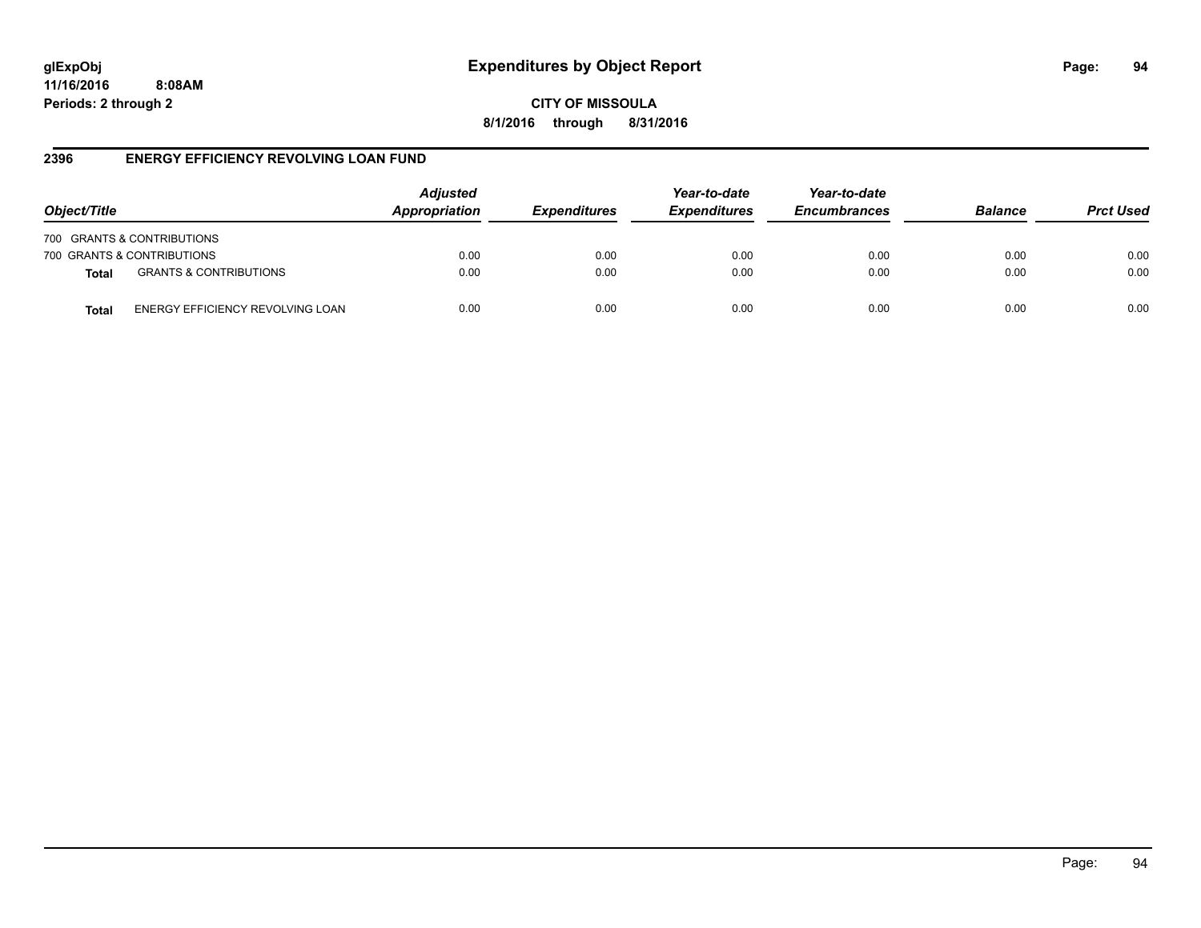# Expenditures by Object Report

**CITY OF MISSOULA**

**8/1/2016 through 8/31/2016**

glExpObj
11/16/2016 8:08AM
Periods: 2 through 2

## 2396 ENERGY EFFICIENCY REVOLVING LOAN FUND

| Object/Title | | Adjusted Appropriation | Expenditures | Year-to-date Expenditures | Year-to-date Encumbrances | Balance | Prct Used |
|---|---|---|---|---|---|---|---|
| 700 GRANTS & CONTRIBUTIONS | | | | | | | |
| 700 GRANTS & CONTRIBUTIONS | | 0.00 | 0.00 | 0.00 | 0.00 | 0.00 | 0.00 |
| **Total** | GRANTS & CONTRIBUTIONS | 0.00 | 0.00 | 0.00 | 0.00 | 0.00 | 0.00 |
| **Total** | ENERGY EFFICIENCY REVOLVING LOAN | 0.00 | 0.00 | 0.00 | 0.00 | 0.00 | 0.00 |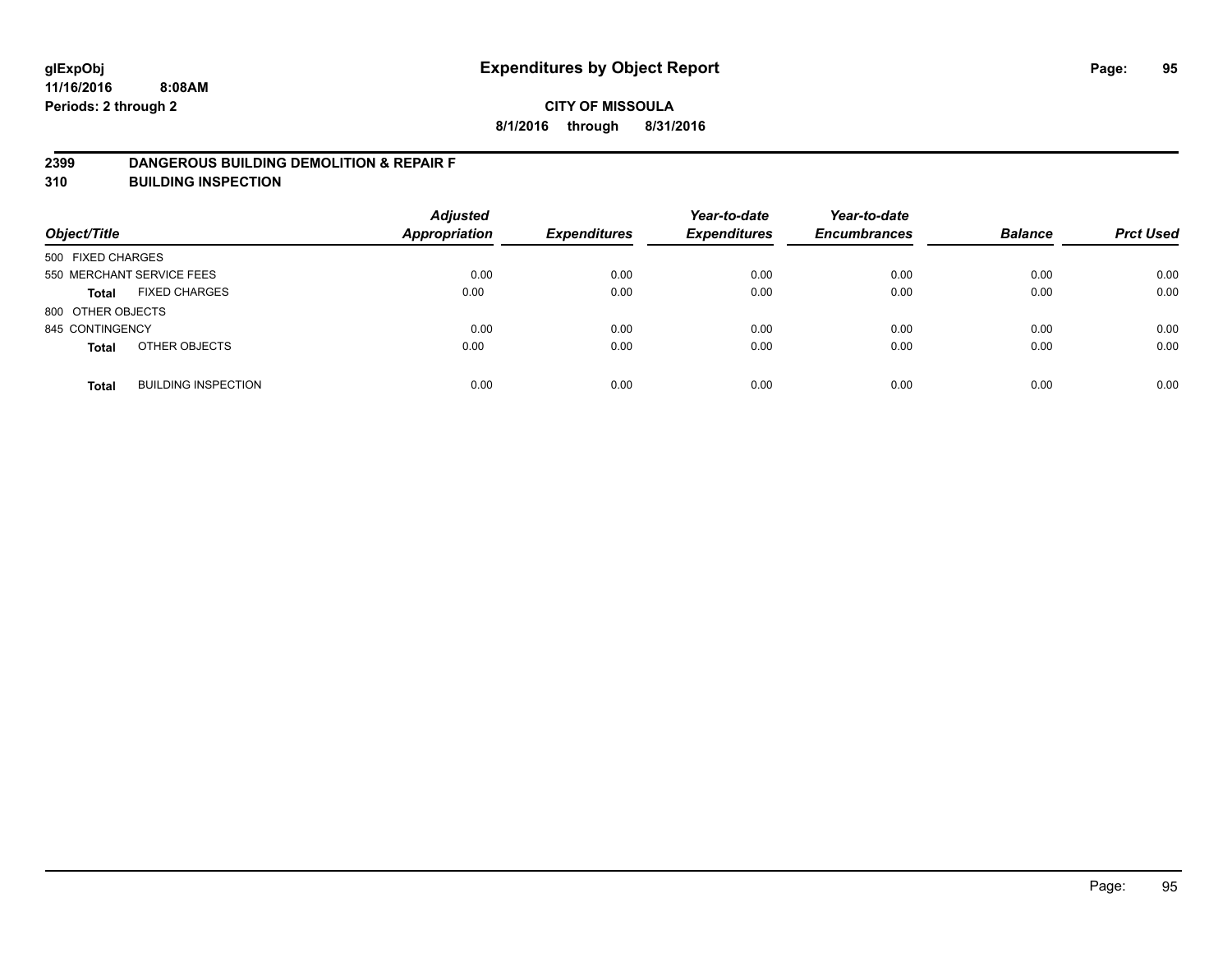# Expenditures by Object Report

glExpObj
11/16/2016 8:08AM
Periods: 2 through 2

**CITY OF MISSOULA**
**8/1/2016 through 8/31/2016**

## 2399 DANGEROUS BUILDING DEMOLITION & REPAIR F
## 310 BUILDING INSPECTION

| Object/Title | | Adjusted Appropriation | Expenditures | Year-to-date Expenditures | Year-to-date Encumbrances | Balance | Prct Used |
|---|---|---|---|---|---|---|---|
| 500 FIXED CHARGES | | | | | | | |
| 550 MERCHANT SERVICE FEES | | 0.00 | 0.00 | 0.00 | 0.00 | 0.00 | 0.00 |
| **Total** | FIXED CHARGES | 0.00 | 0.00 | 0.00 | 0.00 | 0.00 | 0.00 |
| 800 OTHER OBJECTS | | | | | | | |
| 845 CONTINGENCY | | 0.00 | 0.00 | 0.00 | 0.00 | 0.00 | 0.00 |
| **Total** | OTHER OBJECTS | 0.00 | 0.00 | 0.00 | 0.00 | 0.00 | 0.00 |
| **Total** | BUILDING INSPECTION | 0.00 | 0.00 | 0.00 | 0.00 | 0.00 | 0.00 |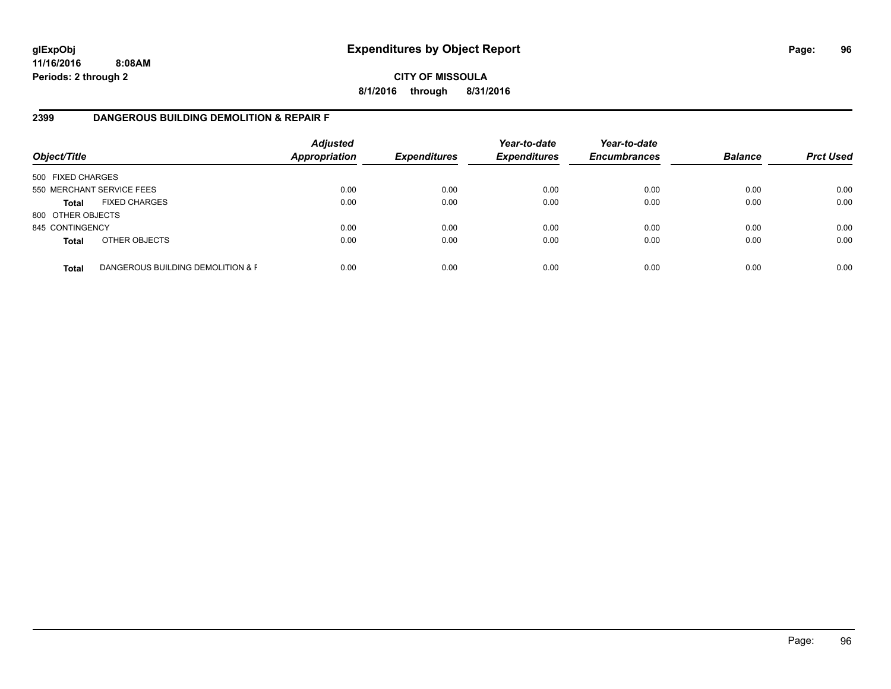# Expenditures by Object Report

glExpObj
11/16/2016 8:08AM
Periods: 2 through 2

**CITY OF MISSOULA**
**8/1/2016 through 8/31/2016**

## 2399 DANGEROUS BUILDING DEMOLITION & REPAIR F

| Object/Title | | Adjusted Appropriation | Expenditures | Year-to-date Expenditures | Year-to-date Encumbrances | Balance | Prct Used |
|---|---|---|---|---|---|---|---|
| 500 FIXED CHARGES | | | | | | | |
| 550 MERCHANT SERVICE FEES | | 0.00 | 0.00 | 0.00 | 0.00 | 0.00 | 0.00 |
| **Total** | FIXED CHARGES | 0.00 | 0.00 | 0.00 | 0.00 | 0.00 | 0.00 |
| 800 OTHER OBJECTS | | | | | | | |
| 845 CONTINGENCY | | 0.00 | 0.00 | 0.00 | 0.00 | 0.00 | 0.00 |
| **Total** | OTHER OBJECTS | 0.00 | 0.00 | 0.00 | 0.00 | 0.00 | 0.00 |
| **Total** | DANGEROUS BUILDING DEMOLITION & F | 0.00 | 0.00 | 0.00 | 0.00 | 0.00 | 0.00 |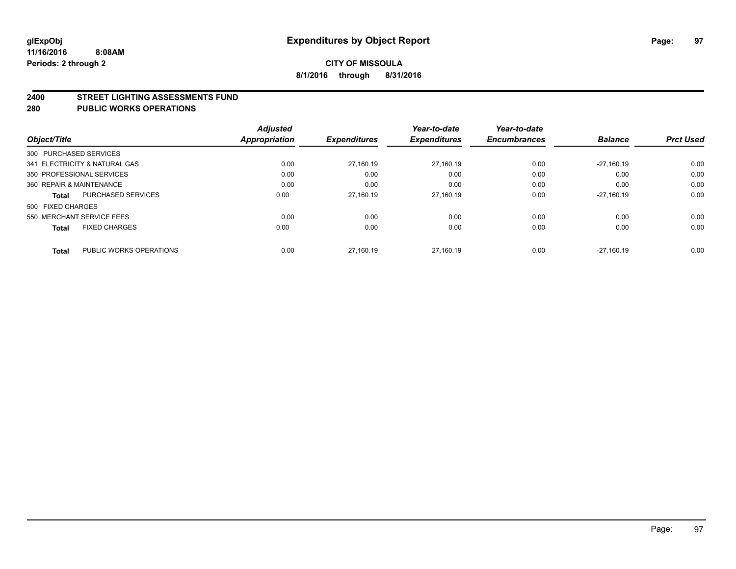# Expenditures by Object Report

glExpObj
11/16/2016 8:08AM
Periods: 2 through 2

**CITY OF MISSOULA**
**8/1/2016 through 8/31/2016**

## 2400 STREET LIGHTING ASSESSMENTS FUND
## 280 PUBLIC WORKS OPERATIONS

| Object/Title | Adjusted Appropriation | Expenditures | Year-to-date Expenditures | Year-to-date Encumbrances | Balance | Prct Used |
|---|---|---|---|---|---|---|
| 300 PURCHASED SERVICES | | | | | | |
| 341 ELECTRICITY & NATURAL GAS | 0.00 | 27,160.19 | 27,160.19 | 0.00 | -27,160.19 | 0.00 |
| 350 PROFESSIONAL SERVICES | 0.00 | 0.00 | 0.00 | 0.00 | 0.00 | 0.00 |
| 360 REPAIR & MAINTENANCE | 0.00 | 0.00 | 0.00 | 0.00 | 0.00 | 0.00 |
| **Total** PURCHASED SERVICES | 0.00 | 27,160.19 | 27,160.19 | 0.00 | -27,160.19 | 0.00 |
| 500 FIXED CHARGES | | | | | | |
| 550 MERCHANT SERVICE FEES | 0.00 | 0.00 | 0.00 | 0.00 | 0.00 | 0.00 |
| **Total** FIXED CHARGES | 0.00 | 0.00 | 0.00 | 0.00 | 0.00 | 0.00 |
| **Total** PUBLIC WORKS OPERATIONS | 0.00 | 27,160.19 | 27,160.19 | 0.00 | -27,160.19 | 0.00 |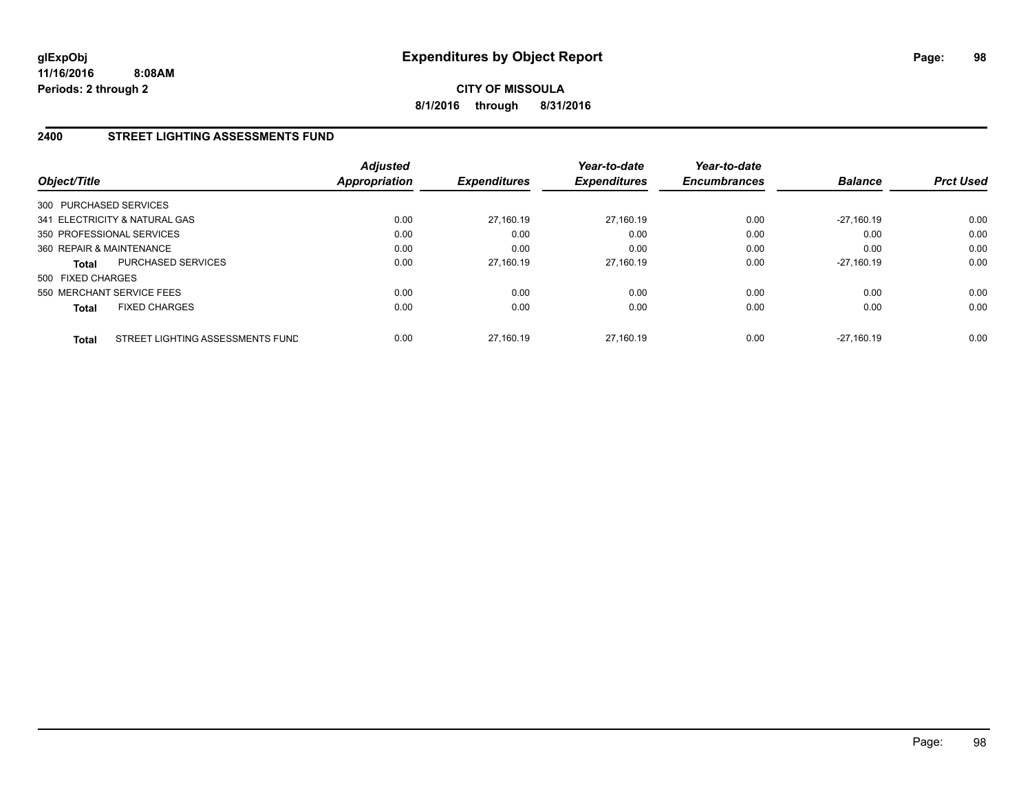# Expenditures by Object Report

glExpObj
11/16/2016 8:08AM
Periods: 2 through 2

**CITY OF MISSOULA**
**8/1/2016 through 8/31/2016**

## 2400 STREET LIGHTING ASSESSMENTS FUND

| Object/Title | Adjusted Appropriation | Expenditures | Year-to-date Expenditures | Year-to-date Encumbrances | Balance | Prct Used |
|---|---|---|---|---|---|---|
| 300 PURCHASED SERVICES | | | | | | |
| 341 ELECTRICITY & NATURAL GAS | 0.00 | 27,160.19 | 27,160.19 | 0.00 | -27,160.19 | 0.00 |
| 350 PROFESSIONAL SERVICES | 0.00 | 0.00 | 0.00 | 0.00 | 0.00 | 0.00 |
| 360 REPAIR & MAINTENANCE | 0.00 | 0.00 | 0.00 | 0.00 | 0.00 | 0.00 |
| **Total** PURCHASED SERVICES | 0.00 | 27,160.19 | 27,160.19 | 0.00 | -27,160.19 | 0.00 |
| 500 FIXED CHARGES | | | | | | |
| 550 MERCHANT SERVICE FEES | 0.00 | 0.00 | 0.00 | 0.00 | 0.00 | 0.00 |
| **Total** FIXED CHARGES | 0.00 | 0.00 | 0.00 | 0.00 | 0.00 | 0.00 |
| **Total** STREET LIGHTING ASSESSMENTS FUND | 0.00 | 27,160.19 | 27,160.19 | 0.00 | -27,160.19 | 0.00 |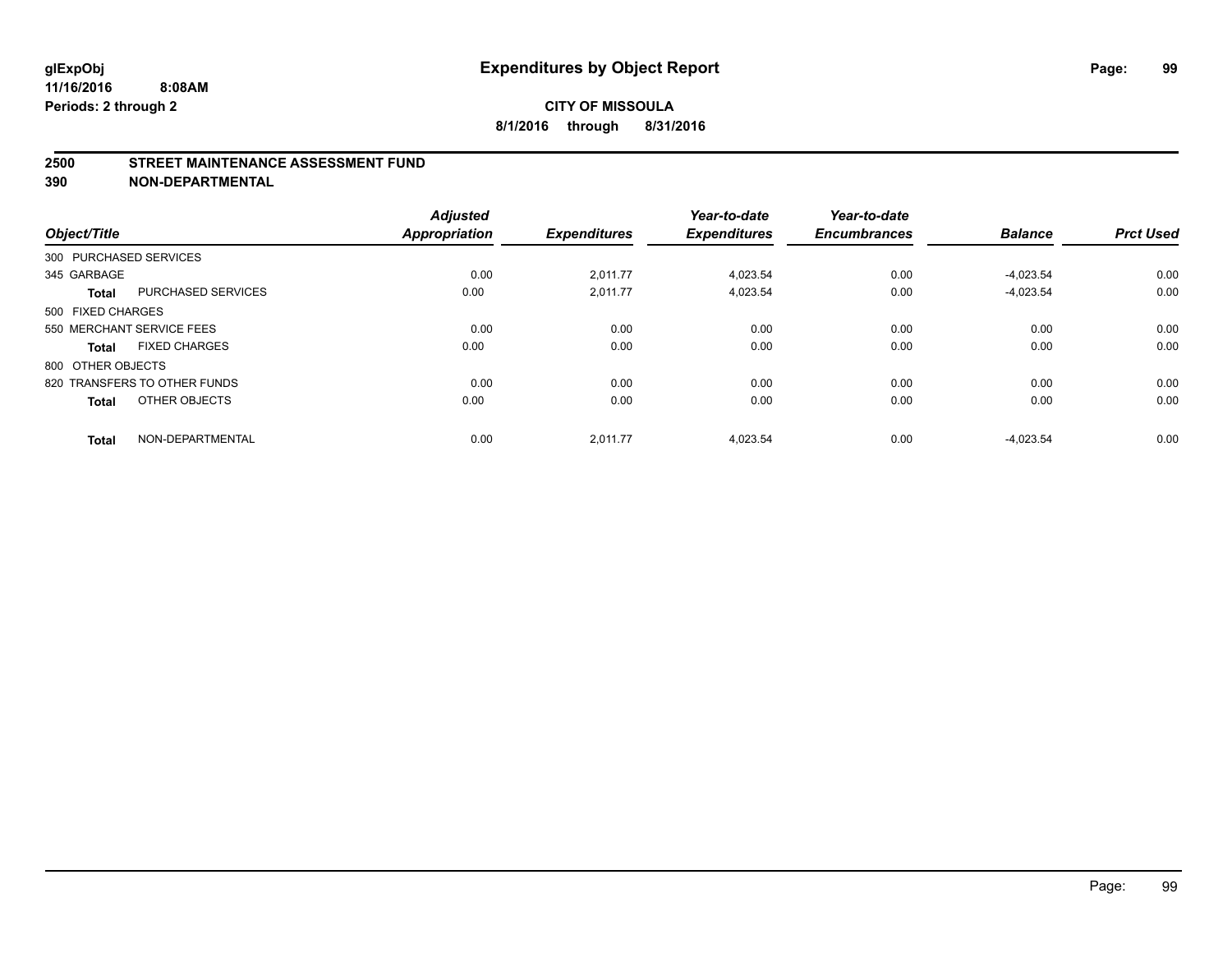# Expenditures by Object Report

glExpObj
11/16/2016 8:08AM
Periods: 2 through 2

**CITY OF MISSOULA**
**8/1/2016 through 8/31/2016**

## 2500 STREET MAINTENANCE ASSESSMENT FUND
## 390 NON-DEPARTMENTAL

| Object/Title | | Adjusted Appropriation | Expenditures | Year-to-date Expenditures | Year-to-date Encumbrances | Balance | Prct Used |
|---|---|---|---|---|---|---|---|
| 300 PURCHASED SERVICES | | | | | | | |
| 345 GARBAGE | | 0.00 | 2,011.77 | 4,023.54 | 0.00 | -4,023.54 | 0.00 |
| **Total** | PURCHASED SERVICES | 0.00 | 2,011.77 | 4,023.54 | 0.00 | -4,023.54 | 0.00 |
| 500 FIXED CHARGES | | | | | | | |
| 550 MERCHANT SERVICE FEES | | 0.00 | 0.00 | 0.00 | 0.00 | 0.00 | 0.00 |
| **Total** | FIXED CHARGES | 0.00 | 0.00 | 0.00 | 0.00 | 0.00 | 0.00 |
| 800 OTHER OBJECTS | | | | | | | |
| 820 TRANSFERS TO OTHER FUNDS | | 0.00 | 0.00 | 0.00 | 0.00 | 0.00 | 0.00 |
| **Total** | OTHER OBJECTS | 0.00 | 0.00 | 0.00 | 0.00 | 0.00 | 0.00 |
| **Total** | NON-DEPARTMENTAL | 0.00 | 2,011.77 | 4,023.54 | 0.00 | -4,023.54 | 0.00 |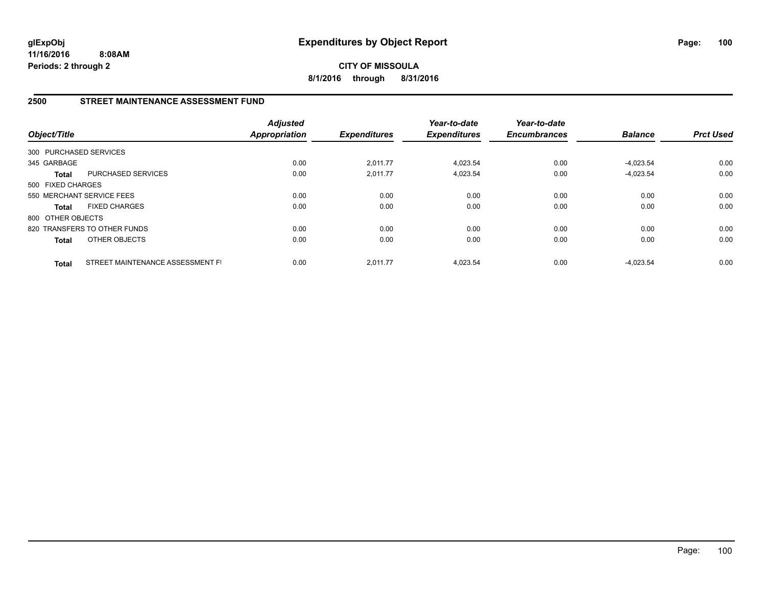# Expenditures by Object Report

glExpObj
11/16/2016 8:08AM
Periods: 2 through 2

**CITY OF MISSOULA**
**8/1/2016 through 8/31/2016**

## 2500 STREET MAINTENANCE ASSESSMENT FUND

| Object/Title | | Adjusted Appropriation | Expenditures | Year-to-date Expenditures | Year-to-date Encumbrances | Balance | Prct Used |
|---|---|---|---|---|---|---|---|
| 300 PURCHASED SERVICES | | | | | | | |
| 345 GARBAGE | | 0.00 | 2,011.77 | 4,023.54 | 0.00 | -4,023.54 | 0.00 |
| **Total** | PURCHASED SERVICES | 0.00 | 2,011.77 | 4,023.54 | 0.00 | -4,023.54 | 0.00 |
| 500 FIXED CHARGES | | | | | | | |
| 550 MERCHANT SERVICE FEES | | 0.00 | 0.00 | 0.00 | 0.00 | 0.00 | 0.00 |
| **Total** | FIXED CHARGES | 0.00 | 0.00 | 0.00 | 0.00 | 0.00 | 0.00 |
| 800 OTHER OBJECTS | | | | | | | |
| 820 TRANSFERS TO OTHER FUNDS | | 0.00 | 0.00 | 0.00 | 0.00 | 0.00 | 0.00 |
| **Total** | OTHER OBJECTS | 0.00 | 0.00 | 0.00 | 0.00 | 0.00 | 0.00 |
| **Total** | STREET MAINTENANCE ASSESSMENT FI | 0.00 | 2,011.77 | 4,023.54 | 0.00 | -4,023.54 | 0.00 |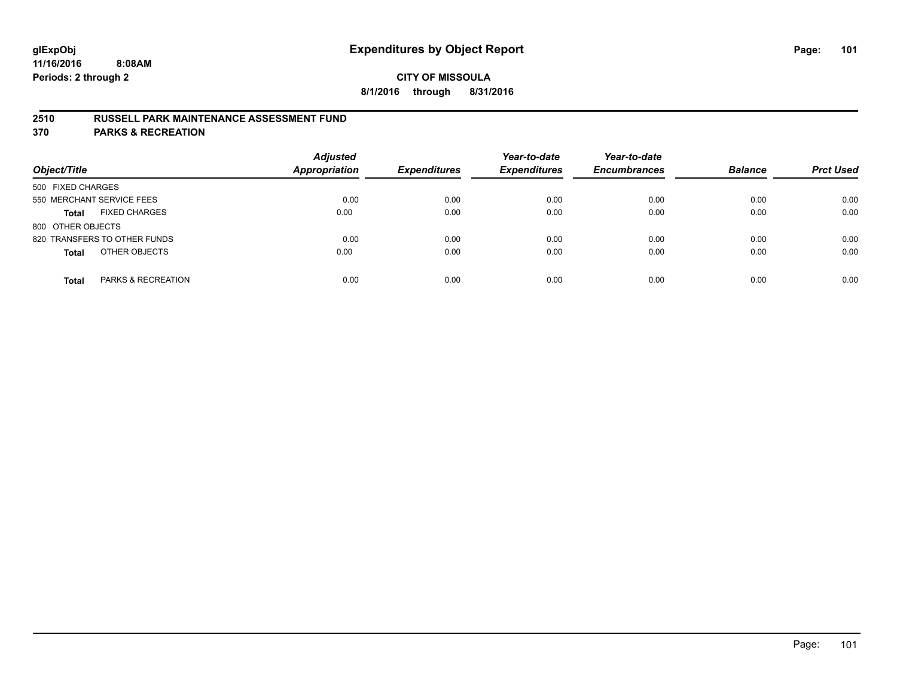# Expenditures by Object Report

**CITY OF MISSOULA**

**8/1/2016 through 8/31/2016**

glExpObj
11/16/2016 8:08AM
Periods: 2 through 2

## 2510 RUSSELL PARK MAINTENANCE ASSESSMENT FUND
## 370 PARKS & RECREATION

| Object/Title | Adjusted Appropriation | Expenditures | Year-to-date Expenditures | Year-to-date Encumbrances | Balance | Prct Used |
|---|---|---|---|---|---|---|
| 500 FIXED CHARGES | | | | | | |
| 550 MERCHANT SERVICE FEES | 0.00 | 0.00 | 0.00 | 0.00 | 0.00 | 0.00 |
| **Total** FIXED CHARGES | 0.00 | 0.00 | 0.00 | 0.00 | 0.00 | 0.00 |
| 800 OTHER OBJECTS | | | | | | |
| 820 TRANSFERS TO OTHER FUNDS | 0.00 | 0.00 | 0.00 | 0.00 | 0.00 | 0.00 |
| **Total** OTHER OBJECTS | 0.00 | 0.00 | 0.00 | 0.00 | 0.00 | 0.00 |
| **Total** PARKS & RECREATION | 0.00 | 0.00 | 0.00 | 0.00 | 0.00 | 0.00 |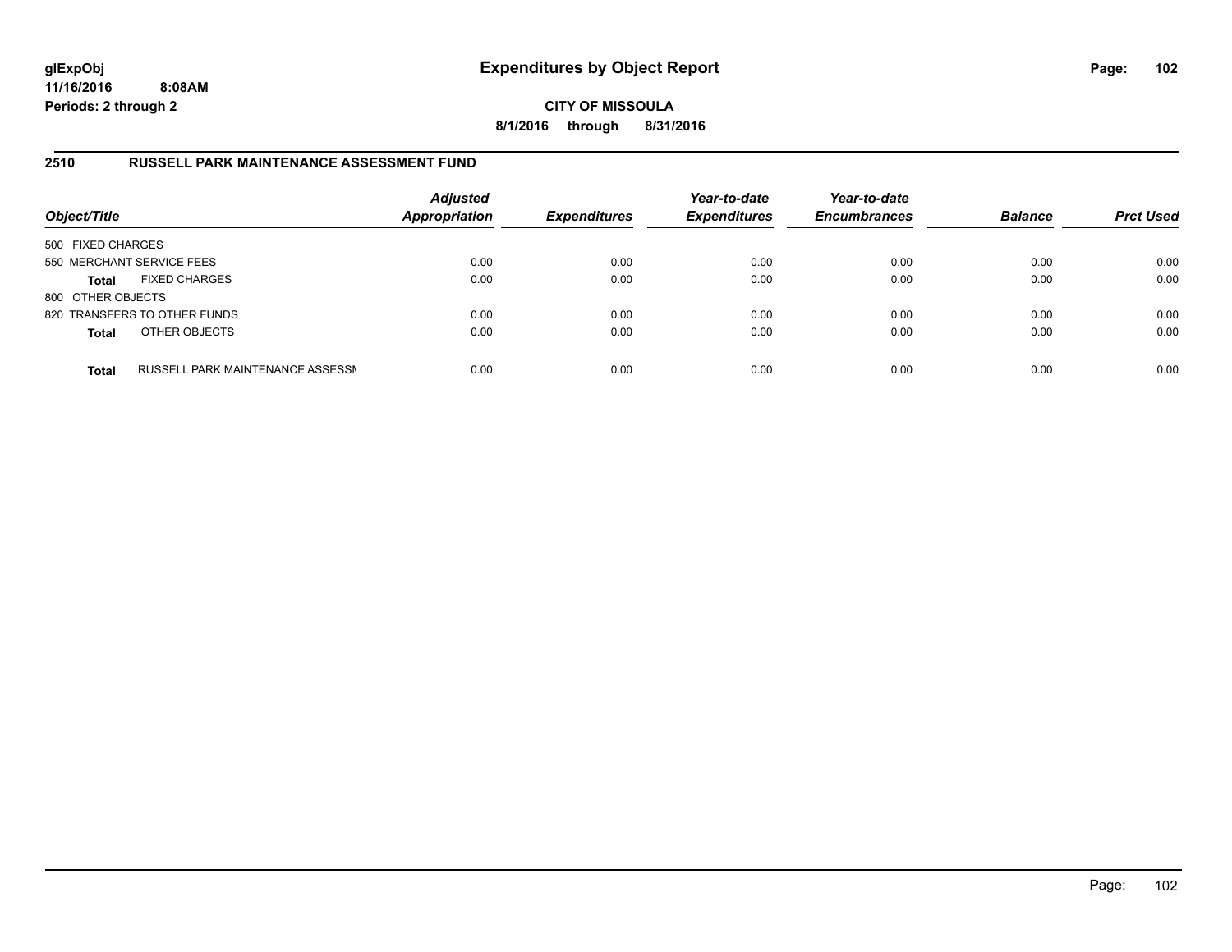**glExpObj**
**11/16/2016 8:08AM**
**Periods: 2 through 2**

# Expenditures by Object Report

**CITY OF MISSOULA**
**8/1/2016 through 8/31/2016**

## 2510 RUSSELL PARK MAINTENANCE ASSESSMENT FUND

| Object/Title | | Adjusted Appropriation | Expenditures | Year-to-date Expenditures | Year-to-date Encumbrances | Balance | Prct Used |
|---|---|---|---|---|---|---|---|
| 500 FIXED CHARGES | | | | | | | |
| 550 MERCHANT SERVICE FEES | | 0.00 | 0.00 | 0.00 | 0.00 | 0.00 | 0.00 |
| **Total** | FIXED CHARGES | 0.00 | 0.00 | 0.00 | 0.00 | 0.00 | 0.00 |
| 800 OTHER OBJECTS | | | | | | | |
| 820 TRANSFERS TO OTHER FUNDS | | 0.00 | 0.00 | 0.00 | 0.00 | 0.00 | 0.00 |
| **Total** | OTHER OBJECTS | 0.00 | 0.00 | 0.00 | 0.00 | 0.00 | 0.00 |
| **Total** | RUSSELL PARK MAINTENANCE ASSESSI | 0.00 | 0.00 | 0.00 | 0.00 | 0.00 | 0.00 |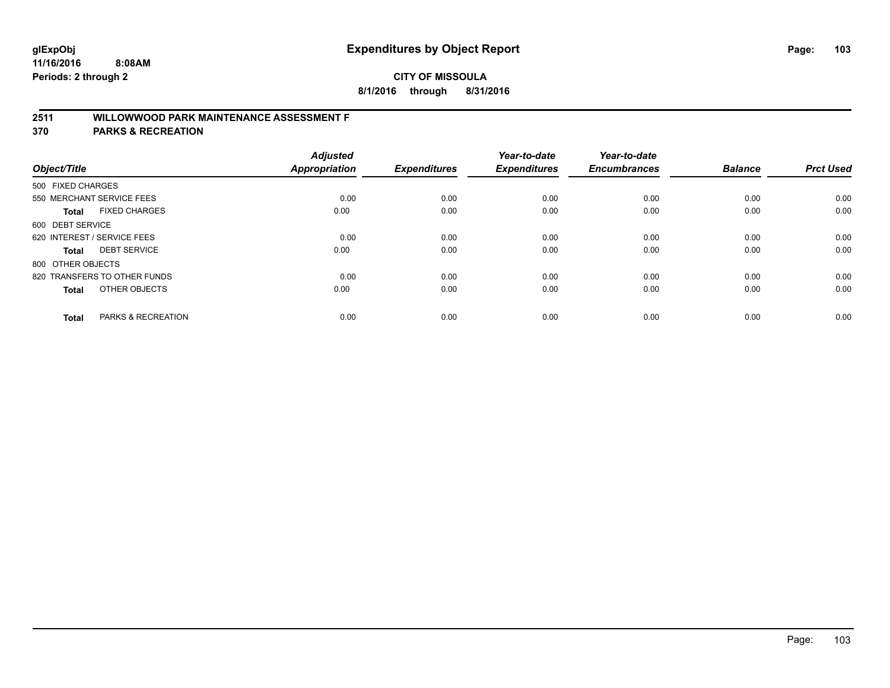glExpObj
11/16/2016 8:08AM
Periods: 2 through 2

# Expenditures by Object Report

**CITY OF MISSOULA**
**8/1/2016 through 8/31/2016**

## 2511 WILLOWWOOD PARK MAINTENANCE ASSESSMENT F
## 370 PARKS & RECREATION

| Object/Title | Adjusted Appropriation | Expenditures | Year-to-date Expenditures | Year-to-date Encumbrances | Balance | Prct Used |
|---|---|---|---|---|---|---|
| 500 FIXED CHARGES | | | | | | |
| 550 MERCHANT SERVICE FEES | 0.00 | 0.00 | 0.00 | 0.00 | 0.00 | 0.00 |
| **Total** FIXED CHARGES | 0.00 | 0.00 | 0.00 | 0.00 | 0.00 | 0.00 |
| 600 DEBT SERVICE | | | | | | |
| 620 INTEREST / SERVICE FEES | 0.00 | 0.00 | 0.00 | 0.00 | 0.00 | 0.00 |
| **Total** DEBT SERVICE | 0.00 | 0.00 | 0.00 | 0.00 | 0.00 | 0.00 |
| 800 OTHER OBJECTS | | | | | | |
| 820 TRANSFERS TO OTHER FUNDS | 0.00 | 0.00 | 0.00 | 0.00 | 0.00 | 0.00 |
| **Total** OTHER OBJECTS | 0.00 | 0.00 | 0.00 | 0.00 | 0.00 | 0.00 |
| **Total** PARKS & RECREATION | 0.00 | 0.00 | 0.00 | 0.00 | 0.00 | 0.00 |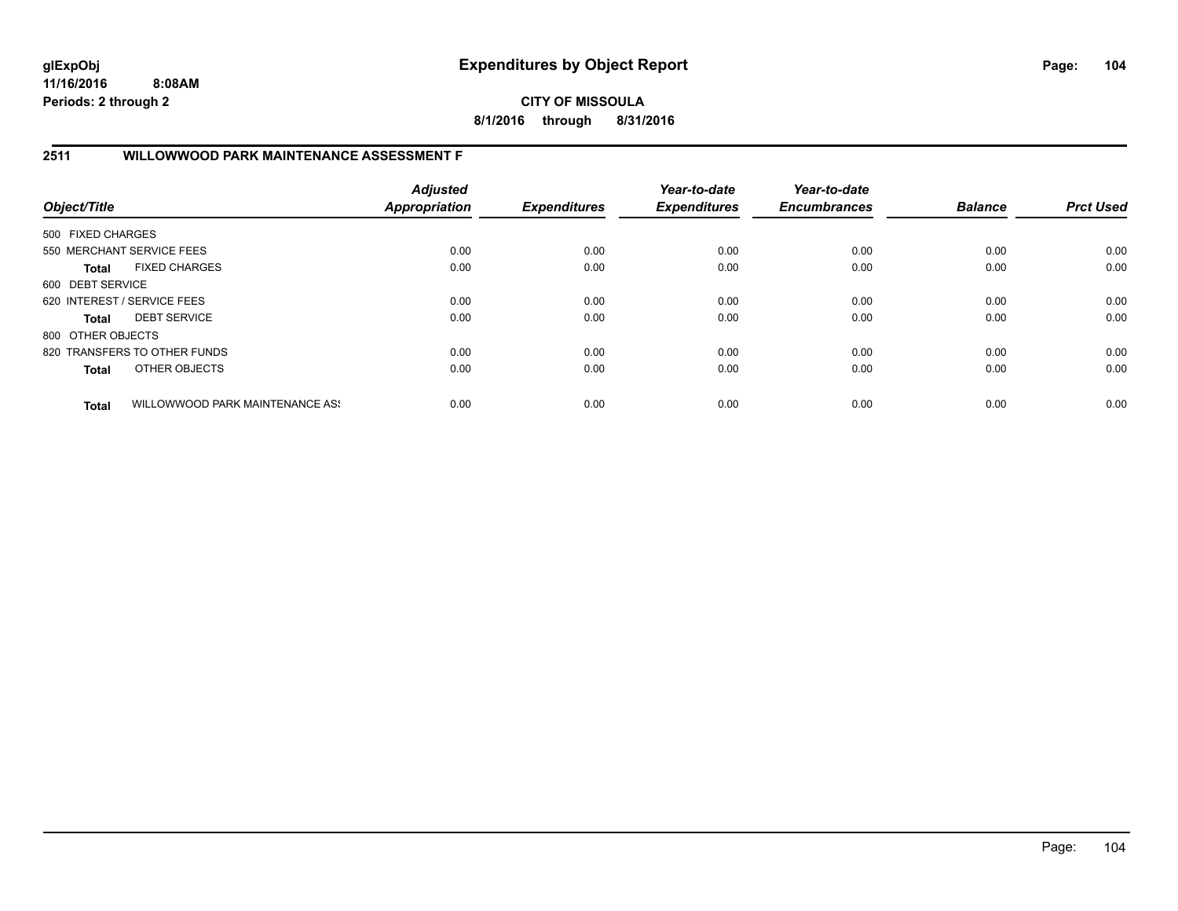# Expenditures by Object Report

glExpObj
11/16/2016 8:08AM
Periods: 2 through 2

**CITY OF MISSOULA**
**8/1/2016 through 8/31/2016**

## 2511 WILLOWWOOD PARK MAINTENANCE ASSESSMENT F

| Object/Title | | Adjusted Appropriation | Expenditures | Year-to-date Expenditures | Year-to-date Encumbrances | Balance | Prct Used |
|---|---|---|---|---|---|---|---|
| 500 FIXED CHARGES | | | | | | | |
| 550 MERCHANT SERVICE FEES | | 0.00 | 0.00 | 0.00 | 0.00 | 0.00 | 0.00 |
| **Total** | FIXED CHARGES | 0.00 | 0.00 | 0.00 | 0.00 | 0.00 | 0.00 |
| 600 DEBT SERVICE | | | | | | | |
| 620 INTEREST / SERVICE FEES | | 0.00 | 0.00 | 0.00 | 0.00 | 0.00 | 0.00 |
| **Total** | DEBT SERVICE | 0.00 | 0.00 | 0.00 | 0.00 | 0.00 | 0.00 |
| 800 OTHER OBJECTS | | | | | | | |
| 820 TRANSFERS TO OTHER FUNDS | | 0.00 | 0.00 | 0.00 | 0.00 | 0.00 | 0.00 |
| **Total** | OTHER OBJECTS | 0.00 | 0.00 | 0.00 | 0.00 | 0.00 | 0.00 |
| **Total** | WILLOWWOOD PARK MAINTENANCE ASS | 0.00 | 0.00 | 0.00 | 0.00 | 0.00 | 0.00 |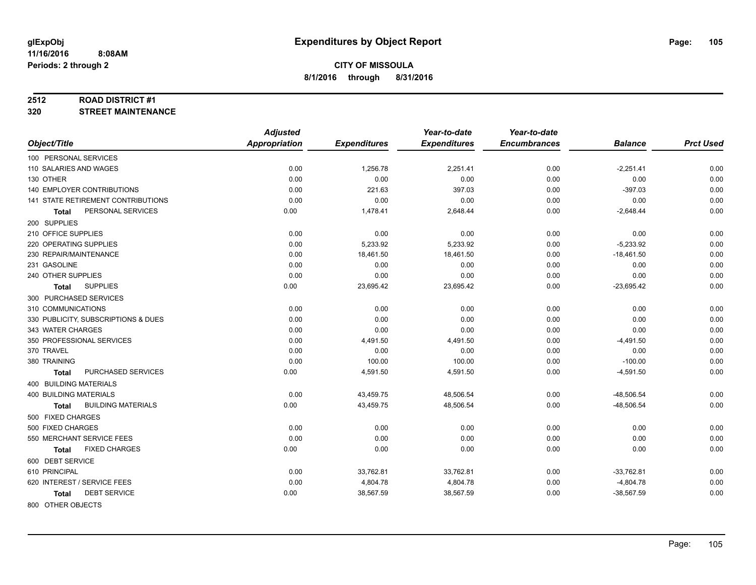# Expenditures by Object Report

glExpObj
11/16/2016 8:08AM
Periods: 2 through 2

**CITY OF MISSOULA**
**8/1/2016 through 8/31/2016**

**2512 ROAD DISTRICT #1**
**320 STREET MAINTENANCE**

| Object/Title | Adjusted Appropriation | Expenditures | Year-to-date Expenditures | Year-to-date Encumbrances | Balance | Prct Used |
|---|---|---|---|---|---|---|
| 100 PERSONAL SERVICES | | | | | | |
| 110 SALARIES AND WAGES | 0.00 | 1,256.78 | 2,251.41 | 0.00 | -2,251.41 | 0.00 |
| 130 OTHER | 0.00 | 0.00 | 0.00 | 0.00 | 0.00 | 0.00 |
| 140 EMPLOYER CONTRIBUTIONS | 0.00 | 221.63 | 397.03 | 0.00 | -397.03 | 0.00 |
| 141 STATE RETIREMENT CONTRIBUTIONS | 0.00 | 0.00 | 0.00 | 0.00 | 0.00 | 0.00 |
| **Total** PERSONAL SERVICES | 0.00 | 1,478.41 | 2,648.44 | 0.00 | -2,648.44 | 0.00 |
| 200 SUPPLIES | | | | | | |
| 210 OFFICE SUPPLIES | 0.00 | 0.00 | 0.00 | 0.00 | 0.00 | 0.00 |
| 220 OPERATING SUPPLIES | 0.00 | 5,233.92 | 5,233.92 | 0.00 | -5,233.92 | 0.00 |
| 230 REPAIR/MAINTENANCE | 0.00 | 18,461.50 | 18,461.50 | 0.00 | -18,461.50 | 0.00 |
| 231 GASOLINE | 0.00 | 0.00 | 0.00 | 0.00 | 0.00 | 0.00 |
| 240 OTHER SUPPLIES | 0.00 | 0.00 | 0.00 | 0.00 | 0.00 | 0.00 |
| **Total** SUPPLIES | 0.00 | 23,695.42 | 23,695.42 | 0.00 | -23,695.42 | 0.00 |
| 300 PURCHASED SERVICES | | | | | | |
| 310 COMMUNICATIONS | 0.00 | 0.00 | 0.00 | 0.00 | 0.00 | 0.00 |
| 330 PUBLICITY, SUBSCRIPTIONS & DUES | 0.00 | 0.00 | 0.00 | 0.00 | 0.00 | 0.00 |
| 343 WATER CHARGES | 0.00 | 0.00 | 0.00 | 0.00 | 0.00 | 0.00 |
| 350 PROFESSIONAL SERVICES | 0.00 | 4,491.50 | 4,491.50 | 0.00 | -4,491.50 | 0.00 |
| 370 TRAVEL | 0.00 | 0.00 | 0.00 | 0.00 | 0.00 | 0.00 |
| 380 TRAINING | 0.00 | 100.00 | 100.00 | 0.00 | -100.00 | 0.00 |
| **Total** PURCHASED SERVICES | 0.00 | 4,591.50 | 4,591.50 | 0.00 | -4,591.50 | 0.00 |
| 400 BUILDING MATERIALS | | | | | | |
| 400 BUILDING MATERIALS | 0.00 | 43,459.75 | 48,506.54 | 0.00 | -48,506.54 | 0.00 |
| **Total** BUILDING MATERIALS | 0.00 | 43,459.75 | 48,506.54 | 0.00 | -48,506.54 | 0.00 |
| 500 FIXED CHARGES | | | | | | |
| 500 FIXED CHARGES | 0.00 | 0.00 | 0.00 | 0.00 | 0.00 | 0.00 |
| 550 MERCHANT SERVICE FEES | 0.00 | 0.00 | 0.00 | 0.00 | 0.00 | 0.00 |
| **Total** FIXED CHARGES | 0.00 | 0.00 | 0.00 | 0.00 | 0.00 | 0.00 |
| 600 DEBT SERVICE | | | | | | |
| 610 PRINCIPAL | 0.00 | 33,762.81 | 33,762.81 | 0.00 | -33,762.81 | 0.00 |
| 620 INTEREST / SERVICE FEES | 0.00 | 4,804.78 | 4,804.78 | 0.00 | -4,804.78 | 0.00 |
| **Total** DEBT SERVICE | 0.00 | 38,567.59 | 38,567.59 | 0.00 | -38,567.59 | 0.00 |
| 800 OTHER OBJECTS | | | | | | |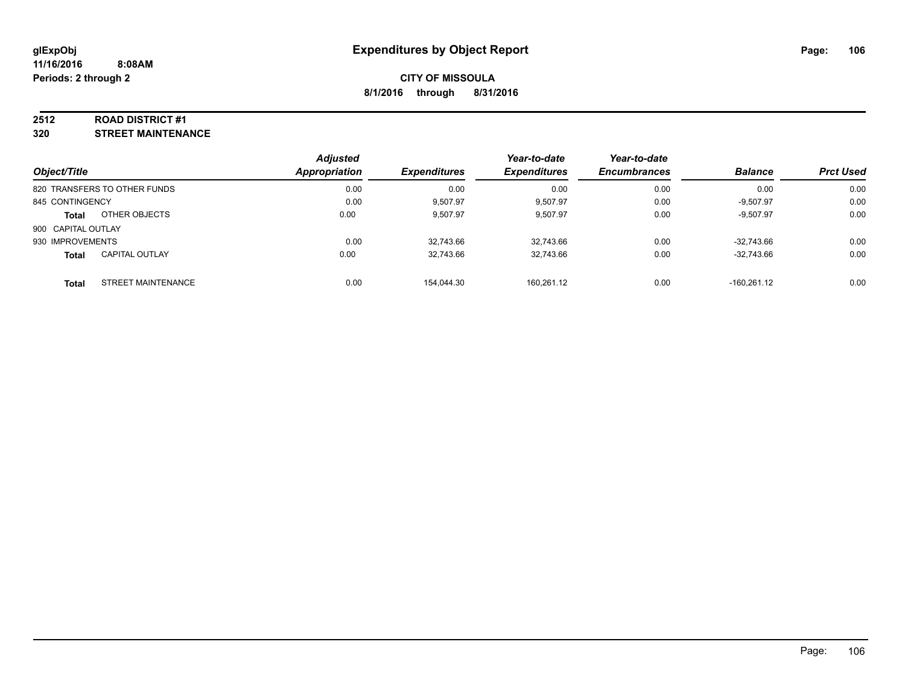# Expenditures by Object Report

glExpObj
11/16/2016 8:08AM
Periods: 2 through 2

**CITY OF MISSOULA**
**8/1/2016 through 8/31/2016**

**2512 ROAD DISTRICT #1**
**320 STREET MAINTENANCE**

| Object/Title | | Adjusted Appropriation | Expenditures | Year-to-date Expenditures | Year-to-date Encumbrances | Balance | Prct Used |
|---|---|---|---|---|---|---|---|
| 820 TRANSFERS TO OTHER FUNDS | | 0.00 | 0.00 | 0.00 | 0.00 | 0.00 | 0.00 |
| 845 CONTINGENCY | | 0.00 | 9,507.97 | 9,507.97 | 0.00 | -9,507.97 | 0.00 |
| **Total** | OTHER OBJECTS | 0.00 | 9,507.97 | 9,507.97 | 0.00 | -9,507.97 | 0.00 |
| 900 CAPITAL OUTLAY | | | | | | | |
| 930 IMPROVEMENTS | | 0.00 | 32,743.66 | 32,743.66 | 0.00 | -32,743.66 | 0.00 |
| **Total** | CAPITAL OUTLAY | 0.00 | 32,743.66 | 32,743.66 | 0.00 | -32,743.66 | 0.00 |
| **Total** | STREET MAINTENANCE | 0.00 | 154,044.30 | 160,261.12 | 0.00 | -160,261.12 | 0.00 |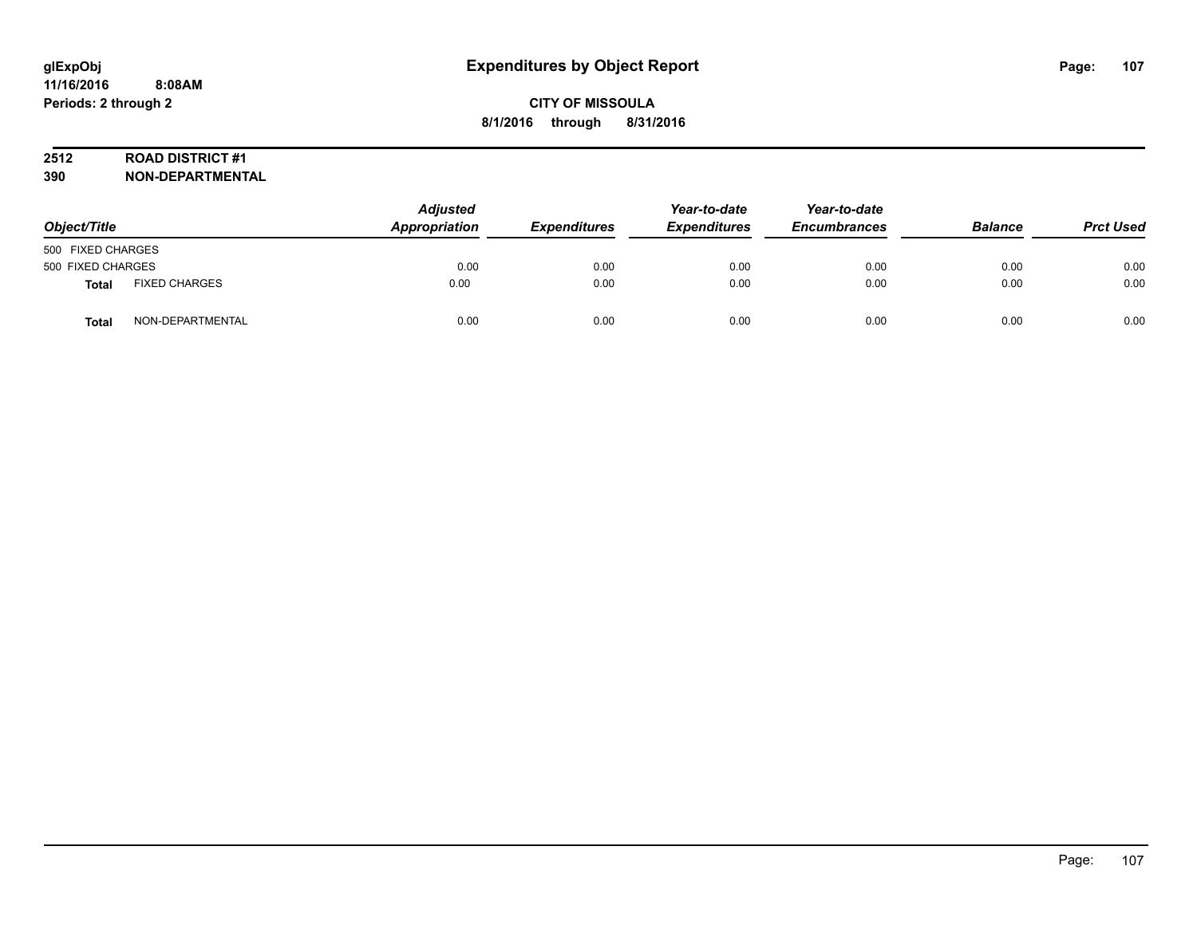# Expenditures by Object Report

glExpObj
11/16/2016 8:08AM
Periods: 2 through 2

**CITY OF MISSOULA**
**8/1/2016 through 8/31/2016**

**2512 ROAD DISTRICT #1**
**390 NON-DEPARTMENTAL**

| Object/Title | | Adjusted Appropriation | Expenditures | Year-to-date Expenditures | Year-to-date Encumbrances | Balance | Prct Used |
|---|---|---|---|---|---|---|---|
| 500 FIXED CHARGES | | | | | | | |
| 500 FIXED CHARGES | | 0.00 | 0.00 | 0.00 | 0.00 | 0.00 | 0.00 |
| **Total** | FIXED CHARGES | 0.00 | 0.00 | 0.00 | 0.00 | 0.00 | 0.00 |
| **Total** | NON-DEPARTMENTAL | 0.00 | 0.00 | 0.00 | 0.00 | 0.00 | 0.00 |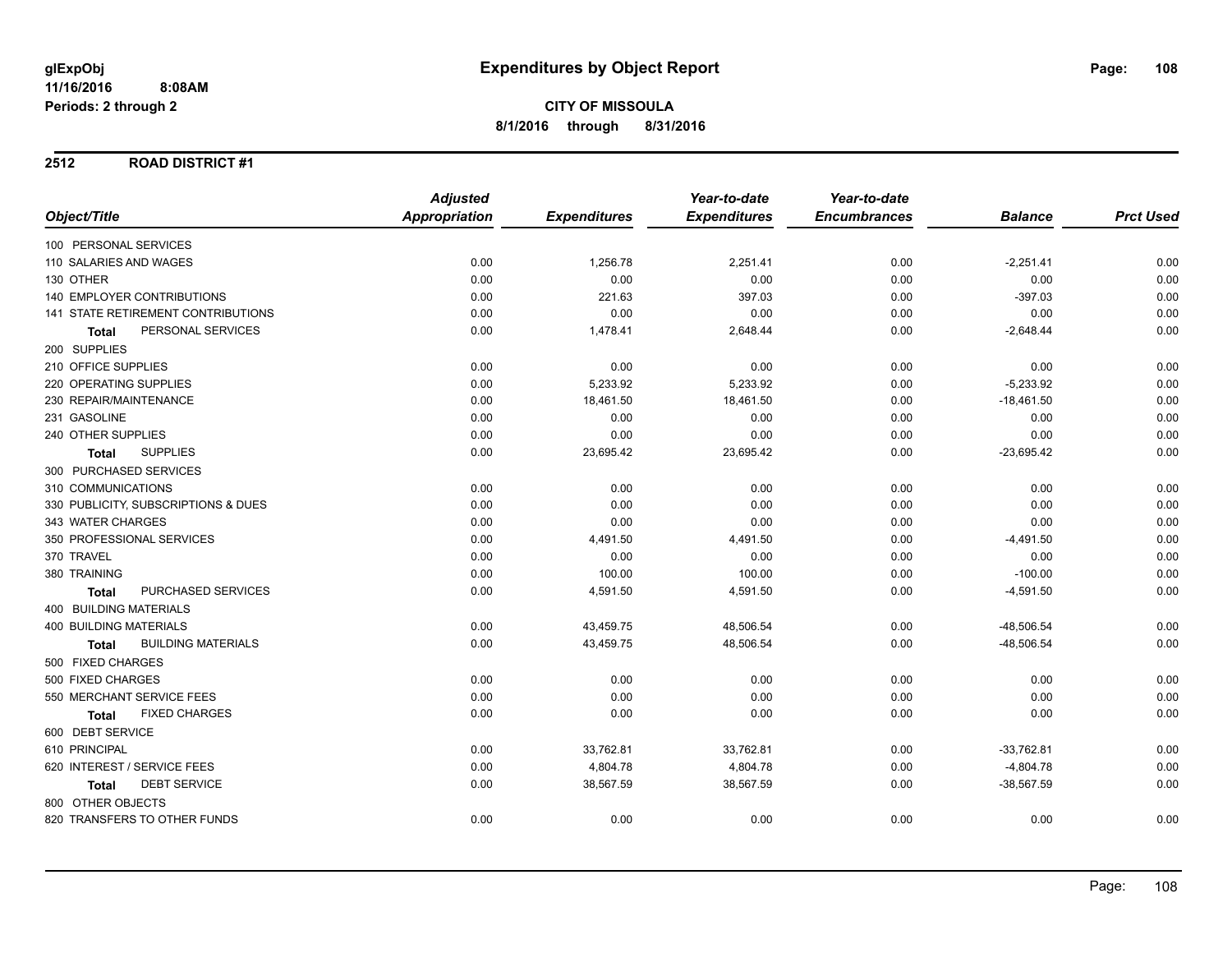**glExpObj**
**11/16/2016 8:08AM**
**Periods: 2 through 2**

# Expenditures by Object Report

**CITY OF MISSOULA**
**8/1/2016 through 8/31/2016**

## 2512 ROAD DISTRICT #1

| Object/Title | Adjusted Appropriation | Expenditures | Year-to-date Expenditures | Year-to-date Encumbrances | Balance | Prct Used |
|---|---|---|---|---|---|---|
| 100 PERSONAL SERVICES | | | | | | |
| 110 SALARIES AND WAGES | 0.00 | 1,256.78 | 2,251.41 | 0.00 | -2,251.41 | 0.00 |
| 130 OTHER | 0.00 | 0.00 | 0.00 | 0.00 | 0.00 | 0.00 |
| 140 EMPLOYER CONTRIBUTIONS | 0.00 | 221.63 | 397.03 | 0.00 | -397.03 | 0.00 |
| 141 STATE RETIREMENT CONTRIBUTIONS | 0.00 | 0.00 | 0.00 | 0.00 | 0.00 | 0.00 |
| **Total** PERSONAL SERVICES | 0.00 | 1,478.41 | 2,648.44 | 0.00 | -2,648.44 | 0.00 |
| 200 SUPPLIES | | | | | | |
| 210 OFFICE SUPPLIES | 0.00 | 0.00 | 0.00 | 0.00 | 0.00 | 0.00 |
| 220 OPERATING SUPPLIES | 0.00 | 5,233.92 | 5,233.92 | 0.00 | -5,233.92 | 0.00 |
| 230 REPAIR/MAINTENANCE | 0.00 | 18,461.50 | 18,461.50 | 0.00 | -18,461.50 | 0.00 |
| 231 GASOLINE | 0.00 | 0.00 | 0.00 | 0.00 | 0.00 | 0.00 |
| 240 OTHER SUPPLIES | 0.00 | 0.00 | 0.00 | 0.00 | 0.00 | 0.00 |
| **Total** SUPPLIES | 0.00 | 23,695.42 | 23,695.42 | 0.00 | -23,695.42 | 0.00 |
| 300 PURCHASED SERVICES | | | | | | |
| 310 COMMUNICATIONS | 0.00 | 0.00 | 0.00 | 0.00 | 0.00 | 0.00 |
| 330 PUBLICITY, SUBSCRIPTIONS & DUES | 0.00 | 0.00 | 0.00 | 0.00 | 0.00 | 0.00 |
| 343 WATER CHARGES | 0.00 | 0.00 | 0.00 | 0.00 | 0.00 | 0.00 |
| 350 PROFESSIONAL SERVICES | 0.00 | 4,491.50 | 4,491.50 | 0.00 | -4,491.50 | 0.00 |
| 370 TRAVEL | 0.00 | 0.00 | 0.00 | 0.00 | 0.00 | 0.00 |
| 380 TRAINING | 0.00 | 100.00 | 100.00 | 0.00 | -100.00 | 0.00 |
| **Total** PURCHASED SERVICES | 0.00 | 4,591.50 | 4,591.50 | 0.00 | -4,591.50 | 0.00 |
| 400 BUILDING MATERIALS | | | | | | |
| 400 BUILDING MATERIALS | 0.00 | 43,459.75 | 48,506.54 | 0.00 | -48,506.54 | 0.00 |
| **Total** BUILDING MATERIALS | 0.00 | 43,459.75 | 48,506.54 | 0.00 | -48,506.54 | 0.00 |
| 500 FIXED CHARGES | | | | | | |
| 500 FIXED CHARGES | 0.00 | 0.00 | 0.00 | 0.00 | 0.00 | 0.00 |
| 550 MERCHANT SERVICE FEES | 0.00 | 0.00 | 0.00 | 0.00 | 0.00 | 0.00 |
| **Total** FIXED CHARGES | 0.00 | 0.00 | 0.00 | 0.00 | 0.00 | 0.00 |
| 600 DEBT SERVICE | | | | | | |
| 610 PRINCIPAL | 0.00 | 33,762.81 | 33,762.81 | 0.00 | -33,762.81 | 0.00 |
| 620 INTEREST / SERVICE FEES | 0.00 | 4,804.78 | 4,804.78 | 0.00 | -4,804.78 | 0.00 |
| **Total** DEBT SERVICE | 0.00 | 38,567.59 | 38,567.59 | 0.00 | -38,567.59 | 0.00 |
| 800 OTHER OBJECTS | | | | | | |
| 820 TRANSFERS TO OTHER FUNDS | 0.00 | 0.00 | 0.00 | 0.00 | 0.00 | 0.00 |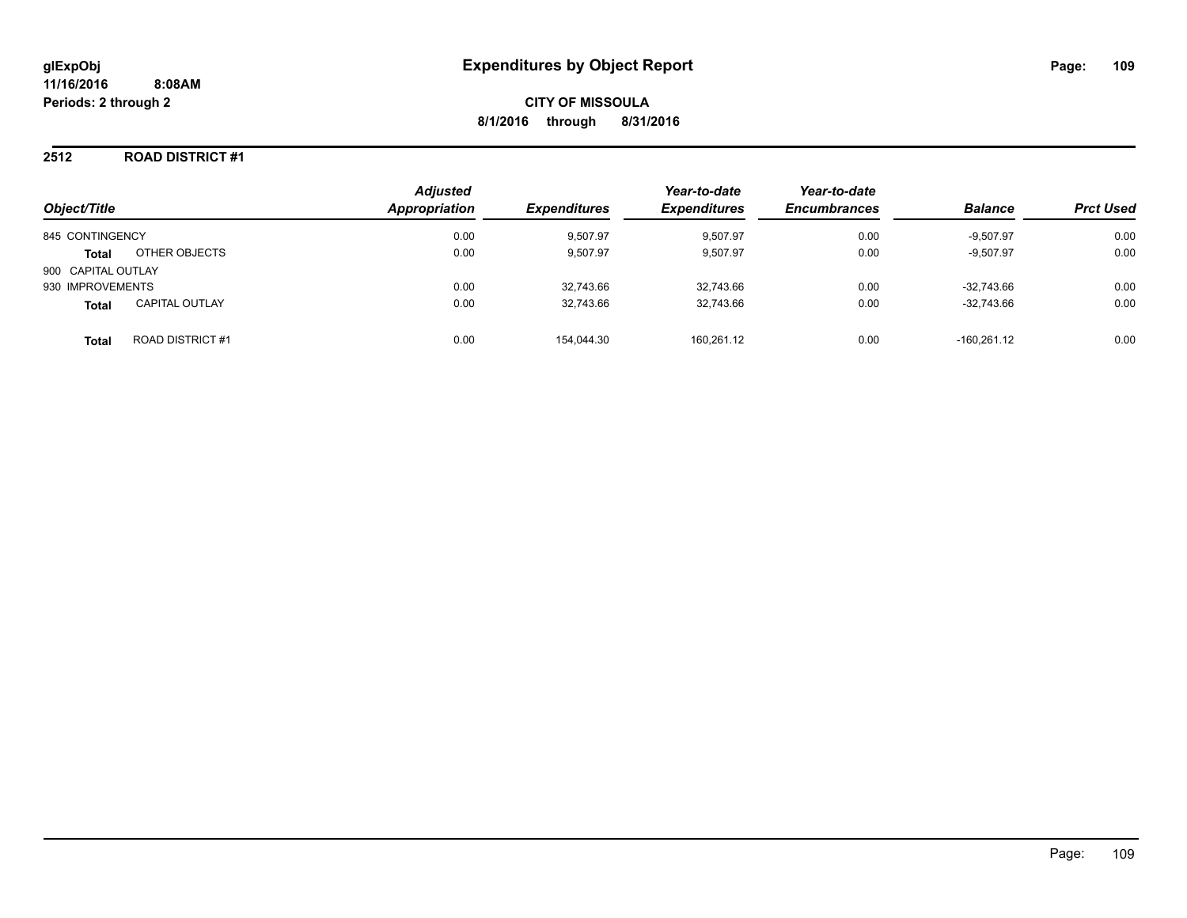glExpObj
11/16/2016 8:08AM
Periods: 2 through 2

# Expenditures by Object Report

**CITY OF MISSOULA**
**8/1/2016 through 8/31/2016**

## 2512 ROAD DISTRICT #1

| Object/Title | Adjusted Appropriation | Expenditures | Year-to-date Expenditures | Year-to-date Encumbrances | Balance | Prct Used |
|---|---|---|---|---|---|---|
| 845 CONTINGENCY | 0.00 | 9,507.97 | 9,507.97 | 0.00 | -9,507.97 | 0.00 |
| **Total** OTHER OBJECTS | 0.00 | 9,507.97 | 9,507.97 | 0.00 | -9,507.97 | 0.00 |
| 900 CAPITAL OUTLAY | | | | | | |
| 930 IMPROVEMENTS | 0.00 | 32,743.66 | 32,743.66 | 0.00 | -32,743.66 | 0.00 |
| **Total** CAPITAL OUTLAY | 0.00 | 32,743.66 | 32,743.66 | 0.00 | -32,743.66 | 0.00 |
| **Total** ROAD DISTRICT #1 | 0.00 | 154,044.30 | 160,261.12 | 0.00 | -160,261.12 | 0.00 |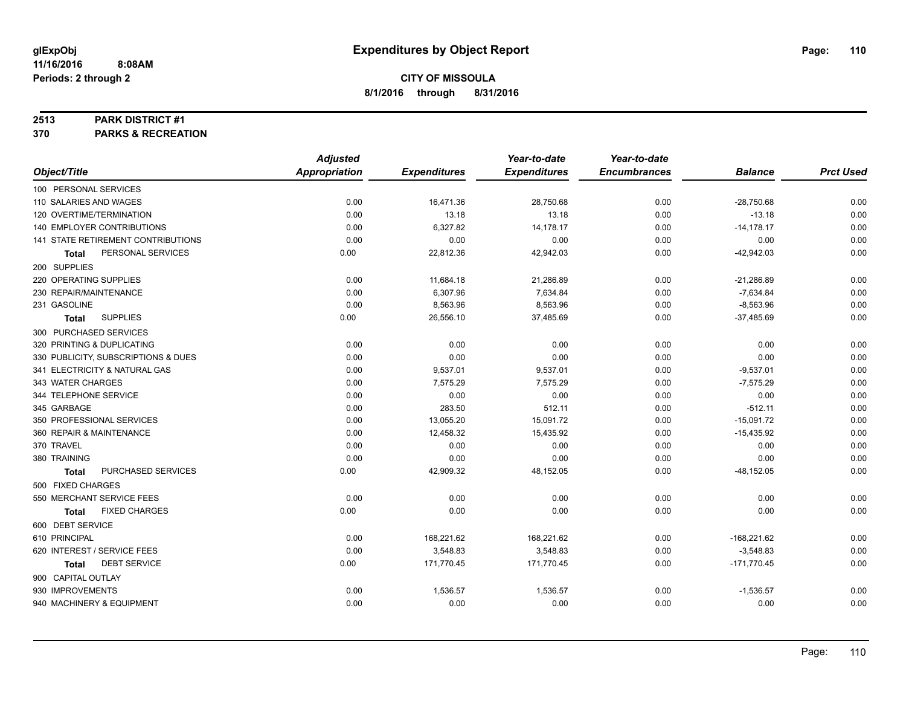# Expenditures by Object Report

glExpObj
11/16/2016 8:08AM
Periods: 2 through 2

**CITY OF MISSOULA**
**8/1/2016 through 8/31/2016**

**2513 PARK DISTRICT #1**
**370 PARKS & RECREATION**

| Object/Title | Adjusted Appropriation | Expenditures | Year-to-date Expenditures | Year-to-date Encumbrances | Balance | Prct Used |
|---|---|---|---|---|---|---|
| 100 PERSONAL SERVICES | | | | | | |
| 110 SALARIES AND WAGES | 0.00 | 16,471.36 | 28,750.68 | 0.00 | -28,750.68 | 0.00 |
| 120 OVERTIME/TERMINATION | 0.00 | 13.18 | 13.18 | 0.00 | -13.18 | 0.00 |
| 140 EMPLOYER CONTRIBUTIONS | 0.00 | 6,327.82 | 14,178.17 | 0.00 | -14,178.17 | 0.00 |
| 141 STATE RETIREMENT CONTRIBUTIONS | 0.00 | 0.00 | 0.00 | 0.00 | 0.00 | 0.00 |
| **Total** PERSONAL SERVICES | 0.00 | 22,812.36 | 42,942.03 | 0.00 | -42,942.03 | 0.00 |
| 200 SUPPLIES | | | | | | |
| 220 OPERATING SUPPLIES | 0.00 | 11,684.18 | 21,286.89 | 0.00 | -21,286.89 | 0.00 |
| 230 REPAIR/MAINTENANCE | 0.00 | 6,307.96 | 7,634.84 | 0.00 | -7,634.84 | 0.00 |
| 231 GASOLINE | 0.00 | 8,563.96 | 8,563.96 | 0.00 | -8,563.96 | 0.00 |
| **Total** SUPPLIES | 0.00 | 26,556.10 | 37,485.69 | 0.00 | -37,485.69 | 0.00 |
| 300 PURCHASED SERVICES | | | | | | |
| 320 PRINTING & DUPLICATING | 0.00 | 0.00 | 0.00 | 0.00 | 0.00 | 0.00 |
| 330 PUBLICITY, SUBSCRIPTIONS & DUES | 0.00 | 0.00 | 0.00 | 0.00 | 0.00 | 0.00 |
| 341 ELECTRICITY & NATURAL GAS | 0.00 | 9,537.01 | 9,537.01 | 0.00 | -9,537.01 | 0.00 |
| 343 WATER CHARGES | 0.00 | 7,575.29 | 7,575.29 | 0.00 | -7,575.29 | 0.00 |
| 344 TELEPHONE SERVICE | 0.00 | 0.00 | 0.00 | 0.00 | 0.00 | 0.00 |
| 345 GARBAGE | 0.00 | 283.50 | 512.11 | 0.00 | -512.11 | 0.00 |
| 350 PROFESSIONAL SERVICES | 0.00 | 13,055.20 | 15,091.72 | 0.00 | -15,091.72 | 0.00 |
| 360 REPAIR & MAINTENANCE | 0.00 | 12,458.32 | 15,435.92 | 0.00 | -15,435.92 | 0.00 |
| 370 TRAVEL | 0.00 | 0.00 | 0.00 | 0.00 | 0.00 | 0.00 |
| 380 TRAINING | 0.00 | 0.00 | 0.00 | 0.00 | 0.00 | 0.00 |
| **Total** PURCHASED SERVICES | 0.00 | 42,909.32 | 48,152.05 | 0.00 | -48,152.05 | 0.00 |
| 500 FIXED CHARGES | | | | | | |
| 550 MERCHANT SERVICE FEES | 0.00 | 0.00 | 0.00 | 0.00 | 0.00 | 0.00 |
| **Total** FIXED CHARGES | 0.00 | 0.00 | 0.00 | 0.00 | 0.00 | 0.00 |
| 600 DEBT SERVICE | | | | | | |
| 610 PRINCIPAL | 0.00 | 168,221.62 | 168,221.62 | 0.00 | -168,221.62 | 0.00 |
| 620 INTEREST / SERVICE FEES | 0.00 | 3,548.83 | 3,548.83 | 0.00 | -3,548.83 | 0.00 |
| **Total** DEBT SERVICE | 0.00 | 171,770.45 | 171,770.45 | 0.00 | -171,770.45 | 0.00 |
| 900 CAPITAL OUTLAY | | | | | | |
| 930 IMPROVEMENTS | 0.00 | 1,536.57 | 1,536.57 | 0.00 | -1,536.57 | 0.00 |
| 940 MACHINERY & EQUIPMENT | 0.00 | 0.00 | 0.00 | 0.00 | 0.00 | 0.00 |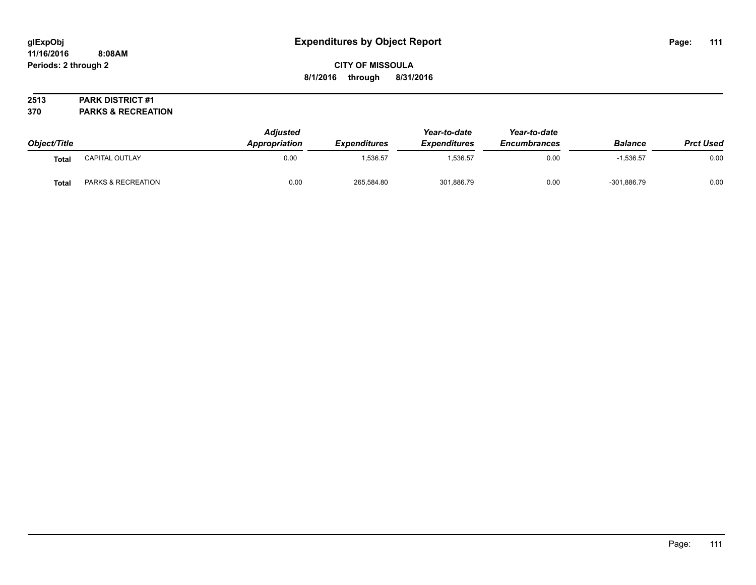**glExpObj**
**11/16/2016 8:08AM**
**Periods: 2 through 2**

# Expenditures by Object Report

**CITY OF MISSOULA**
**8/1/2016 through 8/31/2016**

**2513 PARK DISTRICT #1**
**370 PARKS & RECREATION**

| Object/Title | | Adjusted Appropriation | Expenditures | Year-to-date Expenditures | Year-to-date Encumbrances | Balance | Prct Used |
|---|---|---|---|---|---|---|---|
| **Total** | CAPITAL OUTLAY | 0.00 | 1,536.57 | 1,536.57 | 0.00 | -1,536.57 | 0.00 |
| **Total** | PARKS & RECREATION | 0.00 | 265,584.80 | 301,886.79 | 0.00 | -301,886.79 | 0.00 |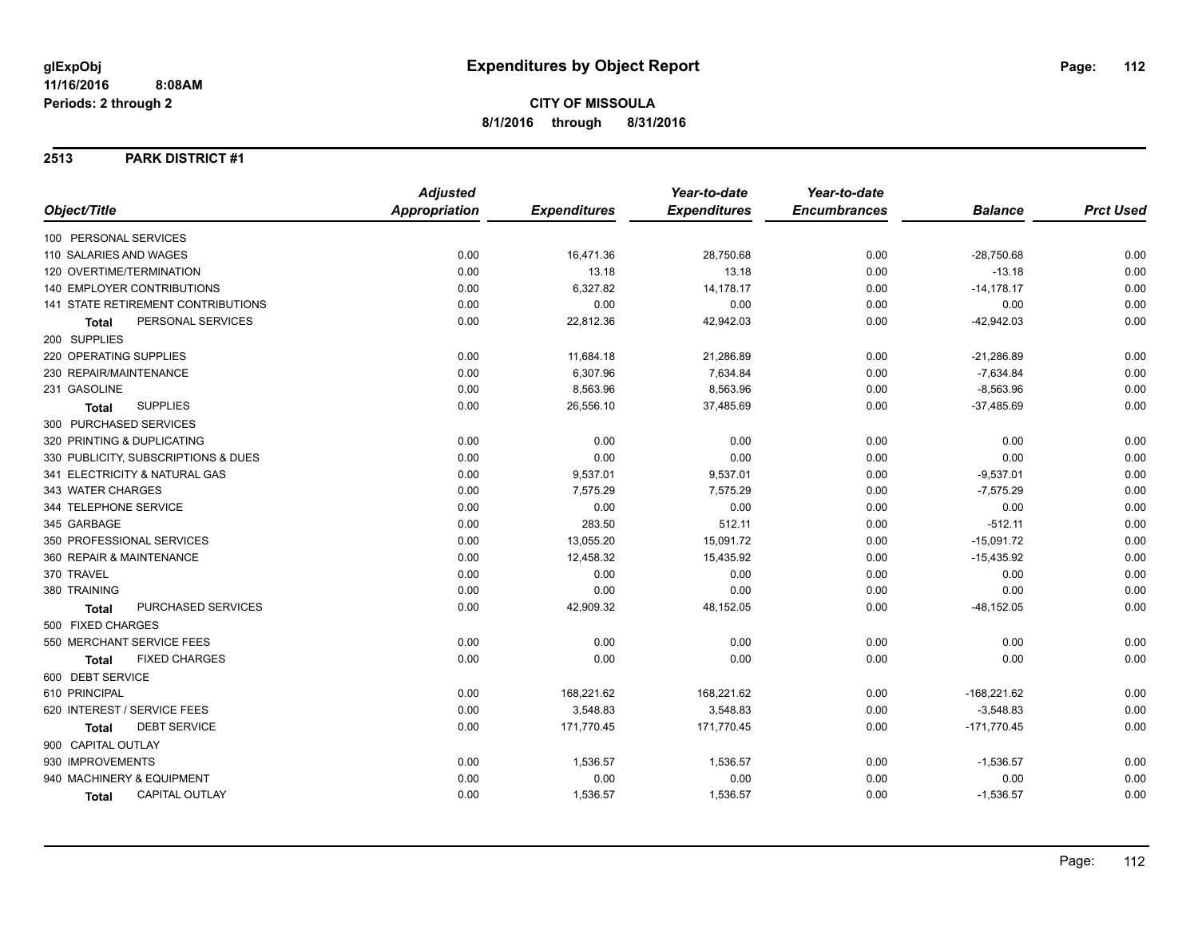**glExpObj** 
**11/16/2016 8:08AM**
**Periods: 2 through 2**

# Expenditures by Object Report

**CITY OF MISSOULA**
**8/1/2016 through 8/31/2016**

## 2513 PARK DISTRICT #1

| Object/Title | Adjusted Appropriation | Expenditures | Year-to-date Expenditures | Year-to-date Encumbrances | Balance | Prct Used |
|---|---|---|---|---|---|---|
| 100 PERSONAL SERVICES | | | | | | |
| 110 SALARIES AND WAGES | 0.00 | 16,471.36 | 28,750.68 | 0.00 | -28,750.68 | 0.00 |
| 120 OVERTIME/TERMINATION | 0.00 | 13.18 | 13.18 | 0.00 | -13.18 | 0.00 |
| 140 EMPLOYER CONTRIBUTIONS | 0.00 | 6,327.82 | 14,178.17 | 0.00 | -14,178.17 | 0.00 |
| 141 STATE RETIREMENT CONTRIBUTIONS | 0.00 | 0.00 | 0.00 | 0.00 | 0.00 | 0.00 |
| **Total** PERSONAL SERVICES | 0.00 | 22,812.36 | 42,942.03 | 0.00 | -42,942.03 | 0.00 |
| 200 SUPPLIES | | | | | | |
| 220 OPERATING SUPPLIES | 0.00 | 11,684.18 | 21,286.89 | 0.00 | -21,286.89 | 0.00 |
| 230 REPAIR/MAINTENANCE | 0.00 | 6,307.96 | 7,634.84 | 0.00 | -7,634.84 | 0.00 |
| 231 GASOLINE | 0.00 | 8,563.96 | 8,563.96 | 0.00 | -8,563.96 | 0.00 |
| **Total** SUPPLIES | 0.00 | 26,556.10 | 37,485.69 | 0.00 | -37,485.69 | 0.00 |
| 300 PURCHASED SERVICES | | | | | | |
| 320 PRINTING & DUPLICATING | 0.00 | 0.00 | 0.00 | 0.00 | 0.00 | 0.00 |
| 330 PUBLICITY, SUBSCRIPTIONS & DUES | 0.00 | 0.00 | 0.00 | 0.00 | 0.00 | 0.00 |
| 341 ELECTRICITY & NATURAL GAS | 0.00 | 9,537.01 | 9,537.01 | 0.00 | -9,537.01 | 0.00 |
| 343 WATER CHARGES | 0.00 | 7,575.29 | 7,575.29 | 0.00 | -7,575.29 | 0.00 |
| 344 TELEPHONE SERVICE | 0.00 | 0.00 | 0.00 | 0.00 | 0.00 | 0.00 |
| 345 GARBAGE | 0.00 | 283.50 | 512.11 | 0.00 | -512.11 | 0.00 |
| 350 PROFESSIONAL SERVICES | 0.00 | 13,055.20 | 15,091.72 | 0.00 | -15,091.72 | 0.00 |
| 360 REPAIR & MAINTENANCE | 0.00 | 12,458.32 | 15,435.92 | 0.00 | -15,435.92 | 0.00 |
| 370 TRAVEL | 0.00 | 0.00 | 0.00 | 0.00 | 0.00 | 0.00 |
| 380 TRAINING | 0.00 | 0.00 | 0.00 | 0.00 | 0.00 | 0.00 |
| **Total** PURCHASED SERVICES | 0.00 | 42,909.32 | 48,152.05 | 0.00 | -48,152.05 | 0.00 |
| 500 FIXED CHARGES | | | | | | |
| 550 MERCHANT SERVICE FEES | 0.00 | 0.00 | 0.00 | 0.00 | 0.00 | 0.00 |
| **Total** FIXED CHARGES | 0.00 | 0.00 | 0.00 | 0.00 | 0.00 | 0.00 |
| 600 DEBT SERVICE | | | | | | |
| 610 PRINCIPAL | 0.00 | 168,221.62 | 168,221.62 | 0.00 | -168,221.62 | 0.00 |
| 620 INTEREST / SERVICE FEES | 0.00 | 3,548.83 | 3,548.83 | 0.00 | -3,548.83 | 0.00 |
| **Total** DEBT SERVICE | 0.00 | 171,770.45 | 171,770.45 | 0.00 | -171,770.45 | 0.00 |
| 900 CAPITAL OUTLAY | | | | | | |
| 930 IMPROVEMENTS | 0.00 | 1,536.57 | 1,536.57 | 0.00 | -1,536.57 | 0.00 |
| 940 MACHINERY & EQUIPMENT | 0.00 | 0.00 | 0.00 | 0.00 | 0.00 | 0.00 |
| **Total** CAPITAL OUTLAY | 0.00 | 1,536.57 | 1,536.57 | 0.00 | -1,536.57 | 0.00 |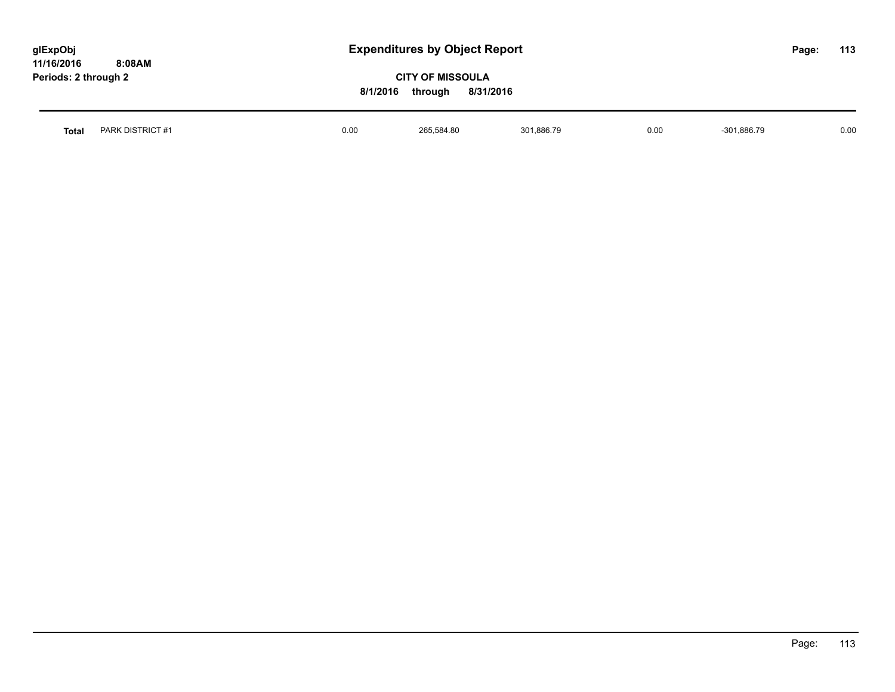# Expenditures by Object Report

glExpObj
11/16/2016 8:08AM
Periods: 2 through 2

**CITY OF MISSOULA**
**8/1/2016 through 8/31/2016**

| | | | | | | | |
|---|---|---|---|---|---|---|---|
| **Total** | PARK DISTRICT #1 | 0.00 | 265,584.80 | 301,886.79 | 0.00 | -301,886.79 | 0.00 |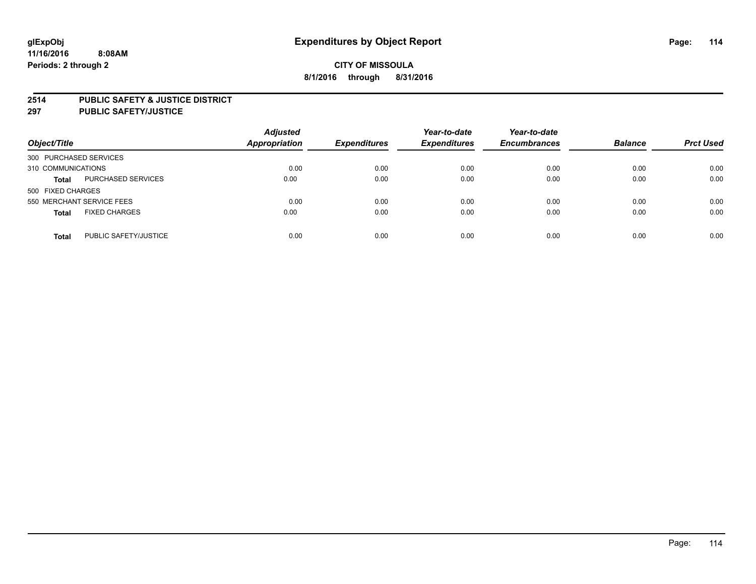**glExpObj** **Expenditures by Object Report**

**11/16/2016 8:08AM**

**Periods: 2 through 2**

**CITY OF MISSOULA**

**8/1/2016 through 8/31/2016**

**2514 PUBLIC SAFETY & JUSTICE DISTRICT**

**297 PUBLIC SAFETY/JUSTICE**

| Object/Title | | Adjusted Appropriation | Expenditures | Year-to-date Expenditures | Year-to-date Encumbrances | Balance | Prct Used |
|---|---|---|---|---|---|---|---|
| 300 PURCHASED SERVICES | | | | | | | |
| 310 COMMUNICATIONS | | 0.00 | 0.00 | 0.00 | 0.00 | 0.00 | 0.00 |
| **Total** | PURCHASED SERVICES | 0.00 | 0.00 | 0.00 | 0.00 | 0.00 | 0.00 |
| 500 FIXED CHARGES | | | | | | | |
| 550 MERCHANT SERVICE FEES | | 0.00 | 0.00 | 0.00 | 0.00 | 0.00 | 0.00 |
| **Total** | FIXED CHARGES | 0.00 | 0.00 | 0.00 | 0.00 | 0.00 | 0.00 |
| **Total** | PUBLIC SAFETY/JUSTICE | 0.00 | 0.00 | 0.00 | 0.00 | 0.00 | 0.00 |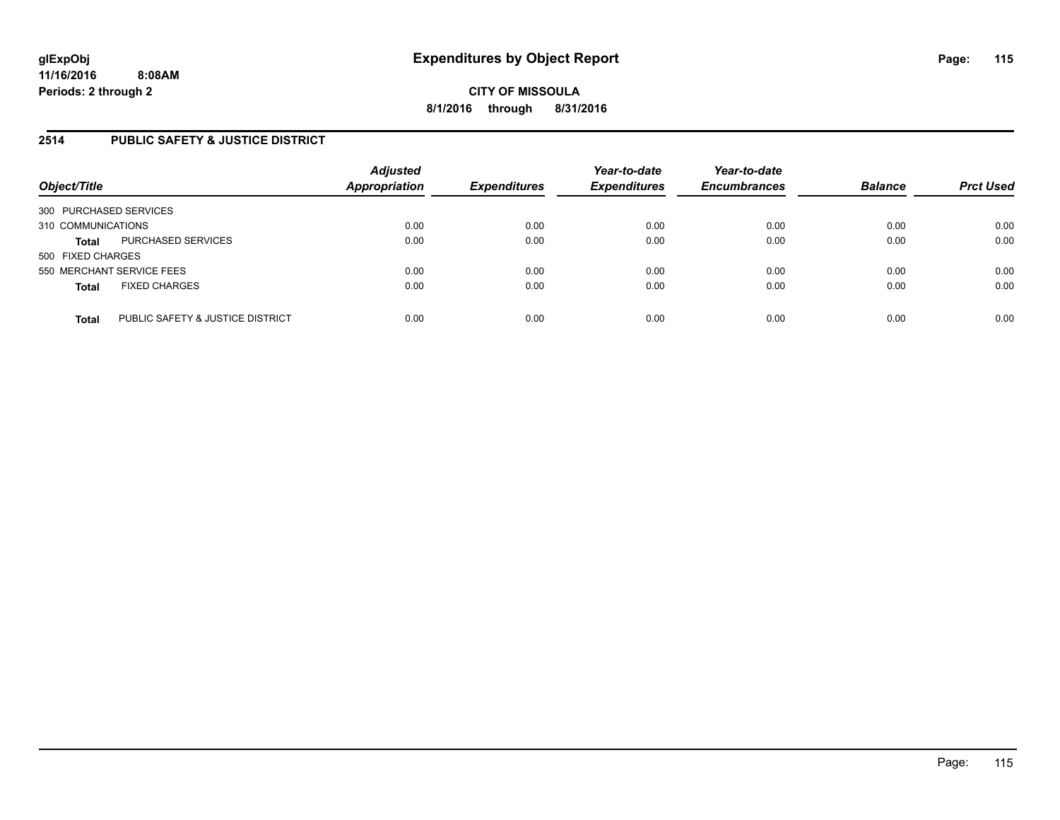**glExpObj** **Expenditures by Object Report**
**11/16/2016 8:08AM**
**Periods: 2 through 2**

**CITY OF MISSOULA**
**8/1/2016 through 8/31/2016**

## 2514 PUBLIC SAFETY & JUSTICE DISTRICT

| Object/Title | | Adjusted Appropriation | Expenditures | Year-to-date Expenditures | Year-to-date Encumbrances | Balance | Prct Used |
|---|---|---|---|---|---|---|---|
| 300 PURCHASED SERVICES | | | | | | | |
| 310 COMMUNICATIONS | | 0.00 | 0.00 | 0.00 | 0.00 | 0.00 | 0.00 |
| **Total** | PURCHASED SERVICES | 0.00 | 0.00 | 0.00 | 0.00 | 0.00 | 0.00 |
| 500 FIXED CHARGES | | | | | | | |
| 550 MERCHANT SERVICE FEES | | 0.00 | 0.00 | 0.00 | 0.00 | 0.00 | 0.00 |
| **Total** | FIXED CHARGES | 0.00 | 0.00 | 0.00 | 0.00 | 0.00 | 0.00 |
| **Total** | PUBLIC SAFETY & JUSTICE DISTRICT | 0.00 | 0.00 | 0.00 | 0.00 | 0.00 | 0.00 |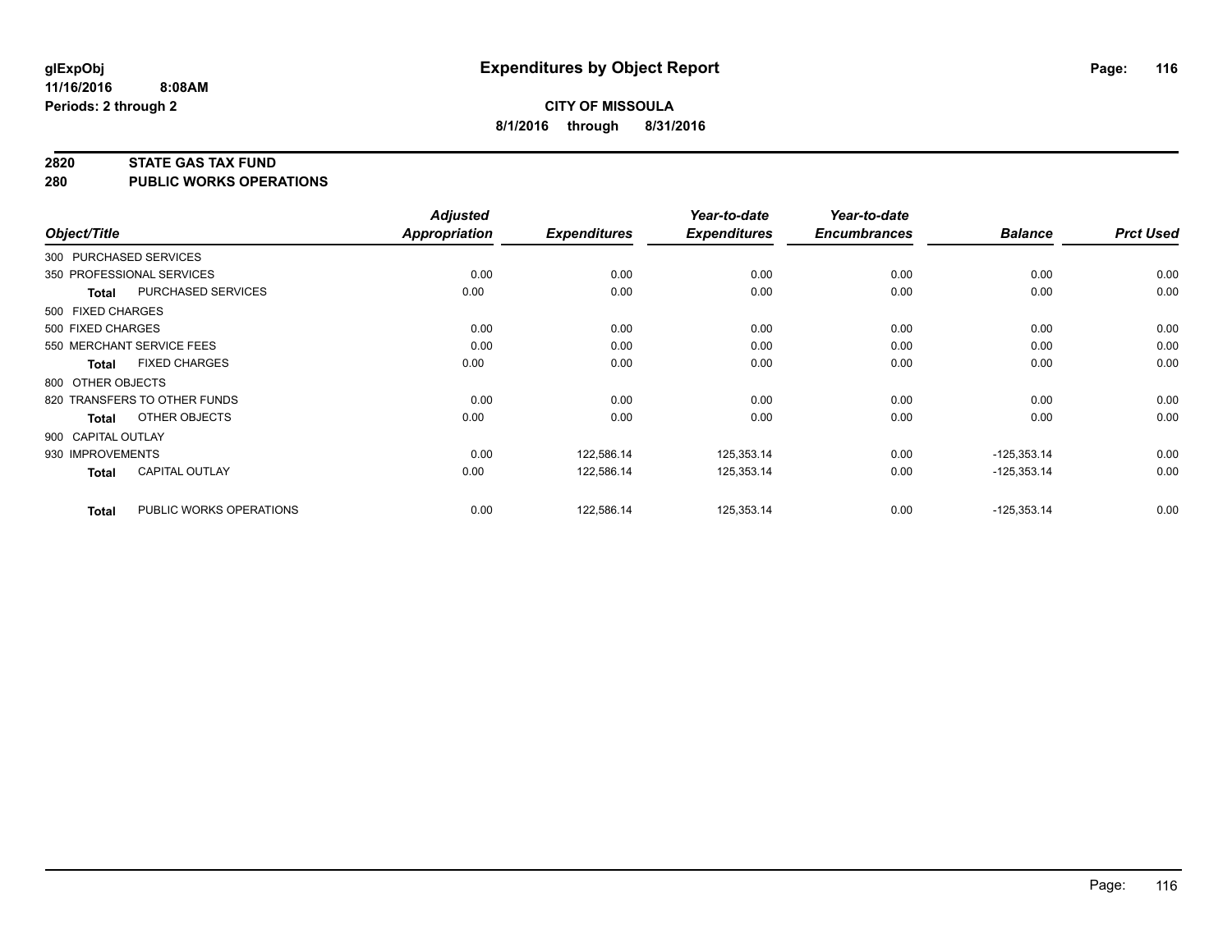**glExpObj**
**11/16/2016 8:08AM**
**Periods: 2 through 2**

# Expenditures by Object Report

**CITY OF MISSOULA**
**8/1/2016 through 8/31/2016**

## 2820 STATE GAS TAX FUND
## 280 PUBLIC WORKS OPERATIONS

| Object/Title | | Adjusted Appropriation | Expenditures | Year-to-date Expenditures | Year-to-date Encumbrances | Balance | Prct Used |
|---|---|---|---|---|---|---|---|
| 300 PURCHASED SERVICES | | | | | | | |
| 350 PROFESSIONAL SERVICES | | 0.00 | 0.00 | 0.00 | 0.00 | 0.00 | 0.00 |
| **Total** | PURCHASED SERVICES | 0.00 | 0.00 | 0.00 | 0.00 | 0.00 | 0.00 |
| 500 FIXED CHARGES | | | | | | | |
| 500 FIXED CHARGES | | 0.00 | 0.00 | 0.00 | 0.00 | 0.00 | 0.00 |
| 550 MERCHANT SERVICE FEES | | 0.00 | 0.00 | 0.00 | 0.00 | 0.00 | 0.00 |
| **Total** | FIXED CHARGES | 0.00 | 0.00 | 0.00 | 0.00 | 0.00 | 0.00 |
| 800 OTHER OBJECTS | | | | | | | |
| 820 TRANSFERS TO OTHER FUNDS | | 0.00 | 0.00 | 0.00 | 0.00 | 0.00 | 0.00 |
| **Total** | OTHER OBJECTS | 0.00 | 0.00 | 0.00 | 0.00 | 0.00 | 0.00 |
| 900 CAPITAL OUTLAY | | | | | | | |
| 930 IMPROVEMENTS | | 0.00 | 122,586.14 | 125,353.14 | 0.00 | -125,353.14 | 0.00 |
| **Total** | CAPITAL OUTLAY | 0.00 | 122,586.14 | 125,353.14 | 0.00 | -125,353.14 | 0.00 |
| **Total** | PUBLIC WORKS OPERATIONS | 0.00 | 122,586.14 | 125,353.14 | 0.00 | -125,353.14 | 0.00 |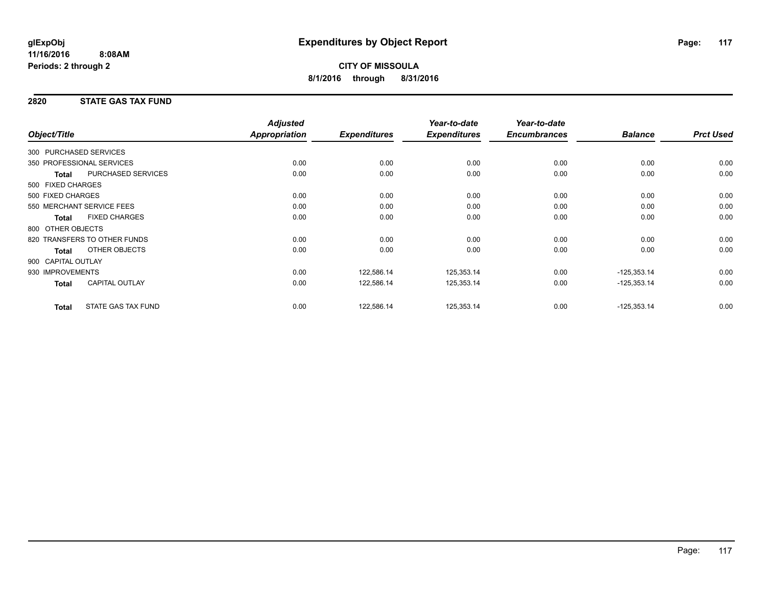**glExpObj**
**11/16/2016 8:08AM**
**Periods: 2 through 2**

# Expenditures by Object Report

**CITY OF MISSOULA**
**8/1/2016 through 8/31/2016**

## 2820 STATE GAS TAX FUND

| Object/Title | | Adjusted Appropriation | Expenditures | Year-to-date Expenditures | Year-to-date Encumbrances | Balance | Prct Used |
|---|---|---|---|---|---|---|---|
| 300 PURCHASED SERVICES | | | | | | | |
| 350 PROFESSIONAL SERVICES | | 0.00 | 0.00 | 0.00 | 0.00 | 0.00 | 0.00 |
| **Total** | PURCHASED SERVICES | 0.00 | 0.00 | 0.00 | 0.00 | 0.00 | 0.00 |
| 500 FIXED CHARGES | | | | | | | |
| 500 FIXED CHARGES | | 0.00 | 0.00 | 0.00 | 0.00 | 0.00 | 0.00 |
| 550 MERCHANT SERVICE FEES | | 0.00 | 0.00 | 0.00 | 0.00 | 0.00 | 0.00 |
| **Total** | FIXED CHARGES | 0.00 | 0.00 | 0.00 | 0.00 | 0.00 | 0.00 |
| 800 OTHER OBJECTS | | | | | | | |
| 820 TRANSFERS TO OTHER FUNDS | | 0.00 | 0.00 | 0.00 | 0.00 | 0.00 | 0.00 |
| **Total** | OTHER OBJECTS | 0.00 | 0.00 | 0.00 | 0.00 | 0.00 | 0.00 |
| 900 CAPITAL OUTLAY | | | | | | | |
| 930 IMPROVEMENTS | | 0.00 | 122,586.14 | 125,353.14 | 0.00 | -125,353.14 | 0.00 |
| **Total** | CAPITAL OUTLAY | 0.00 | 122,586.14 | 125,353.14 | 0.00 | -125,353.14 | 0.00 |
| **Total** | STATE GAS TAX FUND | 0.00 | 122,586.14 | 125,353.14 | 0.00 | -125,353.14 | 0.00 |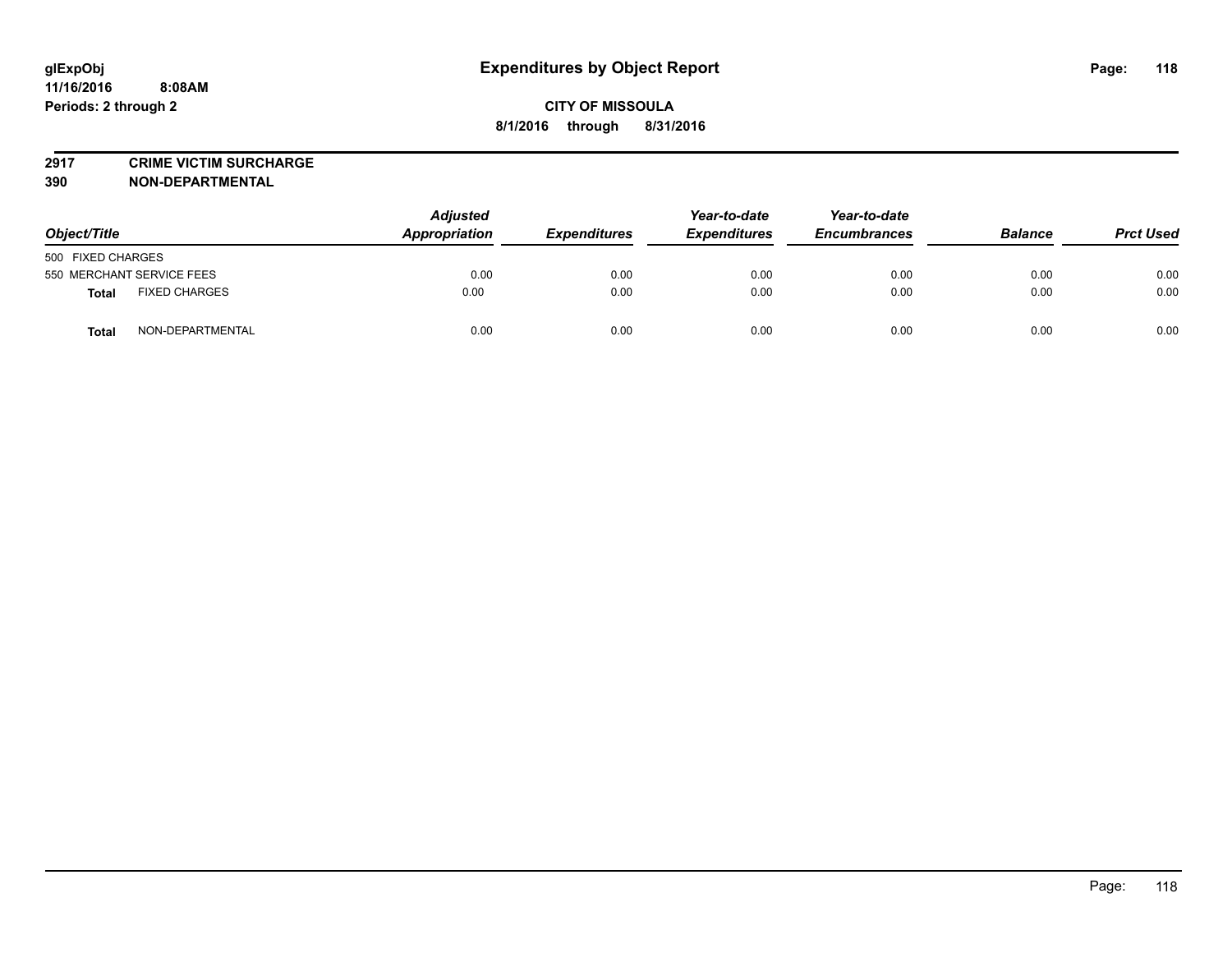# Expenditures by Object Report

glExpObj
11/16/2016 8:08AM
Periods: 2 through 2

**CITY OF MISSOULA**
**8/1/2016 through 8/31/2016**

**2917 CRIME VICTIM SURCHARGE**
**390 NON-DEPARTMENTAL**

| Object/Title | Adjusted Appropriation | Expenditures | Year-to-date Expenditures | Year-to-date Encumbrances | Balance | Prct Used |
|---|---|---|---|---|---|---|
| 500 FIXED CHARGES | | | | | | |
| 550 MERCHANT SERVICE FEES | 0.00 | 0.00 | 0.00 | 0.00 | 0.00 | 0.00 |
| **Total** FIXED CHARGES | 0.00 | 0.00 | 0.00 | 0.00 | 0.00 | 0.00 |
| **Total** NON-DEPARTMENTAL | 0.00 | 0.00 | 0.00 | 0.00 | 0.00 | 0.00 |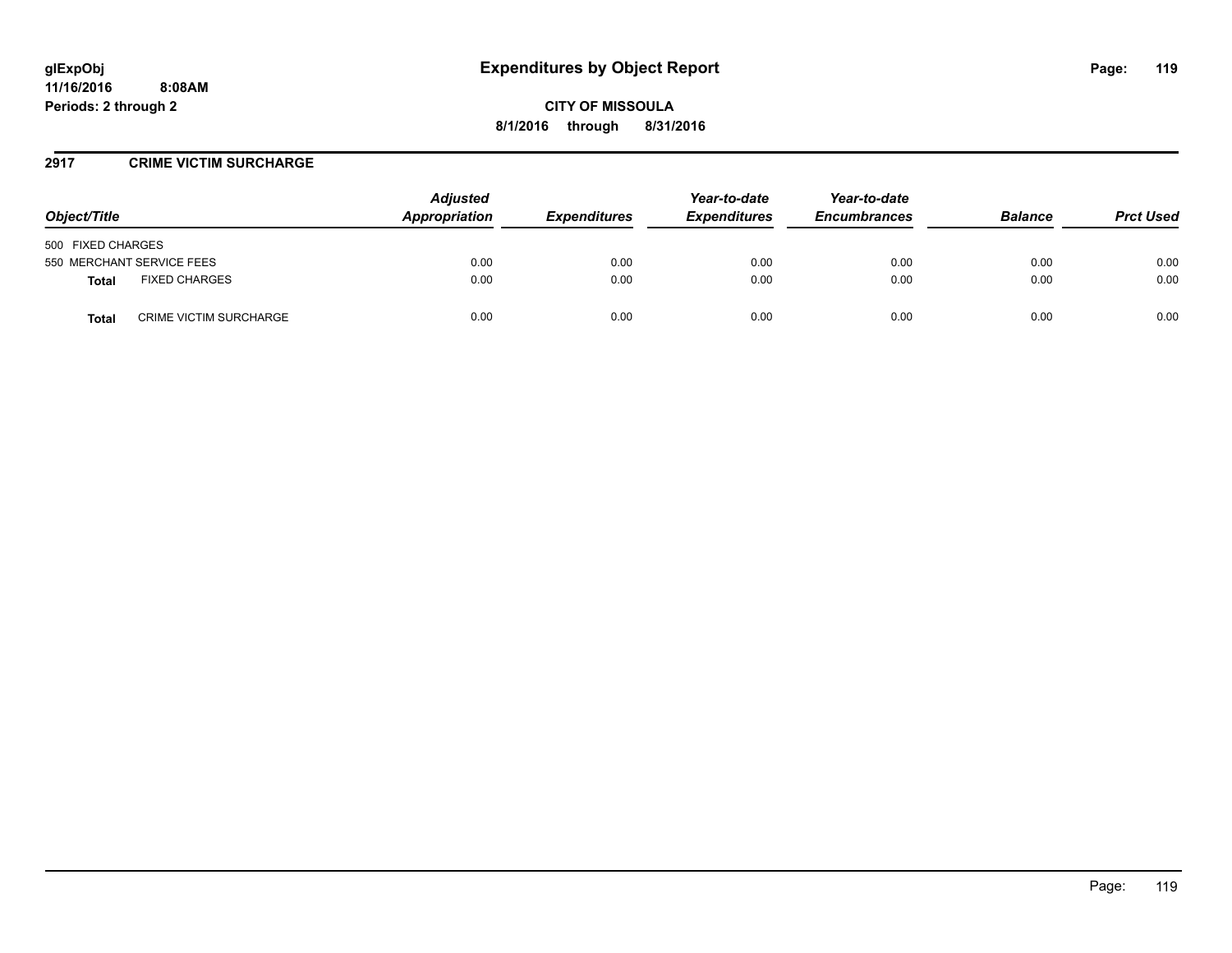# Expenditures by Object Report

glExpObj
11/16/2016 8:08AM
Periods: 2 through 2

**CITY OF MISSOULA**
**8/1/2016 through 8/31/2016**

## 2917 CRIME VICTIM SURCHARGE

| Object/Title | Adjusted Appropriation | Expenditures | Year-to-date Expenditures | Year-to-date Encumbrances | Balance | Prct Used |
|---|---|---|---|---|---|---|
| 500 FIXED CHARGES | | | | | | |
| 550 MERCHANT SERVICE FEES | 0.00 | 0.00 | 0.00 | 0.00 | 0.00 | 0.00 |
| **Total** FIXED CHARGES | 0.00 | 0.00 | 0.00 | 0.00 | 0.00 | 0.00 |
| **Total** CRIME VICTIM SURCHARGE | 0.00 | 0.00 | 0.00 | 0.00 | 0.00 | 0.00 |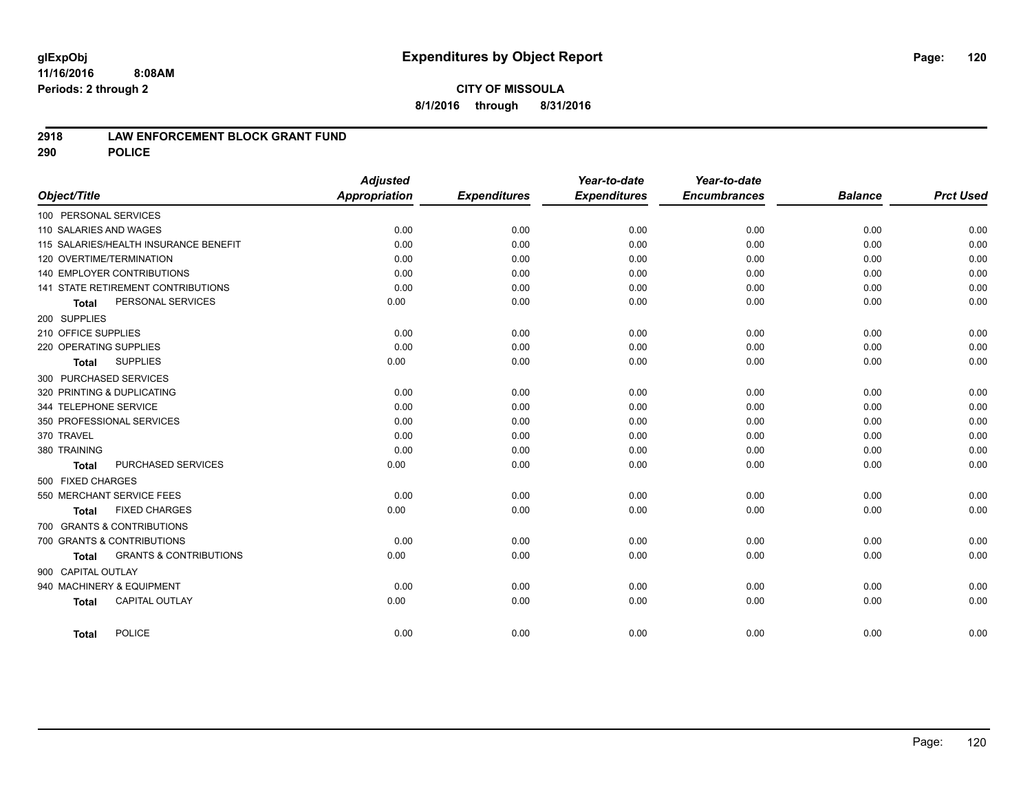**CITY OF MISSOULA**

**8/1/2016 through 8/31/2016**

# Expenditures by Object Report

glExpObj
11/16/2016 8:08AM
Periods: 2 through 2

## 2918 LAW ENFORCEMENT BLOCK GRANT FUND

## 290 POLICE

| Object/Title | Adjusted Appropriation | Expenditures | Year-to-date Expenditures | Year-to-date Encumbrances | Balance | Prct Used |
|---|---|---|---|---|---|---|
| 100 PERSONAL SERVICES | | | | | | |
| 110 SALARIES AND WAGES | 0.00 | 0.00 | 0.00 | 0.00 | 0.00 | 0.00 |
| 115 SALARIES/HEALTH INSURANCE BENEFIT | 0.00 | 0.00 | 0.00 | 0.00 | 0.00 | 0.00 |
| 120 OVERTIME/TERMINATION | 0.00 | 0.00 | 0.00 | 0.00 | 0.00 | 0.00 |
| 140 EMPLOYER CONTRIBUTIONS | 0.00 | 0.00 | 0.00 | 0.00 | 0.00 | 0.00 |
| 141 STATE RETIREMENT CONTRIBUTIONS | 0.00 | 0.00 | 0.00 | 0.00 | 0.00 | 0.00 |
| **Total** PERSONAL SERVICES | 0.00 | 0.00 | 0.00 | 0.00 | 0.00 | 0.00 |
| 200 SUPPLIES | | | | | | |
| 210 OFFICE SUPPLIES | 0.00 | 0.00 | 0.00 | 0.00 | 0.00 | 0.00 |
| 220 OPERATING SUPPLIES | 0.00 | 0.00 | 0.00 | 0.00 | 0.00 | 0.00 |
| **Total** SUPPLIES | 0.00 | 0.00 | 0.00 | 0.00 | 0.00 | 0.00 |
| 300 PURCHASED SERVICES | | | | | | |
| 320 PRINTING & DUPLICATING | 0.00 | 0.00 | 0.00 | 0.00 | 0.00 | 0.00 |
| 344 TELEPHONE SERVICE | 0.00 | 0.00 | 0.00 | 0.00 | 0.00 | 0.00 |
| 350 PROFESSIONAL SERVICES | 0.00 | 0.00 | 0.00 | 0.00 | 0.00 | 0.00 |
| 370 TRAVEL | 0.00 | 0.00 | 0.00 | 0.00 | 0.00 | 0.00 |
| 380 TRAINING | 0.00 | 0.00 | 0.00 | 0.00 | 0.00 | 0.00 |
| **Total** PURCHASED SERVICES | 0.00 | 0.00 | 0.00 | 0.00 | 0.00 | 0.00 |
| 500 FIXED CHARGES | | | | | | |
| 550 MERCHANT SERVICE FEES | 0.00 | 0.00 | 0.00 | 0.00 | 0.00 | 0.00 |
| **Total** FIXED CHARGES | 0.00 | 0.00 | 0.00 | 0.00 | 0.00 | 0.00 |
| 700 GRANTS & CONTRIBUTIONS | | | | | | |
| 700 GRANTS & CONTRIBUTIONS | 0.00 | 0.00 | 0.00 | 0.00 | 0.00 | 0.00 |
| **Total** GRANTS & CONTRIBUTIONS | 0.00 | 0.00 | 0.00 | 0.00 | 0.00 | 0.00 |
| 900 CAPITAL OUTLAY | | | | | | |
| 940 MACHINERY & EQUIPMENT | 0.00 | 0.00 | 0.00 | 0.00 | 0.00 | 0.00 |
| **Total** CAPITAL OUTLAY | 0.00 | 0.00 | 0.00 | 0.00 | 0.00 | 0.00 |
| **Total** POLICE | 0.00 | 0.00 | 0.00 | 0.00 | 0.00 | 0.00 |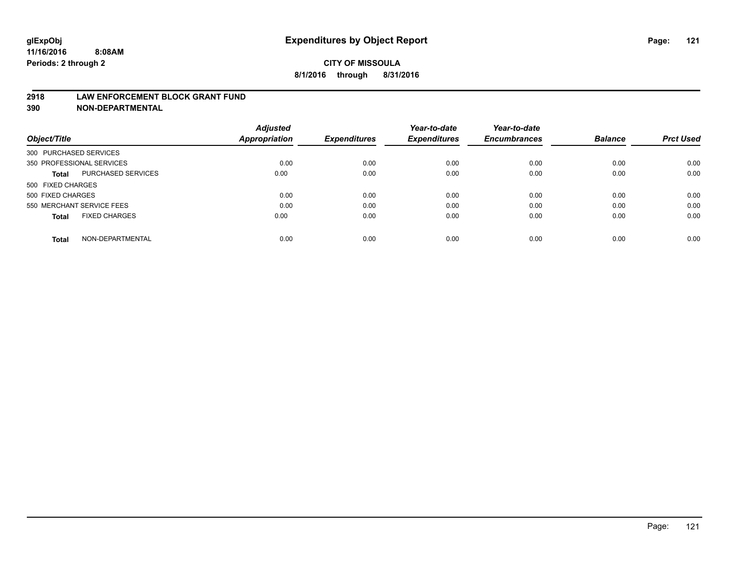glExpObj
11/16/2016 8:08AM
Periods: 2 through 2

# Expenditures by Object Report

**CITY OF MISSOULA**
**8/1/2016 through 8/31/2016**

## 2918 LAW ENFORCEMENT BLOCK GRANT FUND
## 390 NON-DEPARTMENTAL

| Object/Title | | Adjusted Appropriation | Expenditures | Year-to-date Expenditures | Year-to-date Encumbrances | Balance | Prct Used |
|---|---|---|---|---|---|---|---|
| 300 PURCHASED SERVICES | | | | | | | |
| 350 PROFESSIONAL SERVICES | | 0.00 | 0.00 | 0.00 | 0.00 | 0.00 | 0.00 |
| **Total** | PURCHASED SERVICES | 0.00 | 0.00 | 0.00 | 0.00 | 0.00 | 0.00 |
| 500 FIXED CHARGES | | | | | | | |
| 500 FIXED CHARGES | | 0.00 | 0.00 | 0.00 | 0.00 | 0.00 | 0.00 |
| 550 MERCHANT SERVICE FEES | | 0.00 | 0.00 | 0.00 | 0.00 | 0.00 | 0.00 |
| **Total** | FIXED CHARGES | 0.00 | 0.00 | 0.00 | 0.00 | 0.00 | 0.00 |
| **Total** | NON-DEPARTMENTAL | 0.00 | 0.00 | 0.00 | 0.00 | 0.00 | 0.00 |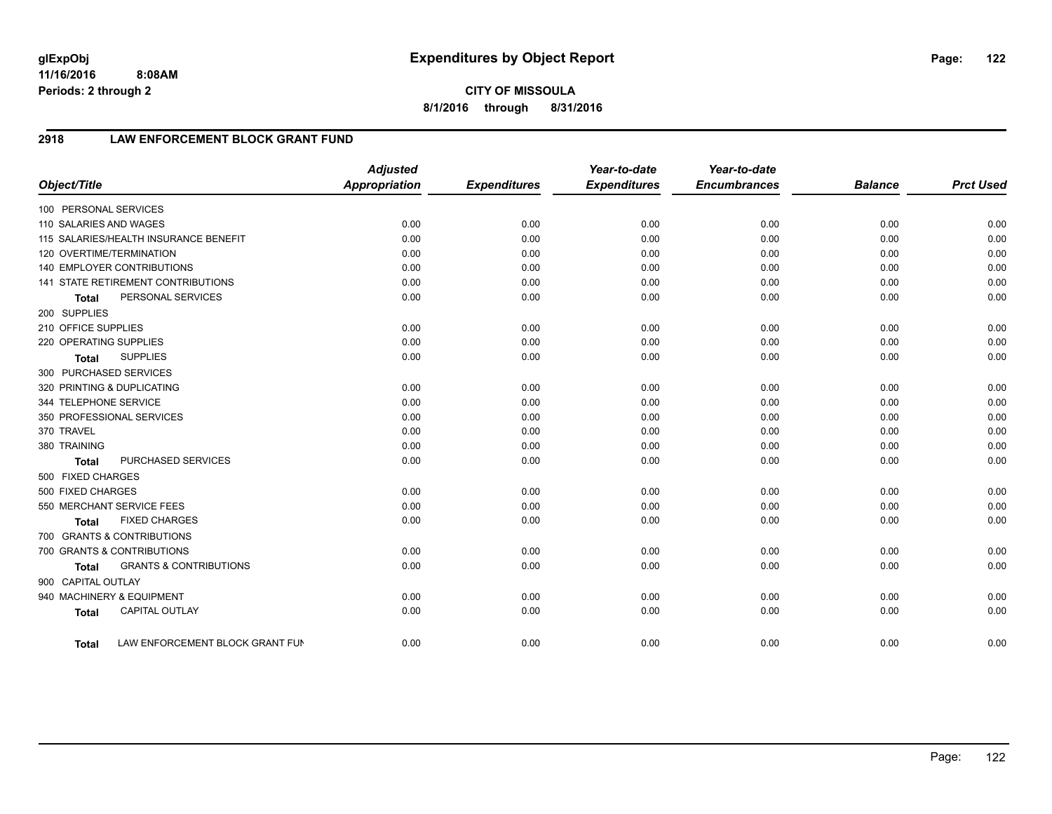**glExpObj**
**11/16/2016 8:08AM**
**Periods: 2 through 2**

# Expenditures by Object Report

**CITY OF MISSOULA**
**8/1/2016 through 8/31/2016**

## 2918 LAW ENFORCEMENT BLOCK GRANT FUND

| Object/Title | Adjusted Appropriation | Expenditures | Year-to-date Expenditures | Year-to-date Encumbrances | Balance | Prct Used |
|---|---|---|---|---|---|---|
| 100 PERSONAL SERVICES | | | | | | |
| 110 SALARIES AND WAGES | 0.00 | 0.00 | 0.00 | 0.00 | 0.00 | 0.00 |
| 115 SALARIES/HEALTH INSURANCE BENEFIT | 0.00 | 0.00 | 0.00 | 0.00 | 0.00 | 0.00 |
| 120 OVERTIME/TERMINATION | 0.00 | 0.00 | 0.00 | 0.00 | 0.00 | 0.00 |
| 140 EMPLOYER CONTRIBUTIONS | 0.00 | 0.00 | 0.00 | 0.00 | 0.00 | 0.00 |
| 141 STATE RETIREMENT CONTRIBUTIONS | 0.00 | 0.00 | 0.00 | 0.00 | 0.00 | 0.00 |
| **Total** PERSONAL SERVICES | 0.00 | 0.00 | 0.00 | 0.00 | 0.00 | 0.00 |
| 200 SUPPLIES | | | | | | |
| 210 OFFICE SUPPLIES | 0.00 | 0.00 | 0.00 | 0.00 | 0.00 | 0.00 |
| 220 OPERATING SUPPLIES | 0.00 | 0.00 | 0.00 | 0.00 | 0.00 | 0.00 |
| **Total** SUPPLIES | 0.00 | 0.00 | 0.00 | 0.00 | 0.00 | 0.00 |
| 300 PURCHASED SERVICES | | | | | | |
| 320 PRINTING & DUPLICATING | 0.00 | 0.00 | 0.00 | 0.00 | 0.00 | 0.00 |
| 344 TELEPHONE SERVICE | 0.00 | 0.00 | 0.00 | 0.00 | 0.00 | 0.00 |
| 350 PROFESSIONAL SERVICES | 0.00 | 0.00 | 0.00 | 0.00 | 0.00 | 0.00 |
| 370 TRAVEL | 0.00 | 0.00 | 0.00 | 0.00 | 0.00 | 0.00 |
| 380 TRAINING | 0.00 | 0.00 | 0.00 | 0.00 | 0.00 | 0.00 |
| **Total** PURCHASED SERVICES | 0.00 | 0.00 | 0.00 | 0.00 | 0.00 | 0.00 |
| 500 FIXED CHARGES | | | | | | |
| 500 FIXED CHARGES | 0.00 | 0.00 | 0.00 | 0.00 | 0.00 | 0.00 |
| 550 MERCHANT SERVICE FEES | 0.00 | 0.00 | 0.00 | 0.00 | 0.00 | 0.00 |
| **Total** FIXED CHARGES | 0.00 | 0.00 | 0.00 | 0.00 | 0.00 | 0.00 |
| 700 GRANTS & CONTRIBUTIONS | | | | | | |
| 700 GRANTS & CONTRIBUTIONS | 0.00 | 0.00 | 0.00 | 0.00 | 0.00 | 0.00 |
| **Total** GRANTS & CONTRIBUTIONS | 0.00 | 0.00 | 0.00 | 0.00 | 0.00 | 0.00 |
| 900 CAPITAL OUTLAY | | | | | | |
| 940 MACHINERY & EQUIPMENT | 0.00 | 0.00 | 0.00 | 0.00 | 0.00 | 0.00 |
| **Total** CAPITAL OUTLAY | 0.00 | 0.00 | 0.00 | 0.00 | 0.00 | 0.00 |
| **Total** LAW ENFORCEMENT BLOCK GRANT FUN | 0.00 | 0.00 | 0.00 | 0.00 | 0.00 | 0.00 |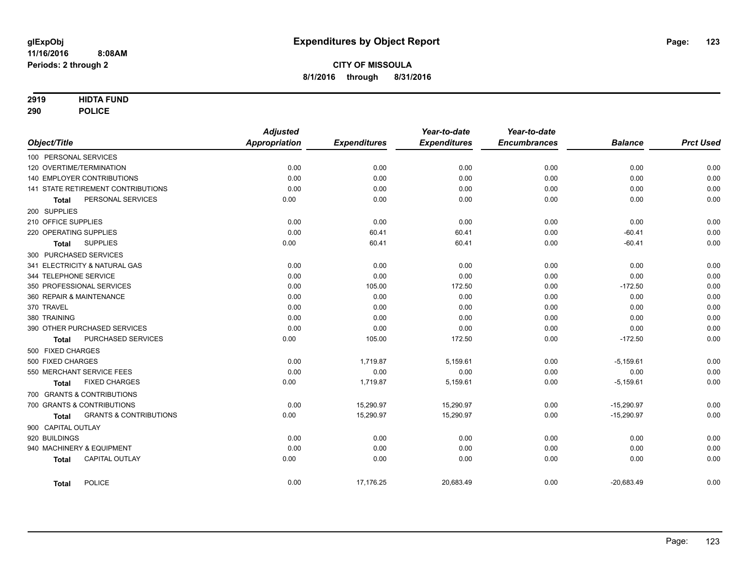# Expenditures by Object Report

glExpObj
11/16/2016 8:08AM
Periods: 2 through 2

**CITY OF MISSOULA**
**8/1/2016 through 8/31/2016**

**2919 HIDTA FUND**
**290 POLICE**

| Object/Title | Adjusted Appropriation | Expenditures | Year-to-date Expenditures | Year-to-date Encumbrances | Balance | Prct Used |
|---|---|---|---|---|---|---|
| 100 PERSONAL SERVICES | | | | | | |
| 120 OVERTIME/TERMINATION | 0.00 | 0.00 | 0.00 | 0.00 | 0.00 | 0.00 |
| 140 EMPLOYER CONTRIBUTIONS | 0.00 | 0.00 | 0.00 | 0.00 | 0.00 | 0.00 |
| 141 STATE RETIREMENT CONTRIBUTIONS | 0.00 | 0.00 | 0.00 | 0.00 | 0.00 | 0.00 |
| **Total** PERSONAL SERVICES | 0.00 | 0.00 | 0.00 | 0.00 | 0.00 | 0.00 |
| 200 SUPPLIES | | | | | | |
| 210 OFFICE SUPPLIES | 0.00 | 0.00 | 0.00 | 0.00 | 0.00 | 0.00 |
| 220 OPERATING SUPPLIES | 0.00 | 60.41 | 60.41 | 0.00 | -60.41 | 0.00 |
| **Total** SUPPLIES | 0.00 | 60.41 | 60.41 | 0.00 | -60.41 | 0.00 |
| 300 PURCHASED SERVICES | | | | | | |
| 341 ELECTRICITY & NATURAL GAS | 0.00 | 0.00 | 0.00 | 0.00 | 0.00 | 0.00 |
| 344 TELEPHONE SERVICE | 0.00 | 0.00 | 0.00 | 0.00 | 0.00 | 0.00 |
| 350 PROFESSIONAL SERVICES | 0.00 | 105.00 | 172.50 | 0.00 | -172.50 | 0.00 |
| 360 REPAIR & MAINTENANCE | 0.00 | 0.00 | 0.00 | 0.00 | 0.00 | 0.00 |
| 370 TRAVEL | 0.00 | 0.00 | 0.00 | 0.00 | 0.00 | 0.00 |
| 380 TRAINING | 0.00 | 0.00 | 0.00 | 0.00 | 0.00 | 0.00 |
| 390 OTHER PURCHASED SERVICES | 0.00 | 0.00 | 0.00 | 0.00 | 0.00 | 0.00 |
| **Total** PURCHASED SERVICES | 0.00 | 105.00 | 172.50 | 0.00 | -172.50 | 0.00 |
| 500 FIXED CHARGES | | | | | | |
| 500 FIXED CHARGES | 0.00 | 1,719.87 | 5,159.61 | 0.00 | -5,159.61 | 0.00 |
| 550 MERCHANT SERVICE FEES | 0.00 | 0.00 | 0.00 | 0.00 | 0.00 | 0.00 |
| **Total** FIXED CHARGES | 0.00 | 1,719.87 | 5,159.61 | 0.00 | -5,159.61 | 0.00 |
| 700 GRANTS & CONTRIBUTIONS | | | | | | |
| 700 GRANTS & CONTRIBUTIONS | 0.00 | 15,290.97 | 15,290.97 | 0.00 | -15,290.97 | 0.00 |
| **Total** GRANTS & CONTRIBUTIONS | 0.00 | 15,290.97 | 15,290.97 | 0.00 | -15,290.97 | 0.00 |
| 900 CAPITAL OUTLAY | | | | | | |
| 920 BUILDINGS | 0.00 | 0.00 | 0.00 | 0.00 | 0.00 | 0.00 |
| 940 MACHINERY & EQUIPMENT | 0.00 | 0.00 | 0.00 | 0.00 | 0.00 | 0.00 |
| **Total** CAPITAL OUTLAY | 0.00 | 0.00 | 0.00 | 0.00 | 0.00 | 0.00 |
| **Total** POLICE | 0.00 | 17,176.25 | 20,683.49 | 0.00 | -20,683.49 | 0.00 |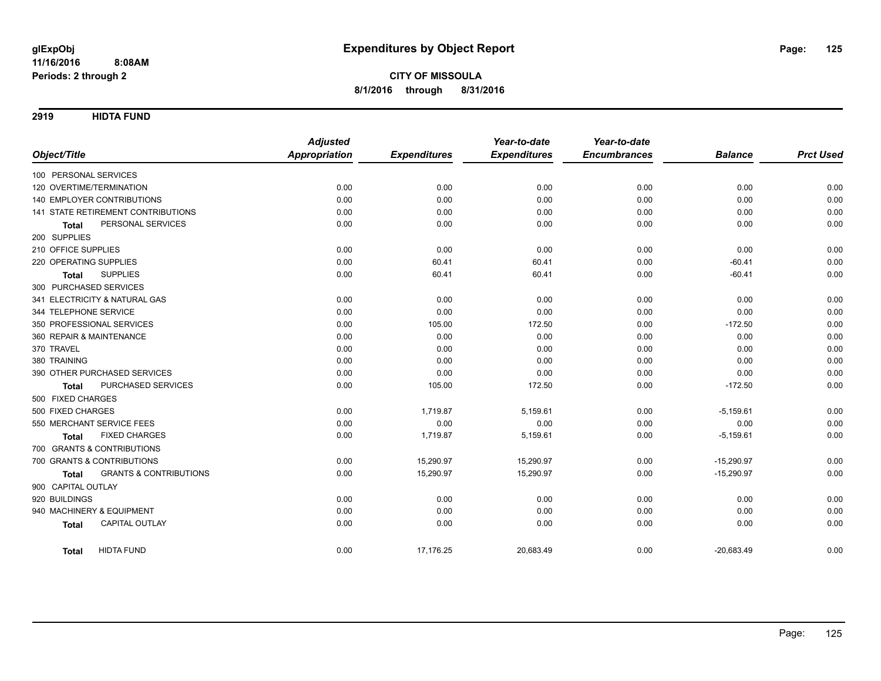# Expenditures by Object Report

glExpObj
11/16/2016 8:08AM
Periods: 2 through 2

**CITY OF MISSOULA**
**8/1/2016 through 8/31/2016**

## 2919 HIDTA FUND

| Object/Title | Adjusted Appropriation | Expenditures | Year-to-date Expenditures | Year-to-date Encumbrances | Balance | Prct Used |
|---|---|---|---|---|---|---|
| 100 PERSONAL SERVICES | | | | | | |
| 120 OVERTIME/TERMINATION | 0.00 | 0.00 | 0.00 | 0.00 | 0.00 | 0.00 |
| 140 EMPLOYER CONTRIBUTIONS | 0.00 | 0.00 | 0.00 | 0.00 | 0.00 | 0.00 |
| 141 STATE RETIREMENT CONTRIBUTIONS | 0.00 | 0.00 | 0.00 | 0.00 | 0.00 | 0.00 |
| **Total** PERSONAL SERVICES | 0.00 | 0.00 | 0.00 | 0.00 | 0.00 | 0.00 |
| 200 SUPPLIES | | | | | | |
| 210 OFFICE SUPPLIES | 0.00 | 0.00 | 0.00 | 0.00 | 0.00 | 0.00 |
| 220 OPERATING SUPPLIES | 0.00 | 60.41 | 60.41 | 0.00 | -60.41 | 0.00 |
| **Total** SUPPLIES | 0.00 | 60.41 | 60.41 | 0.00 | -60.41 | 0.00 |
| 300 PURCHASED SERVICES | | | | | | |
| 341 ELECTRICITY & NATURAL GAS | 0.00 | 0.00 | 0.00 | 0.00 | 0.00 | 0.00 |
| 344 TELEPHONE SERVICE | 0.00 | 0.00 | 0.00 | 0.00 | 0.00 | 0.00 |
| 350 PROFESSIONAL SERVICES | 0.00 | 105.00 | 172.50 | 0.00 | -172.50 | 0.00 |
| 360 REPAIR & MAINTENANCE | 0.00 | 0.00 | 0.00 | 0.00 | 0.00 | 0.00 |
| 370 TRAVEL | 0.00 | 0.00 | 0.00 | 0.00 | 0.00 | 0.00 |
| 380 TRAINING | 0.00 | 0.00 | 0.00 | 0.00 | 0.00 | 0.00 |
| 390 OTHER PURCHASED SERVICES | 0.00 | 0.00 | 0.00 | 0.00 | 0.00 | 0.00 |
| **Total** PURCHASED SERVICES | 0.00 | 105.00 | 172.50 | 0.00 | -172.50 | 0.00 |
| 500 FIXED CHARGES | | | | | | |
| 500 FIXED CHARGES | 0.00 | 1,719.87 | 5,159.61 | 0.00 | -5,159.61 | 0.00 |
| 550 MERCHANT SERVICE FEES | 0.00 | 0.00 | 0.00 | 0.00 | 0.00 | 0.00 |
| **Total** FIXED CHARGES | 0.00 | 1,719.87 | 5,159.61 | 0.00 | -5,159.61 | 0.00 |
| 700 GRANTS & CONTRIBUTIONS | | | | | | |
| 700 GRANTS & CONTRIBUTIONS | 0.00 | 15,290.97 | 15,290.97 | 0.00 | -15,290.97 | 0.00 |
| **Total** GRANTS & CONTRIBUTIONS | 0.00 | 15,290.97 | 15,290.97 | 0.00 | -15,290.97 | 0.00 |
| 900 CAPITAL OUTLAY | | | | | | |
| 920 BUILDINGS | 0.00 | 0.00 | 0.00 | 0.00 | 0.00 | 0.00 |
| 940 MACHINERY & EQUIPMENT | 0.00 | 0.00 | 0.00 | 0.00 | 0.00 | 0.00 |
| **Total** CAPITAL OUTLAY | 0.00 | 0.00 | 0.00 | 0.00 | 0.00 | 0.00 |
| **Total** HIDTA FUND | 0.00 | 17,176.25 | 20,683.49 | 0.00 | -20,683.49 | 0.00 |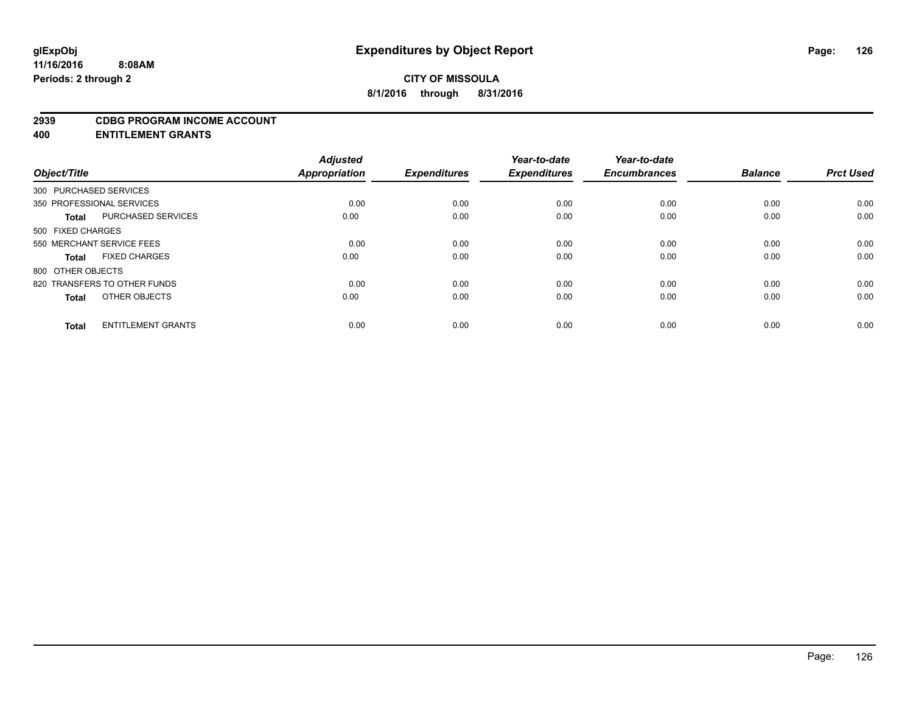glExpObj
11/16/2016 8:08AM
Periods: 2 through 2

# Expenditures by Object Report

**CITY OF MISSOULA**
**8/1/2016 through 8/31/2016**

## 2939 CDBG PROGRAM INCOME ACCOUNT
## 400 ENTITLEMENT GRANTS

| Object/Title | | Adjusted Appropriation | Expenditures | Year-to-date Expenditures | Year-to-date Encumbrances | Balance | Prct Used |
|---|---|---|---|---|---|---|---|
| 300 PURCHASED SERVICES | | | | | | | |
| 350 PROFESSIONAL SERVICES | | 0.00 | 0.00 | 0.00 | 0.00 | 0.00 | 0.00 |
| **Total** | PURCHASED SERVICES | 0.00 | 0.00 | 0.00 | 0.00 | 0.00 | 0.00 |
| 500 FIXED CHARGES | | | | | | | |
| 550 MERCHANT SERVICE FEES | | 0.00 | 0.00 | 0.00 | 0.00 | 0.00 | 0.00 |
| **Total** | FIXED CHARGES | 0.00 | 0.00 | 0.00 | 0.00 | 0.00 | 0.00 |
| 800 OTHER OBJECTS | | | | | | | |
| 820 TRANSFERS TO OTHER FUNDS | | 0.00 | 0.00 | 0.00 | 0.00 | 0.00 | 0.00 |
| **Total** | OTHER OBJECTS | 0.00 | 0.00 | 0.00 | 0.00 | 0.00 | 0.00 |
| **Total** | ENTITLEMENT GRANTS | 0.00 | 0.00 | 0.00 | 0.00 | 0.00 | 0.00 |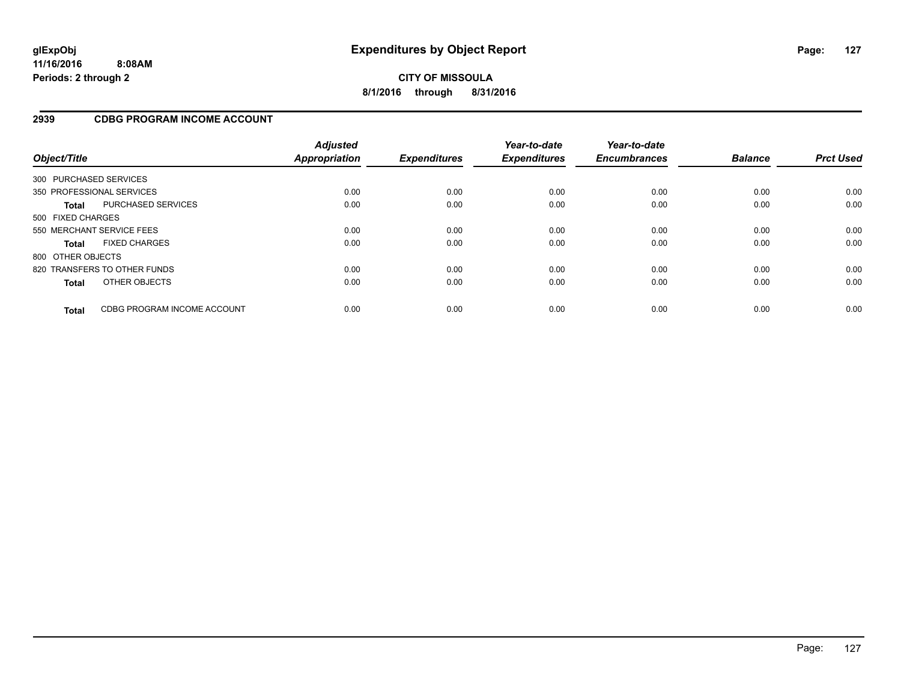**glExpObj**
**11/16/2016 8:08AM**
**Periods: 2 through 2**

# Expenditures by Object Report

**CITY OF MISSOULA**
**8/1/2016 through 8/31/2016**

## 2939 CDBG PROGRAM INCOME ACCOUNT

| Object/Title | Adjusted Appropriation | Expenditures | Year-to-date Expenditures | Year-to-date Encumbrances | Balance | Prct Used |
|---|---|---|---|---|---|---|
| 300 PURCHASED SERVICES | | | | | | |
| 350 PROFESSIONAL SERVICES | 0.00 | 0.00 | 0.00 | 0.00 | 0.00 | 0.00 |
| **Total** PURCHASED SERVICES | 0.00 | 0.00 | 0.00 | 0.00 | 0.00 | 0.00 |
| 500 FIXED CHARGES | | | | | | |
| 550 MERCHANT SERVICE FEES | 0.00 | 0.00 | 0.00 | 0.00 | 0.00 | 0.00 |
| **Total** FIXED CHARGES | 0.00 | 0.00 | 0.00 | 0.00 | 0.00 | 0.00 |
| 800 OTHER OBJECTS | | | | | | |
| 820 TRANSFERS TO OTHER FUNDS | 0.00 | 0.00 | 0.00 | 0.00 | 0.00 | 0.00 |
| **Total** OTHER OBJECTS | 0.00 | 0.00 | 0.00 | 0.00 | 0.00 | 0.00 |
| **Total** CDBG PROGRAM INCOME ACCOUNT | 0.00 | 0.00 | 0.00 | 0.00 | 0.00 | 0.00 |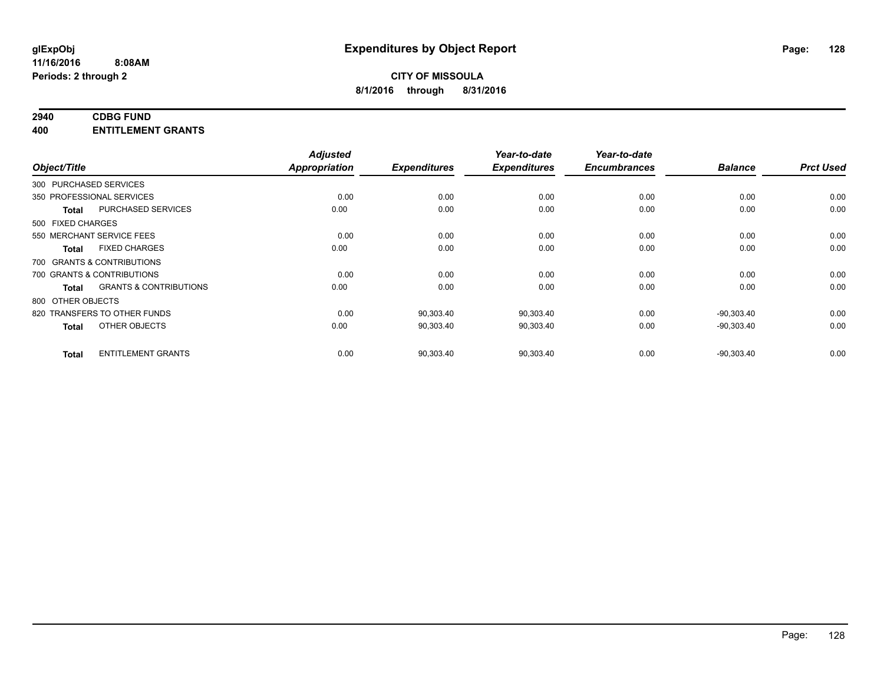**glExpObj**
**11/16/2016 8:08AM**
**Periods: 2 through 2**

# Expenditures by Object Report

**CITY OF MISSOULA**
**8/1/2016 through 8/31/2016**

**2940 CDBG FUND**
**400 ENTITLEMENT GRANTS**

| Object/Title | Adjusted Appropriation | Expenditures | Year-to-date Expenditures | Year-to-date Encumbrances | Balance | Prct Used |
|---|---|---|---|---|---|---|
| 300 PURCHASED SERVICES | | | | | | |
| 350 PROFESSIONAL SERVICES | 0.00 | 0.00 | 0.00 | 0.00 | 0.00 | 0.00 |
| **Total** PURCHASED SERVICES | 0.00 | 0.00 | 0.00 | 0.00 | 0.00 | 0.00 |
| 500 FIXED CHARGES | | | | | | |
| 550 MERCHANT SERVICE FEES | 0.00 | 0.00 | 0.00 | 0.00 | 0.00 | 0.00 |
| **Total** FIXED CHARGES | 0.00 | 0.00 | 0.00 | 0.00 | 0.00 | 0.00 |
| 700 GRANTS & CONTRIBUTIONS | | | | | | |
| 700 GRANTS & CONTRIBUTIONS | 0.00 | 0.00 | 0.00 | 0.00 | 0.00 | 0.00 |
| **Total** GRANTS & CONTRIBUTIONS | 0.00 | 0.00 | 0.00 | 0.00 | 0.00 | 0.00 |
| 800 OTHER OBJECTS | | | | | | |
| 820 TRANSFERS TO OTHER FUNDS | 0.00 | 90,303.40 | 90,303.40 | 0.00 | -90,303.40 | 0.00 |
| **Total** OTHER OBJECTS | 0.00 | 90,303.40 | 90,303.40 | 0.00 | -90,303.40 | 0.00 |
| **Total** ENTITLEMENT GRANTS | 0.00 | 90,303.40 | 90,303.40 | 0.00 | -90,303.40 | 0.00 |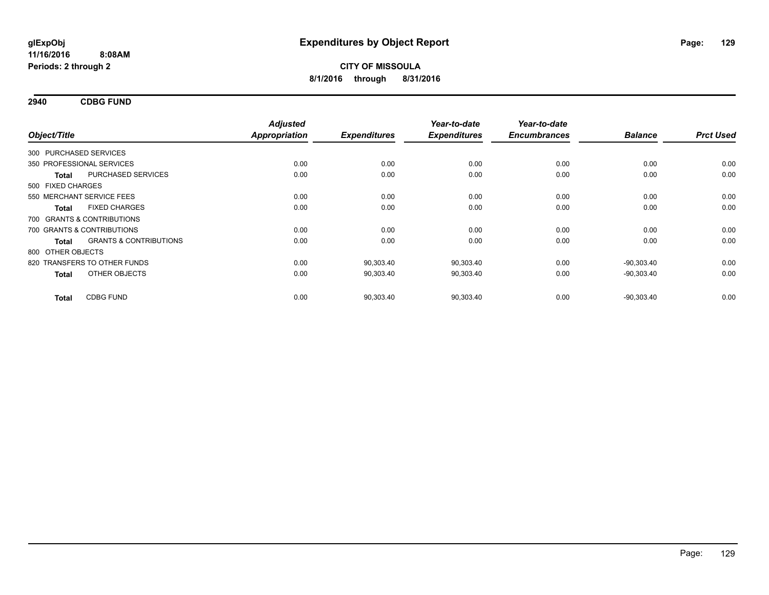**glExpObj**
**11/16/2016 8:08AM**
**Periods: 2 through 2**

# Expenditures by Object Report

**CITY OF MISSOULA**
**8/1/2016 through 8/31/2016**

## 2940 CDBG FUND

| Object/Title | | *Adjusted Appropriation* | *Expenditures* | *Year-to-date Expenditures* | *Year-to-date Encumbrances* | *Balance* | *Prct Used* |
|---|---|---|---|---|---|---|---|
| 300 PURCHASED SERVICES | | | | | | | |
| 350 PROFESSIONAL SERVICES | | 0.00 | 0.00 | 0.00 | 0.00 | 0.00 | 0.00 |
| **Total** | PURCHASED SERVICES | 0.00 | 0.00 | 0.00 | 0.00 | 0.00 | 0.00 |
| 500 FIXED CHARGES | | | | | | | |
| 550 MERCHANT SERVICE FEES | | 0.00 | 0.00 | 0.00 | 0.00 | 0.00 | 0.00 |
| **Total** | FIXED CHARGES | 0.00 | 0.00 | 0.00 | 0.00 | 0.00 | 0.00 |
| 700 GRANTS & CONTRIBUTIONS | | | | | | | |
| 700 GRANTS & CONTRIBUTIONS | | 0.00 | 0.00 | 0.00 | 0.00 | 0.00 | 0.00 |
| **Total** | GRANTS & CONTRIBUTIONS | 0.00 | 0.00 | 0.00 | 0.00 | 0.00 | 0.00 |
| 800 OTHER OBJECTS | | | | | | | |
| 820 TRANSFERS TO OTHER FUNDS | | 0.00 | 90,303.40 | 90,303.40 | 0.00 | -90,303.40 | 0.00 |
| **Total** | OTHER OBJECTS | 0.00 | 90,303.40 | 90,303.40 | 0.00 | -90,303.40 | 0.00 |
| **Total** | CDBG FUND | 0.00 | 90,303.40 | 90,303.40 | 0.00 | -90,303.40 | 0.00 |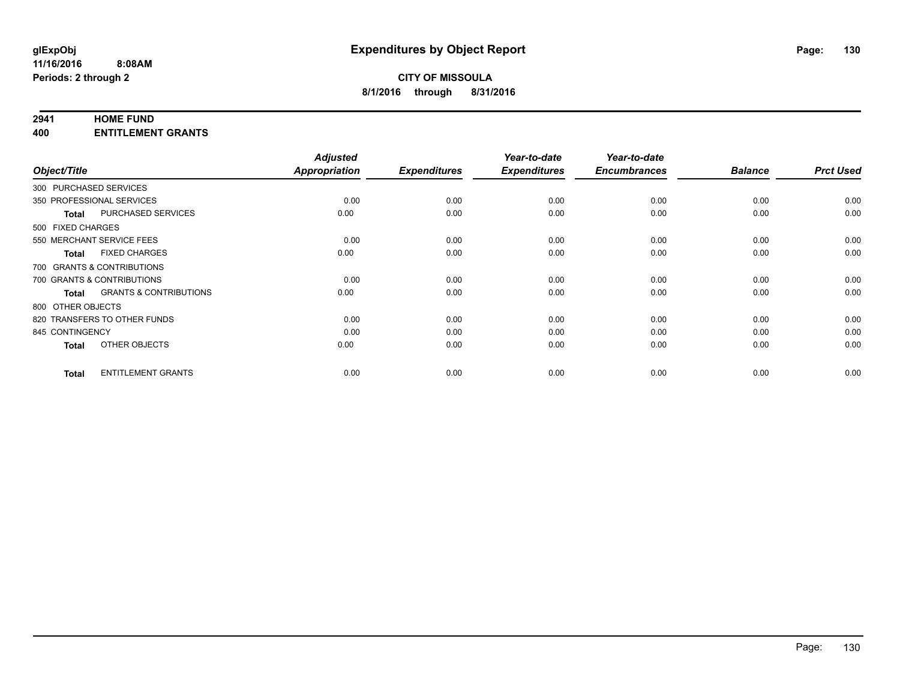# Expenditures by Object Report

glExpObj
11/16/2016 8:08AM
Periods: 2 through 2

**CITY OF MISSOULA**
**8/1/2016 through 8/31/2016**

**2941 HOME FUND**
**400 ENTITLEMENT GRANTS**

| Object/Title | | Adjusted Appropriation | Expenditures | Year-to-date Expenditures | Year-to-date Encumbrances | Balance | Prct Used |
|---|---|---|---|---|---|---|---|
| 300 PURCHASED SERVICES | | | | | | | |
| 350 PROFESSIONAL SERVICES | | 0.00 | 0.00 | 0.00 | 0.00 | 0.00 | 0.00 |
| **Total** | PURCHASED SERVICES | 0.00 | 0.00 | 0.00 | 0.00 | 0.00 | 0.00 |
| 500 FIXED CHARGES | | | | | | | |
| 550 MERCHANT SERVICE FEES | | 0.00 | 0.00 | 0.00 | 0.00 | 0.00 | 0.00 |
| **Total** | FIXED CHARGES | 0.00 | 0.00 | 0.00 | 0.00 | 0.00 | 0.00 |
| 700 GRANTS & CONTRIBUTIONS | | | | | | | |
| 700 GRANTS & CONTRIBUTIONS | | 0.00 | 0.00 | 0.00 | 0.00 | 0.00 | 0.00 |
| **Total** | GRANTS & CONTRIBUTIONS | 0.00 | 0.00 | 0.00 | 0.00 | 0.00 | 0.00 |
| 800 OTHER OBJECTS | | | | | | | |
| 820 TRANSFERS TO OTHER FUNDS | | 0.00 | 0.00 | 0.00 | 0.00 | 0.00 | 0.00 |
| 845 CONTINGENCY | | 0.00 | 0.00 | 0.00 | 0.00 | 0.00 | 0.00 |
| **Total** | OTHER OBJECTS | 0.00 | 0.00 | 0.00 | 0.00 | 0.00 | 0.00 |
| **Total** | ENTITLEMENT GRANTS | 0.00 | 0.00 | 0.00 | 0.00 | 0.00 | 0.00 |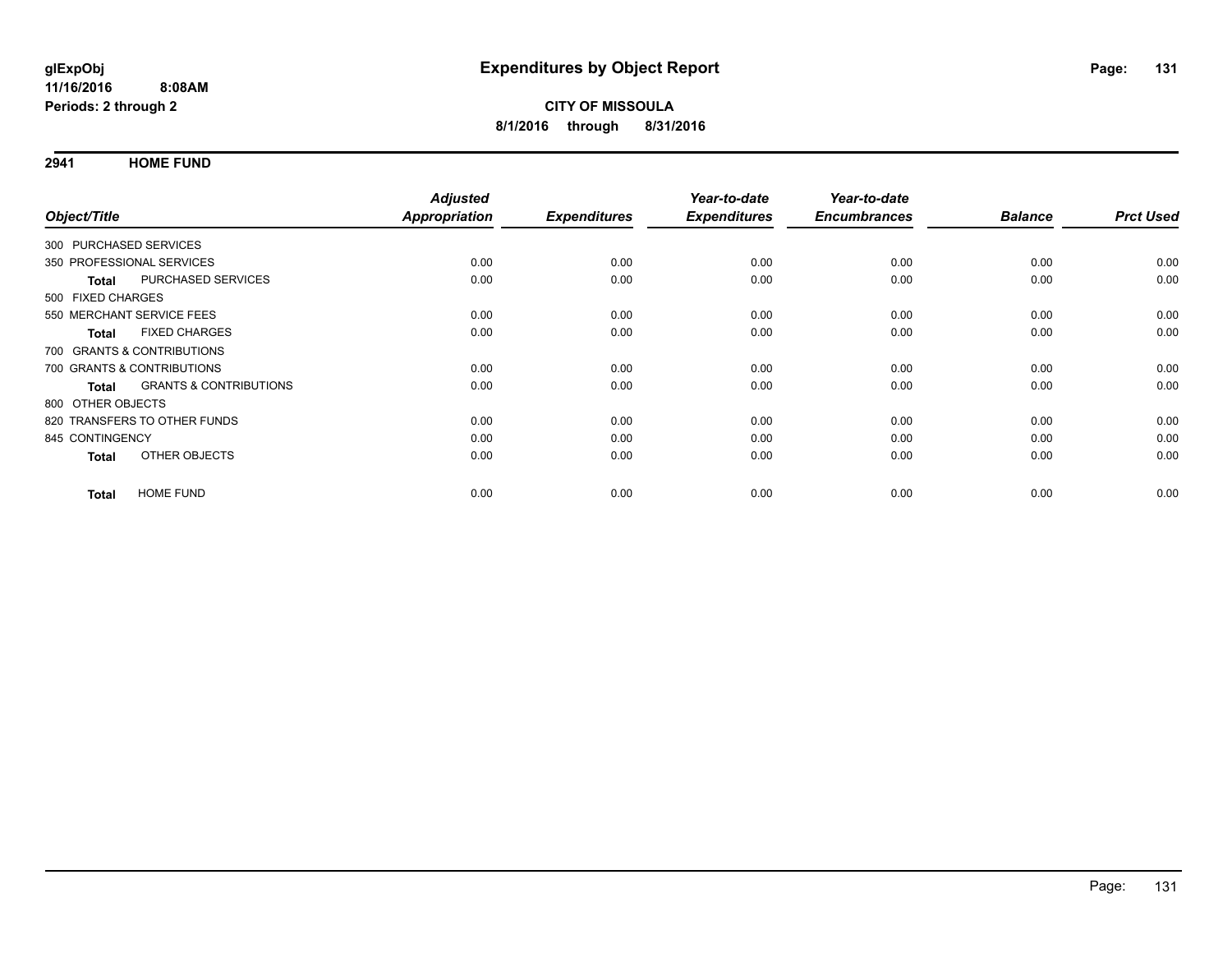**glExpObj**
**11/16/2016 8:08AM**
**Periods: 2 through 2**

# Expenditures by Object Report

**CITY OF MISSOULA**
**8/1/2016 through 8/31/2016**

## 2941 HOME FUND

| Object/Title | | Adjusted Appropriation | Expenditures | Year-to-date Expenditures | Year-to-date Encumbrances | Balance | Prct Used |
|---|---|---|---|---|---|---|---|
| 300 PURCHASED SERVICES | | | | | | | |
| 350 PROFESSIONAL SERVICES | | 0.00 | 0.00 | 0.00 | 0.00 | 0.00 | 0.00 |
| **Total** | PURCHASED SERVICES | 0.00 | 0.00 | 0.00 | 0.00 | 0.00 | 0.00 |
| 500 FIXED CHARGES | | | | | | | |
| 550 MERCHANT SERVICE FEES | | 0.00 | 0.00 | 0.00 | 0.00 | 0.00 | 0.00 |
| **Total** | FIXED CHARGES | 0.00 | 0.00 | 0.00 | 0.00 | 0.00 | 0.00 |
| 700 GRANTS & CONTRIBUTIONS | | | | | | | |
| 700 GRANTS & CONTRIBUTIONS | | 0.00 | 0.00 | 0.00 | 0.00 | 0.00 | 0.00 |
| **Total** | GRANTS & CONTRIBUTIONS | 0.00 | 0.00 | 0.00 | 0.00 | 0.00 | 0.00 |
| 800 OTHER OBJECTS | | | | | | | |
| 820 TRANSFERS TO OTHER FUNDS | | 0.00 | 0.00 | 0.00 | 0.00 | 0.00 | 0.00 |
| 845 CONTINGENCY | | 0.00 | 0.00 | 0.00 | 0.00 | 0.00 | 0.00 |
| **Total** | OTHER OBJECTS | 0.00 | 0.00 | 0.00 | 0.00 | 0.00 | 0.00 |
| **Total** | HOME FUND | 0.00 | 0.00 | 0.00 | 0.00 | 0.00 | 0.00 |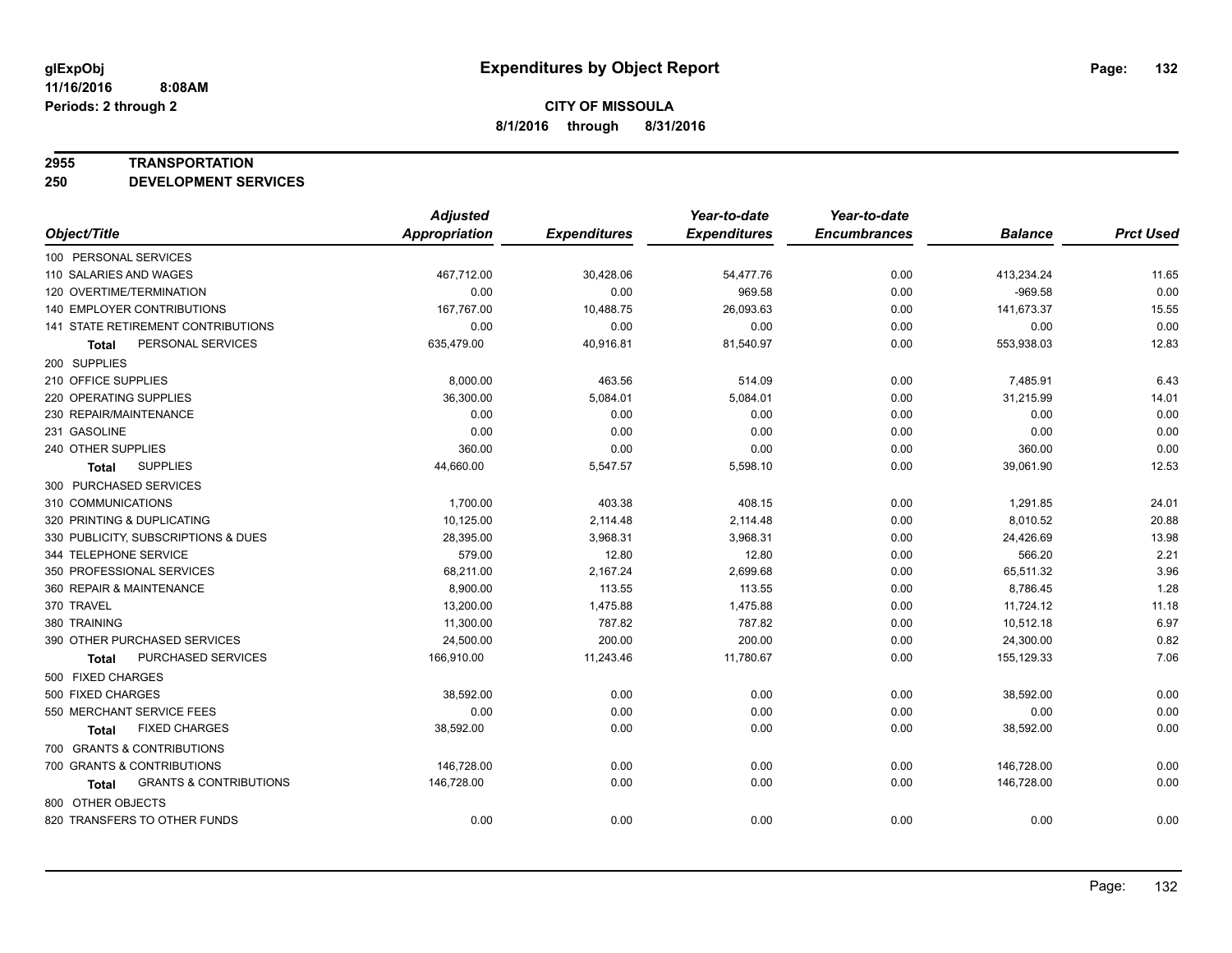# Expenditures by Object Report

glExpObj
11/16/2016 8:08AM
Periods: 2 through 2

**CITY OF MISSOULA**
**8/1/2016 through 8/31/2016**

**2955 TRANSPORTATION**
**250 DEVELOPMENT SERVICES**

| Object/Title | Adjusted Appropriation | Expenditures | Year-to-date Expenditures | Year-to-date Encumbrances | Balance | Prct Used |
|---|---|---|---|---|---|---|
| 100 PERSONAL SERVICES | | | | | | |
| 110 SALARIES AND WAGES | 467,712.00 | 30,428.06 | 54,477.76 | 0.00 | 413,234.24 | 11.65 |
| 120 OVERTIME/TERMINATION | 0.00 | 0.00 | 969.58 | 0.00 | -969.58 | 0.00 |
| 140 EMPLOYER CONTRIBUTIONS | 167,767.00 | 10,488.75 | 26,093.63 | 0.00 | 141,673.37 | 15.55 |
| 141 STATE RETIREMENT CONTRIBUTIONS | 0.00 | 0.00 | 0.00 | 0.00 | 0.00 | 0.00 |
| **Total** PERSONAL SERVICES | 635,479.00 | 40,916.81 | 81,540.97 | 0.00 | 553,938.03 | 12.83 |
| 200 SUPPLIES | | | | | | |
| 210 OFFICE SUPPLIES | 8,000.00 | 463.56 | 514.09 | 0.00 | 7,485.91 | 6.43 |
| 220 OPERATING SUPPLIES | 36,300.00 | 5,084.01 | 5,084.01 | 0.00 | 31,215.99 | 14.01 |
| 230 REPAIR/MAINTENANCE | 0.00 | 0.00 | 0.00 | 0.00 | 0.00 | 0.00 |
| 231 GASOLINE | 0.00 | 0.00 | 0.00 | 0.00 | 0.00 | 0.00 |
| 240 OTHER SUPPLIES | 360.00 | 0.00 | 0.00 | 0.00 | 360.00 | 0.00 |
| **Total** SUPPLIES | 44,660.00 | 5,547.57 | 5,598.10 | 0.00 | 39,061.90 | 12.53 |
| 300 PURCHASED SERVICES | | | | | | |
| 310 COMMUNICATIONS | 1,700.00 | 403.38 | 408.15 | 0.00 | 1,291.85 | 24.01 |
| 320 PRINTING & DUPLICATING | 10,125.00 | 2,114.48 | 2,114.48 | 0.00 | 8,010.52 | 20.88 |
| 330 PUBLICITY, SUBSCRIPTIONS & DUES | 28,395.00 | 3,968.31 | 3,968.31 | 0.00 | 24,426.69 | 13.98 |
| 344 TELEPHONE SERVICE | 579.00 | 12.80 | 12.80 | 0.00 | 566.20 | 2.21 |
| 350 PROFESSIONAL SERVICES | 68,211.00 | 2,167.24 | 2,699.68 | 0.00 | 65,511.32 | 3.96 |
| 360 REPAIR & MAINTENANCE | 8,900.00 | 113.55 | 113.55 | 0.00 | 8,786.45 | 1.28 |
| 370 TRAVEL | 13,200.00 | 1,475.88 | 1,475.88 | 0.00 | 11,724.12 | 11.18 |
| 380 TRAINING | 11,300.00 | 787.82 | 787.82 | 0.00 | 10,512.18 | 6.97 |
| 390 OTHER PURCHASED SERVICES | 24,500.00 | 200.00 | 200.00 | 0.00 | 24,300.00 | 0.82 |
| **Total** PURCHASED SERVICES | 166,910.00 | 11,243.46 | 11,780.67 | 0.00 | 155,129.33 | 7.06 |
| 500 FIXED CHARGES | | | | | | |
| 500 FIXED CHARGES | 38,592.00 | 0.00 | 0.00 | 0.00 | 38,592.00 | 0.00 |
| 550 MERCHANT SERVICE FEES | 0.00 | 0.00 | 0.00 | 0.00 | 0.00 | 0.00 |
| **Total** FIXED CHARGES | 38,592.00 | 0.00 | 0.00 | 0.00 | 38,592.00 | 0.00 |
| 700 GRANTS & CONTRIBUTIONS | | | | | | |
| 700 GRANTS & CONTRIBUTIONS | 146,728.00 | 0.00 | 0.00 | 0.00 | 146,728.00 | 0.00 |
| **Total** GRANTS & CONTRIBUTIONS | 146,728.00 | 0.00 | 0.00 | 0.00 | 146,728.00 | 0.00 |
| 800 OTHER OBJECTS | | | | | | |
| 820 TRANSFERS TO OTHER FUNDS | 0.00 | 0.00 | 0.00 | 0.00 | 0.00 | 0.00 |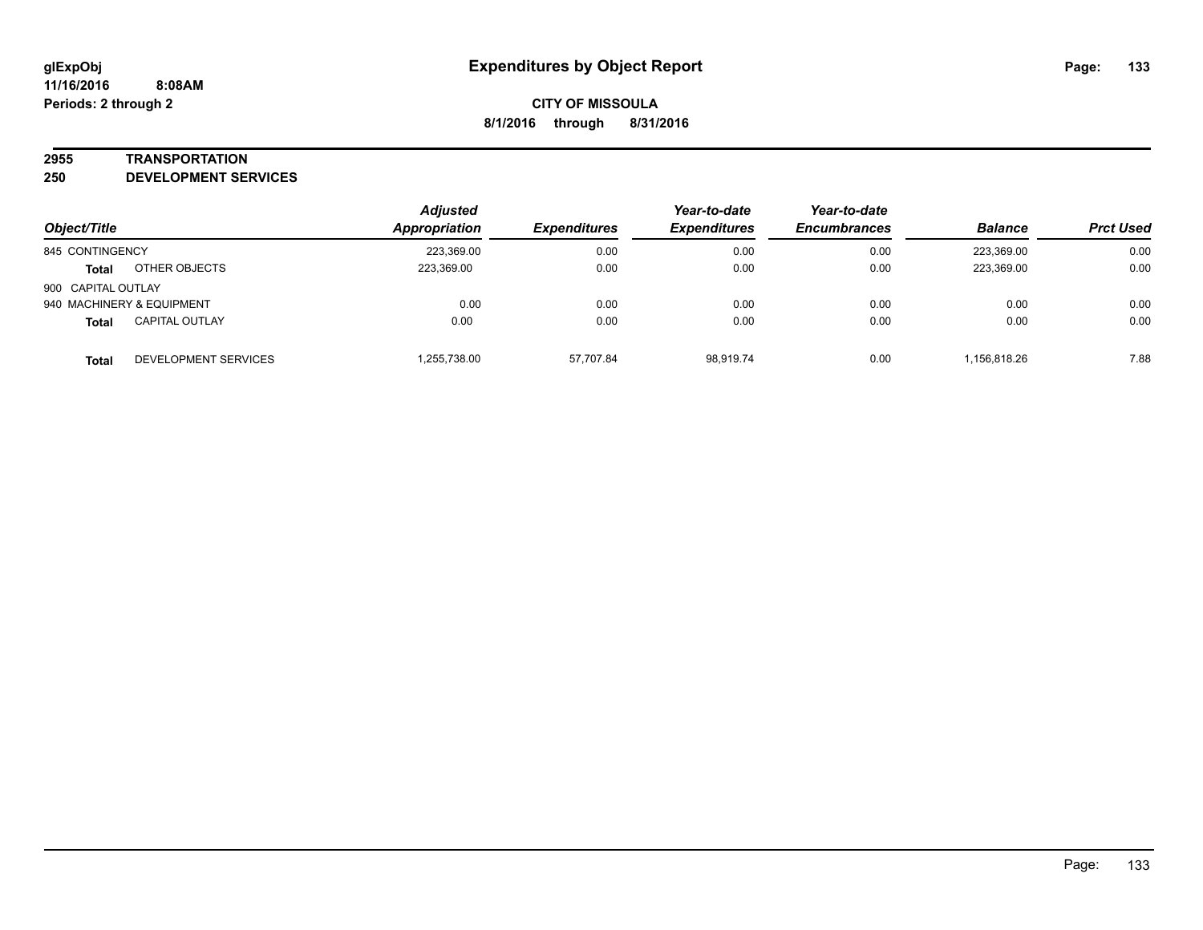# Expenditures by Object Report

glExpObj
11/16/2016 8:08AM
Periods: 2 through 2

**CITY OF MISSOULA**
**8/1/2016 through 8/31/2016**

**2955 TRANSPORTATION**
**250 DEVELOPMENT SERVICES**

| Object/Title | | Adjusted Appropriation | Expenditures | Year-to-date Expenditures | Year-to-date Encumbrances | Balance | Prct Used |
|---|---|---|---|---|---|---|---|
| 845 CONTINGENCY | | 223,369.00 | 0.00 | 0.00 | 0.00 | 223,369.00 | 0.00 |
| **Total** | OTHER OBJECTS | 223,369.00 | 0.00 | 0.00 | 0.00 | 223,369.00 | 0.00 |
| 900 CAPITAL OUTLAY | | | | | | | |
| 940 MACHINERY & EQUIPMENT | | 0.00 | 0.00 | 0.00 | 0.00 | 0.00 | 0.00 |
| **Total** | CAPITAL OUTLAY | 0.00 | 0.00 | 0.00 | 0.00 | 0.00 | 0.00 |
| **Total** | DEVELOPMENT SERVICES | 1,255,738.00 | 57,707.84 | 98,919.74 | 0.00 | 1,156,818.26 | 7.88 |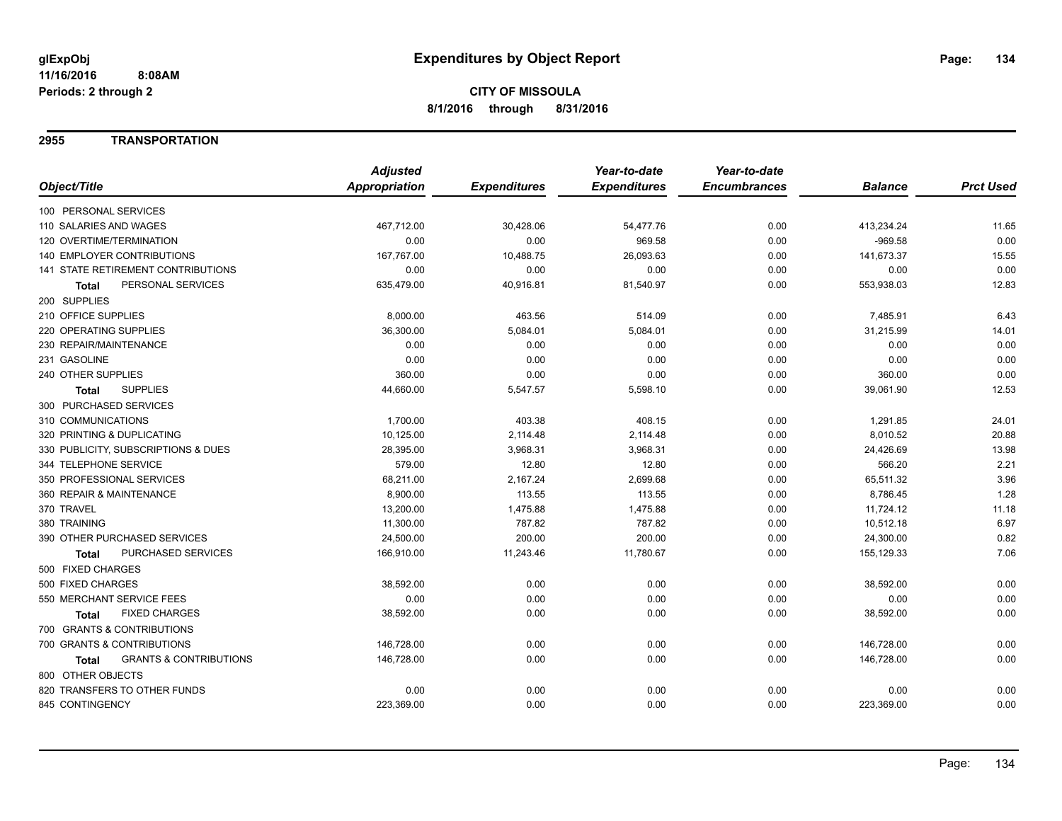# Expenditures by Object Report

glExpObj
11/16/2016 8:08AM
Periods: 2 through 2

**CITY OF MISSOULA**
**8/1/2016 through 8/31/2016**

## 2955 TRANSPORTATION

| Object/Title | Adjusted Appropriation | Expenditures | Year-to-date Expenditures | Year-to-date Encumbrances | Balance | Prct Used |
|---|---|---|---|---|---|---|
| 100 PERSONAL SERVICES | | | | | | |
| 110 SALARIES AND WAGES | 467,712.00 | 30,428.06 | 54,477.76 | 0.00 | 413,234.24 | 11.65 |
| 120 OVERTIME/TERMINATION | 0.00 | 0.00 | 969.58 | 0.00 | -969.58 | 0.00 |
| 140 EMPLOYER CONTRIBUTIONS | 167,767.00 | 10,488.75 | 26,093.63 | 0.00 | 141,673.37 | 15.55 |
| 141 STATE RETIREMENT CONTRIBUTIONS | 0.00 | 0.00 | 0.00 | 0.00 | 0.00 | 0.00 |
| **Total** PERSONAL SERVICES | 635,479.00 | 40,916.81 | 81,540.97 | 0.00 | 553,938.03 | 12.83 |
| 200 SUPPLIES | | | | | | |
| 210 OFFICE SUPPLIES | 8,000.00 | 463.56 | 514.09 | 0.00 | 7,485.91 | 6.43 |
| 220 OPERATING SUPPLIES | 36,300.00 | 5,084.01 | 5,084.01 | 0.00 | 31,215.99 | 14.01 |
| 230 REPAIR/MAINTENANCE | 0.00 | 0.00 | 0.00 | 0.00 | 0.00 | 0.00 |
| 231 GASOLINE | 0.00 | 0.00 | 0.00 | 0.00 | 0.00 | 0.00 |
| 240 OTHER SUPPLIES | 360.00 | 0.00 | 0.00 | 0.00 | 360.00 | 0.00 |
| **Total** SUPPLIES | 44,660.00 | 5,547.57 | 5,598.10 | 0.00 | 39,061.90 | 12.53 |
| 300 PURCHASED SERVICES | | | | | | |
| 310 COMMUNICATIONS | 1,700.00 | 403.38 | 408.15 | 0.00 | 1,291.85 | 24.01 |
| 320 PRINTING & DUPLICATING | 10,125.00 | 2,114.48 | 2,114.48 | 0.00 | 8,010.52 | 20.88 |
| 330 PUBLICITY, SUBSCRIPTIONS & DUES | 28,395.00 | 3,968.31 | 3,968.31 | 0.00 | 24,426.69 | 13.98 |
| 344 TELEPHONE SERVICE | 579.00 | 12.80 | 12.80 | 0.00 | 566.20 | 2.21 |
| 350 PROFESSIONAL SERVICES | 68,211.00 | 2,167.24 | 2,699.68 | 0.00 | 65,511.32 | 3.96 |
| 360 REPAIR & MAINTENANCE | 8,900.00 | 113.55 | 113.55 | 0.00 | 8,786.45 | 1.28 |
| 370 TRAVEL | 13,200.00 | 1,475.88 | 1,475.88 | 0.00 | 11,724.12 | 11.18 |
| 380 TRAINING | 11,300.00 | 787.82 | 787.82 | 0.00 | 10,512.18 | 6.97 |
| 390 OTHER PURCHASED SERVICES | 24,500.00 | 200.00 | 200.00 | 0.00 | 24,300.00 | 0.82 |
| **Total** PURCHASED SERVICES | 166,910.00 | 11,243.46 | 11,780.67 | 0.00 | 155,129.33 | 7.06 |
| 500 FIXED CHARGES | | | | | | |
| 500 FIXED CHARGES | 38,592.00 | 0.00 | 0.00 | 0.00 | 38,592.00 | 0.00 |
| 550 MERCHANT SERVICE FEES | 0.00 | 0.00 | 0.00 | 0.00 | 0.00 | 0.00 |
| **Total** FIXED CHARGES | 38,592.00 | 0.00 | 0.00 | 0.00 | 38,592.00 | 0.00 |
| 700 GRANTS & CONTRIBUTIONS | | | | | | |
| 700 GRANTS & CONTRIBUTIONS | 146,728.00 | 0.00 | 0.00 | 0.00 | 146,728.00 | 0.00 |
| **Total** GRANTS & CONTRIBUTIONS | 146,728.00 | 0.00 | 0.00 | 0.00 | 146,728.00 | 0.00 |
| 800 OTHER OBJECTS | | | | | | |
| 820 TRANSFERS TO OTHER FUNDS | 0.00 | 0.00 | 0.00 | 0.00 | 0.00 | 0.00 |
| 845 CONTINGENCY | 223,369.00 | 0.00 | 0.00 | 0.00 | 223,369.00 | 0.00 |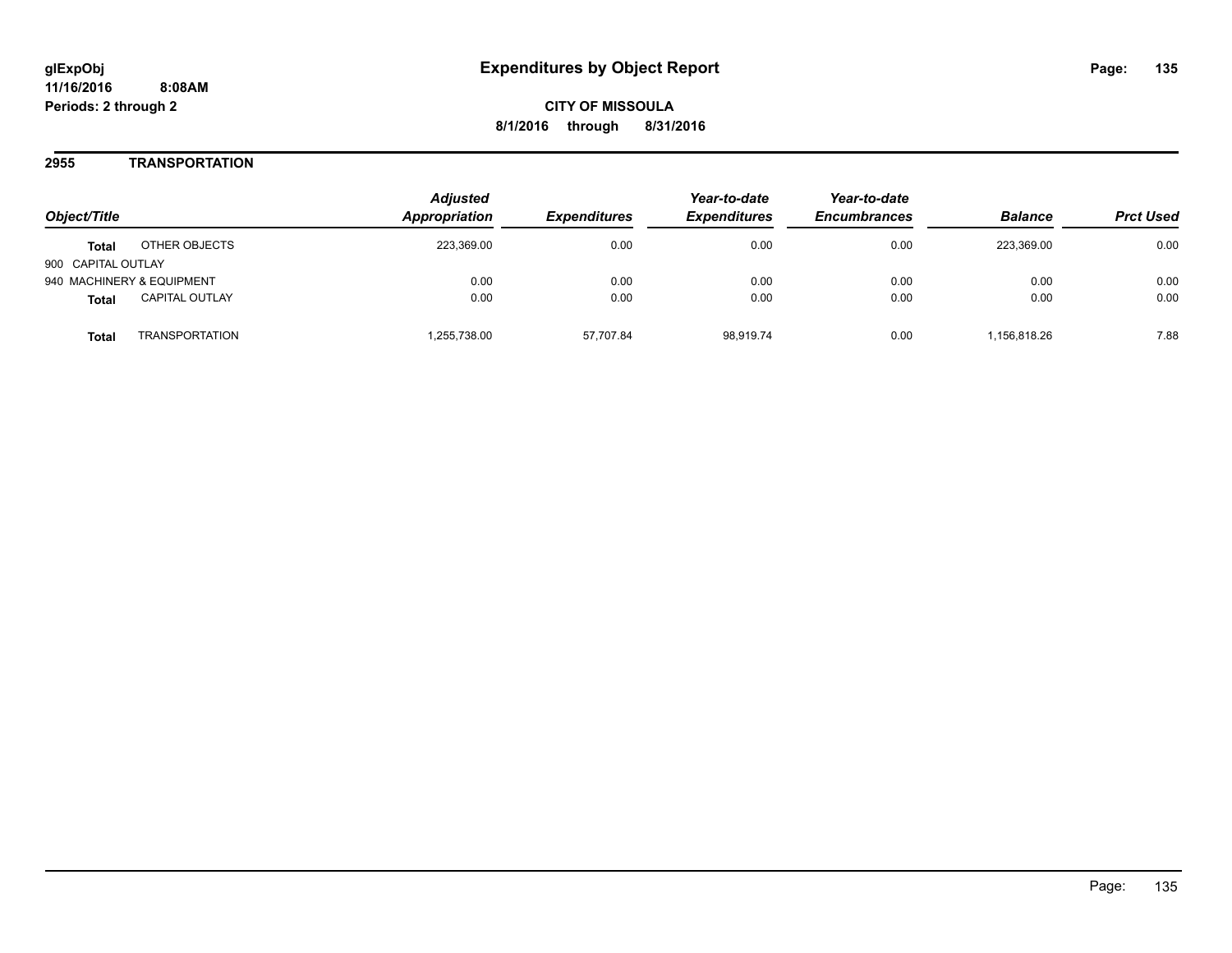**glExpObj** **Expenditures by Object Report**

**11/16/2016 8:08AM**

**Periods: 2 through 2**

**CITY OF MISSOULA**

**8/1/2016 through 8/31/2016**

## 2955 TRANSPORTATION

| Object/Title | | Adjusted Appropriation | Expenditures | Year-to-date Expenditures | Year-to-date Encumbrances | Balance | Prct Used |
|---|---|---|---|---|---|---|---|
| **Total** | OTHER OBJECTS | 223,369.00 | 0.00 | 0.00 | 0.00 | 223,369.00 | 0.00 |
| 900 CAPITAL OUTLAY | | | | | | | |
| 940 MACHINERY & EQUIPMENT | | 0.00 | 0.00 | 0.00 | 0.00 | 0.00 | 0.00 |
| **Total** | CAPITAL OUTLAY | 0.00 | 0.00 | 0.00 | 0.00 | 0.00 | 0.00 |
| **Total** | TRANSPORTATION | 1,255,738.00 | 57,707.84 | 98,919.74 | 0.00 | 1,156,818.26 | 7.88 |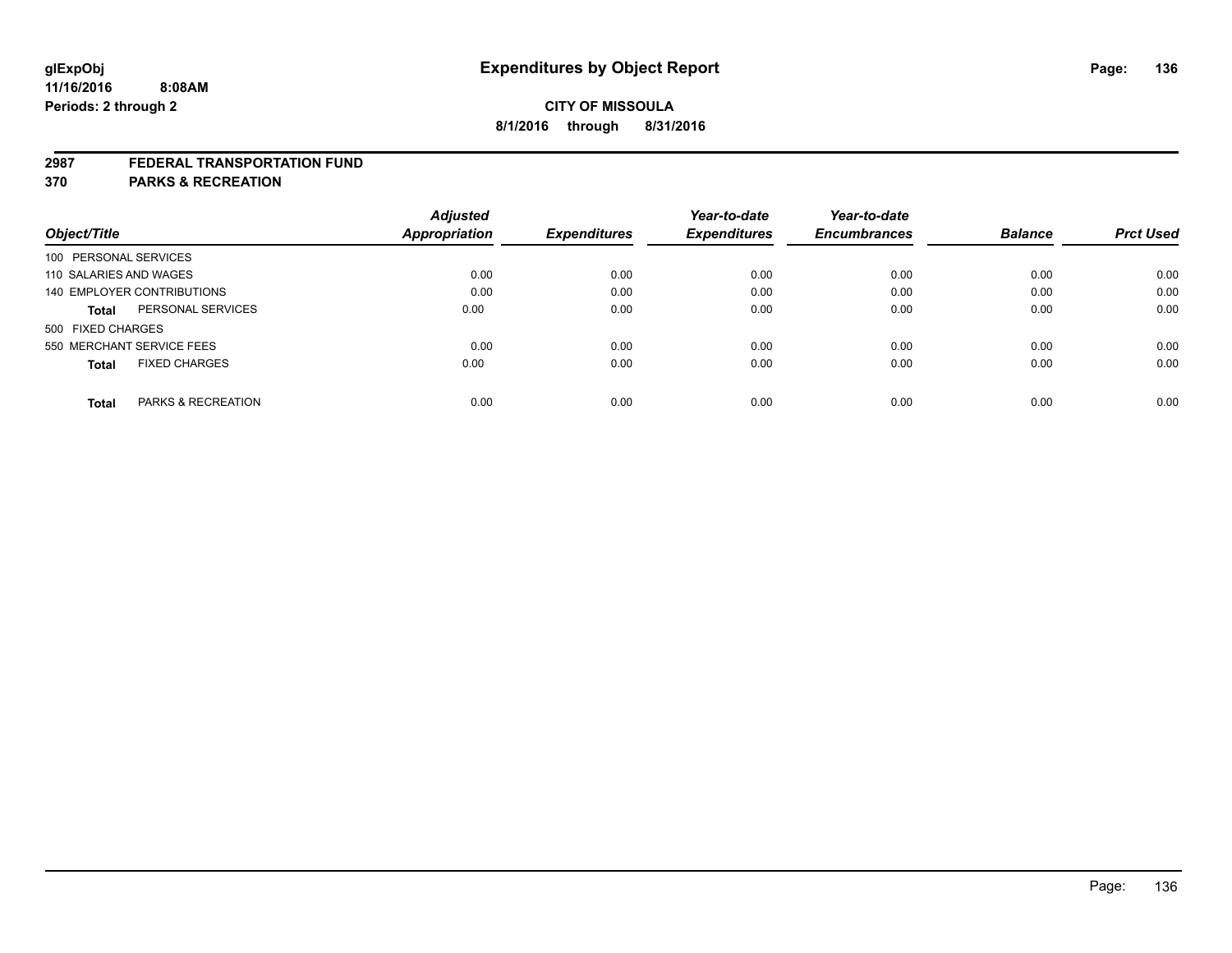# Expenditures by Object Report

glExpObj
11/16/2016 8:08AM
Periods: 2 through 2

**CITY OF MISSOULA**

**8/1/2016 through 8/31/2016**

**2987 FEDERAL TRANSPORTATION FUND**

**370 PARKS & RECREATION**

| Object/Title | | Adjusted Appropriation | Expenditures | Year-to-date Expenditures | Year-to-date Encumbrances | Balance | Prct Used |
|---|---|---|---|---|---|---|---|
| 100 PERSONAL SERVICES | | | | | | | |
| 110 SALARIES AND WAGES | | 0.00 | 0.00 | 0.00 | 0.00 | 0.00 | 0.00 |
| 140 EMPLOYER CONTRIBUTIONS | | 0.00 | 0.00 | 0.00 | 0.00 | 0.00 | 0.00 |
| **Total** | PERSONAL SERVICES | 0.00 | 0.00 | 0.00 | 0.00 | 0.00 | 0.00 |
| 500 FIXED CHARGES | | | | | | | |
| 550 MERCHANT SERVICE FEES | | 0.00 | 0.00 | 0.00 | 0.00 | 0.00 | 0.00 |
| **Total** | FIXED CHARGES | 0.00 | 0.00 | 0.00 | 0.00 | 0.00 | 0.00 |
| **Total** | PARKS & RECREATION | 0.00 | 0.00 | 0.00 | 0.00 | 0.00 | 0.00 |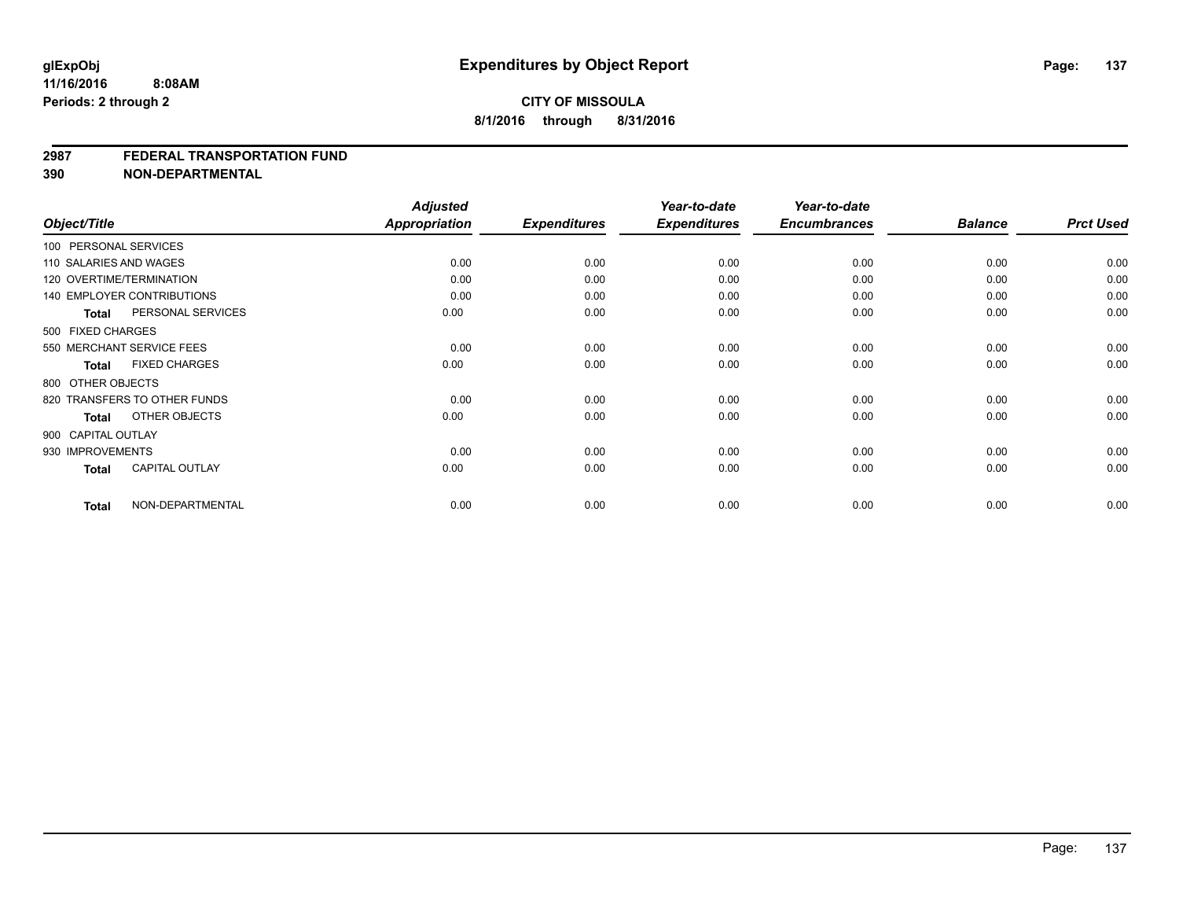**glExpObj**
**11/16/2016 8:08AM**
**Periods: 2 through 2**

# Expenditures by Object Report

**CITY OF MISSOULA**
**8/1/2016 through 8/31/2016**

## 2987 FEDERAL TRANSPORTATION FUND
## 390 NON-DEPARTMENTAL

| Object/Title | Adjusted Appropriation | Expenditures | Year-to-date Expenditures | Year-to-date Encumbrances | Balance | Prct Used |
|---|---|---|---|---|---|---|
| 100 PERSONAL SERVICES | | | | | | |
| 110 SALARIES AND WAGES | 0.00 | 0.00 | 0.00 | 0.00 | 0.00 | 0.00 |
| 120 OVERTIME/TERMINATION | 0.00 | 0.00 | 0.00 | 0.00 | 0.00 | 0.00 |
| 140 EMPLOYER CONTRIBUTIONS | 0.00 | 0.00 | 0.00 | 0.00 | 0.00 | 0.00 |
| **Total** PERSONAL SERVICES | 0.00 | 0.00 | 0.00 | 0.00 | 0.00 | 0.00 |
| 500 FIXED CHARGES | | | | | | |
| 550 MERCHANT SERVICE FEES | 0.00 | 0.00 | 0.00 | 0.00 | 0.00 | 0.00 |
| **Total** FIXED CHARGES | 0.00 | 0.00 | 0.00 | 0.00 | 0.00 | 0.00 |
| 800 OTHER OBJECTS | | | | | | |
| 820 TRANSFERS TO OTHER FUNDS | 0.00 | 0.00 | 0.00 | 0.00 | 0.00 | 0.00 |
| **Total** OTHER OBJECTS | 0.00 | 0.00 | 0.00 | 0.00 | 0.00 | 0.00 |
| 900 CAPITAL OUTLAY | | | | | | |
| 930 IMPROVEMENTS | 0.00 | 0.00 | 0.00 | 0.00 | 0.00 | 0.00 |
| **Total** CAPITAL OUTLAY | 0.00 | 0.00 | 0.00 | 0.00 | 0.00 | 0.00 |
| **Total** NON-DEPARTMENTAL | 0.00 | 0.00 | 0.00 | 0.00 | 0.00 | 0.00 |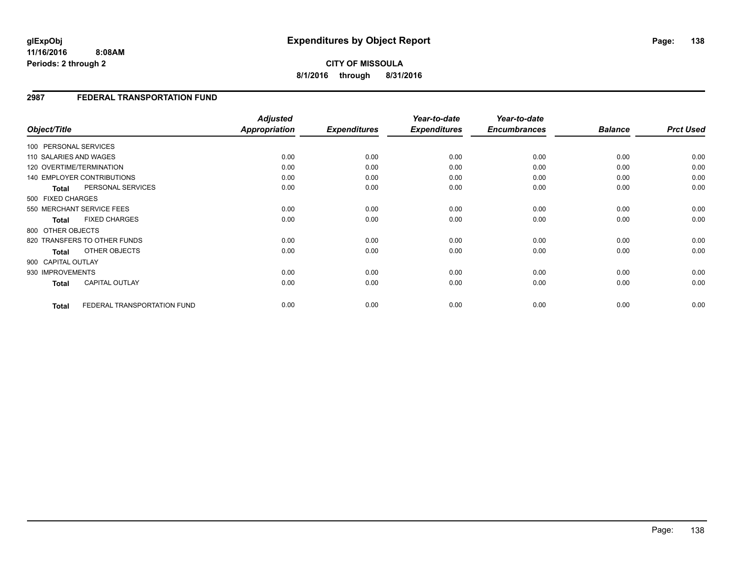# Expenditures by Object Report

glExpObj
11/16/2016 8:08AM
Periods: 2 through 2

**CITY OF MISSOULA**
**8/1/2016 through 8/31/2016**

## 2987 FEDERAL TRANSPORTATION FUND

| Object/Title | Adjusted Appropriation | Expenditures | Year-to-date Expenditures | Year-to-date Encumbrances | Balance | Prct Used |
|---|---|---|---|---|---|---|
| 100 PERSONAL SERVICES | | | | | | |
| 110 SALARIES AND WAGES | 0.00 | 0.00 | 0.00 | 0.00 | 0.00 | 0.00 |
| 120 OVERTIME/TERMINATION | 0.00 | 0.00 | 0.00 | 0.00 | 0.00 | 0.00 |
| 140 EMPLOYER CONTRIBUTIONS | 0.00 | 0.00 | 0.00 | 0.00 | 0.00 | 0.00 |
| **Total** PERSONAL SERVICES | 0.00 | 0.00 | 0.00 | 0.00 | 0.00 | 0.00 |
| 500 FIXED CHARGES | | | | | | |
| 550 MERCHANT SERVICE FEES | 0.00 | 0.00 | 0.00 | 0.00 | 0.00 | 0.00 |
| **Total** FIXED CHARGES | 0.00 | 0.00 | 0.00 | 0.00 | 0.00 | 0.00 |
| 800 OTHER OBJECTS | | | | | | |
| 820 TRANSFERS TO OTHER FUNDS | 0.00 | 0.00 | 0.00 | 0.00 | 0.00 | 0.00 |
| **Total** OTHER OBJECTS | 0.00 | 0.00 | 0.00 | 0.00 | 0.00 | 0.00 |
| 900 CAPITAL OUTLAY | | | | | | |
| 930 IMPROVEMENTS | 0.00 | 0.00 | 0.00 | 0.00 | 0.00 | 0.00 |
| **Total** CAPITAL OUTLAY | 0.00 | 0.00 | 0.00 | 0.00 | 0.00 | 0.00 |
| **Total** FEDERAL TRANSPORTATION FUND | 0.00 | 0.00 | 0.00 | 0.00 | 0.00 | 0.00 |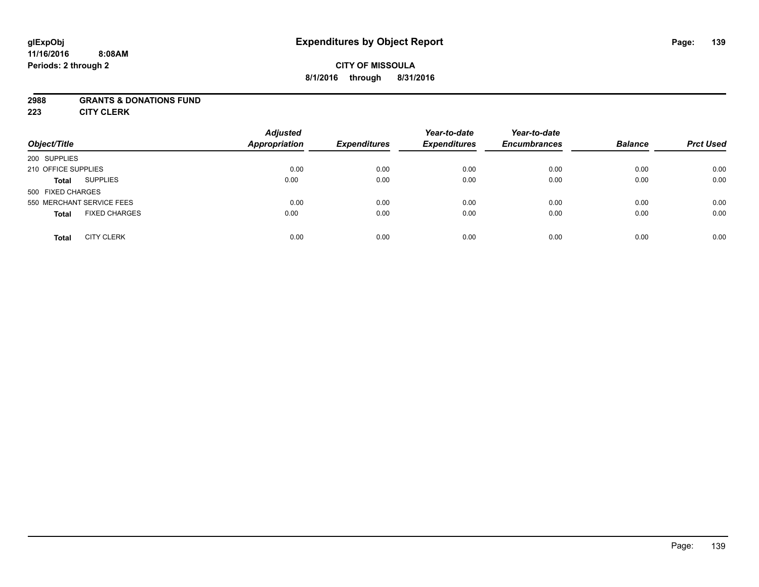**glExpObj**
**11/16/2016 8:08AM**
**Periods: 2 through 2**

# Expenditures by Object Report

**CITY OF MISSOULA**
**8/1/2016 through 8/31/2016**

**2988 GRANTS & DONATIONS FUND**
**223 CITY CLERK**

| Object/Title | | Adjusted Appropriation | Expenditures | Year-to-date Expenditures | Year-to-date Encumbrances | Balance | Prct Used |
|---|---|---|---|---|---|---|---|
| 200 SUPPLIES | | | | | | | |
| 210 OFFICE SUPPLIES | | 0.00 | 0.00 | 0.00 | 0.00 | 0.00 | 0.00 |
| **Total** | SUPPLIES | 0.00 | 0.00 | 0.00 | 0.00 | 0.00 | 0.00 |
| 500 FIXED CHARGES | | | | | | | |
| 550 MERCHANT SERVICE FEES | | 0.00 | 0.00 | 0.00 | 0.00 | 0.00 | 0.00 |
| **Total** | FIXED CHARGES | 0.00 | 0.00 | 0.00 | 0.00 | 0.00 | 0.00 |
| **Total** | CITY CLERK | 0.00 | 0.00 | 0.00 | 0.00 | 0.00 | 0.00 |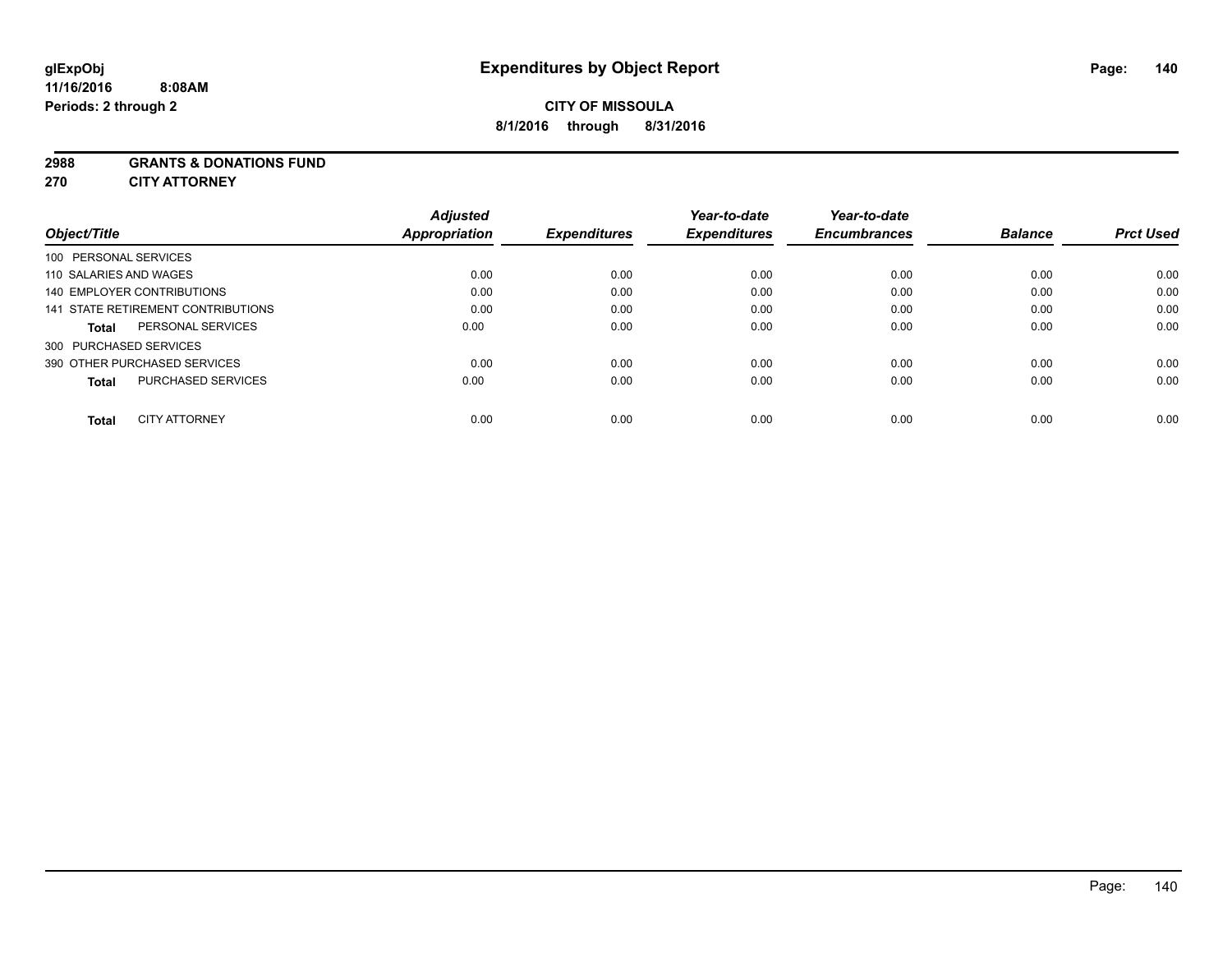glExpObj
11/16/2016 8:08AM
Periods: 2 through 2

# Expenditures by Object Report

**CITY OF MISSOULA**
**8/1/2016 through 8/31/2016**

**2988 GRANTS & DONATIONS FUND**
**270 CITY ATTORNEY**

| Object/Title | Adjusted Appropriation | Expenditures | Year-to-date Expenditures | Year-to-date Encumbrances | Balance | Prct Used |
|---|---|---|---|---|---|---|
| 100 PERSONAL SERVICES | | | | | | |
| 110 SALARIES AND WAGES | 0.00 | 0.00 | 0.00 | 0.00 | 0.00 | 0.00 |
| 140 EMPLOYER CONTRIBUTIONS | 0.00 | 0.00 | 0.00 | 0.00 | 0.00 | 0.00 |
| 141 STATE RETIREMENT CONTRIBUTIONS | 0.00 | 0.00 | 0.00 | 0.00 | 0.00 | 0.00 |
| **Total** PERSONAL SERVICES | 0.00 | 0.00 | 0.00 | 0.00 | 0.00 | 0.00 |
| 300 PURCHASED SERVICES | | | | | | |
| 390 OTHER PURCHASED SERVICES | 0.00 | 0.00 | 0.00 | 0.00 | 0.00 | 0.00 |
| **Total** PURCHASED SERVICES | 0.00 | 0.00 | 0.00 | 0.00 | 0.00 | 0.00 |
| **Total** CITY ATTORNEY | 0.00 | 0.00 | 0.00 | 0.00 | 0.00 | 0.00 |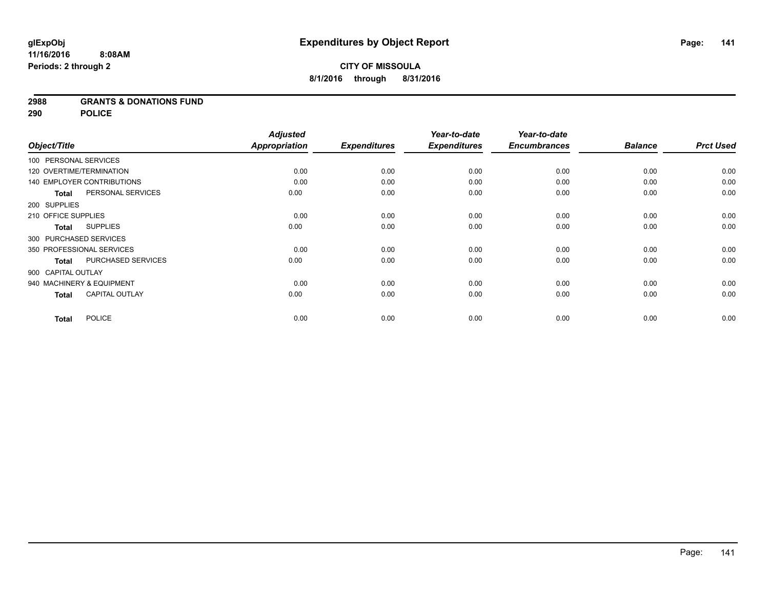**glExpObj** **Expenditures by Object Report**

**11/16/2016 8:08AM**

**Periods: 2 through 2**

**CITY OF MISSOULA**

**8/1/2016 through 8/31/2016**

**2988 GRANTS & DONATIONS FUND**

**290 POLICE**

| Object/Title | | Adjusted Appropriation | Expenditures | Year-to-date Expenditures | Year-to-date Encumbrances | Balance | Prct Used |
|---|---|---|---|---|---|---|---|
| 100 PERSONAL SERVICES | | | | | | | |
| 120 OVERTIME/TERMINATION | | 0.00 | 0.00 | 0.00 | 0.00 | 0.00 | 0.00 |
| 140 EMPLOYER CONTRIBUTIONS | | 0.00 | 0.00 | 0.00 | 0.00 | 0.00 | 0.00 |
| **Total** | PERSONAL SERVICES | 0.00 | 0.00 | 0.00 | 0.00 | 0.00 | 0.00 |
| 200 SUPPLIES | | | | | | | |
| 210 OFFICE SUPPLIES | | 0.00 | 0.00 | 0.00 | 0.00 | 0.00 | 0.00 |
| **Total** | SUPPLIES | 0.00 | 0.00 | 0.00 | 0.00 | 0.00 | 0.00 |
| 300 PURCHASED SERVICES | | | | | | | |
| 350 PROFESSIONAL SERVICES | | 0.00 | 0.00 | 0.00 | 0.00 | 0.00 | 0.00 |
| **Total** | PURCHASED SERVICES | 0.00 | 0.00 | 0.00 | 0.00 | 0.00 | 0.00 |
| 900 CAPITAL OUTLAY | | | | | | | |
| 940 MACHINERY & EQUIPMENT | | 0.00 | 0.00 | 0.00 | 0.00 | 0.00 | 0.00 |
| **Total** | CAPITAL OUTLAY | 0.00 | 0.00 | 0.00 | 0.00 | 0.00 | 0.00 |
| **Total** | POLICE | 0.00 | 0.00 | 0.00 | 0.00 | 0.00 | 0.00 |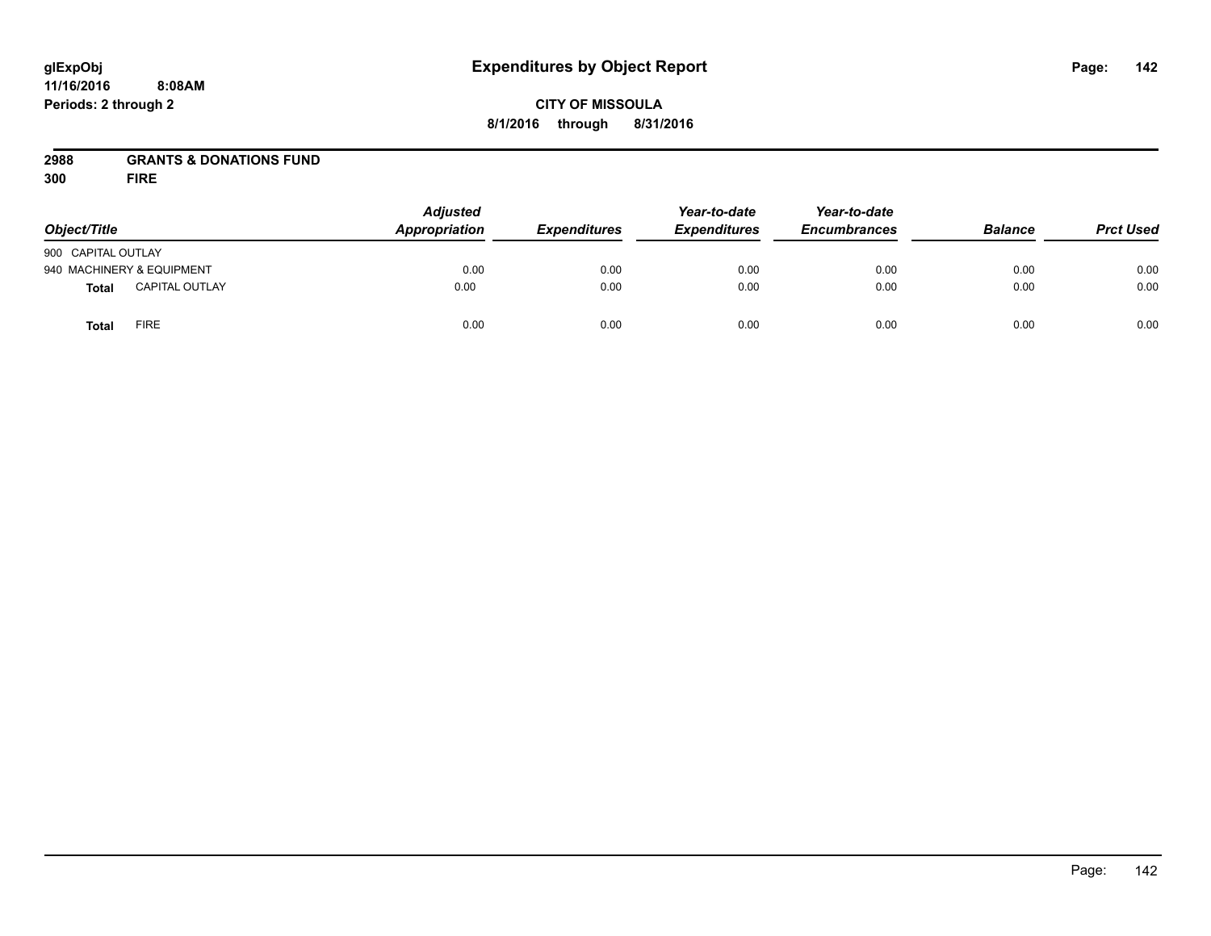# Expenditures by Object Report

glExpObj
11/16/2016 8:08AM
Periods: 2 through 2

**CITY OF MISSOULA**
**8/1/2016 through 8/31/2016**

**2988 GRANTS & DONATIONS FUND**
**300 FIRE**

| Object/Title | Adjusted Appropriation | Expenditures | Year-to-date Expenditures | Year-to-date Encumbrances | Balance | Prct Used |
|---|---|---|---|---|---|---|
| 900 CAPITAL OUTLAY | | | | | | |
| 940 MACHINERY & EQUIPMENT | 0.00 | 0.00 | 0.00 | 0.00 | 0.00 | 0.00 |
| **Total** CAPITAL OUTLAY | 0.00 | 0.00 | 0.00 | 0.00 | 0.00 | 0.00 |
| **Total** FIRE | 0.00 | 0.00 | 0.00 | 0.00 | 0.00 | 0.00 |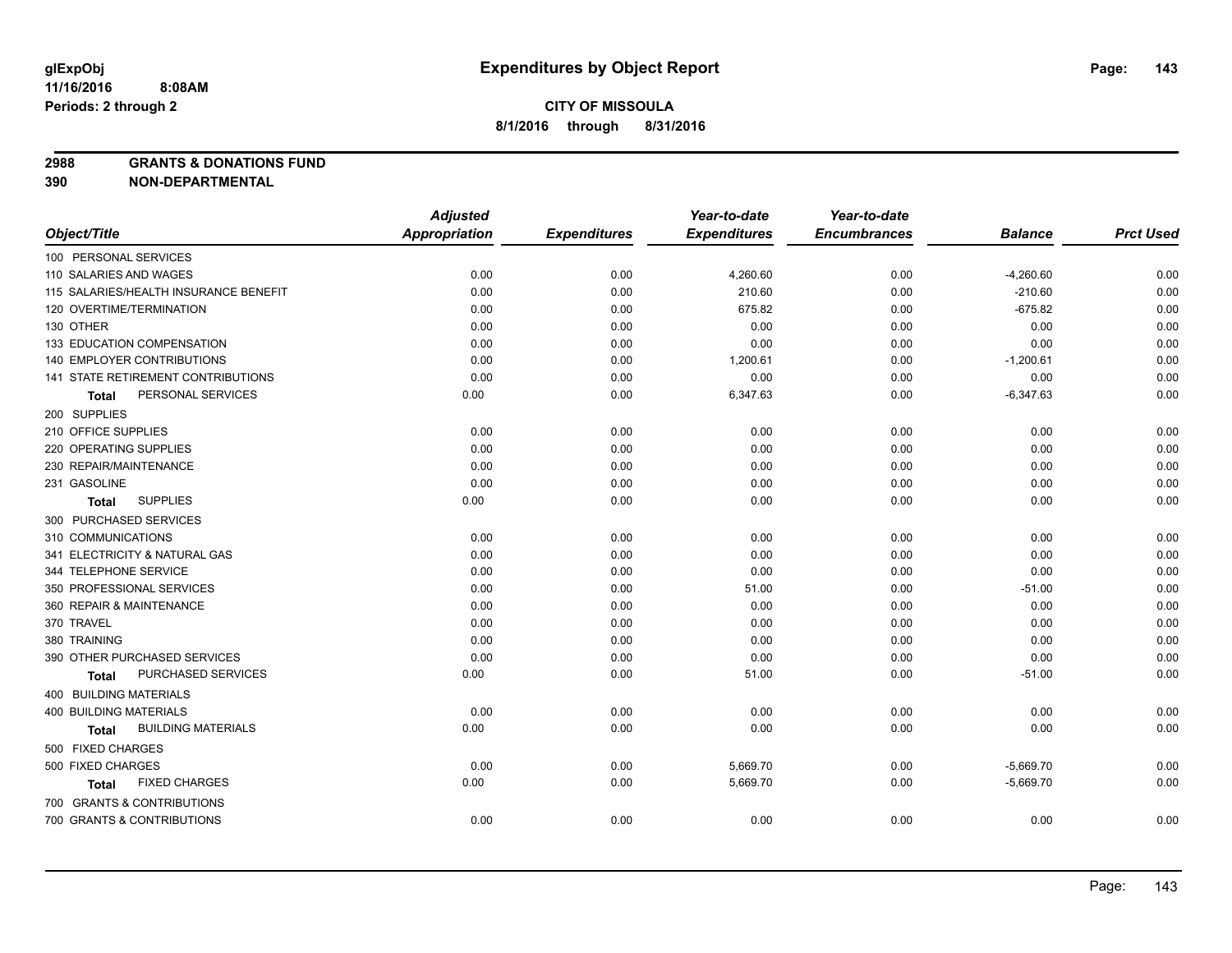glExpObj
11/16/2016 8:08AM
Periods: 2 through 2

# Expenditures by Object Report

**CITY OF MISSOULA**
**8/1/2016 through 8/31/2016**

**2988 GRANTS & DONATIONS FUND**
**390 NON-DEPARTMENTAL**

| Object/Title | Adjusted Appropriation | Expenditures | Year-to-date Expenditures | Year-to-date Encumbrances | Balance | Prct Used |
|---|---|---|---|---|---|---|
| 100 PERSONAL SERVICES | | | | | | |
| 110 SALARIES AND WAGES | 0.00 | 0.00 | 4,260.60 | 0.00 | -4,260.60 | 0.00 |
| 115 SALARIES/HEALTH INSURANCE BENEFIT | 0.00 | 0.00 | 210.60 | 0.00 | -210.60 | 0.00 |
| 120 OVERTIME/TERMINATION | 0.00 | 0.00 | 675.82 | 0.00 | -675.82 | 0.00 |
| 130 OTHER | 0.00 | 0.00 | 0.00 | 0.00 | 0.00 | 0.00 |
| 133 EDUCATION COMPENSATION | 0.00 | 0.00 | 0.00 | 0.00 | 0.00 | 0.00 |
| 140 EMPLOYER CONTRIBUTIONS | 0.00 | 0.00 | 1,200.61 | 0.00 | -1,200.61 | 0.00 |
| 141 STATE RETIREMENT CONTRIBUTIONS | 0.00 | 0.00 | 0.00 | 0.00 | 0.00 | 0.00 |
| **Total** PERSONAL SERVICES | 0.00 | 0.00 | 6,347.63 | 0.00 | -6,347.63 | 0.00 |
| 200 SUPPLIES | | | | | | |
| 210 OFFICE SUPPLIES | 0.00 | 0.00 | 0.00 | 0.00 | 0.00 | 0.00 |
| 220 OPERATING SUPPLIES | 0.00 | 0.00 | 0.00 | 0.00 | 0.00 | 0.00 |
| 230 REPAIR/MAINTENANCE | 0.00 | 0.00 | 0.00 | 0.00 | 0.00 | 0.00 |
| 231 GASOLINE | 0.00 | 0.00 | 0.00 | 0.00 | 0.00 | 0.00 |
| **Total** SUPPLIES | 0.00 | 0.00 | 0.00 | 0.00 | 0.00 | 0.00 |
| 300 PURCHASED SERVICES | | | | | | |
| 310 COMMUNICATIONS | 0.00 | 0.00 | 0.00 | 0.00 | 0.00 | 0.00 |
| 341 ELECTRICITY & NATURAL GAS | 0.00 | 0.00 | 0.00 | 0.00 | 0.00 | 0.00 |
| 344 TELEPHONE SERVICE | 0.00 | 0.00 | 0.00 | 0.00 | 0.00 | 0.00 |
| 350 PROFESSIONAL SERVICES | 0.00 | 0.00 | 51.00 | 0.00 | -51.00 | 0.00 |
| 360 REPAIR & MAINTENANCE | 0.00 | 0.00 | 0.00 | 0.00 | 0.00 | 0.00 |
| 370 TRAVEL | 0.00 | 0.00 | 0.00 | 0.00 | 0.00 | 0.00 |
| 380 TRAINING | 0.00 | 0.00 | 0.00 | 0.00 | 0.00 | 0.00 |
| 390 OTHER PURCHASED SERVICES | 0.00 | 0.00 | 0.00 | 0.00 | 0.00 | 0.00 |
| **Total** PURCHASED SERVICES | 0.00 | 0.00 | 51.00 | 0.00 | -51.00 | 0.00 |
| 400 BUILDING MATERIALS | | | | | | |
| 400 BUILDING MATERIALS | 0.00 | 0.00 | 0.00 | 0.00 | 0.00 | 0.00 |
| **Total** BUILDING MATERIALS | 0.00 | 0.00 | 0.00 | 0.00 | 0.00 | 0.00 |
| 500 FIXED CHARGES | | | | | | |
| 500 FIXED CHARGES | 0.00 | 0.00 | 5,669.70 | 0.00 | -5,669.70 | 0.00 |
| **Total** FIXED CHARGES | 0.00 | 0.00 | 5,669.70 | 0.00 | -5,669.70 | 0.00 |
| 700 GRANTS & CONTRIBUTIONS | | | | | | |
| 700 GRANTS & CONTRIBUTIONS | 0.00 | 0.00 | 0.00 | 0.00 | 0.00 | 0.00 |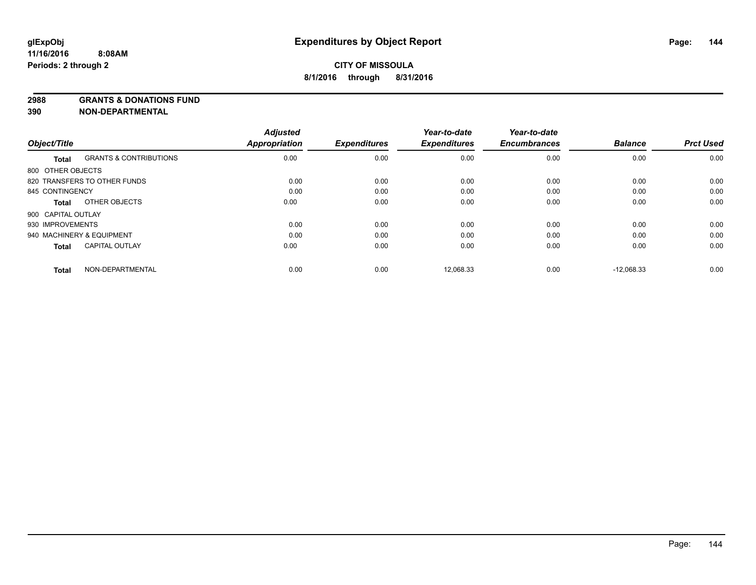**glExpObj** **Expenditures by Object Report**

**11/16/2016 8:08AM**

**Periods: 2 through 2**

**CITY OF MISSOULA**

**8/1/2016 through 8/31/2016**

**2988 GRANTS & DONATIONS FUND**

**390 NON-DEPARTMENTAL**

| Object/Title | | Adjusted Appropriation | Expenditures | Year-to-date Expenditures | Year-to-date Encumbrances | Balance | Prct Used |
|---|---|---|---|---|---|---|---|
| **Total** | GRANTS & CONTRIBUTIONS | 0.00 | 0.00 | 0.00 | 0.00 | 0.00 | 0.00 |
| 800 OTHER OBJECTS | | | | | | | |
| 820 TRANSFERS TO OTHER FUNDS | | 0.00 | 0.00 | 0.00 | 0.00 | 0.00 | 0.00 |
| 845 CONTINGENCY | | 0.00 | 0.00 | 0.00 | 0.00 | 0.00 | 0.00 |
| **Total** | OTHER OBJECTS | 0.00 | 0.00 | 0.00 | 0.00 | 0.00 | 0.00 |
| 900 CAPITAL OUTLAY | | | | | | | |
| 930 IMPROVEMENTS | | 0.00 | 0.00 | 0.00 | 0.00 | 0.00 | 0.00 |
| 940 MACHINERY & EQUIPMENT | | 0.00 | 0.00 | 0.00 | 0.00 | 0.00 | 0.00 |
| **Total** | CAPITAL OUTLAY | 0.00 | 0.00 | 0.00 | 0.00 | 0.00 | 0.00 |
| **Total** | NON-DEPARTMENTAL | 0.00 | 0.00 | 12,068.33 | 0.00 | -12,068.33 | 0.00 |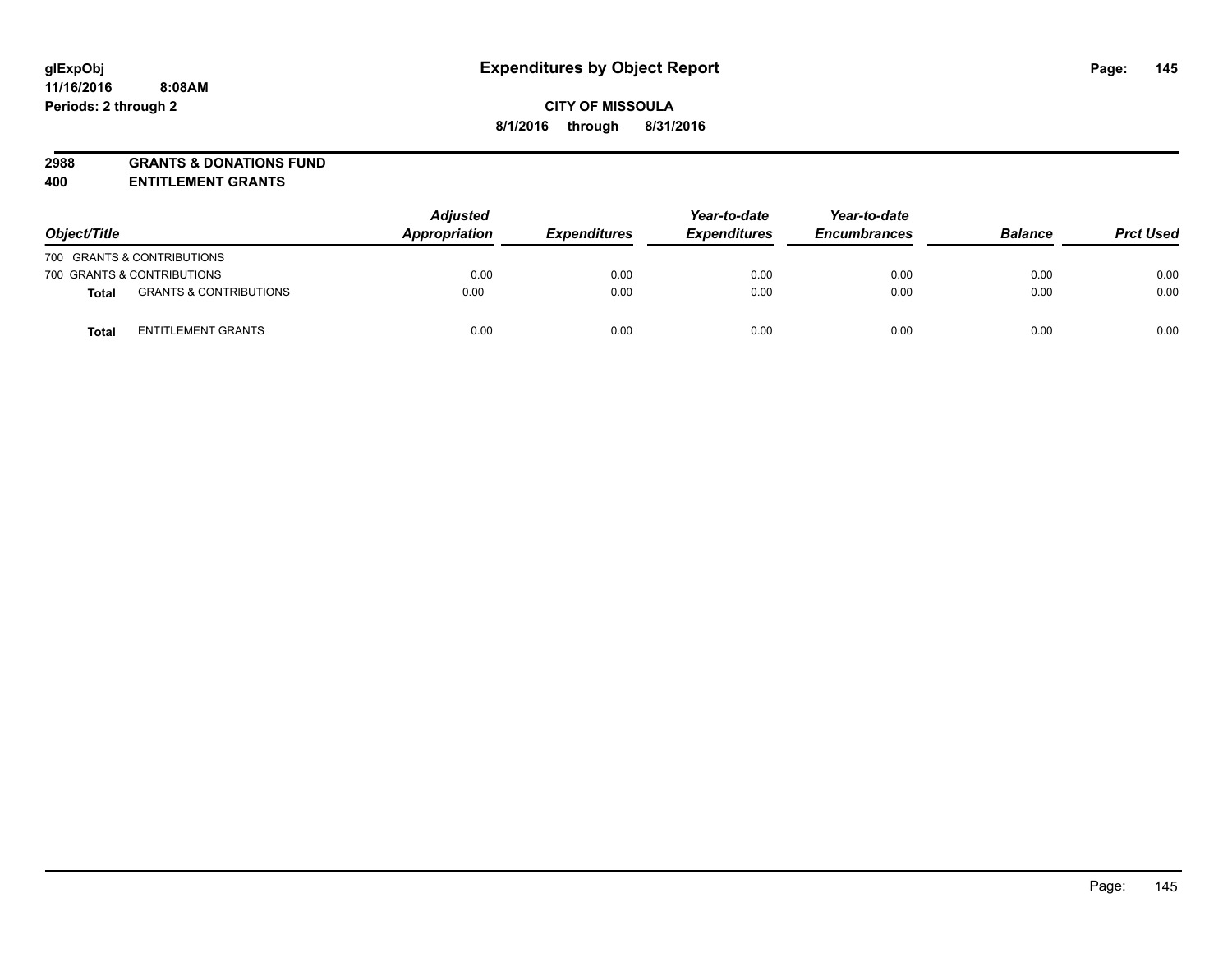**glExpObj** **Expenditures by Object Report**
**11/16/2016 8:08AM**
**Periods: 2 through 2**

**CITY OF MISSOULA**
**8/1/2016 through 8/31/2016**

**2988 GRANTS & DONATIONS FUND**
**400 ENTITLEMENT GRANTS**

| Object/Title | | Adjusted Appropriation | Expenditures | Year-to-date Expenditures | Year-to-date Encumbrances | Balance | Prct Used |
|---|---|---|---|---|---|---|---|
| 700 GRANTS & CONTRIBUTIONS | | | | | | | |
| 700 GRANTS & CONTRIBUTIONS | | 0.00 | 0.00 | 0.00 | 0.00 | 0.00 | 0.00 |
| **Total** | GRANTS & CONTRIBUTIONS | 0.00 | 0.00 | 0.00 | 0.00 | 0.00 | 0.00 |
| **Total** | ENTITLEMENT GRANTS | 0.00 | 0.00 | 0.00 | 0.00 | 0.00 | 0.00 |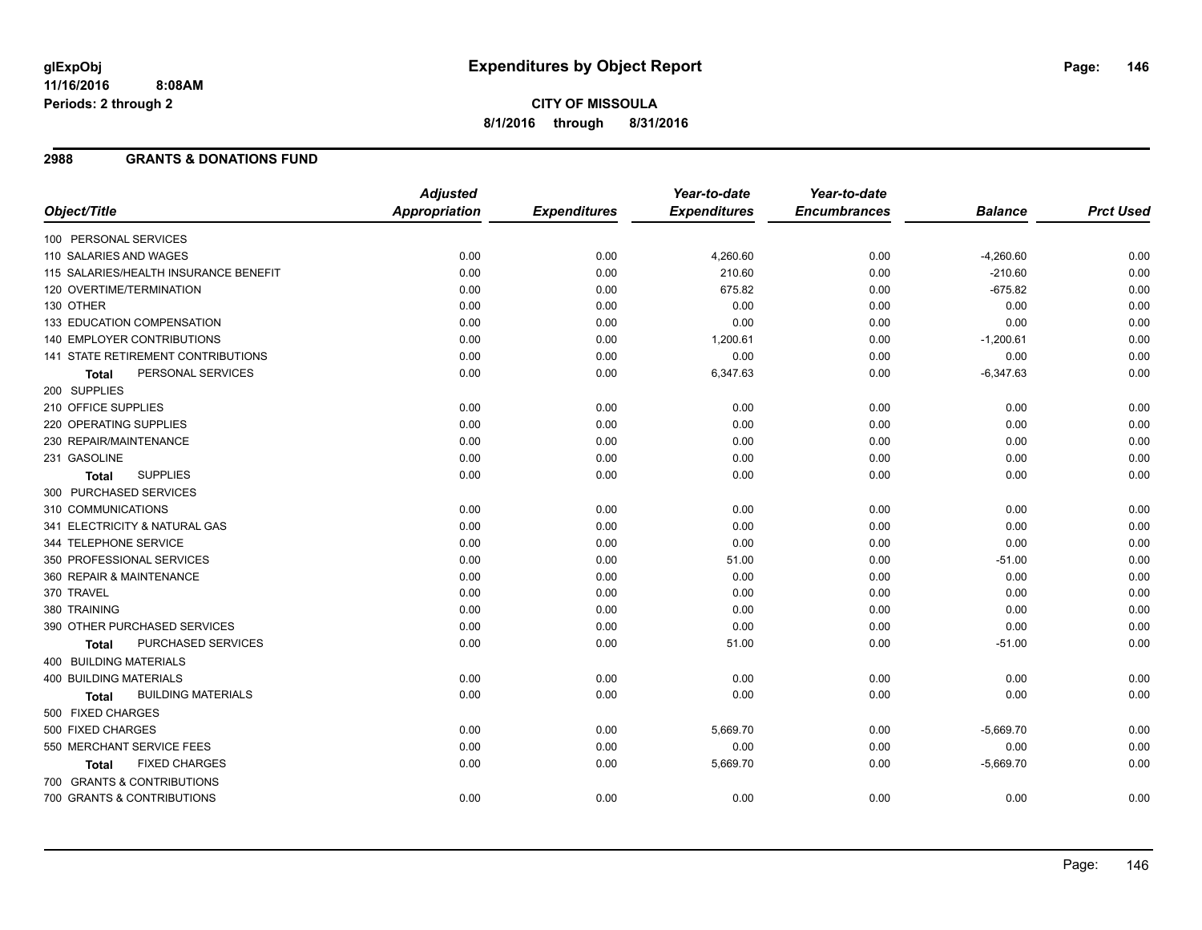# Expenditures by Object Report

**CITY OF MISSOULA**

**8/1/2016 through 8/31/2016**

glExpObj
11/16/2016 8:08AM
Periods: 2 through 2

## 2988 GRANTS & DONATIONS FUND

| Object/Title | Adjusted Appropriation | Expenditures | Year-to-date Expenditures | Year-to-date Encumbrances | Balance | Prct Used |
|---|---|---|---|---|---|---|
| 100 PERSONAL SERVICES | | | | | | |
| 110 SALARIES AND WAGES | 0.00 | 0.00 | 4,260.60 | 0.00 | -4,260.60 | 0.00 |
| 115 SALARIES/HEALTH INSURANCE BENEFIT | 0.00 | 0.00 | 210.60 | 0.00 | -210.60 | 0.00 |
| 120 OVERTIME/TERMINATION | 0.00 | 0.00 | 675.82 | 0.00 | -675.82 | 0.00 |
| 130 OTHER | 0.00 | 0.00 | 0.00 | 0.00 | 0.00 | 0.00 |
| 133 EDUCATION COMPENSATION | 0.00 | 0.00 | 0.00 | 0.00 | 0.00 | 0.00 |
| 140 EMPLOYER CONTRIBUTIONS | 0.00 | 0.00 | 1,200.61 | 0.00 | -1,200.61 | 0.00 |
| 141 STATE RETIREMENT CONTRIBUTIONS | 0.00 | 0.00 | 0.00 | 0.00 | 0.00 | 0.00 |
| **Total** PERSONAL SERVICES | 0.00 | 0.00 | 6,347.63 | 0.00 | -6,347.63 | 0.00 |
| 200 SUPPLIES | | | | | | |
| 210 OFFICE SUPPLIES | 0.00 | 0.00 | 0.00 | 0.00 | 0.00 | 0.00 |
| 220 OPERATING SUPPLIES | 0.00 | 0.00 | 0.00 | 0.00 | 0.00 | 0.00 |
| 230 REPAIR/MAINTENANCE | 0.00 | 0.00 | 0.00 | 0.00 | 0.00 | 0.00 |
| 231 GASOLINE | 0.00 | 0.00 | 0.00 | 0.00 | 0.00 | 0.00 |
| **Total** SUPPLIES | 0.00 | 0.00 | 0.00 | 0.00 | 0.00 | 0.00 |
| 300 PURCHASED SERVICES | | | | | | |
| 310 COMMUNICATIONS | 0.00 | 0.00 | 0.00 | 0.00 | 0.00 | 0.00 |
| 341 ELECTRICITY & NATURAL GAS | 0.00 | 0.00 | 0.00 | 0.00 | 0.00 | 0.00 |
| 344 TELEPHONE SERVICE | 0.00 | 0.00 | 0.00 | 0.00 | 0.00 | 0.00 |
| 350 PROFESSIONAL SERVICES | 0.00 | 0.00 | 51.00 | 0.00 | -51.00 | 0.00 |
| 360 REPAIR & MAINTENANCE | 0.00 | 0.00 | 0.00 | 0.00 | 0.00 | 0.00 |
| 370 TRAVEL | 0.00 | 0.00 | 0.00 | 0.00 | 0.00 | 0.00 |
| 380 TRAINING | 0.00 | 0.00 | 0.00 | 0.00 | 0.00 | 0.00 |
| 390 OTHER PURCHASED SERVICES | 0.00 | 0.00 | 0.00 | 0.00 | 0.00 | 0.00 |
| **Total** PURCHASED SERVICES | 0.00 | 0.00 | 51.00 | 0.00 | -51.00 | 0.00 |
| 400 BUILDING MATERIALS | | | | | | |
| 400 BUILDING MATERIALS | 0.00 | 0.00 | 0.00 | 0.00 | 0.00 | 0.00 |
| **Total** BUILDING MATERIALS | 0.00 | 0.00 | 0.00 | 0.00 | 0.00 | 0.00 |
| 500 FIXED CHARGES | | | | | | |
| 500 FIXED CHARGES | 0.00 | 0.00 | 5,669.70 | 0.00 | -5,669.70 | 0.00 |
| 550 MERCHANT SERVICE FEES | 0.00 | 0.00 | 0.00 | 0.00 | 0.00 | 0.00 |
| **Total** FIXED CHARGES | 0.00 | 0.00 | 5,669.70 | 0.00 | -5,669.70 | 0.00 |
| 700 GRANTS & CONTRIBUTIONS | | | | | | |
| 700 GRANTS & CONTRIBUTIONS | 0.00 | 0.00 | 0.00 | 0.00 | 0.00 | 0.00 |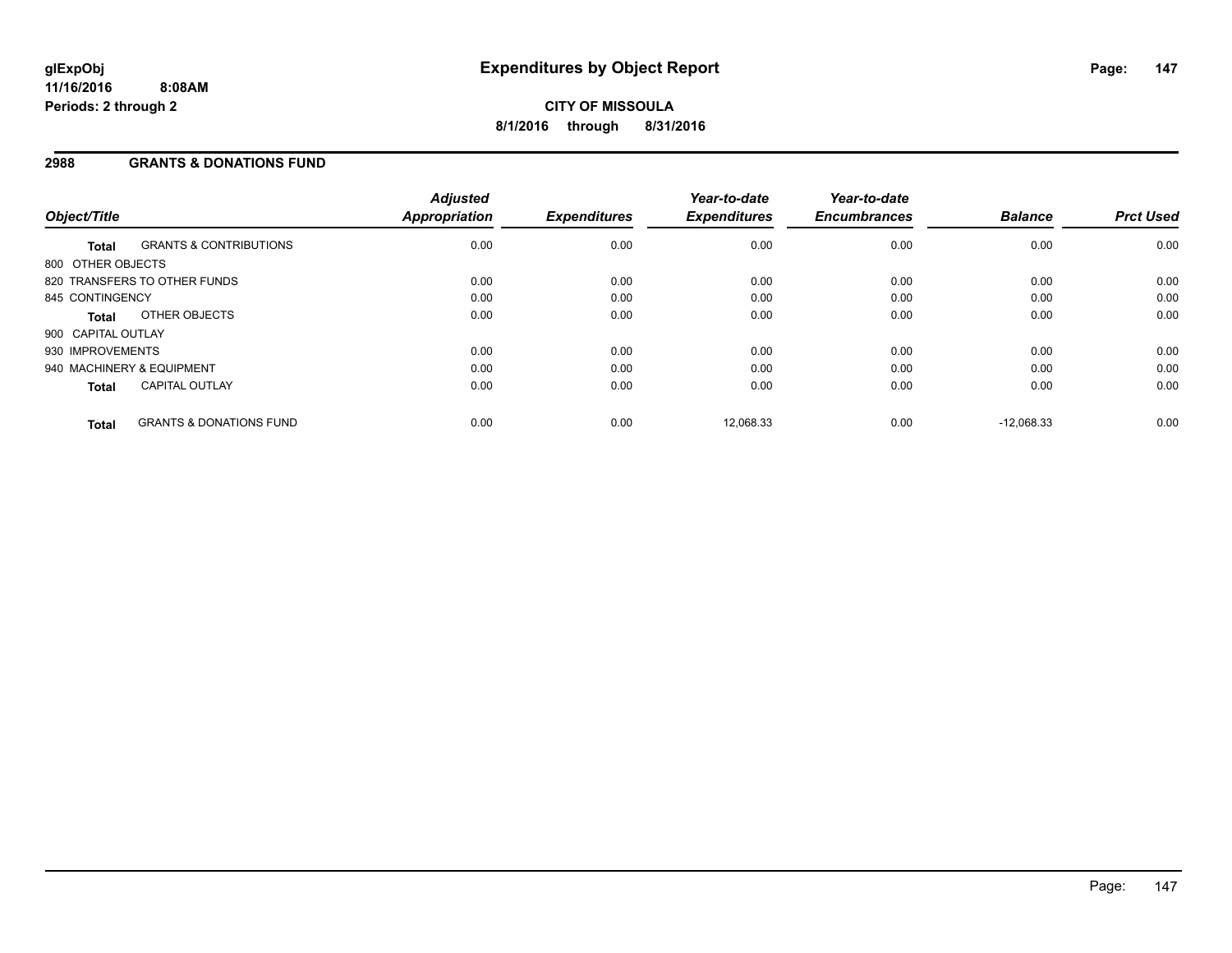**CITY OF MISSOULA**

**8/1/2016 through 8/31/2016**

## 2988 GRANTS & DONATIONS FUND

| Object/Title | Adjusted Appropriation | Expenditures | Year-to-date Expenditures | Year-to-date Encumbrances | Balance | Prct Used |
|---|---|---|---|---|---|---|
| **Total** GRANTS & CONTRIBUTIONS | 0.00 | 0.00 | 0.00 | 0.00 | 0.00 | 0.00 |
| 800 OTHER OBJECTS | | | | | | |
| 820 TRANSFERS TO OTHER FUNDS | 0.00 | 0.00 | 0.00 | 0.00 | 0.00 | 0.00 |
| 845 CONTINGENCY | 0.00 | 0.00 | 0.00 | 0.00 | 0.00 | 0.00 |
| **Total** OTHER OBJECTS | 0.00 | 0.00 | 0.00 | 0.00 | 0.00 | 0.00 |
| 900 CAPITAL OUTLAY | | | | | | |
| 930 IMPROVEMENTS | 0.00 | 0.00 | 0.00 | 0.00 | 0.00 | 0.00 |
| 940 MACHINERY & EQUIPMENT | 0.00 | 0.00 | 0.00 | 0.00 | 0.00 | 0.00 |
| **Total** CAPITAL OUTLAY | 0.00 | 0.00 | 0.00 | 0.00 | 0.00 | 0.00 |
| **Total** GRANTS & DONATIONS FUND | 0.00 | 0.00 | 12,068.33 | 0.00 | -12,068.33 | 0.00 |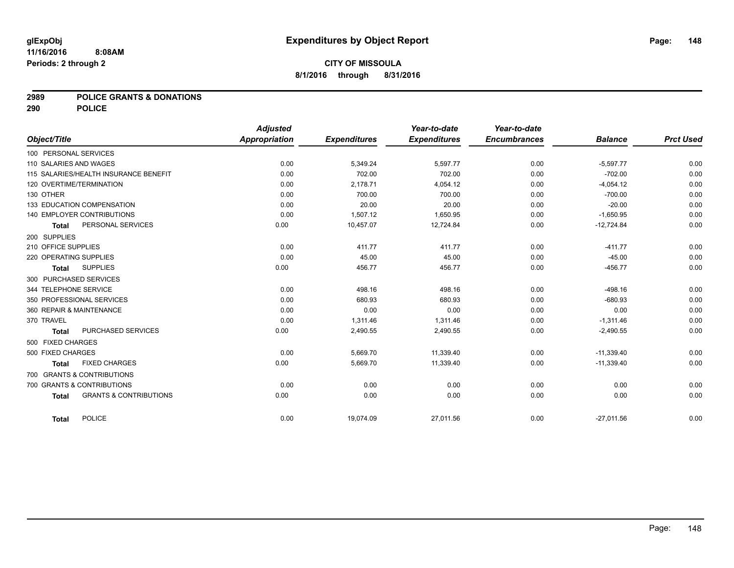# Expenditures by Object Report

glExpObj
11/16/2016 8:08AM
Periods: 2 through 2

**CITY OF MISSOULA**
**8/1/2016 through 8/31/2016**

**2989 POLICE GRANTS & DONATIONS**
**290 POLICE**

| Object/Title | Adjusted Appropriation | Expenditures | Year-to-date Expenditures | Year-to-date Encumbrances | Balance | Prct Used |
|---|---|---|---|---|---|---|
| 100 PERSONAL SERVICES | | | | | | |
| 110 SALARIES AND WAGES | 0.00 | 5,349.24 | 5,597.77 | 0.00 | -5,597.77 | 0.00 |
| 115 SALARIES/HEALTH INSURANCE BENEFIT | 0.00 | 702.00 | 702.00 | 0.00 | -702.00 | 0.00 |
| 120 OVERTIME/TERMINATION | 0.00 | 2,178.71 | 4,054.12 | 0.00 | -4,054.12 | 0.00 |
| 130 OTHER | 0.00 | 700.00 | 700.00 | 0.00 | -700.00 | 0.00 |
| 133 EDUCATION COMPENSATION | 0.00 | 20.00 | 20.00 | 0.00 | -20.00 | 0.00 |
| 140 EMPLOYER CONTRIBUTIONS | 0.00 | 1,507.12 | 1,650.95 | 0.00 | -1,650.95 | 0.00 |
| **Total** PERSONAL SERVICES | 0.00 | 10,457.07 | 12,724.84 | 0.00 | -12,724.84 | 0.00 |
| 200 SUPPLIES | | | | | | |
| 210 OFFICE SUPPLIES | 0.00 | 411.77 | 411.77 | 0.00 | -411.77 | 0.00 |
| 220 OPERATING SUPPLIES | 0.00 | 45.00 | 45.00 | 0.00 | -45.00 | 0.00 |
| **Total** SUPPLIES | 0.00 | 456.77 | 456.77 | 0.00 | -456.77 | 0.00 |
| 300 PURCHASED SERVICES | | | | | | |
| 344 TELEPHONE SERVICE | 0.00 | 498.16 | 498.16 | 0.00 | -498.16 | 0.00 |
| 350 PROFESSIONAL SERVICES | 0.00 | 680.93 | 680.93 | 0.00 | -680.93 | 0.00 |
| 360 REPAIR & MAINTENANCE | 0.00 | 0.00 | 0.00 | 0.00 | 0.00 | 0.00 |
| 370 TRAVEL | 0.00 | 1,311.46 | 1,311.46 | 0.00 | -1,311.46 | 0.00 |
| **Total** PURCHASED SERVICES | 0.00 | 2,490.55 | 2,490.55 | 0.00 | -2,490.55 | 0.00 |
| 500 FIXED CHARGES | | | | | | |
| 500 FIXED CHARGES | 0.00 | 5,669.70 | 11,339.40 | 0.00 | -11,339.40 | 0.00 |
| **Total** FIXED CHARGES | 0.00 | 5,669.70 | 11,339.40 | 0.00 | -11,339.40 | 0.00 |
| 700 GRANTS & CONTRIBUTIONS | | | | | | |
| 700 GRANTS & CONTRIBUTIONS | 0.00 | 0.00 | 0.00 | 0.00 | 0.00 | 0.00 |
| **Total** GRANTS & CONTRIBUTIONS | 0.00 | 0.00 | 0.00 | 0.00 | 0.00 | 0.00 |
| **Total** POLICE | 0.00 | 19,074.09 | 27,011.56 | 0.00 | -27,011.56 | 0.00 |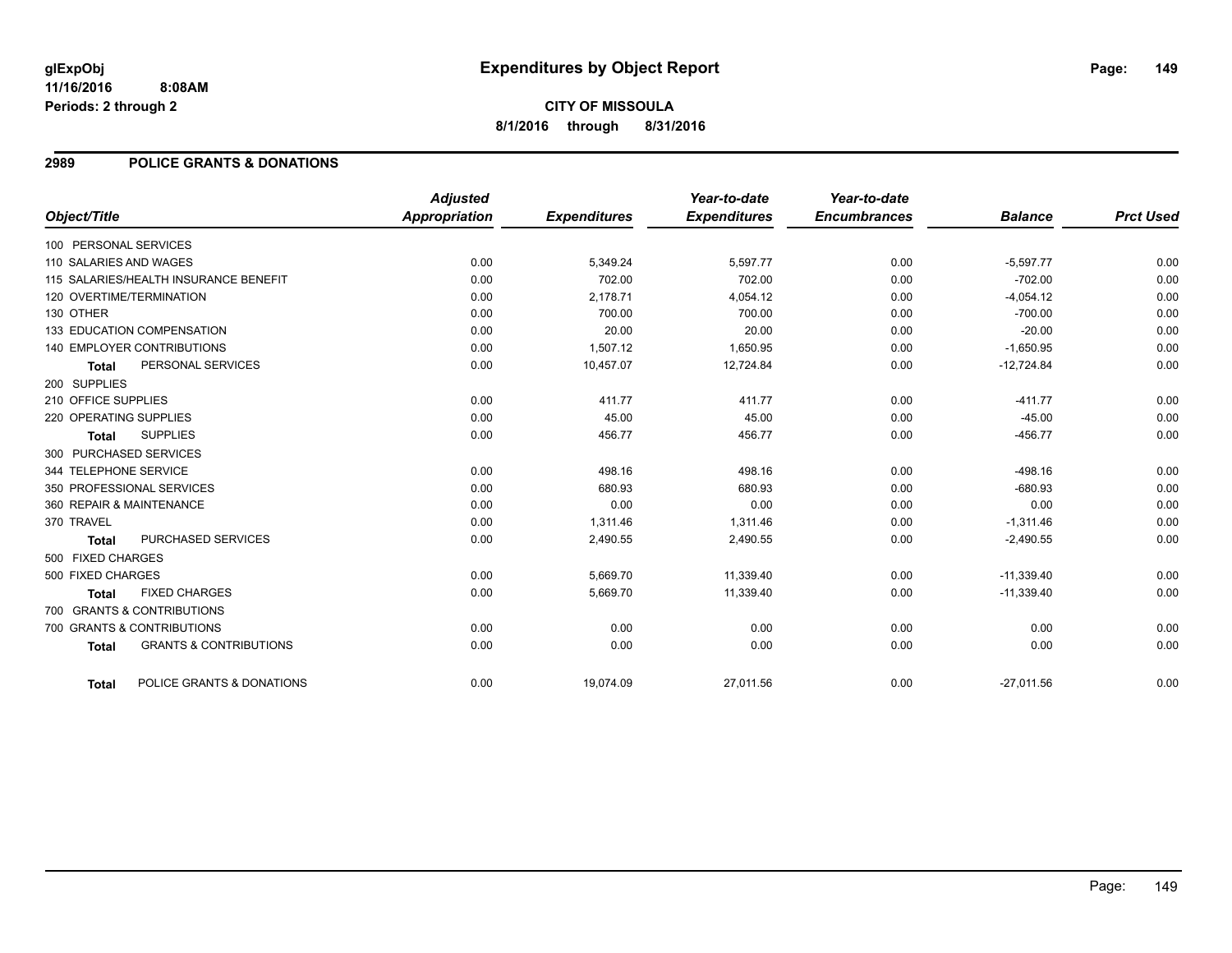**CITY OF MISSOULA**

**8/1/2016 through 8/31/2016**

## 2989 POLICE GRANTS & DONATIONS

| Object/Title | Adjusted Appropriation | Expenditures | Year-to-date Expenditures | Year-to-date Encumbrances | Balance | Prct Used |
|---|---|---|---|---|---|---|
| 100 PERSONAL SERVICES | | | | | | |
| 110 SALARIES AND WAGES | 0.00 | 5,349.24 | 5,597.77 | 0.00 | -5,597.77 | 0.00 |
| 115 SALARIES/HEALTH INSURANCE BENEFIT | 0.00 | 702.00 | 702.00 | 0.00 | -702.00 | 0.00 |
| 120 OVERTIME/TERMINATION | 0.00 | 2,178.71 | 4,054.12 | 0.00 | -4,054.12 | 0.00 |
| 130 OTHER | 0.00 | 700.00 | 700.00 | 0.00 | -700.00 | 0.00 |
| 133 EDUCATION COMPENSATION | 0.00 | 20.00 | 20.00 | 0.00 | -20.00 | 0.00 |
| 140 EMPLOYER CONTRIBUTIONS | 0.00 | 1,507.12 | 1,650.95 | 0.00 | -1,650.95 | 0.00 |
| **Total** PERSONAL SERVICES | 0.00 | 10,457.07 | 12,724.84 | 0.00 | -12,724.84 | 0.00 |
| 200 SUPPLIES | | | | | | |
| 210 OFFICE SUPPLIES | 0.00 | 411.77 | 411.77 | 0.00 | -411.77 | 0.00 |
| 220 OPERATING SUPPLIES | 0.00 | 45.00 | 45.00 | 0.00 | -45.00 | 0.00 |
| **Total** SUPPLIES | 0.00 | 456.77 | 456.77 | 0.00 | -456.77 | 0.00 |
| 300 PURCHASED SERVICES | | | | | | |
| 344 TELEPHONE SERVICE | 0.00 | 498.16 | 498.16 | 0.00 | -498.16 | 0.00 |
| 350 PROFESSIONAL SERVICES | 0.00 | 680.93 | 680.93 | 0.00 | -680.93 | 0.00 |
| 360 REPAIR & MAINTENANCE | 0.00 | 0.00 | 0.00 | 0.00 | 0.00 | 0.00 |
| 370 TRAVEL | 0.00 | 1,311.46 | 1,311.46 | 0.00 | -1,311.46 | 0.00 |
| **Total** PURCHASED SERVICES | 0.00 | 2,490.55 | 2,490.55 | 0.00 | -2,490.55 | 0.00 |
| 500 FIXED CHARGES | | | | | | |
| 500 FIXED CHARGES | 0.00 | 5,669.70 | 11,339.40 | 0.00 | -11,339.40 | 0.00 |
| **Total** FIXED CHARGES | 0.00 | 5,669.70 | 11,339.40 | 0.00 | -11,339.40 | 0.00 |
| 700 GRANTS & CONTRIBUTIONS | | | | | | |
| 700 GRANTS & CONTRIBUTIONS | 0.00 | 0.00 | 0.00 | 0.00 | 0.00 | 0.00 |
| **Total** GRANTS & CONTRIBUTIONS | 0.00 | 0.00 | 0.00 | 0.00 | 0.00 | 0.00 |
| **Total** POLICE GRANTS & DONATIONS | 0.00 | 19,074.09 | 27,011.56 | 0.00 | -27,011.56 | 0.00 |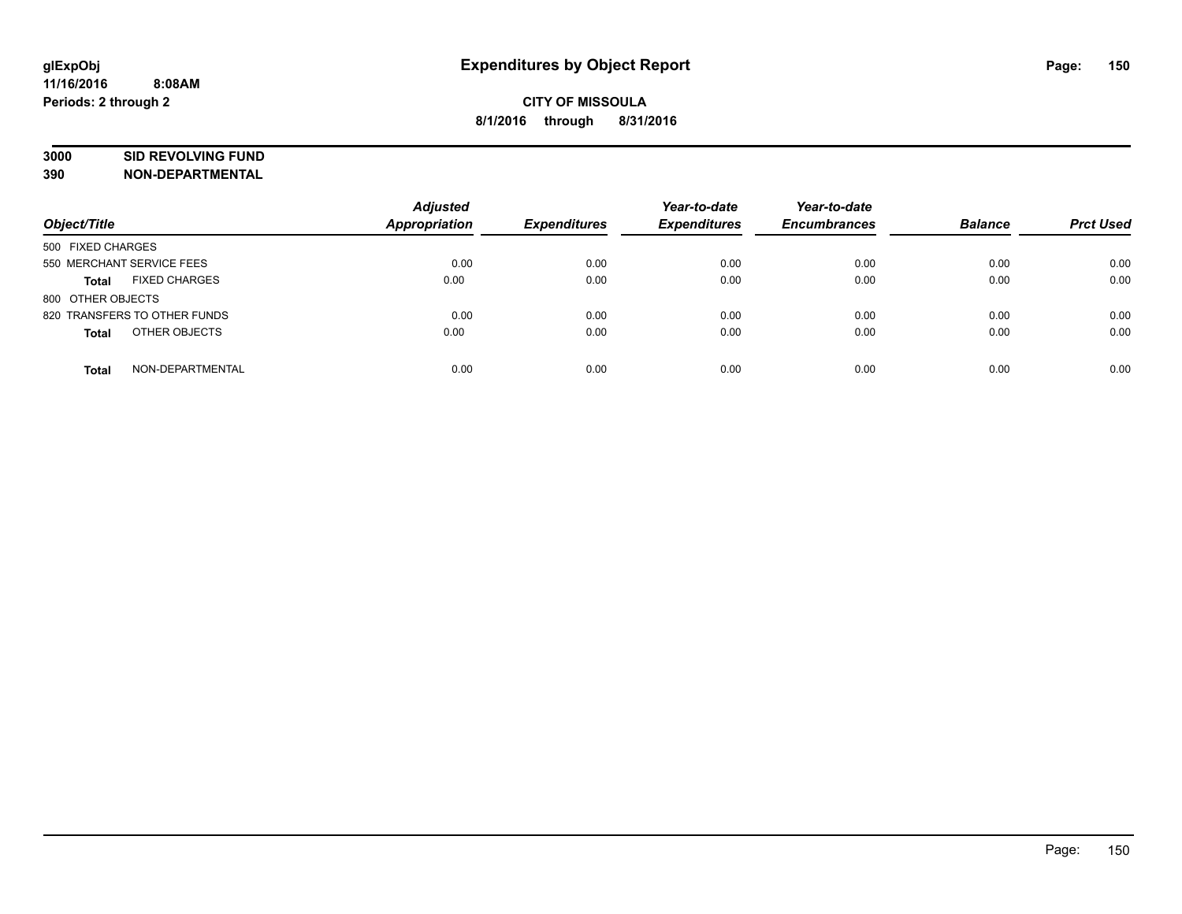# Expenditures by Object Report

**CITY OF MISSOULA**

**8/1/2016 through 8/31/2016**

glExpObj
11/16/2016 8:08AM
Periods: 2 through 2

**3000 SID REVOLVING FUND**
**390 NON-DEPARTMENTAL**

| Object/Title | Adjusted Appropriation | Expenditures | Year-to-date Expenditures | Year-to-date Encumbrances | Balance | Prct Used |
|---|---|---|---|---|---|---|
| 500 FIXED CHARGES | | | | | | |
| 550 MERCHANT SERVICE FEES | 0.00 | 0.00 | 0.00 | 0.00 | 0.00 | 0.00 |
| **Total** FIXED CHARGES | 0.00 | 0.00 | 0.00 | 0.00 | 0.00 | 0.00 |
| 800 OTHER OBJECTS | | | | | | |
| 820 TRANSFERS TO OTHER FUNDS | 0.00 | 0.00 | 0.00 | 0.00 | 0.00 | 0.00 |
| **Total** OTHER OBJECTS | 0.00 | 0.00 | 0.00 | 0.00 | 0.00 | 0.00 |
| **Total** NON-DEPARTMENTAL | 0.00 | 0.00 | 0.00 | 0.00 | 0.00 | 0.00 |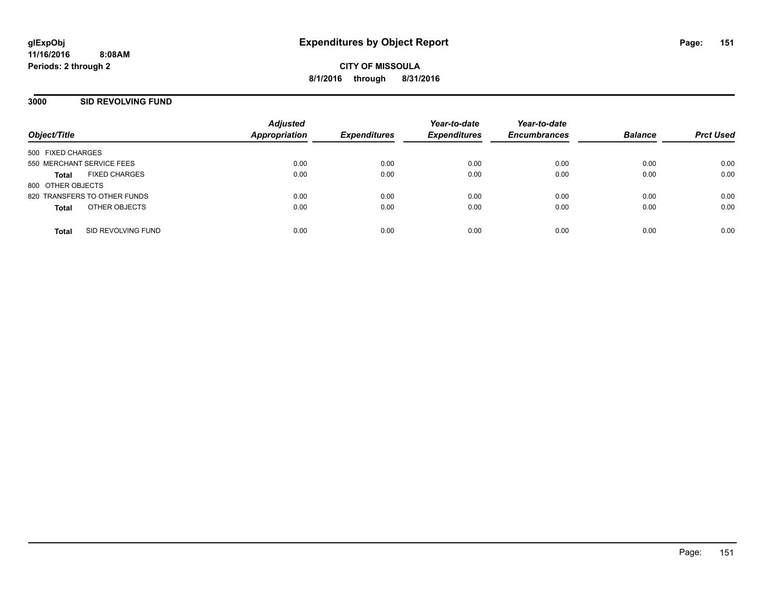glExpObj
11/16/2016 8:08AM
Periods: 2 through 2

# Expenditures by Object Report

**CITY OF MISSOULA**
**8/1/2016 through 8/31/2016**

## 3000 SID REVOLVING FUND

| Object/Title | | Adjusted Appropriation | Expenditures | Year-to-date Expenditures | Year-to-date Encumbrances | Balance | Prct Used |
|---|---|---|---|---|---|---|---|
| 500 FIXED CHARGES | | | | | | | |
| 550 MERCHANT SERVICE FEES | | 0.00 | 0.00 | 0.00 | 0.00 | 0.00 | 0.00 |
| **Total** | FIXED CHARGES | 0.00 | 0.00 | 0.00 | 0.00 | 0.00 | 0.00 |
| 800 OTHER OBJECTS | | | | | | | |
| 820 TRANSFERS TO OTHER FUNDS | | 0.00 | 0.00 | 0.00 | 0.00 | 0.00 | 0.00 |
| **Total** | OTHER OBJECTS | 0.00 | 0.00 | 0.00 | 0.00 | 0.00 | 0.00 |
| **Total** | SID REVOLVING FUND | 0.00 | 0.00 | 0.00 | 0.00 | 0.00 | 0.00 |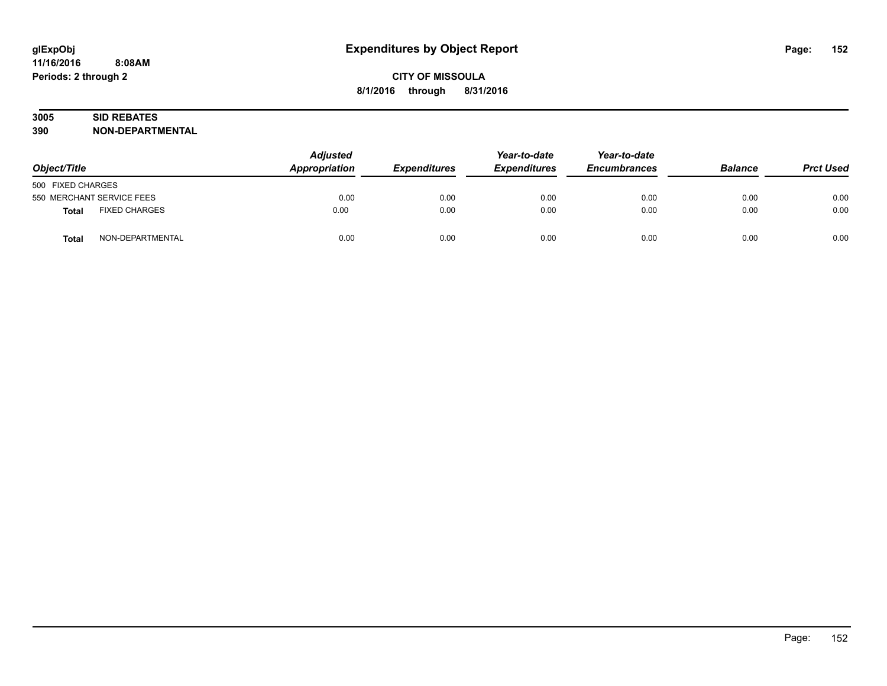glExpObj
11/16/2016 8:08AM
Periods: 2 through 2

# Expenditures by Object Report

**CITY OF MISSOULA**

**8/1/2016 through 8/31/2016**

**3005 SID REBATES**
**390 NON-DEPARTMENTAL**

| Object/Title | | Adjusted Appropriation | Expenditures | Year-to-date Expenditures | Year-to-date Encumbrances | Balance | Prct Used |
|---|---|---|---|---|---|---|---|
| 500 FIXED CHARGES | | | | | | | |
| 550 MERCHANT SERVICE FEES | | 0.00 | 0.00 | 0.00 | 0.00 | 0.00 | 0.00 |
| **Total** | FIXED CHARGES | 0.00 | 0.00 | 0.00 | 0.00 | 0.00 | 0.00 |
| **Total** | NON-DEPARTMENTAL | 0.00 | 0.00 | 0.00 | 0.00 | 0.00 | 0.00 |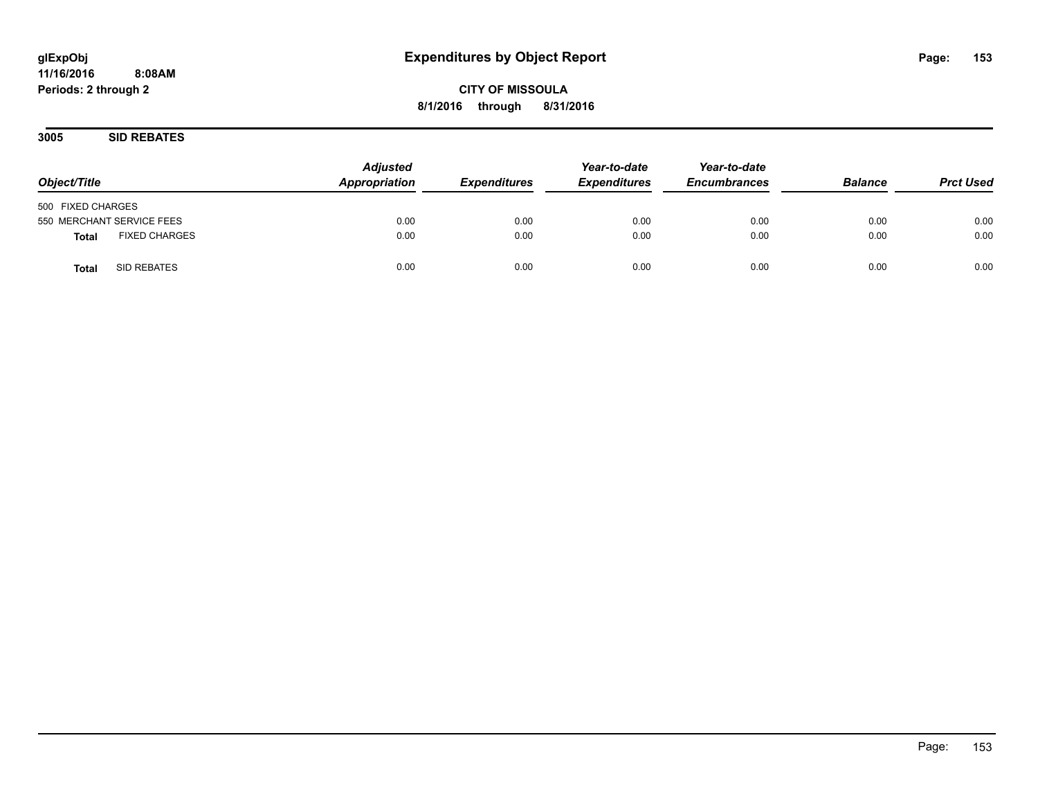# Expenditures by Object Report

glExpObj
11/16/2016 8:08AM
Periods: 2 through 2

**CITY OF MISSOULA**
**8/1/2016 through 8/31/2016**

## 3005 SID REBATES

| Object/Title | Adjusted Appropriation | Expenditures | Year-to-date Expenditures | Year-to-date Encumbrances | Balance | Prct Used |
|---|---|---|---|---|---|---|
| 500 FIXED CHARGES | | | | | | |
| 550 MERCHANT SERVICE FEES | 0.00 | 0.00 | 0.00 | 0.00 | 0.00 | 0.00 |
| **Total** FIXED CHARGES | 0.00 | 0.00 | 0.00 | 0.00 | 0.00 | 0.00 |
| **Total** SID REBATES | 0.00 | 0.00 | 0.00 | 0.00 | 0.00 | 0.00 |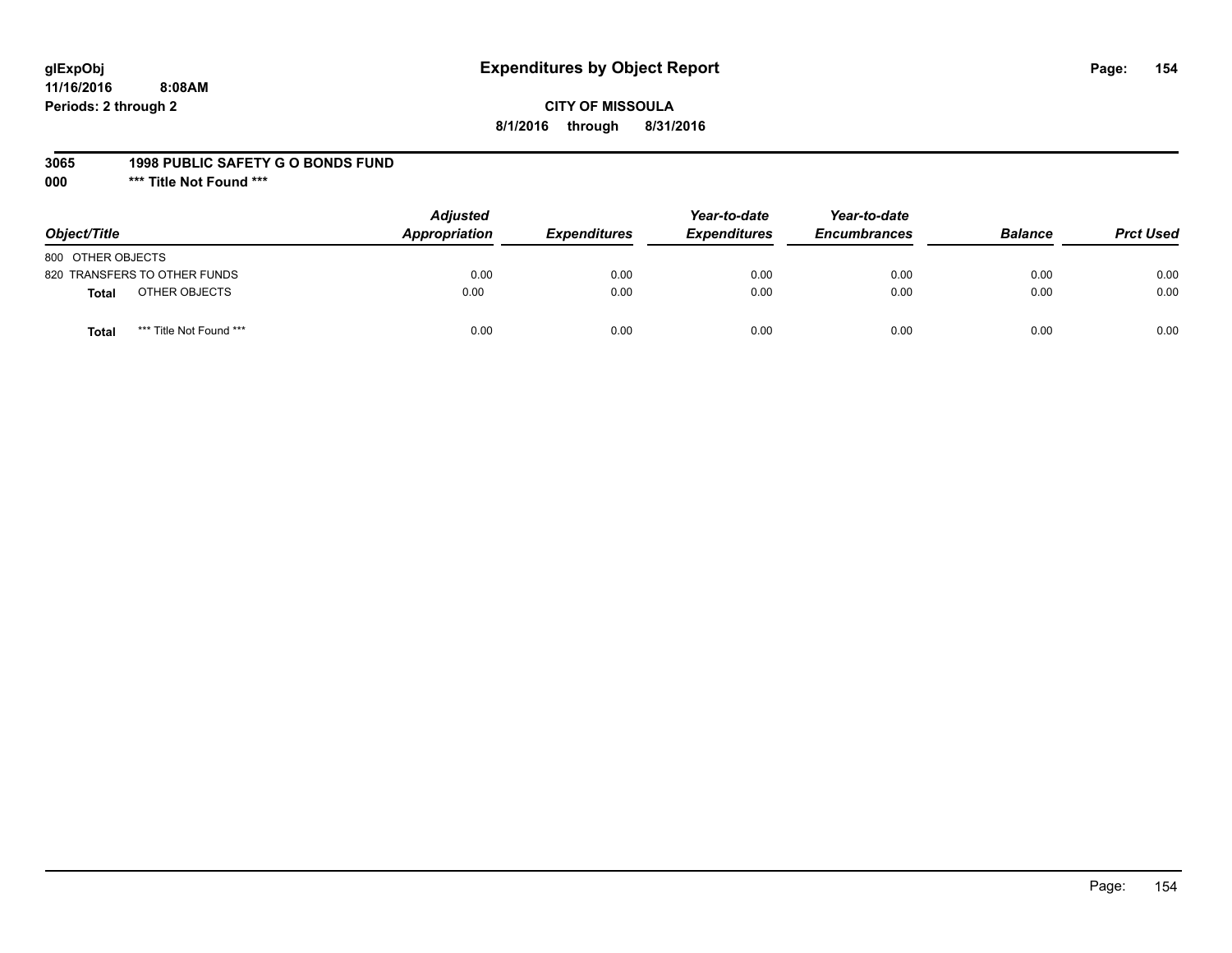glExpObj
11/16/2016 8:08AM
Periods: 2 through 2

# Expenditures by Object Report

**CITY OF MISSOULA**
**8/1/2016 through 8/31/2016**

**3065 1998 PUBLIC SAFETY G O BONDS FUND**
**000 *** Title Not Found *****

| Object/Title | | Adjusted Appropriation | Expenditures | Year-to-date Expenditures | Year-to-date Encumbrances | Balance | Prct Used |
|---|---|---|---|---|---|---|---|
| 800 OTHER OBJECTS | | | | | | | |
| 820 TRANSFERS TO OTHER FUNDS | | 0.00 | 0.00 | 0.00 | 0.00 | 0.00 | 0.00 |
| **Total** | OTHER OBJECTS | 0.00 | 0.00 | 0.00 | 0.00 | 0.00 | 0.00 |
| **Total** | *** Title Not Found *** | 0.00 | 0.00 | 0.00 | 0.00 | 0.00 | 0.00 |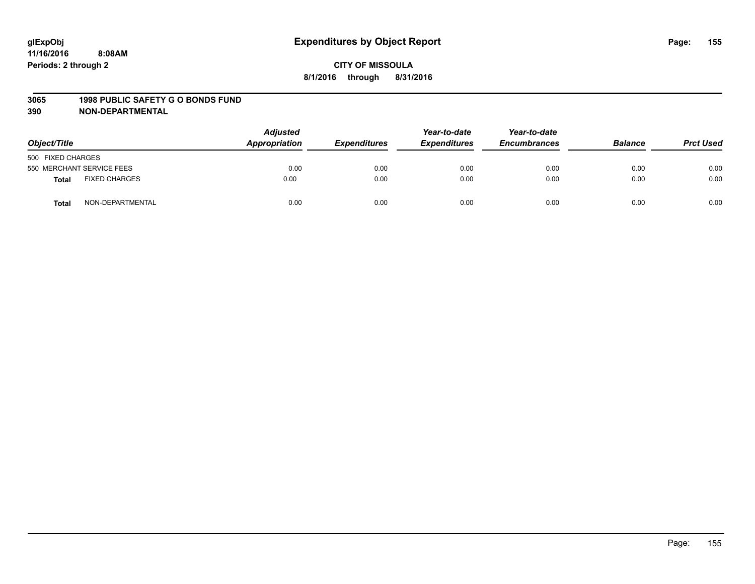# Expenditures by Object Report

glExpObj
11/16/2016 8:08AM
Periods: 2 through 2

**CITY OF MISSOULA**
**8/1/2016 through 8/31/2016**

**3065 1998 PUBLIC SAFETY G O BONDS FUND**
**390 NON-DEPARTMENTAL**

| Object/Title | | Adjusted Appropriation | Expenditures | Year-to-date Expenditures | Year-to-date Encumbrances | Balance | Prct Used |
|---|---|---|---|---|---|---|---|
| 500 FIXED CHARGES | | | | | | | |
| 550 MERCHANT SERVICE FEES | | 0.00 | 0.00 | 0.00 | 0.00 | 0.00 | 0.00 |
| **Total** | FIXED CHARGES | 0.00 | 0.00 | 0.00 | 0.00 | 0.00 | 0.00 |
| **Total** | NON-DEPARTMENTAL | 0.00 | 0.00 | 0.00 | 0.00 | 0.00 | 0.00 |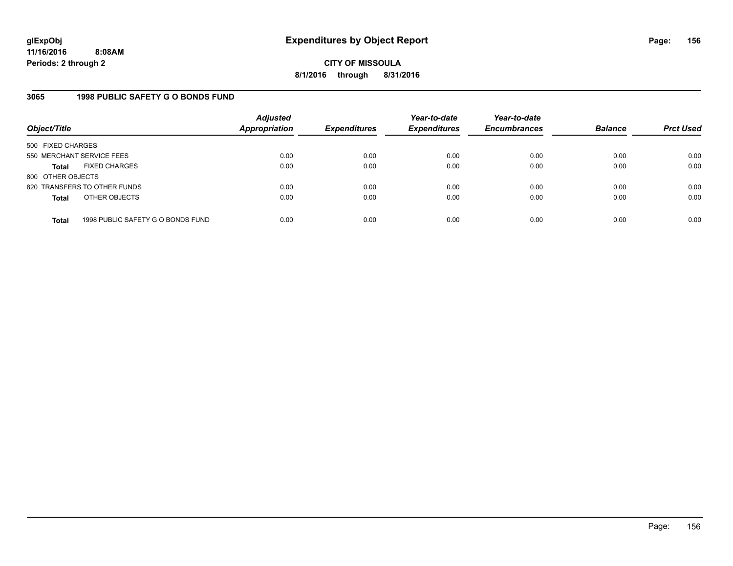# Expenditures by Object Report

glExpObj
11/16/2016 8:08AM
Periods: 2 through 2

**CITY OF MISSOULA**
**8/1/2016 through 8/31/2016**

### 3065 1998 PUBLIC SAFETY G O BONDS FUND

| Object/Title | | Adjusted Appropriation | Expenditures | Year-to-date Expenditures | Year-to-date Encumbrances | Balance | Prct Used |
|---|---|---|---|---|---|---|---|
| 500 FIXED CHARGES | | | | | | | |
| 550 MERCHANT SERVICE FEES | | 0.00 | 0.00 | 0.00 | 0.00 | 0.00 | 0.00 |
| **Total** | FIXED CHARGES | 0.00 | 0.00 | 0.00 | 0.00 | 0.00 | 0.00 |
| 800 OTHER OBJECTS | | | | | | | |
| 820 TRANSFERS TO OTHER FUNDS | | 0.00 | 0.00 | 0.00 | 0.00 | 0.00 | 0.00 |
| **Total** | OTHER OBJECTS | 0.00 | 0.00 | 0.00 | 0.00 | 0.00 | 0.00 |
| **Total** | 1998 PUBLIC SAFETY G O BONDS FUND | 0.00 | 0.00 | 0.00 | 0.00 | 0.00 | 0.00 |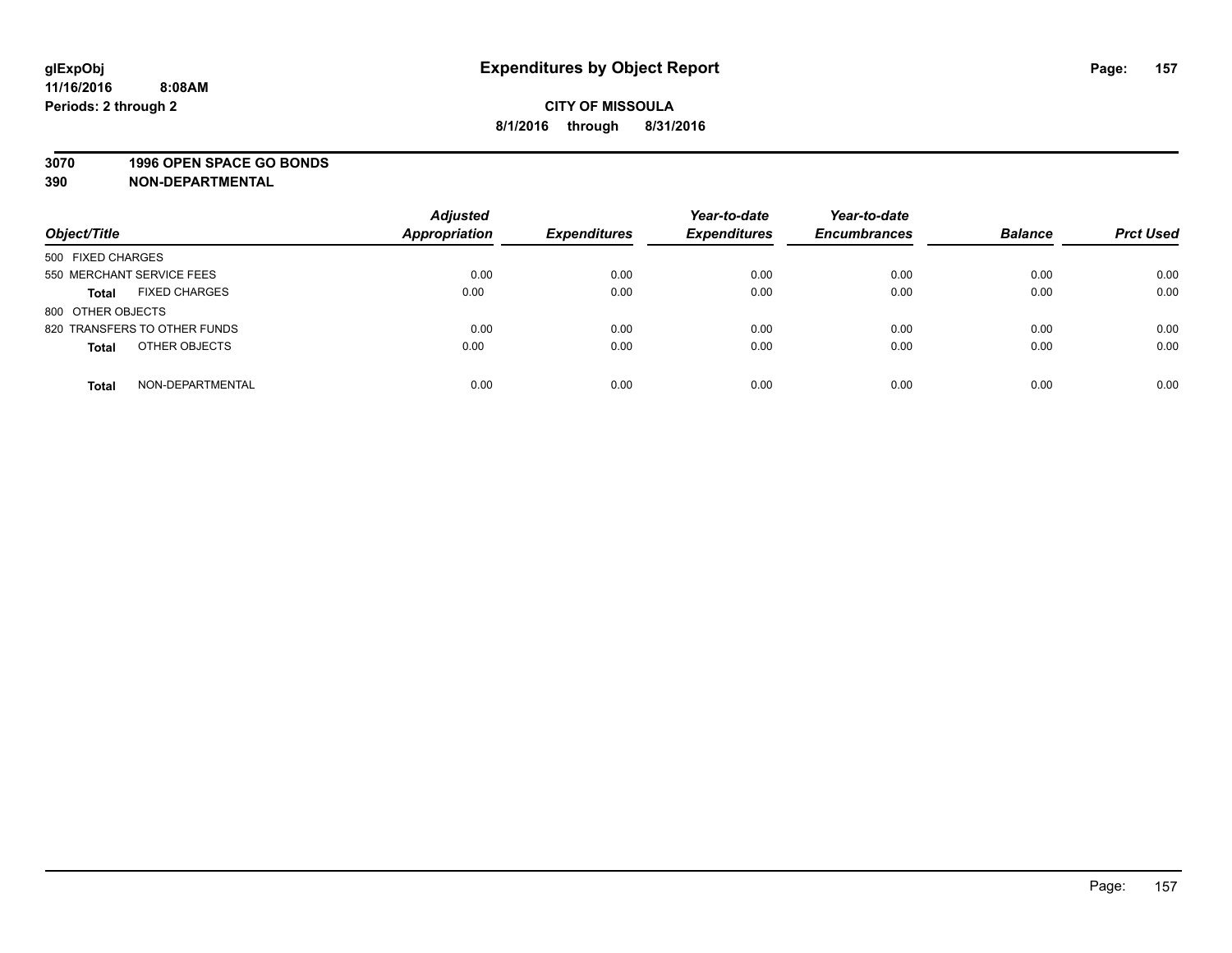glExpObj
11/16/2016 8:08AM
Periods: 2 through 2

# Expenditures by Object Report

**CITY OF MISSOULA**
**8/1/2016 through 8/31/2016**

**3070 1996 OPEN SPACE GO BONDS**
**390 NON-DEPARTMENTAL**

| Object/Title | Adjusted Appropriation | Expenditures | Year-to-date Expenditures | Year-to-date Encumbrances | Balance | Prct Used |
|---|---|---|---|---|---|---|
| 500 FIXED CHARGES | | | | | | |
| 550 MERCHANT SERVICE FEES | 0.00 | 0.00 | 0.00 | 0.00 | 0.00 | 0.00 |
| **Total** FIXED CHARGES | 0.00 | 0.00 | 0.00 | 0.00 | 0.00 | 0.00 |
| 800 OTHER OBJECTS | | | | | | |
| 820 TRANSFERS TO OTHER FUNDS | 0.00 | 0.00 | 0.00 | 0.00 | 0.00 | 0.00 |
| **Total** OTHER OBJECTS | 0.00 | 0.00 | 0.00 | 0.00 | 0.00 | 0.00 |
| **Total** NON-DEPARTMENTAL | 0.00 | 0.00 | 0.00 | 0.00 | 0.00 | 0.00 |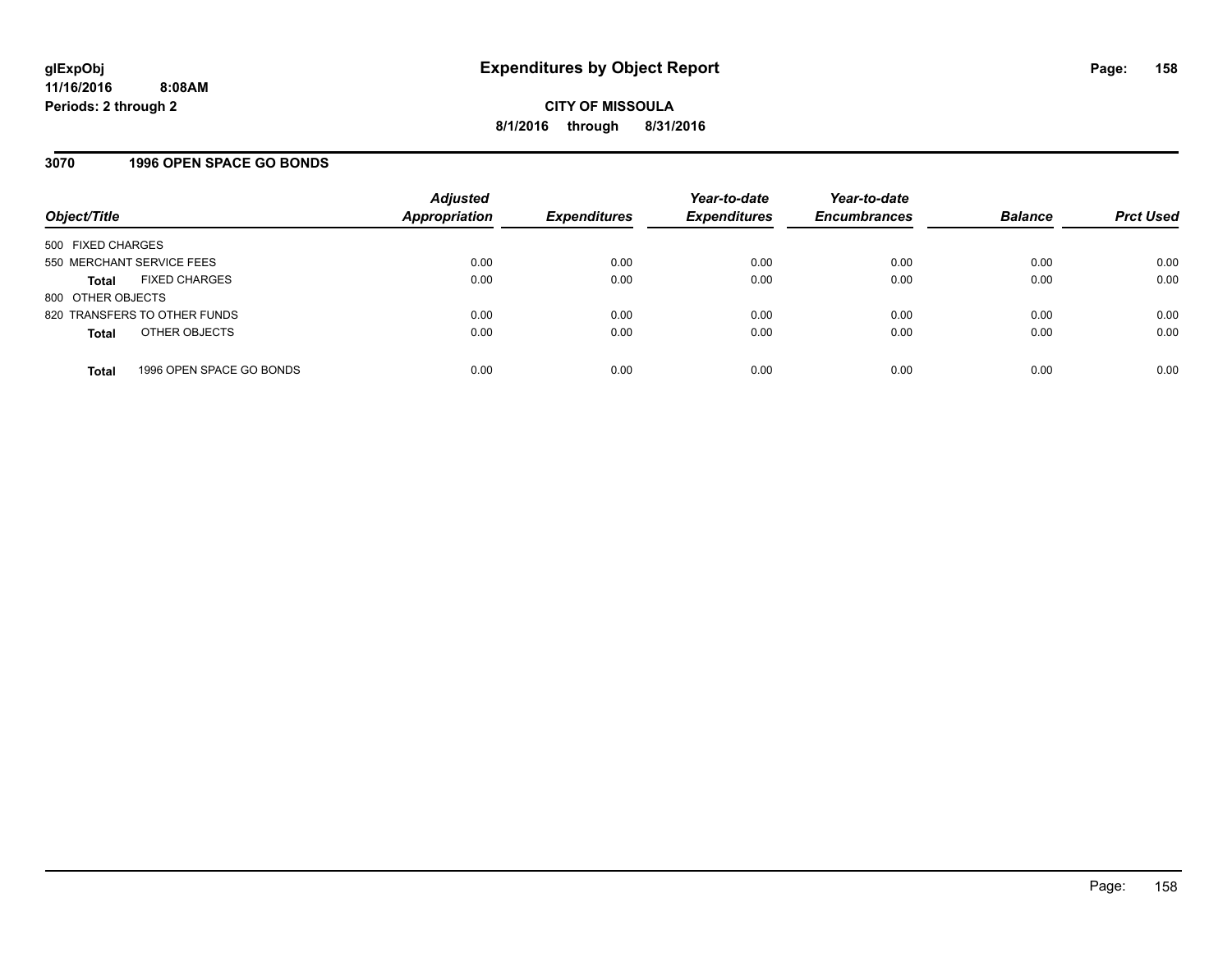glExpObj
11/16/2016 8:08AM
Periods: 2 through 2

# Expenditures by Object Report

**CITY OF MISSOULA**
**8/1/2016 through 8/31/2016**

## 3070 1996 OPEN SPACE GO BONDS

| Object/Title | | Adjusted Appropriation | Expenditures | Year-to-date Expenditures | Year-to-date Encumbrances | Balance | Prct Used |
|---|---|---|---|---|---|---|---|
| 500 FIXED CHARGES | | | | | | | |
| 550 MERCHANT SERVICE FEES | | 0.00 | 0.00 | 0.00 | 0.00 | 0.00 | 0.00 |
| **Total** | FIXED CHARGES | 0.00 | 0.00 | 0.00 | 0.00 | 0.00 | 0.00 |
| 800 OTHER OBJECTS | | | | | | | |
| 820 TRANSFERS TO OTHER FUNDS | | 0.00 | 0.00 | 0.00 | 0.00 | 0.00 | 0.00 |
| **Total** | OTHER OBJECTS | 0.00 | 0.00 | 0.00 | 0.00 | 0.00 | 0.00 |
| **Total** | 1996 OPEN SPACE GO BONDS | 0.00 | 0.00 | 0.00 | 0.00 | 0.00 | 0.00 |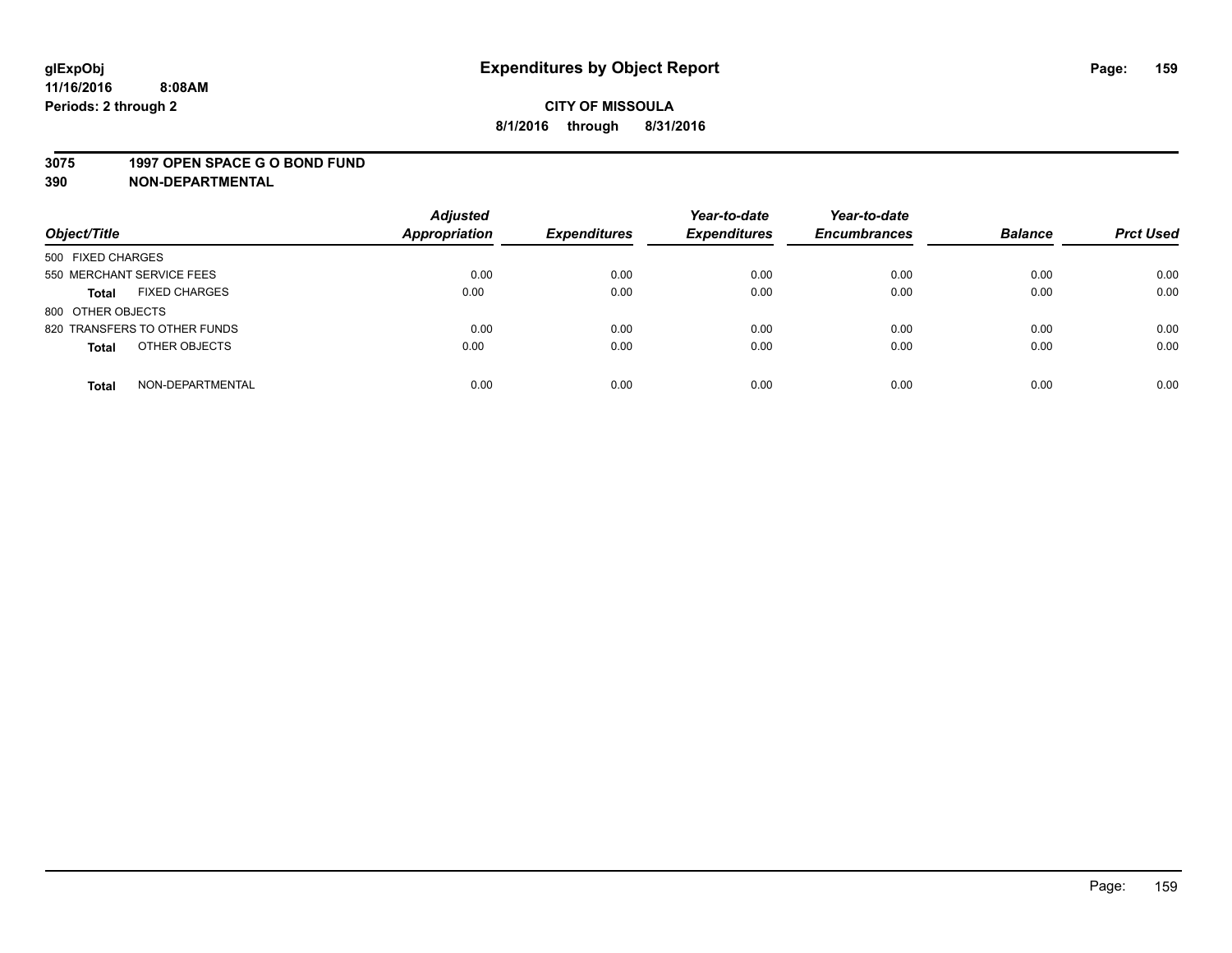**glExpObj**
**11/16/2016 8:08AM**
**Periods: 2 through 2**

# Expenditures by Object Report

**CITY OF MISSOULA**
**8/1/2016 through 8/31/2016**

**3075 1997 OPEN SPACE G O BOND FUND**
**390 NON-DEPARTMENTAL**

| Object/Title | | Adjusted Appropriation | Expenditures | Year-to-date Expenditures | Year-to-date Encumbrances | Balance | Prct Used |
|---|---|---|---|---|---|---|---|
| 500 FIXED CHARGES | | | | | | | |
| 550 MERCHANT SERVICE FEES | | 0.00 | 0.00 | 0.00 | 0.00 | 0.00 | 0.00 |
| **Total** | FIXED CHARGES | 0.00 | 0.00 | 0.00 | 0.00 | 0.00 | 0.00 |
| 800 OTHER OBJECTS | | | | | | | |
| 820 TRANSFERS TO OTHER FUNDS | | 0.00 | 0.00 | 0.00 | 0.00 | 0.00 | 0.00 |
| **Total** | OTHER OBJECTS | 0.00 | 0.00 | 0.00 | 0.00 | 0.00 | 0.00 |
| **Total** | NON-DEPARTMENTAL | 0.00 | 0.00 | 0.00 | 0.00 | 0.00 | 0.00 |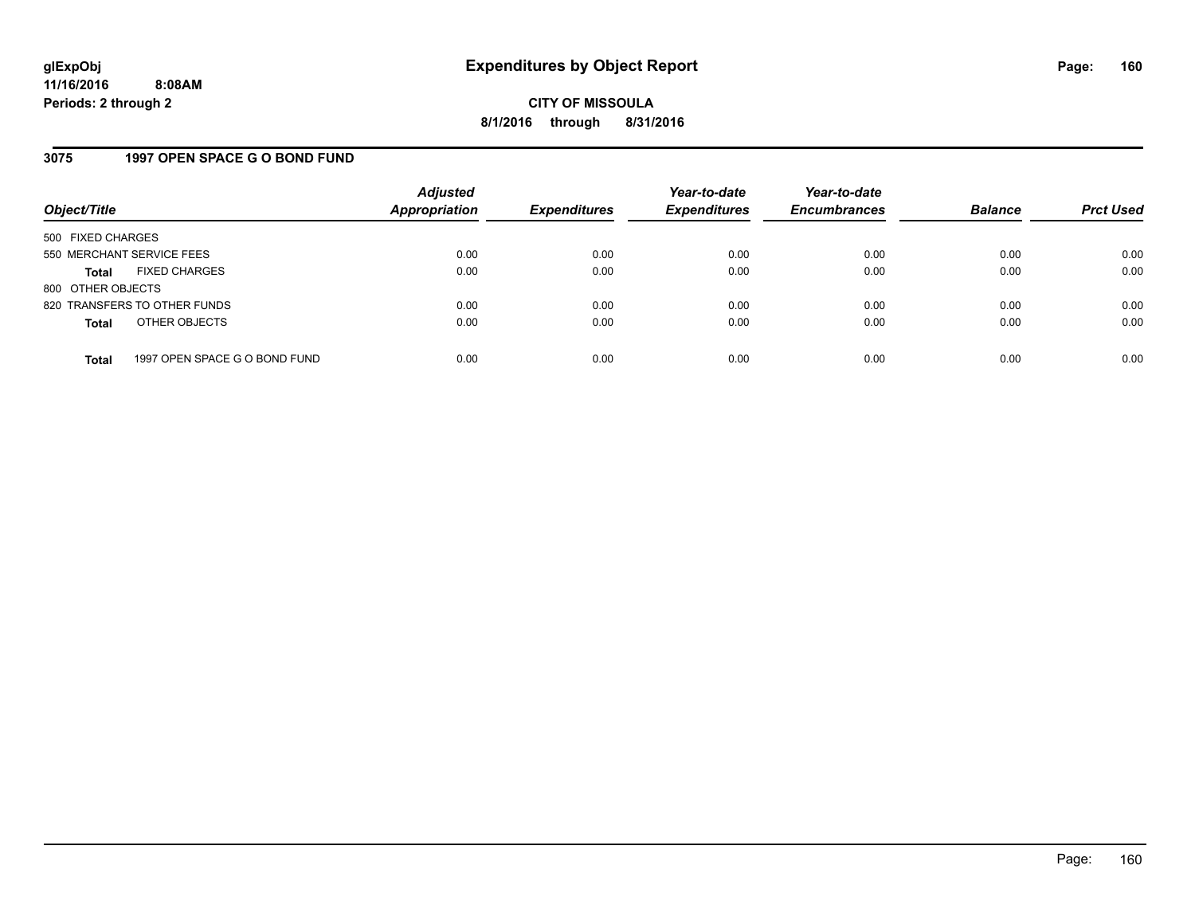# Expenditures by Object Report

glExpObj
11/16/2016 8:08AM
Periods: 2 through 2

**CITY OF MISSOULA**
**8/1/2016 through 8/31/2016**

## 3075 1997 OPEN SPACE G O BOND FUND

| Object/Title | Adjusted Appropriation | Expenditures | Year-to-date Expenditures | Year-to-date Encumbrances | Balance | Prct Used |
|---|---|---|---|---|---|---|
| 500 FIXED CHARGES | | | | | | |
| 550 MERCHANT SERVICE FEES | 0.00 | 0.00 | 0.00 | 0.00 | 0.00 | 0.00 |
| **Total** FIXED CHARGES | 0.00 | 0.00 | 0.00 | 0.00 | 0.00 | 0.00 |
| 800 OTHER OBJECTS | | | | | | |
| 820 TRANSFERS TO OTHER FUNDS | 0.00 | 0.00 | 0.00 | 0.00 | 0.00 | 0.00 |
| **Total** OTHER OBJECTS | 0.00 | 0.00 | 0.00 | 0.00 | 0.00 | 0.00 |
| **Total** 1997 OPEN SPACE G O BOND FUND | 0.00 | 0.00 | 0.00 | 0.00 | 0.00 | 0.00 |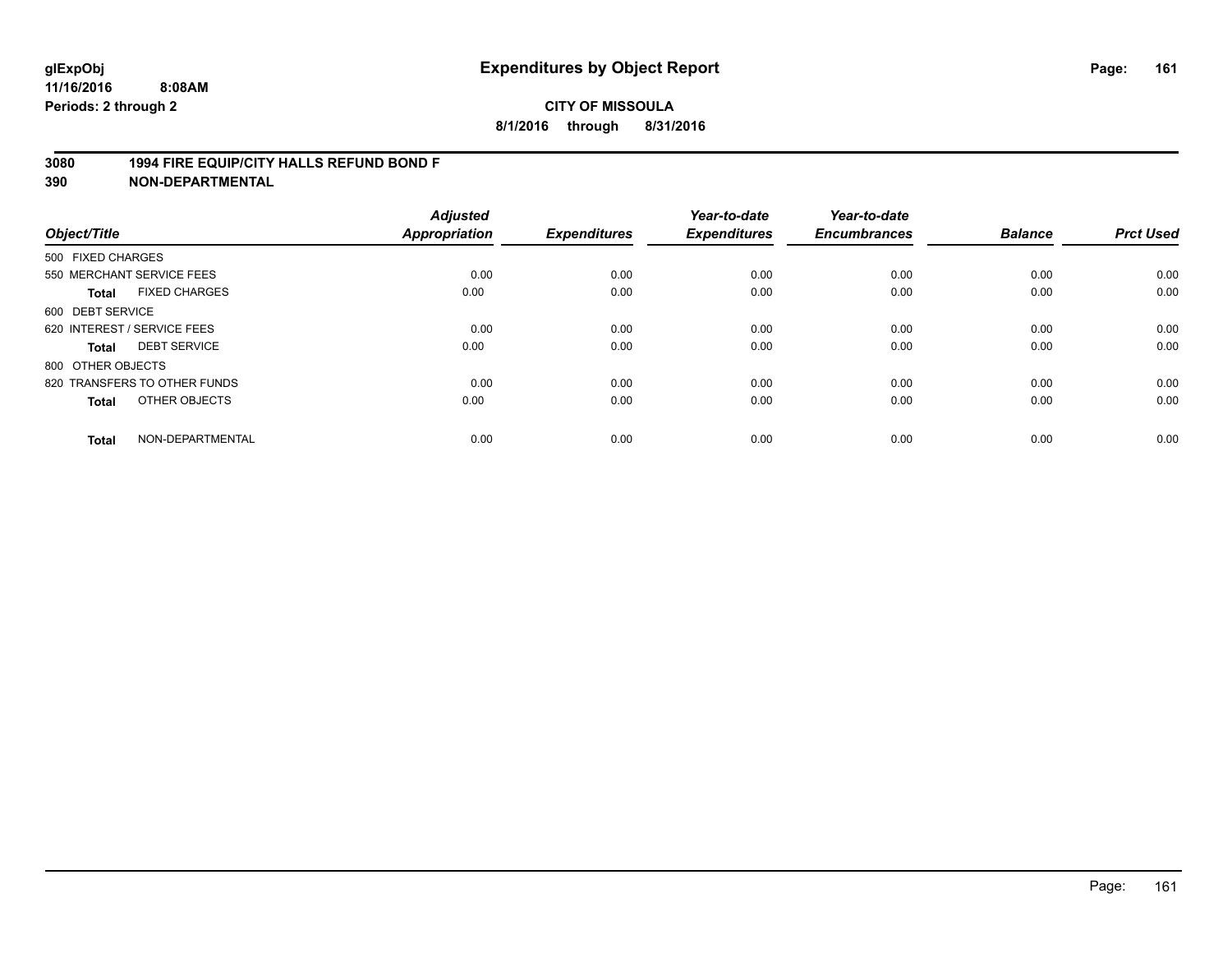# Expenditures by Object Report

glExpObj
11/16/2016 8:08AM
Periods: 2 through 2

**CITY OF MISSOULA**
**8/1/2016 through 8/31/2016**

**3080 1994 FIRE EQUIP/CITY HALLS REFUND BOND F**
**390 NON-DEPARTMENTAL**

| Object/Title | Adjusted Appropriation | Expenditures | Year-to-date Expenditures | Year-to-date Encumbrances | Balance | Prct Used |
|---|---|---|---|---|---|---|
| 500 FIXED CHARGES | | | | | | |
| 550 MERCHANT SERVICE FEES | 0.00 | 0.00 | 0.00 | 0.00 | 0.00 | 0.00 |
| **Total** FIXED CHARGES | 0.00 | 0.00 | 0.00 | 0.00 | 0.00 | 0.00 |
| 600 DEBT SERVICE | | | | | | |
| 620 INTEREST / SERVICE FEES | 0.00 | 0.00 | 0.00 | 0.00 | 0.00 | 0.00 |
| **Total** DEBT SERVICE | 0.00 | 0.00 | 0.00 | 0.00 | 0.00 | 0.00 |
| 800 OTHER OBJECTS | | | | | | |
| 820 TRANSFERS TO OTHER FUNDS | 0.00 | 0.00 | 0.00 | 0.00 | 0.00 | 0.00 |
| **Total** OTHER OBJECTS | 0.00 | 0.00 | 0.00 | 0.00 | 0.00 | 0.00 |
| **Total** NON-DEPARTMENTAL | 0.00 | 0.00 | 0.00 | 0.00 | 0.00 | 0.00 |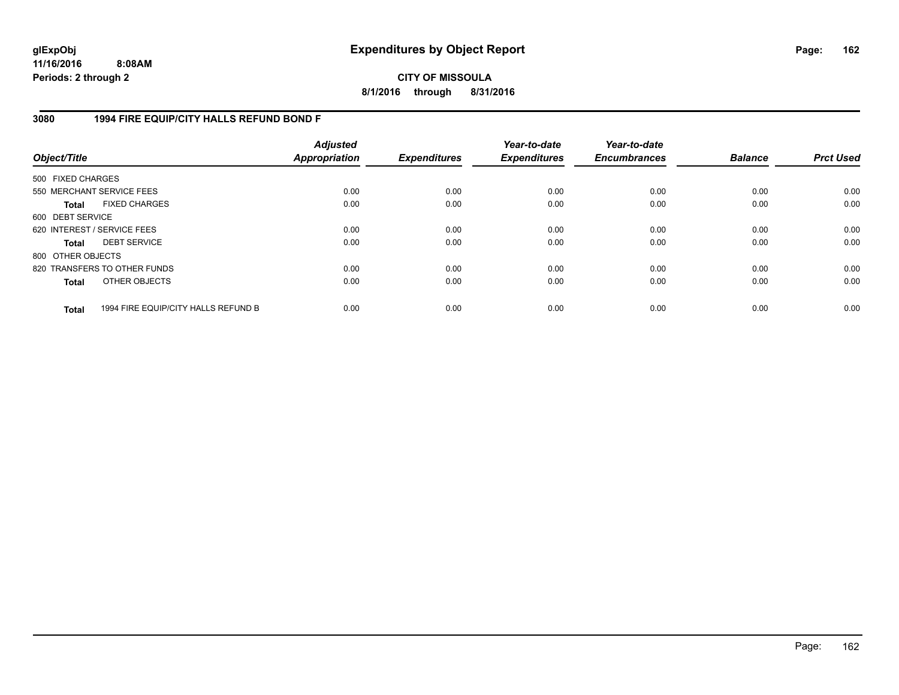**glExpObj**
**11/16/2016 8:08AM**
**Periods: 2 through 2**

# Expenditures by Object Report

**CITY OF MISSOULA**
**8/1/2016 through 8/31/2016**

## 3080 1994 FIRE EQUIP/CITY HALLS REFUND BOND F

| Object/Title | | Adjusted Appropriation | Expenditures | Year-to-date Expenditures | Year-to-date Encumbrances | Balance | Prct Used |
|---|---|---|---|---|---|---|---|
| 500 FIXED CHARGES | | | | | | | |
| 550 MERCHANT SERVICE FEES | | 0.00 | 0.00 | 0.00 | 0.00 | 0.00 | 0.00 |
| **Total** | FIXED CHARGES | 0.00 | 0.00 | 0.00 | 0.00 | 0.00 | 0.00 |
| 600 DEBT SERVICE | | | | | | | |
| 620 INTEREST / SERVICE FEES | | 0.00 | 0.00 | 0.00 | 0.00 | 0.00 | 0.00 |
| **Total** | DEBT SERVICE | 0.00 | 0.00 | 0.00 | 0.00 | 0.00 | 0.00 |
| 800 OTHER OBJECTS | | | | | | | |
| 820 TRANSFERS TO OTHER FUNDS | | 0.00 | 0.00 | 0.00 | 0.00 | 0.00 | 0.00 |
| **Total** | OTHER OBJECTS | 0.00 | 0.00 | 0.00 | 0.00 | 0.00 | 0.00 |
| **Total** | 1994 FIRE EQUIP/CITY HALLS REFUND B | 0.00 | 0.00 | 0.00 | 0.00 | 0.00 | 0.00 |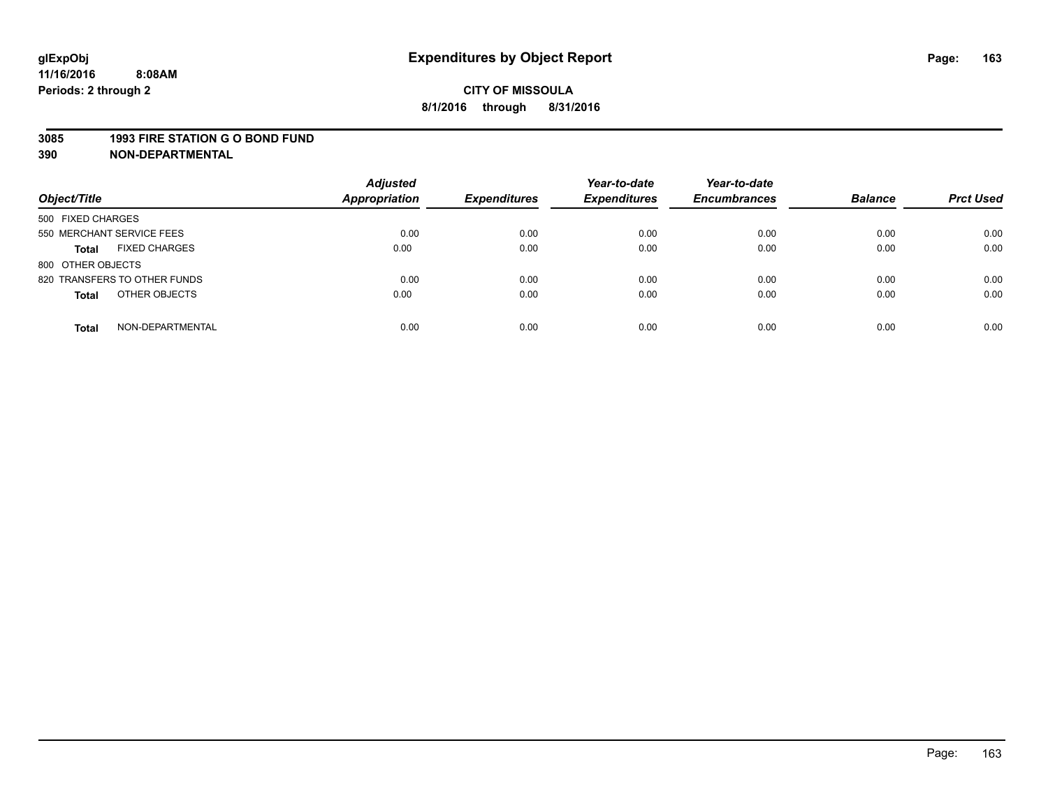**Expenditures by Object Report**

**CITY OF MISSOULA**

**8/1/2016 through 8/31/2016**

glExpObj
11/16/2016 8:08AM
Periods: 2 through 2

**3085 1993 FIRE STATION G O BOND FUND**
**390 NON-DEPARTMENTAL**

| Object/Title | Adjusted Appropriation | Expenditures | Year-to-date Expenditures | Year-to-date Encumbrances | Balance | Prct Used |
|---|---|---|---|---|---|---|
| 500 FIXED CHARGES | | | | | | |
| 550 MERCHANT SERVICE FEES | 0.00 | 0.00 | 0.00 | 0.00 | 0.00 | 0.00 |
| **Total** FIXED CHARGES | 0.00 | 0.00 | 0.00 | 0.00 | 0.00 | 0.00 |
| 800 OTHER OBJECTS | | | | | | |
| 820 TRANSFERS TO OTHER FUNDS | 0.00 | 0.00 | 0.00 | 0.00 | 0.00 | 0.00 |
| **Total** OTHER OBJECTS | 0.00 | 0.00 | 0.00 | 0.00 | 0.00 | 0.00 |
| **Total** NON-DEPARTMENTAL | 0.00 | 0.00 | 0.00 | 0.00 | 0.00 | 0.00 |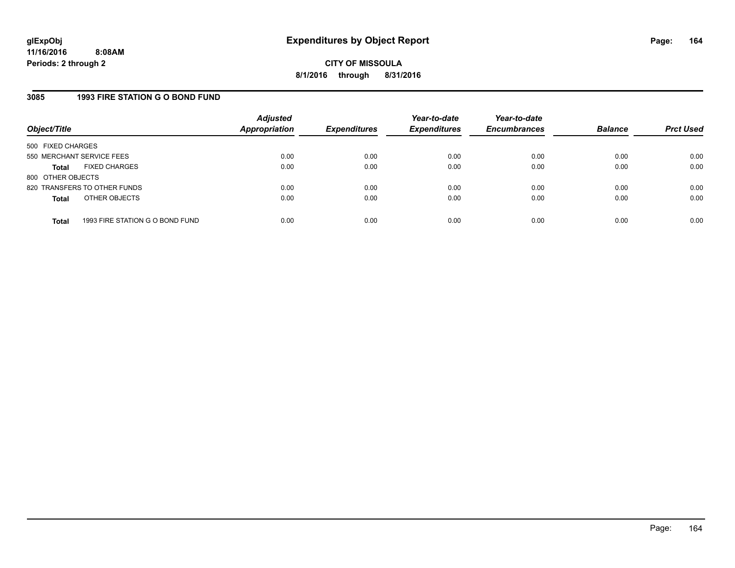# Expenditures by Object Report

glExpObj
11/16/2016 8:08AM
Periods: 2 through 2

**CITY OF MISSOULA**
**8/1/2016 through 8/31/2016**

## 3085 1993 FIRE STATION G O BOND FUND

| Object/Title | | Adjusted Appropriation | Expenditures | Year-to-date Expenditures | Year-to-date Encumbrances | Balance | Prct Used |
|---|---|---|---|---|---|---|---|
| 500 FIXED CHARGES | | | | | | | |
| 550 MERCHANT SERVICE FEES | | 0.00 | 0.00 | 0.00 | 0.00 | 0.00 | 0.00 |
| **Total** | FIXED CHARGES | 0.00 | 0.00 | 0.00 | 0.00 | 0.00 | 0.00 |
| 800 OTHER OBJECTS | | | | | | | |
| 820 TRANSFERS TO OTHER FUNDS | | 0.00 | 0.00 | 0.00 | 0.00 | 0.00 | 0.00 |
| **Total** | OTHER OBJECTS | 0.00 | 0.00 | 0.00 | 0.00 | 0.00 | 0.00 |
| **Total** | 1993 FIRE STATION G O BOND FUND | 0.00 | 0.00 | 0.00 | 0.00 | 0.00 | 0.00 |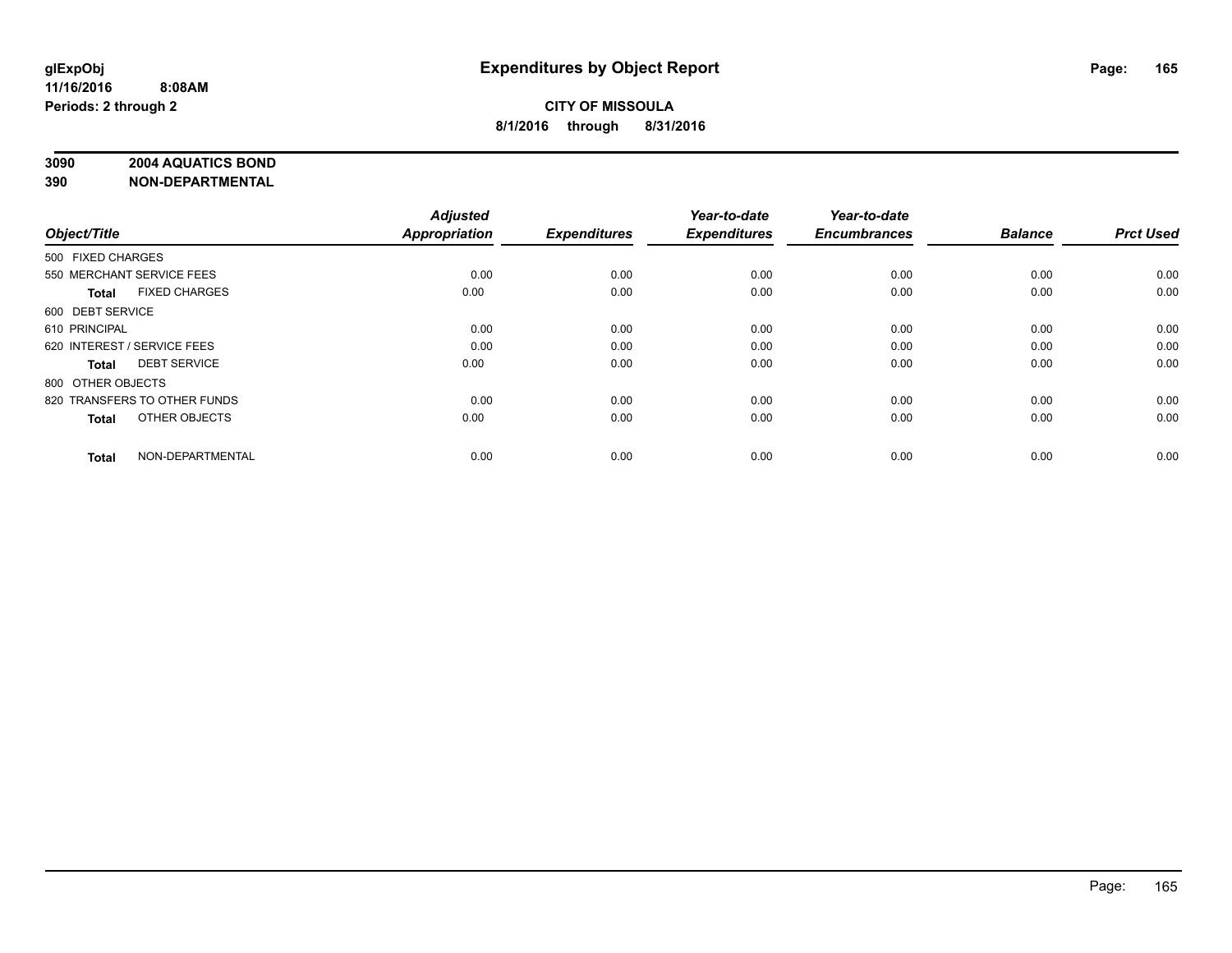# Expenditures by Object Report

glExpObj
11/16/2016 8:08AM
Periods: 2 through 2

**CITY OF MISSOULA**
**8/1/2016 through 8/31/2016**

**3090 2004 AQUATICS BOND**
**390 NON-DEPARTMENTAL**

| Object/Title | Adjusted Appropriation | Expenditures | Year-to-date Expenditures | Year-to-date Encumbrances | Balance | Prct Used |
|---|---|---|---|---|---|---|
| 500 FIXED CHARGES | | | | | | |
| 550 MERCHANT SERVICE FEES | 0.00 | 0.00 | 0.00 | 0.00 | 0.00 | 0.00 |
| **Total** FIXED CHARGES | 0.00 | 0.00 | 0.00 | 0.00 | 0.00 | 0.00 |
| 600 DEBT SERVICE | | | | | | |
| 610 PRINCIPAL | 0.00 | 0.00 | 0.00 | 0.00 | 0.00 | 0.00 |
| 620 INTEREST / SERVICE FEES | 0.00 | 0.00 | 0.00 | 0.00 | 0.00 | 0.00 |
| **Total** DEBT SERVICE | 0.00 | 0.00 | 0.00 | 0.00 | 0.00 | 0.00 |
| 800 OTHER OBJECTS | | | | | | |
| 820 TRANSFERS TO OTHER FUNDS | 0.00 | 0.00 | 0.00 | 0.00 | 0.00 | 0.00 |
| **Total** OTHER OBJECTS | 0.00 | 0.00 | 0.00 | 0.00 | 0.00 | 0.00 |
| **Total** NON-DEPARTMENTAL | 0.00 | 0.00 | 0.00 | 0.00 | 0.00 | 0.00 |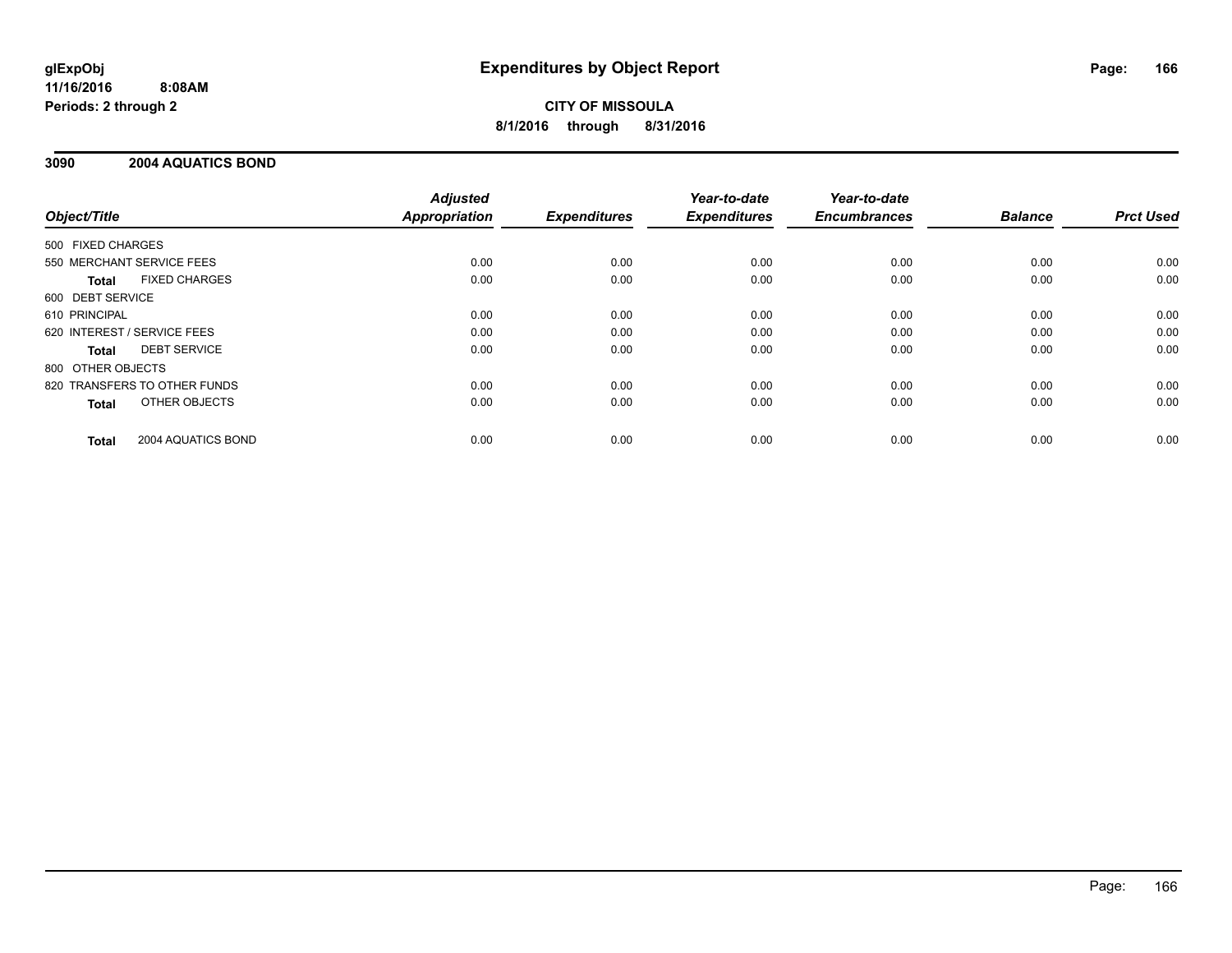**glExpObj** **Expenditures by Object Report**

**11/16/2016 8:08AM**

**Periods: 2 through 2**

**CITY OF MISSOULA**

**8/1/2016 through 8/31/2016**

## 3090 2004 AQUATICS BOND

| Object/Title | Adjusted Appropriation | Expenditures | Year-to-date Expenditures | Year-to-date Encumbrances | Balance | Prct Used |
|---|---|---|---|---|---|---|
| 500 FIXED CHARGES | | | | | | |
| 550 MERCHANT SERVICE FEES | 0.00 | 0.00 | 0.00 | 0.00 | 0.00 | 0.00 |
| **Total** FIXED CHARGES | 0.00 | 0.00 | 0.00 | 0.00 | 0.00 | 0.00 |
| 600 DEBT SERVICE | | | | | | |
| 610 PRINCIPAL | 0.00 | 0.00 | 0.00 | 0.00 | 0.00 | 0.00 |
| 620 INTEREST / SERVICE FEES | 0.00 | 0.00 | 0.00 | 0.00 | 0.00 | 0.00 |
| **Total** DEBT SERVICE | 0.00 | 0.00 | 0.00 | 0.00 | 0.00 | 0.00 |
| 800 OTHER OBJECTS | | | | | | |
| 820 TRANSFERS TO OTHER FUNDS | 0.00 | 0.00 | 0.00 | 0.00 | 0.00 | 0.00 |
| **Total** OTHER OBJECTS | 0.00 | 0.00 | 0.00 | 0.00 | 0.00 | 0.00 |
| **Total** 2004 AQUATICS BOND | 0.00 | 0.00 | 0.00 | 0.00 | 0.00 | 0.00 |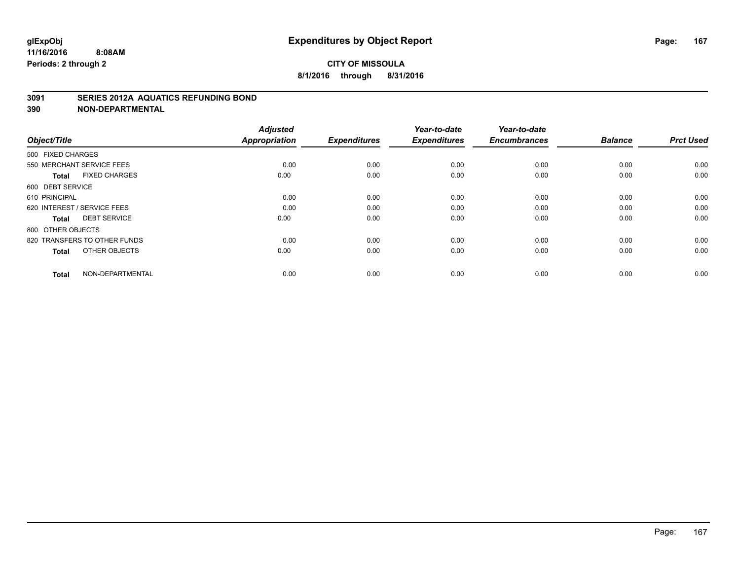# Expenditures by Object Report

glExpObj
11/16/2016 8:08AM
Periods: 2 through 2

**CITY OF MISSOULA**
**8/1/2016 through 8/31/2016**

**3091 SERIES 2012A AQUATICS REFUNDING BOND**
**390 NON-DEPARTMENTAL**

| Object/Title | | Adjusted Appropriation | Expenditures | Year-to-date Expenditures | Year-to-date Encumbrances | Balance | Prct Used |
|---|---|---|---|---|---|---|---|
| 500 FIXED CHARGES | | | | | | | |
| 550 MERCHANT SERVICE FEES | | 0.00 | 0.00 | 0.00 | 0.00 | 0.00 | 0.00 |
| **Total** | FIXED CHARGES | 0.00 | 0.00 | 0.00 | 0.00 | 0.00 | 0.00 |
| 600 DEBT SERVICE | | | | | | | |
| 610 PRINCIPAL | | 0.00 | 0.00 | 0.00 | 0.00 | 0.00 | 0.00 |
| 620 INTEREST / SERVICE FEES | | 0.00 | 0.00 | 0.00 | 0.00 | 0.00 | 0.00 |
| **Total** | DEBT SERVICE | 0.00 | 0.00 | 0.00 | 0.00 | 0.00 | 0.00 |
| 800 OTHER OBJECTS | | | | | | | |
| 820 TRANSFERS TO OTHER FUNDS | | 0.00 | 0.00 | 0.00 | 0.00 | 0.00 | 0.00 |
| **Total** | OTHER OBJECTS | 0.00 | 0.00 | 0.00 | 0.00 | 0.00 | 0.00 |
| **Total** | NON-DEPARTMENTAL | 0.00 | 0.00 | 0.00 | 0.00 | 0.00 | 0.00 |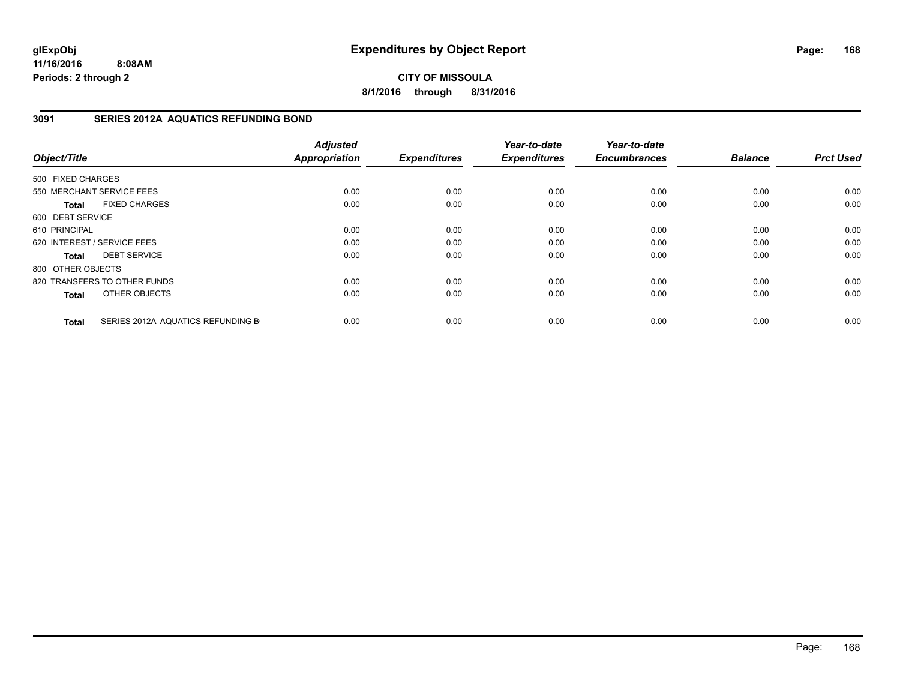**CITY OF MISSOULA**

**8/1/2016 through 8/31/2016**

## 3091 SERIES 2012A AQUATICS REFUNDING BOND

| Object/Title | | Adjusted Appropriation | Expenditures | Year-to-date Expenditures | Year-to-date Encumbrances | Balance | Prct Used |
|---|---|---|---|---|---|---|---|
| 500 FIXED CHARGES | | | | | | | |
| 550 MERCHANT SERVICE FEES | | 0.00 | 0.00 | 0.00 | 0.00 | 0.00 | 0.00 |
| **Total** | FIXED CHARGES | 0.00 | 0.00 | 0.00 | 0.00 | 0.00 | 0.00 |
| 600 DEBT SERVICE | | | | | | | |
| 610 PRINCIPAL | | 0.00 | 0.00 | 0.00 | 0.00 | 0.00 | 0.00 |
| 620 INTEREST / SERVICE FEES | | 0.00 | 0.00 | 0.00 | 0.00 | 0.00 | 0.00 |
| **Total** | DEBT SERVICE | 0.00 | 0.00 | 0.00 | 0.00 | 0.00 | 0.00 |
| 800 OTHER OBJECTS | | | | | | | |
| 820 TRANSFERS TO OTHER FUNDS | | 0.00 | 0.00 | 0.00 | 0.00 | 0.00 | 0.00 |
| **Total** | OTHER OBJECTS | 0.00 | 0.00 | 0.00 | 0.00 | 0.00 | 0.00 |
| **Total** | SERIES 2012A AQUATICS REFUNDING B | 0.00 | 0.00 | 0.00 | 0.00 | 0.00 | 0.00 |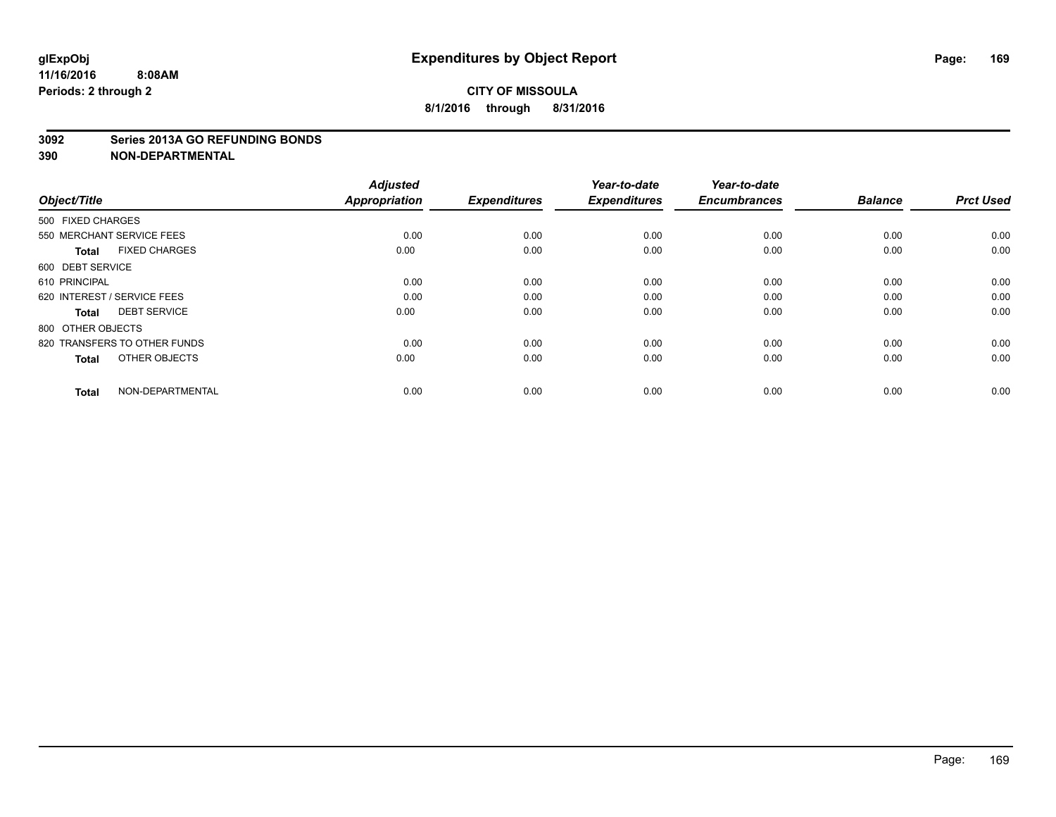glExpObj
11/16/2016 8:08AM
Periods: 2 through 2

# Expenditures by Object Report

**CITY OF MISSOULA**
**8/1/2016 through 8/31/2016**

**3092 Series 2013A GO REFUNDING BONDS**
**390 NON-DEPARTMENTAL**

| Object/Title | Adjusted Appropriation | Expenditures | Year-to-date Expenditures | Year-to-date Encumbrances | Balance | Prct Used |
|---|---|---|---|---|---|---|
| 500 FIXED CHARGES | | | | | | |
| 550 MERCHANT SERVICE FEES | 0.00 | 0.00 | 0.00 | 0.00 | 0.00 | 0.00 |
| **Total** FIXED CHARGES | 0.00 | 0.00 | 0.00 | 0.00 | 0.00 | 0.00 |
| 600 DEBT SERVICE | | | | | | |
| 610 PRINCIPAL | 0.00 | 0.00 | 0.00 | 0.00 | 0.00 | 0.00 |
| 620 INTEREST / SERVICE FEES | 0.00 | 0.00 | 0.00 | 0.00 | 0.00 | 0.00 |
| **Total** DEBT SERVICE | 0.00 | 0.00 | 0.00 | 0.00 | 0.00 | 0.00 |
| 800 OTHER OBJECTS | | | | | | |
| 820 TRANSFERS TO OTHER FUNDS | 0.00 | 0.00 | 0.00 | 0.00 | 0.00 | 0.00 |
| **Total** OTHER OBJECTS | 0.00 | 0.00 | 0.00 | 0.00 | 0.00 | 0.00 |
| **Total** NON-DEPARTMENTAL | 0.00 | 0.00 | 0.00 | 0.00 | 0.00 | 0.00 |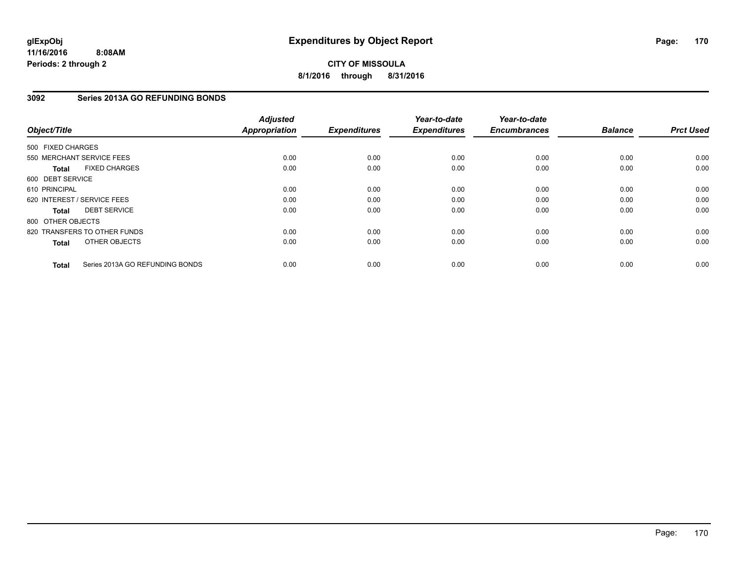# Expenditures by Object Report

glExpObj
11/16/2016 8:08AM
Periods: 2 through 2

**CITY OF MISSOULA**
**8/1/2016 through 8/31/2016**

## 3092 Series 2013A GO REFUNDING BONDS

| Object/Title | Adjusted Appropriation | Expenditures | Year-to-date Expenditures | Year-to-date Encumbrances | Balance | Prct Used |
|---|---|---|---|---|---|---|
| 500 FIXED CHARGES | | | | | | |
| 550 MERCHANT SERVICE FEES | 0.00 | 0.00 | 0.00 | 0.00 | 0.00 | 0.00 |
| **Total** FIXED CHARGES | 0.00 | 0.00 | 0.00 | 0.00 | 0.00 | 0.00 |
| 600 DEBT SERVICE | | | | | | |
| 610 PRINCIPAL | 0.00 | 0.00 | 0.00 | 0.00 | 0.00 | 0.00 |
| 620 INTEREST / SERVICE FEES | 0.00 | 0.00 | 0.00 | 0.00 | 0.00 | 0.00 |
| **Total** DEBT SERVICE | 0.00 | 0.00 | 0.00 | 0.00 | 0.00 | 0.00 |
| 800 OTHER OBJECTS | | | | | | |
| 820 TRANSFERS TO OTHER FUNDS | 0.00 | 0.00 | 0.00 | 0.00 | 0.00 | 0.00 |
| **Total** OTHER OBJECTS | 0.00 | 0.00 | 0.00 | 0.00 | 0.00 | 0.00 |
| **Total** Series 2013A GO REFUNDING BONDS | 0.00 | 0.00 | 0.00 | 0.00 | 0.00 | 0.00 |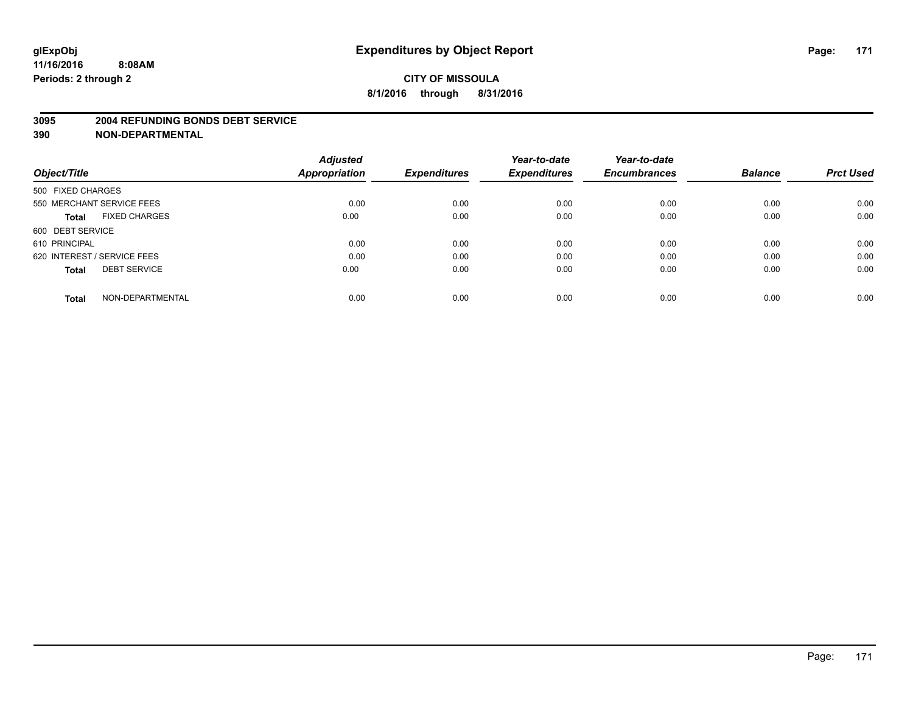**glExpObj**
**11/16/2016 8:08AM**
**Periods: 2 through 2**

# Expenditures by Object Report

**CITY OF MISSOULA**
**8/1/2016 through 8/31/2016**

**3095 2004 REFUNDING BONDS DEBT SERVICE**
**390 NON-DEPARTMENTAL**

| Object/Title | Adjusted Appropriation | Expenditures | Year-to-date Expenditures | Year-to-date Encumbrances | Balance | Prct Used |
|---|---|---|---|---|---|---|
| 500 FIXED CHARGES | | | | | | |
| 550 MERCHANT SERVICE FEES | 0.00 | 0.00 | 0.00 | 0.00 | 0.00 | 0.00 |
| **Total** FIXED CHARGES | 0.00 | 0.00 | 0.00 | 0.00 | 0.00 | 0.00 |
| 600 DEBT SERVICE | | | | | | |
| 610 PRINCIPAL | 0.00 | 0.00 | 0.00 | 0.00 | 0.00 | 0.00 |
| 620 INTEREST / SERVICE FEES | 0.00 | 0.00 | 0.00 | 0.00 | 0.00 | 0.00 |
| **Total** DEBT SERVICE | 0.00 | 0.00 | 0.00 | 0.00 | 0.00 | 0.00 |
| **Total** NON-DEPARTMENTAL | 0.00 | 0.00 | 0.00 | 0.00 | 0.00 | 0.00 |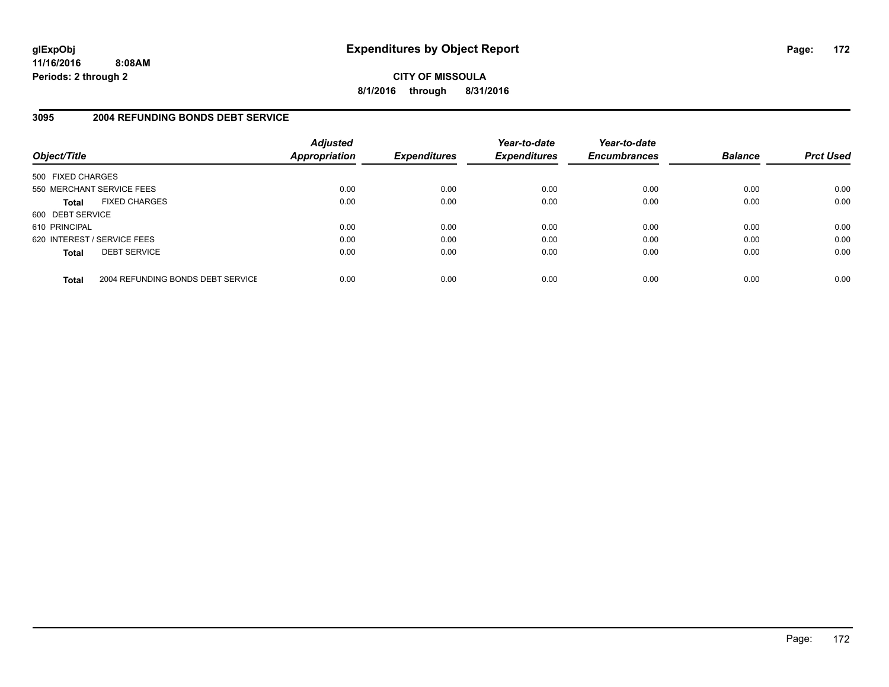# Expenditures by Object Report

**glExpObj**
**11/16/2016 8:08AM**
**Periods: 2 through 2**

**CITY OF MISSOULA**
**8/1/2016 through 8/31/2016**

## 3095 2004 REFUNDING BONDS DEBT SERVICE

| Object/Title | | Adjusted Appropriation | Expenditures | Year-to-date Expenditures | Year-to-date Encumbrances | Balance | Prct Used |
|---|---|---|---|---|---|---|---|
| 500 FIXED CHARGES | | | | | | | |
| 550 MERCHANT SERVICE FEES | | 0.00 | 0.00 | 0.00 | 0.00 | 0.00 | 0.00 |
| **Total** | FIXED CHARGES | 0.00 | 0.00 | 0.00 | 0.00 | 0.00 | 0.00 |
| 600 DEBT SERVICE | | | | | | | |
| 610 PRINCIPAL | | 0.00 | 0.00 | 0.00 | 0.00 | 0.00 | 0.00 |
| 620 INTEREST / SERVICE FEES | | 0.00 | 0.00 | 0.00 | 0.00 | 0.00 | 0.00 |
| **Total** | DEBT SERVICE | 0.00 | 0.00 | 0.00 | 0.00 | 0.00 | 0.00 |
| **Total** | 2004 REFUNDING BONDS DEBT SERVICE | 0.00 | 0.00 | 0.00 | 0.00 | 0.00 | 0.00 |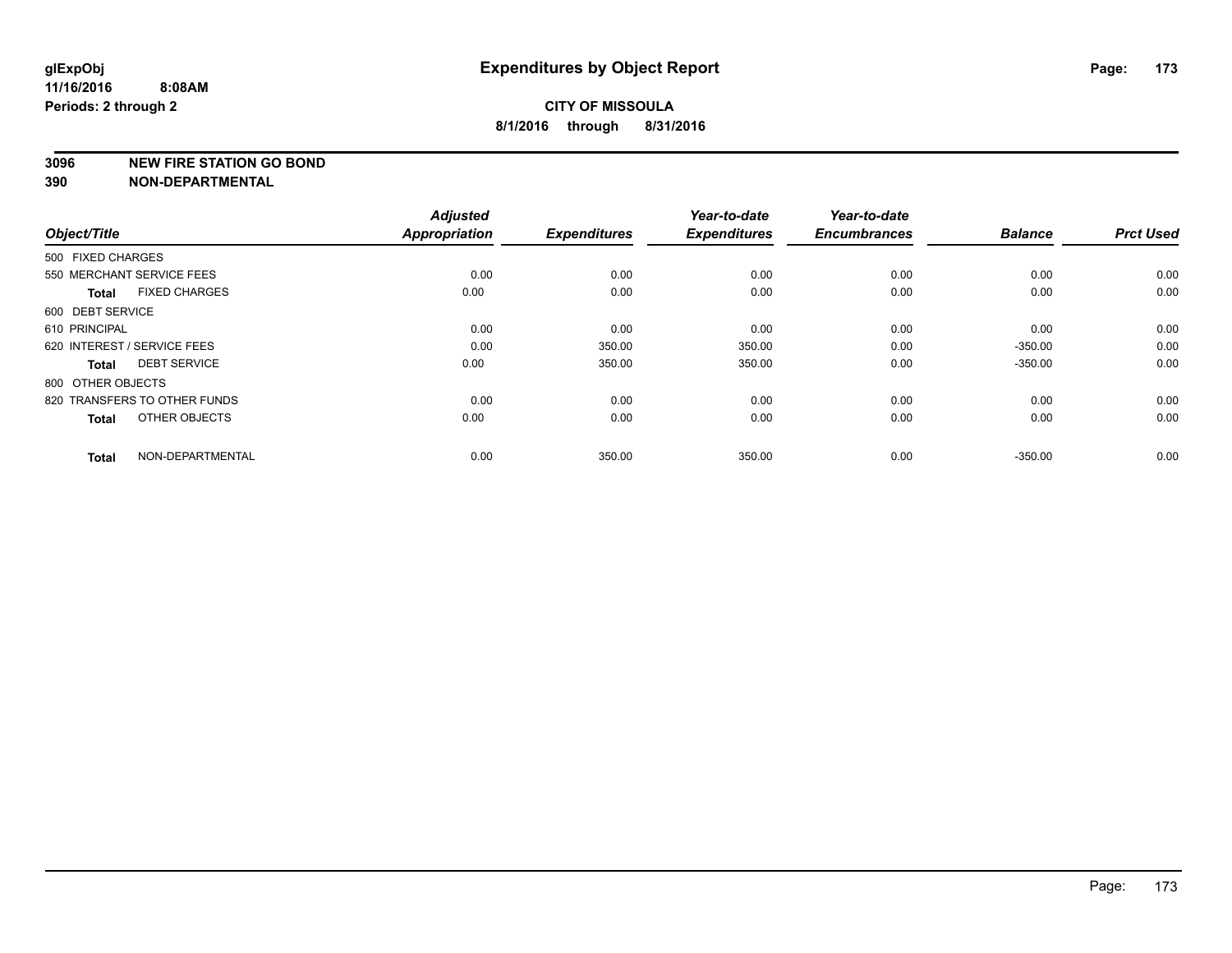# Expenditures by Object Report

glExpObj
11/16/2016 8:08AM
Periods: 2 through 2

**CITY OF MISSOULA**
**8/1/2016 through 8/31/2016**

**3096 NEW FIRE STATION GO BOND**
**390 NON-DEPARTMENTAL**

| Object/Title | Adjusted Appropriation | Expenditures | Year-to-date Expenditures | Year-to-date Encumbrances | Balance | Prct Used |
|---|---|---|---|---|---|---|
| 500 FIXED CHARGES | | | | | | |
| 550 MERCHANT SERVICE FEES | 0.00 | 0.00 | 0.00 | 0.00 | 0.00 | 0.00 |
| **Total** FIXED CHARGES | 0.00 | 0.00 | 0.00 | 0.00 | 0.00 | 0.00 |
| 600 DEBT SERVICE | | | | | | |
| 610 PRINCIPAL | 0.00 | 0.00 | 0.00 | 0.00 | 0.00 | 0.00 |
| 620 INTEREST / SERVICE FEES | 0.00 | 350.00 | 350.00 | 0.00 | -350.00 | 0.00 |
| **Total** DEBT SERVICE | 0.00 | 350.00 | 350.00 | 0.00 | -350.00 | 0.00 |
| 800 OTHER OBJECTS | | | | | | |
| 820 TRANSFERS TO OTHER FUNDS | 0.00 | 0.00 | 0.00 | 0.00 | 0.00 | 0.00 |
| **Total** OTHER OBJECTS | 0.00 | 0.00 | 0.00 | 0.00 | 0.00 | 0.00 |
| **Total** NON-DEPARTMENTAL | 0.00 | 350.00 | 350.00 | 0.00 | -350.00 | 0.00 |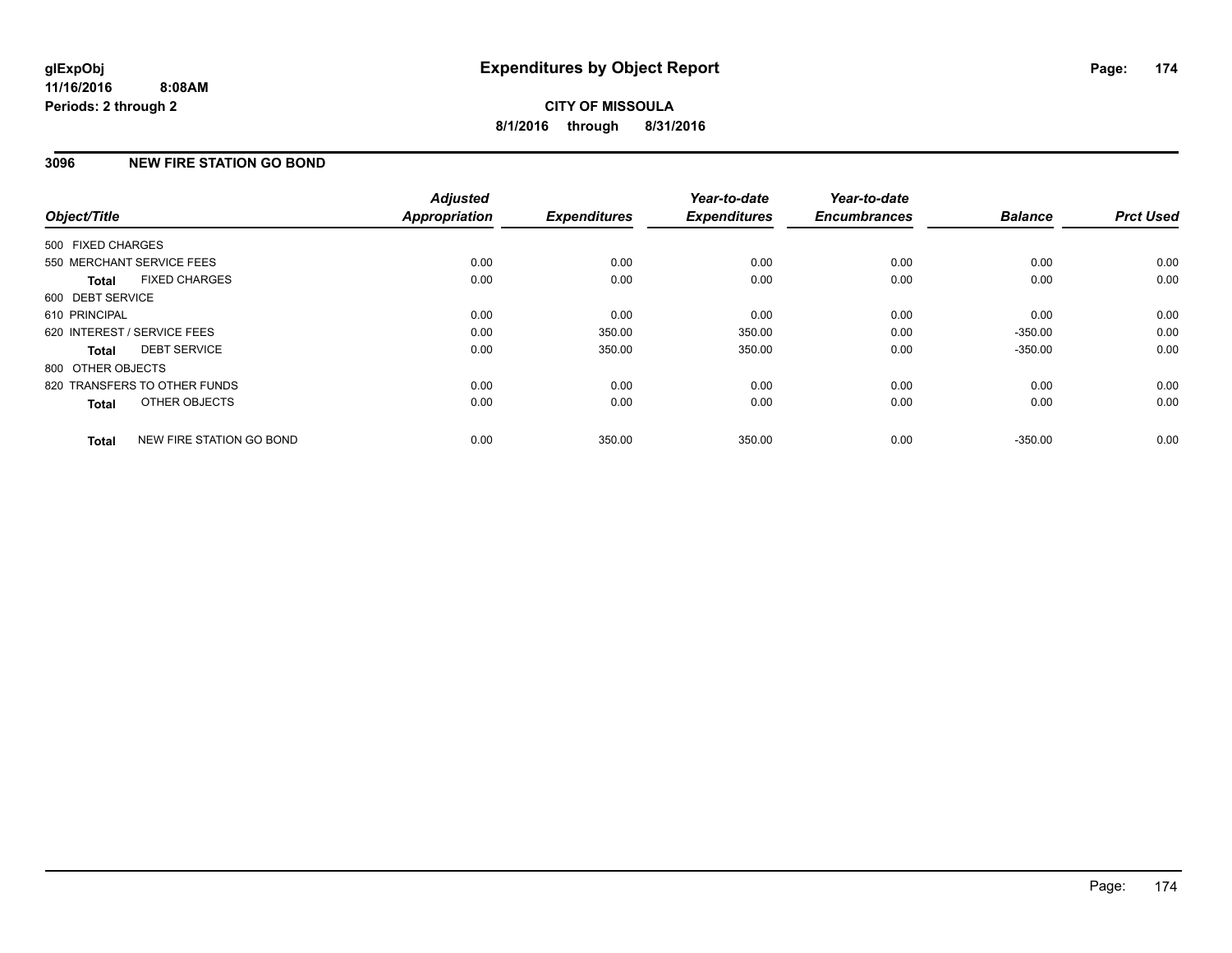# Expenditures by Object Report

**glExpObj**
**11/16/2016 8:08AM**
**Periods: 2 through 2**

**CITY OF MISSOULA**
**8/1/2016 through 8/31/2016**

## 3096 NEW FIRE STATION GO BOND

| Object/Title | Adjusted Appropriation | Expenditures | Year-to-date Expenditures | Year-to-date Encumbrances | Balance | Prct Used |
|---|---|---|---|---|---|---|
| 500 FIXED CHARGES | | | | | | |
| 550 MERCHANT SERVICE FEES | 0.00 | 0.00 | 0.00 | 0.00 | 0.00 | 0.00 |
| **Total** FIXED CHARGES | 0.00 | 0.00 | 0.00 | 0.00 | 0.00 | 0.00 |
| 600 DEBT SERVICE | | | | | | |
| 610 PRINCIPAL | 0.00 | 0.00 | 0.00 | 0.00 | 0.00 | 0.00 |
| 620 INTEREST / SERVICE FEES | 0.00 | 350.00 | 350.00 | 0.00 | -350.00 | 0.00 |
| **Total** DEBT SERVICE | 0.00 | 350.00 | 350.00 | 0.00 | -350.00 | 0.00 |
| 800 OTHER OBJECTS | | | | | | |
| 820 TRANSFERS TO OTHER FUNDS | 0.00 | 0.00 | 0.00 | 0.00 | 0.00 | 0.00 |
| **Total** OTHER OBJECTS | 0.00 | 0.00 | 0.00 | 0.00 | 0.00 | 0.00 |
| **Total** NEW FIRE STATION GO BOND | 0.00 | 350.00 | 350.00 | 0.00 | -350.00 | 0.00 |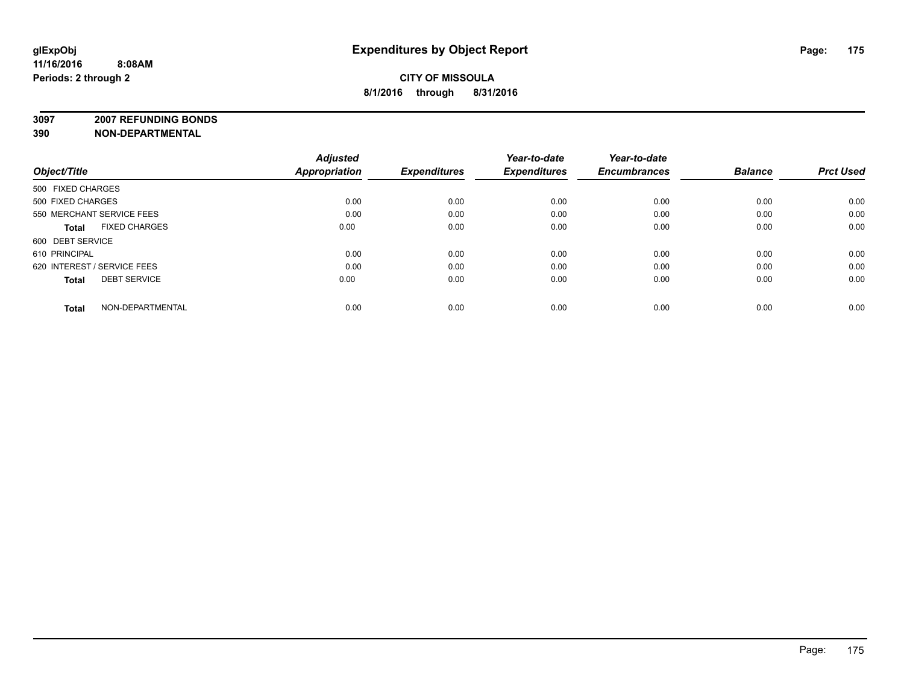# Expenditures by Object Report

glExpObj
11/16/2016 8:08AM
Periods: 2 through 2

**CITY OF MISSOULA**
**8/1/2016 through 8/31/2016**

**3097 2007 REFUNDING BONDS**
**390 NON-DEPARTMENTAL**

| Object/Title | Adjusted Appropriation | Expenditures | Year-to-date Expenditures | Year-to-date Encumbrances | Balance | Prct Used |
|---|---|---|---|---|---|---|
| 500 FIXED CHARGES | | | | | | |
| 500 FIXED CHARGES | 0.00 | 0.00 | 0.00 | 0.00 | 0.00 | 0.00 |
| 550 MERCHANT SERVICE FEES | 0.00 | 0.00 | 0.00 | 0.00 | 0.00 | 0.00 |
| **Total** FIXED CHARGES | 0.00 | 0.00 | 0.00 | 0.00 | 0.00 | 0.00 |
| 600 DEBT SERVICE | | | | | | |
| 610 PRINCIPAL | 0.00 | 0.00 | 0.00 | 0.00 | 0.00 | 0.00 |
| 620 INTEREST / SERVICE FEES | 0.00 | 0.00 | 0.00 | 0.00 | 0.00 | 0.00 |
| **Total** DEBT SERVICE | 0.00 | 0.00 | 0.00 | 0.00 | 0.00 | 0.00 |
| **Total** NON-DEPARTMENTAL | 0.00 | 0.00 | 0.00 | 0.00 | 0.00 | 0.00 |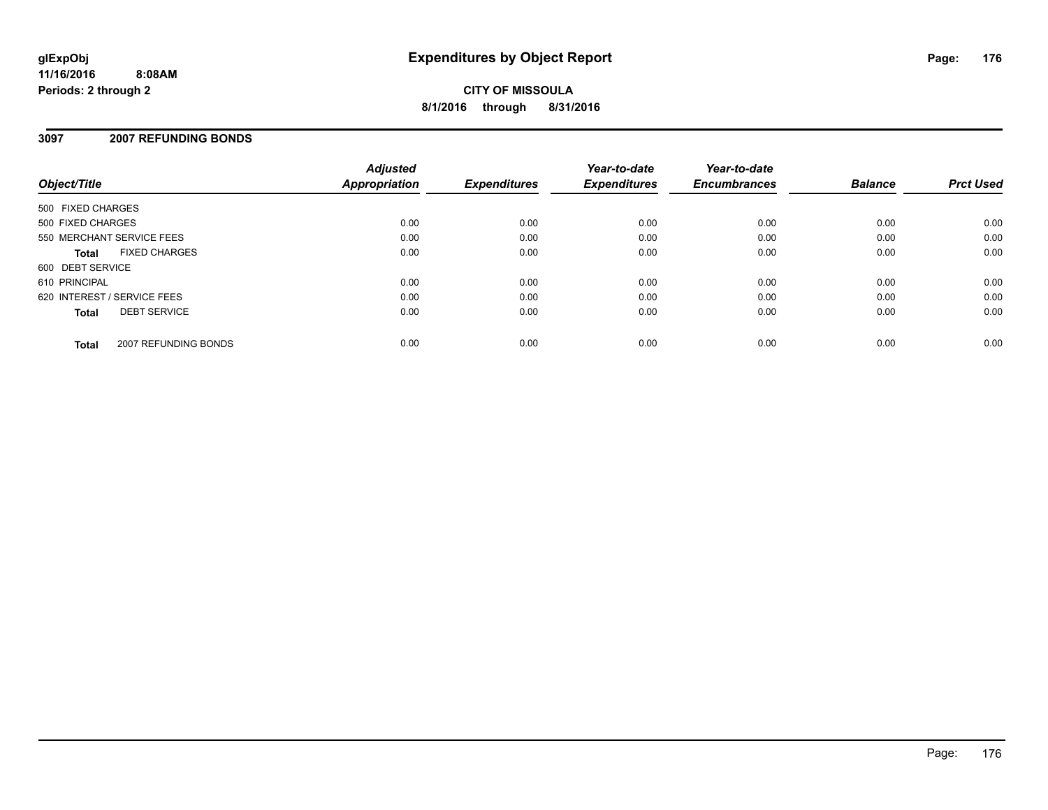**glExpObj**
**11/16/2016 8:08AM**
**Periods: 2 through 2**

# Expenditures by Object Report

**CITY OF MISSOULA**
**8/1/2016 through 8/31/2016**

## 3097 2007 REFUNDING BONDS

| Object/Title | Adjusted Appropriation | Expenditures | Year-to-date Expenditures | Year-to-date Encumbrances | Balance | Prct Used |
|---|---|---|---|---|---|---|
| 500 FIXED CHARGES | | | | | | |
| 500 FIXED CHARGES | 0.00 | 0.00 | 0.00 | 0.00 | 0.00 | 0.00 |
| 550 MERCHANT SERVICE FEES | 0.00 | 0.00 | 0.00 | 0.00 | 0.00 | 0.00 |
| **Total** FIXED CHARGES | 0.00 | 0.00 | 0.00 | 0.00 | 0.00 | 0.00 |
| 600 DEBT SERVICE | | | | | | |
| 610 PRINCIPAL | 0.00 | 0.00 | 0.00 | 0.00 | 0.00 | 0.00 |
| 620 INTEREST / SERVICE FEES | 0.00 | 0.00 | 0.00 | 0.00 | 0.00 | 0.00 |
| **Total** DEBT SERVICE | 0.00 | 0.00 | 0.00 | 0.00 | 0.00 | 0.00 |
| **Total** 2007 REFUNDING BONDS | 0.00 | 0.00 | 0.00 | 0.00 | 0.00 | 0.00 |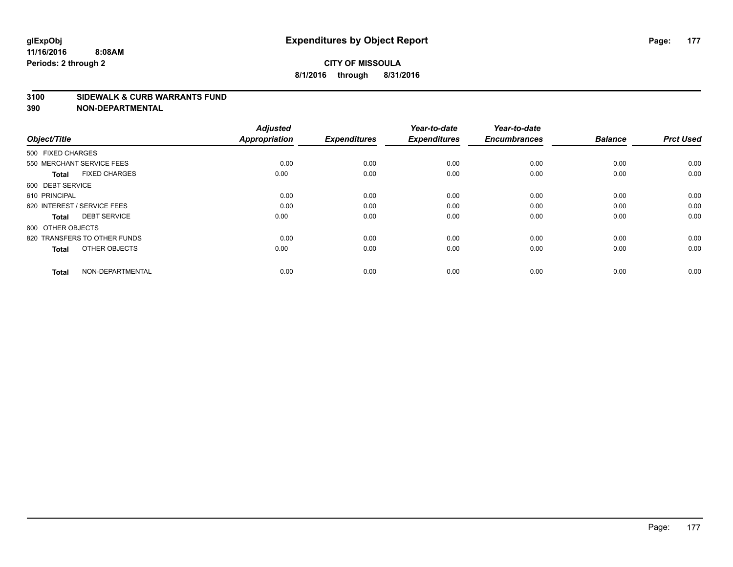glExpObj
11/16/2016 8:08AM
Periods: 2 through 2

# Expenditures by Object Report

**CITY OF MISSOULA**
**8/1/2016 through 8/31/2016**

**3100 SIDEWALK & CURB WARRANTS FUND**
**390 NON-DEPARTMENTAL**

| Object/Title | Adjusted Appropriation | Expenditures | Year-to-date Expenditures | Year-to-date Encumbrances | Balance | Prct Used |
|---|---|---|---|---|---|---|
| 500 FIXED CHARGES | | | | | | |
| 550 MERCHANT SERVICE FEES | 0.00 | 0.00 | 0.00 | 0.00 | 0.00 | 0.00 |
| **Total** FIXED CHARGES | 0.00 | 0.00 | 0.00 | 0.00 | 0.00 | 0.00 |
| 600 DEBT SERVICE | | | | | | |
| 610 PRINCIPAL | 0.00 | 0.00 | 0.00 | 0.00 | 0.00 | 0.00 |
| 620 INTEREST / SERVICE FEES | 0.00 | 0.00 | 0.00 | 0.00 | 0.00 | 0.00 |
| **Total** DEBT SERVICE | 0.00 | 0.00 | 0.00 | 0.00 | 0.00 | 0.00 |
| 800 OTHER OBJECTS | | | | | | |
| 820 TRANSFERS TO OTHER FUNDS | 0.00 | 0.00 | 0.00 | 0.00 | 0.00 | 0.00 |
| **Total** OTHER OBJECTS | 0.00 | 0.00 | 0.00 | 0.00 | 0.00 | 0.00 |
| **Total** NON-DEPARTMENTAL | 0.00 | 0.00 | 0.00 | 0.00 | 0.00 | 0.00 |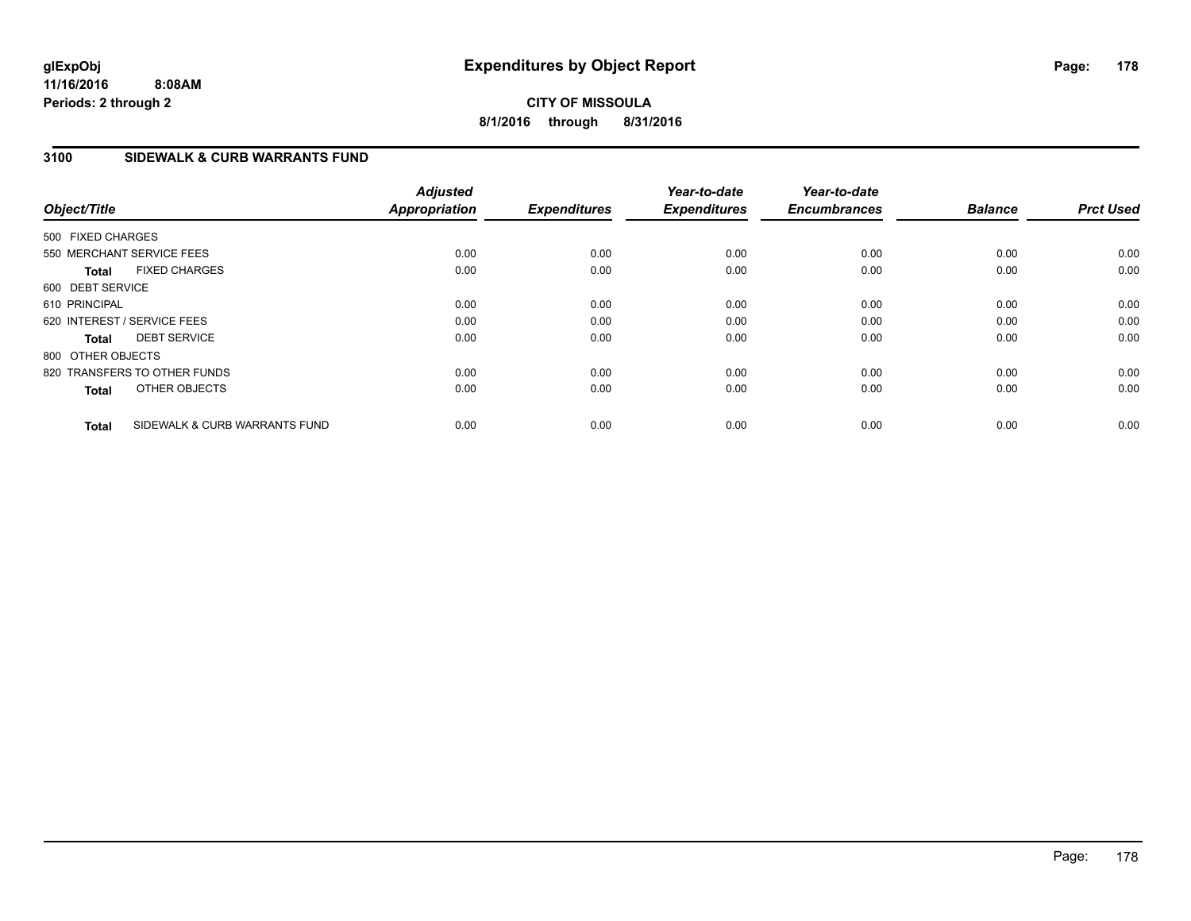glExpObj
11/16/2016 8:08AM
Periods: 2 through 2

# Expenditures by Object Report

**CITY OF MISSOULA**
**8/1/2016 through 8/31/2016**

## 3100 SIDEWALK & CURB WARRANTS FUND

| Object/Title | | Adjusted Appropriation | Expenditures | Year-to-date Expenditures | Year-to-date Encumbrances | Balance | Prct Used |
|---|---|---|---|---|---|---|---|
| 500 FIXED CHARGES | | | | | | | |
| 550 MERCHANT SERVICE FEES | | 0.00 | 0.00 | 0.00 | 0.00 | 0.00 | 0.00 |
| **Total** | FIXED CHARGES | 0.00 | 0.00 | 0.00 | 0.00 | 0.00 | 0.00 |
| 600 DEBT SERVICE | | | | | | | |
| 610 PRINCIPAL | | 0.00 | 0.00 | 0.00 | 0.00 | 0.00 | 0.00 |
| 620 INTEREST / SERVICE FEES | | 0.00 | 0.00 | 0.00 | 0.00 | 0.00 | 0.00 |
| **Total** | DEBT SERVICE | 0.00 | 0.00 | 0.00 | 0.00 | 0.00 | 0.00 |
| 800 OTHER OBJECTS | | | | | | | |
| 820 TRANSFERS TO OTHER FUNDS | | 0.00 | 0.00 | 0.00 | 0.00 | 0.00 | 0.00 |
| **Total** | OTHER OBJECTS | 0.00 | 0.00 | 0.00 | 0.00 | 0.00 | 0.00 |
| **Total** | SIDEWALK & CURB WARRANTS FUND | 0.00 | 0.00 | 0.00 | 0.00 | 0.00 | 0.00 |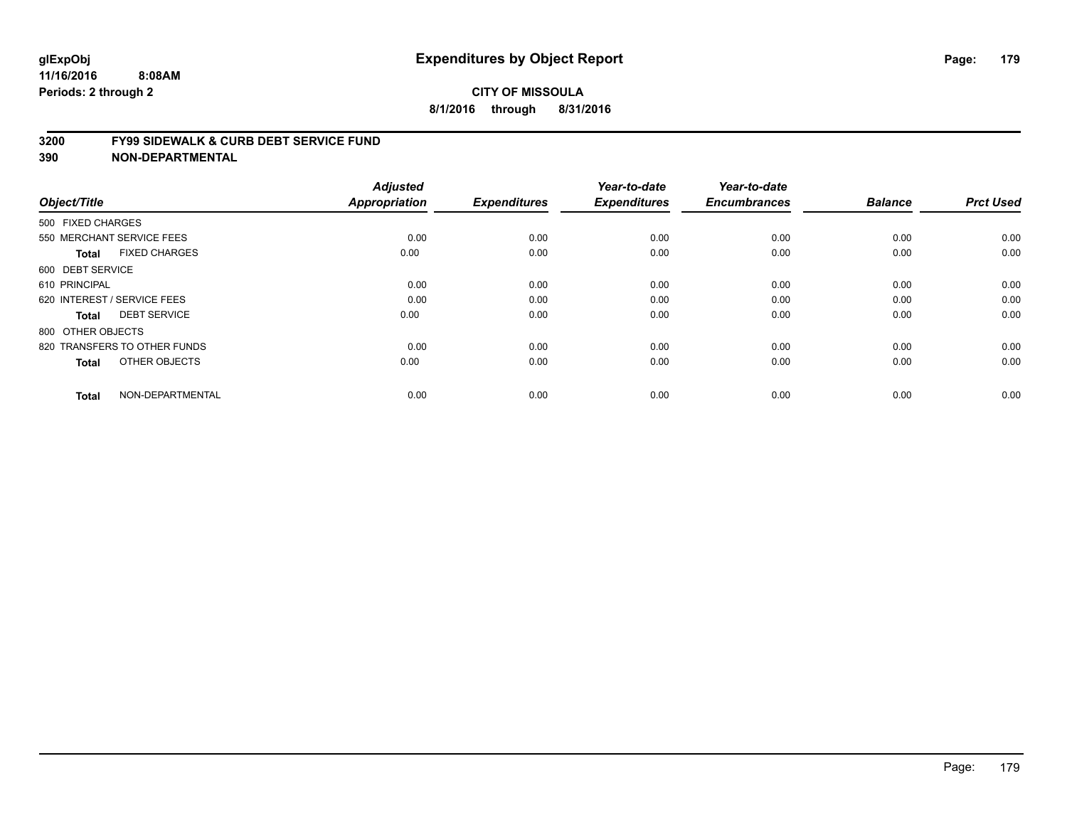**glExpObj** **Expenditures by Object Report**

**11/16/2016 8:08AM**

**Periods: 2 through 2**

**CITY OF MISSOULA**

**8/1/2016 through 8/31/2016**

## 3200 FY99 SIDEWALK & CURB DEBT SERVICE FUND
## 390 NON-DEPARTMENTAL

| Object/Title | Adjusted Appropriation | Expenditures | Year-to-date Expenditures | Year-to-date Encumbrances | Balance | Prct Used |
|---|---|---|---|---|---|---|
| 500 FIXED CHARGES | | | | | | |
| 550 MERCHANT SERVICE FEES | 0.00 | 0.00 | 0.00 | 0.00 | 0.00 | 0.00 |
| **Total** FIXED CHARGES | 0.00 | 0.00 | 0.00 | 0.00 | 0.00 | 0.00 |
| 600 DEBT SERVICE | | | | | | |
| 610 PRINCIPAL | 0.00 | 0.00 | 0.00 | 0.00 | 0.00 | 0.00 |
| 620 INTEREST / SERVICE FEES | 0.00 | 0.00 | 0.00 | 0.00 | 0.00 | 0.00 |
| **Total** DEBT SERVICE | 0.00 | 0.00 | 0.00 | 0.00 | 0.00 | 0.00 |
| 800 OTHER OBJECTS | | | | | | |
| 820 TRANSFERS TO OTHER FUNDS | 0.00 | 0.00 | 0.00 | 0.00 | 0.00 | 0.00 |
| **Total** OTHER OBJECTS | 0.00 | 0.00 | 0.00 | 0.00 | 0.00 | 0.00 |
| **Total** NON-DEPARTMENTAL | 0.00 | 0.00 | 0.00 | 0.00 | 0.00 | 0.00 |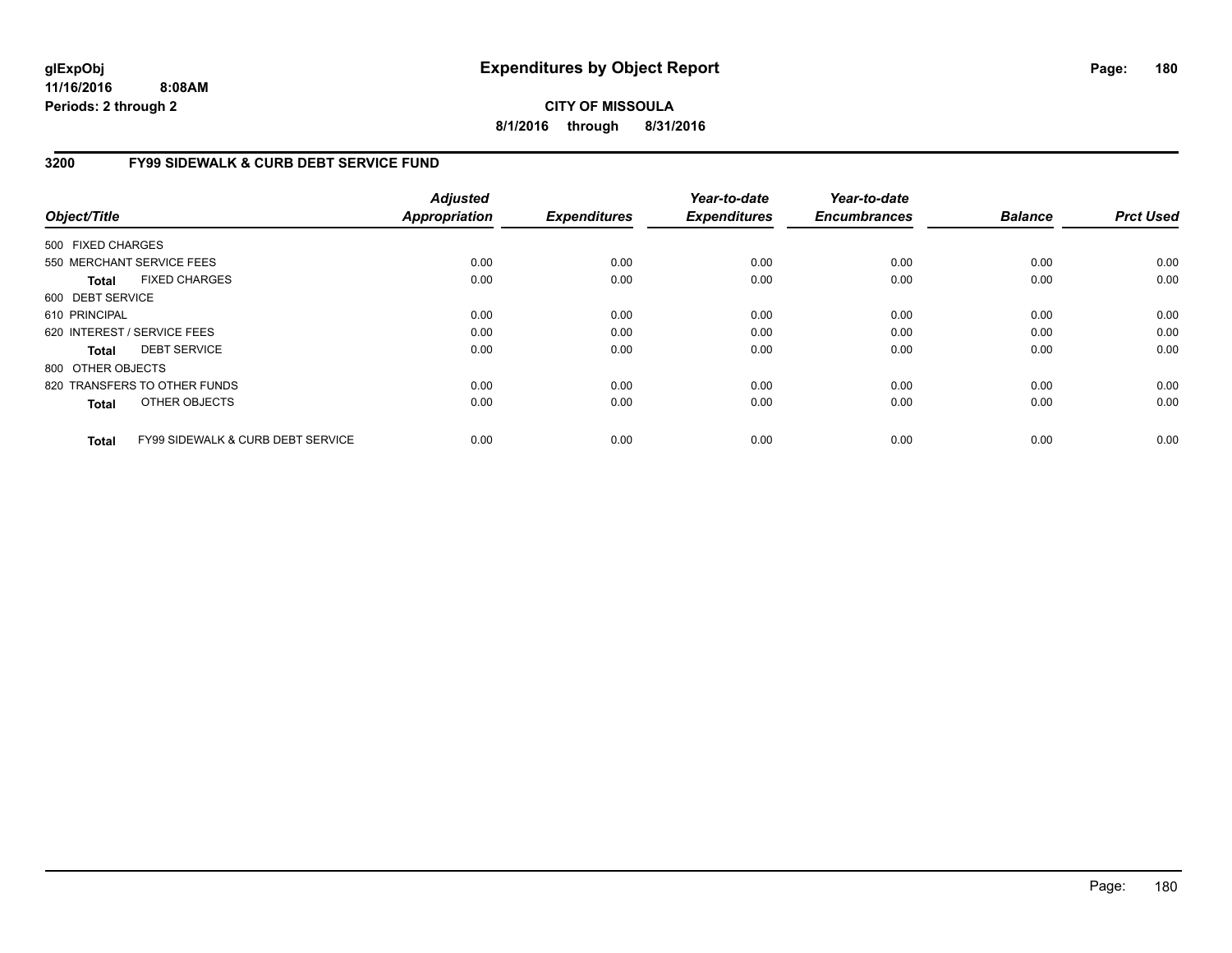# Expenditures by Object Report

glExpObj
11/16/2016 8:08AM
Periods: 2 through 2

**CITY OF MISSOULA**
**8/1/2016 through 8/31/2016**

## 3200 FY99 SIDEWALK & CURB DEBT SERVICE FUND

| Object/Title | Adjusted Appropriation | Expenditures | Year-to-date Expenditures | Year-to-date Encumbrances | Balance | Prct Used |
|---|---|---|---|---|---|---|
| 500 FIXED CHARGES | | | | | | |
| 550 MERCHANT SERVICE FEES | 0.00 | 0.00 | 0.00 | 0.00 | 0.00 | 0.00 |
| **Total** FIXED CHARGES | 0.00 | 0.00 | 0.00 | 0.00 | 0.00 | 0.00 |
| 600 DEBT SERVICE | | | | | | |
| 610 PRINCIPAL | 0.00 | 0.00 | 0.00 | 0.00 | 0.00 | 0.00 |
| 620 INTEREST / SERVICE FEES | 0.00 | 0.00 | 0.00 | 0.00 | 0.00 | 0.00 |
| **Total** DEBT SERVICE | 0.00 | 0.00 | 0.00 | 0.00 | 0.00 | 0.00 |
| 800 OTHER OBJECTS | | | | | | |
| 820 TRANSFERS TO OTHER FUNDS | 0.00 | 0.00 | 0.00 | 0.00 | 0.00 | 0.00 |
| **Total** OTHER OBJECTS | 0.00 | 0.00 | 0.00 | 0.00 | 0.00 | 0.00 |
| **Total** FY99 SIDEWALK & CURB DEBT SERVICE | 0.00 | 0.00 | 0.00 | 0.00 | 0.00 | 0.00 |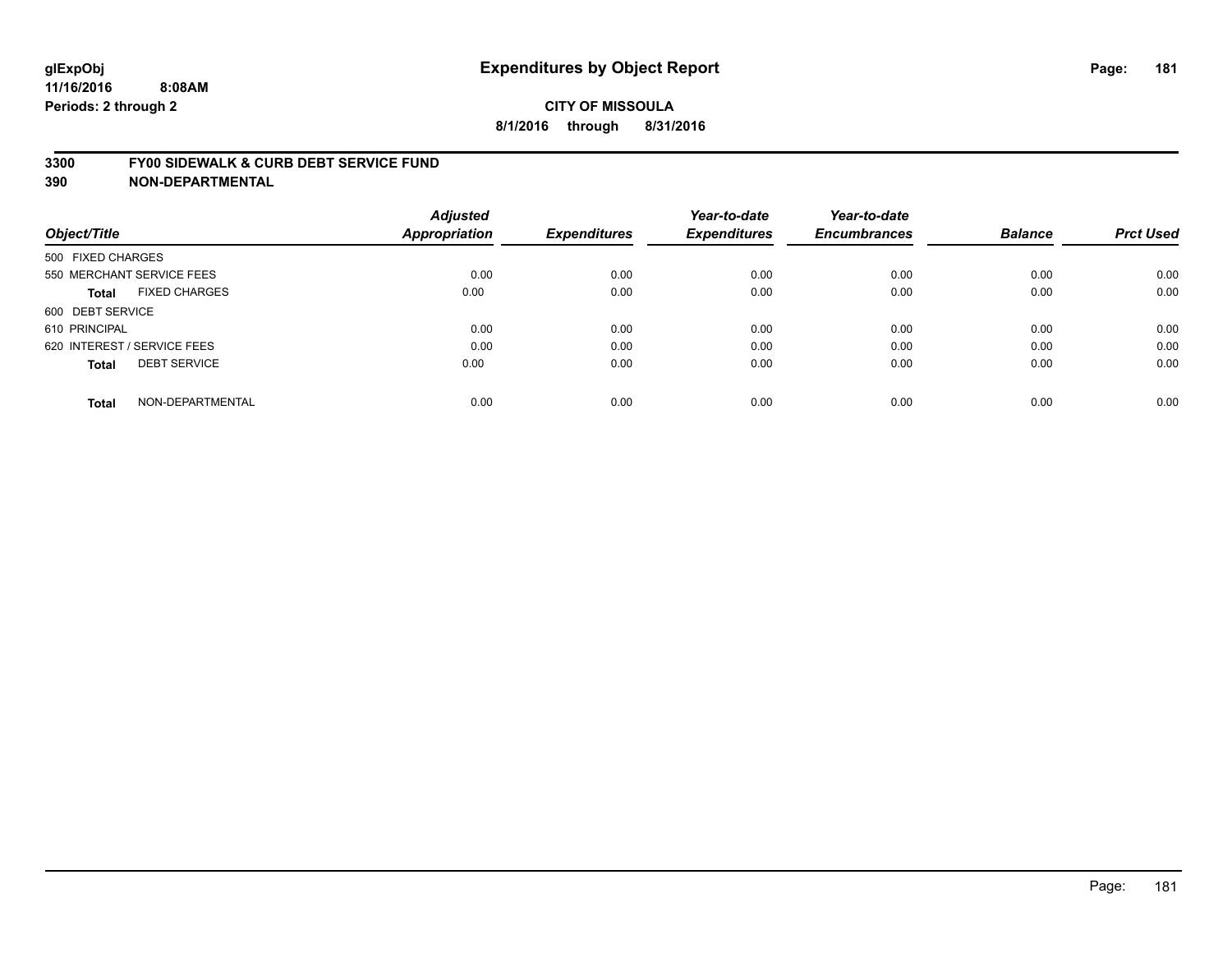**glExpObj**
**11/16/2016 8:08AM**
**Periods: 2 through 2**

# Expenditures by Object Report

**CITY OF MISSOULA**
**8/1/2016 through 8/31/2016**

## 3300 FY00 SIDEWALK & CURB DEBT SERVICE FUND
## 390 NON-DEPARTMENTAL

| Object/Title | Adjusted Appropriation | Expenditures | Year-to-date Expenditures | Year-to-date Encumbrances | Balance | Prct Used |
|---|---|---|---|---|---|---|
| 500 FIXED CHARGES | | | | | | |
| 550 MERCHANT SERVICE FEES | 0.00 | 0.00 | 0.00 | 0.00 | 0.00 | 0.00 |
| **Total** FIXED CHARGES | 0.00 | 0.00 | 0.00 | 0.00 | 0.00 | 0.00 |
| 600 DEBT SERVICE | | | | | | |
| 610 PRINCIPAL | 0.00 | 0.00 | 0.00 | 0.00 | 0.00 | 0.00 |
| 620 INTEREST / SERVICE FEES | 0.00 | 0.00 | 0.00 | 0.00 | 0.00 | 0.00 |
| **Total** DEBT SERVICE | 0.00 | 0.00 | 0.00 | 0.00 | 0.00 | 0.00 |
| **Total** NON-DEPARTMENTAL | 0.00 | 0.00 | 0.00 | 0.00 | 0.00 | 0.00 |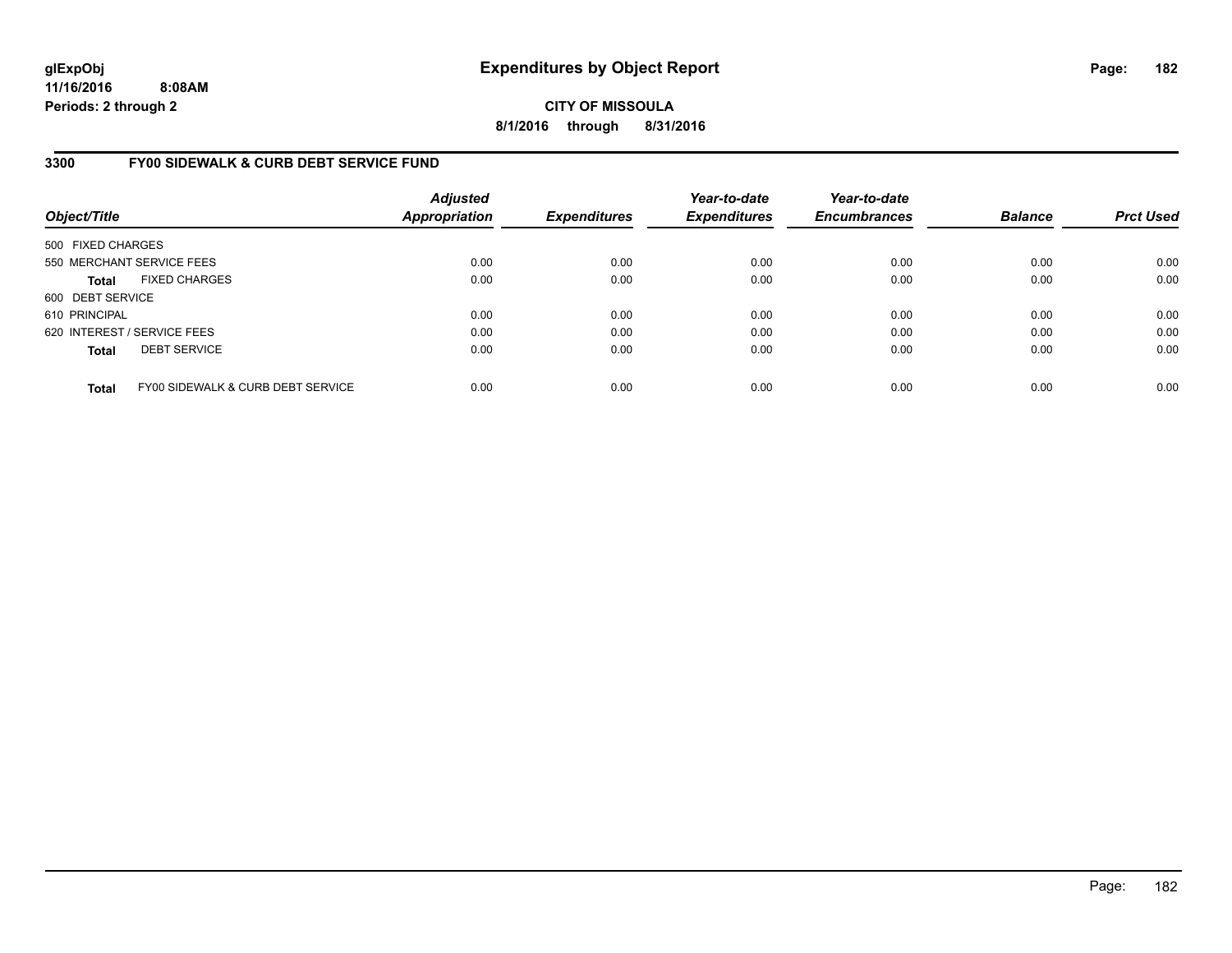**glExpObj**
**11/16/2016 8:08AM**
**Periods: 2 through 2**

# Expenditures by Object Report

**CITY OF MISSOULA**
**8/1/2016 through 8/31/2016**

## 3300 FY00 SIDEWALK & CURB DEBT SERVICE FUND

| Object/Title | Adjusted Appropriation | Expenditures | Year-to-date Expenditures | Year-to-date Encumbrances | Balance | Prct Used |
|---|---|---|---|---|---|---|
| 500 FIXED CHARGES | | | | | | |
| 550 MERCHANT SERVICE FEES | 0.00 | 0.00 | 0.00 | 0.00 | 0.00 | 0.00 |
| **Total** FIXED CHARGES | 0.00 | 0.00 | 0.00 | 0.00 | 0.00 | 0.00 |
| 600 DEBT SERVICE | | | | | | |
| 610 PRINCIPAL | 0.00 | 0.00 | 0.00 | 0.00 | 0.00 | 0.00 |
| 620 INTEREST / SERVICE FEES | 0.00 | 0.00 | 0.00 | 0.00 | 0.00 | 0.00 |
| **Total** DEBT SERVICE | 0.00 | 0.00 | 0.00 | 0.00 | 0.00 | 0.00 |
| **Total** FY00 SIDEWALK & CURB DEBT SERVICE | 0.00 | 0.00 | 0.00 | 0.00 | 0.00 | 0.00 |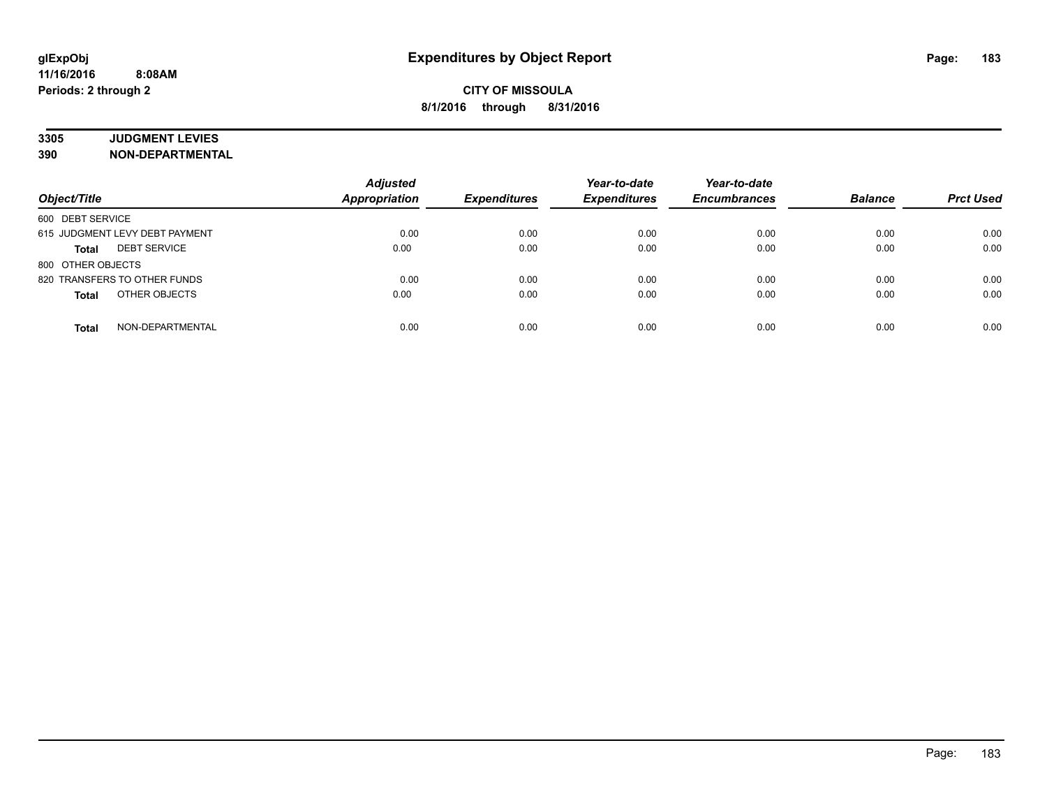# Expenditures by Object Report

**CITY OF MISSOULA**

**8/1/2016 through 8/31/2016**

glExpObj
11/16/2016 8:08AM
Periods: 2 through 2

**3305 JUDGMENT LEVIES**
**390 NON-DEPARTMENTAL**

| Object/Title | | Adjusted Appropriation | Expenditures | Year-to-date Expenditures | Year-to-date Encumbrances | Balance | Prct Used |
|---|---|---|---|---|---|---|---|
| 600 DEBT SERVICE | | | | | | | |
| 615 JUDGMENT LEVY DEBT PAYMENT | | 0.00 | 0.00 | 0.00 | 0.00 | 0.00 | 0.00 |
| **Total** | DEBT SERVICE | 0.00 | 0.00 | 0.00 | 0.00 | 0.00 | 0.00 |
| 800 OTHER OBJECTS | | | | | | | |
| 820 TRANSFERS TO OTHER FUNDS | | 0.00 | 0.00 | 0.00 | 0.00 | 0.00 | 0.00 |
| **Total** | OTHER OBJECTS | 0.00 | 0.00 | 0.00 | 0.00 | 0.00 | 0.00 |
| **Total** | NON-DEPARTMENTAL | 0.00 | 0.00 | 0.00 | 0.00 | 0.00 | 0.00 |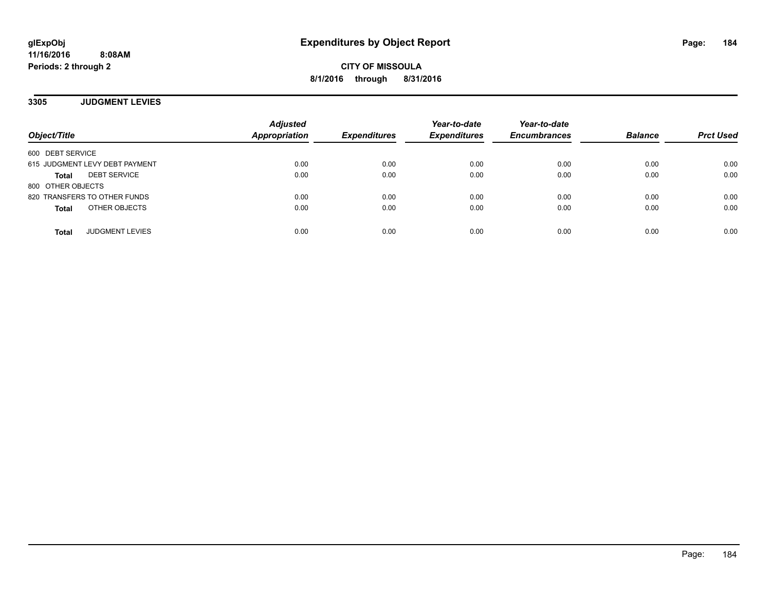**glExpObj**
**11/16/2016 8:08AM**
**Periods: 2 through 2**

# Expenditures by Object Report

**CITY OF MISSOULA**
**8/1/2016 through 8/31/2016**

## 3305 JUDGMENT LEVIES

| Object/Title | Adjusted Appropriation | Expenditures | Year-to-date Expenditures | Year-to-date Encumbrances | Balance | Prct Used |
|---|---|---|---|---|---|---|
| 600 DEBT SERVICE | | | | | | |
| 615 JUDGMENT LEVY DEBT PAYMENT | 0.00 | 0.00 | 0.00 | 0.00 | 0.00 | 0.00 |
| **Total** DEBT SERVICE | 0.00 | 0.00 | 0.00 | 0.00 | 0.00 | 0.00 |
| 800 OTHER OBJECTS | | | | | | |
| 820 TRANSFERS TO OTHER FUNDS | 0.00 | 0.00 | 0.00 | 0.00 | 0.00 | 0.00 |
| **Total** OTHER OBJECTS | 0.00 | 0.00 | 0.00 | 0.00 | 0.00 | 0.00 |
| **Total** JUDGMENT LEVIES | 0.00 | 0.00 | 0.00 | 0.00 | 0.00 | 0.00 |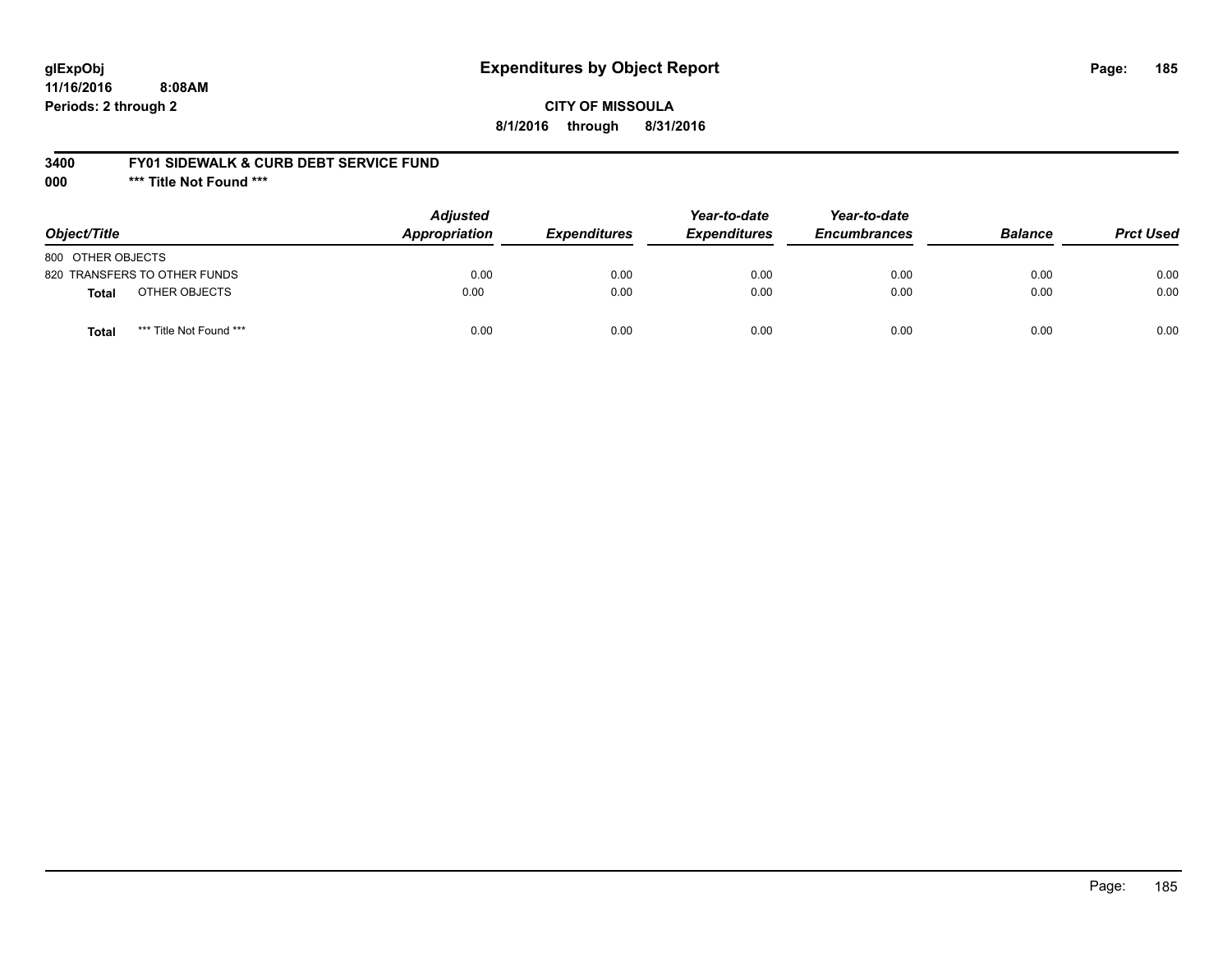# Expenditures by Object Report

glExpObj
11/16/2016 8:08AM
Periods: 2 through 2

**CITY OF MISSOULA**
**8/1/2016 through 8/31/2016**

**3400 FY01 SIDEWALK & CURB DEBT SERVICE FUND**
**000 *** Title Not Found *****

| Object/Title | Adjusted Appropriation | Expenditures | Year-to-date Expenditures | Year-to-date Encumbrances | Balance | Prct Used |
|---|---|---|---|---|---|---|
| 800 OTHER OBJECTS | | | | | | |
| 820 TRANSFERS TO OTHER FUNDS | 0.00 | 0.00 | 0.00 | 0.00 | 0.00 | 0.00 |
| **Total** OTHER OBJECTS | 0.00 | 0.00 | 0.00 | 0.00 | 0.00 | 0.00 |
| **Total** *** Title Not Found *** | 0.00 | 0.00 | 0.00 | 0.00 | 0.00 | 0.00 |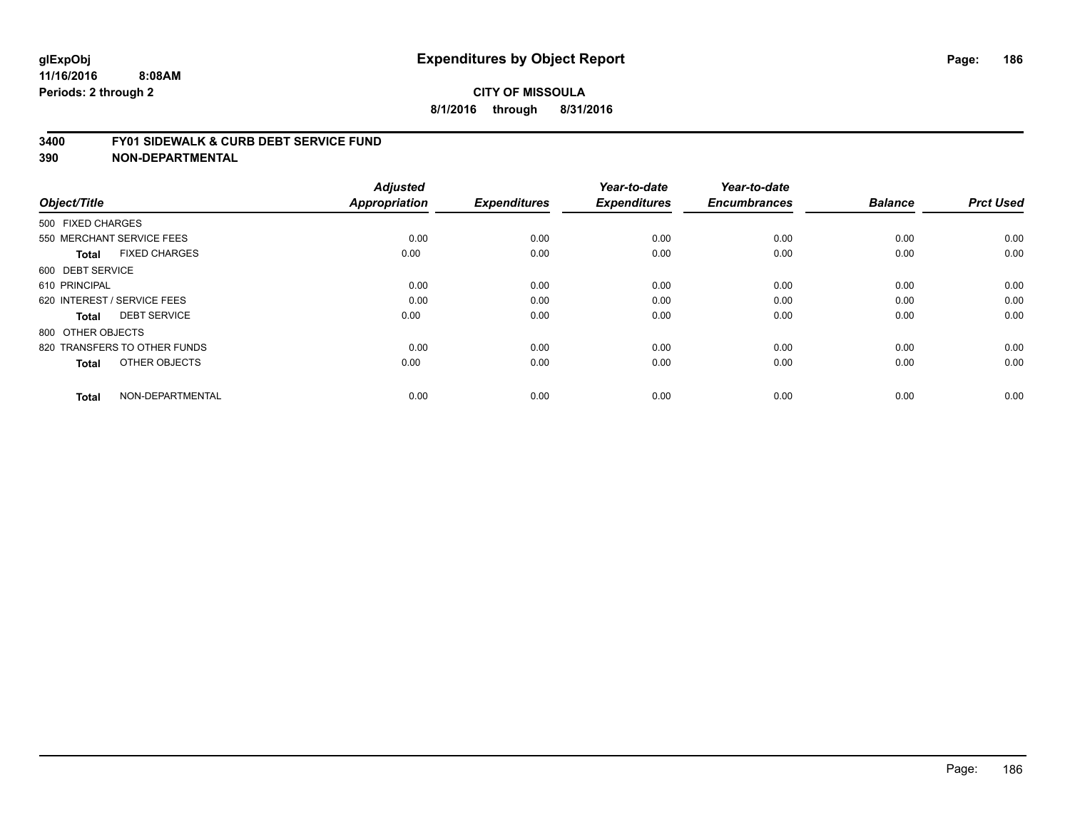**glExpObj**
**11/16/2016 8:08AM**
**Periods: 2 through 2**

# Expenditures by Object Report

**CITY OF MISSOULA**
**8/1/2016 through 8/31/2016**

## 3400 FY01 SIDEWALK & CURB DEBT SERVICE FUND
## 390 NON-DEPARTMENTAL

| Object/Title | Adjusted Appropriation | Expenditures | Year-to-date Expenditures | Year-to-date Encumbrances | Balance | Prct Used |
|---|---|---|---|---|---|---|
| 500 FIXED CHARGES | | | | | | |
| 550 MERCHANT SERVICE FEES | 0.00 | 0.00 | 0.00 | 0.00 | 0.00 | 0.00 |
| **Total** FIXED CHARGES | 0.00 | 0.00 | 0.00 | 0.00 | 0.00 | 0.00 |
| 600 DEBT SERVICE | | | | | | |
| 610 PRINCIPAL | 0.00 | 0.00 | 0.00 | 0.00 | 0.00 | 0.00 |
| 620 INTEREST / SERVICE FEES | 0.00 | 0.00 | 0.00 | 0.00 | 0.00 | 0.00 |
| **Total** DEBT SERVICE | 0.00 | 0.00 | 0.00 | 0.00 | 0.00 | 0.00 |
| 800 OTHER OBJECTS | | | | | | |
| 820 TRANSFERS TO OTHER FUNDS | 0.00 | 0.00 | 0.00 | 0.00 | 0.00 | 0.00 |
| **Total** OTHER OBJECTS | 0.00 | 0.00 | 0.00 | 0.00 | 0.00 | 0.00 |
| **Total** NON-DEPARTMENTAL | 0.00 | 0.00 | 0.00 | 0.00 | 0.00 | 0.00 |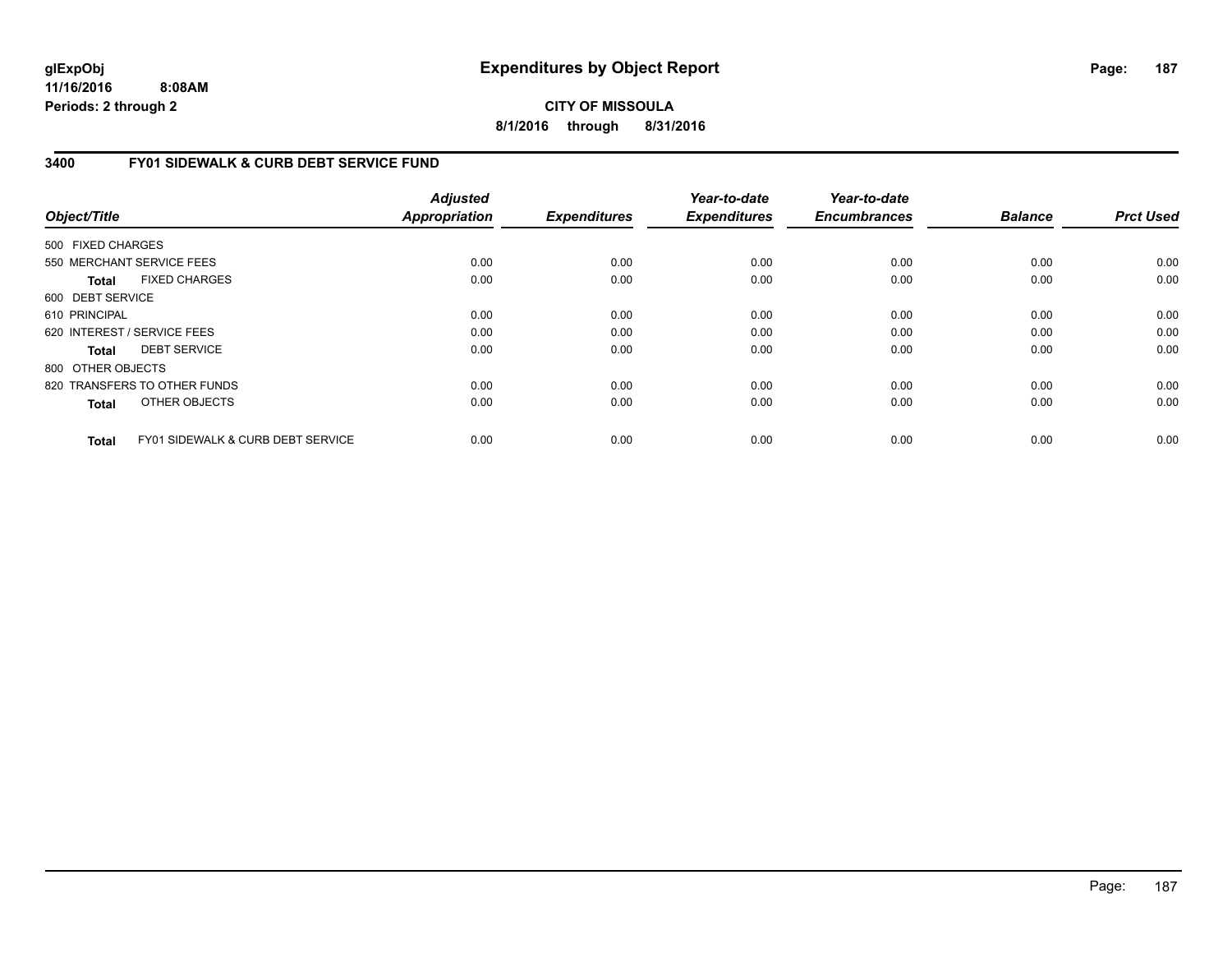# Expenditures by Object Report

**CITY OF MISSOULA**

**8/1/2016 through 8/31/2016**

glExpObj
11/16/2016 8:08AM
Periods: 2 through 2

## 3400 FY01 SIDEWALK & CURB DEBT SERVICE FUND

| Object/Title | Adjusted Appropriation | Expenditures | Year-to-date Expenditures | Year-to-date Encumbrances | Balance | Prct Used |
|---|---|---|---|---|---|---|
| 500 FIXED CHARGES | | | | | | |
| 550 MERCHANT SERVICE FEES | 0.00 | 0.00 | 0.00 | 0.00 | 0.00 | 0.00 |
| **Total** FIXED CHARGES | 0.00 | 0.00 | 0.00 | 0.00 | 0.00 | 0.00 |
| 600 DEBT SERVICE | | | | | | |
| 610 PRINCIPAL | 0.00 | 0.00 | 0.00 | 0.00 | 0.00 | 0.00 |
| 620 INTEREST / SERVICE FEES | 0.00 | 0.00 | 0.00 | 0.00 | 0.00 | 0.00 |
| **Total** DEBT SERVICE | 0.00 | 0.00 | 0.00 | 0.00 | 0.00 | 0.00 |
| 800 OTHER OBJECTS | | | | | | |
| 820 TRANSFERS TO OTHER FUNDS | 0.00 | 0.00 | 0.00 | 0.00 | 0.00 | 0.00 |
| **Total** OTHER OBJECTS | 0.00 | 0.00 | 0.00 | 0.00 | 0.00 | 0.00 |
| **Total** FY01 SIDEWALK & CURB DEBT SERVICE | 0.00 | 0.00 | 0.00 | 0.00 | 0.00 | 0.00 |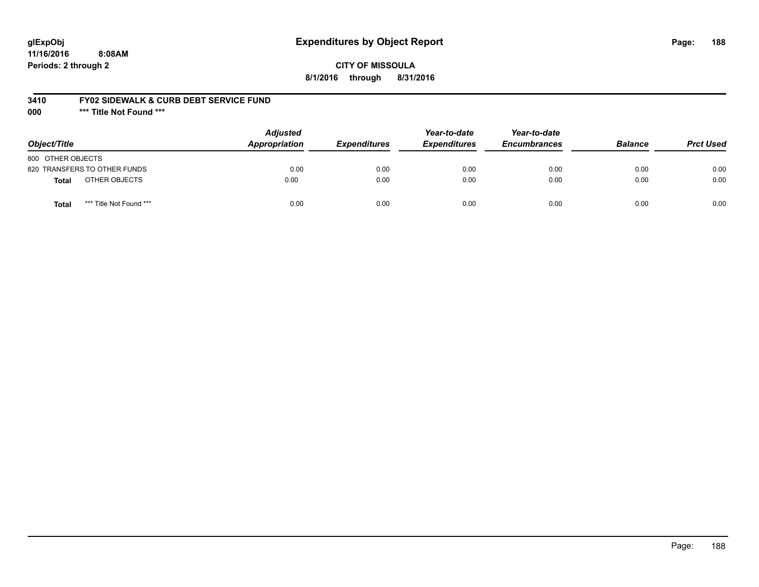glExpObj
11/16/2016 8:08AM
Periods: 2 through 2

# Expenditures by Object Report

**CITY OF MISSOULA**

**8/1/2016 through 8/31/2016**

## 3410 FY02 SIDEWALK & CURB DEBT SERVICE FUND

## 000 *** Title Not Found ***

| Object/Title | | Adjusted Appropriation | Expenditures | Year-to-date Expenditures | Year-to-date Encumbrances | Balance | Prct Used |
|---|---|---|---|---|---|---|---|
| 800 OTHER OBJECTS | | | | | | | |
| 820 TRANSFERS TO OTHER FUNDS | | 0.00 | 0.00 | 0.00 | 0.00 | 0.00 | 0.00 |
| **Total** | OTHER OBJECTS | 0.00 | 0.00 | 0.00 | 0.00 | 0.00 | 0.00 |
| **Total** | *** Title Not Found *** | 0.00 | 0.00 | 0.00 | 0.00 | 0.00 | 0.00 |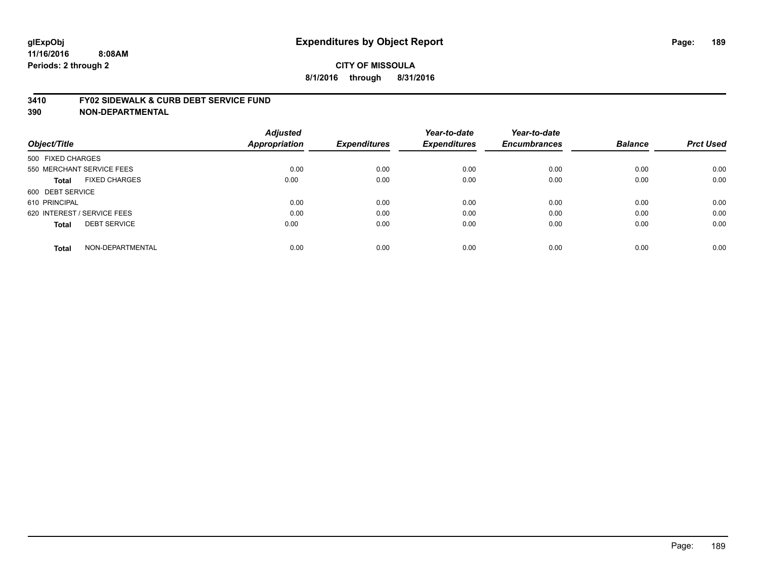**glExpObj**
**11/16/2016 8:08AM**
**Periods: 2 through 2**

# Expenditures by Object Report

**CITY OF MISSOULA**
**8/1/2016 through 8/31/2016**

## 3410 FY02 SIDEWALK & CURB DEBT SERVICE FUND
## 390 NON-DEPARTMENTAL

| Object/Title | Adjusted Appropriation | Expenditures | Year-to-date Expenditures | Year-to-date Encumbrances | Balance | Prct Used |
|---|---|---|---|---|---|---|
| 500 FIXED CHARGES | | | | | | |
| 550 MERCHANT SERVICE FEES | 0.00 | 0.00 | 0.00 | 0.00 | 0.00 | 0.00 |
| **Total** FIXED CHARGES | 0.00 | 0.00 | 0.00 | 0.00 | 0.00 | 0.00 |
| 600 DEBT SERVICE | | | | | | |
| 610 PRINCIPAL | 0.00 | 0.00 | 0.00 | 0.00 | 0.00 | 0.00 |
| 620 INTEREST / SERVICE FEES | 0.00 | 0.00 | 0.00 | 0.00 | 0.00 | 0.00 |
| **Total** DEBT SERVICE | 0.00 | 0.00 | 0.00 | 0.00 | 0.00 | 0.00 |
| **Total** NON-DEPARTMENTAL | 0.00 | 0.00 | 0.00 | 0.00 | 0.00 | 0.00 |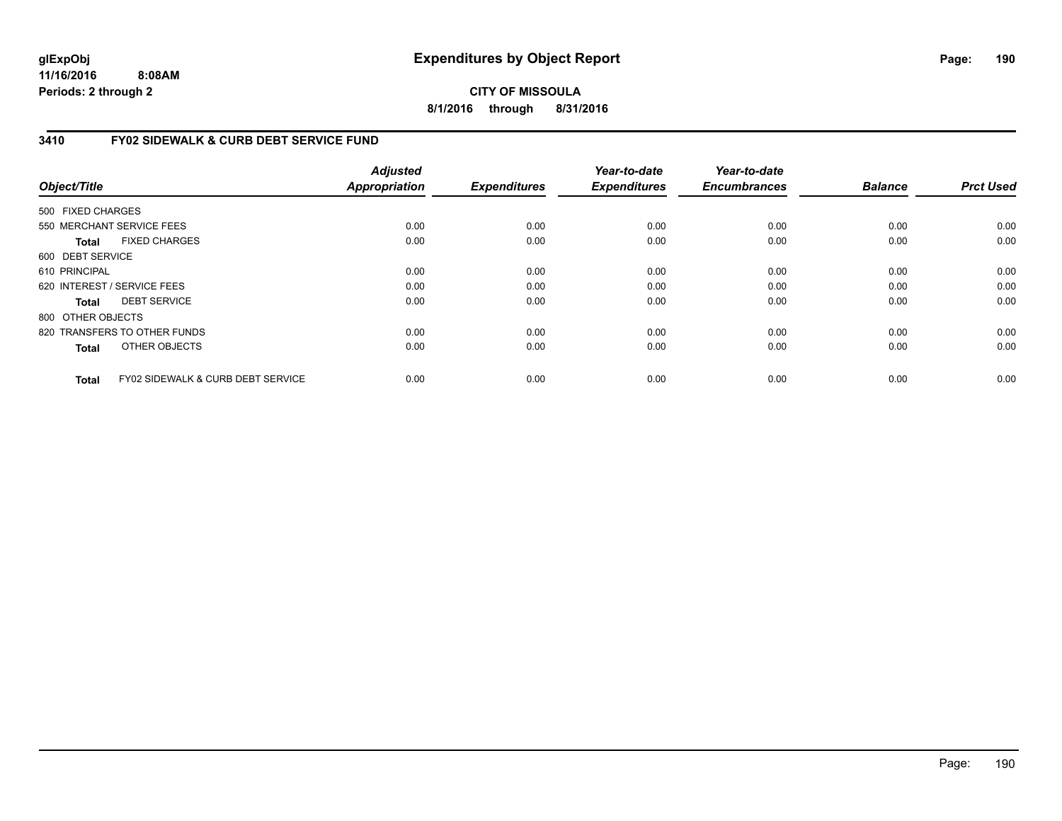# Expenditures by Object Report

glExpObj
11/16/2016 8:08AM
Periods: 2 through 2

**CITY OF MISSOULA**

**8/1/2016 through 8/31/2016**

## 3410 FY02 SIDEWALK & CURB DEBT SERVICE FUND

| Object/Title | Adjusted Appropriation | Expenditures | Year-to-date Expenditures | Year-to-date Encumbrances | Balance | Prct Used |
|---|---|---|---|---|---|---|
| 500 FIXED CHARGES | | | | | | |
| 550 MERCHANT SERVICE FEES | 0.00 | 0.00 | 0.00 | 0.00 | 0.00 | 0.00 |
| **Total** FIXED CHARGES | 0.00 | 0.00 | 0.00 | 0.00 | 0.00 | 0.00 |
| 600 DEBT SERVICE | | | | | | |
| 610 PRINCIPAL | 0.00 | 0.00 | 0.00 | 0.00 | 0.00 | 0.00 |
| 620 INTEREST / SERVICE FEES | 0.00 | 0.00 | 0.00 | 0.00 | 0.00 | 0.00 |
| **Total** DEBT SERVICE | 0.00 | 0.00 | 0.00 | 0.00 | 0.00 | 0.00 |
| 800 OTHER OBJECTS | | | | | | |
| 820 TRANSFERS TO OTHER FUNDS | 0.00 | 0.00 | 0.00 | 0.00 | 0.00 | 0.00 |
| **Total** OTHER OBJECTS | 0.00 | 0.00 | 0.00 | 0.00 | 0.00 | 0.00 |
| **Total** FY02 SIDEWALK & CURB DEBT SERVICE | 0.00 | 0.00 | 0.00 | 0.00 | 0.00 | 0.00 |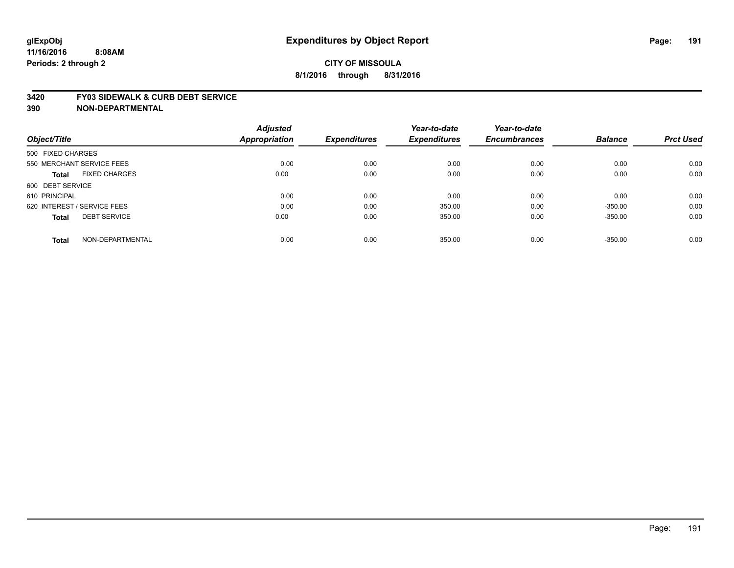**glExpObj** **Expenditures by Object Report**

**11/16/2016 8:08AM**

**Periods: 2 through 2**

**CITY OF MISSOULA**

**8/1/2016 through 8/31/2016**

**3420 FY03 SIDEWALK & CURB DEBT SERVICE**

**390 NON-DEPARTMENTAL**

| Object/Title | Adjusted Appropriation | Expenditures | Year-to-date Expenditures | Year-to-date Encumbrances | Balance | Prct Used |
|---|---|---|---|---|---|---|
| 500 FIXED CHARGES | | | | | | |
| 550 MERCHANT SERVICE FEES | 0.00 | 0.00 | 0.00 | 0.00 | 0.00 | 0.00 |
| **Total** FIXED CHARGES | 0.00 | 0.00 | 0.00 | 0.00 | 0.00 | 0.00 |
| 600 DEBT SERVICE | | | | | | |
| 610 PRINCIPAL | 0.00 | 0.00 | 0.00 | 0.00 | 0.00 | 0.00 |
| 620 INTEREST / SERVICE FEES | 0.00 | 0.00 | 350.00 | 0.00 | -350.00 | 0.00 |
| **Total** DEBT SERVICE | 0.00 | 0.00 | 350.00 | 0.00 | -350.00 | 0.00 |
| **Total** NON-DEPARTMENTAL | 0.00 | 0.00 | 350.00 | 0.00 | -350.00 | 0.00 |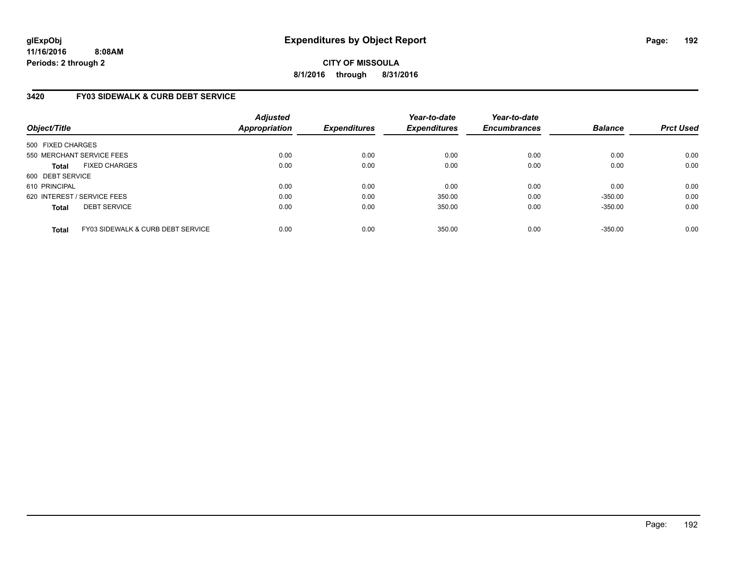**glExpObj**
**11/16/2016 8:08AM**
**Periods: 2 through 2**

# Expenditures by Object Report

**CITY OF MISSOULA**
**8/1/2016 through 8/31/2016**

## 3420 FY03 SIDEWALK & CURB DEBT SERVICE

| Object/Title | Adjusted Appropriation | Expenditures | Year-to-date Expenditures | Year-to-date Encumbrances | Balance | Prct Used |
|---|---|---|---|---|---|---|
| 500 FIXED CHARGES | | | | | | |
| 550 MERCHANT SERVICE FEES | 0.00 | 0.00 | 0.00 | 0.00 | 0.00 | 0.00 |
| **Total** FIXED CHARGES | 0.00 | 0.00 | 0.00 | 0.00 | 0.00 | 0.00 |
| 600 DEBT SERVICE | | | | | | |
| 610 PRINCIPAL | 0.00 | 0.00 | 0.00 | 0.00 | 0.00 | 0.00 |
| 620 INTEREST / SERVICE FEES | 0.00 | 0.00 | 350.00 | 0.00 | -350.00 | 0.00 |
| **Total** DEBT SERVICE | 0.00 | 0.00 | 350.00 | 0.00 | -350.00 | 0.00 |
| **Total** FY03 SIDEWALK & CURB DEBT SERVICE | 0.00 | 0.00 | 350.00 | 0.00 | -350.00 | 0.00 |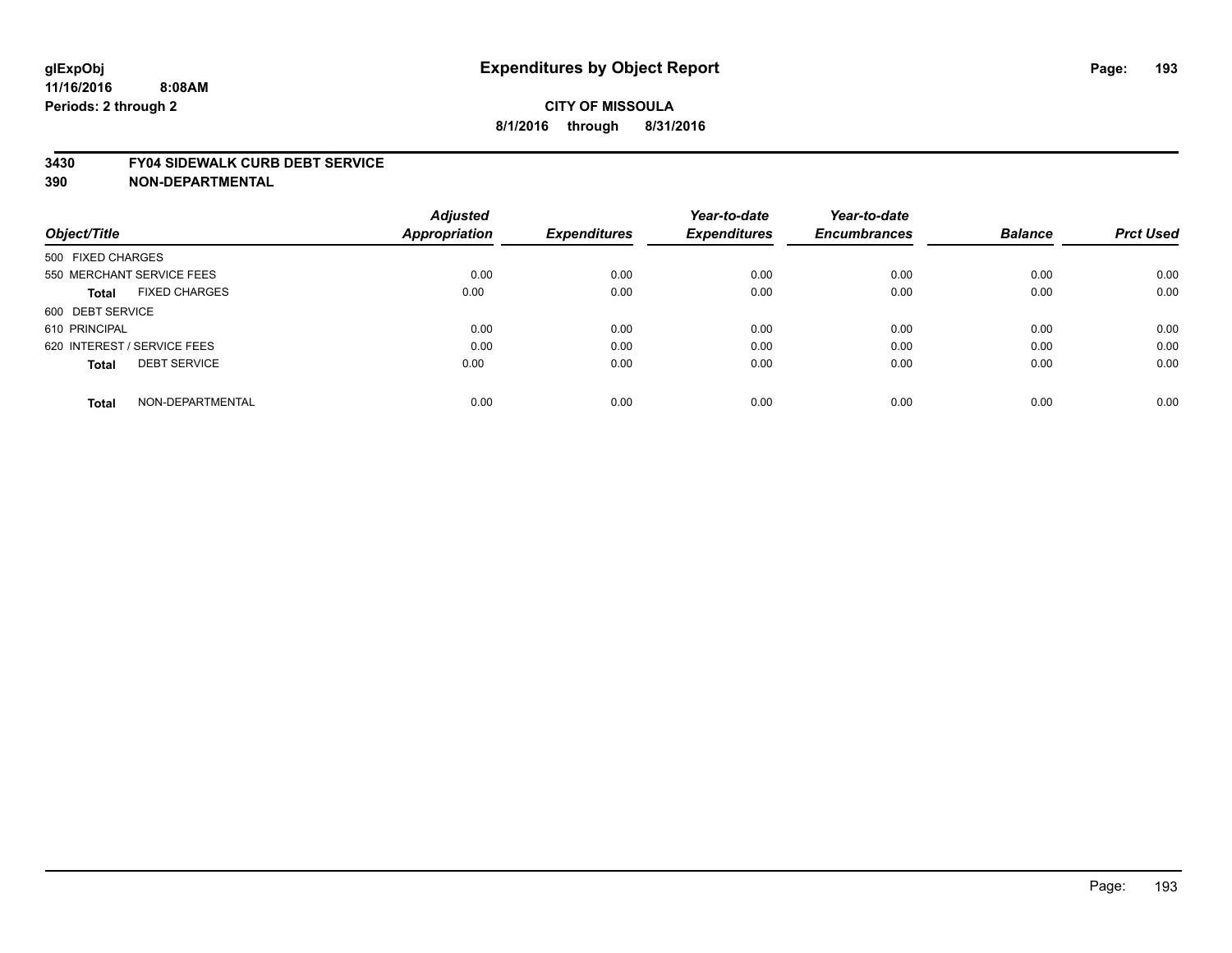**CITY OF MISSOULA**

**8/1/2016 through 8/31/2016**

glExpObj
11/16/2016 8:08AM
Periods: 2 through 2

# Expenditures by Object Report

## 3430 FY04 SIDEWALK CURB DEBT SERVICE
## 390 NON-DEPARTMENTAL

| Object/Title | Adjusted Appropriation | Expenditures | Year-to-date Expenditures | Year-to-date Encumbrances | Balance | Prct Used |
|---|---|---|---|---|---|---|
| 500 FIXED CHARGES | | | | | | |
| 550 MERCHANT SERVICE FEES | 0.00 | 0.00 | 0.00 | 0.00 | 0.00 | 0.00 |
| **Total** FIXED CHARGES | 0.00 | 0.00 | 0.00 | 0.00 | 0.00 | 0.00 |
| 600 DEBT SERVICE | | | | | | |
| 610 PRINCIPAL | 0.00 | 0.00 | 0.00 | 0.00 | 0.00 | 0.00 |
| 620 INTEREST / SERVICE FEES | 0.00 | 0.00 | 0.00 | 0.00 | 0.00 | 0.00 |
| **Total** DEBT SERVICE | 0.00 | 0.00 | 0.00 | 0.00 | 0.00 | 0.00 |
| **Total** NON-DEPARTMENTAL | 0.00 | 0.00 | 0.00 | 0.00 | 0.00 | 0.00 |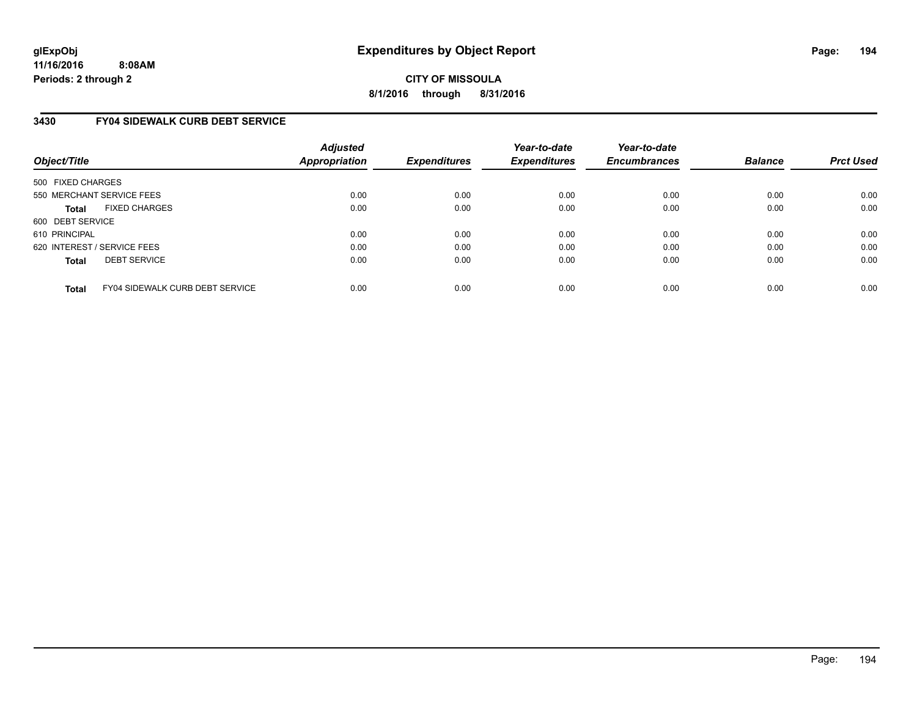**glExpObj**
**11/16/2016 8:08AM**
**Periods: 2 through 2**

# Expenditures by Object Report

**CITY OF MISSOULA**
**8/1/2016 through 8/31/2016**

## 3430 FY04 SIDEWALK CURB DEBT SERVICE

| Object/Title | Adjusted Appropriation | Expenditures | Year-to-date Expenditures | Year-to-date Encumbrances | Balance | Prct Used |
|---|---|---|---|---|---|---|
| 500 FIXED CHARGES | | | | | | |
| 550 MERCHANT SERVICE FEES | 0.00 | 0.00 | 0.00 | 0.00 | 0.00 | 0.00 |
| **Total** FIXED CHARGES | 0.00 | 0.00 | 0.00 | 0.00 | 0.00 | 0.00 |
| 600 DEBT SERVICE | | | | | | |
| 610 PRINCIPAL | 0.00 | 0.00 | 0.00 | 0.00 | 0.00 | 0.00 |
| 620 INTEREST / SERVICE FEES | 0.00 | 0.00 | 0.00 | 0.00 | 0.00 | 0.00 |
| **Total** DEBT SERVICE | 0.00 | 0.00 | 0.00 | 0.00 | 0.00 | 0.00 |
| **Total** FY04 SIDEWALK CURB DEBT SERVICE | 0.00 | 0.00 | 0.00 | 0.00 | 0.00 | 0.00 |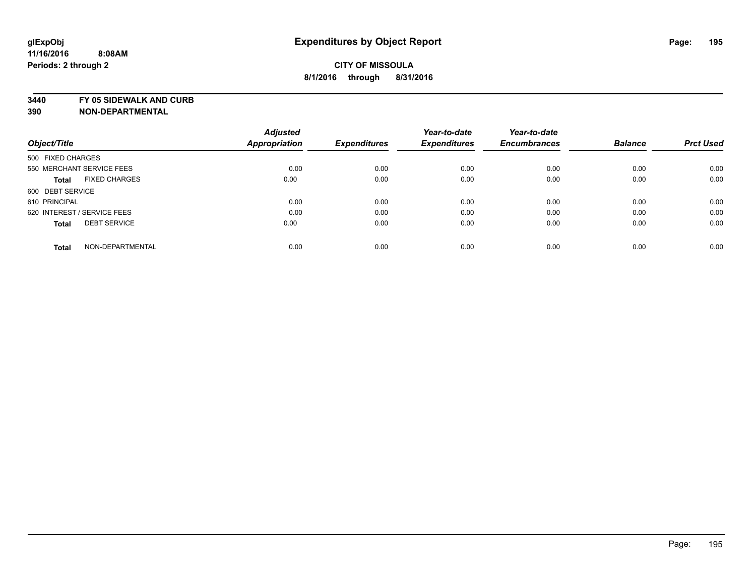**glExpObj**
**11/16/2016 8:08AM**
**Periods: 2 through 2**

# Expenditures by Object Report

**CITY OF MISSOULA**
**8/1/2016 through 8/31/2016**

**3440 FY 05 SIDEWALK AND CURB**
**390 NON-DEPARTMENTAL**

| Object/Title | Adjusted Appropriation | Expenditures | Year-to-date Expenditures | Year-to-date Encumbrances | Balance | Prct Used |
|---|---|---|---|---|---|---|
| 500 FIXED CHARGES | | | | | | |
| 550 MERCHANT SERVICE FEES | 0.00 | 0.00 | 0.00 | 0.00 | 0.00 | 0.00 |
| **Total** FIXED CHARGES | 0.00 | 0.00 | 0.00 | 0.00 | 0.00 | 0.00 |
| 600 DEBT SERVICE | | | | | | |
| 610 PRINCIPAL | 0.00 | 0.00 | 0.00 | 0.00 | 0.00 | 0.00 |
| 620 INTEREST / SERVICE FEES | 0.00 | 0.00 | 0.00 | 0.00 | 0.00 | 0.00 |
| **Total** DEBT SERVICE | 0.00 | 0.00 | 0.00 | 0.00 | 0.00 | 0.00 |
| **Total** NON-DEPARTMENTAL | 0.00 | 0.00 | 0.00 | 0.00 | 0.00 | 0.00 |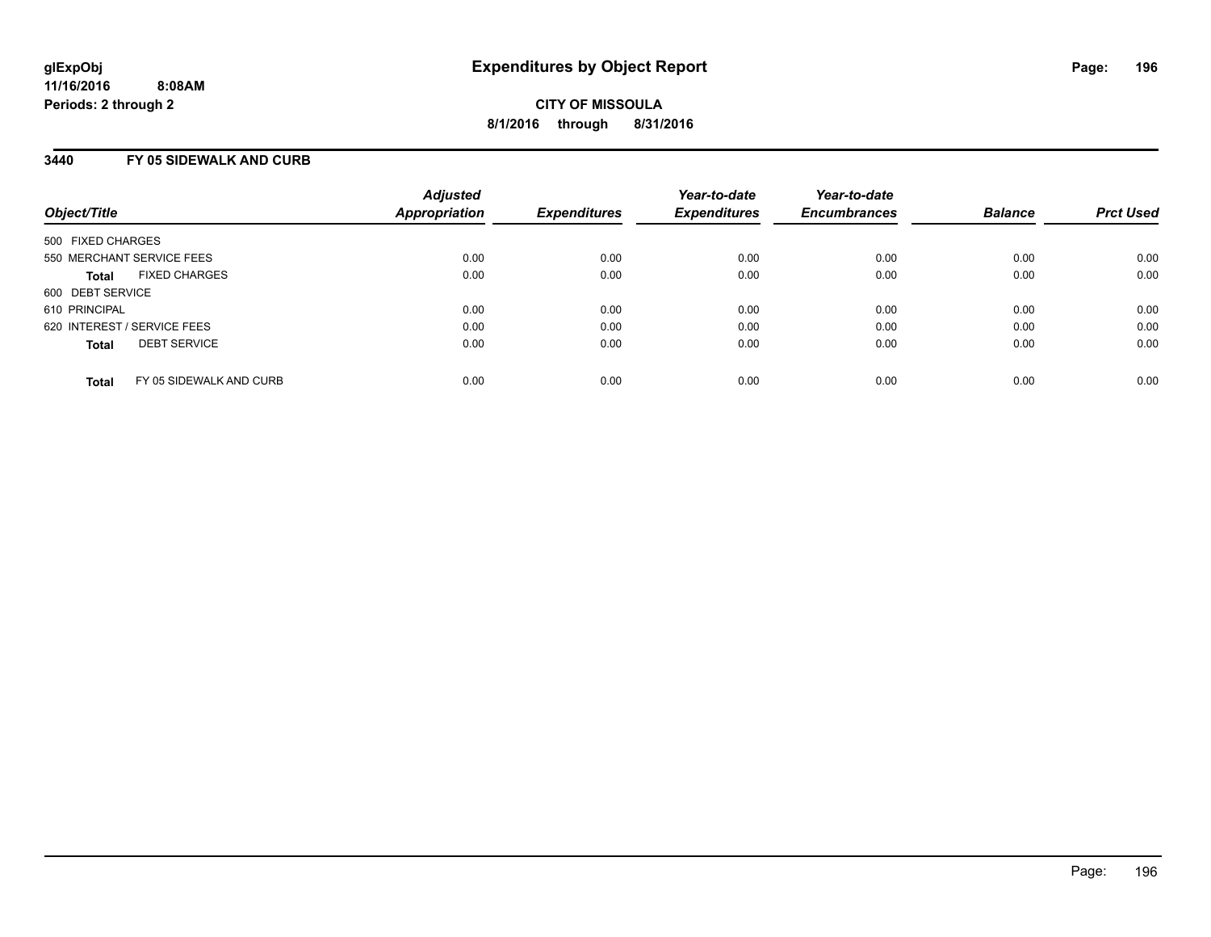# Expenditures by Object Report

glExpObj
11/16/2016 8:08AM
Periods: 2 through 2

**CITY OF MISSOULA**
**8/1/2016 through 8/31/2016**

## 3440 FY 05 SIDEWALK AND CURB

| Object/Title | Adjusted Appropriation | Expenditures | Year-to-date Expenditures | Year-to-date Encumbrances | Balance | Prct Used |
|---|---|---|---|---|---|---|
| 500 FIXED CHARGES | | | | | | |
| 550 MERCHANT SERVICE FEES | 0.00 | 0.00 | 0.00 | 0.00 | 0.00 | 0.00 |
| **Total** FIXED CHARGES | 0.00 | 0.00 | 0.00 | 0.00 | 0.00 | 0.00 |
| 600 DEBT SERVICE | | | | | | |
| 610 PRINCIPAL | 0.00 | 0.00 | 0.00 | 0.00 | 0.00 | 0.00 |
| 620 INTEREST / SERVICE FEES | 0.00 | 0.00 | 0.00 | 0.00 | 0.00 | 0.00 |
| **Total** DEBT SERVICE | 0.00 | 0.00 | 0.00 | 0.00 | 0.00 | 0.00 |
| **Total** FY 05 SIDEWALK AND CURB | 0.00 | 0.00 | 0.00 | 0.00 | 0.00 | 0.00 |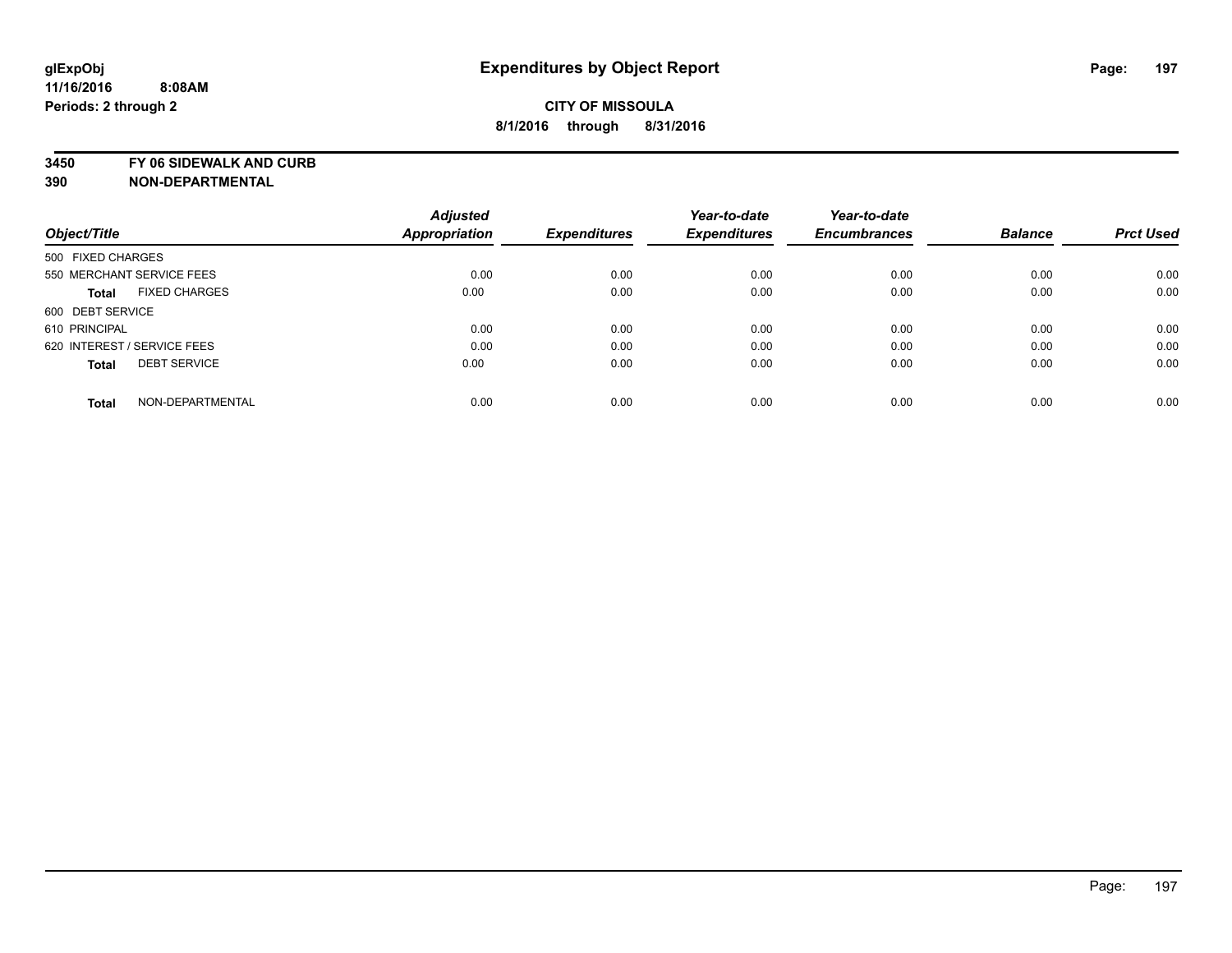**glExpObj** **Expenditures by Object Report**

**11/16/2016 8:08AM**

**Periods: 2 through 2**

**CITY OF MISSOULA**

**8/1/2016 through 8/31/2016**

**3450 FY 06 SIDEWALK AND CURB**

**390 NON-DEPARTMENTAL**

| Object/Title | Adjusted Appropriation | Expenditures | Year-to-date Expenditures | Year-to-date Encumbrances | Balance | Prct Used |
|---|---|---|---|---|---|---|
| 500 FIXED CHARGES | | | | | | |
| 550 MERCHANT SERVICE FEES | 0.00 | 0.00 | 0.00 | 0.00 | 0.00 | 0.00 |
| **Total** FIXED CHARGES | 0.00 | 0.00 | 0.00 | 0.00 | 0.00 | 0.00 |
| 600 DEBT SERVICE | | | | | | |
| 610 PRINCIPAL | 0.00 | 0.00 | 0.00 | 0.00 | 0.00 | 0.00 |
| 620 INTEREST / SERVICE FEES | 0.00 | 0.00 | 0.00 | 0.00 | 0.00 | 0.00 |
| **Total** DEBT SERVICE | 0.00 | 0.00 | 0.00 | 0.00 | 0.00 | 0.00 |
| **Total** NON-DEPARTMENTAL | 0.00 | 0.00 | 0.00 | 0.00 | 0.00 | 0.00 |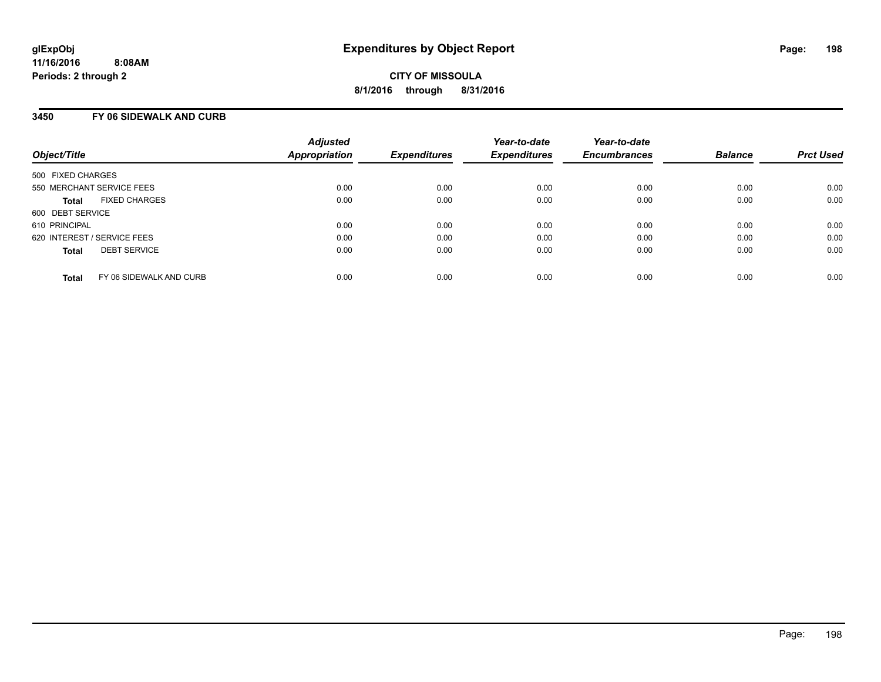**glExpObj**
**11/16/2016 8:08AM**
**Periods: 2 through 2**

# Expenditures by Object Report

**CITY OF MISSOULA**
**8/1/2016 through 8/31/2016**

## 3450 FY 06 SIDEWALK AND CURB

| Object/Title | | Adjusted Appropriation | Expenditures | Year-to-date Expenditures | Year-to-date Encumbrances | Balance | Prct Used |
|---|---|---|---|---|---|---|---|
| 500 FIXED CHARGES | | | | | | | |
| 550 MERCHANT SERVICE FEES | | 0.00 | 0.00 | 0.00 | 0.00 | 0.00 | 0.00 |
| **Total** | FIXED CHARGES | 0.00 | 0.00 | 0.00 | 0.00 | 0.00 | 0.00 |
| 600 DEBT SERVICE | | | | | | | |
| 610 PRINCIPAL | | 0.00 | 0.00 | 0.00 | 0.00 | 0.00 | 0.00 |
| 620 INTEREST / SERVICE FEES | | 0.00 | 0.00 | 0.00 | 0.00 | 0.00 | 0.00 |
| **Total** | DEBT SERVICE | 0.00 | 0.00 | 0.00 | 0.00 | 0.00 | 0.00 |
| **Total** | FY 06 SIDEWALK AND CURB | 0.00 | 0.00 | 0.00 | 0.00 | 0.00 | 0.00 |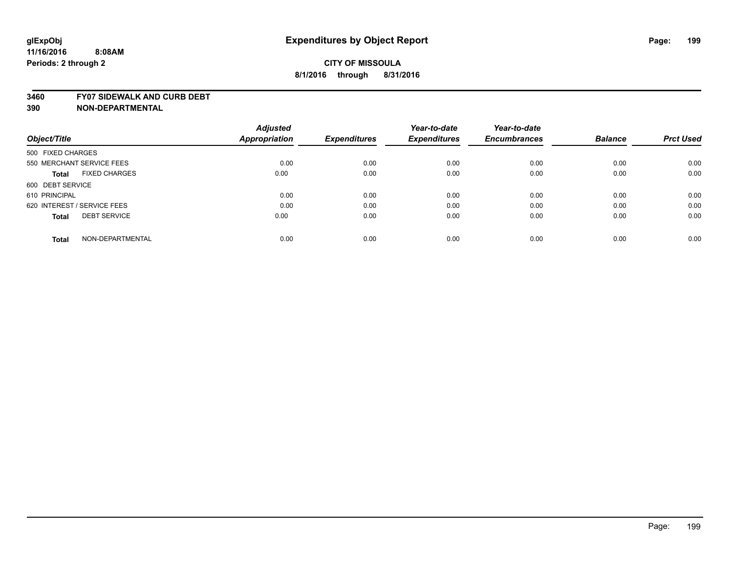glExpObj
11/16/2016 8:08AM
Periods: 2 through 2

# Expenditures by Object Report

**CITY OF MISSOULA**
**8/1/2016 through 8/31/2016**

**3460 FY07 SIDEWALK AND CURB DEBT**
**390 NON-DEPARTMENTAL**

| Object/Title | Adjusted Appropriation | Expenditures | Year-to-date Expenditures | Year-to-date Encumbrances | Balance | Prct Used |
|---|---|---|---|---|---|---|
| 500 FIXED CHARGES | | | | | | |
| 550 MERCHANT SERVICE FEES | 0.00 | 0.00 | 0.00 | 0.00 | 0.00 | 0.00 |
| **Total** FIXED CHARGES | 0.00 | 0.00 | 0.00 | 0.00 | 0.00 | 0.00 |
| 600 DEBT SERVICE | | | | | | |
| 610 PRINCIPAL | 0.00 | 0.00 | 0.00 | 0.00 | 0.00 | 0.00 |
| 620 INTEREST / SERVICE FEES | 0.00 | 0.00 | 0.00 | 0.00 | 0.00 | 0.00 |
| **Total** DEBT SERVICE | 0.00 | 0.00 | 0.00 | 0.00 | 0.00 | 0.00 |
| **Total** NON-DEPARTMENTAL | 0.00 | 0.00 | 0.00 | 0.00 | 0.00 | 0.00 |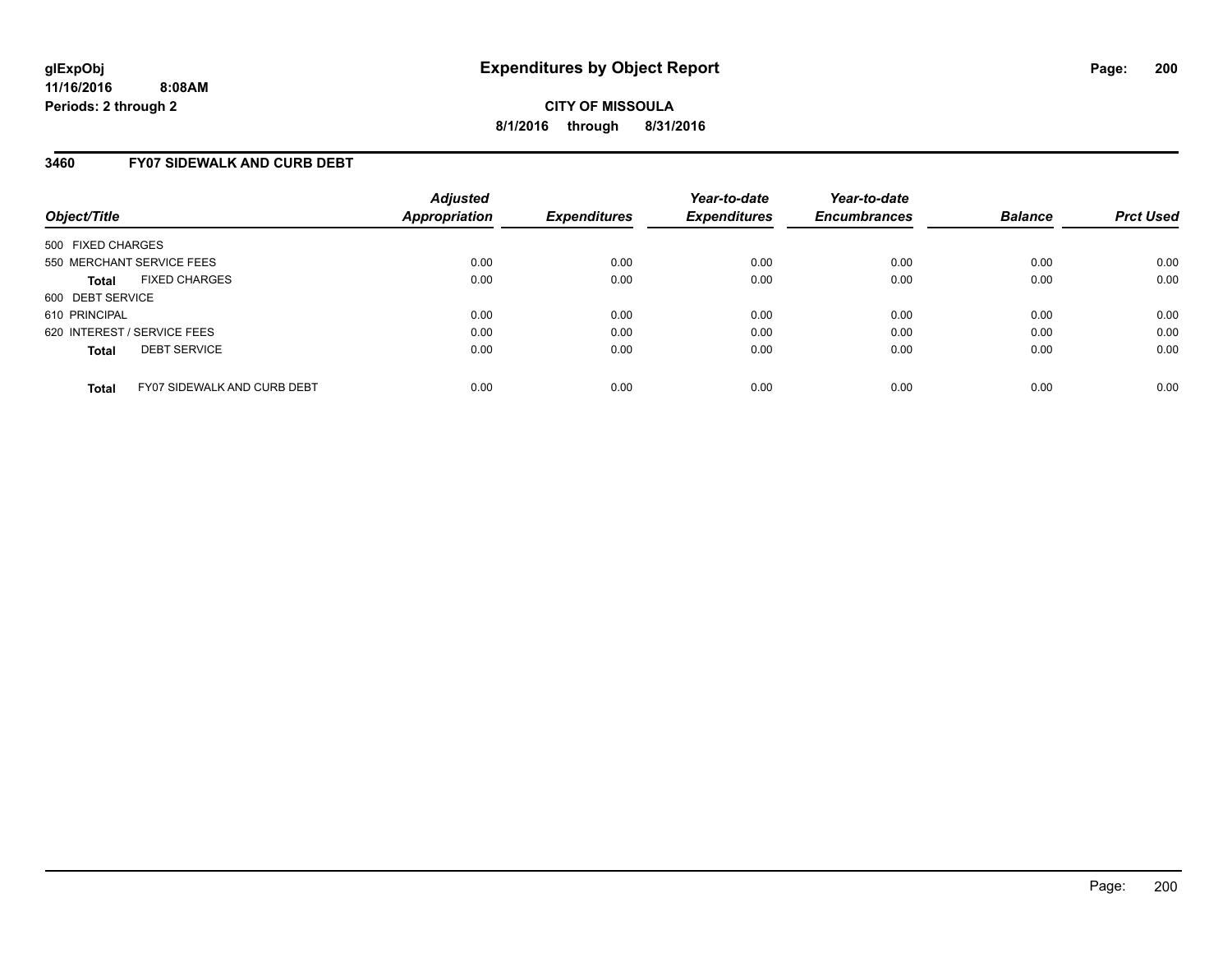# Expenditures by Object Report

glExpObj
11/16/2016 8:08AM
Periods: 2 through 2

**CITY OF MISSOULA**
**8/1/2016 through 8/31/2016**

## 3460 FY07 SIDEWALK AND CURB DEBT

| Object/Title | | Adjusted Appropriation | Expenditures | Year-to-date Expenditures | Year-to-date Encumbrances | Balance | Prct Used |
|---|---|---|---|---|---|---|---|
| 500 FIXED CHARGES | | | | | | | |
| 550 MERCHANT SERVICE FEES | | 0.00 | 0.00 | 0.00 | 0.00 | 0.00 | 0.00 |
| **Total** | FIXED CHARGES | 0.00 | 0.00 | 0.00 | 0.00 | 0.00 | 0.00 |
| 600 DEBT SERVICE | | | | | | | |
| 610 PRINCIPAL | | 0.00 | 0.00 | 0.00 | 0.00 | 0.00 | 0.00 |
| 620 INTEREST / SERVICE FEES | | 0.00 | 0.00 | 0.00 | 0.00 | 0.00 | 0.00 |
| **Total** | DEBT SERVICE | 0.00 | 0.00 | 0.00 | 0.00 | 0.00 | 0.00 |
| **Total** | FY07 SIDEWALK AND CURB DEBT | 0.00 | 0.00 | 0.00 | 0.00 | 0.00 | 0.00 |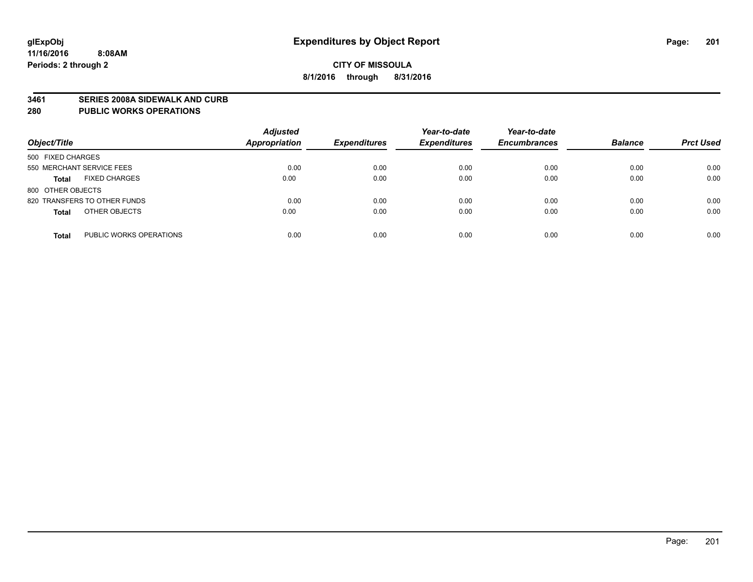glExpObj
11/16/2016 8:08AM
Periods: 2 through 2

# Expenditures by Object Report

**CITY OF MISSOULA**

**8/1/2016 through 8/31/2016**

**3461 SERIES 2008A SIDEWALK AND CURB**
**280 PUBLIC WORKS OPERATIONS**

| Object/Title | | Adjusted Appropriation | Expenditures | Year-to-date Expenditures | Year-to-date Encumbrances | Balance | Prct Used |
|---|---|---|---|---|---|---|---|
| 500 FIXED CHARGES | | | | | | | |
| 550 MERCHANT SERVICE FEES | | 0.00 | 0.00 | 0.00 | 0.00 | 0.00 | 0.00 |
| **Total** | FIXED CHARGES | 0.00 | 0.00 | 0.00 | 0.00 | 0.00 | 0.00 |
| 800 OTHER OBJECTS | | | | | | | |
| 820 TRANSFERS TO OTHER FUNDS | | 0.00 | 0.00 | 0.00 | 0.00 | 0.00 | 0.00 |
| **Total** | OTHER OBJECTS | 0.00 | 0.00 | 0.00 | 0.00 | 0.00 | 0.00 |
| **Total** | PUBLIC WORKS OPERATIONS | 0.00 | 0.00 | 0.00 | 0.00 | 0.00 | 0.00 |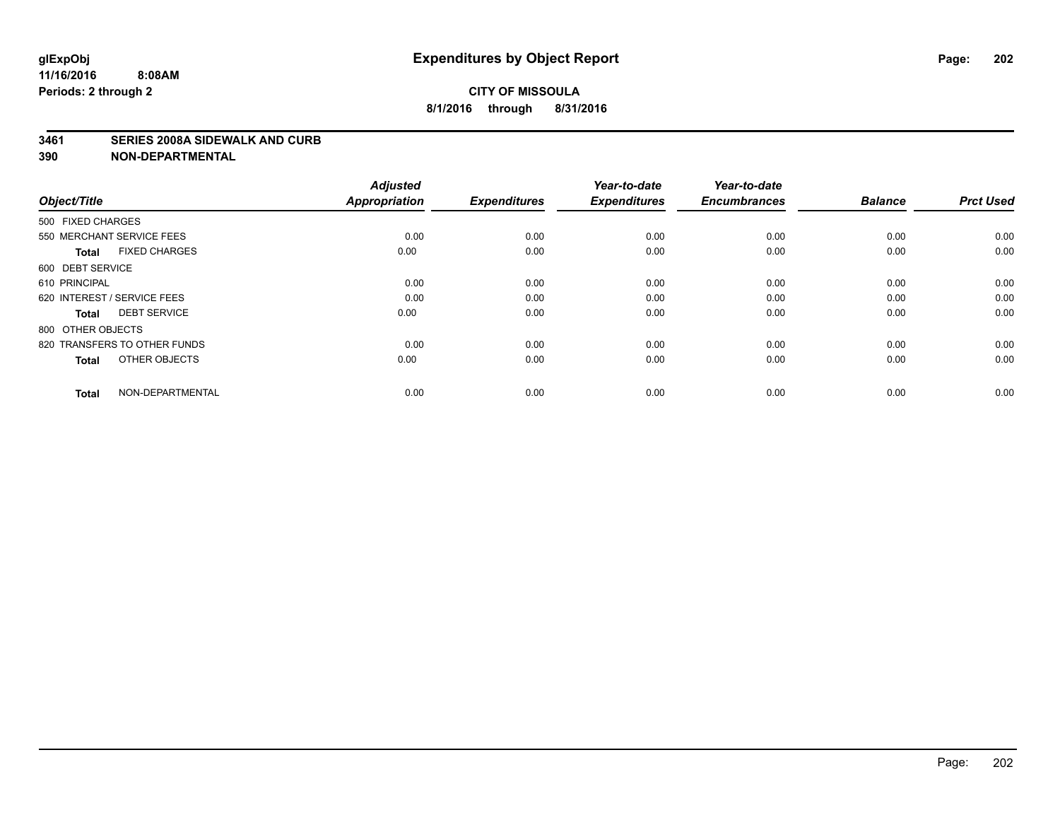# Expenditures by Object Report

glExpObj
11/16/2016 8:08AM
Periods: 2 through 2

**CITY OF MISSOULA**
**8/1/2016 through 8/31/2016**

**3461 SERIES 2008A SIDEWALK AND CURB**
**390 NON-DEPARTMENTAL**

| Object/Title | Adjusted Appropriation | Expenditures | Year-to-date Expenditures | Year-to-date Encumbrances | Balance | Prct Used |
|---|---|---|---|---|---|---|
| 500 FIXED CHARGES | | | | | | |
| 550 MERCHANT SERVICE FEES | 0.00 | 0.00 | 0.00 | 0.00 | 0.00 | 0.00 |
| **Total** FIXED CHARGES | 0.00 | 0.00 | 0.00 | 0.00 | 0.00 | 0.00 |
| 600 DEBT SERVICE | | | | | | |
| 610 PRINCIPAL | 0.00 | 0.00 | 0.00 | 0.00 | 0.00 | 0.00 |
| 620 INTEREST / SERVICE FEES | 0.00 | 0.00 | 0.00 | 0.00 | 0.00 | 0.00 |
| **Total** DEBT SERVICE | 0.00 | 0.00 | 0.00 | 0.00 | 0.00 | 0.00 |
| 800 OTHER OBJECTS | | | | | | |
| 820 TRANSFERS TO OTHER FUNDS | 0.00 | 0.00 | 0.00 | 0.00 | 0.00 | 0.00 |
| **Total** OTHER OBJECTS | 0.00 | 0.00 | 0.00 | 0.00 | 0.00 | 0.00 |
| **Total** NON-DEPARTMENTAL | 0.00 | 0.00 | 0.00 | 0.00 | 0.00 | 0.00 |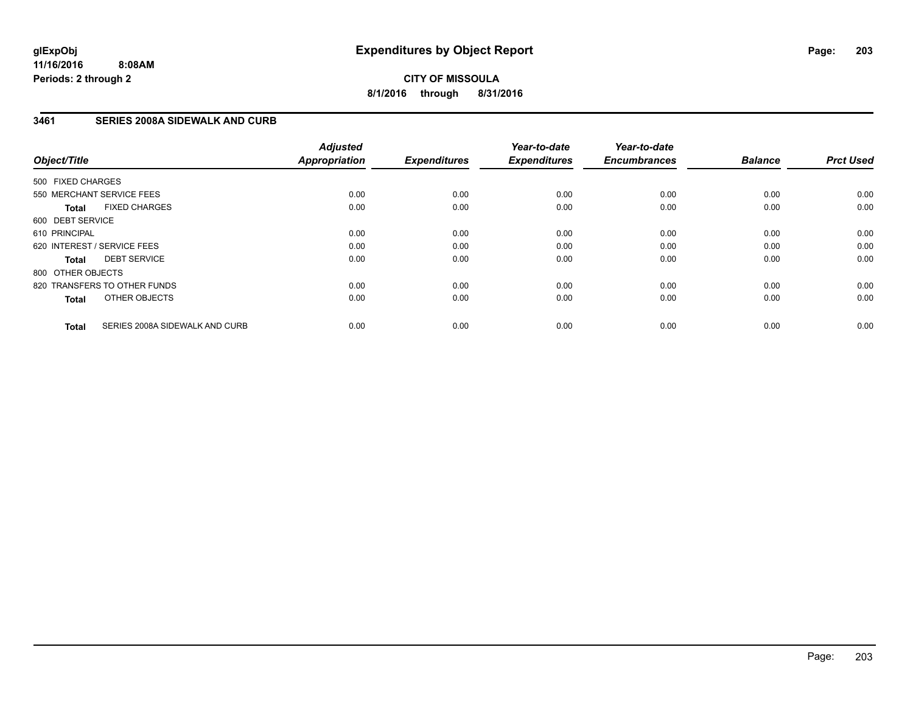**glExpObj**
**11/16/2016 8:08AM**
**Periods: 2 through 2**

# Expenditures by Object Report

**CITY OF MISSOULA**
**8/1/2016 through 8/31/2016**

## 3461 SERIES 2008A SIDEWALK AND CURB

| Object/Title | Adjusted Appropriation | Expenditures | Year-to-date Expenditures | Year-to-date Encumbrances | Balance | Prct Used |
|---|---|---|---|---|---|---|
| 500 FIXED CHARGES | | | | | | |
| 550 MERCHANT SERVICE FEES | 0.00 | 0.00 | 0.00 | 0.00 | 0.00 | 0.00 |
| **Total** FIXED CHARGES | 0.00 | 0.00 | 0.00 | 0.00 | 0.00 | 0.00 |
| 600 DEBT SERVICE | | | | | | |
| 610 PRINCIPAL | 0.00 | 0.00 | 0.00 | 0.00 | 0.00 | 0.00 |
| 620 INTEREST / SERVICE FEES | 0.00 | 0.00 | 0.00 | 0.00 | 0.00 | 0.00 |
| **Total** DEBT SERVICE | 0.00 | 0.00 | 0.00 | 0.00 | 0.00 | 0.00 |
| 800 OTHER OBJECTS | | | | | | |
| 820 TRANSFERS TO OTHER FUNDS | 0.00 | 0.00 | 0.00 | 0.00 | 0.00 | 0.00 |
| **Total** OTHER OBJECTS | 0.00 | 0.00 | 0.00 | 0.00 | 0.00 | 0.00 |
| **Total** SERIES 2008A SIDEWALK AND CURB | 0.00 | 0.00 | 0.00 | 0.00 | 0.00 | 0.00 |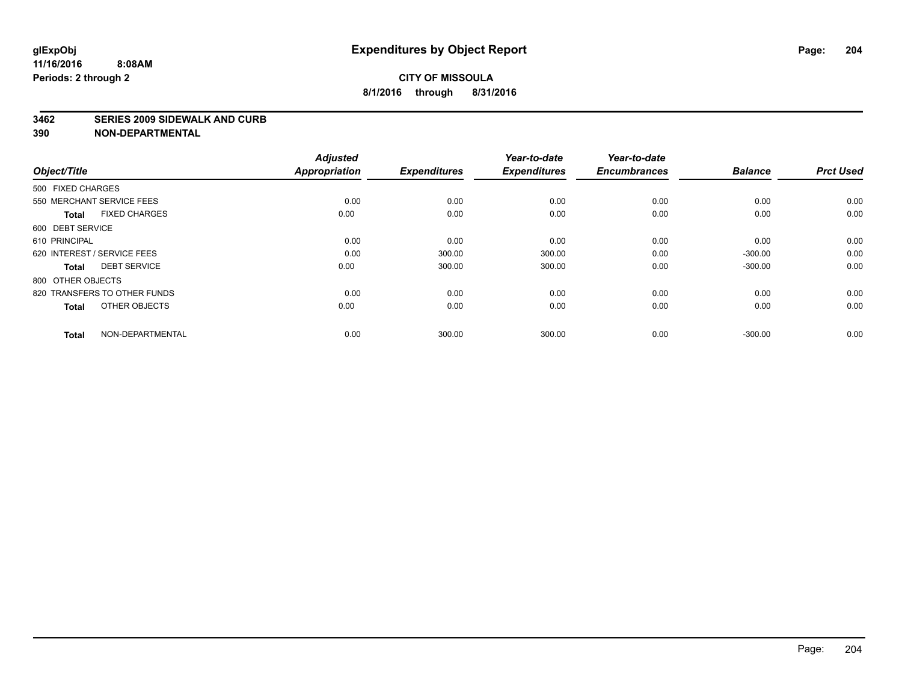# Expenditures by Object Report

glExpObj
11/16/2016 8:08AM
Periods: 2 through 2

**CITY OF MISSOULA**
**8/1/2016 through 8/31/2016**

**3462 SERIES 2009 SIDEWALK AND CURB**
**390 NON-DEPARTMENTAL**

| Object/Title | Adjusted Appropriation | Expenditures | Year-to-date Expenditures | Year-to-date Encumbrances | Balance | Prct Used |
|---|---|---|---|---|---|---|
| 500 FIXED CHARGES | | | | | | |
| 550 MERCHANT SERVICE FEES | 0.00 | 0.00 | 0.00 | 0.00 | 0.00 | 0.00 |
| **Total** FIXED CHARGES | 0.00 | 0.00 | 0.00 | 0.00 | 0.00 | 0.00 |
| 600 DEBT SERVICE | | | | | | |
| 610 PRINCIPAL | 0.00 | 0.00 | 0.00 | 0.00 | 0.00 | 0.00 |
| 620 INTEREST / SERVICE FEES | 0.00 | 300.00 | 300.00 | 0.00 | -300.00 | 0.00 |
| **Total** DEBT SERVICE | 0.00 | 300.00 | 300.00 | 0.00 | -300.00 | 0.00 |
| 800 OTHER OBJECTS | | | | | | |
| 820 TRANSFERS TO OTHER FUNDS | 0.00 | 0.00 | 0.00 | 0.00 | 0.00 | 0.00 |
| **Total** OTHER OBJECTS | 0.00 | 0.00 | 0.00 | 0.00 | 0.00 | 0.00 |
| **Total** NON-DEPARTMENTAL | 0.00 | 300.00 | 300.00 | 0.00 | -300.00 | 0.00 |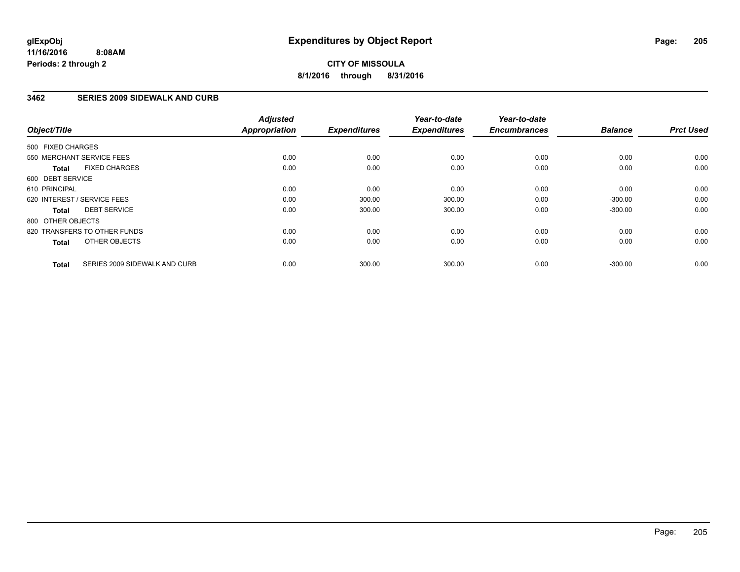**glExpObj**
**11/16/2016 8:08AM**
**Periods: 2 through 2**

# Expenditures by Object Report

**CITY OF MISSOULA**
**8/1/2016 through 8/31/2016**

## 3462 SERIES 2009 SIDEWALK AND CURB

| Object/Title | | *Adjusted Appropriation* | *Expenditures* | *Year-to-date Expenditures* | *Year-to-date Encumbrances* | *Balance* | *Prct Used* |
|---|---|---|---|---|---|---|---|
| 500 FIXED CHARGES | | | | | | | |
| 550 MERCHANT SERVICE FEES | | 0.00 | 0.00 | 0.00 | 0.00 | 0.00 | 0.00 |
| **Total** | FIXED CHARGES | 0.00 | 0.00 | 0.00 | 0.00 | 0.00 | 0.00 |
| 600 DEBT SERVICE | | | | | | | |
| 610 PRINCIPAL | | 0.00 | 0.00 | 0.00 | 0.00 | 0.00 | 0.00 |
| 620 INTEREST / SERVICE FEES | | 0.00 | 300.00 | 300.00 | 0.00 | -300.00 | 0.00 |
| **Total** | DEBT SERVICE | 0.00 | 300.00 | 300.00 | 0.00 | -300.00 | 0.00 |
| 800 OTHER OBJECTS | | | | | | | |
| 820 TRANSFERS TO OTHER FUNDS | | 0.00 | 0.00 | 0.00 | 0.00 | 0.00 | 0.00 |
| **Total** | OTHER OBJECTS | 0.00 | 0.00 | 0.00 | 0.00 | 0.00 | 0.00 |
| **Total** | SERIES 2009 SIDEWALK AND CURB | 0.00 | 300.00 | 300.00 | 0.00 | -300.00 | 0.00 |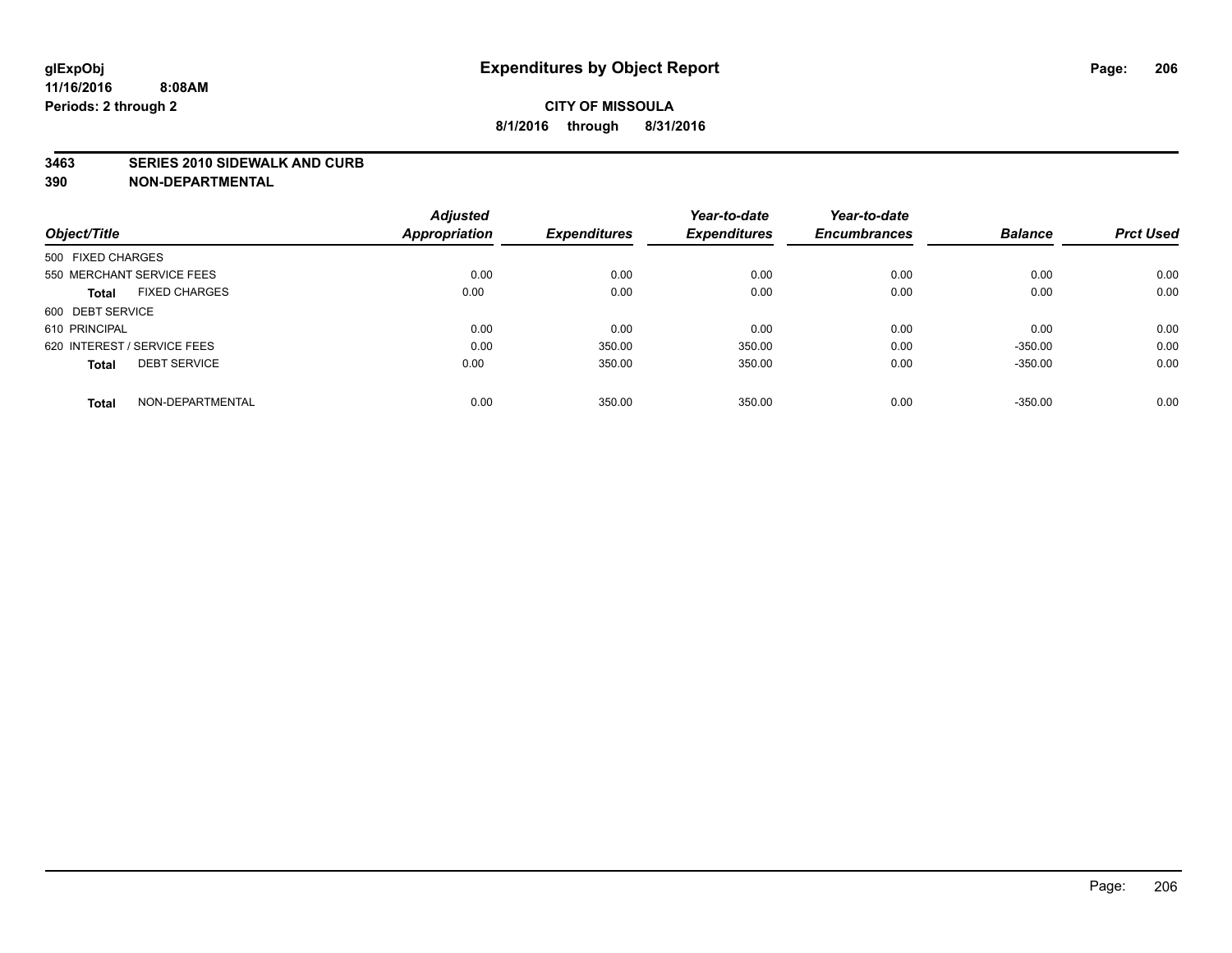# Expenditures by Object Report

glExpObj
11/16/2016 8:08AM
Periods: 2 through 2

**CITY OF MISSOULA**
**8/1/2016 through 8/31/2016**

**3463 SERIES 2010 SIDEWALK AND CURB**
**390 NON-DEPARTMENTAL**

| Object/Title | Adjusted Appropriation | Expenditures | Year-to-date Expenditures | Year-to-date Encumbrances | Balance | Prct Used |
|---|---|---|---|---|---|---|
| 500 FIXED CHARGES | | | | | | |
| 550 MERCHANT SERVICE FEES | 0.00 | 0.00 | 0.00 | 0.00 | 0.00 | 0.00 |
| **Total** FIXED CHARGES | 0.00 | 0.00 | 0.00 | 0.00 | 0.00 | 0.00 |
| 600 DEBT SERVICE | | | | | | |
| 610 PRINCIPAL | 0.00 | 0.00 | 0.00 | 0.00 | 0.00 | 0.00 |
| 620 INTEREST / SERVICE FEES | 0.00 | 350.00 | 350.00 | 0.00 | -350.00 | 0.00 |
| **Total** DEBT SERVICE | 0.00 | 350.00 | 350.00 | 0.00 | -350.00 | 0.00 |
| **Total** NON-DEPARTMENTAL | 0.00 | 350.00 | 350.00 | 0.00 | -350.00 | 0.00 |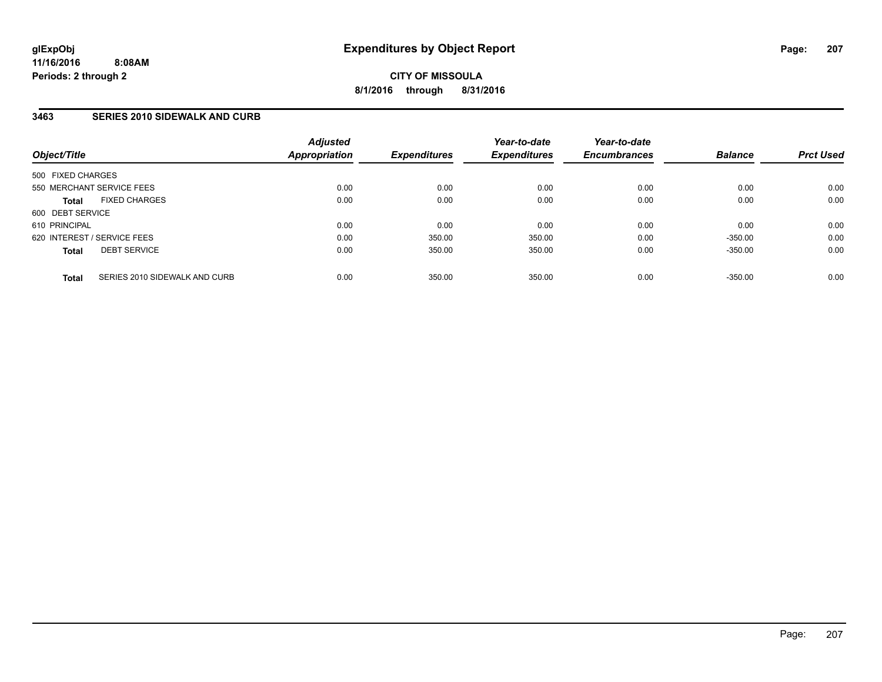# Expenditures by Object Report

glExpObj
11/16/2016 8:08AM
Periods: 2 through 2

**CITY OF MISSOULA**
**8/1/2016 through 8/31/2016**

## 3463 SERIES 2010 SIDEWALK AND CURB

| Object/Title | Adjusted Appropriation | Expenditures | Year-to-date Expenditures | Year-to-date Encumbrances | Balance | Prct Used |
|---|---|---|---|---|---|---|
| 500 FIXED CHARGES | | | | | | |
| 550 MERCHANT SERVICE FEES | 0.00 | 0.00 | 0.00 | 0.00 | 0.00 | 0.00 |
| **Total** FIXED CHARGES | 0.00 | 0.00 | 0.00 | 0.00 | 0.00 | 0.00 |
| 600 DEBT SERVICE | | | | | | |
| 610 PRINCIPAL | 0.00 | 0.00 | 0.00 | 0.00 | 0.00 | 0.00 |
| 620 INTEREST / SERVICE FEES | 0.00 | 350.00 | 350.00 | 0.00 | -350.00 | 0.00 |
| **Total** DEBT SERVICE | 0.00 | 350.00 | 350.00 | 0.00 | -350.00 | 0.00 |
| **Total** SERIES 2010 SIDEWALK AND CURB | 0.00 | 350.00 | 350.00 | 0.00 | -350.00 | 0.00 |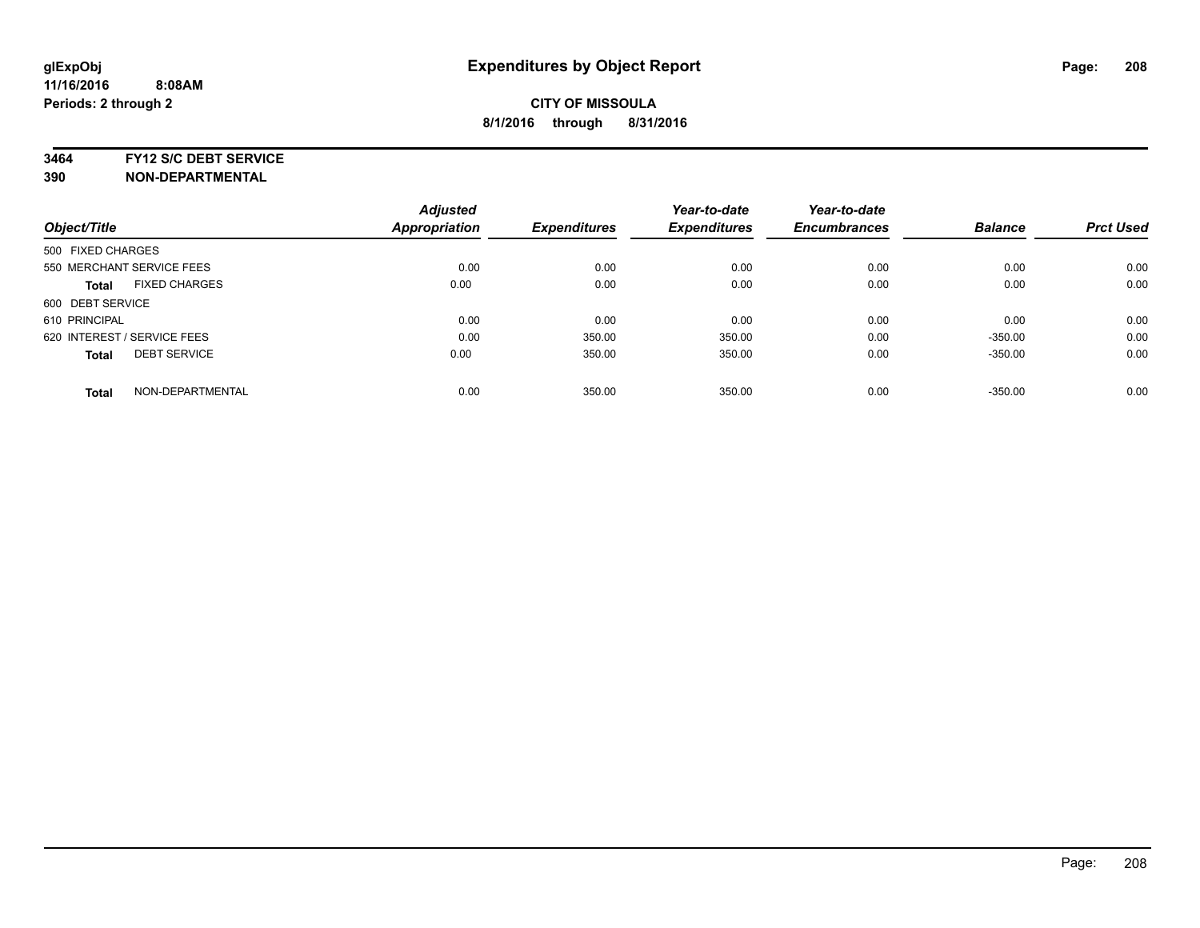**glExpObj** **Expenditures by Object Report**
**11/16/2016 8:08AM**
**Periods: 2 through 2**

**CITY OF MISSOULA**
**8/1/2016 through 8/31/2016**

**3464 FY12 S/C DEBT SERVICE**
**390 NON-DEPARTMENTAL**

| Object/Title | | Adjusted Appropriation | Expenditures | Year-to-date Expenditures | Year-to-date Encumbrances | Balance | Prct Used |
|---|---|---|---|---|---|---|---|
| 500 FIXED CHARGES | | | | | | | |
| 550 MERCHANT SERVICE FEES | | 0.00 | 0.00 | 0.00 | 0.00 | 0.00 | 0.00 |
| **Total** | FIXED CHARGES | 0.00 | 0.00 | 0.00 | 0.00 | 0.00 | 0.00 |
| 600 DEBT SERVICE | | | | | | | |
| 610 PRINCIPAL | | 0.00 | 0.00 | 0.00 | 0.00 | 0.00 | 0.00 |
| 620 INTEREST / SERVICE FEES | | 0.00 | 350.00 | 350.00 | 0.00 | -350.00 | 0.00 |
| **Total** | DEBT SERVICE | 0.00 | 350.00 | 350.00 | 0.00 | -350.00 | 0.00 |
| **Total** | NON-DEPARTMENTAL | 0.00 | 350.00 | 350.00 | 0.00 | -350.00 | 0.00 |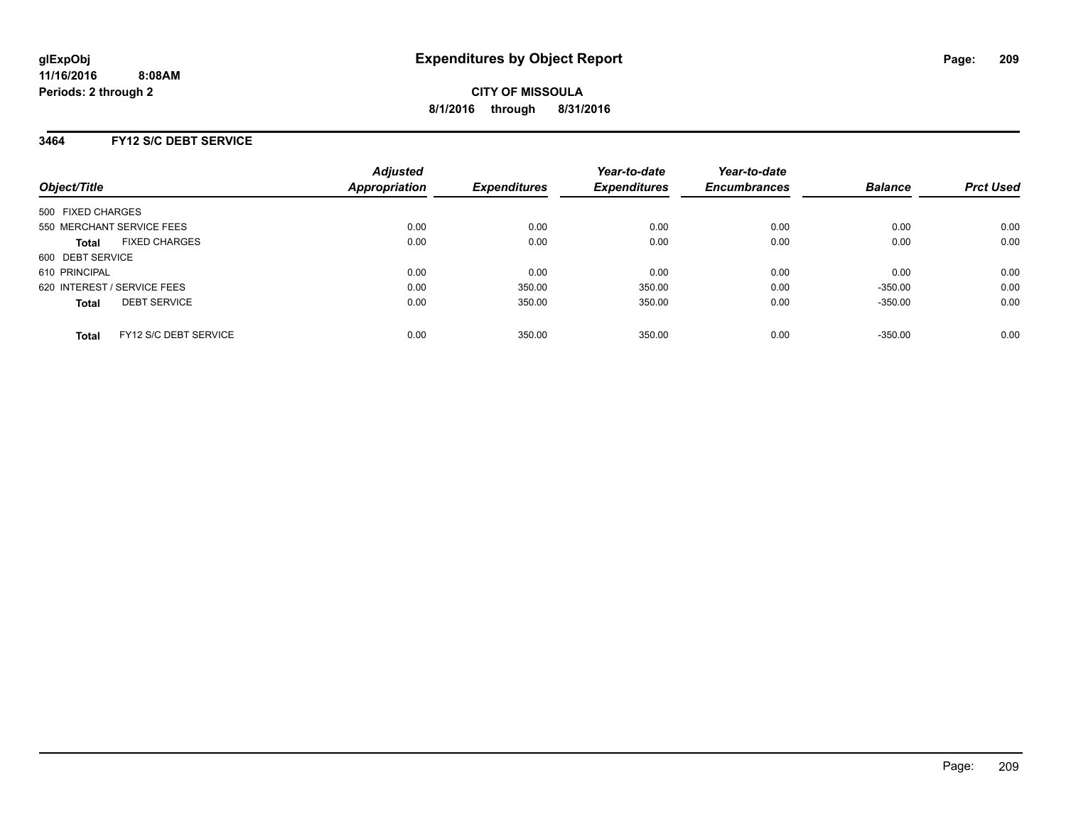# Expenditures by Object Report

**glExpObj**
**11/16/2016 8:08AM**
**Periods: 2 through 2**

**CITY OF MISSOULA**
**8/1/2016 through 8/31/2016**

## 3464 FY12 S/C DEBT SERVICE

| Object/Title | Adjusted Appropriation | Expenditures | Year-to-date Expenditures | Year-to-date Encumbrances | Balance | Prct Used |
|---|---|---|---|---|---|---|
| 500 FIXED CHARGES | | | | | | |
| 550 MERCHANT SERVICE FEES | 0.00 | 0.00 | 0.00 | 0.00 | 0.00 | 0.00 |
| **Total** FIXED CHARGES | 0.00 | 0.00 | 0.00 | 0.00 | 0.00 | 0.00 |
| 600 DEBT SERVICE | | | | | | |
| 610 PRINCIPAL | 0.00 | 0.00 | 0.00 | 0.00 | 0.00 | 0.00 |
| 620 INTEREST / SERVICE FEES | 0.00 | 350.00 | 350.00 | 0.00 | -350.00 | 0.00 |
| **Total** DEBT SERVICE | 0.00 | 350.00 | 350.00 | 0.00 | -350.00 | 0.00 |
| **Total** FY12 S/C DEBT SERVICE | 0.00 | 350.00 | 350.00 | 0.00 | -350.00 | 0.00 |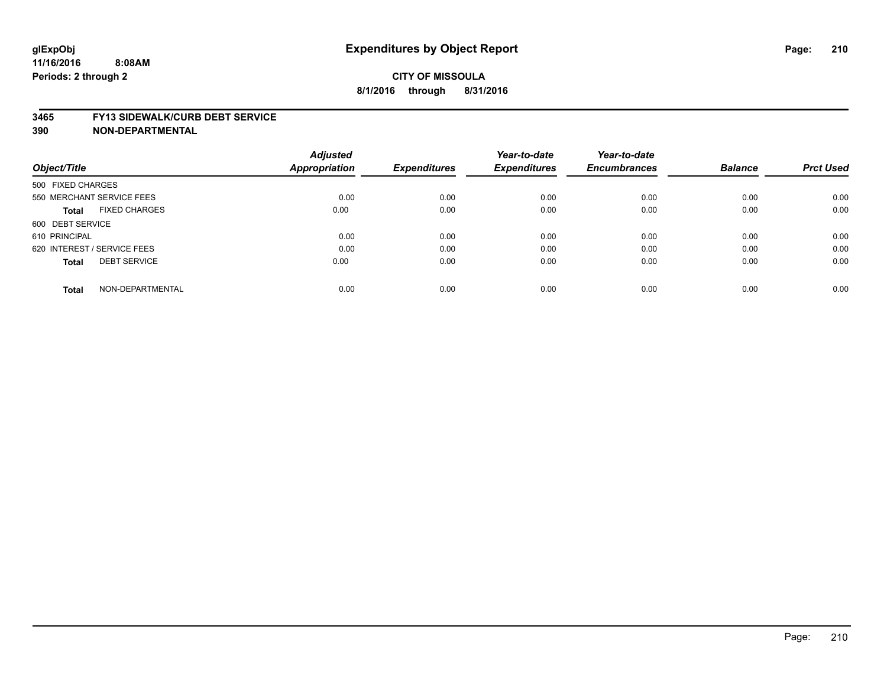# Expenditures by Object Report

glExpObj
11/16/2016 8:08AM
Periods: 2 through 2

**CITY OF MISSOULA**
**8/1/2016 through 8/31/2016**

**3465 FY13 SIDEWALK/CURB DEBT SERVICE**
**390 NON-DEPARTMENTAL**

| Object/Title | Adjusted Appropriation | Expenditures | Year-to-date Expenditures | Year-to-date Encumbrances | Balance | Prct Used |
|---|---|---|---|---|---|---|
| 500 FIXED CHARGES | | | | | | |
| 550 MERCHANT SERVICE FEES | 0.00 | 0.00 | 0.00 | 0.00 | 0.00 | 0.00 |
| **Total** FIXED CHARGES | 0.00 | 0.00 | 0.00 | 0.00 | 0.00 | 0.00 |
| 600 DEBT SERVICE | | | | | | |
| 610 PRINCIPAL | 0.00 | 0.00 | 0.00 | 0.00 | 0.00 | 0.00 |
| 620 INTEREST / SERVICE FEES | 0.00 | 0.00 | 0.00 | 0.00 | 0.00 | 0.00 |
| **Total** DEBT SERVICE | 0.00 | 0.00 | 0.00 | 0.00 | 0.00 | 0.00 |
| **Total** NON-DEPARTMENTAL | 0.00 | 0.00 | 0.00 | 0.00 | 0.00 | 0.00 |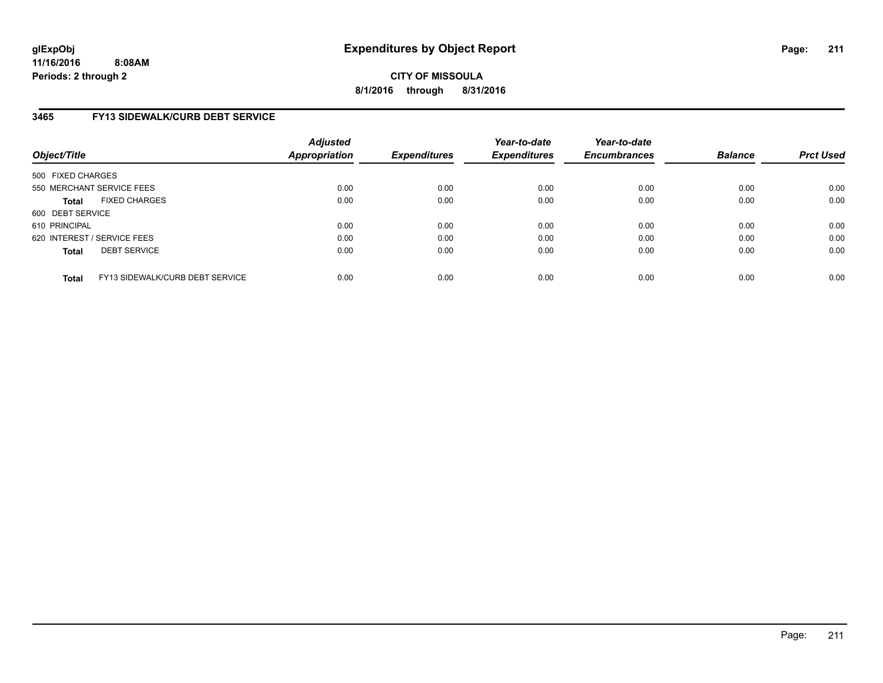# Expenditures by Object Report

**CITY OF MISSOULA**

**8/1/2016 through 8/31/2016**

glExpObj
11/16/2016 8:08AM
Periods: 2 through 2

## 3465 FY13 SIDEWALK/CURB DEBT SERVICE

| Object/Title | | Adjusted Appropriation | Expenditures | Year-to-date Expenditures | Year-to-date Encumbrances | Balance | Prct Used |
|---|---|---|---|---|---|---|---|
| 500 FIXED CHARGES | | | | | | | |
| 550 MERCHANT SERVICE FEES | | 0.00 | 0.00 | 0.00 | 0.00 | 0.00 | 0.00 |
| Total | FIXED CHARGES | 0.00 | 0.00 | 0.00 | 0.00 | 0.00 | 0.00 |
| 600 DEBT SERVICE | | | | | | | |
| 610 PRINCIPAL | | 0.00 | 0.00 | 0.00 | 0.00 | 0.00 | 0.00 |
| 620 INTEREST / SERVICE FEES | | 0.00 | 0.00 | 0.00 | 0.00 | 0.00 | 0.00 |
| Total | DEBT SERVICE | 0.00 | 0.00 | 0.00 | 0.00 | 0.00 | 0.00 |
| Total | FY13 SIDEWALK/CURB DEBT SERVICE | 0.00 | 0.00 | 0.00 | 0.00 | 0.00 | 0.00 |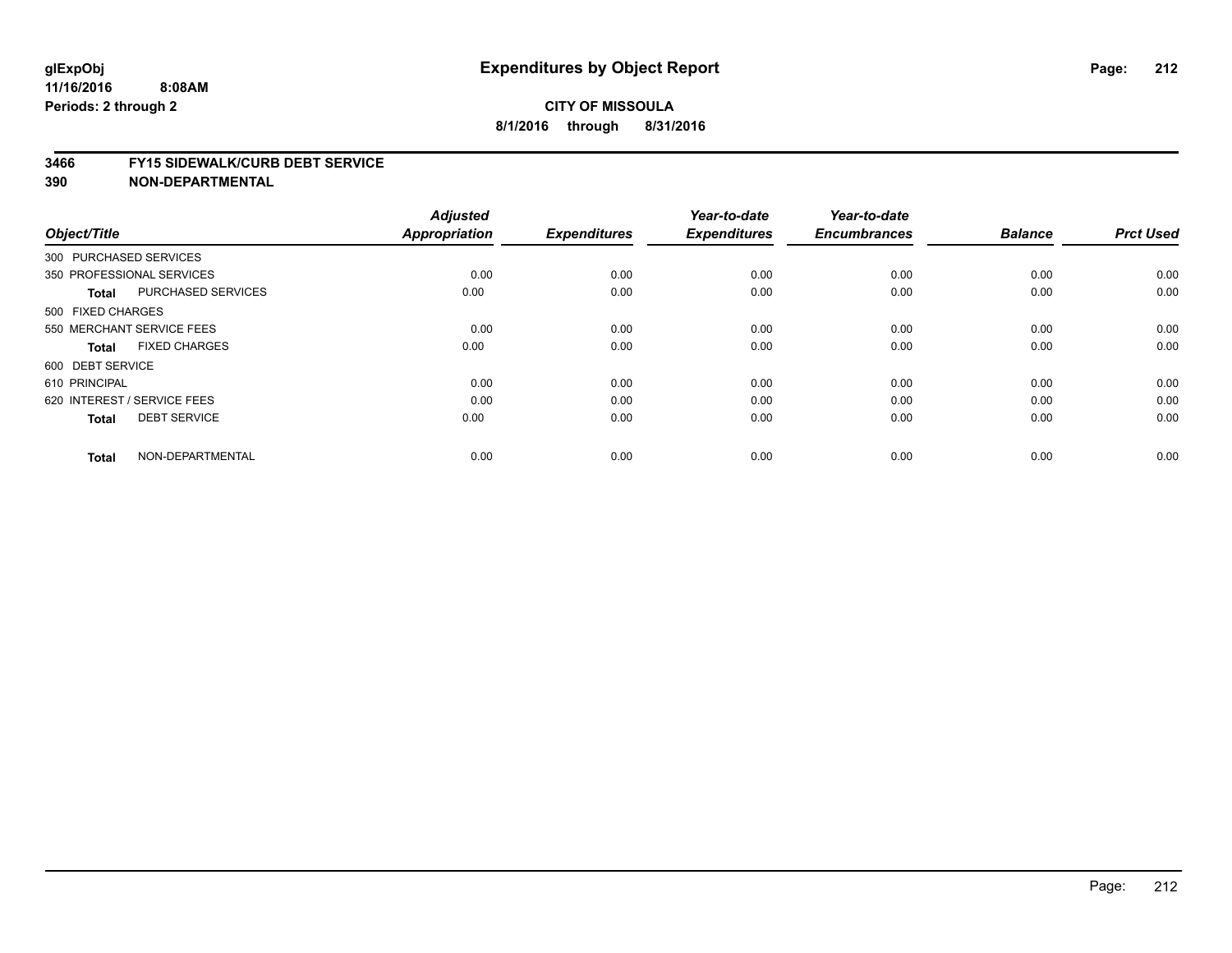# Expenditures by Object Report

glExpObj
11/16/2016 8:08AM
Periods: 2 through 2

**CITY OF MISSOULA**
**8/1/2016 through 8/31/2016**

## 3466 FY15 SIDEWALK/CURB DEBT SERVICE
## 390 NON-DEPARTMENTAL

| Object/Title | | Adjusted Appropriation | Expenditures | Year-to-date Expenditures | Year-to-date Encumbrances | Balance | Prct Used |
|---|---|---|---|---|---|---|---|
| 300 PURCHASED SERVICES | | | | | | | |
| 350 PROFESSIONAL SERVICES | | 0.00 | 0.00 | 0.00 | 0.00 | 0.00 | 0.00 |
| **Total** | PURCHASED SERVICES | 0.00 | 0.00 | 0.00 | 0.00 | 0.00 | 0.00 |
| 500 FIXED CHARGES | | | | | | | |
| 550 MERCHANT SERVICE FEES | | 0.00 | 0.00 | 0.00 | 0.00 | 0.00 | 0.00 |
| **Total** | FIXED CHARGES | 0.00 | 0.00 | 0.00 | 0.00 | 0.00 | 0.00 |
| 600 DEBT SERVICE | | | | | | | |
| 610 PRINCIPAL | | 0.00 | 0.00 | 0.00 | 0.00 | 0.00 | 0.00 |
| 620 INTEREST / SERVICE FEES | | 0.00 | 0.00 | 0.00 | 0.00 | 0.00 | 0.00 |
| **Total** | DEBT SERVICE | 0.00 | 0.00 | 0.00 | 0.00 | 0.00 | 0.00 |
| **Total** | NON-DEPARTMENTAL | 0.00 | 0.00 | 0.00 | 0.00 | 0.00 | 0.00 |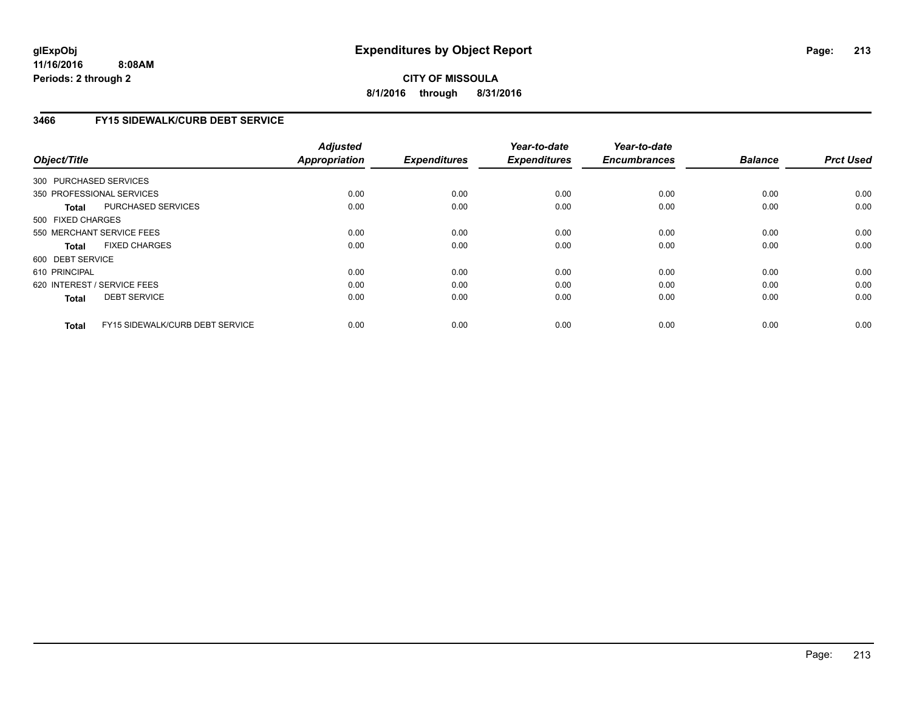glExpObj
11/16/2016 8:08AM
Periods: 2 through 2

# Expenditures by Object Report

**CITY OF MISSOULA**

**8/1/2016 through 8/31/2016**

## 3466 FY15 SIDEWALK/CURB DEBT SERVICE

| Object/Title | Adjusted Appropriation | Expenditures | Year-to-date Expenditures | Year-to-date Encumbrances | Balance | Prct Used |
|---|---|---|---|---|---|---|
| 300 PURCHASED SERVICES | | | | | | |
| 350 PROFESSIONAL SERVICES | 0.00 | 0.00 | 0.00 | 0.00 | 0.00 | 0.00 |
| **Total** PURCHASED SERVICES | 0.00 | 0.00 | 0.00 | 0.00 | 0.00 | 0.00 |
| 500 FIXED CHARGES | | | | | | |
| 550 MERCHANT SERVICE FEES | 0.00 | 0.00 | 0.00 | 0.00 | 0.00 | 0.00 |
| **Total** FIXED CHARGES | 0.00 | 0.00 | 0.00 | 0.00 | 0.00 | 0.00 |
| 600 DEBT SERVICE | | | | | | |
| 610 PRINCIPAL | 0.00 | 0.00 | 0.00 | 0.00 | 0.00 | 0.00 |
| 620 INTEREST / SERVICE FEES | 0.00 | 0.00 | 0.00 | 0.00 | 0.00 | 0.00 |
| **Total** DEBT SERVICE | 0.00 | 0.00 | 0.00 | 0.00 | 0.00 | 0.00 |
| **Total** FY15 SIDEWALK/CURB DEBT SERVICE | 0.00 | 0.00 | 0.00 | 0.00 | 0.00 | 0.00 |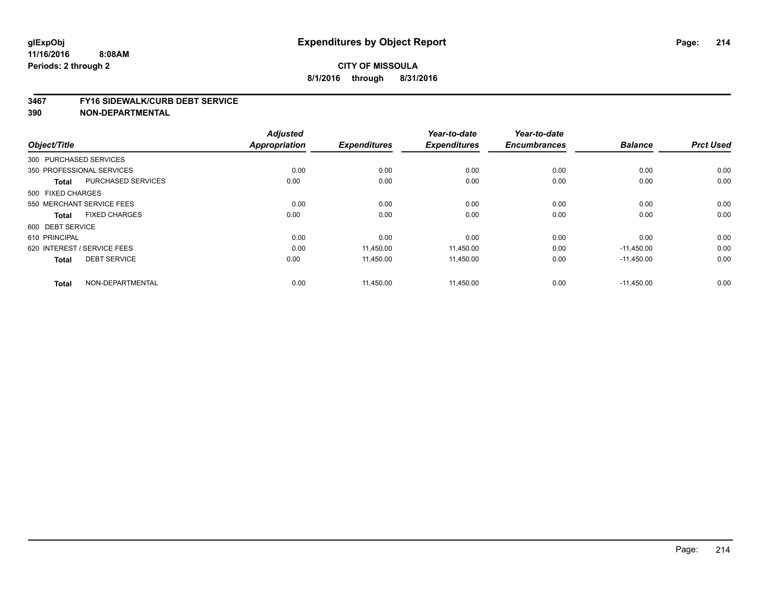# Expenditures by Object Report

glExpObj
11/16/2016 8:08AM
Periods: 2 through 2

**CITY OF MISSOULA**
**8/1/2016 through 8/31/2016**

## 3467 FY16 SIDEWALK/CURB DEBT SERVICE
## 390 NON-DEPARTMENTAL

| Object/Title | | Adjusted Appropriation | Expenditures | Year-to-date Expenditures | Year-to-date Encumbrances | Balance | Prct Used |
|---|---|---|---|---|---|---|---|
| 300 PURCHASED SERVICES | | | | | | | |
| 350 PROFESSIONAL SERVICES | | 0.00 | 0.00 | 0.00 | 0.00 | 0.00 | 0.00 |
| **Total** | PURCHASED SERVICES | 0.00 | 0.00 | 0.00 | 0.00 | 0.00 | 0.00 |
| 500 FIXED CHARGES | | | | | | | |
| 550 MERCHANT SERVICE FEES | | 0.00 | 0.00 | 0.00 | 0.00 | 0.00 | 0.00 |
| **Total** | FIXED CHARGES | 0.00 | 0.00 | 0.00 | 0.00 | 0.00 | 0.00 |
| 600 DEBT SERVICE | | | | | | | |
| 610 PRINCIPAL | | 0.00 | 0.00 | 0.00 | 0.00 | 0.00 | 0.00 |
| 620 INTEREST / SERVICE FEES | | 0.00 | 11,450.00 | 11,450.00 | 0.00 | -11,450.00 | 0.00 |
| **Total** | DEBT SERVICE | 0.00 | 11,450.00 | 11,450.00 | 0.00 | -11,450.00 | 0.00 |
| **Total** | NON-DEPARTMENTAL | 0.00 | 11,450.00 | 11,450.00 | 0.00 | -11,450.00 | 0.00 |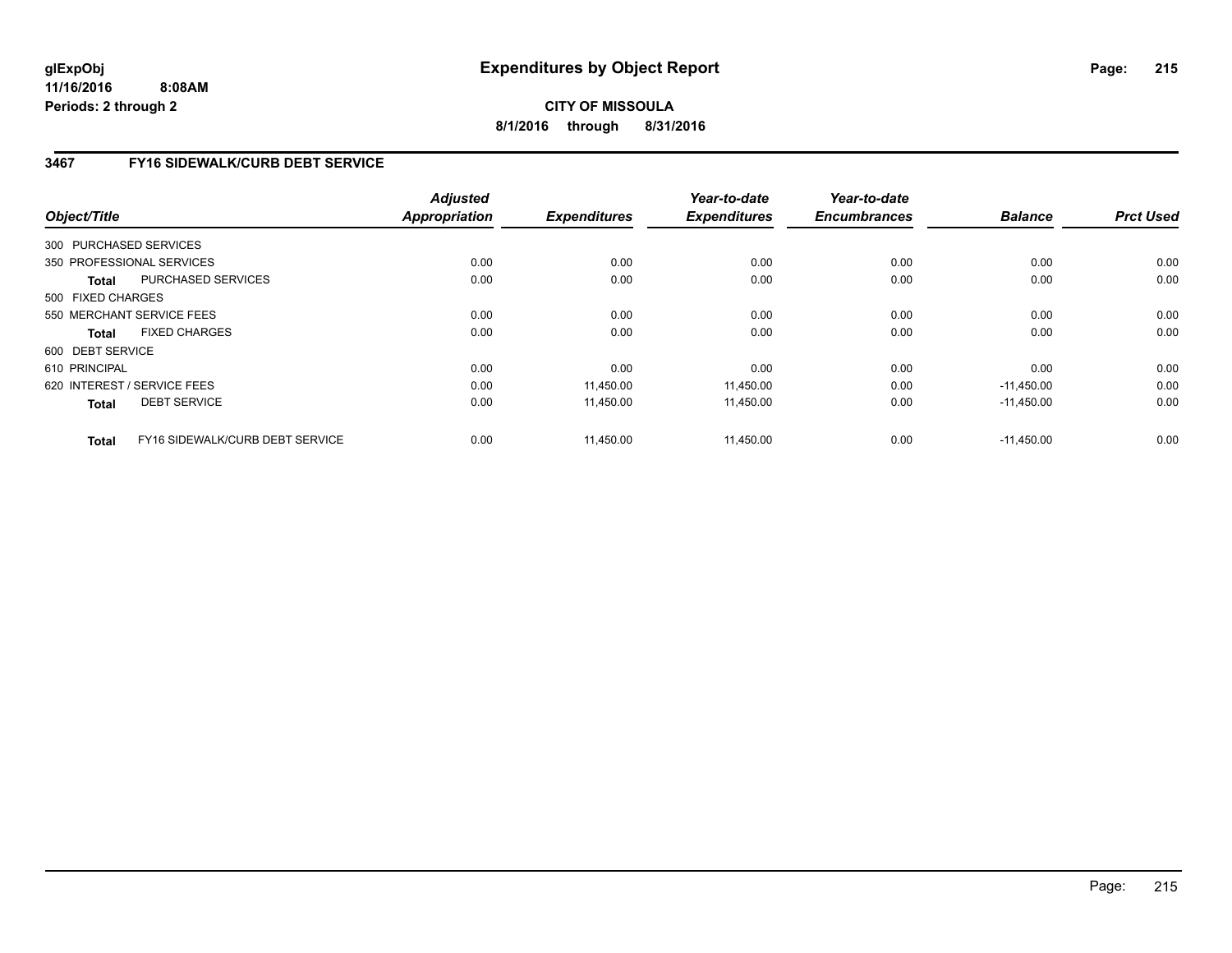# Expenditures by Object Report

glExpObj
11/16/2016 8:08AM
Periods: 2 through 2

**CITY OF MISSOULA**

**8/1/2016 through 8/31/2016**

## 3467 FY16 SIDEWALK/CURB DEBT SERVICE

| Object/Title | | Adjusted Appropriation | Expenditures | Year-to-date Expenditures | Year-to-date Encumbrances | Balance | Prct Used |
|---|---|---|---|---|---|---|---|
| 300 PURCHASED SERVICES | | | | | | | |
| 350 PROFESSIONAL SERVICES | | 0.00 | 0.00 | 0.00 | 0.00 | 0.00 | 0.00 |
| **Total** | PURCHASED SERVICES | 0.00 | 0.00 | 0.00 | 0.00 | 0.00 | 0.00 |
| 500 FIXED CHARGES | | | | | | | |
| 550 MERCHANT SERVICE FEES | | 0.00 | 0.00 | 0.00 | 0.00 | 0.00 | 0.00 |
| **Total** | FIXED CHARGES | 0.00 | 0.00 | 0.00 | 0.00 | 0.00 | 0.00 |
| 600 DEBT SERVICE | | | | | | | |
| 610 PRINCIPAL | | 0.00 | 0.00 | 0.00 | 0.00 | 0.00 | 0.00 |
| 620 INTEREST / SERVICE FEES | | 0.00 | 11,450.00 | 11,450.00 | 0.00 | -11,450.00 | 0.00 |
| **Total** | DEBT SERVICE | 0.00 | 11,450.00 | 11,450.00 | 0.00 | -11,450.00 | 0.00 |
| **Total** | FY16 SIDEWALK/CURB DEBT SERVICE | 0.00 | 11,450.00 | 11,450.00 | 0.00 | -11,450.00 | 0.00 |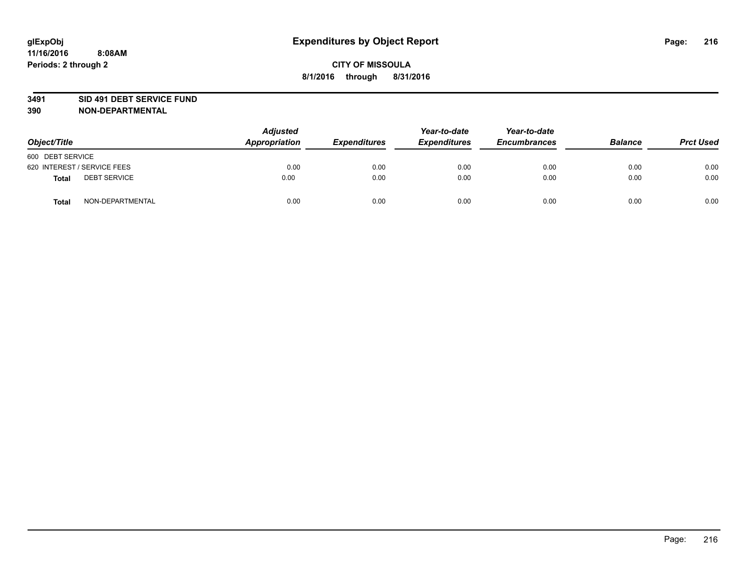# Expenditures by Object Report

glExpObj
11/16/2016 8:08AM
Periods: 2 through 2

**CITY OF MISSOULA**
**8/1/2016 through 8/31/2016**

**3491 SID 491 DEBT SERVICE FUND**
**390 NON-DEPARTMENTAL**

| Object/Title | Adjusted Appropriation | Expenditures | Year-to-date Expenditures | Year-to-date Encumbrances | Balance | Prct Used |
|---|---|---|---|---|---|---|
| 600 DEBT SERVICE | | | | | | |
| 620 INTEREST / SERVICE FEES | 0.00 | 0.00 | 0.00 | 0.00 | 0.00 | 0.00 |
| **Total** DEBT SERVICE | 0.00 | 0.00 | 0.00 | 0.00 | 0.00 | 0.00 |
| **Total** NON-DEPARTMENTAL | 0.00 | 0.00 | 0.00 | 0.00 | 0.00 | 0.00 |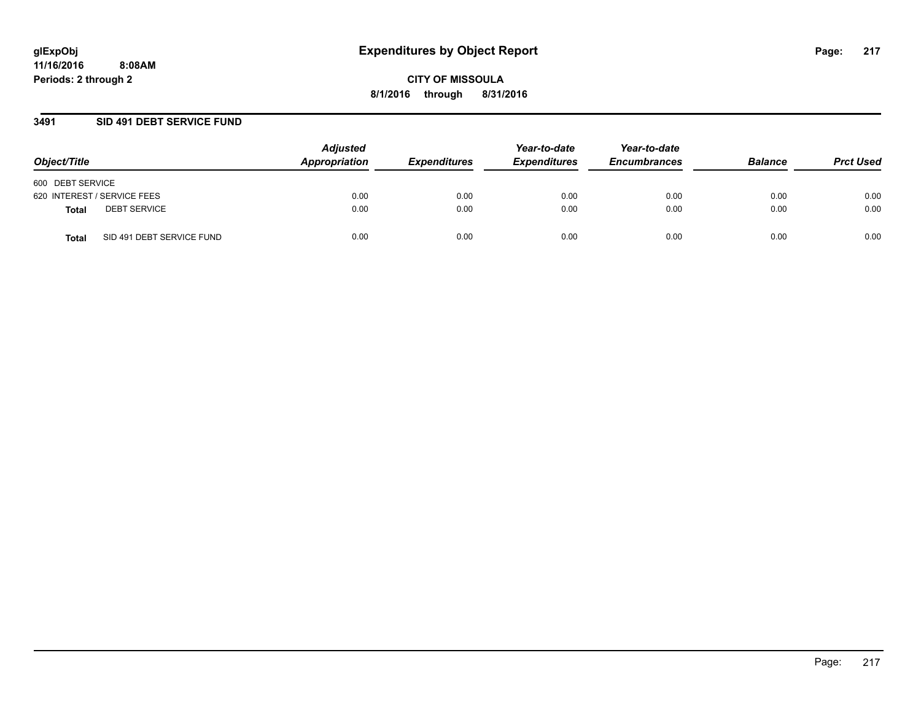# Expenditures by Object Report

glExpObj
11/16/2016 8:08AM
Periods: 2 through 2

**CITY OF MISSOULA**
**8/1/2016 through 8/31/2016**

## 3491 SID 491 DEBT SERVICE FUND

| Object/Title | | Adjusted Appropriation | Expenditures | Year-to-date Expenditures | Year-to-date Encumbrances | Balance | Prct Used |
|---|---|---|---|---|---|---|---|
| 600 DEBT SERVICE | | | | | | | |
| 620 INTEREST / SERVICE FEES | | 0.00 | 0.00 | 0.00 | 0.00 | 0.00 | 0.00 |
| **Total** | DEBT SERVICE | 0.00 | 0.00 | 0.00 | 0.00 | 0.00 | 0.00 |
| **Total** | SID 491 DEBT SERVICE FUND | 0.00 | 0.00 | 0.00 | 0.00 | 0.00 | 0.00 |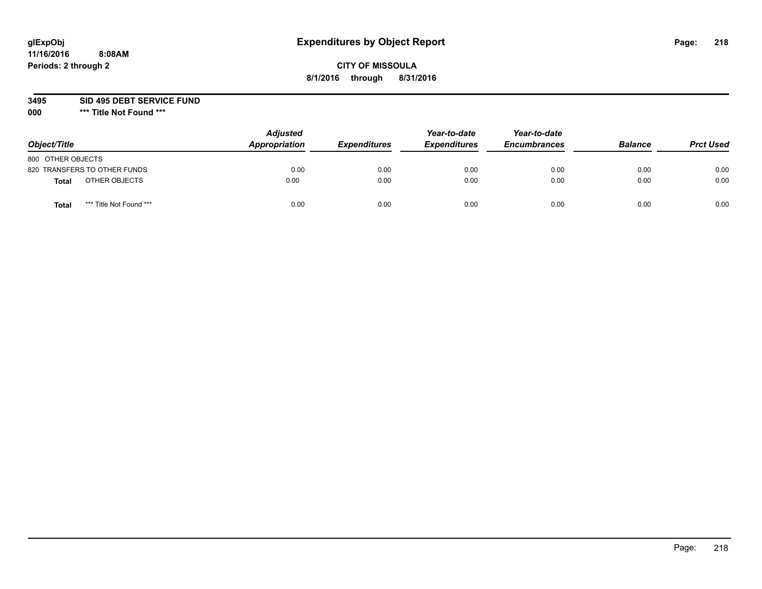# Expenditures by Object Report

glExpObj
11/16/2016 8:08AM
Periods: 2 through 2

**CITY OF MISSOULA**

**8/1/2016 through 8/31/2016**

**3495 SID 495 DEBT SERVICE FUND**

**000 *** Title Not Found *****

| Object/Title | Adjusted Appropriation | Expenditures | Year-to-date Expenditures | Year-to-date Encumbrances | Balance | Prct Used |
|---|---|---|---|---|---|---|
| 800 OTHER OBJECTS | | | | | | |
| 820 TRANSFERS TO OTHER FUNDS | 0.00 | 0.00 | 0.00 | 0.00 | 0.00 | 0.00 |
| **Total** OTHER OBJECTS | 0.00 | 0.00 | 0.00 | 0.00 | 0.00 | 0.00 |
| **Total** *** Title Not Found *** | 0.00 | 0.00 | 0.00 | 0.00 | 0.00 | 0.00 |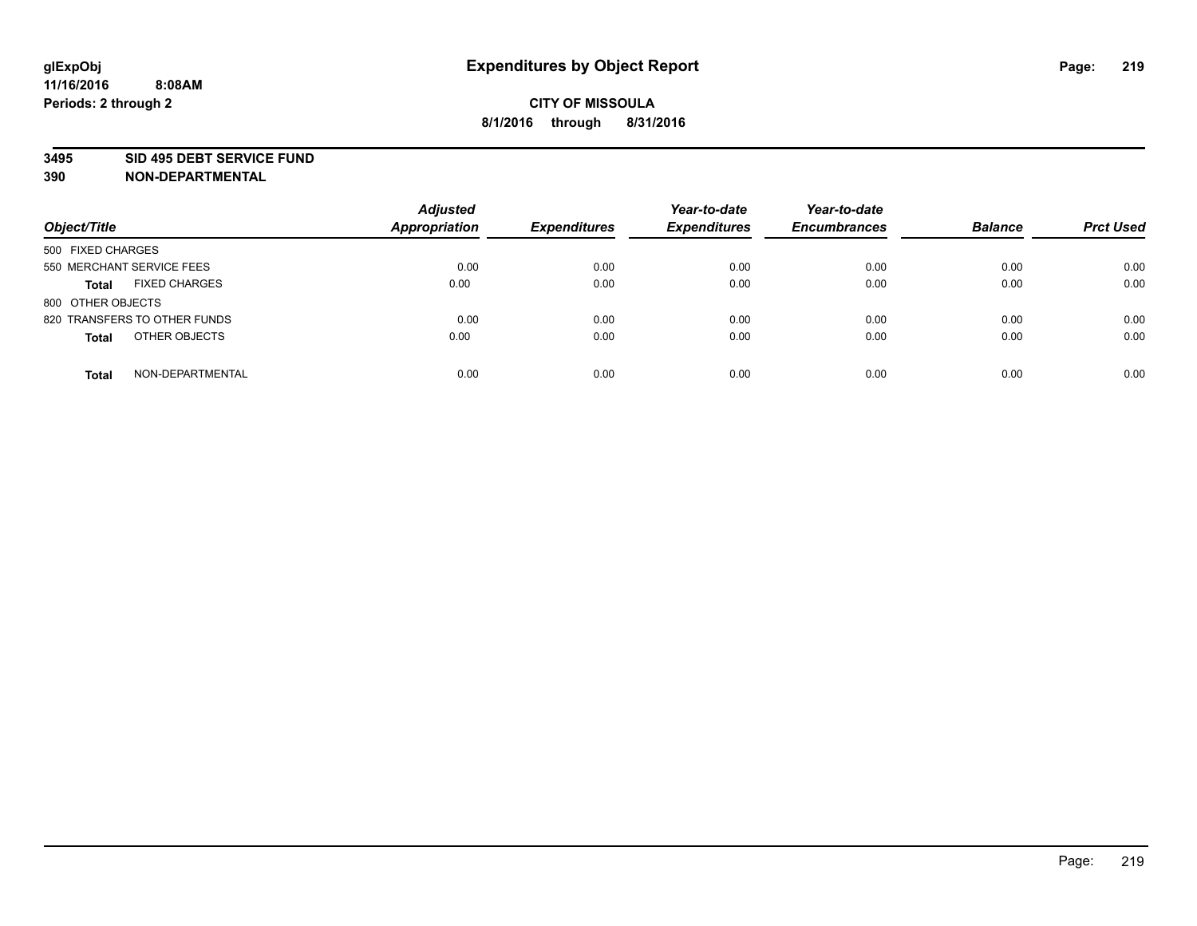# Expenditures by Object Report

glExpObj
11/16/2016 8:08AM
Periods: 2 through 2

**CITY OF MISSOULA**
**8/1/2016 through 8/31/2016**

**3495 SID 495 DEBT SERVICE FUND**
**390 NON-DEPARTMENTAL**

| Object/Title | Adjusted Appropriation | Expenditures | Year-to-date Expenditures | Year-to-date Encumbrances | Balance | Prct Used |
|---|---|---|---|---|---|---|
| 500 FIXED CHARGES | | | | | | |
| 550 MERCHANT SERVICE FEES | 0.00 | 0.00 | 0.00 | 0.00 | 0.00 | 0.00 |
| **Total** FIXED CHARGES | 0.00 | 0.00 | 0.00 | 0.00 | 0.00 | 0.00 |
| 800 OTHER OBJECTS | | | | | | |
| 820 TRANSFERS TO OTHER FUNDS | 0.00 | 0.00 | 0.00 | 0.00 | 0.00 | 0.00 |
| **Total** OTHER OBJECTS | 0.00 | 0.00 | 0.00 | 0.00 | 0.00 | 0.00 |
| **Total** NON-DEPARTMENTAL | 0.00 | 0.00 | 0.00 | 0.00 | 0.00 | 0.00 |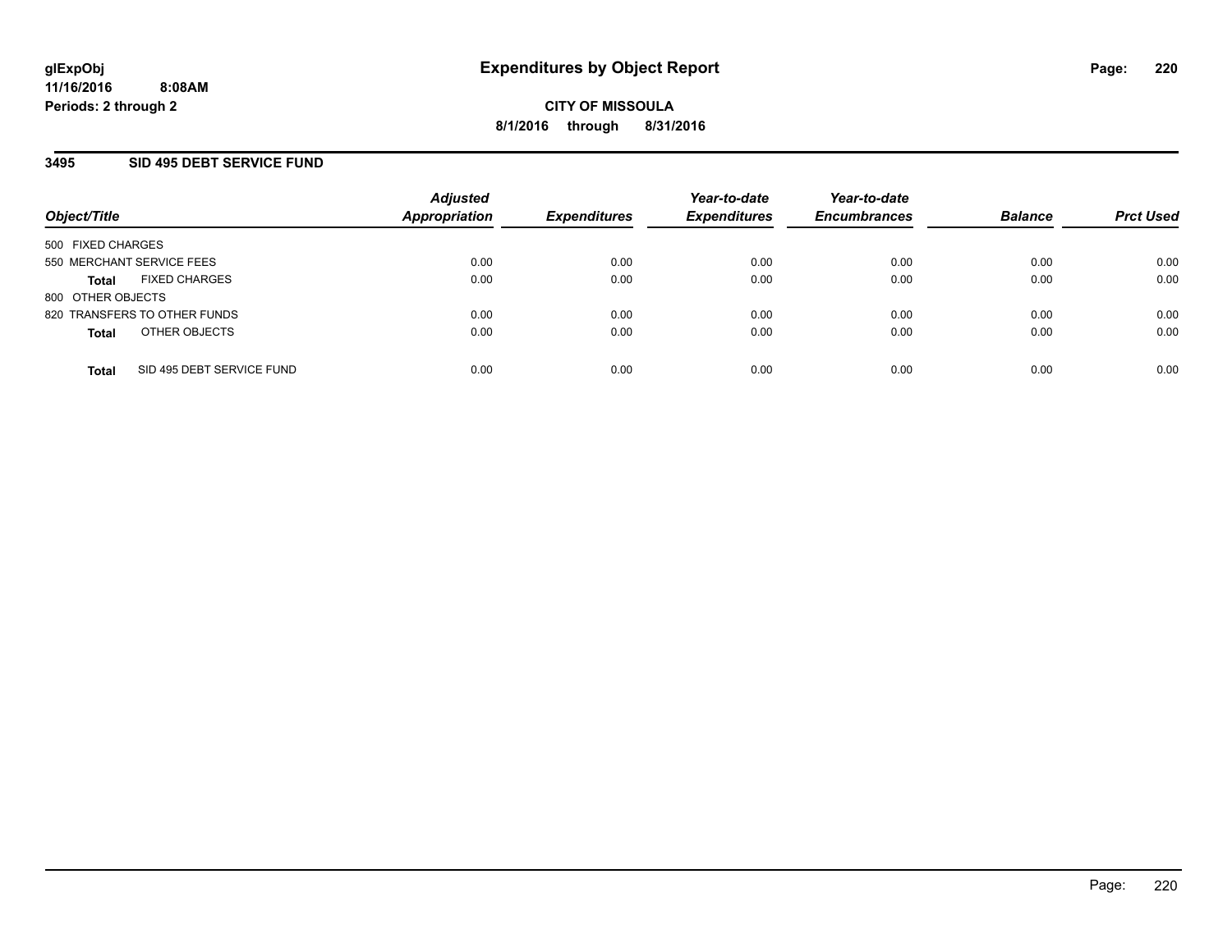glExpObj
11/16/2016 8:08AM
Periods: 2 through 2

# Expenditures by Object Report

**CITY OF MISSOULA**
**8/1/2016 through 8/31/2016**

## 3495 SID 495 DEBT SERVICE FUND

| Object/Title | Adjusted Appropriation | Expenditures | Year-to-date Expenditures | Year-to-date Encumbrances | Balance | Prct Used |
|---|---|---|---|---|---|---|
| 500 FIXED CHARGES | | | | | | |
| 550 MERCHANT SERVICE FEES | 0.00 | 0.00 | 0.00 | 0.00 | 0.00 | 0.00 |
| **Total** FIXED CHARGES | 0.00 | 0.00 | 0.00 | 0.00 | 0.00 | 0.00 |
| 800 OTHER OBJECTS | | | | | | |
| 820 TRANSFERS TO OTHER FUNDS | 0.00 | 0.00 | 0.00 | 0.00 | 0.00 | 0.00 |
| **Total** OTHER OBJECTS | 0.00 | 0.00 | 0.00 | 0.00 | 0.00 | 0.00 |
| **Total** SID 495 DEBT SERVICE FUND | 0.00 | 0.00 | 0.00 | 0.00 | 0.00 | 0.00 |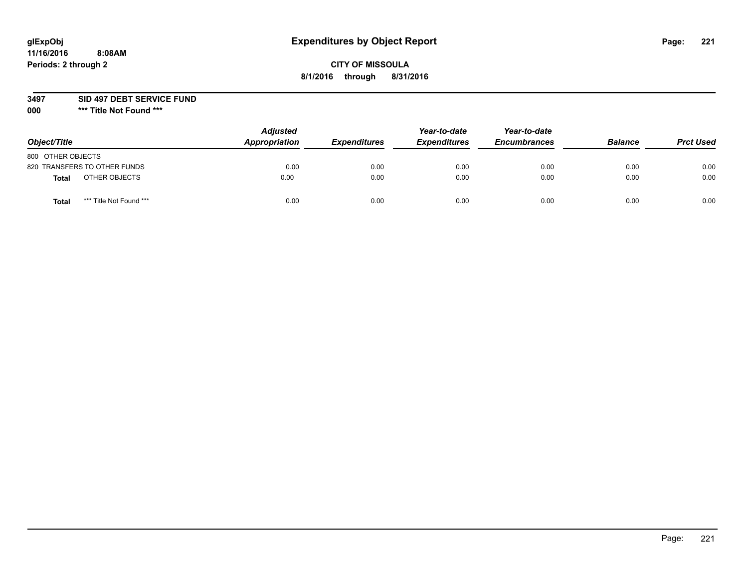**glExpObj**
**11/16/2016 8:08AM**
**Periods: 2 through 2**

# Expenditures by Object Report

**CITY OF MISSOULA**
**8/1/2016 through 8/31/2016**

**3497 SID 497 DEBT SERVICE FUND**
**000 *** Title Not Found *****

| Object/Title | | Adjusted Appropriation | Expenditures | Year-to-date Expenditures | Year-to-date Encumbrances | Balance | Prct Used |
|---|---|---|---|---|---|---|---|
| 800 OTHER OBJECTS | | | | | | | |
| 820 TRANSFERS TO OTHER FUNDS | | 0.00 | 0.00 | 0.00 | 0.00 | 0.00 | 0.00 |
| **Total** | OTHER OBJECTS | 0.00 | 0.00 | 0.00 | 0.00 | 0.00 | 0.00 |
| **Total** | *** Title Not Found *** | 0.00 | 0.00 | 0.00 | 0.00 | 0.00 | 0.00 |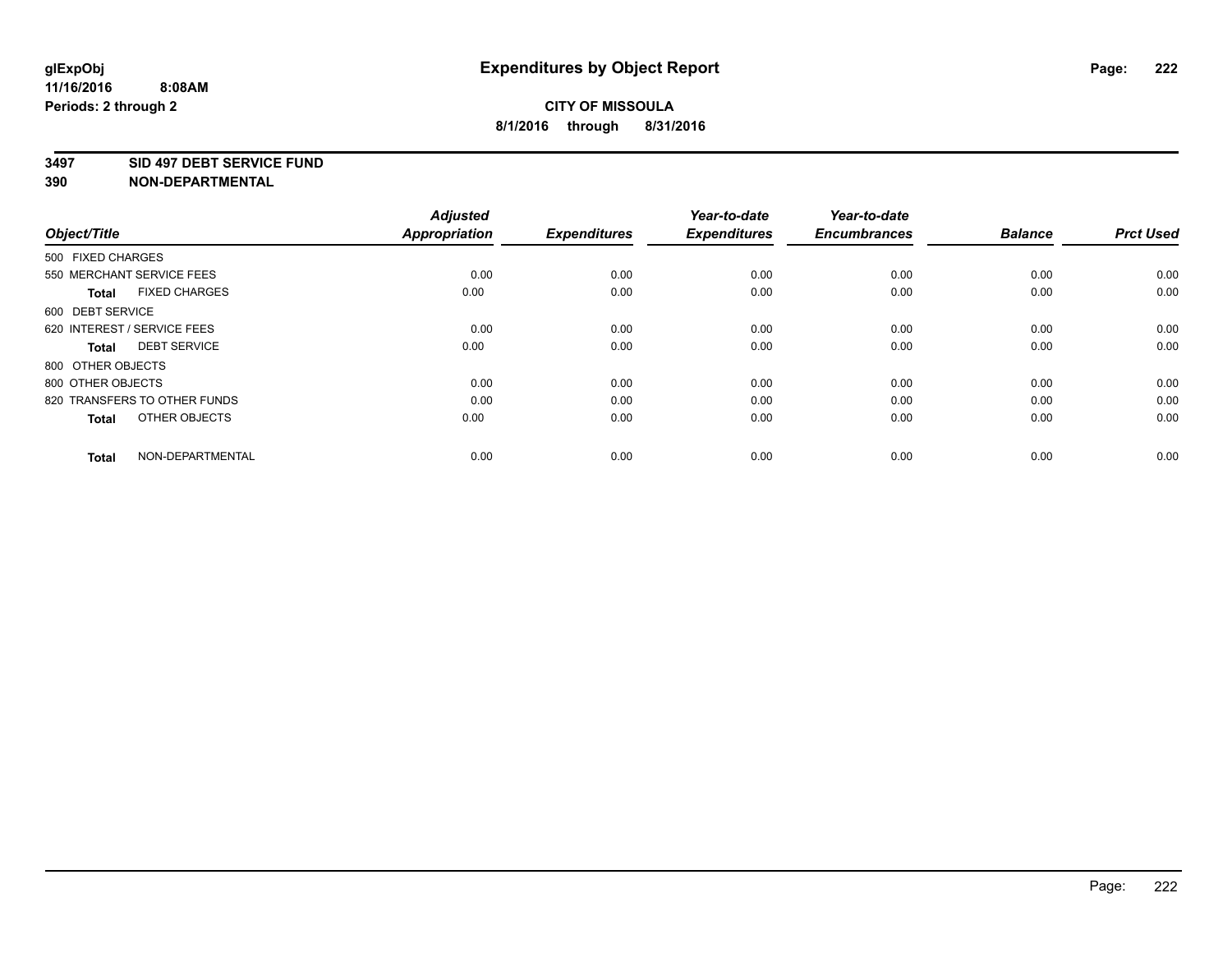glExpObj
11/16/2016 8:08AM
Periods: 2 through 2

# Expenditures by Object Report

**CITY OF MISSOULA**
**8/1/2016 through 8/31/2016**

**3497 SID 497 DEBT SERVICE FUND**
**390 NON-DEPARTMENTAL**

| Object/Title | | Adjusted Appropriation | Expenditures | Year-to-date Expenditures | Year-to-date Encumbrances | Balance | Prct Used |
|---|---|---|---|---|---|---|---|
| 500 FIXED CHARGES | | | | | | | |
| 550 MERCHANT SERVICE FEES | | 0.00 | 0.00 | 0.00 | 0.00 | 0.00 | 0.00 |
| **Total** | FIXED CHARGES | 0.00 | 0.00 | 0.00 | 0.00 | 0.00 | 0.00 |
| 600 DEBT SERVICE | | | | | | | |
| 620 INTEREST / SERVICE FEES | | 0.00 | 0.00 | 0.00 | 0.00 | 0.00 | 0.00 |
| **Total** | DEBT SERVICE | 0.00 | 0.00 | 0.00 | 0.00 | 0.00 | 0.00 |
| 800 OTHER OBJECTS | | | | | | | |
| 800 OTHER OBJECTS | | 0.00 | 0.00 | 0.00 | 0.00 | 0.00 | 0.00 |
| 820 TRANSFERS TO OTHER FUNDS | | 0.00 | 0.00 | 0.00 | 0.00 | 0.00 | 0.00 |
| **Total** | OTHER OBJECTS | 0.00 | 0.00 | 0.00 | 0.00 | 0.00 | 0.00 |
| **Total** | NON-DEPARTMENTAL | 0.00 | 0.00 | 0.00 | 0.00 | 0.00 | 0.00 |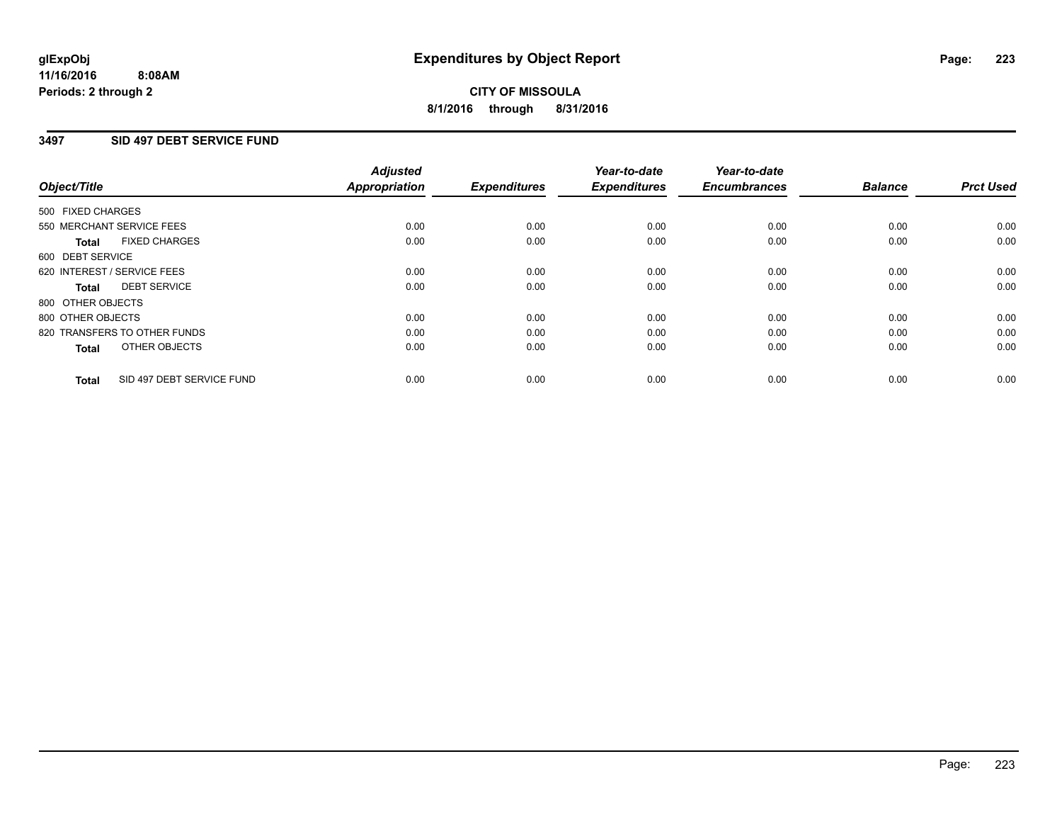glExpObj
11/16/2016 8:08AM
Periods: 2 through 2

# Expenditures by Object Report

**CITY OF MISSOULA**
**8/1/2016 through 8/31/2016**

## 3497 SID 497 DEBT SERVICE FUND

| Object/Title | Adjusted Appropriation | Expenditures | Year-to-date Expenditures | Year-to-date Encumbrances | Balance | Prct Used |
|---|---|---|---|---|---|---|
| 500 FIXED CHARGES | | | | | | |
| 550 MERCHANT SERVICE FEES | 0.00 | 0.00 | 0.00 | 0.00 | 0.00 | 0.00 |
| **Total** FIXED CHARGES | 0.00 | 0.00 | 0.00 | 0.00 | 0.00 | 0.00 |
| 600 DEBT SERVICE | | | | | | |
| 620 INTEREST / SERVICE FEES | 0.00 | 0.00 | 0.00 | 0.00 | 0.00 | 0.00 |
| **Total** DEBT SERVICE | 0.00 | 0.00 | 0.00 | 0.00 | 0.00 | 0.00 |
| 800 OTHER OBJECTS | | | | | | |
| 800 OTHER OBJECTS | 0.00 | 0.00 | 0.00 | 0.00 | 0.00 | 0.00 |
| 820 TRANSFERS TO OTHER FUNDS | 0.00 | 0.00 | 0.00 | 0.00 | 0.00 | 0.00 |
| **Total** OTHER OBJECTS | 0.00 | 0.00 | 0.00 | 0.00 | 0.00 | 0.00 |
| **Total** SID 497 DEBT SERVICE FUND | 0.00 | 0.00 | 0.00 | 0.00 | 0.00 | 0.00 |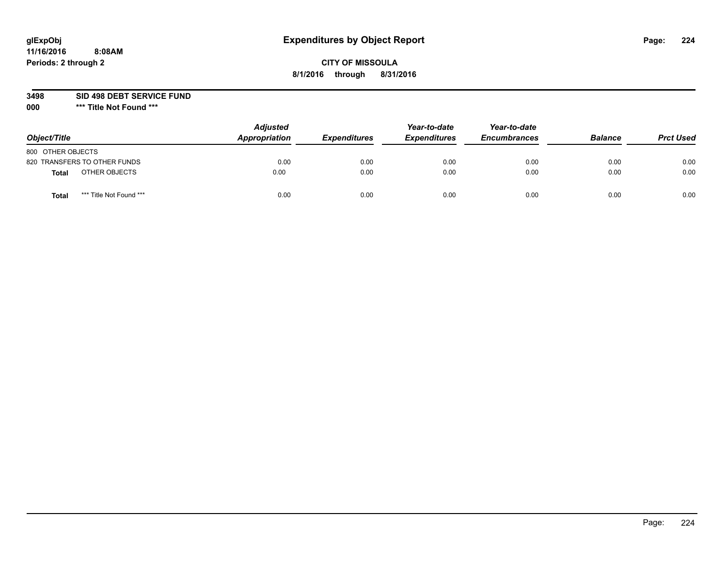**glExpObj**
**11/16/2016 8:08AM**
**Periods: 2 through 2**

# Expenditures by Object Report

**CITY OF MISSOULA**
**8/1/2016 through 8/31/2016**

**3498 SID 498 DEBT SERVICE FUND**
**000 *** Title Not Found *****

| Object/Title | | Adjusted Appropriation | Expenditures | Year-to-date Expenditures | Year-to-date Encumbrances | Balance | Prct Used |
|---|---|---|---|---|---|---|---|
| 800 OTHER OBJECTS | | | | | | | |
| 820 TRANSFERS TO OTHER FUNDS | | 0.00 | 0.00 | 0.00 | 0.00 | 0.00 | 0.00 |
| **Total** | OTHER OBJECTS | 0.00 | 0.00 | 0.00 | 0.00 | 0.00 | 0.00 |
| **Total** | *** Title Not Found *** | 0.00 | 0.00 | 0.00 | 0.00 | 0.00 | 0.00 |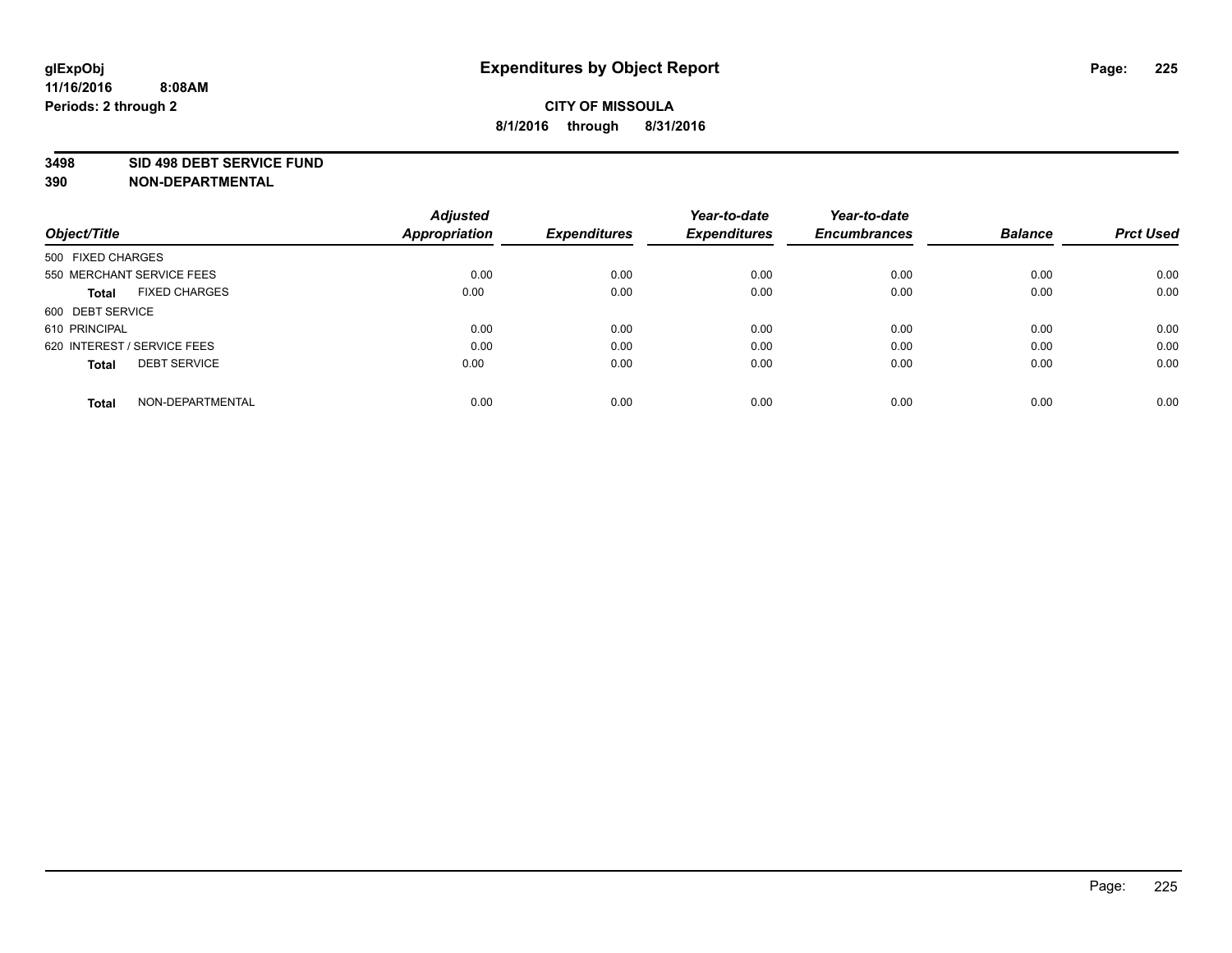# Expenditures by Object Report

**glExpObj**
**11/16/2016 8:08AM**
**Periods: 2 through 2**

**CITY OF MISSOULA**
**8/1/2016 through 8/31/2016**

**3498 SID 498 DEBT SERVICE FUND**
**390 NON-DEPARTMENTAL**

| Object/Title | Adjusted Appropriation | Expenditures | Year-to-date Expenditures | Year-to-date Encumbrances | Balance | Prct Used |
|---|---|---|---|---|---|---|
| 500 FIXED CHARGES | | | | | | |
| 550 MERCHANT SERVICE FEES | 0.00 | 0.00 | 0.00 | 0.00 | 0.00 | 0.00 |
| **Total** FIXED CHARGES | 0.00 | 0.00 | 0.00 | 0.00 | 0.00 | 0.00 |
| 600 DEBT SERVICE | | | | | | |
| 610 PRINCIPAL | 0.00 | 0.00 | 0.00 | 0.00 | 0.00 | 0.00 |
| 620 INTEREST / SERVICE FEES | 0.00 | 0.00 | 0.00 | 0.00 | 0.00 | 0.00 |
| **Total** DEBT SERVICE | 0.00 | 0.00 | 0.00 | 0.00 | 0.00 | 0.00 |
| **Total** NON-DEPARTMENTAL | 0.00 | 0.00 | 0.00 | 0.00 | 0.00 | 0.00 |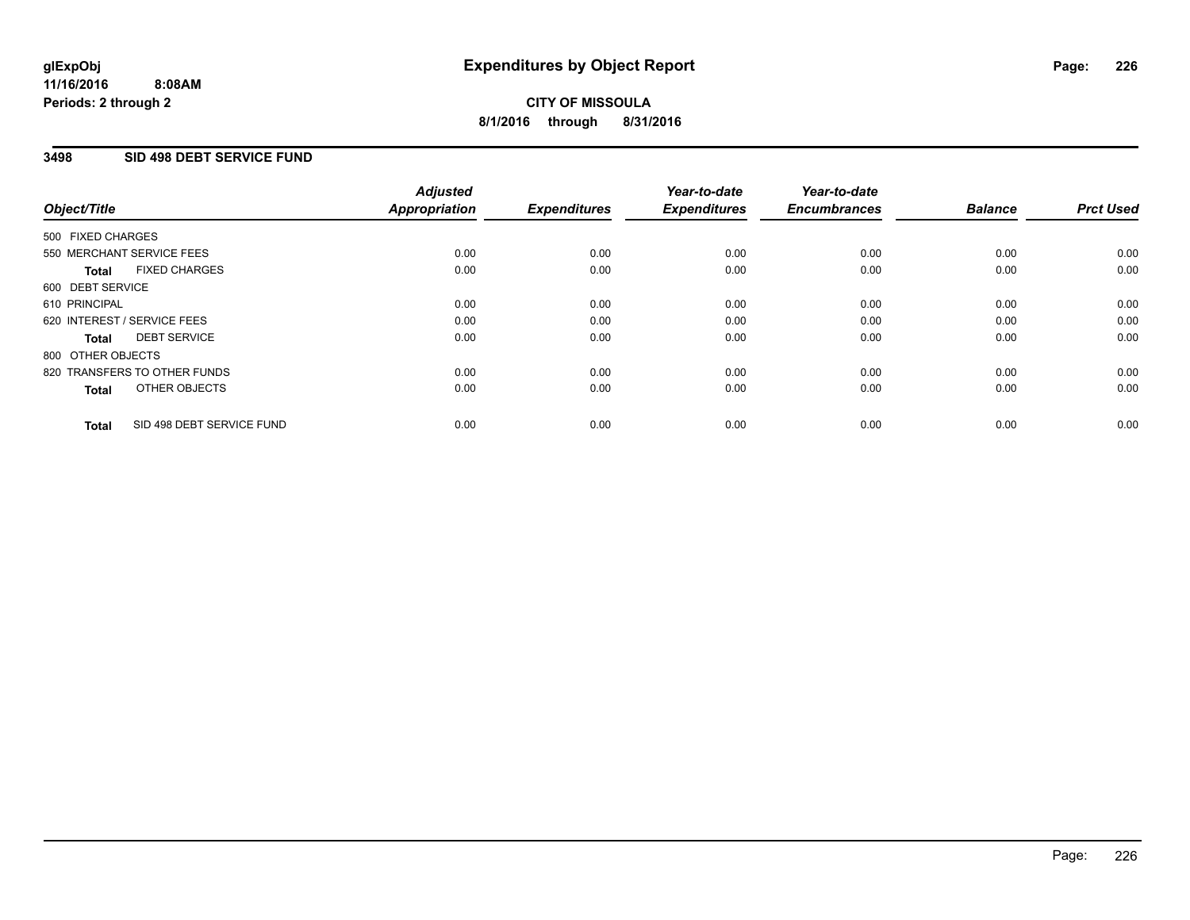glExpObj
11/16/2016 8:08AM
Periods: 2 through 2

# Expenditures by Object Report

**CITY OF MISSOULA**
**8/1/2016 through 8/31/2016**

## 3498 SID 498 DEBT SERVICE FUND

| Object/Title | | Adjusted Appropriation | Expenditures | Year-to-date Expenditures | Year-to-date Encumbrances | Balance | Prct Used |
|---|---|---|---|---|---|---|---|
| 500 FIXED CHARGES | | | | | | | |
| 550 MERCHANT SERVICE FEES | | 0.00 | 0.00 | 0.00 | 0.00 | 0.00 | 0.00 |
| **Total** | FIXED CHARGES | 0.00 | 0.00 | 0.00 | 0.00 | 0.00 | 0.00 |
| 600 DEBT SERVICE | | | | | | | |
| 610 PRINCIPAL | | 0.00 | 0.00 | 0.00 | 0.00 | 0.00 | 0.00 |
| 620 INTEREST / SERVICE FEES | | 0.00 | 0.00 | 0.00 | 0.00 | 0.00 | 0.00 |
| **Total** | DEBT SERVICE | 0.00 | 0.00 | 0.00 | 0.00 | 0.00 | 0.00 |
| 800 OTHER OBJECTS | | | | | | | |
| 820 TRANSFERS TO OTHER FUNDS | | 0.00 | 0.00 | 0.00 | 0.00 | 0.00 | 0.00 |
| **Total** | OTHER OBJECTS | 0.00 | 0.00 | 0.00 | 0.00 | 0.00 | 0.00 |
| **Total** | SID 498 DEBT SERVICE FUND | 0.00 | 0.00 | 0.00 | 0.00 | 0.00 | 0.00 |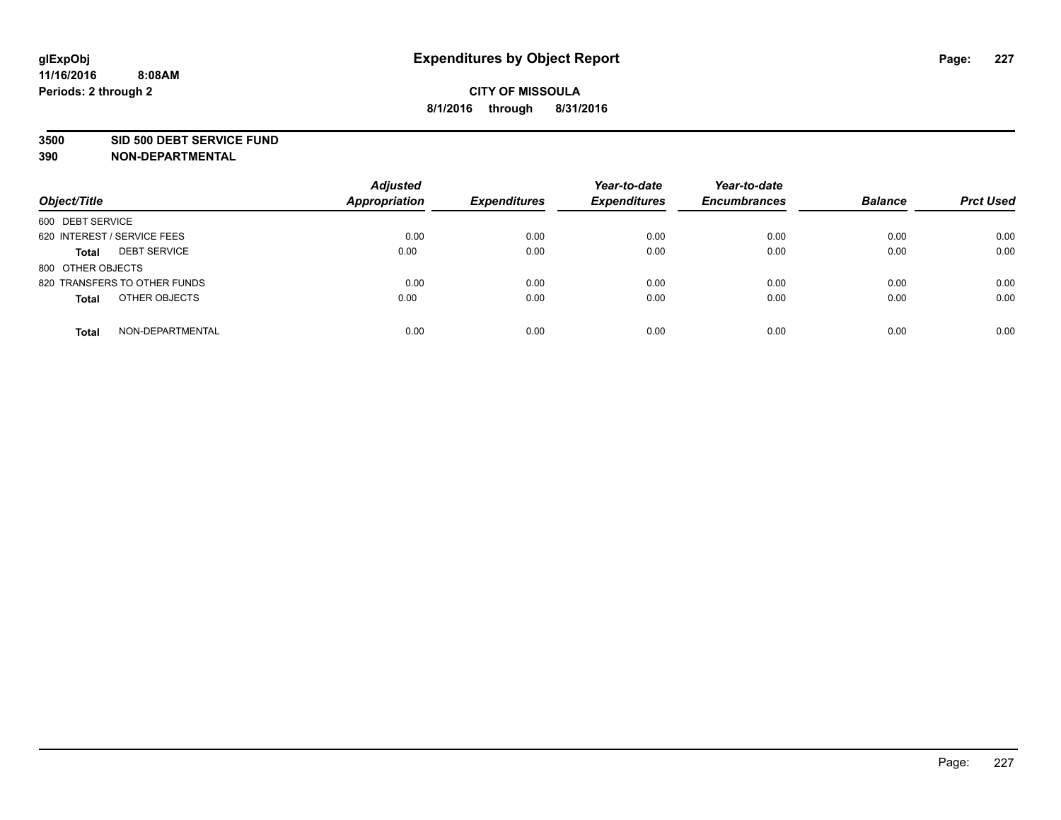# Expenditures by Object Report

glExpObj
11/16/2016 8:08AM
Periods: 2 through 2

**CITY OF MISSOULA**
**8/1/2016 through 8/31/2016**

**3500 SID 500 DEBT SERVICE FUND**
**390 NON-DEPARTMENTAL**

| Object/Title | Adjusted Appropriation | Expenditures | Year-to-date Expenditures | Year-to-date Encumbrances | Balance | Prct Used |
|---|---|---|---|---|---|---|
| 600 DEBT SERVICE | | | | | | |
| 620 INTEREST / SERVICE FEES | 0.00 | 0.00 | 0.00 | 0.00 | 0.00 | 0.00 |
| **Total** DEBT SERVICE | 0.00 | 0.00 | 0.00 | 0.00 | 0.00 | 0.00 |
| 800 OTHER OBJECTS | | | | | | |
| 820 TRANSFERS TO OTHER FUNDS | 0.00 | 0.00 | 0.00 | 0.00 | 0.00 | 0.00 |
| **Total** OTHER OBJECTS | 0.00 | 0.00 | 0.00 | 0.00 | 0.00 | 0.00 |
| **Total** NON-DEPARTMENTAL | 0.00 | 0.00 | 0.00 | 0.00 | 0.00 | 0.00 |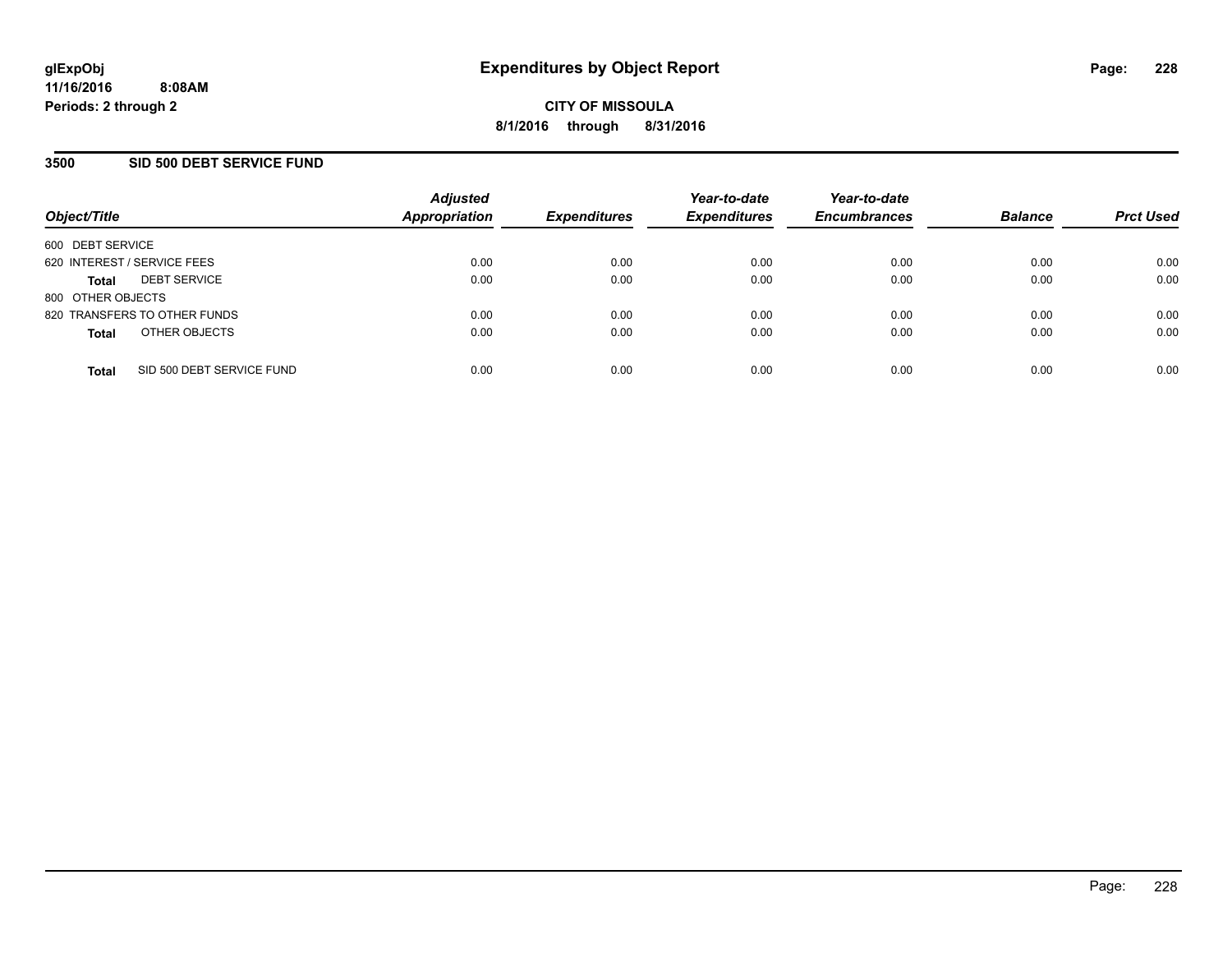**glExpObj**
**11/16/2016 8:08AM**
**Periods: 2 through 2**

# Expenditures by Object Report

**CITY OF MISSOULA**
**8/1/2016 through 8/31/2016**

## 3500 SID 500 DEBT SERVICE FUND

| Object/Title | | Adjusted Appropriation | Expenditures | Year-to-date Expenditures | Year-to-date Encumbrances | Balance | Prct Used |
|---|---|---|---|---|---|---|---|
| 600 DEBT SERVICE | | | | | | | |
| 620 INTEREST / SERVICE FEES | | 0.00 | 0.00 | 0.00 | 0.00 | 0.00 | 0.00 |
| **Total** | DEBT SERVICE | 0.00 | 0.00 | 0.00 | 0.00 | 0.00 | 0.00 |
| 800 OTHER OBJECTS | | | | | | | |
| 820 TRANSFERS TO OTHER FUNDS | | 0.00 | 0.00 | 0.00 | 0.00 | 0.00 | 0.00 |
| **Total** | OTHER OBJECTS | 0.00 | 0.00 | 0.00 | 0.00 | 0.00 | 0.00 |
| **Total** | SID 500 DEBT SERVICE FUND | 0.00 | 0.00 | 0.00 | 0.00 | 0.00 | 0.00 |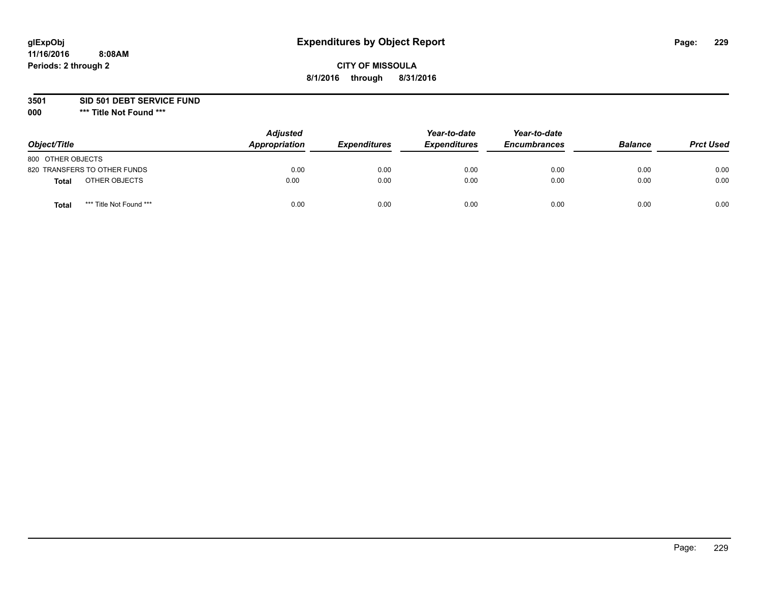glExpObj
11/16/2016 8:08AM
Periods: 2 through 2

# Expenditures by Object Report

**CITY OF MISSOULA**

**8/1/2016 through 8/31/2016**

**3501 SID 501 DEBT SERVICE FUND**

**000 \*\*\* Title Not Found \*\*\***

| Object/Title | Adjusted Appropriation | Expenditures | Year-to-date Expenditures | Year-to-date Encumbrances | Balance | Prct Used |
|---|---|---|---|---|---|---|
| 800 OTHER OBJECTS | | | | | | |
| 820 TRANSFERS TO OTHER FUNDS | 0.00 | 0.00 | 0.00 | 0.00 | 0.00 | 0.00 |
| **Total** OTHER OBJECTS | 0.00 | 0.00 | 0.00 | 0.00 | 0.00 | 0.00 |
| **Total** \*\*\* Title Not Found \*\*\* | 0.00 | 0.00 | 0.00 | 0.00 | 0.00 | 0.00 |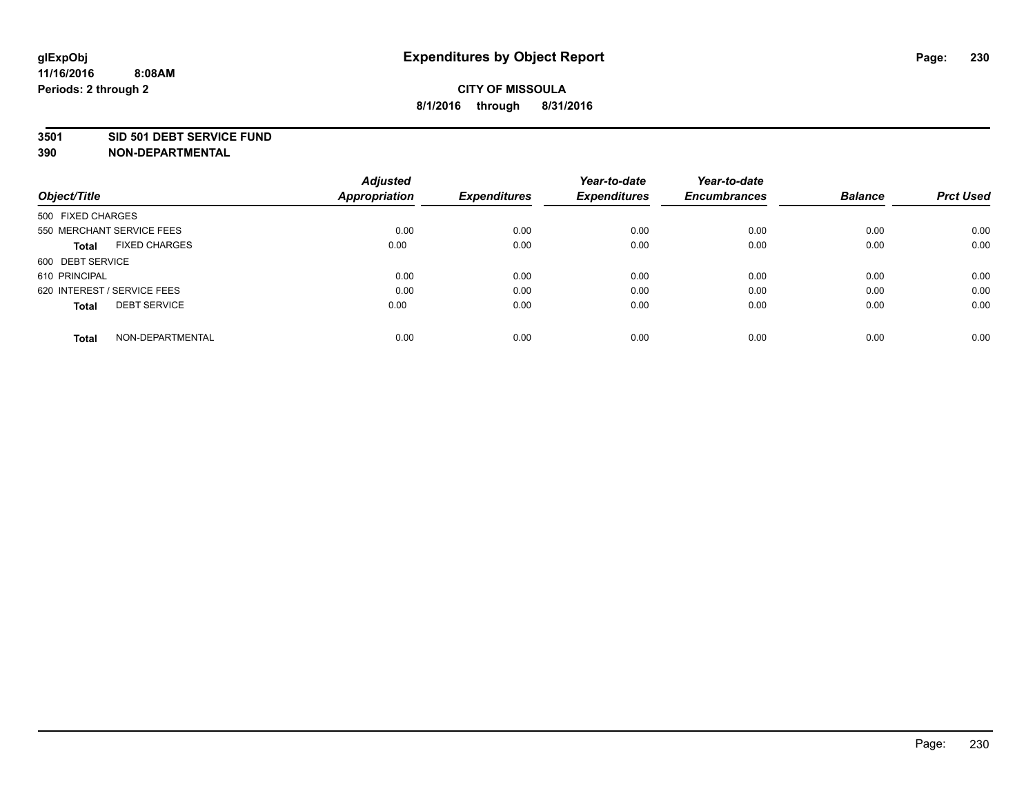# Expenditures by Object Report

glExpObj
11/16/2016 8:08AM
Periods: 2 through 2

**CITY OF MISSOULA**
**8/1/2016 through 8/31/2016**

**3501 SID 501 DEBT SERVICE FUND**
**390 NON-DEPARTMENTAL**

| Object/Title | | Adjusted Appropriation | Expenditures | Year-to-date Expenditures | Year-to-date Encumbrances | Balance | Prct Used |
|---|---|---|---|---|---|---|---|
| 500 FIXED CHARGES | | | | | | | |
| 550 MERCHANT SERVICE FEES | | 0.00 | 0.00 | 0.00 | 0.00 | 0.00 | 0.00 |
| **Total** | FIXED CHARGES | 0.00 | 0.00 | 0.00 | 0.00 | 0.00 | 0.00 |
| 600 DEBT SERVICE | | | | | | | |
| 610 PRINCIPAL | | 0.00 | 0.00 | 0.00 | 0.00 | 0.00 | 0.00 |
| 620 INTEREST / SERVICE FEES | | 0.00 | 0.00 | 0.00 | 0.00 | 0.00 | 0.00 |
| **Total** | DEBT SERVICE | 0.00 | 0.00 | 0.00 | 0.00 | 0.00 | 0.00 |
| **Total** | NON-DEPARTMENTAL | 0.00 | 0.00 | 0.00 | 0.00 | 0.00 | 0.00 |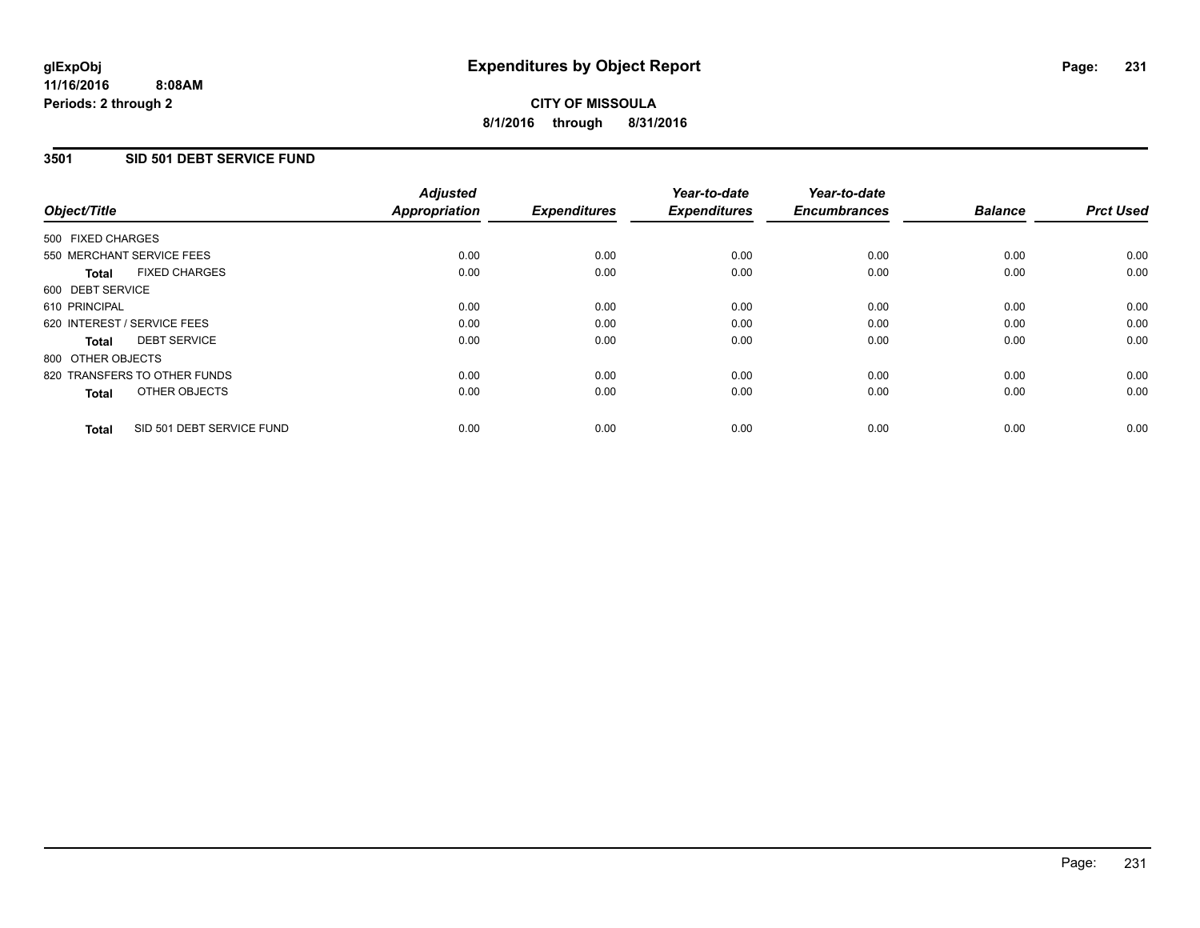**glExpObj**
**11/16/2016 8:08AM**
**Periods: 2 through 2**

# Expenditures by Object Report

**CITY OF MISSOULA**
**8/1/2016 through 8/31/2016**

## 3501 SID 501 DEBT SERVICE FUND

| Object/Title | Adjusted Appropriation | Expenditures | Year-to-date Expenditures | Year-to-date Encumbrances | Balance | Prct Used |
|---|---|---|---|---|---|---|
| 500 FIXED CHARGES | | | | | | |
| 550 MERCHANT SERVICE FEES | 0.00 | 0.00 | 0.00 | 0.00 | 0.00 | 0.00 |
| **Total** FIXED CHARGES | 0.00 | 0.00 | 0.00 | 0.00 | 0.00 | 0.00 |
| 600 DEBT SERVICE | | | | | | |
| 610 PRINCIPAL | 0.00 | 0.00 | 0.00 | 0.00 | 0.00 | 0.00 |
| 620 INTEREST / SERVICE FEES | 0.00 | 0.00 | 0.00 | 0.00 | 0.00 | 0.00 |
| **Total** DEBT SERVICE | 0.00 | 0.00 | 0.00 | 0.00 | 0.00 | 0.00 |
| 800 OTHER OBJECTS | | | | | | |
| 820 TRANSFERS TO OTHER FUNDS | 0.00 | 0.00 | 0.00 | 0.00 | 0.00 | 0.00 |
| **Total** OTHER OBJECTS | 0.00 | 0.00 | 0.00 | 0.00 | 0.00 | 0.00 |
| **Total** SID 501 DEBT SERVICE FUND | 0.00 | 0.00 | 0.00 | 0.00 | 0.00 | 0.00 |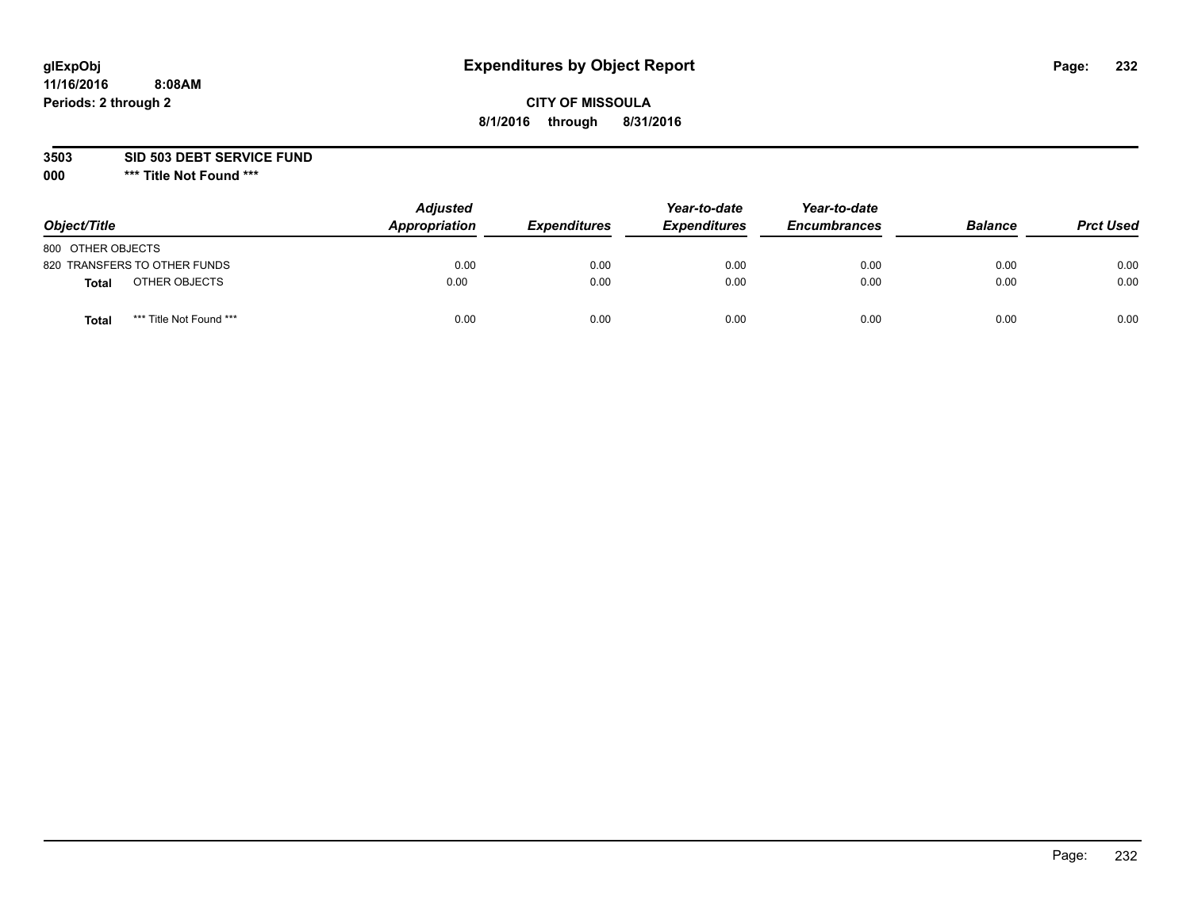# Expenditures by Object Report

glExpObj
11/16/2016 8:08AM
Periods: 2 through 2

**CITY OF MISSOULA**
**8/1/2016 through 8/31/2016**

**3503 SID 503 DEBT SERVICE FUND**
**000 *** Title Not Found *****

| Object/Title | Adjusted Appropriation | Expenditures | Year-to-date Expenditures | Year-to-date Encumbrances | Balance | Prct Used |
|---|---|---|---|---|---|---|
| 800 OTHER OBJECTS | | | | | | |
| 820 TRANSFERS TO OTHER FUNDS | 0.00 | 0.00 | 0.00 | 0.00 | 0.00 | 0.00 |
| **Total** OTHER OBJECTS | 0.00 | 0.00 | 0.00 | 0.00 | 0.00 | 0.00 |
| **Total** *** Title Not Found *** | 0.00 | 0.00 | 0.00 | 0.00 | 0.00 | 0.00 |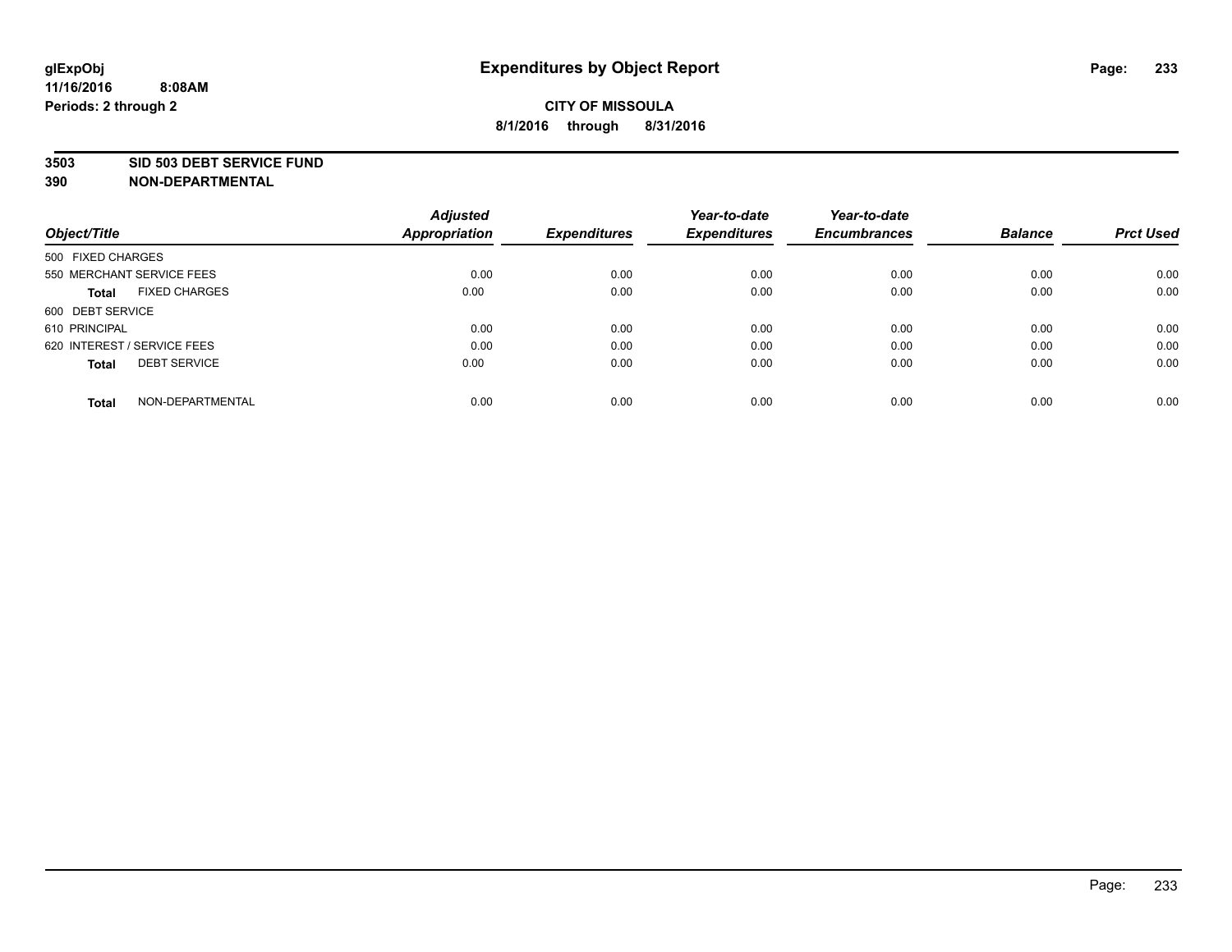# Expenditures by Object Report

glExpObj
11/16/2016 8:08AM
Periods: 2 through 2

**CITY OF MISSOULA**
**8/1/2016 through 8/31/2016**

**3503 SID 503 DEBT SERVICE FUND**
**390 NON-DEPARTMENTAL**

| Object/Title | Adjusted Appropriation | Expenditures | Year-to-date Expenditures | Year-to-date Encumbrances | Balance | Prct Used |
|---|---|---|---|---|---|---|
| 500 FIXED CHARGES | | | | | | |
| 550 MERCHANT SERVICE FEES | 0.00 | 0.00 | 0.00 | 0.00 | 0.00 | 0.00 |
| **Total** FIXED CHARGES | 0.00 | 0.00 | 0.00 | 0.00 | 0.00 | 0.00 |
| 600 DEBT SERVICE | | | | | | |
| 610 PRINCIPAL | 0.00 | 0.00 | 0.00 | 0.00 | 0.00 | 0.00 |
| 620 INTEREST / SERVICE FEES | 0.00 | 0.00 | 0.00 | 0.00 | 0.00 | 0.00 |
| **Total** DEBT SERVICE | 0.00 | 0.00 | 0.00 | 0.00 | 0.00 | 0.00 |
| **Total** NON-DEPARTMENTAL | 0.00 | 0.00 | 0.00 | 0.00 | 0.00 | 0.00 |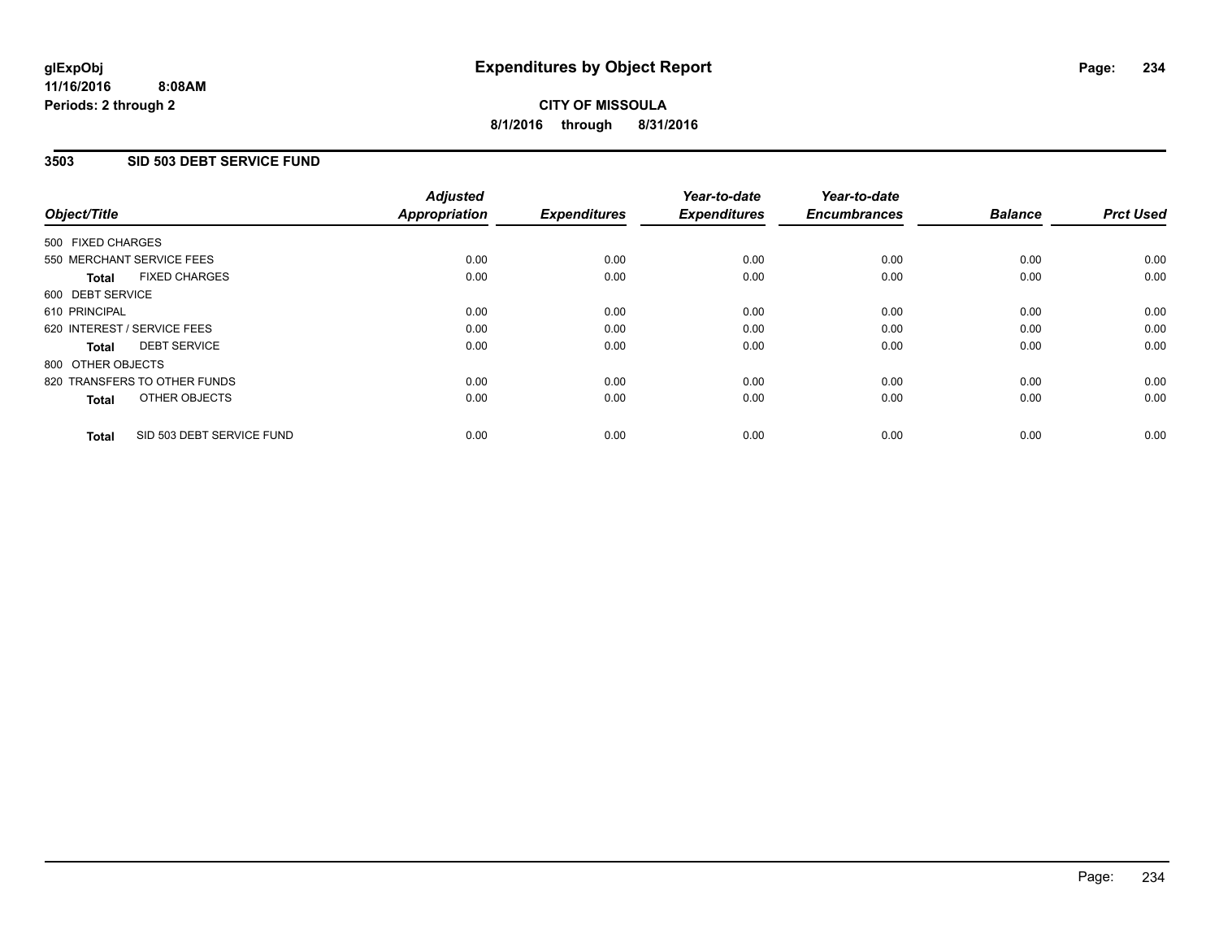**glExpObj**
**11/16/2016 8:08AM**
**Periods: 2 through 2**

# Expenditures by Object Report

**CITY OF MISSOULA**
**8/1/2016 through 8/31/2016**

## 3503 SID 503 DEBT SERVICE FUND

| Object/Title | Adjusted Appropriation | Expenditures | Year-to-date Expenditures | Year-to-date Encumbrances | Balance | Prct Used |
|---|---|---|---|---|---|---|
| 500 FIXED CHARGES | | | | | | |
| 550 MERCHANT SERVICE FEES | 0.00 | 0.00 | 0.00 | 0.00 | 0.00 | 0.00 |
| **Total** FIXED CHARGES | 0.00 | 0.00 | 0.00 | 0.00 | 0.00 | 0.00 |
| 600 DEBT SERVICE | | | | | | |
| 610 PRINCIPAL | 0.00 | 0.00 | 0.00 | 0.00 | 0.00 | 0.00 |
| 620 INTEREST / SERVICE FEES | 0.00 | 0.00 | 0.00 | 0.00 | 0.00 | 0.00 |
| **Total** DEBT SERVICE | 0.00 | 0.00 | 0.00 | 0.00 | 0.00 | 0.00 |
| 800 OTHER OBJECTS | | | | | | |
| 820 TRANSFERS TO OTHER FUNDS | 0.00 | 0.00 | 0.00 | 0.00 | 0.00 | 0.00 |
| **Total** OTHER OBJECTS | 0.00 | 0.00 | 0.00 | 0.00 | 0.00 | 0.00 |
| **Total** SID 503 DEBT SERVICE FUND | 0.00 | 0.00 | 0.00 | 0.00 | 0.00 | 0.00 |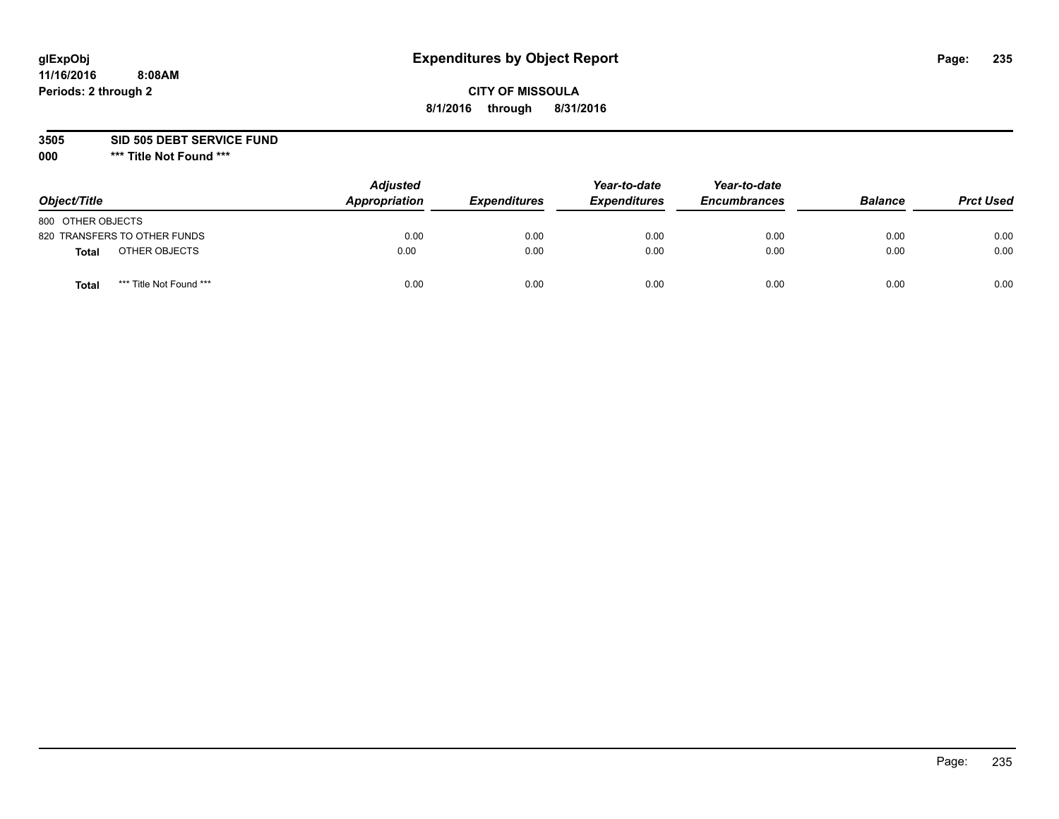glExpObj
11/16/2016 8:08AM
Periods: 2 through 2

# Expenditures by Object Report

**CITY OF MISSOULA**
**8/1/2016 through 8/31/2016**

**3505 SID 505 DEBT SERVICE FUND**
**000 \*\*\* Title Not Found \*\*\***

| Object/Title | Adjusted Appropriation | Expenditures | Year-to-date Expenditures | Year-to-date Encumbrances | Balance | Prct Used |
|---|---|---|---|---|---|---|
| 800 OTHER OBJECTS | | | | | | |
| 820 TRANSFERS TO OTHER FUNDS | 0.00 | 0.00 | 0.00 | 0.00 | 0.00 | 0.00 |
| **Total** OTHER OBJECTS | 0.00 | 0.00 | 0.00 | 0.00 | 0.00 | 0.00 |
| **Total** \*\*\* Title Not Found \*\*\* | 0.00 | 0.00 | 0.00 | 0.00 | 0.00 | 0.00 |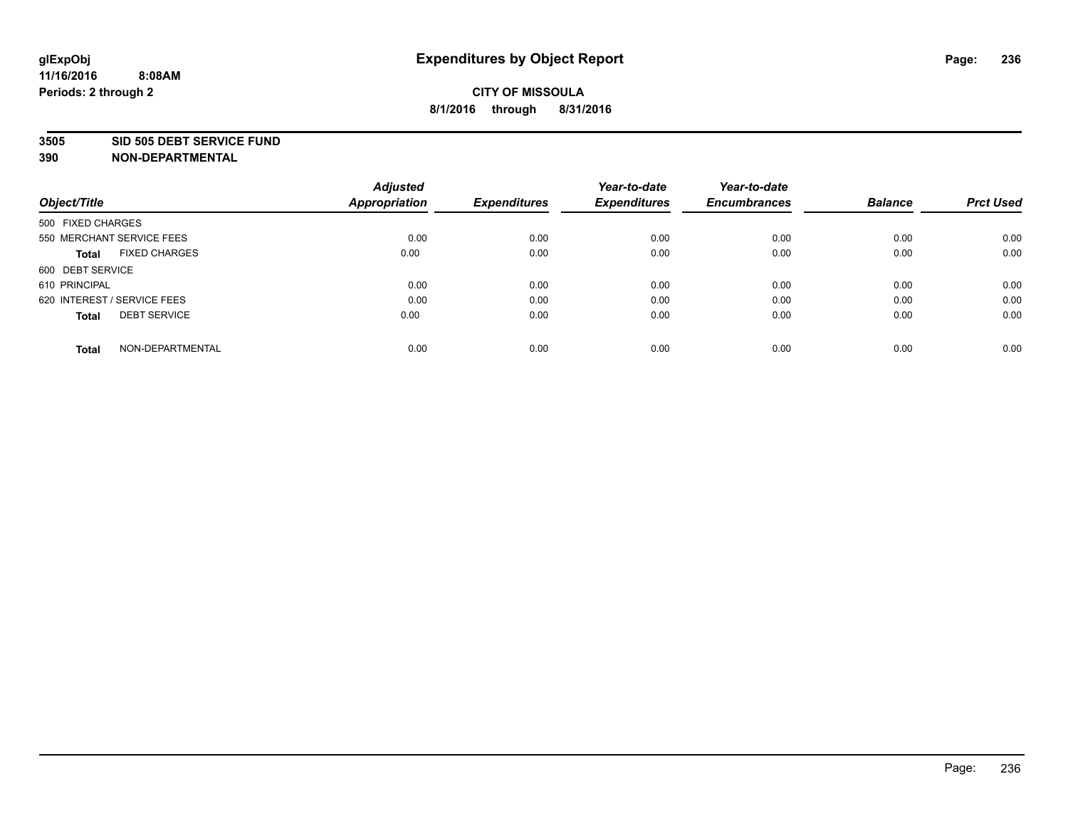glExpObj
11/16/2016 8:08AM
Periods: 2 through 2

# Expenditures by Object Report

**CITY OF MISSOULA**
**8/1/2016 through 8/31/2016**

**3505 SID 505 DEBT SERVICE FUND**
**390 NON-DEPARTMENTAL**

| Object/Title | Adjusted Appropriation | Expenditures | Year-to-date Expenditures | Year-to-date Encumbrances | Balance | Prct Used |
|---|---|---|---|---|---|---|
| 500 FIXED CHARGES | | | | | | |
| 550 MERCHANT SERVICE FEES | 0.00 | 0.00 | 0.00 | 0.00 | 0.00 | 0.00 |
| **Total** FIXED CHARGES | 0.00 | 0.00 | 0.00 | 0.00 | 0.00 | 0.00 |
| 600 DEBT SERVICE | | | | | | |
| 610 PRINCIPAL | 0.00 | 0.00 | 0.00 | 0.00 | 0.00 | 0.00 |
| 620 INTEREST / SERVICE FEES | 0.00 | 0.00 | 0.00 | 0.00 | 0.00 | 0.00 |
| **Total** DEBT SERVICE | 0.00 | 0.00 | 0.00 | 0.00 | 0.00 | 0.00 |
| **Total** NON-DEPARTMENTAL | 0.00 | 0.00 | 0.00 | 0.00 | 0.00 | 0.00 |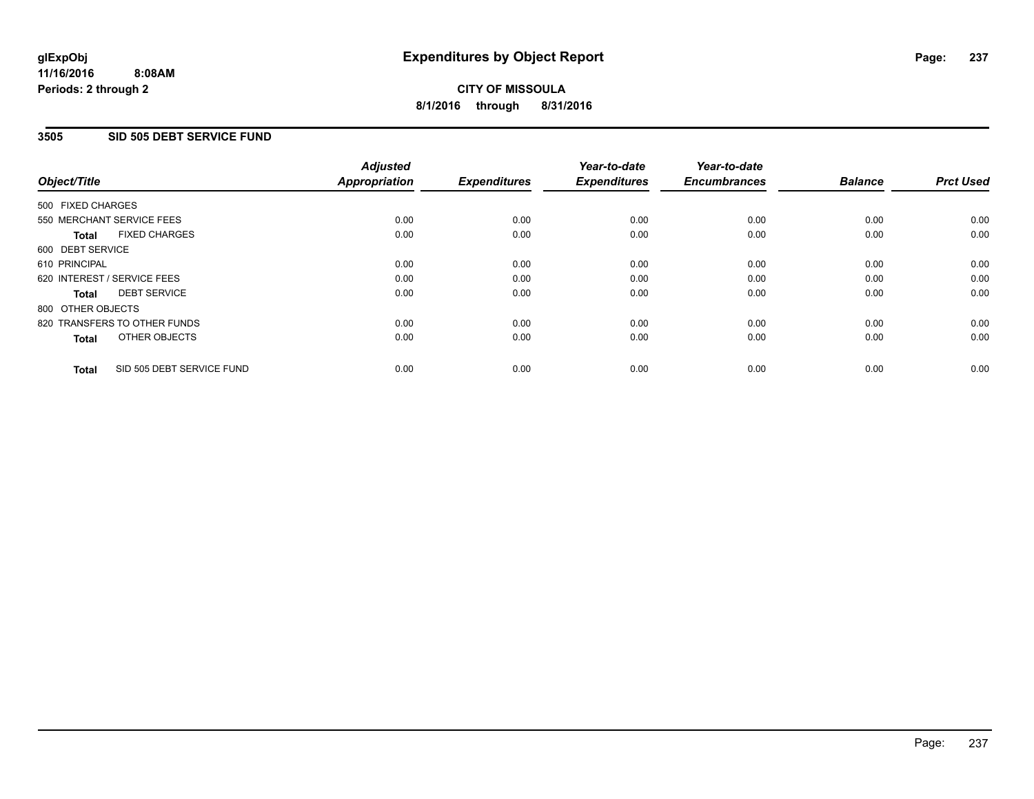# Expenditures by Object Report

glExpObj
11/16/2016 8:08AM
Periods: 2 through 2

**CITY OF MISSOULA**
**8/1/2016 through 8/31/2016**

## 3505 SID 505 DEBT SERVICE FUND

| Object/Title | Adjusted Appropriation | Expenditures | Year-to-date Expenditures | Year-to-date Encumbrances | Balance | Prct Used |
|---|---|---|---|---|---|---|
| 500 FIXED CHARGES | | | | | | |
| 550 MERCHANT SERVICE FEES | 0.00 | 0.00 | 0.00 | 0.00 | 0.00 | 0.00 |
| **Total** FIXED CHARGES | 0.00 | 0.00 | 0.00 | 0.00 | 0.00 | 0.00 |
| 600 DEBT SERVICE | | | | | | |
| 610 PRINCIPAL | 0.00 | 0.00 | 0.00 | 0.00 | 0.00 | 0.00 |
| 620 INTEREST / SERVICE FEES | 0.00 | 0.00 | 0.00 | 0.00 | 0.00 | 0.00 |
| **Total** DEBT SERVICE | 0.00 | 0.00 | 0.00 | 0.00 | 0.00 | 0.00 |
| 800 OTHER OBJECTS | | | | | | |
| 820 TRANSFERS TO OTHER FUNDS | 0.00 | 0.00 | 0.00 | 0.00 | 0.00 | 0.00 |
| **Total** OTHER OBJECTS | 0.00 | 0.00 | 0.00 | 0.00 | 0.00 | 0.00 |
| **Total** SID 505 DEBT SERVICE FUND | 0.00 | 0.00 | 0.00 | 0.00 | 0.00 | 0.00 |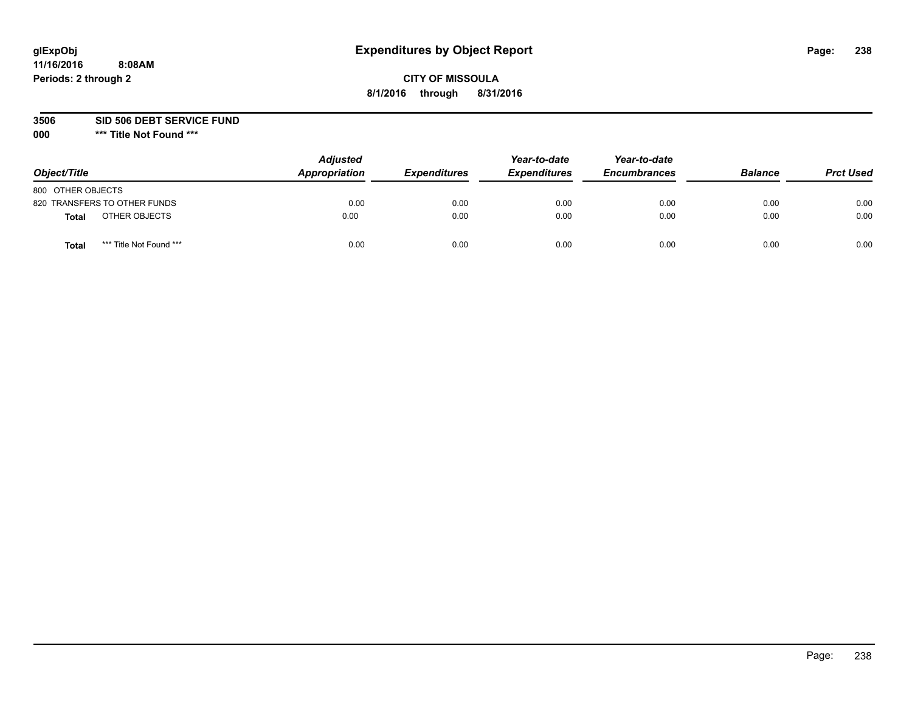# Expenditures by Object Report

glExpObj
11/16/2016 8:08AM
Periods: 2 through 2

**CITY OF MISSOULA**
**8/1/2016 through 8/31/2016**

**3506 SID 506 DEBT SERVICE FUND**
**000 \*\*\* Title Not Found \*\*\***

| Object/Title | Adjusted Appropriation | Expenditures | Year-to-date Expenditures | Year-to-date Encumbrances | Balance | Prct Used |
|---|---|---|---|---|---|---|
| 800 OTHER OBJECTS | | | | | | |
| 820 TRANSFERS TO OTHER FUNDS | 0.00 | 0.00 | 0.00 | 0.00 | 0.00 | 0.00 |
| **Total** OTHER OBJECTS | 0.00 | 0.00 | 0.00 | 0.00 | 0.00 | 0.00 |
| **Total** *** Title Not Found *** | 0.00 | 0.00 | 0.00 | 0.00 | 0.00 | 0.00 |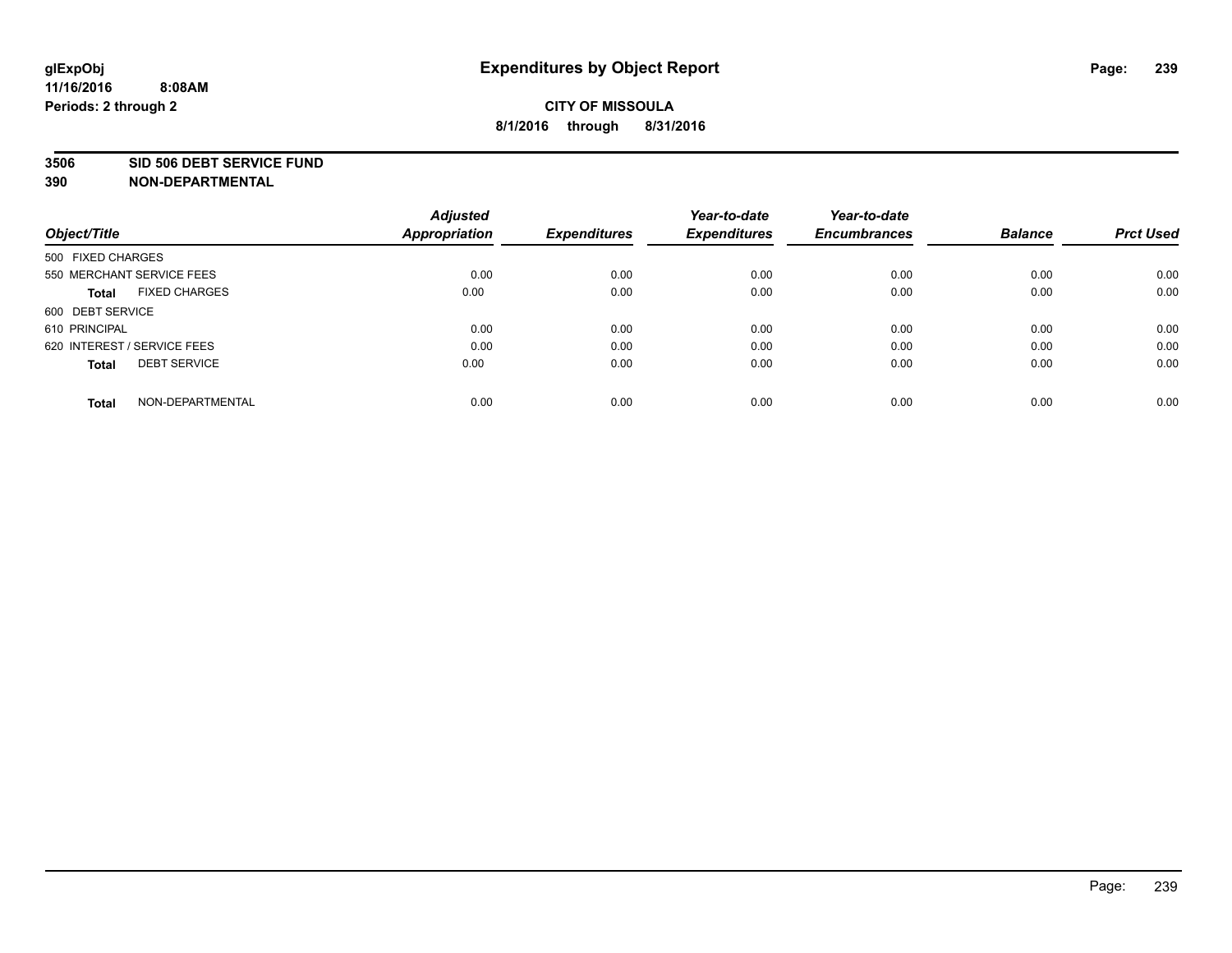**glExpObj**
**11/16/2016 8:08AM**
**Periods: 2 through 2**

# Expenditures by Object Report

**CITY OF MISSOULA**
**8/1/2016 through 8/31/2016**

**3506 SID 506 DEBT SERVICE FUND**
**390 NON-DEPARTMENTAL**

| Object/Title | Adjusted Appropriation | Expenditures | Year-to-date Expenditures | Year-to-date Encumbrances | Balance | Prct Used |
|---|---|---|---|---|---|---|
| 500 FIXED CHARGES | | | | | | |
| 550 MERCHANT SERVICE FEES | 0.00 | 0.00 | 0.00 | 0.00 | 0.00 | 0.00 |
| **Total** FIXED CHARGES | 0.00 | 0.00 | 0.00 | 0.00 | 0.00 | 0.00 |
| 600 DEBT SERVICE | | | | | | |
| 610 PRINCIPAL | 0.00 | 0.00 | 0.00 | 0.00 | 0.00 | 0.00 |
| 620 INTEREST / SERVICE FEES | 0.00 | 0.00 | 0.00 | 0.00 | 0.00 | 0.00 |
| **Total** DEBT SERVICE | 0.00 | 0.00 | 0.00 | 0.00 | 0.00 | 0.00 |
| **Total** NON-DEPARTMENTAL | 0.00 | 0.00 | 0.00 | 0.00 | 0.00 | 0.00 |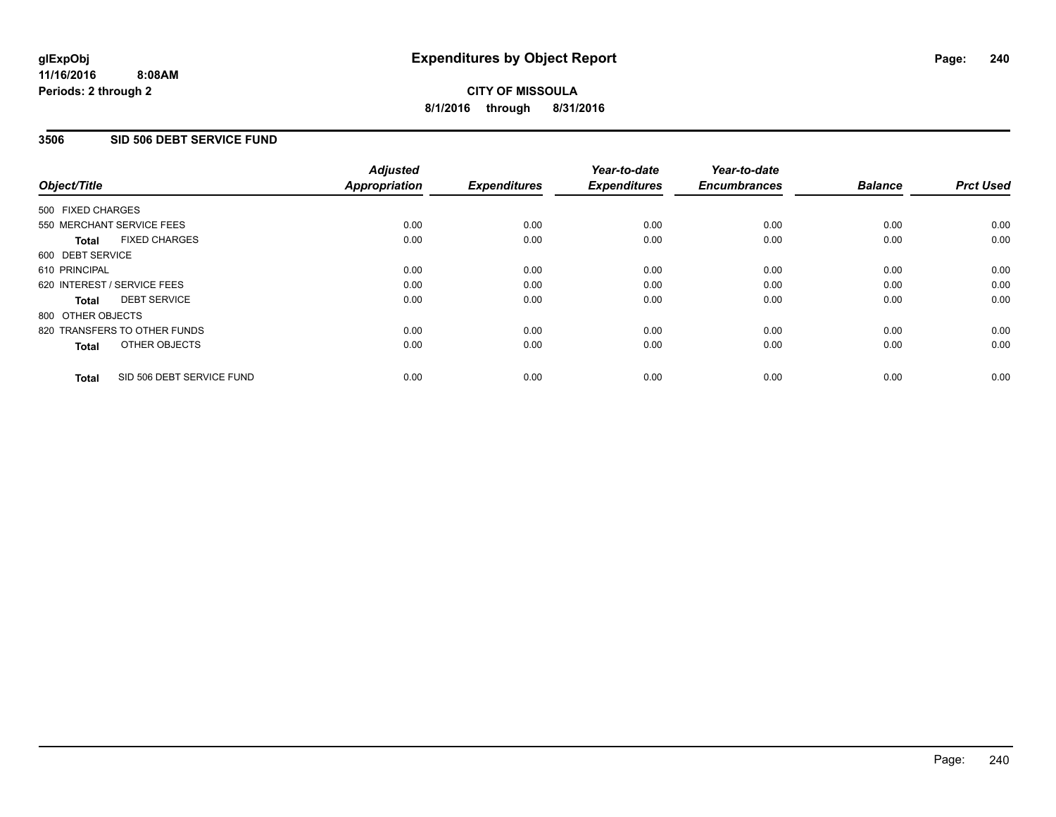# Expenditures by Object Report

**CITY OF MISSOULA**

**8/1/2016 through 8/31/2016**

glExpObj
11/16/2016 8:08AM
Periods: 2 through 2

## 3506 SID 506 DEBT SERVICE FUND

| Object/Title | Adjusted Appropriation | Expenditures | Year-to-date Expenditures | Year-to-date Encumbrances | Balance | Prct Used |
|---|---|---|---|---|---|---|
| 500 FIXED CHARGES | | | | | | |
| 550 MERCHANT SERVICE FEES | 0.00 | 0.00 | 0.00 | 0.00 | 0.00 | 0.00 |
| **Total** FIXED CHARGES | 0.00 | 0.00 | 0.00 | 0.00 | 0.00 | 0.00 |
| 600 DEBT SERVICE | | | | | | |
| 610 PRINCIPAL | 0.00 | 0.00 | 0.00 | 0.00 | 0.00 | 0.00 |
| 620 INTEREST / SERVICE FEES | 0.00 | 0.00 | 0.00 | 0.00 | 0.00 | 0.00 |
| **Total** DEBT SERVICE | 0.00 | 0.00 | 0.00 | 0.00 | 0.00 | 0.00 |
| 800 OTHER OBJECTS | | | | | | |
| 820 TRANSFERS TO OTHER FUNDS | 0.00 | 0.00 | 0.00 | 0.00 | 0.00 | 0.00 |
| **Total** OTHER OBJECTS | 0.00 | 0.00 | 0.00 | 0.00 | 0.00 | 0.00 |
| **Total** SID 506 DEBT SERVICE FUND | 0.00 | 0.00 | 0.00 | 0.00 | 0.00 | 0.00 |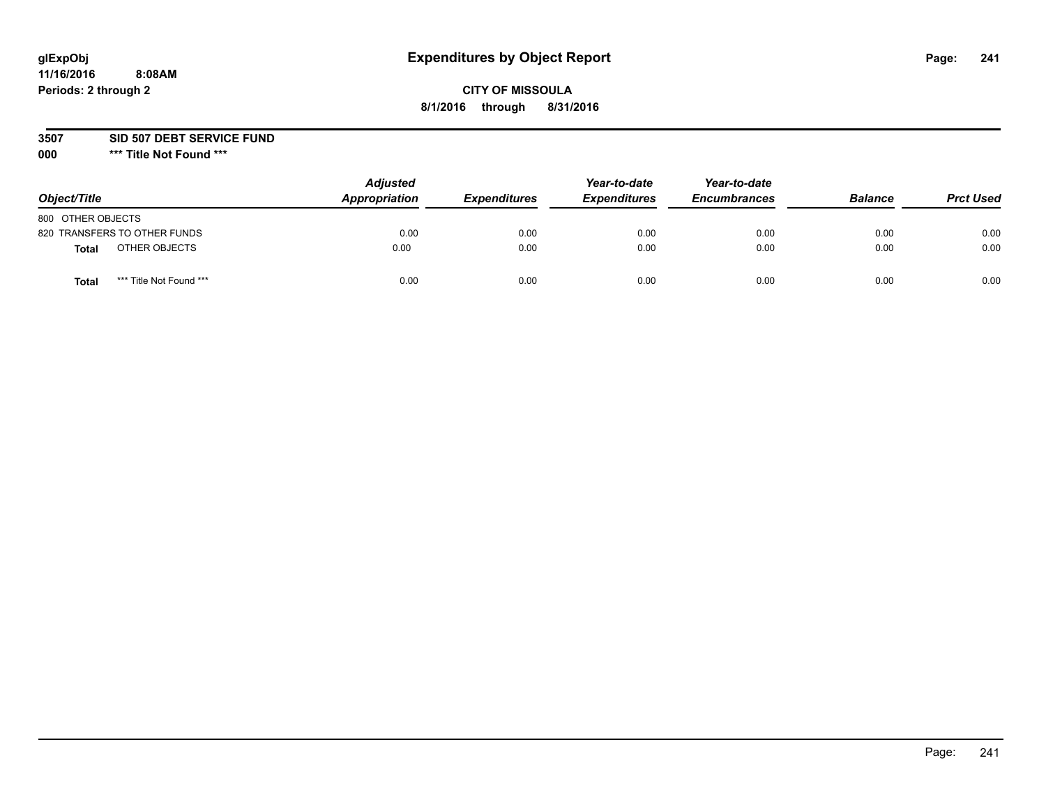glExpObj
11/16/2016 8:08AM
Periods: 2 through 2

# Expenditures by Object Report

**CITY OF MISSOULA**
**8/1/2016 through 8/31/2016**

**3507 SID 507 DEBT SERVICE FUND**
**000 \*\*\* Title Not Found \*\*\***

| Object/Title | | Adjusted Appropriation | Expenditures | Year-to-date Expenditures | Year-to-date Encumbrances | Balance | Prct Used |
|---|---|---|---|---|---|---|---|
| 800 OTHER OBJECTS | | | | | | | |
| 820 TRANSFERS TO OTHER FUNDS | | 0.00 | 0.00 | 0.00 | 0.00 | 0.00 | 0.00 |
| **Total** | OTHER OBJECTS | 0.00 | 0.00 | 0.00 | 0.00 | 0.00 | 0.00 |
| **Total** | \*\*\* Title Not Found \*\*\* | 0.00 | 0.00 | 0.00 | 0.00 | 0.00 | 0.00 |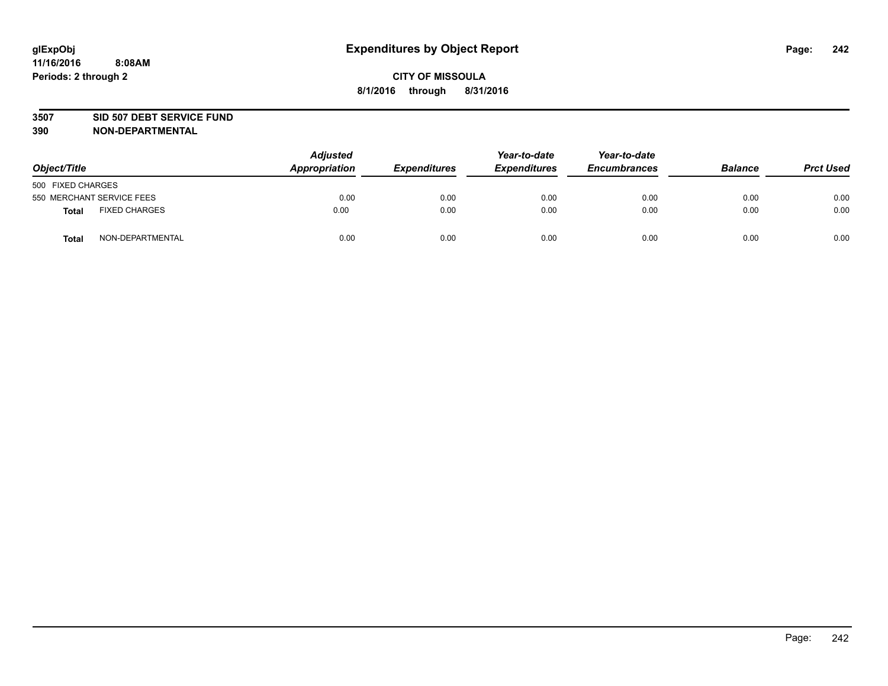**glExpObj**
**11/16/2016 8:08AM**
**Periods: 2 through 2**

# Expenditures by Object Report

**CITY OF MISSOULA**
**8/1/2016 through 8/31/2016**

**3507 SID 507 DEBT SERVICE FUND**
**390 NON-DEPARTMENTAL**

| Object/Title | | Adjusted Appropriation | Expenditures | Year-to-date Expenditures | Year-to-date Encumbrances | Balance | Prct Used |
|---|---|---|---|---|---|---|---|
| 500 FIXED CHARGES | | | | | | | |
| 550 MERCHANT SERVICE FEES | | 0.00 | 0.00 | 0.00 | 0.00 | 0.00 | 0.00 |
| **Total** | FIXED CHARGES | 0.00 | 0.00 | 0.00 | 0.00 | 0.00 | 0.00 |
| **Total** | NON-DEPARTMENTAL | 0.00 | 0.00 | 0.00 | 0.00 | 0.00 | 0.00 |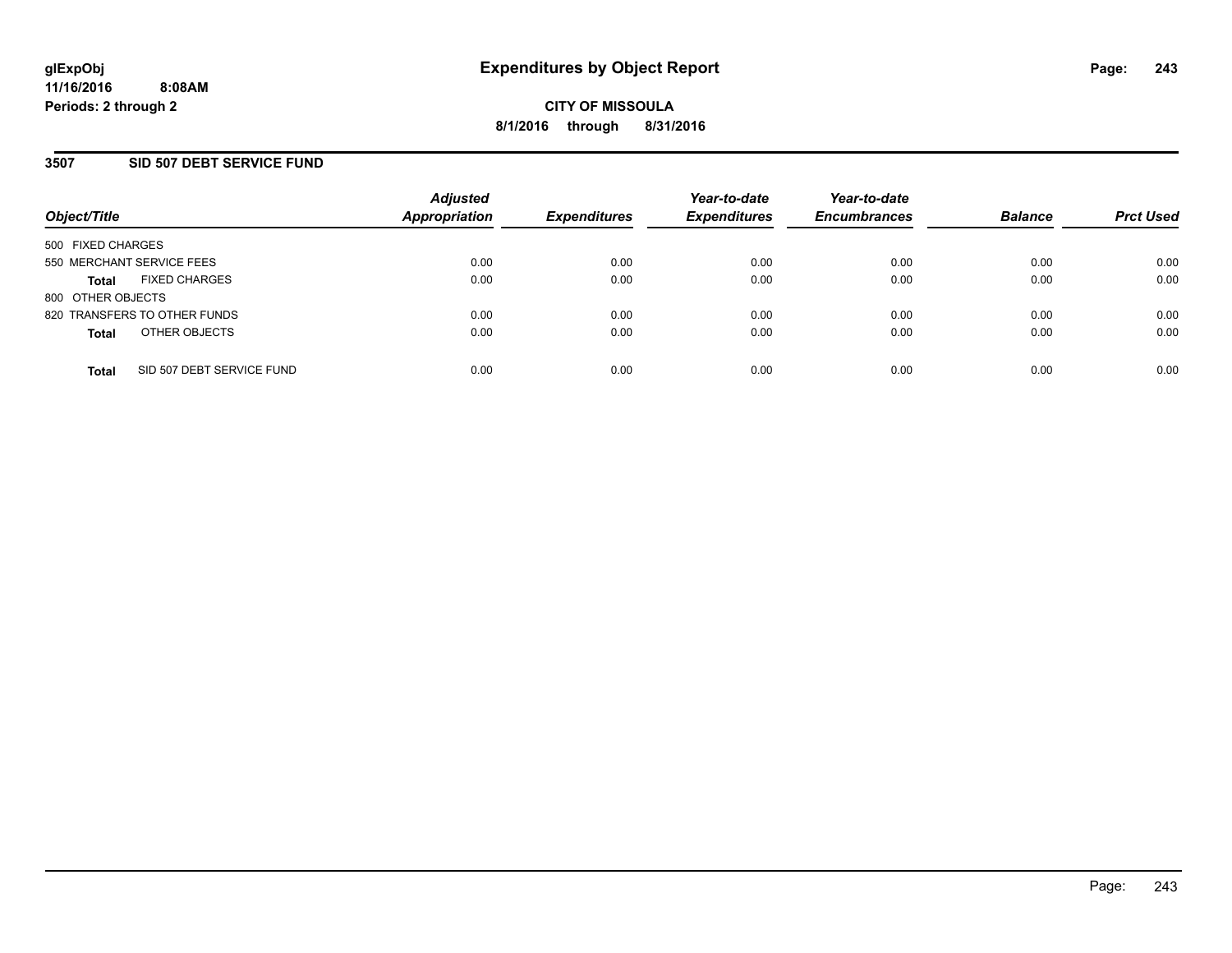# Expenditures by Object Report

**glExpObj**
**11/16/2016 8:08AM**
**Periods: 2 through 2**

**CITY OF MISSOULA**
**8/1/2016 through 8/31/2016**

## 3507 SID 507 DEBT SERVICE FUND

| Object/Title | Adjusted Appropriation | Expenditures | Year-to-date Expenditures | Year-to-date Encumbrances | Balance | Prct Used |
|---|---|---|---|---|---|---|
| 500 FIXED CHARGES | | | | | | |
| 550 MERCHANT SERVICE FEES | 0.00 | 0.00 | 0.00 | 0.00 | 0.00 | 0.00 |
| **Total** FIXED CHARGES | 0.00 | 0.00 | 0.00 | 0.00 | 0.00 | 0.00 |
| 800 OTHER OBJECTS | | | | | | |
| 820 TRANSFERS TO OTHER FUNDS | 0.00 | 0.00 | 0.00 | 0.00 | 0.00 | 0.00 |
| **Total** OTHER OBJECTS | 0.00 | 0.00 | 0.00 | 0.00 | 0.00 | 0.00 |
| **Total** SID 507 DEBT SERVICE FUND | 0.00 | 0.00 | 0.00 | 0.00 | 0.00 | 0.00 |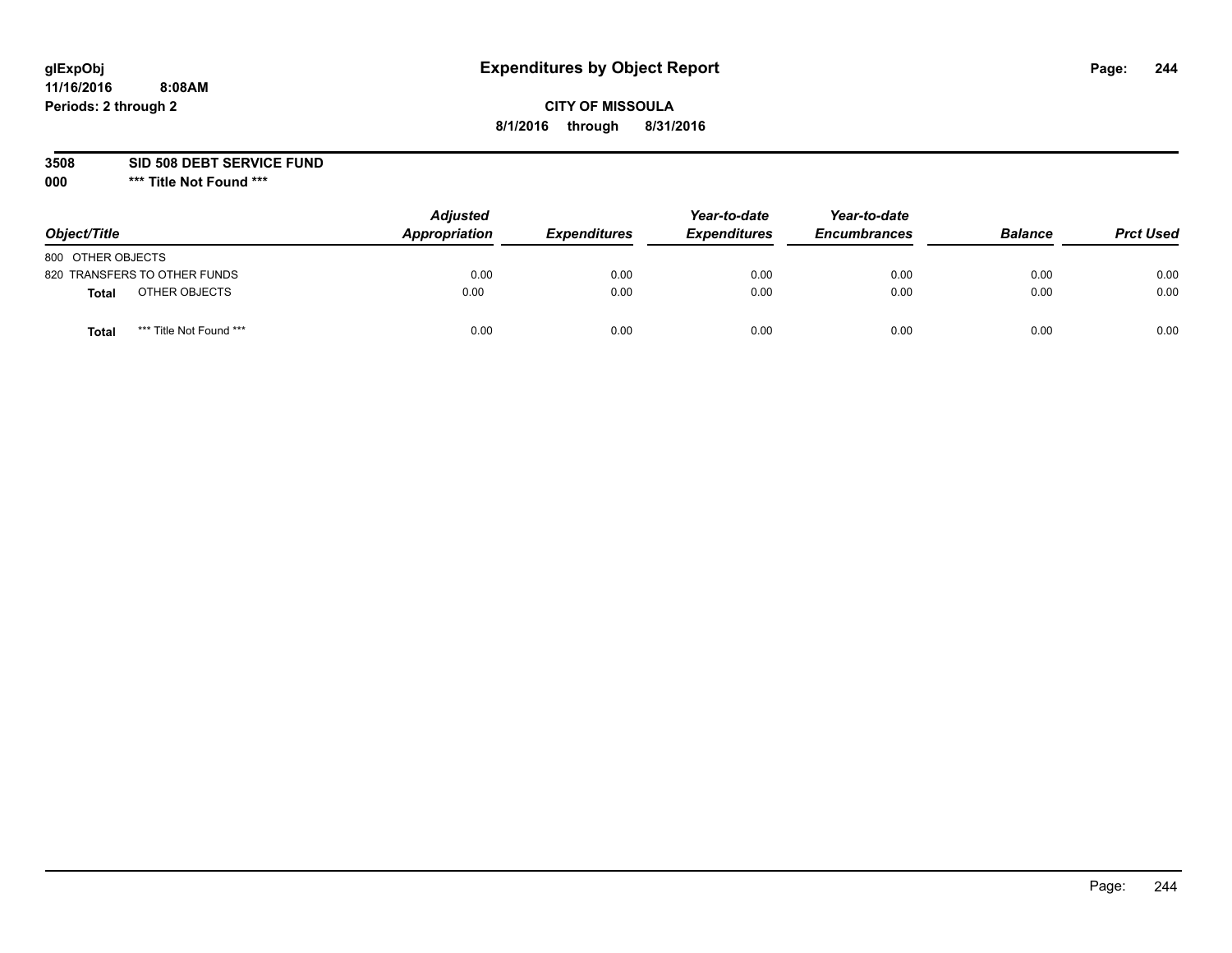glExpObj
11/16/2016 8:08AM
Periods: 2 through 2

# Expenditures by Object Report

**CITY OF MISSOULA**
**8/1/2016 through 8/31/2016**

**3508 SID 508 DEBT SERVICE FUND**
**000 \*\*\* Title Not Found \*\*\***

| Object/Title | | Adjusted Appropriation | Expenditures | Year-to-date Expenditures | Year-to-date Encumbrances | Balance | Prct Used |
|---|---|---|---|---|---|---|---|
| 800 OTHER OBJECTS | | | | | | | |
| 820 TRANSFERS TO OTHER FUNDS | | 0.00 | 0.00 | 0.00 | 0.00 | 0.00 | 0.00 |
| **Total** | OTHER OBJECTS | 0.00 | 0.00 | 0.00 | 0.00 | 0.00 | 0.00 |
| **Total** | *** Title Not Found *** | 0.00 | 0.00 | 0.00 | 0.00 | 0.00 | 0.00 |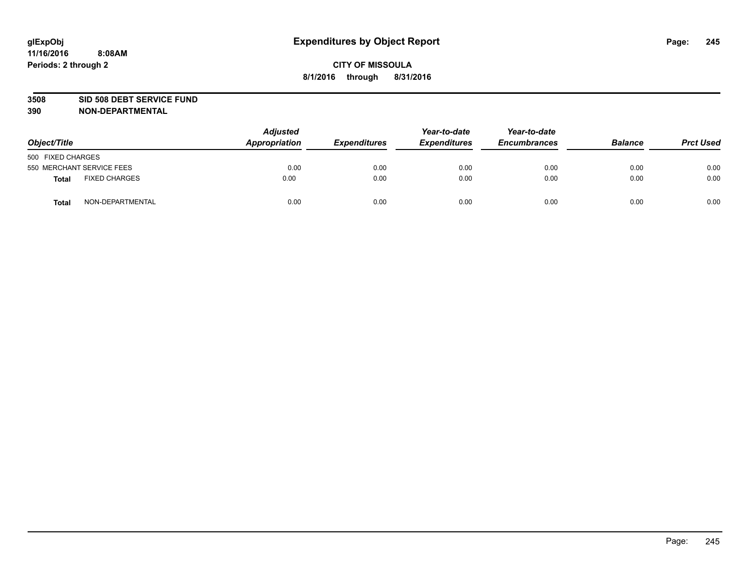# Expenditures by Object Report

glExpObj
11/16/2016 8:08AM
Periods: 2 through 2

**CITY OF MISSOULA**
**8/1/2016 through 8/31/2016**

**3508 SID 508 DEBT SERVICE FUND**
**390 NON-DEPARTMENTAL**

| Object/Title | | Adjusted Appropriation | Expenditures | Year-to-date Expenditures | Year-to-date Encumbrances | Balance | Prct Used |
|---|---|---|---|---|---|---|---|
| 500 FIXED CHARGES | | | | | | | |
| 550 MERCHANT SERVICE FEES | | 0.00 | 0.00 | 0.00 | 0.00 | 0.00 | 0.00 |
| **Total** | FIXED CHARGES | 0.00 | 0.00 | 0.00 | 0.00 | 0.00 | 0.00 |
| **Total** | NON-DEPARTMENTAL | 0.00 | 0.00 | 0.00 | 0.00 | 0.00 | 0.00 |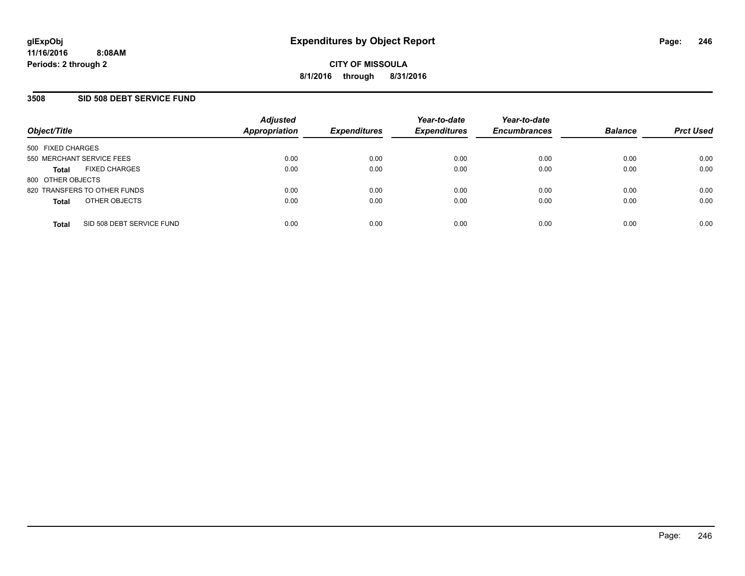**glExpObj** **Expenditures by Object Report**
**11/16/2016 8:08AM**
**Periods: 2 through 2**

**CITY OF MISSOULA**
**8/1/2016 through 8/31/2016**

## 3508 SID 508 DEBT SERVICE FUND

| Object/Title | Adjusted Appropriation | Expenditures | Year-to-date Expenditures | Year-to-date Encumbrances | Balance | Prct Used |
|---|---|---|---|---|---|---|
| 500 FIXED CHARGES | | | | | | |
| 550 MERCHANT SERVICE FEES | 0.00 | 0.00 | 0.00 | 0.00 | 0.00 | 0.00 |
| **Total** FIXED CHARGES | 0.00 | 0.00 | 0.00 | 0.00 | 0.00 | 0.00 |
| 800 OTHER OBJECTS | | | | | | |
| 820 TRANSFERS TO OTHER FUNDS | 0.00 | 0.00 | 0.00 | 0.00 | 0.00 | 0.00 |
| **Total** OTHER OBJECTS | 0.00 | 0.00 | 0.00 | 0.00 | 0.00 | 0.00 |
| **Total** SID 508 DEBT SERVICE FUND | 0.00 | 0.00 | 0.00 | 0.00 | 0.00 | 0.00 |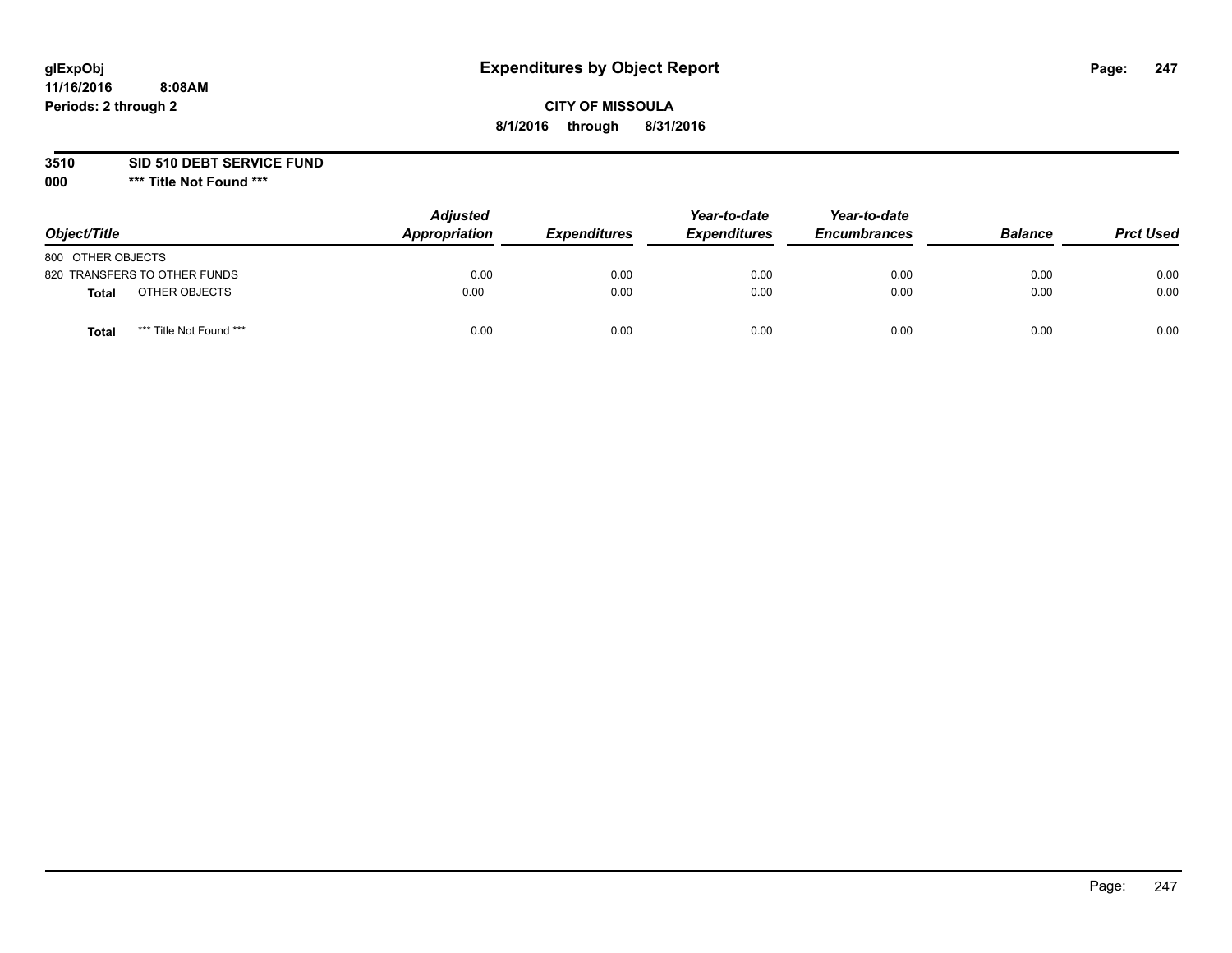# Expenditures by Object Report

glExpObj
11/16/2016 8:08AM
Periods: 2 through 2

**CITY OF MISSOULA**
**8/1/2016 through 8/31/2016**

**3510 SID 510 DEBT SERVICE FUND**
**000 \*\*\* Title Not Found \*\*\***

| Object/Title | Adjusted Appropriation | Expenditures | Year-to-date Expenditures | Year-to-date Encumbrances | Balance | Prct Used |
|---|---|---|---|---|---|---|
| 800 OTHER OBJECTS | | | | | | |
| 820 TRANSFERS TO OTHER FUNDS | 0.00 | 0.00 | 0.00 | 0.00 | 0.00 | 0.00 |
| **Total** OTHER OBJECTS | 0.00 | 0.00 | 0.00 | 0.00 | 0.00 | 0.00 |
| **Total** *** Title Not Found *** | 0.00 | 0.00 | 0.00 | 0.00 | 0.00 | 0.00 |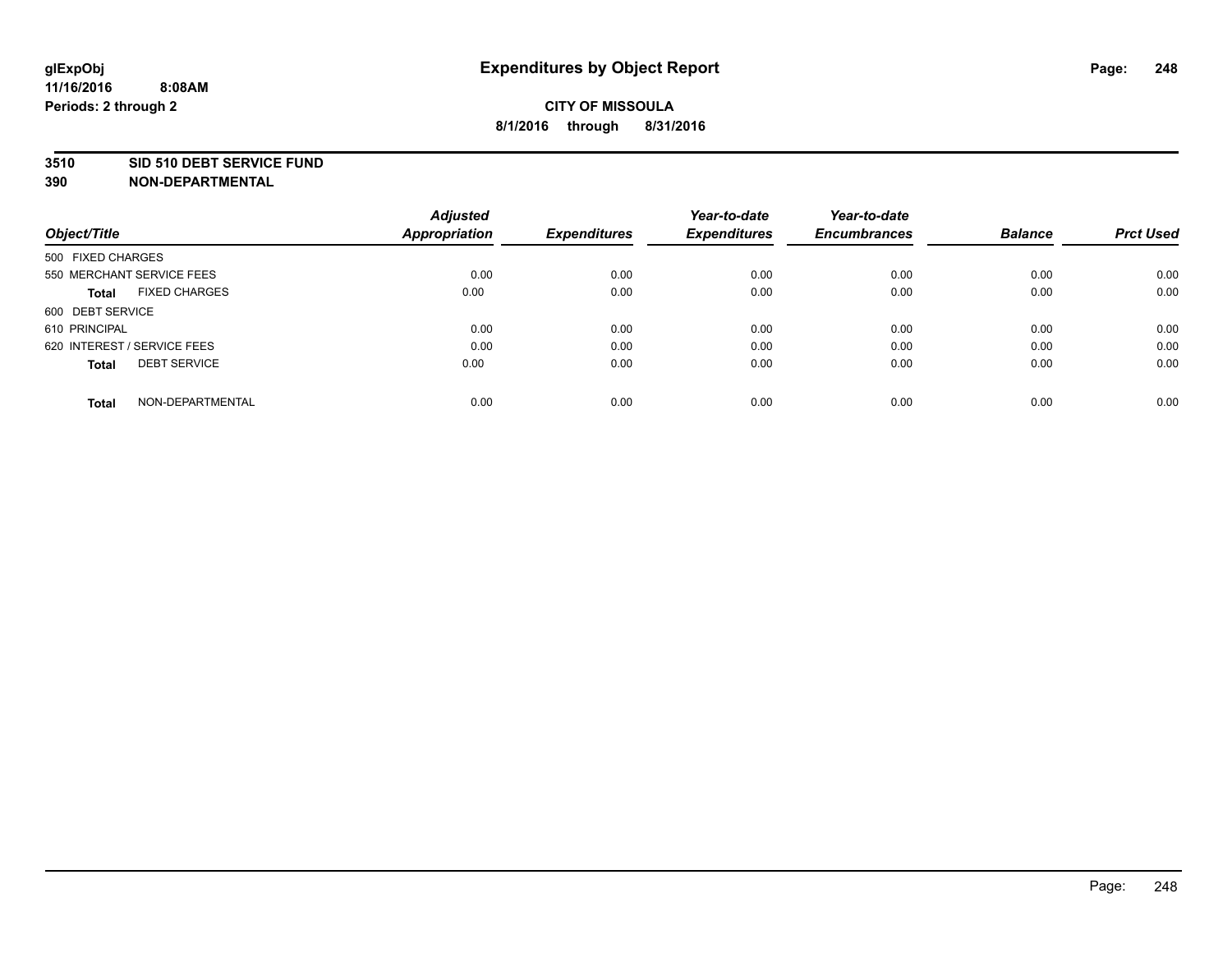**glExpObj**
**11/16/2016 8:08AM**
**Periods: 2 through 2**

# Expenditures by Object Report

**CITY OF MISSOULA**
**8/1/2016 through 8/31/2016**

**3510 SID 510 DEBT SERVICE FUND**
**390 NON-DEPARTMENTAL**

| Object/Title | Adjusted Appropriation | Expenditures | Year-to-date Expenditures | Year-to-date Encumbrances | Balance | Prct Used |
|---|---|---|---|---|---|---|
| 500 FIXED CHARGES | | | | | | |
| 550 MERCHANT SERVICE FEES | 0.00 | 0.00 | 0.00 | 0.00 | 0.00 | 0.00 |
| **Total** FIXED CHARGES | 0.00 | 0.00 | 0.00 | 0.00 | 0.00 | 0.00 |
| 600 DEBT SERVICE | | | | | | |
| 610 PRINCIPAL | 0.00 | 0.00 | 0.00 | 0.00 | 0.00 | 0.00 |
| 620 INTEREST / SERVICE FEES | 0.00 | 0.00 | 0.00 | 0.00 | 0.00 | 0.00 |
| **Total** DEBT SERVICE | 0.00 | 0.00 | 0.00 | 0.00 | 0.00 | 0.00 |
| **Total** NON-DEPARTMENTAL | 0.00 | 0.00 | 0.00 | 0.00 | 0.00 | 0.00 |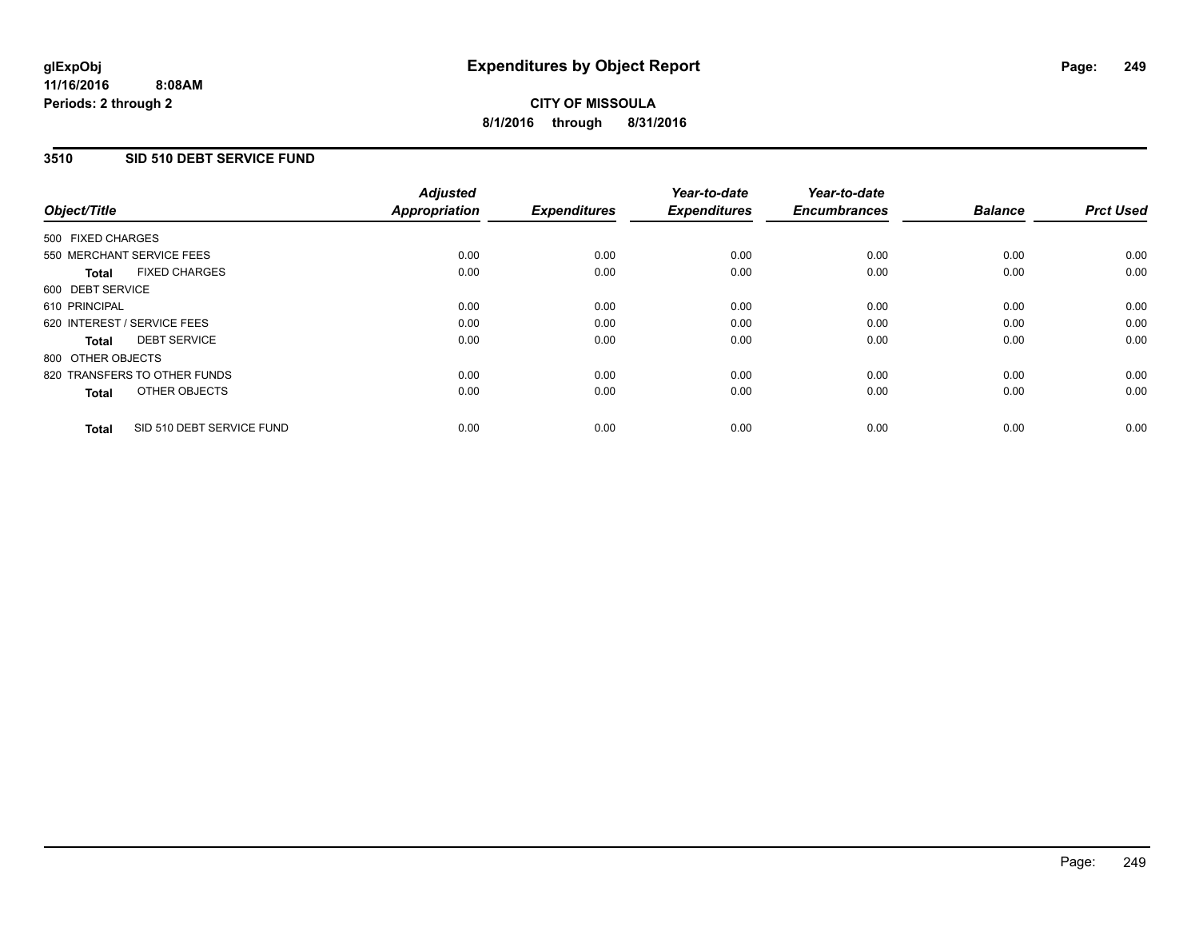glExpObj
11/16/2016 8:08AM
Periods: 2 through 2

# Expenditures by Object Report

**CITY OF MISSOULA**
**8/1/2016 through 8/31/2016**

## 3510 SID 510 DEBT SERVICE FUND

| Object/Title | Adjusted Appropriation | Expenditures | Year-to-date Expenditures | Year-to-date Encumbrances | Balance | Prct Used |
|---|---|---|---|---|---|---|
| 500 FIXED CHARGES | | | | | | |
| 550 MERCHANT SERVICE FEES | 0.00 | 0.00 | 0.00 | 0.00 | 0.00 | 0.00 |
| **Total** FIXED CHARGES | 0.00 | 0.00 | 0.00 | 0.00 | 0.00 | 0.00 |
| 600 DEBT SERVICE | | | | | | |
| 610 PRINCIPAL | 0.00 | 0.00 | 0.00 | 0.00 | 0.00 | 0.00 |
| 620 INTEREST / SERVICE FEES | 0.00 | 0.00 | 0.00 | 0.00 | 0.00 | 0.00 |
| **Total** DEBT SERVICE | 0.00 | 0.00 | 0.00 | 0.00 | 0.00 | 0.00 |
| 800 OTHER OBJECTS | | | | | | |
| 820 TRANSFERS TO OTHER FUNDS | 0.00 | 0.00 | 0.00 | 0.00 | 0.00 | 0.00 |
| **Total** OTHER OBJECTS | 0.00 | 0.00 | 0.00 | 0.00 | 0.00 | 0.00 |
| **Total** SID 510 DEBT SERVICE FUND | 0.00 | 0.00 | 0.00 | 0.00 | 0.00 | 0.00 |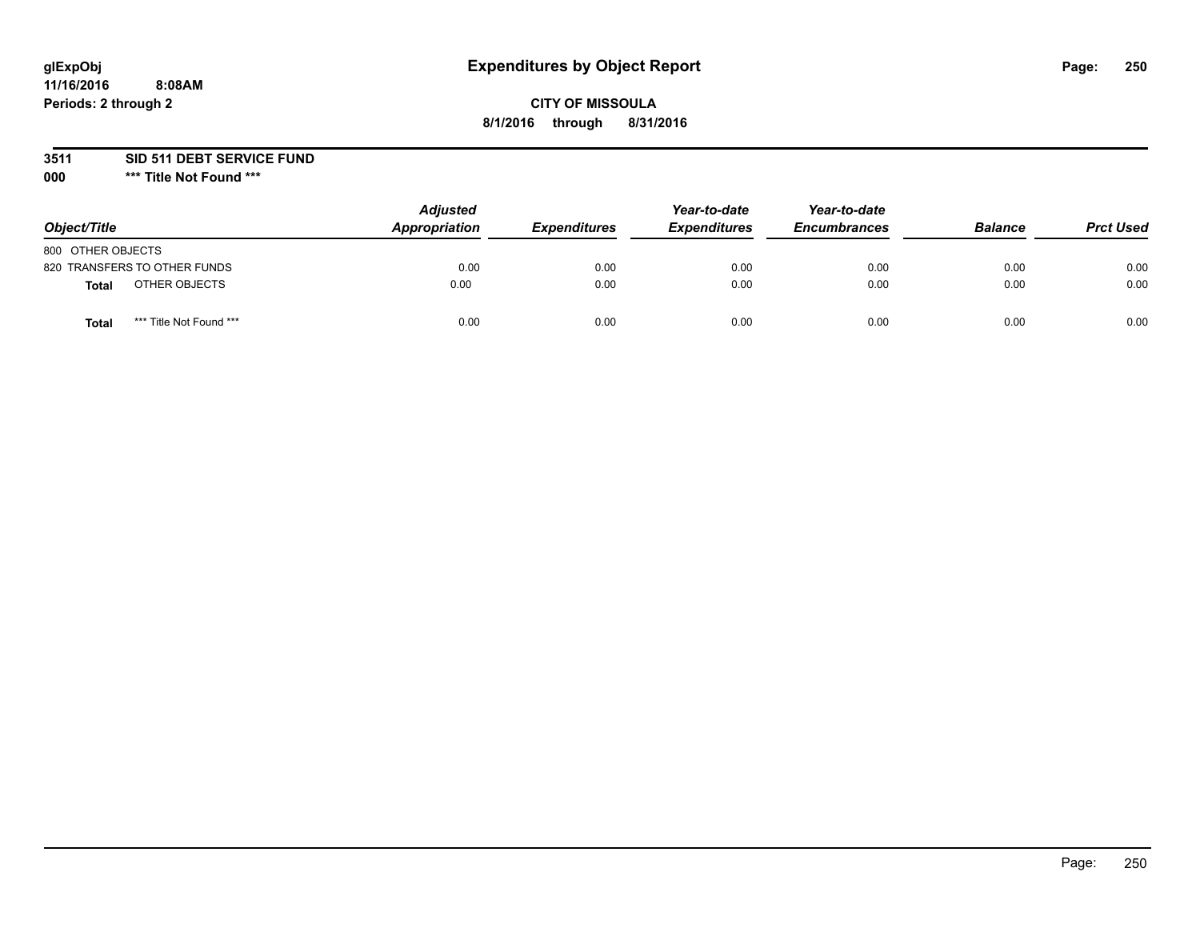# Expenditures by Object Report

glExpObj
11/16/2016 8:08AM
Periods: 2 through 2

**CITY OF MISSOULA**
**8/1/2016 through 8/31/2016**

**3511 SID 511 DEBT SERVICE FUND**
**000 \*\*\* Title Not Found \*\*\***

| Object/Title | Adjusted Appropriation | Expenditures | Year-to-date Expenditures | Year-to-date Encumbrances | Balance | Prct Used |
|---|---|---|---|---|---|---|
| 800 OTHER OBJECTS | | | | | | |
| 820 TRANSFERS TO OTHER FUNDS | 0.00 | 0.00 | 0.00 | 0.00 | 0.00 | 0.00 |
| **Total** OTHER OBJECTS | 0.00 | 0.00 | 0.00 | 0.00 | 0.00 | 0.00 |
| **Total** *** Title Not Found *** | 0.00 | 0.00 | 0.00 | 0.00 | 0.00 | 0.00 |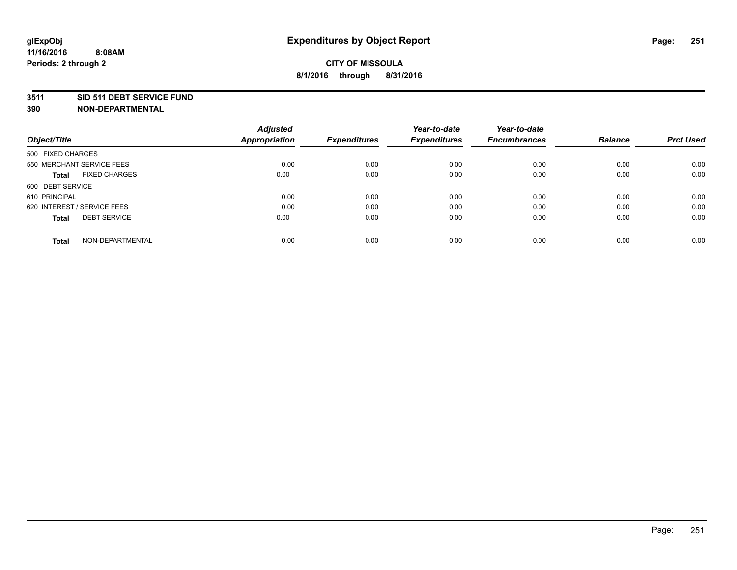glExpObj
11/16/2016 8:08AM
Periods: 2 through 2

# Expenditures by Object Report

**CITY OF MISSOULA**
**8/1/2016 through 8/31/2016**

**3511 SID 511 DEBT SERVICE FUND**
**390 NON-DEPARTMENTAL**

| Object/Title | Adjusted Appropriation | Expenditures | Year-to-date Expenditures | Year-to-date Encumbrances | Balance | Prct Used |
|---|---|---|---|---|---|---|
| 500 FIXED CHARGES | | | | | | |
| 550 MERCHANT SERVICE FEES | 0.00 | 0.00 | 0.00 | 0.00 | 0.00 | 0.00 |
| **Total** FIXED CHARGES | 0.00 | 0.00 | 0.00 | 0.00 | 0.00 | 0.00 |
| 600 DEBT SERVICE | | | | | | |
| 610 PRINCIPAL | 0.00 | 0.00 | 0.00 | 0.00 | 0.00 | 0.00 |
| 620 INTEREST / SERVICE FEES | 0.00 | 0.00 | 0.00 | 0.00 | 0.00 | 0.00 |
| **Total** DEBT SERVICE | 0.00 | 0.00 | 0.00 | 0.00 | 0.00 | 0.00 |
| **Total** NON-DEPARTMENTAL | 0.00 | 0.00 | 0.00 | 0.00 | 0.00 | 0.00 |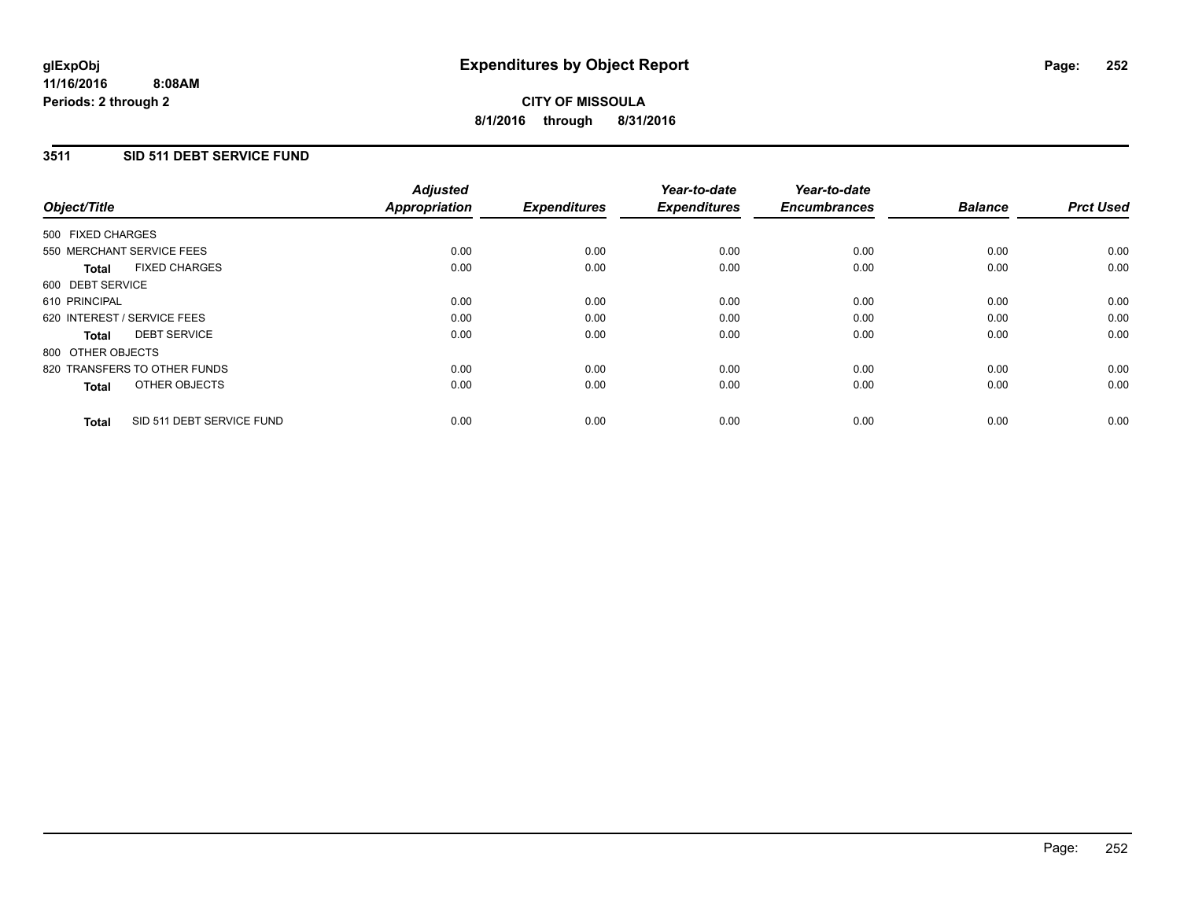**glExpObj**
**11/16/2016 8:08AM**
**Periods: 2 through 2**

# Expenditures by Object Report

**CITY OF MISSOULA**
**8/1/2016 through 8/31/2016**

## 3511 SID 511 DEBT SERVICE FUND

| Object/Title | Adjusted Appropriation | Expenditures | Year-to-date Expenditures | Year-to-date Encumbrances | Balance | Prct Used |
|---|---|---|---|---|---|---|
| 500 FIXED CHARGES | | | | | | |
| 550 MERCHANT SERVICE FEES | 0.00 | 0.00 | 0.00 | 0.00 | 0.00 | 0.00 |
| **Total** FIXED CHARGES | 0.00 | 0.00 | 0.00 | 0.00 | 0.00 | 0.00 |
| 600 DEBT SERVICE | | | | | | |
| 610 PRINCIPAL | 0.00 | 0.00 | 0.00 | 0.00 | 0.00 | 0.00 |
| 620 INTEREST / SERVICE FEES | 0.00 | 0.00 | 0.00 | 0.00 | 0.00 | 0.00 |
| **Total** DEBT SERVICE | 0.00 | 0.00 | 0.00 | 0.00 | 0.00 | 0.00 |
| 800 OTHER OBJECTS | | | | | | |
| 820 TRANSFERS TO OTHER FUNDS | 0.00 | 0.00 | 0.00 | 0.00 | 0.00 | 0.00 |
| **Total** OTHER OBJECTS | 0.00 | 0.00 | 0.00 | 0.00 | 0.00 | 0.00 |
| **Total** SID 511 DEBT SERVICE FUND | 0.00 | 0.00 | 0.00 | 0.00 | 0.00 | 0.00 |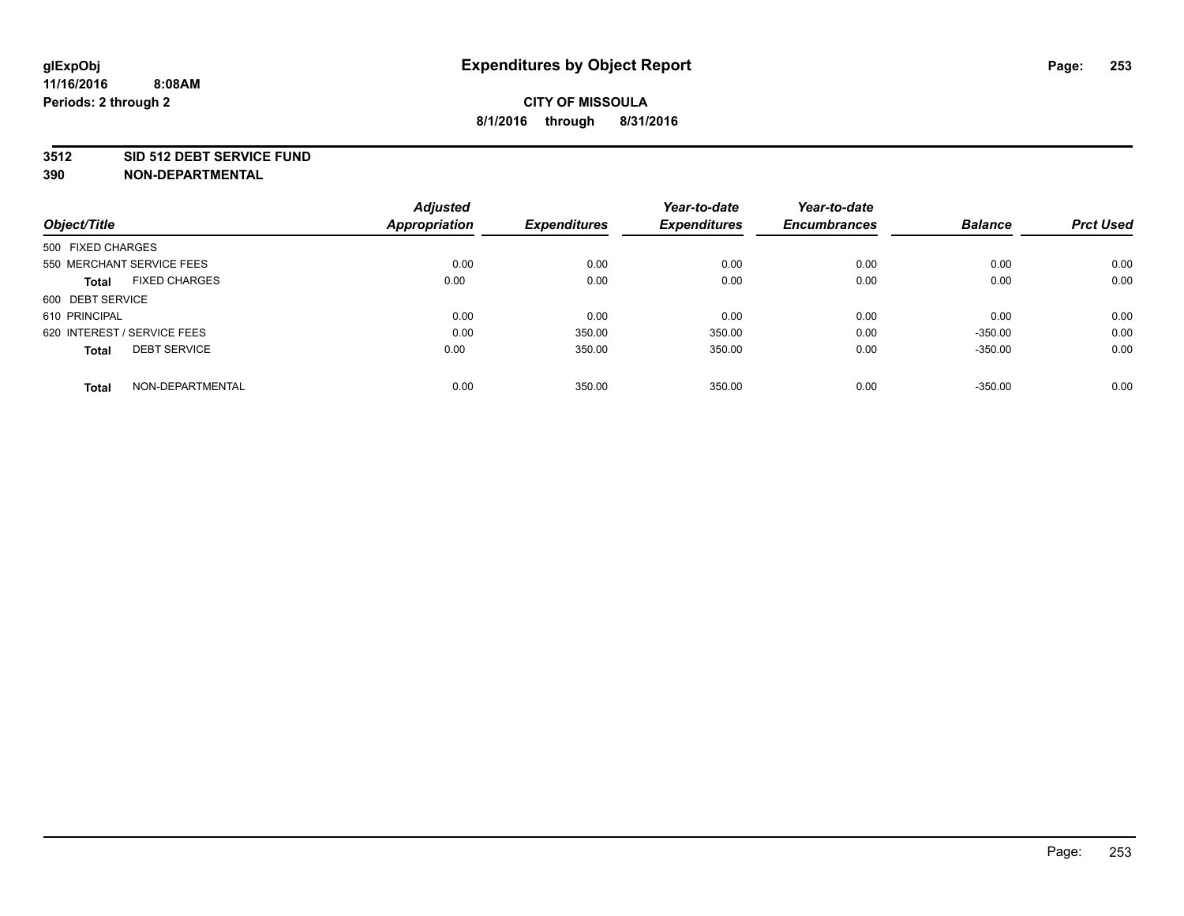## Expenditures by Object Report

glExpObj
11/16/2016 8:08AM
Periods: 2 through 2

**CITY OF MISSOULA**
**8/1/2016 through 8/31/2016**

**3512 SID 512 DEBT SERVICE FUND**
**390 NON-DEPARTMENTAL**

| Object/Title | Adjusted Appropriation | Expenditures | Year-to-date Expenditures | Year-to-date Encumbrances | Balance | Prct Used |
|---|---|---|---|---|---|---|
| 500 FIXED CHARGES | | | | | | |
| 550 MERCHANT SERVICE FEES | 0.00 | 0.00 | 0.00 | 0.00 | 0.00 | 0.00 |
| **Total** FIXED CHARGES | 0.00 | 0.00 | 0.00 | 0.00 | 0.00 | 0.00 |
| 600 DEBT SERVICE | | | | | | |
| 610 PRINCIPAL | 0.00 | 0.00 | 0.00 | 0.00 | 0.00 | 0.00 |
| 620 INTEREST / SERVICE FEES | 0.00 | 350.00 | 350.00 | 0.00 | -350.00 | 0.00 |
| **Total** DEBT SERVICE | 0.00 | 350.00 | 350.00 | 0.00 | -350.00 | 0.00 |
| **Total** NON-DEPARTMENTAL | 0.00 | 350.00 | 350.00 | 0.00 | -350.00 | 0.00 |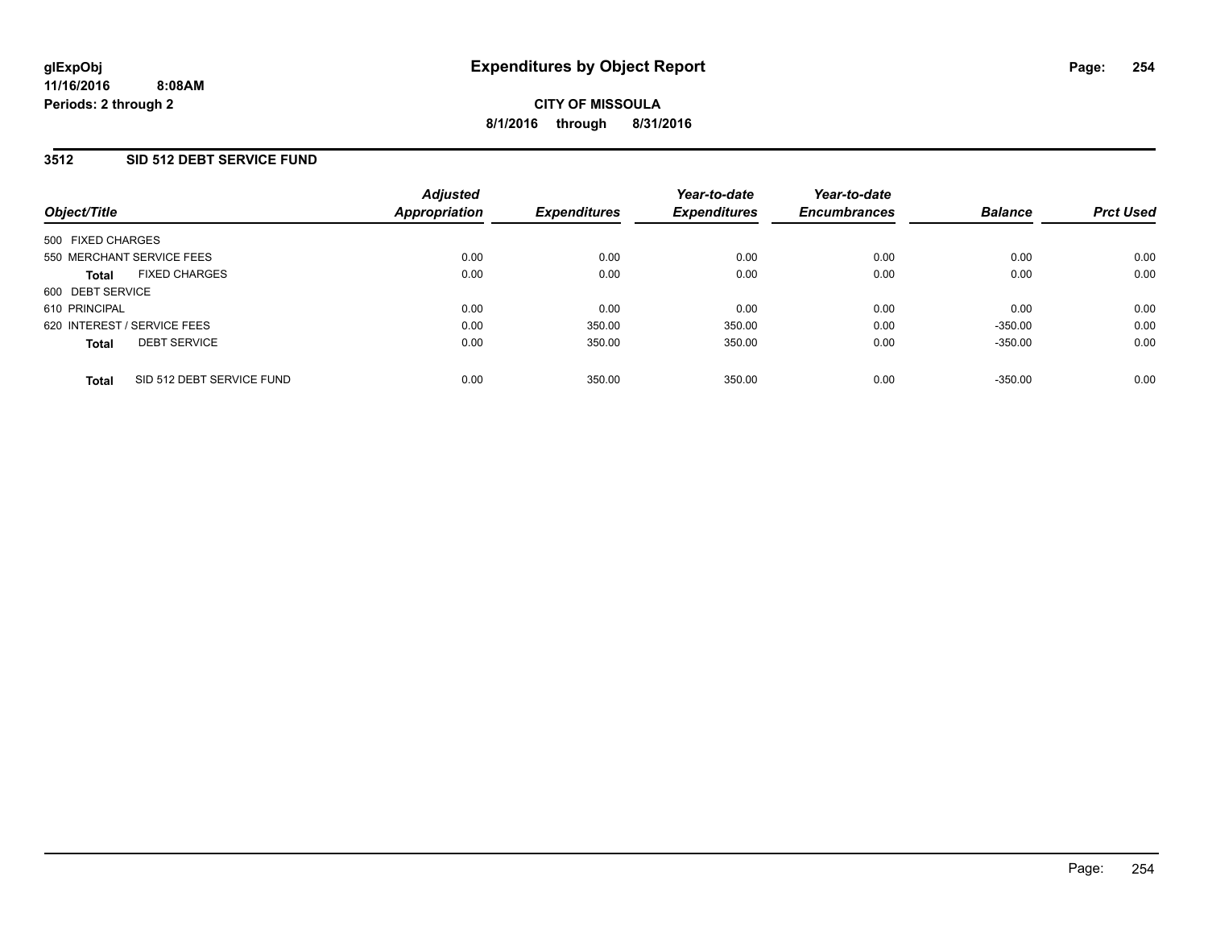# Expenditures by Object Report

glExpObj
11/16/2016 8:08AM
Periods: 2 through 2

**CITY OF MISSOULA**
**8/1/2016 through 8/31/2016**

## 3512 SID 512 DEBT SERVICE FUND

| Object/Title | Adjusted Appropriation | Expenditures | Year-to-date Expenditures | Year-to-date Encumbrances | Balance | Prct Used |
|---|---|---|---|---|---|---|
| 500 FIXED CHARGES | | | | | | |
| 550 MERCHANT SERVICE FEES | 0.00 | 0.00 | 0.00 | 0.00 | 0.00 | 0.00 |
| **Total** FIXED CHARGES | 0.00 | 0.00 | 0.00 | 0.00 | 0.00 | 0.00 |
| 600 DEBT SERVICE | | | | | | |
| 610 PRINCIPAL | 0.00 | 0.00 | 0.00 | 0.00 | 0.00 | 0.00 |
| 620 INTEREST / SERVICE FEES | 0.00 | 350.00 | 350.00 | 0.00 | -350.00 | 0.00 |
| **Total** DEBT SERVICE | 0.00 | 350.00 | 350.00 | 0.00 | -350.00 | 0.00 |
| **Total** SID 512 DEBT SERVICE FUND | 0.00 | 350.00 | 350.00 | 0.00 | -350.00 | 0.00 |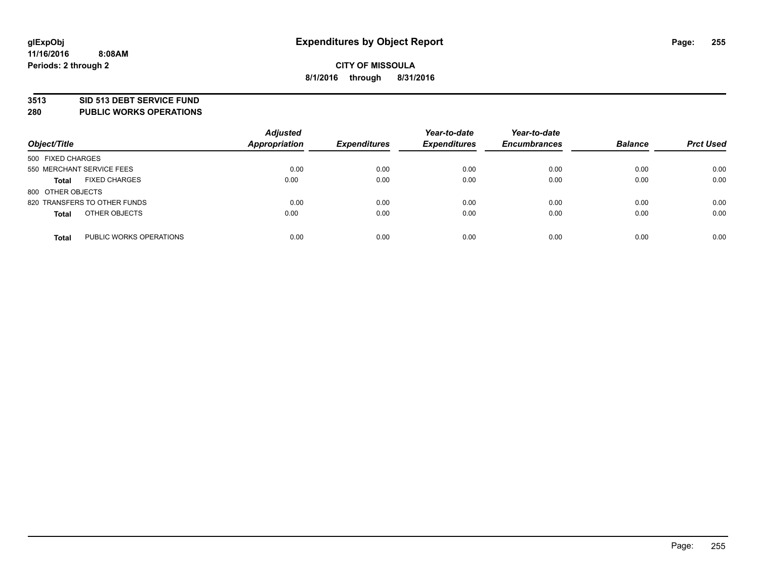**glExpObj** **Expenditures by Object Report**

**11/16/2016 8:08AM**

**Periods: 2 through 2**

**CITY OF MISSOULA**

**8/1/2016 through 8/31/2016**

## 3513 SID 513 DEBT SERVICE FUND
## 280 PUBLIC WORKS OPERATIONS

| Object/Title | Adjusted Appropriation | Expenditures | Year-to-date Expenditures | Year-to-date Encumbrances | Balance | Prct Used |
|---|---|---|---|---|---|---|
| 500 FIXED CHARGES | | | | | | |
| 550 MERCHANT SERVICE FEES | 0.00 | 0.00 | 0.00 | 0.00 | 0.00 | 0.00 |
| **Total** FIXED CHARGES | 0.00 | 0.00 | 0.00 | 0.00 | 0.00 | 0.00 |
| 800 OTHER OBJECTS | | | | | | |
| 820 TRANSFERS TO OTHER FUNDS | 0.00 | 0.00 | 0.00 | 0.00 | 0.00 | 0.00 |
| **Total** OTHER OBJECTS | 0.00 | 0.00 | 0.00 | 0.00 | 0.00 | 0.00 |
| **Total** PUBLIC WORKS OPERATIONS | 0.00 | 0.00 | 0.00 | 0.00 | 0.00 | 0.00 |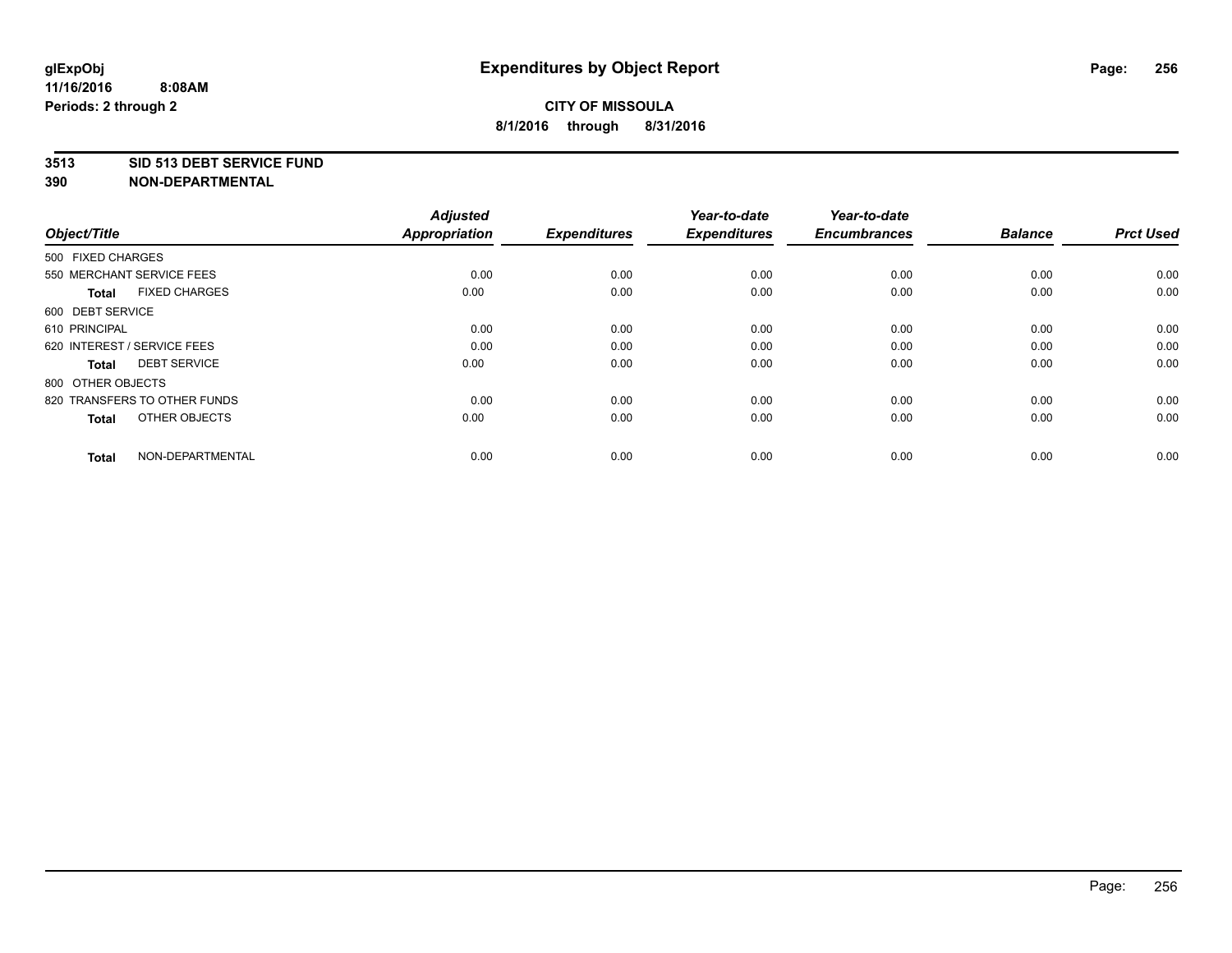# Expenditures by Object Report

glExpObj
11/16/2016 8:08AM
Periods: 2 through 2

**CITY OF MISSOULA**
**8/1/2016 through 8/31/2016**

**3513 SID 513 DEBT SERVICE FUND**
**390 NON-DEPARTMENTAL**

| Object/Title | Adjusted Appropriation | Expenditures | Year-to-date Expenditures | Year-to-date Encumbrances | Balance | Prct Used |
|---|---|---|---|---|---|---|
| 500 FIXED CHARGES | | | | | | |
| 550 MERCHANT SERVICE FEES | 0.00 | 0.00 | 0.00 | 0.00 | 0.00 | 0.00 |
| **Total** FIXED CHARGES | 0.00 | 0.00 | 0.00 | 0.00 | 0.00 | 0.00 |
| 600 DEBT SERVICE | | | | | | |
| 610 PRINCIPAL | 0.00 | 0.00 | 0.00 | 0.00 | 0.00 | 0.00 |
| 620 INTEREST / SERVICE FEES | 0.00 | 0.00 | 0.00 | 0.00 | 0.00 | 0.00 |
| **Total** DEBT SERVICE | 0.00 | 0.00 | 0.00 | 0.00 | 0.00 | 0.00 |
| 800 OTHER OBJECTS | | | | | | |
| 820 TRANSFERS TO OTHER FUNDS | 0.00 | 0.00 | 0.00 | 0.00 | 0.00 | 0.00 |
| **Total** OTHER OBJECTS | 0.00 | 0.00 | 0.00 | 0.00 | 0.00 | 0.00 |
| **Total** NON-DEPARTMENTAL | 0.00 | 0.00 | 0.00 | 0.00 | 0.00 | 0.00 |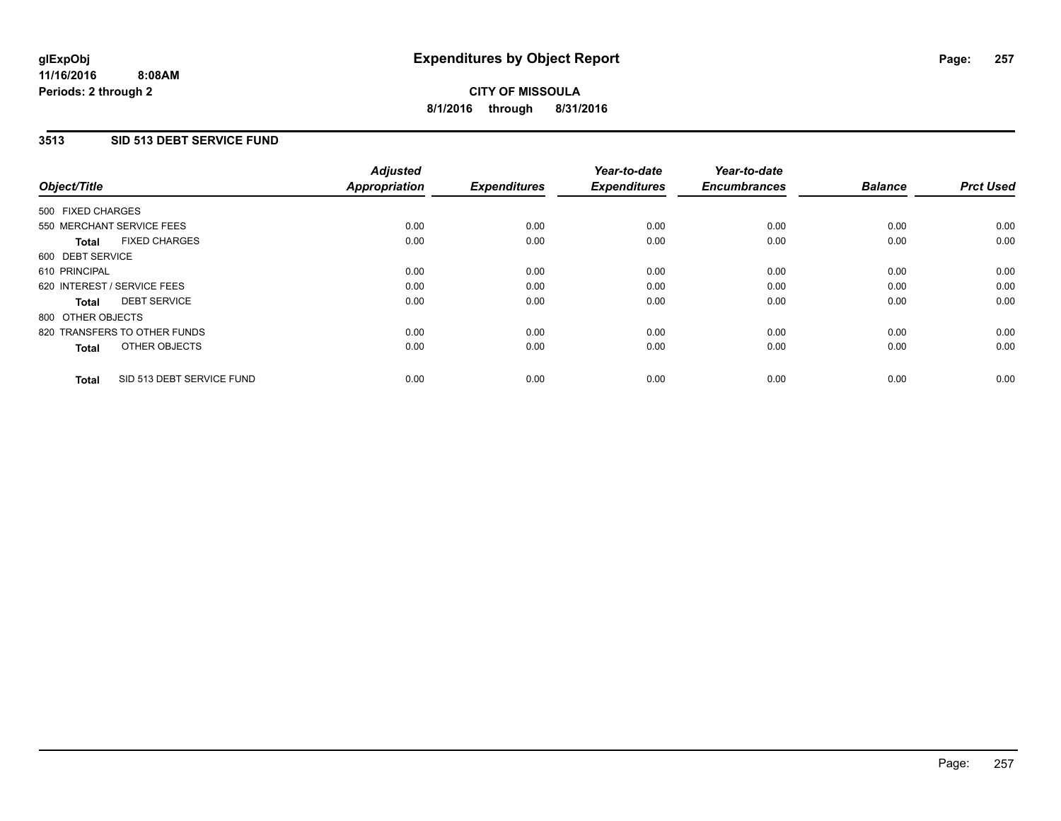# Expenditures by Object Report

glExpObj
11/16/2016 8:08AM
Periods: 2 through 2

**CITY OF MISSOULA**
**8/1/2016 through 8/31/2016**

## 3513 SID 513 DEBT SERVICE FUND

| Object/Title | Adjusted Appropriation | Expenditures | Year-to-date Expenditures | Year-to-date Encumbrances | Balance | Prct Used |
|---|---|---|---|---|---|---|
| 500 FIXED CHARGES | | | | | | |
| 550 MERCHANT SERVICE FEES | 0.00 | 0.00 | 0.00 | 0.00 | 0.00 | 0.00 |
| **Total** FIXED CHARGES | 0.00 | 0.00 | 0.00 | 0.00 | 0.00 | 0.00 |
| 600 DEBT SERVICE | | | | | | |
| 610 PRINCIPAL | 0.00 | 0.00 | 0.00 | 0.00 | 0.00 | 0.00 |
| 620 INTEREST / SERVICE FEES | 0.00 | 0.00 | 0.00 | 0.00 | 0.00 | 0.00 |
| **Total** DEBT SERVICE | 0.00 | 0.00 | 0.00 | 0.00 | 0.00 | 0.00 |
| 800 OTHER OBJECTS | | | | | | |
| 820 TRANSFERS TO OTHER FUNDS | 0.00 | 0.00 | 0.00 | 0.00 | 0.00 | 0.00 |
| **Total** OTHER OBJECTS | 0.00 | 0.00 | 0.00 | 0.00 | 0.00 | 0.00 |
| **Total** SID 513 DEBT SERVICE FUND | 0.00 | 0.00 | 0.00 | 0.00 | 0.00 | 0.00 |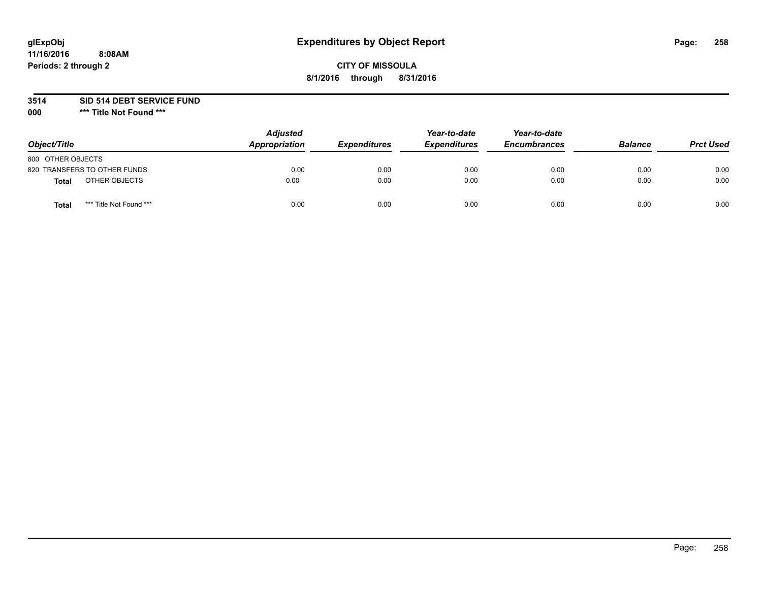# Expenditures by Object Report

glExpObj
11/16/2016 8:08AM
Periods: 2 through 2

**CITY OF MISSOULA**
**8/1/2016 through 8/31/2016**

**3514 SID 514 DEBT SERVICE FUND**
**000 *** Title Not Found *****

| Object/Title | Adjusted Appropriation | Expenditures | Year-to-date Expenditures | Year-to-date Encumbrances | Balance | Prct Used |
|---|---|---|---|---|---|---|
| 800 OTHER OBJECTS | | | | | | |
| 820 TRANSFERS TO OTHER FUNDS | 0.00 | 0.00 | 0.00 | 0.00 | 0.00 | 0.00 |
| **Total** OTHER OBJECTS | 0.00 | 0.00 | 0.00 | 0.00 | 0.00 | 0.00 |
| **Total** *** Title Not Found *** | 0.00 | 0.00 | 0.00 | 0.00 | 0.00 | 0.00 |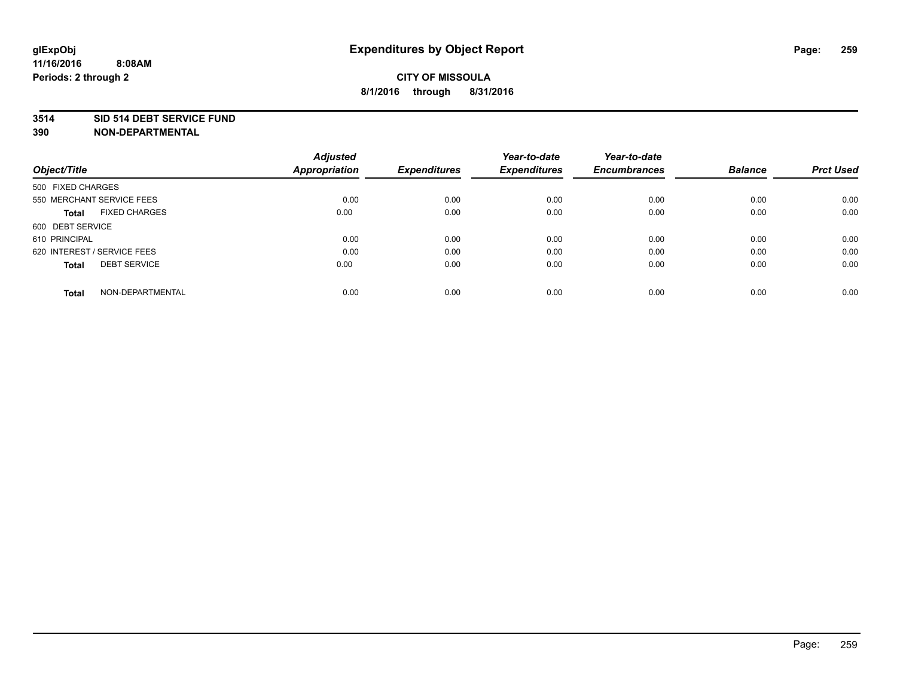# Expenditures by Object Report

glExpObj
11/16/2016 8:08AM
Periods: 2 through 2

**CITY OF MISSOULA**
**8/1/2016 through 8/31/2016**

**3514 SID 514 DEBT SERVICE FUND**
**390 NON-DEPARTMENTAL**

| Object/Title | | Adjusted Appropriation | Expenditures | Year-to-date Expenditures | Year-to-date Encumbrances | Balance | Prct Used |
|---|---|---|---|---|---|---|---|
| 500 FIXED CHARGES | | | | | | | |
| 550 MERCHANT SERVICE FEES | | 0.00 | 0.00 | 0.00 | 0.00 | 0.00 | 0.00 |
| **Total** | FIXED CHARGES | 0.00 | 0.00 | 0.00 | 0.00 | 0.00 | 0.00 |
| 600 DEBT SERVICE | | | | | | | |
| 610 PRINCIPAL | | 0.00 | 0.00 | 0.00 | 0.00 | 0.00 | 0.00 |
| 620 INTEREST / SERVICE FEES | | 0.00 | 0.00 | 0.00 | 0.00 | 0.00 | 0.00 |
| **Total** | DEBT SERVICE | 0.00 | 0.00 | 0.00 | 0.00 | 0.00 | 0.00 |
| **Total** | NON-DEPARTMENTAL | 0.00 | 0.00 | 0.00 | 0.00 | 0.00 | 0.00 |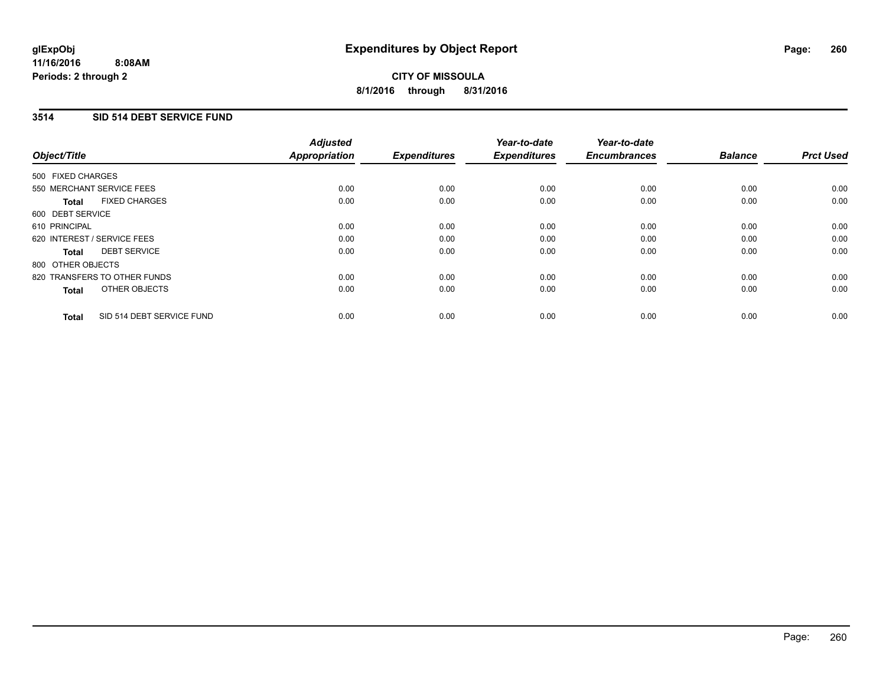**glExpObj**
**11/16/2016 8:08AM**
**Periods: 2 through 2**

# Expenditures by Object Report

**CITY OF MISSOULA**
**8/1/2016 through 8/31/2016**

## 3514 SID 514 DEBT SERVICE FUND

| Object/Title | Adjusted Appropriation | Expenditures | Year-to-date Expenditures | Year-to-date Encumbrances | Balance | Prct Used |
|---|---|---|---|---|---|---|
| 500 FIXED CHARGES | | | | | | |
| 550 MERCHANT SERVICE FEES | 0.00 | 0.00 | 0.00 | 0.00 | 0.00 | 0.00 |
| **Total** FIXED CHARGES | 0.00 | 0.00 | 0.00 | 0.00 | 0.00 | 0.00 |
| 600 DEBT SERVICE | | | | | | |
| 610 PRINCIPAL | 0.00 | 0.00 | 0.00 | 0.00 | 0.00 | 0.00 |
| 620 INTEREST / SERVICE FEES | 0.00 | 0.00 | 0.00 | 0.00 | 0.00 | 0.00 |
| **Total** DEBT SERVICE | 0.00 | 0.00 | 0.00 | 0.00 | 0.00 | 0.00 |
| 800 OTHER OBJECTS | | | | | | |
| 820 TRANSFERS TO OTHER FUNDS | 0.00 | 0.00 | 0.00 | 0.00 | 0.00 | 0.00 |
| **Total** OTHER OBJECTS | 0.00 | 0.00 | 0.00 | 0.00 | 0.00 | 0.00 |
| **Total** SID 514 DEBT SERVICE FUND | 0.00 | 0.00 | 0.00 | 0.00 | 0.00 | 0.00 |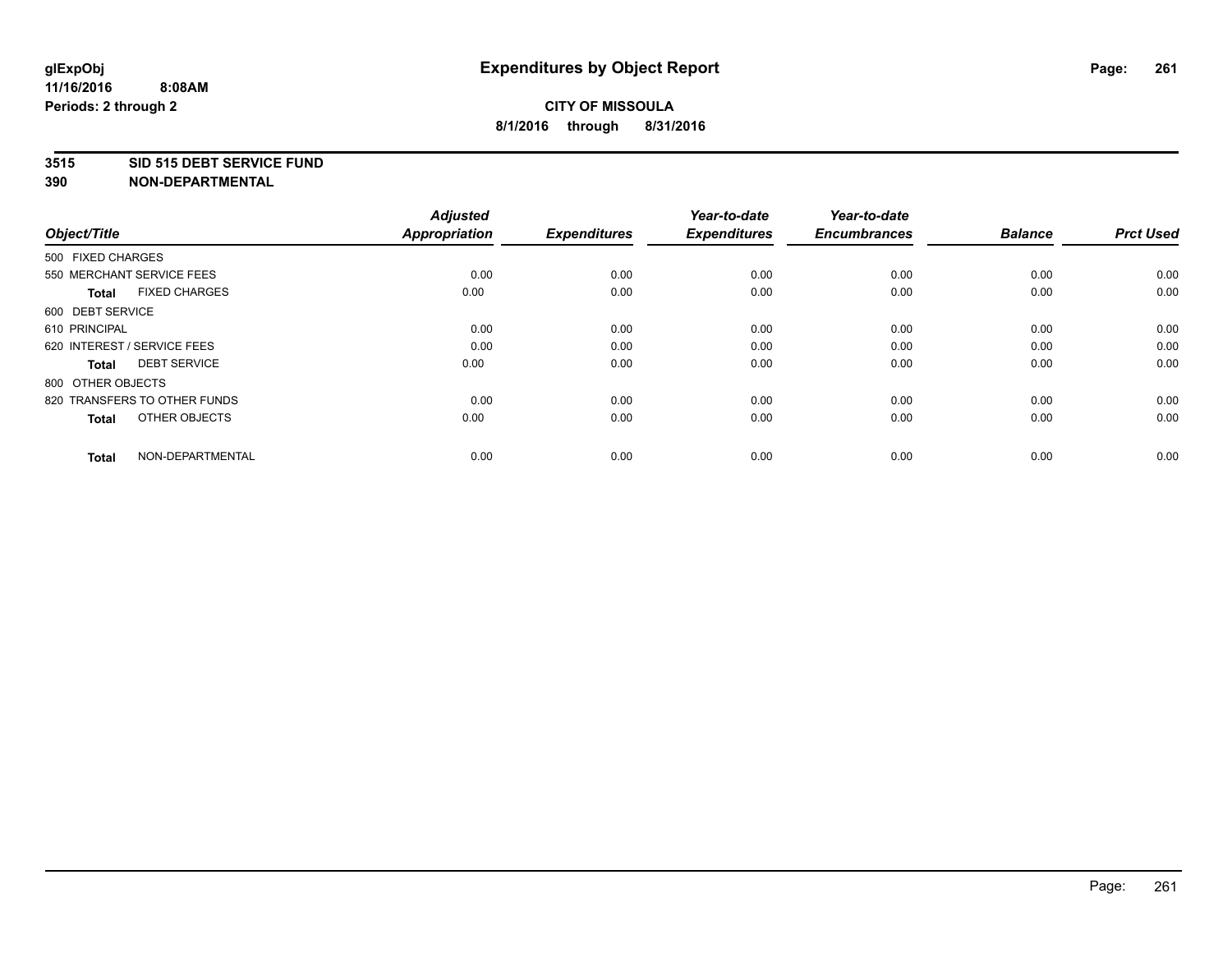glExpObj
11/16/2016 8:08AM
Periods: 2 through 2

# Expenditures by Object Report

**CITY OF MISSOULA**
**8/1/2016 through 8/31/2016**

**3515 SID 515 DEBT SERVICE FUND**
**390 NON-DEPARTMENTAL**

| Object/Title | | Adjusted Appropriation | Expenditures | Year-to-date Expenditures | Year-to-date Encumbrances | Balance | Prct Used |
|---|---|---|---|---|---|---|---|
| 500 FIXED CHARGES | | | | | | | |
| 550 MERCHANT SERVICE FEES | | 0.00 | 0.00 | 0.00 | 0.00 | 0.00 | 0.00 |
| **Total** | FIXED CHARGES | 0.00 | 0.00 | 0.00 | 0.00 | 0.00 | 0.00 |
| 600 DEBT SERVICE | | | | | | | |
| 610 PRINCIPAL | | 0.00 | 0.00 | 0.00 | 0.00 | 0.00 | 0.00 |
| 620 INTEREST / SERVICE FEES | | 0.00 | 0.00 | 0.00 | 0.00 | 0.00 | 0.00 |
| **Total** | DEBT SERVICE | 0.00 | 0.00 | 0.00 | 0.00 | 0.00 | 0.00 |
| 800 OTHER OBJECTS | | | | | | | |
| 820 TRANSFERS TO OTHER FUNDS | | 0.00 | 0.00 | 0.00 | 0.00 | 0.00 | 0.00 |
| **Total** | OTHER OBJECTS | 0.00 | 0.00 | 0.00 | 0.00 | 0.00 | 0.00 |
| **Total** | NON-DEPARTMENTAL | 0.00 | 0.00 | 0.00 | 0.00 | 0.00 | 0.00 |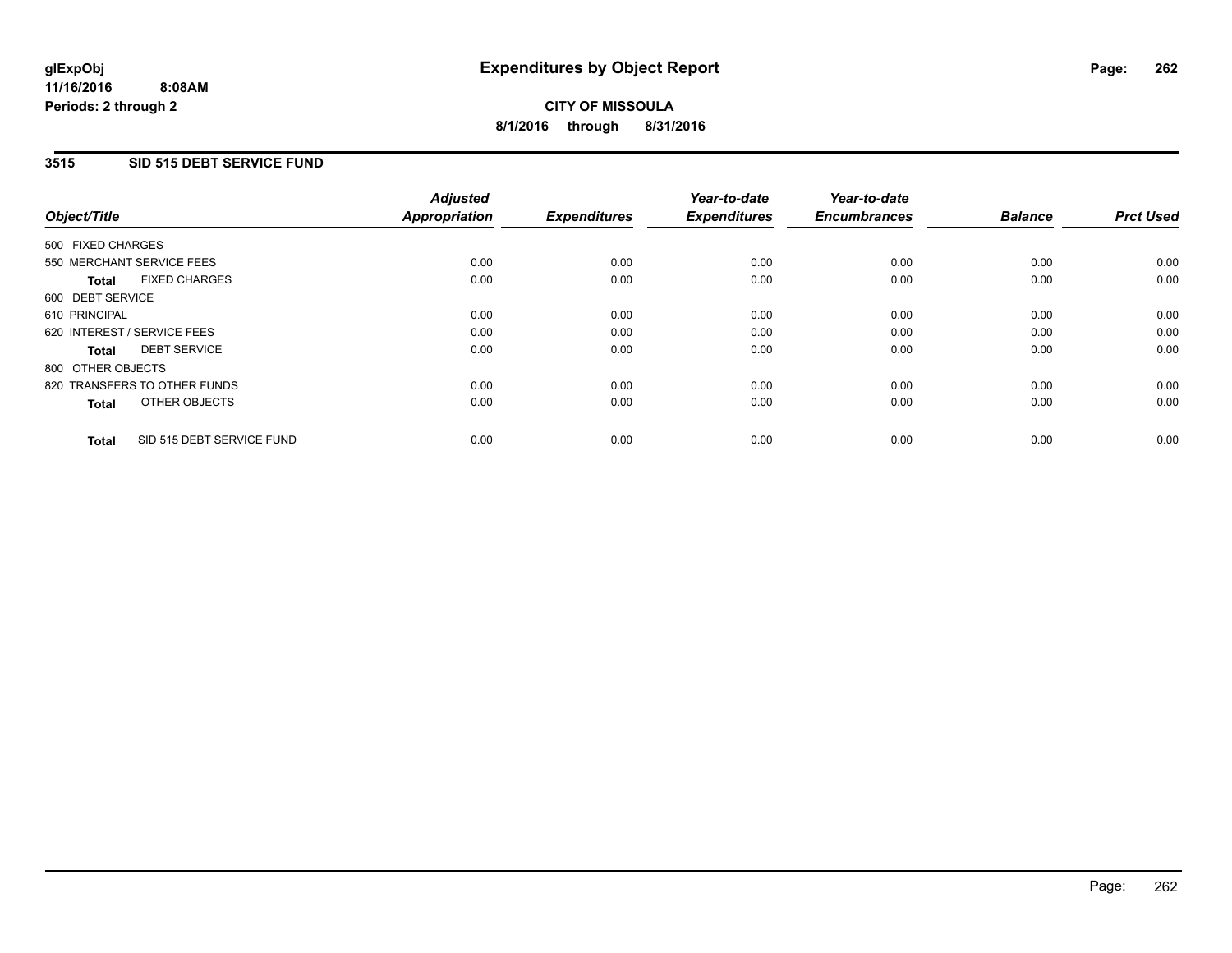# Expenditures by Object Report

glExpObj
11/16/2016 8:08AM
Periods: 2 through 2

**CITY OF MISSOULA**
**8/1/2016 through 8/31/2016**

## 3515 SID 515 DEBT SERVICE FUND

| Object/Title | Adjusted Appropriation | Expenditures | Year-to-date Expenditures | Year-to-date Encumbrances | Balance | Prct Used |
|---|---|---|---|---|---|---|
| 500 FIXED CHARGES | | | | | | |
| 550 MERCHANT SERVICE FEES | 0.00 | 0.00 | 0.00 | 0.00 | 0.00 | 0.00 |
| **Total** FIXED CHARGES | 0.00 | 0.00 | 0.00 | 0.00 | 0.00 | 0.00 |
| 600 DEBT SERVICE | | | | | | |
| 610 PRINCIPAL | 0.00 | 0.00 | 0.00 | 0.00 | 0.00 | 0.00 |
| 620 INTEREST / SERVICE FEES | 0.00 | 0.00 | 0.00 | 0.00 | 0.00 | 0.00 |
| **Total** DEBT SERVICE | 0.00 | 0.00 | 0.00 | 0.00 | 0.00 | 0.00 |
| 800 OTHER OBJECTS | | | | | | |
| 820 TRANSFERS TO OTHER FUNDS | 0.00 | 0.00 | 0.00 | 0.00 | 0.00 | 0.00 |
| **Total** OTHER OBJECTS | 0.00 | 0.00 | 0.00 | 0.00 | 0.00 | 0.00 |
| **Total** SID 515 DEBT SERVICE FUND | 0.00 | 0.00 | 0.00 | 0.00 | 0.00 | 0.00 |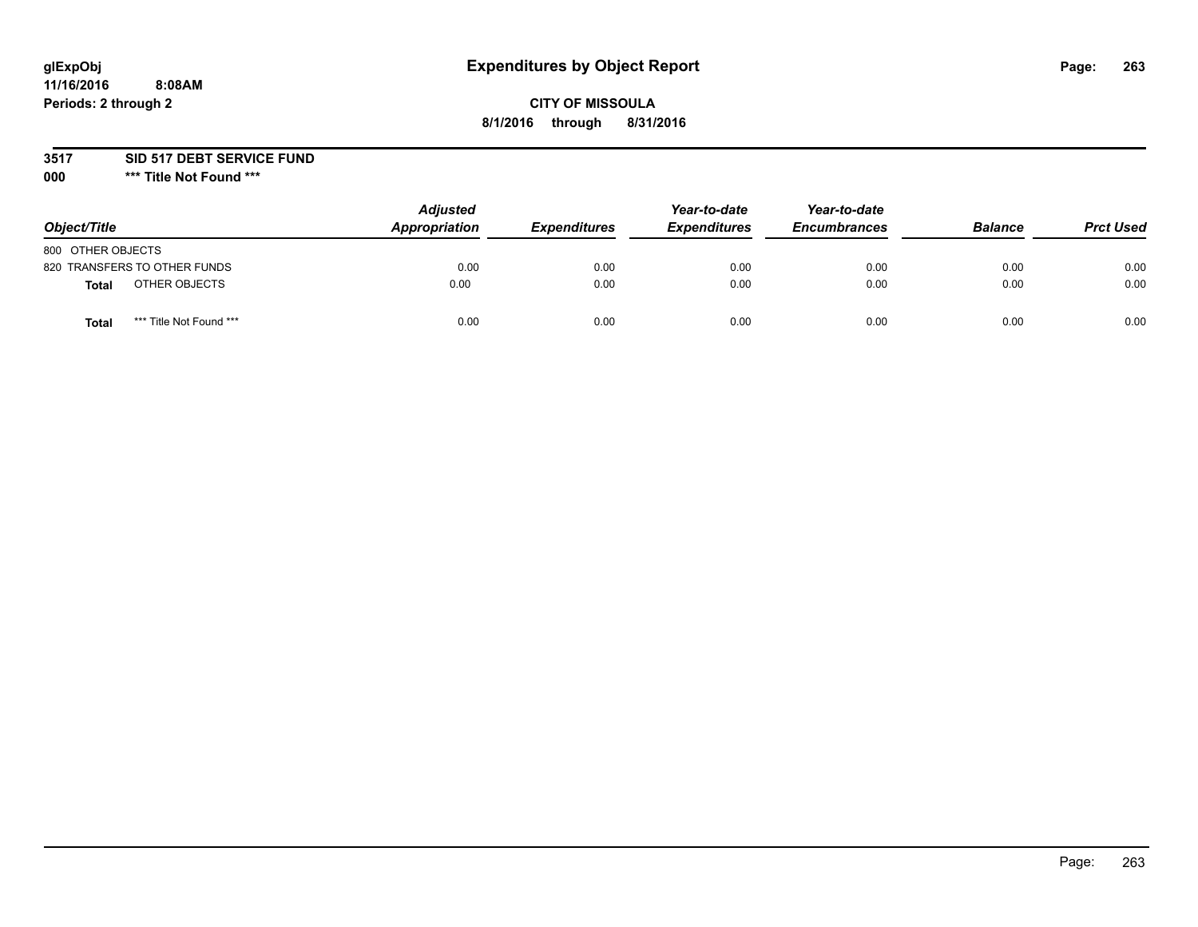glExpObj
11/16/2016 8:08AM
Periods: 2 through 2

# Expenditures by Object Report

**CITY OF MISSOULA**
**8/1/2016 through 8/31/2016**

**3517 SID 517 DEBT SERVICE FUND**
**000 *** Title Not Found *****

| Object/Title | | Adjusted Appropriation | Expenditures | Year-to-date Expenditures | Year-to-date Encumbrances | Balance | Prct Used |
|---|---|---|---|---|---|---|---|
| 800 OTHER OBJECTS | | | | | | | |
| 820 TRANSFERS TO OTHER FUNDS | | 0.00 | 0.00 | 0.00 | 0.00 | 0.00 | 0.00 |
| **Total** | OTHER OBJECTS | 0.00 | 0.00 | 0.00 | 0.00 | 0.00 | 0.00 |
| **Total** | *** Title Not Found *** | 0.00 | 0.00 | 0.00 | 0.00 | 0.00 | 0.00 |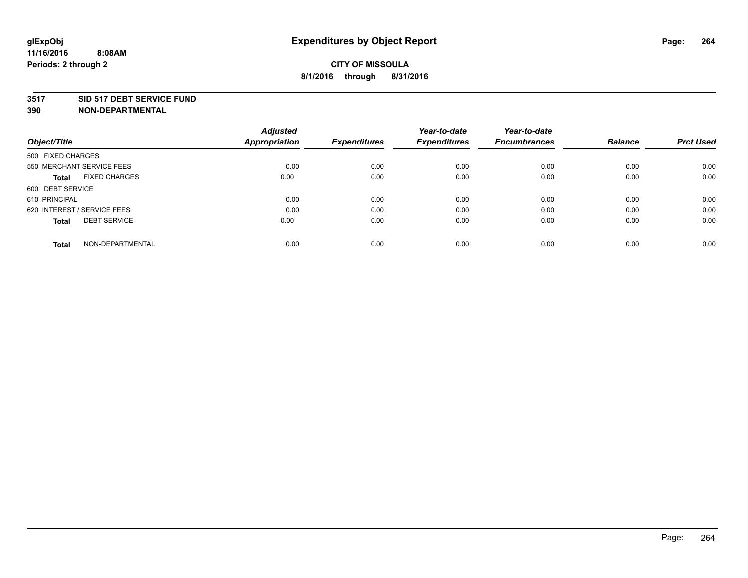**glExpObj**
**11/16/2016 8:08AM**
**Periods: 2 through 2**

# Expenditures by Object Report

**CITY OF MISSOULA**
**8/1/2016 through 8/31/2016**

**3517 SID 517 DEBT SERVICE FUND**
**390 NON-DEPARTMENTAL**

| Object/Title | | Adjusted Appropriation | Expenditures | Year-to-date Expenditures | Year-to-date Encumbrances | Balance | Prct Used |
|---|---|---|---|---|---|---|---|
| 500 FIXED CHARGES | | | | | | | |
| 550 MERCHANT SERVICE FEES | | 0.00 | 0.00 | 0.00 | 0.00 | 0.00 | 0.00 |
| **Total** | FIXED CHARGES | 0.00 | 0.00 | 0.00 | 0.00 | 0.00 | 0.00 |
| 600 DEBT SERVICE | | | | | | | |
| 610 PRINCIPAL | | 0.00 | 0.00 | 0.00 | 0.00 | 0.00 | 0.00 |
| 620 INTEREST / SERVICE FEES | | 0.00 | 0.00 | 0.00 | 0.00 | 0.00 | 0.00 |
| **Total** | DEBT SERVICE | 0.00 | 0.00 | 0.00 | 0.00 | 0.00 | 0.00 |
| **Total** | NON-DEPARTMENTAL | 0.00 | 0.00 | 0.00 | 0.00 | 0.00 | 0.00 |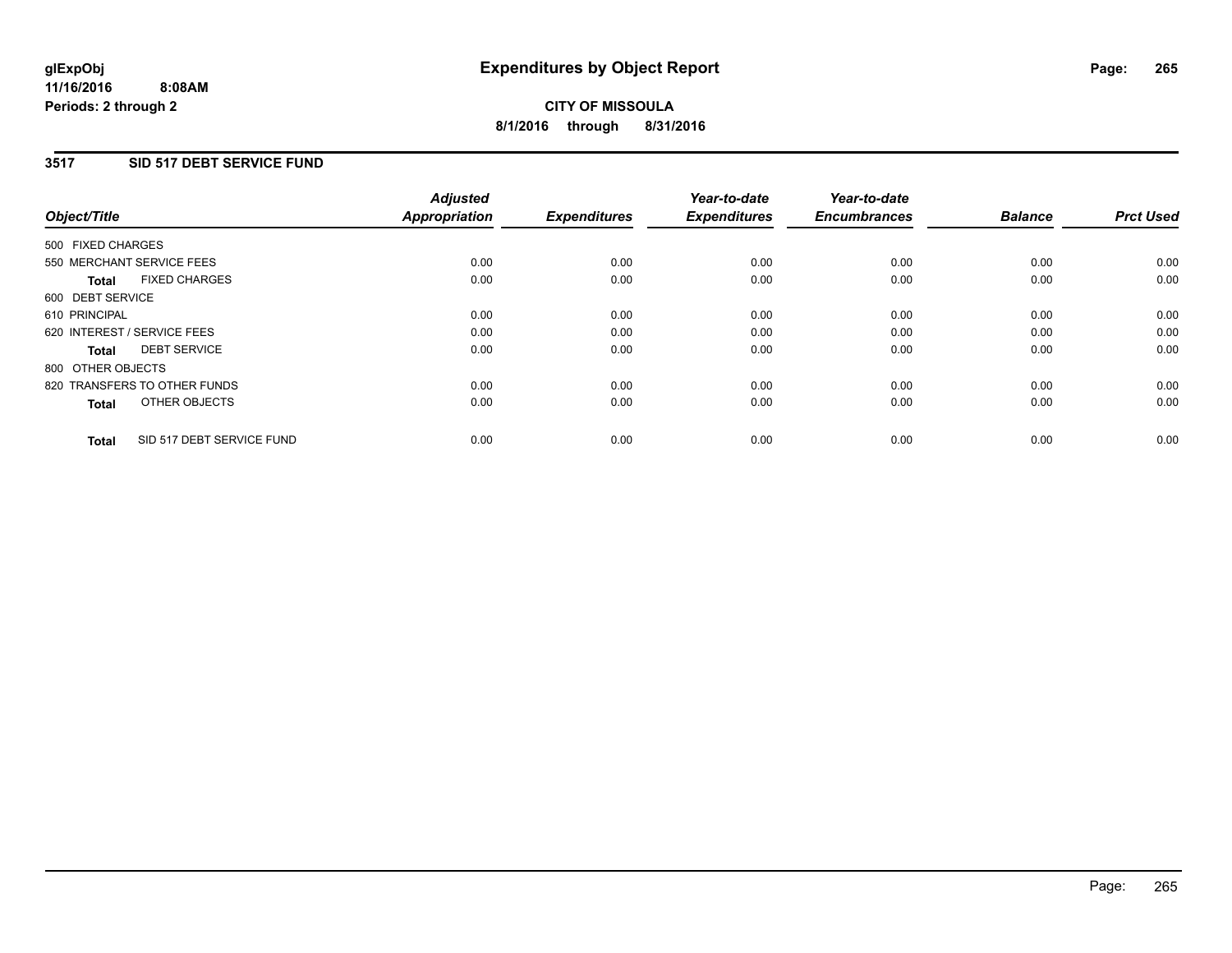**glExpObj** **Expenditures by Object Report**

**11/16/2016 8:08AM**

**Periods: 2 through 2**

**CITY OF MISSOULA**

**8/1/2016 through 8/31/2016**

## 3517 SID 517 DEBT SERVICE FUND

| Object/Title | Adjusted Appropriation | Expenditures | Year-to-date Expenditures | Year-to-date Encumbrances | Balance | Prct Used |
|---|---|---|---|---|---|---|
| 500 FIXED CHARGES | | | | | | |
| 550 MERCHANT SERVICE FEES | 0.00 | 0.00 | 0.00 | 0.00 | 0.00 | 0.00 |
| **Total** FIXED CHARGES | 0.00 | 0.00 | 0.00 | 0.00 | 0.00 | 0.00 |
| 600 DEBT SERVICE | | | | | | |
| 610 PRINCIPAL | 0.00 | 0.00 | 0.00 | 0.00 | 0.00 | 0.00 |
| 620 INTEREST / SERVICE FEES | 0.00 | 0.00 | 0.00 | 0.00 | 0.00 | 0.00 |
| **Total** DEBT SERVICE | 0.00 | 0.00 | 0.00 | 0.00 | 0.00 | 0.00 |
| 800 OTHER OBJECTS | | | | | | |
| 820 TRANSFERS TO OTHER FUNDS | 0.00 | 0.00 | 0.00 | 0.00 | 0.00 | 0.00 |
| **Total** OTHER OBJECTS | 0.00 | 0.00 | 0.00 | 0.00 | 0.00 | 0.00 |
| **Total** SID 517 DEBT SERVICE FUND | 0.00 | 0.00 | 0.00 | 0.00 | 0.00 | 0.00 |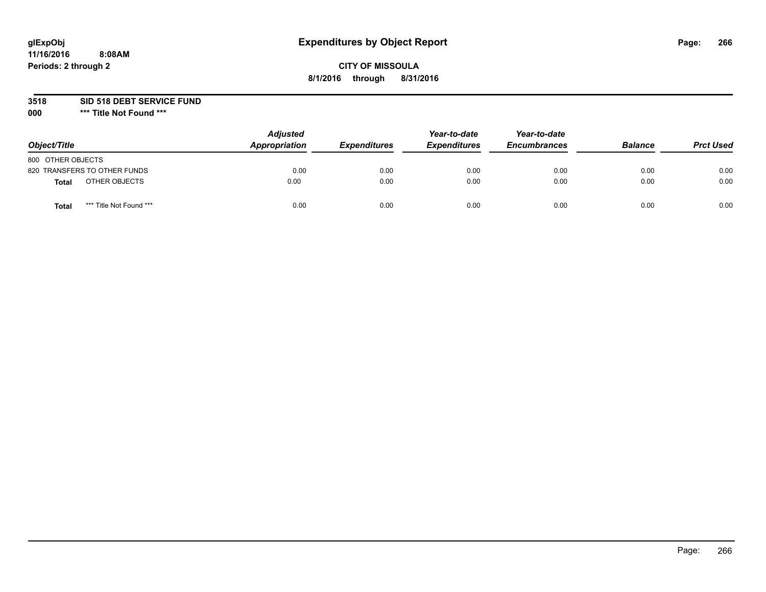glExpObj
11/16/2016 8:08AM
Periods: 2 through 2

# Expenditures by Object Report

**CITY OF MISSOULA**
**8/1/2016 through 8/31/2016**

**3518 SID 518 DEBT SERVICE FUND**
**000 *** Title Not Found *****

| Object/Title | | Adjusted Appropriation | Expenditures | Year-to-date Expenditures | Year-to-date Encumbrances | Balance | Prct Used |
|---|---|---|---|---|---|---|---|
| 800 OTHER OBJECTS | | | | | | | |
| 820 TRANSFERS TO OTHER FUNDS | | 0.00 | 0.00 | 0.00 | 0.00 | 0.00 | 0.00 |
| **Total** | OTHER OBJECTS | 0.00 | 0.00 | 0.00 | 0.00 | 0.00 | 0.00 |
| **Total** | *** Title Not Found *** | 0.00 | 0.00 | 0.00 | 0.00 | 0.00 | 0.00 |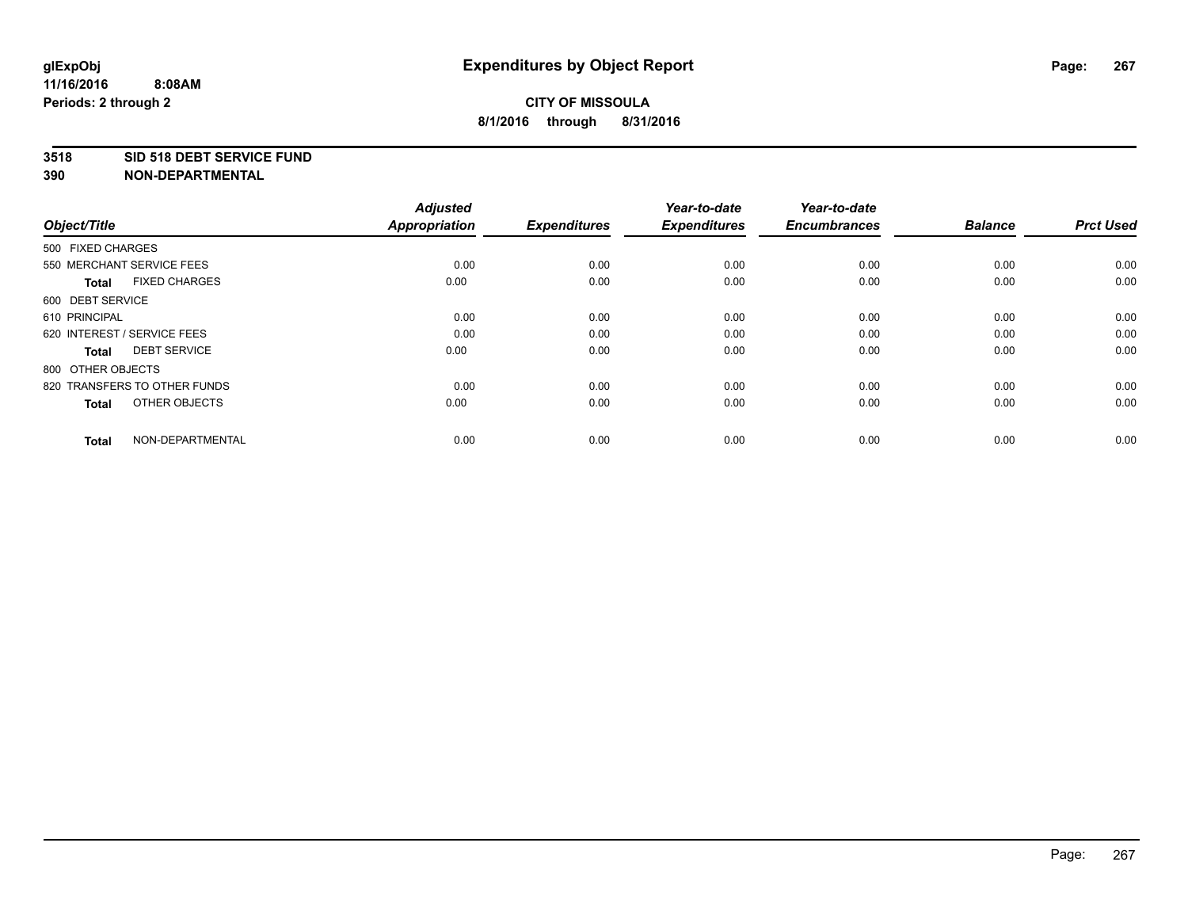# Expenditures by Object Report

glExpObj
11/16/2016 8:08AM
Periods: 2 through 2

**CITY OF MISSOULA**
**8/1/2016 through 8/31/2016**

**3518 SID 518 DEBT SERVICE FUND**
**390 NON-DEPARTMENTAL**

| Object/Title | Adjusted Appropriation | Expenditures | Year-to-date Expenditures | Year-to-date Encumbrances | Balance | Prct Used |
|---|---|---|---|---|---|---|
| 500 FIXED CHARGES | | | | | | |
| 550 MERCHANT SERVICE FEES | 0.00 | 0.00 | 0.00 | 0.00 | 0.00 | 0.00 |
| **Total** FIXED CHARGES | 0.00 | 0.00 | 0.00 | 0.00 | 0.00 | 0.00 |
| 600 DEBT SERVICE | | | | | | |
| 610 PRINCIPAL | 0.00 | 0.00 | 0.00 | 0.00 | 0.00 | 0.00 |
| 620 INTEREST / SERVICE FEES | 0.00 | 0.00 | 0.00 | 0.00 | 0.00 | 0.00 |
| **Total** DEBT SERVICE | 0.00 | 0.00 | 0.00 | 0.00 | 0.00 | 0.00 |
| 800 OTHER OBJECTS | | | | | | |
| 820 TRANSFERS TO OTHER FUNDS | 0.00 | 0.00 | 0.00 | 0.00 | 0.00 | 0.00 |
| **Total** OTHER OBJECTS | 0.00 | 0.00 | 0.00 | 0.00 | 0.00 | 0.00 |
| **Total** NON-DEPARTMENTAL | 0.00 | 0.00 | 0.00 | 0.00 | 0.00 | 0.00 |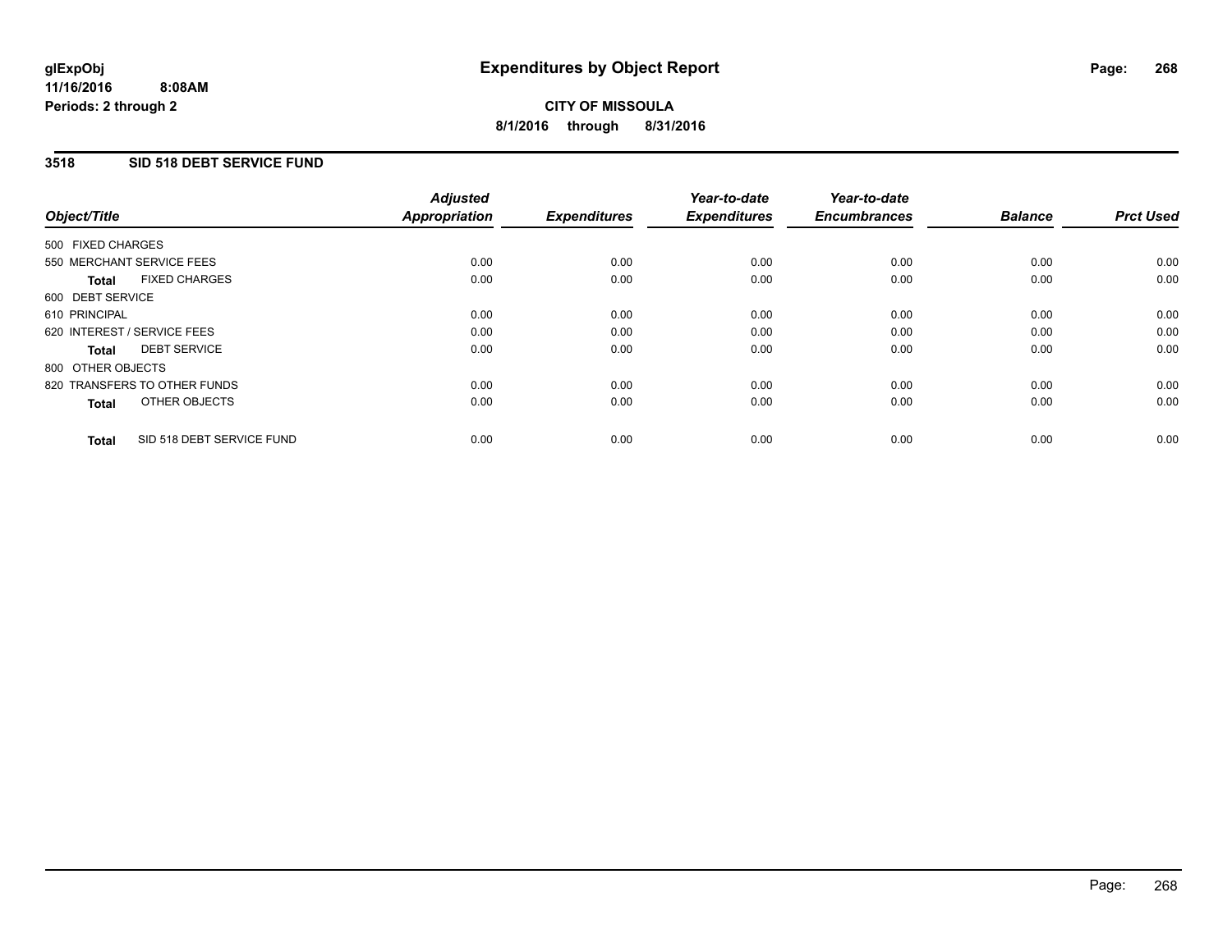# Expenditures by Object Report

glExpObj
11/16/2016 8:08AM
Periods: 2 through 2

**CITY OF MISSOULA**
**8/1/2016 through 8/31/2016**

## 3518 SID 518 DEBT SERVICE FUND

| Object/Title | Adjusted Appropriation | Expenditures | Year-to-date Expenditures | Year-to-date Encumbrances | Balance | Prct Used |
|---|---|---|---|---|---|---|
| 500 FIXED CHARGES | | | | | | |
| 550 MERCHANT SERVICE FEES | 0.00 | 0.00 | 0.00 | 0.00 | 0.00 | 0.00 |
| **Total** FIXED CHARGES | 0.00 | 0.00 | 0.00 | 0.00 | 0.00 | 0.00 |
| 600 DEBT SERVICE | | | | | | |
| 610 PRINCIPAL | 0.00 | 0.00 | 0.00 | 0.00 | 0.00 | 0.00 |
| 620 INTEREST / SERVICE FEES | 0.00 | 0.00 | 0.00 | 0.00 | 0.00 | 0.00 |
| **Total** DEBT SERVICE | 0.00 | 0.00 | 0.00 | 0.00 | 0.00 | 0.00 |
| 800 OTHER OBJECTS | | | | | | |
| 820 TRANSFERS TO OTHER FUNDS | 0.00 | 0.00 | 0.00 | 0.00 | 0.00 | 0.00 |
| **Total** OTHER OBJECTS | 0.00 | 0.00 | 0.00 | 0.00 | 0.00 | 0.00 |
| **Total** SID 518 DEBT SERVICE FUND | 0.00 | 0.00 | 0.00 | 0.00 | 0.00 | 0.00 |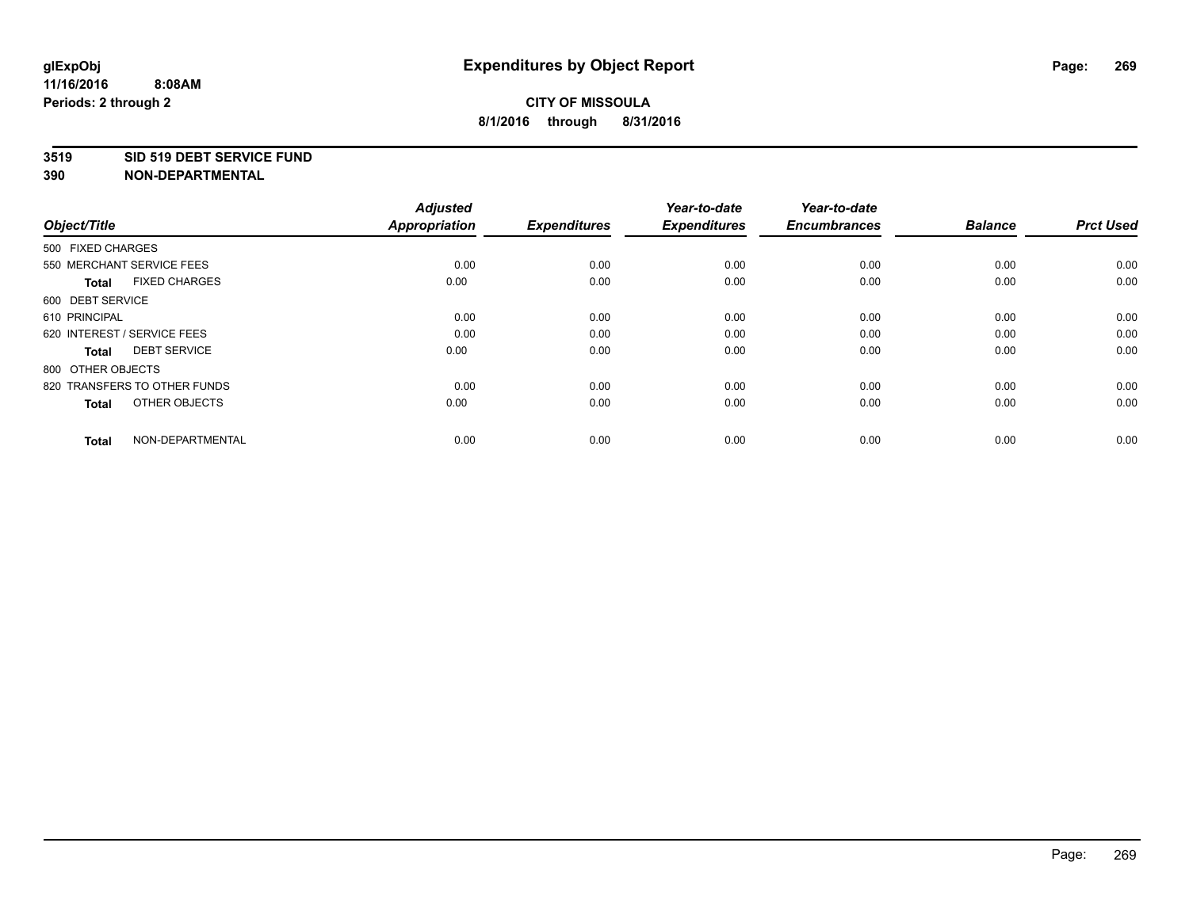**glExpObj**
**11/16/2016 8:08AM**
**Periods: 2 through 2**

# Expenditures by Object Report

**CITY OF MISSOULA**
**8/1/2016 through 8/31/2016**

**3519 SID 519 DEBT SERVICE FUND**
**390 NON-DEPARTMENTAL**

| Object/Title | Adjusted Appropriation | Expenditures | Year-to-date Expenditures | Year-to-date Encumbrances | Balance | Prct Used |
|---|---|---|---|---|---|---|
| 500 FIXED CHARGES | | | | | | |
| 550 MERCHANT SERVICE FEES | 0.00 | 0.00 | 0.00 | 0.00 | 0.00 | 0.00 |
| **Total** FIXED CHARGES | 0.00 | 0.00 | 0.00 | 0.00 | 0.00 | 0.00 |
| 600 DEBT SERVICE | | | | | | |
| 610 PRINCIPAL | 0.00 | 0.00 | 0.00 | 0.00 | 0.00 | 0.00 |
| 620 INTEREST / SERVICE FEES | 0.00 | 0.00 | 0.00 | 0.00 | 0.00 | 0.00 |
| **Total** DEBT SERVICE | 0.00 | 0.00 | 0.00 | 0.00 | 0.00 | 0.00 |
| 800 OTHER OBJECTS | | | | | | |
| 820 TRANSFERS TO OTHER FUNDS | 0.00 | 0.00 | 0.00 | 0.00 | 0.00 | 0.00 |
| **Total** OTHER OBJECTS | 0.00 | 0.00 | 0.00 | 0.00 | 0.00 | 0.00 |
| **Total** NON-DEPARTMENTAL | 0.00 | 0.00 | 0.00 | 0.00 | 0.00 | 0.00 |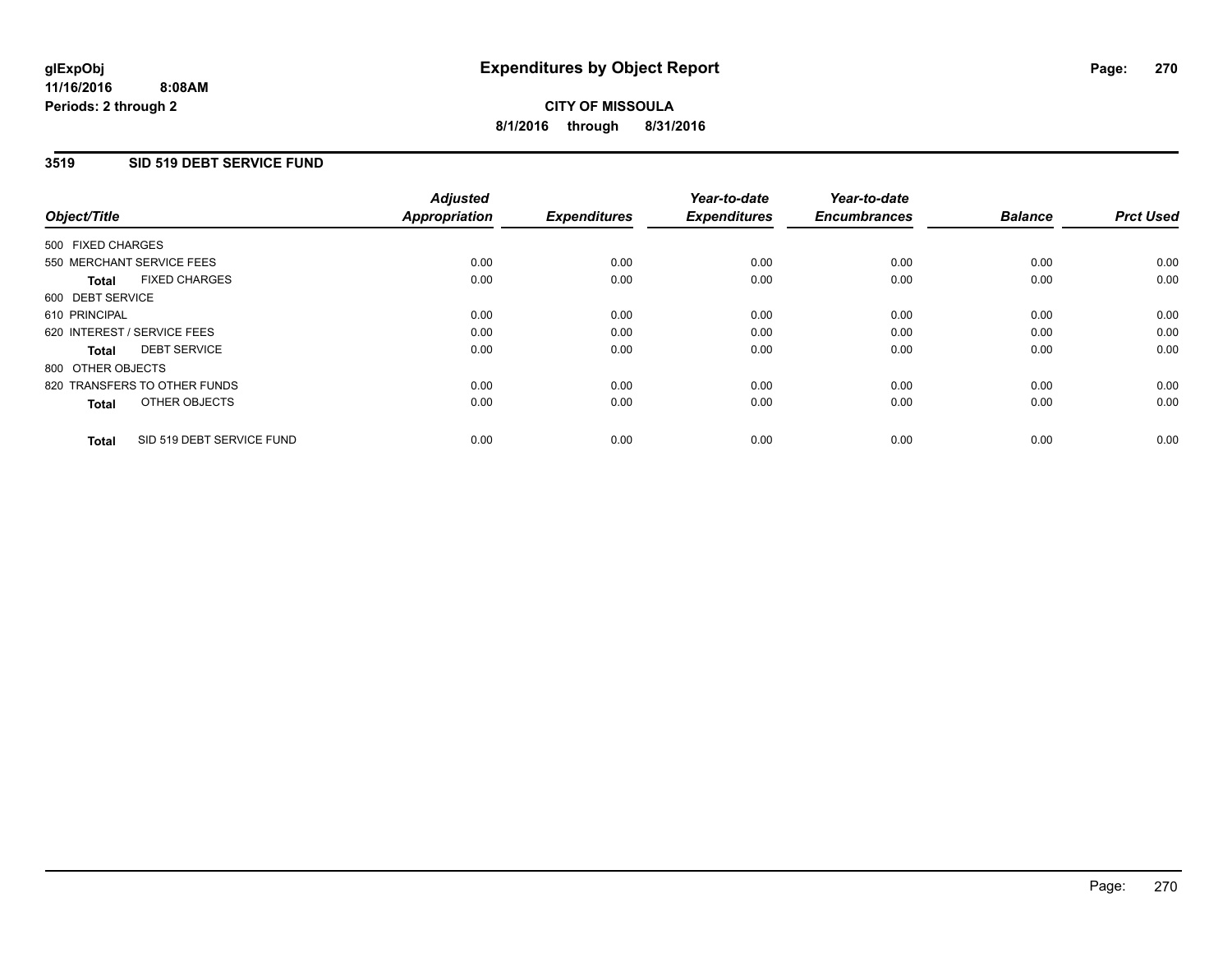**glExpObj**
**11/16/2016 8:08AM**
**Periods: 2 through 2**

# Expenditures by Object Report

**CITY OF MISSOULA**
**8/1/2016 through 8/31/2016**

## 3519 SID 519 DEBT SERVICE FUND

| Object/Title | Adjusted Appropriation | Expenditures | Year-to-date Expenditures | Year-to-date Encumbrances | Balance | Prct Used |
|---|---|---|---|---|---|---|
| 500 FIXED CHARGES | | | | | | |
| 550 MERCHANT SERVICE FEES | 0.00 | 0.00 | 0.00 | 0.00 | 0.00 | 0.00 |
| **Total** FIXED CHARGES | 0.00 | 0.00 | 0.00 | 0.00 | 0.00 | 0.00 |
| 600 DEBT SERVICE | | | | | | |
| 610 PRINCIPAL | 0.00 | 0.00 | 0.00 | 0.00 | 0.00 | 0.00 |
| 620 INTEREST / SERVICE FEES | 0.00 | 0.00 | 0.00 | 0.00 | 0.00 | 0.00 |
| **Total** DEBT SERVICE | 0.00 | 0.00 | 0.00 | 0.00 | 0.00 | 0.00 |
| 800 OTHER OBJECTS | | | | | | |
| 820 TRANSFERS TO OTHER FUNDS | 0.00 | 0.00 | 0.00 | 0.00 | 0.00 | 0.00 |
| **Total** OTHER OBJECTS | 0.00 | 0.00 | 0.00 | 0.00 | 0.00 | 0.00 |
| **Total** SID 519 DEBT SERVICE FUND | 0.00 | 0.00 | 0.00 | 0.00 | 0.00 | 0.00 |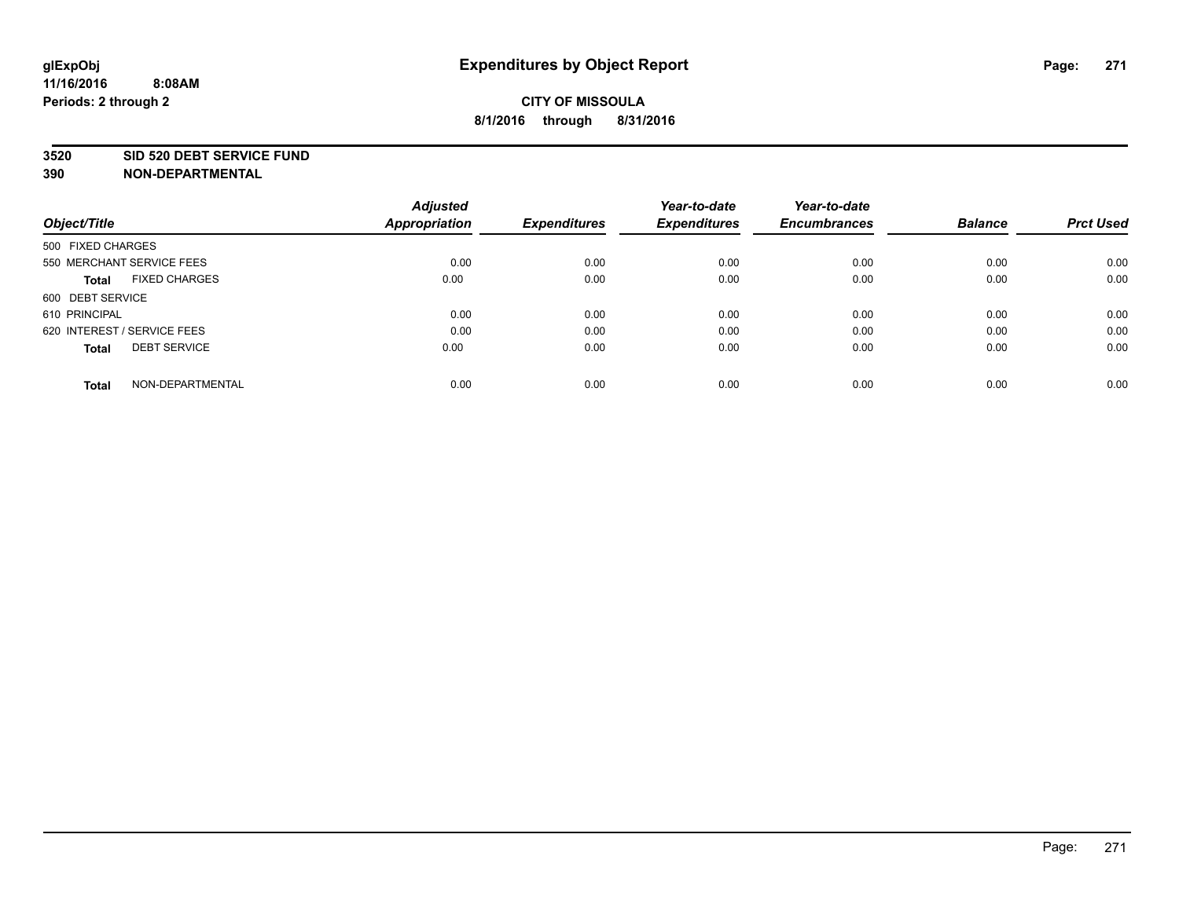**glExpObj** **Expenditures by Object Report**

**11/16/2016 8:08AM**

**Periods: 2 through 2**

**CITY OF MISSOULA**

**8/1/2016 through 8/31/2016**

**3520 SID 520 DEBT SERVICE FUND**

**390 NON-DEPARTMENTAL**

| Object/Title | Adjusted Appropriation | Expenditures | Year-to-date Expenditures | Year-to-date Encumbrances | Balance | Prct Used |
|---|---|---|---|---|---|---|
| 500 FIXED CHARGES | | | | | | |
| 550 MERCHANT SERVICE FEES | 0.00 | 0.00 | 0.00 | 0.00 | 0.00 | 0.00 |
| **Total** FIXED CHARGES | 0.00 | 0.00 | 0.00 | 0.00 | 0.00 | 0.00 |
| 600 DEBT SERVICE | | | | | | |
| 610 PRINCIPAL | 0.00 | 0.00 | 0.00 | 0.00 | 0.00 | 0.00 |
| 620 INTEREST / SERVICE FEES | 0.00 | 0.00 | 0.00 | 0.00 | 0.00 | 0.00 |
| **Total** DEBT SERVICE | 0.00 | 0.00 | 0.00 | 0.00 | 0.00 | 0.00 |
| **Total** NON-DEPARTMENTAL | 0.00 | 0.00 | 0.00 | 0.00 | 0.00 | 0.00 |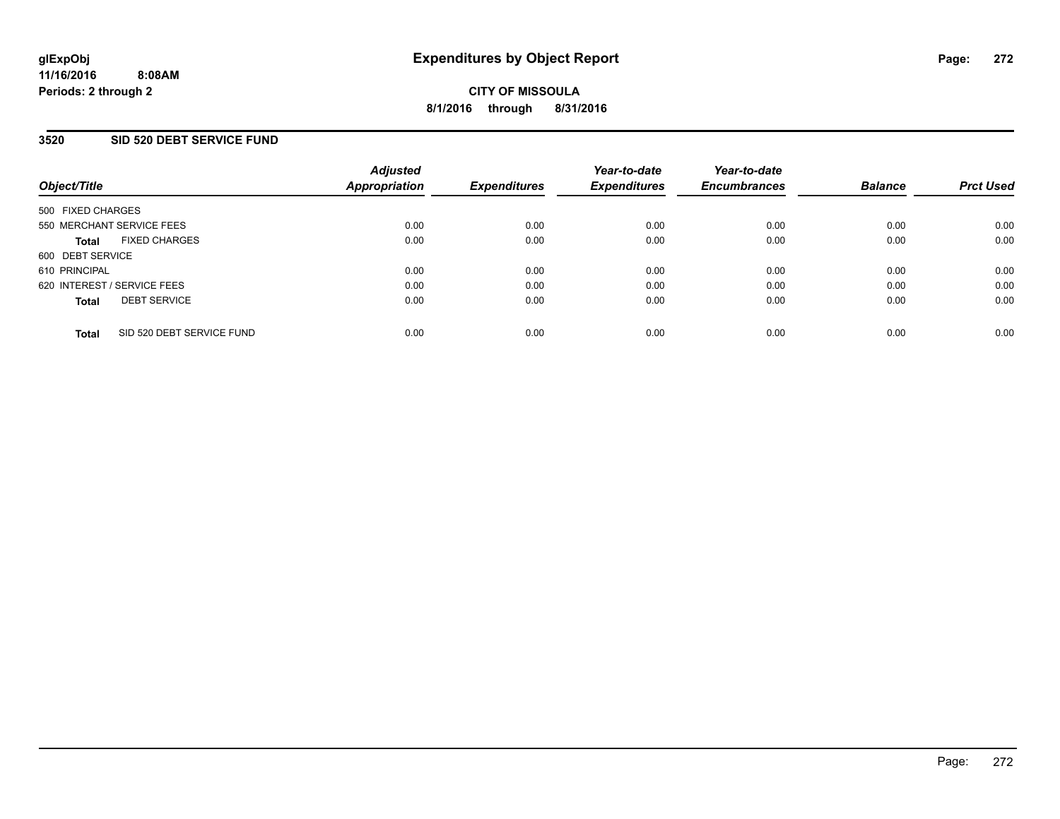**glExpObj** **Expenditures by Object Report**
**11/16/2016 8:08AM**
**Periods: 2 through 2**

**CITY OF MISSOULA**
**8/1/2016 through 8/31/2016**

## 3520 SID 520 DEBT SERVICE FUND

| Object/Title | | Adjusted Appropriation | Expenditures | Year-to-date Expenditures | Year-to-date Encumbrances | Balance | Prct Used |
|---|---|---|---|---|---|---|---|
| 500 FIXED CHARGES | | | | | | | |
| 550 MERCHANT SERVICE FEES | | 0.00 | 0.00 | 0.00 | 0.00 | 0.00 | 0.00 |
| **Total** | FIXED CHARGES | 0.00 | 0.00 | 0.00 | 0.00 | 0.00 | 0.00 |
| 600 DEBT SERVICE | | | | | | | |
| 610 PRINCIPAL | | 0.00 | 0.00 | 0.00 | 0.00 | 0.00 | 0.00 |
| 620 INTEREST / SERVICE FEES | | 0.00 | 0.00 | 0.00 | 0.00 | 0.00 | 0.00 |
| **Total** | DEBT SERVICE | 0.00 | 0.00 | 0.00 | 0.00 | 0.00 | 0.00 |
| **Total** | SID 520 DEBT SERVICE FUND | 0.00 | 0.00 | 0.00 | 0.00 | 0.00 | 0.00 |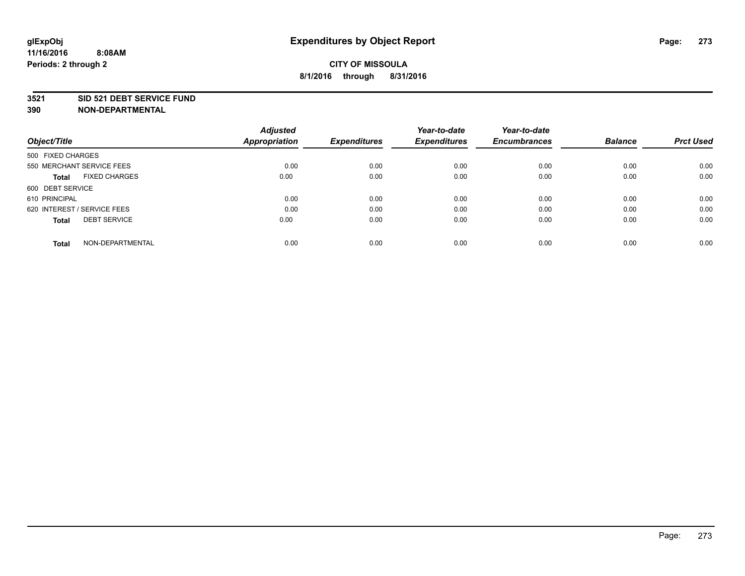# Expenditures by Object Report

glExpObj
11/16/2016 8:08AM
Periods: 2 through 2

**CITY OF MISSOULA**
**8/1/2016 through 8/31/2016**

**3521 SID 521 DEBT SERVICE FUND**
**390 NON-DEPARTMENTAL**

| Object/Title | Adjusted Appropriation | Expenditures | Year-to-date Expenditures | Year-to-date Encumbrances | Balance | Prct Used |
|---|---|---|---|---|---|---|
| 500 FIXED CHARGES | | | | | | |
| 550 MERCHANT SERVICE FEES | 0.00 | 0.00 | 0.00 | 0.00 | 0.00 | 0.00 |
| **Total** FIXED CHARGES | 0.00 | 0.00 | 0.00 | 0.00 | 0.00 | 0.00 |
| 600 DEBT SERVICE | | | | | | |
| 610 PRINCIPAL | 0.00 | 0.00 | 0.00 | 0.00 | 0.00 | 0.00 |
| 620 INTEREST / SERVICE FEES | 0.00 | 0.00 | 0.00 | 0.00 | 0.00 | 0.00 |
| **Total** DEBT SERVICE | 0.00 | 0.00 | 0.00 | 0.00 | 0.00 | 0.00 |
| **Total** NON-DEPARTMENTAL | 0.00 | 0.00 | 0.00 | 0.00 | 0.00 | 0.00 |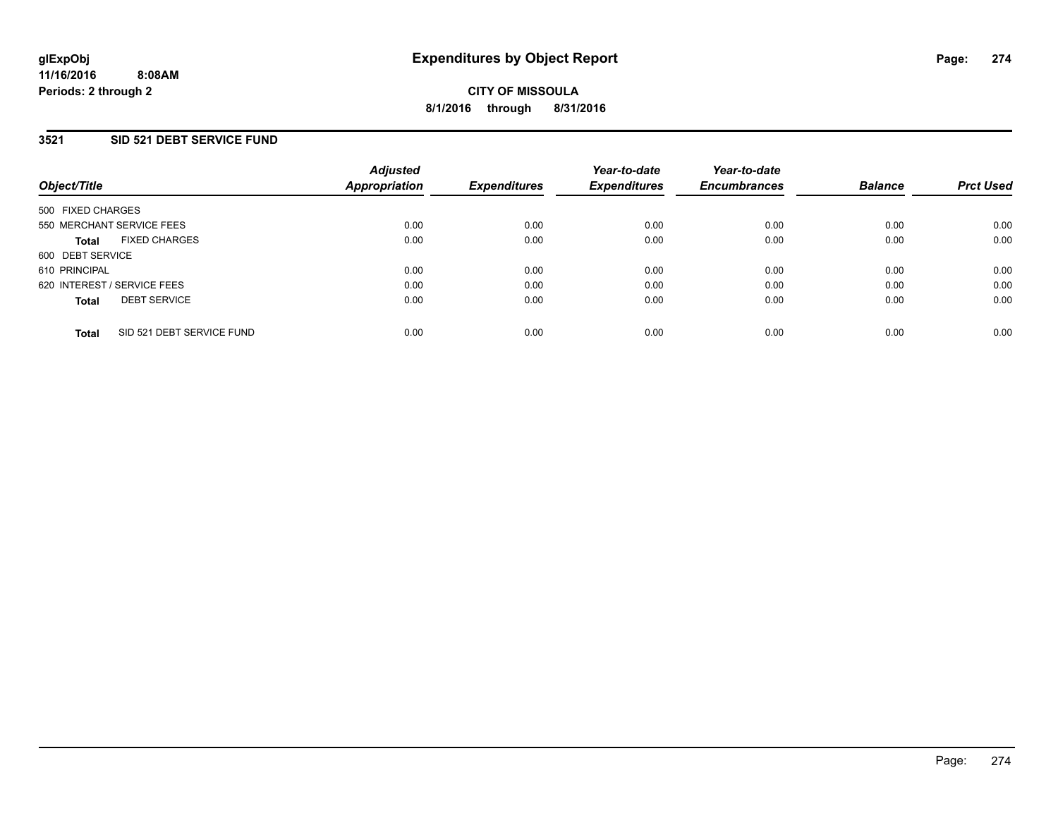**glExpObj**
**11/16/2016 8:08AM**
**Periods: 2 through 2**

# Expenditures by Object Report

**CITY OF MISSOULA**
**8/1/2016 through 8/31/2016**

## 3521 SID 521 DEBT SERVICE FUND

| Object/Title | Adjusted Appropriation | Expenditures | Year-to-date Expenditures | Year-to-date Encumbrances | Balance | Prct Used |
|---|---|---|---|---|---|---|
| 500 FIXED CHARGES | | | | | | |
| 550 MERCHANT SERVICE FEES | 0.00 | 0.00 | 0.00 | 0.00 | 0.00 | 0.00 |
| **Total** FIXED CHARGES | 0.00 | 0.00 | 0.00 | 0.00 | 0.00 | 0.00 |
| 600 DEBT SERVICE | | | | | | |
| 610 PRINCIPAL | 0.00 | 0.00 | 0.00 | 0.00 | 0.00 | 0.00 |
| 620 INTEREST / SERVICE FEES | 0.00 | 0.00 | 0.00 | 0.00 | 0.00 | 0.00 |
| **Total** DEBT SERVICE | 0.00 | 0.00 | 0.00 | 0.00 | 0.00 | 0.00 |
| **Total** SID 521 DEBT SERVICE FUND | 0.00 | 0.00 | 0.00 | 0.00 | 0.00 | 0.00 |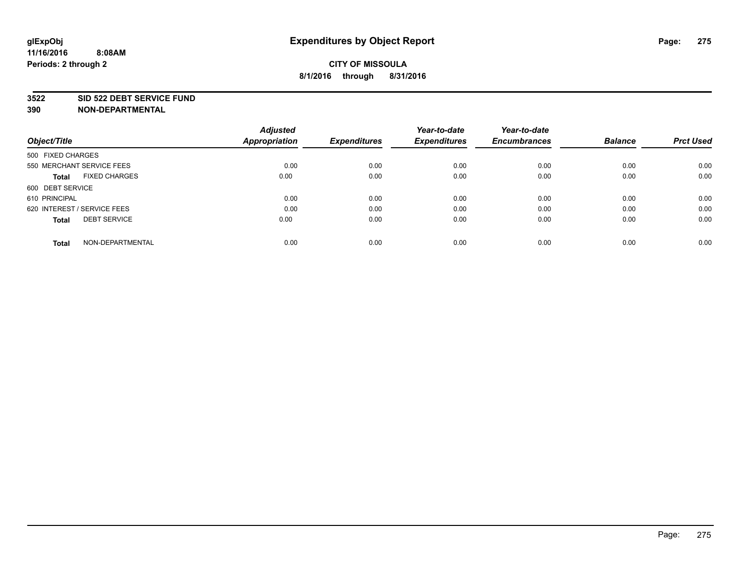# Expenditures by Object Report

glExpObj
11/16/2016 8:08AM
Periods: 2 through 2

**CITY OF MISSOULA**
**8/1/2016 through 8/31/2016**

**3522 SID 522 DEBT SERVICE FUND**
**390 NON-DEPARTMENTAL**

| Object/Title | Adjusted Appropriation | Expenditures | Year-to-date Expenditures | Year-to-date Encumbrances | Balance | Prct Used |
|---|---|---|---|---|---|---|
| 500 FIXED CHARGES | | | | | | |
| 550 MERCHANT SERVICE FEES | 0.00 | 0.00 | 0.00 | 0.00 | 0.00 | 0.00 |
| **Total** FIXED CHARGES | 0.00 | 0.00 | 0.00 | 0.00 | 0.00 | 0.00 |
| 600 DEBT SERVICE | | | | | | |
| 610 PRINCIPAL | 0.00 | 0.00 | 0.00 | 0.00 | 0.00 | 0.00 |
| 620 INTEREST / SERVICE FEES | 0.00 | 0.00 | 0.00 | 0.00 | 0.00 | 0.00 |
| **Total** DEBT SERVICE | 0.00 | 0.00 | 0.00 | 0.00 | 0.00 | 0.00 |
| **Total** NON-DEPARTMENTAL | 0.00 | 0.00 | 0.00 | 0.00 | 0.00 | 0.00 |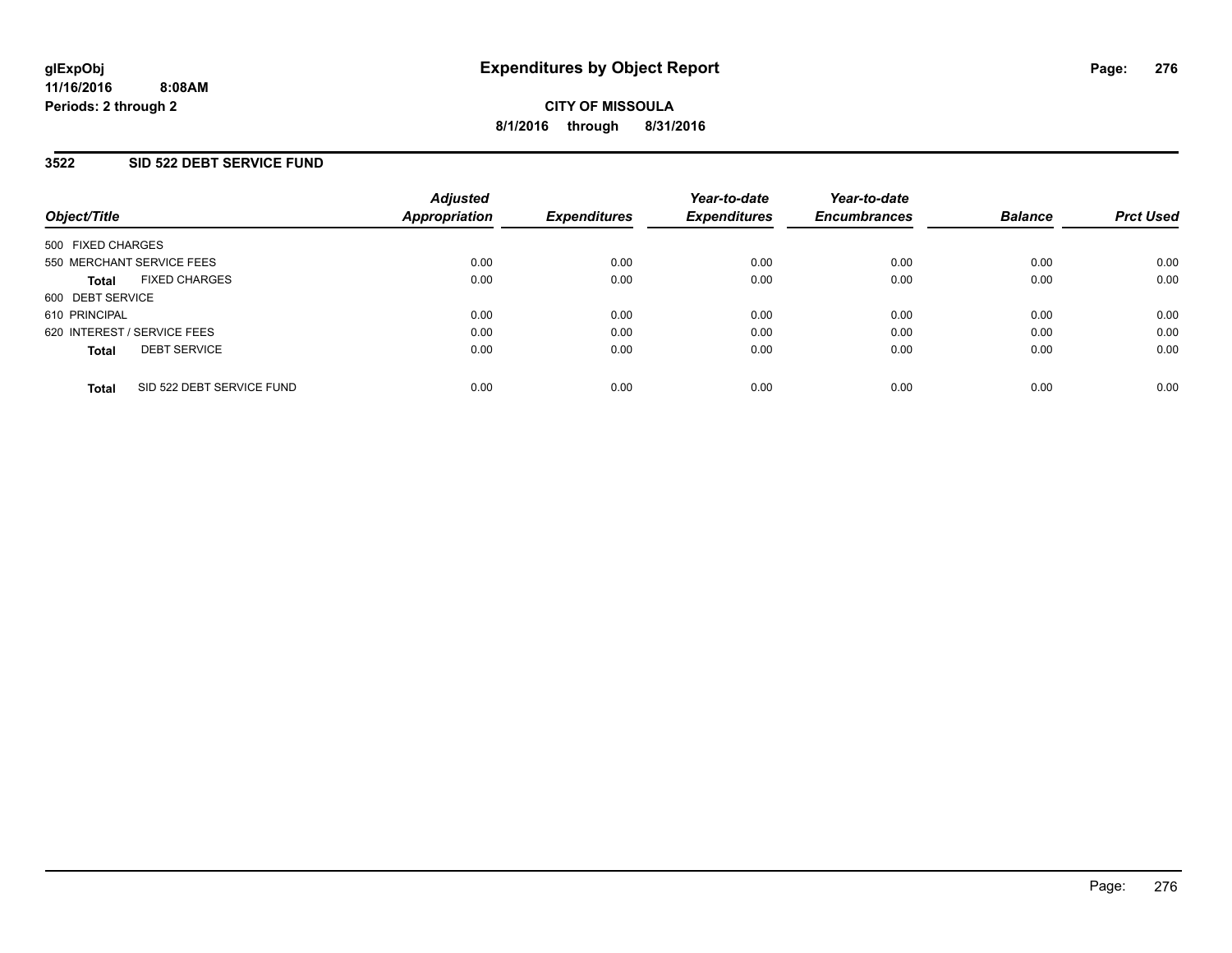# Expenditures by Object Report

glExpObj
11/16/2016 8:08AM
Periods: 2 through 2

**CITY OF MISSOULA**
**8/1/2016 through 8/31/2016**

## 3522 SID 522 DEBT SERVICE FUND

| Object/Title | | Adjusted Appropriation | Expenditures | Year-to-date Expenditures | Year-to-date Encumbrances | Balance | Prct Used |
|---|---|---|---|---|---|---|---|
| 500 FIXED CHARGES | | | | | | | |
| 550 MERCHANT SERVICE FEES | | 0.00 | 0.00 | 0.00 | 0.00 | 0.00 | 0.00 |
| **Total** | FIXED CHARGES | 0.00 | 0.00 | 0.00 | 0.00 | 0.00 | 0.00 |
| 600 DEBT SERVICE | | | | | | | |
| 610 PRINCIPAL | | 0.00 | 0.00 | 0.00 | 0.00 | 0.00 | 0.00 |
| 620 INTEREST / SERVICE FEES | | 0.00 | 0.00 | 0.00 | 0.00 | 0.00 | 0.00 |
| **Total** | DEBT SERVICE | 0.00 | 0.00 | 0.00 | 0.00 | 0.00 | 0.00 |
| **Total** | SID 522 DEBT SERVICE FUND | 0.00 | 0.00 | 0.00 | 0.00 | 0.00 | 0.00 |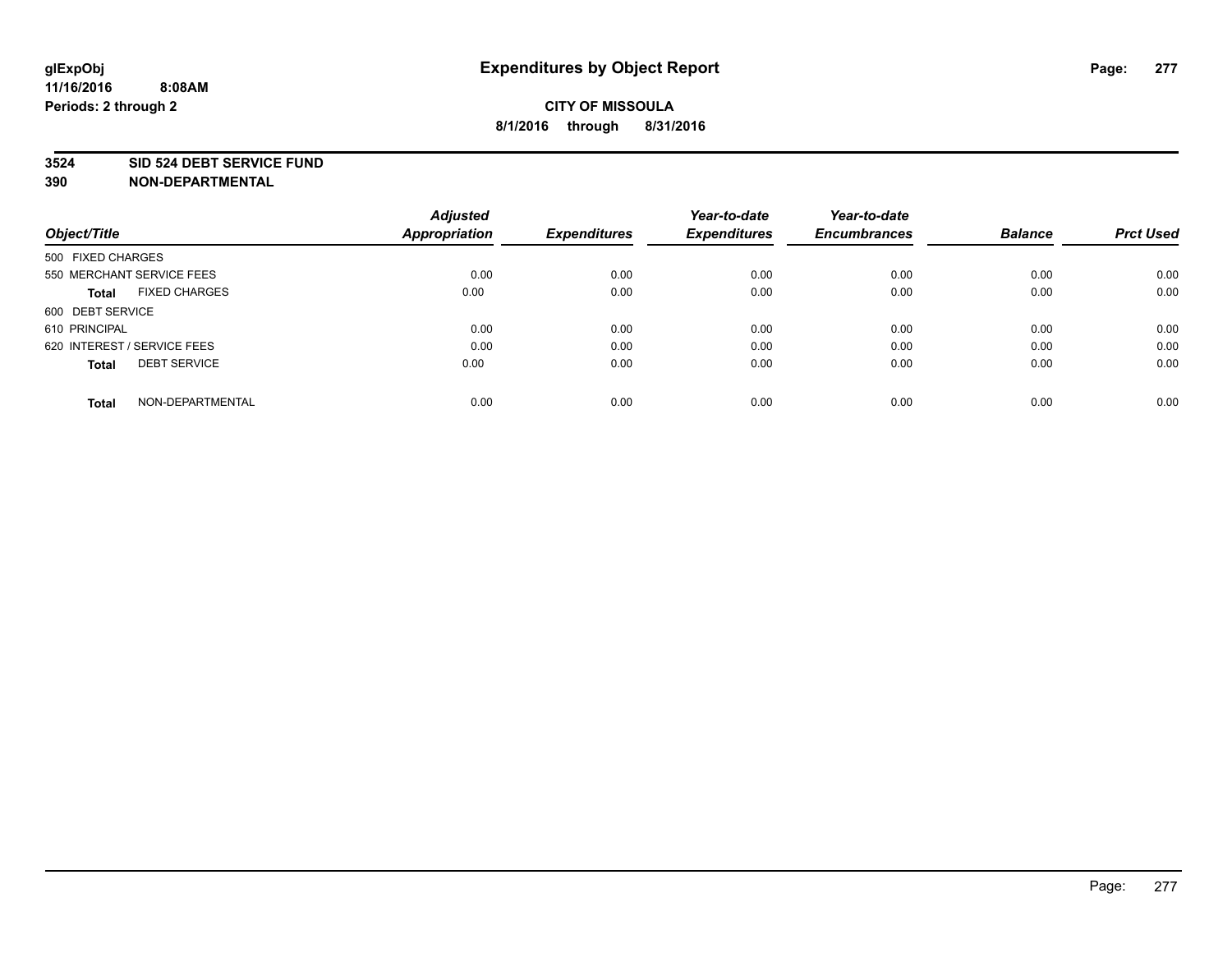# Expenditures by Object Report

glExpObj
11/16/2016 8:08AM
Periods: 2 through 2

**CITY OF MISSOULA**
**8/1/2016 through 8/31/2016**

**3524 SID 524 DEBT SERVICE FUND**
**390 NON-DEPARTMENTAL**

| Object/Title | Adjusted Appropriation | Expenditures | Year-to-date Expenditures | Year-to-date Encumbrances | Balance | Prct Used |
|---|---|---|---|---|---|---|
| 500 FIXED CHARGES | | | | | | |
| 550 MERCHANT SERVICE FEES | 0.00 | 0.00 | 0.00 | 0.00 | 0.00 | 0.00 |
| **Total** FIXED CHARGES | 0.00 | 0.00 | 0.00 | 0.00 | 0.00 | 0.00 |
| 600 DEBT SERVICE | | | | | | |
| 610 PRINCIPAL | 0.00 | 0.00 | 0.00 | 0.00 | 0.00 | 0.00 |
| 620 INTEREST / SERVICE FEES | 0.00 | 0.00 | 0.00 | 0.00 | 0.00 | 0.00 |
| **Total** DEBT SERVICE | 0.00 | 0.00 | 0.00 | 0.00 | 0.00 | 0.00 |
| **Total** NON-DEPARTMENTAL | 0.00 | 0.00 | 0.00 | 0.00 | 0.00 | 0.00 |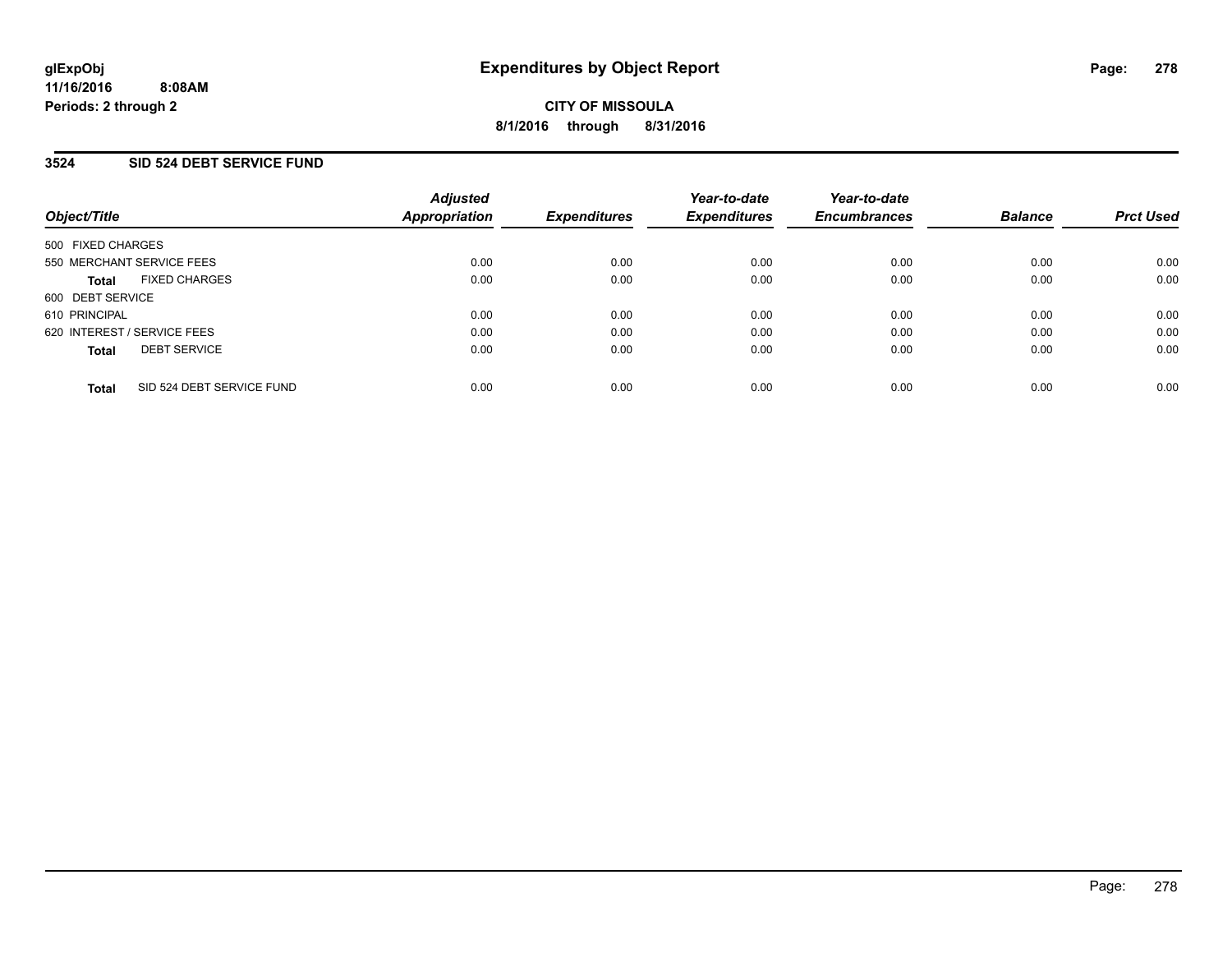# Expenditures by Object Report

**glExpObj**
**11/16/2016 8:08AM**
**Periods: 2 through 2**

**CITY OF MISSOULA**
**8/1/2016 through 8/31/2016**

## 3524 SID 524 DEBT SERVICE FUND

| Object/Title | | Adjusted Appropriation | Expenditures | Year-to-date Expenditures | Year-to-date Encumbrances | Balance | Prct Used |
|---|---|---|---|---|---|---|---|
| 500 FIXED CHARGES | | | | | | | |
| 550 MERCHANT SERVICE FEES | | 0.00 | 0.00 | 0.00 | 0.00 | 0.00 | 0.00 |
| **Total** | FIXED CHARGES | 0.00 | 0.00 | 0.00 | 0.00 | 0.00 | 0.00 |
| 600 DEBT SERVICE | | | | | | | |
| 610 PRINCIPAL | | 0.00 | 0.00 | 0.00 | 0.00 | 0.00 | 0.00 |
| 620 INTEREST / SERVICE FEES | | 0.00 | 0.00 | 0.00 | 0.00 | 0.00 | 0.00 |
| **Total** | DEBT SERVICE | 0.00 | 0.00 | 0.00 | 0.00 | 0.00 | 0.00 |
| **Total** | SID 524 DEBT SERVICE FUND | 0.00 | 0.00 | 0.00 | 0.00 | 0.00 | 0.00 |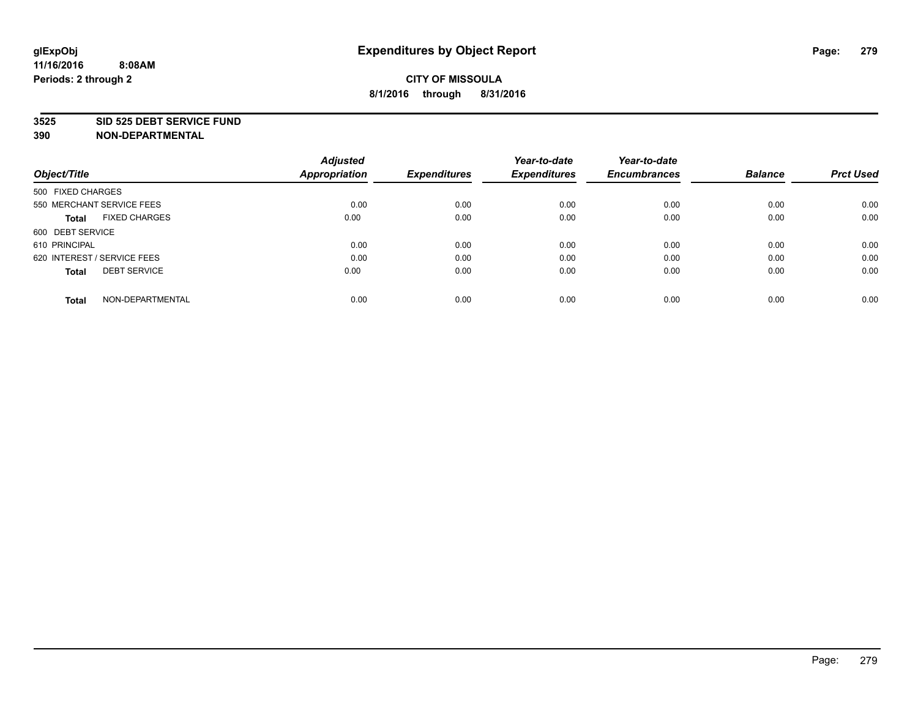# Expenditures by Object Report

glExpObj
11/16/2016 8:08AM
Periods: 2 through 2

**CITY OF MISSOULA**
**8/1/2016 through 8/31/2016**

**3525 SID 525 DEBT SERVICE FUND**
**390 NON-DEPARTMENTAL**

| Object/Title | Adjusted Appropriation | Expenditures | Year-to-date Expenditures | Year-to-date Encumbrances | Balance | Prct Used |
|---|---|---|---|---|---|---|
| 500 FIXED CHARGES | | | | | | |
| 550 MERCHANT SERVICE FEES | 0.00 | 0.00 | 0.00 | 0.00 | 0.00 | 0.00 |
| **Total** FIXED CHARGES | 0.00 | 0.00 | 0.00 | 0.00 | 0.00 | 0.00 |
| 600 DEBT SERVICE | | | | | | |
| 610 PRINCIPAL | 0.00 | 0.00 | 0.00 | 0.00 | 0.00 | 0.00 |
| 620 INTEREST / SERVICE FEES | 0.00 | 0.00 | 0.00 | 0.00 | 0.00 | 0.00 |
| **Total** DEBT SERVICE | 0.00 | 0.00 | 0.00 | 0.00 | 0.00 | 0.00 |
| **Total** NON-DEPARTMENTAL | 0.00 | 0.00 | 0.00 | 0.00 | 0.00 | 0.00 |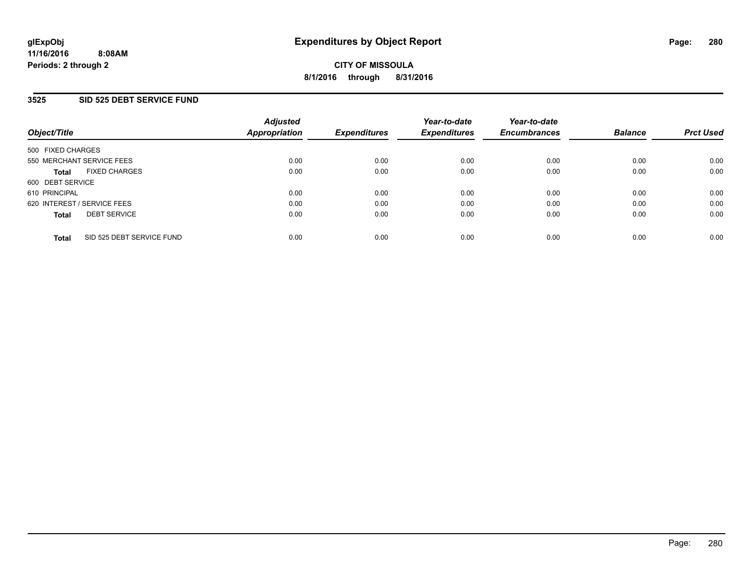# Expenditures by Object Report

glExpObj
11/16/2016 8:08AM
Periods: 2 through 2

**CITY OF MISSOULA**
**8/1/2016 through 8/31/2016**

## 3525 SID 525 DEBT SERVICE FUND

| Object/Title | Adjusted Appropriation | Expenditures | Year-to-date Expenditures | Year-to-date Encumbrances | Balance | Prct Used |
|---|---|---|---|---|---|---|
| 500 FIXED CHARGES | | | | | | |
| 550 MERCHANT SERVICE FEES | 0.00 | 0.00 | 0.00 | 0.00 | 0.00 | 0.00 |
| **Total** FIXED CHARGES | 0.00 | 0.00 | 0.00 | 0.00 | 0.00 | 0.00 |
| 600 DEBT SERVICE | | | | | | |
| 610 PRINCIPAL | 0.00 | 0.00 | 0.00 | 0.00 | 0.00 | 0.00 |
| 620 INTEREST / SERVICE FEES | 0.00 | 0.00 | 0.00 | 0.00 | 0.00 | 0.00 |
| **Total** DEBT SERVICE | 0.00 | 0.00 | 0.00 | 0.00 | 0.00 | 0.00 |
| **Total** SID 525 DEBT SERVICE FUND | 0.00 | 0.00 | 0.00 | 0.00 | 0.00 | 0.00 |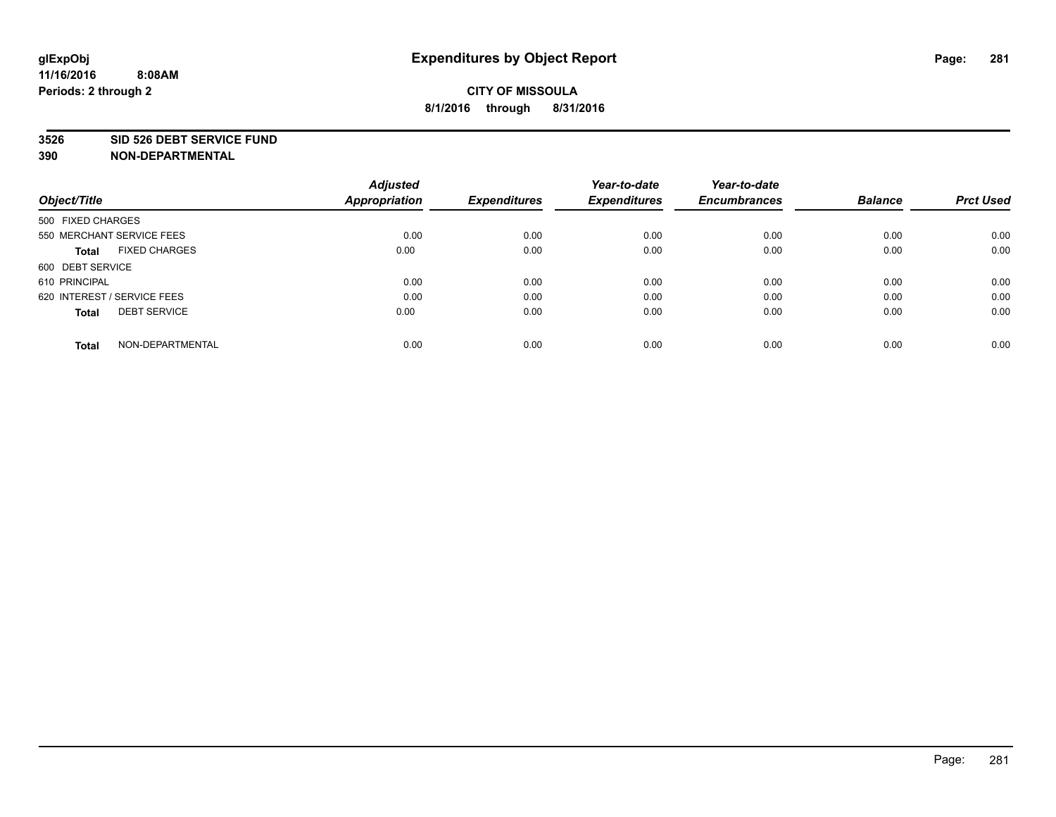**glExpObj**
**11/16/2016 8:08AM**
**Periods: 2 through 2**

# Expenditures by Object Report

**CITY OF MISSOULA**
**8/1/2016 through 8/31/2016**

**3526 SID 526 DEBT SERVICE FUND**
**390 NON-DEPARTMENTAL**

| Object/Title | Adjusted Appropriation | Expenditures | Year-to-date Expenditures | Year-to-date Encumbrances | Balance | Prct Used |
|---|---|---|---|---|---|---|
| 500 FIXED CHARGES | | | | | | |
| 550 MERCHANT SERVICE FEES | 0.00 | 0.00 | 0.00 | 0.00 | 0.00 | 0.00 |
| **Total** FIXED CHARGES | 0.00 | 0.00 | 0.00 | 0.00 | 0.00 | 0.00 |
| 600 DEBT SERVICE | | | | | | |
| 610 PRINCIPAL | 0.00 | 0.00 | 0.00 | 0.00 | 0.00 | 0.00 |
| 620 INTEREST / SERVICE FEES | 0.00 | 0.00 | 0.00 | 0.00 | 0.00 | 0.00 |
| **Total** DEBT SERVICE | 0.00 | 0.00 | 0.00 | 0.00 | 0.00 | 0.00 |
| **Total** NON-DEPARTMENTAL | 0.00 | 0.00 | 0.00 | 0.00 | 0.00 | 0.00 |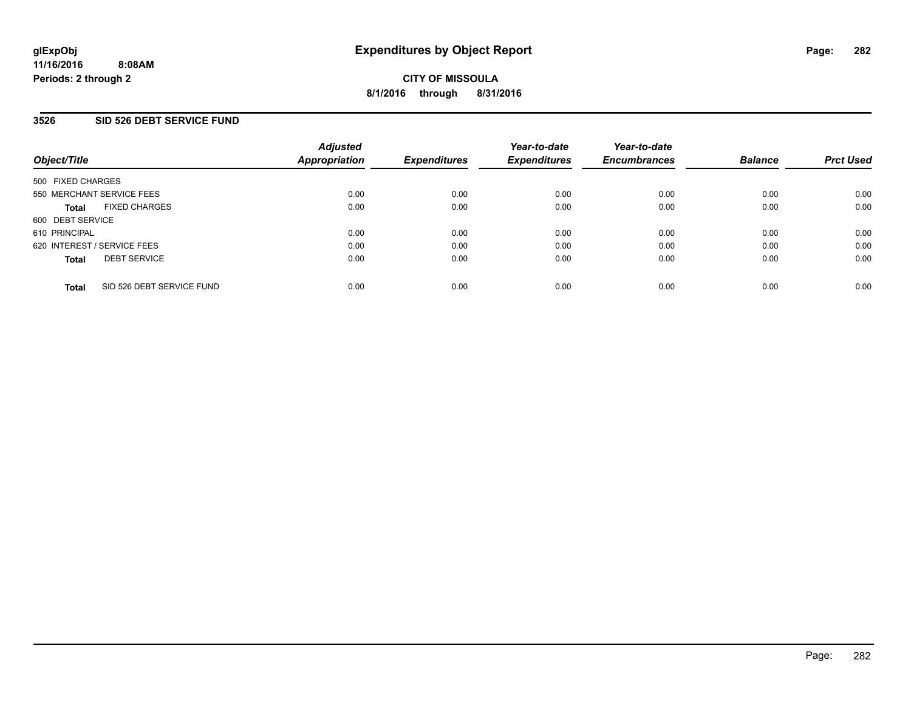**glExpObj**
**11/16/2016 8:08AM**
**Periods: 2 through 2**

# Expenditures by Object Report

**CITY OF MISSOULA**
**8/1/2016 through 8/31/2016**

## 3526 SID 526 DEBT SERVICE FUND

| Object/Title | Adjusted Appropriation | Expenditures | Year-to-date Expenditures | Year-to-date Encumbrances | Balance | Prct Used |
|---|---|---|---|---|---|---|
| 500 FIXED CHARGES | | | | | | |
| 550 MERCHANT SERVICE FEES | 0.00 | 0.00 | 0.00 | 0.00 | 0.00 | 0.00 |
| **Total** FIXED CHARGES | 0.00 | 0.00 | 0.00 | 0.00 | 0.00 | 0.00 |
| 600 DEBT SERVICE | | | | | | |
| 610 PRINCIPAL | 0.00 | 0.00 | 0.00 | 0.00 | 0.00 | 0.00 |
| 620 INTEREST / SERVICE FEES | 0.00 | 0.00 | 0.00 | 0.00 | 0.00 | 0.00 |
| **Total** DEBT SERVICE | 0.00 | 0.00 | 0.00 | 0.00 | 0.00 | 0.00 |
| **Total** SID 526 DEBT SERVICE FUND | 0.00 | 0.00 | 0.00 | 0.00 | 0.00 | 0.00 |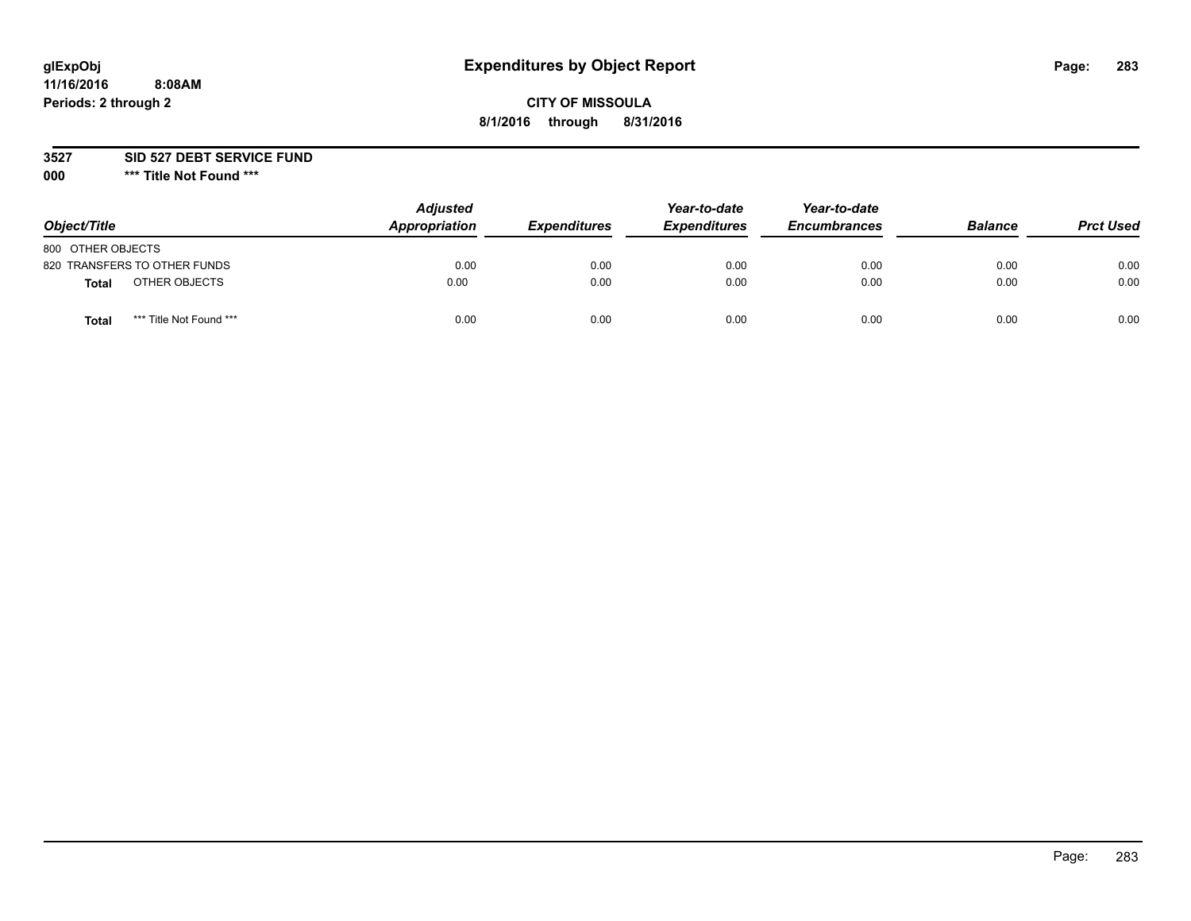**glExpObj** **Expenditures by Object Report**
**11/16/2016 8:08AM**
**Periods: 2 through 2**

**CITY OF MISSOULA**
**8/1/2016 through 8/31/2016**

**3527 SID 527 DEBT SERVICE FUND**
**000 *** Title Not Found *****

| Object/Title | | Adjusted Appropriation | Expenditures | Year-to-date Expenditures | Year-to-date Encumbrances | Balance | Prct Used |
|---|---|---|---|---|---|---|---|
| 800 OTHER OBJECTS | | | | | | | |
| 820 TRANSFERS TO OTHER FUNDS | | 0.00 | 0.00 | 0.00 | 0.00 | 0.00 | 0.00 |
| **Total** | OTHER OBJECTS | 0.00 | 0.00 | 0.00 | 0.00 | 0.00 | 0.00 |
| **Total** | *** Title Not Found *** | 0.00 | 0.00 | 0.00 | 0.00 | 0.00 | 0.00 |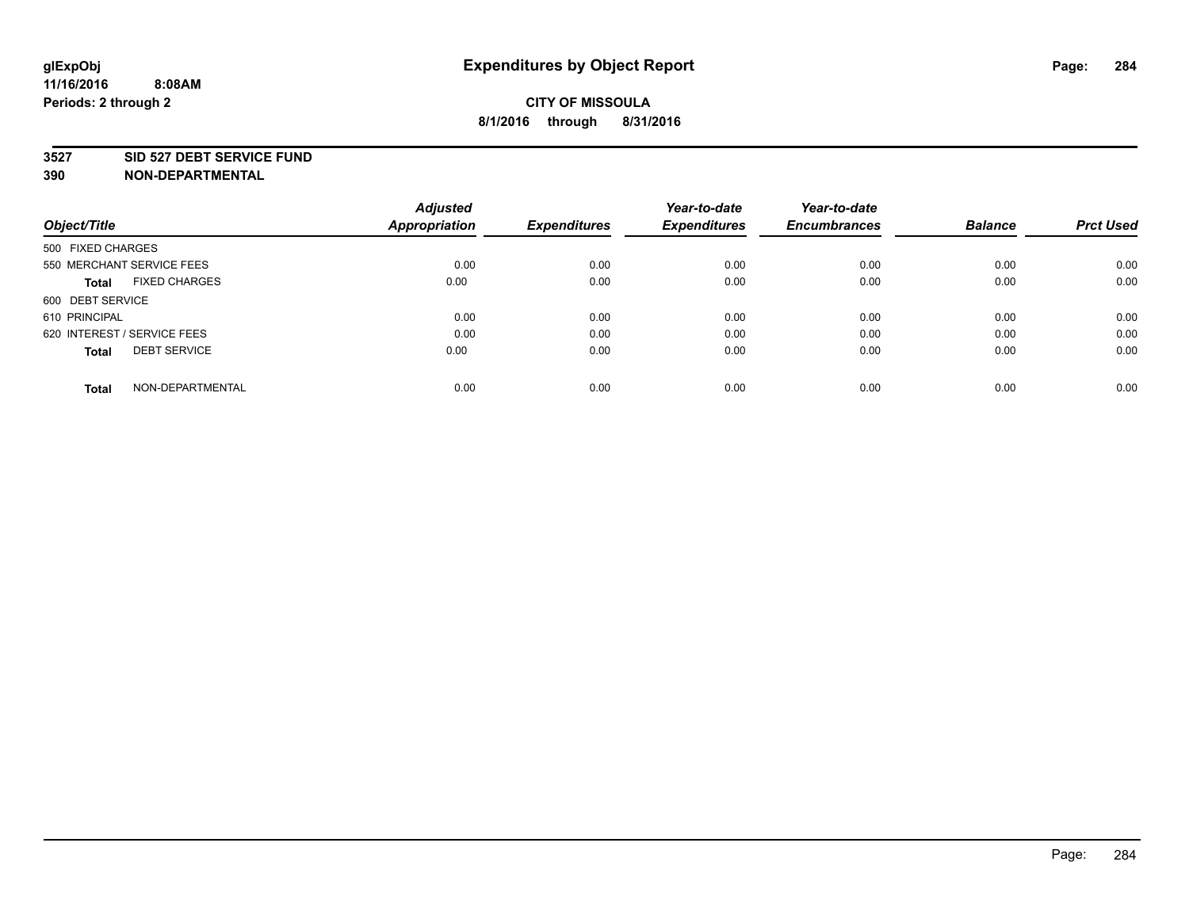# Expenditures by Object Report

**glExpObj**
**11/16/2016 8:08AM**
**Periods: 2 through 2**

**CITY OF MISSOULA**
**8/1/2016 through 8/31/2016**

**3527 SID 527 DEBT SERVICE FUND**
**390 NON-DEPARTMENTAL**

| Object/Title | Adjusted Appropriation | Expenditures | Year-to-date Expenditures | Year-to-date Encumbrances | Balance | Prct Used |
|---|---|---|---|---|---|---|
| 500 FIXED CHARGES | | | | | | |
| 550 MERCHANT SERVICE FEES | 0.00 | 0.00 | 0.00 | 0.00 | 0.00 | 0.00 |
| **Total** FIXED CHARGES | 0.00 | 0.00 | 0.00 | 0.00 | 0.00 | 0.00 |
| 600 DEBT SERVICE | | | | | | |
| 610 PRINCIPAL | 0.00 | 0.00 | 0.00 | 0.00 | 0.00 | 0.00 |
| 620 INTEREST / SERVICE FEES | 0.00 | 0.00 | 0.00 | 0.00 | 0.00 | 0.00 |
| **Total** DEBT SERVICE | 0.00 | 0.00 | 0.00 | 0.00 | 0.00 | 0.00 |
| **Total** NON-DEPARTMENTAL | 0.00 | 0.00 | 0.00 | 0.00 | 0.00 | 0.00 |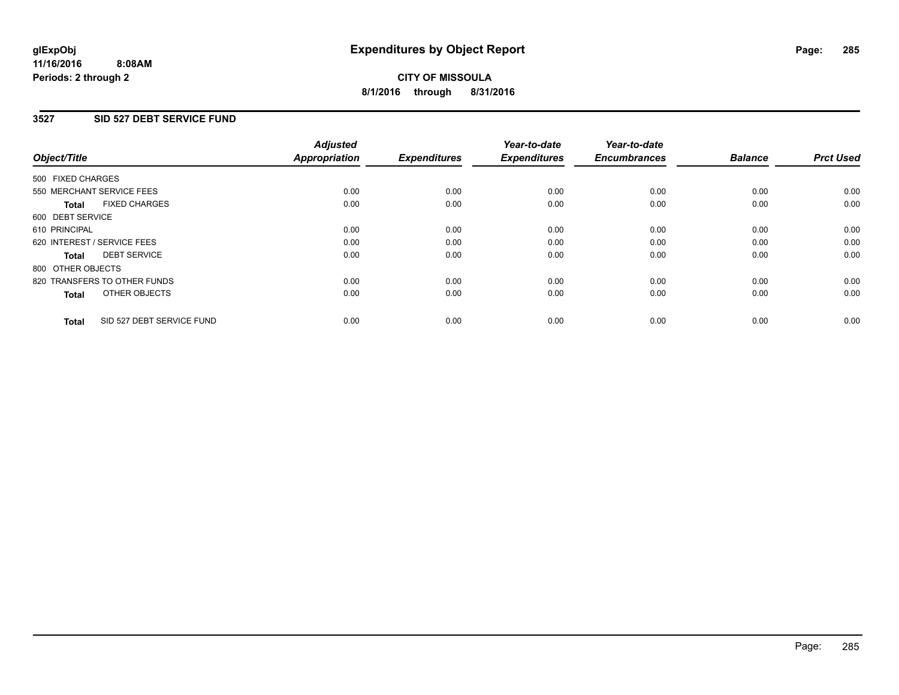**glExpObj**
**11/16/2016 8:08AM**
**Periods: 2 through 2**

# Expenditures by Object Report

**CITY OF MISSOULA**
**8/1/2016 through 8/31/2016**

## 3527 SID 527 DEBT SERVICE FUND

| Object/Title | Adjusted Appropriation | Expenditures | Year-to-date Expenditures | Year-to-date Encumbrances | Balance | Prct Used |
|---|---|---|---|---|---|---|
| 500 FIXED CHARGES | | | | | | |
| 550 MERCHANT SERVICE FEES | 0.00 | 0.00 | 0.00 | 0.00 | 0.00 | 0.00 |
| **Total** FIXED CHARGES | 0.00 | 0.00 | 0.00 | 0.00 | 0.00 | 0.00 |
| 600 DEBT SERVICE | | | | | | |
| 610 PRINCIPAL | 0.00 | 0.00 | 0.00 | 0.00 | 0.00 | 0.00 |
| 620 INTEREST / SERVICE FEES | 0.00 | 0.00 | 0.00 | 0.00 | 0.00 | 0.00 |
| **Total** DEBT SERVICE | 0.00 | 0.00 | 0.00 | 0.00 | 0.00 | 0.00 |
| 800 OTHER OBJECTS | | | | | | |
| 820 TRANSFERS TO OTHER FUNDS | 0.00 | 0.00 | 0.00 | 0.00 | 0.00 | 0.00 |
| **Total** OTHER OBJECTS | 0.00 | 0.00 | 0.00 | 0.00 | 0.00 | 0.00 |
| **Total** SID 527 DEBT SERVICE FUND | 0.00 | 0.00 | 0.00 | 0.00 | 0.00 | 0.00 |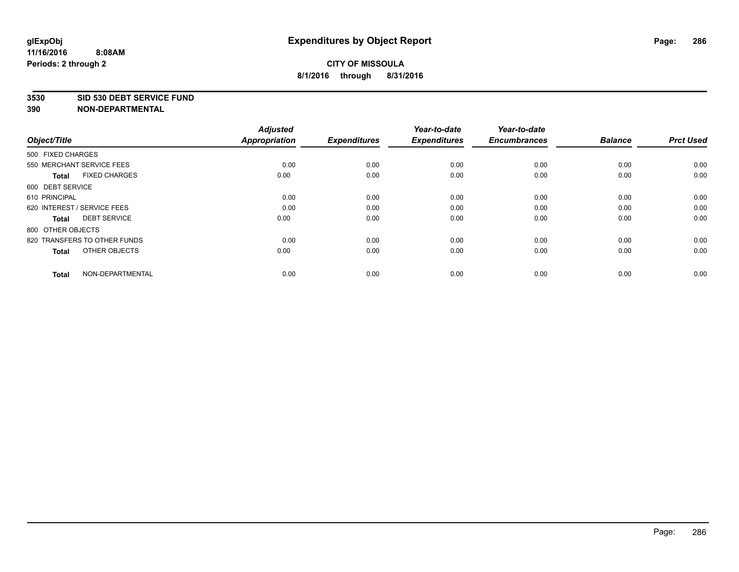# Expenditures by Object Report

glExpObj
11/16/2016 8:08AM
Periods: 2 through 2

**CITY OF MISSOULA**
**8/1/2016 through 8/31/2016**

**3530 SID 530 DEBT SERVICE FUND**
**390 NON-DEPARTMENTAL**

| Object/Title | Adjusted Appropriation | Expenditures | Year-to-date Expenditures | Year-to-date Encumbrances | Balance | Prct Used |
|---|---|---|---|---|---|---|
| 500 FIXED CHARGES | | | | | | |
| 550 MERCHANT SERVICE FEES | 0.00 | 0.00 | 0.00 | 0.00 | 0.00 | 0.00 |
| **Total** FIXED CHARGES | 0.00 | 0.00 | 0.00 | 0.00 | 0.00 | 0.00 |
| 600 DEBT SERVICE | | | | | | |
| 610 PRINCIPAL | 0.00 | 0.00 | 0.00 | 0.00 | 0.00 | 0.00 |
| 620 INTEREST / SERVICE FEES | 0.00 | 0.00 | 0.00 | 0.00 | 0.00 | 0.00 |
| **Total** DEBT SERVICE | 0.00 | 0.00 | 0.00 | 0.00 | 0.00 | 0.00 |
| 800 OTHER OBJECTS | | | | | | |
| 820 TRANSFERS TO OTHER FUNDS | 0.00 | 0.00 | 0.00 | 0.00 | 0.00 | 0.00 |
| **Total** OTHER OBJECTS | 0.00 | 0.00 | 0.00 | 0.00 | 0.00 | 0.00 |
| **Total** NON-DEPARTMENTAL | 0.00 | 0.00 | 0.00 | 0.00 | 0.00 | 0.00 |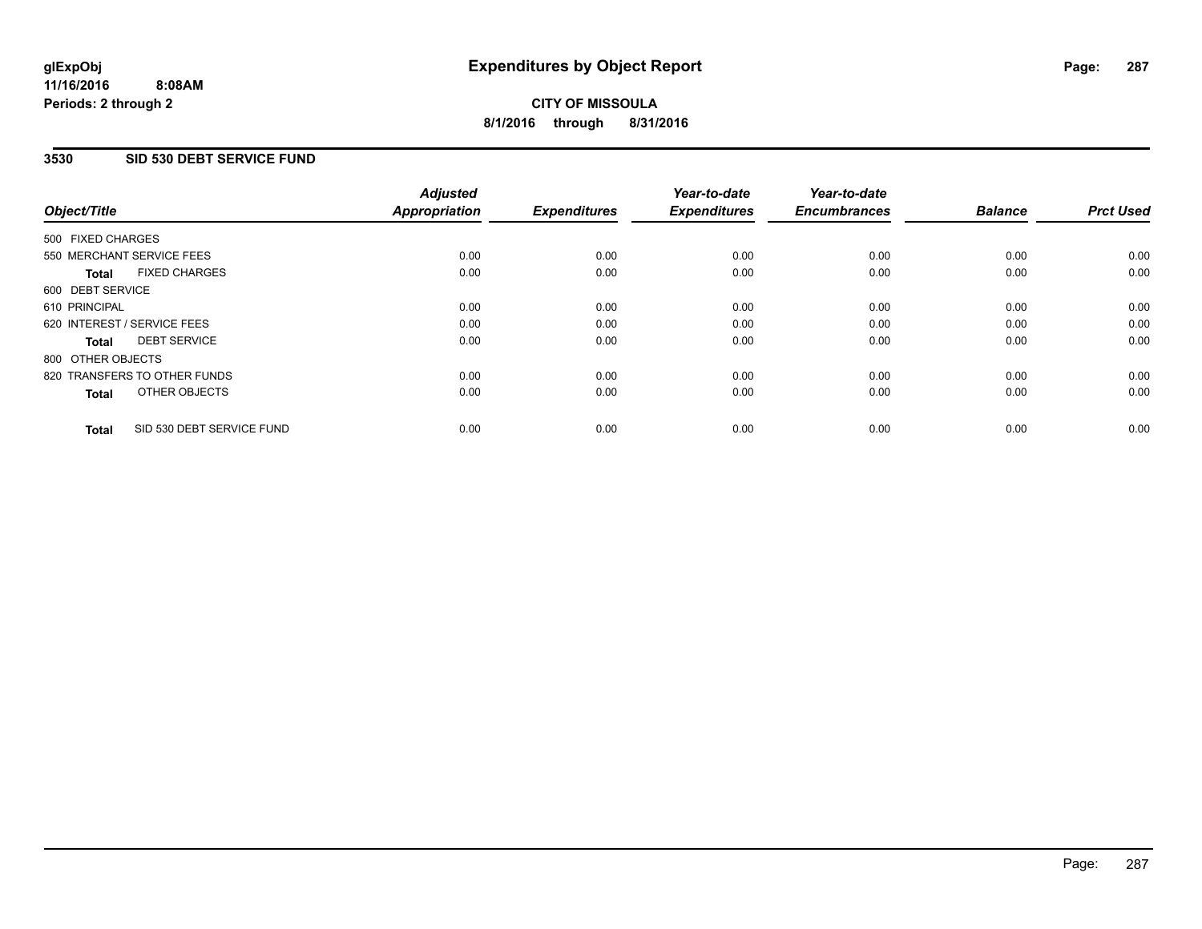# Expenditures by Object Report

glExpObj
11/16/2016 8:08AM
Periods: 2 through 2

**CITY OF MISSOULA**

**8/1/2016 through 8/31/2016**

## 3530 SID 530 DEBT SERVICE FUND

| Object/Title | Adjusted Appropriation | Expenditures | Year-to-date Expenditures | Year-to-date Encumbrances | Balance | Prct Used |
|---|---|---|---|---|---|---|
| 500 FIXED CHARGES | | | | | | |
| 550 MERCHANT SERVICE FEES | 0.00 | 0.00 | 0.00 | 0.00 | 0.00 | 0.00 |
| **Total** FIXED CHARGES | 0.00 | 0.00 | 0.00 | 0.00 | 0.00 | 0.00 |
| 600 DEBT SERVICE | | | | | | |
| 610 PRINCIPAL | 0.00 | 0.00 | 0.00 | 0.00 | 0.00 | 0.00 |
| 620 INTEREST / SERVICE FEES | 0.00 | 0.00 | 0.00 | 0.00 | 0.00 | 0.00 |
| **Total** DEBT SERVICE | 0.00 | 0.00 | 0.00 | 0.00 | 0.00 | 0.00 |
| 800 OTHER OBJECTS | | | | | | |
| 820 TRANSFERS TO OTHER FUNDS | 0.00 | 0.00 | 0.00 | 0.00 | 0.00 | 0.00 |
| **Total** OTHER OBJECTS | 0.00 | 0.00 | 0.00 | 0.00 | 0.00 | 0.00 |
| **Total** SID 530 DEBT SERVICE FUND | 0.00 | 0.00 | 0.00 | 0.00 | 0.00 | 0.00 |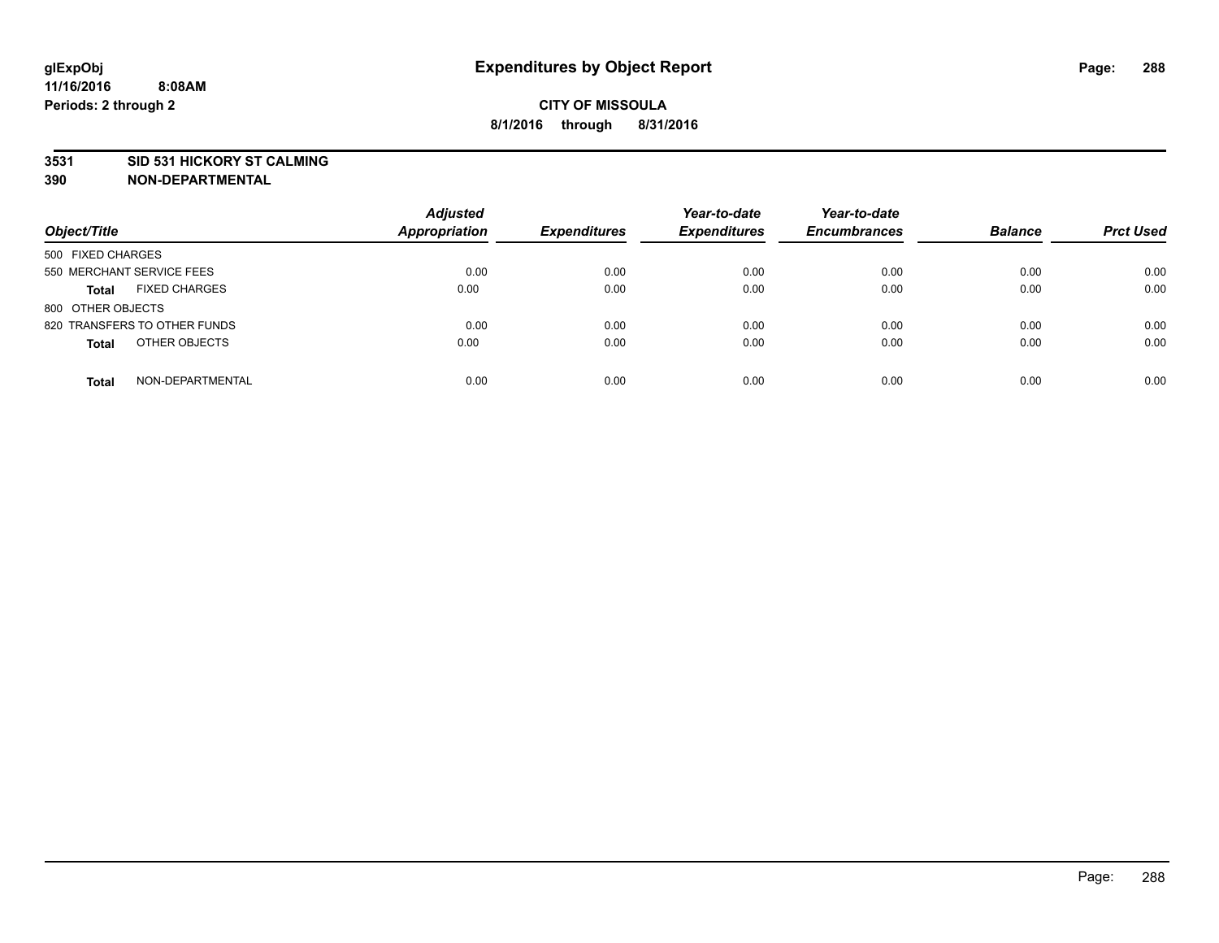glExpObj
11/16/2016 8:08AM
Periods: 2 through 2

# Expenditures by Object Report

**CITY OF MISSOULA**
**8/1/2016 through 8/31/2016**

**3531 SID 531 HICKORY ST CALMING**
**390 NON-DEPARTMENTAL**

| Object/Title | Adjusted Appropriation | Expenditures | Year-to-date Expenditures | Year-to-date Encumbrances | Balance | Prct Used |
|---|---|---|---|---|---|---|
| 500 FIXED CHARGES | | | | | | |
| 550 MERCHANT SERVICE FEES | 0.00 | 0.00 | 0.00 | 0.00 | 0.00 | 0.00 |
| **Total** FIXED CHARGES | 0.00 | 0.00 | 0.00 | 0.00 | 0.00 | 0.00 |
| 800 OTHER OBJECTS | | | | | | |
| 820 TRANSFERS TO OTHER FUNDS | 0.00 | 0.00 | 0.00 | 0.00 | 0.00 | 0.00 |
| **Total** OTHER OBJECTS | 0.00 | 0.00 | 0.00 | 0.00 | 0.00 | 0.00 |
| **Total** NON-DEPARTMENTAL | 0.00 | 0.00 | 0.00 | 0.00 | 0.00 | 0.00 |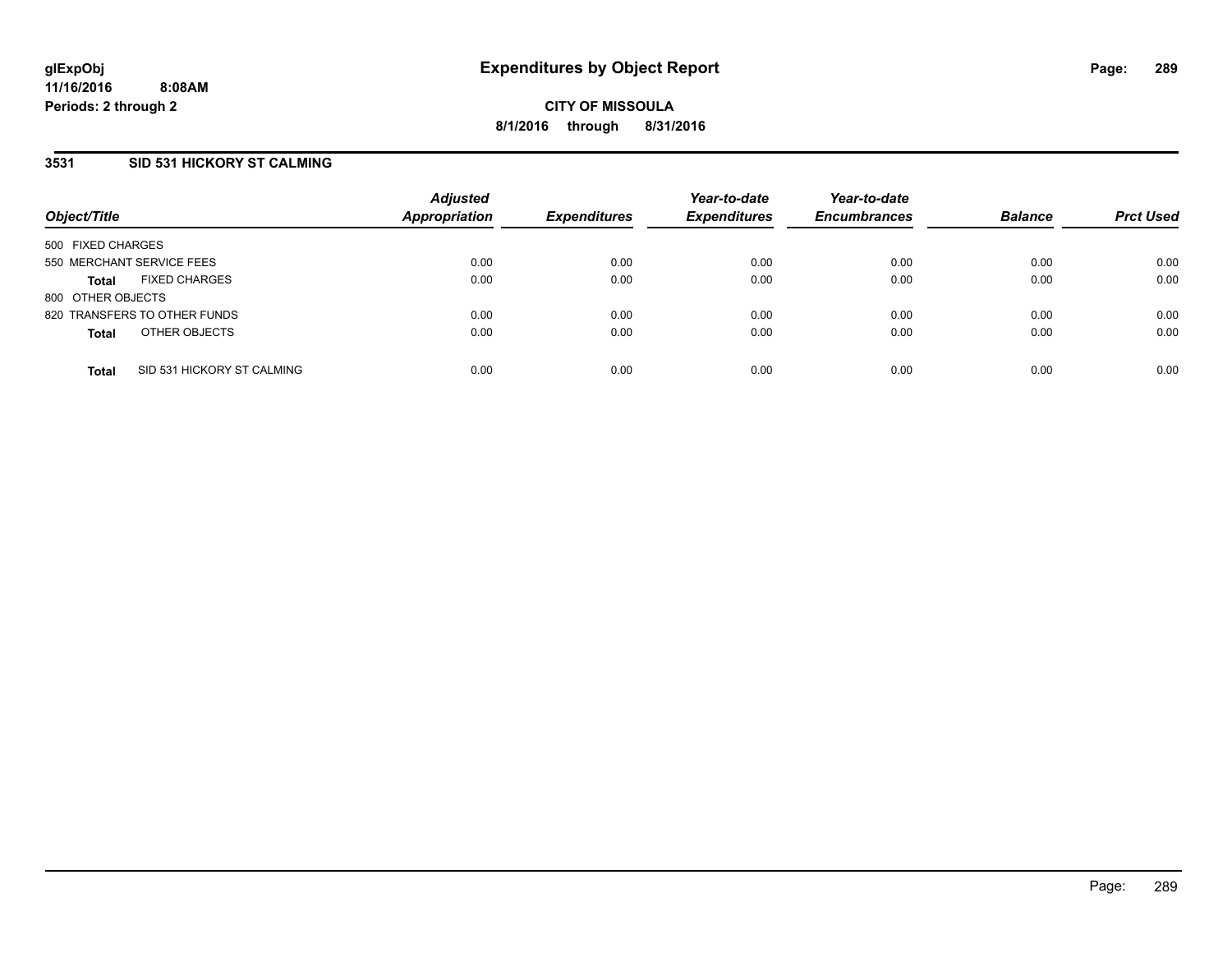# Expenditures by Object Report

**glExpObj**
**11/16/2016 8:08AM**
**Periods: 2 through 2**

**CITY OF MISSOULA**
**8/1/2016 through 8/31/2016**

## 3531 SID 531 HICKORY ST CALMING

| Object/Title | Adjusted Appropriation | Expenditures | Year-to-date Expenditures | Year-to-date Encumbrances | Balance | Prct Used |
|---|---|---|---|---|---|---|
| 500 FIXED CHARGES | | | | | | |
| 550 MERCHANT SERVICE FEES | 0.00 | 0.00 | 0.00 | 0.00 | 0.00 | 0.00 |
| **Total** FIXED CHARGES | 0.00 | 0.00 | 0.00 | 0.00 | 0.00 | 0.00 |
| 800 OTHER OBJECTS | | | | | | |
| 820 TRANSFERS TO OTHER FUNDS | 0.00 | 0.00 | 0.00 | 0.00 | 0.00 | 0.00 |
| **Total** OTHER OBJECTS | 0.00 | 0.00 | 0.00 | 0.00 | 0.00 | 0.00 |
| **Total** SID 531 HICKORY ST CALMING | 0.00 | 0.00 | 0.00 | 0.00 | 0.00 | 0.00 |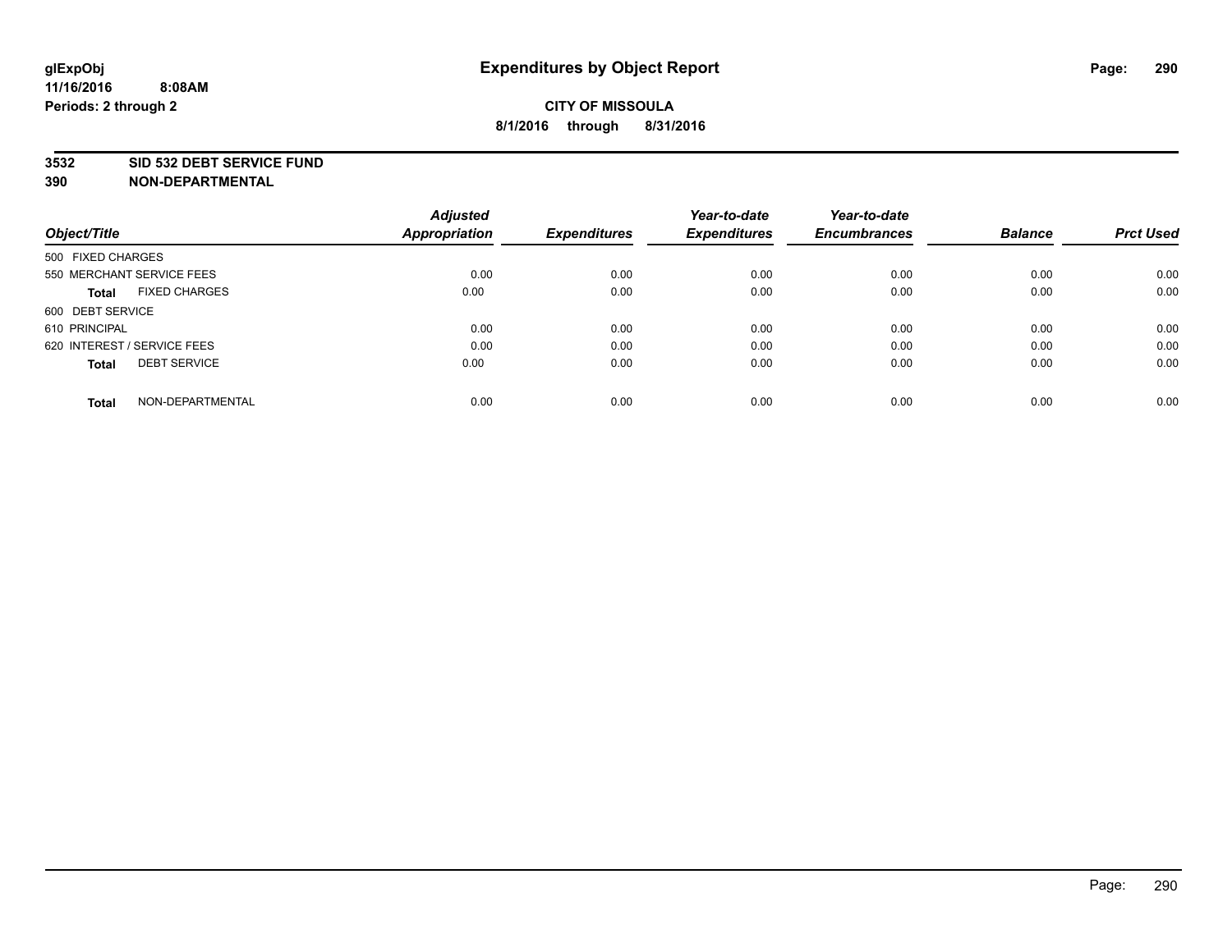# Expenditures by Object Report

glExpObj
11/16/2016 8:08AM
Periods: 2 through 2

**CITY OF MISSOULA**
**8/1/2016 through 8/31/2016**

**3532 SID 532 DEBT SERVICE FUND**
**390 NON-DEPARTMENTAL**

| Object/Title | Adjusted Appropriation | Expenditures | Year-to-date Expenditures | Year-to-date Encumbrances | Balance | Prct Used |
|---|---|---|---|---|---|---|
| 500 FIXED CHARGES | | | | | | |
| 550 MERCHANT SERVICE FEES | 0.00 | 0.00 | 0.00 | 0.00 | 0.00 | 0.00 |
| **Total** FIXED CHARGES | 0.00 | 0.00 | 0.00 | 0.00 | 0.00 | 0.00 |
| 600 DEBT SERVICE | | | | | | |
| 610 PRINCIPAL | 0.00 | 0.00 | 0.00 | 0.00 | 0.00 | 0.00 |
| 620 INTEREST / SERVICE FEES | 0.00 | 0.00 | 0.00 | 0.00 | 0.00 | 0.00 |
| **Total** DEBT SERVICE | 0.00 | 0.00 | 0.00 | 0.00 | 0.00 | 0.00 |
| **Total** NON-DEPARTMENTAL | 0.00 | 0.00 | 0.00 | 0.00 | 0.00 | 0.00 |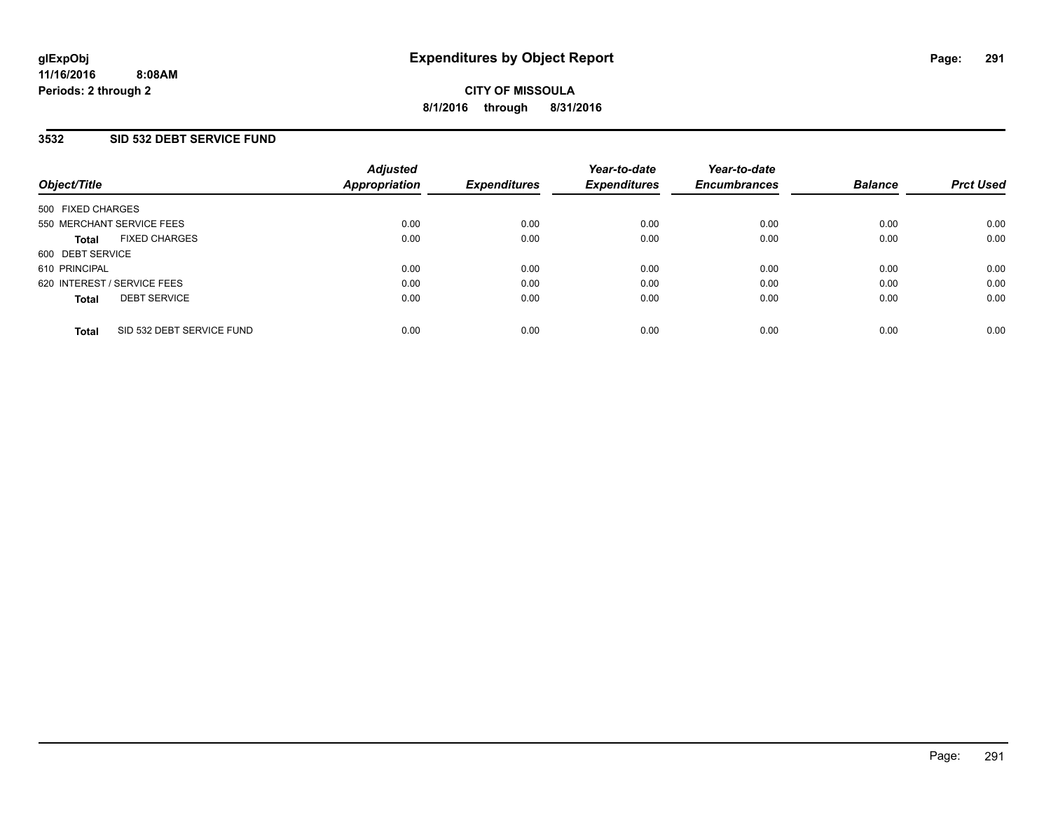glExpObj
11/16/2016 8:08AM
Periods: 2 through 2

# Expenditures by Object Report

**CITY OF MISSOULA**
**8/1/2016 through 8/31/2016**

## 3532 SID 532 DEBT SERVICE FUND

| Object/Title | | Adjusted Appropriation | Expenditures | Year-to-date Expenditures | Year-to-date Encumbrances | Balance | Prct Used |
|---|---|---|---|---|---|---|---|
| 500 FIXED CHARGES | | | | | | | |
| 550 MERCHANT SERVICE FEES | | 0.00 | 0.00 | 0.00 | 0.00 | 0.00 | 0.00 |
| **Total** | FIXED CHARGES | 0.00 | 0.00 | 0.00 | 0.00 | 0.00 | 0.00 |
| 600 DEBT SERVICE | | | | | | | |
| 610 PRINCIPAL | | 0.00 | 0.00 | 0.00 | 0.00 | 0.00 | 0.00 |
| 620 INTEREST / SERVICE FEES | | 0.00 | 0.00 | 0.00 | 0.00 | 0.00 | 0.00 |
| **Total** | DEBT SERVICE | 0.00 | 0.00 | 0.00 | 0.00 | 0.00 | 0.00 |
| **Total** | SID 532 DEBT SERVICE FUND | 0.00 | 0.00 | 0.00 | 0.00 | 0.00 | 0.00 |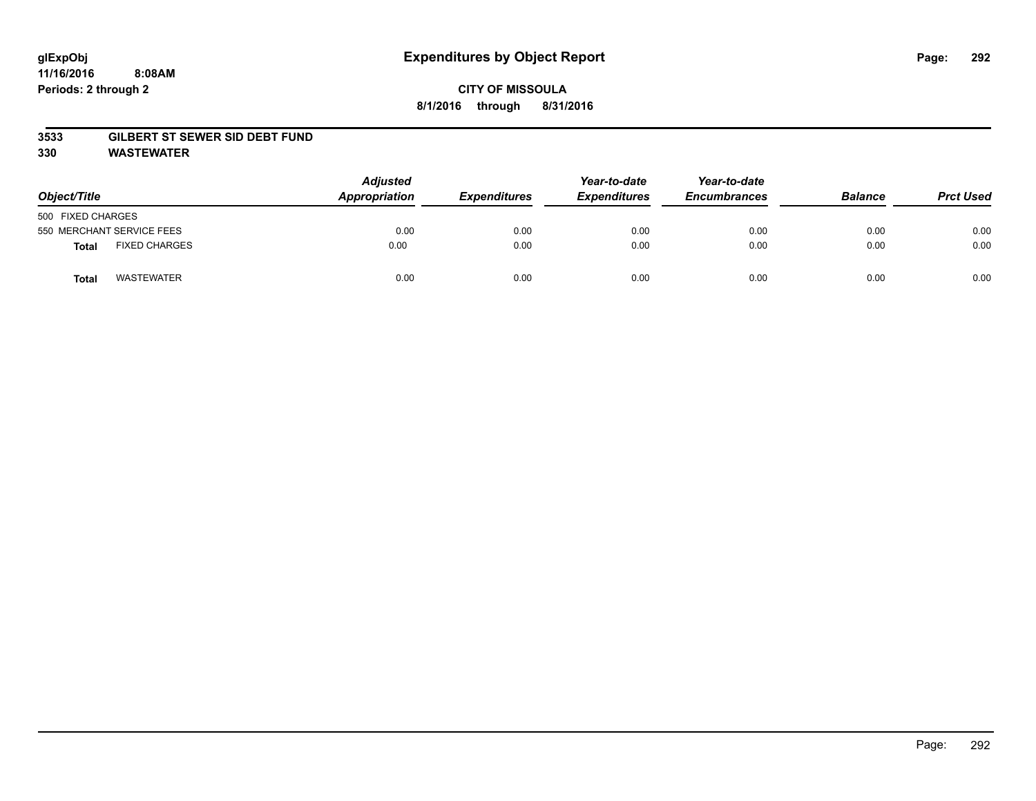# Expenditures by Object Report

**glExpObj**
**11/16/2016 8:08AM**
**Periods: 2 through 2**

**CITY OF MISSOULA**
**8/1/2016 through 8/31/2016**

**3533 GILBERT ST SEWER SID DEBT FUND**
**330 WASTEWATER**

| Object/Title | | Adjusted Appropriation | Expenditures | Year-to-date Expenditures | Year-to-date Encumbrances | Balance | Prct Used |
|---|---|---|---|---|---|---|---|
| 500 FIXED CHARGES | | | | | | | |
| 550 MERCHANT SERVICE FEES | | 0.00 | 0.00 | 0.00 | 0.00 | 0.00 | 0.00 |
| **Total** | FIXED CHARGES | 0.00 | 0.00 | 0.00 | 0.00 | 0.00 | 0.00 |
| **Total** | WASTEWATER | 0.00 | 0.00 | 0.00 | 0.00 | 0.00 | 0.00 |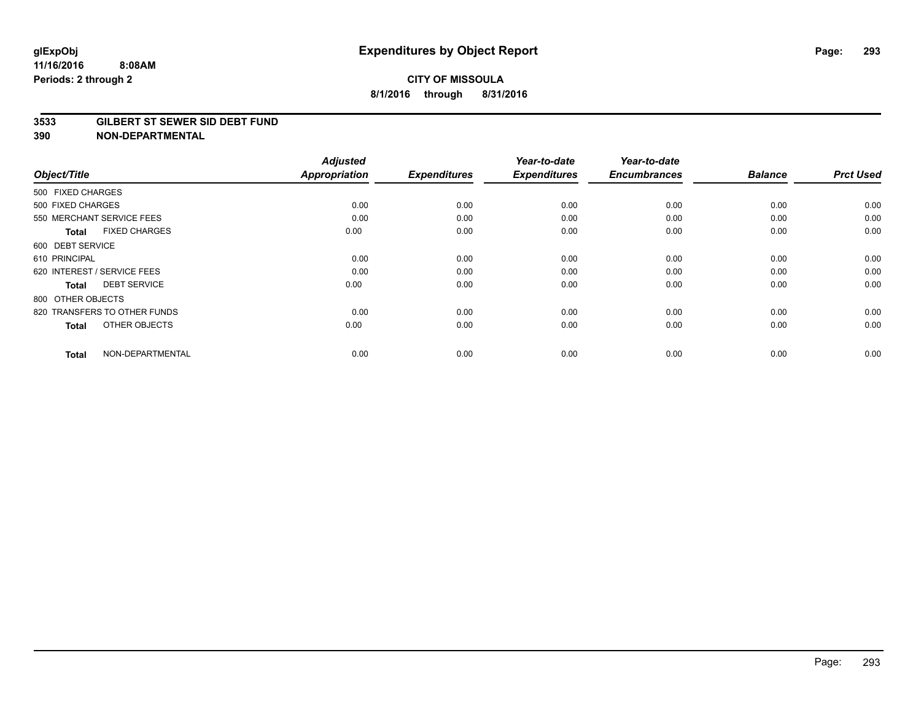# Expenditures by Object Report

**glExpObj**
**11/16/2016 8:08AM**
**Periods: 2 through 2**

**CITY OF MISSOULA**
**8/1/2016 through 8/31/2016**

**3533 GILBERT ST SEWER SID DEBT FUND**
**390 NON-DEPARTMENTAL**

| Object/Title | Adjusted Appropriation | Expenditures | Year-to-date Expenditures | Year-to-date Encumbrances | Balance | Prct Used |
|---|---|---|---|---|---|---|
| 500 FIXED CHARGES | | | | | | |
| 500 FIXED CHARGES | 0.00 | 0.00 | 0.00 | 0.00 | 0.00 | 0.00 |
| 550 MERCHANT SERVICE FEES | 0.00 | 0.00 | 0.00 | 0.00 | 0.00 | 0.00 |
| **Total** FIXED CHARGES | 0.00 | 0.00 | 0.00 | 0.00 | 0.00 | 0.00 |
| 600 DEBT SERVICE | | | | | | |
| 610 PRINCIPAL | 0.00 | 0.00 | 0.00 | 0.00 | 0.00 | 0.00 |
| 620 INTEREST / SERVICE FEES | 0.00 | 0.00 | 0.00 | 0.00 | 0.00 | 0.00 |
| **Total** DEBT SERVICE | 0.00 | 0.00 | 0.00 | 0.00 | 0.00 | 0.00 |
| 800 OTHER OBJECTS | | | | | | |
| 820 TRANSFERS TO OTHER FUNDS | 0.00 | 0.00 | 0.00 | 0.00 | 0.00 | 0.00 |
| **Total** OTHER OBJECTS | 0.00 | 0.00 | 0.00 | 0.00 | 0.00 | 0.00 |
| **Total** NON-DEPARTMENTAL | 0.00 | 0.00 | 0.00 | 0.00 | 0.00 | 0.00 |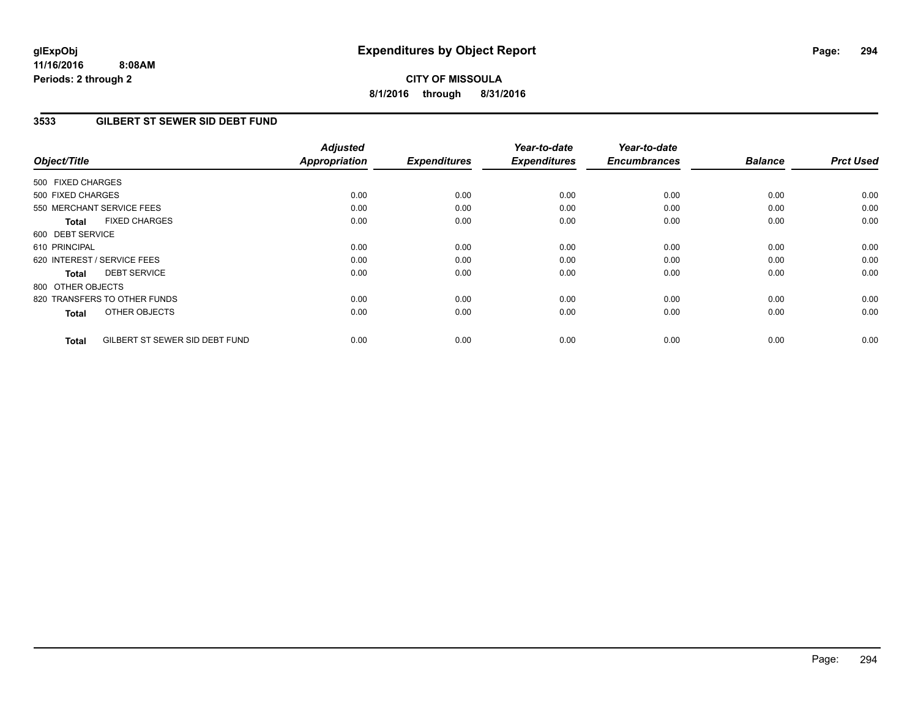# Expenditures by Object Report

glExpObj
11/16/2016 8:08AM
Periods: 2 through 2

**CITY OF MISSOULA**
**8/1/2016 through 8/31/2016**

## 3533 GILBERT ST SEWER SID DEBT FUND

| Object/Title | | Adjusted Appropriation | Expenditures | Year-to-date Expenditures | Year-to-date Encumbrances | Balance | Prct Used |
|---|---|---|---|---|---|---|---|
| 500 FIXED CHARGES | | | | | | | |
| 500 FIXED CHARGES | | 0.00 | 0.00 | 0.00 | 0.00 | 0.00 | 0.00 |
| 550 MERCHANT SERVICE FEES | | 0.00 | 0.00 | 0.00 | 0.00 | 0.00 | 0.00 |
| **Total** | FIXED CHARGES | 0.00 | 0.00 | 0.00 | 0.00 | 0.00 | 0.00 |
| 600 DEBT SERVICE | | | | | | | |
| 610 PRINCIPAL | | 0.00 | 0.00 | 0.00 | 0.00 | 0.00 | 0.00 |
| 620 INTEREST / SERVICE FEES | | 0.00 | 0.00 | 0.00 | 0.00 | 0.00 | 0.00 |
| **Total** | DEBT SERVICE | 0.00 | 0.00 | 0.00 | 0.00 | 0.00 | 0.00 |
| 800 OTHER OBJECTS | | | | | | | |
| 820 TRANSFERS TO OTHER FUNDS | | 0.00 | 0.00 | 0.00 | 0.00 | 0.00 | 0.00 |
| **Total** | OTHER OBJECTS | 0.00 | 0.00 | 0.00 | 0.00 | 0.00 | 0.00 |
| **Total** | GILBERT ST SEWER SID DEBT FUND | 0.00 | 0.00 | 0.00 | 0.00 | 0.00 | 0.00 |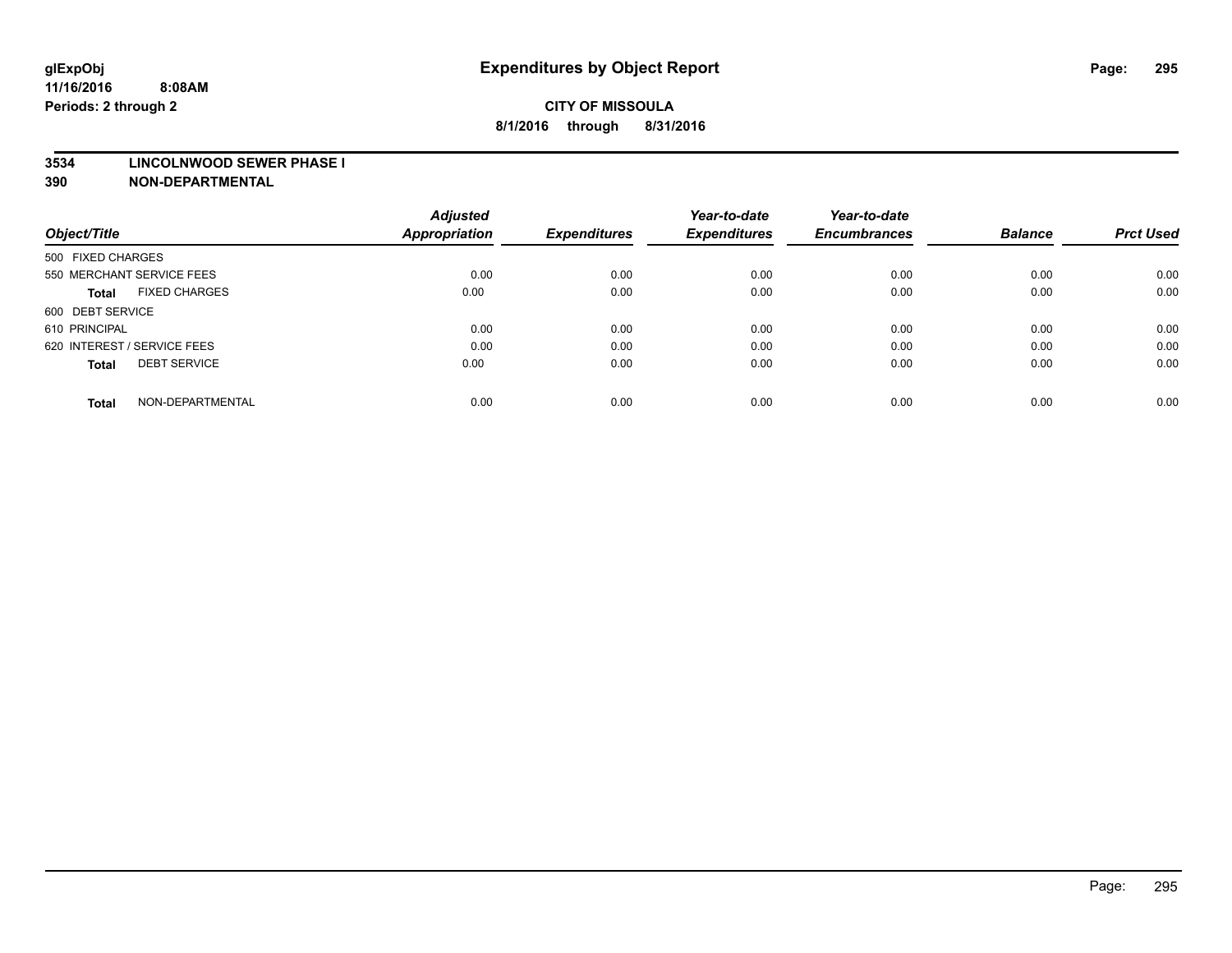**glExpObj**
**11/16/2016 8:08AM**
**Periods: 2 through 2**

# Expenditures by Object Report

**CITY OF MISSOULA**
**8/1/2016 through 8/31/2016**

**3534 LINCOLNWOOD SEWER PHASE I**
**390 NON-DEPARTMENTAL**

| Object/Title | Adjusted Appropriation | Expenditures | Year-to-date Expenditures | Year-to-date Encumbrances | Balance | Prct Used |
|---|---|---|---|---|---|---|
| 500 FIXED CHARGES | | | | | | |
| 550 MERCHANT SERVICE FEES | 0.00 | 0.00 | 0.00 | 0.00 | 0.00 | 0.00 |
| **Total** FIXED CHARGES | 0.00 | 0.00 | 0.00 | 0.00 | 0.00 | 0.00 |
| 600 DEBT SERVICE | | | | | | |
| 610 PRINCIPAL | 0.00 | 0.00 | 0.00 | 0.00 | 0.00 | 0.00 |
| 620 INTEREST / SERVICE FEES | 0.00 | 0.00 | 0.00 | 0.00 | 0.00 | 0.00 |
| **Total** DEBT SERVICE | 0.00 | 0.00 | 0.00 | 0.00 | 0.00 | 0.00 |
| **Total** NON-DEPARTMENTAL | 0.00 | 0.00 | 0.00 | 0.00 | 0.00 | 0.00 |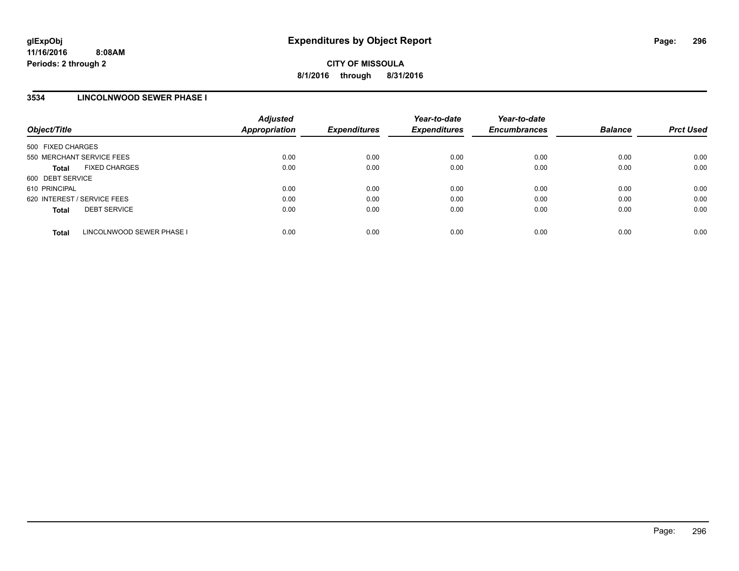# Expenditures by Object Report

glExpObj
11/16/2016 8:08AM
Periods: 2 through 2

**CITY OF MISSOULA**
**8/1/2016 through 8/31/2016**

## 3534 LINCOLNWOOD SEWER PHASE I

| Object/Title | Adjusted Appropriation | Expenditures | Year-to-date Expenditures | Year-to-date Encumbrances | Balance | Prct Used |
|---|---|---|---|---|---|---|
| 500 FIXED CHARGES | | | | | | |
| 550 MERCHANT SERVICE FEES | 0.00 | 0.00 | 0.00 | 0.00 | 0.00 | 0.00 |
| **Total** FIXED CHARGES | 0.00 | 0.00 | 0.00 | 0.00 | 0.00 | 0.00 |
| 600 DEBT SERVICE | | | | | | |
| 610 PRINCIPAL | 0.00 | 0.00 | 0.00 | 0.00 | 0.00 | 0.00 |
| 620 INTEREST / SERVICE FEES | 0.00 | 0.00 | 0.00 | 0.00 | 0.00 | 0.00 |
| **Total** DEBT SERVICE | 0.00 | 0.00 | 0.00 | 0.00 | 0.00 | 0.00 |
| **Total** LINCOLNWOOD SEWER PHASE I | 0.00 | 0.00 | 0.00 | 0.00 | 0.00 | 0.00 |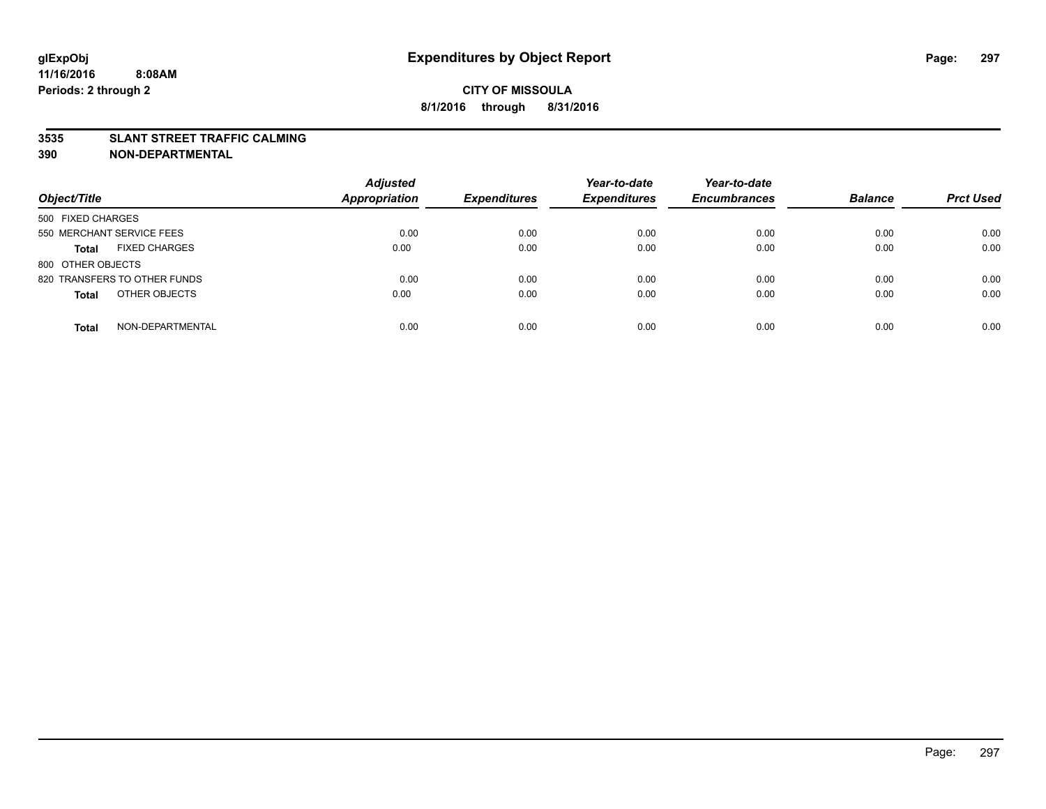# Expenditures by Object Report

glExpObj
11/16/2016 8:08AM
Periods: 2 through 2

**CITY OF MISSOULA**
**8/1/2016 through 8/31/2016**

**3535 SLANT STREET TRAFFIC CALMING**
**390 NON-DEPARTMENTAL**

| Object/Title | Adjusted Appropriation | Expenditures | Year-to-date Expenditures | Year-to-date Encumbrances | Balance | Prct Used |
|---|---|---|---|---|---|---|
| 500 FIXED CHARGES | | | | | | |
| 550 MERCHANT SERVICE FEES | 0.00 | 0.00 | 0.00 | 0.00 | 0.00 | 0.00 |
| **Total** FIXED CHARGES | 0.00 | 0.00 | 0.00 | 0.00 | 0.00 | 0.00 |
| 800 OTHER OBJECTS | | | | | | |
| 820 TRANSFERS TO OTHER FUNDS | 0.00 | 0.00 | 0.00 | 0.00 | 0.00 | 0.00 |
| **Total** OTHER OBJECTS | 0.00 | 0.00 | 0.00 | 0.00 | 0.00 | 0.00 |
| **Total** NON-DEPARTMENTAL | 0.00 | 0.00 | 0.00 | 0.00 | 0.00 | 0.00 |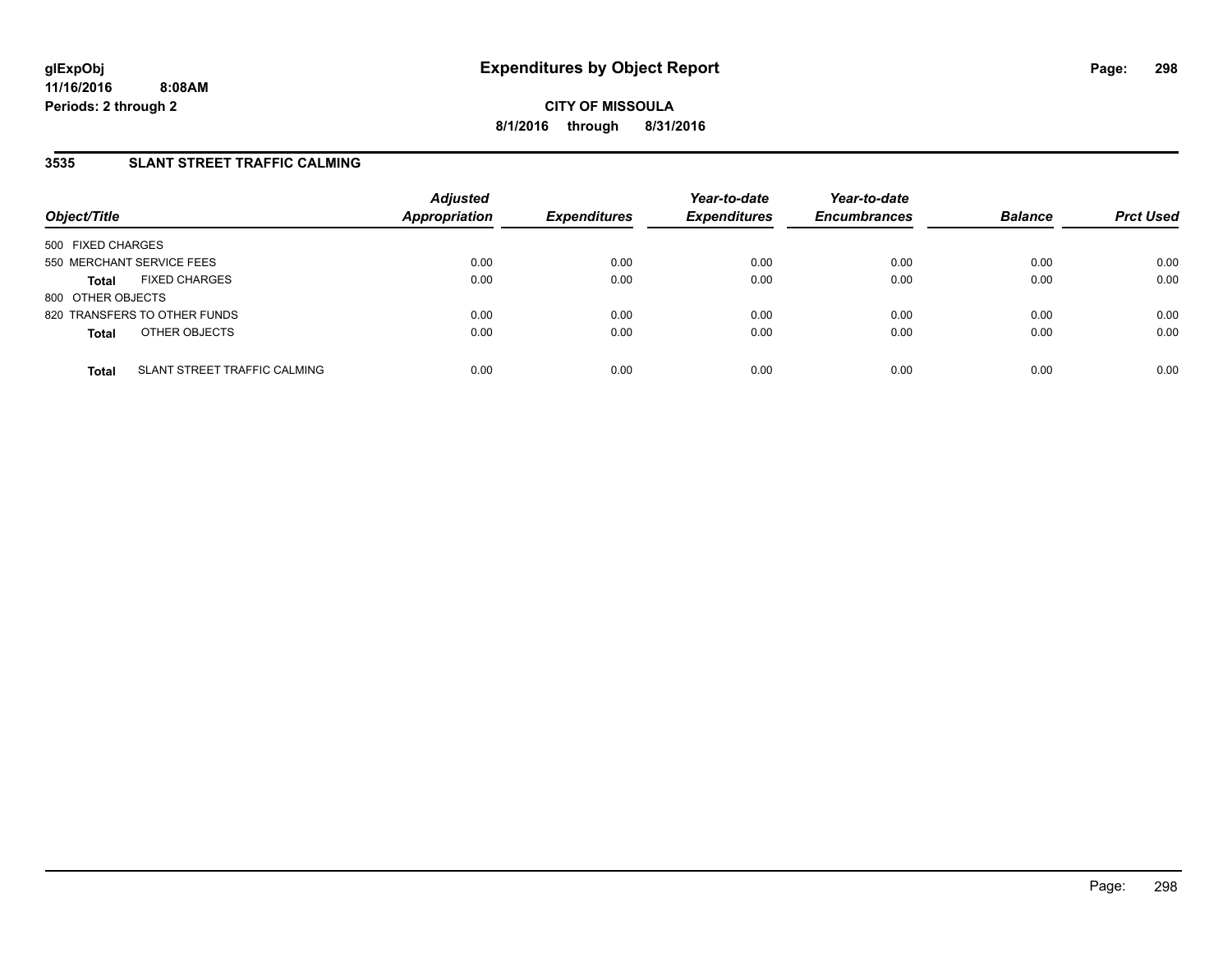**glExpObj** | **Expenditures by Object Report**
**11/16/2016 8:08AM**
**Periods: 2 through 2**

**CITY OF MISSOULA**
**8/1/2016 through 8/31/2016**

## 3535 SLANT STREET TRAFFIC CALMING

| Object/Title | Adjusted Appropriation | Expenditures | Year-to-date Expenditures | Year-to-date Encumbrances | Balance | Prct Used |
|---|---|---|---|---|---|---|
| 500 FIXED CHARGES | | | | | | |
| 550 MERCHANT SERVICE FEES | 0.00 | 0.00 | 0.00 | 0.00 | 0.00 | 0.00 |
| **Total** FIXED CHARGES | 0.00 | 0.00 | 0.00 | 0.00 | 0.00 | 0.00 |
| 800 OTHER OBJECTS | | | | | | |
| 820 TRANSFERS TO OTHER FUNDS | 0.00 | 0.00 | 0.00 | 0.00 | 0.00 | 0.00 |
| **Total** OTHER OBJECTS | 0.00 | 0.00 | 0.00 | 0.00 | 0.00 | 0.00 |
| **Total** SLANT STREET TRAFFIC CALMING | 0.00 | 0.00 | 0.00 | 0.00 | 0.00 | 0.00 |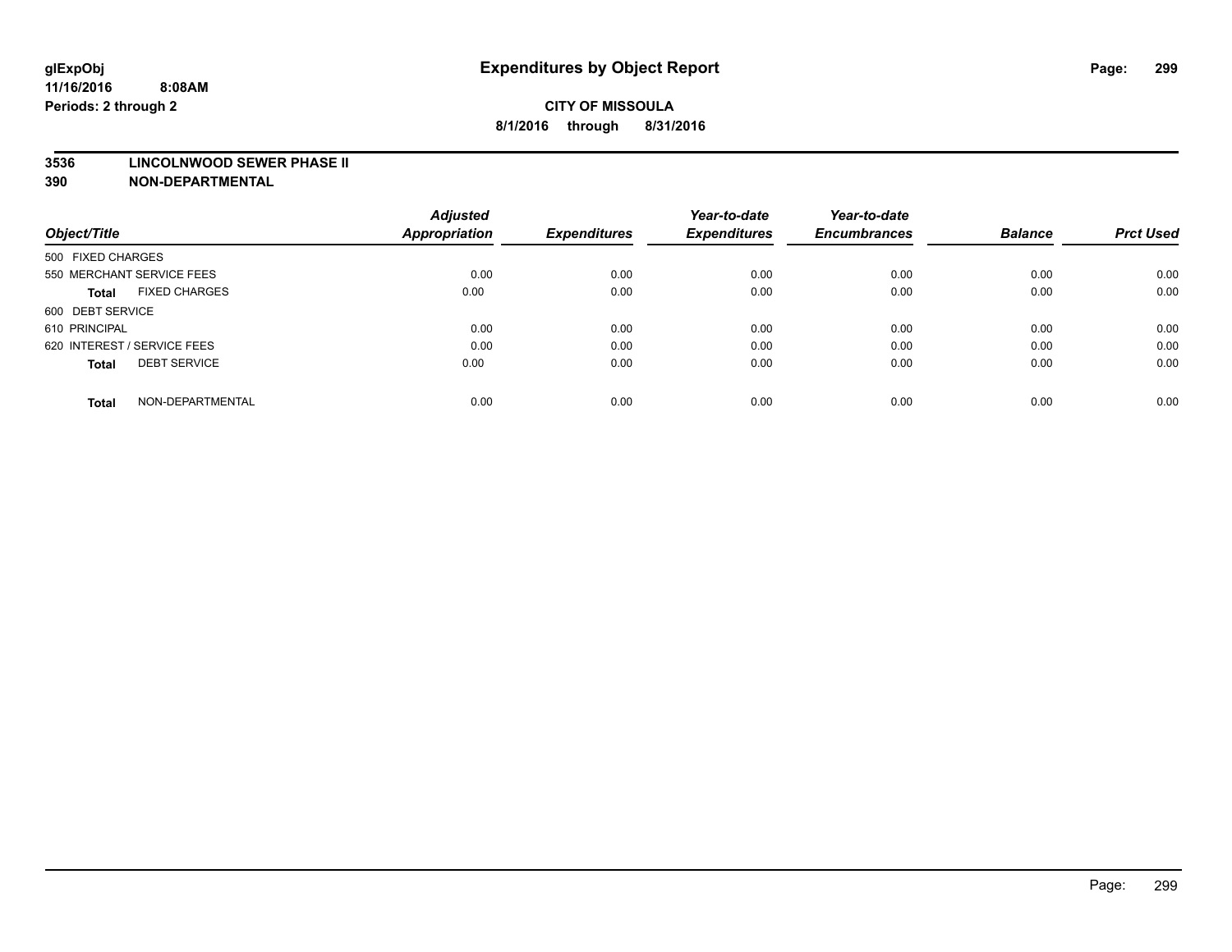**glExpObj**
**11/16/2016 8:08AM**
**Periods: 2 through 2**

# Expenditures by Object Report

**CITY OF MISSOULA**
**8/1/2016 through 8/31/2016**

**3536 LINCOLNWOOD SEWER PHASE II**
**390 NON-DEPARTMENTAL**

| Object/Title | Adjusted Appropriation | Expenditures | Year-to-date Expenditures | Year-to-date Encumbrances | Balance | Prct Used |
|---|---|---|---|---|---|---|
| 500 FIXED CHARGES | | | | | | |
| 550 MERCHANT SERVICE FEES | 0.00 | 0.00 | 0.00 | 0.00 | 0.00 | 0.00 |
| **Total** FIXED CHARGES | 0.00 | 0.00 | 0.00 | 0.00 | 0.00 | 0.00 |
| 600 DEBT SERVICE | | | | | | |
| 610 PRINCIPAL | 0.00 | 0.00 | 0.00 | 0.00 | 0.00 | 0.00 |
| 620 INTEREST / SERVICE FEES | 0.00 | 0.00 | 0.00 | 0.00 | 0.00 | 0.00 |
| **Total** DEBT SERVICE | 0.00 | 0.00 | 0.00 | 0.00 | 0.00 | 0.00 |
| **Total** NON-DEPARTMENTAL | 0.00 | 0.00 | 0.00 | 0.00 | 0.00 | 0.00 |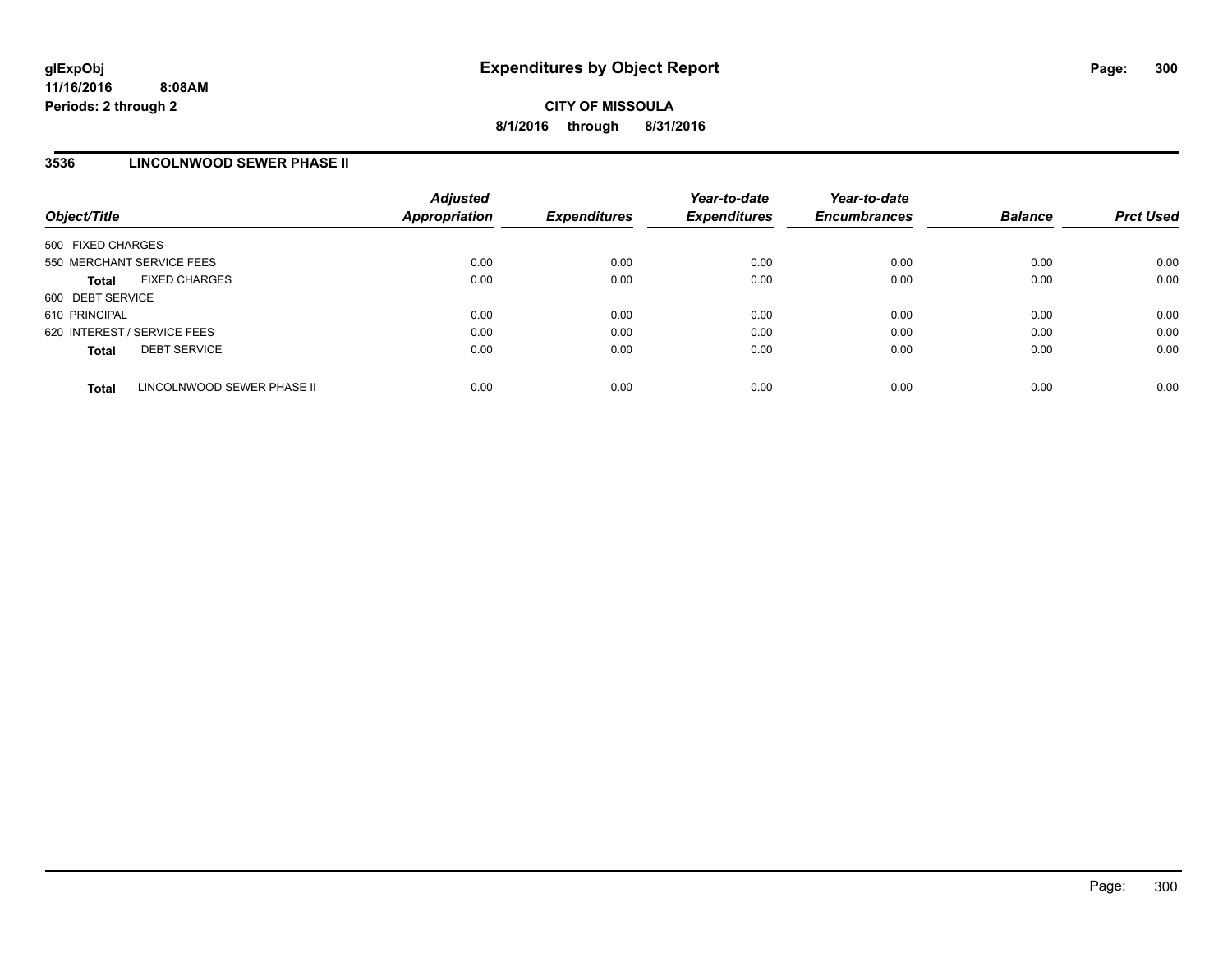glExpObj
11/16/2016 8:08AM
Periods: 2 through 2

# Expenditures by Object Report

**CITY OF MISSOULA**

**8/1/2016 through 8/31/2016**

## 3536 LINCOLNWOOD SEWER PHASE II

| Object/Title | Adjusted Appropriation | Expenditures | Year-to-date Expenditures | Year-to-date Encumbrances | Balance | Prct Used |
|---|---|---|---|---|---|---|
| 500 FIXED CHARGES | | | | | | |
| 550 MERCHANT SERVICE FEES | 0.00 | 0.00 | 0.00 | 0.00 | 0.00 | 0.00 |
| **Total** FIXED CHARGES | 0.00 | 0.00 | 0.00 | 0.00 | 0.00 | 0.00 |
| 600 DEBT SERVICE | | | | | | |
| 610 PRINCIPAL | 0.00 | 0.00 | 0.00 | 0.00 | 0.00 | 0.00 |
| 620 INTEREST / SERVICE FEES | 0.00 | 0.00 | 0.00 | 0.00 | 0.00 | 0.00 |
| **Total** DEBT SERVICE | 0.00 | 0.00 | 0.00 | 0.00 | 0.00 | 0.00 |
| **Total** LINCOLNWOOD SEWER PHASE II | 0.00 | 0.00 | 0.00 | 0.00 | 0.00 | 0.00 |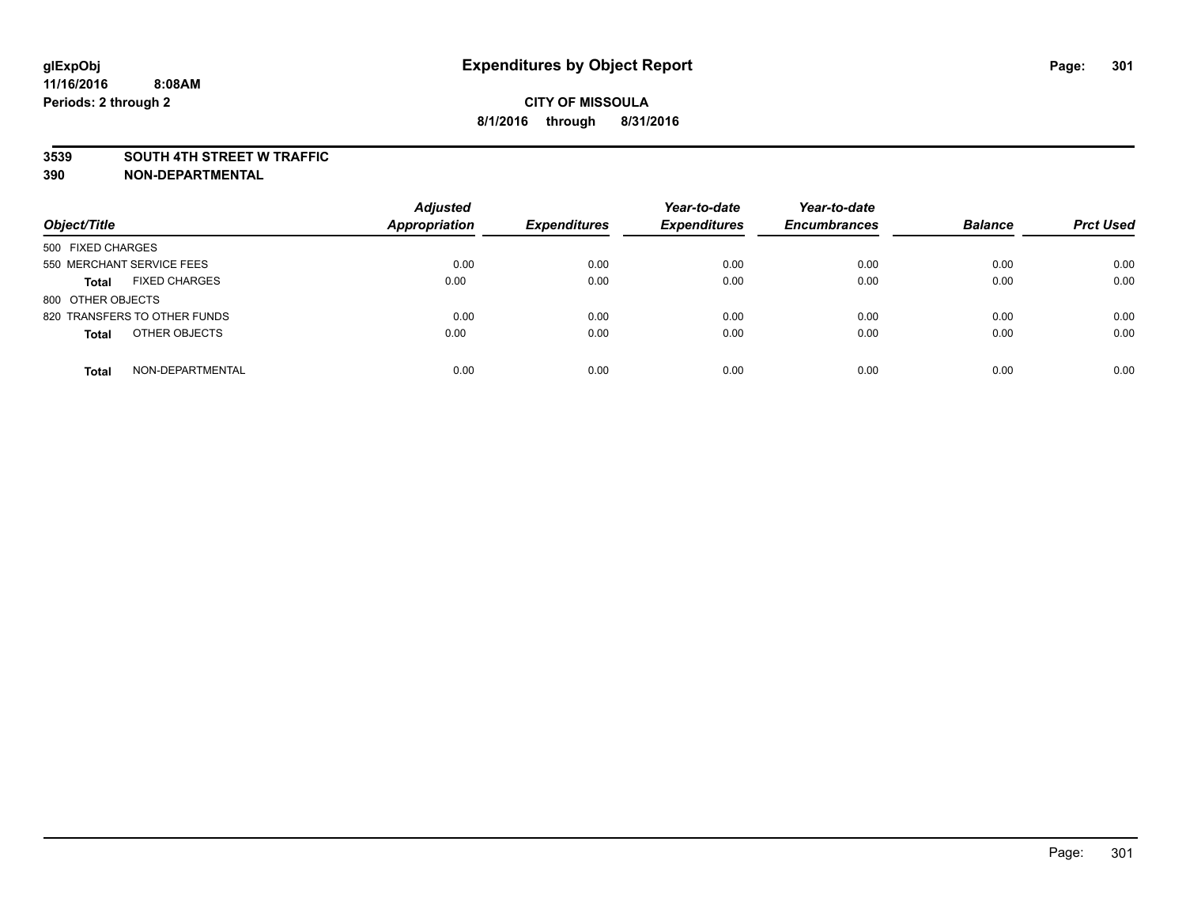# Expenditures by Object Report

glExpObj
11/16/2016 8:08AM
Periods: 2 through 2

**CITY OF MISSOULA**
**8/1/2016 through 8/31/2016**

**3539 SOUTH 4TH STREET W TRAFFIC**
**390 NON-DEPARTMENTAL**

| Object/Title | Adjusted Appropriation | Expenditures | Year-to-date Expenditures | Year-to-date Encumbrances | Balance | Prct Used |
|---|---|---|---|---|---|---|
| 500 FIXED CHARGES | | | | | | |
| 550 MERCHANT SERVICE FEES | 0.00 | 0.00 | 0.00 | 0.00 | 0.00 | 0.00 |
| **Total** FIXED CHARGES | 0.00 | 0.00 | 0.00 | 0.00 | 0.00 | 0.00 |
| 800 OTHER OBJECTS | | | | | | |
| 820 TRANSFERS TO OTHER FUNDS | 0.00 | 0.00 | 0.00 | 0.00 | 0.00 | 0.00 |
| **Total** OTHER OBJECTS | 0.00 | 0.00 | 0.00 | 0.00 | 0.00 | 0.00 |
| **Total** NON-DEPARTMENTAL | 0.00 | 0.00 | 0.00 | 0.00 | 0.00 | 0.00 |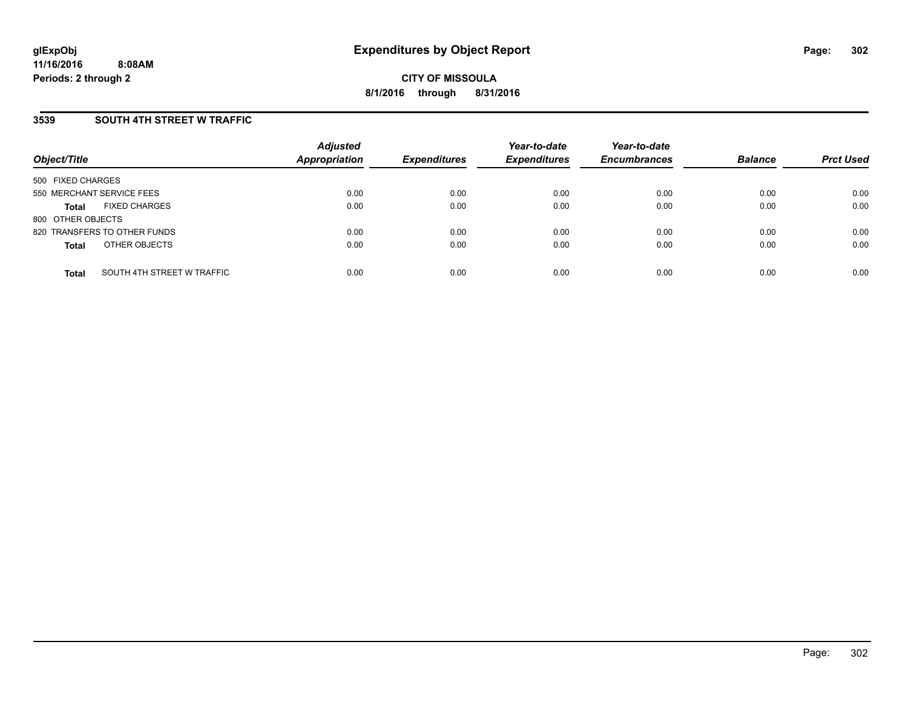**glExpObj**
**11/16/2016 8:08AM**
**Periods: 2 through 2**

# Expenditures by Object Report

**CITY OF MISSOULA**
**8/1/2016 through 8/31/2016**

## 3539 SOUTH 4TH STREET W TRAFFIC

| Object/Title | | Adjusted Appropriation | Expenditures | Year-to-date Expenditures | Year-to-date Encumbrances | Balance | Prct Used |
|---|---|---|---|---|---|---|---|
| 500 FIXED CHARGES | | | | | | | |
| 550 MERCHANT SERVICE FEES | | 0.00 | 0.00 | 0.00 | 0.00 | 0.00 | 0.00 |
| **Total** | FIXED CHARGES | 0.00 | 0.00 | 0.00 | 0.00 | 0.00 | 0.00 |
| 800 OTHER OBJECTS | | | | | | | |
| 820 TRANSFERS TO OTHER FUNDS | | 0.00 | 0.00 | 0.00 | 0.00 | 0.00 | 0.00 |
| **Total** | OTHER OBJECTS | 0.00 | 0.00 | 0.00 | 0.00 | 0.00 | 0.00 |
| **Total** | SOUTH 4TH STREET W TRAFFIC | 0.00 | 0.00 | 0.00 | 0.00 | 0.00 | 0.00 |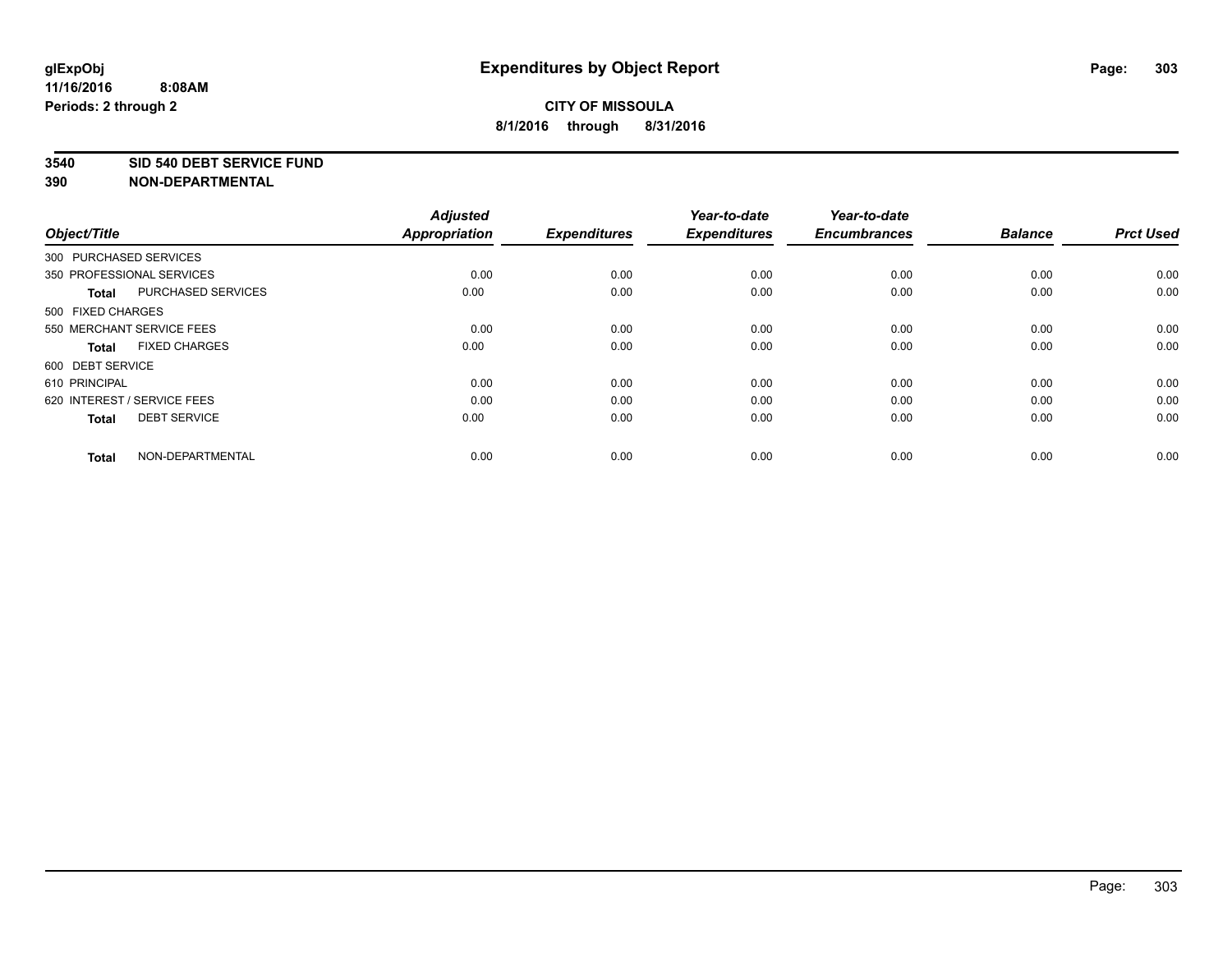**Expenditures by Object Report**

**CITY OF MISSOULA**

**8/1/2016 through 8/31/2016**

glExpObj
11/16/2016 8:08AM
Periods: 2 through 2

**3540 SID 540 DEBT SERVICE FUND**
**390 NON-DEPARTMENTAL**

| Object/Title | | Adjusted Appropriation | Expenditures | Year-to-date Expenditures | Year-to-date Encumbrances | Balance | Prct Used |
|---|---|---|---|---|---|---|---|
| 300 PURCHASED SERVICES | | | | | | | |
| 350 PROFESSIONAL SERVICES | | 0.00 | 0.00 | 0.00 | 0.00 | 0.00 | 0.00 |
| **Total** | PURCHASED SERVICES | 0.00 | 0.00 | 0.00 | 0.00 | 0.00 | 0.00 |
| 500 FIXED CHARGES | | | | | | | |
| 550 MERCHANT SERVICE FEES | | 0.00 | 0.00 | 0.00 | 0.00 | 0.00 | 0.00 |
| **Total** | FIXED CHARGES | 0.00 | 0.00 | 0.00 | 0.00 | 0.00 | 0.00 |
| 600 DEBT SERVICE | | | | | | | |
| 610 PRINCIPAL | | 0.00 | 0.00 | 0.00 | 0.00 | 0.00 | 0.00 |
| 620 INTEREST / SERVICE FEES | | 0.00 | 0.00 | 0.00 | 0.00 | 0.00 | 0.00 |
| **Total** | DEBT SERVICE | 0.00 | 0.00 | 0.00 | 0.00 | 0.00 | 0.00 |
| **Total** | NON-DEPARTMENTAL | 0.00 | 0.00 | 0.00 | 0.00 | 0.00 | 0.00 |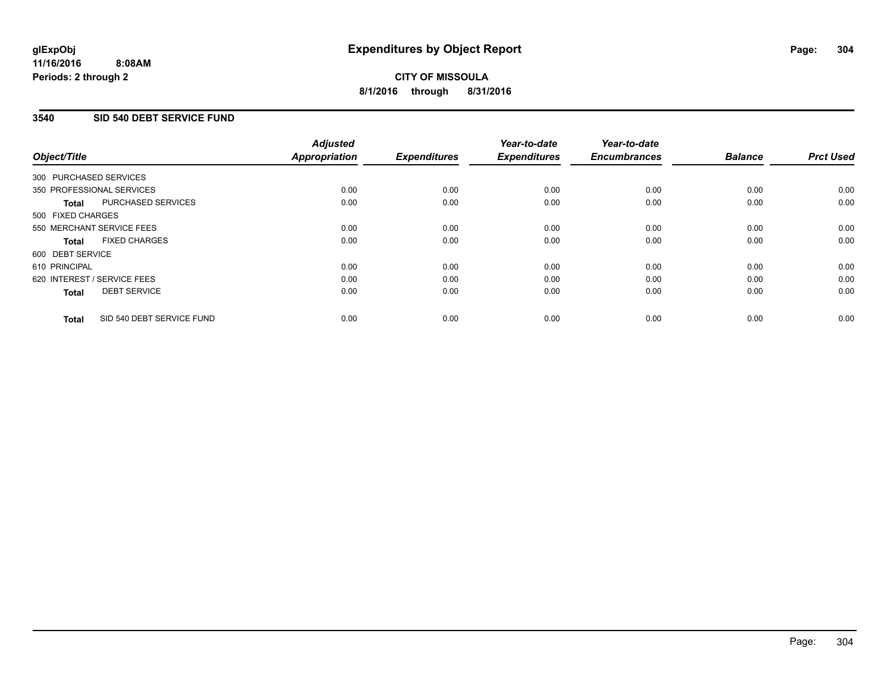# Expenditures by Object Report

glExpObj
11/16/2016 8:08AM
Periods: 2 through 2

**CITY OF MISSOULA**
**8/1/2016 through 8/31/2016**

## 3540 SID 540 DEBT SERVICE FUND

| Object/Title | | Adjusted Appropriation | Expenditures | Year-to-date Expenditures | Year-to-date Encumbrances | Balance | Prct Used |
|---|---|---|---|---|---|---|---|
| 300 PURCHASED SERVICES | | | | | | | |
| 350 PROFESSIONAL SERVICES | | 0.00 | 0.00 | 0.00 | 0.00 | 0.00 | 0.00 |
| **Total** | PURCHASED SERVICES | 0.00 | 0.00 | 0.00 | 0.00 | 0.00 | 0.00 |
| 500 FIXED CHARGES | | | | | | | |
| 550 MERCHANT SERVICE FEES | | 0.00 | 0.00 | 0.00 | 0.00 | 0.00 | 0.00 |
| **Total** | FIXED CHARGES | 0.00 | 0.00 | 0.00 | 0.00 | 0.00 | 0.00 |
| 600 DEBT SERVICE | | | | | | | |
| 610 PRINCIPAL | | 0.00 | 0.00 | 0.00 | 0.00 | 0.00 | 0.00 |
| 620 INTEREST / SERVICE FEES | | 0.00 | 0.00 | 0.00 | 0.00 | 0.00 | 0.00 |
| **Total** | DEBT SERVICE | 0.00 | 0.00 | 0.00 | 0.00 | 0.00 | 0.00 |
| **Total** | SID 540 DEBT SERVICE FUND | 0.00 | 0.00 | 0.00 | 0.00 | 0.00 | 0.00 |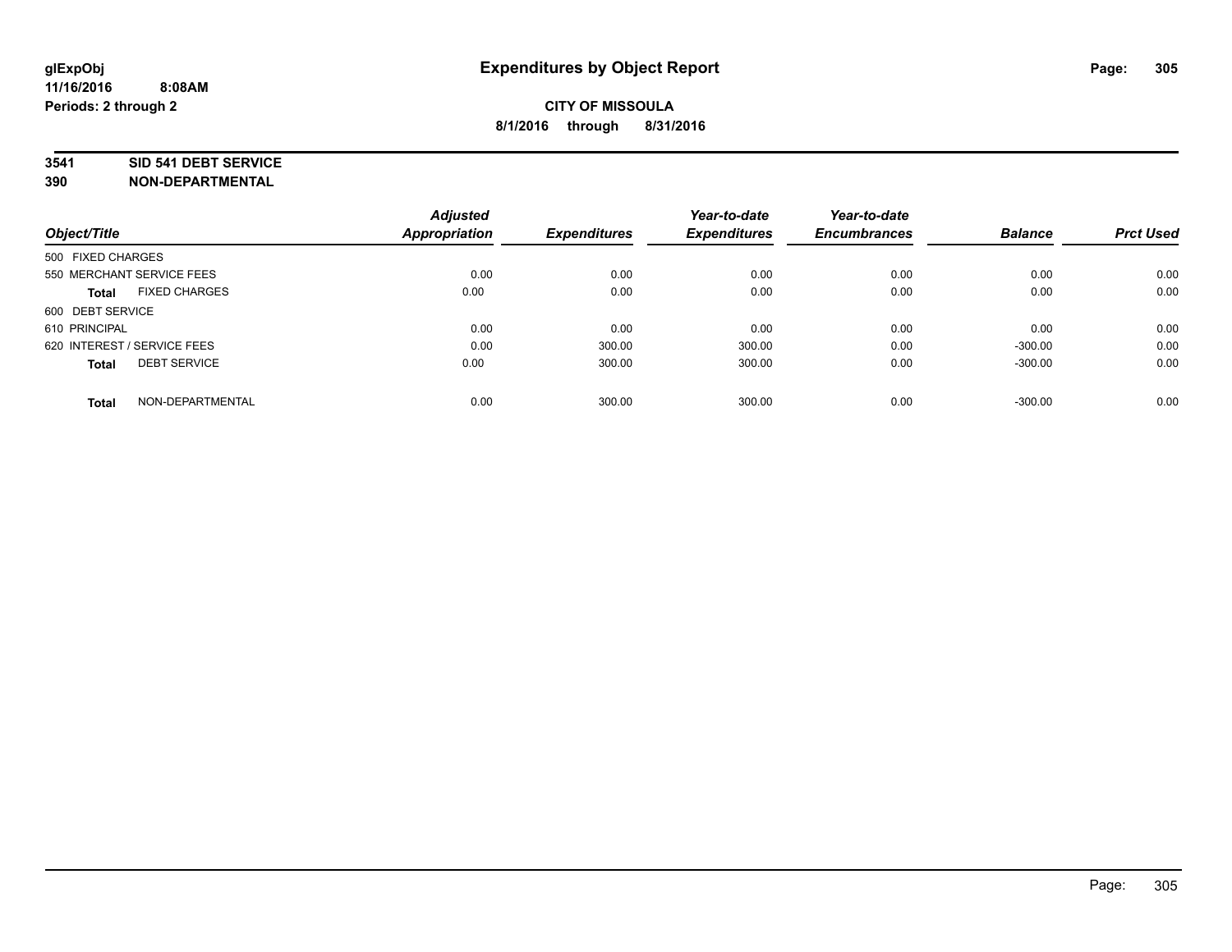**glExpObj**
**11/16/2016 8:08AM**
**Periods: 2 through 2**

# Expenditures by Object Report

**CITY OF MISSOULA**
**8/1/2016 through 8/31/2016**

**3541 SID 541 DEBT SERVICE**
**390 NON-DEPARTMENTAL**

| Object/Title | Adjusted Appropriation | Expenditures | Year-to-date Expenditures | Year-to-date Encumbrances | Balance | Prct Used |
|---|---|---|---|---|---|---|
| 500 FIXED CHARGES | | | | | | |
| 550 MERCHANT SERVICE FEES | 0.00 | 0.00 | 0.00 | 0.00 | 0.00 | 0.00 |
| **Total** FIXED CHARGES | 0.00 | 0.00 | 0.00 | 0.00 | 0.00 | 0.00 |
| 600 DEBT SERVICE | | | | | | |
| 610 PRINCIPAL | 0.00 | 0.00 | 0.00 | 0.00 | 0.00 | 0.00 |
| 620 INTEREST / SERVICE FEES | 0.00 | 300.00 | 300.00 | 0.00 | -300.00 | 0.00 |
| **Total** DEBT SERVICE | 0.00 | 300.00 | 300.00 | 0.00 | -300.00 | 0.00 |
| **Total** NON-DEPARTMENTAL | 0.00 | 300.00 | 300.00 | 0.00 | -300.00 | 0.00 |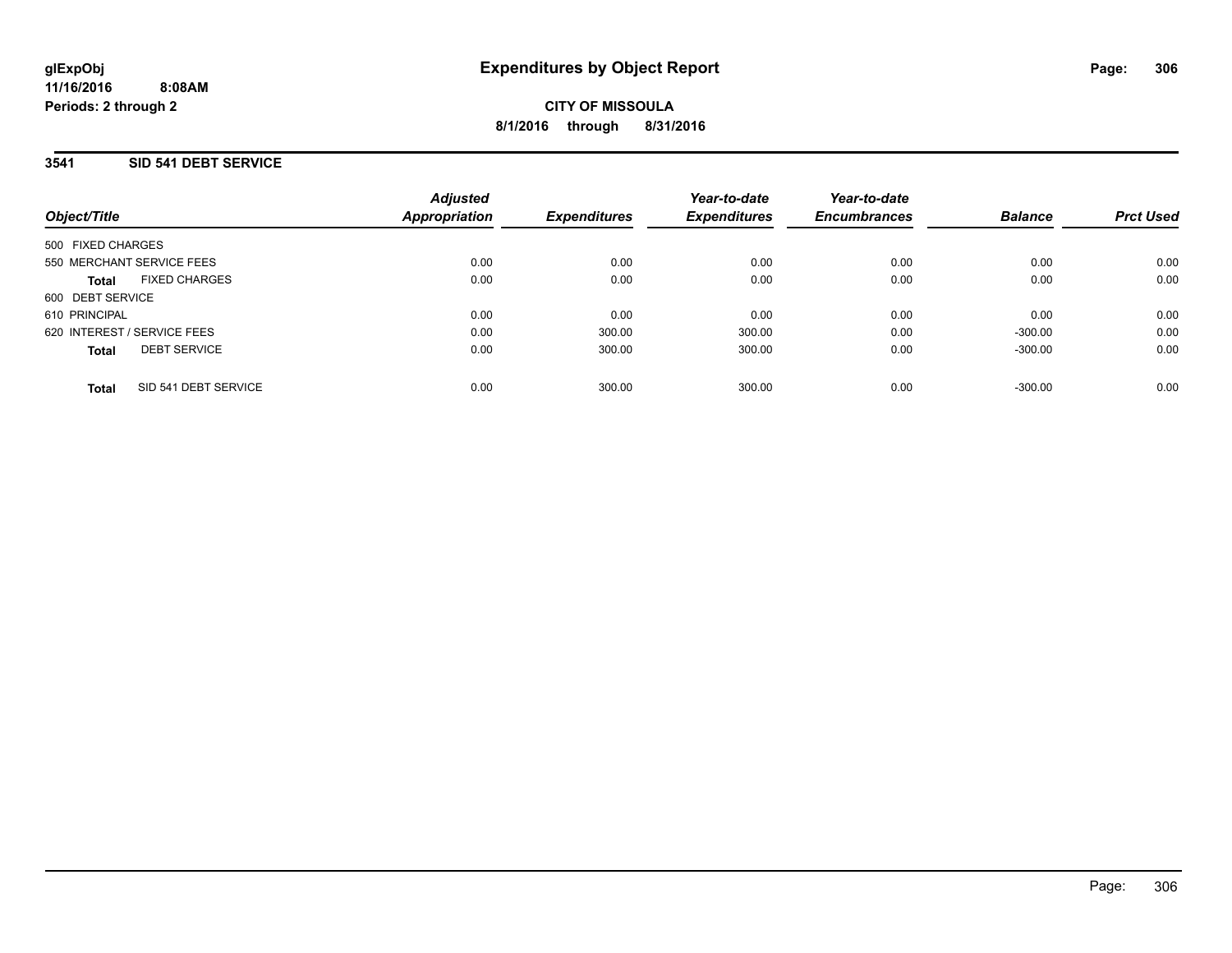# Expenditures by Object Report

**CITY OF MISSOULA**

**8/1/2016 through 8/31/2016**

glExpObj
11/16/2016 8:08AM
Periods: 2 through 2

## 3541 SID 541 DEBT SERVICE

| Object/Title | Adjusted Appropriation | Expenditures | Year-to-date Expenditures | Year-to-date Encumbrances | Balance | Prct Used |
|---|---|---|---|---|---|---|
| 500 FIXED CHARGES | | | | | | |
| 550 MERCHANT SERVICE FEES | 0.00 | 0.00 | 0.00 | 0.00 | 0.00 | 0.00 |
| **Total** FIXED CHARGES | 0.00 | 0.00 | 0.00 | 0.00 | 0.00 | 0.00 |
| 600 DEBT SERVICE | | | | | | |
| 610 PRINCIPAL | 0.00 | 0.00 | 0.00 | 0.00 | 0.00 | 0.00 |
| 620 INTEREST / SERVICE FEES | 0.00 | 300.00 | 300.00 | 0.00 | -300.00 | 0.00 |
| **Total** DEBT SERVICE | 0.00 | 300.00 | 300.00 | 0.00 | -300.00 | 0.00 |
| **Total** SID 541 DEBT SERVICE | 0.00 | 300.00 | 300.00 | 0.00 | -300.00 | 0.00 |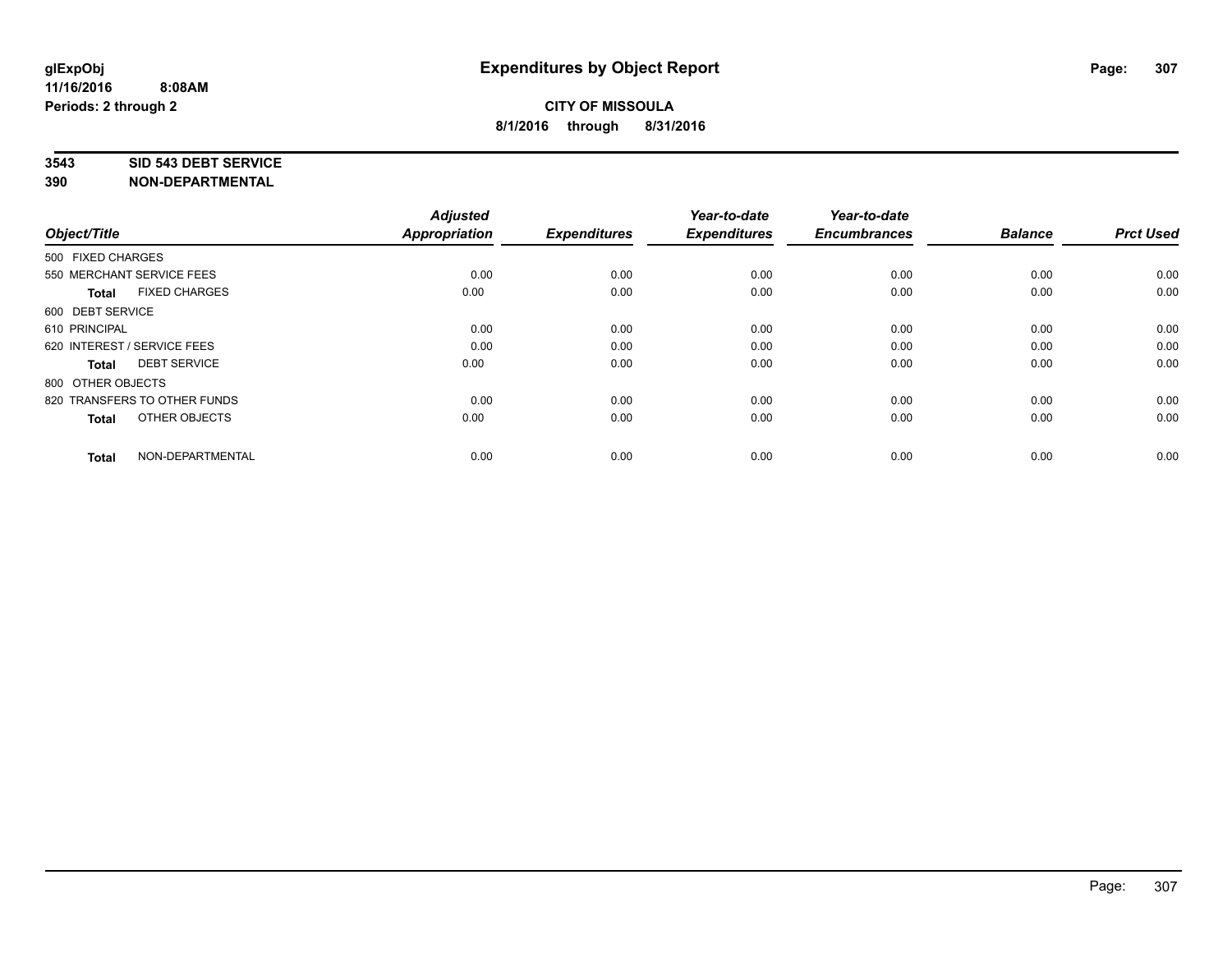**glExpObj**
**11/16/2016 8:08AM**
**Periods: 2 through 2**

# Expenditures by Object Report

**CITY OF MISSOULA**
**8/1/2016 through 8/31/2016**

## 3543 SID 543 DEBT SERVICE
## 390 NON-DEPARTMENTAL

| Object/Title | Adjusted Appropriation | Expenditures | Year-to-date Expenditures | Year-to-date Encumbrances | Balance | Prct Used |
|---|---|---|---|---|---|---|
| 500 FIXED CHARGES | | | | | | |
| 550 MERCHANT SERVICE FEES | 0.00 | 0.00 | 0.00 | 0.00 | 0.00 | 0.00 |
| **Total** FIXED CHARGES | 0.00 | 0.00 | 0.00 | 0.00 | 0.00 | 0.00 |
| 600 DEBT SERVICE | | | | | | |
| 610 PRINCIPAL | 0.00 | 0.00 | 0.00 | 0.00 | 0.00 | 0.00 |
| 620 INTEREST / SERVICE FEES | 0.00 | 0.00 | 0.00 | 0.00 | 0.00 | 0.00 |
| **Total** DEBT SERVICE | 0.00 | 0.00 | 0.00 | 0.00 | 0.00 | 0.00 |
| 800 OTHER OBJECTS | | | | | | |
| 820 TRANSFERS TO OTHER FUNDS | 0.00 | 0.00 | 0.00 | 0.00 | 0.00 | 0.00 |
| **Total** OTHER OBJECTS | 0.00 | 0.00 | 0.00 | 0.00 | 0.00 | 0.00 |
| **Total** NON-DEPARTMENTAL | 0.00 | 0.00 | 0.00 | 0.00 | 0.00 | 0.00 |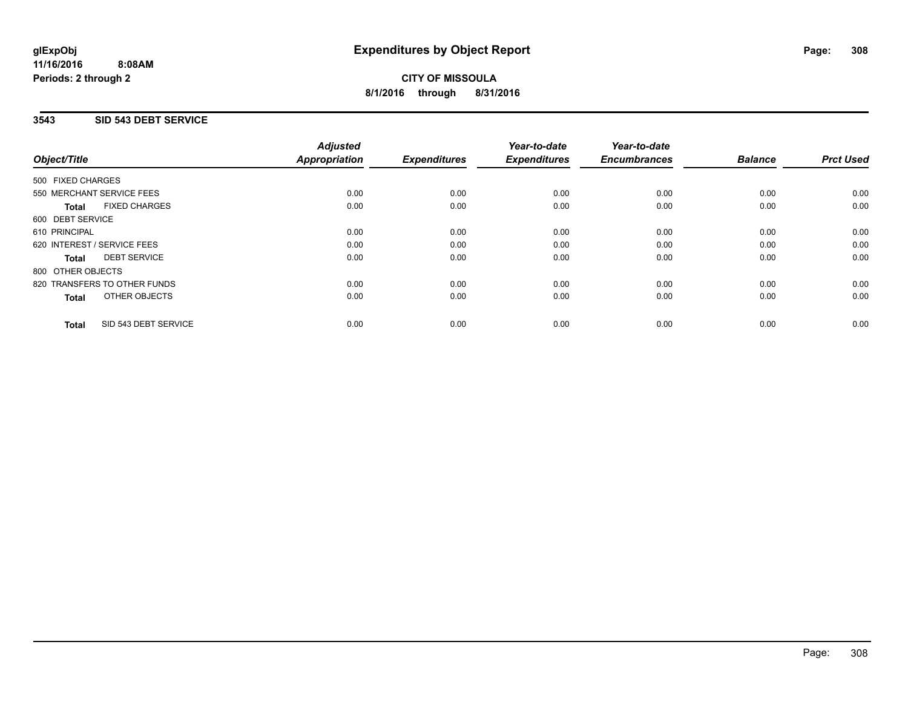**glExpObj**
**11/16/2016 8:08AM**
**Periods: 2 through 2**

# Expenditures by Object Report

**CITY OF MISSOULA**
**8/1/2016 through 8/31/2016**

## 3543 SID 543 DEBT SERVICE

| Object/Title | Adjusted Appropriation | Expenditures | Year-to-date Expenditures | Year-to-date Encumbrances | Balance | Prct Used |
|---|---|---|---|---|---|---|
| 500 FIXED CHARGES | | | | | | |
| 550 MERCHANT SERVICE FEES | 0.00 | 0.00 | 0.00 | 0.00 | 0.00 | 0.00 |
| **Total** FIXED CHARGES | 0.00 | 0.00 | 0.00 | 0.00 | 0.00 | 0.00 |
| 600 DEBT SERVICE | | | | | | |
| 610 PRINCIPAL | 0.00 | 0.00 | 0.00 | 0.00 | 0.00 | 0.00 |
| 620 INTEREST / SERVICE FEES | 0.00 | 0.00 | 0.00 | 0.00 | 0.00 | 0.00 |
| **Total** DEBT SERVICE | 0.00 | 0.00 | 0.00 | 0.00 | 0.00 | 0.00 |
| 800 OTHER OBJECTS | | | | | | |
| 820 TRANSFERS TO OTHER FUNDS | 0.00 | 0.00 | 0.00 | 0.00 | 0.00 | 0.00 |
| **Total** OTHER OBJECTS | 0.00 | 0.00 | 0.00 | 0.00 | 0.00 | 0.00 |
| **Total** SID 543 DEBT SERVICE | 0.00 | 0.00 | 0.00 | 0.00 | 0.00 | 0.00 |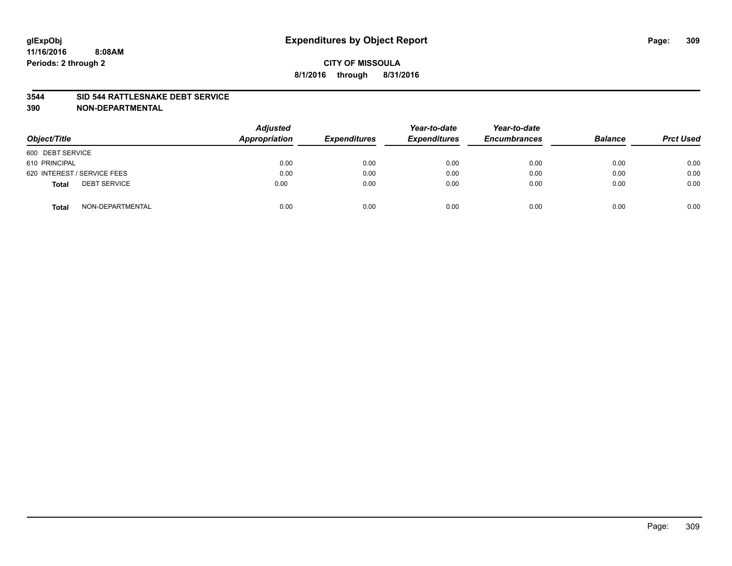glExpObj
11/16/2016 8:08AM
Periods: 2 through 2

# Expenditures by Object Report

**CITY OF MISSOULA**

**8/1/2016 through 8/31/2016**

**3544 SID 544 RATTLESNAKE DEBT SERVICE**

**390 NON-DEPARTMENTAL**

| Object/Title | Adjusted Appropriation | Expenditures | Year-to-date Expenditures | Year-to-date Encumbrances | Balance | Prct Used |
|---|---|---|---|---|---|---|
| 600 DEBT SERVICE | | | | | | |
| 610 PRINCIPAL | 0.00 | 0.00 | 0.00 | 0.00 | 0.00 | 0.00 |
| 620 INTEREST / SERVICE FEES | 0.00 | 0.00 | 0.00 | 0.00 | 0.00 | 0.00 |
| **Total** DEBT SERVICE | 0.00 | 0.00 | 0.00 | 0.00 | 0.00 | 0.00 |
| **Total** NON-DEPARTMENTAL | 0.00 | 0.00 | 0.00 | 0.00 | 0.00 | 0.00 |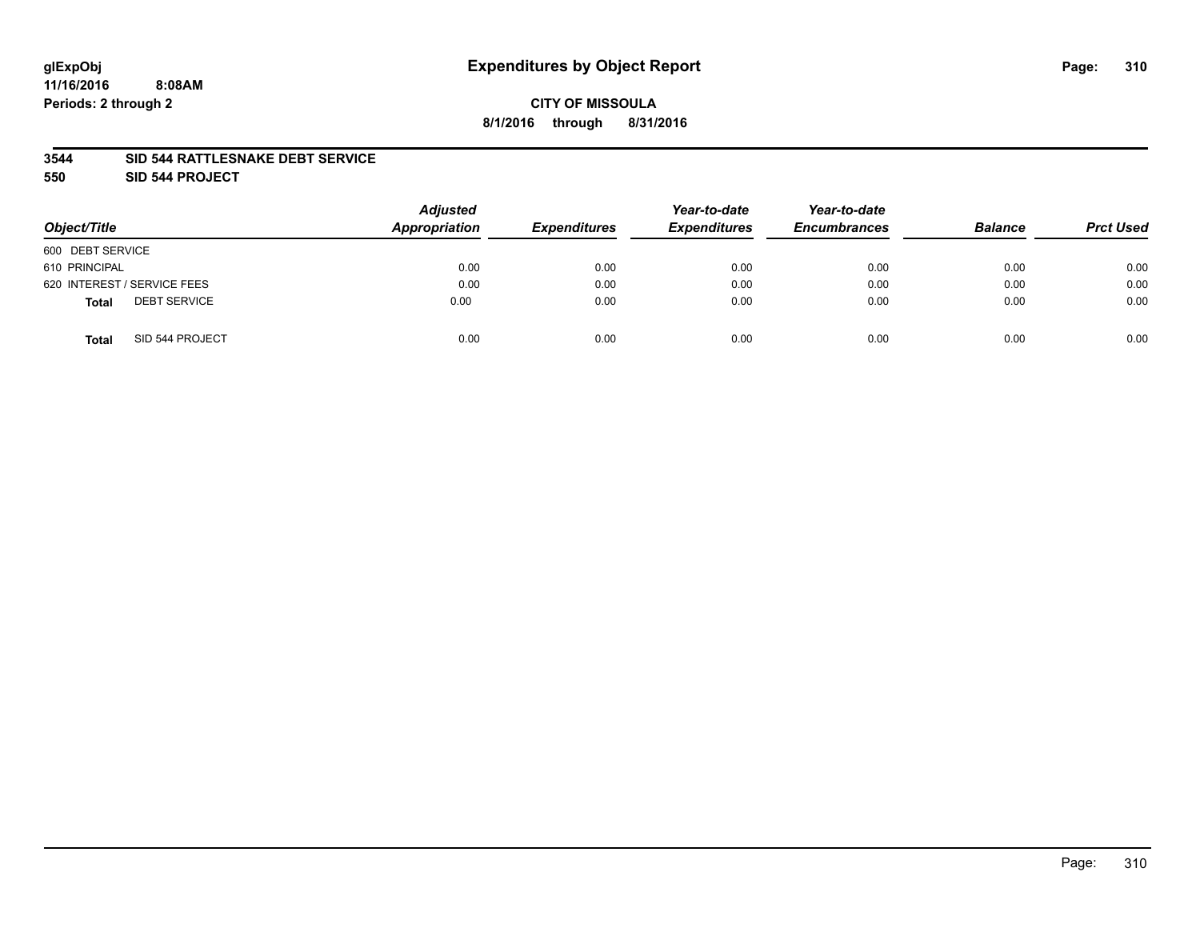glExpObj
11/16/2016 8:08AM
Periods: 2 through 2

# Expenditures by Object Report

**CITY OF MISSOULA**
**8/1/2016 through 8/31/2016**

**3544 SID 544 RATTLESNAKE DEBT SERVICE**
**550 SID 544 PROJECT**

| Object/Title | Adjusted Appropriation | Expenditures | Year-to-date Expenditures | Year-to-date Encumbrances | Balance | Prct Used |
|---|---|---|---|---|---|---|
| 600 DEBT SERVICE | | | | | | |
| 610 PRINCIPAL | 0.00 | 0.00 | 0.00 | 0.00 | 0.00 | 0.00 |
| 620 INTEREST / SERVICE FEES | 0.00 | 0.00 | 0.00 | 0.00 | 0.00 | 0.00 |
| **Total** DEBT SERVICE | 0.00 | 0.00 | 0.00 | 0.00 | 0.00 | 0.00 |
| **Total** SID 544 PROJECT | 0.00 | 0.00 | 0.00 | 0.00 | 0.00 | 0.00 |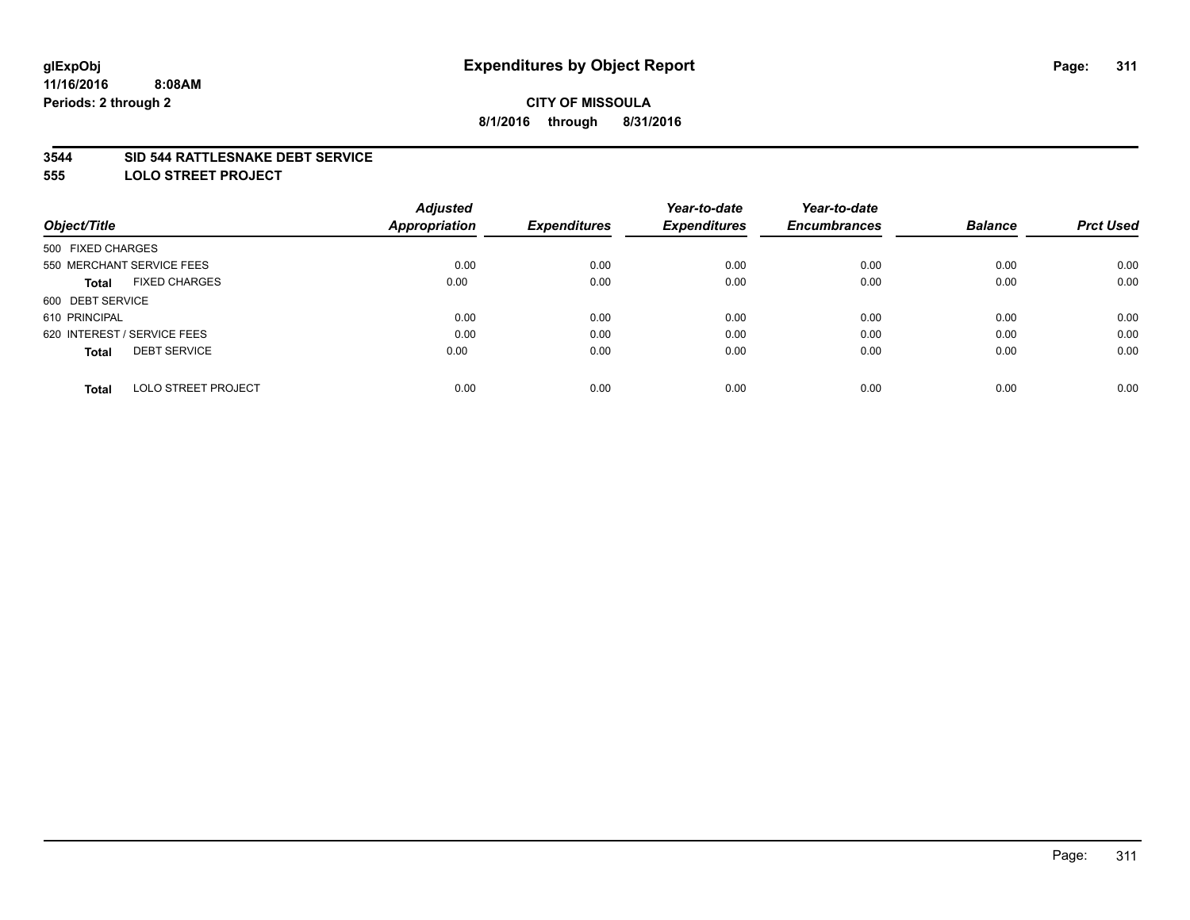# Expenditures by Object Report

glExpObj
11/16/2016 8:08AM
Periods: 2 through 2

**CITY OF MISSOULA**
**8/1/2016 through 8/31/2016**

**3544 SID 544 RATTLESNAKE DEBT SERVICE**
**555 LOLO STREET PROJECT**

| Object/Title | Adjusted Appropriation | Expenditures | Year-to-date Expenditures | Year-to-date Encumbrances | Balance | Prct Used |
|---|---|---|---|---|---|---|
| 500 FIXED CHARGES | | | | | | |
| 550 MERCHANT SERVICE FEES | 0.00 | 0.00 | 0.00 | 0.00 | 0.00 | 0.00 |
| **Total** FIXED CHARGES | 0.00 | 0.00 | 0.00 | 0.00 | 0.00 | 0.00 |
| 600 DEBT SERVICE | | | | | | |
| 610 PRINCIPAL | 0.00 | 0.00 | 0.00 | 0.00 | 0.00 | 0.00 |
| 620 INTEREST / SERVICE FEES | 0.00 | 0.00 | 0.00 | 0.00 | 0.00 | 0.00 |
| **Total** DEBT SERVICE | 0.00 | 0.00 | 0.00 | 0.00 | 0.00 | 0.00 |
| **Total** LOLO STREET PROJECT | 0.00 | 0.00 | 0.00 | 0.00 | 0.00 | 0.00 |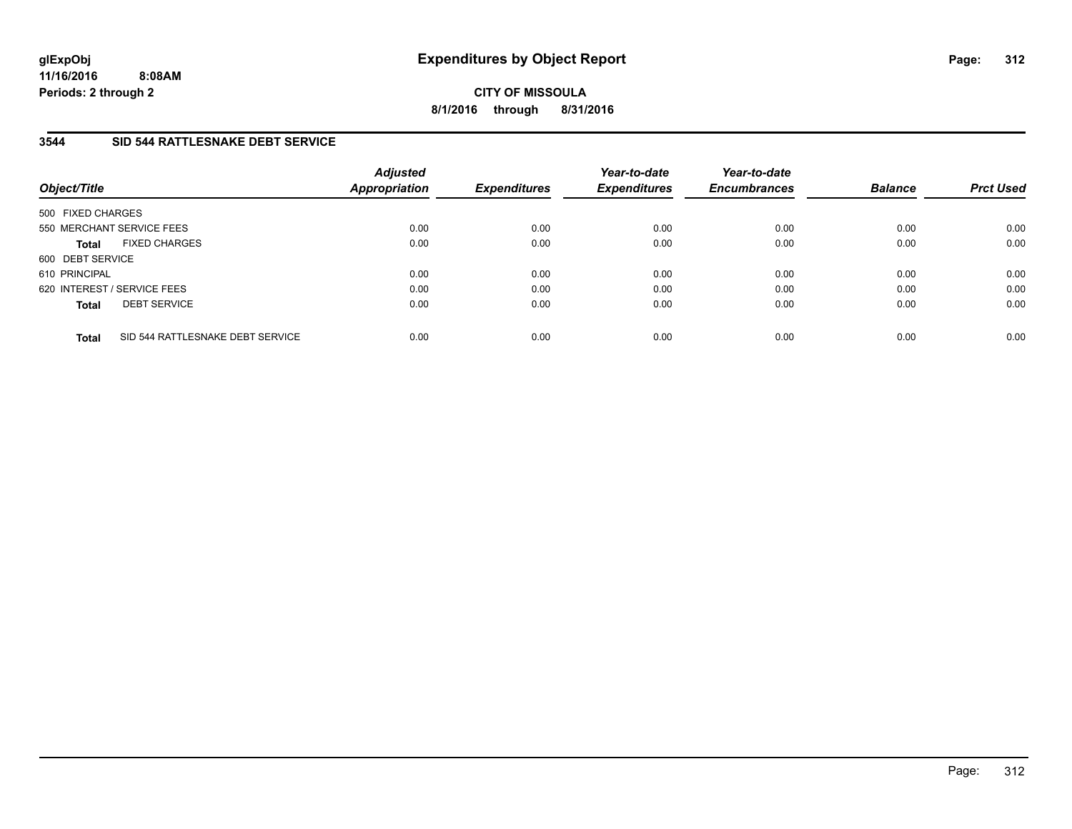# Expenditures by Object Report

glExpObj
11/16/2016 8:08AM
Periods: 2 through 2

**CITY OF MISSOULA**
**8/1/2016 through 8/31/2016**

## 3544 SID 544 RATTLESNAKE DEBT SERVICE

| Object/Title | | Adjusted Appropriation | Expenditures | Year-to-date Expenditures | Year-to-date Encumbrances | Balance | Prct Used |
|---|---|---|---|---|---|---|---|
| 500 FIXED CHARGES | | | | | | | |
| 550 MERCHANT SERVICE FEES | | 0.00 | 0.00 | 0.00 | 0.00 | 0.00 | 0.00 |
| **Total** | FIXED CHARGES | 0.00 | 0.00 | 0.00 | 0.00 | 0.00 | 0.00 |
| 600 DEBT SERVICE | | | | | | | |
| 610 PRINCIPAL | | 0.00 | 0.00 | 0.00 | 0.00 | 0.00 | 0.00 |
| 620 INTEREST / SERVICE FEES | | 0.00 | 0.00 | 0.00 | 0.00 | 0.00 | 0.00 |
| **Total** | DEBT SERVICE | 0.00 | 0.00 | 0.00 | 0.00 | 0.00 | 0.00 |
| **Total** | SID 544 RATTLESNAKE DEBT SERVICE | 0.00 | 0.00 | 0.00 | 0.00 | 0.00 | 0.00 |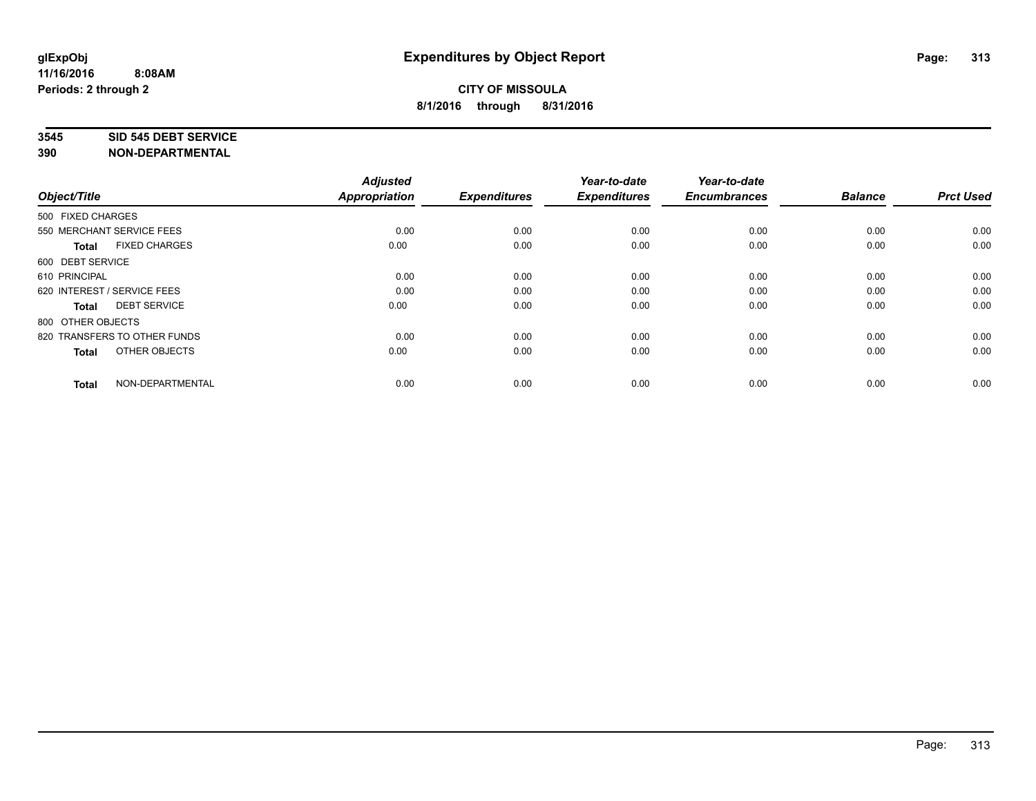glExpObj
11/16/2016 8:08AM
Periods: 2 through 2

# Expenditures by Object Report

**CITY OF MISSOULA**
**8/1/2016 through 8/31/2016**

**3545 SID 545 DEBT SERVICE**
**390 NON-DEPARTMENTAL**

| Object/Title | Adjusted Appropriation | Expenditures | Year-to-date Expenditures | Year-to-date Encumbrances | Balance | Prct Used |
|---|---|---|---|---|---|---|
| 500 FIXED CHARGES | | | | | | |
| 550 MERCHANT SERVICE FEES | 0.00 | 0.00 | 0.00 | 0.00 | 0.00 | 0.00 |
| **Total** FIXED CHARGES | 0.00 | 0.00 | 0.00 | 0.00 | 0.00 | 0.00 |
| 600 DEBT SERVICE | | | | | | |
| 610 PRINCIPAL | 0.00 | 0.00 | 0.00 | 0.00 | 0.00 | 0.00 |
| 620 INTEREST / SERVICE FEES | 0.00 | 0.00 | 0.00 | 0.00 | 0.00 | 0.00 |
| **Total** DEBT SERVICE | 0.00 | 0.00 | 0.00 | 0.00 | 0.00 | 0.00 |
| 800 OTHER OBJECTS | | | | | | |
| 820 TRANSFERS TO OTHER FUNDS | 0.00 | 0.00 | 0.00 | 0.00 | 0.00 | 0.00 |
| **Total** OTHER OBJECTS | 0.00 | 0.00 | 0.00 | 0.00 | 0.00 | 0.00 |
| **Total** NON-DEPARTMENTAL | 0.00 | 0.00 | 0.00 | 0.00 | 0.00 | 0.00 |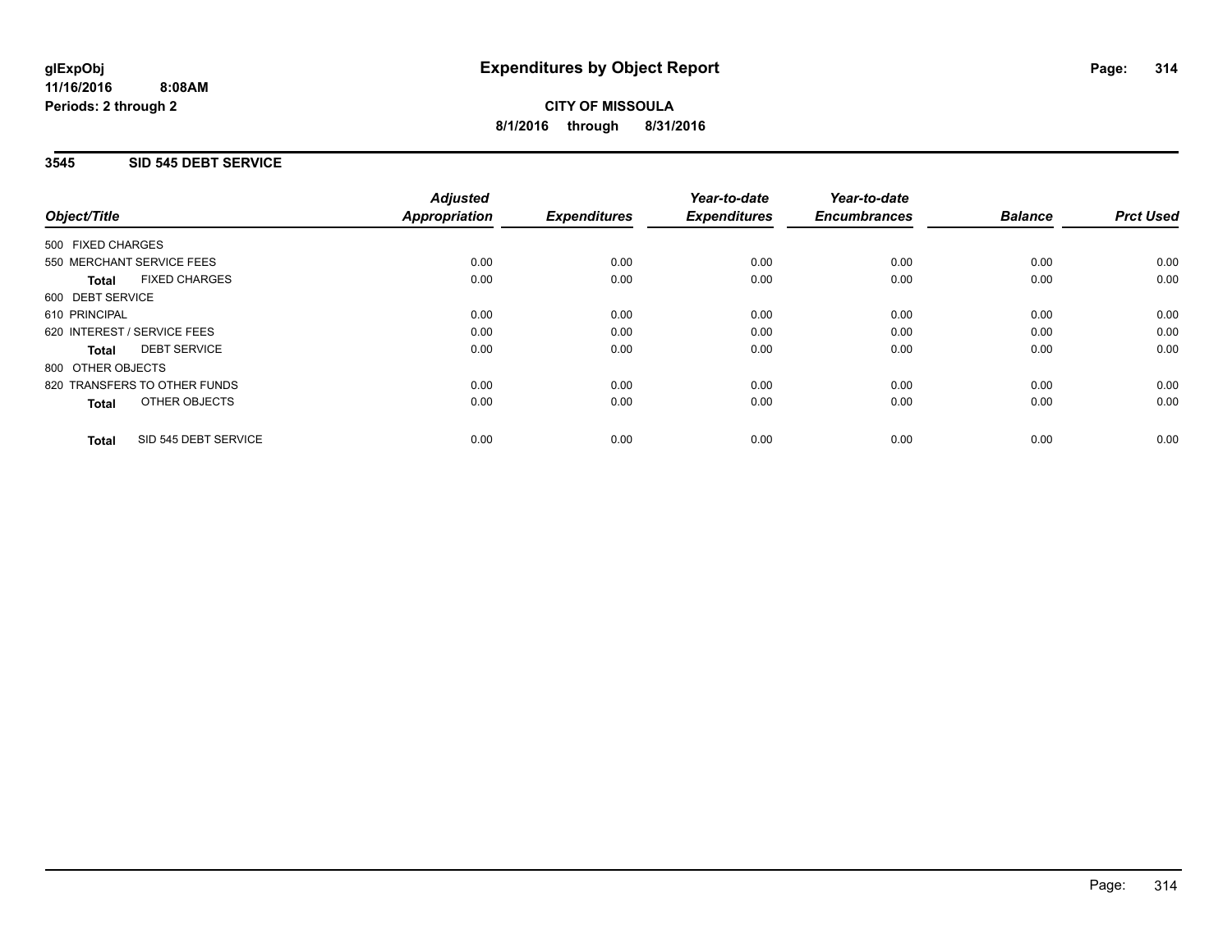# Expenditures by Object Report

glExpObj
11/16/2016 8:08AM
Periods: 2 through 2

**CITY OF MISSOULA**
**8/1/2016 through 8/31/2016**

## 3545 SID 545 DEBT SERVICE

| Object/Title | Adjusted Appropriation | Expenditures | Year-to-date Expenditures | Year-to-date Encumbrances | Balance | Prct Used |
|---|---|---|---|---|---|---|
| 500 FIXED CHARGES | | | | | | |
| 550 MERCHANT SERVICE FEES | 0.00 | 0.00 | 0.00 | 0.00 | 0.00 | 0.00 |
| **Total** FIXED CHARGES | 0.00 | 0.00 | 0.00 | 0.00 | 0.00 | 0.00 |
| 600 DEBT SERVICE | | | | | | |
| 610 PRINCIPAL | 0.00 | 0.00 | 0.00 | 0.00 | 0.00 | 0.00 |
| 620 INTEREST / SERVICE FEES | 0.00 | 0.00 | 0.00 | 0.00 | 0.00 | 0.00 |
| **Total** DEBT SERVICE | 0.00 | 0.00 | 0.00 | 0.00 | 0.00 | 0.00 |
| 800 OTHER OBJECTS | | | | | | |
| 820 TRANSFERS TO OTHER FUNDS | 0.00 | 0.00 | 0.00 | 0.00 | 0.00 | 0.00 |
| **Total** OTHER OBJECTS | 0.00 | 0.00 | 0.00 | 0.00 | 0.00 | 0.00 |
| **Total** SID 545 DEBT SERVICE | 0.00 | 0.00 | 0.00 | 0.00 | 0.00 | 0.00 |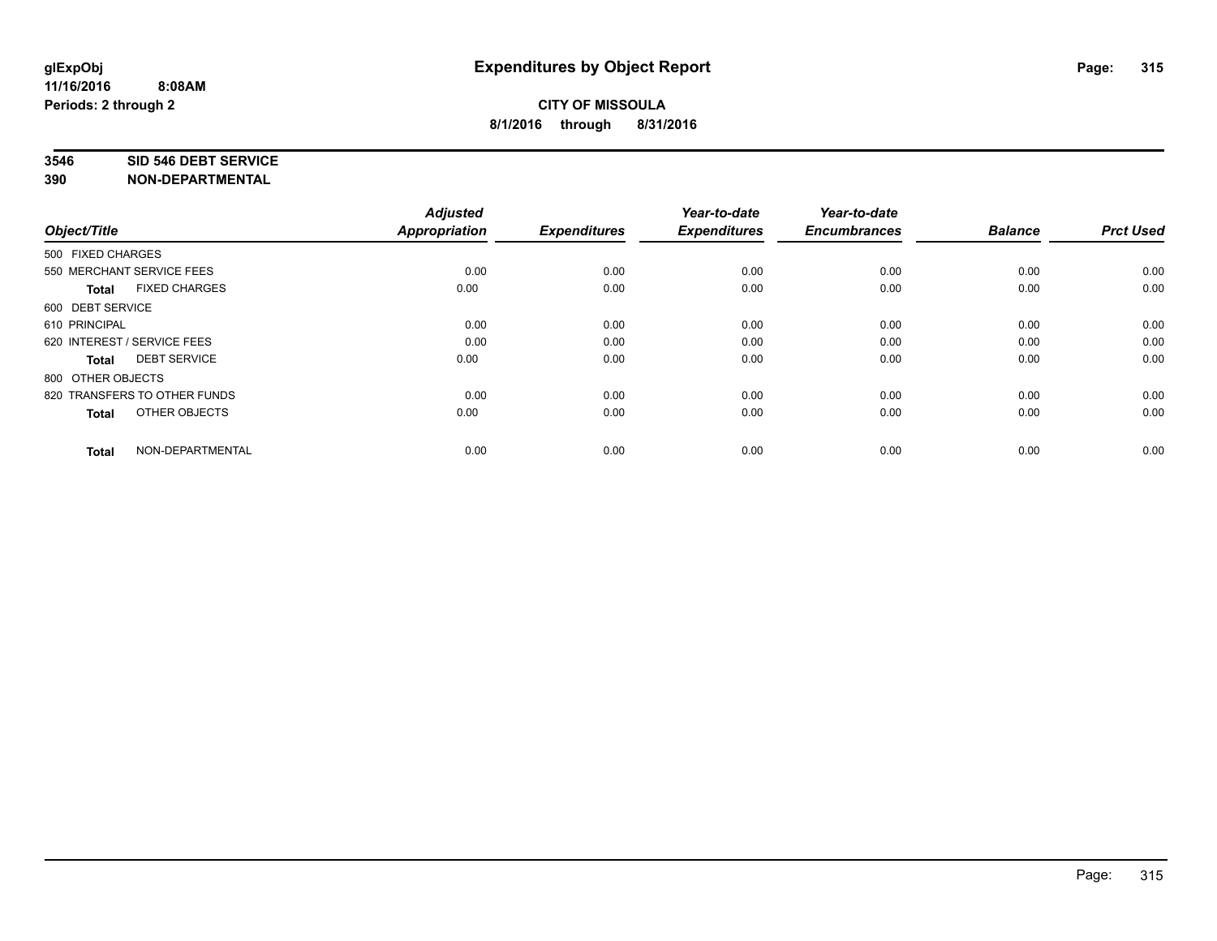**CITY OF MISSOULA**

**8/1/2016 through 8/31/2016**

**3546 SID 546 DEBT SERVICE**

**390 NON-DEPARTMENTAL**

| Object/Title | Adjusted Appropriation | Expenditures | Year-to-date Expenditures | Year-to-date Encumbrances | Balance | Prct Used |
|---|---|---|---|---|---|---|
| 500 FIXED CHARGES | | | | | | |
| 550 MERCHANT SERVICE FEES | 0.00 | 0.00 | 0.00 | 0.00 | 0.00 | 0.00 |
| **Total** FIXED CHARGES | 0.00 | 0.00 | 0.00 | 0.00 | 0.00 | 0.00 |
| 600 DEBT SERVICE | | | | | | |
| 610 PRINCIPAL | 0.00 | 0.00 | 0.00 | 0.00 | 0.00 | 0.00 |
| 620 INTEREST / SERVICE FEES | 0.00 | 0.00 | 0.00 | 0.00 | 0.00 | 0.00 |
| **Total** DEBT SERVICE | 0.00 | 0.00 | 0.00 | 0.00 | 0.00 | 0.00 |
| 800 OTHER OBJECTS | | | | | | |
| 820 TRANSFERS TO OTHER FUNDS | 0.00 | 0.00 | 0.00 | 0.00 | 0.00 | 0.00 |
| **Total** OTHER OBJECTS | 0.00 | 0.00 | 0.00 | 0.00 | 0.00 | 0.00 |
| **Total** NON-DEPARTMENTAL | 0.00 | 0.00 | 0.00 | 0.00 | 0.00 | 0.00 |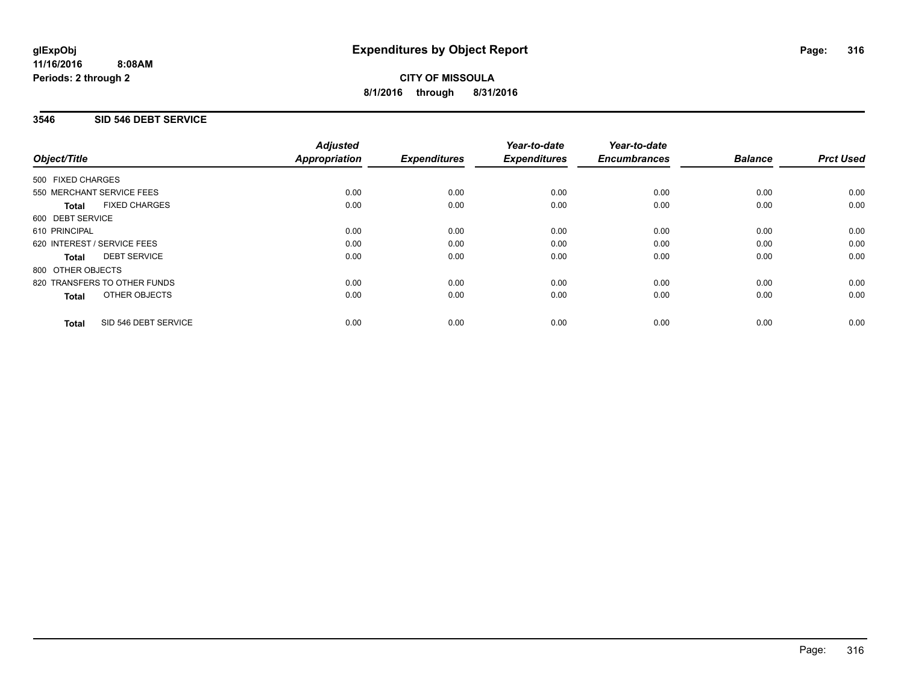# Expenditures by Object Report

glExpObj
11/16/2016 8:08AM
Periods: 2 through 2

**CITY OF MISSOULA**
**8/1/2016 through 8/31/2016**

## 3546 SID 546 DEBT SERVICE

| Object/Title | Adjusted Appropriation | Expenditures | Year-to-date Expenditures | Year-to-date Encumbrances | Balance | Prct Used |
|---|---|---|---|---|---|---|
| 500 FIXED CHARGES | | | | | | |
| 550 MERCHANT SERVICE FEES | 0.00 | 0.00 | 0.00 | 0.00 | 0.00 | 0.00 |
| **Total** FIXED CHARGES | 0.00 | 0.00 | 0.00 | 0.00 | 0.00 | 0.00 |
| 600 DEBT SERVICE | | | | | | |
| 610 PRINCIPAL | 0.00 | 0.00 | 0.00 | 0.00 | 0.00 | 0.00 |
| 620 INTEREST / SERVICE FEES | 0.00 | 0.00 | 0.00 | 0.00 | 0.00 | 0.00 |
| **Total** DEBT SERVICE | 0.00 | 0.00 | 0.00 | 0.00 | 0.00 | 0.00 |
| 800 OTHER OBJECTS | | | | | | |
| 820 TRANSFERS TO OTHER FUNDS | 0.00 | 0.00 | 0.00 | 0.00 | 0.00 | 0.00 |
| **Total** OTHER OBJECTS | 0.00 | 0.00 | 0.00 | 0.00 | 0.00 | 0.00 |
| **Total** SID 546 DEBT SERVICE | 0.00 | 0.00 | 0.00 | 0.00 | 0.00 | 0.00 |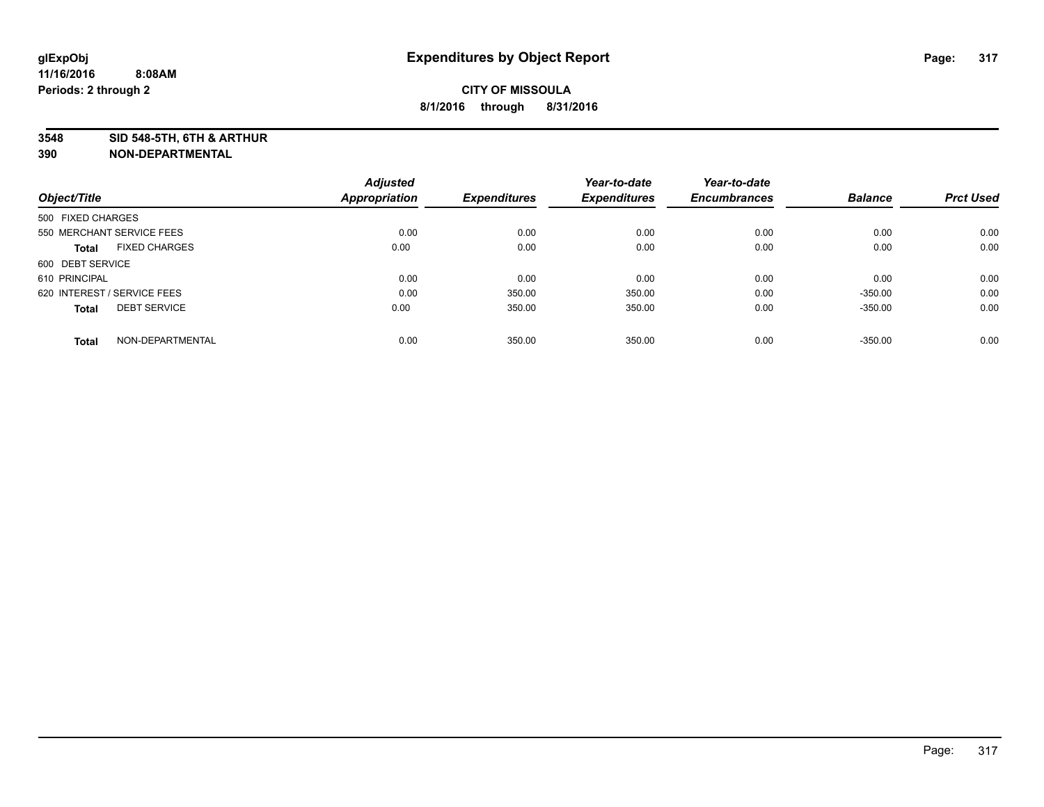**glExpObj** **Expenditures by Object Report**

**11/16/2016 8:08AM**

**Periods: 2 through 2**

**CITY OF MISSOULA**

**8/1/2016 through 8/31/2016**

**3548 SID 548-5TH, 6TH & ARTHUR**

**390 NON-DEPARTMENTAL**

| Object/Title | | Adjusted Appropriation | Expenditures | Year-to-date Expenditures | Year-to-date Encumbrances | Balance | Prct Used |
|---|---|---|---|---|---|---|---|
| 500 FIXED CHARGES | | | | | | | |
| 550 MERCHANT SERVICE FEES | | 0.00 | 0.00 | 0.00 | 0.00 | 0.00 | 0.00 |
| **Total** | FIXED CHARGES | 0.00 | 0.00 | 0.00 | 0.00 | 0.00 | 0.00 |
| 600 DEBT SERVICE | | | | | | | |
| 610 PRINCIPAL | | 0.00 | 0.00 | 0.00 | 0.00 | 0.00 | 0.00 |
| 620 INTEREST / SERVICE FEES | | 0.00 | 350.00 | 350.00 | 0.00 | -350.00 | 0.00 |
| **Total** | DEBT SERVICE | 0.00 | 350.00 | 350.00 | 0.00 | -350.00 | 0.00 |
| **Total** | NON-DEPARTMENTAL | 0.00 | 350.00 | 350.00 | 0.00 | -350.00 | 0.00 |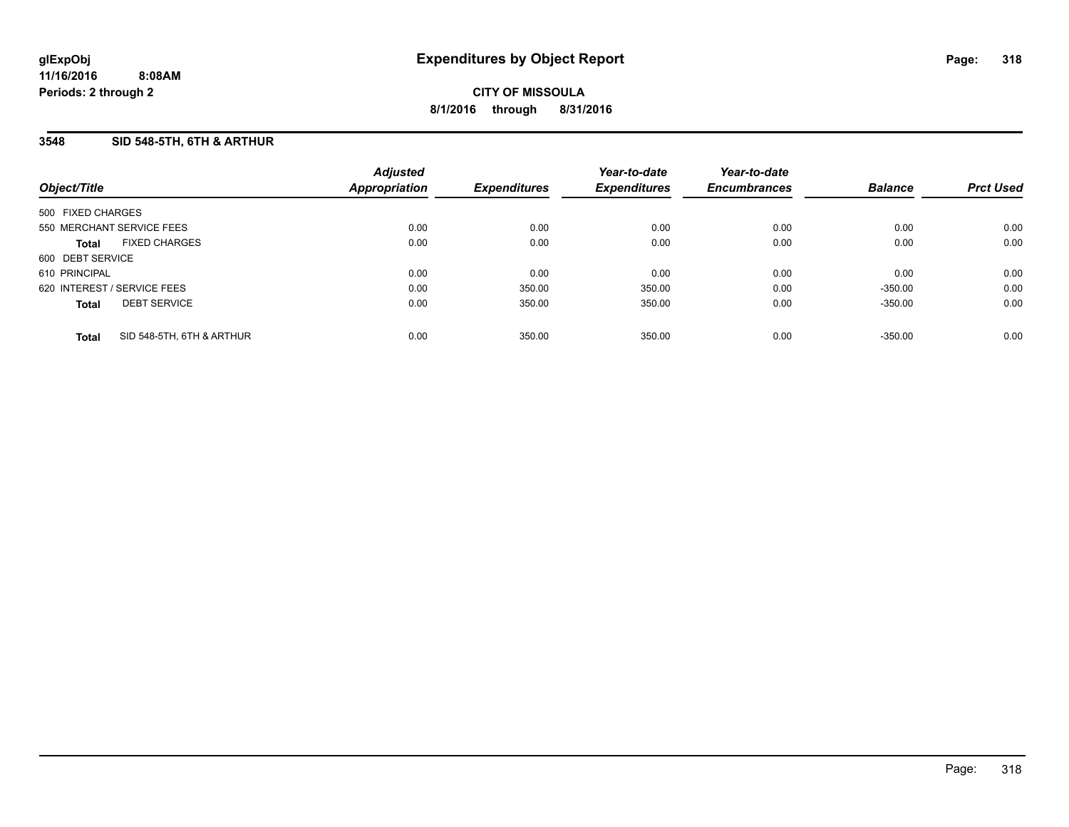# Expenditures by Object Report

glExpObj
11/16/2016 8:08AM
Periods: 2 through 2

**CITY OF MISSOULA**
**8/1/2016 through 8/31/2016**

## 3548 SID 548-5TH, 6TH & ARTHUR

| Object/Title | Adjusted Appropriation | Expenditures | Year-to-date Expenditures | Year-to-date Encumbrances | Balance | Prct Used |
|---|---|---|---|---|---|---|
| 500 FIXED CHARGES | | | | | | |
| 550 MERCHANT SERVICE FEES | 0.00 | 0.00 | 0.00 | 0.00 | 0.00 | 0.00 |
| **Total** FIXED CHARGES | 0.00 | 0.00 | 0.00 | 0.00 | 0.00 | 0.00 |
| 600 DEBT SERVICE | | | | | | |
| 610 PRINCIPAL | 0.00 | 0.00 | 0.00 | 0.00 | 0.00 | 0.00 |
| 620 INTEREST / SERVICE FEES | 0.00 | 350.00 | 350.00 | 0.00 | -350.00 | 0.00 |
| **Total** DEBT SERVICE | 0.00 | 350.00 | 350.00 | 0.00 | -350.00 | 0.00 |
| **Total** SID 548-5TH, 6TH & ARTHUR | 0.00 | 350.00 | 350.00 | 0.00 | -350.00 | 0.00 |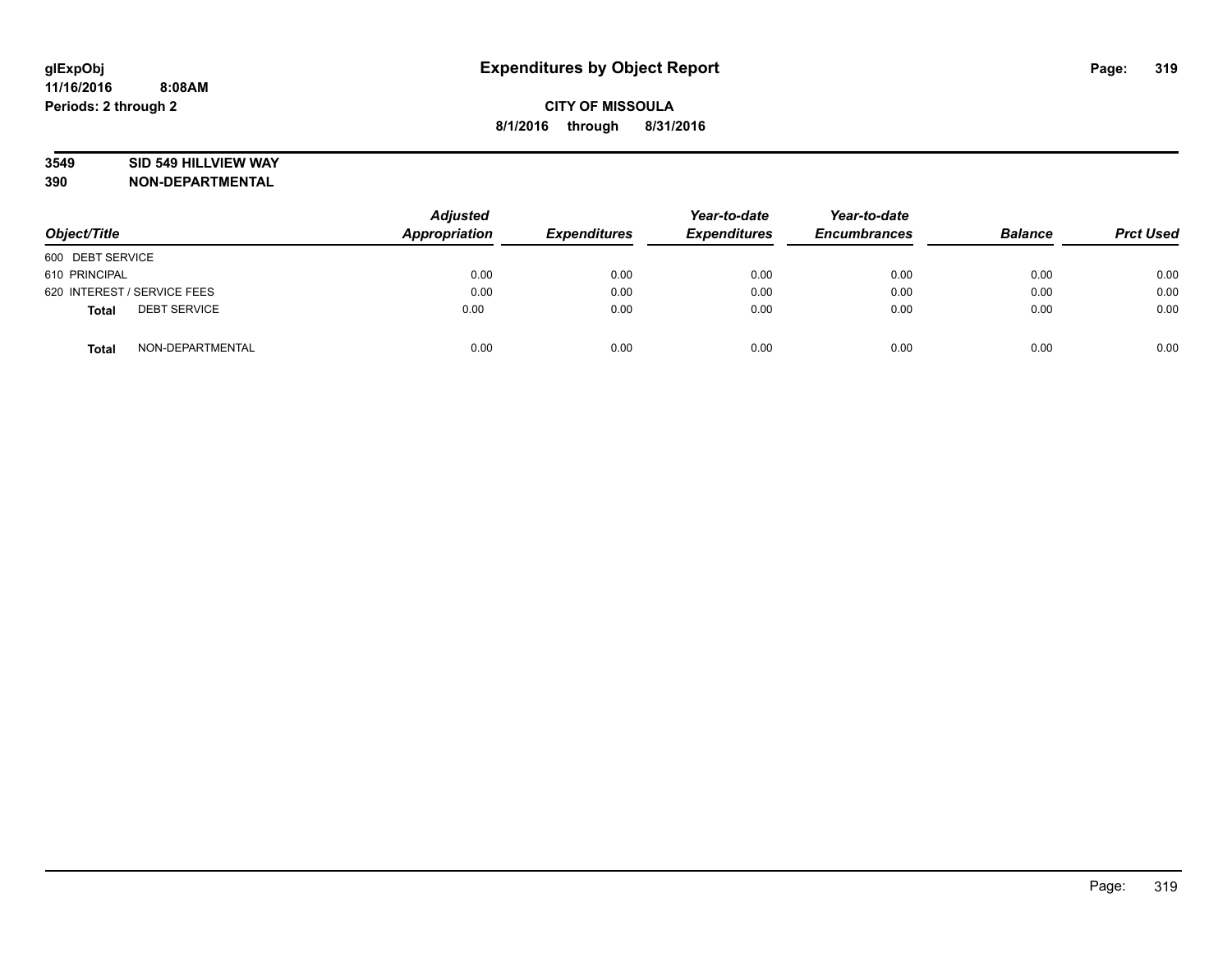glExpObj
11/16/2016 8:08AM
Periods: 2 through 2

# Expenditures by Object Report

**CITY OF MISSOULA**
**8/1/2016 through 8/31/2016**

**3549 SID 549 HILLVIEW WAY**
**390 NON-DEPARTMENTAL**

| Object/Title | Adjusted Appropriation | Expenditures | Year-to-date Expenditures | Year-to-date Encumbrances | Balance | Prct Used |
|---|---|---|---|---|---|---|
| 600 DEBT SERVICE | | | | | | |
| 610 PRINCIPAL | 0.00 | 0.00 | 0.00 | 0.00 | 0.00 | 0.00 |
| 620 INTEREST / SERVICE FEES | 0.00 | 0.00 | 0.00 | 0.00 | 0.00 | 0.00 |
| **Total** DEBT SERVICE | 0.00 | 0.00 | 0.00 | 0.00 | 0.00 | 0.00 |
| **Total** NON-DEPARTMENTAL | 0.00 | 0.00 | 0.00 | 0.00 | 0.00 | 0.00 |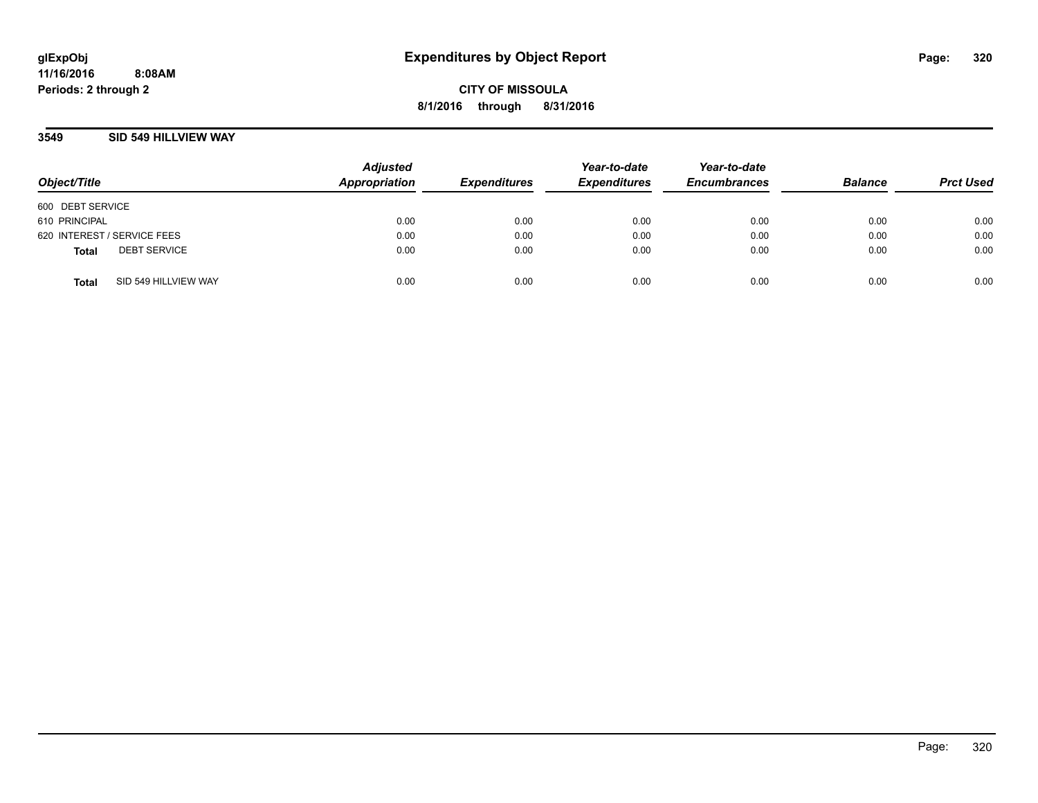**glExpObj**
**11/16/2016 8:08AM**
**Periods: 2 through 2**

# Expenditures by Object Report

**CITY OF MISSOULA**
**8/1/2016 through 8/31/2016**

## 3549 SID 549 HILLVIEW WAY

| Object/Title | | Adjusted Appropriation | Expenditures | Year-to-date Expenditures | Year-to-date Encumbrances | Balance | Prct Used |
|---|---|---|---|---|---|---|---|
| 600 DEBT SERVICE | | | | | | | |
| 610 PRINCIPAL | | 0.00 | 0.00 | 0.00 | 0.00 | 0.00 | 0.00 |
| 620 INTEREST / SERVICE FEES | | 0.00 | 0.00 | 0.00 | 0.00 | 0.00 | 0.00 |
| **Total** | DEBT SERVICE | 0.00 | 0.00 | 0.00 | 0.00 | 0.00 | 0.00 |
| **Total** | SID 549 HILLVIEW WAY | 0.00 | 0.00 | 0.00 | 0.00 | 0.00 | 0.00 |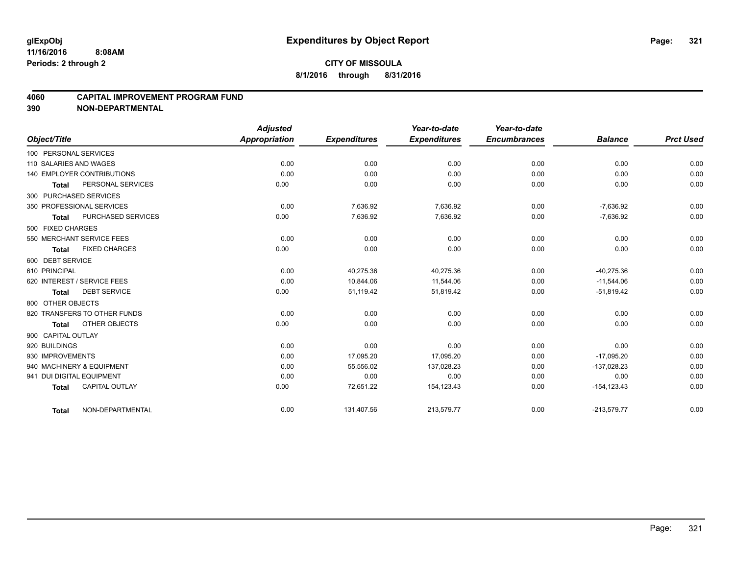**glExpObj**
**11/16/2016 8:08AM**
**Periods: 2 through 2**

# Expenditures by Object Report

**CITY OF MISSOULA**
**8/1/2016 through 8/31/2016**

## 4060 CAPITAL IMPROVEMENT PROGRAM FUND
## 390 NON-DEPARTMENTAL

| Object/Title | Adjusted Appropriation | Expenditures | Year-to-date Expenditures | Year-to-date Encumbrances | Balance | Prct Used |
|---|---|---|---|---|---|---|
| 100 PERSONAL SERVICES | | | | | | |
| 110 SALARIES AND WAGES | 0.00 | 0.00 | 0.00 | 0.00 | 0.00 | 0.00 |
| 140 EMPLOYER CONTRIBUTIONS | 0.00 | 0.00 | 0.00 | 0.00 | 0.00 | 0.00 |
| **Total** PERSONAL SERVICES | 0.00 | 0.00 | 0.00 | 0.00 | 0.00 | 0.00 |
| 300 PURCHASED SERVICES | | | | | | |
| 350 PROFESSIONAL SERVICES | 0.00 | 7,636.92 | 7,636.92 | 0.00 | -7,636.92 | 0.00 |
| **Total** PURCHASED SERVICES | 0.00 | 7,636.92 | 7,636.92 | 0.00 | -7,636.92 | 0.00 |
| 500 FIXED CHARGES | | | | | | |
| 550 MERCHANT SERVICE FEES | 0.00 | 0.00 | 0.00 | 0.00 | 0.00 | 0.00 |
| **Total** FIXED CHARGES | 0.00 | 0.00 | 0.00 | 0.00 | 0.00 | 0.00 |
| 600 DEBT SERVICE | | | | | | |
| 610 PRINCIPAL | 0.00 | 40,275.36 | 40,275.36 | 0.00 | -40,275.36 | 0.00 |
| 620 INTEREST / SERVICE FEES | 0.00 | 10,844.06 | 11,544.06 | 0.00 | -11,544.06 | 0.00 |
| **Total** DEBT SERVICE | 0.00 | 51,119.42 | 51,819.42 | 0.00 | -51,819.42 | 0.00 |
| 800 OTHER OBJECTS | | | | | | |
| 820 TRANSFERS TO OTHER FUNDS | 0.00 | 0.00 | 0.00 | 0.00 | 0.00 | 0.00 |
| **Total** OTHER OBJECTS | 0.00 | 0.00 | 0.00 | 0.00 | 0.00 | 0.00 |
| 900 CAPITAL OUTLAY | | | | | | |
| 920 BUILDINGS | 0.00 | 0.00 | 0.00 | 0.00 | 0.00 | 0.00 |
| 930 IMPROVEMENTS | 0.00 | 17,095.20 | 17,095.20 | 0.00 | -17,095.20 | 0.00 |
| 940 MACHINERY & EQUIPMENT | 0.00 | 55,556.02 | 137,028.23 | 0.00 | -137,028.23 | 0.00 |
| 941 DUI DIGITAL EQUIPMENT | 0.00 | 0.00 | 0.00 | 0.00 | 0.00 | 0.00 |
| **Total** CAPITAL OUTLAY | 0.00 | 72,651.22 | 154,123.43 | 0.00 | -154,123.43 | 0.00 |
| **Total** NON-DEPARTMENTAL | 0.00 | 131,407.56 | 213,579.77 | 0.00 | -213,579.77 | 0.00 |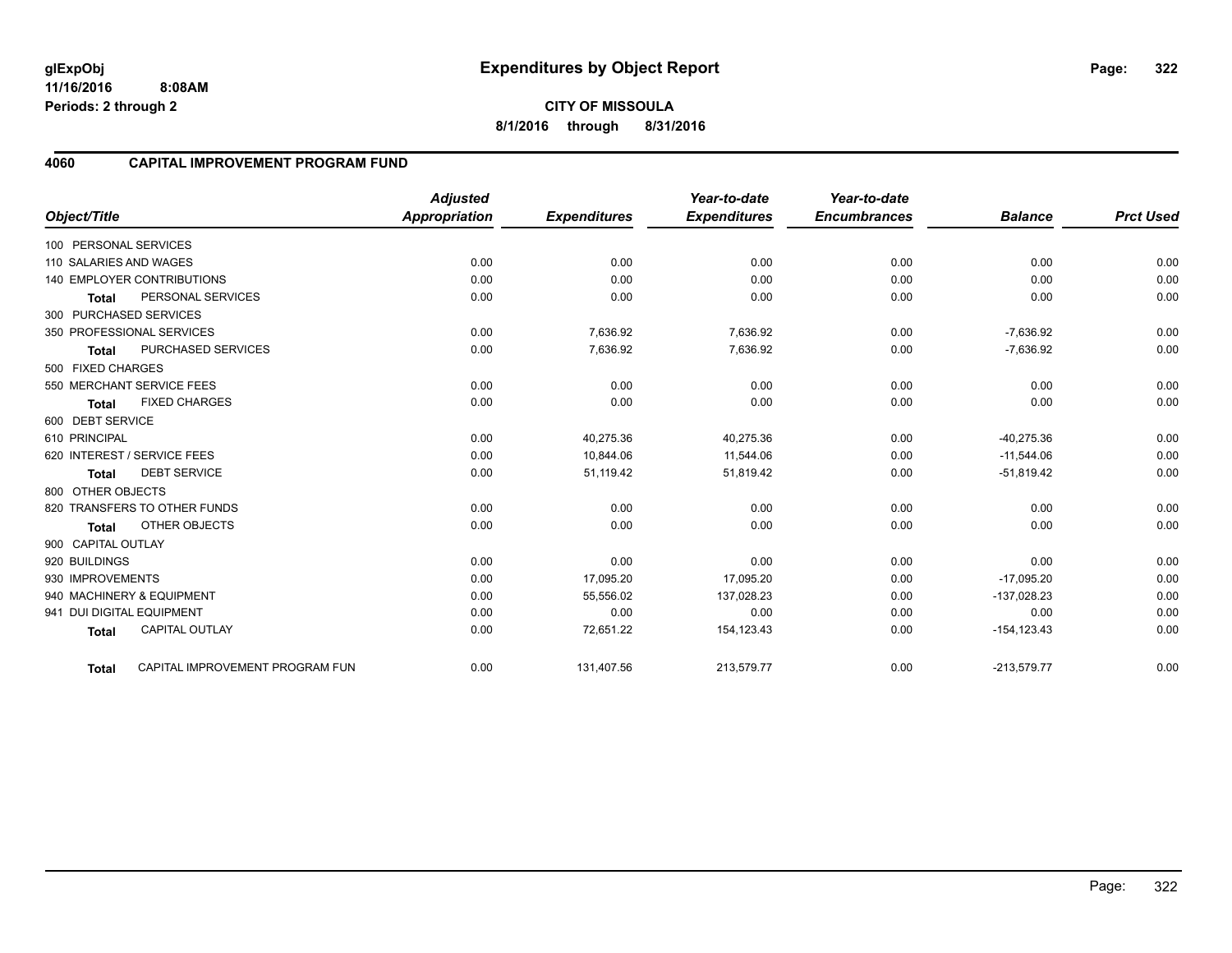**glExpObj** **Expenditures by Object Report**
**11/16/2016 8:08AM**
**Periods: 2 through 2**

**CITY OF MISSOULA**
**8/1/2016 through 8/31/2016**

## 4060 CAPITAL IMPROVEMENT PROGRAM FUND

| Object/Title | Adjusted Appropriation | Expenditures | Year-to-date Expenditures | Year-to-date Encumbrances | Balance | Prct Used |
|---|---|---|---|---|---|---|
| 100 PERSONAL SERVICES | | | | | | |
| 110 SALARIES AND WAGES | 0.00 | 0.00 | 0.00 | 0.00 | 0.00 | 0.00 |
| 140 EMPLOYER CONTRIBUTIONS | 0.00 | 0.00 | 0.00 | 0.00 | 0.00 | 0.00 |
| **Total** PERSONAL SERVICES | 0.00 | 0.00 | 0.00 | 0.00 | 0.00 | 0.00 |
| 300 PURCHASED SERVICES | | | | | | |
| 350 PROFESSIONAL SERVICES | 0.00 | 7,636.92 | 7,636.92 | 0.00 | -7,636.92 | 0.00 |
| **Total** PURCHASED SERVICES | 0.00 | 7,636.92 | 7,636.92 | 0.00 | -7,636.92 | 0.00 |
| 500 FIXED CHARGES | | | | | | |
| 550 MERCHANT SERVICE FEES | 0.00 | 0.00 | 0.00 | 0.00 | 0.00 | 0.00 |
| **Total** FIXED CHARGES | 0.00 | 0.00 | 0.00 | 0.00 | 0.00 | 0.00 |
| 600 DEBT SERVICE | | | | | | |
| 610 PRINCIPAL | 0.00 | 40,275.36 | 40,275.36 | 0.00 | -40,275.36 | 0.00 |
| 620 INTEREST / SERVICE FEES | 0.00 | 10,844.06 | 11,544.06 | 0.00 | -11,544.06 | 0.00 |
| **Total** DEBT SERVICE | 0.00 | 51,119.42 | 51,819.42 | 0.00 | -51,819.42 | 0.00 |
| 800 OTHER OBJECTS | | | | | | |
| 820 TRANSFERS TO OTHER FUNDS | 0.00 | 0.00 | 0.00 | 0.00 | 0.00 | 0.00 |
| **Total** OTHER OBJECTS | 0.00 | 0.00 | 0.00 | 0.00 | 0.00 | 0.00 |
| 900 CAPITAL OUTLAY | | | | | | |
| 920 BUILDINGS | 0.00 | 0.00 | 0.00 | 0.00 | 0.00 | 0.00 |
| 930 IMPROVEMENTS | 0.00 | 17,095.20 | 17,095.20 | 0.00 | -17,095.20 | 0.00 |
| 940 MACHINERY & EQUIPMENT | 0.00 | 55,556.02 | 137,028.23 | 0.00 | -137,028.23 | 0.00 |
| 941 DUI DIGITAL EQUIPMENT | 0.00 | 0.00 | 0.00 | 0.00 | 0.00 | 0.00 |
| **Total** CAPITAL OUTLAY | 0.00 | 72,651.22 | 154,123.43 | 0.00 | -154,123.43 | 0.00 |
| **Total** CAPITAL IMPROVEMENT PROGRAM FUN | 0.00 | 131,407.56 | 213,579.77 | 0.00 | -213,579.77 | 0.00 |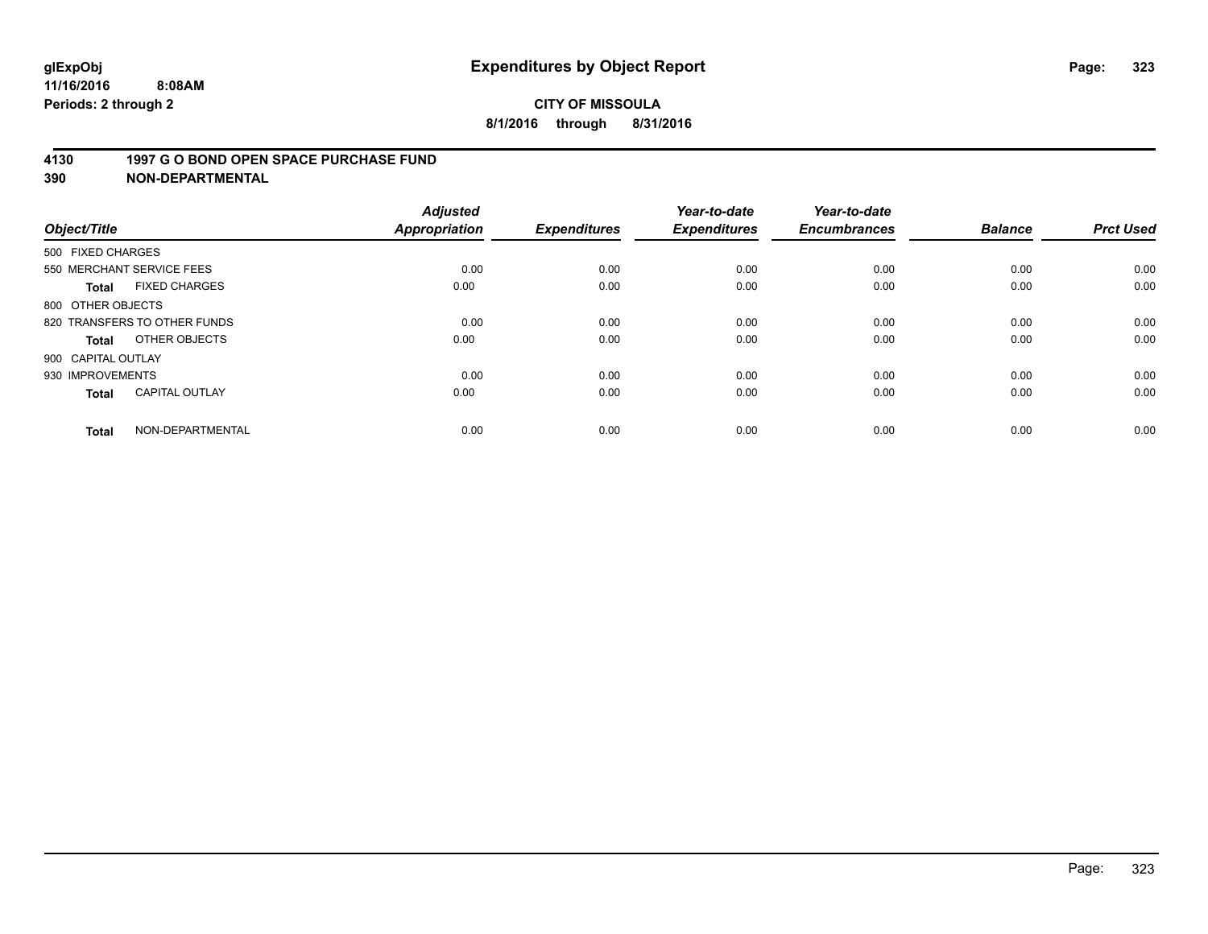# Expenditures by Object Report

glExpObj
11/16/2016 8:08AM
Periods: 2 through 2

**CITY OF MISSOULA**
**8/1/2016 through 8/31/2016**

## 4130 1997 G O BOND OPEN SPACE PURCHASE FUND
## 390 NON-DEPARTMENTAL

| Object/Title | Adjusted Appropriation | Expenditures | Year-to-date Expenditures | Year-to-date Encumbrances | Balance | Prct Used |
|---|---|---|---|---|---|---|
| 500 FIXED CHARGES | | | | | | |
| 550 MERCHANT SERVICE FEES | 0.00 | 0.00 | 0.00 | 0.00 | 0.00 | 0.00 |
| **Total** FIXED CHARGES | 0.00 | 0.00 | 0.00 | 0.00 | 0.00 | 0.00 |
| 800 OTHER OBJECTS | | | | | | |
| 820 TRANSFERS TO OTHER FUNDS | 0.00 | 0.00 | 0.00 | 0.00 | 0.00 | 0.00 |
| **Total** OTHER OBJECTS | 0.00 | 0.00 | 0.00 | 0.00 | 0.00 | 0.00 |
| 900 CAPITAL OUTLAY | | | | | | |
| 930 IMPROVEMENTS | 0.00 | 0.00 | 0.00 | 0.00 | 0.00 | 0.00 |
| **Total** CAPITAL OUTLAY | 0.00 | 0.00 | 0.00 | 0.00 | 0.00 | 0.00 |
| **Total** NON-DEPARTMENTAL | 0.00 | 0.00 | 0.00 | 0.00 | 0.00 | 0.00 |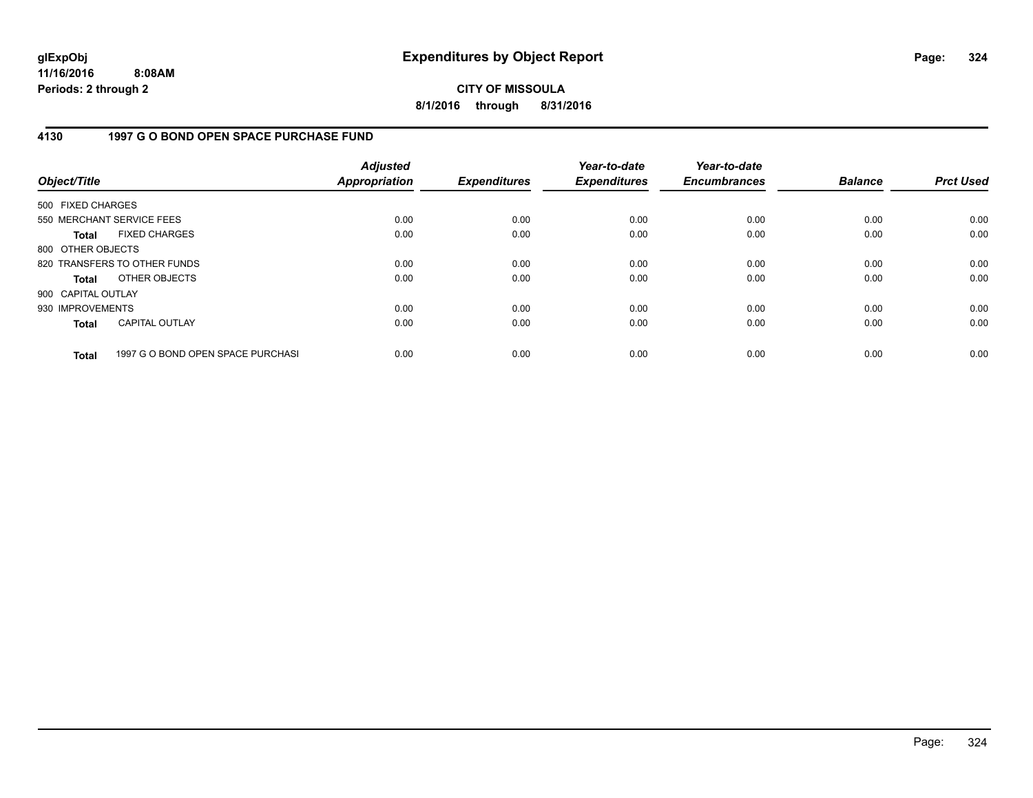**glExpObj**
**11/16/2016 8:08AM**
**Periods: 2 through 2**

# Expenditures by Object Report

**CITY OF MISSOULA**
**8/1/2016 through 8/31/2016**

## 4130 1997 G O BOND OPEN SPACE PURCHASE FUND

| Object/Title | Adjusted Appropriation | Expenditures | Year-to-date Expenditures | Year-to-date Encumbrances | Balance | Prct Used |
|---|---|---|---|---|---|---|
| 500 FIXED CHARGES | | | | | | |
| 550 MERCHANT SERVICE FEES | 0.00 | 0.00 | 0.00 | 0.00 | 0.00 | 0.00 |
| **Total** FIXED CHARGES | 0.00 | 0.00 | 0.00 | 0.00 | 0.00 | 0.00 |
| 800 OTHER OBJECTS | | | | | | |
| 820 TRANSFERS TO OTHER FUNDS | 0.00 | 0.00 | 0.00 | 0.00 | 0.00 | 0.00 |
| **Total** OTHER OBJECTS | 0.00 | 0.00 | 0.00 | 0.00 | 0.00 | 0.00 |
| 900 CAPITAL OUTLAY | | | | | | |
| 930 IMPROVEMENTS | 0.00 | 0.00 | 0.00 | 0.00 | 0.00 | 0.00 |
| **Total** CAPITAL OUTLAY | 0.00 | 0.00 | 0.00 | 0.00 | 0.00 | 0.00 |
| **Total** 1997 G O BOND OPEN SPACE PURCHASI | 0.00 | 0.00 | 0.00 | 0.00 | 0.00 | 0.00 |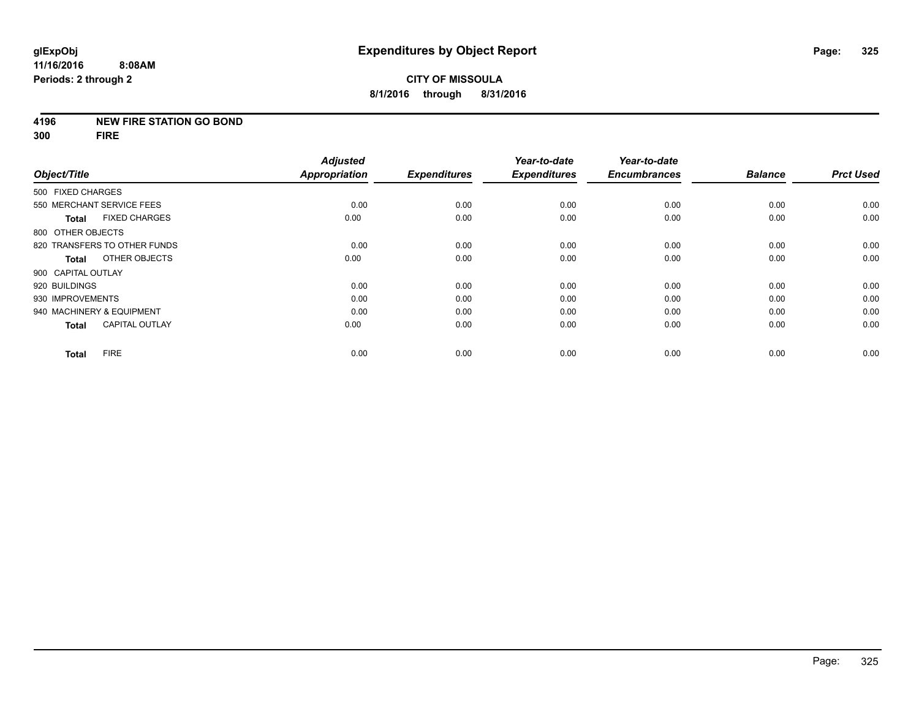glExpObj
11/16/2016 8:08AM
Periods: 2 through 2

# Expenditures by Object Report

**CITY OF MISSOULA**
**8/1/2016 through 8/31/2016**

**4196 NEW FIRE STATION GO BOND**
**300 FIRE**

| Object/Title | Adjusted Appropriation | Expenditures | Year-to-date Expenditures | Year-to-date Encumbrances | Balance | Prct Used |
|---|---|---|---|---|---|---|
| 500 FIXED CHARGES | | | | | | |
| 550 MERCHANT SERVICE FEES | 0.00 | 0.00 | 0.00 | 0.00 | 0.00 | 0.00 |
| **Total** FIXED CHARGES | 0.00 | 0.00 | 0.00 | 0.00 | 0.00 | 0.00 |
| 800 OTHER OBJECTS | | | | | | |
| 820 TRANSFERS TO OTHER FUNDS | 0.00 | 0.00 | 0.00 | 0.00 | 0.00 | 0.00 |
| **Total** OTHER OBJECTS | 0.00 | 0.00 | 0.00 | 0.00 | 0.00 | 0.00 |
| 900 CAPITAL OUTLAY | | | | | | |
| 920 BUILDINGS | 0.00 | 0.00 | 0.00 | 0.00 | 0.00 | 0.00 |
| 930 IMPROVEMENTS | 0.00 | 0.00 | 0.00 | 0.00 | 0.00 | 0.00 |
| 940 MACHINERY & EQUIPMENT | 0.00 | 0.00 | 0.00 | 0.00 | 0.00 | 0.00 |
| **Total** CAPITAL OUTLAY | 0.00 | 0.00 | 0.00 | 0.00 | 0.00 | 0.00 |
| **Total** FIRE | 0.00 | 0.00 | 0.00 | 0.00 | 0.00 | 0.00 |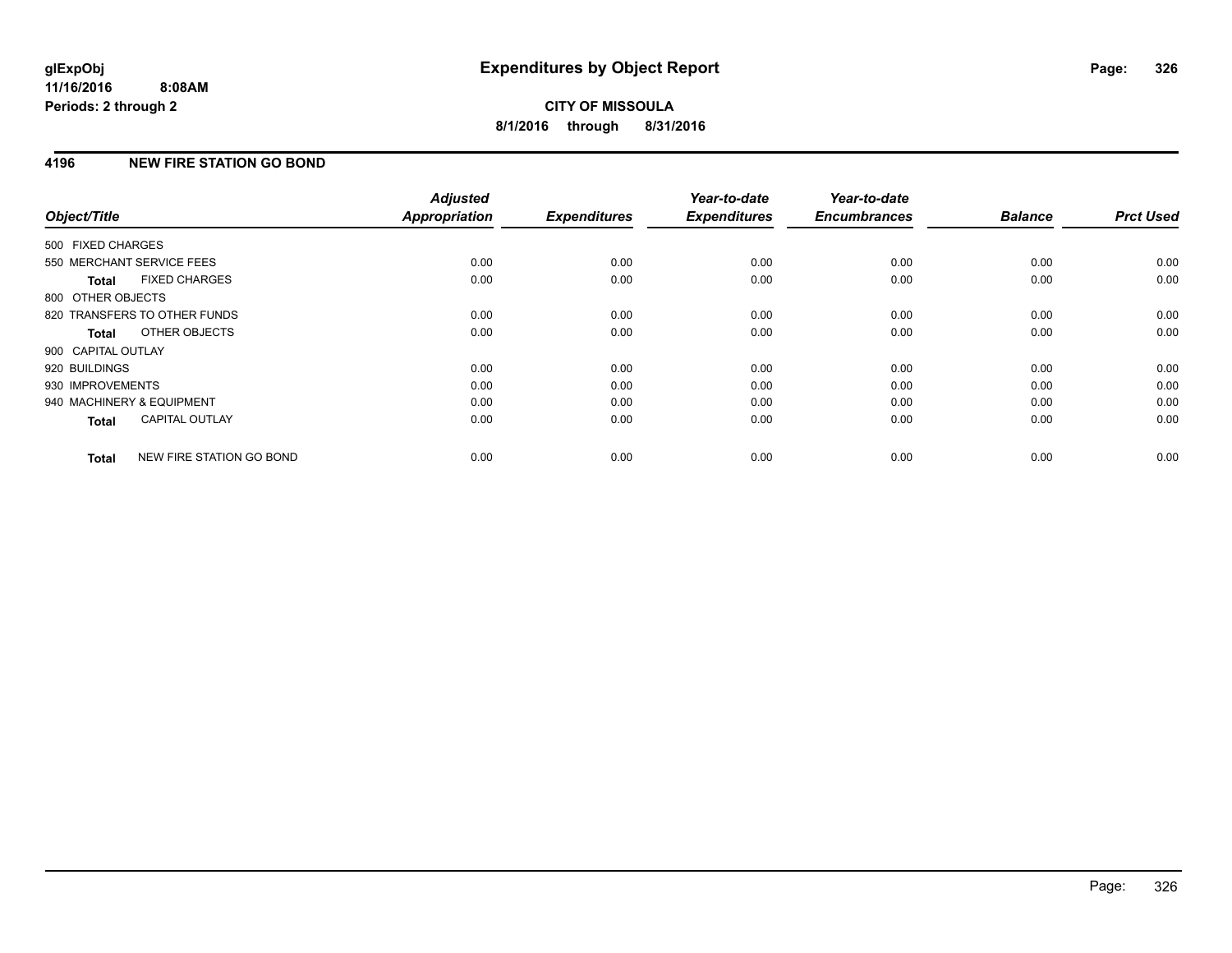**glExpObj**
**11/16/2016 8:08AM**
**Periods: 2 through 2**

# Expenditures by Object Report

**CITY OF MISSOULA**
**8/1/2016 through 8/31/2016**

## 4196 NEW FIRE STATION GO BOND

| Object/Title | Adjusted Appropriation | Expenditures | Year-to-date Expenditures | Year-to-date Encumbrances | Balance | Prct Used |
|---|---|---|---|---|---|---|
| 500 FIXED CHARGES | | | | | | |
| 550 MERCHANT SERVICE FEES | 0.00 | 0.00 | 0.00 | 0.00 | 0.00 | 0.00 |
| **Total** FIXED CHARGES | 0.00 | 0.00 | 0.00 | 0.00 | 0.00 | 0.00 |
| 800 OTHER OBJECTS | | | | | | |
| 820 TRANSFERS TO OTHER FUNDS | 0.00 | 0.00 | 0.00 | 0.00 | 0.00 | 0.00 |
| **Total** OTHER OBJECTS | 0.00 | 0.00 | 0.00 | 0.00 | 0.00 | 0.00 |
| 900 CAPITAL OUTLAY | | | | | | |
| 920 BUILDINGS | 0.00 | 0.00 | 0.00 | 0.00 | 0.00 | 0.00 |
| 930 IMPROVEMENTS | 0.00 | 0.00 | 0.00 | 0.00 | 0.00 | 0.00 |
| 940 MACHINERY & EQUIPMENT | 0.00 | 0.00 | 0.00 | 0.00 | 0.00 | 0.00 |
| **Total** CAPITAL OUTLAY | 0.00 | 0.00 | 0.00 | 0.00 | 0.00 | 0.00 |
| **Total** NEW FIRE STATION GO BOND | 0.00 | 0.00 | 0.00 | 0.00 | 0.00 | 0.00 |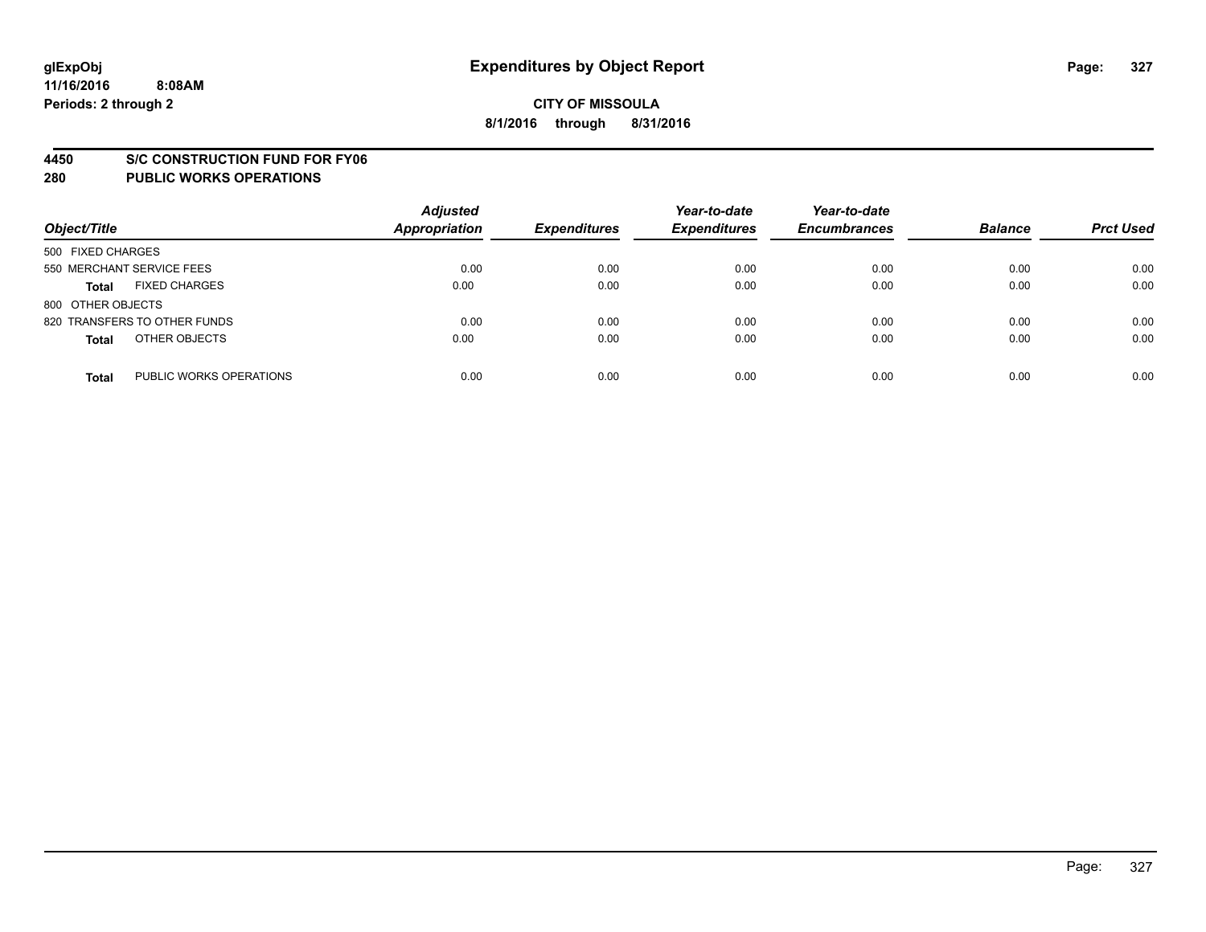# Expenditures by Object Report

glExpObj
11/16/2016 8:08AM
Periods: 2 through 2

**CITY OF MISSOULA**
**8/1/2016 through 8/31/2016**

**4450 S/C CONSTRUCTION FUND FOR FY06**
**280 PUBLIC WORKS OPERATIONS**

| Object/Title | Adjusted Appropriation | Expenditures | Year-to-date Expenditures | Year-to-date Encumbrances | Balance | Prct Used |
|---|---|---|---|---|---|---|
| 500 FIXED CHARGES | | | | | | |
| 550 MERCHANT SERVICE FEES | 0.00 | 0.00 | 0.00 | 0.00 | 0.00 | 0.00 |
| **Total** FIXED CHARGES | 0.00 | 0.00 | 0.00 | 0.00 | 0.00 | 0.00 |
| 800 OTHER OBJECTS | | | | | | |
| 820 TRANSFERS TO OTHER FUNDS | 0.00 | 0.00 | 0.00 | 0.00 | 0.00 | 0.00 |
| **Total** OTHER OBJECTS | 0.00 | 0.00 | 0.00 | 0.00 | 0.00 | 0.00 |
| **Total** PUBLIC WORKS OPERATIONS | 0.00 | 0.00 | 0.00 | 0.00 | 0.00 | 0.00 |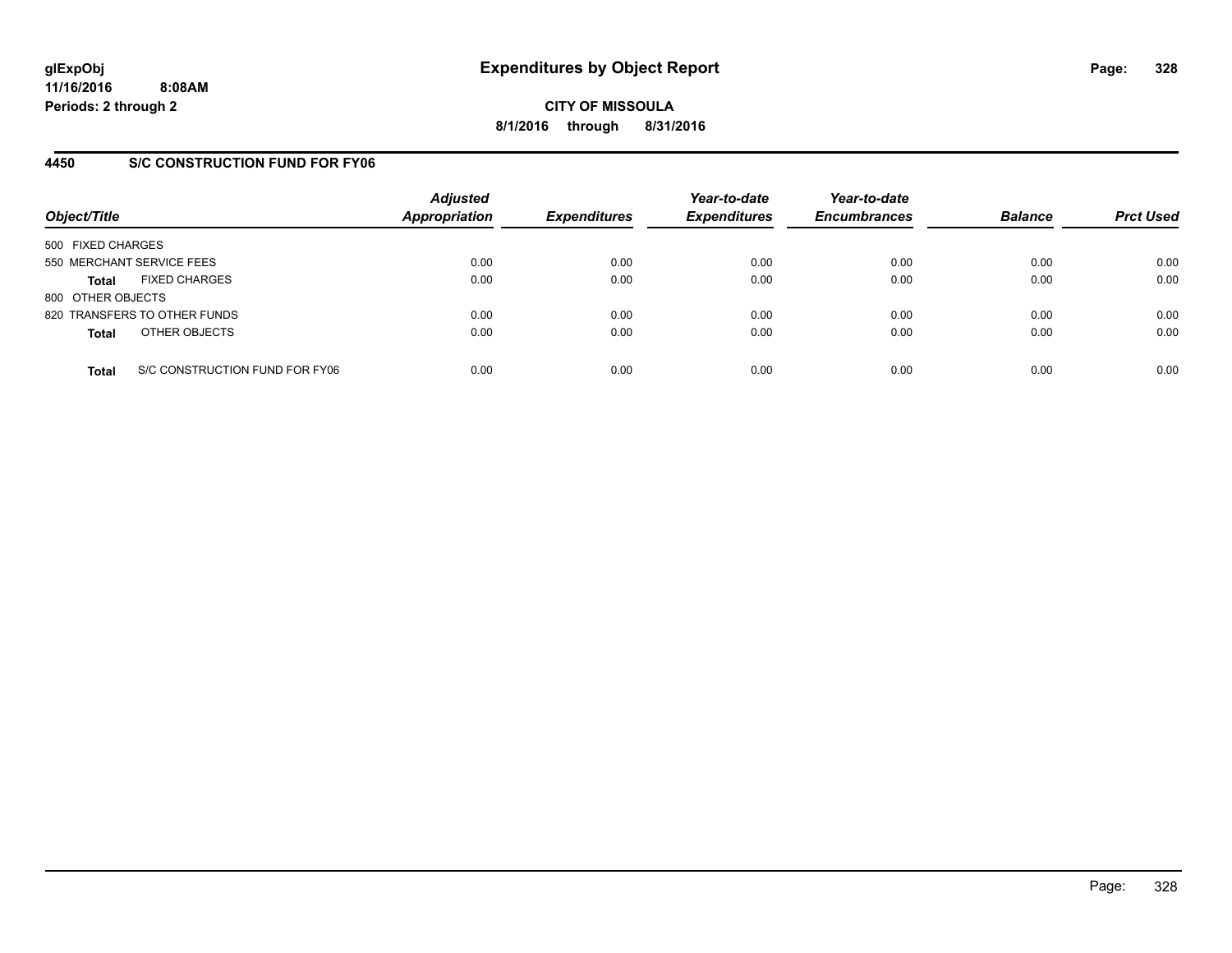**glExpObj**
**11/16/2016 8:08AM**
**Periods: 2 through 2**

# Expenditures by Object Report

**CITY OF MISSOULA**
**8/1/2016 through 8/31/2016**

## 4450 S/C CONSTRUCTION FUND FOR FY06

| Object/Title | Adjusted Appropriation | Expenditures | Year-to-date Expenditures | Year-to-date Encumbrances | Balance | Prct Used |
|---|---|---|---|---|---|---|
| 500 FIXED CHARGES | | | | | | |
| 550 MERCHANT SERVICE FEES | 0.00 | 0.00 | 0.00 | 0.00 | 0.00 | 0.00 |
| **Total** FIXED CHARGES | 0.00 | 0.00 | 0.00 | 0.00 | 0.00 | 0.00 |
| 800 OTHER OBJECTS | | | | | | |
| 820 TRANSFERS TO OTHER FUNDS | 0.00 | 0.00 | 0.00 | 0.00 | 0.00 | 0.00 |
| **Total** OTHER OBJECTS | 0.00 | 0.00 | 0.00 | 0.00 | 0.00 | 0.00 |
| **Total** S/C CONSTRUCTION FUND FOR FY06 | 0.00 | 0.00 | 0.00 | 0.00 | 0.00 | 0.00 |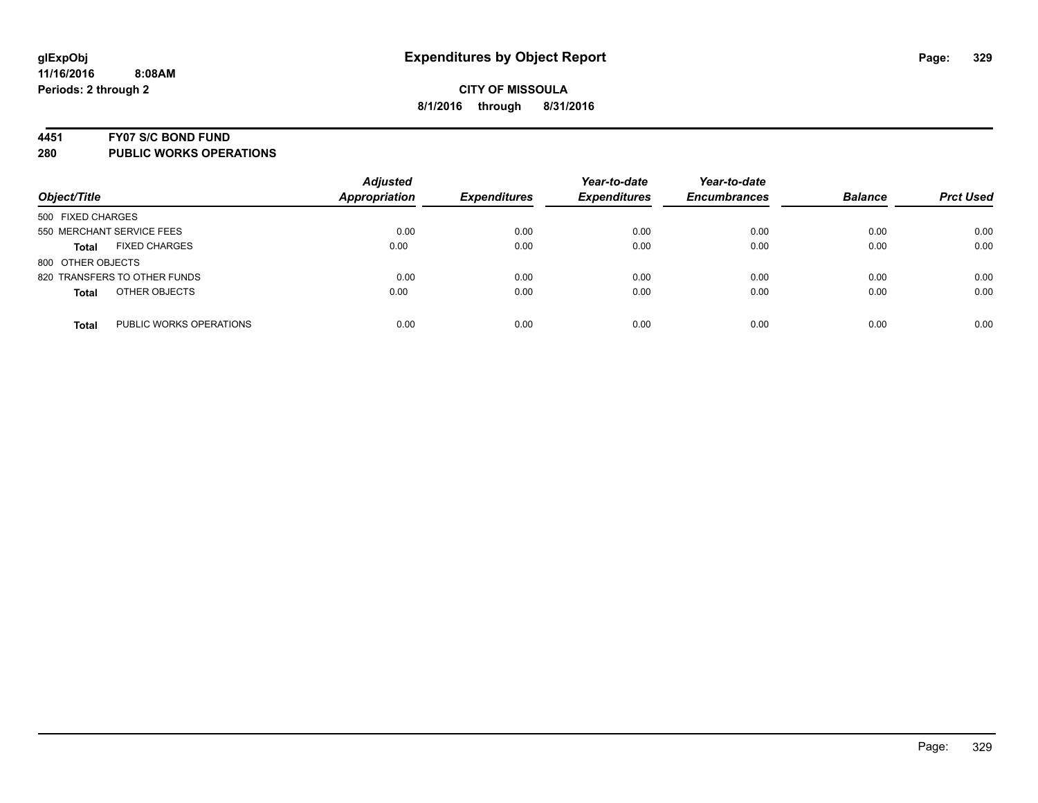# Expenditures by Object Report

**glExpObj**
**11/16/2016 8:08AM**
**Periods: 2 through 2**

**CITY OF MISSOULA**
**8/1/2016 through 8/31/2016**

## 4451 FY07 S/C BOND FUND
## 280 PUBLIC WORKS OPERATIONS

| Object/Title | Adjusted Appropriation | Expenditures | Year-to-date Expenditures | Year-to-date Encumbrances | Balance | Prct Used |
|---|---|---|---|---|---|---|
| 500 FIXED CHARGES | | | | | | |
| 550 MERCHANT SERVICE FEES | 0.00 | 0.00 | 0.00 | 0.00 | 0.00 | 0.00 |
| **Total** FIXED CHARGES | 0.00 | 0.00 | 0.00 | 0.00 | 0.00 | 0.00 |
| 800 OTHER OBJECTS | | | | | | |
| 820 TRANSFERS TO OTHER FUNDS | 0.00 | 0.00 | 0.00 | 0.00 | 0.00 | 0.00 |
| **Total** OTHER OBJECTS | 0.00 | 0.00 | 0.00 | 0.00 | 0.00 | 0.00 |
| **Total** PUBLIC WORKS OPERATIONS | 0.00 | 0.00 | 0.00 | 0.00 | 0.00 | 0.00 |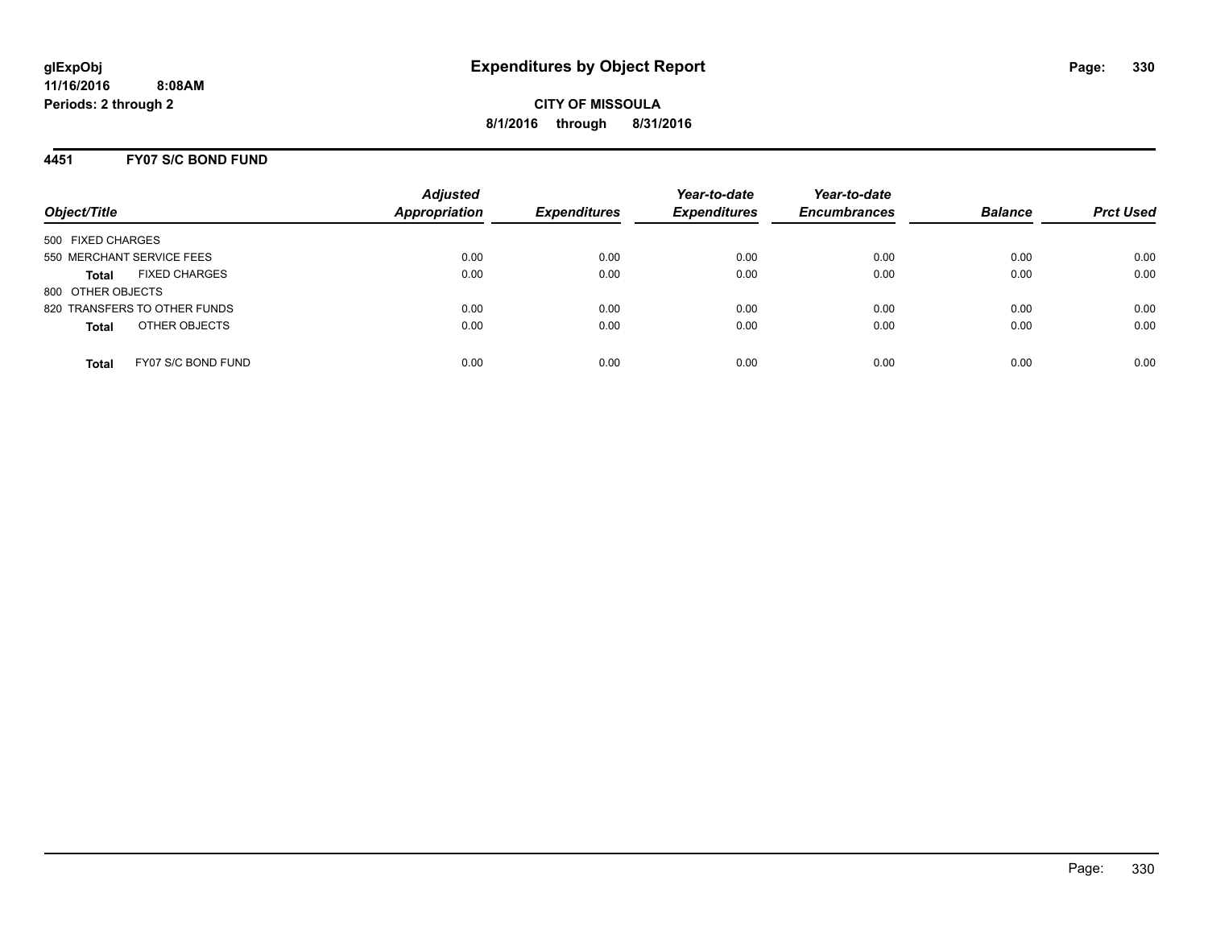**glExpObj**
**11/16/2016 8:08AM**
**Periods: 2 through 2**

# Expenditures by Object Report

**CITY OF MISSOULA**
**8/1/2016 through 8/31/2016**

## 4451 FY07 S/C BOND FUND

| Object/Title | Adjusted Appropriation | Expenditures | Year-to-date Expenditures | Year-to-date Encumbrances | Balance | Prct Used |
|---|---|---|---|---|---|---|
| 500 FIXED CHARGES | | | | | | |
| 550 MERCHANT SERVICE FEES | 0.00 | 0.00 | 0.00 | 0.00 | 0.00 | 0.00 |
| **Total** FIXED CHARGES | 0.00 | 0.00 | 0.00 | 0.00 | 0.00 | 0.00 |
| 800 OTHER OBJECTS | | | | | | |
| 820 TRANSFERS TO OTHER FUNDS | 0.00 | 0.00 | 0.00 | 0.00 | 0.00 | 0.00 |
| **Total** OTHER OBJECTS | 0.00 | 0.00 | 0.00 | 0.00 | 0.00 | 0.00 |
| **Total** FY07 S/C BOND FUND | 0.00 | 0.00 | 0.00 | 0.00 | 0.00 | 0.00 |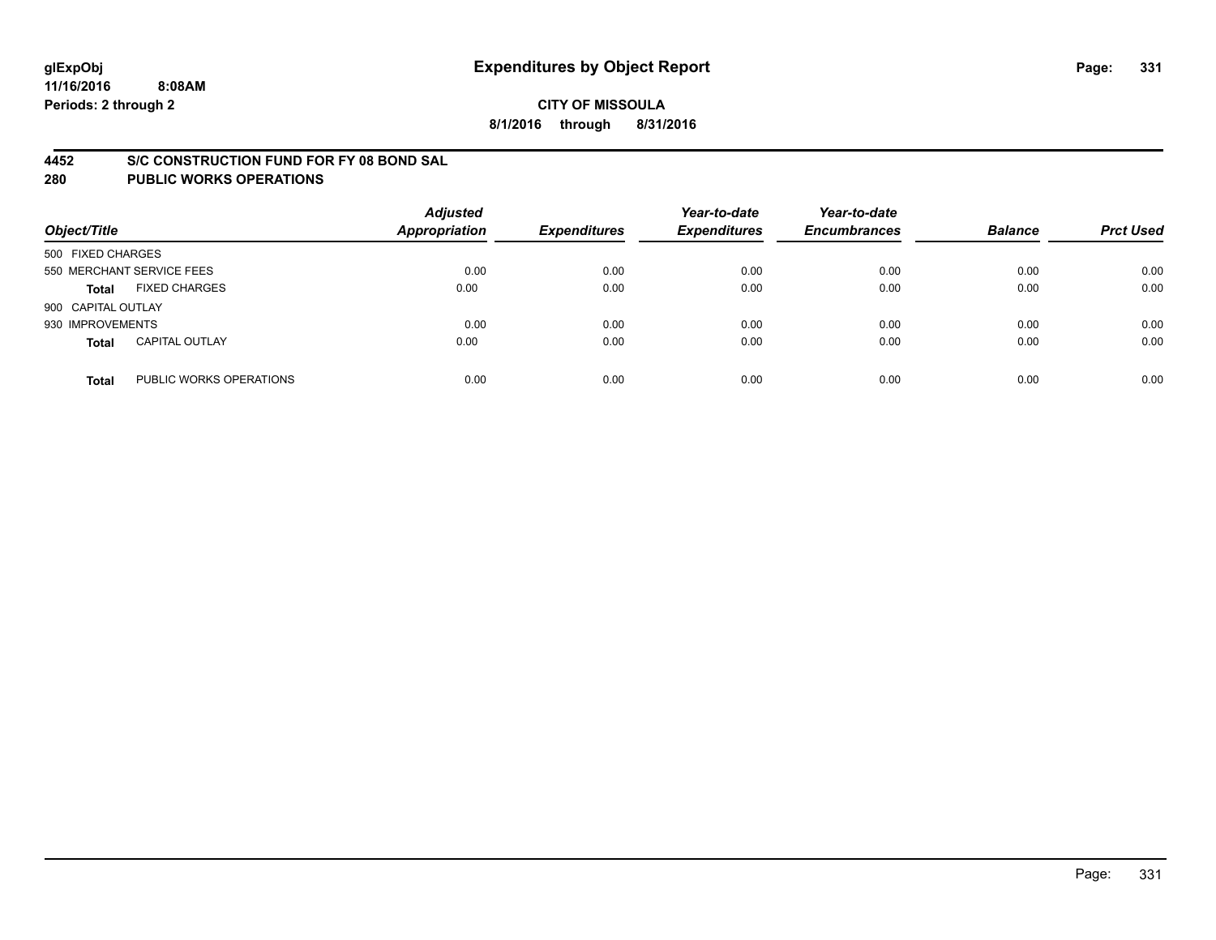**glExpObj**
**11/16/2016 8:08AM**
**Periods: 2 through 2**

# Expenditures by Object Report

**CITY OF MISSOULA**
**8/1/2016 through 8/31/2016**

## 4452 S/C CONSTRUCTION FUND FOR FY 08 BOND SAL
## 280 PUBLIC WORKS OPERATIONS

| Object/Title | | Adjusted Appropriation | Expenditures | Year-to-date Expenditures | Year-to-date Encumbrances | Balance | Prct Used |
|---|---|---|---|---|---|---|---|
| 500 FIXED CHARGES | | | | | | | |
| 550 MERCHANT SERVICE FEES | | 0.00 | 0.00 | 0.00 | 0.00 | 0.00 | 0.00 |
| **Total** | FIXED CHARGES | 0.00 | 0.00 | 0.00 | 0.00 | 0.00 | 0.00 |
| 900 CAPITAL OUTLAY | | | | | | | |
| 930 IMPROVEMENTS | | 0.00 | 0.00 | 0.00 | 0.00 | 0.00 | 0.00 |
| **Total** | CAPITAL OUTLAY | 0.00 | 0.00 | 0.00 | 0.00 | 0.00 | 0.00 |
| **Total** | PUBLIC WORKS OPERATIONS | 0.00 | 0.00 | 0.00 | 0.00 | 0.00 | 0.00 |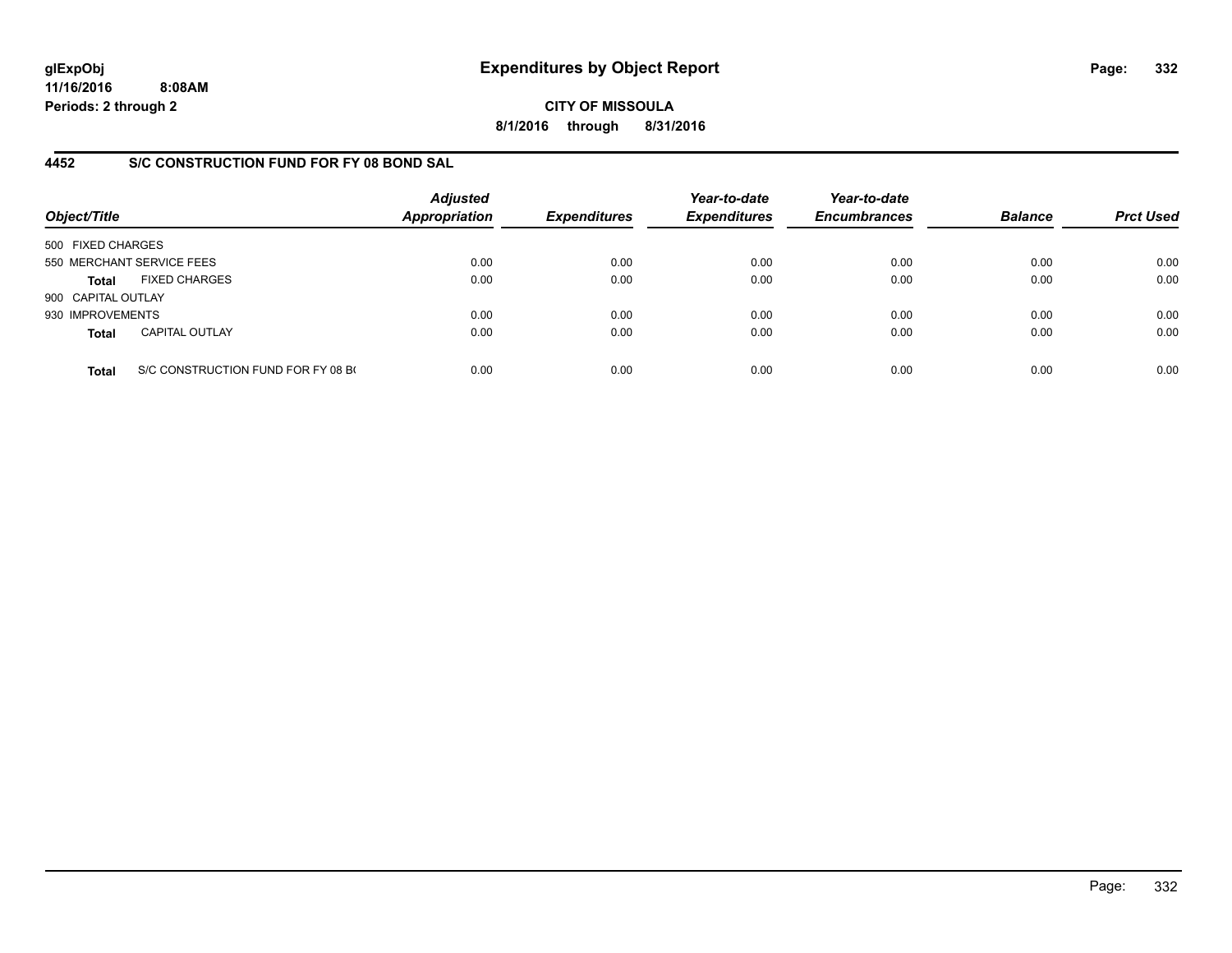# Expenditures by Object Report

**glExpObj**
**11/16/2016 8:08AM**
**Periods: 2 through 2**

**CITY OF MISSOULA**
**8/1/2016 through 8/31/2016**

## 4452 S/C CONSTRUCTION FUND FOR FY 08 BOND SAL

| Object/Title | | Adjusted Appropriation | Expenditures | Year-to-date Expenditures | Year-to-date Encumbrances | Balance | Prct Used |
|---|---|---|---|---|---|---|---|
| 500 FIXED CHARGES | | | | | | | |
| 550 MERCHANT SERVICE FEES | | 0.00 | 0.00 | 0.00 | 0.00 | 0.00 | 0.00 |
| **Total** | FIXED CHARGES | 0.00 | 0.00 | 0.00 | 0.00 | 0.00 | 0.00 |
| 900 CAPITAL OUTLAY | | | | | | | |
| 930 IMPROVEMENTS | | 0.00 | 0.00 | 0.00 | 0.00 | 0.00 | 0.00 |
| **Total** | CAPITAL OUTLAY | 0.00 | 0.00 | 0.00 | 0.00 | 0.00 | 0.00 |
| **Total** | S/C CONSTRUCTION FUND FOR FY 08 B( | 0.00 | 0.00 | 0.00 | 0.00 | 0.00 | 0.00 |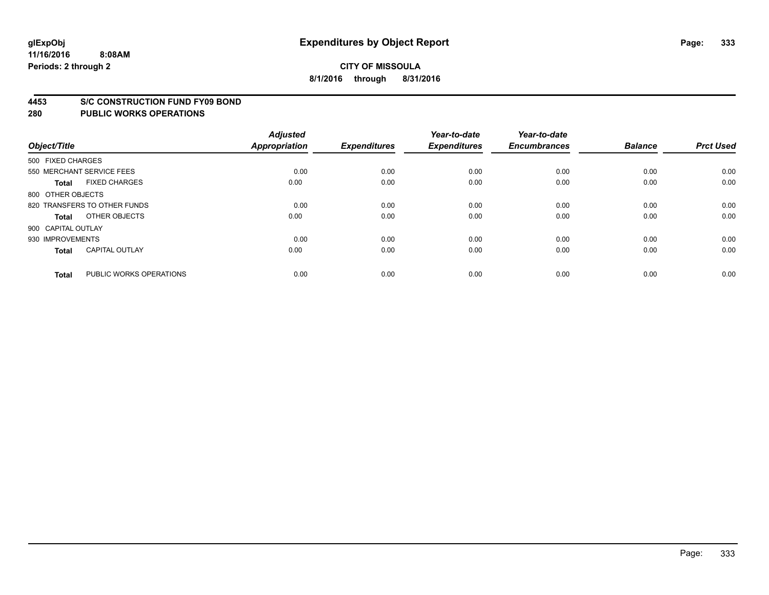# Expenditures by Object Report

glExpObj
11/16/2016 8:08AM
Periods: 2 through 2

**CITY OF MISSOULA**
**8/1/2016 through 8/31/2016**

## 4453 S/C CONSTRUCTION FUND FY09 BOND
## 280 PUBLIC WORKS OPERATIONS

| Object/Title | Adjusted Appropriation | Expenditures | Year-to-date Expenditures | Year-to-date Encumbrances | Balance | Prct Used |
|---|---|---|---|---|---|---|
| 500 FIXED CHARGES | | | | | | |
| 550 MERCHANT SERVICE FEES | 0.00 | 0.00 | 0.00 | 0.00 | 0.00 | 0.00 |
| **Total** FIXED CHARGES | 0.00 | 0.00 | 0.00 | 0.00 | 0.00 | 0.00 |
| 800 OTHER OBJECTS | | | | | | |
| 820 TRANSFERS TO OTHER FUNDS | 0.00 | 0.00 | 0.00 | 0.00 | 0.00 | 0.00 |
| **Total** OTHER OBJECTS | 0.00 | 0.00 | 0.00 | 0.00 | 0.00 | 0.00 |
| 900 CAPITAL OUTLAY | | | | | | |
| 930 IMPROVEMENTS | 0.00 | 0.00 | 0.00 | 0.00 | 0.00 | 0.00 |
| **Total** CAPITAL OUTLAY | 0.00 | 0.00 | 0.00 | 0.00 | 0.00 | 0.00 |
| **Total** PUBLIC WORKS OPERATIONS | 0.00 | 0.00 | 0.00 | 0.00 | 0.00 | 0.00 |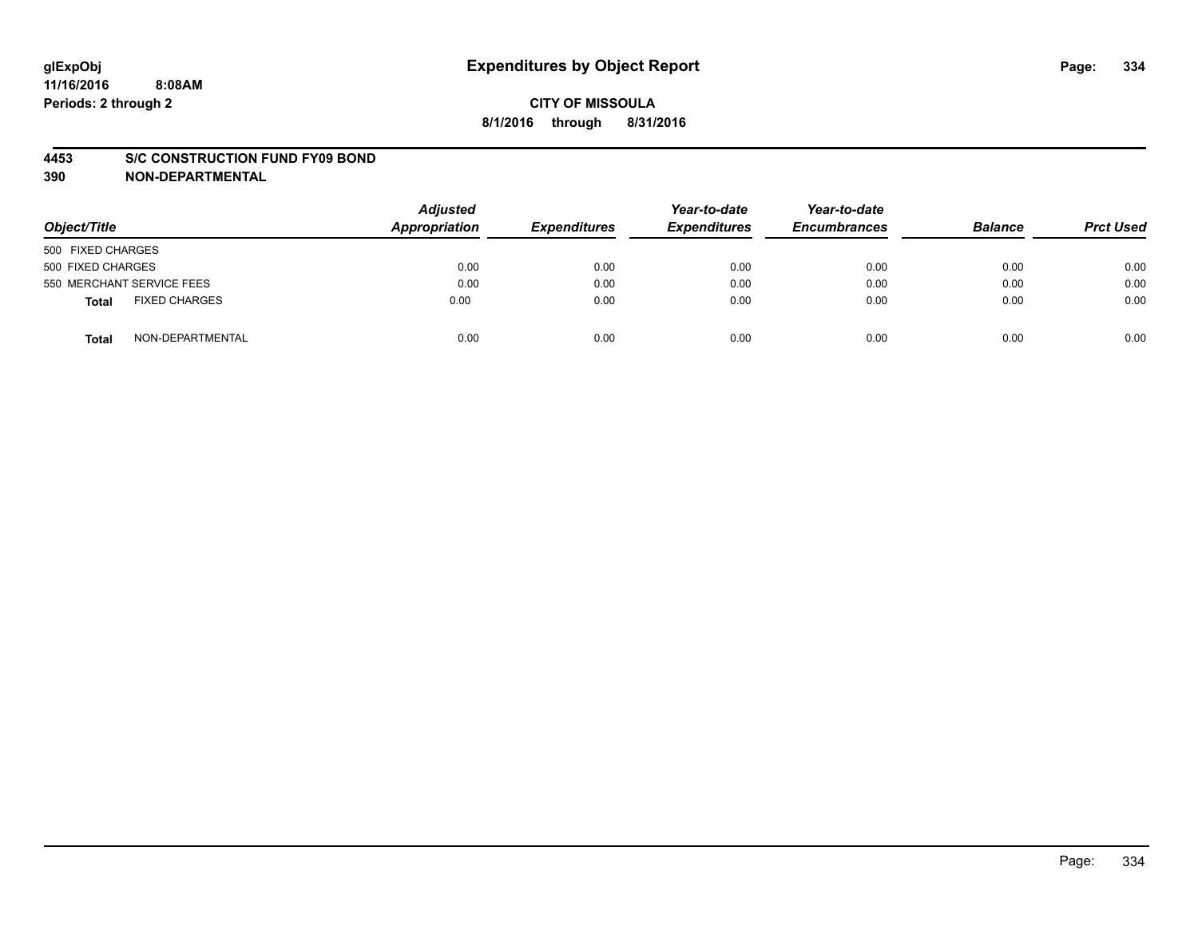# Expenditures by Object Report

glExpObj
11/16/2016 8:08AM
Periods: 2 through 2

**CITY OF MISSOULA**
**8/1/2016 through 8/31/2016**

**4453 S/C CONSTRUCTION FUND FY09 BOND**
**390 NON-DEPARTMENTAL**

| Object/Title | Adjusted Appropriation | Expenditures | Year-to-date Expenditures | Year-to-date Encumbrances | Balance | Prct Used |
|---|---|---|---|---|---|---|
| 500 FIXED CHARGES | | | | | | |
| 500 FIXED CHARGES | 0.00 | 0.00 | 0.00 | 0.00 | 0.00 | 0.00 |
| 550 MERCHANT SERVICE FEES | 0.00 | 0.00 | 0.00 | 0.00 | 0.00 | 0.00 |
| **Total** FIXED CHARGES | 0.00 | 0.00 | 0.00 | 0.00 | 0.00 | 0.00 |
| **Total** NON-DEPARTMENTAL | 0.00 | 0.00 | 0.00 | 0.00 | 0.00 | 0.00 |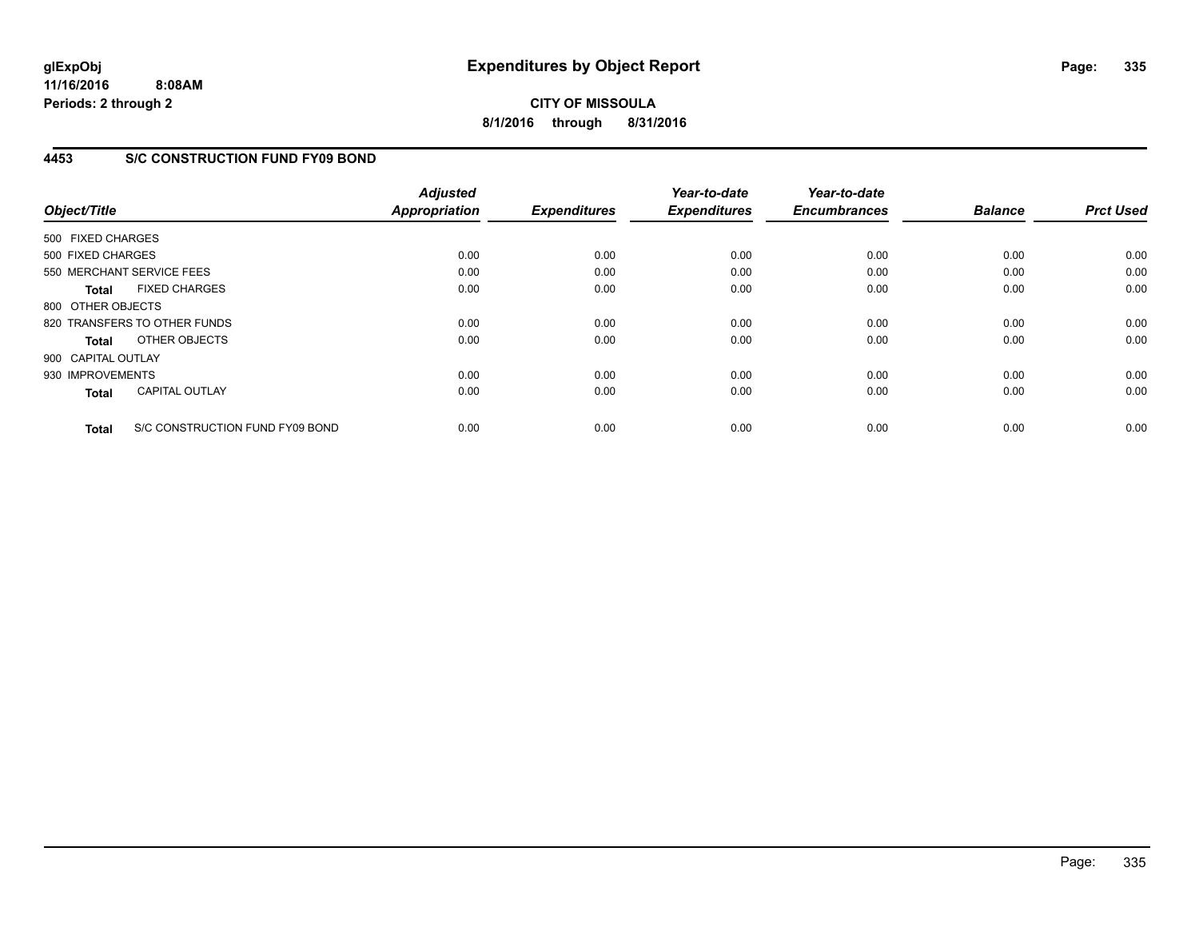glExpObj
11/16/2016 8:08AM
Periods: 2 through 2

# Expenditures by Object Report

**CITY OF MISSOULA**
**8/1/2016 through 8/31/2016**

## 4453 S/C CONSTRUCTION FUND FY09 BOND

| Object/Title | Adjusted Appropriation | Expenditures | Year-to-date Expenditures | Year-to-date Encumbrances | Balance | Prct Used |
|---|---|---|---|---|---|---|
| 500 FIXED CHARGES | | | | | | |
| 500 FIXED CHARGES | 0.00 | 0.00 | 0.00 | 0.00 | 0.00 | 0.00 |
| 550 MERCHANT SERVICE FEES | 0.00 | 0.00 | 0.00 | 0.00 | 0.00 | 0.00 |
| **Total** FIXED CHARGES | 0.00 | 0.00 | 0.00 | 0.00 | 0.00 | 0.00 |
| 800 OTHER OBJECTS | | | | | | |
| 820 TRANSFERS TO OTHER FUNDS | 0.00 | 0.00 | 0.00 | 0.00 | 0.00 | 0.00 |
| **Total** OTHER OBJECTS | 0.00 | 0.00 | 0.00 | 0.00 | 0.00 | 0.00 |
| 900 CAPITAL OUTLAY | | | | | | |
| 930 IMPROVEMENTS | 0.00 | 0.00 | 0.00 | 0.00 | 0.00 | 0.00 |
| **Total** CAPITAL OUTLAY | 0.00 | 0.00 | 0.00 | 0.00 | 0.00 | 0.00 |
| **Total** S/C CONSTRUCTION FUND FY09 BOND | 0.00 | 0.00 | 0.00 | 0.00 | 0.00 | 0.00 |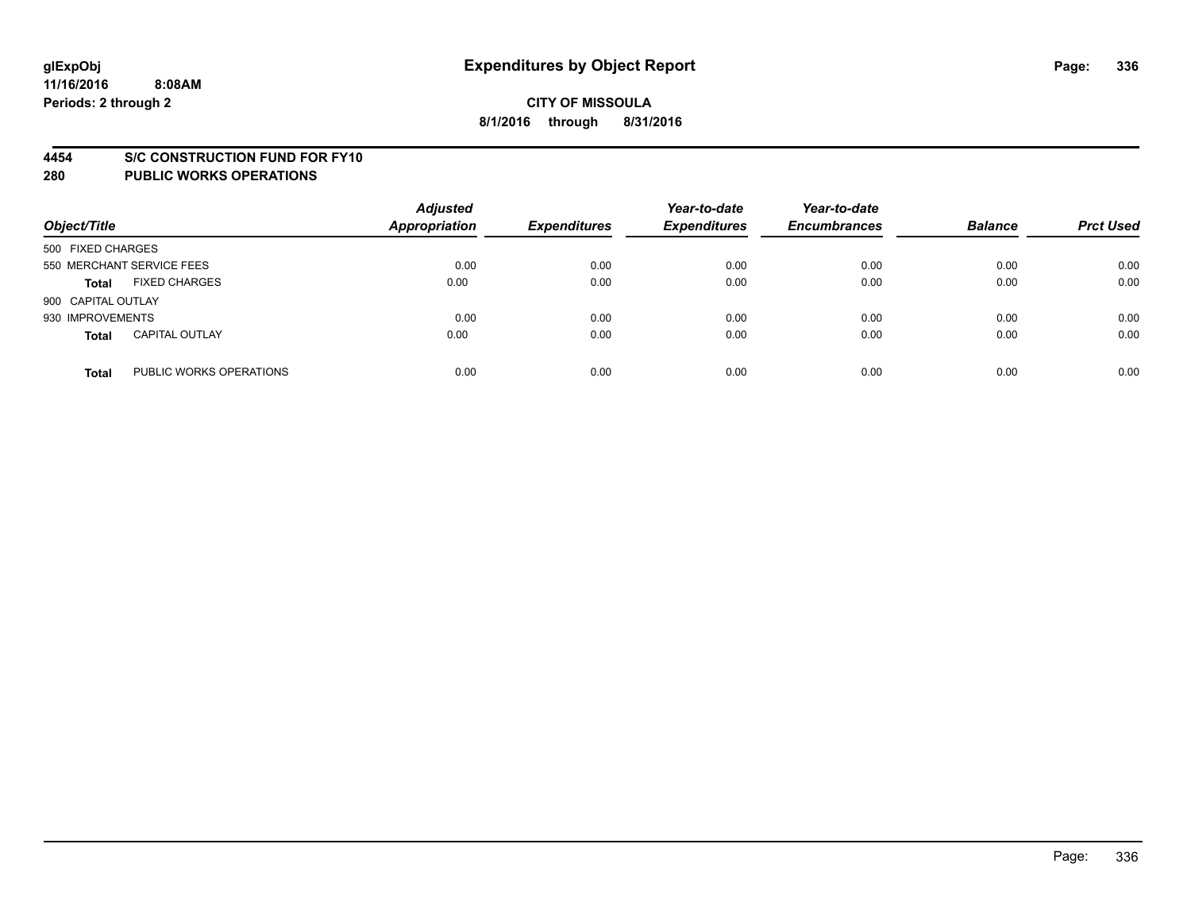glExpObj
11/16/2016 8:08AM
Periods: 2 through 2

# Expenditures by Object Report

**CITY OF MISSOULA**
**8/1/2016 through 8/31/2016**

**4454 S/C CONSTRUCTION FUND FOR FY10**
**280 PUBLIC WORKS OPERATIONS**

| Object/Title | | Adjusted Appropriation | Expenditures | Year-to-date Expenditures | Year-to-date Encumbrances | Balance | Prct Used |
|---|---|---|---|---|---|---|---|
| 500 FIXED CHARGES | | | | | | | |
| 550 MERCHANT SERVICE FEES | | 0.00 | 0.00 | 0.00 | 0.00 | 0.00 | 0.00 |
| **Total** | FIXED CHARGES | 0.00 | 0.00 | 0.00 | 0.00 | 0.00 | 0.00 |
| 900 CAPITAL OUTLAY | | | | | | | |
| 930 IMPROVEMENTS | | 0.00 | 0.00 | 0.00 | 0.00 | 0.00 | 0.00 |
| **Total** | CAPITAL OUTLAY | 0.00 | 0.00 | 0.00 | 0.00 | 0.00 | 0.00 |
| **Total** | PUBLIC WORKS OPERATIONS | 0.00 | 0.00 | 0.00 | 0.00 | 0.00 | 0.00 |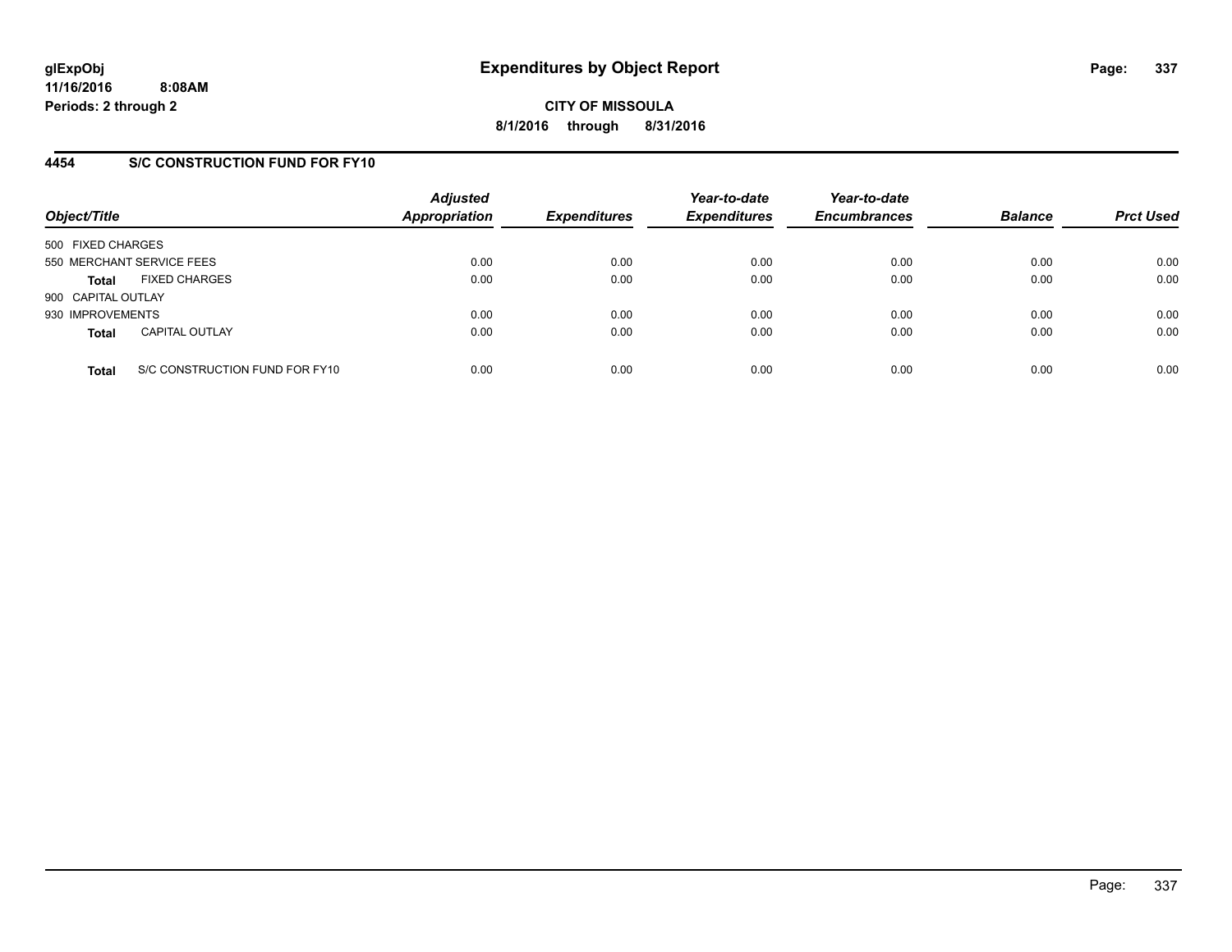**glExpObj**
**11/16/2016 8:08AM**
**Periods: 2 through 2**

# Expenditures by Object Report

**CITY OF MISSOULA**
**8/1/2016 through 8/31/2016**

## 4454 S/C CONSTRUCTION FUND FOR FY10

| Object/Title | | Adjusted Appropriation | Expenditures | Year-to-date Expenditures | Year-to-date Encumbrances | Balance | Prct Used |
|---|---|---|---|---|---|---|---|
| 500 FIXED CHARGES | | | | | | | |
| 550 MERCHANT SERVICE FEES | | 0.00 | 0.00 | 0.00 | 0.00 | 0.00 | 0.00 |
| **Total** | FIXED CHARGES | 0.00 | 0.00 | 0.00 | 0.00 | 0.00 | 0.00 |
| 900 CAPITAL OUTLAY | | | | | | | |
| 930 IMPROVEMENTS | | 0.00 | 0.00 | 0.00 | 0.00 | 0.00 | 0.00 |
| **Total** | CAPITAL OUTLAY | 0.00 | 0.00 | 0.00 | 0.00 | 0.00 | 0.00 |
| **Total** | S/C CONSTRUCTION FUND FOR FY10 | 0.00 | 0.00 | 0.00 | 0.00 | 0.00 | 0.00 |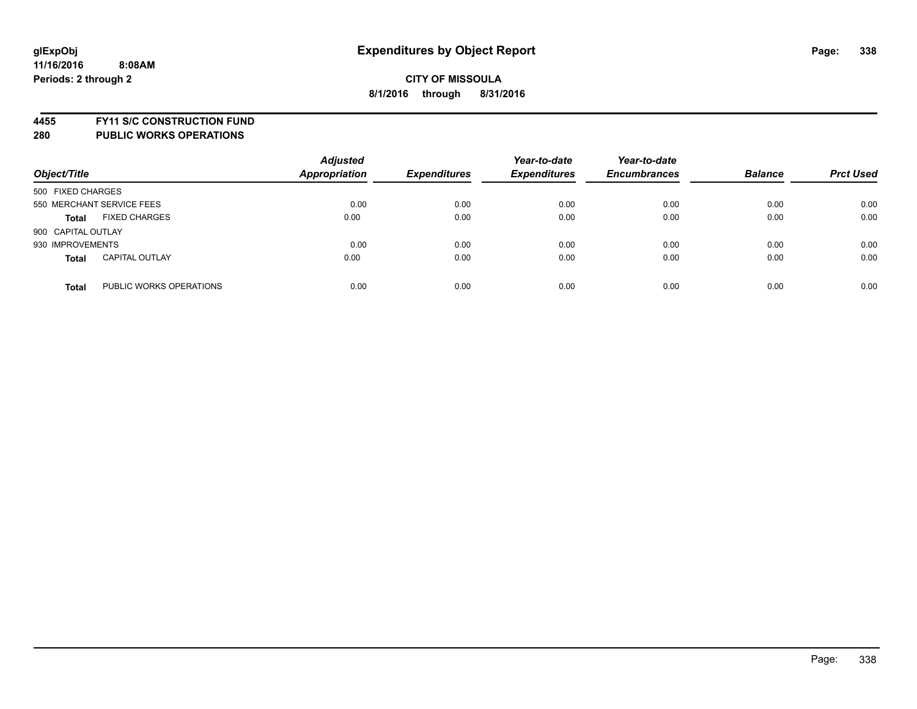**glExpObj** 
**11/16/2016 8:08AM**
**Periods: 2 through 2**

# Expenditures by Object Report

**CITY OF MISSOULA**
**8/1/2016 through 8/31/2016**

**4455 FY11 S/C CONSTRUCTION FUND**
**280 PUBLIC WORKS OPERATIONS**

| Object/Title | | *Adjusted Appropriation* | *Expenditures* | *Year-to-date Expenditures* | *Year-to-date Encumbrances* | *Balance* | *Prct Used* |
|---|---|---|---|---|---|---|---|
| 500 FIXED CHARGES | | | | | | | |
| 550 MERCHANT SERVICE FEES | | 0.00 | 0.00 | 0.00 | 0.00 | 0.00 | 0.00 |
| **Total** | FIXED CHARGES | 0.00 | 0.00 | 0.00 | 0.00 | 0.00 | 0.00 |
| 900 CAPITAL OUTLAY | | | | | | | |
| 930 IMPROVEMENTS | | 0.00 | 0.00 | 0.00 | 0.00 | 0.00 | 0.00 |
| **Total** | CAPITAL OUTLAY | 0.00 | 0.00 | 0.00 | 0.00 | 0.00 | 0.00 |
| **Total** | PUBLIC WORKS OPERATIONS | 0.00 | 0.00 | 0.00 | 0.00 | 0.00 | 0.00 |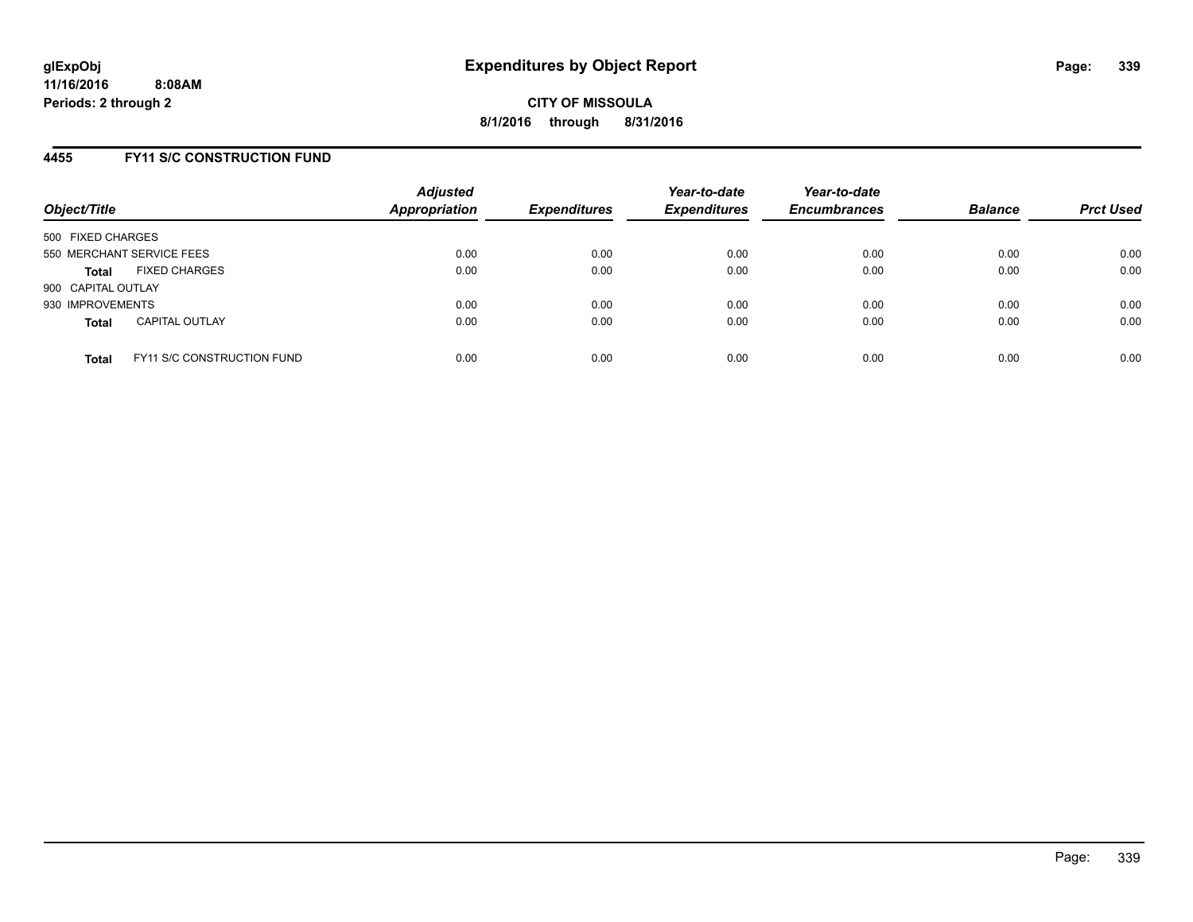glExpObj
11/16/2016 8:08AM
Periods: 2 through 2

# Expenditures by Object Report

**CITY OF MISSOULA**
**8/1/2016 through 8/31/2016**

## 4455 FY11 S/C CONSTRUCTION FUND

| Object/Title | Adjusted Appropriation | Expenditures | Year-to-date Expenditures | Year-to-date Encumbrances | Balance | Prct Used |
|---|---|---|---|---|---|---|
| 500 FIXED CHARGES | | | | | | |
| 550 MERCHANT SERVICE FEES | 0.00 | 0.00 | 0.00 | 0.00 | 0.00 | 0.00 |
| **Total** FIXED CHARGES | 0.00 | 0.00 | 0.00 | 0.00 | 0.00 | 0.00 |
| 900 CAPITAL OUTLAY | | | | | | |
| 930 IMPROVEMENTS | 0.00 | 0.00 | 0.00 | 0.00 | 0.00 | 0.00 |
| **Total** CAPITAL OUTLAY | 0.00 | 0.00 | 0.00 | 0.00 | 0.00 | 0.00 |
| **Total** FY11 S/C CONSTRUCTION FUND | 0.00 | 0.00 | 0.00 | 0.00 | 0.00 | 0.00 |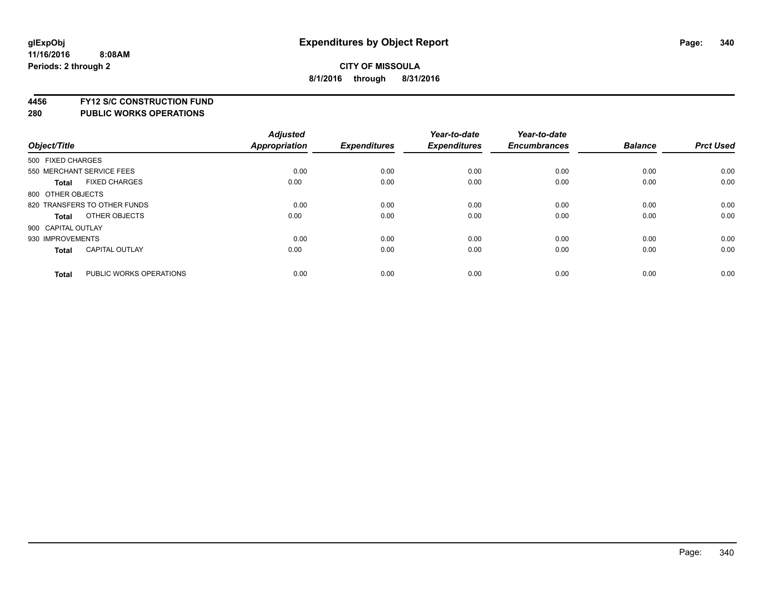# Expenditures by Object Report

glExpObj
11/16/2016 8:08AM
Periods: 2 through 2

**CITY OF MISSOULA**
**8/1/2016 through 8/31/2016**

## 4456 FY12 S/C CONSTRUCTION FUND
## 280 PUBLIC WORKS OPERATIONS

| Object/Title | Adjusted Appropriation | Expenditures | Year-to-date Expenditures | Year-to-date Encumbrances | Balance | Prct Used |
|---|---|---|---|---|---|---|
| 500 FIXED CHARGES | | | | | | |
| 550 MERCHANT SERVICE FEES | 0.00 | 0.00 | 0.00 | 0.00 | 0.00 | 0.00 |
| **Total** FIXED CHARGES | 0.00 | 0.00 | 0.00 | 0.00 | 0.00 | 0.00 |
| 800 OTHER OBJECTS | | | | | | |
| 820 TRANSFERS TO OTHER FUNDS | 0.00 | 0.00 | 0.00 | 0.00 | 0.00 | 0.00 |
| **Total** OTHER OBJECTS | 0.00 | 0.00 | 0.00 | 0.00 | 0.00 | 0.00 |
| 900 CAPITAL OUTLAY | | | | | | |
| 930 IMPROVEMENTS | 0.00 | 0.00 | 0.00 | 0.00 | 0.00 | 0.00 |
| **Total** CAPITAL OUTLAY | 0.00 | 0.00 | 0.00 | 0.00 | 0.00 | 0.00 |
| **Total** PUBLIC WORKS OPERATIONS | 0.00 | 0.00 | 0.00 | 0.00 | 0.00 | 0.00 |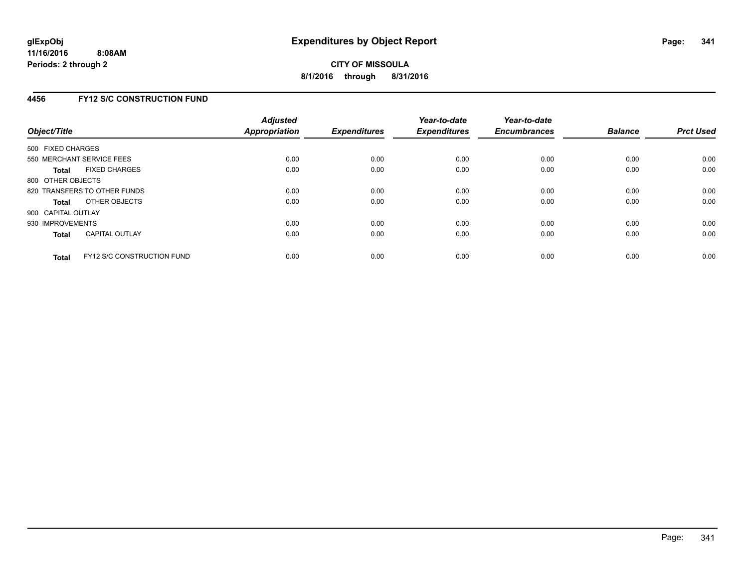**glExpObj**
**11/16/2016 8:08AM**
**Periods: 2 through 2**

# Expenditures by Object Report

**CITY OF MISSOULA**
**8/1/2016 through 8/31/2016**

## 4456 FY12 S/C CONSTRUCTION FUND

| Object/Title | Adjusted Appropriation | Expenditures | Year-to-date Expenditures | Year-to-date Encumbrances | Balance | Prct Used |
|---|---|---|---|---|---|---|
| 500 FIXED CHARGES | | | | | | |
| 550 MERCHANT SERVICE FEES | 0.00 | 0.00 | 0.00 | 0.00 | 0.00 | 0.00 |
| **Total** FIXED CHARGES | 0.00 | 0.00 | 0.00 | 0.00 | 0.00 | 0.00 |
| 800 OTHER OBJECTS | | | | | | |
| 820 TRANSFERS TO OTHER FUNDS | 0.00 | 0.00 | 0.00 | 0.00 | 0.00 | 0.00 |
| **Total** OTHER OBJECTS | 0.00 | 0.00 | 0.00 | 0.00 | 0.00 | 0.00 |
| 900 CAPITAL OUTLAY | | | | | | |
| 930 IMPROVEMENTS | 0.00 | 0.00 | 0.00 | 0.00 | 0.00 | 0.00 |
| **Total** CAPITAL OUTLAY | 0.00 | 0.00 | 0.00 | 0.00 | 0.00 | 0.00 |
| **Total** FY12 S/C CONSTRUCTION FUND | 0.00 | 0.00 | 0.00 | 0.00 | 0.00 | 0.00 |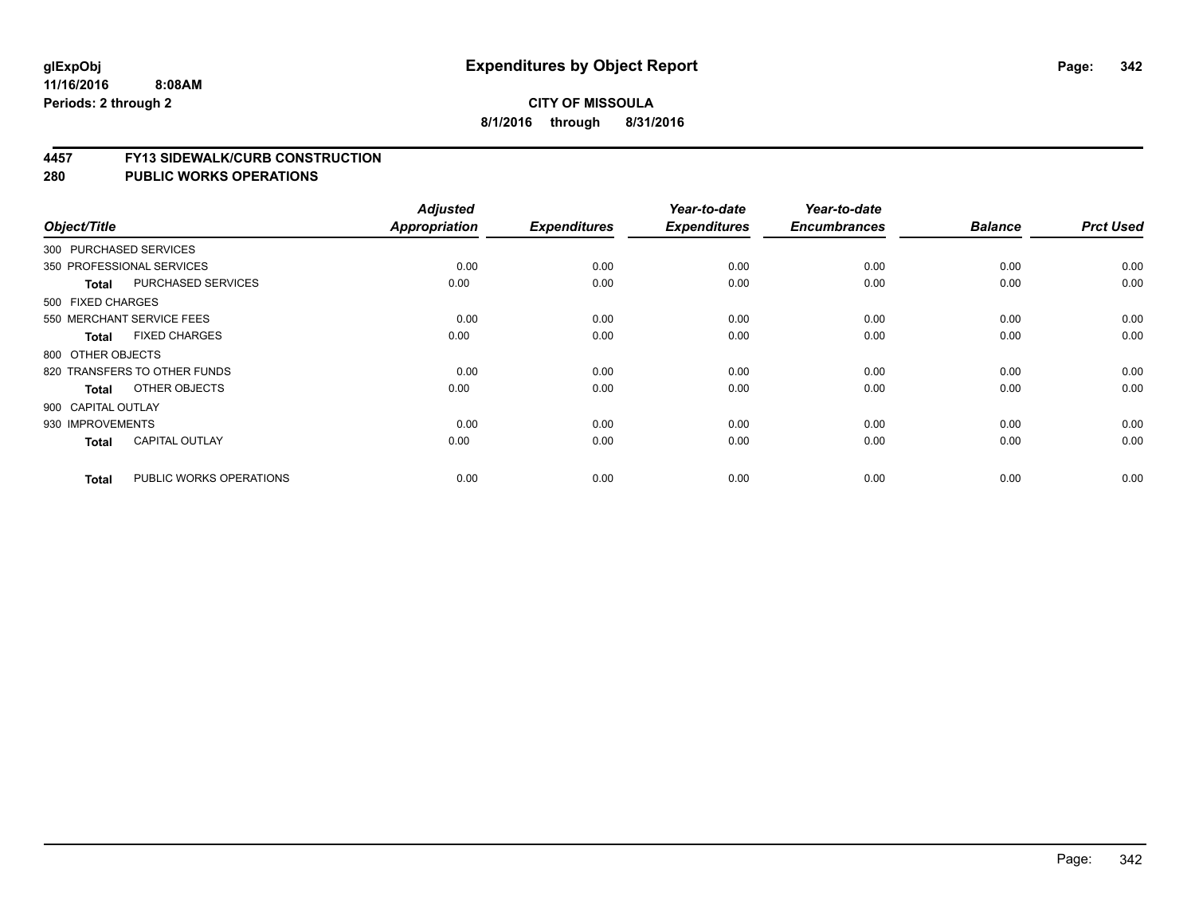**glExpObj**
**11/16/2016 8:08AM**
**Periods: 2 through 2**

# Expenditures by Object Report

**CITY OF MISSOULA**
**8/1/2016 through 8/31/2016**

## 4457 FY13 SIDEWALK/CURB CONSTRUCTION
## 280 PUBLIC WORKS OPERATIONS

| Object/Title | | Adjusted Appropriation | Expenditures | Year-to-date Expenditures | Year-to-date Encumbrances | Balance | Prct Used |
|---|---|---|---|---|---|---|---|
| 300 PURCHASED SERVICES | | | | | | | |
| 350 PROFESSIONAL SERVICES | | 0.00 | 0.00 | 0.00 | 0.00 | 0.00 | 0.00 |
| **Total** | PURCHASED SERVICES | 0.00 | 0.00 | 0.00 | 0.00 | 0.00 | 0.00 |
| 500 FIXED CHARGES | | | | | | | |
| 550 MERCHANT SERVICE FEES | | 0.00 | 0.00 | 0.00 | 0.00 | 0.00 | 0.00 |
| **Total** | FIXED CHARGES | 0.00 | 0.00 | 0.00 | 0.00 | 0.00 | 0.00 |
| 800 OTHER OBJECTS | | | | | | | |
| 820 TRANSFERS TO OTHER FUNDS | | 0.00 | 0.00 | 0.00 | 0.00 | 0.00 | 0.00 |
| **Total** | OTHER OBJECTS | 0.00 | 0.00 | 0.00 | 0.00 | 0.00 | 0.00 |
| 900 CAPITAL OUTLAY | | | | | | | |
| 930 IMPROVEMENTS | | 0.00 | 0.00 | 0.00 | 0.00 | 0.00 | 0.00 |
| **Total** | CAPITAL OUTLAY | 0.00 | 0.00 | 0.00 | 0.00 | 0.00 | 0.00 |
| **Total** | PUBLIC WORKS OPERATIONS | 0.00 | 0.00 | 0.00 | 0.00 | 0.00 | 0.00 |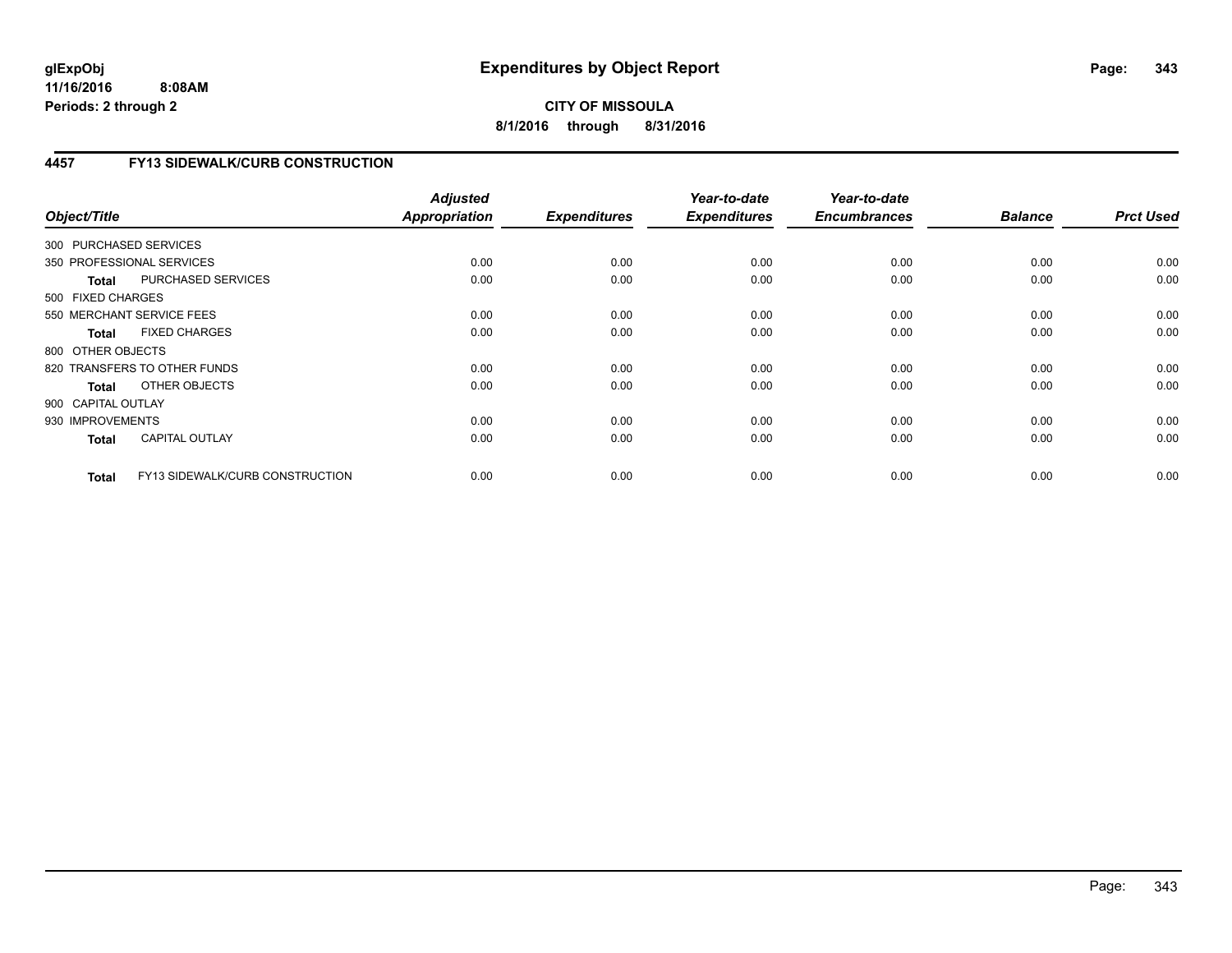**CITY OF MISSOULA**

**8/1/2016 through 8/31/2016**

## 4457 FY13 SIDEWALK/CURB CONSTRUCTION

| Object/Title | | Adjusted Appropriation | Expenditures | Year-to-date Expenditures | Year-to-date Encumbrances | Balance | Prct Used |
|---|---|---|---|---|---|---|---|
| 300 PURCHASED SERVICES | | | | | | | |
| 350 PROFESSIONAL SERVICES | | 0.00 | 0.00 | 0.00 | 0.00 | 0.00 | 0.00 |
| **Total** | PURCHASED SERVICES | 0.00 | 0.00 | 0.00 | 0.00 | 0.00 | 0.00 |
| 500 FIXED CHARGES | | | | | | | |
| 550 MERCHANT SERVICE FEES | | 0.00 | 0.00 | 0.00 | 0.00 | 0.00 | 0.00 |
| **Total** | FIXED CHARGES | 0.00 | 0.00 | 0.00 | 0.00 | 0.00 | 0.00 |
| 800 OTHER OBJECTS | | | | | | | |
| 820 TRANSFERS TO OTHER FUNDS | | 0.00 | 0.00 | 0.00 | 0.00 | 0.00 | 0.00 |
| **Total** | OTHER OBJECTS | 0.00 | 0.00 | 0.00 | 0.00 | 0.00 | 0.00 |
| 900 CAPITAL OUTLAY | | | | | | | |
| 930 IMPROVEMENTS | | 0.00 | 0.00 | 0.00 | 0.00 | 0.00 | 0.00 |
| **Total** | CAPITAL OUTLAY | 0.00 | 0.00 | 0.00 | 0.00 | 0.00 | 0.00 |
| **Total** | FY13 SIDEWALK/CURB CONSTRUCTION | 0.00 | 0.00 | 0.00 | 0.00 | 0.00 | 0.00 |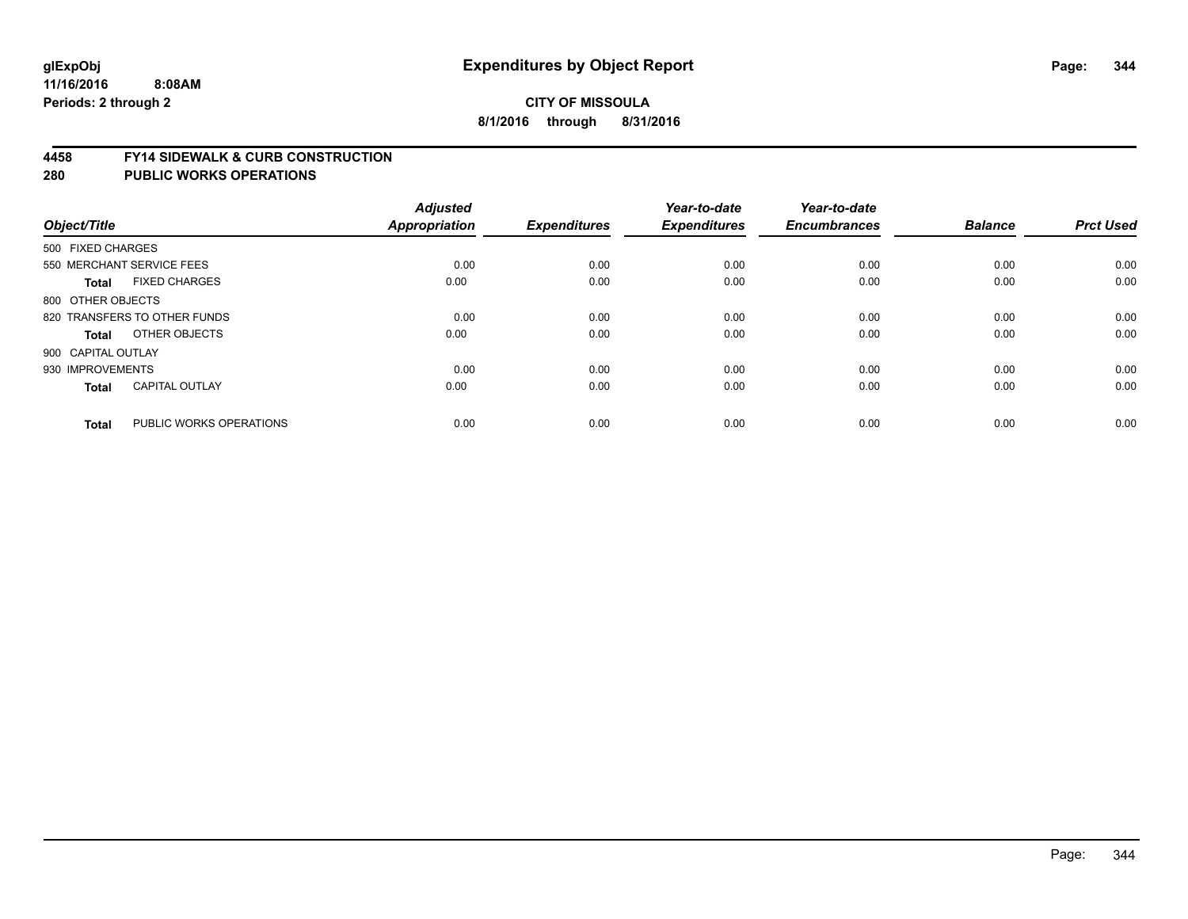**glExpObj** **Expenditures by Object Report**

**11/16/2016 8:08AM**

**Periods: 2 through 2**

**CITY OF MISSOULA**

**8/1/2016 through 8/31/2016**

## 4458 FY14 SIDEWALK & CURB CONSTRUCTION
## 280 PUBLIC WORKS OPERATIONS

| Object/Title | | Adjusted Appropriation | Expenditures | Year-to-date Expenditures | Year-to-date Encumbrances | Balance | Prct Used |
|---|---|---|---|---|---|---|---|
| 500 FIXED CHARGES | | | | | | | |
| 550 MERCHANT SERVICE FEES | | 0.00 | 0.00 | 0.00 | 0.00 | 0.00 | 0.00 |
| **Total** | FIXED CHARGES | 0.00 | 0.00 | 0.00 | 0.00 | 0.00 | 0.00 |
| 800 OTHER OBJECTS | | | | | | | |
| 820 TRANSFERS TO OTHER FUNDS | | 0.00 | 0.00 | 0.00 | 0.00 | 0.00 | 0.00 |
| **Total** | OTHER OBJECTS | 0.00 | 0.00 | 0.00 | 0.00 | 0.00 | 0.00 |
| 900 CAPITAL OUTLAY | | | | | | | |
| 930 IMPROVEMENTS | | 0.00 | 0.00 | 0.00 | 0.00 | 0.00 | 0.00 |
| **Total** | CAPITAL OUTLAY | 0.00 | 0.00 | 0.00 | 0.00 | 0.00 | 0.00 |
| **Total** | PUBLIC WORKS OPERATIONS | 0.00 | 0.00 | 0.00 | 0.00 | 0.00 | 0.00 |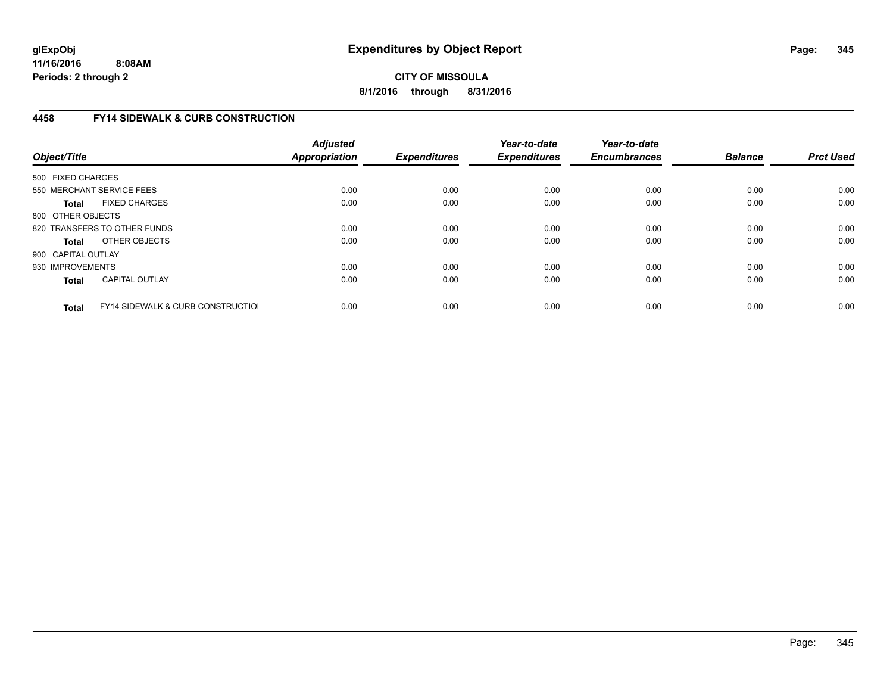**glExpObj** **Expenditures by Object Report**
**11/16/2016 8:08AM**
**Periods: 2 through 2**

**CITY OF MISSOULA**
**8/1/2016 through 8/31/2016**

## 4458 FY14 SIDEWALK & CURB CONSTRUCTION

| Object/Title | | Adjusted Appropriation | Expenditures | Year-to-date Expenditures | Year-to-date Encumbrances | Balance | Prct Used |
|---|---|---|---|---|---|---|---|
| 500 FIXED CHARGES | | | | | | | |
| 550 MERCHANT SERVICE FEES | | 0.00 | 0.00 | 0.00 | 0.00 | 0.00 | 0.00 |
| **Total** | FIXED CHARGES | 0.00 | 0.00 | 0.00 | 0.00 | 0.00 | 0.00 |
| 800 OTHER OBJECTS | | | | | | | |
| 820 TRANSFERS TO OTHER FUNDS | | 0.00 | 0.00 | 0.00 | 0.00 | 0.00 | 0.00 |
| **Total** | OTHER OBJECTS | 0.00 | 0.00 | 0.00 | 0.00 | 0.00 | 0.00 |
| 900 CAPITAL OUTLAY | | | | | | | |
| 930 IMPROVEMENTS | | 0.00 | 0.00 | 0.00 | 0.00 | 0.00 | 0.00 |
| **Total** | CAPITAL OUTLAY | 0.00 | 0.00 | 0.00 | 0.00 | 0.00 | 0.00 |
| **Total** | FY14 SIDEWALK & CURB CONSTRUCTIO | 0.00 | 0.00 | 0.00 | 0.00 | 0.00 | 0.00 |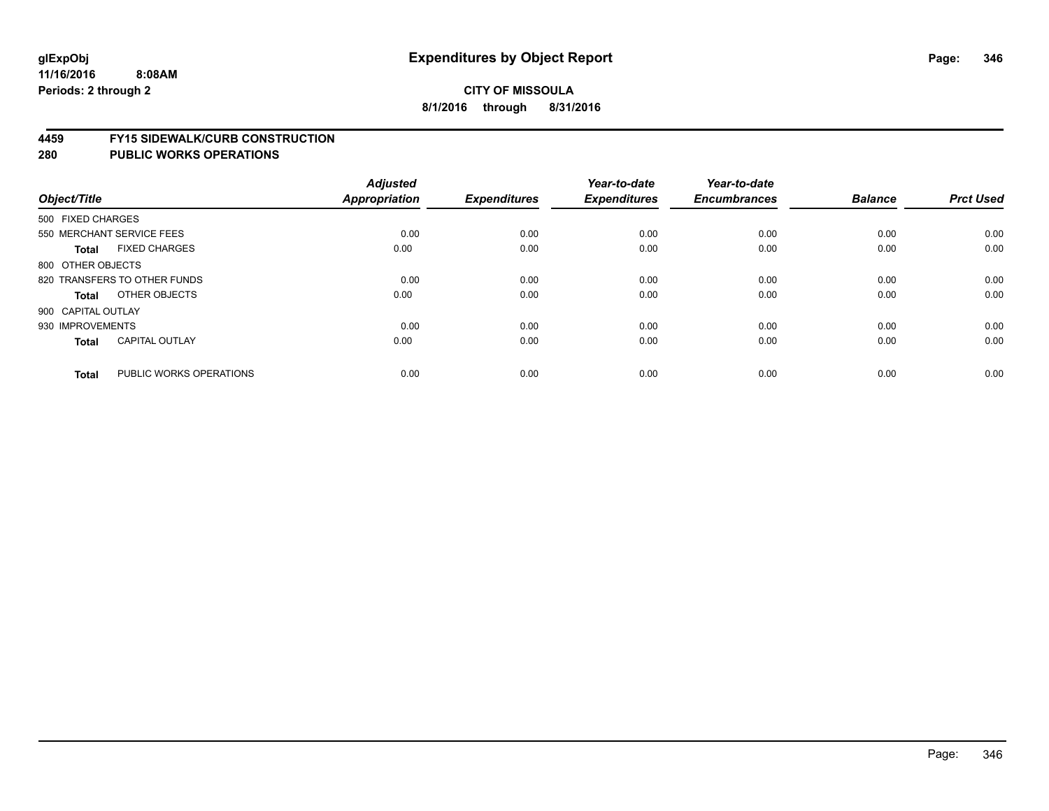# Expenditures by Object Report

glExpObj
11/16/2016 8:08AM
Periods: 2 through 2

**CITY OF MISSOULA**

**8/1/2016 through 8/31/2016**

## 4459 FY15 SIDEWALK/CURB CONSTRUCTION
## 280 PUBLIC WORKS OPERATIONS

| Object/Title | | Adjusted Appropriation | Expenditures | Year-to-date Expenditures | Year-to-date Encumbrances | Balance | Prct Used |
|---|---|---|---|---|---|---|---|
| 500 FIXED CHARGES | | | | | | | |
| 550 MERCHANT SERVICE FEES | | 0.00 | 0.00 | 0.00 | 0.00 | 0.00 | 0.00 |
| **Total** | FIXED CHARGES | 0.00 | 0.00 | 0.00 | 0.00 | 0.00 | 0.00 |
| 800 OTHER OBJECTS | | | | | | | |
| 820 TRANSFERS TO OTHER FUNDS | | 0.00 | 0.00 | 0.00 | 0.00 | 0.00 | 0.00 |
| **Total** | OTHER OBJECTS | 0.00 | 0.00 | 0.00 | 0.00 | 0.00 | 0.00 |
| 900 CAPITAL OUTLAY | | | | | | | |
| 930 IMPROVEMENTS | | 0.00 | 0.00 | 0.00 | 0.00 | 0.00 | 0.00 |
| **Total** | CAPITAL OUTLAY | 0.00 | 0.00 | 0.00 | 0.00 | 0.00 | 0.00 |
| **Total** | PUBLIC WORKS OPERATIONS | 0.00 | 0.00 | 0.00 | 0.00 | 0.00 | 0.00 |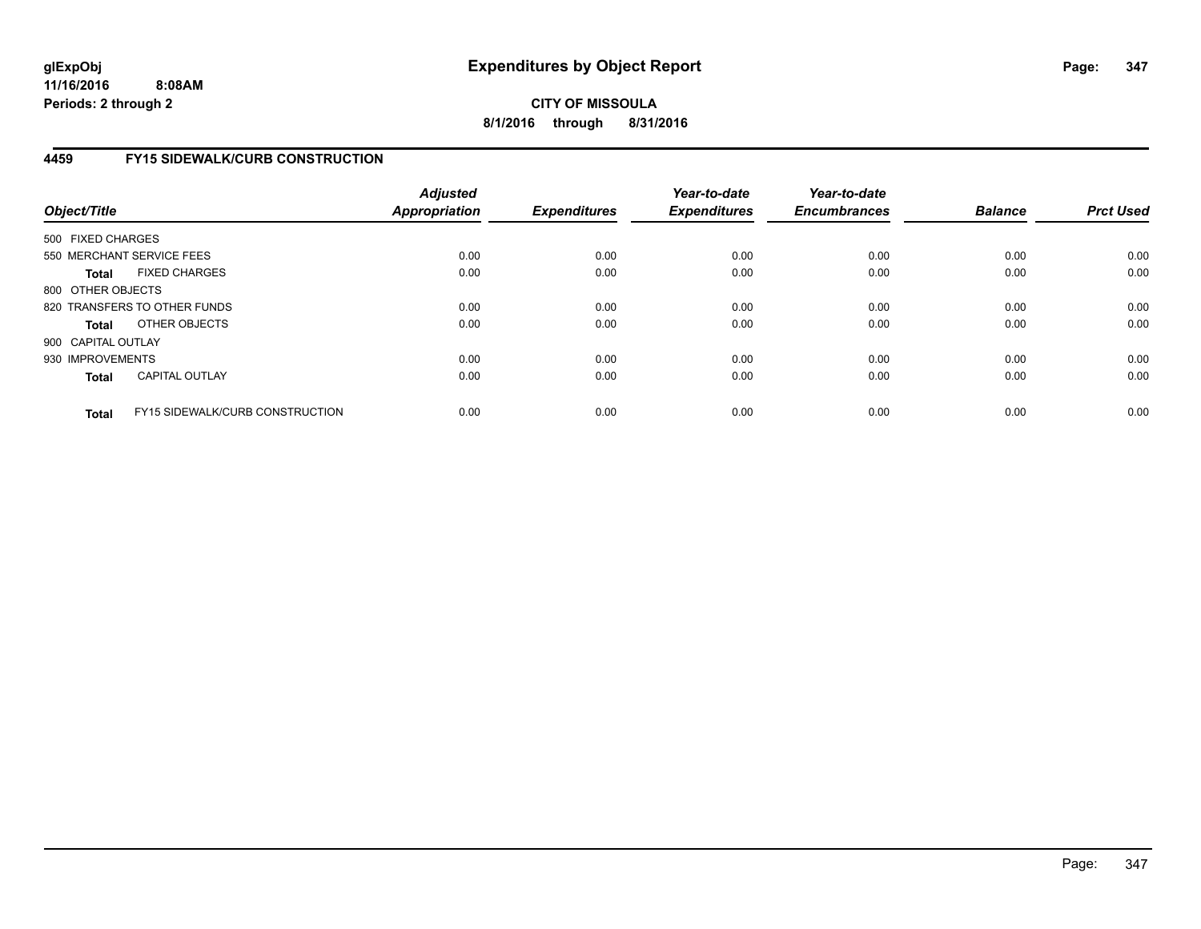**glExpObj**
**11/16/2016 8:08AM**
**Periods: 2 through 2**

# Expenditures by Object Report

**CITY OF MISSOULA**
**8/1/2016 through 8/31/2016**

## 4459 FY15 SIDEWALK/CURB CONSTRUCTION

| Object/Title | | *Adjusted Appropriation* | *Expenditures* | *Year-to-date Expenditures* | *Year-to-date Encumbrances* | *Balance* | *Prct Used* |
|---|---|---|---|---|---|---|---|
| 500 FIXED CHARGES | | | | | | | |
| 550 MERCHANT SERVICE FEES | | 0.00 | 0.00 | 0.00 | 0.00 | 0.00 | 0.00 |
| **Total** | FIXED CHARGES | 0.00 | 0.00 | 0.00 | 0.00 | 0.00 | 0.00 |
| 800 OTHER OBJECTS | | | | | | | |
| 820 TRANSFERS TO OTHER FUNDS | | 0.00 | 0.00 | 0.00 | 0.00 | 0.00 | 0.00 |
| **Total** | OTHER OBJECTS | 0.00 | 0.00 | 0.00 | 0.00 | 0.00 | 0.00 |
| 900 CAPITAL OUTLAY | | | | | | | |
| 930 IMPROVEMENTS | | 0.00 | 0.00 | 0.00 | 0.00 | 0.00 | 0.00 |
| **Total** | CAPITAL OUTLAY | 0.00 | 0.00 | 0.00 | 0.00 | 0.00 | 0.00 |
| **Total** | FY15 SIDEWALK/CURB CONSTRUCTION | 0.00 | 0.00 | 0.00 | 0.00 | 0.00 | 0.00 |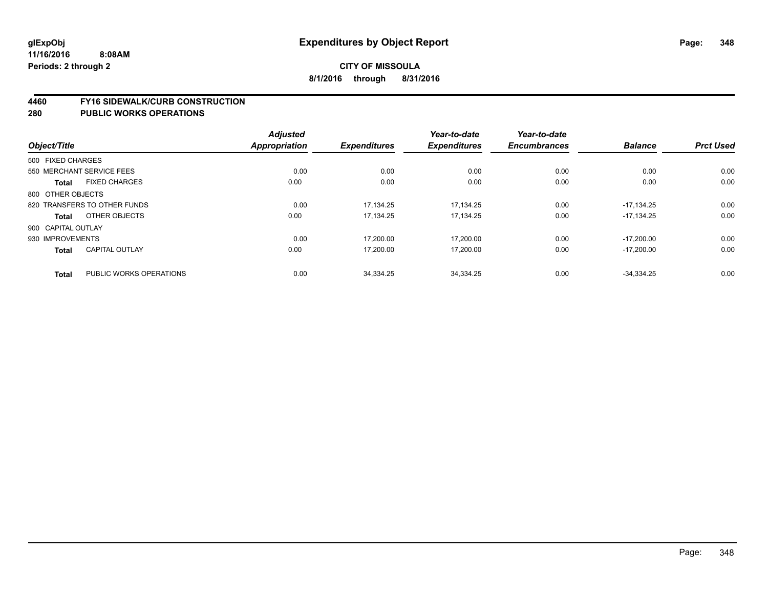# Expenditures by Object Report

glExpObj
11/16/2016 8:08AM
Periods: 2 through 2

**CITY OF MISSOULA**
**8/1/2016 through 8/31/2016**

## 4460 FY16 SIDEWALK/CURB CONSTRUCTION
## 280 PUBLIC WORKS OPERATIONS

| Object/Title | | Adjusted Appropriation | Expenditures | Year-to-date Expenditures | Year-to-date Encumbrances | Balance | Prct Used |
|---|---|---|---|---|---|---|---|
| 500 FIXED CHARGES | | | | | | | |
| 550 MERCHANT SERVICE FEES | | 0.00 | 0.00 | 0.00 | 0.00 | 0.00 | 0.00 |
| **Total** | FIXED CHARGES | 0.00 | 0.00 | 0.00 | 0.00 | 0.00 | 0.00 |
| 800 OTHER OBJECTS | | | | | | | |
| 820 TRANSFERS TO OTHER FUNDS | | 0.00 | 17,134.25 | 17,134.25 | 0.00 | -17,134.25 | 0.00 |
| **Total** | OTHER OBJECTS | 0.00 | 17,134.25 | 17,134.25 | 0.00 | -17,134.25 | 0.00 |
| 900 CAPITAL OUTLAY | | | | | | | |
| 930 IMPROVEMENTS | | 0.00 | 17,200.00 | 17,200.00 | 0.00 | -17,200.00 | 0.00 |
| **Total** | CAPITAL OUTLAY | 0.00 | 17,200.00 | 17,200.00 | 0.00 | -17,200.00 | 0.00 |
| **Total** | PUBLIC WORKS OPERATIONS | 0.00 | 34,334.25 | 34,334.25 | 0.00 | -34,334.25 | 0.00 |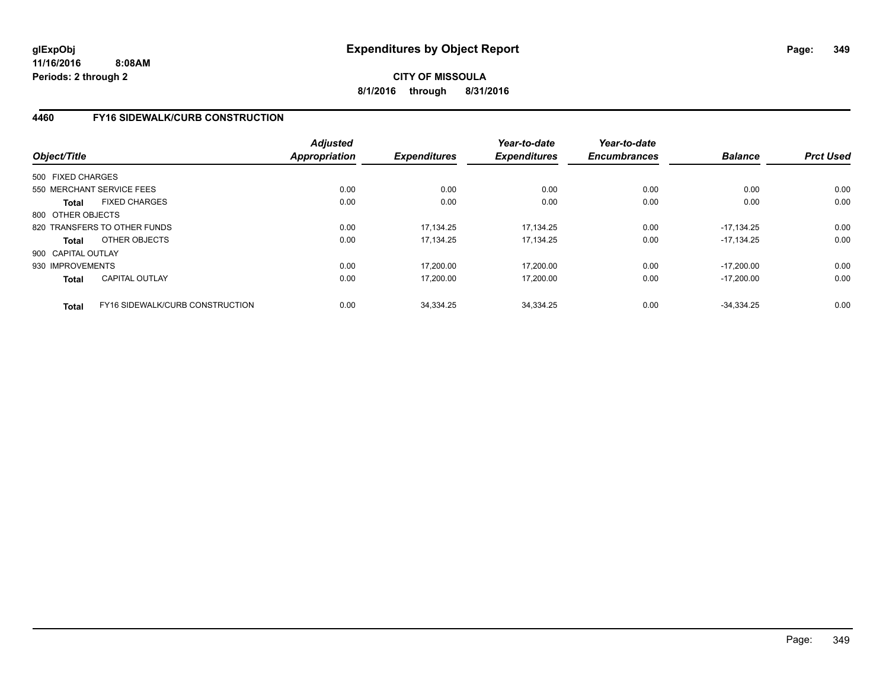**glExpObj**
**11/16/2016 8:08AM**
**Periods: 2 through 2**

# Expenditures by Object Report

**CITY OF MISSOULA**
**8/1/2016 through 8/31/2016**

## 4460 FY16 SIDEWALK/CURB CONSTRUCTION

| Object/Title | | *Adjusted Appropriation* | *Expenditures* | *Year-to-date Expenditures* | *Year-to-date Encumbrances* | *Balance* | *Prct Used* |
|---|---|---|---|---|---|---|---|
| 500 FIXED CHARGES | | | | | | | |
| 550 MERCHANT SERVICE FEES | | 0.00 | 0.00 | 0.00 | 0.00 | 0.00 | 0.00 |
| **Total** | FIXED CHARGES | 0.00 | 0.00 | 0.00 | 0.00 | 0.00 | 0.00 |
| 800 OTHER OBJECTS | | | | | | | |
| 820 TRANSFERS TO OTHER FUNDS | | 0.00 | 17,134.25 | 17,134.25 | 0.00 | -17,134.25 | 0.00 |
| **Total** | OTHER OBJECTS | 0.00 | 17,134.25 | 17,134.25 | 0.00 | -17,134.25 | 0.00 |
| 900 CAPITAL OUTLAY | | | | | | | |
| 930 IMPROVEMENTS | | 0.00 | 17,200.00 | 17,200.00 | 0.00 | -17,200.00 | 0.00 |
| **Total** | CAPITAL OUTLAY | 0.00 | 17,200.00 | 17,200.00 | 0.00 | -17,200.00 | 0.00 |
| **Total** | FY16 SIDEWALK/CURB CONSTRUCTION | 0.00 | 34,334.25 | 34,334.25 | 0.00 | -34,334.25 | 0.00 |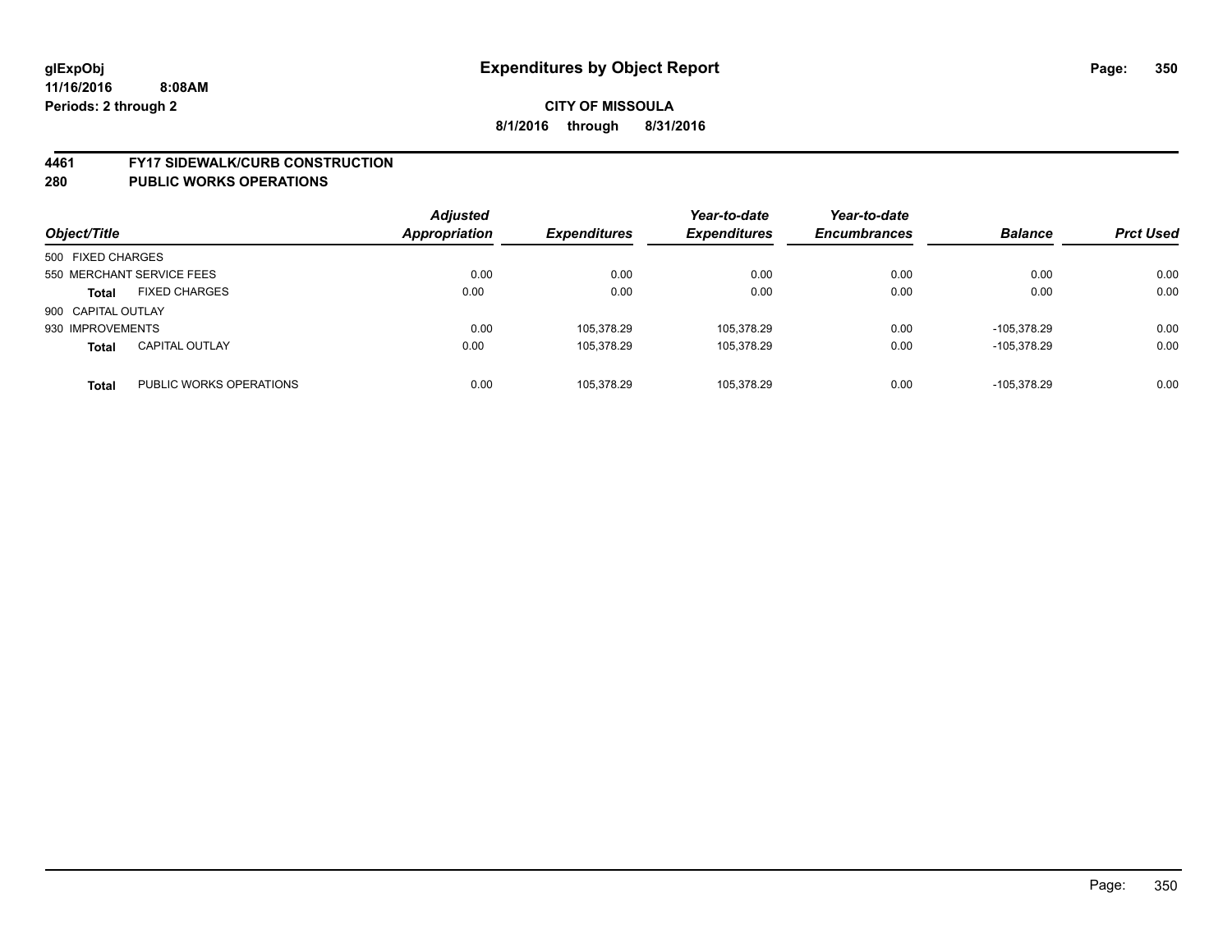**glExpObj**
**11/16/2016 8:08AM**
**Periods: 2 through 2**

# Expenditures by Object Report

**CITY OF MISSOULA**

**8/1/2016 through 8/31/2016**

## 4461 FY17 SIDEWALK/CURB CONSTRUCTION
## 280 PUBLIC WORKS OPERATIONS

| Object/Title | | Adjusted Appropriation | Expenditures | Year-to-date Expenditures | Year-to-date Encumbrances | Balance | Prct Used |
|---|---|---|---|---|---|---|---|
| 500 FIXED CHARGES | | | | | | | |
| 550 MERCHANT SERVICE FEES | | 0.00 | 0.00 | 0.00 | 0.00 | 0.00 | 0.00 |
| **Total** | FIXED CHARGES | 0.00 | 0.00 | 0.00 | 0.00 | 0.00 | 0.00 |
| 900 CAPITAL OUTLAY | | | | | | | |
| 930 IMPROVEMENTS | | 0.00 | 105,378.29 | 105,378.29 | 0.00 | -105,378.29 | 0.00 |
| **Total** | CAPITAL OUTLAY | 0.00 | 105,378.29 | 105,378.29 | 0.00 | -105,378.29 | 0.00 |
| **Total** | PUBLIC WORKS OPERATIONS | 0.00 | 105,378.29 | 105,378.29 | 0.00 | -105,378.29 | 0.00 |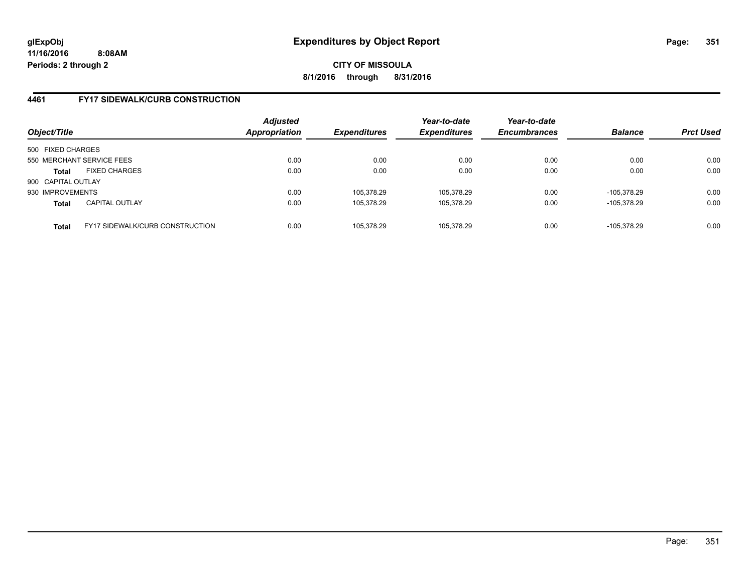**glExpObj**
**11/16/2016 8:08AM**
**Periods: 2 through 2**

# Expenditures by Object Report

**CITY OF MISSOULA**
**8/1/2016 through 8/31/2016**

## 4461 FY17 SIDEWALK/CURB CONSTRUCTION

| Object/Title | Adjusted Appropriation | Expenditures | Year-to-date Expenditures | Year-to-date Encumbrances | Balance | Prct Used |
|---|---|---|---|---|---|---|
| 500 FIXED CHARGES | | | | | | |
| 550 MERCHANT SERVICE FEES | 0.00 | 0.00 | 0.00 | 0.00 | 0.00 | 0.00 |
| **Total** FIXED CHARGES | 0.00 | 0.00 | 0.00 | 0.00 | 0.00 | 0.00 |
| 900 CAPITAL OUTLAY | | | | | | |
| 930 IMPROVEMENTS | 0.00 | 105,378.29 | 105,378.29 | 0.00 | -105,378.29 | 0.00 |
| **Total** CAPITAL OUTLAY | 0.00 | 105,378.29 | 105,378.29 | 0.00 | -105,378.29 | 0.00 |
| **Total** FY17 SIDEWALK/CURB CONSTRUCTION | 0.00 | 105,378.29 | 105,378.29 | 0.00 | -105,378.29 | 0.00 |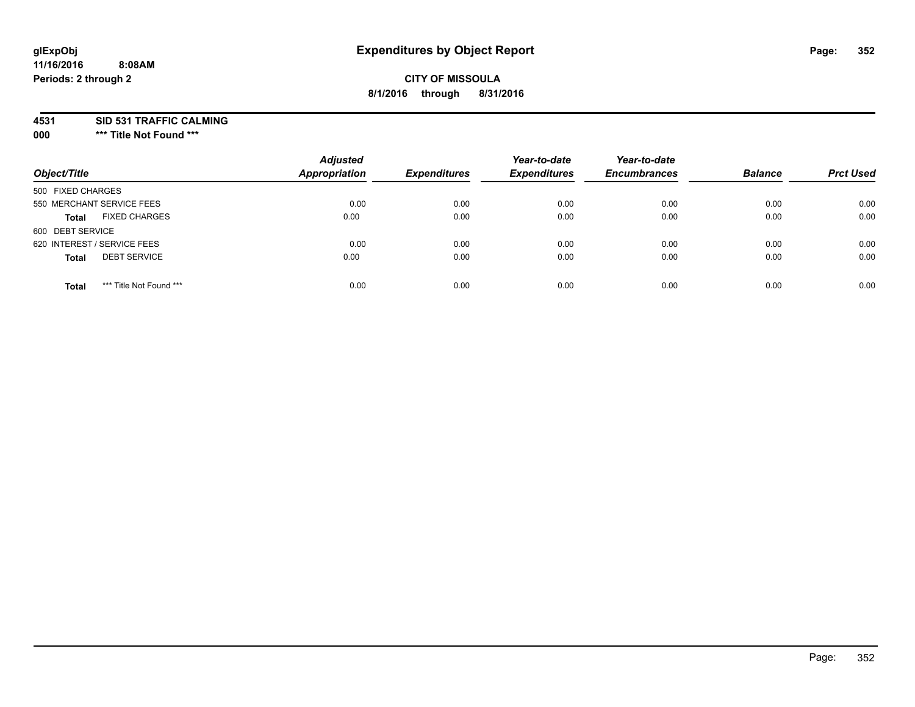# Expenditures by Object Report

glExpObj
11/16/2016 8:08AM
Periods: 2 through 2

**CITY OF MISSOULA**

**8/1/2016 through 8/31/2016**

**4531 SID 531 TRAFFIC CALMING**

**000 *** Title Not Found *****

| Object/Title | | Adjusted Appropriation | Expenditures | Year-to-date Expenditures | Year-to-date Encumbrances | Balance | Prct Used |
|---|---|---|---|---|---|---|---|
| 500 FIXED CHARGES | | | | | | | |
| 550 MERCHANT SERVICE FEES | | 0.00 | 0.00 | 0.00 | 0.00 | 0.00 | 0.00 |
| **Total** | FIXED CHARGES | 0.00 | 0.00 | 0.00 | 0.00 | 0.00 | 0.00 |
| 600 DEBT SERVICE | | | | | | | |
| 620 INTEREST / SERVICE FEES | | 0.00 | 0.00 | 0.00 | 0.00 | 0.00 | 0.00 |
| **Total** | DEBT SERVICE | 0.00 | 0.00 | 0.00 | 0.00 | 0.00 | 0.00 |
| **Total** | *** Title Not Found *** | 0.00 | 0.00 | 0.00 | 0.00 | 0.00 | 0.00 |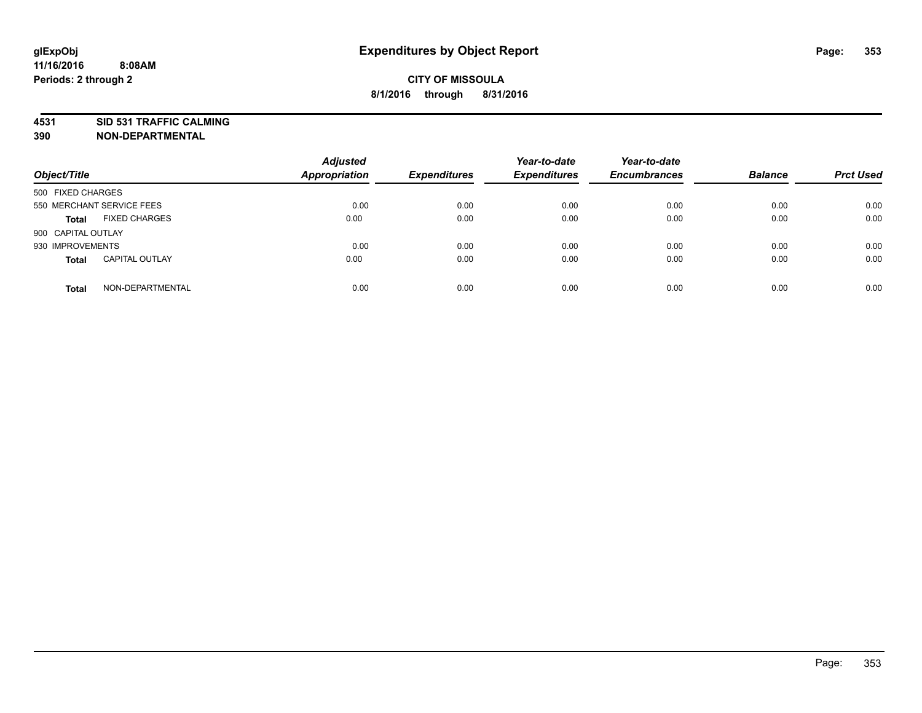**glExpObj** **Expenditures by Object Report**

**11/16/2016 8:08AM**

**Periods: 2 through 2**

**CITY OF MISSOULA**

**8/1/2016 through 8/31/2016**

**4531 SID 531 TRAFFIC CALMING**

**390 NON-DEPARTMENTAL**

| Object/Title | Adjusted Appropriation | Expenditures | Year-to-date Expenditures | Year-to-date Encumbrances | Balance | Prct Used |
|---|---|---|---|---|---|---|
| 500 FIXED CHARGES | | | | | | |
| 550 MERCHANT SERVICE FEES | 0.00 | 0.00 | 0.00 | 0.00 | 0.00 | 0.00 |
| **Total** FIXED CHARGES | 0.00 | 0.00 | 0.00 | 0.00 | 0.00 | 0.00 |
| 900 CAPITAL OUTLAY | | | | | | |
| 930 IMPROVEMENTS | 0.00 | 0.00 | 0.00 | 0.00 | 0.00 | 0.00 |
| **Total** CAPITAL OUTLAY | 0.00 | 0.00 | 0.00 | 0.00 | 0.00 | 0.00 |
| **Total** NON-DEPARTMENTAL | 0.00 | 0.00 | 0.00 | 0.00 | 0.00 | 0.00 |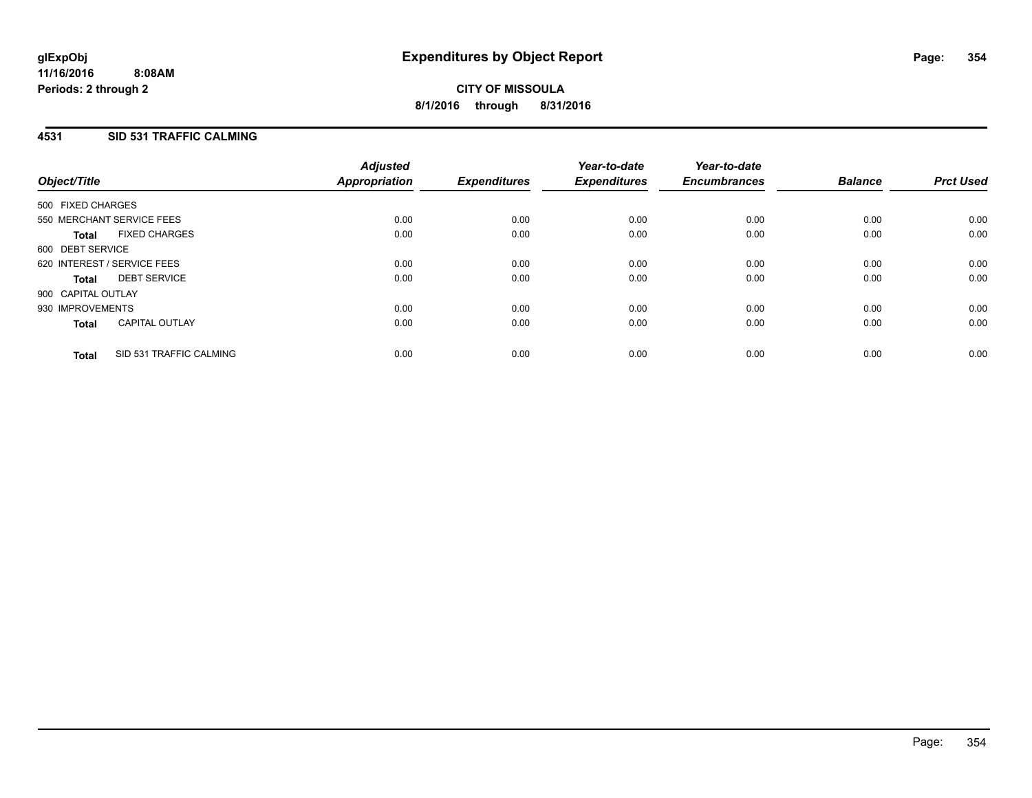# Expenditures by Object Report

glExpObj
11/16/2016 8:08AM
Periods: 2 through 2

**CITY OF MISSOULA**
**8/1/2016 through 8/31/2016**

## 4531 SID 531 TRAFFIC CALMING

| Object/Title | Adjusted Appropriation | Expenditures | Year-to-date Expenditures | Year-to-date Encumbrances | Balance | Prct Used |
|---|---|---|---|---|---|---|
| 500 FIXED CHARGES | | | | | | |
| 550 MERCHANT SERVICE FEES | 0.00 | 0.00 | 0.00 | 0.00 | 0.00 | 0.00 |
| **Total** FIXED CHARGES | 0.00 | 0.00 | 0.00 | 0.00 | 0.00 | 0.00 |
| 600 DEBT SERVICE | | | | | | |
| 620 INTEREST / SERVICE FEES | 0.00 | 0.00 | 0.00 | 0.00 | 0.00 | 0.00 |
| **Total** DEBT SERVICE | 0.00 | 0.00 | 0.00 | 0.00 | 0.00 | 0.00 |
| 900 CAPITAL OUTLAY | | | | | | |
| 930 IMPROVEMENTS | 0.00 | 0.00 | 0.00 | 0.00 | 0.00 | 0.00 |
| **Total** CAPITAL OUTLAY | 0.00 | 0.00 | 0.00 | 0.00 | 0.00 | 0.00 |
| **Total** SID 531 TRAFFIC CALMING | 0.00 | 0.00 | 0.00 | 0.00 | 0.00 | 0.00 |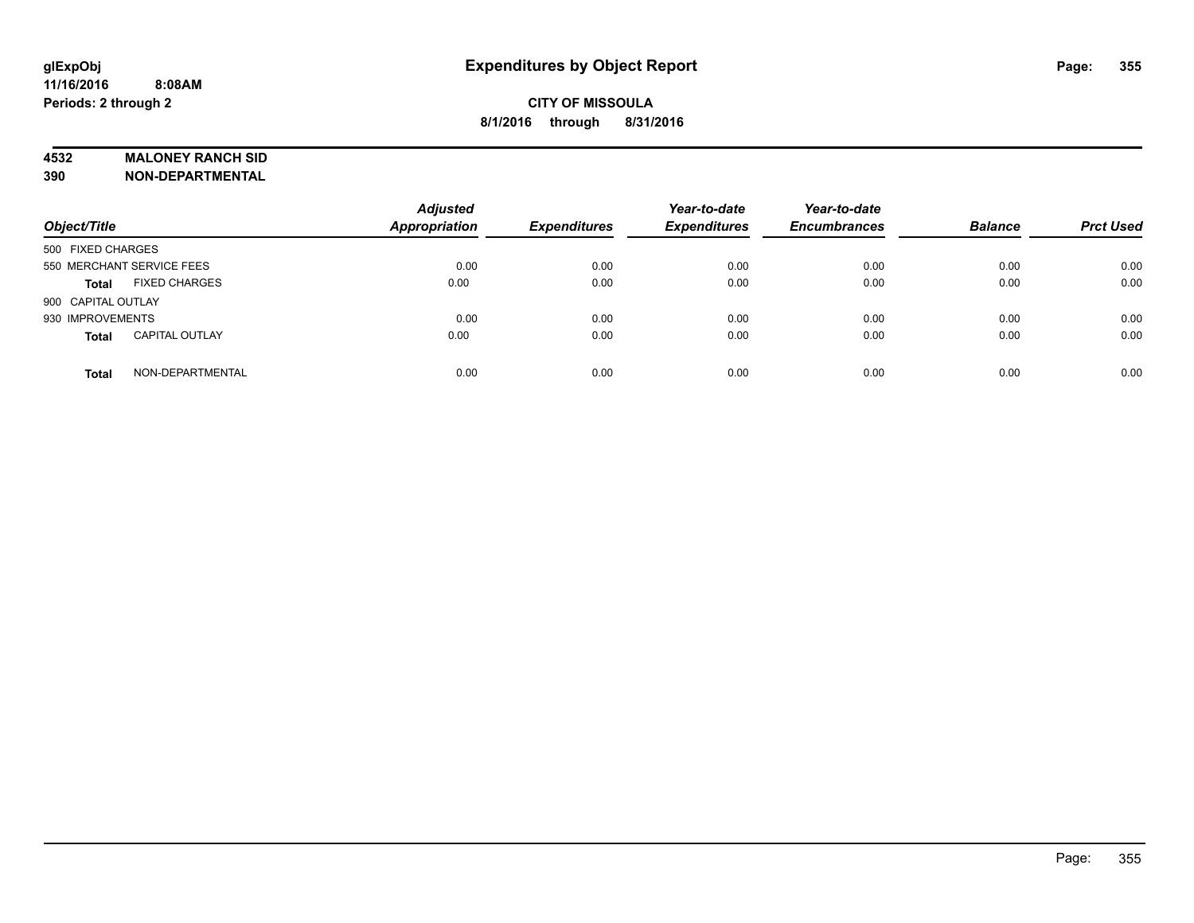# Expenditures by Object Report

glExpObj
11/16/2016 8:08AM
Periods: 2 through 2

**CITY OF MISSOULA**
**8/1/2016 through 8/31/2016**

**4532 MALONEY RANCH SID**
**390 NON-DEPARTMENTAL**

| Object/Title | Adjusted Appropriation | Expenditures | Year-to-date Expenditures | Year-to-date Encumbrances | Balance | Prct Used |
|---|---|---|---|---|---|---|
| 500 FIXED CHARGES | | | | | | |
| 550 MERCHANT SERVICE FEES | 0.00 | 0.00 | 0.00 | 0.00 | 0.00 | 0.00 |
| **Total** FIXED CHARGES | 0.00 | 0.00 | 0.00 | 0.00 | 0.00 | 0.00 |
| 900 CAPITAL OUTLAY | | | | | | |
| 930 IMPROVEMENTS | 0.00 | 0.00 | 0.00 | 0.00 | 0.00 | 0.00 |
| **Total** CAPITAL OUTLAY | 0.00 | 0.00 | 0.00 | 0.00 | 0.00 | 0.00 |
| **Total** NON-DEPARTMENTAL | 0.00 | 0.00 | 0.00 | 0.00 | 0.00 | 0.00 |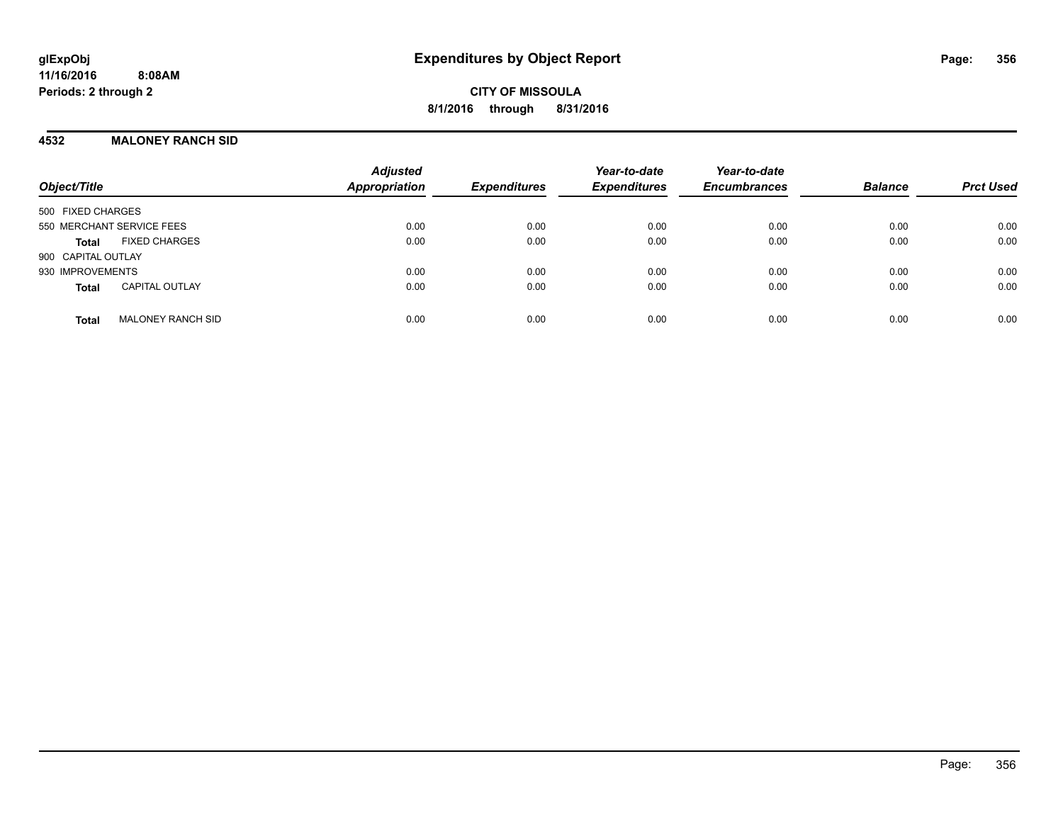glExpObj
11/16/2016 8:08AM
Periods: 2 through 2

# Expenditures by Object Report

**CITY OF MISSOULA**
**8/1/2016 through 8/31/2016**

## 4532 MALONEY RANCH SID

| Object/Title | | Adjusted Appropriation | Expenditures | Year-to-date Expenditures | Year-to-date Encumbrances | Balance | Prct Used |
|---|---|---|---|---|---|---|---|
| 500 FIXED CHARGES | | | | | | | |
| 550 MERCHANT SERVICE FEES | | 0.00 | 0.00 | 0.00 | 0.00 | 0.00 | 0.00 |
| **Total** | FIXED CHARGES | 0.00 | 0.00 | 0.00 | 0.00 | 0.00 | 0.00 |
| 900 CAPITAL OUTLAY | | | | | | | |
| 930 IMPROVEMENTS | | 0.00 | 0.00 | 0.00 | 0.00 | 0.00 | 0.00 |
| **Total** | CAPITAL OUTLAY | 0.00 | 0.00 | 0.00 | 0.00 | 0.00 | 0.00 |
| **Total** | MALONEY RANCH SID | 0.00 | 0.00 | 0.00 | 0.00 | 0.00 | 0.00 |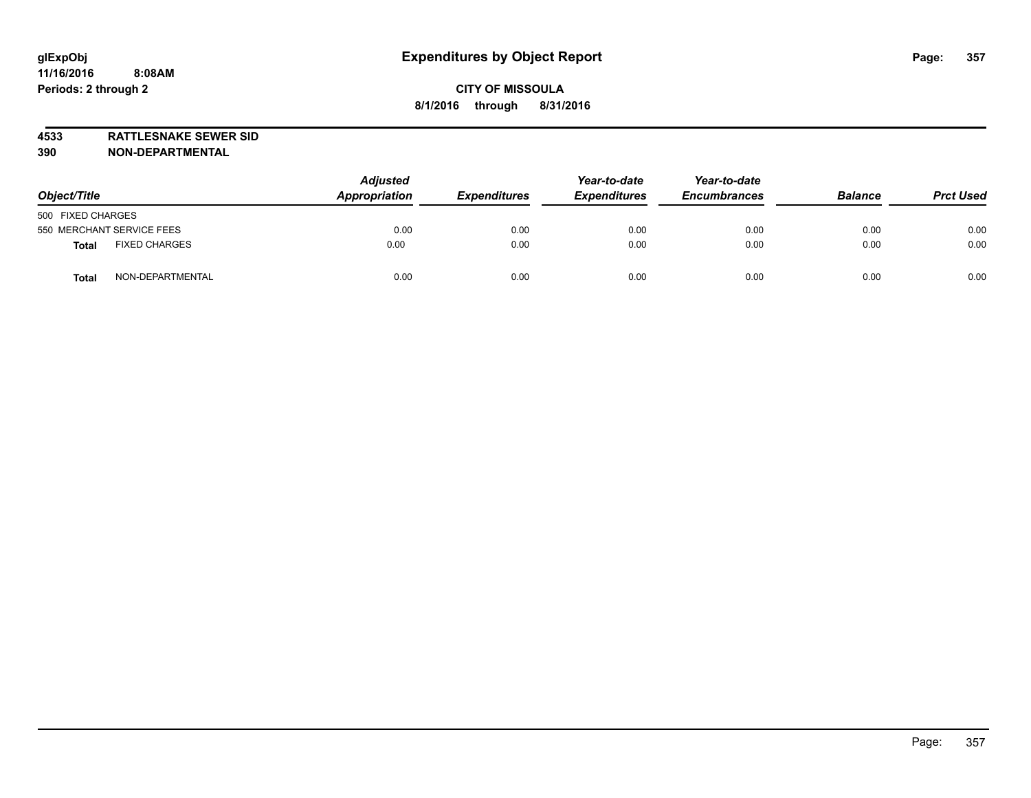# Expenditures by Object Report

glExpObj
11/16/2016 8:08AM
Periods: 2 through 2

**CITY OF MISSOULA**
**8/1/2016 through 8/31/2016**

**4533 RATTLESNAKE SEWER SID**
**390 NON-DEPARTMENTAL**

| Object/Title | Adjusted Appropriation | Expenditures | Year-to-date Expenditures | Year-to-date Encumbrances | Balance | Prct Used |
|---|---|---|---|---|---|---|
| 500 FIXED CHARGES | | | | | | |
| 550 MERCHANT SERVICE FEES | 0.00 | 0.00 | 0.00 | 0.00 | 0.00 | 0.00 |
| **Total** FIXED CHARGES | 0.00 | 0.00 | 0.00 | 0.00 | 0.00 | 0.00 |
| **Total** NON-DEPARTMENTAL | 0.00 | 0.00 | 0.00 | 0.00 | 0.00 | 0.00 |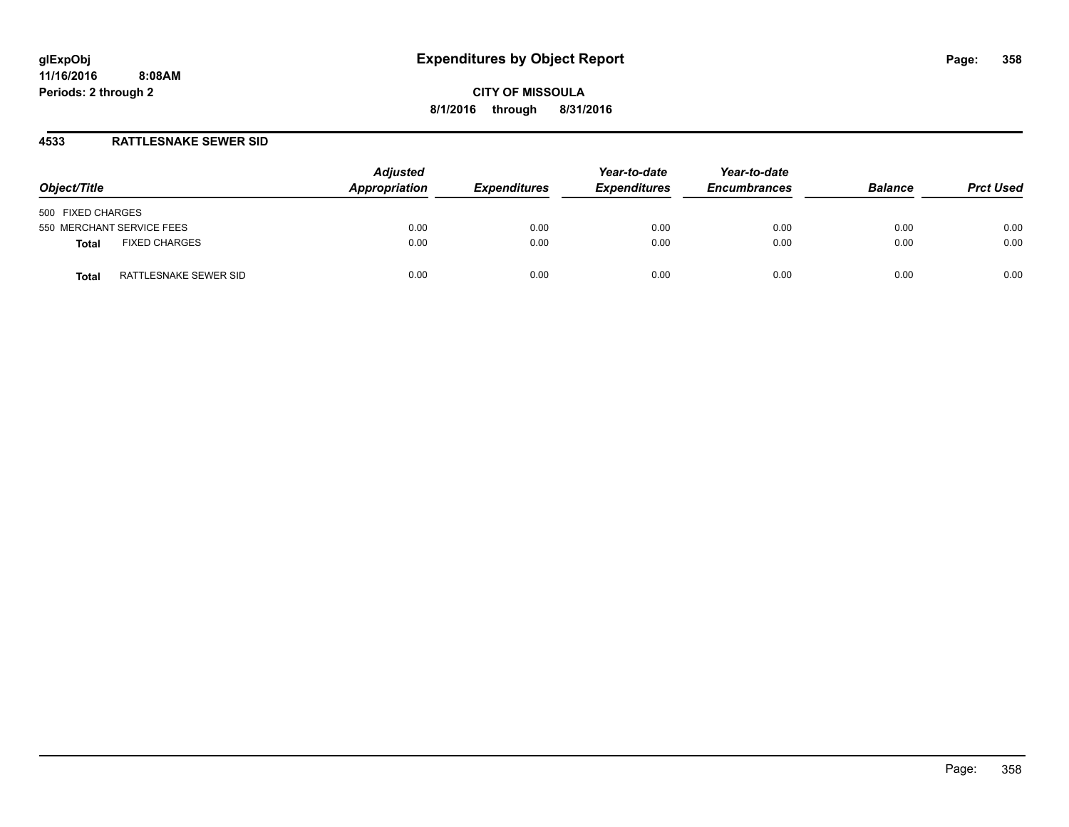# Expenditures by Object Report

glExpObj
11/16/2016 8:08AM
Periods: 2 through 2

**CITY OF MISSOULA**
**8/1/2016 through 8/31/2016**

## 4533 RATTLESNAKE SEWER SID

| Object/Title | Adjusted Appropriation | Expenditures | Year-to-date Expenditures | Year-to-date Encumbrances | Balance | Prct Used |
|---|---|---|---|---|---|---|
| 500 FIXED CHARGES | | | | | | |
| 550 MERCHANT SERVICE FEES | 0.00 | 0.00 | 0.00 | 0.00 | 0.00 | 0.00 |
| **Total** FIXED CHARGES | 0.00 | 0.00 | 0.00 | 0.00 | 0.00 | 0.00 |
| **Total** RATTLESNAKE SEWER SID | 0.00 | 0.00 | 0.00 | 0.00 | 0.00 | 0.00 |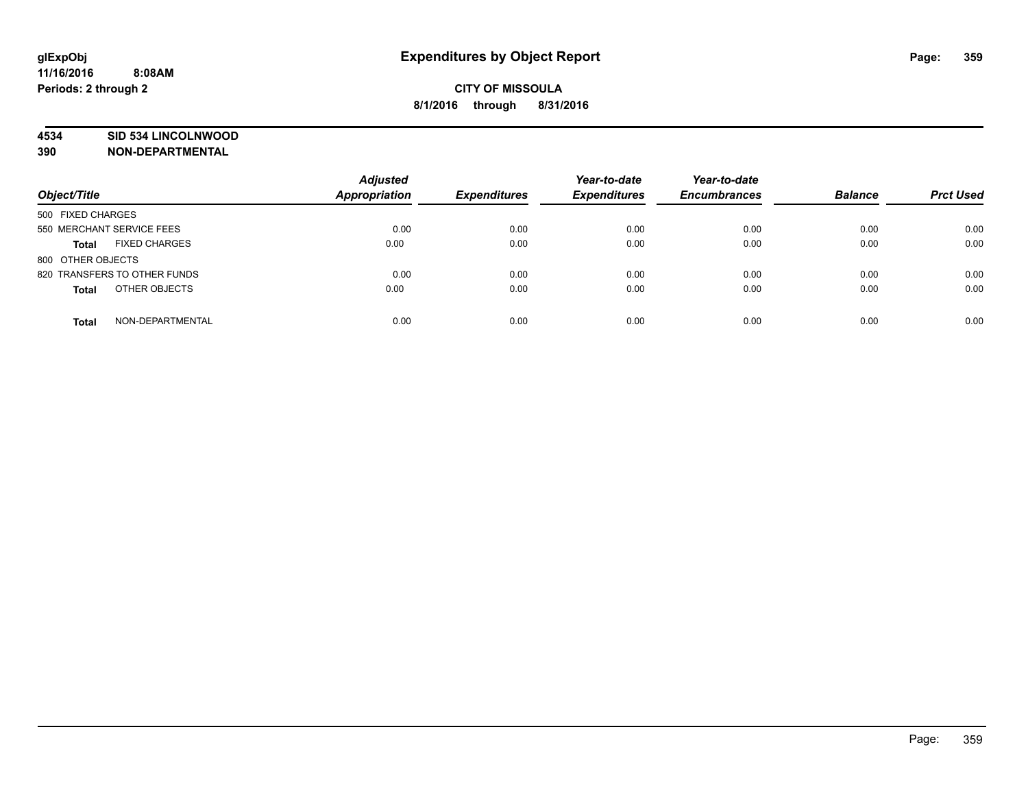# Expenditures by Object Report

**CITY OF MISSOULA**

**8/1/2016 through 8/31/2016**

glExpObj
11/16/2016 8:08AM
Periods: 2 through 2

**4534 SID 534 LINCOLNWOOD**
**390 NON-DEPARTMENTAL**

| Object/Title | Adjusted Appropriation | Expenditures | Year-to-date Expenditures | Year-to-date Encumbrances | Balance | Prct Used |
|---|---|---|---|---|---|---|
| 500 FIXED CHARGES | | | | | | |
| 550 MERCHANT SERVICE FEES | 0.00 | 0.00 | 0.00 | 0.00 | 0.00 | 0.00 |
| **Total** FIXED CHARGES | 0.00 | 0.00 | 0.00 | 0.00 | 0.00 | 0.00 |
| 800 OTHER OBJECTS | | | | | | |
| 820 TRANSFERS TO OTHER FUNDS | 0.00 | 0.00 | 0.00 | 0.00 | 0.00 | 0.00 |
| **Total** OTHER OBJECTS | 0.00 | 0.00 | 0.00 | 0.00 | 0.00 | 0.00 |
| **Total** NON-DEPARTMENTAL | 0.00 | 0.00 | 0.00 | 0.00 | 0.00 | 0.00 |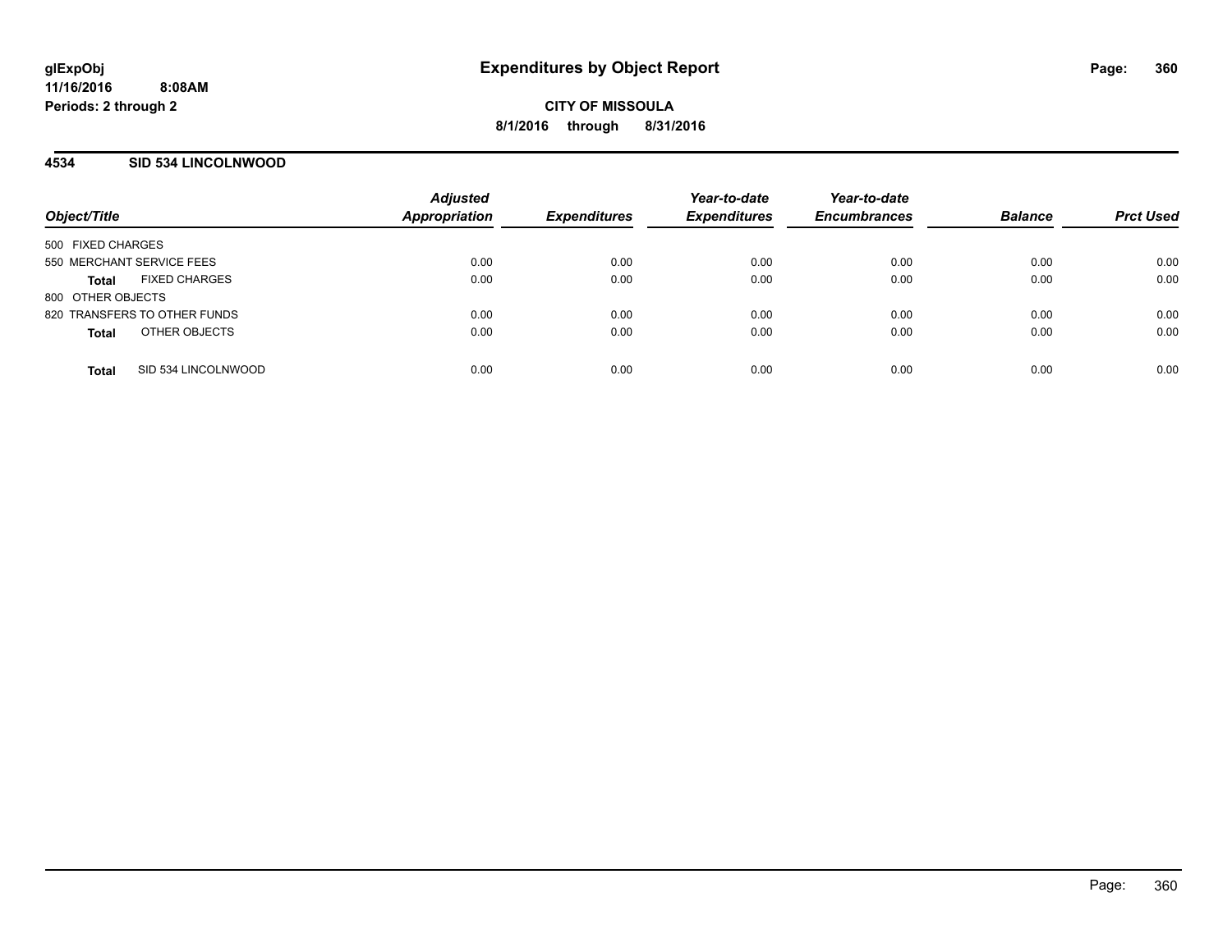**glExpObj**
**11/16/2016 8:08AM**
**Periods: 2 through 2**

# Expenditures by Object Report

**CITY OF MISSOULA**
**8/1/2016 through 8/31/2016**

## 4534 SID 534 LINCOLNWOOD

| Object/Title | Adjusted Appropriation | Expenditures | Year-to-date Expenditures | Year-to-date Encumbrances | Balance | Prct Used |
|---|---|---|---|---|---|---|
| 500 FIXED CHARGES | | | | | | |
| 550 MERCHANT SERVICE FEES | 0.00 | 0.00 | 0.00 | 0.00 | 0.00 | 0.00 |
| **Total** FIXED CHARGES | 0.00 | 0.00 | 0.00 | 0.00 | 0.00 | 0.00 |
| 800 OTHER OBJECTS | | | | | | |
| 820 TRANSFERS TO OTHER FUNDS | 0.00 | 0.00 | 0.00 | 0.00 | 0.00 | 0.00 |
| **Total** OTHER OBJECTS | 0.00 | 0.00 | 0.00 | 0.00 | 0.00 | 0.00 |
| **Total** SID 534 LINCOLNWOOD | 0.00 | 0.00 | 0.00 | 0.00 | 0.00 | 0.00 |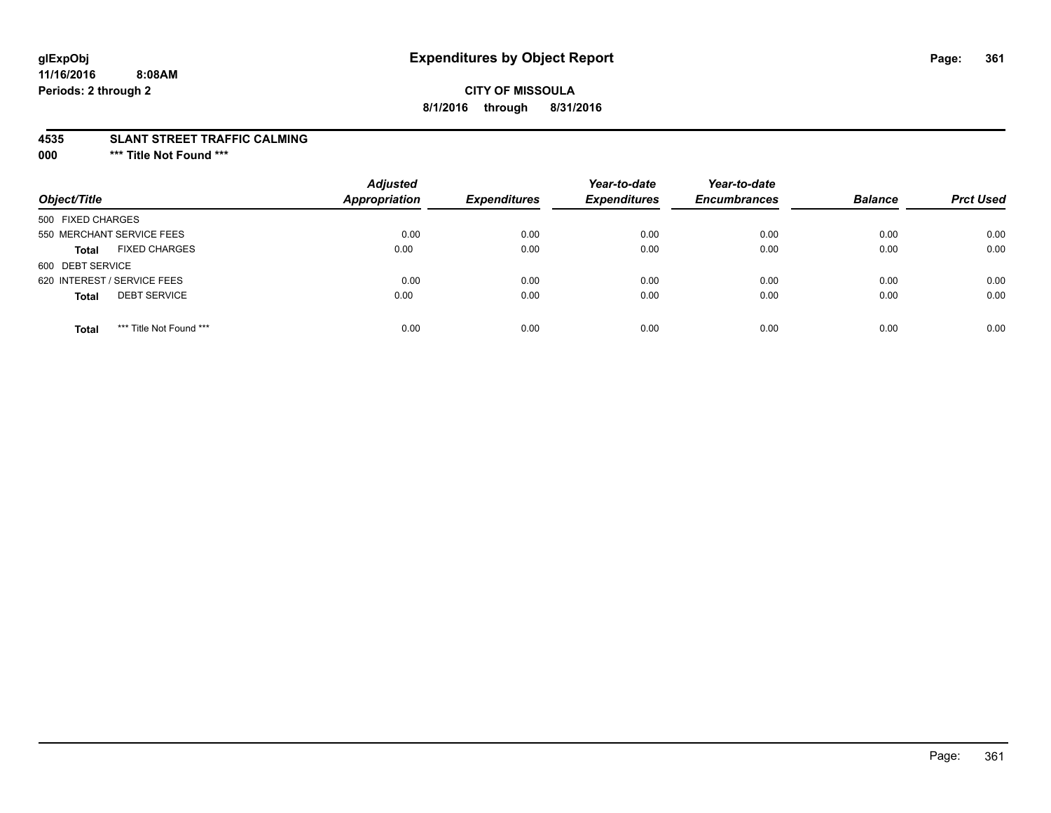**glExpObj**
**11/16/2016 8:08AM**
**Periods: 2 through 2**

# Expenditures by Object Report

**CITY OF MISSOULA**
**8/1/2016 through 8/31/2016**

**4535 SLANT STREET TRAFFIC CALMING**
**000 \*\*\* Title Not Found \*\*\***

| Object/Title | | Adjusted Appropriation | Expenditures | Year-to-date Expenditures | Year-to-date Encumbrances | Balance | Prct Used |
|---|---|---|---|---|---|---|---|
| 500 FIXED CHARGES | | | | | | | |
| 550 MERCHANT SERVICE FEES | | 0.00 | 0.00 | 0.00 | 0.00 | 0.00 | 0.00 |
| **Total** | FIXED CHARGES | 0.00 | 0.00 | 0.00 | 0.00 | 0.00 | 0.00 |
| 600 DEBT SERVICE | | | | | | | |
| 620 INTEREST / SERVICE FEES | | 0.00 | 0.00 | 0.00 | 0.00 | 0.00 | 0.00 |
| **Total** | DEBT SERVICE | 0.00 | 0.00 | 0.00 | 0.00 | 0.00 | 0.00 |
| **Total** | *** Title Not Found *** | 0.00 | 0.00 | 0.00 | 0.00 | 0.00 | 0.00 |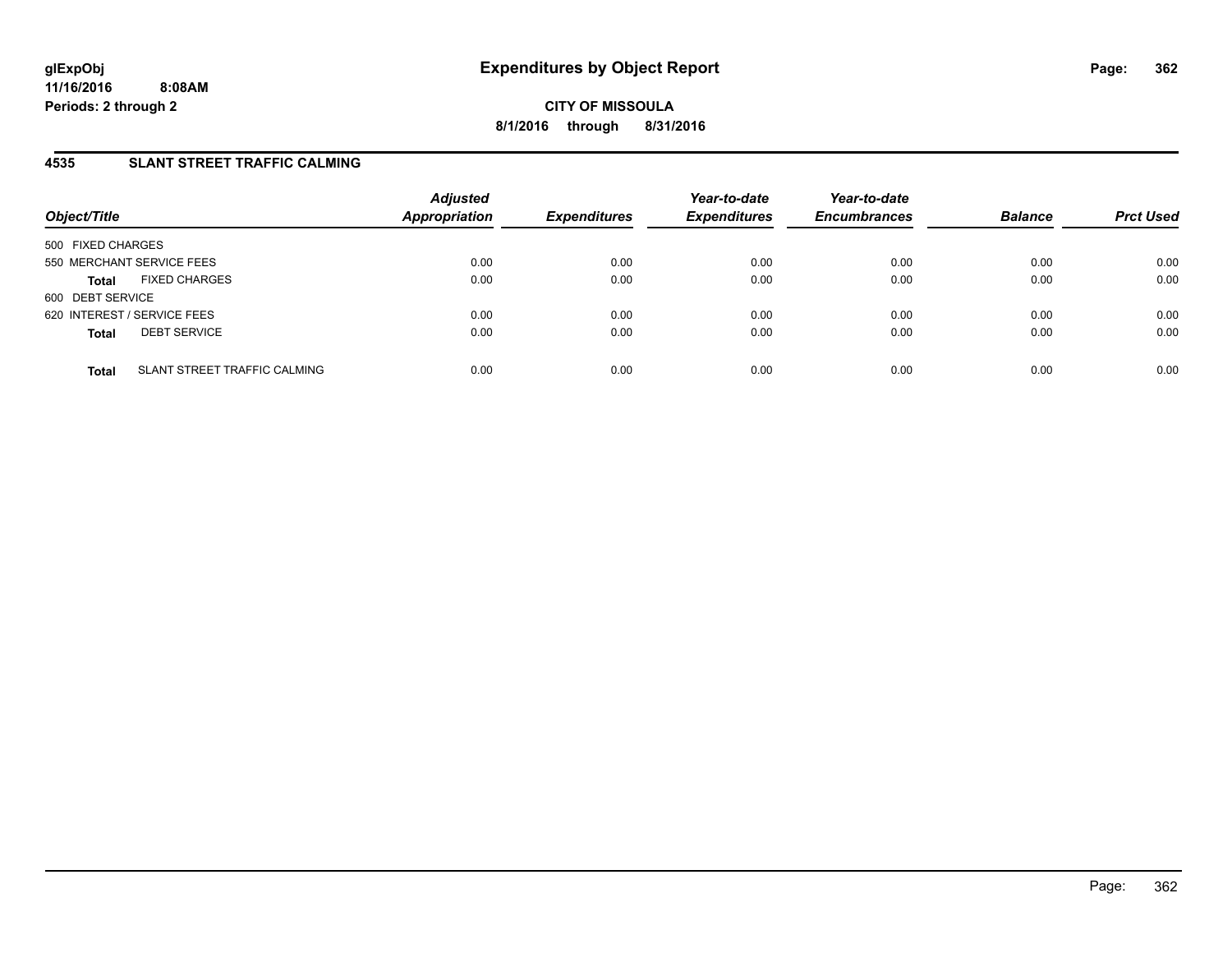# Expenditures by Object Report

**CITY OF MISSOULA**

**8/1/2016 through 8/31/2016**

glExpObj
11/16/2016 8:08AM
Periods: 2 through 2

## 4535 SLANT STREET TRAFFIC CALMING

| Object/Title | | Adjusted Appropriation | Expenditures | Year-to-date Expenditures | Year-to-date Encumbrances | Balance | Prct Used |
|---|---|---|---|---|---|---|---|
| 500 FIXED CHARGES | | | | | | | |
| 550 MERCHANT SERVICE FEES | | 0.00 | 0.00 | 0.00 | 0.00 | 0.00 | 0.00 |
| **Total** | FIXED CHARGES | 0.00 | 0.00 | 0.00 | 0.00 | 0.00 | 0.00 |
| 600 DEBT SERVICE | | | | | | | |
| 620 INTEREST / SERVICE FEES | | 0.00 | 0.00 | 0.00 | 0.00 | 0.00 | 0.00 |
| **Total** | DEBT SERVICE | 0.00 | 0.00 | 0.00 | 0.00 | 0.00 | 0.00 |
| **Total** | SLANT STREET TRAFFIC CALMING | 0.00 | 0.00 | 0.00 | 0.00 | 0.00 | 0.00 |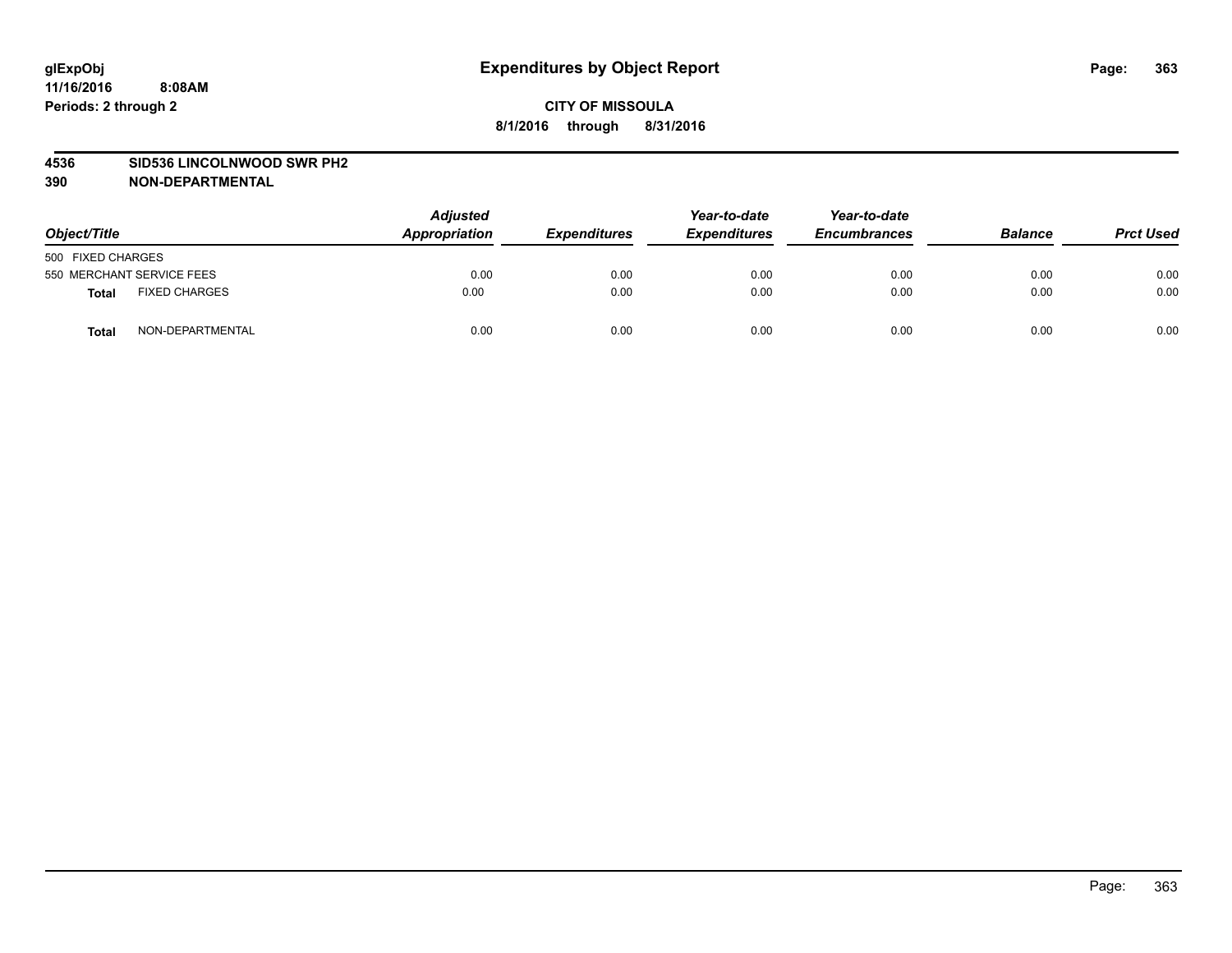**glExpObj** **Expenditures by Object Report**

**11/16/2016 8:08AM**

**Periods: 2 through 2**

**CITY OF MISSOULA**

**8/1/2016 through 8/31/2016**

**4536 SID536 LINCOLNWOOD SWR PH2**

**390 NON-DEPARTMENTAL**

| Object/Title | | Adjusted Appropriation | Expenditures | Year-to-date Expenditures | Year-to-date Encumbrances | Balance | Prct Used |
|---|---|---|---|---|---|---|---|
| 500 FIXED CHARGES | | | | | | | |
| 550 MERCHANT SERVICE FEES | | 0.00 | 0.00 | 0.00 | 0.00 | 0.00 | 0.00 |
| **Total** | FIXED CHARGES | 0.00 | 0.00 | 0.00 | 0.00 | 0.00 | 0.00 |
| **Total** | NON-DEPARTMENTAL | 0.00 | 0.00 | 0.00 | 0.00 | 0.00 | 0.00 |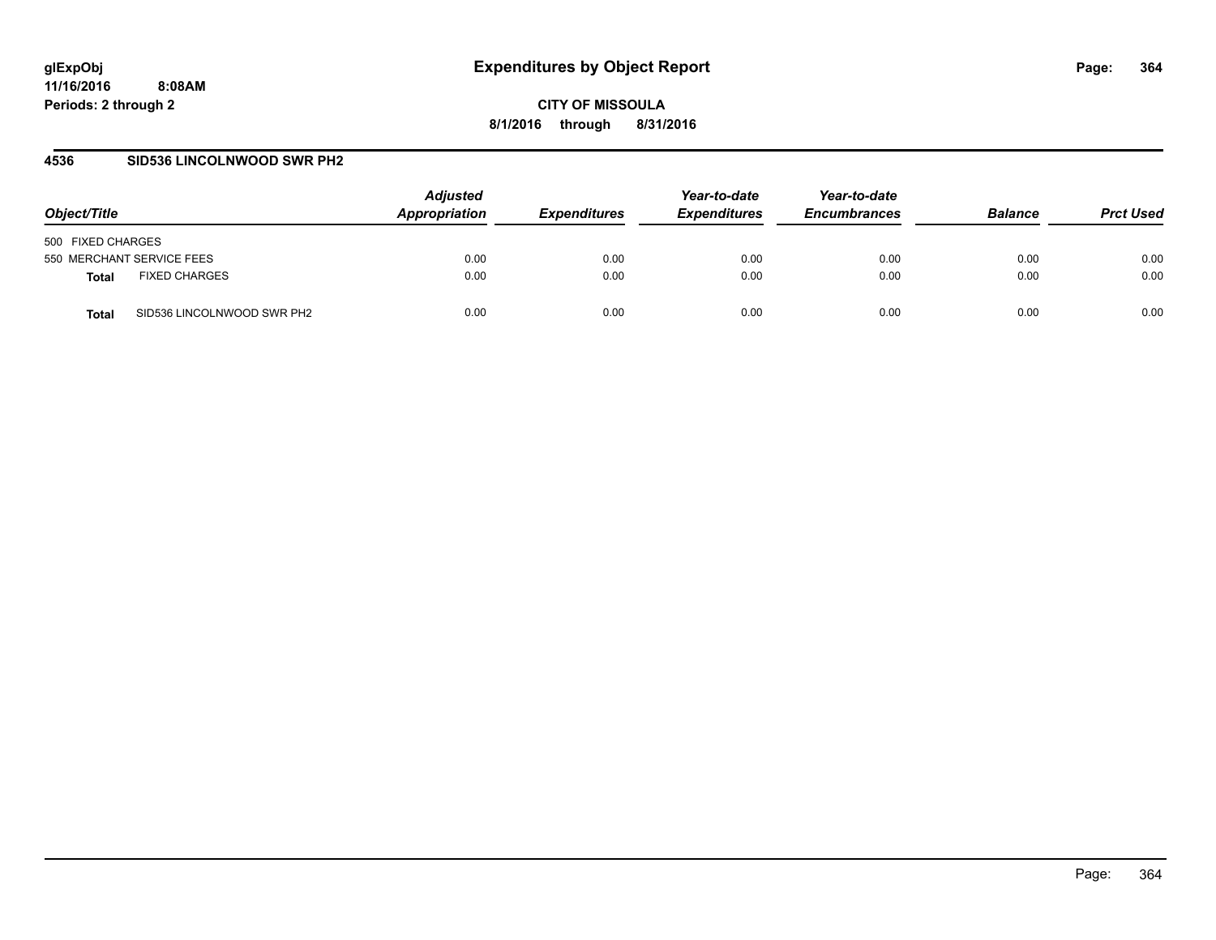**glExpObj**
**11/16/2016 8:08AM**
**Periods: 2 through 2**

# Expenditures by Object Report

**CITY OF MISSOULA**
**8/1/2016 through 8/31/2016**

## 4536 SID536 LINCOLNWOOD SWR PH2

| Object/Title | | Adjusted Appropriation | Expenditures | Year-to-date Expenditures | Year-to-date Encumbrances | Balance | Prct Used |
|---|---|---|---|---|---|---|---|
| 500 FIXED CHARGES | | | | | | | |
| 550 MERCHANT SERVICE FEES | | 0.00 | 0.00 | 0.00 | 0.00 | 0.00 | 0.00 |
| **Total** | FIXED CHARGES | 0.00 | 0.00 | 0.00 | 0.00 | 0.00 | 0.00 |
| **Total** | SID536 LINCOLNWOOD SWR PH2 | 0.00 | 0.00 | 0.00 | 0.00 | 0.00 | 0.00 |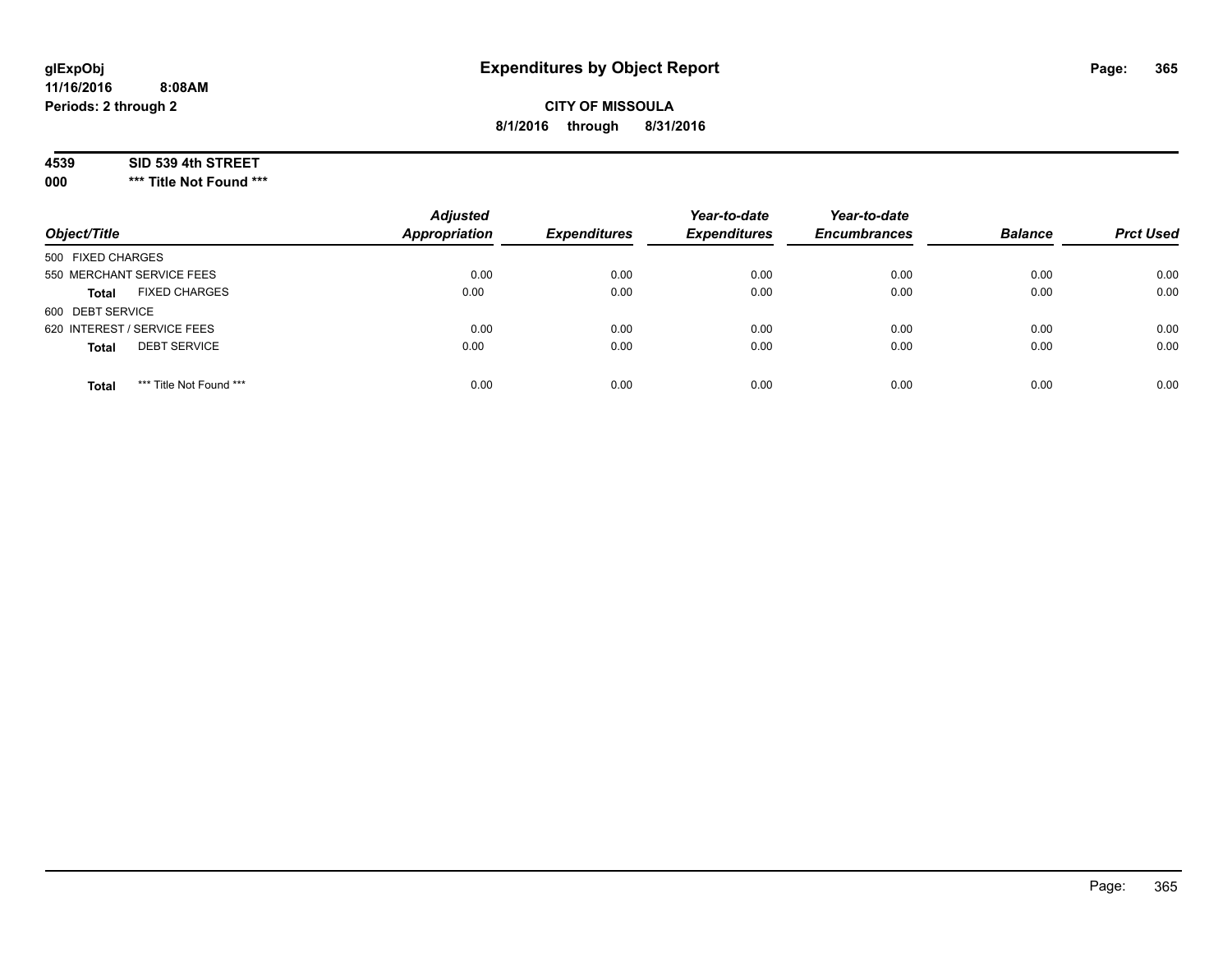**glExpObj**
**11/16/2016 8:08AM**
**Periods: 2 through 2**

# Expenditures by Object Report

**CITY OF MISSOULA**
**8/1/2016 through 8/31/2016**

**4539 SID 539 4th STREET**
**000 *** Title Not Found *****

| Object/Title | Adjusted Appropriation | Expenditures | Year-to-date Expenditures | Year-to-date Encumbrances | Balance | Prct Used |
|---|---|---|---|---|---|---|
| 500 FIXED CHARGES | | | | | | |
| 550 MERCHANT SERVICE FEES | 0.00 | 0.00 | 0.00 | 0.00 | 0.00 | 0.00 |
| **Total** FIXED CHARGES | 0.00 | 0.00 | 0.00 | 0.00 | 0.00 | 0.00 |
| 600 DEBT SERVICE | | | | | | |
| 620 INTEREST / SERVICE FEES | 0.00 | 0.00 | 0.00 | 0.00 | 0.00 | 0.00 |
| **Total** DEBT SERVICE | 0.00 | 0.00 | 0.00 | 0.00 | 0.00 | 0.00 |
| **Total** *** Title Not Found *** | 0.00 | 0.00 | 0.00 | 0.00 | 0.00 | 0.00 |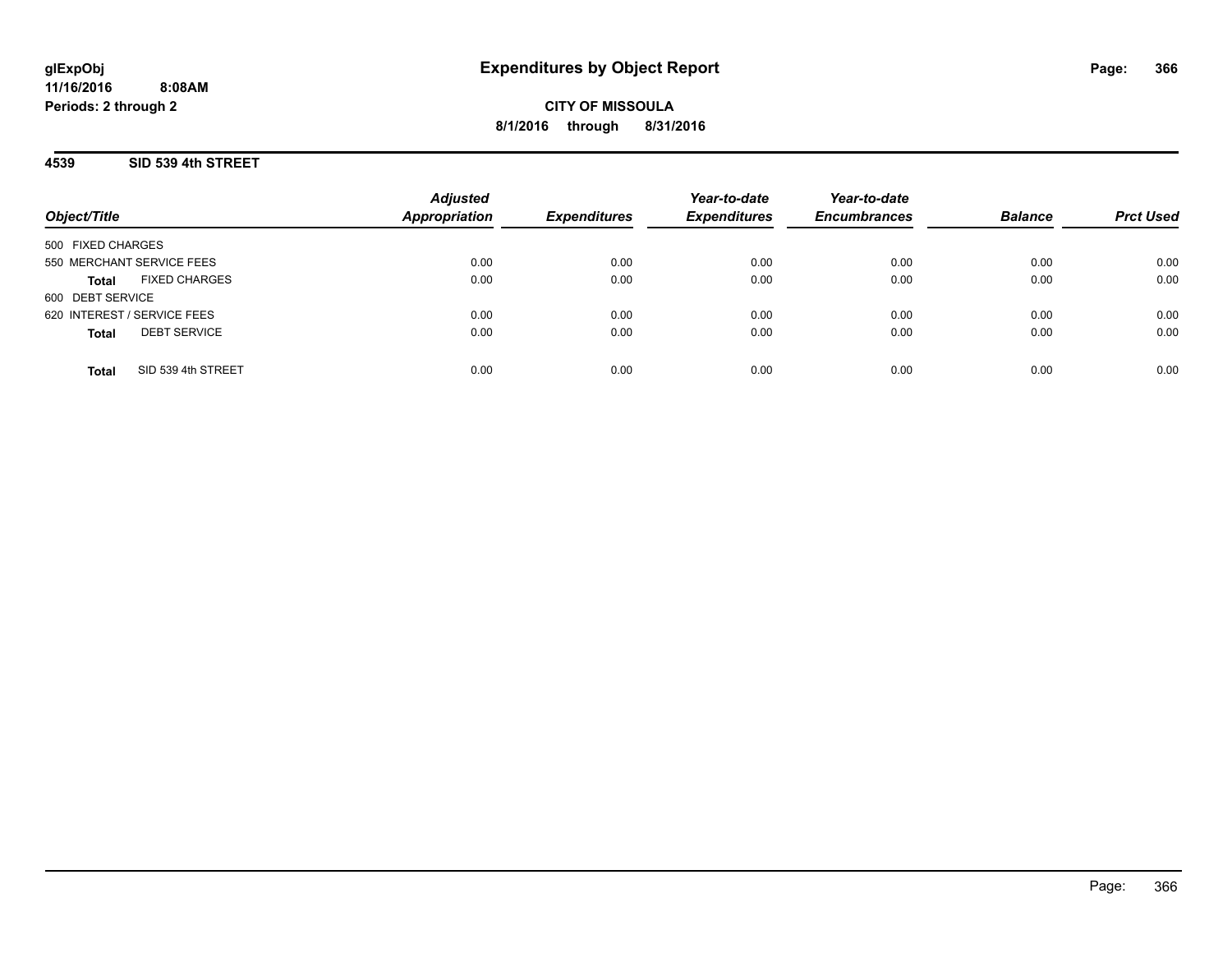**glExpObj**
**11/16/2016 8:08AM**
**Periods: 2 through 2**

# Expenditures by Object Report

**CITY OF MISSOULA**
**8/1/2016 through 8/31/2016**

## 4539 SID 539 4th STREET

| Object/Title | Adjusted Appropriation | Expenditures | Year-to-date Expenditures | Year-to-date Encumbrances | Balance | Prct Used |
|---|---|---|---|---|---|---|
| 500 FIXED CHARGES | | | | | | |
| 550 MERCHANT SERVICE FEES | 0.00 | 0.00 | 0.00 | 0.00 | 0.00 | 0.00 |
| **Total** FIXED CHARGES | 0.00 | 0.00 | 0.00 | 0.00 | 0.00 | 0.00 |
| 600 DEBT SERVICE | | | | | | |
| 620 INTEREST / SERVICE FEES | 0.00 | 0.00 | 0.00 | 0.00 | 0.00 | 0.00 |
| **Total** DEBT SERVICE | 0.00 | 0.00 | 0.00 | 0.00 | 0.00 | 0.00 |
| **Total** SID 539 4th STREET | 0.00 | 0.00 | 0.00 | 0.00 | 0.00 | 0.00 |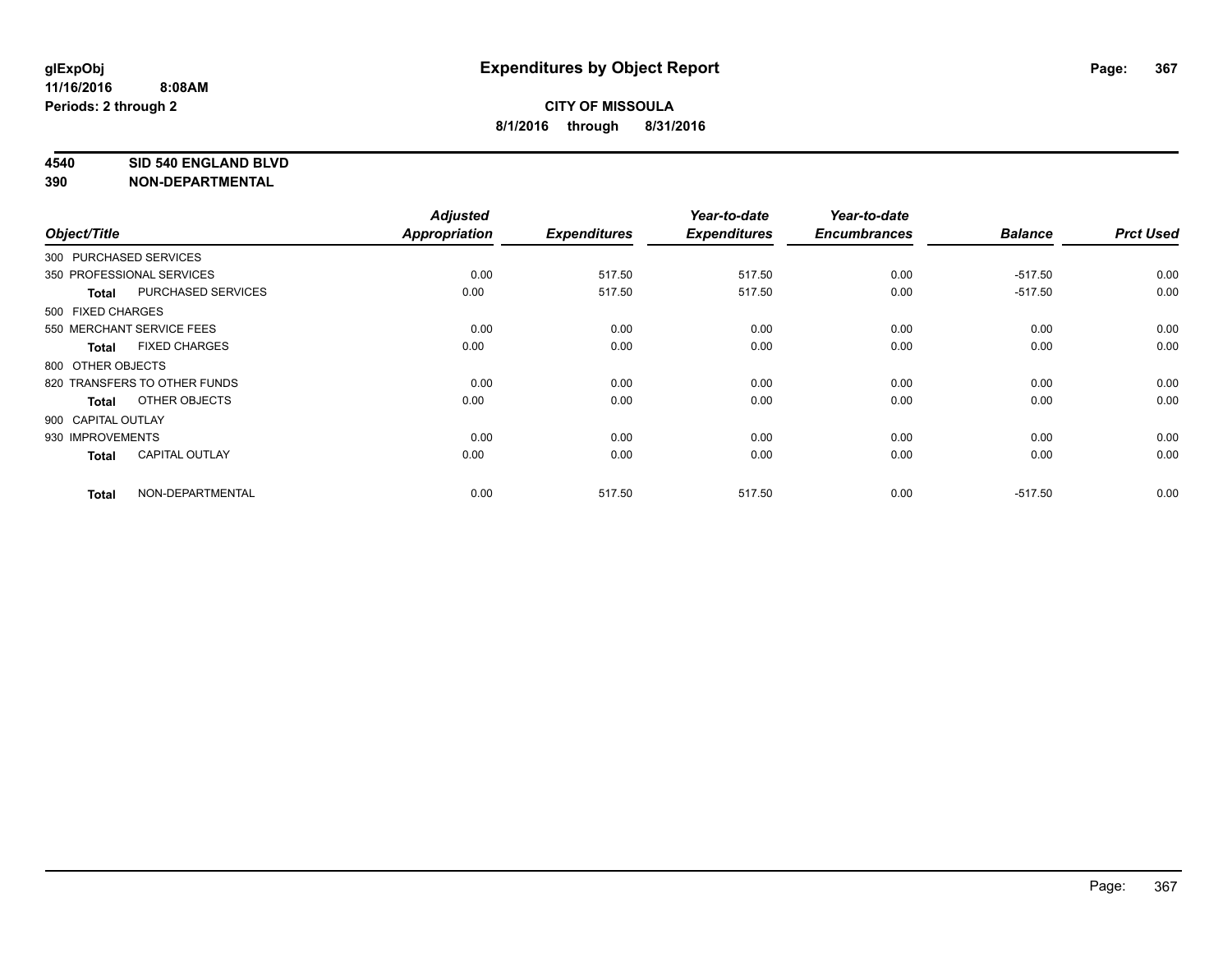# Expenditures by Object Report

glExpObj
11/16/2016 8:08AM
Periods: 2 through 2

**CITY OF MISSOULA**
**8/1/2016 through 8/31/2016**

**4540 SID 540 ENGLAND BLVD**
**390 NON-DEPARTMENTAL**

| Object/Title | Adjusted Appropriation | Expenditures | Year-to-date Expenditures | Year-to-date Encumbrances | Balance | Prct Used |
|---|---|---|---|---|---|---|
| 300 PURCHASED SERVICES | | | | | | |
| 350 PROFESSIONAL SERVICES | 0.00 | 517.50 | 517.50 | 0.00 | -517.50 | 0.00 |
| **Total** PURCHASED SERVICES | 0.00 | 517.50 | 517.50 | 0.00 | -517.50 | 0.00 |
| 500 FIXED CHARGES | | | | | | |
| 550 MERCHANT SERVICE FEES | 0.00 | 0.00 | 0.00 | 0.00 | 0.00 | 0.00 |
| **Total** FIXED CHARGES | 0.00 | 0.00 | 0.00 | 0.00 | 0.00 | 0.00 |
| 800 OTHER OBJECTS | | | | | | |
| 820 TRANSFERS TO OTHER FUNDS | 0.00 | 0.00 | 0.00 | 0.00 | 0.00 | 0.00 |
| **Total** OTHER OBJECTS | 0.00 | 0.00 | 0.00 | 0.00 | 0.00 | 0.00 |
| 900 CAPITAL OUTLAY | | | | | | |
| 930 IMPROVEMENTS | 0.00 | 0.00 | 0.00 | 0.00 | 0.00 | 0.00 |
| **Total** CAPITAL OUTLAY | 0.00 | 0.00 | 0.00 | 0.00 | 0.00 | 0.00 |
| **Total** NON-DEPARTMENTAL | 0.00 | 517.50 | 517.50 | 0.00 | -517.50 | 0.00 |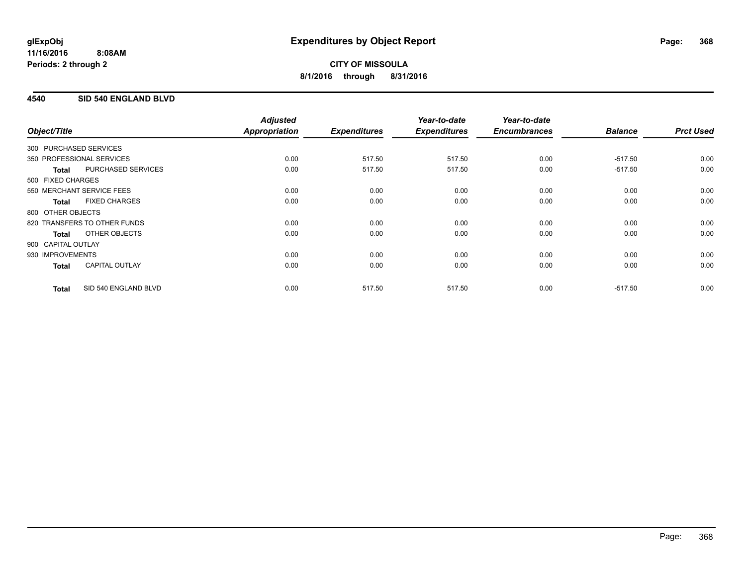# Expenditures by Object Report

glExpObj
11/16/2016 8:08AM
Periods: 2 through 2

**CITY OF MISSOULA**
**8/1/2016 through 8/31/2016**

## 4540 SID 540 ENGLAND BLVD

| Object/Title | | Adjusted Appropriation | Expenditures | Year-to-date Expenditures | Year-to-date Encumbrances | Balance | Prct Used |
|---|---|---|---|---|---|---|---|
| 300 PURCHASED SERVICES | | | | | | | |
| 350 PROFESSIONAL SERVICES | | 0.00 | 517.50 | 517.50 | 0.00 | -517.50 | 0.00 |
| **Total** | PURCHASED SERVICES | 0.00 | 517.50 | 517.50 | 0.00 | -517.50 | 0.00 |
| 500 FIXED CHARGES | | | | | | | |
| 550 MERCHANT SERVICE FEES | | 0.00 | 0.00 | 0.00 | 0.00 | 0.00 | 0.00 |
| **Total** | FIXED CHARGES | 0.00 | 0.00 | 0.00 | 0.00 | 0.00 | 0.00 |
| 800 OTHER OBJECTS | | | | | | | |
| 820 TRANSFERS TO OTHER FUNDS | | 0.00 | 0.00 | 0.00 | 0.00 | 0.00 | 0.00 |
| **Total** | OTHER OBJECTS | 0.00 | 0.00 | 0.00 | 0.00 | 0.00 | 0.00 |
| 900 CAPITAL OUTLAY | | | | | | | |
| 930 IMPROVEMENTS | | 0.00 | 0.00 | 0.00 | 0.00 | 0.00 | 0.00 |
| **Total** | CAPITAL OUTLAY | 0.00 | 0.00 | 0.00 | 0.00 | 0.00 | 0.00 |
| **Total** | SID 540 ENGLAND BLVD | 0.00 | 517.50 | 517.50 | 0.00 | -517.50 | 0.00 |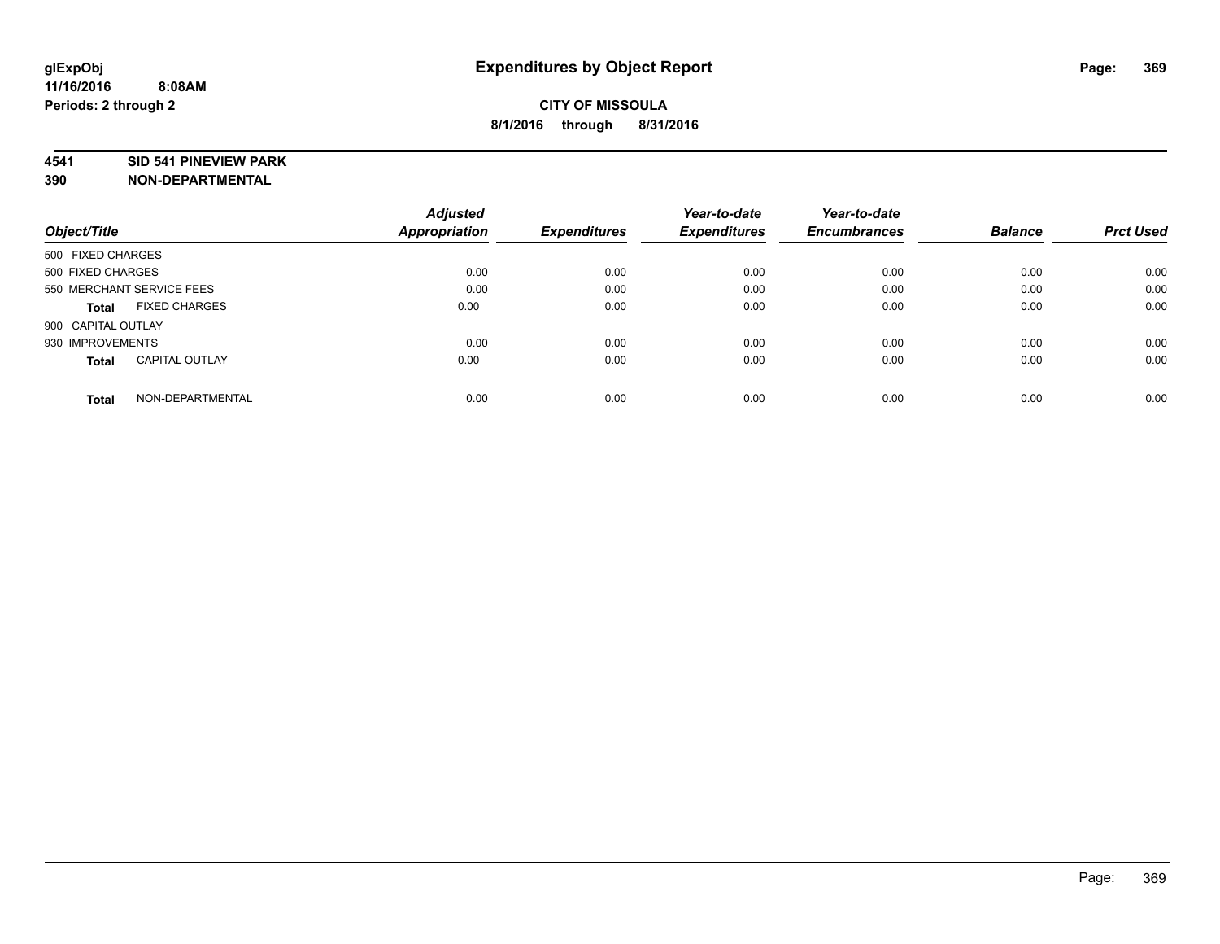**glExpObj**
**11/16/2016 8:08AM**
**Periods: 2 through 2**

# Expenditures by Object Report

**CITY OF MISSOULA**
**8/1/2016 through 8/31/2016**

**4541 SID 541 PINEVIEW PARK**
**390 NON-DEPARTMENTAL**

| Object/Title | Adjusted Appropriation | Expenditures | Year-to-date Expenditures | Year-to-date Encumbrances | Balance | Prct Used |
|---|---|---|---|---|---|---|
| 500 FIXED CHARGES | | | | | | |
| 500 FIXED CHARGES | 0.00 | 0.00 | 0.00 | 0.00 | 0.00 | 0.00 |
| 550 MERCHANT SERVICE FEES | 0.00 | 0.00 | 0.00 | 0.00 | 0.00 | 0.00 |
| **Total** FIXED CHARGES | 0.00 | 0.00 | 0.00 | 0.00 | 0.00 | 0.00 |
| 900 CAPITAL OUTLAY | | | | | | |
| 930 IMPROVEMENTS | 0.00 | 0.00 | 0.00 | 0.00 | 0.00 | 0.00 |
| **Total** CAPITAL OUTLAY | 0.00 | 0.00 | 0.00 | 0.00 | 0.00 | 0.00 |
| **Total** NON-DEPARTMENTAL | 0.00 | 0.00 | 0.00 | 0.00 | 0.00 | 0.00 |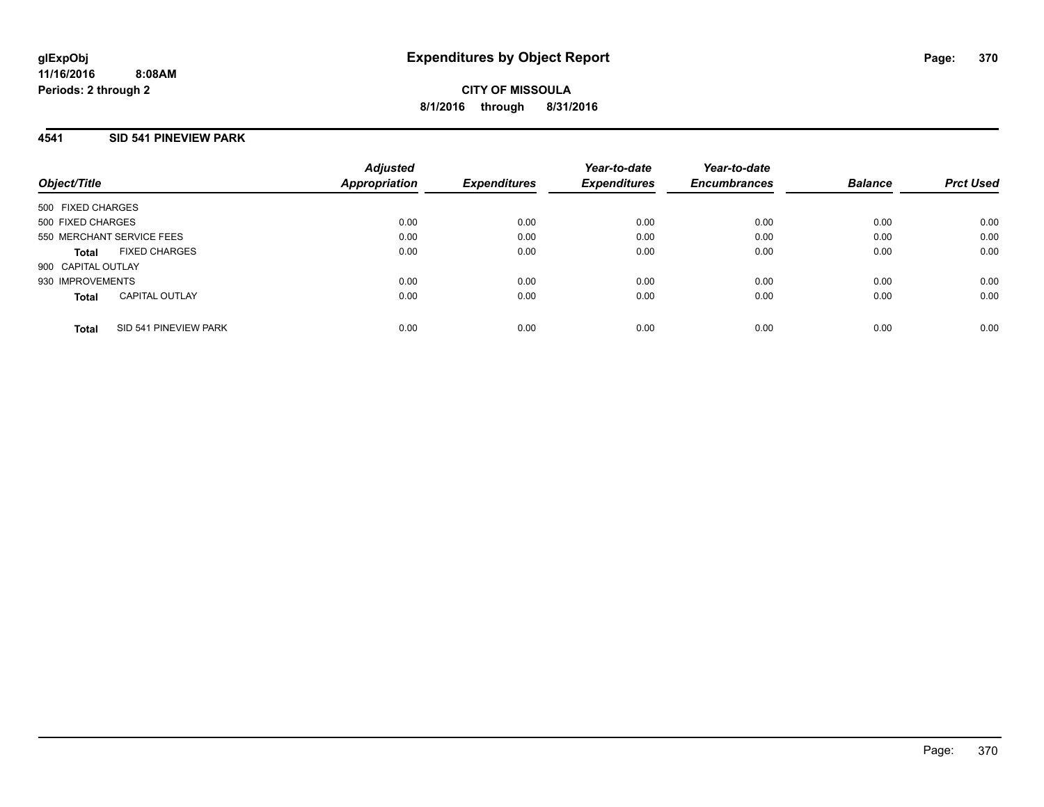**glExpObj** **Expenditures by Object Report**

**11/16/2016 8:08AM**

**Periods: 2 through 2**

**CITY OF MISSOULA**

**8/1/2016 through 8/31/2016**

## 4541 SID 541 PINEVIEW PARK

| Object/Title | Adjusted Appropriation | Expenditures | Year-to-date Expenditures | Year-to-date Encumbrances | Balance | Prct Used |
|---|---|---|---|---|---|---|
| 500 FIXED CHARGES | | | | | | |
| 500 FIXED CHARGES | 0.00 | 0.00 | 0.00 | 0.00 | 0.00 | 0.00 |
| 550 MERCHANT SERVICE FEES | 0.00 | 0.00 | 0.00 | 0.00 | 0.00 | 0.00 |
| **Total** FIXED CHARGES | 0.00 | 0.00 | 0.00 | 0.00 | 0.00 | 0.00 |
| 900 CAPITAL OUTLAY | | | | | | |
| 930 IMPROVEMENTS | 0.00 | 0.00 | 0.00 | 0.00 | 0.00 | 0.00 |
| **Total** CAPITAL OUTLAY | 0.00 | 0.00 | 0.00 | 0.00 | 0.00 | 0.00 |
| **Total** SID 541 PINEVIEW PARK | 0.00 | 0.00 | 0.00 | 0.00 | 0.00 | 0.00 |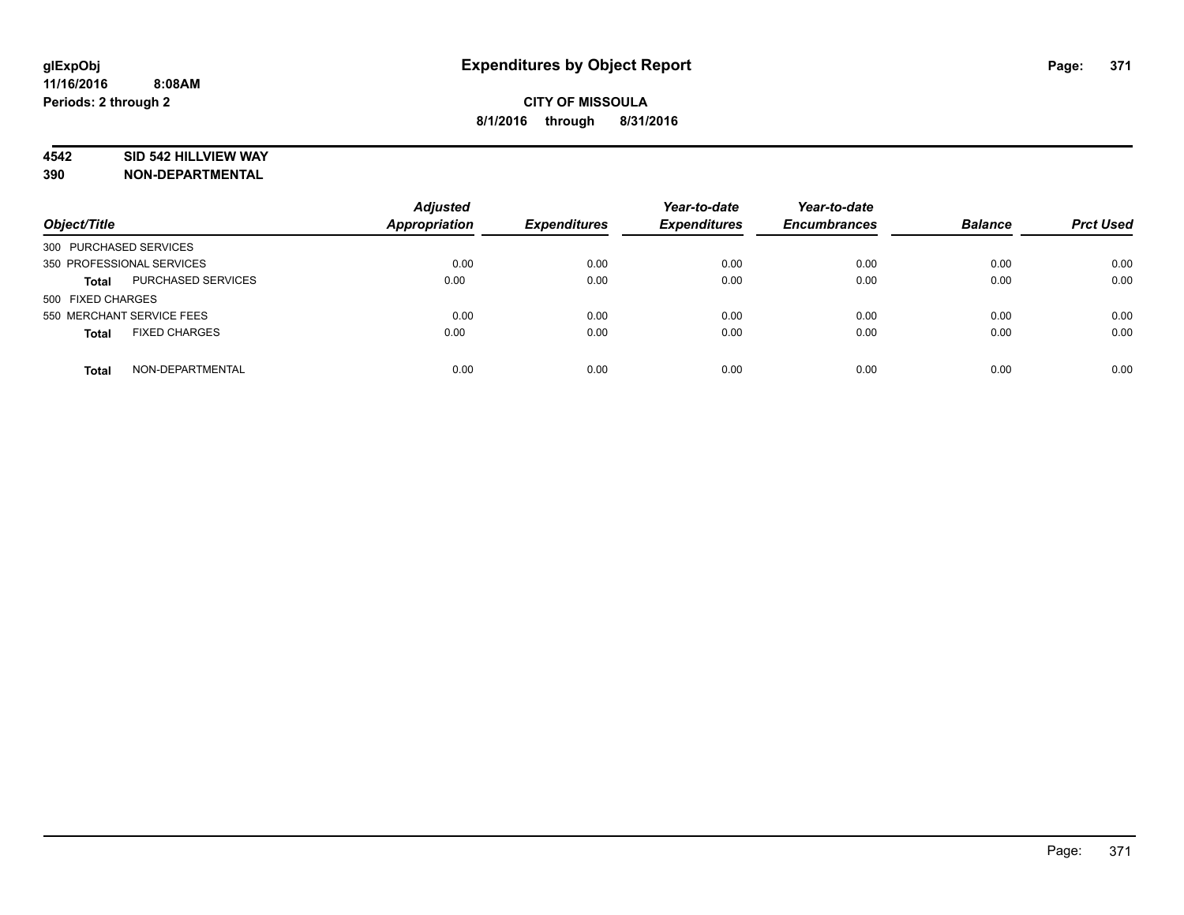**glExpObj** **Expenditures by Object Report**
**11/16/2016 8:08AM**
**Periods: 2 through 2**

**CITY OF MISSOULA**
**8/1/2016 through 8/31/2016**

**4542 SID 542 HILLVIEW WAY**
**390 NON-DEPARTMENTAL**

| Object/Title | | Adjusted Appropriation | Expenditures | Year-to-date Expenditures | Year-to-date Encumbrances | Balance | Prct Used |
|---|---|---|---|---|---|---|---|
| 300 PURCHASED SERVICES | | | | | | | |
| 350 PROFESSIONAL SERVICES | | 0.00 | 0.00 | 0.00 | 0.00 | 0.00 | 0.00 |
| **Total** | PURCHASED SERVICES | 0.00 | 0.00 | 0.00 | 0.00 | 0.00 | 0.00 |
| 500 FIXED CHARGES | | | | | | | |
| 550 MERCHANT SERVICE FEES | | 0.00 | 0.00 | 0.00 | 0.00 | 0.00 | 0.00 |
| **Total** | FIXED CHARGES | 0.00 | 0.00 | 0.00 | 0.00 | 0.00 | 0.00 |
| **Total** | NON-DEPARTMENTAL | 0.00 | 0.00 | 0.00 | 0.00 | 0.00 | 0.00 |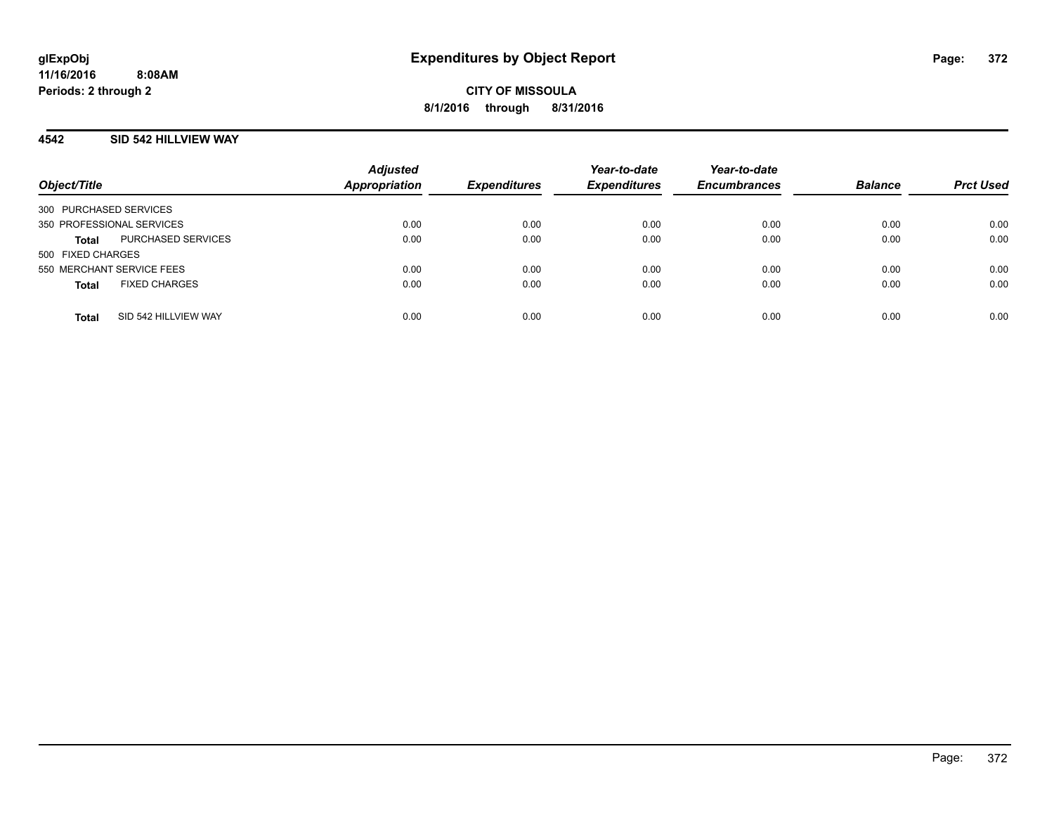# Expenditures by Object Report

glExpObj
11/16/2016 8:08AM
Periods: 2 through 2

**CITY OF MISSOULA**
**8/1/2016 through 8/31/2016**

## 4542 SID 542 HILLVIEW WAY

| Object/Title | | Adjusted Appropriation | Expenditures | Year-to-date Expenditures | Year-to-date Encumbrances | Balance | Prct Used |
|---|---|---|---|---|---|---|---|
| 300 PURCHASED SERVICES | | | | | | | |
| 350 PROFESSIONAL SERVICES | | 0.00 | 0.00 | 0.00 | 0.00 | 0.00 | 0.00 |
| **Total** | PURCHASED SERVICES | 0.00 | 0.00 | 0.00 | 0.00 | 0.00 | 0.00 |
| 500 FIXED CHARGES | | | | | | | |
| 550 MERCHANT SERVICE FEES | | 0.00 | 0.00 | 0.00 | 0.00 | 0.00 | 0.00 |
| **Total** | FIXED CHARGES | 0.00 | 0.00 | 0.00 | 0.00 | 0.00 | 0.00 |
| **Total** | SID 542 HILLVIEW WAY | 0.00 | 0.00 | 0.00 | 0.00 | 0.00 | 0.00 |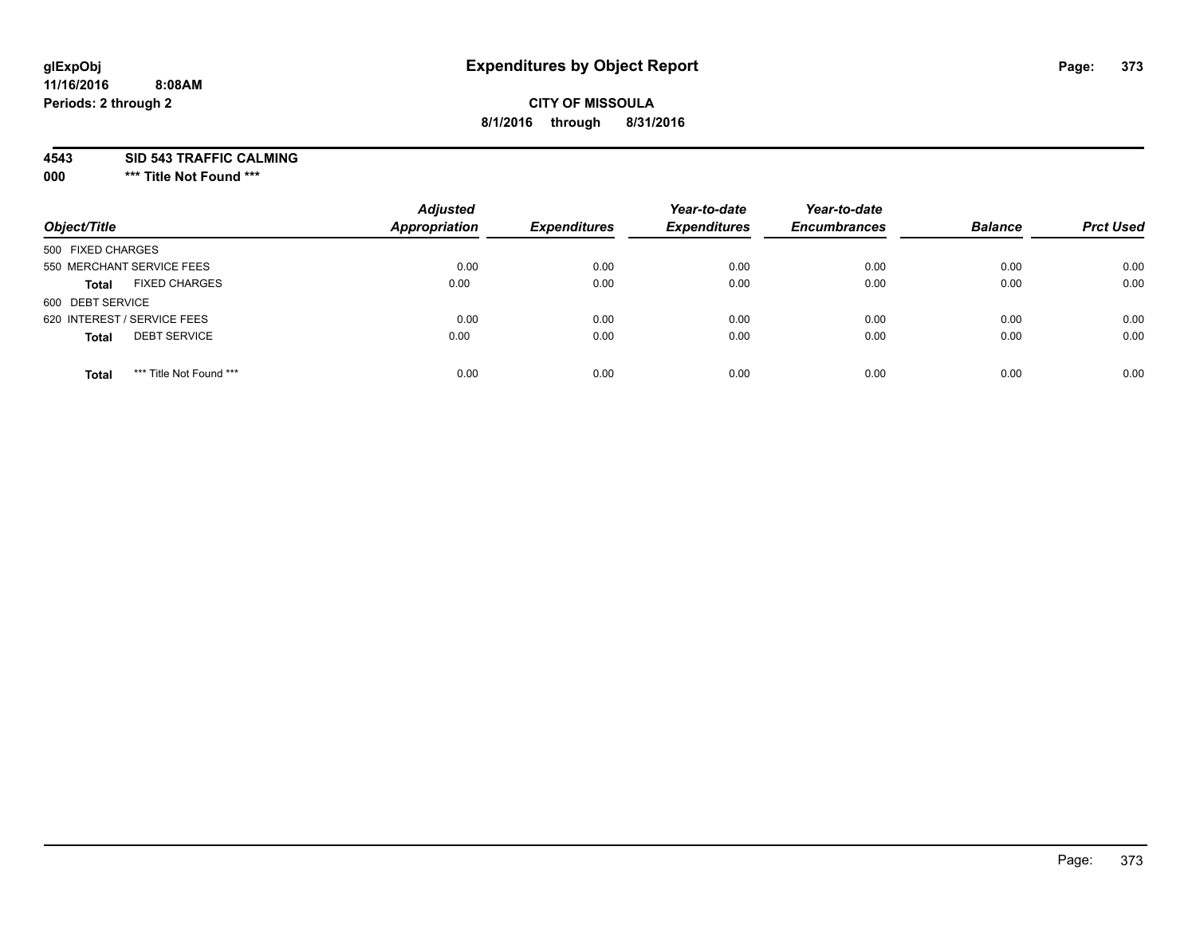**glExpObj** **Expenditures by Object Report**
**11/16/2016 8:08AM**
**Periods: 2 through 2**

**CITY OF MISSOULA**
**8/1/2016 through 8/31/2016**

**4543 SID 543 TRAFFIC CALMING**
**000 \*\*\* Title Not Found \*\*\***

| Object/Title | Adjusted Appropriation | Expenditures | Year-to-date Expenditures | Year-to-date Encumbrances | Balance | Prct Used |
|---|---|---|---|---|---|---|
| 500 FIXED CHARGES | | | | | | |
| 550 MERCHANT SERVICE FEES | 0.00 | 0.00 | 0.00 | 0.00 | 0.00 | 0.00 |
| **Total** FIXED CHARGES | 0.00 | 0.00 | 0.00 | 0.00 | 0.00 | 0.00 |
| 600 DEBT SERVICE | | | | | | |
| 620 INTEREST / SERVICE FEES | 0.00 | 0.00 | 0.00 | 0.00 | 0.00 | 0.00 |
| **Total** DEBT SERVICE | 0.00 | 0.00 | 0.00 | 0.00 | 0.00 | 0.00 |
| **Total** *** Title Not Found *** | 0.00 | 0.00 | 0.00 | 0.00 | 0.00 | 0.00 |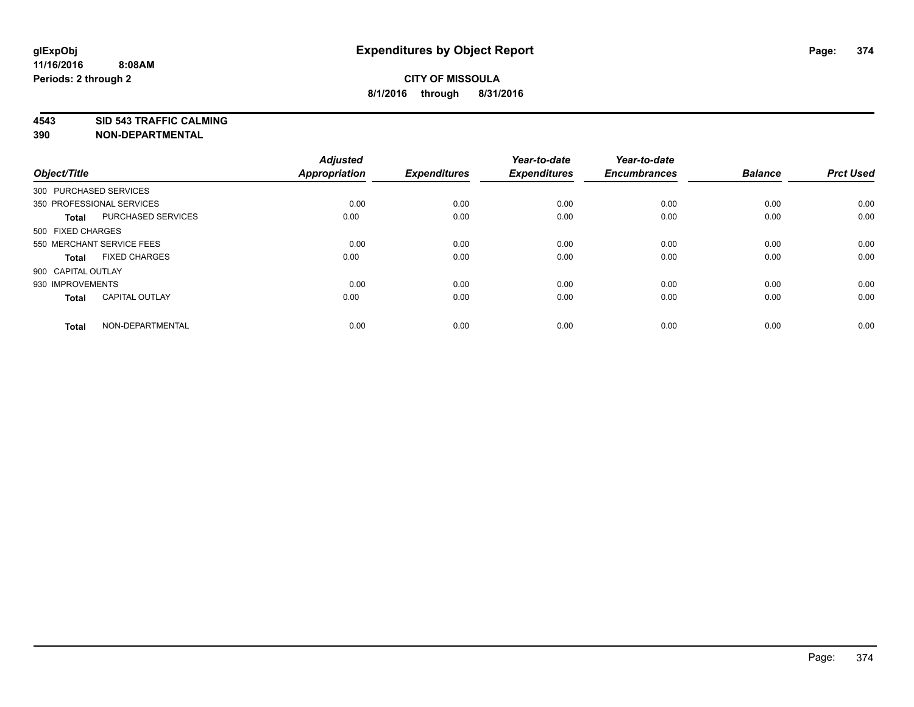**glExpObj** **Expenditures by Object Report**

**11/16/2016 8:08AM**

**Periods: 2 through 2**

**CITY OF MISSOULA**

**8/1/2016 through 8/31/2016**

**4543 SID 543 TRAFFIC CALMING**

**390 NON-DEPARTMENTAL**

| Object/Title | | Adjusted Appropriation | Expenditures | Year-to-date Expenditures | Year-to-date Encumbrances | Balance | Prct Used |
|---|---|---|---|---|---|---|---|
| 300 PURCHASED SERVICES | | | | | | | |
| 350 PROFESSIONAL SERVICES | | 0.00 | 0.00 | 0.00 | 0.00 | 0.00 | 0.00 |
| **Total** | PURCHASED SERVICES | 0.00 | 0.00 | 0.00 | 0.00 | 0.00 | 0.00 |
| 500 FIXED CHARGES | | | | | | | |
| 550 MERCHANT SERVICE FEES | | 0.00 | 0.00 | 0.00 | 0.00 | 0.00 | 0.00 |
| **Total** | FIXED CHARGES | 0.00 | 0.00 | 0.00 | 0.00 | 0.00 | 0.00 |
| 900 CAPITAL OUTLAY | | | | | | | |
| 930 IMPROVEMENTS | | 0.00 | 0.00 | 0.00 | 0.00 | 0.00 | 0.00 |
| **Total** | CAPITAL OUTLAY | 0.00 | 0.00 | 0.00 | 0.00 | 0.00 | 0.00 |
| **Total** | NON-DEPARTMENTAL | 0.00 | 0.00 | 0.00 | 0.00 | 0.00 | 0.00 |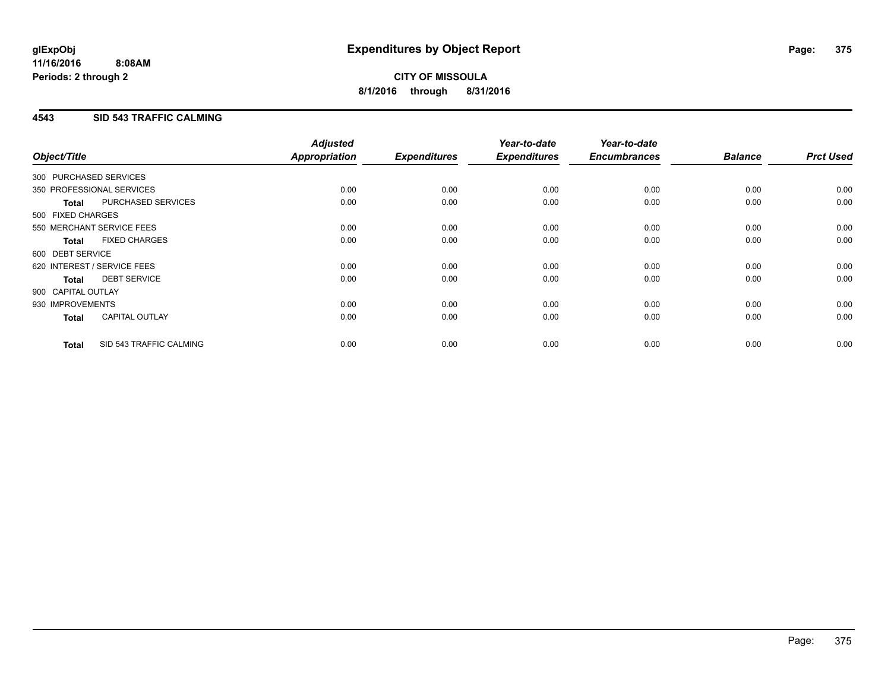**CITY OF MISSOULA**

**8/1/2016 through 8/31/2016**

## 4543 SID 543 TRAFFIC CALMING

| Object/Title | | Adjusted Appropriation | Expenditures | Year-to-date Expenditures | Year-to-date Encumbrances | Balance | Prct Used |
|---|---|---|---|---|---|---|---|
| 300 PURCHASED SERVICES | | | | | | | |
| 350 PROFESSIONAL SERVICES | | 0.00 | 0.00 | 0.00 | 0.00 | 0.00 | 0.00 |
| **Total** | PURCHASED SERVICES | 0.00 | 0.00 | 0.00 | 0.00 | 0.00 | 0.00 |
| 500 FIXED CHARGES | | | | | | | |
| 550 MERCHANT SERVICE FEES | | 0.00 | 0.00 | 0.00 | 0.00 | 0.00 | 0.00 |
| **Total** | FIXED CHARGES | 0.00 | 0.00 | 0.00 | 0.00 | 0.00 | 0.00 |
| 600 DEBT SERVICE | | | | | | | |
| 620 INTEREST / SERVICE FEES | | 0.00 | 0.00 | 0.00 | 0.00 | 0.00 | 0.00 |
| **Total** | DEBT SERVICE | 0.00 | 0.00 | 0.00 | 0.00 | 0.00 | 0.00 |
| 900 CAPITAL OUTLAY | | | | | | | |
| 930 IMPROVEMENTS | | 0.00 | 0.00 | 0.00 | 0.00 | 0.00 | 0.00 |
| **Total** | CAPITAL OUTLAY | 0.00 | 0.00 | 0.00 | 0.00 | 0.00 | 0.00 |
| **Total** | SID 543 TRAFFIC CALMING | 0.00 | 0.00 | 0.00 | 0.00 | 0.00 | 0.00 |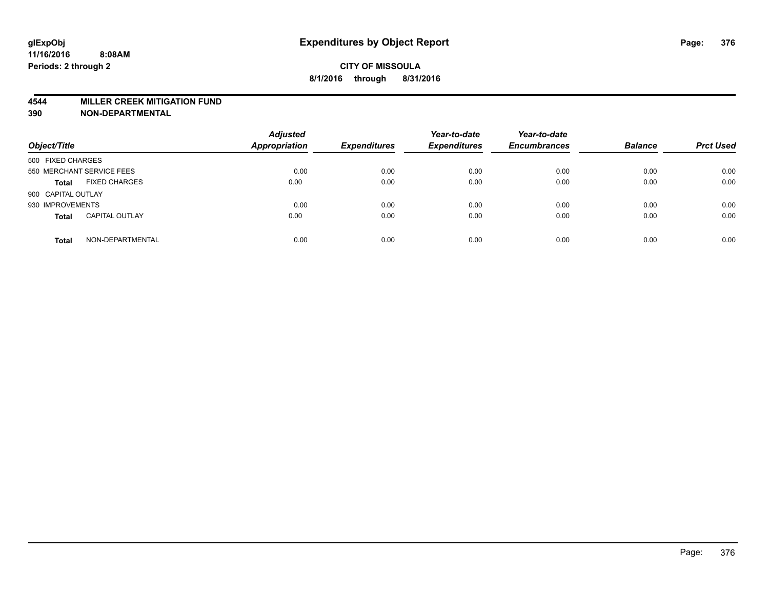**glExpObj**
**11/16/2016 8:08AM**
**Periods: 2 through 2**

# Expenditures by Object Report

**CITY OF MISSOULA**
**8/1/2016 through 8/31/2016**

**4544 MILLER CREEK MITIGATION FUND**
**390 NON-DEPARTMENTAL**

| Object/Title | Adjusted Appropriation | Expenditures | Year-to-date Expenditures | Year-to-date Encumbrances | Balance | Prct Used |
|---|---|---|---|---|---|---|
| 500 FIXED CHARGES | | | | | | |
| 550 MERCHANT SERVICE FEES | 0.00 | 0.00 | 0.00 | 0.00 | 0.00 | 0.00 |
| **Total** FIXED CHARGES | 0.00 | 0.00 | 0.00 | 0.00 | 0.00 | 0.00 |
| 900 CAPITAL OUTLAY | | | | | | |
| 930 IMPROVEMENTS | 0.00 | 0.00 | 0.00 | 0.00 | 0.00 | 0.00 |
| **Total** CAPITAL OUTLAY | 0.00 | 0.00 | 0.00 | 0.00 | 0.00 | 0.00 |
| **Total** NON-DEPARTMENTAL | 0.00 | 0.00 | 0.00 | 0.00 | 0.00 | 0.00 |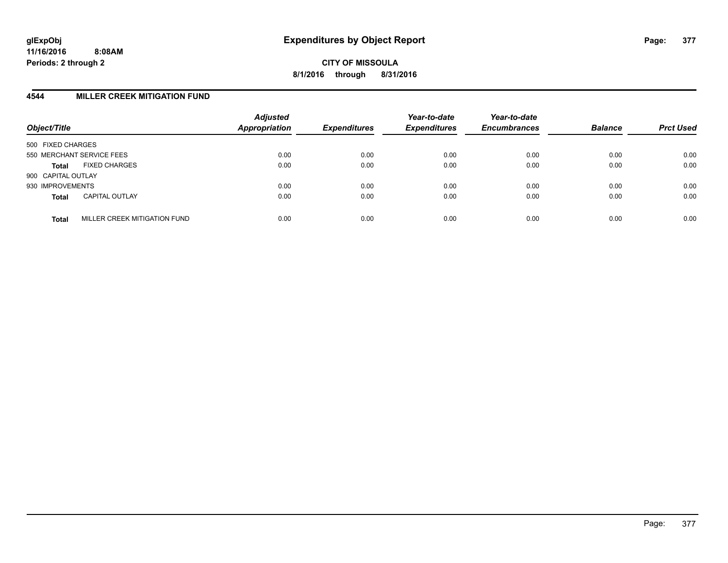**CITY OF MISSOULA**

**8/1/2016 through 8/31/2016**

## 4544 MILLER CREEK MITIGATION FUND

| Object/Title | | Adjusted Appropriation | Expenditures | Year-to-date Expenditures | Year-to-date Encumbrances | Balance | Prct Used |
|---|---|---|---|---|---|---|---|
| 500 FIXED CHARGES | | | | | | | |
| 550 MERCHANT SERVICE FEES | | 0.00 | 0.00 | 0.00 | 0.00 | 0.00 | 0.00 |
| **Total** | FIXED CHARGES | 0.00 | 0.00 | 0.00 | 0.00 | 0.00 | 0.00 |
| 900 CAPITAL OUTLAY | | | | | | | |
| 930 IMPROVEMENTS | | 0.00 | 0.00 | 0.00 | 0.00 | 0.00 | 0.00 |
| **Total** | CAPITAL OUTLAY | 0.00 | 0.00 | 0.00 | 0.00 | 0.00 | 0.00 |
| **Total** | MILLER CREEK MITIGATION FUND | 0.00 | 0.00 | 0.00 | 0.00 | 0.00 | 0.00 |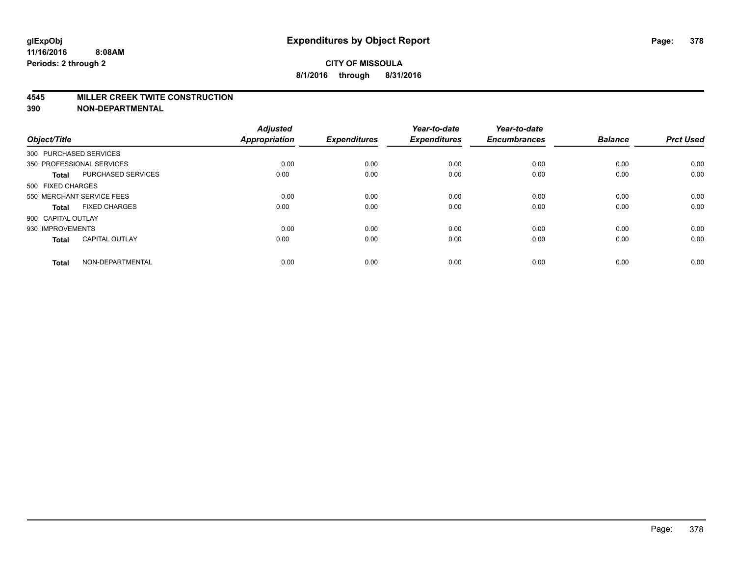**glExpObj**
**11/16/2016 8:08AM**
**Periods: 2 through 2**

# Expenditures by Object Report

**CITY OF MISSOULA**
**8/1/2016 through 8/31/2016**

## 4545 MILLER CREEK TWITE CONSTRUCTION
## 390 NON-DEPARTMENTAL

| Object/Title | | Adjusted Appropriation | Expenditures | Year-to-date Expenditures | Year-to-date Encumbrances | Balance | Prct Used |
|---|---|---|---|---|---|---|---|
| 300 PURCHASED SERVICES | | | | | | | |
| 350 PROFESSIONAL SERVICES | | 0.00 | 0.00 | 0.00 | 0.00 | 0.00 | 0.00 |
| **Total** | PURCHASED SERVICES | 0.00 | 0.00 | 0.00 | 0.00 | 0.00 | 0.00 |
| 500 FIXED CHARGES | | | | | | | |
| 550 MERCHANT SERVICE FEES | | 0.00 | 0.00 | 0.00 | 0.00 | 0.00 | 0.00 |
| **Total** | FIXED CHARGES | 0.00 | 0.00 | 0.00 | 0.00 | 0.00 | 0.00 |
| 900 CAPITAL OUTLAY | | | | | | | |
| 930 IMPROVEMENTS | | 0.00 | 0.00 | 0.00 | 0.00 | 0.00 | 0.00 |
| **Total** | CAPITAL OUTLAY | 0.00 | 0.00 | 0.00 | 0.00 | 0.00 | 0.00 |
| **Total** | NON-DEPARTMENTAL | 0.00 | 0.00 | 0.00 | 0.00 | 0.00 | 0.00 |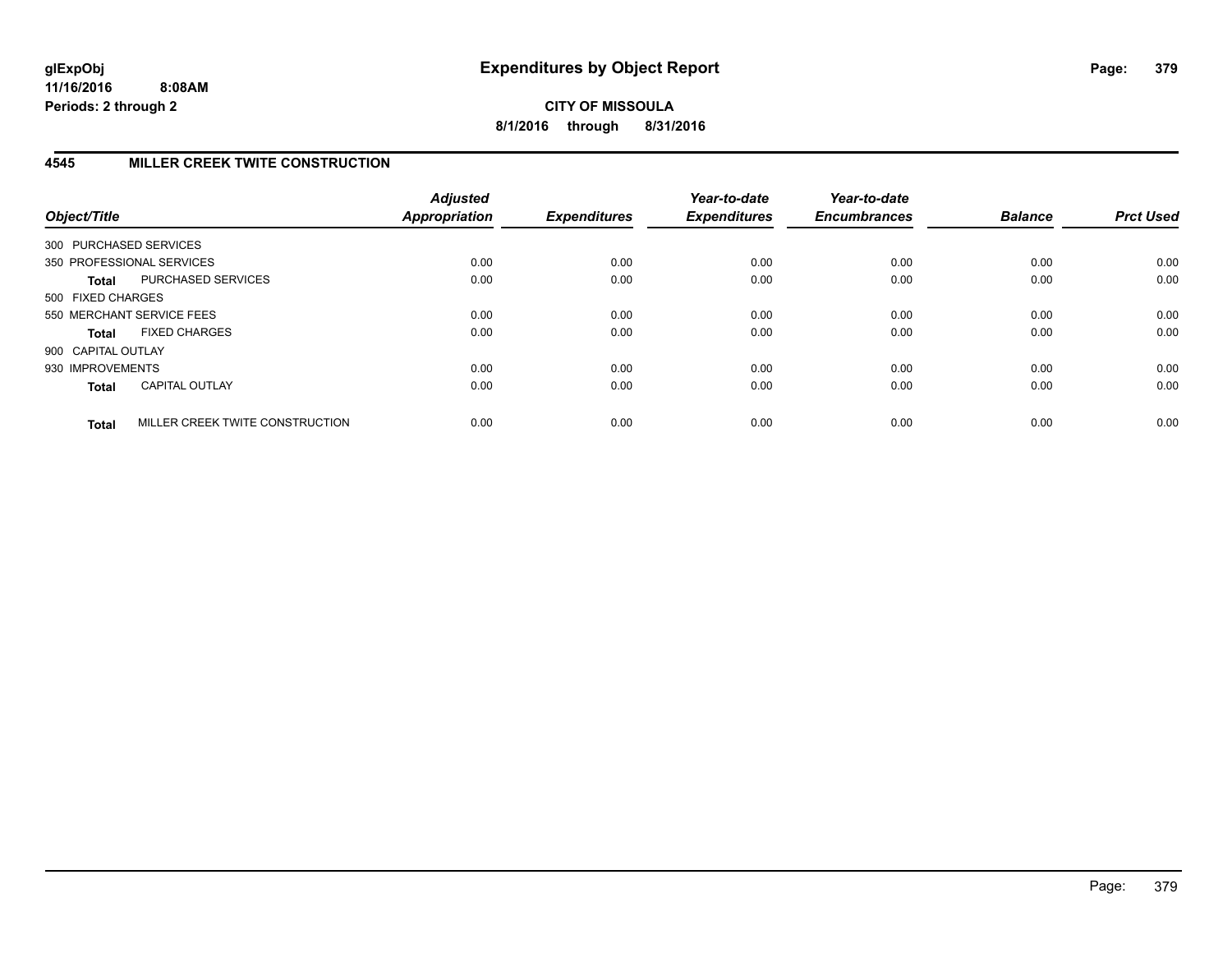**glExpObj**
**11/16/2016 8:08AM**
**Periods: 2 through 2**

# Expenditures by Object Report

**CITY OF MISSOULA**
**8/1/2016 through 8/31/2016**

## 4545 MILLER CREEK TWITE CONSTRUCTION

| Object/Title | | Adjusted Appropriation | Expenditures | Year-to-date Expenditures | Year-to-date Encumbrances | Balance | Prct Used |
|---|---|---|---|---|---|---|---|
| 300 PURCHASED SERVICES | | | | | | | |
| 350 PROFESSIONAL SERVICES | | 0.00 | 0.00 | 0.00 | 0.00 | 0.00 | 0.00 |
| **Total** | PURCHASED SERVICES | 0.00 | 0.00 | 0.00 | 0.00 | 0.00 | 0.00 |
| 500 FIXED CHARGES | | | | | | | |
| 550 MERCHANT SERVICE FEES | | 0.00 | 0.00 | 0.00 | 0.00 | 0.00 | 0.00 |
| **Total** | FIXED CHARGES | 0.00 | 0.00 | 0.00 | 0.00 | 0.00 | 0.00 |
| 900 CAPITAL OUTLAY | | | | | | | |
| 930 IMPROVEMENTS | | 0.00 | 0.00 | 0.00 | 0.00 | 0.00 | 0.00 |
| **Total** | CAPITAL OUTLAY | 0.00 | 0.00 | 0.00 | 0.00 | 0.00 | 0.00 |
| **Total** | MILLER CREEK TWITE CONSTRUCTION | 0.00 | 0.00 | 0.00 | 0.00 | 0.00 | 0.00 |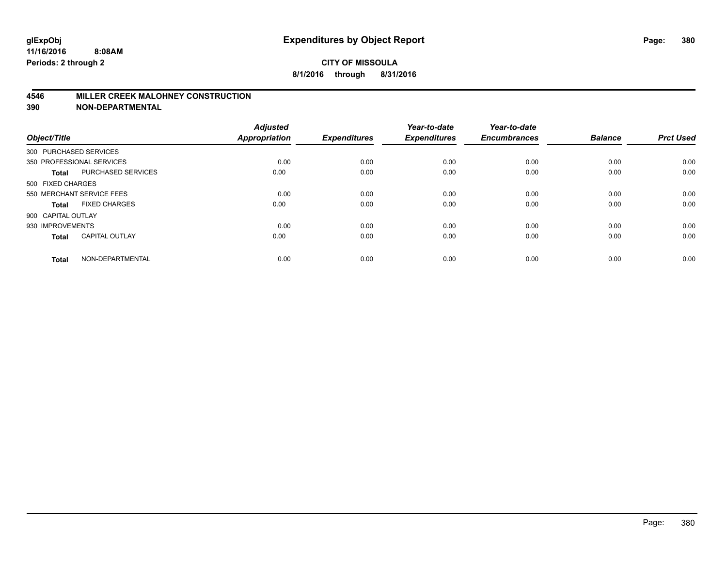# Expenditures by Object Report

glExpObj
11/16/2016 8:08AM
Periods: 2 through 2

**CITY OF MISSOULA**
**8/1/2016 through 8/31/2016**

## 4546 MILLER CREEK MALOHNEY CONSTRUCTION
## 390 NON-DEPARTMENTAL

| Object/Title | | Adjusted Appropriation | Expenditures | Year-to-date Expenditures | Year-to-date Encumbrances | Balance | Prct Used |
|---|---|---|---|---|---|---|---|
| 300 PURCHASED SERVICES | | | | | | | |
| 350 PROFESSIONAL SERVICES | | 0.00 | 0.00 | 0.00 | 0.00 | 0.00 | 0.00 |
| **Total** | PURCHASED SERVICES | 0.00 | 0.00 | 0.00 | 0.00 | 0.00 | 0.00 |
| 500 FIXED CHARGES | | | | | | | |
| 550 MERCHANT SERVICE FEES | | 0.00 | 0.00 | 0.00 | 0.00 | 0.00 | 0.00 |
| **Total** | FIXED CHARGES | 0.00 | 0.00 | 0.00 | 0.00 | 0.00 | 0.00 |
| 900 CAPITAL OUTLAY | | | | | | | |
| 930 IMPROVEMENTS | | 0.00 | 0.00 | 0.00 | 0.00 | 0.00 | 0.00 |
| **Total** | CAPITAL OUTLAY | 0.00 | 0.00 | 0.00 | 0.00 | 0.00 | 0.00 |
| **Total** | NON-DEPARTMENTAL | 0.00 | 0.00 | 0.00 | 0.00 | 0.00 | 0.00 |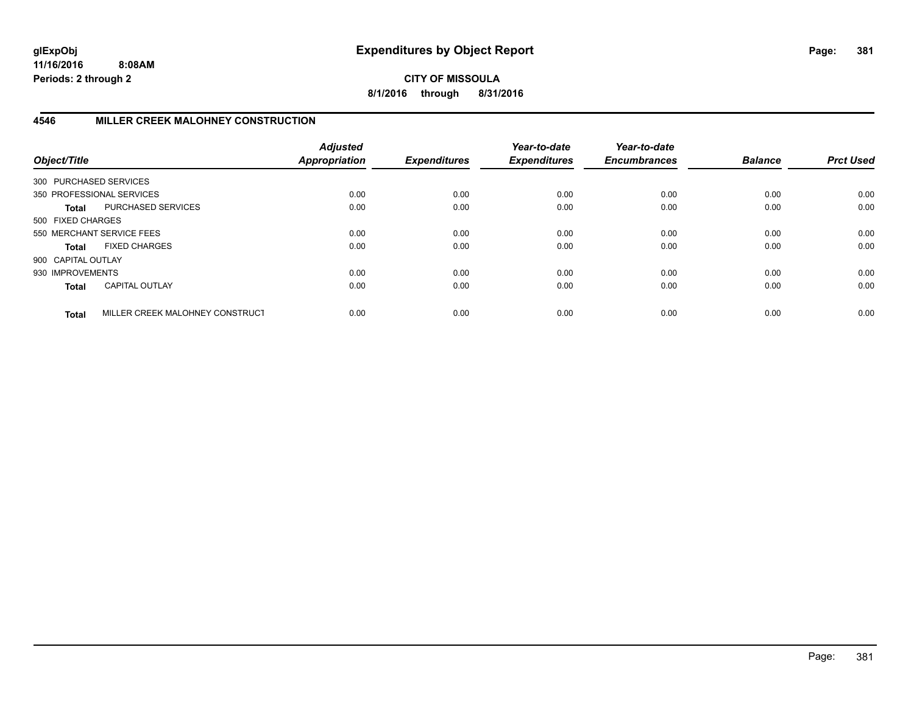# Expenditures by Object Report

glExpObj
11/16/2016 8:08AM
Periods: 2 through 2

**CITY OF MISSOULA**
**8/1/2016 through 8/31/2016**

## 4546 MILLER CREEK MALOHNEY CONSTRUCTION

| Object/Title | | Adjusted Appropriation | Expenditures | Year-to-date Expenditures | Year-to-date Encumbrances | Balance | Prct Used |
|---|---|---|---|---|---|---|---|
| 300 PURCHASED SERVICES | | | | | | | |
| 350 PROFESSIONAL SERVICES | | 0.00 | 0.00 | 0.00 | 0.00 | 0.00 | 0.00 |
| **Total** | PURCHASED SERVICES | 0.00 | 0.00 | 0.00 | 0.00 | 0.00 | 0.00 |
| 500 FIXED CHARGES | | | | | | | |
| 550 MERCHANT SERVICE FEES | | 0.00 | 0.00 | 0.00 | 0.00 | 0.00 | 0.00 |
| **Total** | FIXED CHARGES | 0.00 | 0.00 | 0.00 | 0.00 | 0.00 | 0.00 |
| 900 CAPITAL OUTLAY | | | | | | | |
| 930 IMPROVEMENTS | | 0.00 | 0.00 | 0.00 | 0.00 | 0.00 | 0.00 |
| **Total** | CAPITAL OUTLAY | 0.00 | 0.00 | 0.00 | 0.00 | 0.00 | 0.00 |
| **Total** | MILLER CREEK MALOHNEY CONSTRUCT | 0.00 | 0.00 | 0.00 | 0.00 | 0.00 | 0.00 |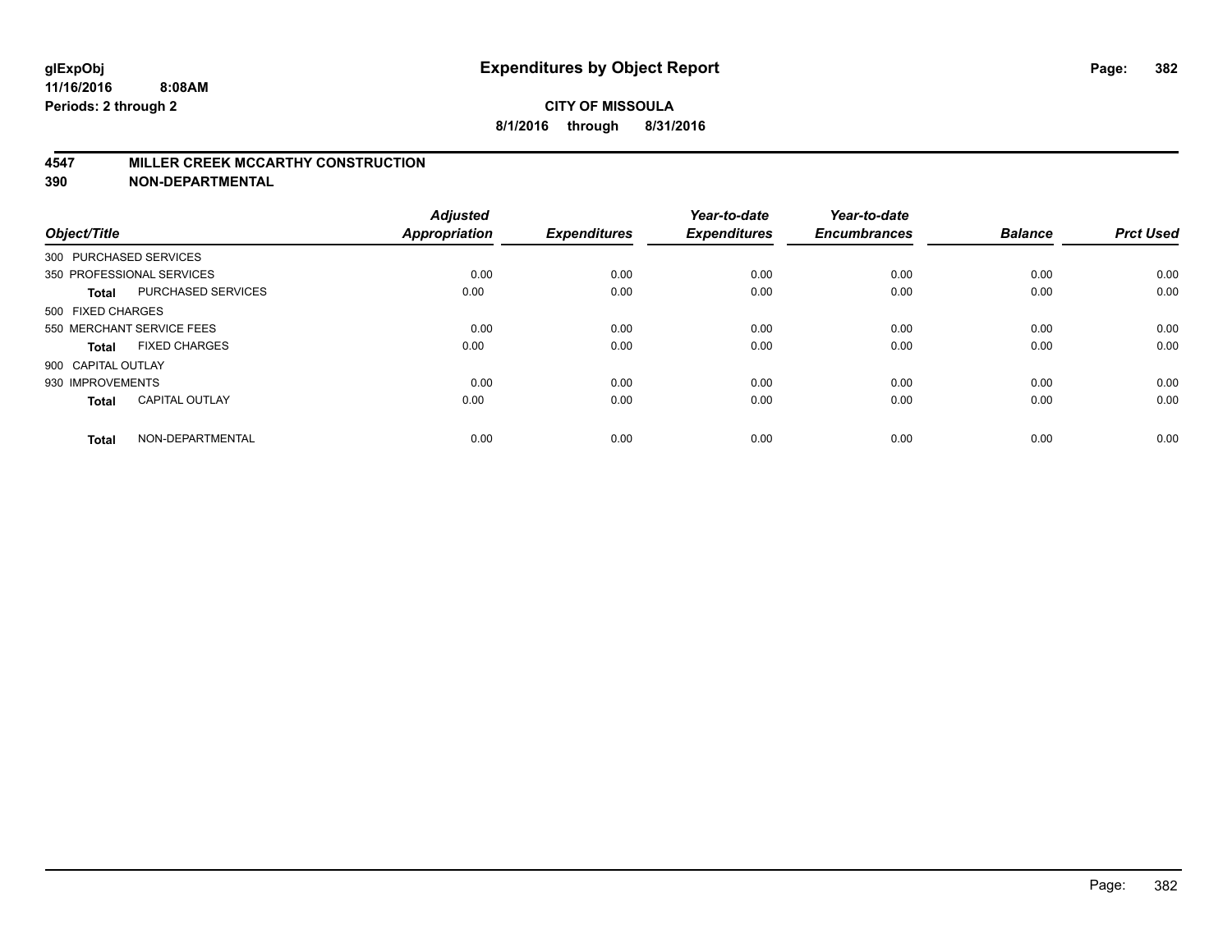# Expenditures by Object Report

**CITY OF MISSOULA**

**8/1/2016 through 8/31/2016**

glExpObj
11/16/2016 8:08AM
Periods: 2 through 2

## 4547 MILLER CREEK MCCARTHY CONSTRUCTION
## 390 NON-DEPARTMENTAL

| Object/Title | | Adjusted Appropriation | Expenditures | Year-to-date Expenditures | Year-to-date Encumbrances | Balance | Prct Used |
|---|---|---|---|---|---|---|---|
| 300 PURCHASED SERVICES | | | | | | | |
| 350 PROFESSIONAL SERVICES | | 0.00 | 0.00 | 0.00 | 0.00 | 0.00 | 0.00 |
| **Total** | PURCHASED SERVICES | 0.00 | 0.00 | 0.00 | 0.00 | 0.00 | 0.00 |
| 500 FIXED CHARGES | | | | | | | |
| 550 MERCHANT SERVICE FEES | | 0.00 | 0.00 | 0.00 | 0.00 | 0.00 | 0.00 |
| **Total** | FIXED CHARGES | 0.00 | 0.00 | 0.00 | 0.00 | 0.00 | 0.00 |
| 900 CAPITAL OUTLAY | | | | | | | |
| 930 IMPROVEMENTS | | 0.00 | 0.00 | 0.00 | 0.00 | 0.00 | 0.00 |
| **Total** | CAPITAL OUTLAY | 0.00 | 0.00 | 0.00 | 0.00 | 0.00 | 0.00 |
| **Total** | NON-DEPARTMENTAL | 0.00 | 0.00 | 0.00 | 0.00 | 0.00 | 0.00 |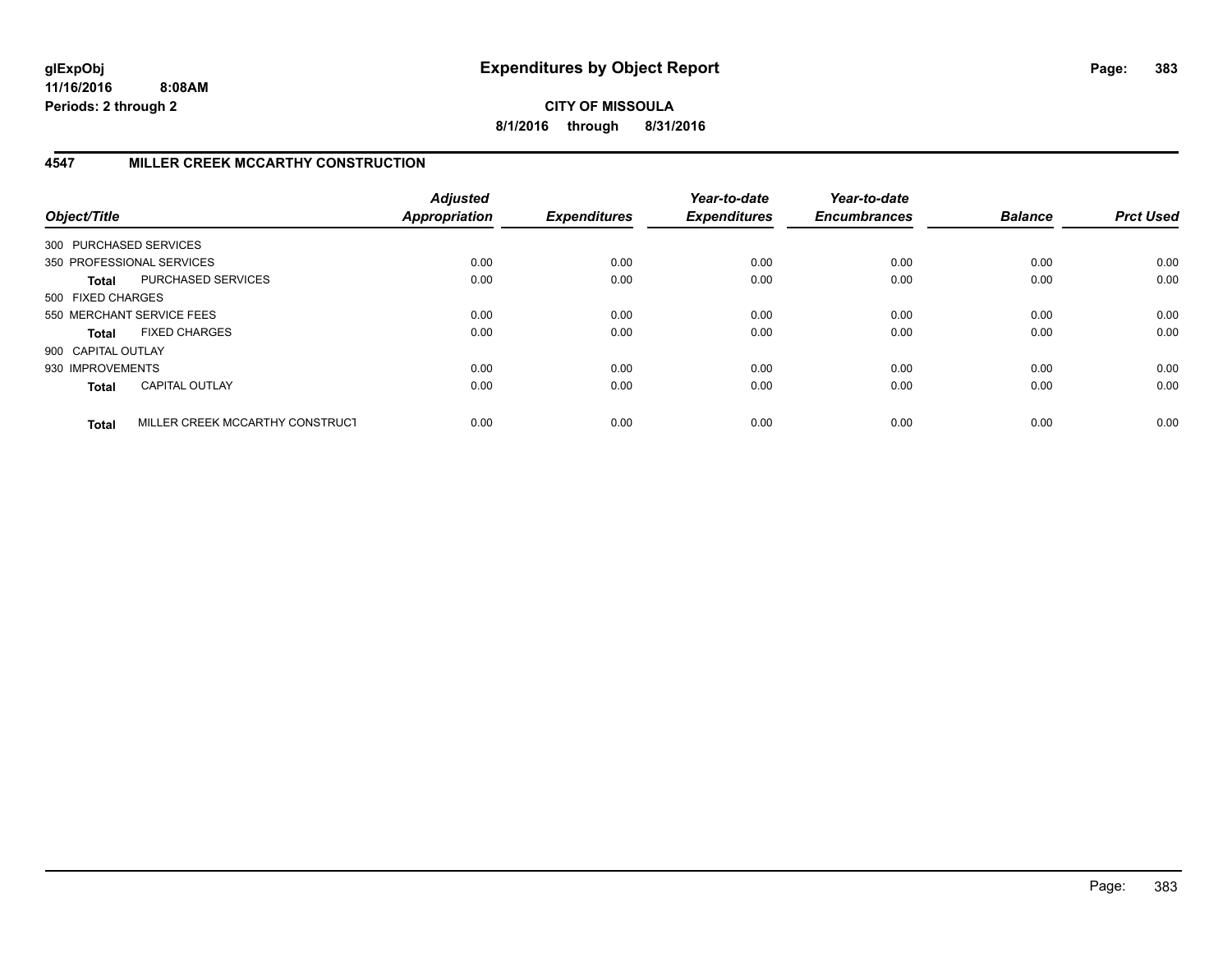# Expenditures by Object Report

glExpObj
11/16/2016 8:08AM
Periods: 2 through 2

**CITY OF MISSOULA**
**8/1/2016 through 8/31/2016**

## 4547 MILLER CREEK MCCARTHY CONSTRUCTION

| Object/Title | | Adjusted Appropriation | Expenditures | Year-to-date Expenditures | Year-to-date Encumbrances | Balance | Prct Used |
|---|---|---|---|---|---|---|---|
| 300 PURCHASED SERVICES | | | | | | | |
| 350 PROFESSIONAL SERVICES | | 0.00 | 0.00 | 0.00 | 0.00 | 0.00 | 0.00 |
| **Total** | PURCHASED SERVICES | 0.00 | 0.00 | 0.00 | 0.00 | 0.00 | 0.00 |
| 500 FIXED CHARGES | | | | | | | |
| 550 MERCHANT SERVICE FEES | | 0.00 | 0.00 | 0.00 | 0.00 | 0.00 | 0.00 |
| **Total** | FIXED CHARGES | 0.00 | 0.00 | 0.00 | 0.00 | 0.00 | 0.00 |
| 900 CAPITAL OUTLAY | | | | | | | |
| 930 IMPROVEMENTS | | 0.00 | 0.00 | 0.00 | 0.00 | 0.00 | 0.00 |
| **Total** | CAPITAL OUTLAY | 0.00 | 0.00 | 0.00 | 0.00 | 0.00 | 0.00 |
| **Total** | MILLER CREEK MCCARTHY CONSTRUCT | 0.00 | 0.00 | 0.00 | 0.00 | 0.00 | 0.00 |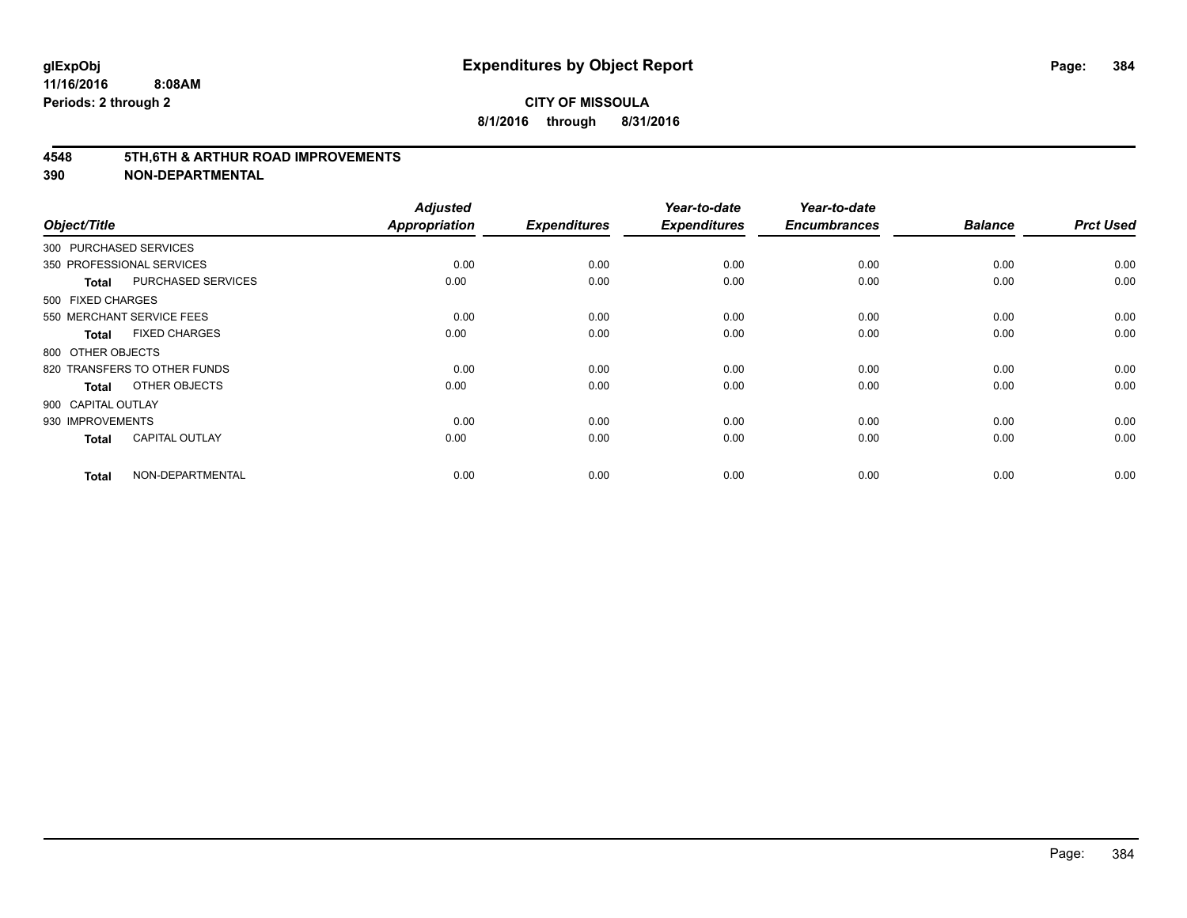# Expenditures by Object Report

glExpObj
11/16/2016 8:08AM
Periods: 2 through 2

**CITY OF MISSOULA**
**8/1/2016 through 8/31/2016**

## 4548 5TH,6TH & ARTHUR ROAD IMPROVEMENTS
## 390 NON-DEPARTMENTAL

| Object/Title | | Adjusted Appropriation | Expenditures | Year-to-date Expenditures | Year-to-date Encumbrances | Balance | Prct Used |
|---|---|---|---|---|---|---|---|
| 300 PURCHASED SERVICES | | | | | | | |
| 350 PROFESSIONAL SERVICES | | 0.00 | 0.00 | 0.00 | 0.00 | 0.00 | 0.00 |
| **Total** | PURCHASED SERVICES | 0.00 | 0.00 | 0.00 | 0.00 | 0.00 | 0.00 |
| 500 FIXED CHARGES | | | | | | | |
| 550 MERCHANT SERVICE FEES | | 0.00 | 0.00 | 0.00 | 0.00 | 0.00 | 0.00 |
| **Total** | FIXED CHARGES | 0.00 | 0.00 | 0.00 | 0.00 | 0.00 | 0.00 |
| 800 OTHER OBJECTS | | | | | | | |
| 820 TRANSFERS TO OTHER FUNDS | | 0.00 | 0.00 | 0.00 | 0.00 | 0.00 | 0.00 |
| **Total** | OTHER OBJECTS | 0.00 | 0.00 | 0.00 | 0.00 | 0.00 | 0.00 |
| 900 CAPITAL OUTLAY | | | | | | | |
| 930 IMPROVEMENTS | | 0.00 | 0.00 | 0.00 | 0.00 | 0.00 | 0.00 |
| **Total** | CAPITAL OUTLAY | 0.00 | 0.00 | 0.00 | 0.00 | 0.00 | 0.00 |
| **Total** | NON-DEPARTMENTAL | 0.00 | 0.00 | 0.00 | 0.00 | 0.00 | 0.00 |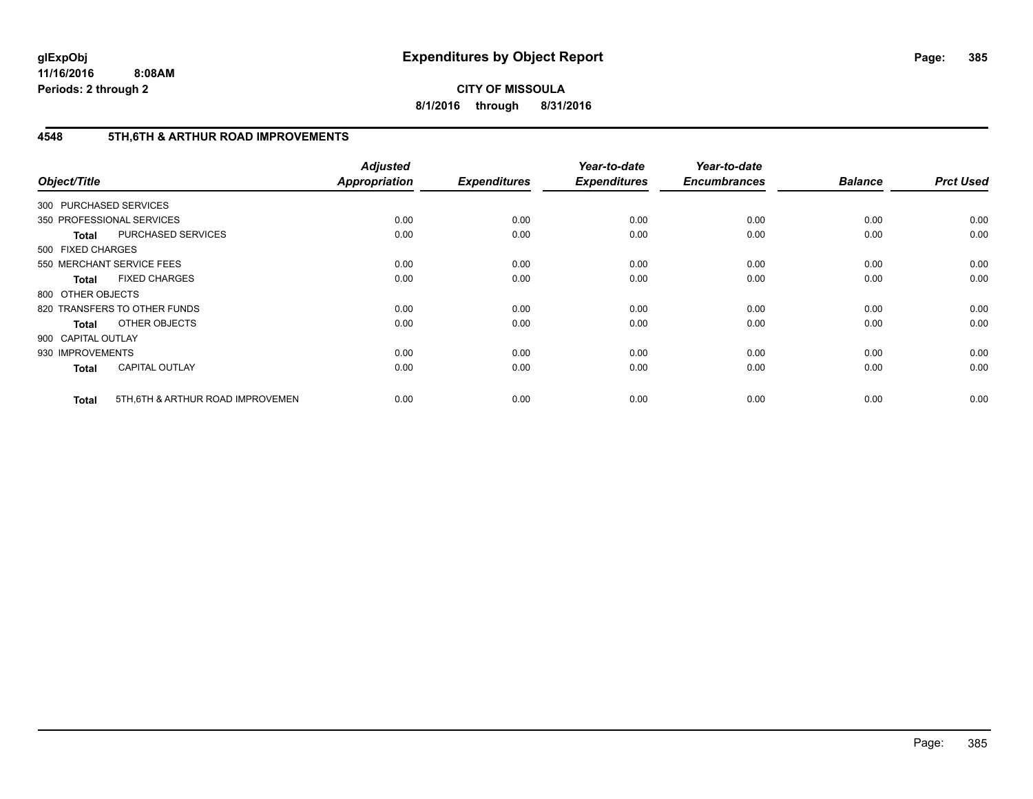# Expenditures by Object Report

glExpObj
11/16/2016 8:08AM
Periods: 2 through 2

**CITY OF MISSOULA**
**8/1/2016 through 8/31/2016**

## 4548 5TH,6TH & ARTHUR ROAD IMPROVEMENTS

| Object/Title | | Adjusted Appropriation | Expenditures | Year-to-date Expenditures | Year-to-date Encumbrances | Balance | Prct Used |
|---|---|---|---|---|---|---|---|
| 300 PURCHASED SERVICES | | | | | | | |
| 350 PROFESSIONAL SERVICES | | 0.00 | 0.00 | 0.00 | 0.00 | 0.00 | 0.00 |
| **Total** | PURCHASED SERVICES | 0.00 | 0.00 | 0.00 | 0.00 | 0.00 | 0.00 |
| 500 FIXED CHARGES | | | | | | | |
| 550 MERCHANT SERVICE FEES | | 0.00 | 0.00 | 0.00 | 0.00 | 0.00 | 0.00 |
| **Total** | FIXED CHARGES | 0.00 | 0.00 | 0.00 | 0.00 | 0.00 | 0.00 |
| 800 OTHER OBJECTS | | | | | | | |
| 820 TRANSFERS TO OTHER FUNDS | | 0.00 | 0.00 | 0.00 | 0.00 | 0.00 | 0.00 |
| **Total** | OTHER OBJECTS | 0.00 | 0.00 | 0.00 | 0.00 | 0.00 | 0.00 |
| 900 CAPITAL OUTLAY | | | | | | | |
| 930 IMPROVEMENTS | | 0.00 | 0.00 | 0.00 | 0.00 | 0.00 | 0.00 |
| **Total** | CAPITAL OUTLAY | 0.00 | 0.00 | 0.00 | 0.00 | 0.00 | 0.00 |
| **Total** | 5TH,6TH & ARTHUR ROAD IMPROVEMEN | 0.00 | 0.00 | 0.00 | 0.00 | 0.00 | 0.00 |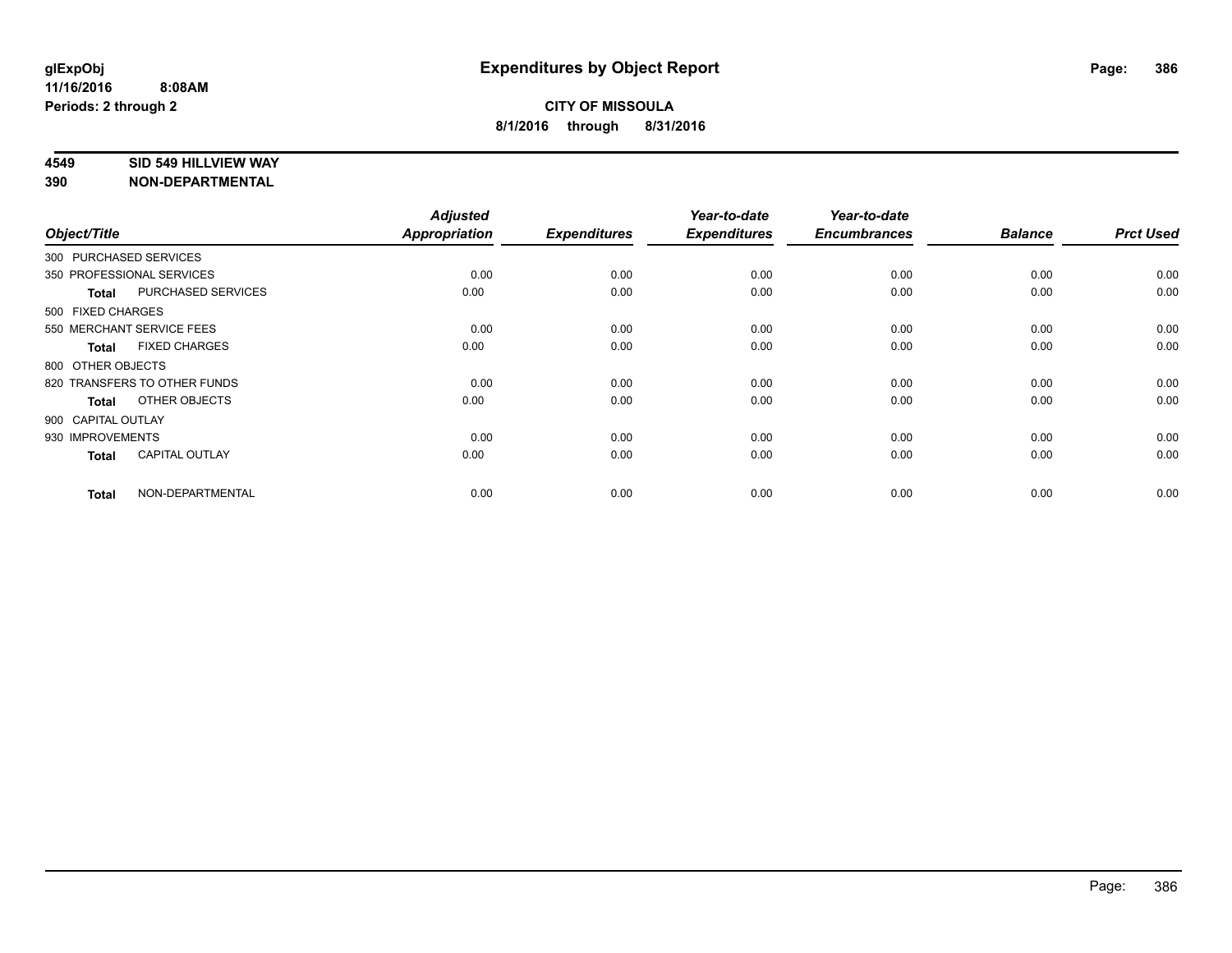# Expenditures by Object Report

glExpObj
11/16/2016 8:08AM
Periods: 2 through 2

**CITY OF MISSOULA**
**8/1/2016 through 8/31/2016**

**4549 SID 549 HILLVIEW WAY**
**390 NON-DEPARTMENTAL**

| Object/Title | Adjusted Appropriation | Expenditures | Year-to-date Expenditures | Year-to-date Encumbrances | Balance | Prct Used |
|---|---|---|---|---|---|---|
| 300 PURCHASED SERVICES | | | | | | |
| 350 PROFESSIONAL SERVICES | 0.00 | 0.00 | 0.00 | 0.00 | 0.00 | 0.00 |
| **Total** PURCHASED SERVICES | 0.00 | 0.00 | 0.00 | 0.00 | 0.00 | 0.00 |
| 500 FIXED CHARGES | | | | | | |
| 550 MERCHANT SERVICE FEES | 0.00 | 0.00 | 0.00 | 0.00 | 0.00 | 0.00 |
| **Total** FIXED CHARGES | 0.00 | 0.00 | 0.00 | 0.00 | 0.00 | 0.00 |
| 800 OTHER OBJECTS | | | | | | |
| 820 TRANSFERS TO OTHER FUNDS | 0.00 | 0.00 | 0.00 | 0.00 | 0.00 | 0.00 |
| **Total** OTHER OBJECTS | 0.00 | 0.00 | 0.00 | 0.00 | 0.00 | 0.00 |
| 900 CAPITAL OUTLAY | | | | | | |
| 930 IMPROVEMENTS | 0.00 | 0.00 | 0.00 | 0.00 | 0.00 | 0.00 |
| **Total** CAPITAL OUTLAY | 0.00 | 0.00 | 0.00 | 0.00 | 0.00 | 0.00 |
| **Total** NON-DEPARTMENTAL | 0.00 | 0.00 | 0.00 | 0.00 | 0.00 | 0.00 |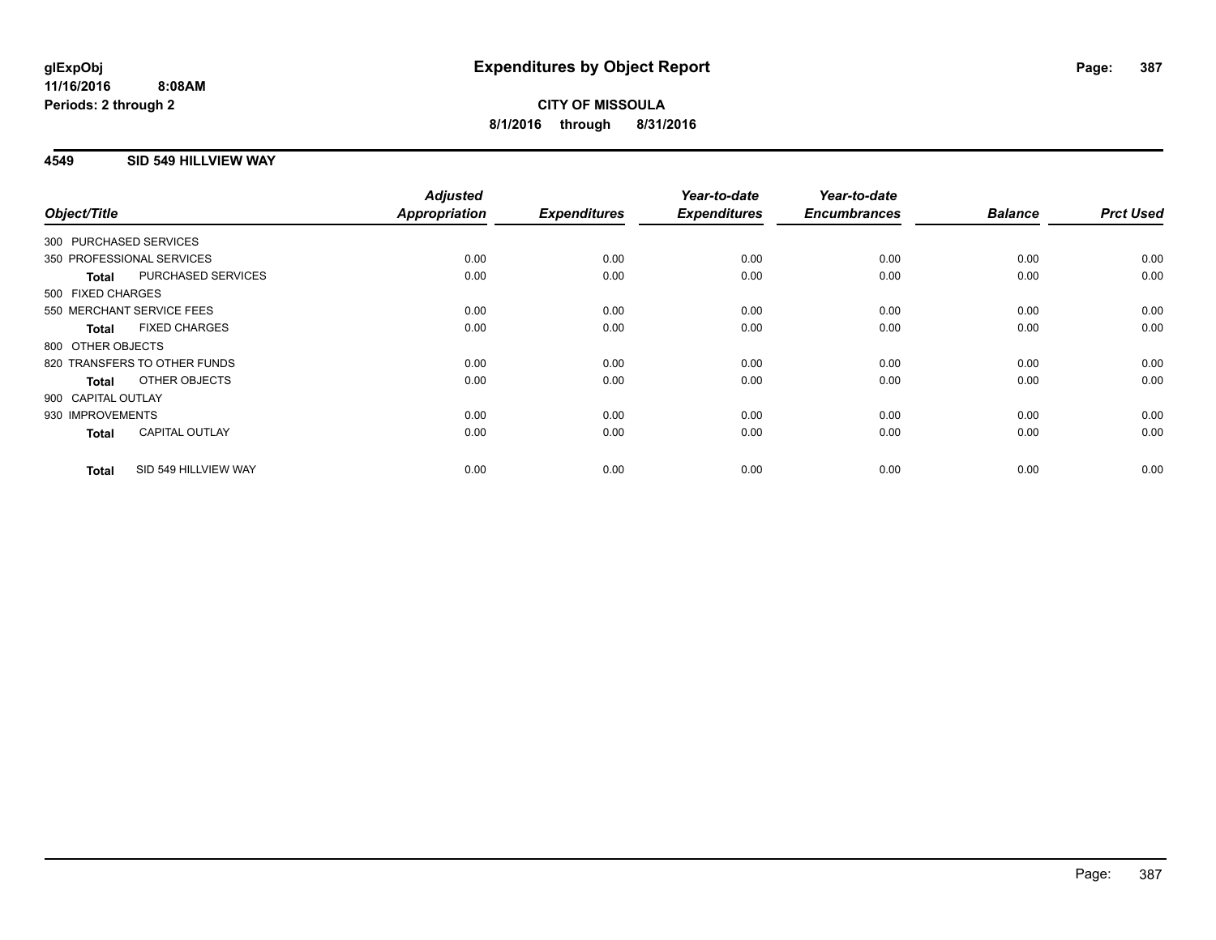**glExpObj** **Expenditures by Object Report**

**11/16/2016 8:08AM**

**Periods: 2 through 2**

**CITY OF MISSOULA**

**8/1/2016 through 8/31/2016**

## 4549 SID 549 HILLVIEW WAY

| Object/Title | Adjusted Appropriation | Expenditures | Year-to-date Expenditures | Year-to-date Encumbrances | Balance | Prct Used |
|---|---|---|---|---|---|---|
| 300 PURCHASED SERVICES | | | | | | |
| 350 PROFESSIONAL SERVICES | 0.00 | 0.00 | 0.00 | 0.00 | 0.00 | 0.00 |
| **Total** PURCHASED SERVICES | 0.00 | 0.00 | 0.00 | 0.00 | 0.00 | 0.00 |
| 500 FIXED CHARGES | | | | | | |
| 550 MERCHANT SERVICE FEES | 0.00 | 0.00 | 0.00 | 0.00 | 0.00 | 0.00 |
| **Total** FIXED CHARGES | 0.00 | 0.00 | 0.00 | 0.00 | 0.00 | 0.00 |
| 800 OTHER OBJECTS | | | | | | |
| 820 TRANSFERS TO OTHER FUNDS | 0.00 | 0.00 | 0.00 | 0.00 | 0.00 | 0.00 |
| **Total** OTHER OBJECTS | 0.00 | 0.00 | 0.00 | 0.00 | 0.00 | 0.00 |
| 900 CAPITAL OUTLAY | | | | | | |
| 930 IMPROVEMENTS | 0.00 | 0.00 | 0.00 | 0.00 | 0.00 | 0.00 |
| **Total** CAPITAL OUTLAY | 0.00 | 0.00 | 0.00 | 0.00 | 0.00 | 0.00 |
| **Total** SID 549 HILLVIEW WAY | 0.00 | 0.00 | 0.00 | 0.00 | 0.00 | 0.00 |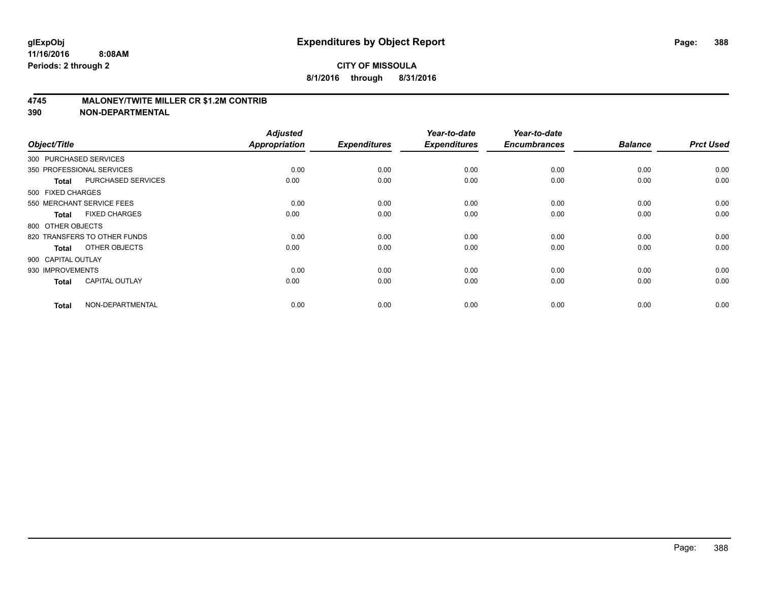glExpObj
11/16/2016 8:08AM
Periods: 2 through 2

# Expenditures by Object Report

**CITY OF MISSOULA**
**8/1/2016 through 8/31/2016**

## 4745 MALONEY/TWITE MILLER CR $1.2M CONTRIB
## 390 NON-DEPARTMENTAL

| Object/Title | | Adjusted Appropriation | Expenditures | Year-to-date Expenditures | Year-to-date Encumbrances | Balance | Prct Used |
|---|---|---|---|---|---|---|---|
| 300 PURCHASED SERVICES | | | | | | | |
| 350 PROFESSIONAL SERVICES | | 0.00 | 0.00 | 0.00 | 0.00 | 0.00 | 0.00 |
| **Total** | PURCHASED SERVICES | 0.00 | 0.00 | 0.00 | 0.00 | 0.00 | 0.00 |
| 500 FIXED CHARGES | | | | | | | |
| 550 MERCHANT SERVICE FEES | | 0.00 | 0.00 | 0.00 | 0.00 | 0.00 | 0.00 |
| **Total** | FIXED CHARGES | 0.00 | 0.00 | 0.00 | 0.00 | 0.00 | 0.00 |
| 800 OTHER OBJECTS | | | | | | | |
| 820 TRANSFERS TO OTHER FUNDS | | 0.00 | 0.00 | 0.00 | 0.00 | 0.00 | 0.00 |
| **Total** | OTHER OBJECTS | 0.00 | 0.00 | 0.00 | 0.00 | 0.00 | 0.00 |
| 900 CAPITAL OUTLAY | | | | | | | |
| 930 IMPROVEMENTS | | 0.00 | 0.00 | 0.00 | 0.00 | 0.00 | 0.00 |
| **Total** | CAPITAL OUTLAY | 0.00 | 0.00 | 0.00 | 0.00 | 0.00 | 0.00 |
| **Total** | NON-DEPARTMENTAL | 0.00 | 0.00 | 0.00 | 0.00 | 0.00 | 0.00 |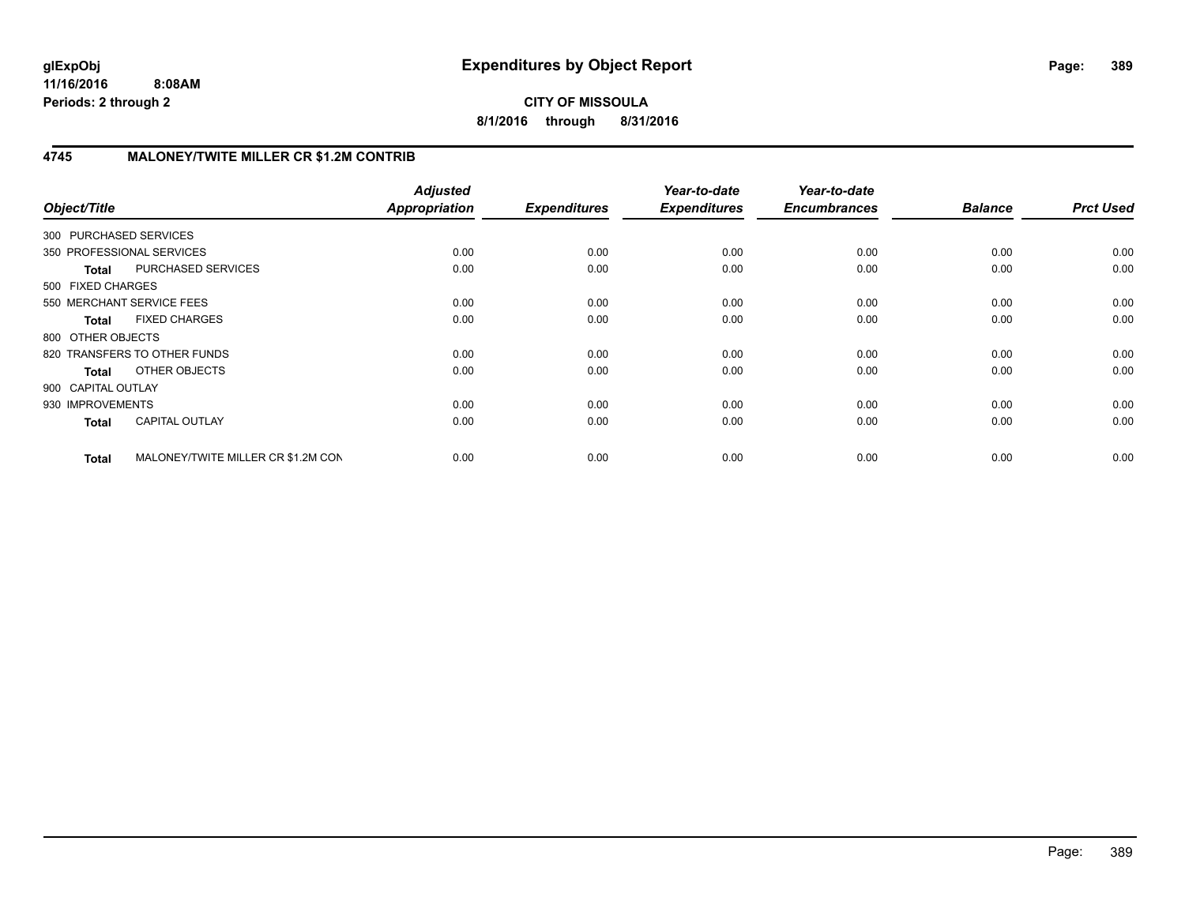# Expenditures by Object Report

**glExpObj**
**11/16/2016 8:08AM**
**Periods: 2 through 2**

**CITY OF MISSOULA**
**8/1/2016 through 8/31/2016**

## 4745 MALONEY/TWITE MILLER CR $1.2M CONTRIB

| Object/Title | | Adjusted Appropriation | Expenditures | Year-to-date Expenditures | Year-to-date Encumbrances | Balance | Prct Used |
|---|---|---|---|---|---|---|---|
| 300 PURCHASED SERVICES | | | | | | | |
| 350 PROFESSIONAL SERVICES | | 0.00 | 0.00 | 0.00 | 0.00 | 0.00 | 0.00 |
| **Total** | PURCHASED SERVICES | 0.00 | 0.00 | 0.00 | 0.00 | 0.00 | 0.00 |
| 500 FIXED CHARGES | | | | | | | |
| 550 MERCHANT SERVICE FEES | | 0.00 | 0.00 | 0.00 | 0.00 | 0.00 | 0.00 |
| **Total** | FIXED CHARGES | 0.00 | 0.00 | 0.00 | 0.00 | 0.00 | 0.00 |
| 800 OTHER OBJECTS | | | | | | | |
| 820 TRANSFERS TO OTHER FUNDS | | 0.00 | 0.00 | 0.00 | 0.00 | 0.00 | 0.00 |
| **Total** | OTHER OBJECTS | 0.00 | 0.00 | 0.00 | 0.00 | 0.00 | 0.00 |
| 900 CAPITAL OUTLAY | | | | | | | |
| 930 IMPROVEMENTS | | 0.00 | 0.00 | 0.00 | 0.00 | 0.00 | 0.00 |
| **Total** | CAPITAL OUTLAY | 0.00 | 0.00 | 0.00 | 0.00 | 0.00 | 0.00 |
| **Total** | MALONEY/TWITE MILLER CR $1.2M CON | 0.00 | 0.00 | 0.00 | 0.00 | 0.00 | 0.00 |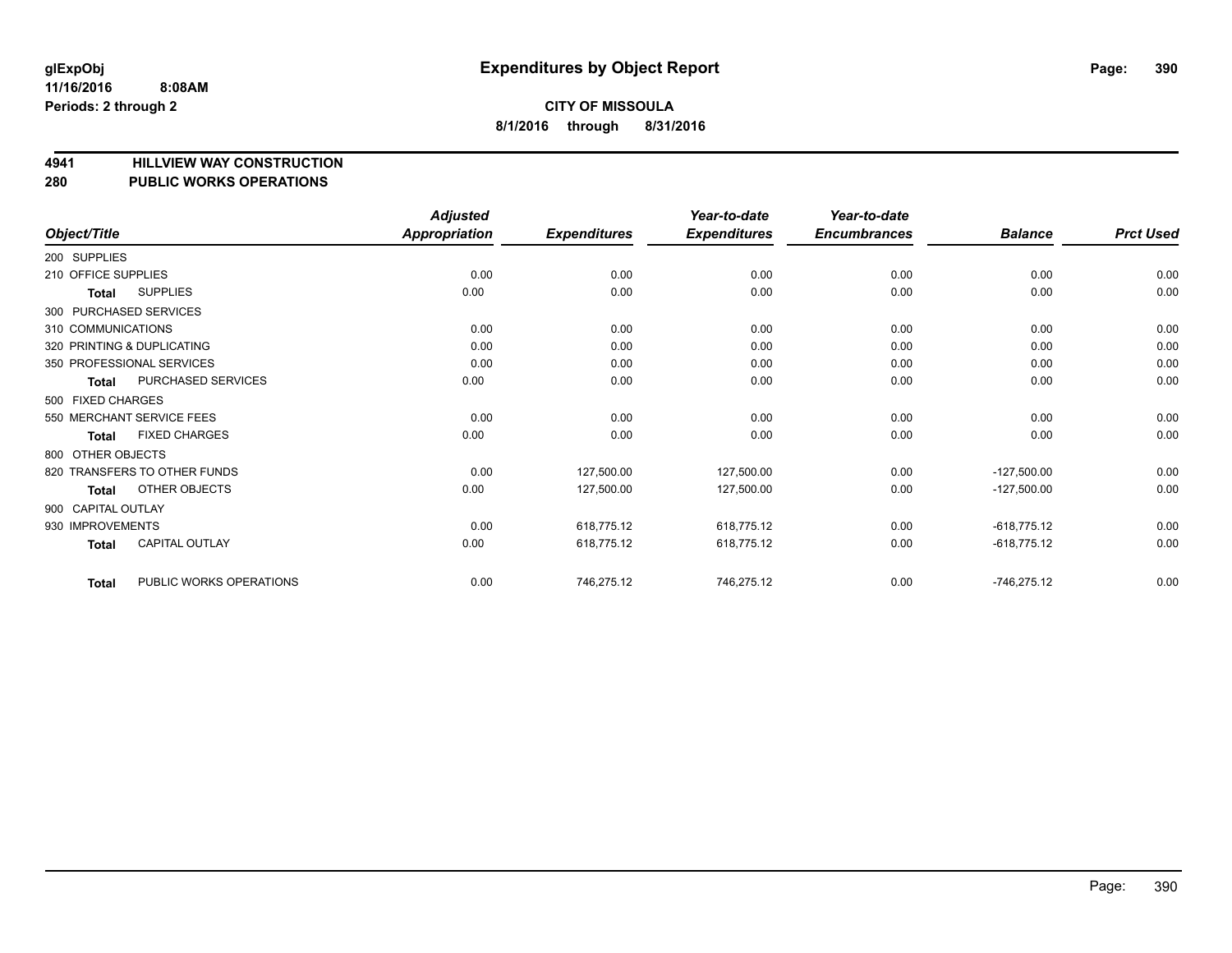# Expenditures by Object Report

glExpObj
11/16/2016 8:08AM
Periods: 2 through 2

**CITY OF MISSOULA**
**8/1/2016 through 8/31/2016**

## 4941 HILLVIEW WAY CONSTRUCTION
## 280 PUBLIC WORKS OPERATIONS

| Object/Title | Adjusted Appropriation | Expenditures | Year-to-date Expenditures | Year-to-date Encumbrances | Balance | Prct Used |
|---|---|---|---|---|---|---|
| 200 SUPPLIES | | | | | | |
| 210 OFFICE SUPPLIES | 0.00 | 0.00 | 0.00 | 0.00 | 0.00 | 0.00 |
| **Total** SUPPLIES | 0.00 | 0.00 | 0.00 | 0.00 | 0.00 | 0.00 |
| 300 PURCHASED SERVICES | | | | | | |
| 310 COMMUNICATIONS | 0.00 | 0.00 | 0.00 | 0.00 | 0.00 | 0.00 |
| 320 PRINTING & DUPLICATING | 0.00 | 0.00 | 0.00 | 0.00 | 0.00 | 0.00 |
| 350 PROFESSIONAL SERVICES | 0.00 | 0.00 | 0.00 | 0.00 | 0.00 | 0.00 |
| **Total** PURCHASED SERVICES | 0.00 | 0.00 | 0.00 | 0.00 | 0.00 | 0.00 |
| 500 FIXED CHARGES | | | | | | |
| 550 MERCHANT SERVICE FEES | 0.00 | 0.00 | 0.00 | 0.00 | 0.00 | 0.00 |
| **Total** FIXED CHARGES | 0.00 | 0.00 | 0.00 | 0.00 | 0.00 | 0.00 |
| 800 OTHER OBJECTS | | | | | | |
| 820 TRANSFERS TO OTHER FUNDS | 0.00 | 127,500.00 | 127,500.00 | 0.00 | -127,500.00 | 0.00 |
| **Total** OTHER OBJECTS | 0.00 | 127,500.00 | 127,500.00 | 0.00 | -127,500.00 | 0.00 |
| 900 CAPITAL OUTLAY | | | | | | |
| 930 IMPROVEMENTS | 0.00 | 618,775.12 | 618,775.12 | 0.00 | -618,775.12 | 0.00 |
| **Total** CAPITAL OUTLAY | 0.00 | 618,775.12 | 618,775.12 | 0.00 | -618,775.12 | 0.00 |
| **Total** PUBLIC WORKS OPERATIONS | 0.00 | 746,275.12 | 746,275.12 | 0.00 | -746,275.12 | 0.00 |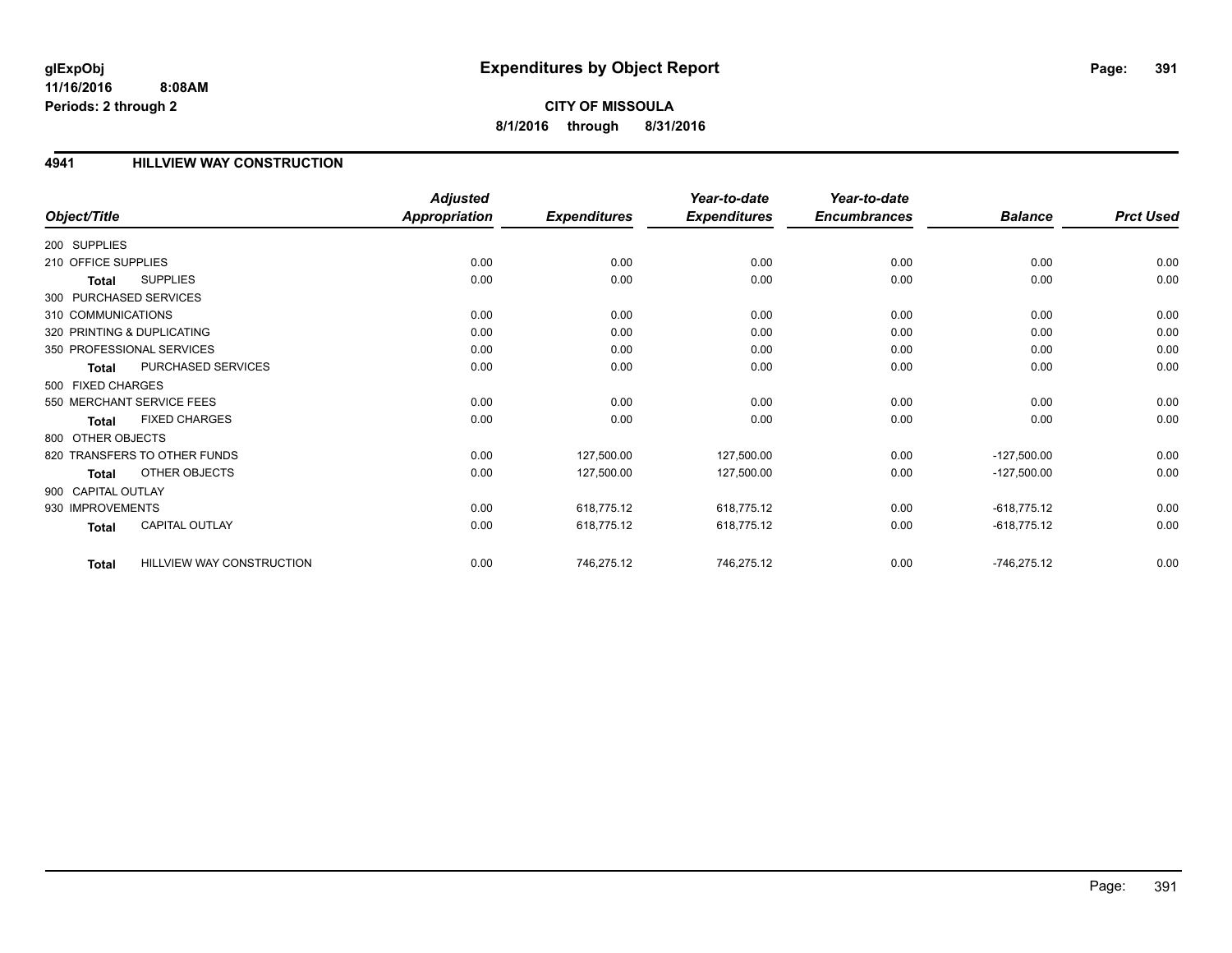**glExpObj**
**11/16/2016 8:08AM**
**Periods: 2 through 2**

# Expenditures by Object Report

**CITY OF MISSOULA**
**8/1/2016 through 8/31/2016**

## 4941 HILLVIEW WAY CONSTRUCTION

| Object/Title | | Adjusted Appropriation | Expenditures | Year-to-date Expenditures | Year-to-date Encumbrances | Balance | Prct Used |
|---|---|---|---|---|---|---|---|
| 200 SUPPLIES | | | | | | | |
| 210 OFFICE SUPPLIES | | 0.00 | 0.00 | 0.00 | 0.00 | 0.00 | 0.00 |
| **Total** | SUPPLIES | 0.00 | 0.00 | 0.00 | 0.00 | 0.00 | 0.00 |
| 300 PURCHASED SERVICES | | | | | | | |
| 310 COMMUNICATIONS | | 0.00 | 0.00 | 0.00 | 0.00 | 0.00 | 0.00 |
| 320 PRINTING & DUPLICATING | | 0.00 | 0.00 | 0.00 | 0.00 | 0.00 | 0.00 |
| 350 PROFESSIONAL SERVICES | | 0.00 | 0.00 | 0.00 | 0.00 | 0.00 | 0.00 |
| **Total** | PURCHASED SERVICES | 0.00 | 0.00 | 0.00 | 0.00 | 0.00 | 0.00 |
| 500 FIXED CHARGES | | | | | | | |
| 550 MERCHANT SERVICE FEES | | 0.00 | 0.00 | 0.00 | 0.00 | 0.00 | 0.00 |
| **Total** | FIXED CHARGES | 0.00 | 0.00 | 0.00 | 0.00 | 0.00 | 0.00 |
| 800 OTHER OBJECTS | | | | | | | |
| 820 TRANSFERS TO OTHER FUNDS | | 0.00 | 127,500.00 | 127,500.00 | 0.00 | -127,500.00 | 0.00 |
| **Total** | OTHER OBJECTS | 0.00 | 127,500.00 | 127,500.00 | 0.00 | -127,500.00 | 0.00 |
| 900 CAPITAL OUTLAY | | | | | | | |
| 930 IMPROVEMENTS | | 0.00 | 618,775.12 | 618,775.12 | 0.00 | -618,775.12 | 0.00 |
| **Total** | CAPITAL OUTLAY | 0.00 | 618,775.12 | 618,775.12 | 0.00 | -618,775.12 | 0.00 |
| **Total** | HILLVIEW WAY CONSTRUCTION | 0.00 | 746,275.12 | 746,275.12 | 0.00 | -746,275.12 | 0.00 |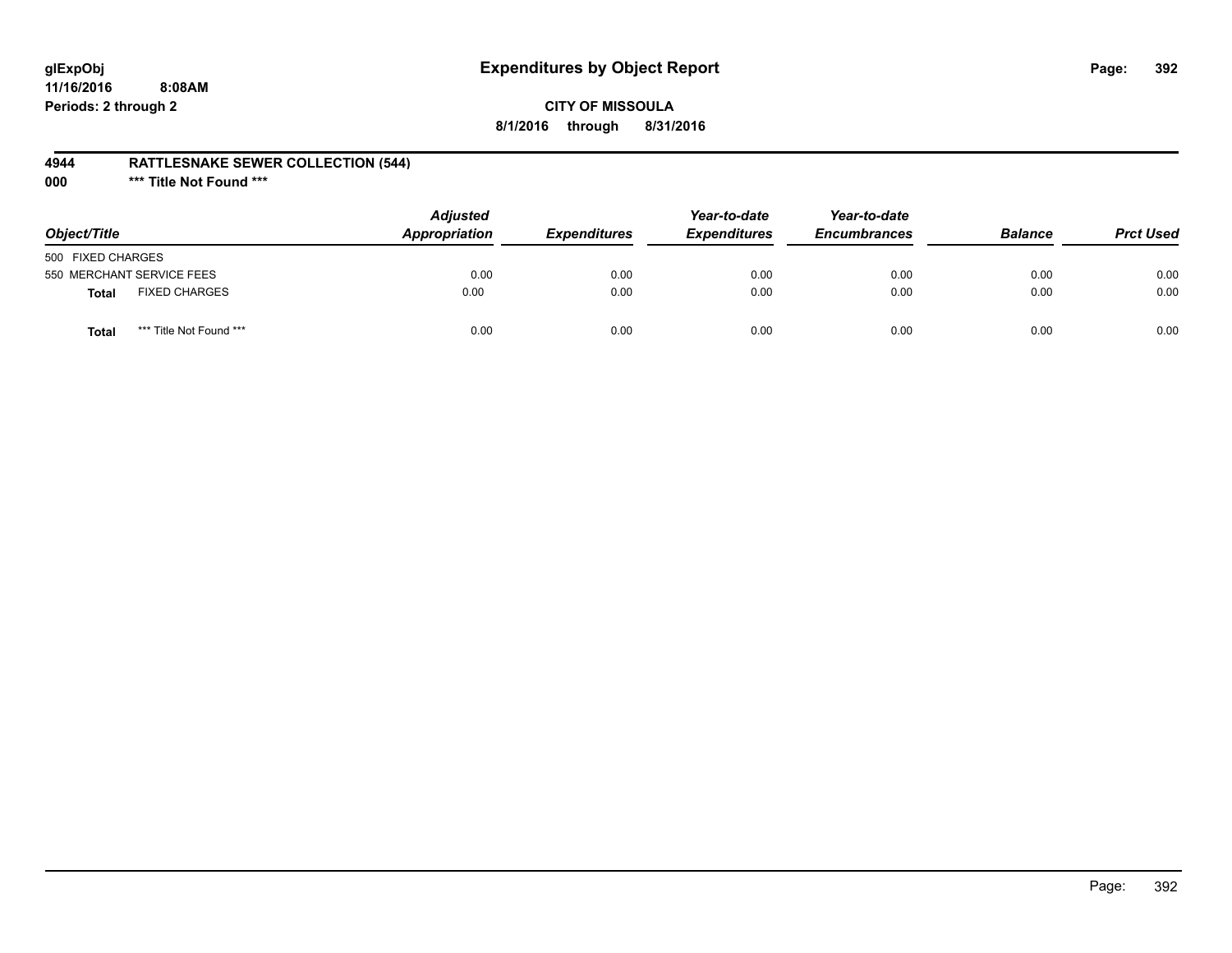# Expenditures by Object Report

glExpObj
11/16/2016 8:08AM
Periods: 2 through 2

**CITY OF MISSOULA**
**8/1/2016 through 8/31/2016**

**4944 RATTLESNAKE SEWER COLLECTION (544)**
**000 *** Title Not Found *****

| Object/Title | Adjusted Appropriation | Expenditures | Year-to-date Expenditures | Year-to-date Encumbrances | Balance | Prct Used |
|---|---|---|---|---|---|---|
| 500 FIXED CHARGES | | | | | | |
| 550 MERCHANT SERVICE FEES | 0.00 | 0.00 | 0.00 | 0.00 | 0.00 | 0.00 |
| **Total** FIXED CHARGES | 0.00 | 0.00 | 0.00 | 0.00 | 0.00 | 0.00 |
| **Total** *** Title Not Found *** | 0.00 | 0.00 | 0.00 | 0.00 | 0.00 | 0.00 |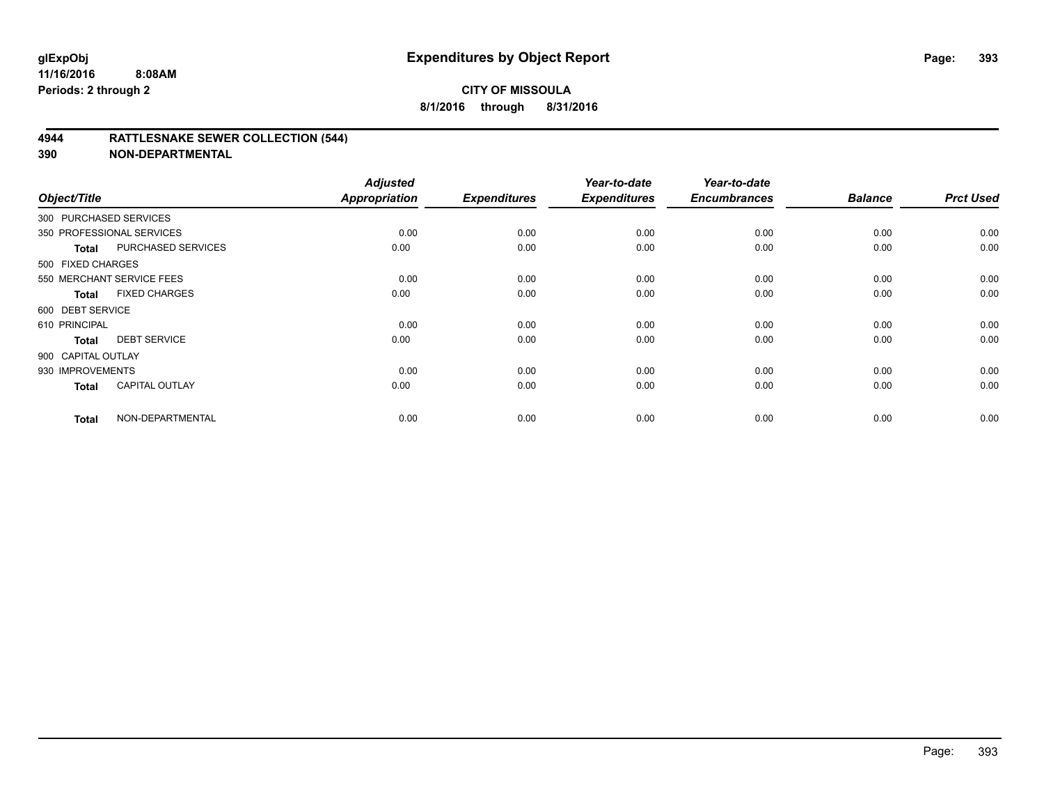**glExpObj**
**11/16/2016 8:08AM**
**Periods: 2 through 2**

# Expenditures by Object Report

**CITY OF MISSOULA**
**8/1/2016 through 8/31/2016**

## 4944 RATTLESNAKE SEWER COLLECTION (544)
## 390 NON-DEPARTMENTAL

| Object/Title | | Adjusted Appropriation | Expenditures | Year-to-date Expenditures | Year-to-date Encumbrances | Balance | Prct Used |
|---|---|---|---|---|---|---|---|
| 300 PURCHASED SERVICES | | | | | | | |
| 350 PROFESSIONAL SERVICES | | 0.00 | 0.00 | 0.00 | 0.00 | 0.00 | 0.00 |
| **Total** | PURCHASED SERVICES | 0.00 | 0.00 | 0.00 | 0.00 | 0.00 | 0.00 |
| 500 FIXED CHARGES | | | | | | | |
| 550 MERCHANT SERVICE FEES | | 0.00 | 0.00 | 0.00 | 0.00 | 0.00 | 0.00 |
| **Total** | FIXED CHARGES | 0.00 | 0.00 | 0.00 | 0.00 | 0.00 | 0.00 |
| 600 DEBT SERVICE | | | | | | | |
| 610 PRINCIPAL | | 0.00 | 0.00 | 0.00 | 0.00 | 0.00 | 0.00 |
| **Total** | DEBT SERVICE | 0.00 | 0.00 | 0.00 | 0.00 | 0.00 | 0.00 |
| 900 CAPITAL OUTLAY | | | | | | | |
| 930 IMPROVEMENTS | | 0.00 | 0.00 | 0.00 | 0.00 | 0.00 | 0.00 |
| **Total** | CAPITAL OUTLAY | 0.00 | 0.00 | 0.00 | 0.00 | 0.00 | 0.00 |
| **Total** | NON-DEPARTMENTAL | 0.00 | 0.00 | 0.00 | 0.00 | 0.00 | 0.00 |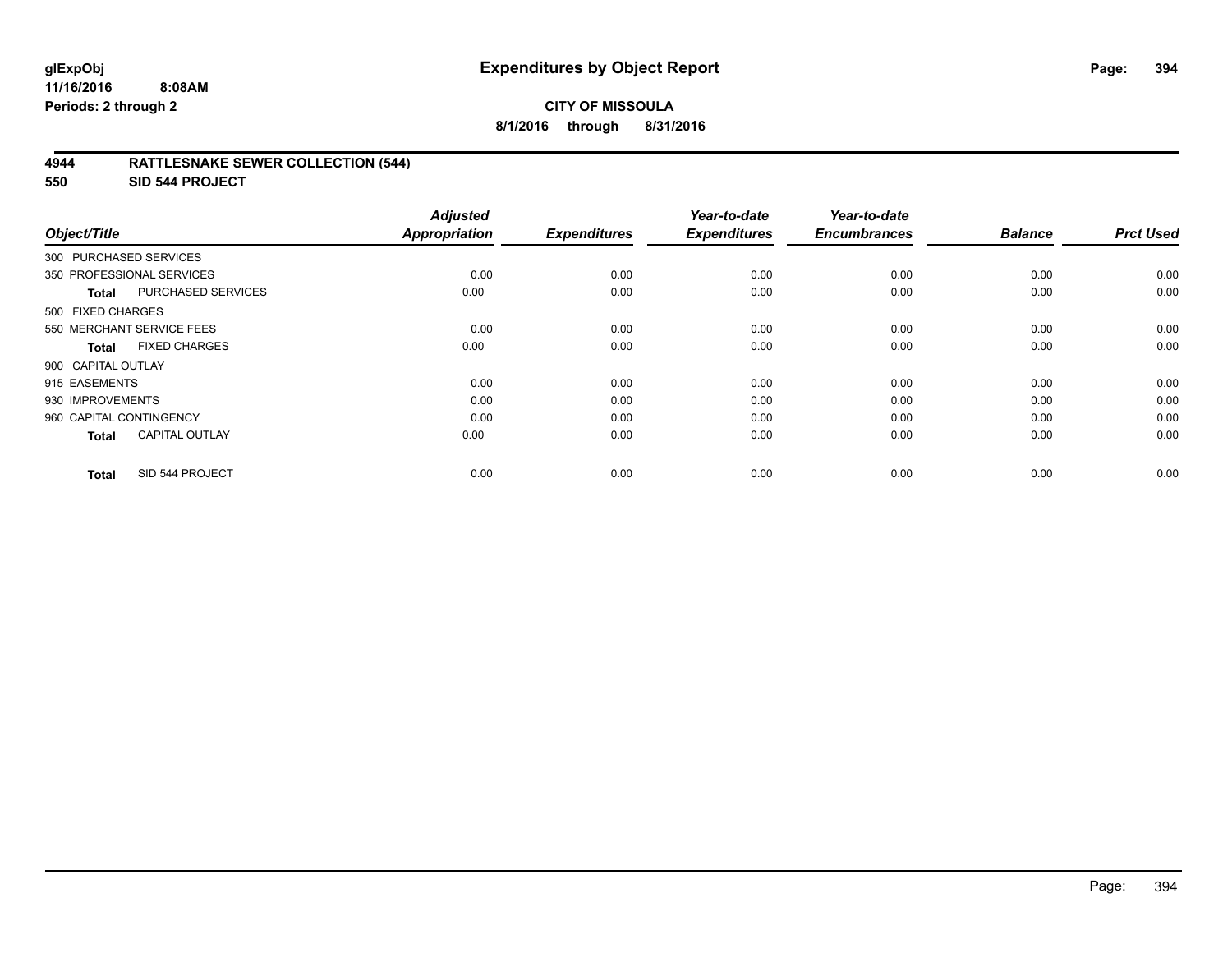# Expenditures by Object Report

glExpObj
11/16/2016 8:08AM
Periods: 2 through 2

**CITY OF MISSOULA**
**8/1/2016 through 8/31/2016**

## 4944 RATTLESNAKE SEWER COLLECTION (544)
## 550 SID 544 PROJECT

| Object/Title | Adjusted Appropriation | Expenditures | Year-to-date Expenditures | Year-to-date Encumbrances | Balance | Prct Used |
|---|---|---|---|---|---|---|
| 300 PURCHASED SERVICES | | | | | | |
| 350 PROFESSIONAL SERVICES | 0.00 | 0.00 | 0.00 | 0.00 | 0.00 | 0.00 |
| **Total** PURCHASED SERVICES | 0.00 | 0.00 | 0.00 | 0.00 | 0.00 | 0.00 |
| 500 FIXED CHARGES | | | | | | |
| 550 MERCHANT SERVICE FEES | 0.00 | 0.00 | 0.00 | 0.00 | 0.00 | 0.00 |
| **Total** FIXED CHARGES | 0.00 | 0.00 | 0.00 | 0.00 | 0.00 | 0.00 |
| 900 CAPITAL OUTLAY | | | | | | |
| 915 EASEMENTS | 0.00 | 0.00 | 0.00 | 0.00 | 0.00 | 0.00 |
| 930 IMPROVEMENTS | 0.00 | 0.00 | 0.00 | 0.00 | 0.00 | 0.00 |
| 960 CAPITAL CONTINGENCY | 0.00 | 0.00 | 0.00 | 0.00 | 0.00 | 0.00 |
| **Total** CAPITAL OUTLAY | 0.00 | 0.00 | 0.00 | 0.00 | 0.00 | 0.00 |
| **Total** SID 544 PROJECT | 0.00 | 0.00 | 0.00 | 0.00 | 0.00 | 0.00 |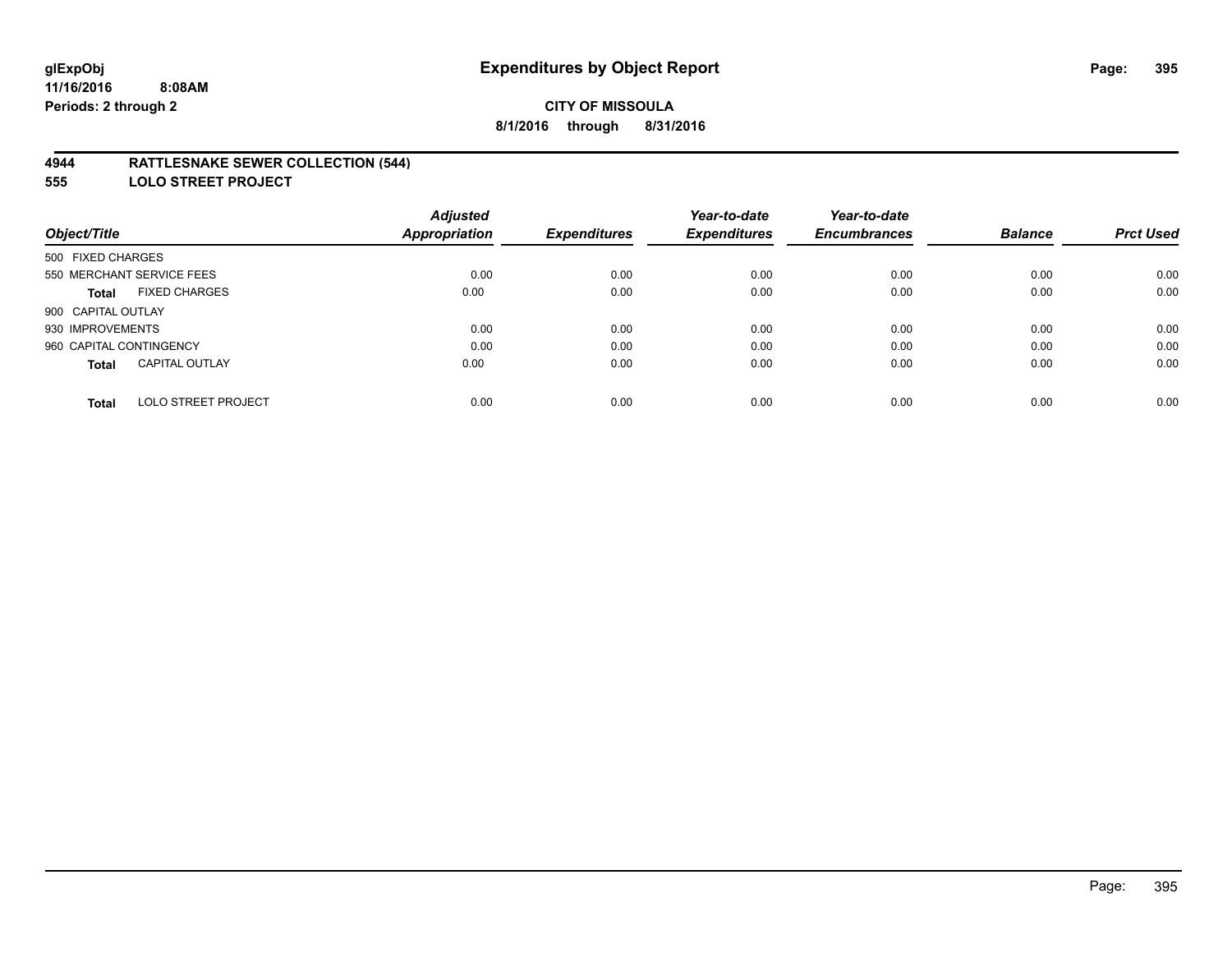**CITY OF MISSOULA**

**8/1/2016 through 8/31/2016**

**glExpObj**
**11/16/2016 8:08AM**
**Periods: 2 through 2**

# Expenditures by Object Report

## 4944 RATTLESNAKE SEWER COLLECTION (544)
## 555 LOLO STREET PROJECT

| Object/Title | | Adjusted Appropriation | Expenditures | Year-to-date Expenditures | Year-to-date Encumbrances | Balance | Prct Used |
|---|---|---|---|---|---|---|---|
| 500 FIXED CHARGES | | | | | | | |
| 550 MERCHANT SERVICE FEES | | 0.00 | 0.00 | 0.00 | 0.00 | 0.00 | 0.00 |
| **Total** | FIXED CHARGES | 0.00 | 0.00 | 0.00 | 0.00 | 0.00 | 0.00 |
| 900 CAPITAL OUTLAY | | | | | | | |
| 930 IMPROVEMENTS | | 0.00 | 0.00 | 0.00 | 0.00 | 0.00 | 0.00 |
| 960 CAPITAL CONTINGENCY | | 0.00 | 0.00 | 0.00 | 0.00 | 0.00 | 0.00 |
| **Total** | CAPITAL OUTLAY | 0.00 | 0.00 | 0.00 | 0.00 | 0.00 | 0.00 |
| **Total** | LOLO STREET PROJECT | 0.00 | 0.00 | 0.00 | 0.00 | 0.00 | 0.00 |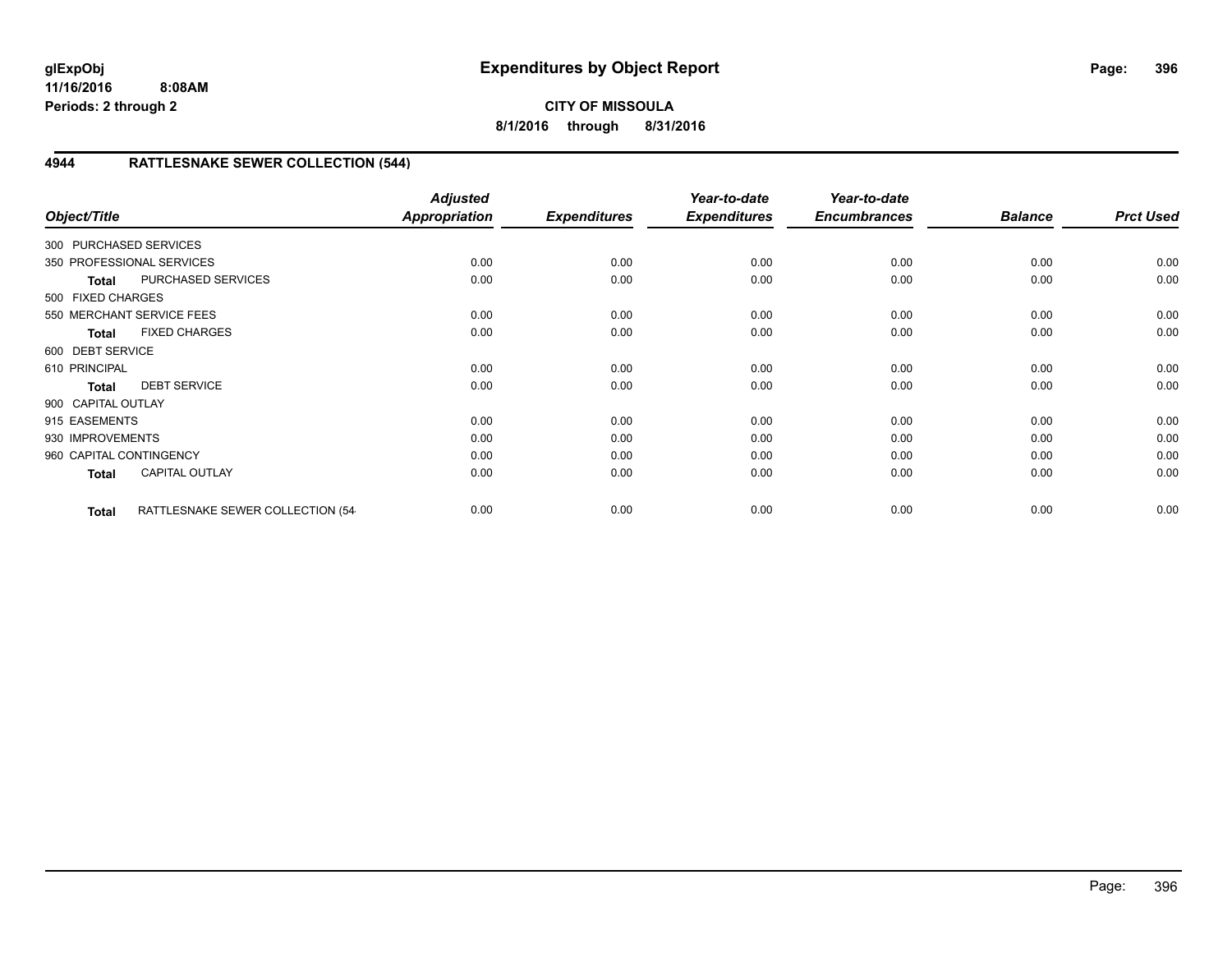**glExpObj**
**11/16/2016 8:08AM**
**Periods: 2 through 2**

# Expenditures by Object Report

**CITY OF MISSOULA**
**8/1/2016 through 8/31/2016**

## 4944 RATTLESNAKE SEWER COLLECTION (544)

| Object/Title | | Adjusted Appropriation | Expenditures | Year-to-date Expenditures | Year-to-date Encumbrances | Balance | Prct Used |
|---|---|---|---|---|---|---|---|
| 300 PURCHASED SERVICES | | | | | | | |
| 350 PROFESSIONAL SERVICES | | 0.00 | 0.00 | 0.00 | 0.00 | 0.00 | 0.00 |
| **Total** | PURCHASED SERVICES | 0.00 | 0.00 | 0.00 | 0.00 | 0.00 | 0.00 |
| 500 FIXED CHARGES | | | | | | | |
| 550 MERCHANT SERVICE FEES | | 0.00 | 0.00 | 0.00 | 0.00 | 0.00 | 0.00 |
| **Total** | FIXED CHARGES | 0.00 | 0.00 | 0.00 | 0.00 | 0.00 | 0.00 |
| 600 DEBT SERVICE | | | | | | | |
| 610 PRINCIPAL | | 0.00 | 0.00 | 0.00 | 0.00 | 0.00 | 0.00 |
| **Total** | DEBT SERVICE | 0.00 | 0.00 | 0.00 | 0.00 | 0.00 | 0.00 |
| 900 CAPITAL OUTLAY | | | | | | | |
| 915 EASEMENTS | | 0.00 | 0.00 | 0.00 | 0.00 | 0.00 | 0.00 |
| 930 IMPROVEMENTS | | 0.00 | 0.00 | 0.00 | 0.00 | 0.00 | 0.00 |
| 960 CAPITAL CONTINGENCY | | 0.00 | 0.00 | 0.00 | 0.00 | 0.00 | 0.00 |
| **Total** | CAPITAL OUTLAY | 0.00 | 0.00 | 0.00 | 0.00 | 0.00 | 0.00 |
| **Total** | RATTLESNAKE SEWER COLLECTION (54 | 0.00 | 0.00 | 0.00 | 0.00 | 0.00 | 0.00 |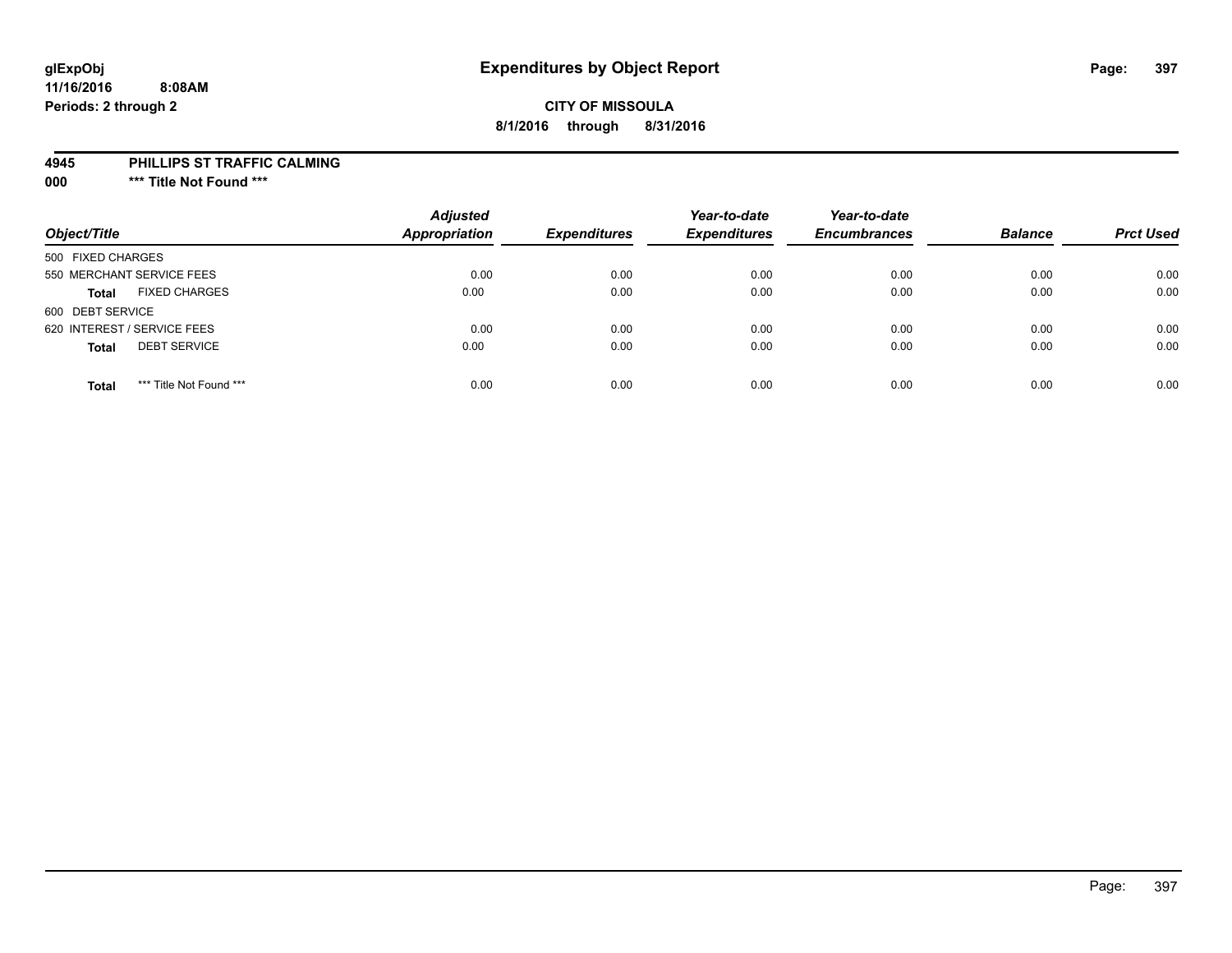**glExpObj**
**11/16/2016 8:08AM**
**Periods: 2 through 2**

# Expenditures by Object Report

**CITY OF MISSOULA**
**8/1/2016 through 8/31/2016**

**4945 PHILLIPS ST TRAFFIC CALMING**
**000 *** Title Not Found *****

| Object/Title | Adjusted Appropriation | Expenditures | Year-to-date Expenditures | Year-to-date Encumbrances | Balance | Prct Used |
|---|---|---|---|---|---|---|
| 500 FIXED CHARGES | | | | | | |
| 550 MERCHANT SERVICE FEES | 0.00 | 0.00 | 0.00 | 0.00 | 0.00 | 0.00 |
| **Total** FIXED CHARGES | 0.00 | 0.00 | 0.00 | 0.00 | 0.00 | 0.00 |
| 600 DEBT SERVICE | | | | | | |
| 620 INTEREST / SERVICE FEES | 0.00 | 0.00 | 0.00 | 0.00 | 0.00 | 0.00 |
| **Total** DEBT SERVICE | 0.00 | 0.00 | 0.00 | 0.00 | 0.00 | 0.00 |
| **Total** *** Title Not Found *** | 0.00 | 0.00 | 0.00 | 0.00 | 0.00 | 0.00 |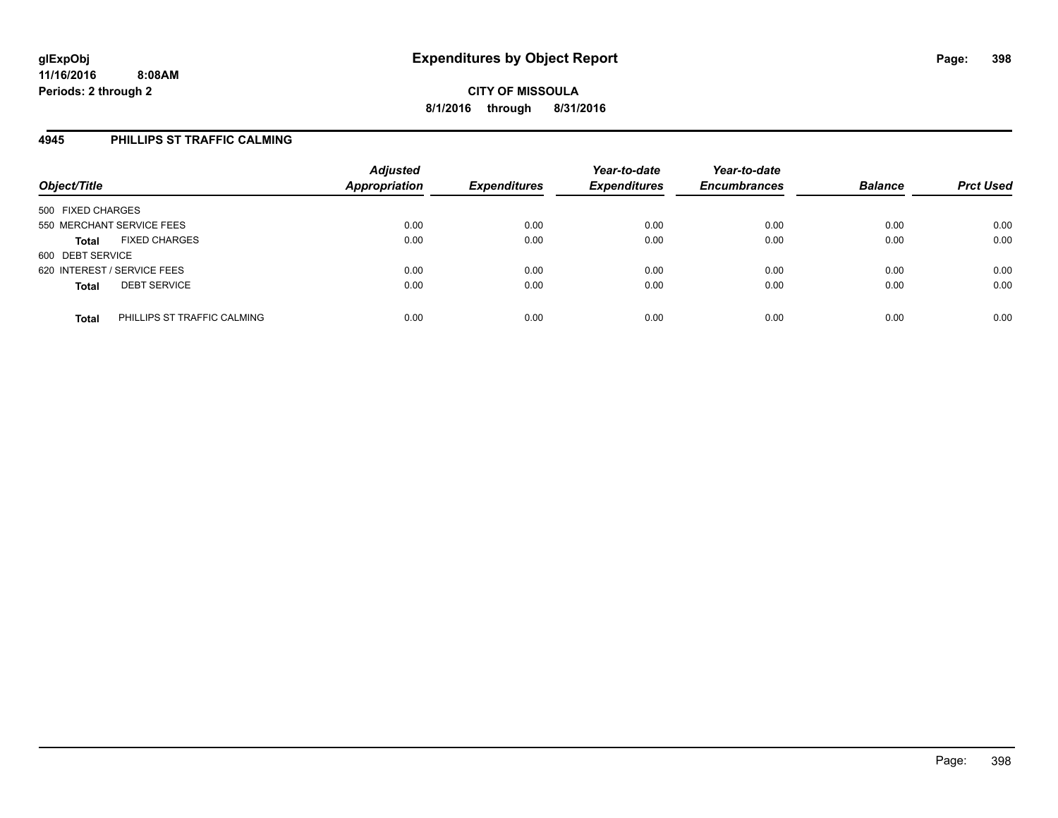# Expenditures by Object Report

glExpObj
11/16/2016 8:08AM
Periods: 2 through 2

**CITY OF MISSOULA**
**8/1/2016 through 8/31/2016**

## 4945 PHILLIPS ST TRAFFIC CALMING

| Object/Title | | Adjusted Appropriation | Expenditures | Year-to-date Expenditures | Year-to-date Encumbrances | Balance | Prct Used |
|---|---|---|---|---|---|---|---|
| 500 FIXED CHARGES | | | | | | | |
| 550 MERCHANT SERVICE FEES | | 0.00 | 0.00 | 0.00 | 0.00 | 0.00 | 0.00 |
| **Total** | FIXED CHARGES | 0.00 | 0.00 | 0.00 | 0.00 | 0.00 | 0.00 |
| 600 DEBT SERVICE | | | | | | | |
| 620 INTEREST / SERVICE FEES | | 0.00 | 0.00 | 0.00 | 0.00 | 0.00 | 0.00 |
| **Total** | DEBT SERVICE | 0.00 | 0.00 | 0.00 | 0.00 | 0.00 | 0.00 |
| **Total** | PHILLIPS ST TRAFFIC CALMING | 0.00 | 0.00 | 0.00 | 0.00 | 0.00 | 0.00 |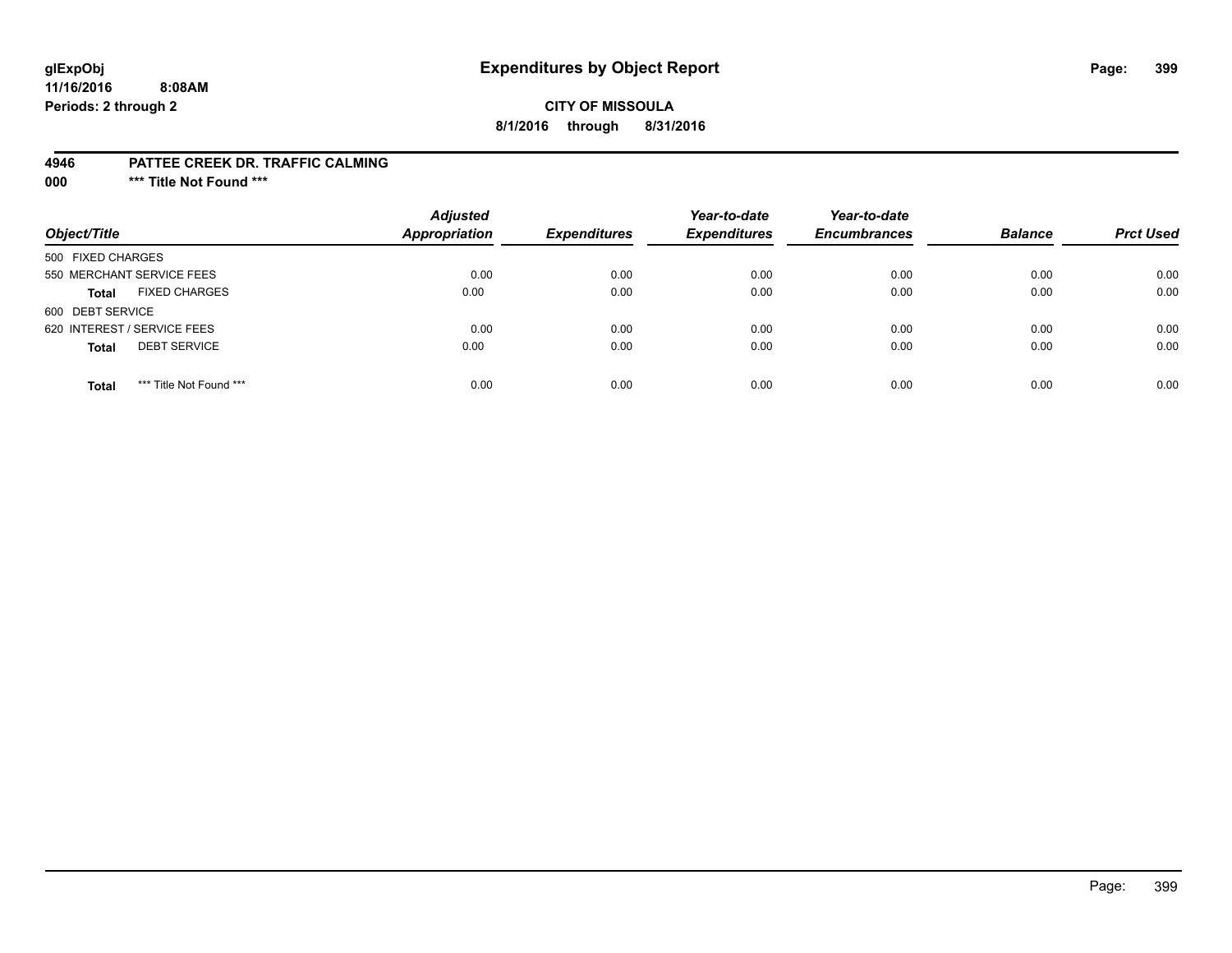**glExpObj** **Expenditures by Object Report**
**11/16/2016 8:08AM**
**Periods: 2 through 2**

**CITY OF MISSOULA**
**8/1/2016 through 8/31/2016**

**4946 PATTEE CREEK DR. TRAFFIC CALMING**
**000 *** Title Not Found *****

| Object/Title | Adjusted Appropriation | Expenditures | Year-to-date Expenditures | Year-to-date Encumbrances | Balance | Prct Used |
|---|---|---|---|---|---|---|
| 500 FIXED CHARGES | | | | | | |
| 550 MERCHANT SERVICE FEES | 0.00 | 0.00 | 0.00 | 0.00 | 0.00 | 0.00 |
| **Total** FIXED CHARGES | 0.00 | 0.00 | 0.00 | 0.00 | 0.00 | 0.00 |
| 600 DEBT SERVICE | | | | | | |
| 620 INTEREST / SERVICE FEES | 0.00 | 0.00 | 0.00 | 0.00 | 0.00 | 0.00 |
| **Total** DEBT SERVICE | 0.00 | 0.00 | 0.00 | 0.00 | 0.00 | 0.00 |
| **Total** *** Title Not Found *** | 0.00 | 0.00 | 0.00 | 0.00 | 0.00 | 0.00 |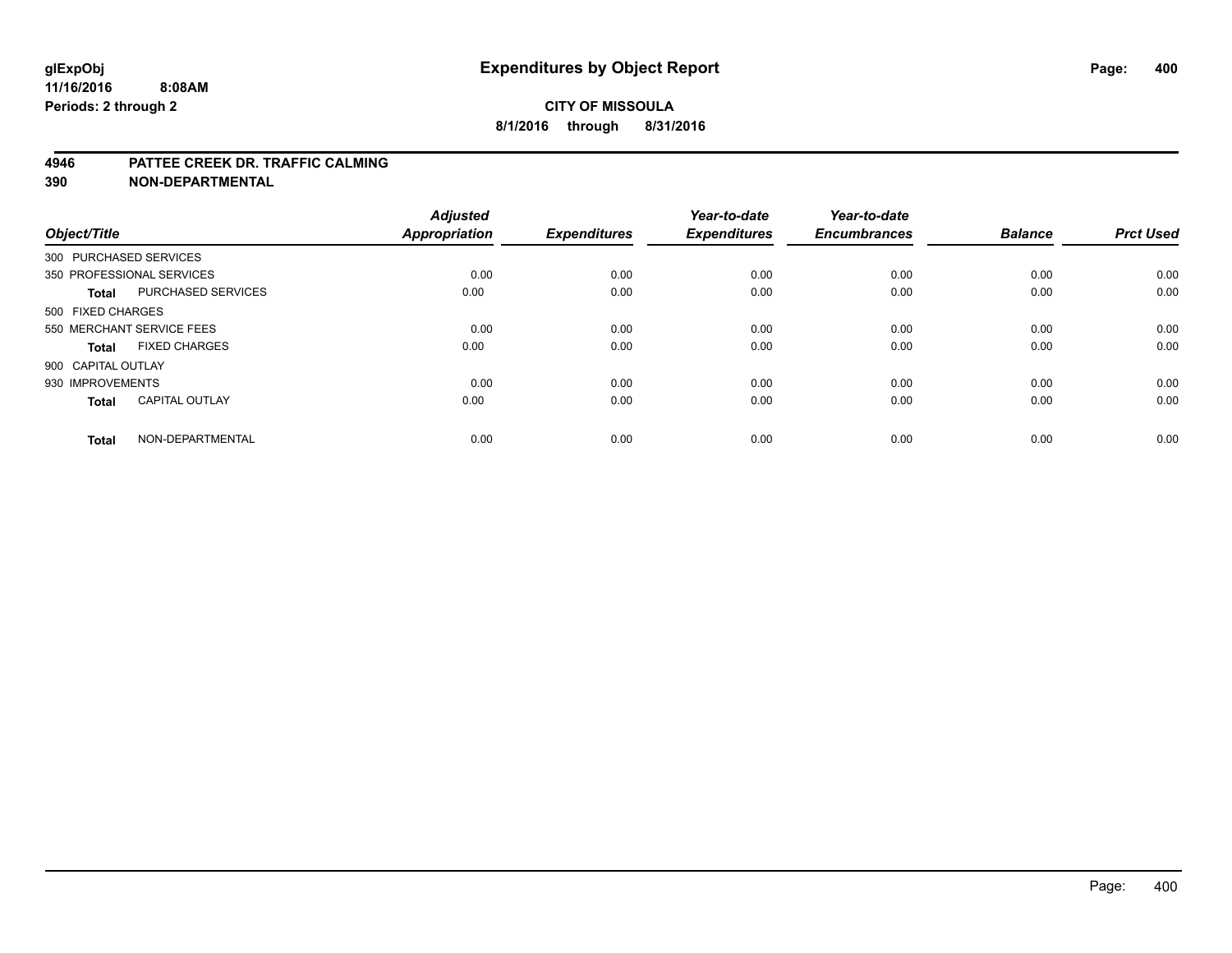# Expenditures by Object Report

glExpObj
11/16/2016 8:08AM
Periods: 2 through 2

**CITY OF MISSOULA**
**8/1/2016 through 8/31/2016**

**4946 PATTEE CREEK DR. TRAFFIC CALMING**
**390 NON-DEPARTMENTAL**

| Object/Title | | Adjusted Appropriation | Expenditures | Year-to-date Expenditures | Year-to-date Encumbrances | Balance | Prct Used |
|---|---|---|---|---|---|---|---|
| 300 PURCHASED SERVICES | | | | | | | |
| 350 PROFESSIONAL SERVICES | | 0.00 | 0.00 | 0.00 | 0.00 | 0.00 | 0.00 |
| **Total** | PURCHASED SERVICES | 0.00 | 0.00 | 0.00 | 0.00 | 0.00 | 0.00 |
| 500 FIXED CHARGES | | | | | | | |
| 550 MERCHANT SERVICE FEES | | 0.00 | 0.00 | 0.00 | 0.00 | 0.00 | 0.00 |
| **Total** | FIXED CHARGES | 0.00 | 0.00 | 0.00 | 0.00 | 0.00 | 0.00 |
| 900 CAPITAL OUTLAY | | | | | | | |
| 930 IMPROVEMENTS | | 0.00 | 0.00 | 0.00 | 0.00 | 0.00 | 0.00 |
| **Total** | CAPITAL OUTLAY | 0.00 | 0.00 | 0.00 | 0.00 | 0.00 | 0.00 |
| **Total** | NON-DEPARTMENTAL | 0.00 | 0.00 | 0.00 | 0.00 | 0.00 | 0.00 |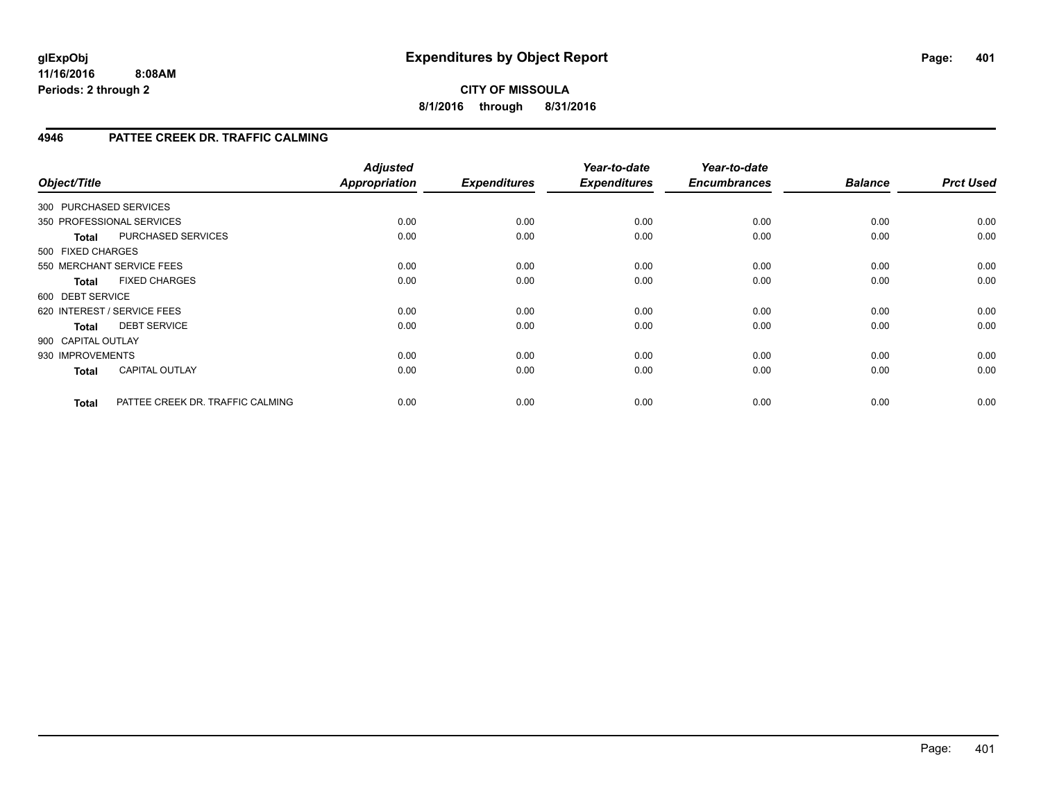**glExpObj**
**11/16/2016 8:08AM**
**Periods: 2 through 2**

# Expenditures by Object Report

**CITY OF MISSOULA**
**8/1/2016 through 8/31/2016**

## 4946 PATTEE CREEK DR. TRAFFIC CALMING

| Object/Title | | Adjusted Appropriation | Expenditures | Year-to-date Expenditures | Year-to-date Encumbrances | Balance | Prct Used |
|---|---|---|---|---|---|---|---|
| 300 PURCHASED SERVICES | | | | | | | |
| 350 PROFESSIONAL SERVICES | | 0.00 | 0.00 | 0.00 | 0.00 | 0.00 | 0.00 |
| **Total** | PURCHASED SERVICES | 0.00 | 0.00 | 0.00 | 0.00 | 0.00 | 0.00 |
| 500 FIXED CHARGES | | | | | | | |
| 550 MERCHANT SERVICE FEES | | 0.00 | 0.00 | 0.00 | 0.00 | 0.00 | 0.00 |
| **Total** | FIXED CHARGES | 0.00 | 0.00 | 0.00 | 0.00 | 0.00 | 0.00 |
| 600 DEBT SERVICE | | | | | | | |
| 620 INTEREST / SERVICE FEES | | 0.00 | 0.00 | 0.00 | 0.00 | 0.00 | 0.00 |
| **Total** | DEBT SERVICE | 0.00 | 0.00 | 0.00 | 0.00 | 0.00 | 0.00 |
| 900 CAPITAL OUTLAY | | | | | | | |
| 930 IMPROVEMENTS | | 0.00 | 0.00 | 0.00 | 0.00 | 0.00 | 0.00 |
| **Total** | CAPITAL OUTLAY | 0.00 | 0.00 | 0.00 | 0.00 | 0.00 | 0.00 |
| **Total** | PATTEE CREEK DR. TRAFFIC CALMING | 0.00 | 0.00 | 0.00 | 0.00 | 0.00 | 0.00 |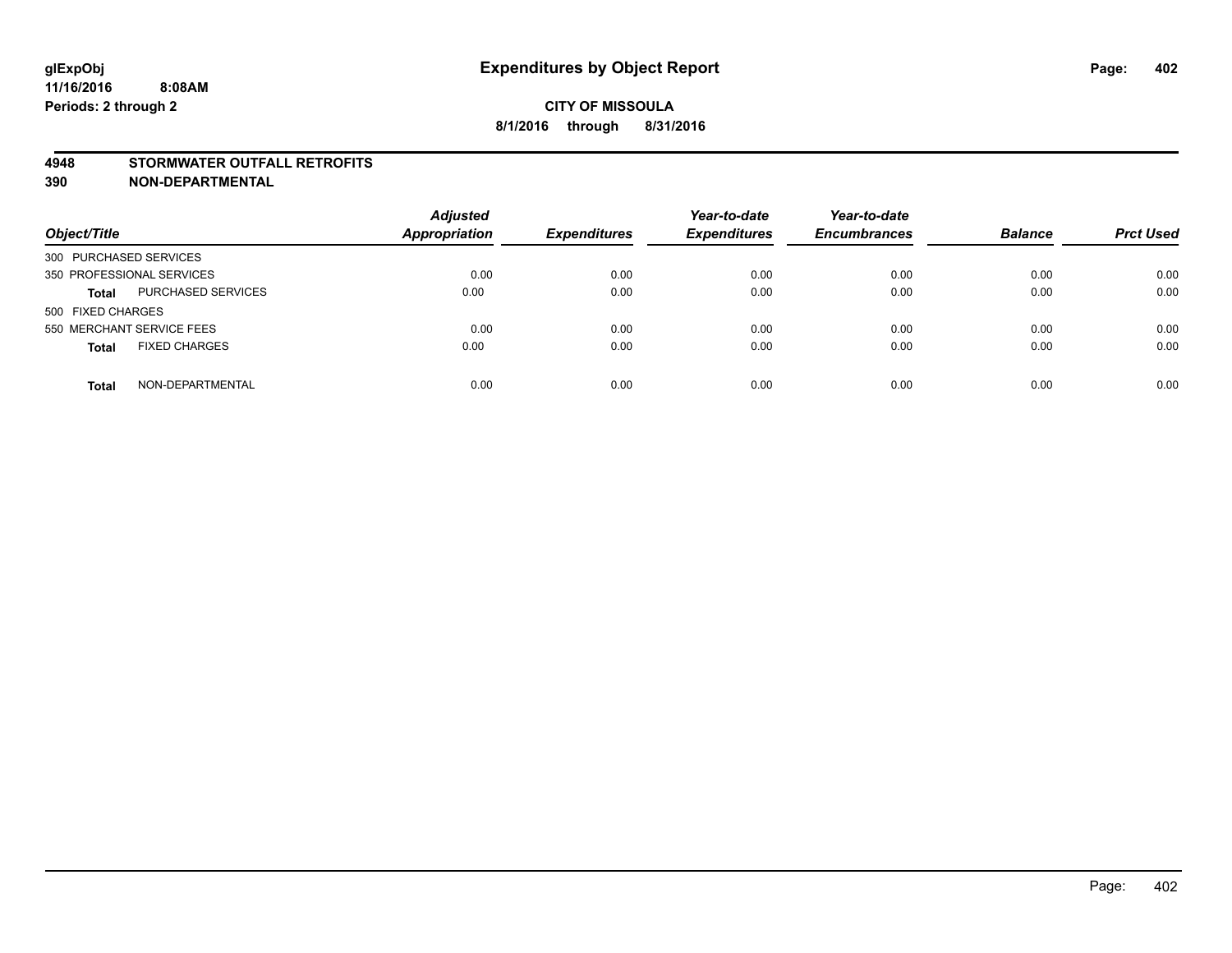# Expenditures by Object Report

**CITY OF MISSOULA**

**8/1/2016 through 8/31/2016**

glExpObj
11/16/2016 8:08AM
Periods: 2 through 2

**4948 STORMWATER OUTFALL RETROFITS**
**390 NON-DEPARTMENTAL**

| Object/Title | | Adjusted Appropriation | Expenditures | Year-to-date Expenditures | Year-to-date Encumbrances | Balance | Prct Used |
|---|---|---|---|---|---|---|---|
| 300 PURCHASED SERVICES | | | | | | | |
| 350 PROFESSIONAL SERVICES | | 0.00 | 0.00 | 0.00 | 0.00 | 0.00 | 0.00 |
| **Total** | PURCHASED SERVICES | 0.00 | 0.00 | 0.00 | 0.00 | 0.00 | 0.00 |
| 500 FIXED CHARGES | | | | | | | |
| 550 MERCHANT SERVICE FEES | | 0.00 | 0.00 | 0.00 | 0.00 | 0.00 | 0.00 |
| **Total** | FIXED CHARGES | 0.00 | 0.00 | 0.00 | 0.00 | 0.00 | 0.00 |
| **Total** | NON-DEPARTMENTAL | 0.00 | 0.00 | 0.00 | 0.00 | 0.00 | 0.00 |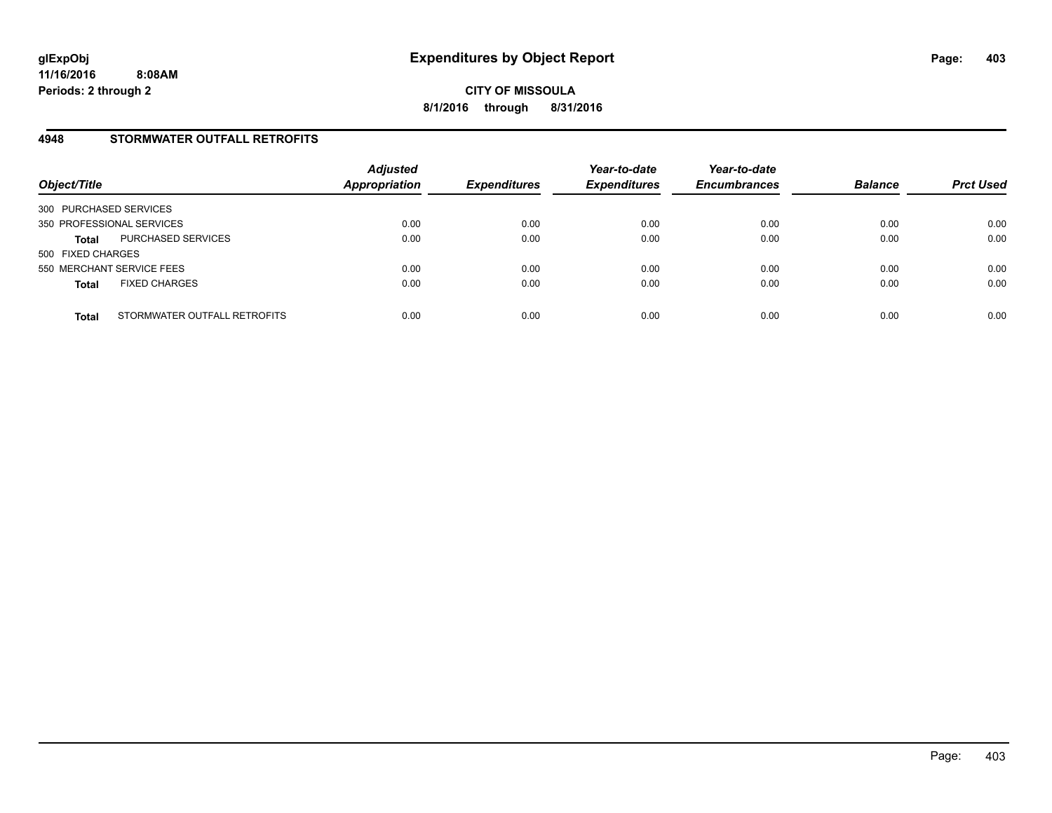glExpObj
11/16/2016 8:08AM
Periods: 2 through 2

# Expenditures by Object Report

**CITY OF MISSOULA**
**8/1/2016 through 8/31/2016**

## 4948 STORMWATER OUTFALL RETROFITS

| Object/Title | | Adjusted Appropriation | Expenditures | Year-to-date Expenditures | Year-to-date Encumbrances | Balance | Prct Used |
|---|---|---|---|---|---|---|---|
| 300 PURCHASED SERVICES | | | | | | | |
| 350 PROFESSIONAL SERVICES | | 0.00 | 0.00 | 0.00 | 0.00 | 0.00 | 0.00 |
| **Total** | PURCHASED SERVICES | 0.00 | 0.00 | 0.00 | 0.00 | 0.00 | 0.00 |
| 500 FIXED CHARGES | | | | | | | |
| 550 MERCHANT SERVICE FEES | | 0.00 | 0.00 | 0.00 | 0.00 | 0.00 | 0.00 |
| **Total** | FIXED CHARGES | 0.00 | 0.00 | 0.00 | 0.00 | 0.00 | 0.00 |
| **Total** | STORMWATER OUTFALL RETROFITS | 0.00 | 0.00 | 0.00 | 0.00 | 0.00 | 0.00 |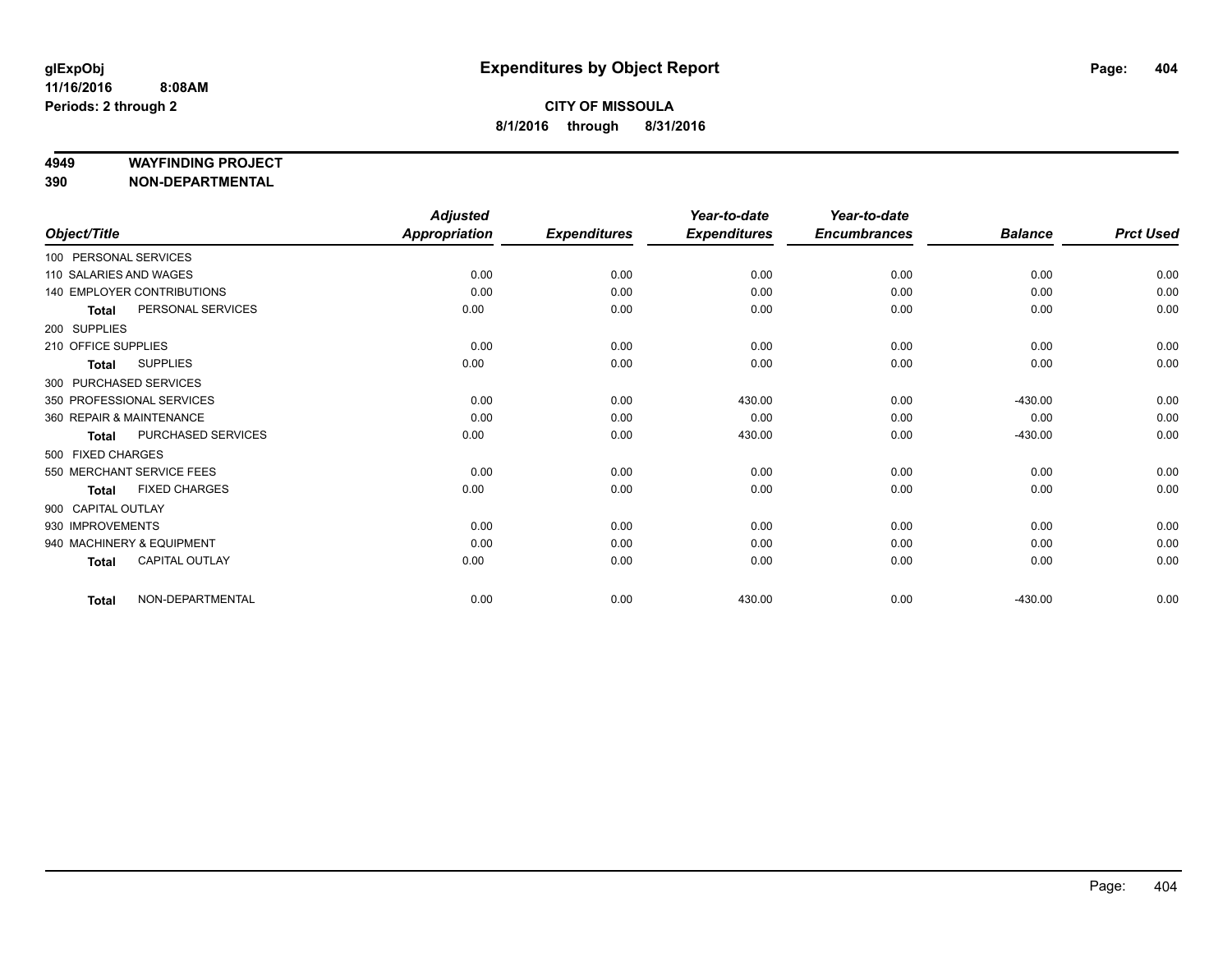# Expenditures by Object Report

glExpObj
11/16/2016 8:08AM
Periods: 2 through 2

**CITY OF MISSOULA**
**8/1/2016 through 8/31/2016**

**4949 WAYFINDING PROJECT**
**390 NON-DEPARTMENTAL**

| Object/Title | Adjusted Appropriation | Expenditures | Year-to-date Expenditures | Year-to-date Encumbrances | Balance | Prct Used |
|---|---|---|---|---|---|---|
| 100 PERSONAL SERVICES | | | | | | |
| 110 SALARIES AND WAGES | 0.00 | 0.00 | 0.00 | 0.00 | 0.00 | 0.00 |
| 140 EMPLOYER CONTRIBUTIONS | 0.00 | 0.00 | 0.00 | 0.00 | 0.00 | 0.00 |
| **Total** PERSONAL SERVICES | 0.00 | 0.00 | 0.00 | 0.00 | 0.00 | 0.00 |
| 200 SUPPLIES | | | | | | |
| 210 OFFICE SUPPLIES | 0.00 | 0.00 | 0.00 | 0.00 | 0.00 | 0.00 |
| **Total** SUPPLIES | 0.00 | 0.00 | 0.00 | 0.00 | 0.00 | 0.00 |
| 300 PURCHASED SERVICES | | | | | | |
| 350 PROFESSIONAL SERVICES | 0.00 | 0.00 | 430.00 | 0.00 | -430.00 | 0.00 |
| 360 REPAIR & MAINTENANCE | 0.00 | 0.00 | 0.00 | 0.00 | 0.00 | 0.00 |
| **Total** PURCHASED SERVICES | 0.00 | 0.00 | 430.00 | 0.00 | -430.00 | 0.00 |
| 500 FIXED CHARGES | | | | | | |
| 550 MERCHANT SERVICE FEES | 0.00 | 0.00 | 0.00 | 0.00 | 0.00 | 0.00 |
| **Total** FIXED CHARGES | 0.00 | 0.00 | 0.00 | 0.00 | 0.00 | 0.00 |
| 900 CAPITAL OUTLAY | | | | | | |
| 930 IMPROVEMENTS | 0.00 | 0.00 | 0.00 | 0.00 | 0.00 | 0.00 |
| 940 MACHINERY & EQUIPMENT | 0.00 | 0.00 | 0.00 | 0.00 | 0.00 | 0.00 |
| **Total** CAPITAL OUTLAY | 0.00 | 0.00 | 0.00 | 0.00 | 0.00 | 0.00 |
| **Total** NON-DEPARTMENTAL | 0.00 | 0.00 | 430.00 | 0.00 | -430.00 | 0.00 |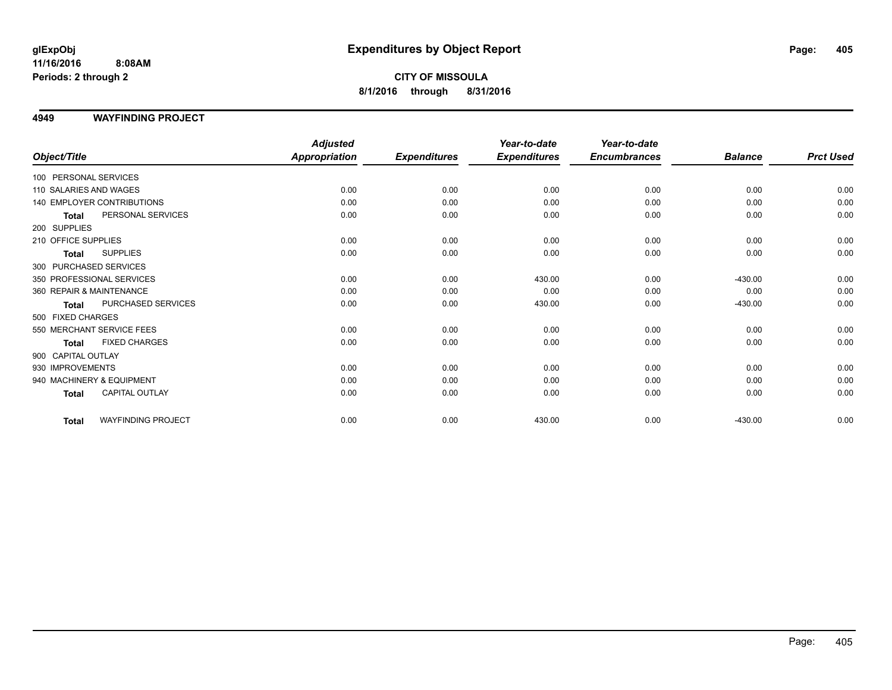glExpObj
11/16/2016 8:08AM
Periods: 2 through 2

# Expenditures by Object Report

**CITY OF MISSOULA**
**8/1/2016 through 8/31/2016**

## 4949 WAYFINDING PROJECT

| Object/Title | | Adjusted Appropriation | Expenditures | Year-to-date Expenditures | Year-to-date Encumbrances | Balance | Prct Used |
|---|---|---|---|---|---|---|---|
| 100 PERSONAL SERVICES | | | | | | | |
| 110 SALARIES AND WAGES | | 0.00 | 0.00 | 0.00 | 0.00 | 0.00 | 0.00 |
| 140 EMPLOYER CONTRIBUTIONS | | 0.00 | 0.00 | 0.00 | 0.00 | 0.00 | 0.00 |
| **Total** | PERSONAL SERVICES | 0.00 | 0.00 | 0.00 | 0.00 | 0.00 | 0.00 |
| 200 SUPPLIES | | | | | | | |
| 210 OFFICE SUPPLIES | | 0.00 | 0.00 | 0.00 | 0.00 | 0.00 | 0.00 |
| **Total** | SUPPLIES | 0.00 | 0.00 | 0.00 | 0.00 | 0.00 | 0.00 |
| 300 PURCHASED SERVICES | | | | | | | |
| 350 PROFESSIONAL SERVICES | | 0.00 | 0.00 | 430.00 | 0.00 | -430.00 | 0.00 |
| 360 REPAIR & MAINTENANCE | | 0.00 | 0.00 | 0.00 | 0.00 | 0.00 | 0.00 |
| **Total** | PURCHASED SERVICES | 0.00 | 0.00 | 430.00 | 0.00 | -430.00 | 0.00 |
| 500 FIXED CHARGES | | | | | | | |
| 550 MERCHANT SERVICE FEES | | 0.00 | 0.00 | 0.00 | 0.00 | 0.00 | 0.00 |
| **Total** | FIXED CHARGES | 0.00 | 0.00 | 0.00 | 0.00 | 0.00 | 0.00 |
| 900 CAPITAL OUTLAY | | | | | | | |
| 930 IMPROVEMENTS | | 0.00 | 0.00 | 0.00 | 0.00 | 0.00 | 0.00 |
| 940 MACHINERY & EQUIPMENT | | 0.00 | 0.00 | 0.00 | 0.00 | 0.00 | 0.00 |
| **Total** | CAPITAL OUTLAY | 0.00 | 0.00 | 0.00 | 0.00 | 0.00 | 0.00 |
| **Total** | WAYFINDING PROJECT | 0.00 | 0.00 | 430.00 | 0.00 | -430.00 | 0.00 |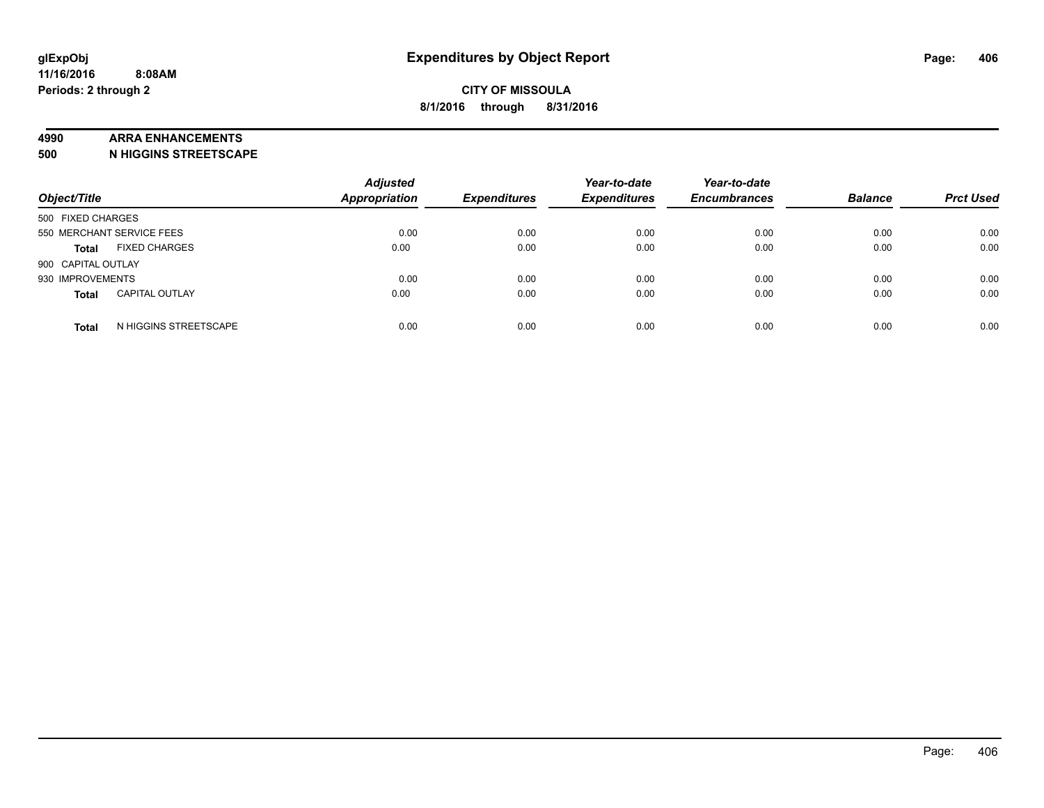glExpObj
11/16/2016 8:08AM
Periods: 2 through 2

# Expenditures by Object Report

**CITY OF MISSOULA**
**8/1/2016 through 8/31/2016**

**4990 ARRA ENHANCEMENTS**
**500 N HIGGINS STREETSCAPE**

| Object/Title | | Adjusted Appropriation | Expenditures | Year-to-date Expenditures | Year-to-date Encumbrances | Balance | Prct Used |
|---|---|---|---|---|---|---|---|
| 500 FIXED CHARGES | | | | | | | |
| 550 MERCHANT SERVICE FEES | | 0.00 | 0.00 | 0.00 | 0.00 | 0.00 | 0.00 |
| **Total** | FIXED CHARGES | 0.00 | 0.00 | 0.00 | 0.00 | 0.00 | 0.00 |
| 900 CAPITAL OUTLAY | | | | | | | |
| 930 IMPROVEMENTS | | 0.00 | 0.00 | 0.00 | 0.00 | 0.00 | 0.00 |
| **Total** | CAPITAL OUTLAY | 0.00 | 0.00 | 0.00 | 0.00 | 0.00 | 0.00 |
| **Total** | N HIGGINS STREETSCAPE | 0.00 | 0.00 | 0.00 | 0.00 | 0.00 | 0.00 |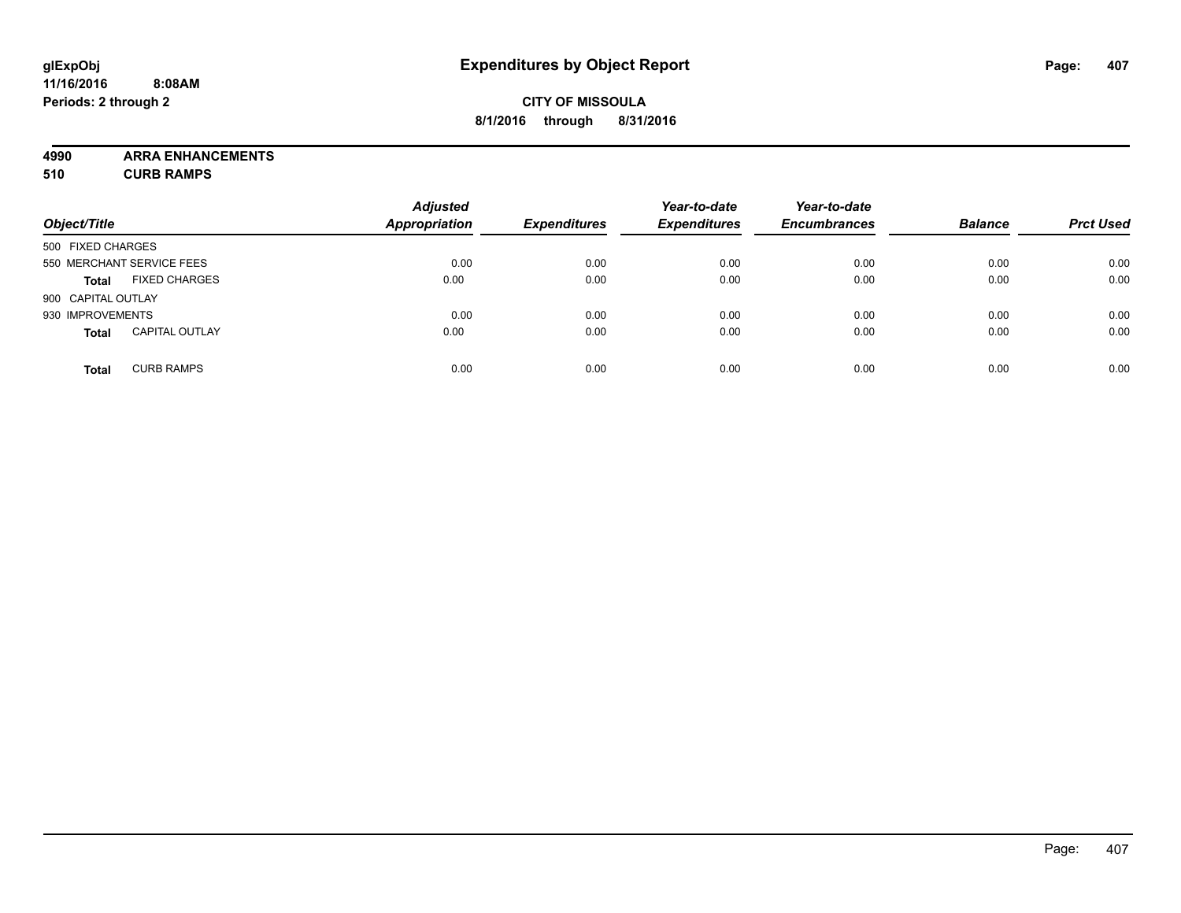# Expenditures by Object Report

glExpObj
11/16/2016 8:08AM
Periods: 2 through 2

**CITY OF MISSOULA**
**8/1/2016 through 8/31/2016**

**4990 ARRA ENHANCEMENTS**
**510 CURB RAMPS**

| Object/Title | | Adjusted Appropriation | Expenditures | Year-to-date Expenditures | Year-to-date Encumbrances | Balance | Prct Used |
|---|---|---|---|---|---|---|---|
| 500 FIXED CHARGES | | | | | | | |
| 550 MERCHANT SERVICE FEES | | 0.00 | 0.00 | 0.00 | 0.00 | 0.00 | 0.00 |
| **Total** | FIXED CHARGES | 0.00 | 0.00 | 0.00 | 0.00 | 0.00 | 0.00 |
| 900 CAPITAL OUTLAY | | | | | | | |
| 930 IMPROVEMENTS | | 0.00 | 0.00 | 0.00 | 0.00 | 0.00 | 0.00 |
| **Total** | CAPITAL OUTLAY | 0.00 | 0.00 | 0.00 | 0.00 | 0.00 | 0.00 |
| **Total** | CURB RAMPS | 0.00 | 0.00 | 0.00 | 0.00 | 0.00 | 0.00 |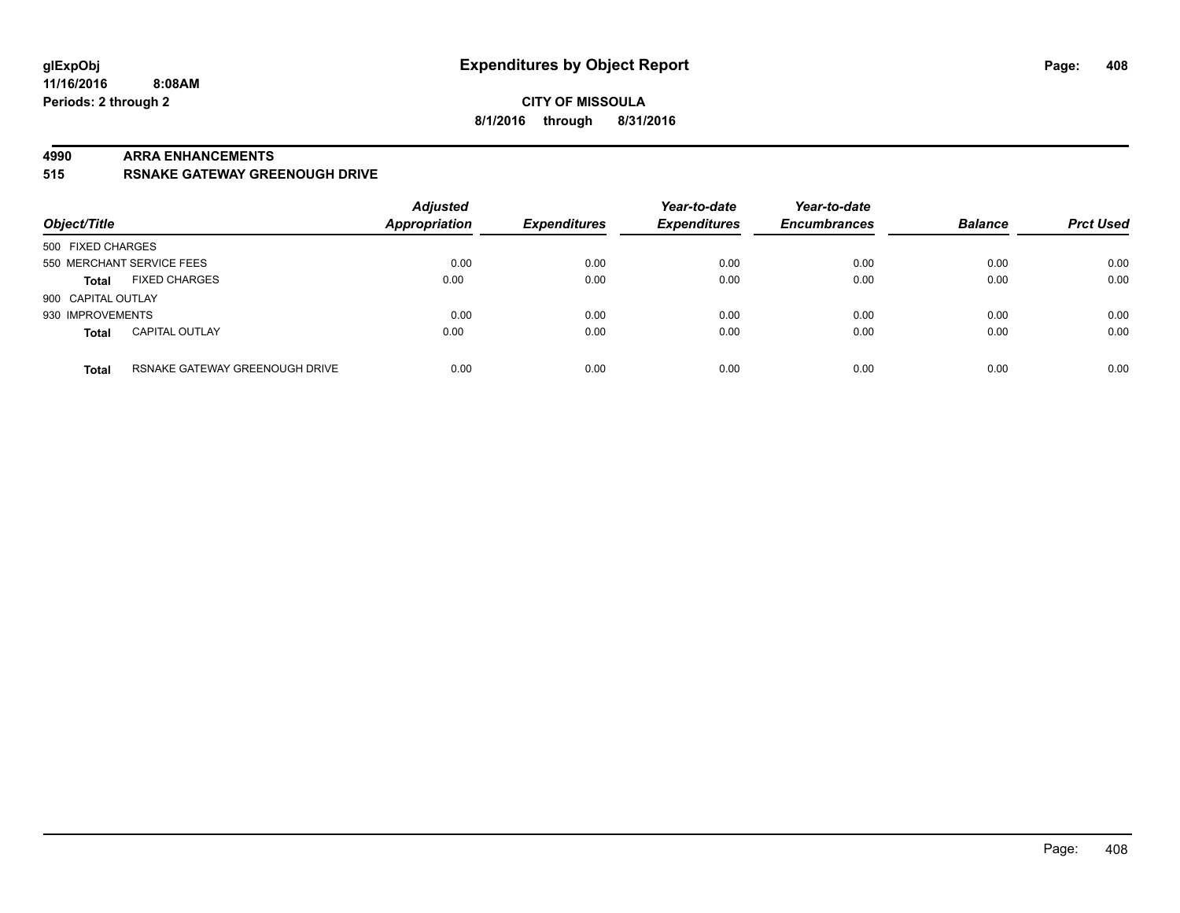**glExpObj** **Expenditures by Object Report**
**11/16/2016 8:08AM**
**Periods: 2 through 2**

**CITY OF MISSOULA**
**8/1/2016 through 8/31/2016**

**4990 ARRA ENHANCEMENTS**
**515 RSNAKE GATEWAY GREENOUGH DRIVE**

| Object/Title | | *Adjusted Appropriation* | *Expenditures* | *Year-to-date Expenditures* | *Year-to-date Encumbrances* | *Balance* | *Prct Used* |
|---|---|---|---|---|---|---|---|
| 500 FIXED CHARGES | | | | | | | |
| 550 MERCHANT SERVICE FEES | | 0.00 | 0.00 | 0.00 | 0.00 | 0.00 | 0.00 |
| **Total** | FIXED CHARGES | 0.00 | 0.00 | 0.00 | 0.00 | 0.00 | 0.00 |
| 900 CAPITAL OUTLAY | | | | | | | |
| 930 IMPROVEMENTS | | 0.00 | 0.00 | 0.00 | 0.00 | 0.00 | 0.00 |
| **Total** | CAPITAL OUTLAY | 0.00 | 0.00 | 0.00 | 0.00 | 0.00 | 0.00 |
| **Total** | RSNAKE GATEWAY GREENOUGH DRIVE | 0.00 | 0.00 | 0.00 | 0.00 | 0.00 | 0.00 |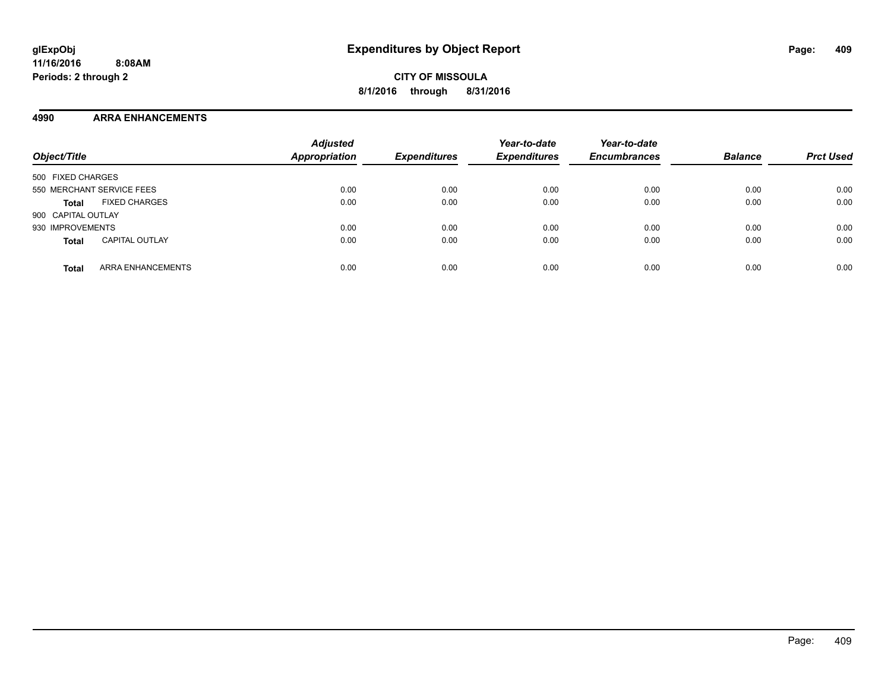# Expenditures by Object Report

glExpObj
11/16/2016 8:08AM
Periods: 2 through 2

**CITY OF MISSOULA**
**8/1/2016 through 8/31/2016**

## 4990 ARRA ENHANCEMENTS

| Object/Title | | Adjusted Appropriation | Expenditures | Year-to-date Expenditures | Year-to-date Encumbrances | Balance | Prct Used |
|---|---|---|---|---|---|---|---|
| 500 FIXED CHARGES | | | | | | | |
| 550 MERCHANT SERVICE FEES | | 0.00 | 0.00 | 0.00 | 0.00 | 0.00 | 0.00 |
| **Total** | FIXED CHARGES | 0.00 | 0.00 | 0.00 | 0.00 | 0.00 | 0.00 |
| 900 CAPITAL OUTLAY | | | | | | | |
| 930 IMPROVEMENTS | | 0.00 | 0.00 | 0.00 | 0.00 | 0.00 | 0.00 |
| **Total** | CAPITAL OUTLAY | 0.00 | 0.00 | 0.00 | 0.00 | 0.00 | 0.00 |
| **Total** | ARRA ENHANCEMENTS | 0.00 | 0.00 | 0.00 | 0.00 | 0.00 | 0.00 |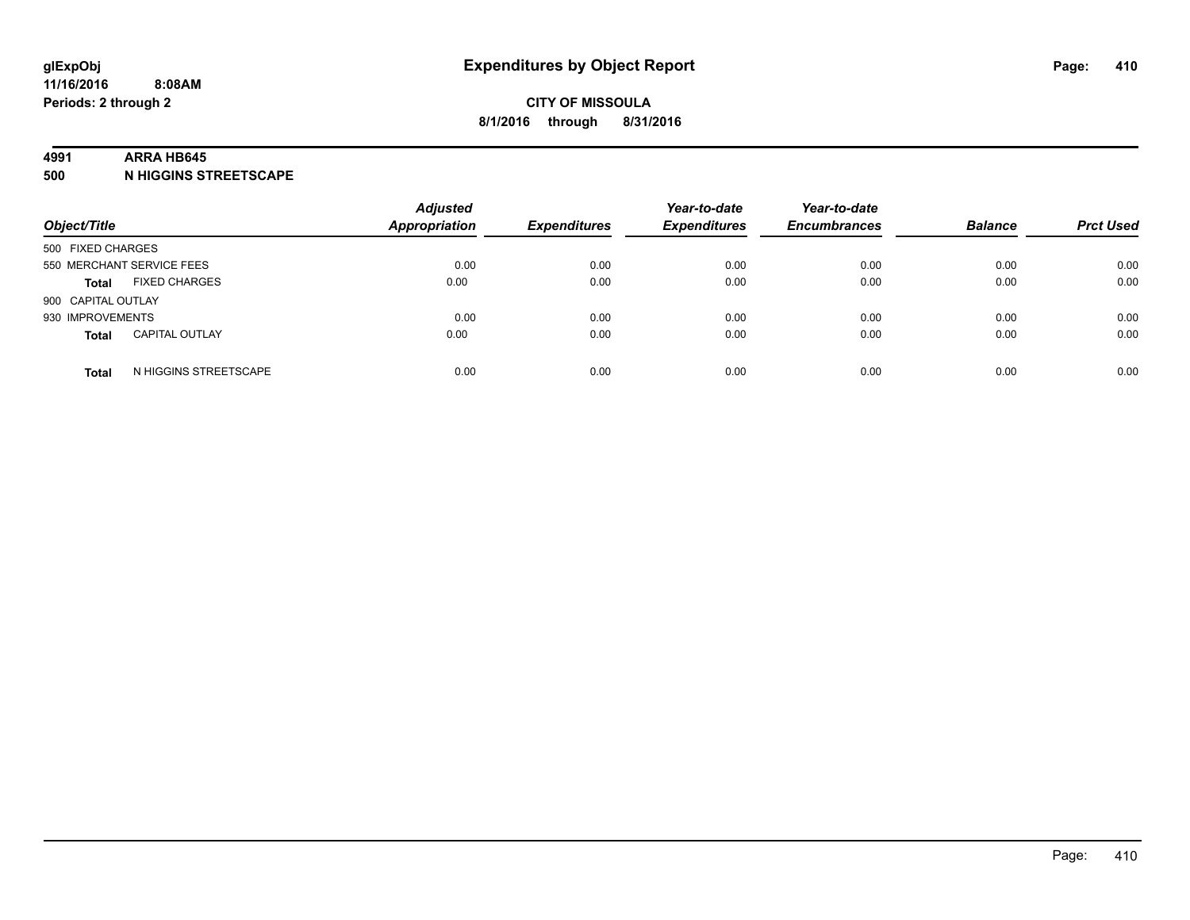# Expenditures by Object Report

**CITY OF MISSOULA**

**8/1/2016 through 8/31/2016**

glExpObj
11/16/2016 8:08AM
Periods: 2 through 2

## 4991 ARRA HB645
## 500 N HIGGINS STREETSCAPE

| Object/Title | Adjusted Appropriation | Expenditures | Year-to-date Expenditures | Year-to-date Encumbrances | Balance | Prct Used |
|---|---|---|---|---|---|---|
| 500 FIXED CHARGES | | | | | | |
| 550 MERCHANT SERVICE FEES | 0.00 | 0.00 | 0.00 | 0.00 | 0.00 | 0.00 |
| **Total** FIXED CHARGES | 0.00 | 0.00 | 0.00 | 0.00 | 0.00 | 0.00 |
| 900 CAPITAL OUTLAY | | | | | | |
| 930 IMPROVEMENTS | 0.00 | 0.00 | 0.00 | 0.00 | 0.00 | 0.00 |
| **Total** CAPITAL OUTLAY | 0.00 | 0.00 | 0.00 | 0.00 | 0.00 | 0.00 |
| **Total** N HIGGINS STREETSCAPE | 0.00 | 0.00 | 0.00 | 0.00 | 0.00 | 0.00 |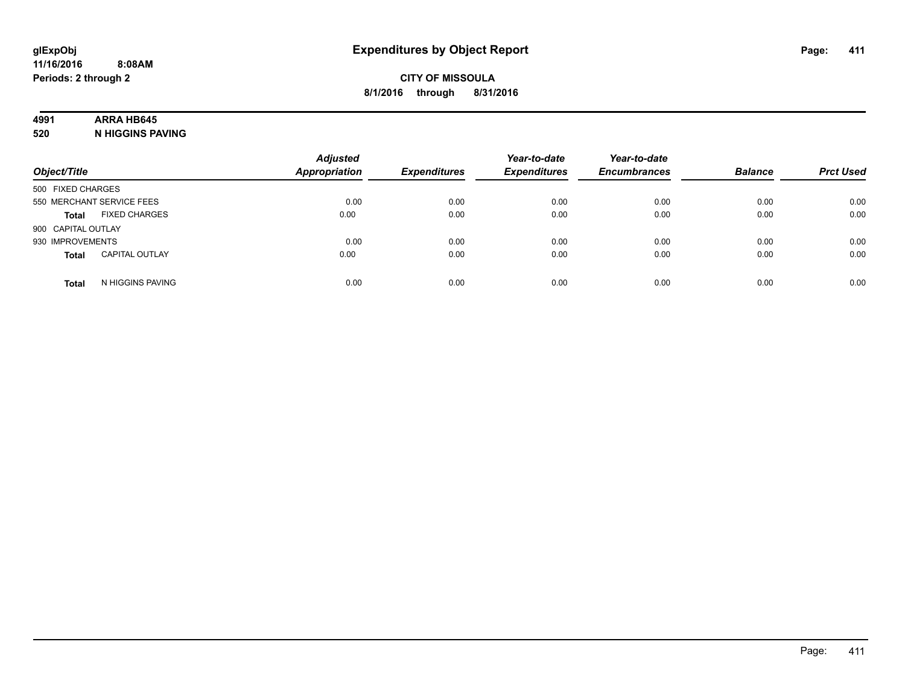# Expenditures by Object Report

glExpObj
11/16/2016 8:08AM
Periods: 2 through 2

**CITY OF MISSOULA**
**8/1/2016 through 8/31/2016**

**4991 ARRA HB645**
**520 N HIGGINS PAVING**

| Object/Title | | Adjusted Appropriation | Expenditures | Year-to-date Expenditures | Year-to-date Encumbrances | Balance | Prct Used |
|---|---|---|---|---|---|---|---|
| 500 FIXED CHARGES | | | | | | | |
| 550 MERCHANT SERVICE FEES | | 0.00 | 0.00 | 0.00 | 0.00 | 0.00 | 0.00 |
| **Total** | FIXED CHARGES | 0.00 | 0.00 | 0.00 | 0.00 | 0.00 | 0.00 |
| 900 CAPITAL OUTLAY | | | | | | | |
| 930 IMPROVEMENTS | | 0.00 | 0.00 | 0.00 | 0.00 | 0.00 | 0.00 |
| **Total** | CAPITAL OUTLAY | 0.00 | 0.00 | 0.00 | 0.00 | 0.00 | 0.00 |
| **Total** | N HIGGINS PAVING | 0.00 | 0.00 | 0.00 | 0.00 | 0.00 | 0.00 |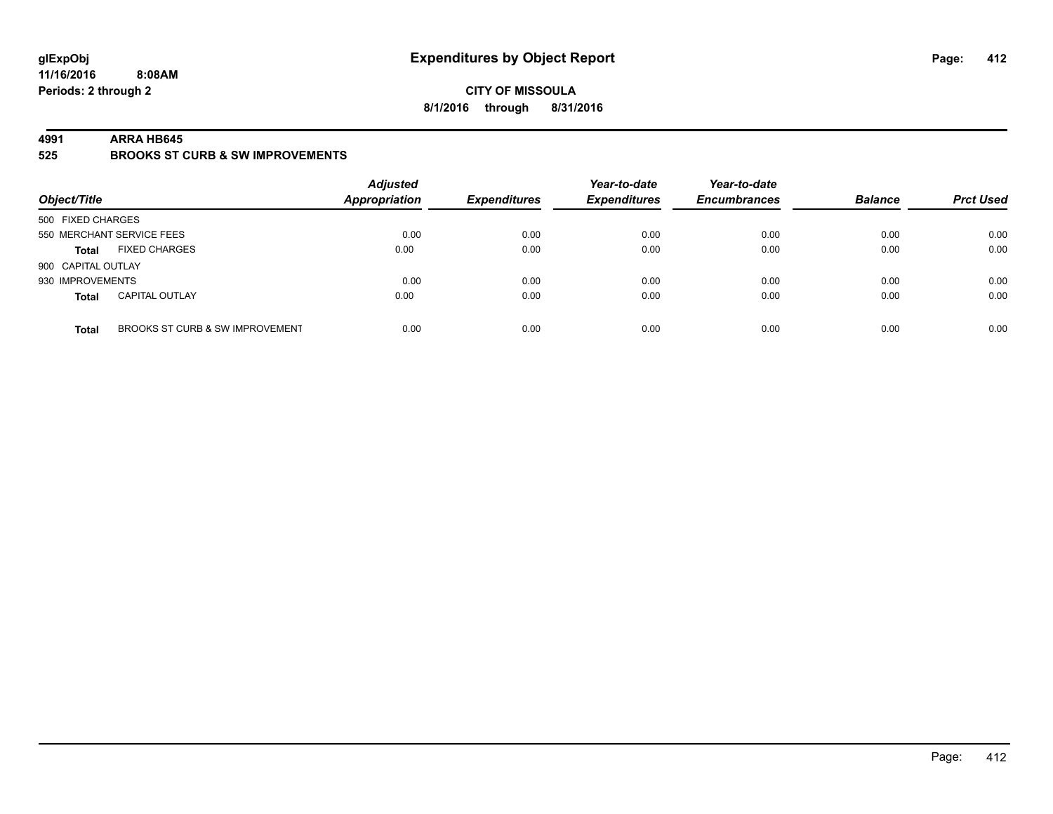# Expenditures by Object Report

glExpObj
11/16/2016 8:08AM
Periods: 2 through 2

**CITY OF MISSOULA**
**8/1/2016 through 8/31/2016**

**4991 ARRA HB645**
**525 BROOKS ST CURB & SW IMPROVEMENTS**

| Object/Title | | Adjusted Appropriation | Expenditures | Year-to-date Expenditures | Year-to-date Encumbrances | Balance | Prct Used |
|---|---|---|---|---|---|---|---|
| 500 FIXED CHARGES | | | | | | | |
| 550 MERCHANT SERVICE FEES | | 0.00 | 0.00 | 0.00 | 0.00 | 0.00 | 0.00 |
| **Total** | FIXED CHARGES | 0.00 | 0.00 | 0.00 | 0.00 | 0.00 | 0.00 |
| 900 CAPITAL OUTLAY | | | | | | | |
| 930 IMPROVEMENTS | | 0.00 | 0.00 | 0.00 | 0.00 | 0.00 | 0.00 |
| **Total** | CAPITAL OUTLAY | 0.00 | 0.00 | 0.00 | 0.00 | 0.00 | 0.00 |
| **Total** | BROOKS ST CURB & SW IMPROVEMENT | 0.00 | 0.00 | 0.00 | 0.00 | 0.00 | 0.00 |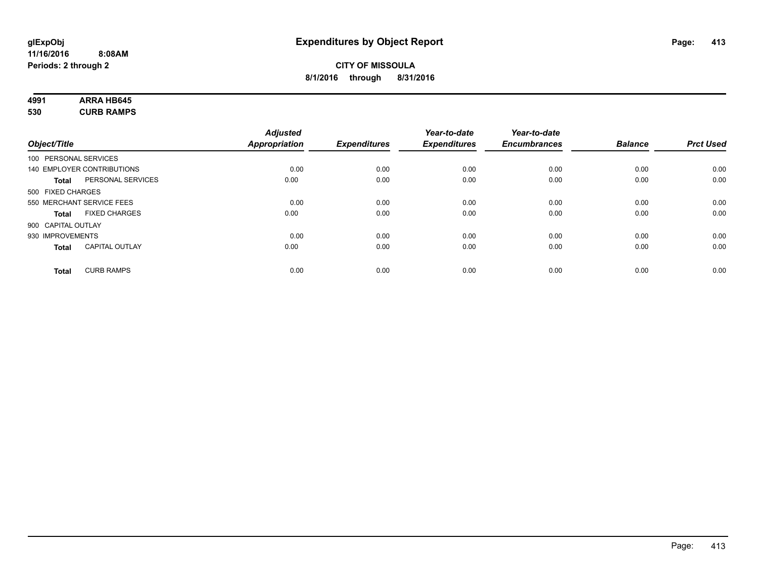# Expenditures by Object Report

glExpObj
11/16/2016 8:08AM
Periods: 2 through 2

**CITY OF MISSOULA**
**8/1/2016 through 8/31/2016**

**4991 ARRA HB645**
**530 CURB RAMPS**

| Object/Title | | Adjusted Appropriation | Expenditures | Year-to-date Expenditures | Year-to-date Encumbrances | Balance | Prct Used |
|---|---|---|---|---|---|---|---|
| 100 PERSONAL SERVICES | | | | | | | |
| 140 EMPLOYER CONTRIBUTIONS | | 0.00 | 0.00 | 0.00 | 0.00 | 0.00 | 0.00 |
| **Total** | PERSONAL SERVICES | 0.00 | 0.00 | 0.00 | 0.00 | 0.00 | 0.00 |
| 500 FIXED CHARGES | | | | | | | |
| 550 MERCHANT SERVICE FEES | | 0.00 | 0.00 | 0.00 | 0.00 | 0.00 | 0.00 |
| **Total** | FIXED CHARGES | 0.00 | 0.00 | 0.00 | 0.00 | 0.00 | 0.00 |
| 900 CAPITAL OUTLAY | | | | | | | |
| 930 IMPROVEMENTS | | 0.00 | 0.00 | 0.00 | 0.00 | 0.00 | 0.00 |
| **Total** | CAPITAL OUTLAY | 0.00 | 0.00 | 0.00 | 0.00 | 0.00 | 0.00 |
| **Total** | CURB RAMPS | 0.00 | 0.00 | 0.00 | 0.00 | 0.00 | 0.00 |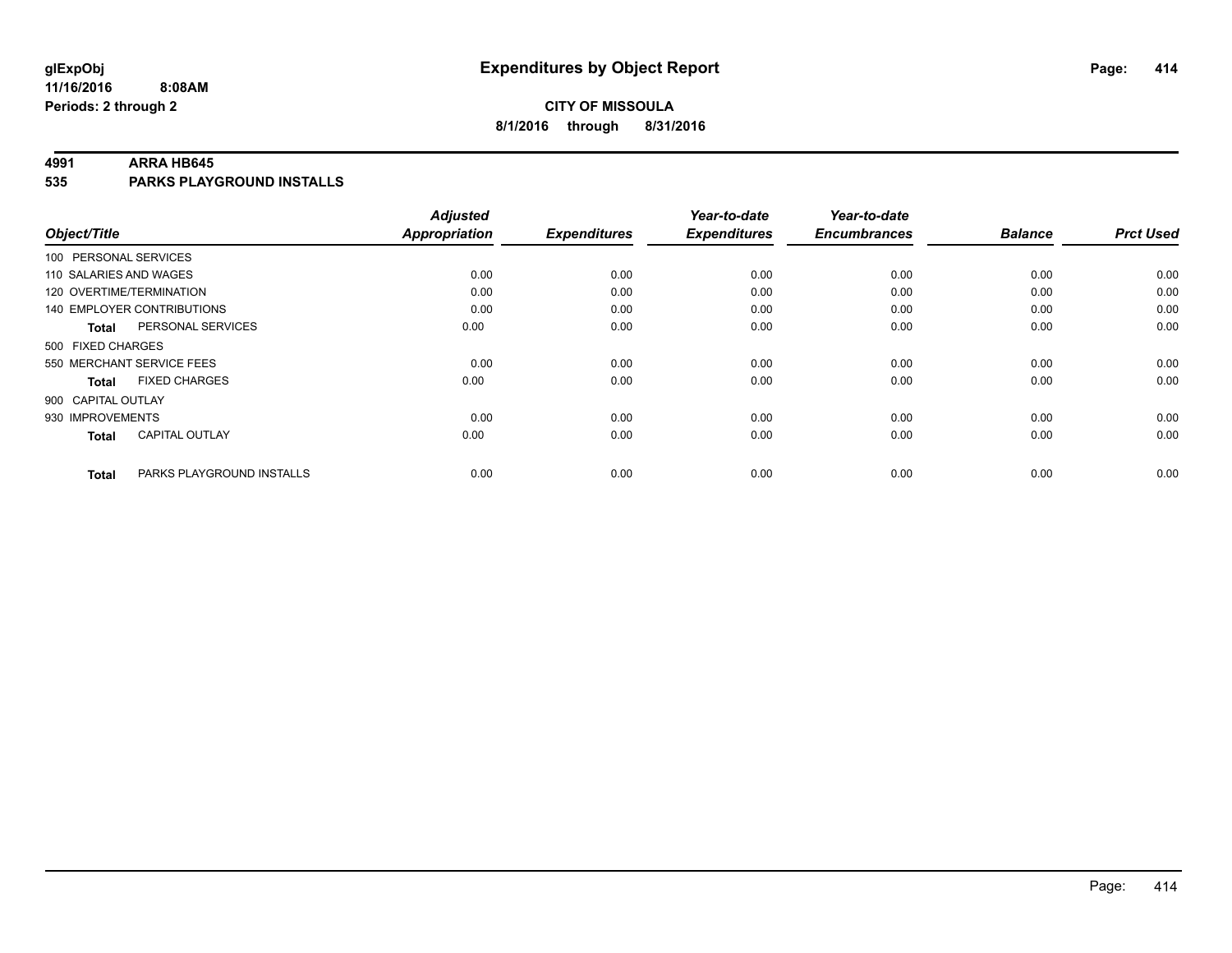**glExpObj**
**11/16/2016 8:08AM**
**Periods: 2 through 2**

# Expenditures by Object Report

**CITY OF MISSOULA**
**8/1/2016 through 8/31/2016**

## 4991 ARRA HB645
## 535 PARKS PLAYGROUND INSTALLS

| Object/Title | Adjusted Appropriation | Expenditures | Year-to-date Expenditures | Year-to-date Encumbrances | Balance | Prct Used |
|---|---|---|---|---|---|---|
| 100 PERSONAL SERVICES | | | | | | |
| 110 SALARIES AND WAGES | 0.00 | 0.00 | 0.00 | 0.00 | 0.00 | 0.00 |
| 120 OVERTIME/TERMINATION | 0.00 | 0.00 | 0.00 | 0.00 | 0.00 | 0.00 |
| 140 EMPLOYER CONTRIBUTIONS | 0.00 | 0.00 | 0.00 | 0.00 | 0.00 | 0.00 |
| **Total** PERSONAL SERVICES | 0.00 | 0.00 | 0.00 | 0.00 | 0.00 | 0.00 |
| 500 FIXED CHARGES | | | | | | |
| 550 MERCHANT SERVICE FEES | 0.00 | 0.00 | 0.00 | 0.00 | 0.00 | 0.00 |
| **Total** FIXED CHARGES | 0.00 | 0.00 | 0.00 | 0.00 | 0.00 | 0.00 |
| 900 CAPITAL OUTLAY | | | | | | |
| 930 IMPROVEMENTS | 0.00 | 0.00 | 0.00 | 0.00 | 0.00 | 0.00 |
| **Total** CAPITAL OUTLAY | 0.00 | 0.00 | 0.00 | 0.00 | 0.00 | 0.00 |
| **Total** PARKS PLAYGROUND INSTALLS | 0.00 | 0.00 | 0.00 | 0.00 | 0.00 | 0.00 |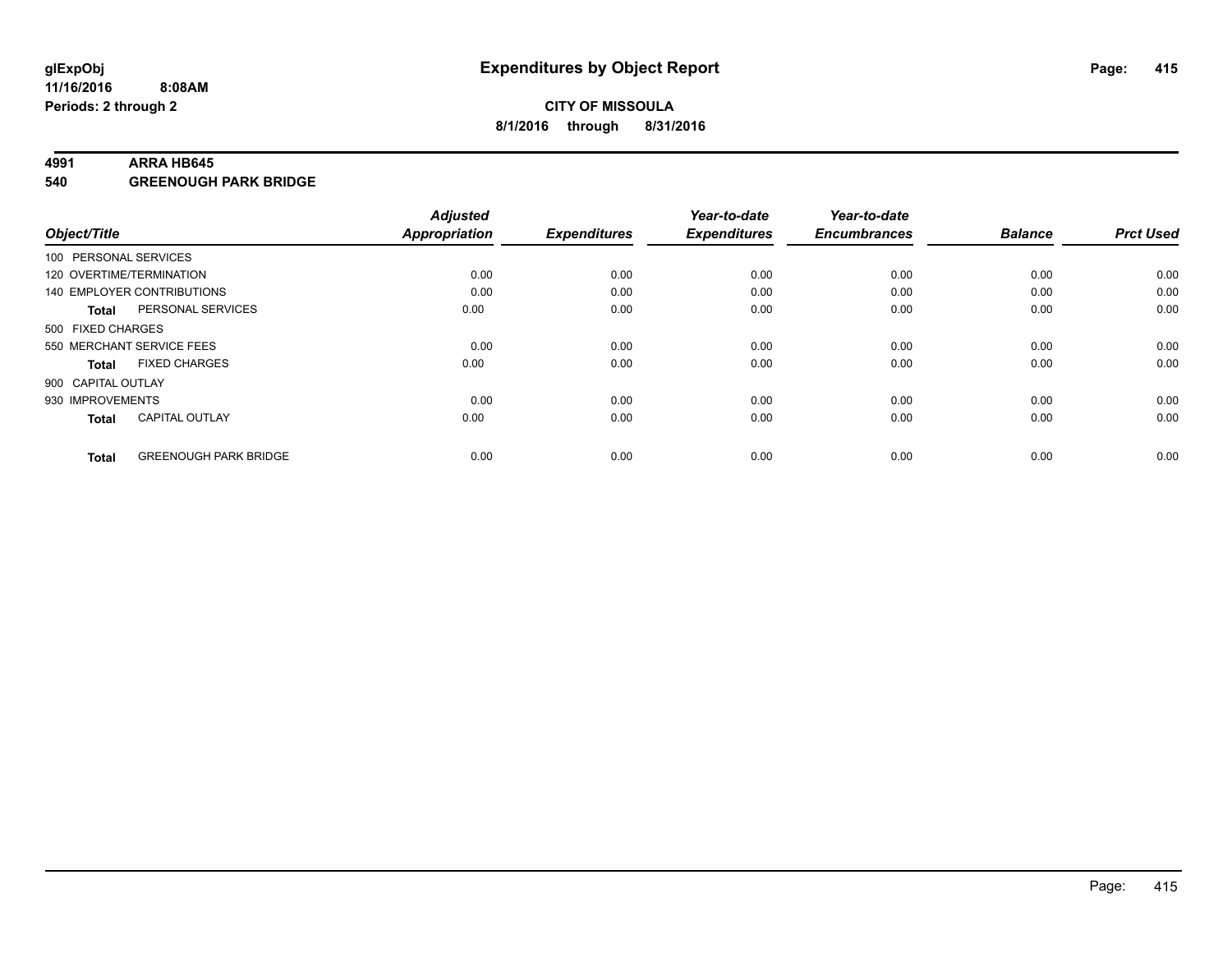# Expenditures by Object Report

glExpObj
11/16/2016 8:08AM
Periods: 2 through 2

**CITY OF MISSOULA**
**8/1/2016 through 8/31/2016**

**4991 ARRA HB645**
**540 GREENOUGH PARK BRIDGE**

| Object/Title | Adjusted Appropriation | Expenditures | Year-to-date Expenditures | Year-to-date Encumbrances | Balance | Prct Used |
|---|---|---|---|---|---|---|
| 100 PERSONAL SERVICES | | | | | | |
| 120 OVERTIME/TERMINATION | 0.00 | 0.00 | 0.00 | 0.00 | 0.00 | 0.00 |
| 140 EMPLOYER CONTRIBUTIONS | 0.00 | 0.00 | 0.00 | 0.00 | 0.00 | 0.00 |
| **Total** PERSONAL SERVICES | 0.00 | 0.00 | 0.00 | 0.00 | 0.00 | 0.00 |
| 500 FIXED CHARGES | | | | | | |
| 550 MERCHANT SERVICE FEES | 0.00 | 0.00 | 0.00 | 0.00 | 0.00 | 0.00 |
| **Total** FIXED CHARGES | 0.00 | 0.00 | 0.00 | 0.00 | 0.00 | 0.00 |
| 900 CAPITAL OUTLAY | | | | | | |
| 930 IMPROVEMENTS | 0.00 | 0.00 | 0.00 | 0.00 | 0.00 | 0.00 |
| **Total** CAPITAL OUTLAY | 0.00 | 0.00 | 0.00 | 0.00 | 0.00 | 0.00 |
| **Total** GREENOUGH PARK BRIDGE | 0.00 | 0.00 | 0.00 | 0.00 | 0.00 | 0.00 |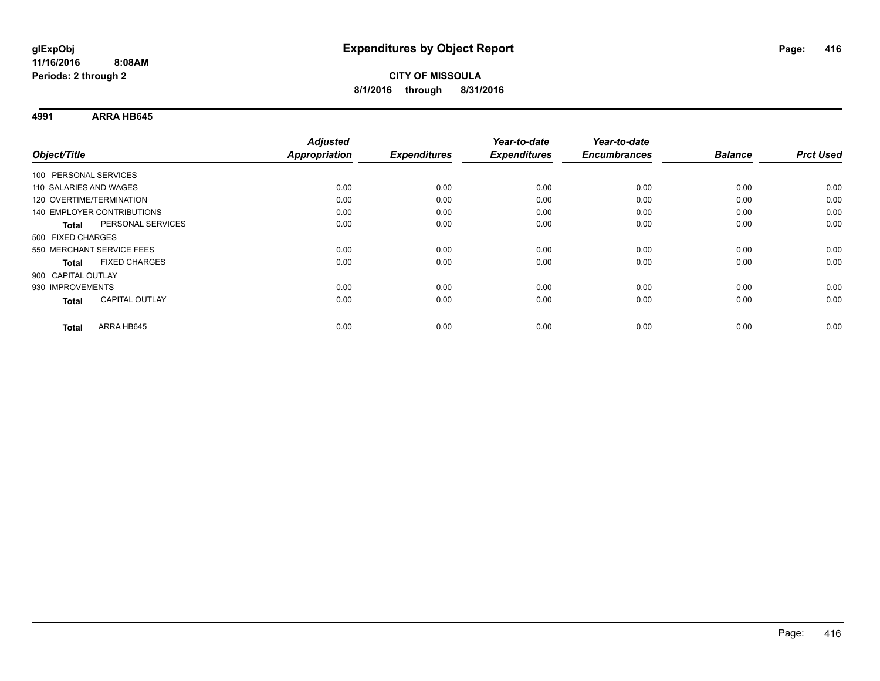**glExpObj**
**11/16/2016 8:08AM**
**Periods: 2 through 2**

# Expenditures by Object Report

**CITY OF MISSOULA**
**8/1/2016 through 8/31/2016**

## 4991 ARRA HB645

| Object/Title | | *Adjusted Appropriation* | *Expenditures* | *Year-to-date Expenditures* | *Year-to-date Encumbrances* | *Balance* | *Prct Used* |
|---|---|---|---|---|---|---|---|
| 100 PERSONAL SERVICES | | | | | | | |
| 110 SALARIES AND WAGES | | 0.00 | 0.00 | 0.00 | 0.00 | 0.00 | 0.00 |
| 120 OVERTIME/TERMINATION | | 0.00 | 0.00 | 0.00 | 0.00 | 0.00 | 0.00 |
| 140 EMPLOYER CONTRIBUTIONS | | 0.00 | 0.00 | 0.00 | 0.00 | 0.00 | 0.00 |
| **Total** | PERSONAL SERVICES | 0.00 | 0.00 | 0.00 | 0.00 | 0.00 | 0.00 |
| 500 FIXED CHARGES | | | | | | | |
| 550 MERCHANT SERVICE FEES | | 0.00 | 0.00 | 0.00 | 0.00 | 0.00 | 0.00 |
| **Total** | FIXED CHARGES | 0.00 | 0.00 | 0.00 | 0.00 | 0.00 | 0.00 |
| 900 CAPITAL OUTLAY | | | | | | | |
| 930 IMPROVEMENTS | | 0.00 | 0.00 | 0.00 | 0.00 | 0.00 | 0.00 |
| **Total** | CAPITAL OUTLAY | 0.00 | 0.00 | 0.00 | 0.00 | 0.00 | 0.00 |
| **Total** | ARRA HB645 | 0.00 | 0.00 | 0.00 | 0.00 | 0.00 | 0.00 |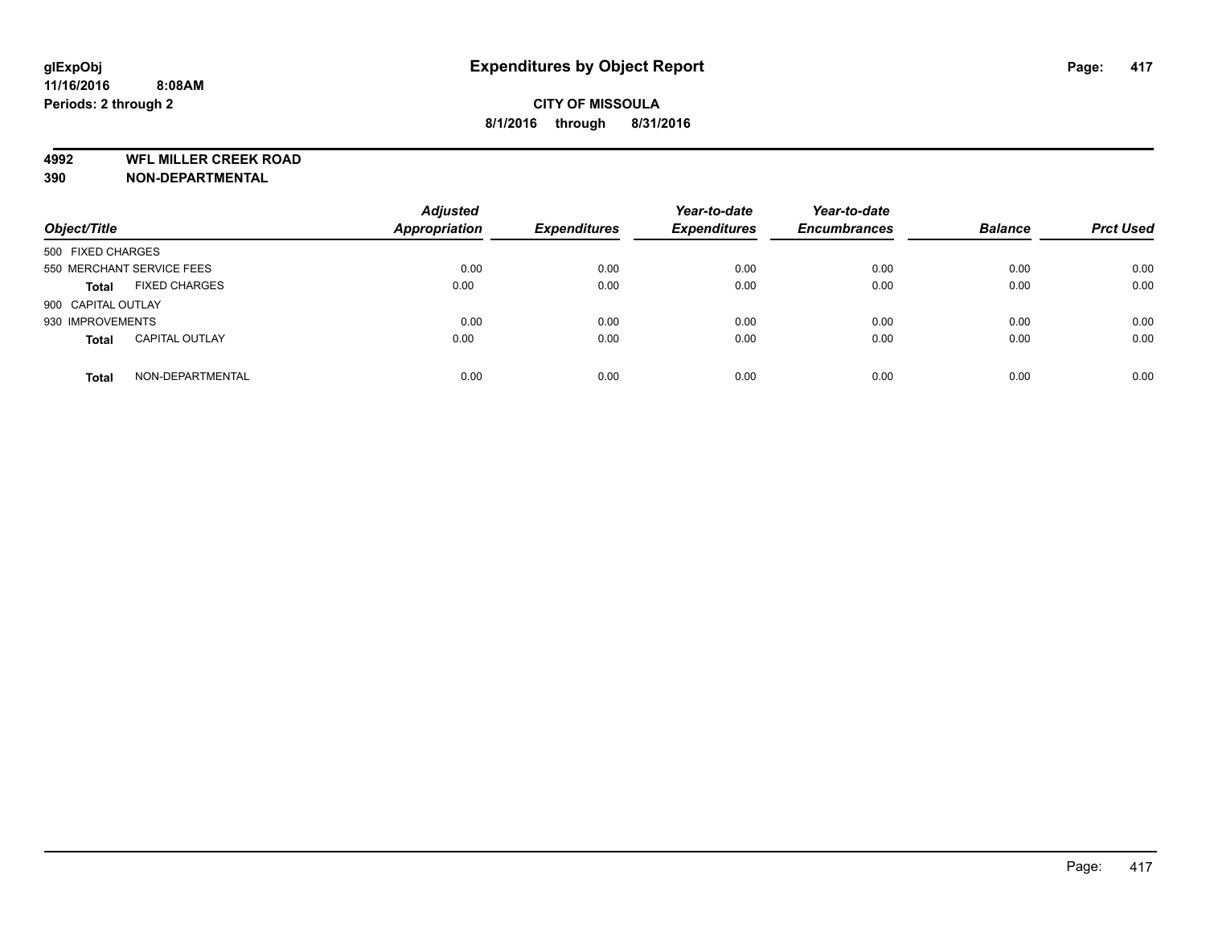# Expenditures by Object Report

glExpObj
11/16/2016 8:08AM
Periods: 2 through 2

**CITY OF MISSOULA**
**8/1/2016 through 8/31/2016**

**4992 WFL MILLER CREEK ROAD**
**390 NON-DEPARTMENTAL**

| Object/Title | Adjusted Appropriation | Expenditures | Year-to-date Expenditures | Year-to-date Encumbrances | Balance | Prct Used |
|---|---|---|---|---|---|---|
| 500 FIXED CHARGES | | | | | | |
| 550 MERCHANT SERVICE FEES | 0.00 | 0.00 | 0.00 | 0.00 | 0.00 | 0.00 |
| **Total** FIXED CHARGES | 0.00 | 0.00 | 0.00 | 0.00 | 0.00 | 0.00 |
| 900 CAPITAL OUTLAY | | | | | | |
| 930 IMPROVEMENTS | 0.00 | 0.00 | 0.00 | 0.00 | 0.00 | 0.00 |
| **Total** CAPITAL OUTLAY | 0.00 | 0.00 | 0.00 | 0.00 | 0.00 | 0.00 |
| **Total** NON-DEPARTMENTAL | 0.00 | 0.00 | 0.00 | 0.00 | 0.00 | 0.00 |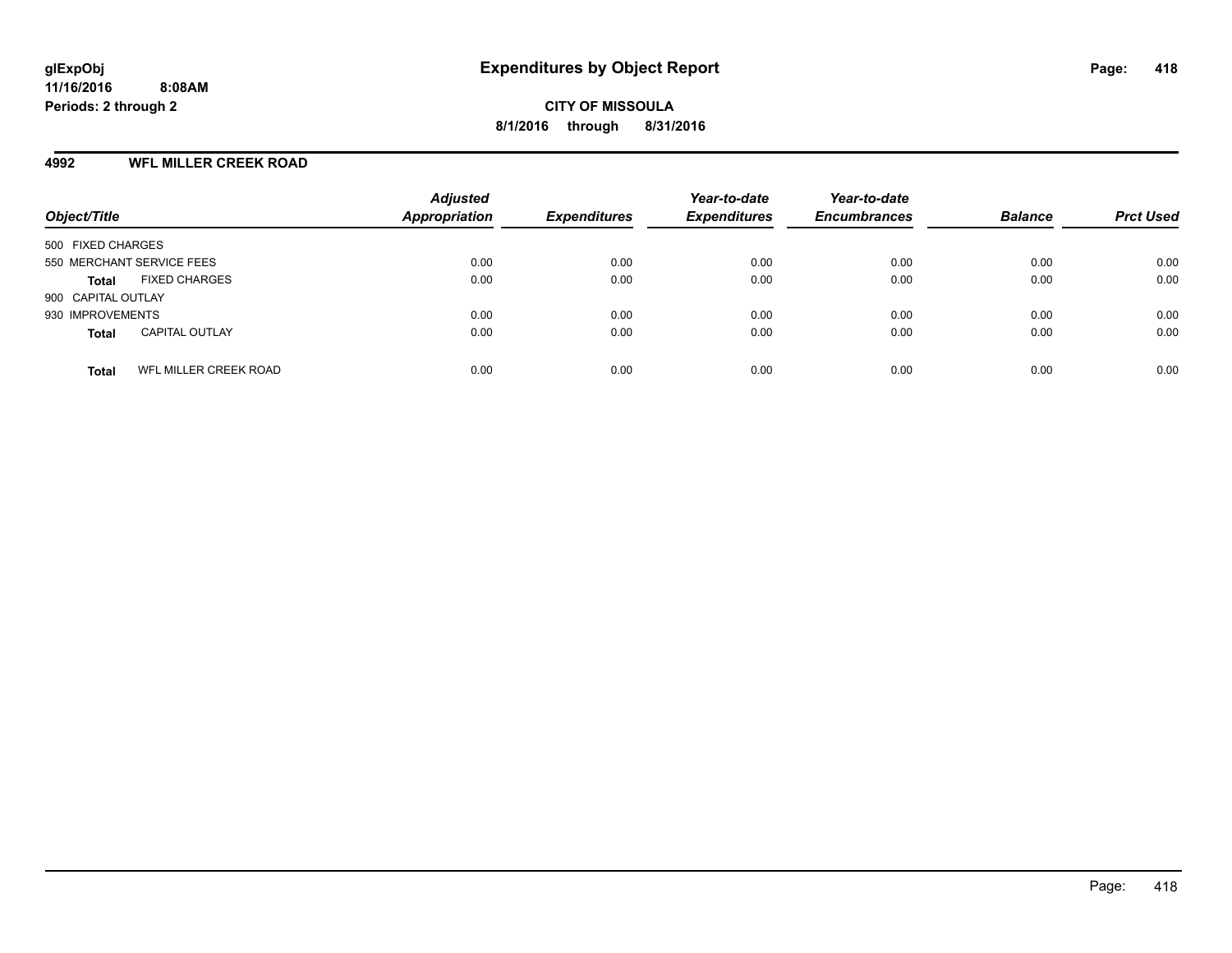**glExpObj**
**11/16/2016 8:08AM**
**Periods: 2 through 2**

# Expenditures by Object Report

**CITY OF MISSOULA**
**8/1/2016 through 8/31/2016**

## 4992 WFL MILLER CREEK ROAD

| Object/Title | | Adjusted Appropriation | Expenditures | Year-to-date Expenditures | Year-to-date Encumbrances | Balance | Prct Used |
|---|---|---|---|---|---|---|---|
| 500 FIXED CHARGES | | | | | | | |
| 550 MERCHANT SERVICE FEES | | 0.00 | 0.00 | 0.00 | 0.00 | 0.00 | 0.00 |
| **Total** | FIXED CHARGES | 0.00 | 0.00 | 0.00 | 0.00 | 0.00 | 0.00 |
| 900 CAPITAL OUTLAY | | | | | | | |
| 930 IMPROVEMENTS | | 0.00 | 0.00 | 0.00 | 0.00 | 0.00 | 0.00 |
| **Total** | CAPITAL OUTLAY | 0.00 | 0.00 | 0.00 | 0.00 | 0.00 | 0.00 |
| **Total** | WFL MILLER CREEK ROAD | 0.00 | 0.00 | 0.00 | 0.00 | 0.00 | 0.00 |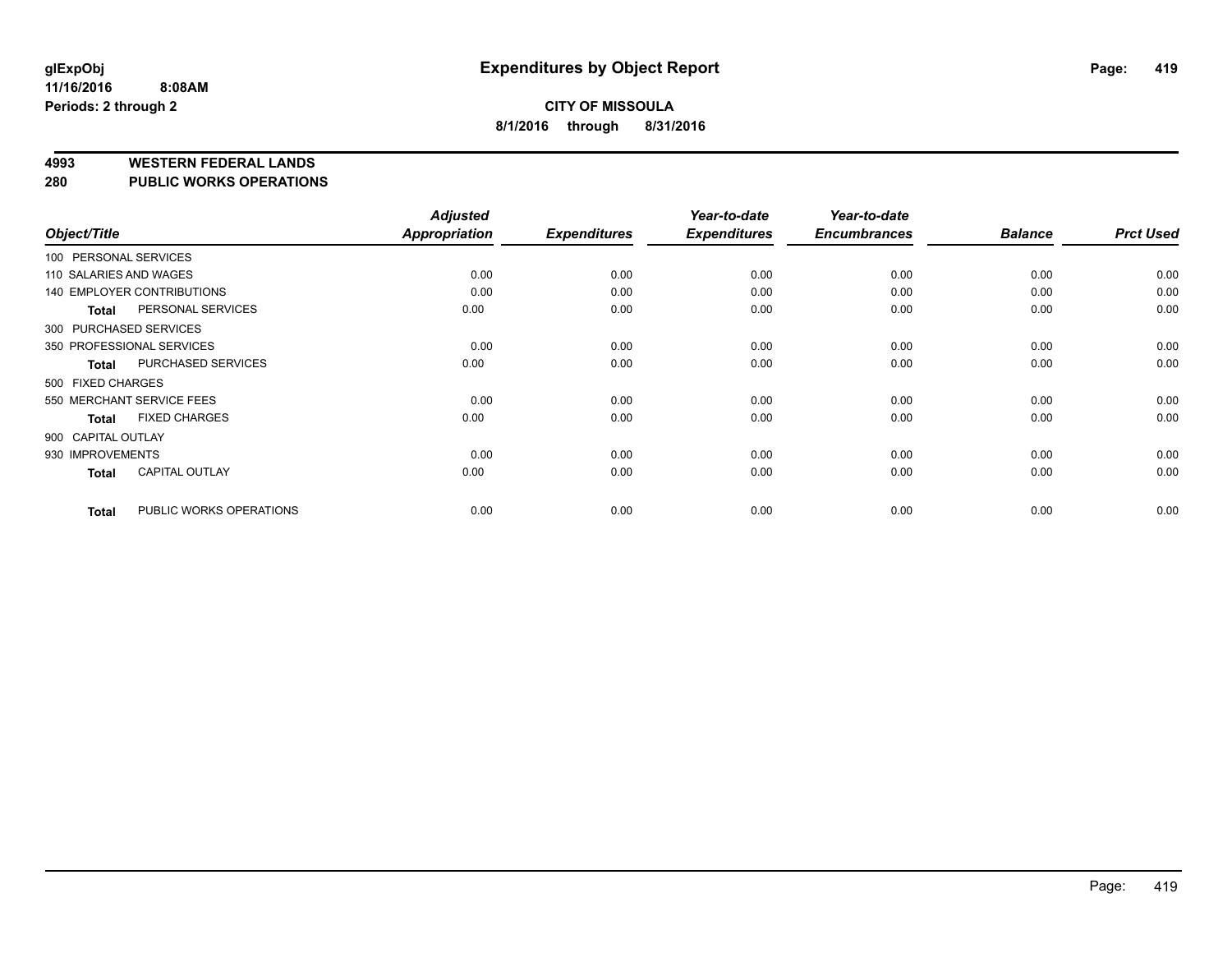# Expenditures by Object Report

glExpObj
11/16/2016 8:08AM
Periods: 2 through 2

**CITY OF MISSOULA**
**8/1/2016 through 8/31/2016**

## 4993 WESTERN FEDERAL LANDS
## 280 PUBLIC WORKS OPERATIONS

| Object/Title | Adjusted Appropriation | Expenditures | Year-to-date Expenditures | Year-to-date Encumbrances | Balance | Prct Used |
|---|---|---|---|---|---|---|
| 100 PERSONAL SERVICES | | | | | | |
| 110 SALARIES AND WAGES | 0.00 | 0.00 | 0.00 | 0.00 | 0.00 | 0.00 |
| 140 EMPLOYER CONTRIBUTIONS | 0.00 | 0.00 | 0.00 | 0.00 | 0.00 | 0.00 |
| **Total** PERSONAL SERVICES | 0.00 | 0.00 | 0.00 | 0.00 | 0.00 | 0.00 |
| 300 PURCHASED SERVICES | | | | | | |
| 350 PROFESSIONAL SERVICES | 0.00 | 0.00 | 0.00 | 0.00 | 0.00 | 0.00 |
| **Total** PURCHASED SERVICES | 0.00 | 0.00 | 0.00 | 0.00 | 0.00 | 0.00 |
| 500 FIXED CHARGES | | | | | | |
| 550 MERCHANT SERVICE FEES | 0.00 | 0.00 | 0.00 | 0.00 | 0.00 | 0.00 |
| **Total** FIXED CHARGES | 0.00 | 0.00 | 0.00 | 0.00 | 0.00 | 0.00 |
| 900 CAPITAL OUTLAY | | | | | | |
| 930 IMPROVEMENTS | 0.00 | 0.00 | 0.00 | 0.00 | 0.00 | 0.00 |
| **Total** CAPITAL OUTLAY | 0.00 | 0.00 | 0.00 | 0.00 | 0.00 | 0.00 |
| **Total** PUBLIC WORKS OPERATIONS | 0.00 | 0.00 | 0.00 | 0.00 | 0.00 | 0.00 |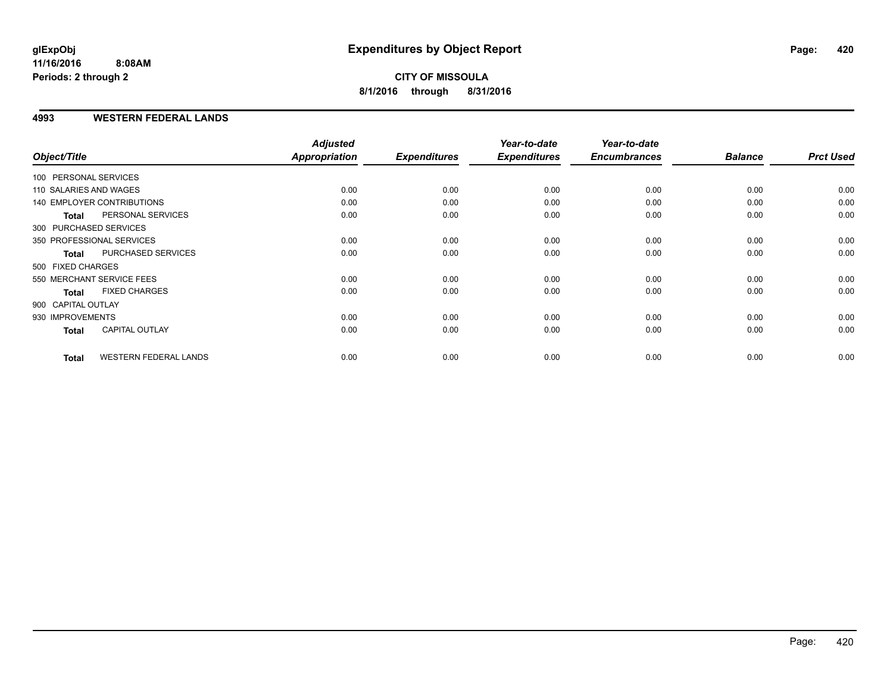**glExpObj** **Expenditures by Object Report**
**11/16/2016 8:08AM**
**Periods: 2 through 2**

**CITY OF MISSOULA**
**8/1/2016 through 8/31/2016**

## 4993 WESTERN FEDERAL LANDS

| Object/Title | Adjusted Appropriation | Expenditures | Year-to-date Expenditures | Year-to-date Encumbrances | Balance | Prct Used |
|---|---|---|---|---|---|---|
| 100 PERSONAL SERVICES | | | | | | |
| 110 SALARIES AND WAGES | 0.00 | 0.00 | 0.00 | 0.00 | 0.00 | 0.00 |
| 140 EMPLOYER CONTRIBUTIONS | 0.00 | 0.00 | 0.00 | 0.00 | 0.00 | 0.00 |
| **Total** PERSONAL SERVICES | 0.00 | 0.00 | 0.00 | 0.00 | 0.00 | 0.00 |
| 300 PURCHASED SERVICES | | | | | | |
| 350 PROFESSIONAL SERVICES | 0.00 | 0.00 | 0.00 | 0.00 | 0.00 | 0.00 |
| **Total** PURCHASED SERVICES | 0.00 | 0.00 | 0.00 | 0.00 | 0.00 | 0.00 |
| 500 FIXED CHARGES | | | | | | |
| 550 MERCHANT SERVICE FEES | 0.00 | 0.00 | 0.00 | 0.00 | 0.00 | 0.00 |
| **Total** FIXED CHARGES | 0.00 | 0.00 | 0.00 | 0.00 | 0.00 | 0.00 |
| 900 CAPITAL OUTLAY | | | | | | |
| 930 IMPROVEMENTS | 0.00 | 0.00 | 0.00 | 0.00 | 0.00 | 0.00 |
| **Total** CAPITAL OUTLAY | 0.00 | 0.00 | 0.00 | 0.00 | 0.00 | 0.00 |
| **Total** WESTERN FEDERAL LANDS | 0.00 | 0.00 | 0.00 | 0.00 | 0.00 | 0.00 |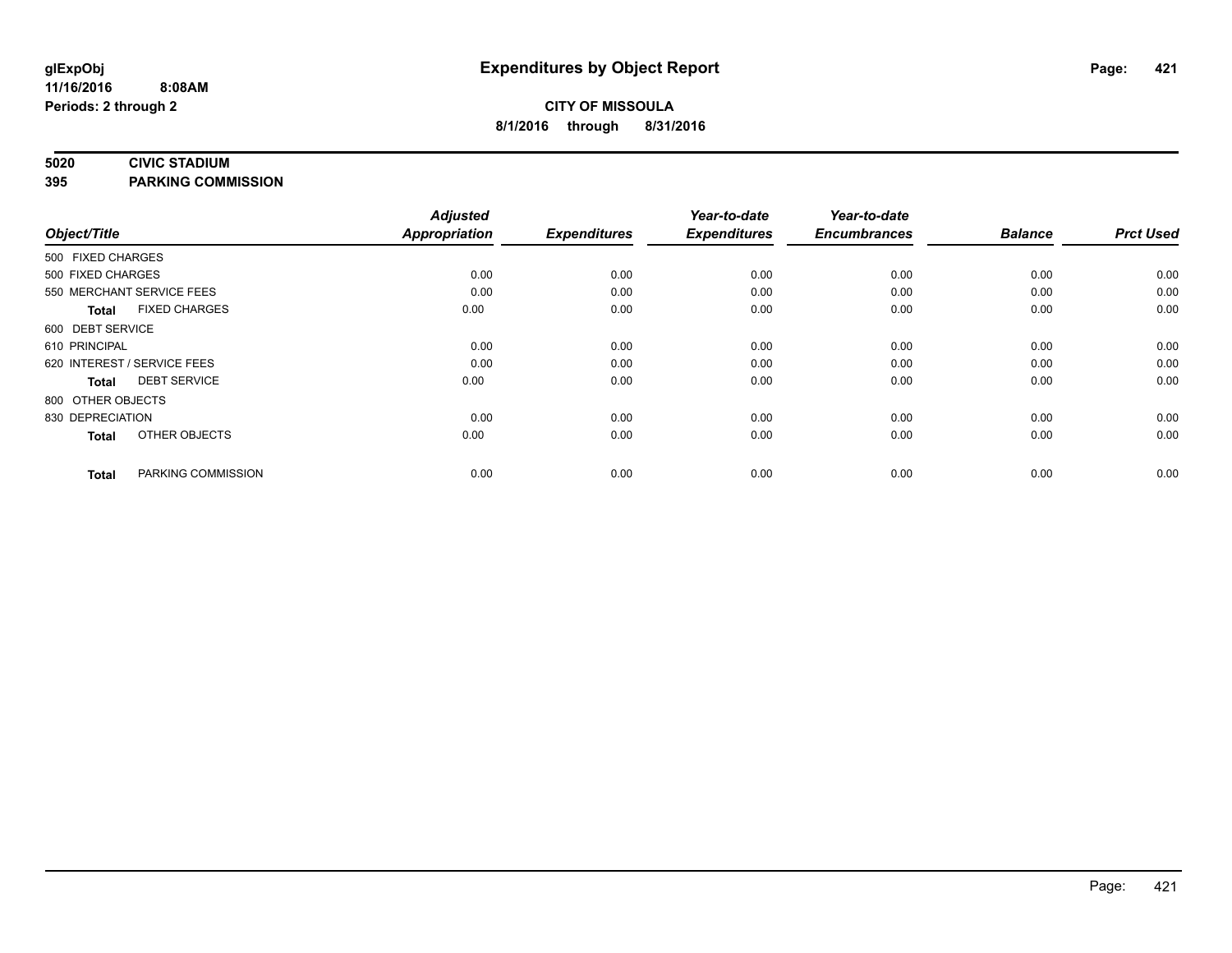**glExpObj**
**11/16/2016 8:08AM**
**Periods: 2 through 2**

# Expenditures by Object Report

**CITY OF MISSOULA**
**8/1/2016 through 8/31/2016**

**5020 CIVIC STADIUM**
**395 PARKING COMMISSION**

| Object/Title | | Adjusted Appropriation | Expenditures | Year-to-date Expenditures | Year-to-date Encumbrances | Balance | Prct Used |
|---|---|---|---|---|---|---|---|
| 500 FIXED CHARGES | | | | | | | |
| 500 FIXED CHARGES | | 0.00 | 0.00 | 0.00 | 0.00 | 0.00 | 0.00 |
| 550 MERCHANT SERVICE FEES | | 0.00 | 0.00 | 0.00 | 0.00 | 0.00 | 0.00 |
| **Total** | FIXED CHARGES | 0.00 | 0.00 | 0.00 | 0.00 | 0.00 | 0.00 |
| 600 DEBT SERVICE | | | | | | | |
| 610 PRINCIPAL | | 0.00 | 0.00 | 0.00 | 0.00 | 0.00 | 0.00 |
| 620 INTEREST / SERVICE FEES | | 0.00 | 0.00 | 0.00 | 0.00 | 0.00 | 0.00 |
| **Total** | DEBT SERVICE | 0.00 | 0.00 | 0.00 | 0.00 | 0.00 | 0.00 |
| 800 OTHER OBJECTS | | | | | | | |
| 830 DEPRECIATION | | 0.00 | 0.00 | 0.00 | 0.00 | 0.00 | 0.00 |
| **Total** | OTHER OBJECTS | 0.00 | 0.00 | 0.00 | 0.00 | 0.00 | 0.00 |
| **Total** | PARKING COMMISSION | 0.00 | 0.00 | 0.00 | 0.00 | 0.00 | 0.00 |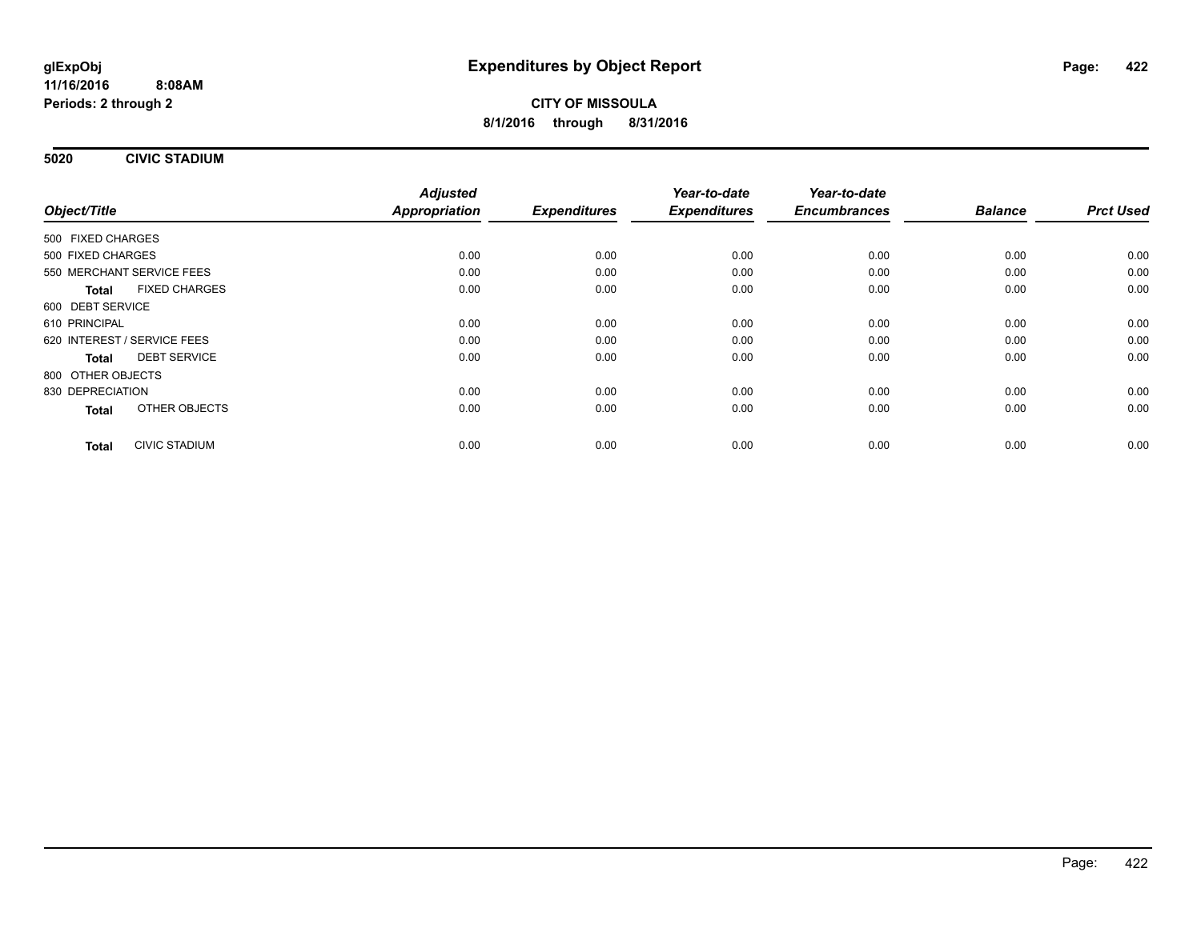**glExpObj**
**11/16/2016 8:08AM**
**Periods: 2 through 2**

# Expenditures by Object Report

**CITY OF MISSOULA**
**8/1/2016 through 8/31/2016**

## 5020 CIVIC STADIUM

| Object/Title | | Adjusted Appropriation | Expenditures | Year-to-date Expenditures | Year-to-date Encumbrances | Balance | Prct Used |
|---|---|---|---|---|---|---|---|
| 500 FIXED CHARGES | | | | | | | |
| 500 FIXED CHARGES | | 0.00 | 0.00 | 0.00 | 0.00 | 0.00 | 0.00 |
| 550 MERCHANT SERVICE FEES | | 0.00 | 0.00 | 0.00 | 0.00 | 0.00 | 0.00 |
| **Total** | FIXED CHARGES | 0.00 | 0.00 | 0.00 | 0.00 | 0.00 | 0.00 |
| 600 DEBT SERVICE | | | | | | | |
| 610 PRINCIPAL | | 0.00 | 0.00 | 0.00 | 0.00 | 0.00 | 0.00 |
| 620 INTEREST / SERVICE FEES | | 0.00 | 0.00 | 0.00 | 0.00 | 0.00 | 0.00 |
| **Total** | DEBT SERVICE | 0.00 | 0.00 | 0.00 | 0.00 | 0.00 | 0.00 |
| 800 OTHER OBJECTS | | | | | | | |
| 830 DEPRECIATION | | 0.00 | 0.00 | 0.00 | 0.00 | 0.00 | 0.00 |
| **Total** | OTHER OBJECTS | 0.00 | 0.00 | 0.00 | 0.00 | 0.00 | 0.00 |
| **Total** | CIVIC STADIUM | 0.00 | 0.00 | 0.00 | 0.00 | 0.00 | 0.00 |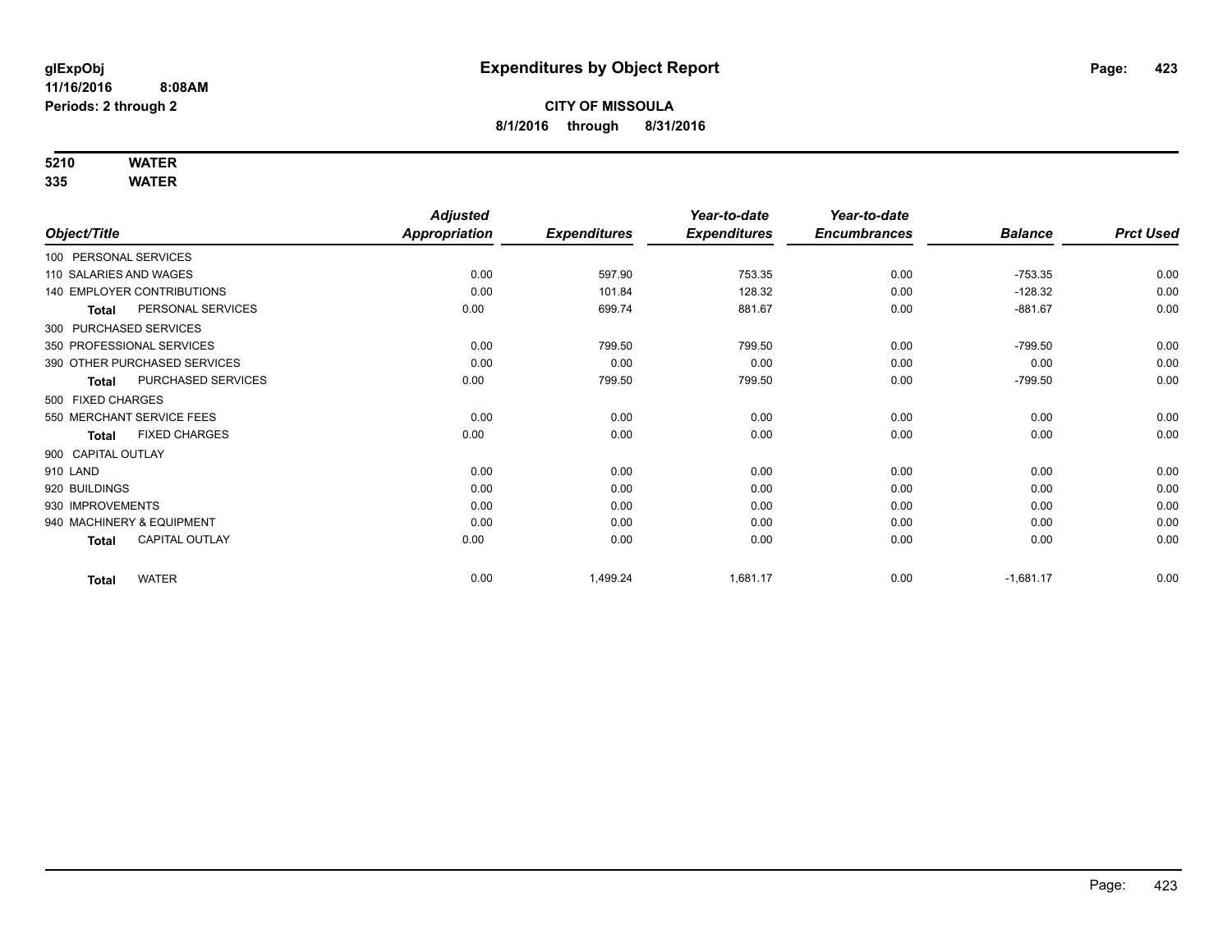**glExpObj**
**11/16/2016 8:08AM**
**Periods: 2 through 2**

# Expenditures by Object Report

**CITY OF MISSOULA**
**8/1/2016 through 8/31/2016**

**5210 WATER**
**335 WATER**

| Object/Title | Adjusted Appropriation | Expenditures | Year-to-date Expenditures | Year-to-date Encumbrances | Balance | Prct Used |
|---|---|---|---|---|---|---|
| 100 PERSONAL SERVICES | | | | | | |
| 110 SALARIES AND WAGES | 0.00 | 597.90 | 753.35 | 0.00 | -753.35 | 0.00 |
| 140 EMPLOYER CONTRIBUTIONS | 0.00 | 101.84 | 128.32 | 0.00 | -128.32 | 0.00 |
| **Total** PERSONAL SERVICES | 0.00 | 699.74 | 881.67 | 0.00 | -881.67 | 0.00 |
| 300 PURCHASED SERVICES | | | | | | |
| 350 PROFESSIONAL SERVICES | 0.00 | 799.50 | 799.50 | 0.00 | -799.50 | 0.00 |
| 390 OTHER PURCHASED SERVICES | 0.00 | 0.00 | 0.00 | 0.00 | 0.00 | 0.00 |
| **Total** PURCHASED SERVICES | 0.00 | 799.50 | 799.50 | 0.00 | -799.50 | 0.00 |
| 500 FIXED CHARGES | | | | | | |
| 550 MERCHANT SERVICE FEES | 0.00 | 0.00 | 0.00 | 0.00 | 0.00 | 0.00 |
| **Total** FIXED CHARGES | 0.00 | 0.00 | 0.00 | 0.00 | 0.00 | 0.00 |
| 900 CAPITAL OUTLAY | | | | | | |
| 910 LAND | 0.00 | 0.00 | 0.00 | 0.00 | 0.00 | 0.00 |
| 920 BUILDINGS | 0.00 | 0.00 | 0.00 | 0.00 | 0.00 | 0.00 |
| 930 IMPROVEMENTS | 0.00 | 0.00 | 0.00 | 0.00 | 0.00 | 0.00 |
| 940 MACHINERY & EQUIPMENT | 0.00 | 0.00 | 0.00 | 0.00 | 0.00 | 0.00 |
| **Total** CAPITAL OUTLAY | 0.00 | 0.00 | 0.00 | 0.00 | 0.00 | 0.00 |
| **Total** WATER | 0.00 | 1,499.24 | 1,681.17 | 0.00 | -1,681.17 | 0.00 |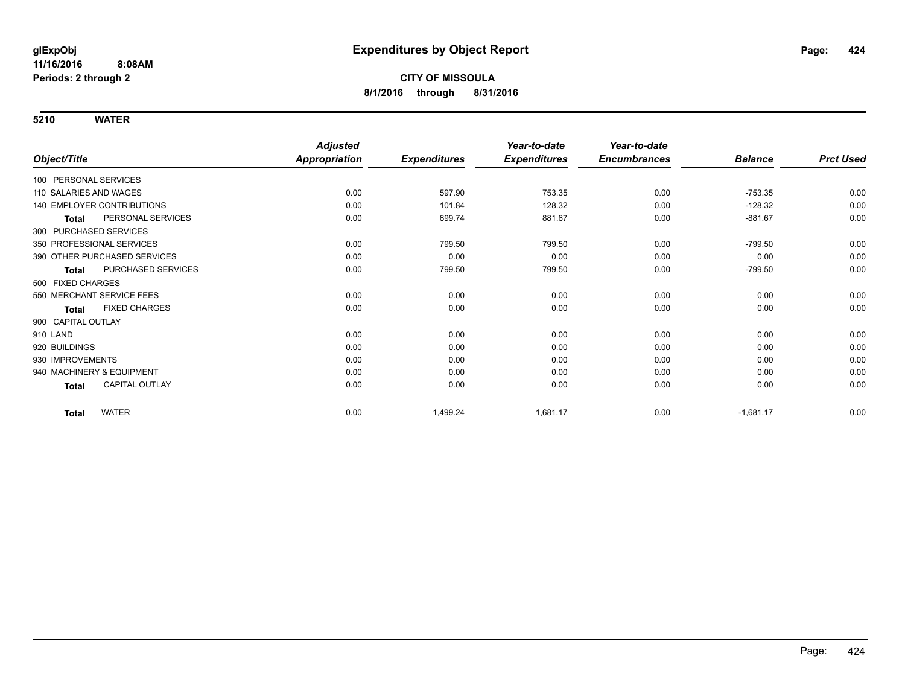**glExpObj**
**11/16/2016 8:08AM**
**Periods: 2 through 2**

# Expenditures by Object Report

**CITY OF MISSOULA**
**8/1/2016 through 8/31/2016**

## 5210 WATER

| Object/Title | Adjusted Appropriation | Expenditures | Year-to-date Expenditures | Year-to-date Encumbrances | Balance | Prct Used |
|---|---|---|---|---|---|---|
| 100 PERSONAL SERVICES | | | | | | |
| 110 SALARIES AND WAGES | 0.00 | 597.90 | 753.35 | 0.00 | -753.35 | 0.00 |
| 140 EMPLOYER CONTRIBUTIONS | 0.00 | 101.84 | 128.32 | 0.00 | -128.32 | 0.00 |
| **Total** PERSONAL SERVICES | 0.00 | 699.74 | 881.67 | 0.00 | -881.67 | 0.00 |
| 300 PURCHASED SERVICES | | | | | | |
| 350 PROFESSIONAL SERVICES | 0.00 | 799.50 | 799.50 | 0.00 | -799.50 | 0.00 |
| 390 OTHER PURCHASED SERVICES | 0.00 | 0.00 | 0.00 | 0.00 | 0.00 | 0.00 |
| **Total** PURCHASED SERVICES | 0.00 | 799.50 | 799.50 | 0.00 | -799.50 | 0.00 |
| 500 FIXED CHARGES | | | | | | |
| 550 MERCHANT SERVICE FEES | 0.00 | 0.00 | 0.00 | 0.00 | 0.00 | 0.00 |
| **Total** FIXED CHARGES | 0.00 | 0.00 | 0.00 | 0.00 | 0.00 | 0.00 |
| 900 CAPITAL OUTLAY | | | | | | |
| 910 LAND | 0.00 | 0.00 | 0.00 | 0.00 | 0.00 | 0.00 |
| 920 BUILDINGS | 0.00 | 0.00 | 0.00 | 0.00 | 0.00 | 0.00 |
| 930 IMPROVEMENTS | 0.00 | 0.00 | 0.00 | 0.00 | 0.00 | 0.00 |
| 940 MACHINERY & EQUIPMENT | 0.00 | 0.00 | 0.00 | 0.00 | 0.00 | 0.00 |
| **Total** CAPITAL OUTLAY | 0.00 | 0.00 | 0.00 | 0.00 | 0.00 | 0.00 |
| **Total** WATER | 0.00 | 1,499.24 | 1,681.17 | 0.00 | -1,681.17 | 0.00 |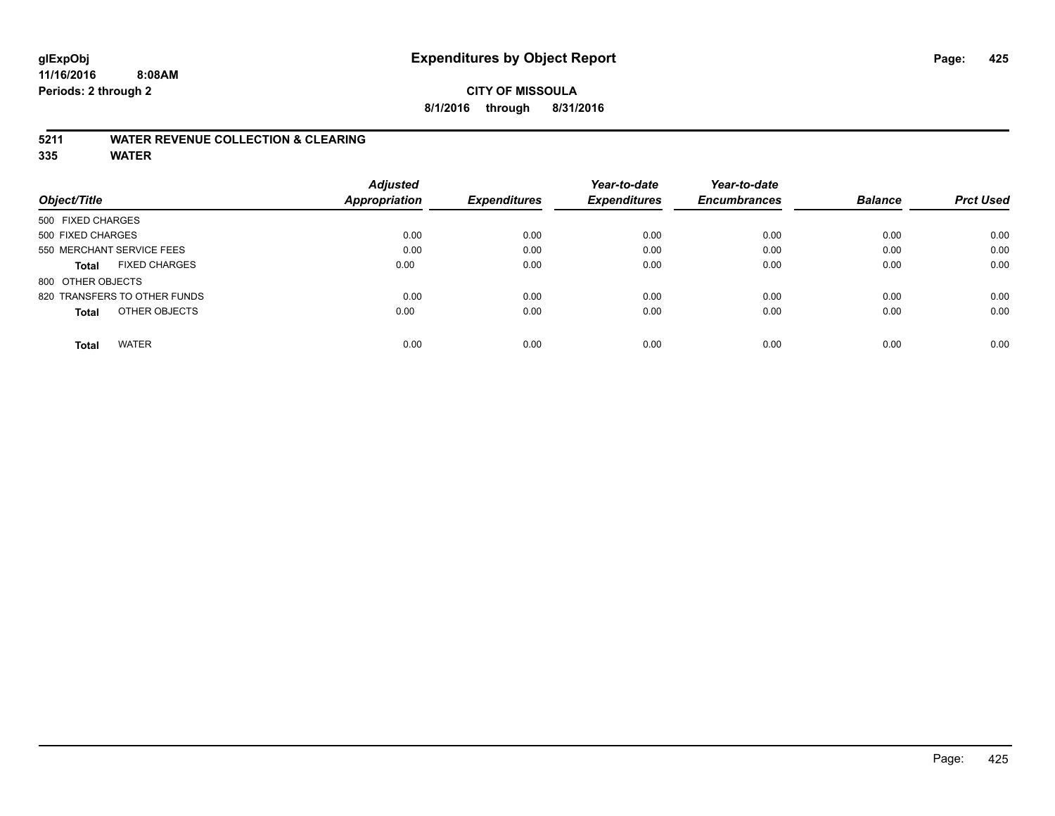glExpObj
11/16/2016 8:08AM
Periods: 2 through 2

# Expenditures by Object Report

**CITY OF MISSOULA**
**8/1/2016 through 8/31/2016**

## 5211 WATER REVENUE COLLECTION & CLEARING
## 335 WATER

| Object/Title | Adjusted Appropriation | Expenditures | Year-to-date Expenditures | Year-to-date Encumbrances | Balance | Prct Used |
|---|---|---|---|---|---|---|
| 500 FIXED CHARGES | | | | | | |
| 500 FIXED CHARGES | 0.00 | 0.00 | 0.00 | 0.00 | 0.00 | 0.00 |
| 550 MERCHANT SERVICE FEES | 0.00 | 0.00 | 0.00 | 0.00 | 0.00 | 0.00 |
| **Total** FIXED CHARGES | 0.00 | 0.00 | 0.00 | 0.00 | 0.00 | 0.00 |
| 800 OTHER OBJECTS | | | | | | |
| 820 TRANSFERS TO OTHER FUNDS | 0.00 | 0.00 | 0.00 | 0.00 | 0.00 | 0.00 |
| **Total** OTHER OBJECTS | 0.00 | 0.00 | 0.00 | 0.00 | 0.00 | 0.00 |
| **Total** WATER | 0.00 | 0.00 | 0.00 | 0.00 | 0.00 | 0.00 |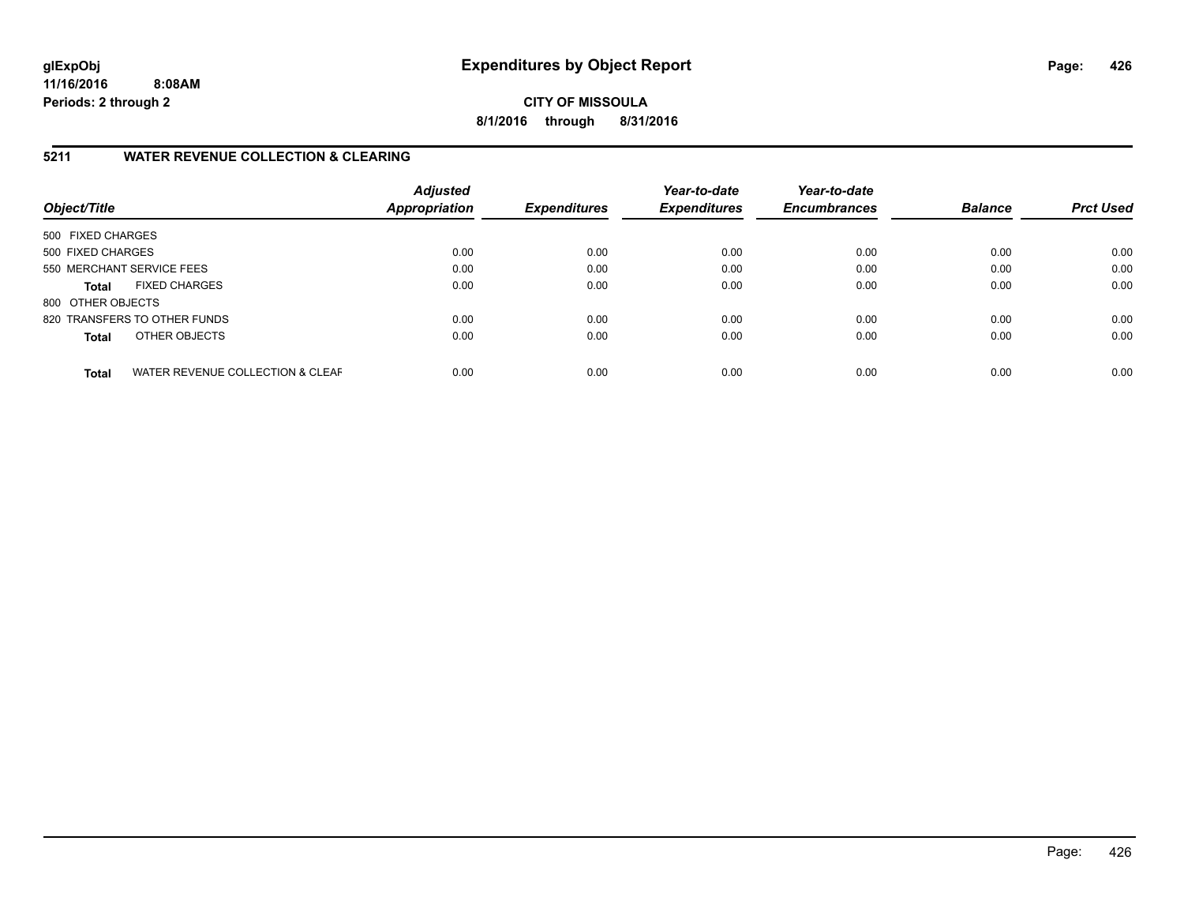# Expenditures by Object Report

glExpObj
11/16/2016 8:08AM
Periods: 2 through 2

**CITY OF MISSOULA**
**8/1/2016 through 8/31/2016**

## 5211 WATER REVENUE COLLECTION & CLEARING

| Object/Title | Adjusted Appropriation | Expenditures | Year-to-date Expenditures | Year-to-date Encumbrances | Balance | Prct Used |
|---|---|---|---|---|---|---|
| 500 FIXED CHARGES | | | | | | |
| 500 FIXED CHARGES | 0.00 | 0.00 | 0.00 | 0.00 | 0.00 | 0.00 |
| 550 MERCHANT SERVICE FEES | 0.00 | 0.00 | 0.00 | 0.00 | 0.00 | 0.00 |
| **Total** FIXED CHARGES | 0.00 | 0.00 | 0.00 | 0.00 | 0.00 | 0.00 |
| 800 OTHER OBJECTS | | | | | | |
| 820 TRANSFERS TO OTHER FUNDS | 0.00 | 0.00 | 0.00 | 0.00 | 0.00 | 0.00 |
| **Total** OTHER OBJECTS | 0.00 | 0.00 | 0.00 | 0.00 | 0.00 | 0.00 |
| **Total** WATER REVENUE COLLECTION & CLEAF | 0.00 | 0.00 | 0.00 | 0.00 | 0.00 | 0.00 |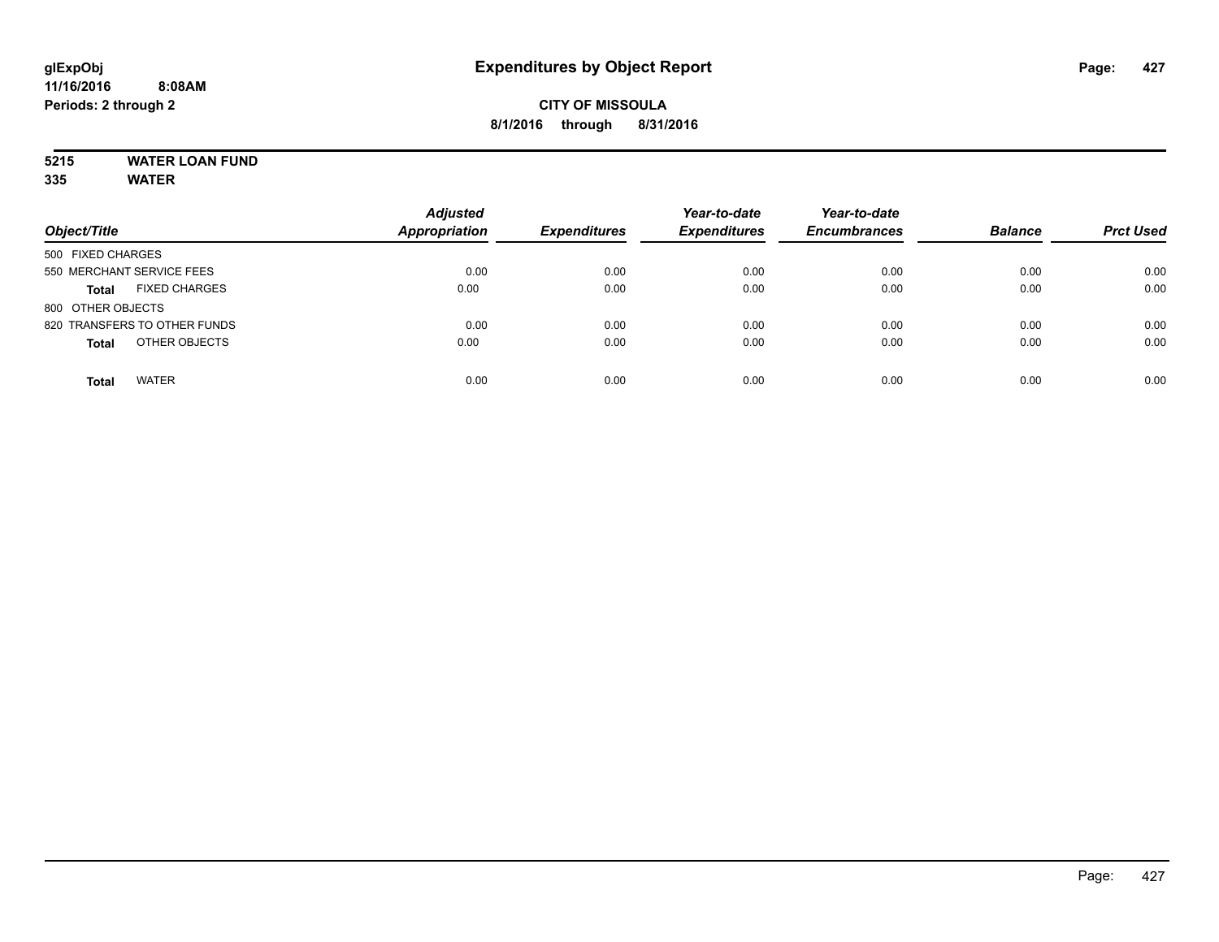# Expenditures by Object Report

glExpObj
11/16/2016 8:08AM
Periods: 2 through 2

**CITY OF MISSOULA**
**8/1/2016 through 8/31/2016**

**5215 WATER LOAN FUND**
**335 WATER**

| Object/Title | | Adjusted Appropriation | Expenditures | Year-to-date Expenditures | Year-to-date Encumbrances | Balance | Prct Used |
|---|---|---|---|---|---|---|---|
| 500 FIXED CHARGES | | | | | | | |
| 550 MERCHANT SERVICE FEES | | 0.00 | 0.00 | 0.00 | 0.00 | 0.00 | 0.00 |
| **Total** | FIXED CHARGES | 0.00 | 0.00 | 0.00 | 0.00 | 0.00 | 0.00 |
| 800 OTHER OBJECTS | | | | | | | |
| 820 TRANSFERS TO OTHER FUNDS | | 0.00 | 0.00 | 0.00 | 0.00 | 0.00 | 0.00 |
| **Total** | OTHER OBJECTS | 0.00 | 0.00 | 0.00 | 0.00 | 0.00 | 0.00 |
| **Total** | WATER | 0.00 | 0.00 | 0.00 | 0.00 | 0.00 | 0.00 |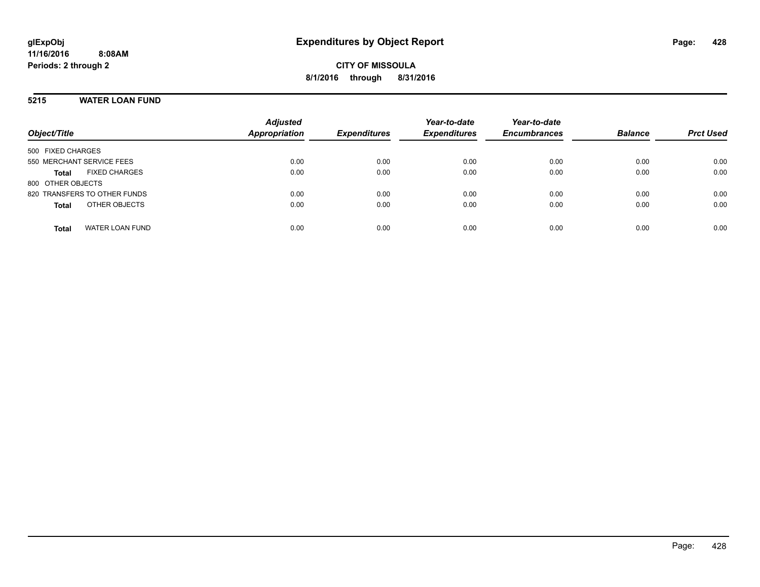# Expenditures by Object Report

glExpObj
11/16/2016 8:08AM
Periods: 2 through 2

**CITY OF MISSOULA**
**8/1/2016 through 8/31/2016**

## 5215 WATER LOAN FUND

| Object/Title | | Adjusted Appropriation | Expenditures | Year-to-date Expenditures | Year-to-date Encumbrances | Balance | Prct Used |
|---|---|---|---|---|---|---|---|
| 500 FIXED CHARGES | | | | | | | |
| 550 MERCHANT SERVICE FEES | | 0.00 | 0.00 | 0.00 | 0.00 | 0.00 | 0.00 |
| **Total** | FIXED CHARGES | 0.00 | 0.00 | 0.00 | 0.00 | 0.00 | 0.00 |
| 800 OTHER OBJECTS | | | | | | | |
| 820 TRANSFERS TO OTHER FUNDS | | 0.00 | 0.00 | 0.00 | 0.00 | 0.00 | 0.00 |
| **Total** | OTHER OBJECTS | 0.00 | 0.00 | 0.00 | 0.00 | 0.00 | 0.00 |
| **Total** | WATER LOAN FUND | 0.00 | 0.00 | 0.00 | 0.00 | 0.00 | 0.00 |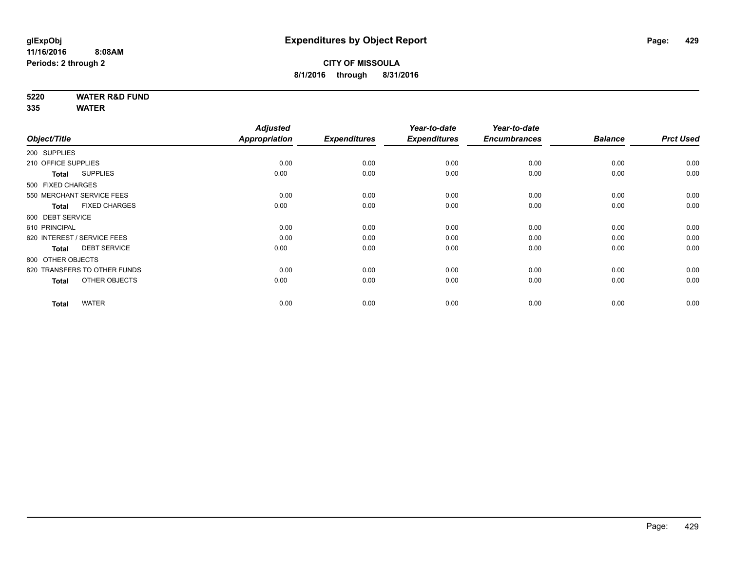# Expenditures by Object Report

glExpObj
11/16/2016 8:08AM
Periods: 2 through 2

**CITY OF MISSOULA**
**8/1/2016 through 8/31/2016**

**5220 WATER R&D FUND**
**335 WATER**

| Object/Title | Adjusted Appropriation | Expenditures | Year-to-date Expenditures | Year-to-date Encumbrances | Balance | Prct Used |
|---|---|---|---|---|---|---|
| 200 SUPPLIES | | | | | | |
| 210 OFFICE SUPPLIES | 0.00 | 0.00 | 0.00 | 0.00 | 0.00 | 0.00 |
| **Total** SUPPLIES | 0.00 | 0.00 | 0.00 | 0.00 | 0.00 | 0.00 |
| 500 FIXED CHARGES | | | | | | |
| 550 MERCHANT SERVICE FEES | 0.00 | 0.00 | 0.00 | 0.00 | 0.00 | 0.00 |
| **Total** FIXED CHARGES | 0.00 | 0.00 | 0.00 | 0.00 | 0.00 | 0.00 |
| 600 DEBT SERVICE | | | | | | |
| 610 PRINCIPAL | 0.00 | 0.00 | 0.00 | 0.00 | 0.00 | 0.00 |
| 620 INTEREST / SERVICE FEES | 0.00 | 0.00 | 0.00 | 0.00 | 0.00 | 0.00 |
| **Total** DEBT SERVICE | 0.00 | 0.00 | 0.00 | 0.00 | 0.00 | 0.00 |
| 800 OTHER OBJECTS | | | | | | |
| 820 TRANSFERS TO OTHER FUNDS | 0.00 | 0.00 | 0.00 | 0.00 | 0.00 | 0.00 |
| **Total** OTHER OBJECTS | 0.00 | 0.00 | 0.00 | 0.00 | 0.00 | 0.00 |
| **Total** WATER | 0.00 | 0.00 | 0.00 | 0.00 | 0.00 | 0.00 |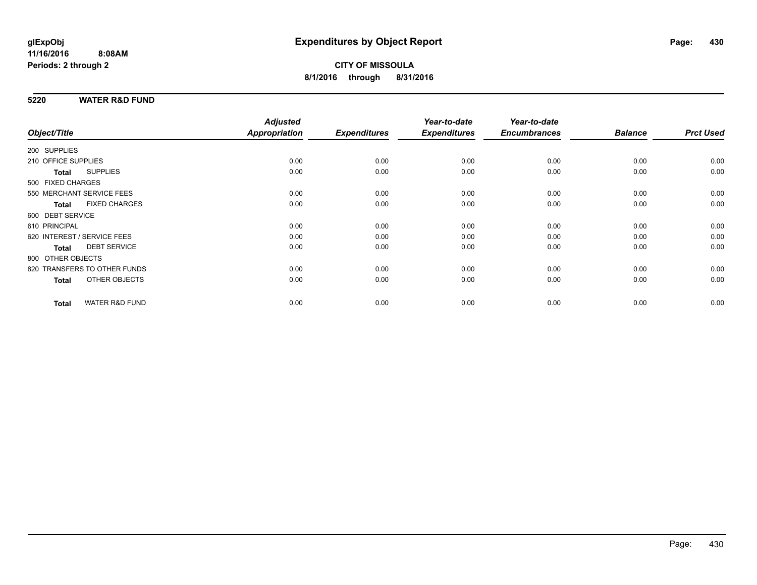# Expenditures by Object Report

glExpObj
11/16/2016 8:08AM
Periods: 2 through 2

**CITY OF MISSOULA**
**8/1/2016 through 8/31/2016**

## 5220 WATER R&D FUND

| Object/Title | Adjusted Appropriation | Expenditures | Year-to-date Expenditures | Year-to-date Encumbrances | Balance | Prct Used |
|---|---|---|---|---|---|---|
| 200 SUPPLIES | | | | | | |
| 210 OFFICE SUPPLIES | 0.00 | 0.00 | 0.00 | 0.00 | 0.00 | 0.00 |
| **Total** SUPPLIES | 0.00 | 0.00 | 0.00 | 0.00 | 0.00 | 0.00 |
| 500 FIXED CHARGES | | | | | | |
| 550 MERCHANT SERVICE FEES | 0.00 | 0.00 | 0.00 | 0.00 | 0.00 | 0.00 |
| **Total** FIXED CHARGES | 0.00 | 0.00 | 0.00 | 0.00 | 0.00 | 0.00 |
| 600 DEBT SERVICE | | | | | | |
| 610 PRINCIPAL | 0.00 | 0.00 | 0.00 | 0.00 | 0.00 | 0.00 |
| 620 INTEREST / SERVICE FEES | 0.00 | 0.00 | 0.00 | 0.00 | 0.00 | 0.00 |
| **Total** DEBT SERVICE | 0.00 | 0.00 | 0.00 | 0.00 | 0.00 | 0.00 |
| 800 OTHER OBJECTS | | | | | | |
| 820 TRANSFERS TO OTHER FUNDS | 0.00 | 0.00 | 0.00 | 0.00 | 0.00 | 0.00 |
| **Total** OTHER OBJECTS | 0.00 | 0.00 | 0.00 | 0.00 | 0.00 | 0.00 |
| **Total** WATER R&D FUND | 0.00 | 0.00 | 0.00 | 0.00 | 0.00 | 0.00 |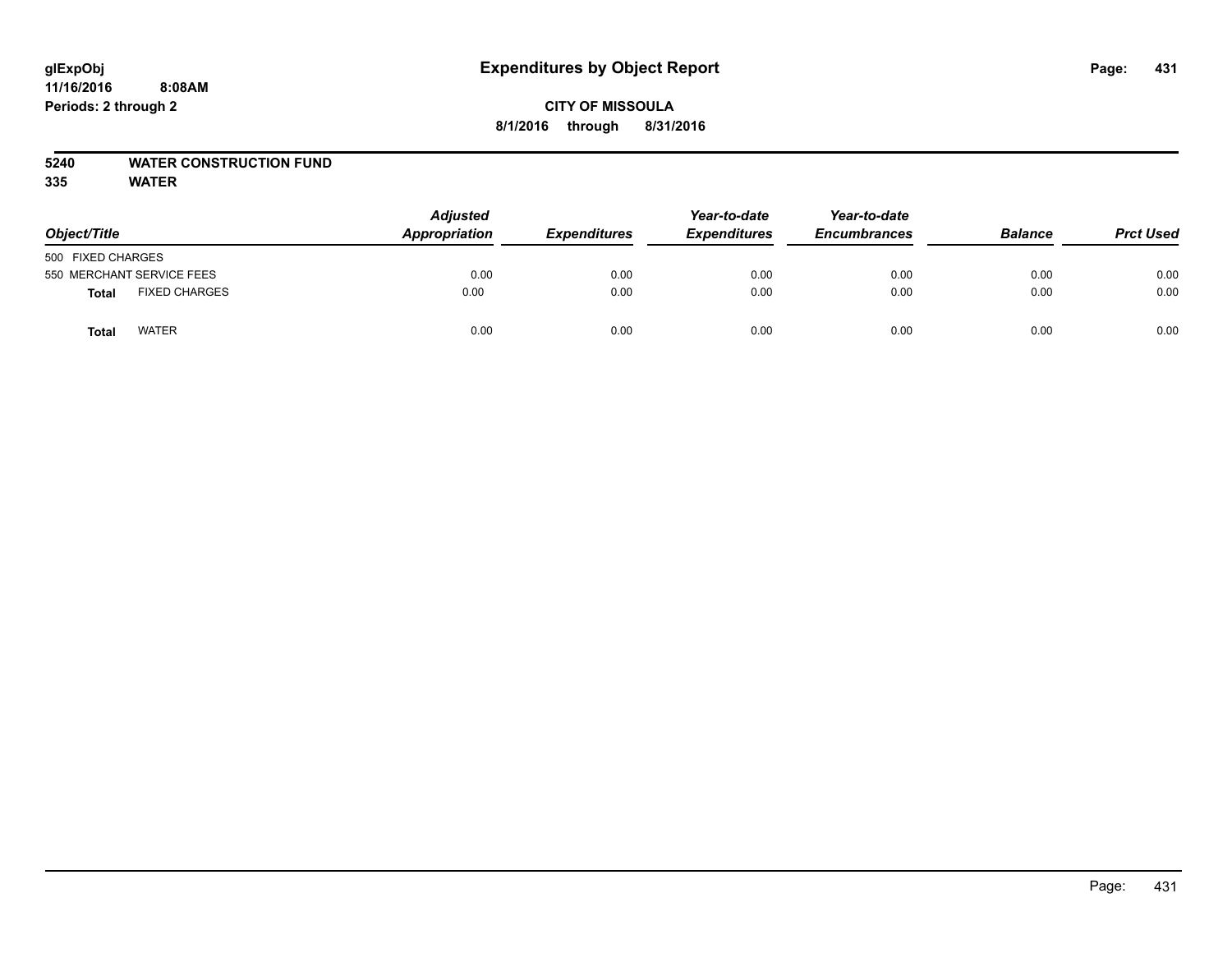# Expenditures by Object Report

glExpObj
11/16/2016 8:08AM
Periods: 2 through 2

**CITY OF MISSOULA**
**8/1/2016 through 8/31/2016**

**5240 WATER CONSTRUCTION FUND**
**335 WATER**

| Object/Title | | Adjusted Appropriation | Expenditures | Year-to-date Expenditures | Year-to-date Encumbrances | Balance | Prct Used |
|---|---|---|---|---|---|---|---|
| 500 FIXED CHARGES | | | | | | | |
| 550 MERCHANT SERVICE FEES | | 0.00 | 0.00 | 0.00 | 0.00 | 0.00 | 0.00 |
| **Total** | FIXED CHARGES | 0.00 | 0.00 | 0.00 | 0.00 | 0.00 | 0.00 |
| **Total** | WATER | 0.00 | 0.00 | 0.00 | 0.00 | 0.00 | 0.00 |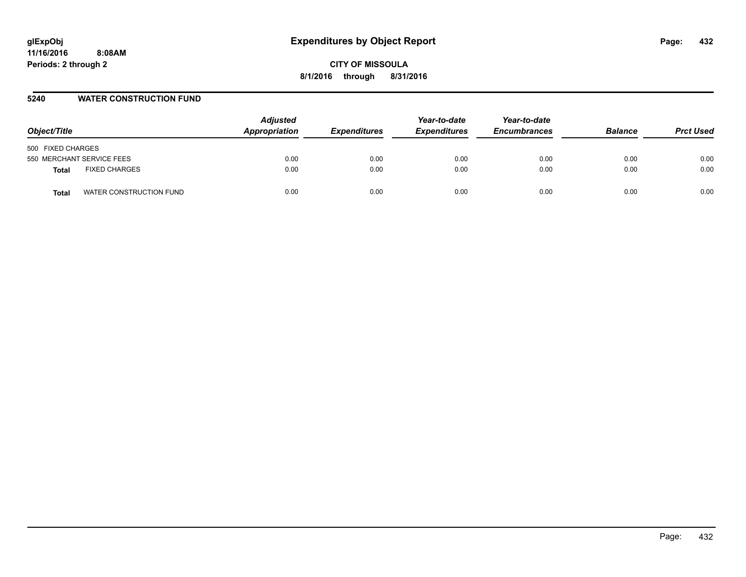glExpObj
11/16/2016 8:08AM
Periods: 2 through 2

# Expenditures by Object Report

**CITY OF MISSOULA**
**8/1/2016 through 8/31/2016**

## 5240 WATER CONSTRUCTION FUND

| Object/Title | | Adjusted Appropriation | Expenditures | Year-to-date Expenditures | Year-to-date Encumbrances | Balance | Prct Used |
|---|---|---|---|---|---|---|---|
| 500 FIXED CHARGES | | | | | | | |
| 550 MERCHANT SERVICE FEES | | 0.00 | 0.00 | 0.00 | 0.00 | 0.00 | 0.00 |
| **Total** | FIXED CHARGES | 0.00 | 0.00 | 0.00 | 0.00 | 0.00 | 0.00 |
| **Total** | WATER CONSTRUCTION FUND | 0.00 | 0.00 | 0.00 | 0.00 | 0.00 | 0.00 |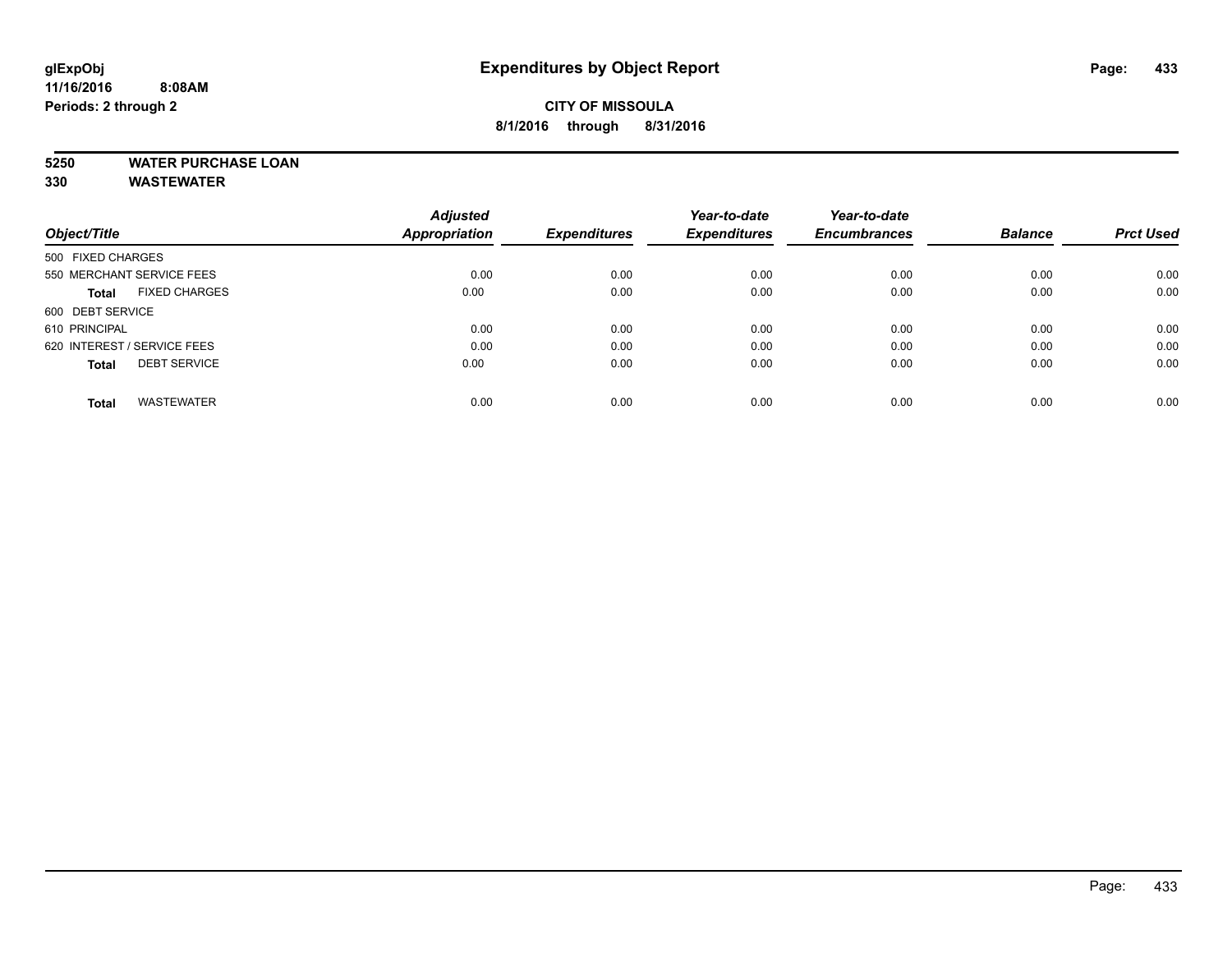**CITY OF MISSOULA**

**8/1/2016 through 8/31/2016**

**5250 WATER PURCHASE LOAN**

**330 WASTEWATER**

| Object/Title | Adjusted Appropriation | Expenditures | Year-to-date Expenditures | Year-to-date Encumbrances | Balance | Prct Used |
|---|---|---|---|---|---|---|
| 500 FIXED CHARGES | | | | | | |
| 550 MERCHANT SERVICE FEES | 0.00 | 0.00 | 0.00 | 0.00 | 0.00 | 0.00 |
| **Total** FIXED CHARGES | 0.00 | 0.00 | 0.00 | 0.00 | 0.00 | 0.00 |
| 600 DEBT SERVICE | | | | | | |
| 610 PRINCIPAL | 0.00 | 0.00 | 0.00 | 0.00 | 0.00 | 0.00 |
| 620 INTEREST / SERVICE FEES | 0.00 | 0.00 | 0.00 | 0.00 | 0.00 | 0.00 |
| **Total** DEBT SERVICE | 0.00 | 0.00 | 0.00 | 0.00 | 0.00 | 0.00 |
| **Total** WASTEWATER | 0.00 | 0.00 | 0.00 | 0.00 | 0.00 | 0.00 |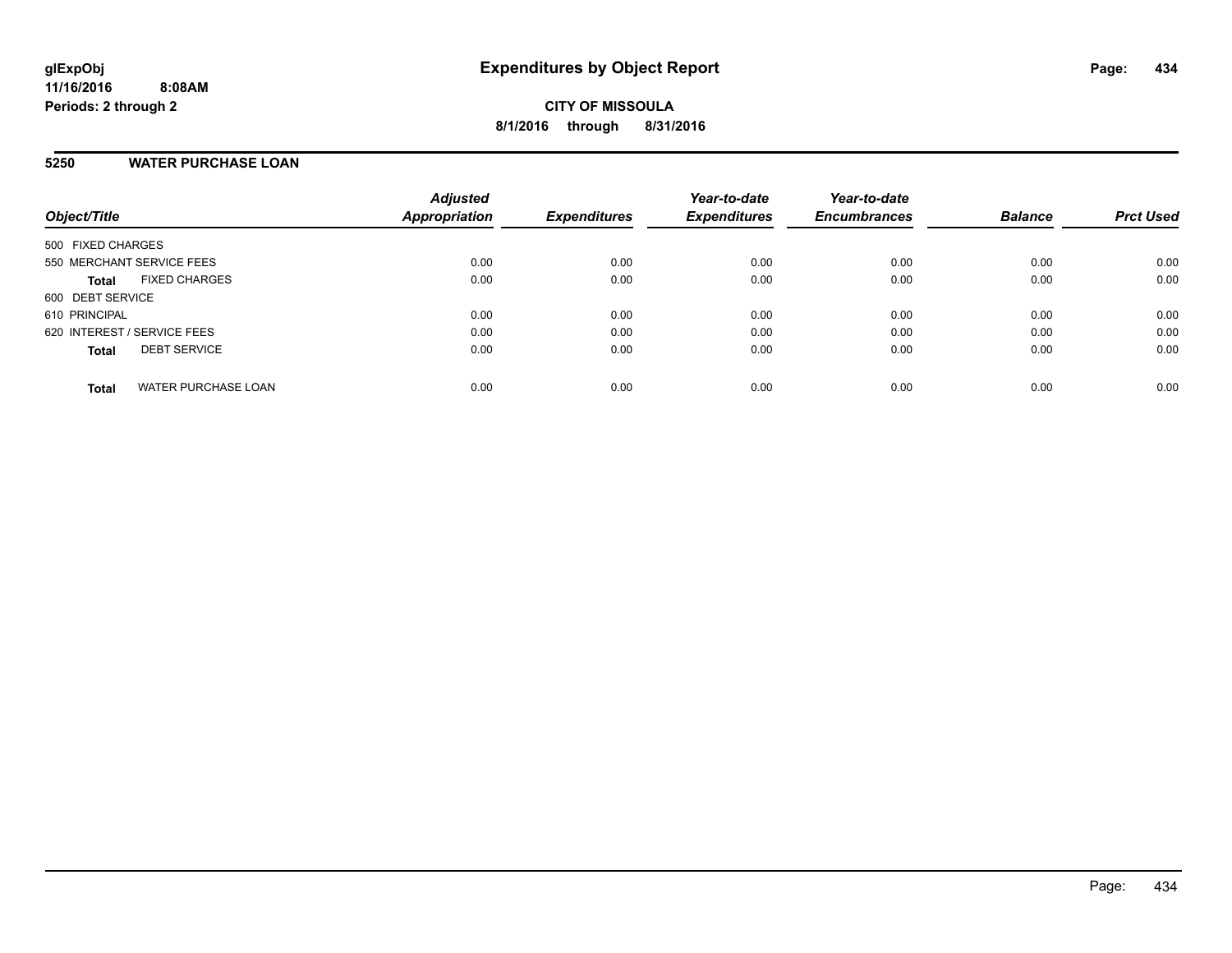# Expenditures by Object Report

glExpObj
11/16/2016 8:08AM
Periods: 2 through 2

**CITY OF MISSOULA**

**8/1/2016 through 8/31/2016**

## 5250 WATER PURCHASE LOAN

| Object/Title | Adjusted Appropriation | Expenditures | Year-to-date Expenditures | Year-to-date Encumbrances | Balance | Prct Used |
|---|---|---|---|---|---|---|
| 500 FIXED CHARGES | | | | | | |
| 550 MERCHANT SERVICE FEES | 0.00 | 0.00 | 0.00 | 0.00 | 0.00 | 0.00 |
| **Total** FIXED CHARGES | 0.00 | 0.00 | 0.00 | 0.00 | 0.00 | 0.00 |
| 600 DEBT SERVICE | | | | | | |
| 610 PRINCIPAL | 0.00 | 0.00 | 0.00 | 0.00 | 0.00 | 0.00 |
| 620 INTEREST / SERVICE FEES | 0.00 | 0.00 | 0.00 | 0.00 | 0.00 | 0.00 |
| **Total** DEBT SERVICE | 0.00 | 0.00 | 0.00 | 0.00 | 0.00 | 0.00 |
| **Total** WATER PURCHASE LOAN | 0.00 | 0.00 | 0.00 | 0.00 | 0.00 | 0.00 |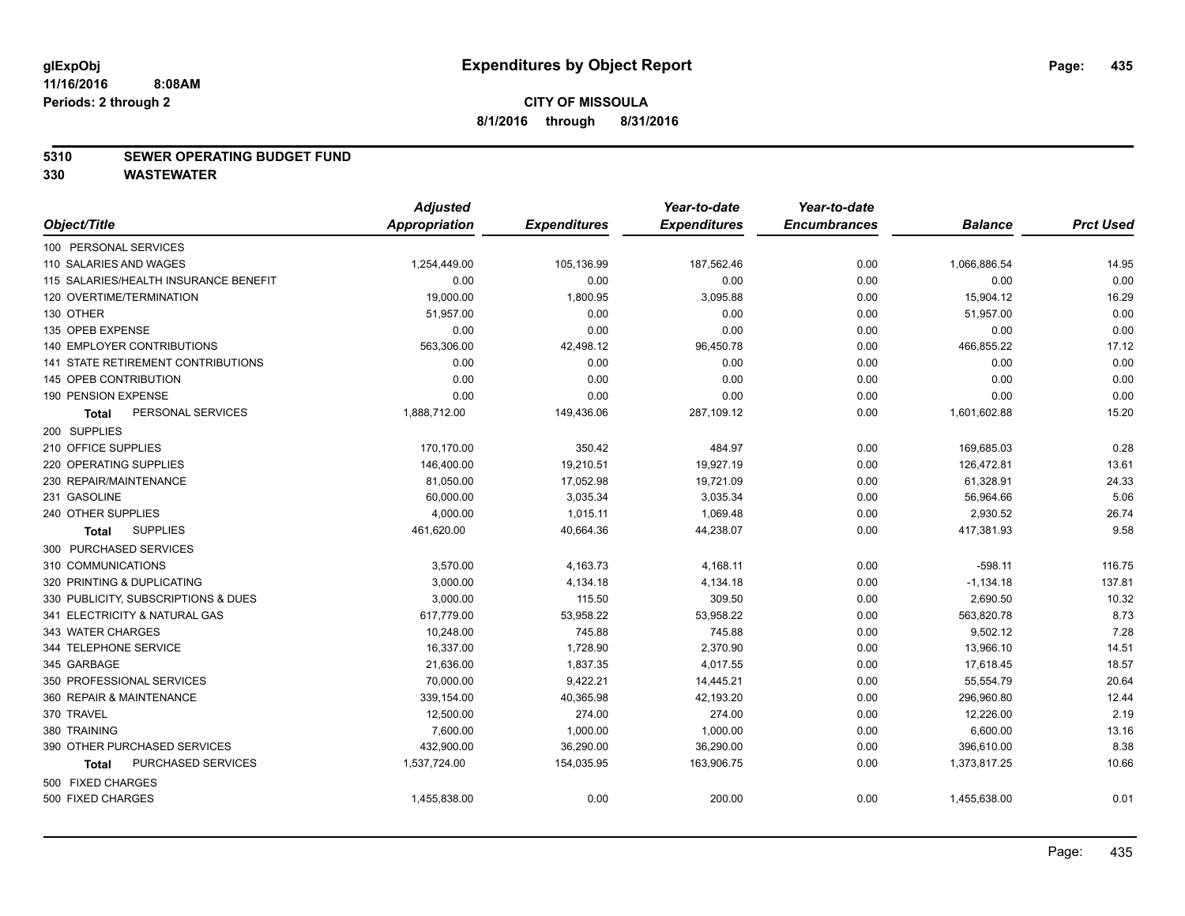**glExpObj**
**11/16/2016 8:08AM**
**Periods: 2 through 2**

# Expenditures by Object Report

**CITY OF MISSOULA**
**8/1/2016 through 8/31/2016**

## 5310 SEWER OPERATING BUDGET FUND
## 330 WASTEWATER

| Object/Title | Adjusted Appropriation | Expenditures | Year-to-date Expenditures | Year-to-date Encumbrances | Balance | Prct Used |
|---|---|---|---|---|---|---|
| 100 PERSONAL SERVICES | | | | | | |
| 110 SALARIES AND WAGES | 1,254,449.00 | 105,136.99 | 187,562.46 | 0.00 | 1,066,886.54 | 14.95 |
| 115 SALARIES/HEALTH INSURANCE BENEFIT | 0.00 | 0.00 | 0.00 | 0.00 | 0.00 | 0.00 |
| 120 OVERTIME/TERMINATION | 19,000.00 | 1,800.95 | 3,095.88 | 0.00 | 15,904.12 | 16.29 |
| 130 OTHER | 51,957.00 | 0.00 | 0.00 | 0.00 | 51,957.00 | 0.00 |
| 135 OPEB EXPENSE | 0.00 | 0.00 | 0.00 | 0.00 | 0.00 | 0.00 |
| 140 EMPLOYER CONTRIBUTIONS | 563,306.00 | 42,498.12 | 96,450.78 | 0.00 | 466,855.22 | 17.12 |
| 141 STATE RETIREMENT CONTRIBUTIONS | 0.00 | 0.00 | 0.00 | 0.00 | 0.00 | 0.00 |
| 145 OPEB CONTRIBUTION | 0.00 | 0.00 | 0.00 | 0.00 | 0.00 | 0.00 |
| 190 PENSION EXPENSE | 0.00 | 0.00 | 0.00 | 0.00 | 0.00 | 0.00 |
| **Total** PERSONAL SERVICES | 1,888,712.00 | 149,436.06 | 287,109.12 | 0.00 | 1,601,602.88 | 15.20 |
| 200 SUPPLIES | | | | | | |
| 210 OFFICE SUPPLIES | 170,170.00 | 350.42 | 484.97 | 0.00 | 169,685.03 | 0.28 |
| 220 OPERATING SUPPLIES | 146,400.00 | 19,210.51 | 19,927.19 | 0.00 | 126,472.81 | 13.61 |
| 230 REPAIR/MAINTENANCE | 81,050.00 | 17,052.98 | 19,721.09 | 0.00 | 61,328.91 | 24.33 |
| 231 GASOLINE | 60,000.00 | 3,035.34 | 3,035.34 | 0.00 | 56,964.66 | 5.06 |
| 240 OTHER SUPPLIES | 4,000.00 | 1,015.11 | 1,069.48 | 0.00 | 2,930.52 | 26.74 |
| **Total** SUPPLIES | 461,620.00 | 40,664.36 | 44,238.07 | 0.00 | 417,381.93 | 9.58 |
| 300 PURCHASED SERVICES | | | | | | |
| 310 COMMUNICATIONS | 3,570.00 | 4,163.73 | 4,168.11 | 0.00 | -598.11 | 116.75 |
| 320 PRINTING & DUPLICATING | 3,000.00 | 4,134.18 | 4,134.18 | 0.00 | -1,134.18 | 137.81 |
| 330 PUBLICITY, SUBSCRIPTIONS & DUES | 3,000.00 | 115.50 | 309.50 | 0.00 | 2,690.50 | 10.32 |
| 341 ELECTRICITY & NATURAL GAS | 617,779.00 | 53,958.22 | 53,958.22 | 0.00 | 563,820.78 | 8.73 |
| 343 WATER CHARGES | 10,248.00 | 745.88 | 745.88 | 0.00 | 9,502.12 | 7.28 |
| 344 TELEPHONE SERVICE | 16,337.00 | 1,728.90 | 2,370.90 | 0.00 | 13,966.10 | 14.51 |
| 345 GARBAGE | 21,636.00 | 1,837.35 | 4,017.55 | 0.00 | 17,618.45 | 18.57 |
| 350 PROFESSIONAL SERVICES | 70,000.00 | 9,422.21 | 14,445.21 | 0.00 | 55,554.79 | 20.64 |
| 360 REPAIR & MAINTENANCE | 339,154.00 | 40,365.98 | 42,193.20 | 0.00 | 296,960.80 | 12.44 |
| 370 TRAVEL | 12,500.00 | 274.00 | 274.00 | 0.00 | 12,226.00 | 2.19 |
| 380 TRAINING | 7,600.00 | 1,000.00 | 1,000.00 | 0.00 | 6,600.00 | 13.16 |
| 390 OTHER PURCHASED SERVICES | 432,900.00 | 36,290.00 | 36,290.00 | 0.00 | 396,610.00 | 8.38 |
| **Total** PURCHASED SERVICES | 1,537,724.00 | 154,035.95 | 163,906.75 | 0.00 | 1,373,817.25 | 10.66 |
| 500 FIXED CHARGES | | | | | | |
| 500 FIXED CHARGES | 1,455,838.00 | 0.00 | 200.00 | 0.00 | 1,455,638.00 | 0.01 |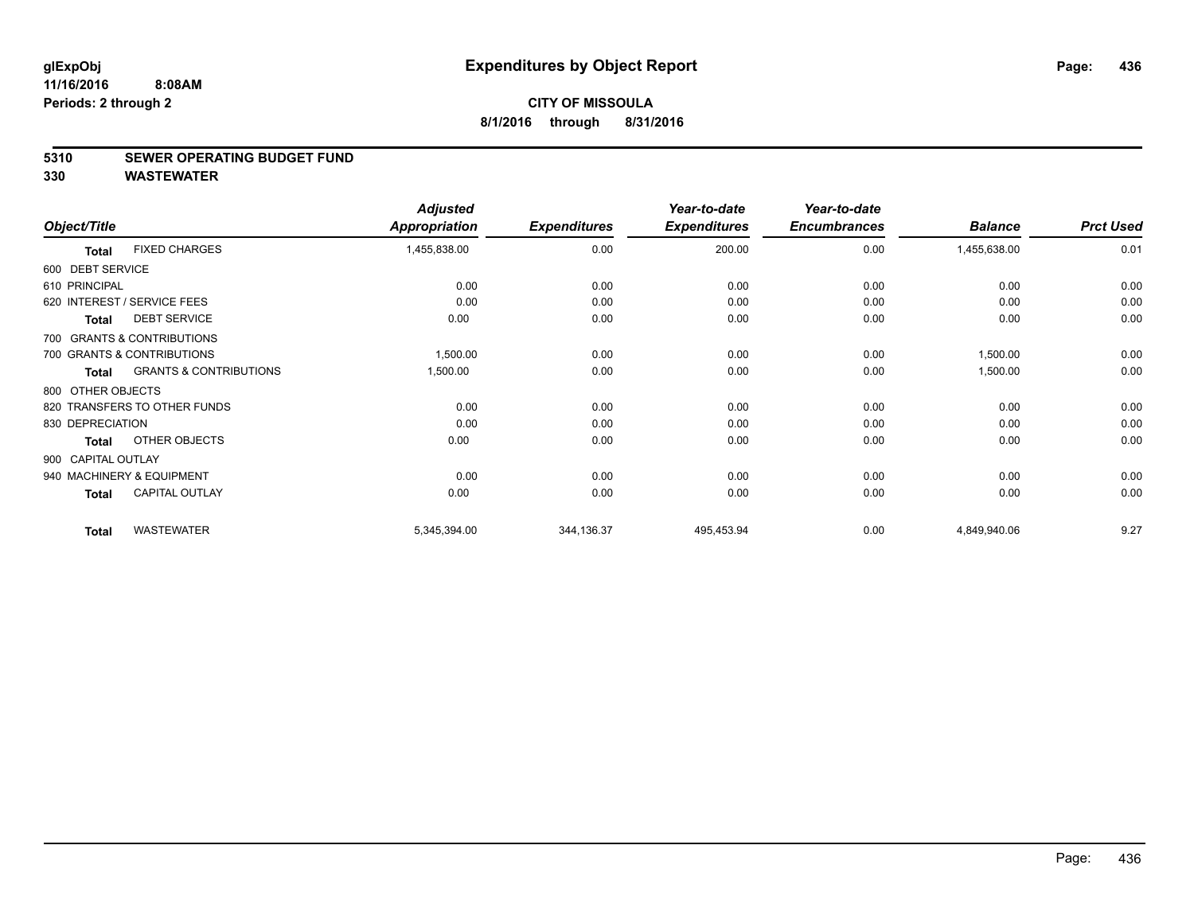**glExpObj**
**11/16/2016 8:08AM**
**Periods: 2 through 2**

# Expenditures by Object Report

**CITY OF MISSOULA**
**8/1/2016 through 8/31/2016**

## 5310 SEWER OPERATING BUDGET FUND
## 330 WASTEWATER

| Object/Title | | Adjusted Appropriation | Expenditures | Year-to-date Expenditures | Year-to-date Encumbrances | Balance | Prct Used |
|---|---|---|---|---|---|---|---|
| **Total** | FIXED CHARGES | 1,455,838.00 | 0.00 | 200.00 | 0.00 | 1,455,638.00 | 0.01 |
| 600 DEBT SERVICE | | | | | | | |
| 610 PRINCIPAL | | 0.00 | 0.00 | 0.00 | 0.00 | 0.00 | 0.00 |
| 620 INTEREST / SERVICE FEES | | 0.00 | 0.00 | 0.00 | 0.00 | 0.00 | 0.00 |
| **Total** | DEBT SERVICE | 0.00 | 0.00 | 0.00 | 0.00 | 0.00 | 0.00 |
| 700 GRANTS & CONTRIBUTIONS | | | | | | | |
| 700 GRANTS & CONTRIBUTIONS | | 1,500.00 | 0.00 | 0.00 | 0.00 | 1,500.00 | 0.00 |
| **Total** | GRANTS & CONTRIBUTIONS | 1,500.00 | 0.00 | 0.00 | 0.00 | 1,500.00 | 0.00 |
| 800 OTHER OBJECTS | | | | | | | |
| 820 TRANSFERS TO OTHER FUNDS | | 0.00 | 0.00 | 0.00 | 0.00 | 0.00 | 0.00 |
| 830 DEPRECIATION | | 0.00 | 0.00 | 0.00 | 0.00 | 0.00 | 0.00 |
| **Total** | OTHER OBJECTS | 0.00 | 0.00 | 0.00 | 0.00 | 0.00 | 0.00 |
| 900 CAPITAL OUTLAY | | | | | | | |
| 940 MACHINERY & EQUIPMENT | | 0.00 | 0.00 | 0.00 | 0.00 | 0.00 | 0.00 |
| **Total** | CAPITAL OUTLAY | 0.00 | 0.00 | 0.00 | 0.00 | 0.00 | 0.00 |
| **Total** | WASTEWATER | 5,345,394.00 | 344,136.37 | 495,453.94 | 0.00 | 4,849,940.06 | 9.27 |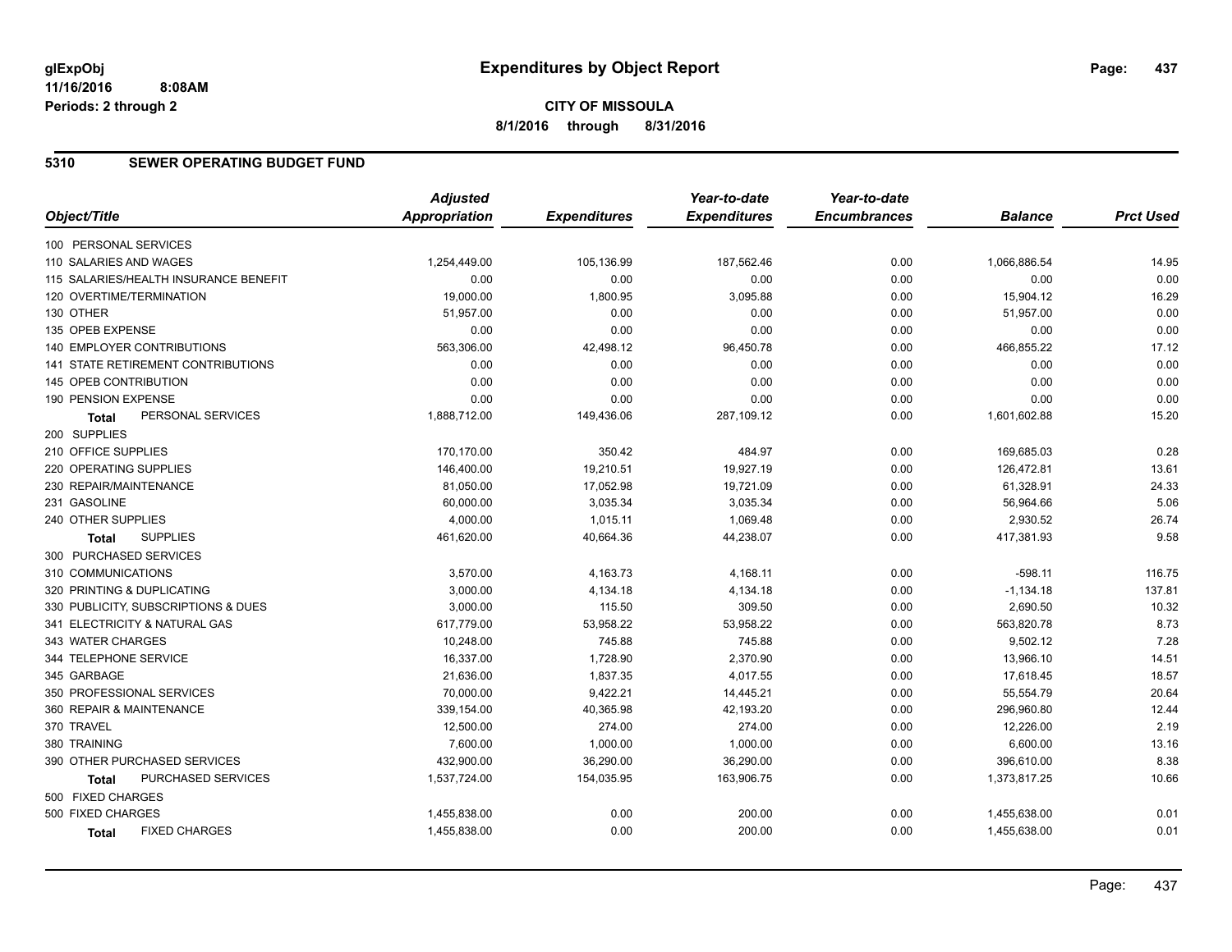# Expenditures by Object Report

glExpObj
11/16/2016 8:08AM
Periods: 2 through 2

**CITY OF MISSOULA**
**8/1/2016 through 8/31/2016**

## 5310 SEWER OPERATING BUDGET FUND

| Object/Title | Adjusted Appropriation | Expenditures | Year-to-date Expenditures | Year-to-date Encumbrances | Balance | Prct Used |
|---|---|---|---|---|---|---|
| 100 PERSONAL SERVICES | | | | | | |
| 110 SALARIES AND WAGES | 1,254,449.00 | 105,136.99 | 187,562.46 | 0.00 | 1,066,886.54 | 14.95 |
| 115 SALARIES/HEALTH INSURANCE BENEFIT | 0.00 | 0.00 | 0.00 | 0.00 | 0.00 | 0.00 |
| 120 OVERTIME/TERMINATION | 19,000.00 | 1,800.95 | 3,095.88 | 0.00 | 15,904.12 | 16.29 |
| 130 OTHER | 51,957.00 | 0.00 | 0.00 | 0.00 | 51,957.00 | 0.00 |
| 135 OPEB EXPENSE | 0.00 | 0.00 | 0.00 | 0.00 | 0.00 | 0.00 |
| 140 EMPLOYER CONTRIBUTIONS | 563,306.00 | 42,498.12 | 96,450.78 | 0.00 | 466,855.22 | 17.12 |
| 141 STATE RETIREMENT CONTRIBUTIONS | 0.00 | 0.00 | 0.00 | 0.00 | 0.00 | 0.00 |
| 145 OPEB CONTRIBUTION | 0.00 | 0.00 | 0.00 | 0.00 | 0.00 | 0.00 |
| 190 PENSION EXPENSE | 0.00 | 0.00 | 0.00 | 0.00 | 0.00 | 0.00 |
| **Total** PERSONAL SERVICES | 1,888,712.00 | 149,436.06 | 287,109.12 | 0.00 | 1,601,602.88 | 15.20 |
| 200 SUPPLIES | | | | | | |
| 210 OFFICE SUPPLIES | 170,170.00 | 350.42 | 484.97 | 0.00 | 169,685.03 | 0.28 |
| 220 OPERATING SUPPLIES | 146,400.00 | 19,210.51 | 19,927.19 | 0.00 | 126,472.81 | 13.61 |
| 230 REPAIR/MAINTENANCE | 81,050.00 | 17,052.98 | 19,721.09 | 0.00 | 61,328.91 | 24.33 |
| 231 GASOLINE | 60,000.00 | 3,035.34 | 3,035.34 | 0.00 | 56,964.66 | 5.06 |
| 240 OTHER SUPPLIES | 4,000.00 | 1,015.11 | 1,069.48 | 0.00 | 2,930.52 | 26.74 |
| **Total** SUPPLIES | 461,620.00 | 40,664.36 | 44,238.07 | 0.00 | 417,381.93 | 9.58 |
| 300 PURCHASED SERVICES | | | | | | |
| 310 COMMUNICATIONS | 3,570.00 | 4,163.73 | 4,168.11 | 0.00 | -598.11 | 116.75 |
| 320 PRINTING & DUPLICATING | 3,000.00 | 4,134.18 | 4,134.18 | 0.00 | -1,134.18 | 137.81 |
| 330 PUBLICITY, SUBSCRIPTIONS & DUES | 3,000.00 | 115.50 | 309.50 | 0.00 | 2,690.50 | 10.32 |
| 341 ELECTRICITY & NATURAL GAS | 617,779.00 | 53,958.22 | 53,958.22 | 0.00 | 563,820.78 | 8.73 |
| 343 WATER CHARGES | 10,248.00 | 745.88 | 745.88 | 0.00 | 9,502.12 | 7.28 |
| 344 TELEPHONE SERVICE | 16,337.00 | 1,728.90 | 2,370.90 | 0.00 | 13,966.10 | 14.51 |
| 345 GARBAGE | 21,636.00 | 1,837.35 | 4,017.55 | 0.00 | 17,618.45 | 18.57 |
| 350 PROFESSIONAL SERVICES | 70,000.00 | 9,422.21 | 14,445.21 | 0.00 | 55,554.79 | 20.64 |
| 360 REPAIR & MAINTENANCE | 339,154.00 | 40,365.98 | 42,193.20 | 0.00 | 296,960.80 | 12.44 |
| 370 TRAVEL | 12,500.00 | 274.00 | 274.00 | 0.00 | 12,226.00 | 2.19 |
| 380 TRAINING | 7,600.00 | 1,000.00 | 1,000.00 | 0.00 | 6,600.00 | 13.16 |
| 390 OTHER PURCHASED SERVICES | 432,900.00 | 36,290.00 | 36,290.00 | 0.00 | 396,610.00 | 8.38 |
| **Total** PURCHASED SERVICES | 1,537,724.00 | 154,035.95 | 163,906.75 | 0.00 | 1,373,817.25 | 10.66 |
| 500 FIXED CHARGES | | | | | | |
| 500 FIXED CHARGES | 1,455,838.00 | 0.00 | 200.00 | 0.00 | 1,455,638.00 | 0.01 |
| **Total** FIXED CHARGES | 1,455,838.00 | 0.00 | 200.00 | 0.00 | 1,455,638.00 | 0.01 |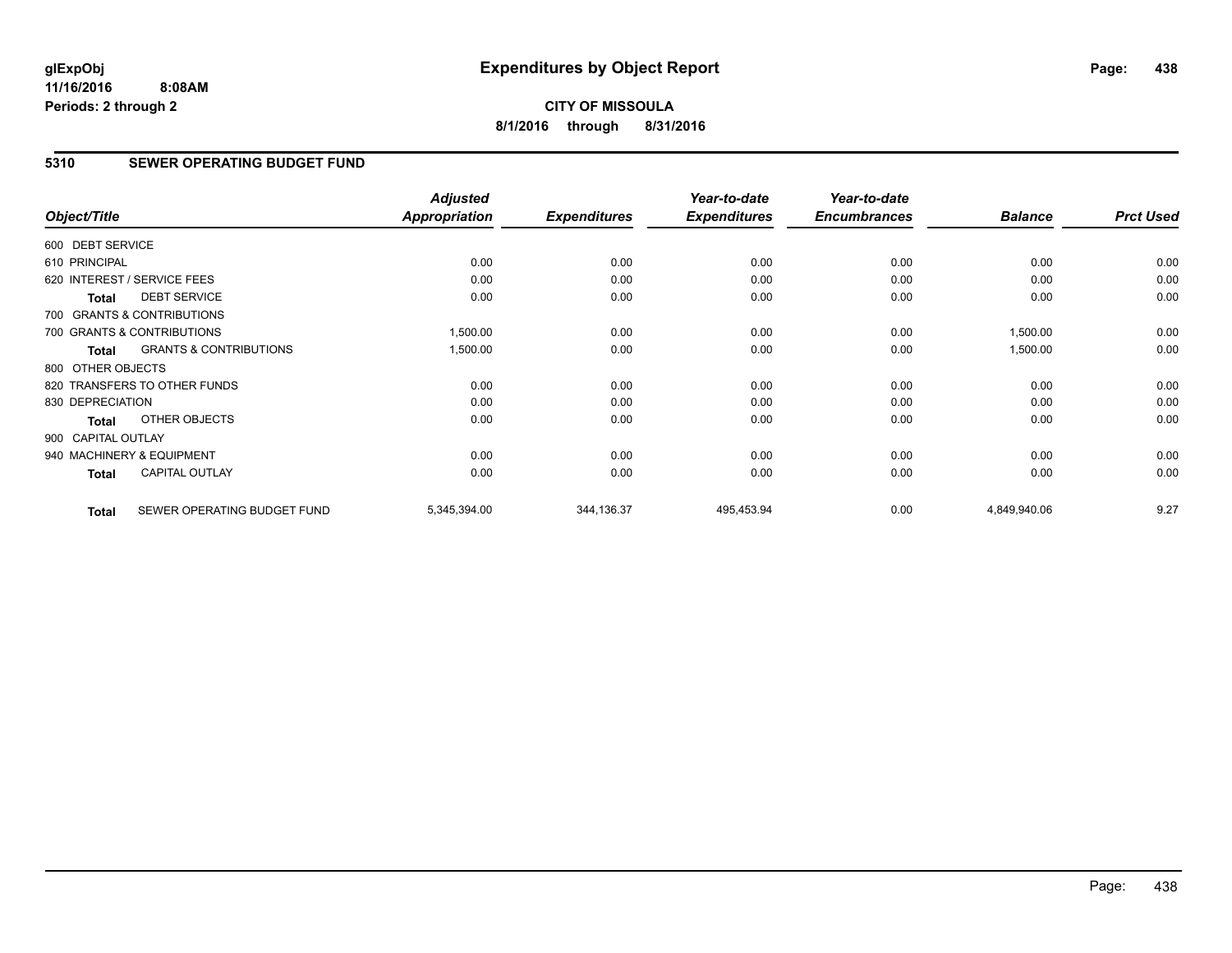# Expenditures by Object Report

glExpObj
11/16/2016 8:08AM
Periods: 2 through 2

**CITY OF MISSOULA**
**8/1/2016 through 8/31/2016**

## 5310 SEWER OPERATING BUDGET FUND

| Object/Title | Adjusted Appropriation | Expenditures | Year-to-date Expenditures | Year-to-date Encumbrances | Balance | Prct Used |
|---|---|---|---|---|---|---|
| 600 DEBT SERVICE | | | | | | |
| 610 PRINCIPAL | 0.00 | 0.00 | 0.00 | 0.00 | 0.00 | 0.00 |
| 620 INTEREST / SERVICE FEES | 0.00 | 0.00 | 0.00 | 0.00 | 0.00 | 0.00 |
| **Total** DEBT SERVICE | 0.00 | 0.00 | 0.00 | 0.00 | 0.00 | 0.00 |
| 700 GRANTS & CONTRIBUTIONS | | | | | | |
| 700 GRANTS & CONTRIBUTIONS | 1,500.00 | 0.00 | 0.00 | 0.00 | 1,500.00 | 0.00 |
| **Total** GRANTS & CONTRIBUTIONS | 1,500.00 | 0.00 | 0.00 | 0.00 | 1,500.00 | 0.00 |
| 800 OTHER OBJECTS | | | | | | |
| 820 TRANSFERS TO OTHER FUNDS | 0.00 | 0.00 | 0.00 | 0.00 | 0.00 | 0.00 |
| 830 DEPRECIATION | 0.00 | 0.00 | 0.00 | 0.00 | 0.00 | 0.00 |
| **Total** OTHER OBJECTS | 0.00 | 0.00 | 0.00 | 0.00 | 0.00 | 0.00 |
| 900 CAPITAL OUTLAY | | | | | | |
| 940 MACHINERY & EQUIPMENT | 0.00 | 0.00 | 0.00 | 0.00 | 0.00 | 0.00 |
| **Total** CAPITAL OUTLAY | 0.00 | 0.00 | 0.00 | 0.00 | 0.00 | 0.00 |
| **Total** SEWER OPERATING BUDGET FUND | 5,345,394.00 | 344,136.37 | 495,453.94 | 0.00 | 4,849,940.06 | 9.27 |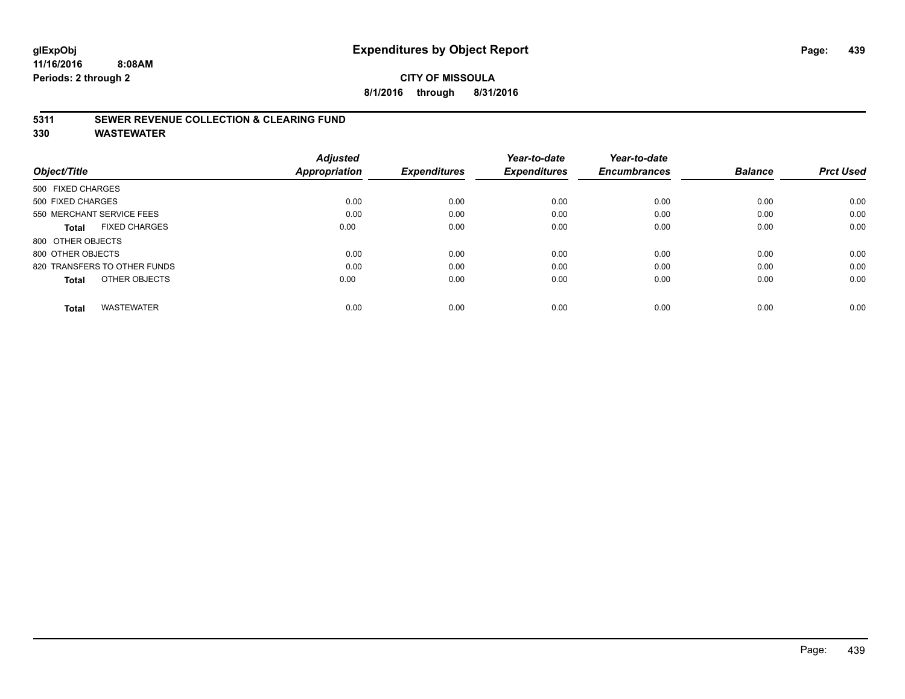# Expenditures by Object Report

**glExpObj**
**11/16/2016 8:08AM**
**Periods: 2 through 2**

**CITY OF MISSOULA**
**8/1/2016 through 8/31/2016**

## 5311 SEWER REVENUE COLLECTION & CLEARING FUND
## 330 WASTEWATER

| Object/Title | Adjusted Appropriation | Expenditures | Year-to-date Expenditures | Year-to-date Encumbrances | Balance | Prct Used |
|---|---|---|---|---|---|---|
| 500 FIXED CHARGES | | | | | | |
| 500 FIXED CHARGES | 0.00 | 0.00 | 0.00 | 0.00 | 0.00 | 0.00 |
| 550 MERCHANT SERVICE FEES | 0.00 | 0.00 | 0.00 | 0.00 | 0.00 | 0.00 |
| **Total** FIXED CHARGES | 0.00 | 0.00 | 0.00 | 0.00 | 0.00 | 0.00 |
| 800 OTHER OBJECTS | | | | | | |
| 800 OTHER OBJECTS | 0.00 | 0.00 | 0.00 | 0.00 | 0.00 | 0.00 |
| 820 TRANSFERS TO OTHER FUNDS | 0.00 | 0.00 | 0.00 | 0.00 | 0.00 | 0.00 |
| **Total** OTHER OBJECTS | 0.00 | 0.00 | 0.00 | 0.00 | 0.00 | 0.00 |
| **Total** WASTEWATER | 0.00 | 0.00 | 0.00 | 0.00 | 0.00 | 0.00 |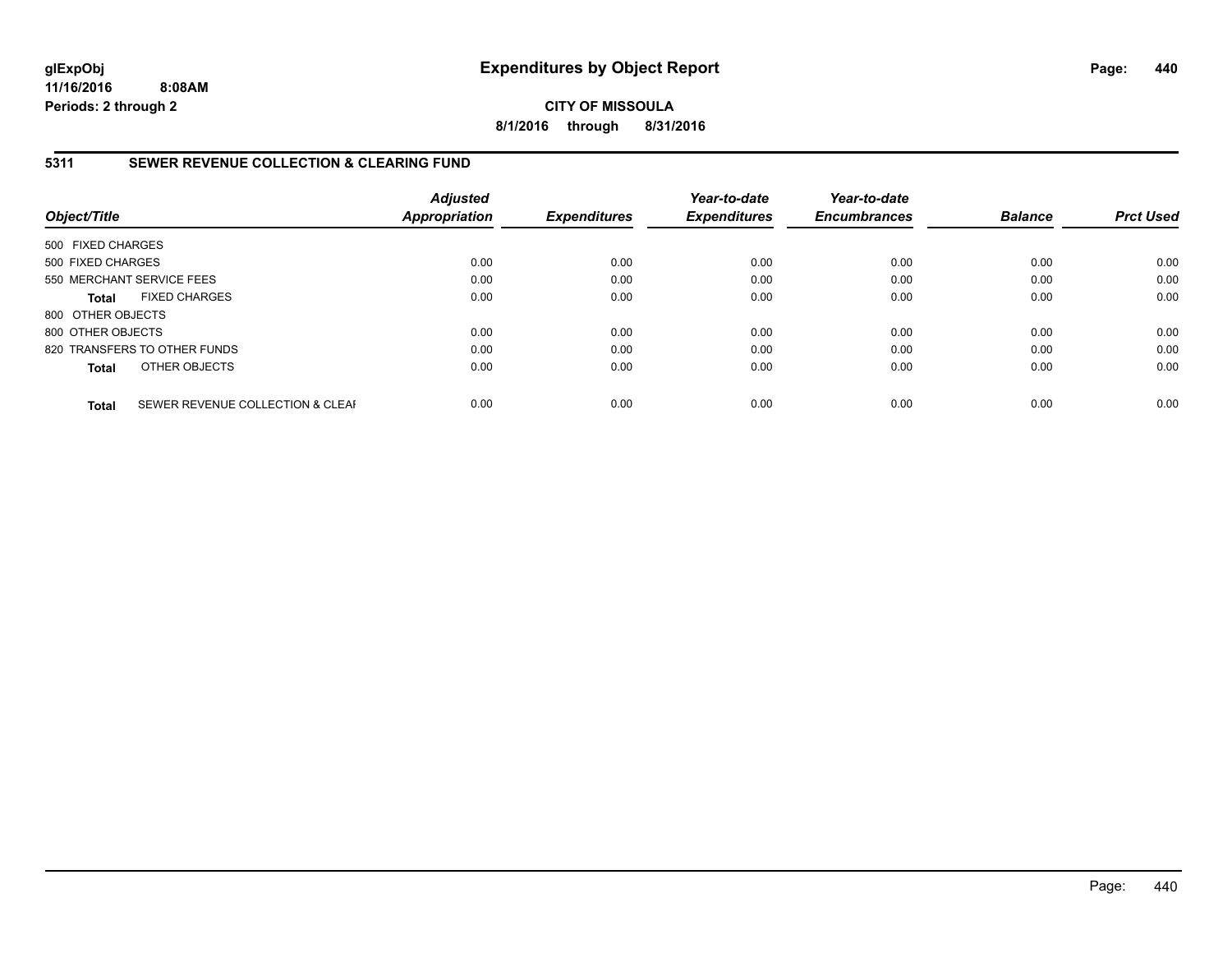# Expenditures by Object Report

glExpObj
11/16/2016 8:08AM
Periods: 2 through 2

**CITY OF MISSOULA**
**8/1/2016 through 8/31/2016**

## 5311 SEWER REVENUE COLLECTION & CLEARING FUND

| Object/Title | | Adjusted Appropriation | Expenditures | Year-to-date Expenditures | Year-to-date Encumbrances | Balance | Prct Used |
|---|---|---|---|---|---|---|---|
| 500 FIXED CHARGES | | | | | | | |
| 500 FIXED CHARGES | | 0.00 | 0.00 | 0.00 | 0.00 | 0.00 | 0.00 |
| 550 MERCHANT SERVICE FEES | | 0.00 | 0.00 | 0.00 | 0.00 | 0.00 | 0.00 |
| **Total** | FIXED CHARGES | 0.00 | 0.00 | 0.00 | 0.00 | 0.00 | 0.00 |
| 800 OTHER OBJECTS | | | | | | | |
| 800 OTHER OBJECTS | | 0.00 | 0.00 | 0.00 | 0.00 | 0.00 | 0.00 |
| 820 TRANSFERS TO OTHER FUNDS | | 0.00 | 0.00 | 0.00 | 0.00 | 0.00 | 0.00 |
| **Total** | OTHER OBJECTS | 0.00 | 0.00 | 0.00 | 0.00 | 0.00 | 0.00 |
| **Total** | SEWER REVENUE COLLECTION & CLEAI | 0.00 | 0.00 | 0.00 | 0.00 | 0.00 | 0.00 |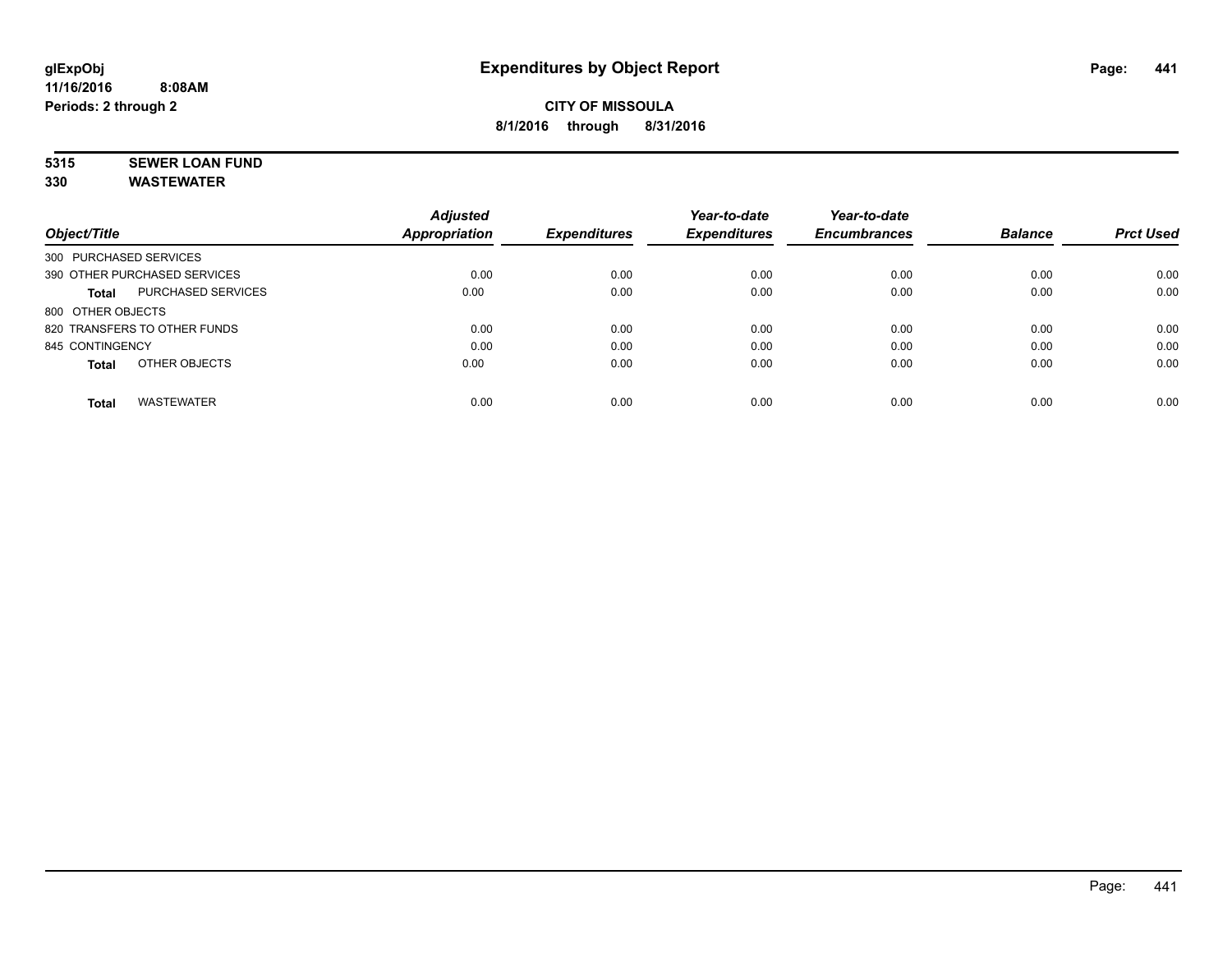# Expenditures by Object Report

**CITY OF MISSOULA**

**8/1/2016 through 8/31/2016**

glExpObj
11/16/2016 8:08AM
Periods: 2 through 2

**5315 SEWER LOAN FUND**
**330 WASTEWATER**

| Object/Title | | Adjusted Appropriation | Expenditures | Year-to-date Expenditures | Year-to-date Encumbrances | Balance | Prct Used |
|---|---|---|---|---|---|---|---|
| 300 PURCHASED SERVICES | | | | | | | |
| 390 OTHER PURCHASED SERVICES | | 0.00 | 0.00 | 0.00 | 0.00 | 0.00 | 0.00 |
| **Total** | PURCHASED SERVICES | 0.00 | 0.00 | 0.00 | 0.00 | 0.00 | 0.00 |
| 800 OTHER OBJECTS | | | | | | | |
| 820 TRANSFERS TO OTHER FUNDS | | 0.00 | 0.00 | 0.00 | 0.00 | 0.00 | 0.00 |
| 845 CONTINGENCY | | 0.00 | 0.00 | 0.00 | 0.00 | 0.00 | 0.00 |
| **Total** | OTHER OBJECTS | 0.00 | 0.00 | 0.00 | 0.00 | 0.00 | 0.00 |
| **Total** | WASTEWATER | 0.00 | 0.00 | 0.00 | 0.00 | 0.00 | 0.00 |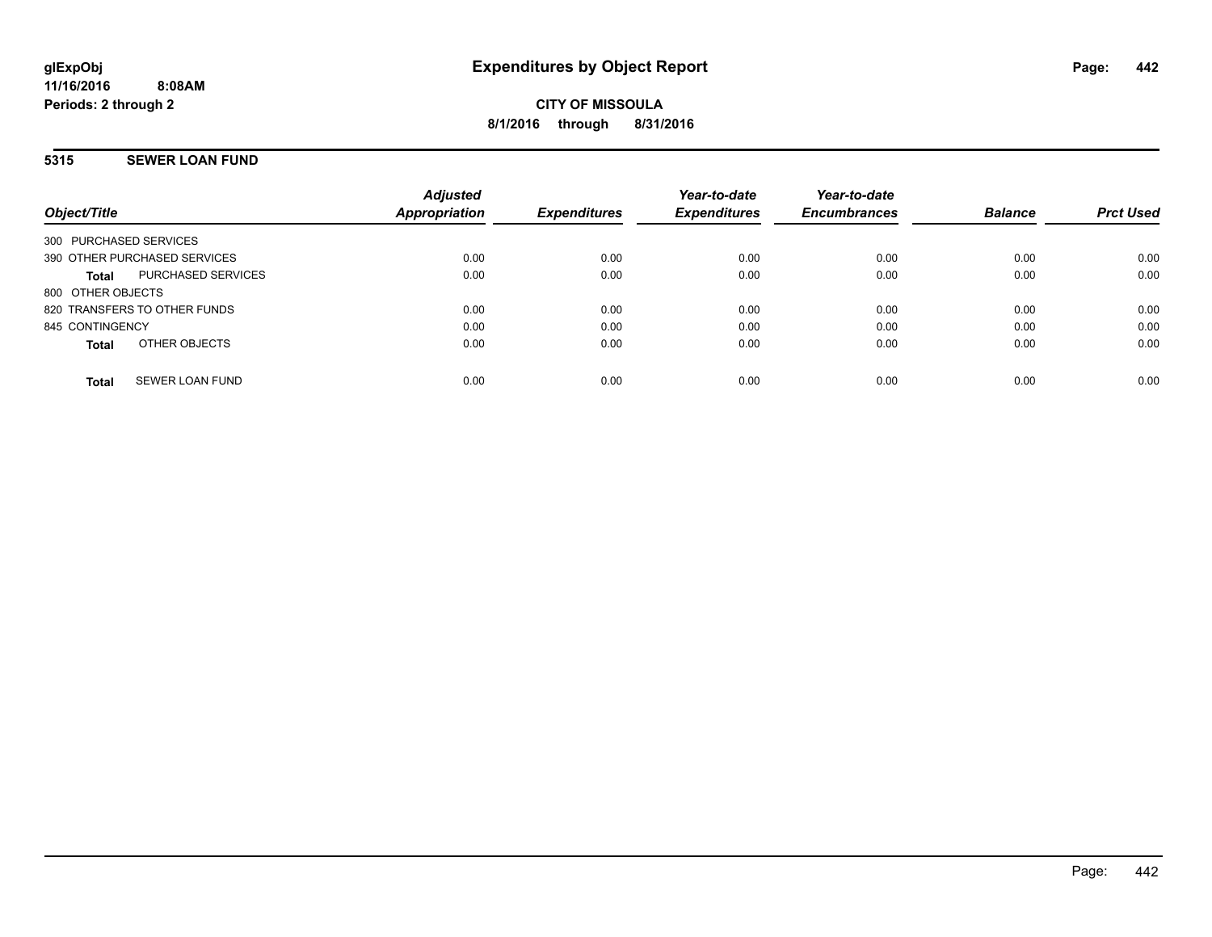**glExpObj**
**11/16/2016 8:08AM**
**Periods: 2 through 2**

# Expenditures by Object Report

**CITY OF MISSOULA**
**8/1/2016 through 8/31/2016**

## 5315 SEWER LOAN FUND

| Object/Title | | *Adjusted Appropriation* | *Expenditures* | *Year-to-date Expenditures* | *Year-to-date Encumbrances* | *Balance* | *Prct Used* |
|---|---|---|---|---|---|---|---|
| 300 PURCHASED SERVICES | | | | | | | |
| 390 OTHER PURCHASED SERVICES | | 0.00 | 0.00 | 0.00 | 0.00 | 0.00 | 0.00 |
| **Total** | PURCHASED SERVICES | 0.00 | 0.00 | 0.00 | 0.00 | 0.00 | 0.00 |
| 800 OTHER OBJECTS | | | | | | | |
| 820 TRANSFERS TO OTHER FUNDS | | 0.00 | 0.00 | 0.00 | 0.00 | 0.00 | 0.00 |
| 845 CONTINGENCY | | 0.00 | 0.00 | 0.00 | 0.00 | 0.00 | 0.00 |
| **Total** | OTHER OBJECTS | 0.00 | 0.00 | 0.00 | 0.00 | 0.00 | 0.00 |
| **Total** | SEWER LOAN FUND | 0.00 | 0.00 | 0.00 | 0.00 | 0.00 | 0.00 |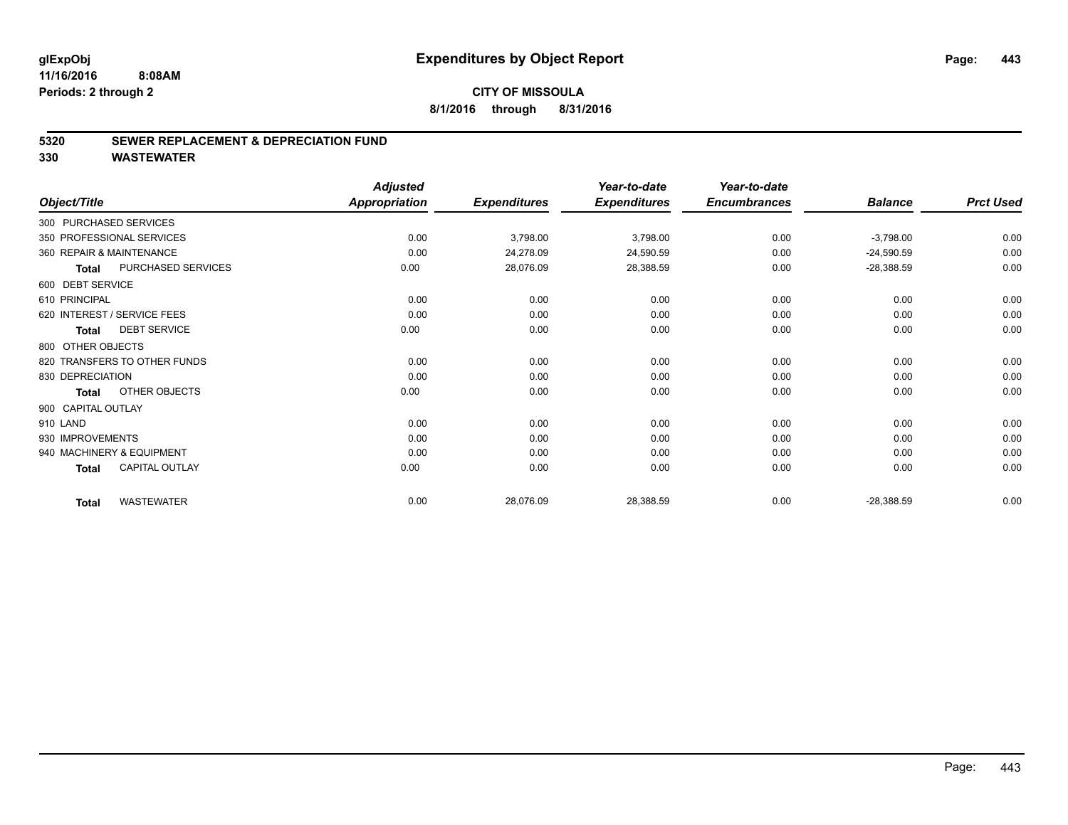# Expenditures by Object Report

glExpObj
11/16/2016 8:08AM
Periods: 2 through 2

**CITY OF MISSOULA**
**8/1/2016 through 8/31/2016**

## 5320 SEWER REPLACEMENT & DEPRECIATION FUND
## 330 WASTEWATER

| Object/Title | Adjusted Appropriation | Expenditures | Year-to-date Expenditures | Year-to-date Encumbrances | Balance | Prct Used |
|---|---|---|---|---|---|---|
| 300 PURCHASED SERVICES | | | | | | |
| 350 PROFESSIONAL SERVICES | 0.00 | 3,798.00 | 3,798.00 | 0.00 | -3,798.00 | 0.00 |
| 360 REPAIR & MAINTENANCE | 0.00 | 24,278.09 | 24,590.59 | 0.00 | -24,590.59 | 0.00 |
| **Total** PURCHASED SERVICES | 0.00 | 28,076.09 | 28,388.59 | 0.00 | -28,388.59 | 0.00 |
| 600 DEBT SERVICE | | | | | | |
| 610 PRINCIPAL | 0.00 | 0.00 | 0.00 | 0.00 | 0.00 | 0.00 |
| 620 INTEREST / SERVICE FEES | 0.00 | 0.00 | 0.00 | 0.00 | 0.00 | 0.00 |
| **Total** DEBT SERVICE | 0.00 | 0.00 | 0.00 | 0.00 | 0.00 | 0.00 |
| 800 OTHER OBJECTS | | | | | | |
| 820 TRANSFERS TO OTHER FUNDS | 0.00 | 0.00 | 0.00 | 0.00 | 0.00 | 0.00 |
| 830 DEPRECIATION | 0.00 | 0.00 | 0.00 | 0.00 | 0.00 | 0.00 |
| **Total** OTHER OBJECTS | 0.00 | 0.00 | 0.00 | 0.00 | 0.00 | 0.00 |
| 900 CAPITAL OUTLAY | | | | | | |
| 910 LAND | 0.00 | 0.00 | 0.00 | 0.00 | 0.00 | 0.00 |
| 930 IMPROVEMENTS | 0.00 | 0.00 | 0.00 | 0.00 | 0.00 | 0.00 |
| 940 MACHINERY & EQUIPMENT | 0.00 | 0.00 | 0.00 | 0.00 | 0.00 | 0.00 |
| **Total** CAPITAL OUTLAY | 0.00 | 0.00 | 0.00 | 0.00 | 0.00 | 0.00 |
| **Total** WASTEWATER | 0.00 | 28,076.09 | 28,388.59 | 0.00 | -28,388.59 | 0.00 |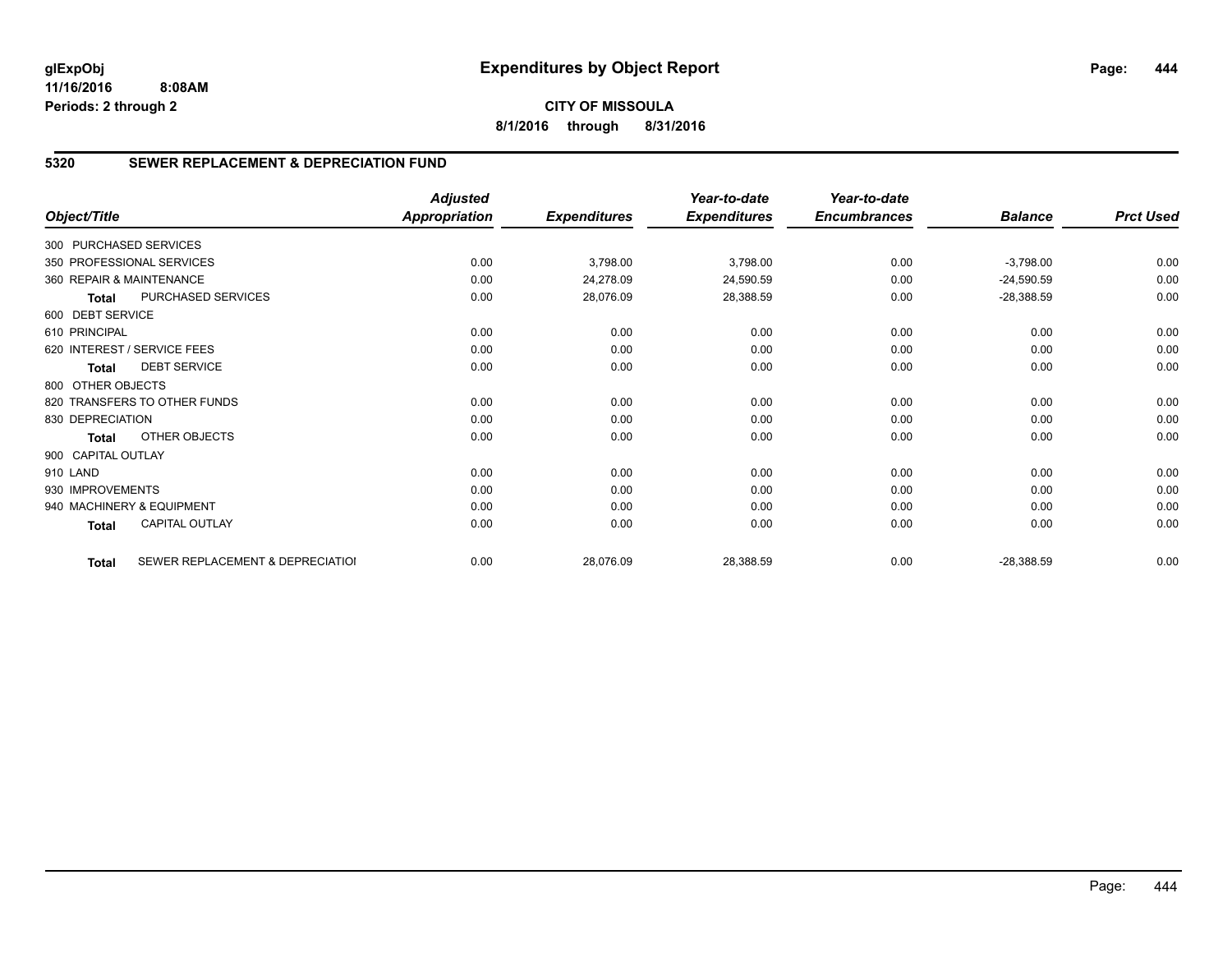# Expenditures by Object Report

glExpObj
11/16/2016 8:08AM
Periods: 2 through 2

**CITY OF MISSOULA**
**8/1/2016 through 8/31/2016**

## 5320 SEWER REPLACEMENT & DEPRECIATION FUND

| Object/Title | | Adjusted Appropriation | Expenditures | Year-to-date Expenditures | Year-to-date Encumbrances | Balance | Prct Used |
|---|---|---|---|---|---|---|---|
| 300 PURCHASED SERVICES | | | | | | | |
| 350 PROFESSIONAL SERVICES | | 0.00 | 3,798.00 | 3,798.00 | 0.00 | -3,798.00 | 0.00 |
| 360 REPAIR & MAINTENANCE | | 0.00 | 24,278.09 | 24,590.59 | 0.00 | -24,590.59 | 0.00 |
| Total | PURCHASED SERVICES | 0.00 | 28,076.09 | 28,388.59 | 0.00 | -28,388.59 | 0.00 |
| 600 DEBT SERVICE | | | | | | | |
| 610 PRINCIPAL | | 0.00 | 0.00 | 0.00 | 0.00 | 0.00 | 0.00 |
| 620 INTEREST / SERVICE FEES | | 0.00 | 0.00 | 0.00 | 0.00 | 0.00 | 0.00 |
| Total | DEBT SERVICE | 0.00 | 0.00 | 0.00 | 0.00 | 0.00 | 0.00 |
| 800 OTHER OBJECTS | | | | | | | |
| 820 TRANSFERS TO OTHER FUNDS | | 0.00 | 0.00 | 0.00 | 0.00 | 0.00 | 0.00 |
| 830 DEPRECIATION | | 0.00 | 0.00 | 0.00 | 0.00 | 0.00 | 0.00 |
| Total | OTHER OBJECTS | 0.00 | 0.00 | 0.00 | 0.00 | 0.00 | 0.00 |
| 900 CAPITAL OUTLAY | | | | | | | |
| 910 LAND | | 0.00 | 0.00 | 0.00 | 0.00 | 0.00 | 0.00 |
| 930 IMPROVEMENTS | | 0.00 | 0.00 | 0.00 | 0.00 | 0.00 | 0.00 |
| 940 MACHINERY & EQUIPMENT | | 0.00 | 0.00 | 0.00 | 0.00 | 0.00 | 0.00 |
| Total | CAPITAL OUTLAY | 0.00 | 0.00 | 0.00 | 0.00 | 0.00 | 0.00 |
| Total | SEWER REPLACEMENT & DEPRECIATIOI | 0.00 | 28,076.09 | 28,388.59 | 0.00 | -28,388.59 | 0.00 |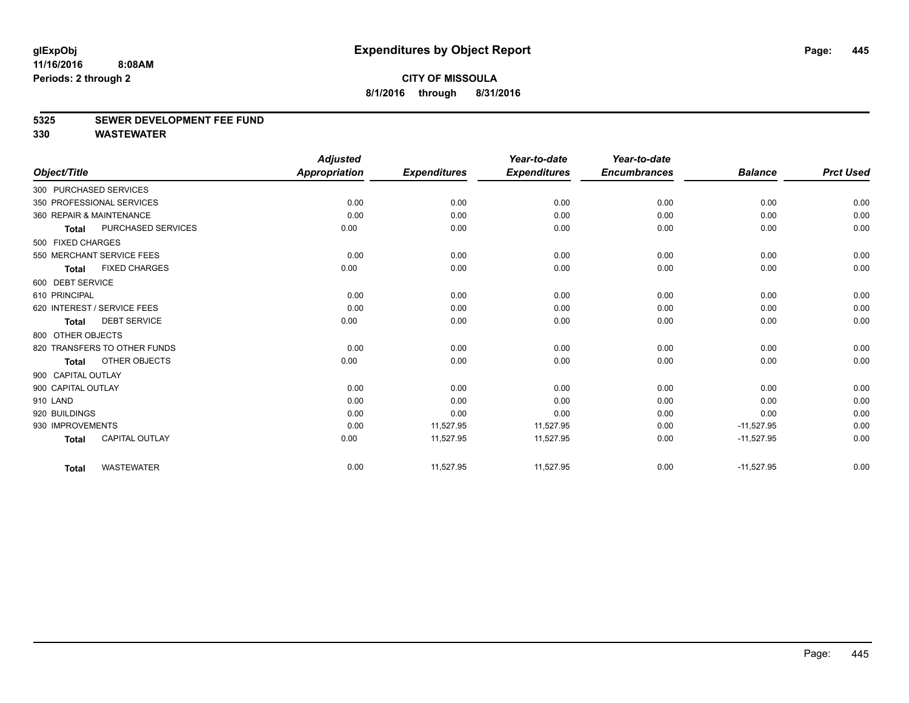**glExpObj** **Expenditures by Object Report**

**11/16/2016 8:08AM**

**Periods: 2 through 2**

**CITY OF MISSOULA**

**8/1/2016 through 8/31/2016**

## 5325 SEWER DEVELOPMENT FEE FUND

## 330 WASTEWATER

| Object/Title | Adjusted Appropriation | Expenditures | Year-to-date Expenditures | Year-to-date Encumbrances | Balance | Prct Used |
|---|---|---|---|---|---|---|
| 300 PURCHASED SERVICES | | | | | | |
| 350 PROFESSIONAL SERVICES | 0.00 | 0.00 | 0.00 | 0.00 | 0.00 | 0.00 |
| 360 REPAIR & MAINTENANCE | 0.00 | 0.00 | 0.00 | 0.00 | 0.00 | 0.00 |
| **Total** PURCHASED SERVICES | 0.00 | 0.00 | 0.00 | 0.00 | 0.00 | 0.00 |
| 500 FIXED CHARGES | | | | | | |
| 550 MERCHANT SERVICE FEES | 0.00 | 0.00 | 0.00 | 0.00 | 0.00 | 0.00 |
| **Total** FIXED CHARGES | 0.00 | 0.00 | 0.00 | 0.00 | 0.00 | 0.00 |
| 600 DEBT SERVICE | | | | | | |
| 610 PRINCIPAL | 0.00 | 0.00 | 0.00 | 0.00 | 0.00 | 0.00 |
| 620 INTEREST / SERVICE FEES | 0.00 | 0.00 | 0.00 | 0.00 | 0.00 | 0.00 |
| **Total** DEBT SERVICE | 0.00 | 0.00 | 0.00 | 0.00 | 0.00 | 0.00 |
| 800 OTHER OBJECTS | | | | | | |
| 820 TRANSFERS TO OTHER FUNDS | 0.00 | 0.00 | 0.00 | 0.00 | 0.00 | 0.00 |
| **Total** OTHER OBJECTS | 0.00 | 0.00 | 0.00 | 0.00 | 0.00 | 0.00 |
| 900 CAPITAL OUTLAY | | | | | | |
| 900 CAPITAL OUTLAY | 0.00 | 0.00 | 0.00 | 0.00 | 0.00 | 0.00 |
| 910 LAND | 0.00 | 0.00 | 0.00 | 0.00 | 0.00 | 0.00 |
| 920 BUILDINGS | 0.00 | 0.00 | 0.00 | 0.00 | 0.00 | 0.00 |
| 930 IMPROVEMENTS | 0.00 | 11,527.95 | 11,527.95 | 0.00 | -11,527.95 | 0.00 |
| **Total** CAPITAL OUTLAY | 0.00 | 11,527.95 | 11,527.95 | 0.00 | -11,527.95 | 0.00 |
| **Total** WASTEWATER | 0.00 | 11,527.95 | 11,527.95 | 0.00 | -11,527.95 | 0.00 |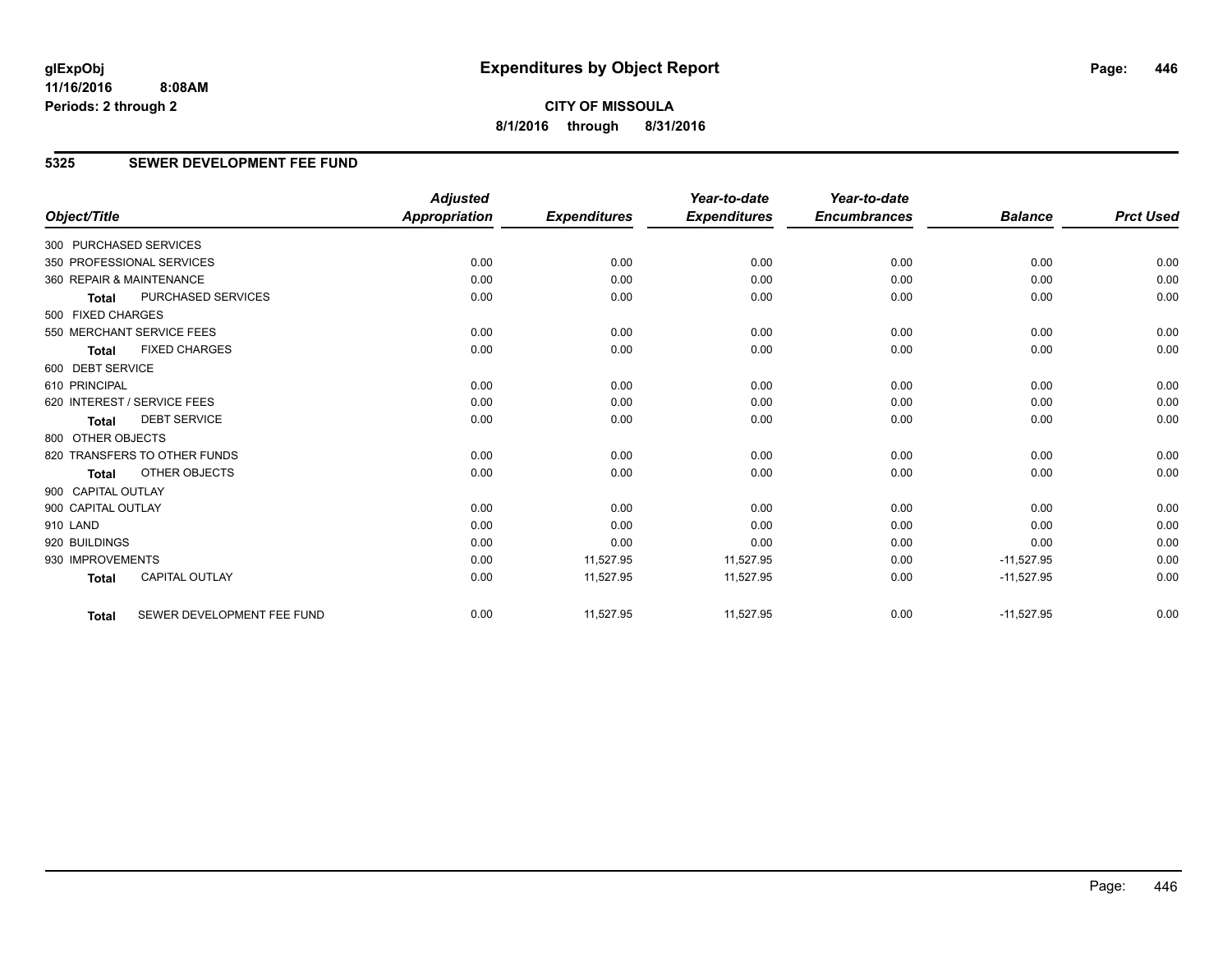# Expenditures by Object Report

glExpObj
11/16/2016 8:08AM
Periods: 2 through 2

**CITY OF MISSOULA**
**8/1/2016 through 8/31/2016**

## 5325 SEWER DEVELOPMENT FEE FUND

| Object/Title | Adjusted Appropriation | Expenditures | Year-to-date Expenditures | Year-to-date Encumbrances | Balance | Prct Used |
|---|---|---|---|---|---|---|
| 300 PURCHASED SERVICES | | | | | | |
| 350 PROFESSIONAL SERVICES | 0.00 | 0.00 | 0.00 | 0.00 | 0.00 | 0.00 |
| 360 REPAIR & MAINTENANCE | 0.00 | 0.00 | 0.00 | 0.00 | 0.00 | 0.00 |
| **Total** PURCHASED SERVICES | 0.00 | 0.00 | 0.00 | 0.00 | 0.00 | 0.00 |
| 500 FIXED CHARGES | | | | | | |
| 550 MERCHANT SERVICE FEES | 0.00 | 0.00 | 0.00 | 0.00 | 0.00 | 0.00 |
| **Total** FIXED CHARGES | 0.00 | 0.00 | 0.00 | 0.00 | 0.00 | 0.00 |
| 600 DEBT SERVICE | | | | | | |
| 610 PRINCIPAL | 0.00 | 0.00 | 0.00 | 0.00 | 0.00 | 0.00 |
| 620 INTEREST / SERVICE FEES | 0.00 | 0.00 | 0.00 | 0.00 | 0.00 | 0.00 |
| **Total** DEBT SERVICE | 0.00 | 0.00 | 0.00 | 0.00 | 0.00 | 0.00 |
| 800 OTHER OBJECTS | | | | | | |
| 820 TRANSFERS TO OTHER FUNDS | 0.00 | 0.00 | 0.00 | 0.00 | 0.00 | 0.00 |
| **Total** OTHER OBJECTS | 0.00 | 0.00 | 0.00 | 0.00 | 0.00 | 0.00 |
| 900 CAPITAL OUTLAY | | | | | | |
| 900 CAPITAL OUTLAY | 0.00 | 0.00 | 0.00 | 0.00 | 0.00 | 0.00 |
| 910 LAND | 0.00 | 0.00 | 0.00 | 0.00 | 0.00 | 0.00 |
| 920 BUILDINGS | 0.00 | 0.00 | 0.00 | 0.00 | 0.00 | 0.00 |
| 930 IMPROVEMENTS | 0.00 | 11,527.95 | 11,527.95 | 0.00 | -11,527.95 | 0.00 |
| **Total** CAPITAL OUTLAY | 0.00 | 11,527.95 | 11,527.95 | 0.00 | -11,527.95 | 0.00 |
| **Total** SEWER DEVELOPMENT FEE FUND | 0.00 | 11,527.95 | 11,527.95 | 0.00 | -11,527.95 | 0.00 |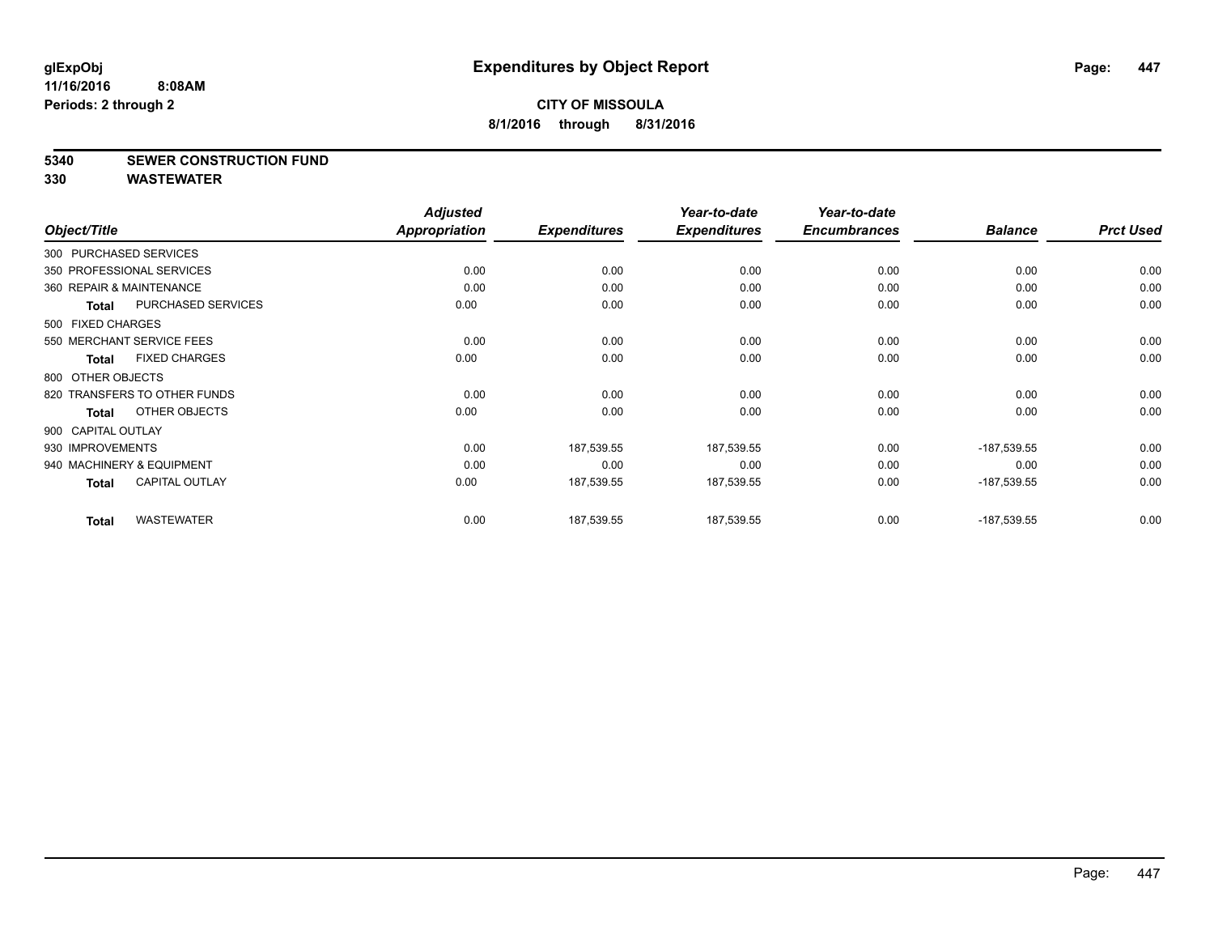## Expenditures by Object Report

**CITY OF MISSOULA**

**8/1/2016 through 8/31/2016**

glExpObj
11/16/2016 8:08AM
Periods: 2 through 2

**5340 SEWER CONSTRUCTION FUND**

**330 WASTEWATER**

| Object/Title | | Adjusted Appropriation | Expenditures | Year-to-date Expenditures | Year-to-date Encumbrances | Balance | Prct Used |
|---|---|---|---|---|---|---|---|
| 300 PURCHASED SERVICES | | | | | | | |
| 350 PROFESSIONAL SERVICES | | 0.00 | 0.00 | 0.00 | 0.00 | 0.00 | 0.00 |
| 360 REPAIR & MAINTENANCE | | 0.00 | 0.00 | 0.00 | 0.00 | 0.00 | 0.00 |
| **Total** | PURCHASED SERVICES | 0.00 | 0.00 | 0.00 | 0.00 | 0.00 | 0.00 |
| 500 FIXED CHARGES | | | | | | | |
| 550 MERCHANT SERVICE FEES | | 0.00 | 0.00 | 0.00 | 0.00 | 0.00 | 0.00 |
| **Total** | FIXED CHARGES | 0.00 | 0.00 | 0.00 | 0.00 | 0.00 | 0.00 |
| 800 OTHER OBJECTS | | | | | | | |
| 820 TRANSFERS TO OTHER FUNDS | | 0.00 | 0.00 | 0.00 | 0.00 | 0.00 | 0.00 |
| **Total** | OTHER OBJECTS | 0.00 | 0.00 | 0.00 | 0.00 | 0.00 | 0.00 |
| 900 CAPITAL OUTLAY | | | | | | | |
| 930 IMPROVEMENTS | | 0.00 | 187,539.55 | 187,539.55 | 0.00 | -187,539.55 | 0.00 |
| 940 MACHINERY & EQUIPMENT | | 0.00 | 0.00 | 0.00 | 0.00 | 0.00 | 0.00 |
| **Total** | CAPITAL OUTLAY | 0.00 | 187,539.55 | 187,539.55 | 0.00 | -187,539.55 | 0.00 |
| **Total** | WASTEWATER | 0.00 | 187,539.55 | 187,539.55 | 0.00 | -187,539.55 | 0.00 |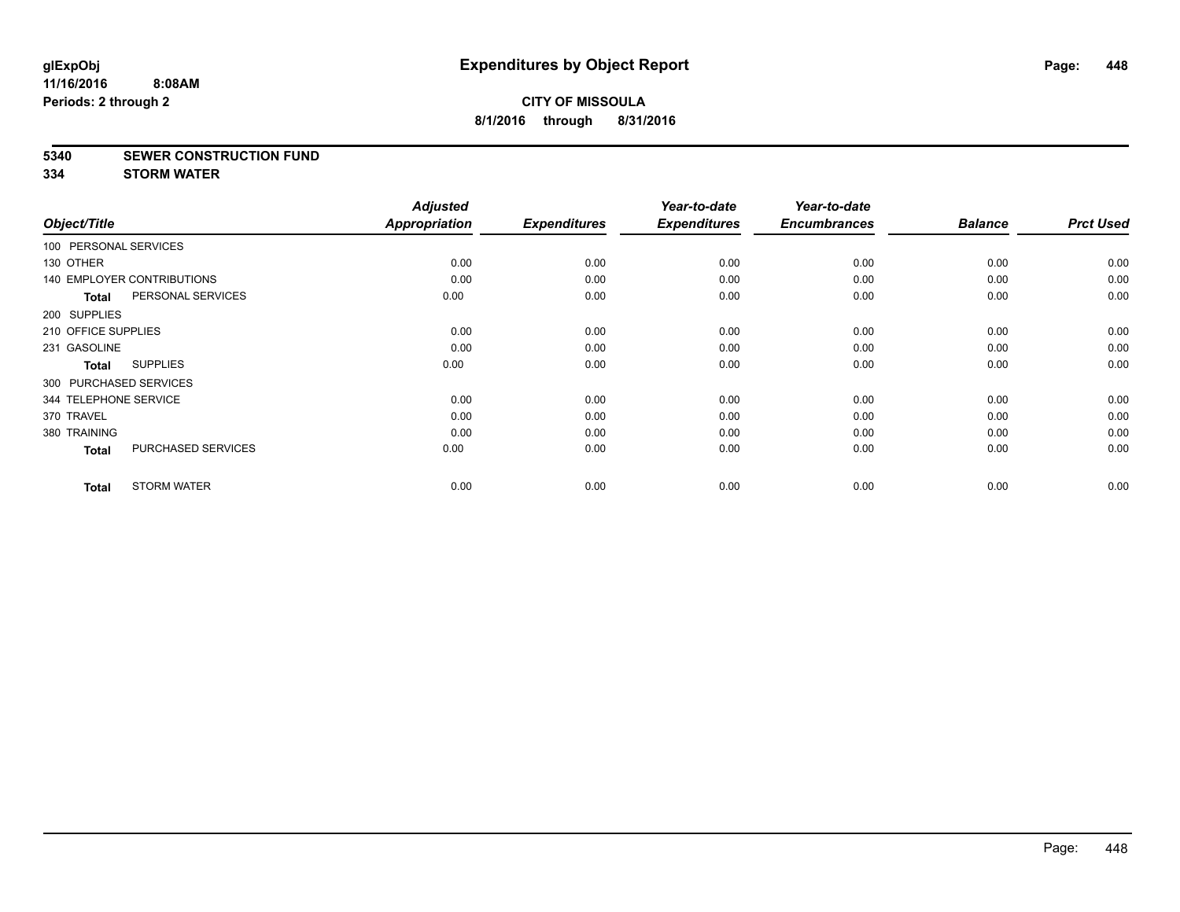# Expenditures by Object Report

glExpObj
11/16/2016 8:08AM
Periods: 2 through 2

**CITY OF MISSOULA**
**8/1/2016 through 8/31/2016**

**5340 SEWER CONSTRUCTION FUND**
**334 STORM WATER**

| Object/Title | | Adjusted Appropriation | Expenditures | Year-to-date Expenditures | Year-to-date Encumbrances | Balance | Prct Used |
|---|---|---|---|---|---|---|---|
| 100 PERSONAL SERVICES | | | | | | | |
| 130 OTHER | | 0.00 | 0.00 | 0.00 | 0.00 | 0.00 | 0.00 |
| 140 EMPLOYER CONTRIBUTIONS | | 0.00 | 0.00 | 0.00 | 0.00 | 0.00 | 0.00 |
| **Total** | PERSONAL SERVICES | 0.00 | 0.00 | 0.00 | 0.00 | 0.00 | 0.00 |
| 200 SUPPLIES | | | | | | | |
| 210 OFFICE SUPPLIES | | 0.00 | 0.00 | 0.00 | 0.00 | 0.00 | 0.00 |
| 231 GASOLINE | | 0.00 | 0.00 | 0.00 | 0.00 | 0.00 | 0.00 |
| **Total** | SUPPLIES | 0.00 | 0.00 | 0.00 | 0.00 | 0.00 | 0.00 |
| 300 PURCHASED SERVICES | | | | | | | |
| 344 TELEPHONE SERVICE | | 0.00 | 0.00 | 0.00 | 0.00 | 0.00 | 0.00 |
| 370 TRAVEL | | 0.00 | 0.00 | 0.00 | 0.00 | 0.00 | 0.00 |
| 380 TRAINING | | 0.00 | 0.00 | 0.00 | 0.00 | 0.00 | 0.00 |
| **Total** | PURCHASED SERVICES | 0.00 | 0.00 | 0.00 | 0.00 | 0.00 | 0.00 |
| **Total** | STORM WATER | 0.00 | 0.00 | 0.00 | 0.00 | 0.00 | 0.00 |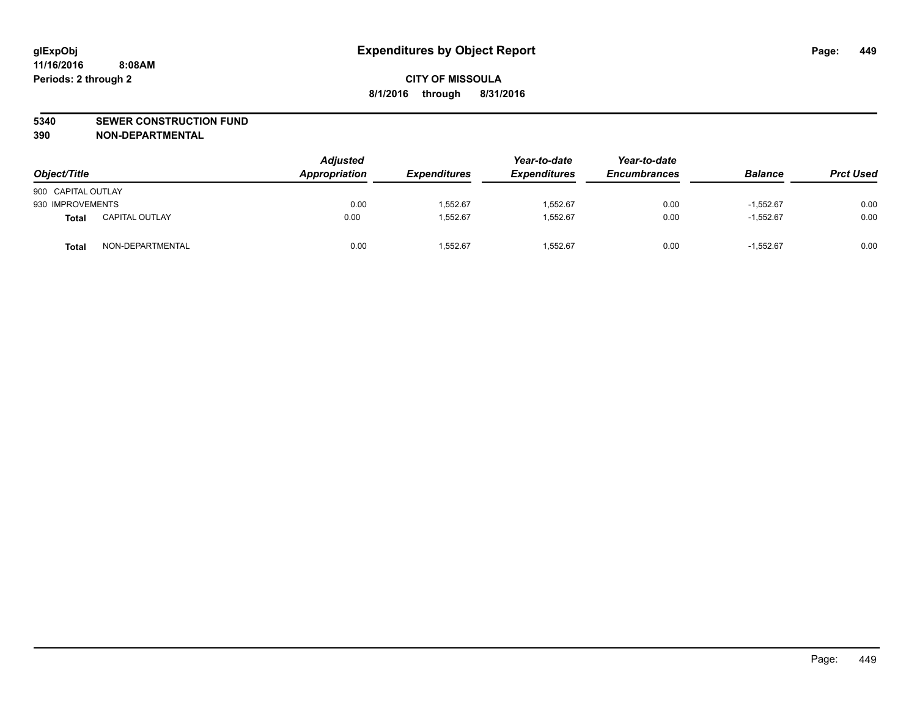glExpObj
11/16/2016 8:08AM
Periods: 2 through 2

# Expenditures by Object Report

**CITY OF MISSOULA**
**8/1/2016 through 8/31/2016**

**5340 SEWER CONSTRUCTION FUND**
**390 NON-DEPARTMENTAL**

| Object/Title | | Adjusted Appropriation | Expenditures | Year-to-date Expenditures | Year-to-date Encumbrances | Balance | Prct Used |
|---|---|---|---|---|---|---|---|
| 900 CAPITAL OUTLAY | | | | | | | |
| 930 IMPROVEMENTS | | 0.00 | 1,552.67 | 1,552.67 | 0.00 | -1,552.67 | 0.00 |
| **Total** | CAPITAL OUTLAY | 0.00 | 1,552.67 | 1,552.67 | 0.00 | -1,552.67 | 0.00 |
| **Total** | NON-DEPARTMENTAL | 0.00 | 1,552.67 | 1,552.67 | 0.00 | -1,552.67 | 0.00 |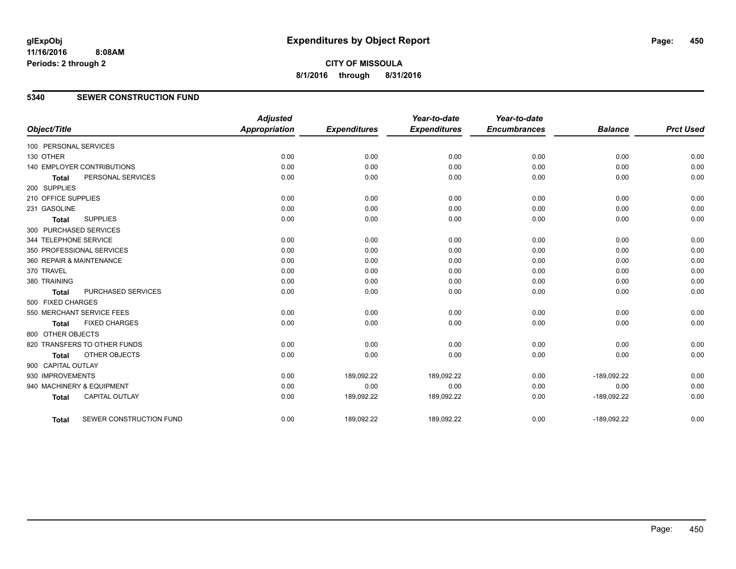# Expenditures by Object Report

glExpObj
11/16/2016 8:08AM
Periods: 2 through 2

**CITY OF MISSOULA**
**8/1/2016 through 8/31/2016**

## 5340 SEWER CONSTRUCTION FUND

| Object/Title | Adjusted Appropriation | Expenditures | Year-to-date Expenditures | Year-to-date Encumbrances | Balance | Prct Used |
|---|---|---|---|---|---|---|
| 100 PERSONAL SERVICES | | | | | | |
| 130 OTHER | 0.00 | 0.00 | 0.00 | 0.00 | 0.00 | 0.00 |
| 140 EMPLOYER CONTRIBUTIONS | 0.00 | 0.00 | 0.00 | 0.00 | 0.00 | 0.00 |
| **Total** PERSONAL SERVICES | 0.00 | 0.00 | 0.00 | 0.00 | 0.00 | 0.00 |
| 200 SUPPLIES | | | | | | |
| 210 OFFICE SUPPLIES | 0.00 | 0.00 | 0.00 | 0.00 | 0.00 | 0.00 |
| 231 GASOLINE | 0.00 | 0.00 | 0.00 | 0.00 | 0.00 | 0.00 |
| **Total** SUPPLIES | 0.00 | 0.00 | 0.00 | 0.00 | 0.00 | 0.00 |
| 300 PURCHASED SERVICES | | | | | | |
| 344 TELEPHONE SERVICE | 0.00 | 0.00 | 0.00 | 0.00 | 0.00 | 0.00 |
| 350 PROFESSIONAL SERVICES | 0.00 | 0.00 | 0.00 | 0.00 | 0.00 | 0.00 |
| 360 REPAIR & MAINTENANCE | 0.00 | 0.00 | 0.00 | 0.00 | 0.00 | 0.00 |
| 370 TRAVEL | 0.00 | 0.00 | 0.00 | 0.00 | 0.00 | 0.00 |
| 380 TRAINING | 0.00 | 0.00 | 0.00 | 0.00 | 0.00 | 0.00 |
| **Total** PURCHASED SERVICES | 0.00 | 0.00 | 0.00 | 0.00 | 0.00 | 0.00 |
| 500 FIXED CHARGES | | | | | | |
| 550 MERCHANT SERVICE FEES | 0.00 | 0.00 | 0.00 | 0.00 | 0.00 | 0.00 |
| **Total** FIXED CHARGES | 0.00 | 0.00 | 0.00 | 0.00 | 0.00 | 0.00 |
| 800 OTHER OBJECTS | | | | | | |
| 820 TRANSFERS TO OTHER FUNDS | 0.00 | 0.00 | 0.00 | 0.00 | 0.00 | 0.00 |
| **Total** OTHER OBJECTS | 0.00 | 0.00 | 0.00 | 0.00 | 0.00 | 0.00 |
| 900 CAPITAL OUTLAY | | | | | | |
| 930 IMPROVEMENTS | 0.00 | 189,092.22 | 189,092.22 | 0.00 | -189,092.22 | 0.00 |
| 940 MACHINERY & EQUIPMENT | 0.00 | 0.00 | 0.00 | 0.00 | 0.00 | 0.00 |
| **Total** CAPITAL OUTLAY | 0.00 | 189,092.22 | 189,092.22 | 0.00 | -189,092.22 | 0.00 |
| **Total** SEWER CONSTRUCTION FUND | 0.00 | 189,092.22 | 189,092.22 | 0.00 | -189,092.22 | 0.00 |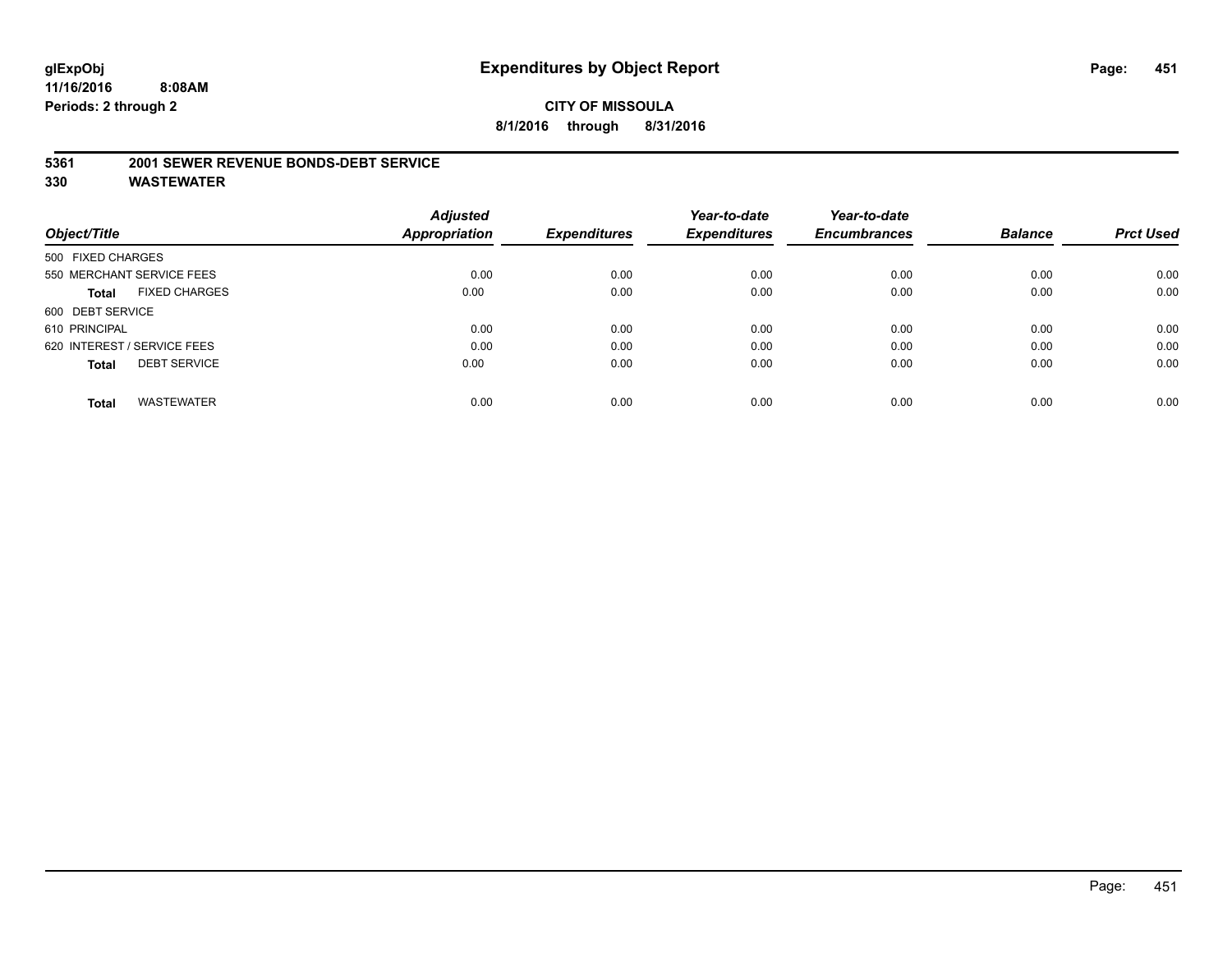# Expenditures by Object Report

glExpObj
11/16/2016 8:08AM
Periods: 2 through 2

**CITY OF MISSOULA**
**8/1/2016 through 8/31/2016**

## 5361 2001 SEWER REVENUE BONDS-DEBT SERVICE
## 330 WASTEWATER

| Object/Title | Adjusted Appropriation | Expenditures | Year-to-date Expenditures | Year-to-date Encumbrances | Balance | Prct Used |
|---|---|---|---|---|---|---|
| 500 FIXED CHARGES | | | | | | |
| 550 MERCHANT SERVICE FEES | 0.00 | 0.00 | 0.00 | 0.00 | 0.00 | 0.00 |
| **Total** FIXED CHARGES | 0.00 | 0.00 | 0.00 | 0.00 | 0.00 | 0.00 |
| 600 DEBT SERVICE | | | | | | |
| 610 PRINCIPAL | 0.00 | 0.00 | 0.00 | 0.00 | 0.00 | 0.00 |
| 620 INTEREST / SERVICE FEES | 0.00 | 0.00 | 0.00 | 0.00 | 0.00 | 0.00 |
| **Total** DEBT SERVICE | 0.00 | 0.00 | 0.00 | 0.00 | 0.00 | 0.00 |
| **Total** WASTEWATER | 0.00 | 0.00 | 0.00 | 0.00 | 0.00 | 0.00 |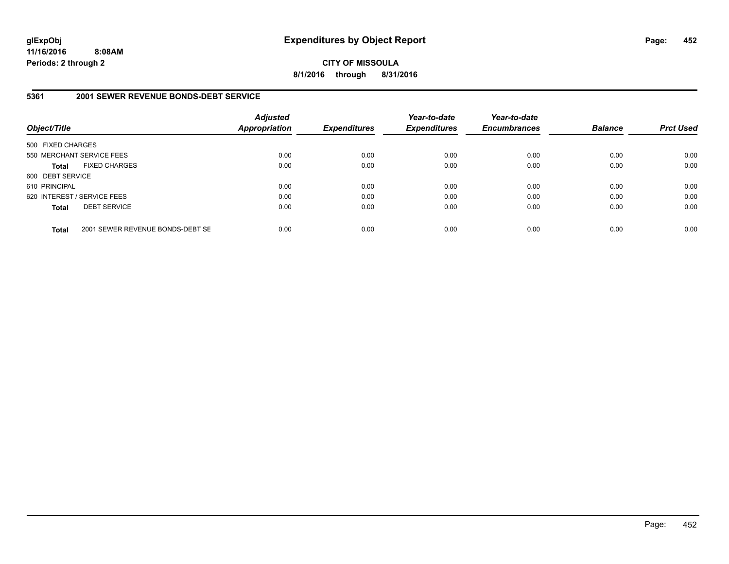# Expenditures by Object Report

glExpObj
11/16/2016 8:08AM
Periods: 2 through 2

**CITY OF MISSOULA**

**8/1/2016 through 8/31/2016**

## 5361 2001 SEWER REVENUE BONDS-DEBT SERVICE

| Object/Title | Adjusted Appropriation | Expenditures | Year-to-date Expenditures | Year-to-date Encumbrances | Balance | Prct Used |
|---|---|---|---|---|---|---|
| 500 FIXED CHARGES | | | | | | |
| 550 MERCHANT SERVICE FEES | 0.00 | 0.00 | 0.00 | 0.00 | 0.00 | 0.00 |
| **Total** FIXED CHARGES | 0.00 | 0.00 | 0.00 | 0.00 | 0.00 | 0.00 |
| 600 DEBT SERVICE | | | | | | |
| 610 PRINCIPAL | 0.00 | 0.00 | 0.00 | 0.00 | 0.00 | 0.00 |
| 620 INTEREST / SERVICE FEES | 0.00 | 0.00 | 0.00 | 0.00 | 0.00 | 0.00 |
| **Total** DEBT SERVICE | 0.00 | 0.00 | 0.00 | 0.00 | 0.00 | 0.00 |
| **Total** 2001 SEWER REVENUE BONDS-DEBT SE | 0.00 | 0.00 | 0.00 | 0.00 | 0.00 | 0.00 |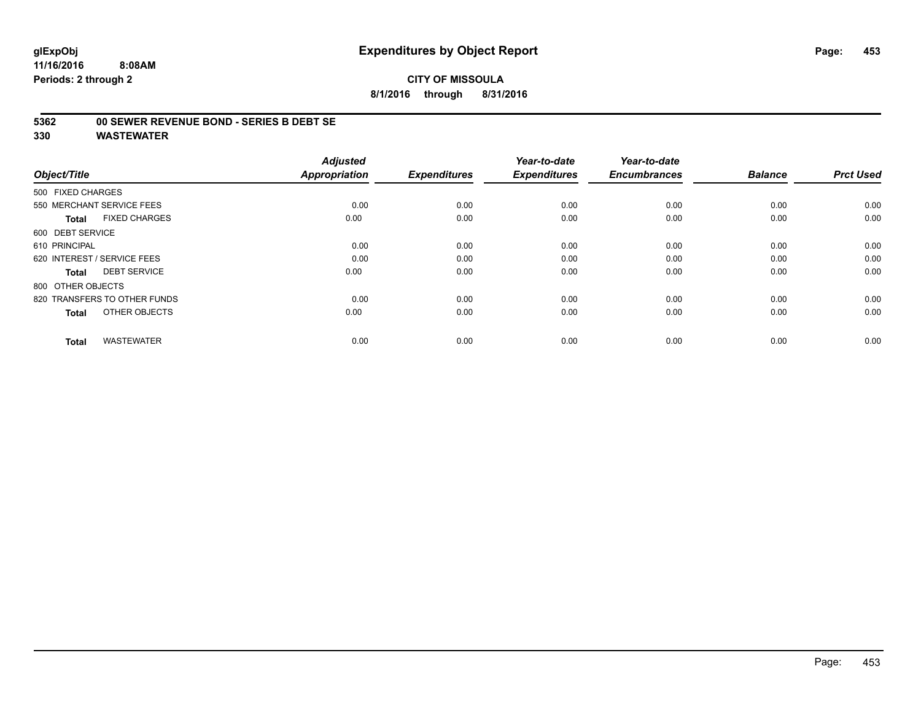# Expenditures by Object Report

glExpObj
11/16/2016 8:08AM
Periods: 2 through 2

**CITY OF MISSOULA**
**8/1/2016 through 8/31/2016**

**5362 00 SEWER REVENUE BOND - SERIES B DEBT SE**
**330 WASTEWATER**

| Object/Title | Adjusted Appropriation | Expenditures | Year-to-date Expenditures | Year-to-date Encumbrances | Balance | Prct Used |
|---|---|---|---|---|---|---|
| 500 FIXED CHARGES | | | | | | |
| 550 MERCHANT SERVICE FEES | 0.00 | 0.00 | 0.00 | 0.00 | 0.00 | 0.00 |
| **Total** FIXED CHARGES | 0.00 | 0.00 | 0.00 | 0.00 | 0.00 | 0.00 |
| 600 DEBT SERVICE | | | | | | |
| 610 PRINCIPAL | 0.00 | 0.00 | 0.00 | 0.00 | 0.00 | 0.00 |
| 620 INTEREST / SERVICE FEES | 0.00 | 0.00 | 0.00 | 0.00 | 0.00 | 0.00 |
| **Total** DEBT SERVICE | 0.00 | 0.00 | 0.00 | 0.00 | 0.00 | 0.00 |
| 800 OTHER OBJECTS | | | | | | |
| 820 TRANSFERS TO OTHER FUNDS | 0.00 | 0.00 | 0.00 | 0.00 | 0.00 | 0.00 |
| **Total** OTHER OBJECTS | 0.00 | 0.00 | 0.00 | 0.00 | 0.00 | 0.00 |
| **Total** WASTEWATER | 0.00 | 0.00 | 0.00 | 0.00 | 0.00 | 0.00 |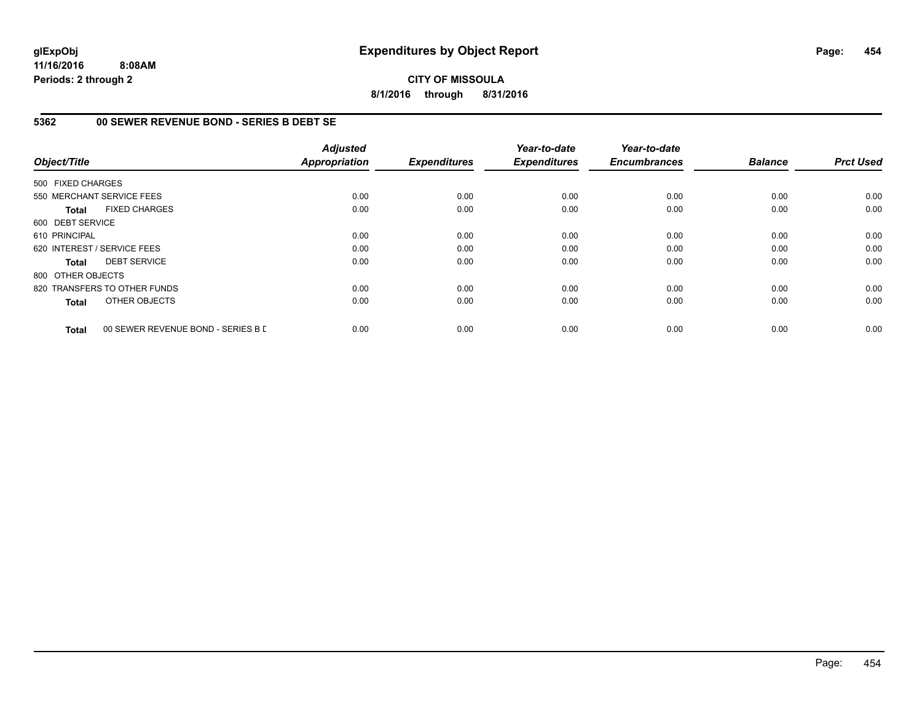**glExpObj**
**11/16/2016 8:08AM**
**Periods: 2 through 2**

# Expenditures by Object Report

**CITY OF MISSOULA**
**8/1/2016 through 8/31/2016**

## 5362 00 SEWER REVENUE BOND - SERIES B DEBT SE

| Object/Title | Adjusted Appropriation | Expenditures | Year-to-date Expenditures | Year-to-date Encumbrances | Balance | Prct Used |
|---|---|---|---|---|---|---|
| 500 FIXED CHARGES | | | | | | |
| 550 MERCHANT SERVICE FEES | 0.00 | 0.00 | 0.00 | 0.00 | 0.00 | 0.00 |
| **Total** FIXED CHARGES | 0.00 | 0.00 | 0.00 | 0.00 | 0.00 | 0.00 |
| 600 DEBT SERVICE | | | | | | |
| 610 PRINCIPAL | 0.00 | 0.00 | 0.00 | 0.00 | 0.00 | 0.00 |
| 620 INTEREST / SERVICE FEES | 0.00 | 0.00 | 0.00 | 0.00 | 0.00 | 0.00 |
| **Total** DEBT SERVICE | 0.00 | 0.00 | 0.00 | 0.00 | 0.00 | 0.00 |
| 800 OTHER OBJECTS | | | | | | |
| 820 TRANSFERS TO OTHER FUNDS | 0.00 | 0.00 | 0.00 | 0.00 | 0.00 | 0.00 |
| **Total** OTHER OBJECTS | 0.00 | 0.00 | 0.00 | 0.00 | 0.00 | 0.00 |
| **Total** 00 SEWER REVENUE BOND - SERIES B D | 0.00 | 0.00 | 0.00 | 0.00 | 0.00 | 0.00 |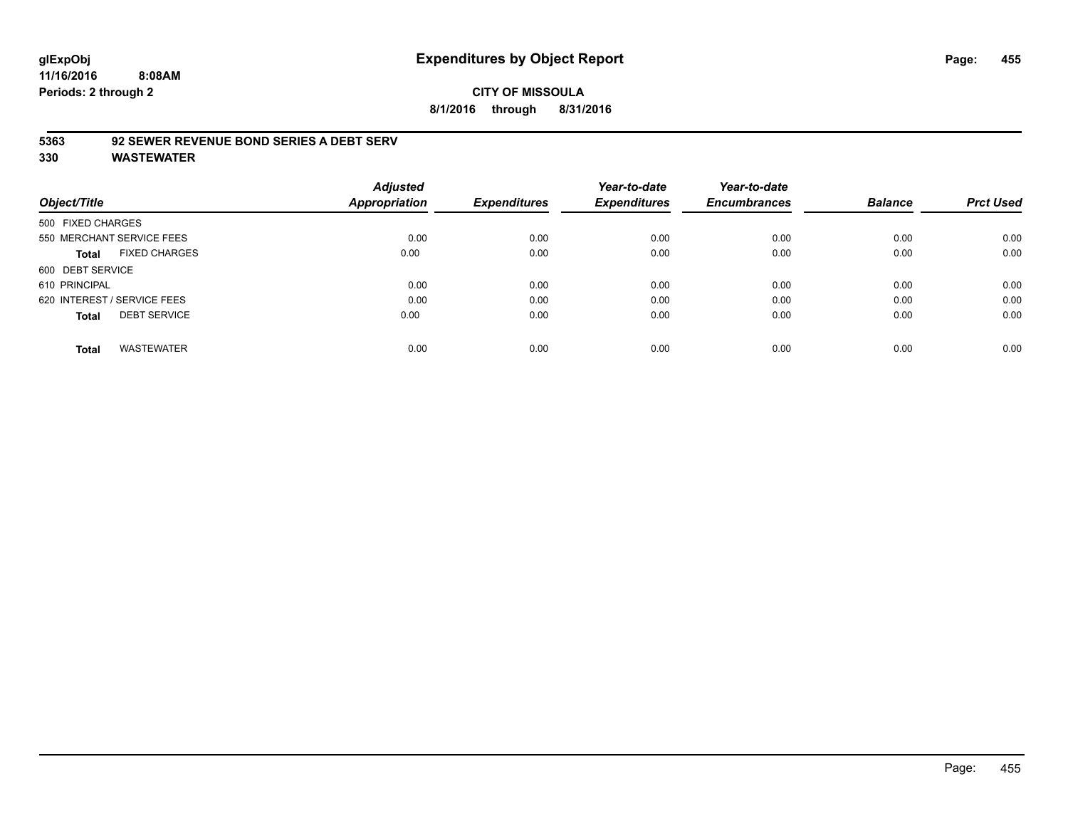**Expenditures by Object Report**

**CITY OF MISSOULA**

**8/1/2016 through 8/31/2016**

glExpObj
11/16/2016 8:08AM
Periods: 2 through 2

**5363 92 SEWER REVENUE BOND SERIES A DEBT SERV**

**330 WASTEWATER**

| Object/Title | Adjusted Appropriation | Expenditures | Year-to-date Expenditures | Year-to-date Encumbrances | Balance | Prct Used |
|---|---|---|---|---|---|---|
| 500 FIXED CHARGES | | | | | | |
| 550 MERCHANT SERVICE FEES | 0.00 | 0.00 | 0.00 | 0.00 | 0.00 | 0.00 |
| **Total** FIXED CHARGES | 0.00 | 0.00 | 0.00 | 0.00 | 0.00 | 0.00 |
| 600 DEBT SERVICE | | | | | | |
| 610 PRINCIPAL | 0.00 | 0.00 | 0.00 | 0.00 | 0.00 | 0.00 |
| 620 INTEREST / SERVICE FEES | 0.00 | 0.00 | 0.00 | 0.00 | 0.00 | 0.00 |
| **Total** DEBT SERVICE | 0.00 | 0.00 | 0.00 | 0.00 | 0.00 | 0.00 |
| **Total** WASTEWATER | 0.00 | 0.00 | 0.00 | 0.00 | 0.00 | 0.00 |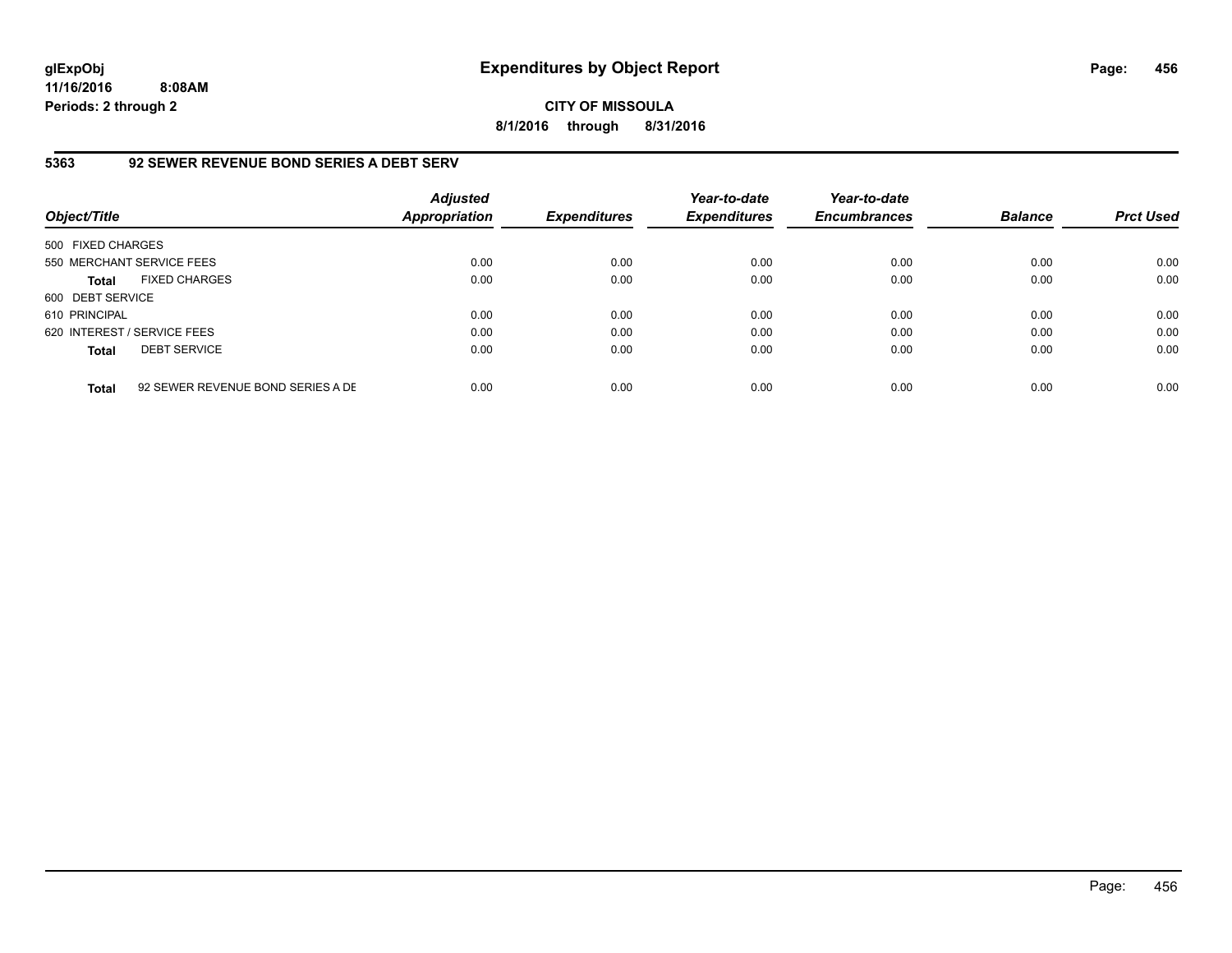# Expenditures by Object Report

glExpObj
11/16/2016 8:08AM
Periods: 2 through 2

**CITY OF MISSOULA**
**8/1/2016 through 8/31/2016**

## 5363 92 SEWER REVENUE BOND SERIES A DEBT SERV

| Object/Title | | Adjusted Appropriation | Expenditures | Year-to-date Expenditures | Year-to-date Encumbrances | Balance | Prct Used |
|---|---|---|---|---|---|---|---|
| 500 FIXED CHARGES | | | | | | | |
| 550 MERCHANT SERVICE FEES | | 0.00 | 0.00 | 0.00 | 0.00 | 0.00 | 0.00 |
| **Total** | FIXED CHARGES | 0.00 | 0.00 | 0.00 | 0.00 | 0.00 | 0.00 |
| 600 DEBT SERVICE | | | | | | | |
| 610 PRINCIPAL | | 0.00 | 0.00 | 0.00 | 0.00 | 0.00 | 0.00 |
| 620 INTEREST / SERVICE FEES | | 0.00 | 0.00 | 0.00 | 0.00 | 0.00 | 0.00 |
| **Total** | DEBT SERVICE | 0.00 | 0.00 | 0.00 | 0.00 | 0.00 | 0.00 |
| **Total** | 92 SEWER REVENUE BOND SERIES A DE | 0.00 | 0.00 | 0.00 | 0.00 | 0.00 | 0.00 |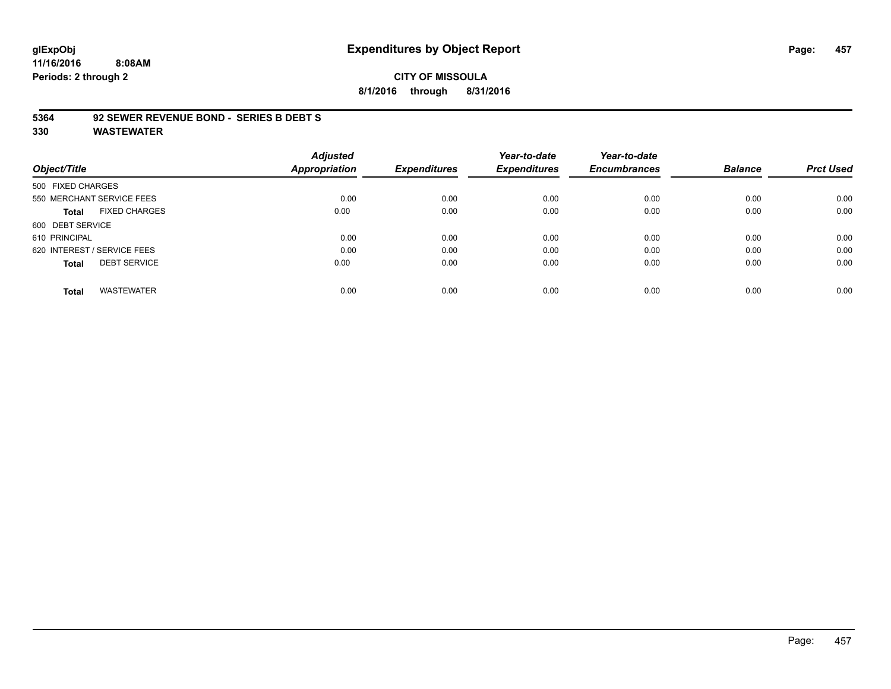# Expenditures by Object Report

glExpObj
11/16/2016 8:08AM
Periods: 2 through 2

**CITY OF MISSOULA**
**8/1/2016 through 8/31/2016**

**5364 92 SEWER REVENUE BOND - SERIES B DEBT S**
**330 WASTEWATER**

| Object/Title | Adjusted Appropriation | Expenditures | Year-to-date Expenditures | Year-to-date Encumbrances | Balance | Prct Used |
|---|---|---|---|---|---|---|
| 500 FIXED CHARGES | | | | | | |
| 550 MERCHANT SERVICE FEES | 0.00 | 0.00 | 0.00 | 0.00 | 0.00 | 0.00 |
| **Total** FIXED CHARGES | 0.00 | 0.00 | 0.00 | 0.00 | 0.00 | 0.00 |
| 600 DEBT SERVICE | | | | | | |
| 610 PRINCIPAL | 0.00 | 0.00 | 0.00 | 0.00 | 0.00 | 0.00 |
| 620 INTEREST / SERVICE FEES | 0.00 | 0.00 | 0.00 | 0.00 | 0.00 | 0.00 |
| **Total** DEBT SERVICE | 0.00 | 0.00 | 0.00 | 0.00 | 0.00 | 0.00 |
| **Total** WASTEWATER | 0.00 | 0.00 | 0.00 | 0.00 | 0.00 | 0.00 |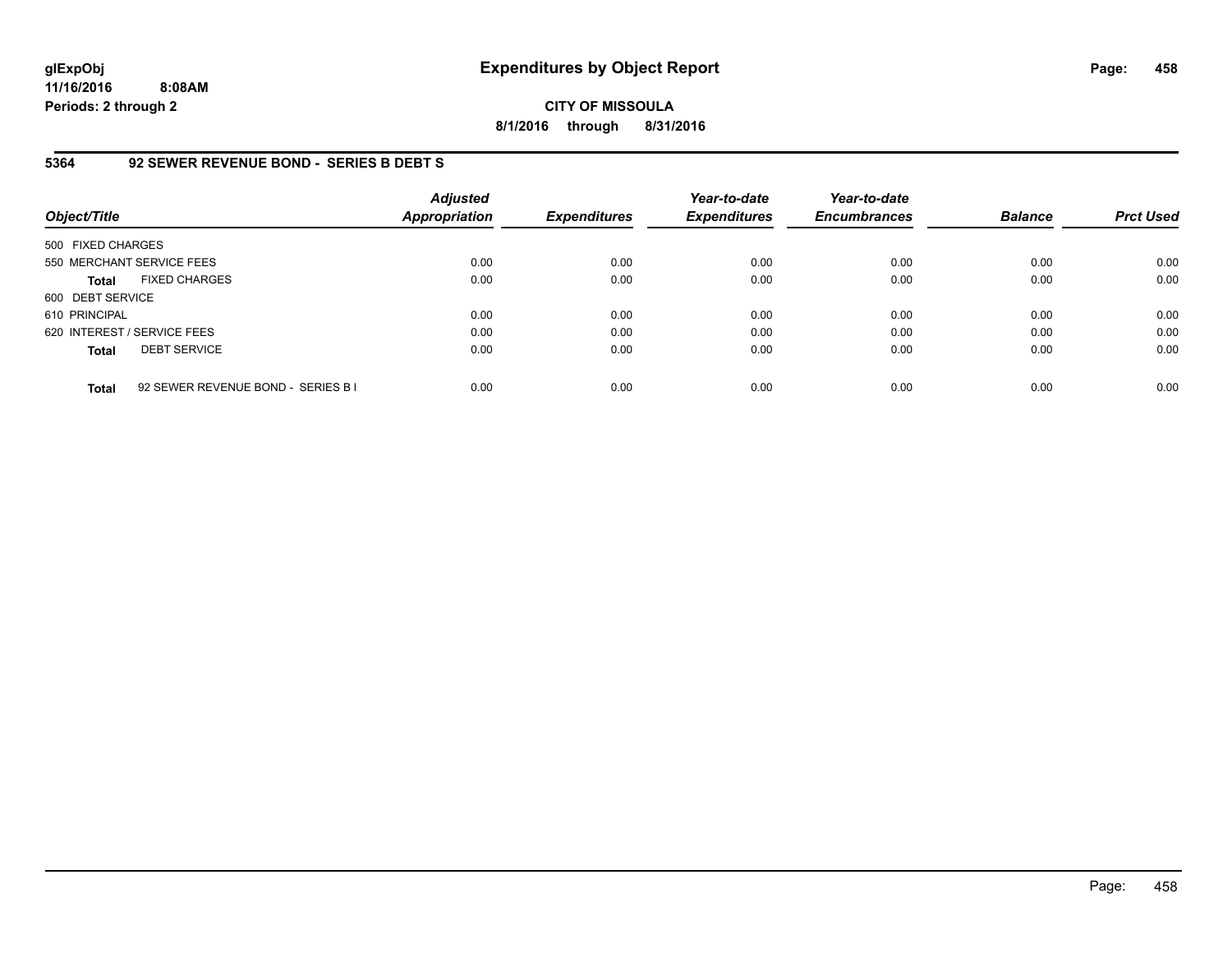# Expenditures by Object Report

glExpObj
11/16/2016 8:08AM
Periods: 2 through 2

**CITY OF MISSOULA**
**8/1/2016 through 8/31/2016**

## 5364 92 SEWER REVENUE BOND - SERIES B DEBT S

| Object/Title | Adjusted Appropriation | Expenditures | Year-to-date Expenditures | Year-to-date Encumbrances | Balance | Prct Used |
|---|---|---|---|---|---|---|
| 500 FIXED CHARGES | | | | | | |
| 550 MERCHANT SERVICE FEES | 0.00 | 0.00 | 0.00 | 0.00 | 0.00 | 0.00 |
| **Total** FIXED CHARGES | 0.00 | 0.00 | 0.00 | 0.00 | 0.00 | 0.00 |
| 600 DEBT SERVICE | | | | | | |
| 610 PRINCIPAL | 0.00 | 0.00 | 0.00 | 0.00 | 0.00 | 0.00 |
| 620 INTEREST / SERVICE FEES | 0.00 | 0.00 | 0.00 | 0.00 | 0.00 | 0.00 |
| **Total** DEBT SERVICE | 0.00 | 0.00 | 0.00 | 0.00 | 0.00 | 0.00 |
| **Total** 92 SEWER REVENUE BOND - SERIES B I | 0.00 | 0.00 | 0.00 | 0.00 | 0.00 | 0.00 |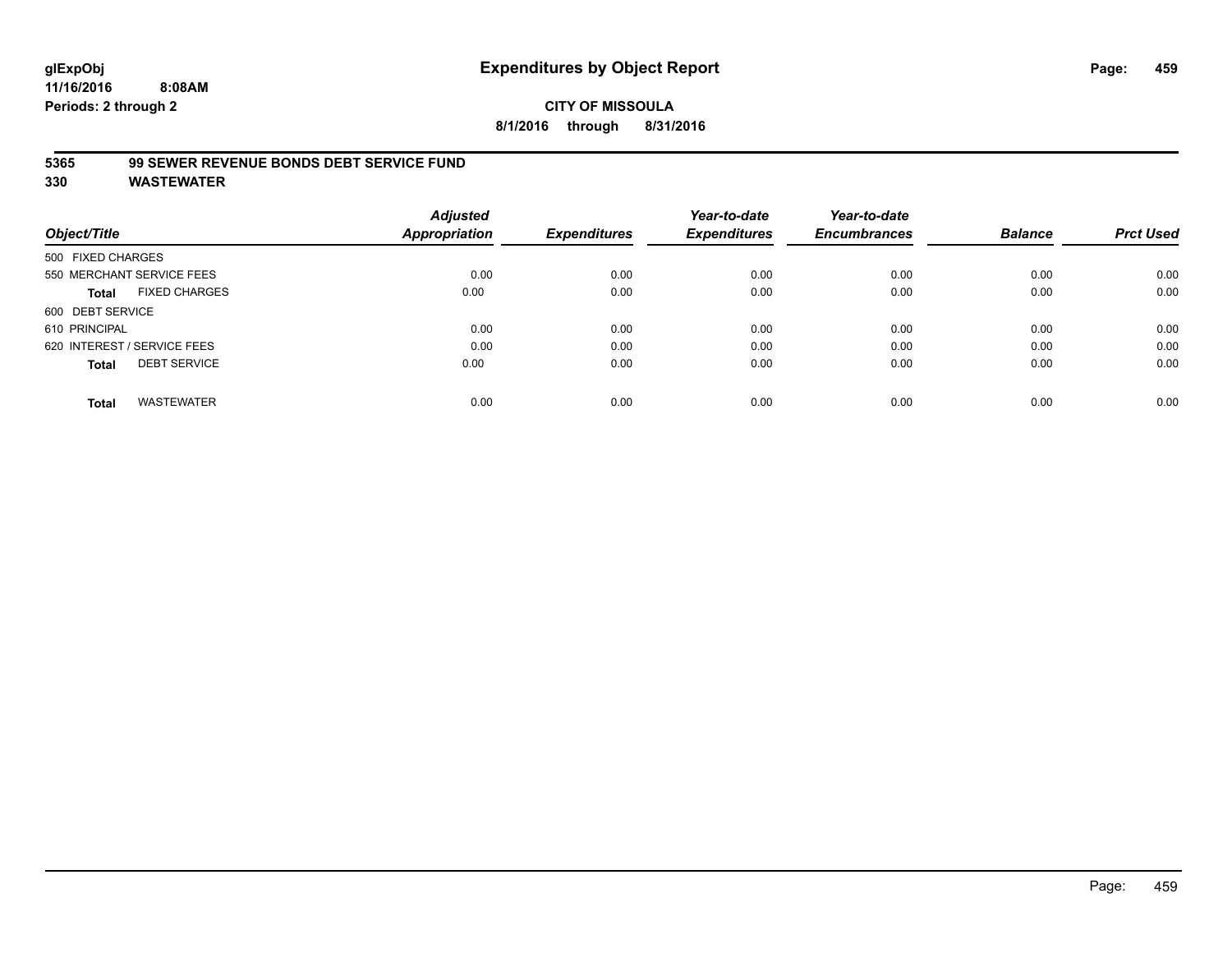# Expenditures by Object Report

glExpObj
11/16/2016 8:08AM
Periods: 2 through 2

**CITY OF MISSOULA**
**8/1/2016 through 8/31/2016**

## 5365 99 SEWER REVENUE BONDS DEBT SERVICE FUND
## 330 WASTEWATER

| Object/Title | Adjusted Appropriation | Expenditures | Year-to-date Expenditures | Year-to-date Encumbrances | Balance | Prct Used |
|---|---|---|---|---|---|---|
| 500 FIXED CHARGES | | | | | | |
| 550 MERCHANT SERVICE FEES | 0.00 | 0.00 | 0.00 | 0.00 | 0.00 | 0.00 |
| **Total** FIXED CHARGES | 0.00 | 0.00 | 0.00 | 0.00 | 0.00 | 0.00 |
| 600 DEBT SERVICE | | | | | | |
| 610 PRINCIPAL | 0.00 | 0.00 | 0.00 | 0.00 | 0.00 | 0.00 |
| 620 INTEREST / SERVICE FEES | 0.00 | 0.00 | 0.00 | 0.00 | 0.00 | 0.00 |
| **Total** DEBT SERVICE | 0.00 | 0.00 | 0.00 | 0.00 | 0.00 | 0.00 |
| **Total** WASTEWATER | 0.00 | 0.00 | 0.00 | 0.00 | 0.00 | 0.00 |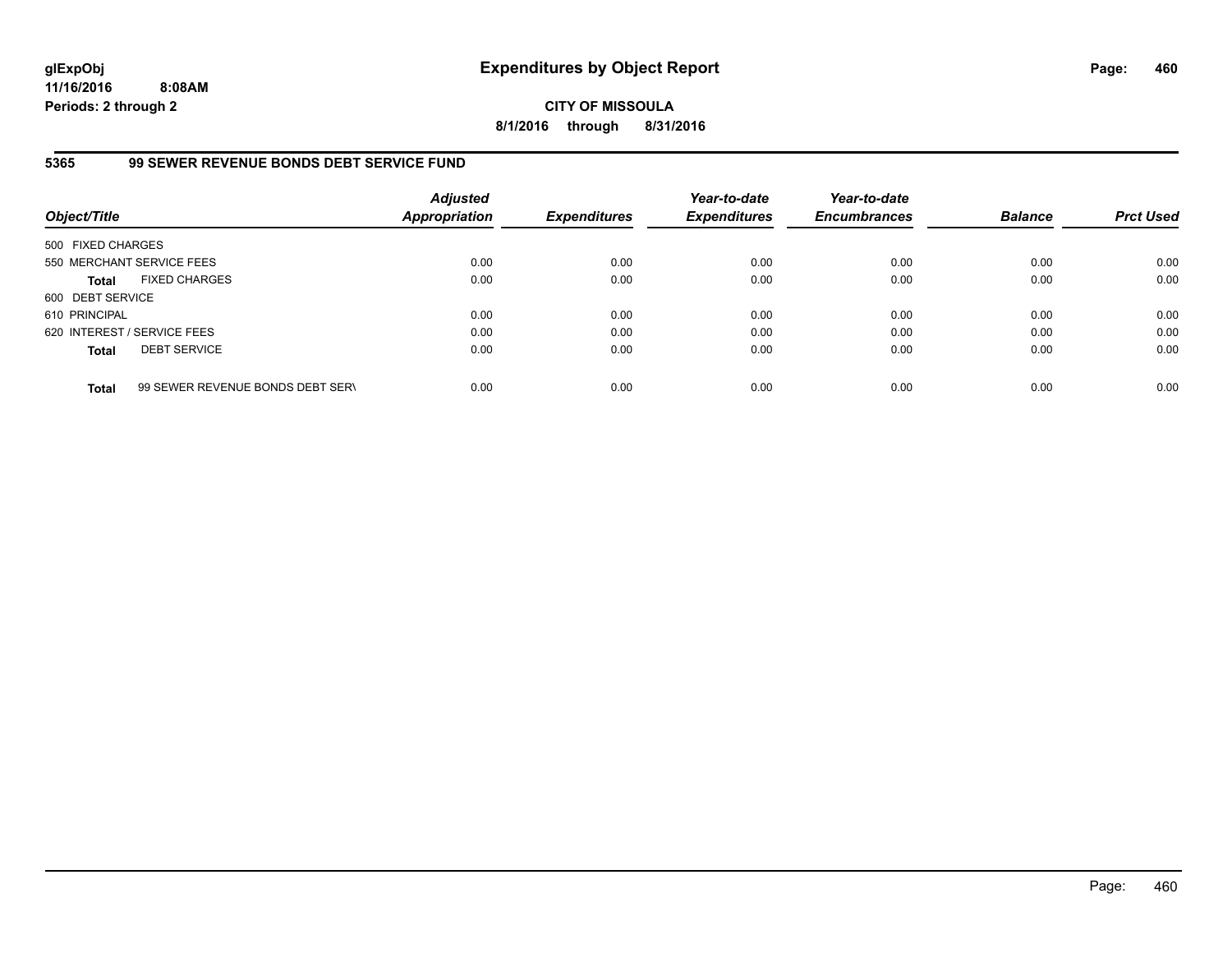**glExpObj** **Expenditures by Object Report**
**11/16/2016 8:08AM**
**Periods: 2 through 2**

**CITY OF MISSOULA**
**8/1/2016 through 8/31/2016**

### 5365 99 SEWER REVENUE BONDS DEBT SERVICE FUND

| Object/Title | | Adjusted Appropriation | Expenditures | Year-to-date Expenditures | Year-to-date Encumbrances | Balance | Prct Used |
|---|---|---|---|---|---|---|---|
| 500 FIXED CHARGES | | | | | | | |
| 550 MERCHANT SERVICE FEES | | 0.00 | 0.00 | 0.00 | 0.00 | 0.00 | 0.00 |
| **Total** | FIXED CHARGES | 0.00 | 0.00 | 0.00 | 0.00 | 0.00 | 0.00 |
| 600 DEBT SERVICE | | | | | | | |
| 610 PRINCIPAL | | 0.00 | 0.00 | 0.00 | 0.00 | 0.00 | 0.00 |
| 620 INTEREST / SERVICE FEES | | 0.00 | 0.00 | 0.00 | 0.00 | 0.00 | 0.00 |
| **Total** | DEBT SERVICE | 0.00 | 0.00 | 0.00 | 0.00 | 0.00 | 0.00 |
| **Total** | 99 SEWER REVENUE BONDS DEBT SERV | 0.00 | 0.00 | 0.00 | 0.00 | 0.00 | 0.00 |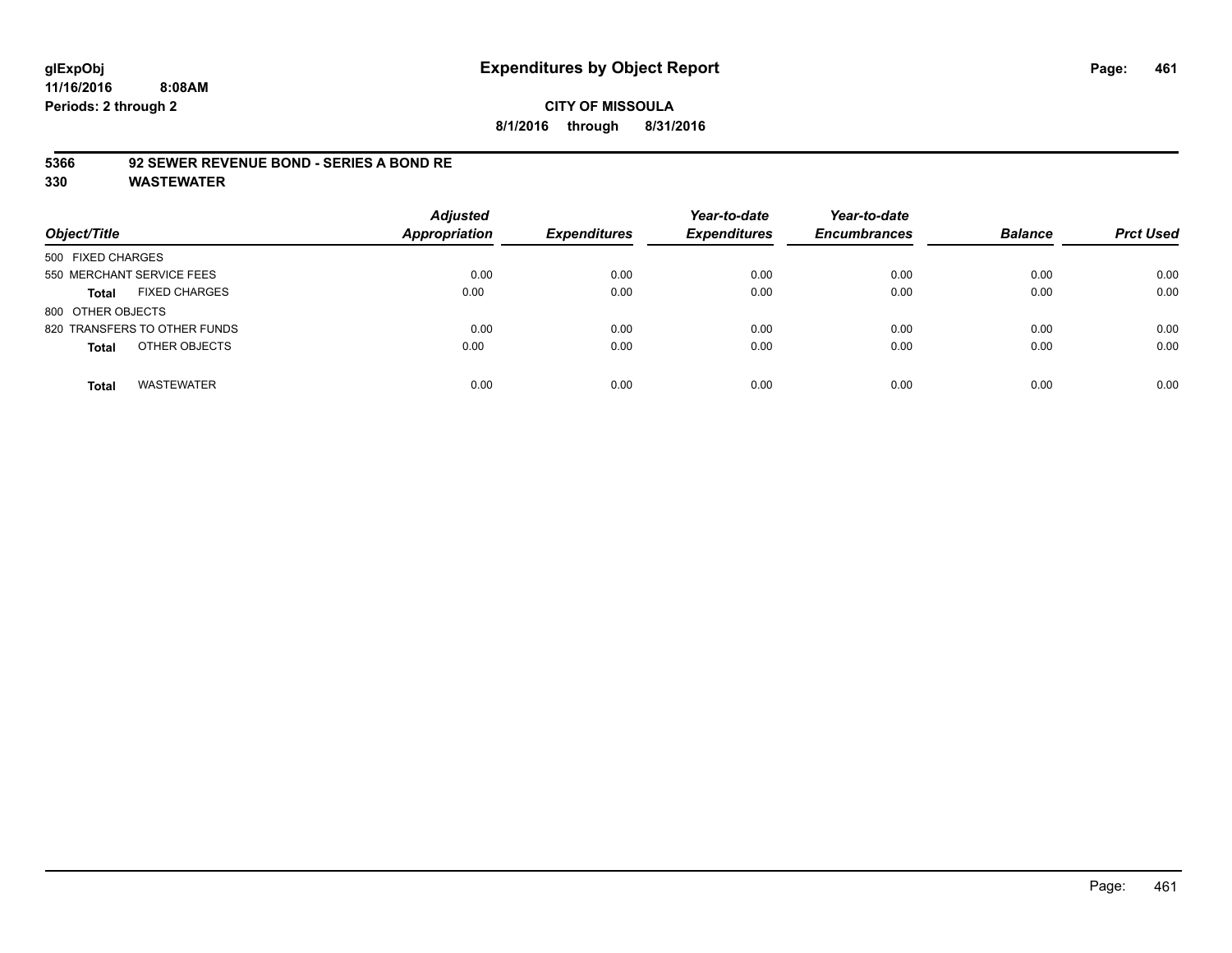**glExpObj**
**11/16/2016 8:08AM**
**Periods: 2 through 2**

# Expenditures by Object Report

**CITY OF MISSOULA**
**8/1/2016 through 8/31/2016**

**5366 92 SEWER REVENUE BOND - SERIES A BOND RE**
**330 WASTEWATER**

| Object/Title | Adjusted Appropriation | Expenditures | Year-to-date Expenditures | Year-to-date Encumbrances | Balance | Prct Used |
|---|---|---|---|---|---|---|
| 500 FIXED CHARGES | | | | | | |
| 550 MERCHANT SERVICE FEES | 0.00 | 0.00 | 0.00 | 0.00 | 0.00 | 0.00 |
| **Total** FIXED CHARGES | 0.00 | 0.00 | 0.00 | 0.00 | 0.00 | 0.00 |
| 800 OTHER OBJECTS | | | | | | |
| 820 TRANSFERS TO OTHER FUNDS | 0.00 | 0.00 | 0.00 | 0.00 | 0.00 | 0.00 |
| **Total** OTHER OBJECTS | 0.00 | 0.00 | 0.00 | 0.00 | 0.00 | 0.00 |
| **Total** WASTEWATER | 0.00 | 0.00 | 0.00 | 0.00 | 0.00 | 0.00 |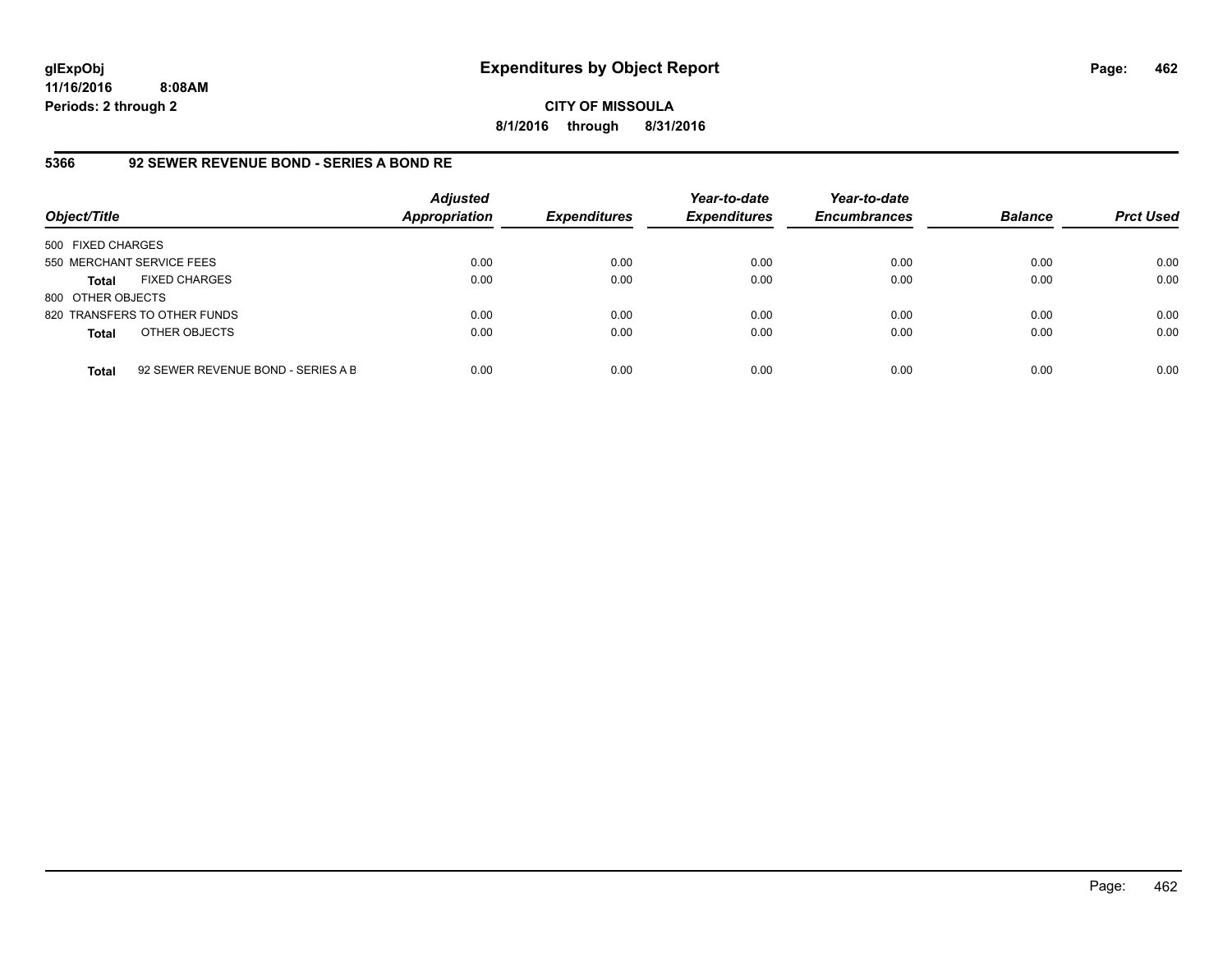glExpObj
11/16/2016 8:08AM
Periods: 2 through 2

# Expenditures by Object Report

**CITY OF MISSOULA**
**8/1/2016 through 8/31/2016**

### 5366 92 SEWER REVENUE BOND - SERIES A BOND RE

| Object/Title | | Adjusted Appropriation | Expenditures | Year-to-date Expenditures | Year-to-date Encumbrances | Balance | Prct Used |
|---|---|---|---|---|---|---|---|
| 500 FIXED CHARGES | | | | | | | |
| 550 MERCHANT SERVICE FEES | | 0.00 | 0.00 | 0.00 | 0.00 | 0.00 | 0.00 |
| **Total** | FIXED CHARGES | 0.00 | 0.00 | 0.00 | 0.00 | 0.00 | 0.00 |
| 800 OTHER OBJECTS | | | | | | | |
| 820 TRANSFERS TO OTHER FUNDS | | 0.00 | 0.00 | 0.00 | 0.00 | 0.00 | 0.00 |
| **Total** | OTHER OBJECTS | 0.00 | 0.00 | 0.00 | 0.00 | 0.00 | 0.00 |
| **Total** | 92 SEWER REVENUE BOND - SERIES A B | 0.00 | 0.00 | 0.00 | 0.00 | 0.00 | 0.00 |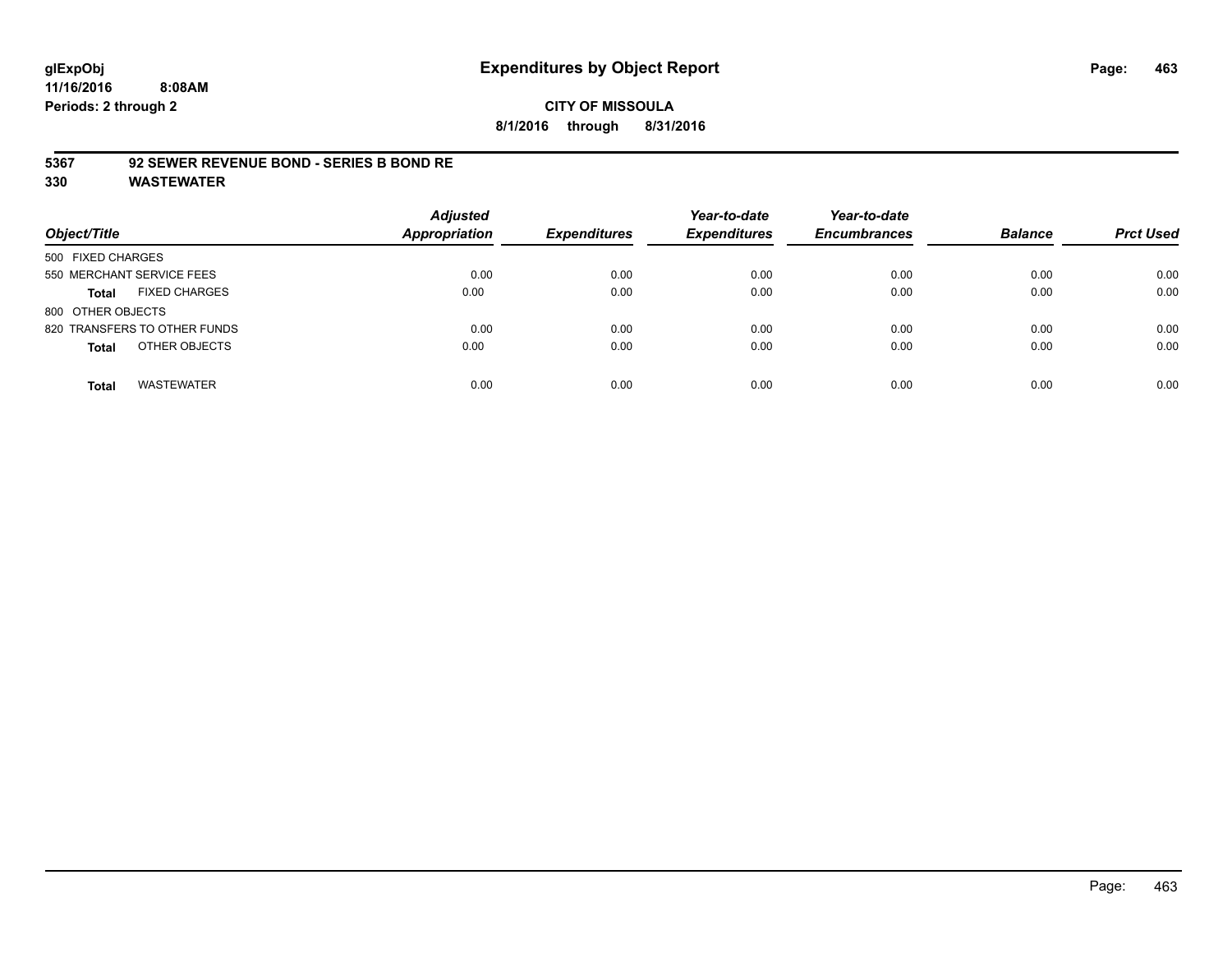# Expenditures by Object Report

glExpObj
11/16/2016 8:08AM
Periods: 2 through 2

**CITY OF MISSOULA**
**8/1/2016 through 8/31/2016**

**5367 92 SEWER REVENUE BOND - SERIES B BOND RE**
**330 WASTEWATER**

| Object/Title | Adjusted Appropriation | Expenditures | Year-to-date Expenditures | Year-to-date Encumbrances | Balance | Prct Used |
|---|---|---|---|---|---|---|
| 500 FIXED CHARGES | | | | | | |
| 550 MERCHANT SERVICE FEES | 0.00 | 0.00 | 0.00 | 0.00 | 0.00 | 0.00 |
| **Total** FIXED CHARGES | 0.00 | 0.00 | 0.00 | 0.00 | 0.00 | 0.00 |
| 800 OTHER OBJECTS | | | | | | |
| 820 TRANSFERS TO OTHER FUNDS | 0.00 | 0.00 | 0.00 | 0.00 | 0.00 | 0.00 |
| **Total** OTHER OBJECTS | 0.00 | 0.00 | 0.00 | 0.00 | 0.00 | 0.00 |
| **Total** WASTEWATER | 0.00 | 0.00 | 0.00 | 0.00 | 0.00 | 0.00 |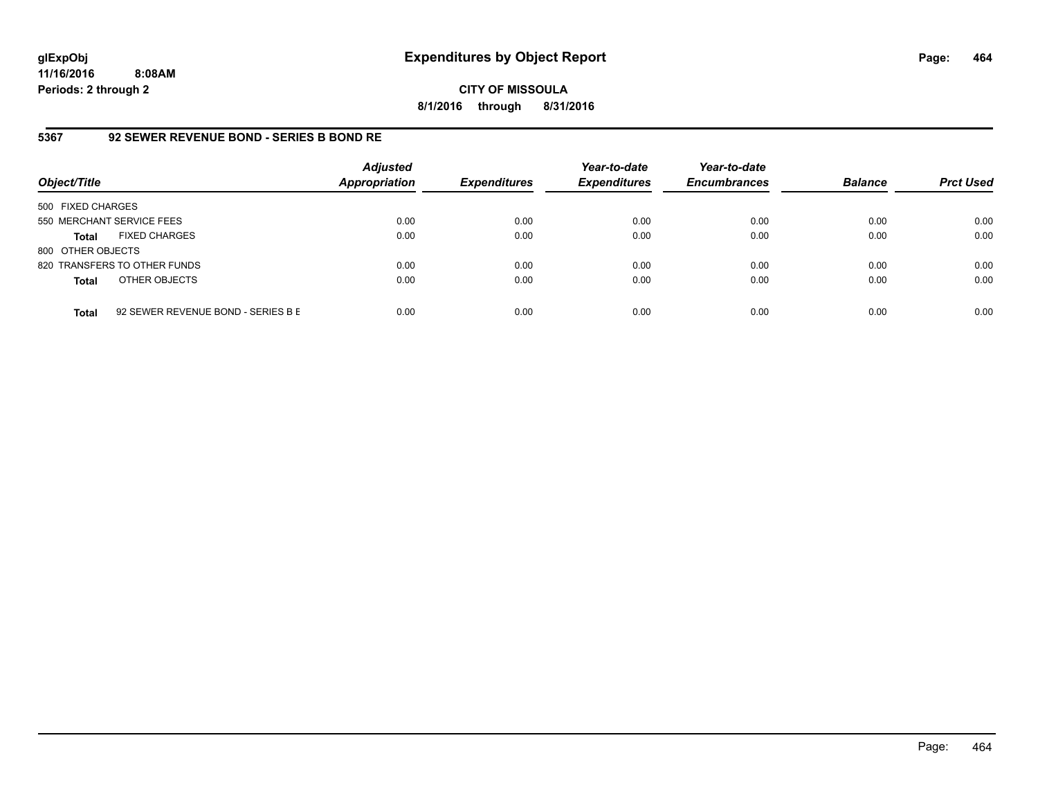**glExpObj**
**11/16/2016 8:08AM**
**Periods: 2 through 2**

# Expenditures by Object Report

**CITY OF MISSOULA**
**8/1/2016 through 8/31/2016**

## 5367 92 SEWER REVENUE BOND - SERIES B BOND RE

| Object/Title | | Adjusted Appropriation | Expenditures | Year-to-date Expenditures | Year-to-date Encumbrances | Balance | Prct Used |
|---|---|---|---|---|---|---|---|
| 500 FIXED CHARGES | | | | | | | |
| 550 MERCHANT SERVICE FEES | | 0.00 | 0.00 | 0.00 | 0.00 | 0.00 | 0.00 |
| **Total** | FIXED CHARGES | 0.00 | 0.00 | 0.00 | 0.00 | 0.00 | 0.00 |
| 800 OTHER OBJECTS | | | | | | | |
| 820 TRANSFERS TO OTHER FUNDS | | 0.00 | 0.00 | 0.00 | 0.00 | 0.00 | 0.00 |
| **Total** | OTHER OBJECTS | 0.00 | 0.00 | 0.00 | 0.00 | 0.00 | 0.00 |
| **Total** | 92 SEWER REVENUE BOND - SERIES B E | 0.00 | 0.00 | 0.00 | 0.00 | 0.00 | 0.00 |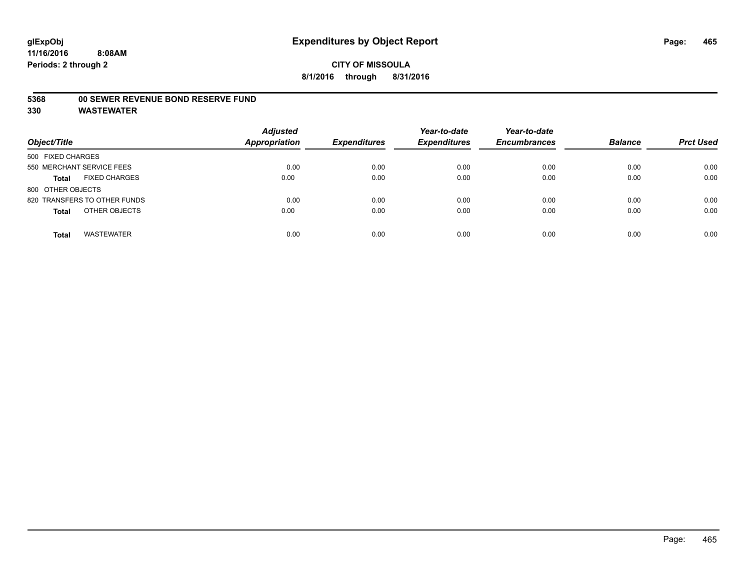# Expenditures by Object Report

**CITY OF MISSOULA**

**8/1/2016 through 8/31/2016**

glExpObj
11/16/2016 8:08AM
Periods: 2 through 2

**5368 00 SEWER REVENUE BOND RESERVE FUND**

**330 WASTEWATER**

| Object/Title | Adjusted Appropriation | Expenditures | Year-to-date Expenditures | Year-to-date Encumbrances | Balance | Prct Used |
|---|---|---|---|---|---|---|
| 500 FIXED CHARGES | | | | | | |
| 550 MERCHANT SERVICE FEES | 0.00 | 0.00 | 0.00 | 0.00 | 0.00 | 0.00 |
| **Total** FIXED CHARGES | 0.00 | 0.00 | 0.00 | 0.00 | 0.00 | 0.00 |
| 800 OTHER OBJECTS | | | | | | |
| 820 TRANSFERS TO OTHER FUNDS | 0.00 | 0.00 | 0.00 | 0.00 | 0.00 | 0.00 |
| **Total** OTHER OBJECTS | 0.00 | 0.00 | 0.00 | 0.00 | 0.00 | 0.00 |
| **Total** WASTEWATER | 0.00 | 0.00 | 0.00 | 0.00 | 0.00 | 0.00 |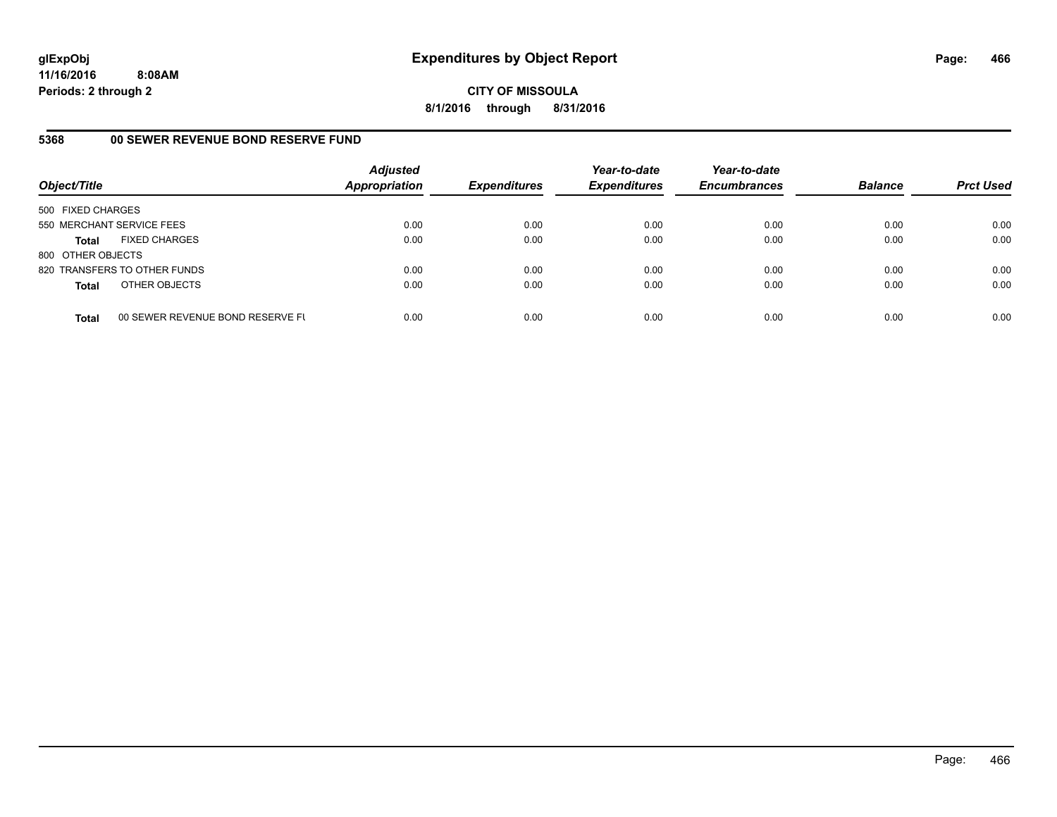# Expenditures by Object Report

glExpObj
11/16/2016 8:08AM
Periods: 2 through 2

**CITY OF MISSOULA**
**8/1/2016 through 8/31/2016**

## 5368 00 SEWER REVENUE BOND RESERVE FUND

| Object/Title | | Adjusted Appropriation | Expenditures | Year-to-date Expenditures | Year-to-date Encumbrances | Balance | Prct Used |
|---|---|---|---|---|---|---|---|
| 500 FIXED CHARGES | | | | | | | |
| 550 MERCHANT SERVICE FEES | | 0.00 | 0.00 | 0.00 | 0.00 | 0.00 | 0.00 |
| **Total** | FIXED CHARGES | 0.00 | 0.00 | 0.00 | 0.00 | 0.00 | 0.00 |
| 800 OTHER OBJECTS | | | | | | | |
| 820 TRANSFERS TO OTHER FUNDS | | 0.00 | 0.00 | 0.00 | 0.00 | 0.00 | 0.00 |
| **Total** | OTHER OBJECTS | 0.00 | 0.00 | 0.00 | 0.00 | 0.00 | 0.00 |
| **Total** | 00 SEWER REVENUE BOND RESERVE FU | 0.00 | 0.00 | 0.00 | 0.00 | 0.00 | 0.00 |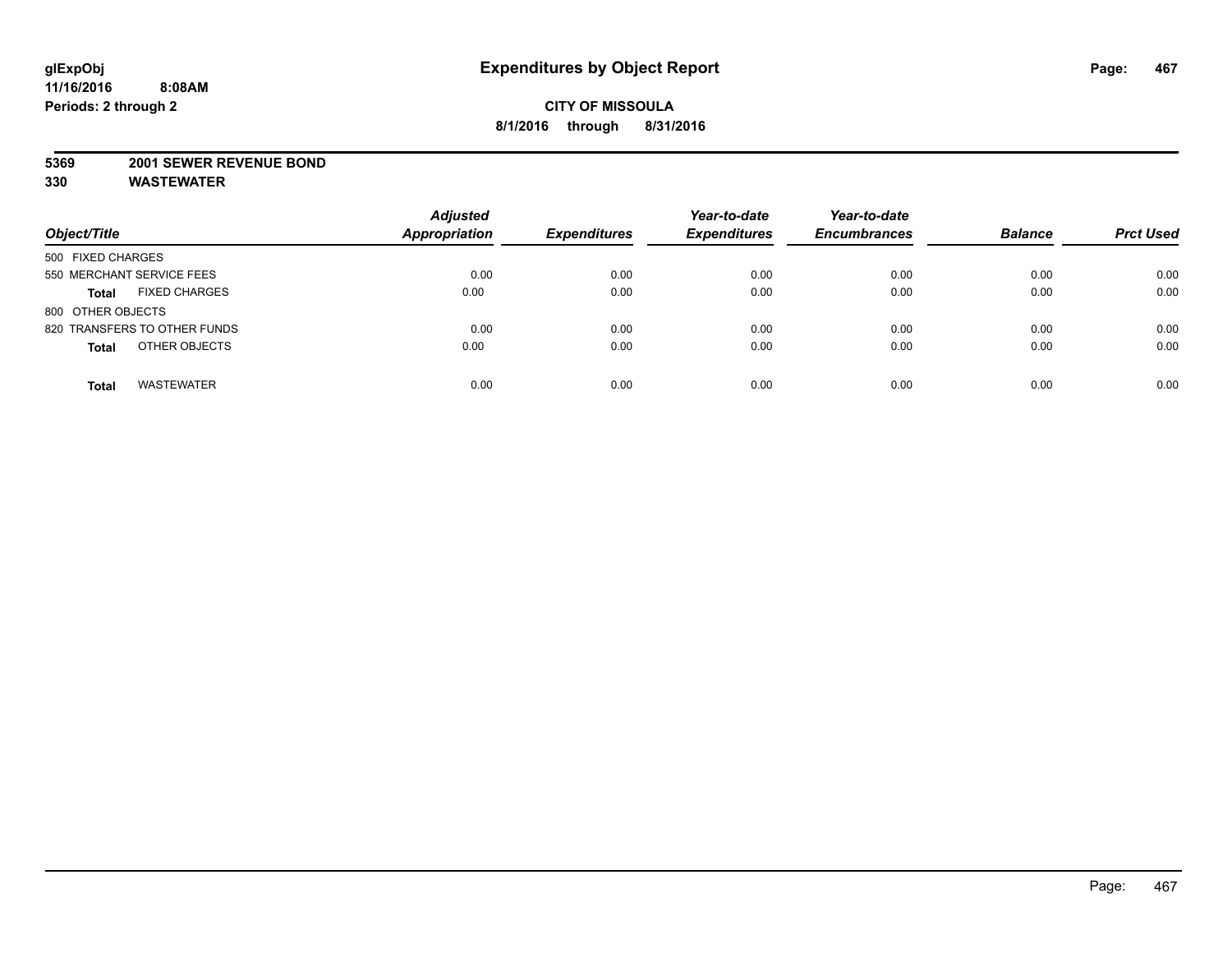**CITY OF MISSOULA**

**8/1/2016 through 8/31/2016**

**5369 2001 SEWER REVENUE BOND**

**330 WASTEWATER**

| Object/Title | Adjusted Appropriation | Expenditures | Year-to-date Expenditures | Year-to-date Encumbrances | Balance | Prct Used |
|---|---|---|---|---|---|---|
| 500 FIXED CHARGES | | | | | | |
| 550 MERCHANT SERVICE FEES | 0.00 | 0.00 | 0.00 | 0.00 | 0.00 | 0.00 |
| **Total** FIXED CHARGES | 0.00 | 0.00 | 0.00 | 0.00 | 0.00 | 0.00 |
| 800 OTHER OBJECTS | | | | | | |
| 820 TRANSFERS TO OTHER FUNDS | 0.00 | 0.00 | 0.00 | 0.00 | 0.00 | 0.00 |
| **Total** OTHER OBJECTS | 0.00 | 0.00 | 0.00 | 0.00 | 0.00 | 0.00 |
| **Total** WASTEWATER | 0.00 | 0.00 | 0.00 | 0.00 | 0.00 | 0.00 |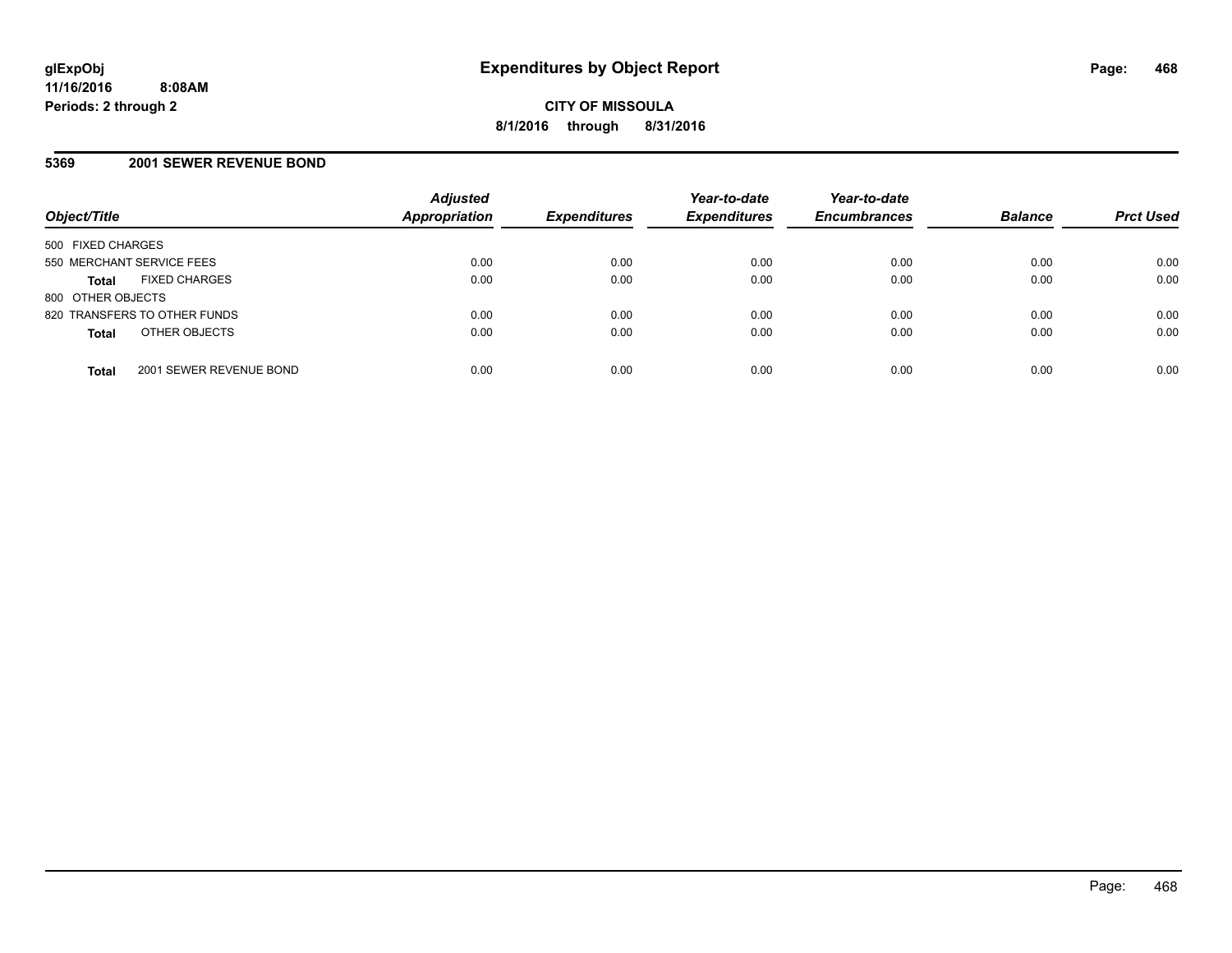# Expenditures by Object Report

**CITY OF MISSOULA**

**8/1/2016 through 8/31/2016**

glExpObj
11/16/2016 8:08AM
Periods: 2 through 2

## 5369 2001 SEWER REVENUE BOND

| Object/Title | | Adjusted Appropriation | Expenditures | Year-to-date Expenditures | Year-to-date Encumbrances | Balance | Prct Used |
|---|---|---|---|---|---|---|---|
| 500 FIXED CHARGES | | | | | | | |
| 550 MERCHANT SERVICE FEES | | 0.00 | 0.00 | 0.00 | 0.00 | 0.00 | 0.00 |
| **Total** | FIXED CHARGES | 0.00 | 0.00 | 0.00 | 0.00 | 0.00 | 0.00 |
| 800 OTHER OBJECTS | | | | | | | |
| 820 TRANSFERS TO OTHER FUNDS | | 0.00 | 0.00 | 0.00 | 0.00 | 0.00 | 0.00 |
| **Total** | OTHER OBJECTS | 0.00 | 0.00 | 0.00 | 0.00 | 0.00 | 0.00 |
| **Total** | 2001 SEWER REVENUE BOND | 0.00 | 0.00 | 0.00 | 0.00 | 0.00 | 0.00 |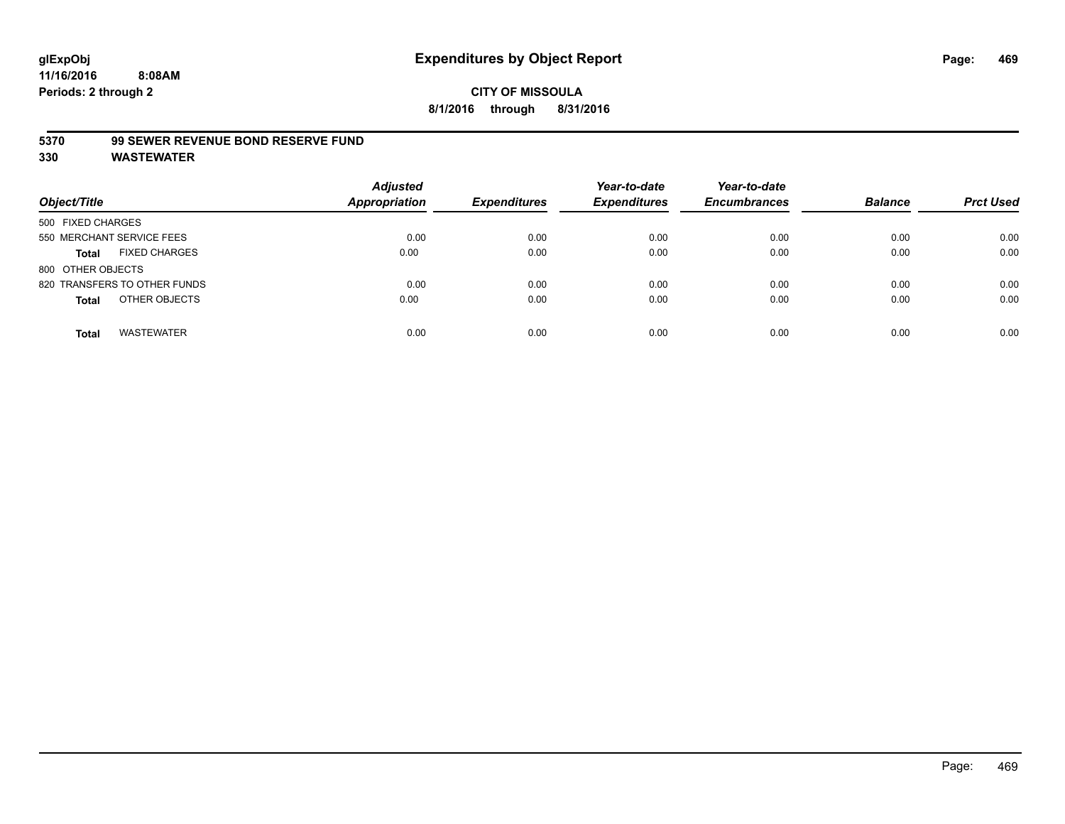# Expenditures by Object Report

glExpObj
11/16/2016 8:08AM
Periods: 2 through 2

**CITY OF MISSOULA**
**8/1/2016 through 8/31/2016**

**5370 99 SEWER REVENUE BOND RESERVE FUND**
**330 WASTEWATER**

| Object/Title | Adjusted Appropriation | Expenditures | Year-to-date Expenditures | Year-to-date Encumbrances | Balance | Prct Used |
|---|---|---|---|---|---|---|
| 500 FIXED CHARGES | | | | | | |
| 550 MERCHANT SERVICE FEES | 0.00 | 0.00 | 0.00 | 0.00 | 0.00 | 0.00 |
| **Total** FIXED CHARGES | 0.00 | 0.00 | 0.00 | 0.00 | 0.00 | 0.00 |
| 800 OTHER OBJECTS | | | | | | |
| 820 TRANSFERS TO OTHER FUNDS | 0.00 | 0.00 | 0.00 | 0.00 | 0.00 | 0.00 |
| **Total** OTHER OBJECTS | 0.00 | 0.00 | 0.00 | 0.00 | 0.00 | 0.00 |
| **Total** WASTEWATER | 0.00 | 0.00 | 0.00 | 0.00 | 0.00 | 0.00 |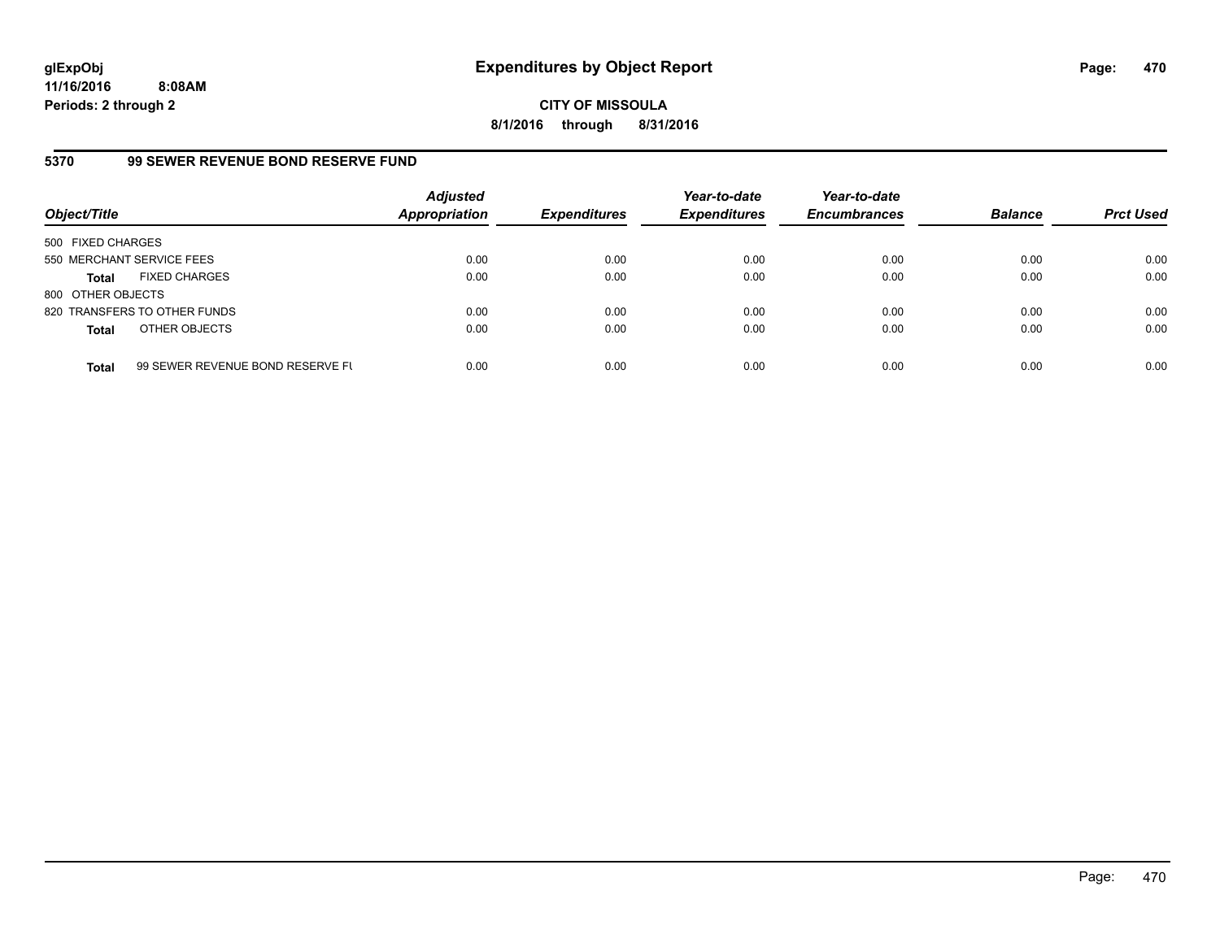# Expenditures by Object Report

glExpObj
11/16/2016 8:08AM
Periods: 2 through 2

**CITY OF MISSOULA**
**8/1/2016 through 8/31/2016**

## 5370 99 SEWER REVENUE BOND RESERVE FUND

| Object/Title | | Adjusted Appropriation | Expenditures | Year-to-date Expenditures | Year-to-date Encumbrances | Balance | Prct Used |
|---|---|---|---|---|---|---|---|
| 500 FIXED CHARGES | | | | | | | |
| 550 MERCHANT SERVICE FEES | | 0.00 | 0.00 | 0.00 | 0.00 | 0.00 | 0.00 |
| **Total** | FIXED CHARGES | 0.00 | 0.00 | 0.00 | 0.00 | 0.00 | 0.00 |
| 800 OTHER OBJECTS | | | | | | | |
| 820 TRANSFERS TO OTHER FUNDS | | 0.00 | 0.00 | 0.00 | 0.00 | 0.00 | 0.00 |
| **Total** | OTHER OBJECTS | 0.00 | 0.00 | 0.00 | 0.00 | 0.00 | 0.00 |
| **Total** | 99 SEWER REVENUE BOND RESERVE FU | 0.00 | 0.00 | 0.00 | 0.00 | 0.00 | 0.00 |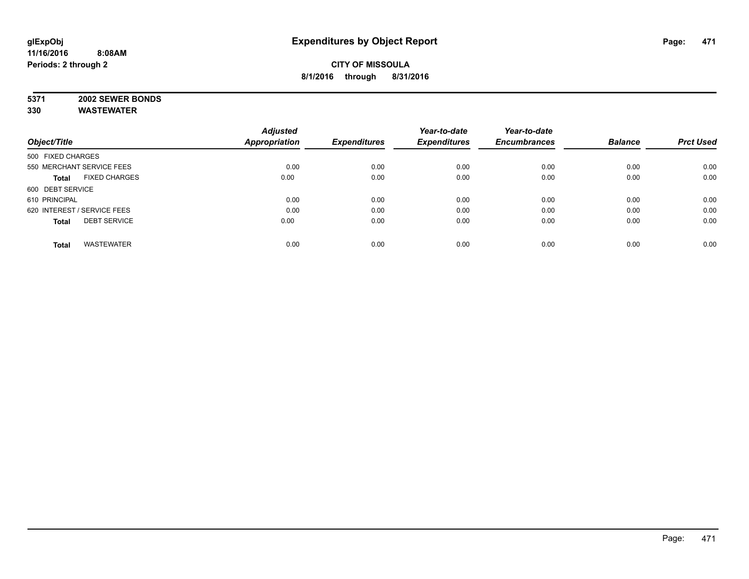# Expenditures by Object Report

glExpObj
11/16/2016 8:08AM
Periods: 2 through 2

**CITY OF MISSOULA**
**8/1/2016 through 8/31/2016**

**5371 2002 SEWER BONDS**
**330 WASTEWATER**

| Object/Title | | Adjusted Appropriation | Expenditures | Year-to-date Expenditures | Year-to-date Encumbrances | Balance | Prct Used |
|---|---|---|---|---|---|---|---|
| 500 FIXED CHARGES | | | | | | | |
| 550 MERCHANT SERVICE FEES | | 0.00 | 0.00 | 0.00 | 0.00 | 0.00 | 0.00 |
| **Total** | FIXED CHARGES | 0.00 | 0.00 | 0.00 | 0.00 | 0.00 | 0.00 |
| 600 DEBT SERVICE | | | | | | | |
| 610 PRINCIPAL | | 0.00 | 0.00 | 0.00 | 0.00 | 0.00 | 0.00 |
| 620 INTEREST / SERVICE FEES | | 0.00 | 0.00 | 0.00 | 0.00 | 0.00 | 0.00 |
| **Total** | DEBT SERVICE | 0.00 | 0.00 | 0.00 | 0.00 | 0.00 | 0.00 |
| **Total** | WASTEWATER | 0.00 | 0.00 | 0.00 | 0.00 | 0.00 | 0.00 |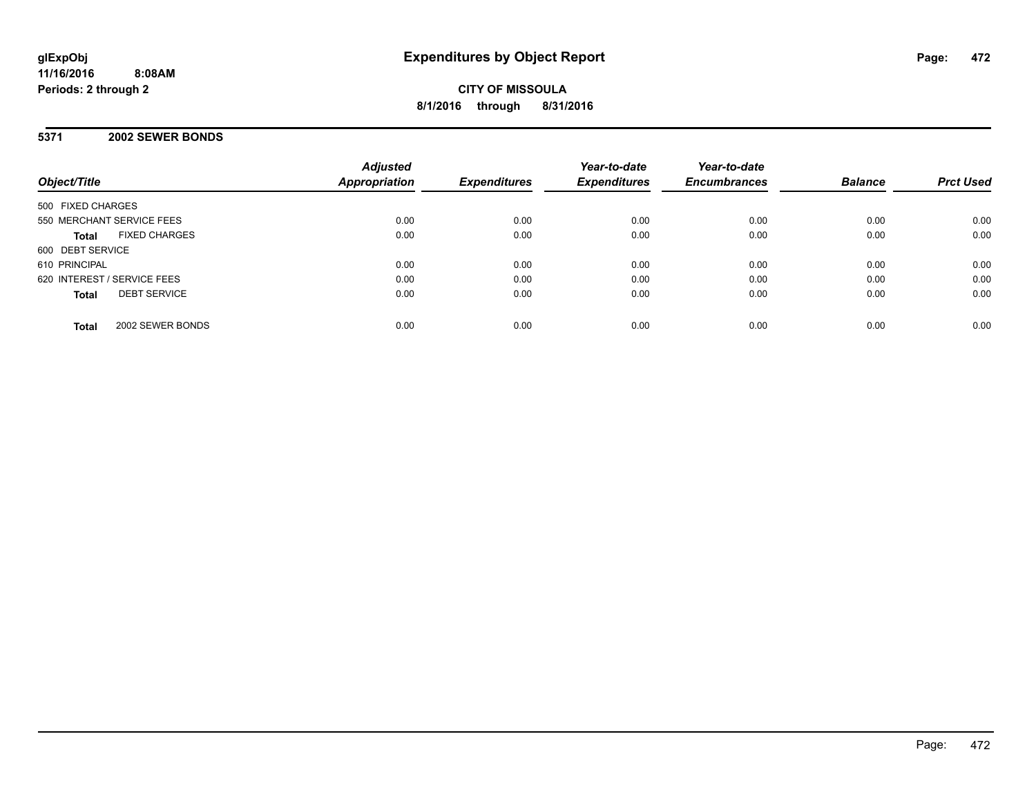**glExpObj** **Expenditures by Object Report**
**11/16/2016 8:08AM**
**Periods: 2 through 2**

**CITY OF MISSOULA**
**8/1/2016 through 8/31/2016**

## 5371 2002 SEWER BONDS

| Object/Title | | Adjusted Appropriation | Expenditures | Year-to-date Expenditures | Year-to-date Encumbrances | Balance | Prct Used |
|---|---|---|---|---|---|---|---|
| 500 FIXED CHARGES | | | | | | | |
| 550 MERCHANT SERVICE FEES | | 0.00 | 0.00 | 0.00 | 0.00 | 0.00 | 0.00 |
| **Total** | FIXED CHARGES | 0.00 | 0.00 | 0.00 | 0.00 | 0.00 | 0.00 |
| 600 DEBT SERVICE | | | | | | | |
| 610 PRINCIPAL | | 0.00 | 0.00 | 0.00 | 0.00 | 0.00 | 0.00 |
| 620 INTEREST / SERVICE FEES | | 0.00 | 0.00 | 0.00 | 0.00 | 0.00 | 0.00 |
| **Total** | DEBT SERVICE | 0.00 | 0.00 | 0.00 | 0.00 | 0.00 | 0.00 |
| **Total** | 2002 SEWER BONDS | 0.00 | 0.00 | 0.00 | 0.00 | 0.00 | 0.00 |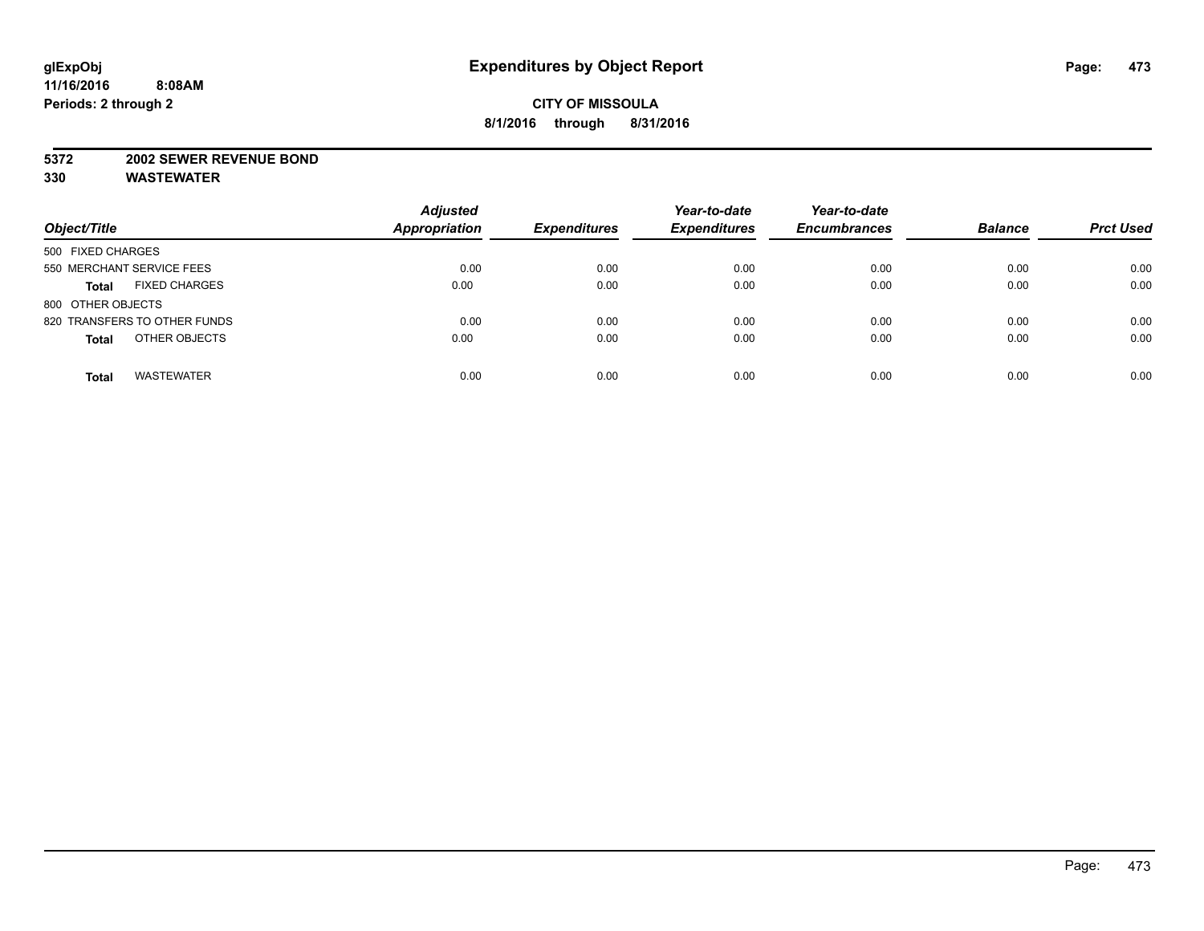# Expenditures by Object Report

glExpObj
11/16/2016 8:08AM
Periods: 2 through 2

**CITY OF MISSOULA**
**8/1/2016 through 8/31/2016**

**5372 2002 SEWER REVENUE BOND**
**330 WASTEWATER**

| Object/Title | Adjusted Appropriation | Expenditures | Year-to-date Expenditures | Year-to-date Encumbrances | Balance | Prct Used |
|---|---|---|---|---|---|---|
| 500 FIXED CHARGES | | | | | | |
| 550 MERCHANT SERVICE FEES | 0.00 | 0.00 | 0.00 | 0.00 | 0.00 | 0.00 |
| **Total** FIXED CHARGES | 0.00 | 0.00 | 0.00 | 0.00 | 0.00 | 0.00 |
| 800 OTHER OBJECTS | | | | | | |
| 820 TRANSFERS TO OTHER FUNDS | 0.00 | 0.00 | 0.00 | 0.00 | 0.00 | 0.00 |
| **Total** OTHER OBJECTS | 0.00 | 0.00 | 0.00 | 0.00 | 0.00 | 0.00 |
| **Total** WASTEWATER | 0.00 | 0.00 | 0.00 | 0.00 | 0.00 | 0.00 |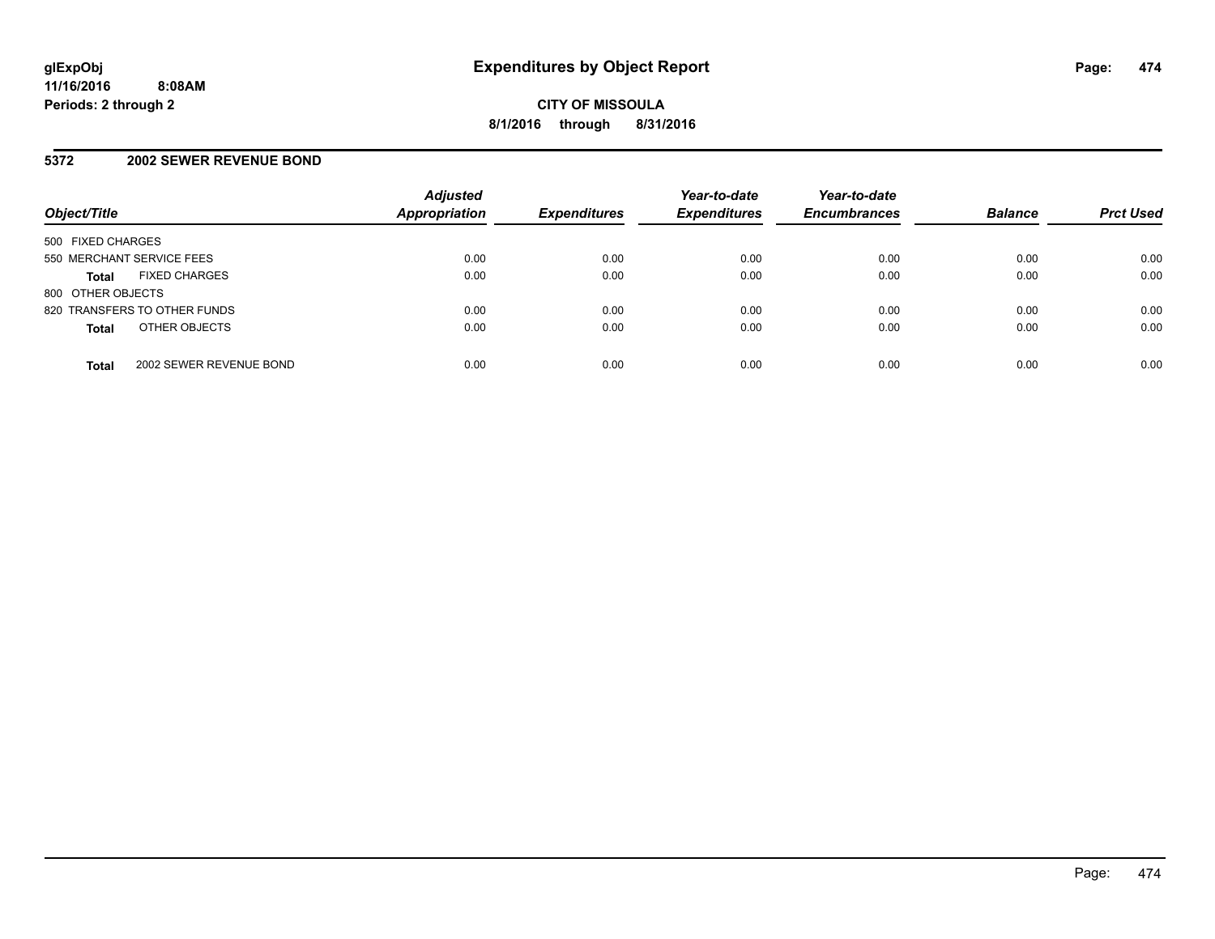# Expenditures by Object Report

glExpObj
11/16/2016 8:08AM
Periods: 2 through 2

**CITY OF MISSOULA**
**8/1/2016 through 8/31/2016**

## 5372 2002 SEWER REVENUE BOND

| Object/Title | Adjusted Appropriation | Expenditures | Year-to-date Expenditures | Year-to-date Encumbrances | Balance | Prct Used |
|---|---|---|---|---|---|---|
| 500 FIXED CHARGES | | | | | | |
| 550 MERCHANT SERVICE FEES | 0.00 | 0.00 | 0.00 | 0.00 | 0.00 | 0.00 |
| **Total** FIXED CHARGES | 0.00 | 0.00 | 0.00 | 0.00 | 0.00 | 0.00 |
| 800 OTHER OBJECTS | | | | | | |
| 820 TRANSFERS TO OTHER FUNDS | 0.00 | 0.00 | 0.00 | 0.00 | 0.00 | 0.00 |
| **Total** OTHER OBJECTS | 0.00 | 0.00 | 0.00 | 0.00 | 0.00 | 0.00 |
| **Total** 2002 SEWER REVENUE BOND | 0.00 | 0.00 | 0.00 | 0.00 | 0.00 | 0.00 |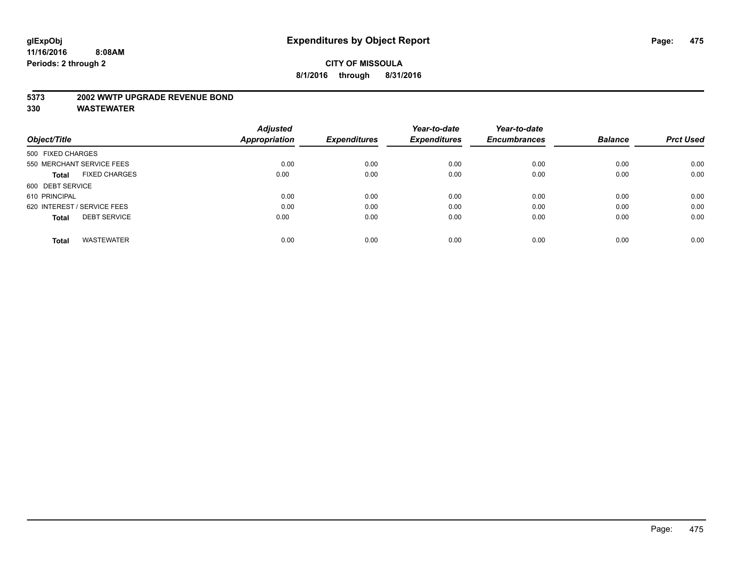# Expenditures by Object Report

glExpObj
11/16/2016 8:08AM
Periods: 2 through 2

**CITY OF MISSOULA**
**8/1/2016 through 8/31/2016**

**5373 2002 WWTP UPGRADE REVENUE BOND**
**330 WASTEWATER**

| Object/Title | Adjusted Appropriation | Expenditures | Year-to-date Expenditures | Year-to-date Encumbrances | Balance | Prct Used |
|---|---|---|---|---|---|---|
| 500 FIXED CHARGES | | | | | | |
| 550 MERCHANT SERVICE FEES | 0.00 | 0.00 | 0.00 | 0.00 | 0.00 | 0.00 |
| **Total** FIXED CHARGES | 0.00 | 0.00 | 0.00 | 0.00 | 0.00 | 0.00 |
| 600 DEBT SERVICE | | | | | | |
| 610 PRINCIPAL | 0.00 | 0.00 | 0.00 | 0.00 | 0.00 | 0.00 |
| 620 INTEREST / SERVICE FEES | 0.00 | 0.00 | 0.00 | 0.00 | 0.00 | 0.00 |
| **Total** DEBT SERVICE | 0.00 | 0.00 | 0.00 | 0.00 | 0.00 | 0.00 |
| **Total** WASTEWATER | 0.00 | 0.00 | 0.00 | 0.00 | 0.00 | 0.00 |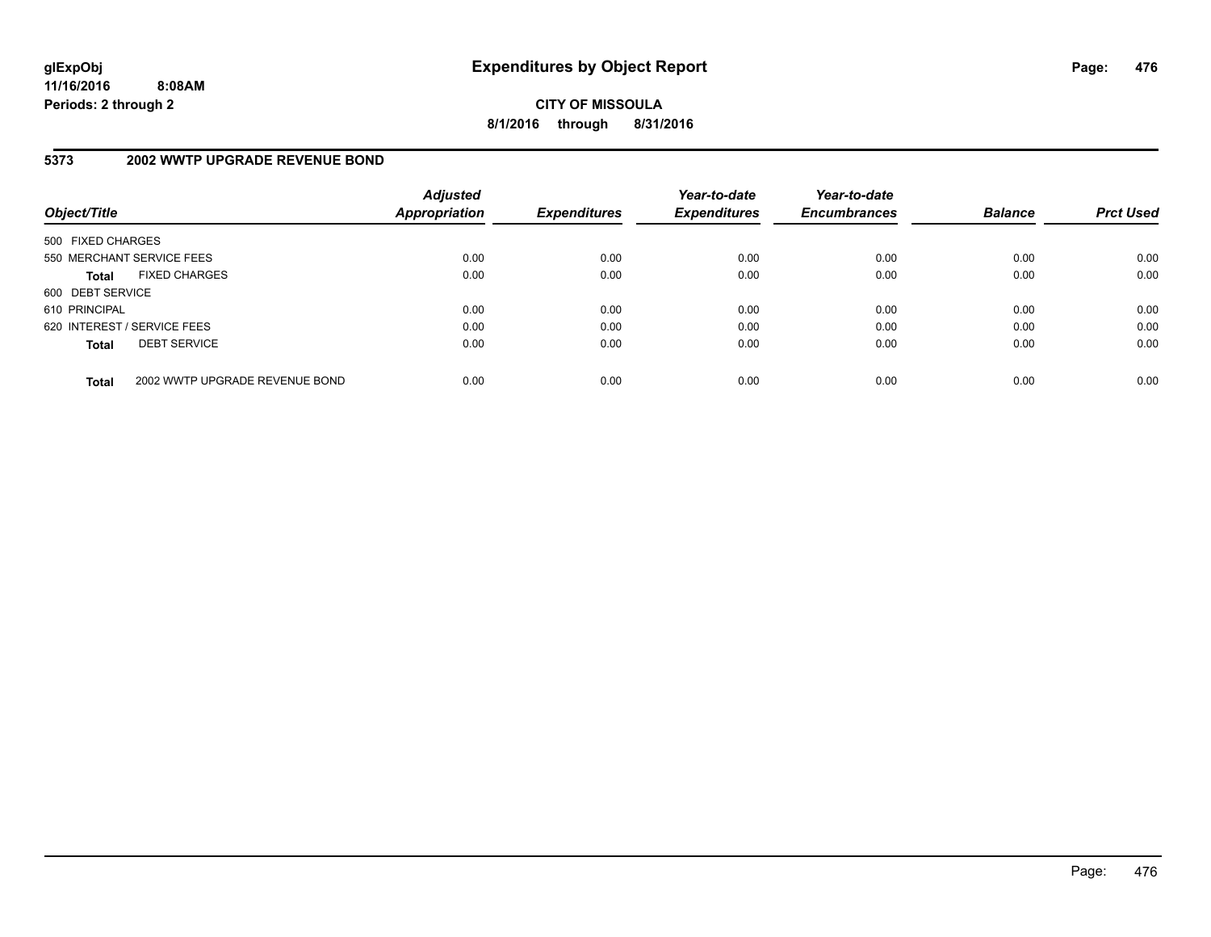glExpObj
11/16/2016 8:08AM
Periods: 2 through 2

# Expenditures by Object Report

**CITY OF MISSOULA**

**8/1/2016 through 8/31/2016**

## 5373 2002 WWTP UPGRADE REVENUE BOND

| Object/Title | | Adjusted Appropriation | Expenditures | Year-to-date Expenditures | Year-to-date Encumbrances | Balance | Prct Used |
|---|---|---|---|---|---|---|---|
| 500 FIXED CHARGES | | | | | | | |
| 550 MERCHANT SERVICE FEES | | 0.00 | 0.00 | 0.00 | 0.00 | 0.00 | 0.00 |
| **Total** | FIXED CHARGES | 0.00 | 0.00 | 0.00 | 0.00 | 0.00 | 0.00 |
| 600 DEBT SERVICE | | | | | | | |
| 610 PRINCIPAL | | 0.00 | 0.00 | 0.00 | 0.00 | 0.00 | 0.00 |
| 620 INTEREST / SERVICE FEES | | 0.00 | 0.00 | 0.00 | 0.00 | 0.00 | 0.00 |
| **Total** | DEBT SERVICE | 0.00 | 0.00 | 0.00 | 0.00 | 0.00 | 0.00 |
| **Total** | 2002 WWTP UPGRADE REVENUE BOND | 0.00 | 0.00 | 0.00 | 0.00 | 0.00 | 0.00 |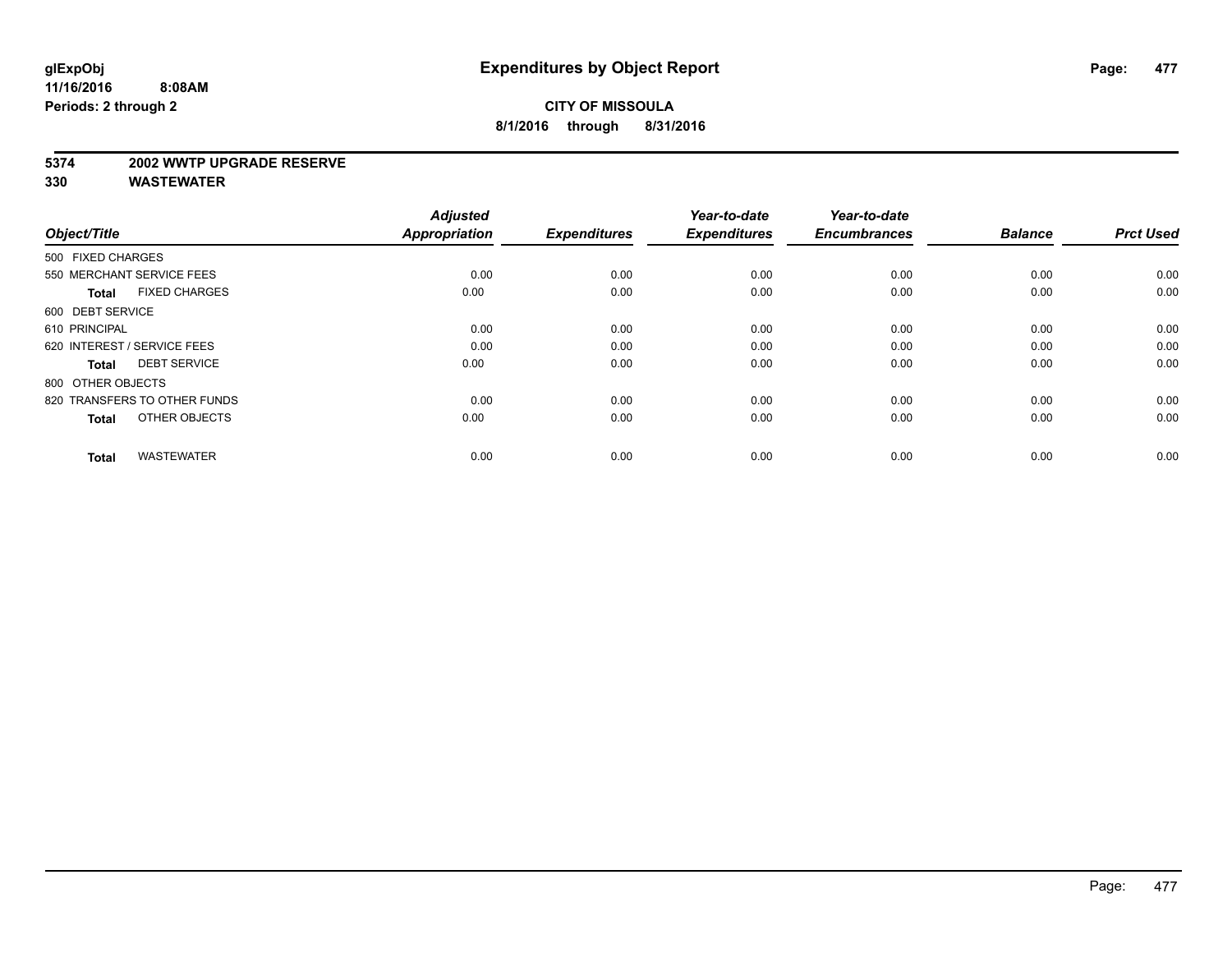# Expenditures by Object Report

glExpObj
11/16/2016 8:08AM
Periods: 2 through 2

**CITY OF MISSOULA**
**8/1/2016 through 8/31/2016**

**5374 2002 WWTP UPGRADE RESERVE**
**330 WASTEWATER**

| Object/Title | Adjusted Appropriation | Expenditures | Year-to-date Expenditures | Year-to-date Encumbrances | Balance | Prct Used |
|---|---|---|---|---|---|---|
| 500 FIXED CHARGES | | | | | | |
| 550 MERCHANT SERVICE FEES | 0.00 | 0.00 | 0.00 | 0.00 | 0.00 | 0.00 |
| **Total** FIXED CHARGES | 0.00 | 0.00 | 0.00 | 0.00 | 0.00 | 0.00 |
| 600 DEBT SERVICE | | | | | | |
| 610 PRINCIPAL | 0.00 | 0.00 | 0.00 | 0.00 | 0.00 | 0.00 |
| 620 INTEREST / SERVICE FEES | 0.00 | 0.00 | 0.00 | 0.00 | 0.00 | 0.00 |
| **Total** DEBT SERVICE | 0.00 | 0.00 | 0.00 | 0.00 | 0.00 | 0.00 |
| 800 OTHER OBJECTS | | | | | | |
| 820 TRANSFERS TO OTHER FUNDS | 0.00 | 0.00 | 0.00 | 0.00 | 0.00 | 0.00 |
| **Total** OTHER OBJECTS | 0.00 | 0.00 | 0.00 | 0.00 | 0.00 | 0.00 |
| **Total** WASTEWATER | 0.00 | 0.00 | 0.00 | 0.00 | 0.00 | 0.00 |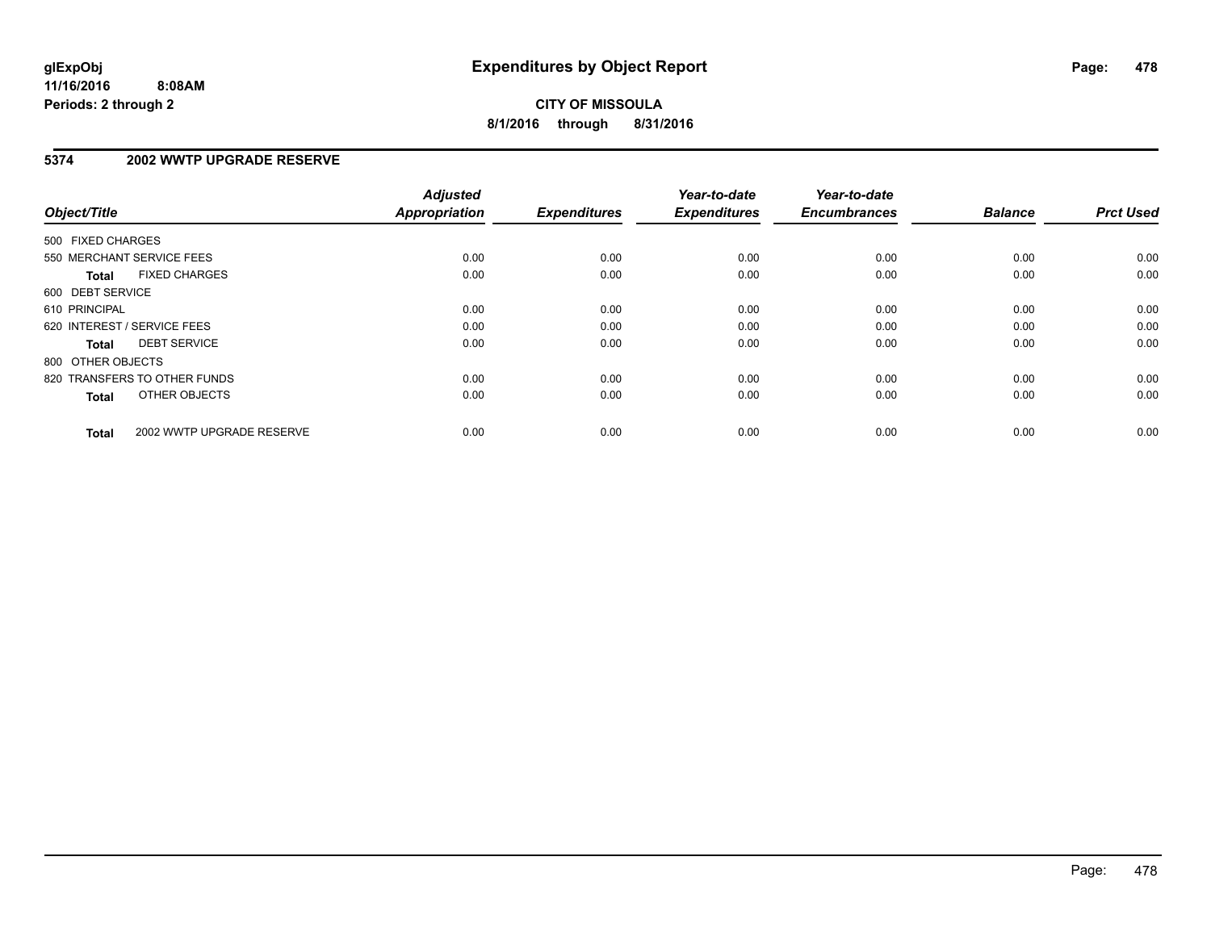**glExpObj**
**11/16/2016 8:08AM**
**Periods: 2 through 2**

# Expenditures by Object Report

**CITY OF MISSOULA**
**8/1/2016 through 8/31/2016**

## 5374 2002 WWTP UPGRADE RESERVE

| Object/Title | | Adjusted Appropriation | Expenditures | Year-to-date Expenditures | Year-to-date Encumbrances | Balance | Prct Used |
|---|---|---|---|---|---|---|---|
| 500 FIXED CHARGES | | | | | | | |
| 550 MERCHANT SERVICE FEES | | 0.00 | 0.00 | 0.00 | 0.00 | 0.00 | 0.00 |
| **Total** | FIXED CHARGES | 0.00 | 0.00 | 0.00 | 0.00 | 0.00 | 0.00 |
| 600 DEBT SERVICE | | | | | | | |
| 610 PRINCIPAL | | 0.00 | 0.00 | 0.00 | 0.00 | 0.00 | 0.00 |
| 620 INTEREST / SERVICE FEES | | 0.00 | 0.00 | 0.00 | 0.00 | 0.00 | 0.00 |
| **Total** | DEBT SERVICE | 0.00 | 0.00 | 0.00 | 0.00 | 0.00 | 0.00 |
| 800 OTHER OBJECTS | | | | | | | |
| 820 TRANSFERS TO OTHER FUNDS | | 0.00 | 0.00 | 0.00 | 0.00 | 0.00 | 0.00 |
| **Total** | OTHER OBJECTS | 0.00 | 0.00 | 0.00 | 0.00 | 0.00 | 0.00 |
| **Total** | 2002 WWTP UPGRADE RESERVE | 0.00 | 0.00 | 0.00 | 0.00 | 0.00 | 0.00 |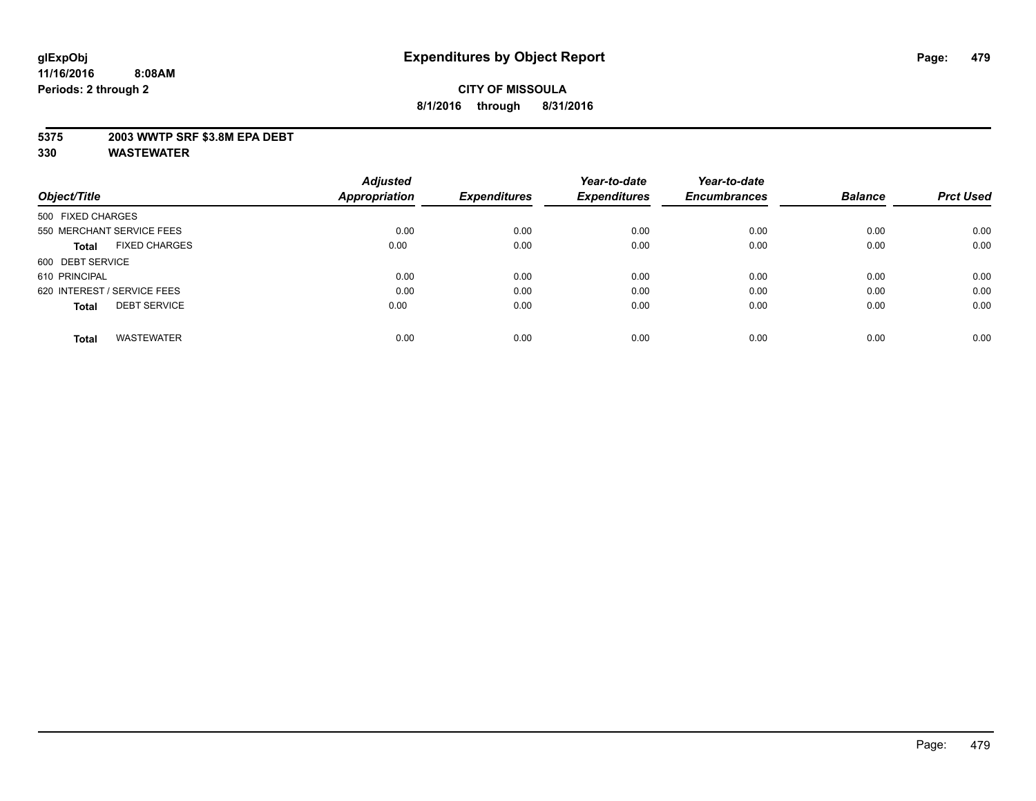**glExpObj** **Expenditures by Object Report**

**11/16/2016 8:08AM**

**Periods: 2 through 2**

**CITY OF MISSOULA**

**8/1/2016 through 8/31/2016**

**5375 2003 WWTP SRF $3.8M EPA DEBT**

**330 WASTEWATER**

| Object/Title | Adjusted Appropriation | Expenditures | Year-to-date Expenditures | Year-to-date Encumbrances | Balance | Prct Used |
|---|---|---|---|---|---|---|
| 500 FIXED CHARGES | | | | | | |
| 550 MERCHANT SERVICE FEES | 0.00 | 0.00 | 0.00 | 0.00 | 0.00 | 0.00 |
| **Total** FIXED CHARGES | 0.00 | 0.00 | 0.00 | 0.00 | 0.00 | 0.00 |
| 600 DEBT SERVICE | | | | | | |
| 610 PRINCIPAL | 0.00 | 0.00 | 0.00 | 0.00 | 0.00 | 0.00 |
| 620 INTEREST / SERVICE FEES | 0.00 | 0.00 | 0.00 | 0.00 | 0.00 | 0.00 |
| **Total** DEBT SERVICE | 0.00 | 0.00 | 0.00 | 0.00 | 0.00 | 0.00 |
| **Total** WASTEWATER | 0.00 | 0.00 | 0.00 | 0.00 | 0.00 | 0.00 |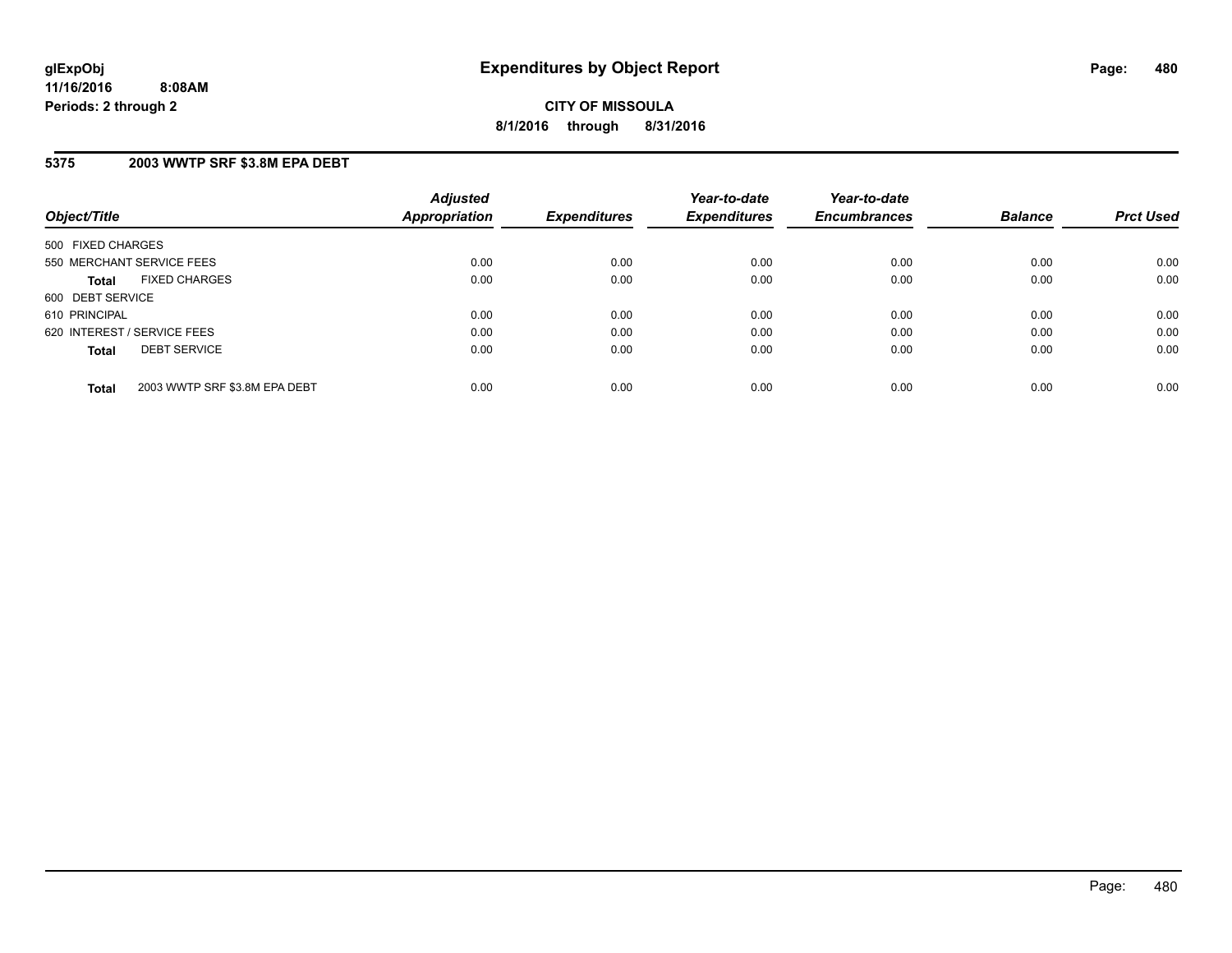**glExpObj**
**11/16/2016 8:08AM**
**Periods: 2 through 2**

# Expenditures by Object Report

**CITY OF MISSOULA**
**8/1/2016 through 8/31/2016**

## 5375 2003 WWTP SRF $3.8M EPA DEBT

| Object/Title | | Adjusted Appropriation | Expenditures | Year-to-date Expenditures | Year-to-date Encumbrances | Balance | Prct Used |
|---|---|---|---|---|---|---|---|
| 500 FIXED CHARGES | | | | | | | |
| 550 MERCHANT SERVICE FEES | | 0.00 | 0.00 | 0.00 | 0.00 | 0.00 | 0.00 |
| **Total** | FIXED CHARGES | 0.00 | 0.00 | 0.00 | 0.00 | 0.00 | 0.00 |
| 600 DEBT SERVICE | | | | | | | |
| 610 PRINCIPAL | | 0.00 | 0.00 | 0.00 | 0.00 | 0.00 | 0.00 |
| 620 INTEREST / SERVICE FEES | | 0.00 | 0.00 | 0.00 | 0.00 | 0.00 | 0.00 |
| **Total** | DEBT SERVICE | 0.00 | 0.00 | 0.00 | 0.00 | 0.00 | 0.00 |
| **Total** | 2003 WWTP SRF $3.8M EPA DEBT | 0.00 | 0.00 | 0.00 | 0.00 | 0.00 | 0.00 |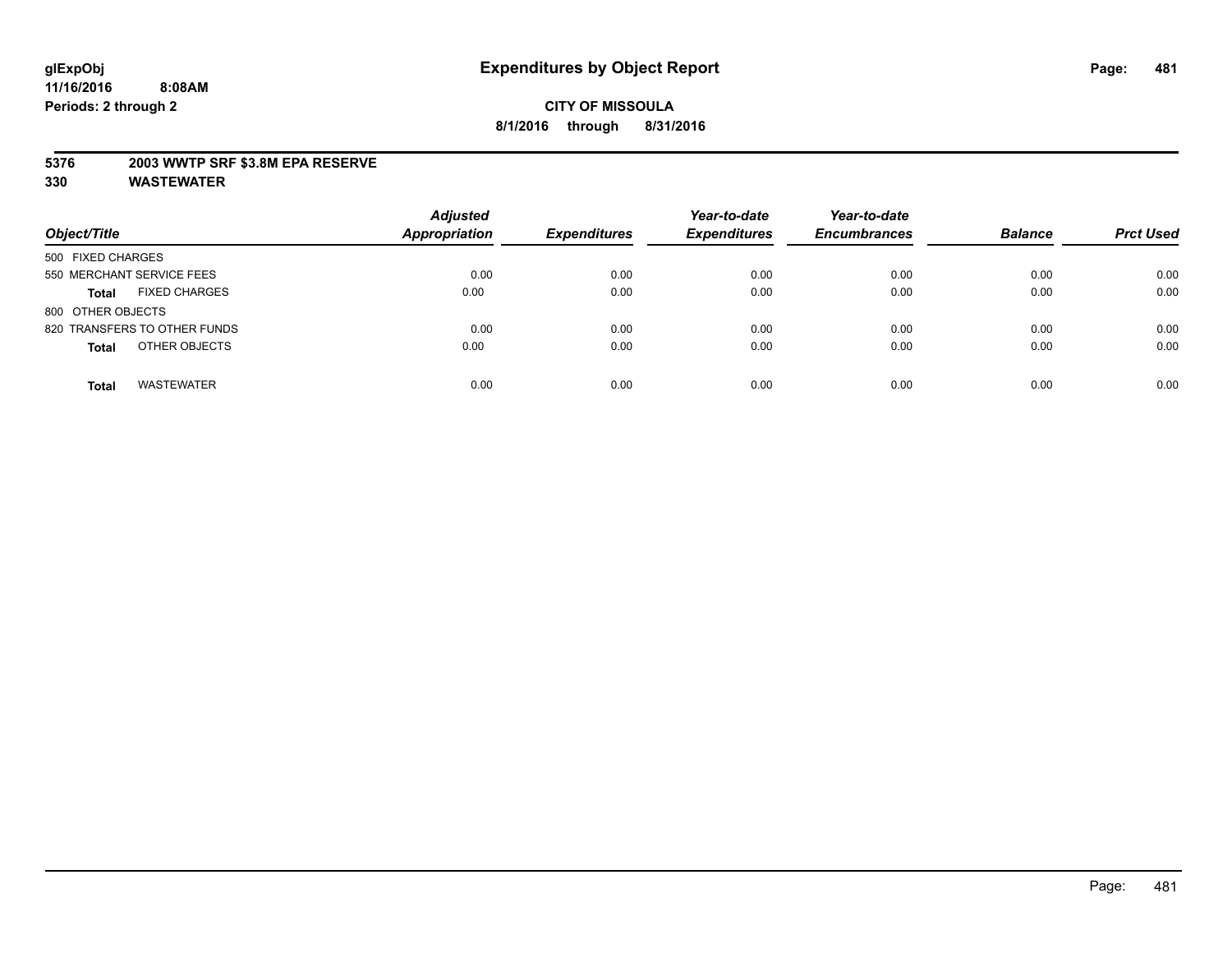glExpObj
11/16/2016 8:08AM
Periods: 2 through 2

# Expenditures by Object Report

**CITY OF MISSOULA**
**8/1/2016 through 8/31/2016**

**5376 2003 WWTP SRF $3.8M EPA RESERVE**
**330 WASTEWATER**

| Object/Title | Adjusted Appropriation | Expenditures | Year-to-date Expenditures | Year-to-date Encumbrances | Balance | Prct Used |
|---|---|---|---|---|---|---|
| 500 FIXED CHARGES | | | | | | |
| 550 MERCHANT SERVICE FEES | 0.00 | 0.00 | 0.00 | 0.00 | 0.00 | 0.00 |
| **Total** FIXED CHARGES | 0.00 | 0.00 | 0.00 | 0.00 | 0.00 | 0.00 |
| 800 OTHER OBJECTS | | | | | | |
| 820 TRANSFERS TO OTHER FUNDS | 0.00 | 0.00 | 0.00 | 0.00 | 0.00 | 0.00 |
| **Total** OTHER OBJECTS | 0.00 | 0.00 | 0.00 | 0.00 | 0.00 | 0.00 |
| **Total** WASTEWATER | 0.00 | 0.00 | 0.00 | 0.00 | 0.00 | 0.00 |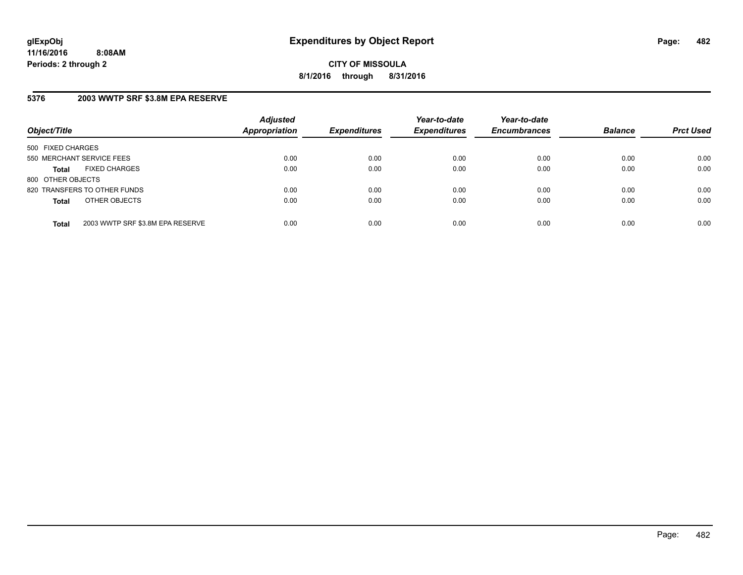# Expenditures by Object Report

**CITY OF MISSOULA**

**8/1/2016 through 8/31/2016**

glExpObj
11/16/2016 8:08AM
Periods: 2 through 2

## 5376 2003 WWTP SRF $3.8M EPA RESERVE

| Object/Title | Adjusted Appropriation | Expenditures | Year-to-date Expenditures | Year-to-date Encumbrances | Balance | Prct Used |
|---|---|---|---|---|---|---|
| 500 FIXED CHARGES | | | | | | |
| 550 MERCHANT SERVICE FEES | 0.00 | 0.00 | 0.00 | 0.00 | 0.00 | 0.00 |
| **Total** FIXED CHARGES | 0.00 | 0.00 | 0.00 | 0.00 | 0.00 | 0.00 |
| 800 OTHER OBJECTS | | | | | | |
| 820 TRANSFERS TO OTHER FUNDS | 0.00 | 0.00 | 0.00 | 0.00 | 0.00 | 0.00 |
| **Total** OTHER OBJECTS | 0.00 | 0.00 | 0.00 | 0.00 | 0.00 | 0.00 |
| **Total** 2003 WWTP SRF $3.8M EPA RESERVE | 0.00 | 0.00 | 0.00 | 0.00 | 0.00 | 0.00 |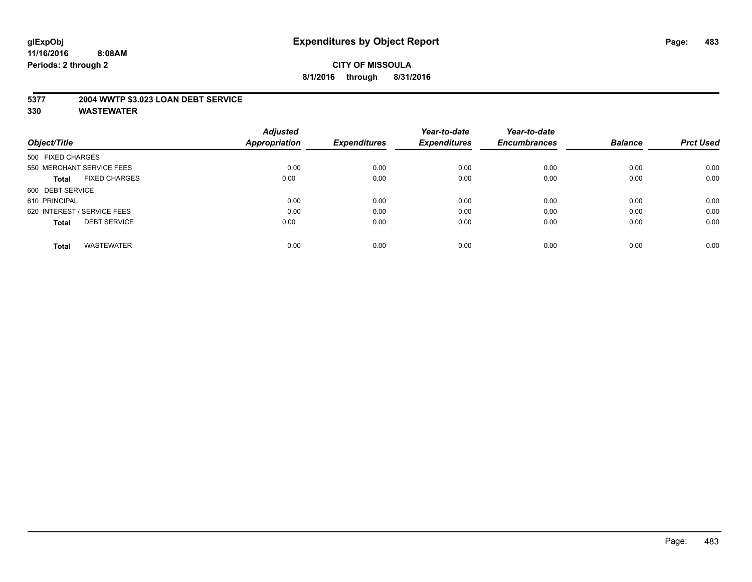# Expenditures by Object Report

**glExpObj**
**11/16/2016 8:08AM**
**Periods: 2 through 2**

**CITY OF MISSOULA**
**8/1/2016 through 8/31/2016**

**5377 2004 WWTP $3.023 LOAN DEBT SERVICE**
**330 WASTEWATER**

| Object/Title | | Adjusted Appropriation | Expenditures | Year-to-date Expenditures | Year-to-date Encumbrances | Balance | Prct Used |
|---|---|---|---|---|---|---|---|
| 500 FIXED CHARGES | | | | | | | |
| 550 MERCHANT SERVICE FEES | | 0.00 | 0.00 | 0.00 | 0.00 | 0.00 | 0.00 |
| **Total** | FIXED CHARGES | 0.00 | 0.00 | 0.00 | 0.00 | 0.00 | 0.00 |
| 600 DEBT SERVICE | | | | | | | |
| 610 PRINCIPAL | | 0.00 | 0.00 | 0.00 | 0.00 | 0.00 | 0.00 |
| 620 INTEREST / SERVICE FEES | | 0.00 | 0.00 | 0.00 | 0.00 | 0.00 | 0.00 |
| **Total** | DEBT SERVICE | 0.00 | 0.00 | 0.00 | 0.00 | 0.00 | 0.00 |
| **Total** | WASTEWATER | 0.00 | 0.00 | 0.00 | 0.00 | 0.00 | 0.00 |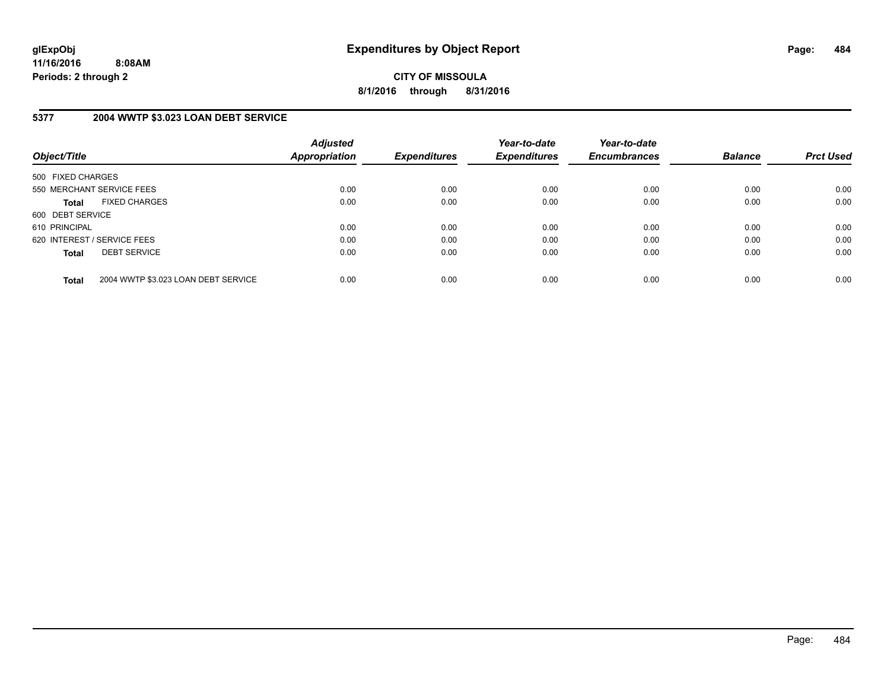# Expenditures by Object Report

glExpObj
11/16/2016 8:08AM
Periods: 2 through 2

**CITY OF MISSOULA**
**8/1/2016 through 8/31/2016**

## 5377 2004 WWTP $3.023 LOAN DEBT SERVICE

| Object/Title | | Adjusted Appropriation | Expenditures | Year-to-date Expenditures | Year-to-date Encumbrances | Balance | Prct Used |
|---|---|---|---|---|---|---|---|
| 500 FIXED CHARGES | | | | | | | |
| 550 MERCHANT SERVICE FEES | | 0.00 | 0.00 | 0.00 | 0.00 | 0.00 | 0.00 |
| **Total** | FIXED CHARGES | 0.00 | 0.00 | 0.00 | 0.00 | 0.00 | 0.00 |
| 600 DEBT SERVICE | | | | | | | |
| 610 PRINCIPAL | | 0.00 | 0.00 | 0.00 | 0.00 | 0.00 | 0.00 |
| 620 INTEREST / SERVICE FEES | | 0.00 | 0.00 | 0.00 | 0.00 | 0.00 | 0.00 |
| **Total** | DEBT SERVICE | 0.00 | 0.00 | 0.00 | 0.00 | 0.00 | 0.00 |
| **Total** | 2004 WWTP $3.023 LOAN DEBT SERVICE | 0.00 | 0.00 | 0.00 | 0.00 | 0.00 | 0.00 |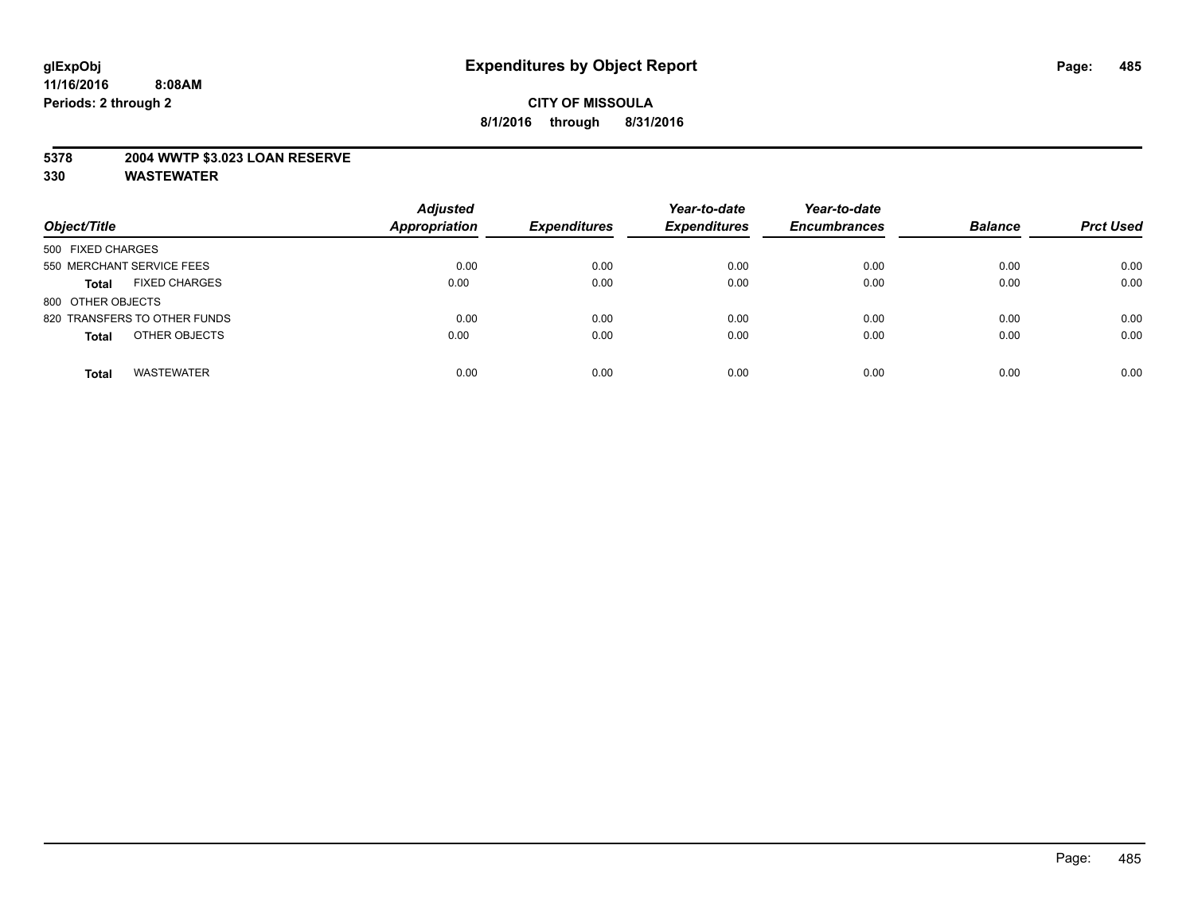glExpObj
11/16/2016 8:08AM
Periods: 2 through 2

# Expenditures by Object Report

**CITY OF MISSOULA**
**8/1/2016 through 8/31/2016**

**5378 2004 WWTP $3.023 LOAN RESERVE**
**330 WASTEWATER**

| Object/Title | Adjusted Appropriation | Expenditures | Year-to-date Expenditures | Year-to-date Encumbrances | Balance | Prct Used |
|---|---|---|---|---|---|---|
| 500 FIXED CHARGES | | | | | | |
| 550 MERCHANT SERVICE FEES | 0.00 | 0.00 | 0.00 | 0.00 | 0.00 | 0.00 |
| **Total** FIXED CHARGES | 0.00 | 0.00 | 0.00 | 0.00 | 0.00 | 0.00 |
| 800 OTHER OBJECTS | | | | | | |
| 820 TRANSFERS TO OTHER FUNDS | 0.00 | 0.00 | 0.00 | 0.00 | 0.00 | 0.00 |
| **Total** OTHER OBJECTS | 0.00 | 0.00 | 0.00 | 0.00 | 0.00 | 0.00 |
| **Total** WASTEWATER | 0.00 | 0.00 | 0.00 | 0.00 | 0.00 | 0.00 |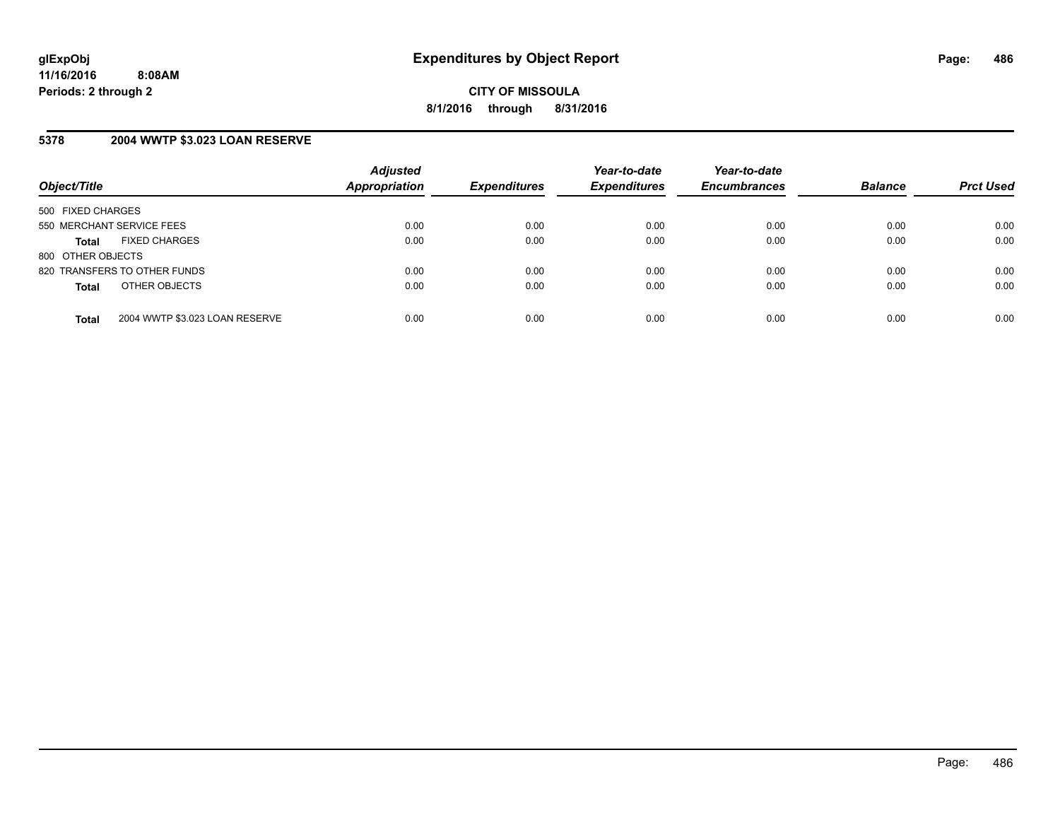# Expenditures by Object Report

glExpObj
11/16/2016 8:08AM
Periods: 2 through 2

**CITY OF MISSOULA**
**8/1/2016 through 8/31/2016**

## 5378 2004 WWTP $3.023 LOAN RESERVE

| Object/Title | Adjusted Appropriation | Expenditures | Year-to-date Expenditures | Year-to-date Encumbrances | Balance | Prct Used |
|---|---|---|---|---|---|---|
| 500 FIXED CHARGES | | | | | | |
| 550 MERCHANT SERVICE FEES | 0.00 | 0.00 | 0.00 | 0.00 | 0.00 | 0.00 |
| **Total** FIXED CHARGES | 0.00 | 0.00 | 0.00 | 0.00 | 0.00 | 0.00 |
| 800 OTHER OBJECTS | | | | | | |
| 820 TRANSFERS TO OTHER FUNDS | 0.00 | 0.00 | 0.00 | 0.00 | 0.00 | 0.00 |
| **Total** OTHER OBJECTS | 0.00 | 0.00 | 0.00 | 0.00 | 0.00 | 0.00 |
| **Total** 2004 WWTP $3.023 LOAN RESERVE | 0.00 | 0.00 | 0.00 | 0.00 | 0.00 | 0.00 |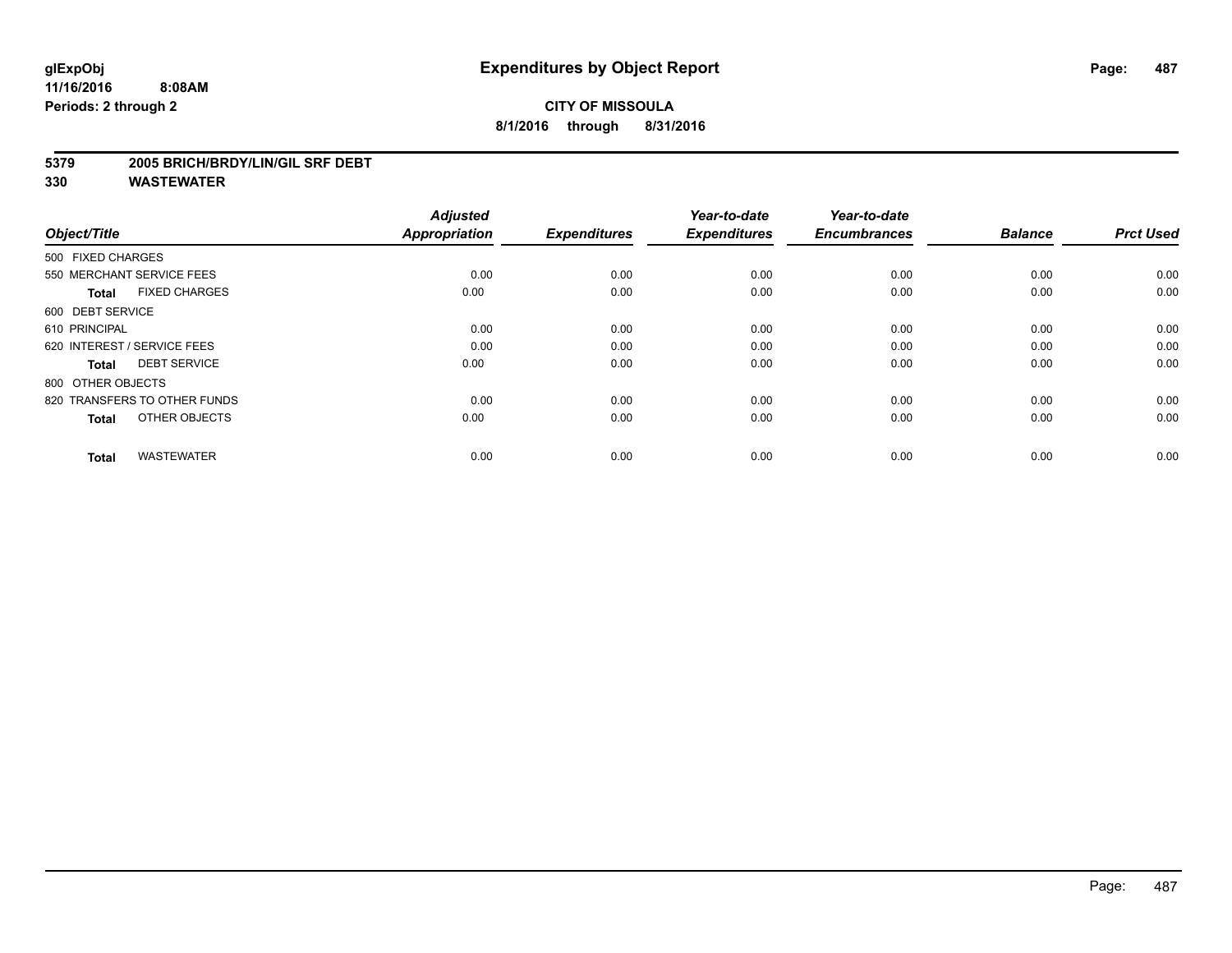# Expenditures by Object Report

glExpObj
11/16/2016 8:08AM
Periods: 2 through 2

**CITY OF MISSOULA**
**8/1/2016 through 8/31/2016**

## 5379 2005 BRICH/BRDY/LIN/GIL SRF DEBT
## 330 WASTEWATER

| Object/Title | Adjusted Appropriation | Expenditures | Year-to-date Expenditures | Year-to-date Encumbrances | Balance | Prct Used |
|---|---|---|---|---|---|---|
| 500 FIXED CHARGES | | | | | | |
| 550 MERCHANT SERVICE FEES | 0.00 | 0.00 | 0.00 | 0.00 | 0.00 | 0.00 |
| **Total** FIXED CHARGES | 0.00 | 0.00 | 0.00 | 0.00 | 0.00 | 0.00 |
| 600 DEBT SERVICE | | | | | | |
| 610 PRINCIPAL | 0.00 | 0.00 | 0.00 | 0.00 | 0.00 | 0.00 |
| 620 INTEREST / SERVICE FEES | 0.00 | 0.00 | 0.00 | 0.00 | 0.00 | 0.00 |
| **Total** DEBT SERVICE | 0.00 | 0.00 | 0.00 | 0.00 | 0.00 | 0.00 |
| 800 OTHER OBJECTS | | | | | | |
| 820 TRANSFERS TO OTHER FUNDS | 0.00 | 0.00 | 0.00 | 0.00 | 0.00 | 0.00 |
| **Total** OTHER OBJECTS | 0.00 | 0.00 | 0.00 | 0.00 | 0.00 | 0.00 |
| **Total** WASTEWATER | 0.00 | 0.00 | 0.00 | 0.00 | 0.00 | 0.00 |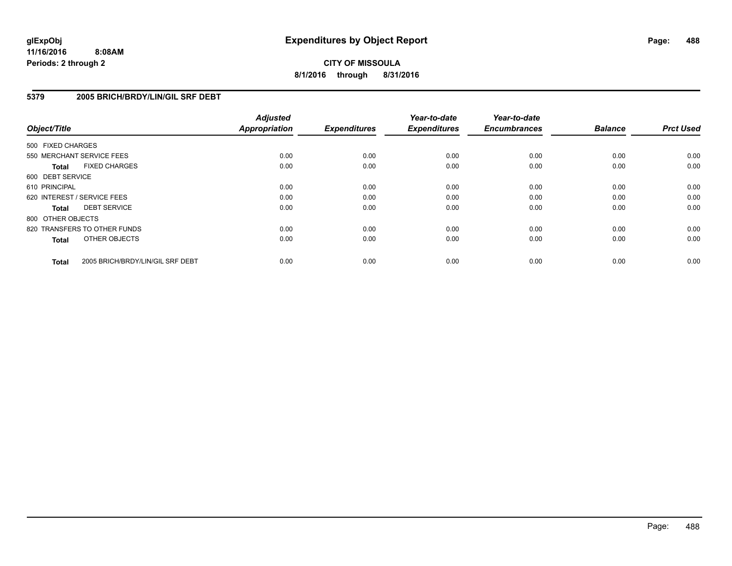# Expenditures by Object Report

**CITY OF MISSOULA**

**8/1/2016 through 8/31/2016**

glExpObj
11/16/2016 8:08AM
Periods: 2 through 2

## 5379 2005 BRICH/BRDY/LIN/GIL SRF DEBT

| Object/Title | | Adjusted Appropriation | Expenditures | Year-to-date Expenditures | Year-to-date Encumbrances | Balance | Prct Used |
|---|---|---|---|---|---|---|---|
| 500 FIXED CHARGES | | | | | | | |
| 550 MERCHANT SERVICE FEES | | 0.00 | 0.00 | 0.00 | 0.00 | 0.00 | 0.00 |
| **Total** | FIXED CHARGES | 0.00 | 0.00 | 0.00 | 0.00 | 0.00 | 0.00 |
| 600 DEBT SERVICE | | | | | | | |
| 610 PRINCIPAL | | 0.00 | 0.00 | 0.00 | 0.00 | 0.00 | 0.00 |
| 620 INTEREST / SERVICE FEES | | 0.00 | 0.00 | 0.00 | 0.00 | 0.00 | 0.00 |
| **Total** | DEBT SERVICE | 0.00 | 0.00 | 0.00 | 0.00 | 0.00 | 0.00 |
| 800 OTHER OBJECTS | | | | | | | |
| 820 TRANSFERS TO OTHER FUNDS | | 0.00 | 0.00 | 0.00 | 0.00 | 0.00 | 0.00 |
| **Total** | OTHER OBJECTS | 0.00 | 0.00 | 0.00 | 0.00 | 0.00 | 0.00 |
| **Total** | 2005 BRICH/BRDY/LIN/GIL SRF DEBT | 0.00 | 0.00 | 0.00 | 0.00 | 0.00 | 0.00 |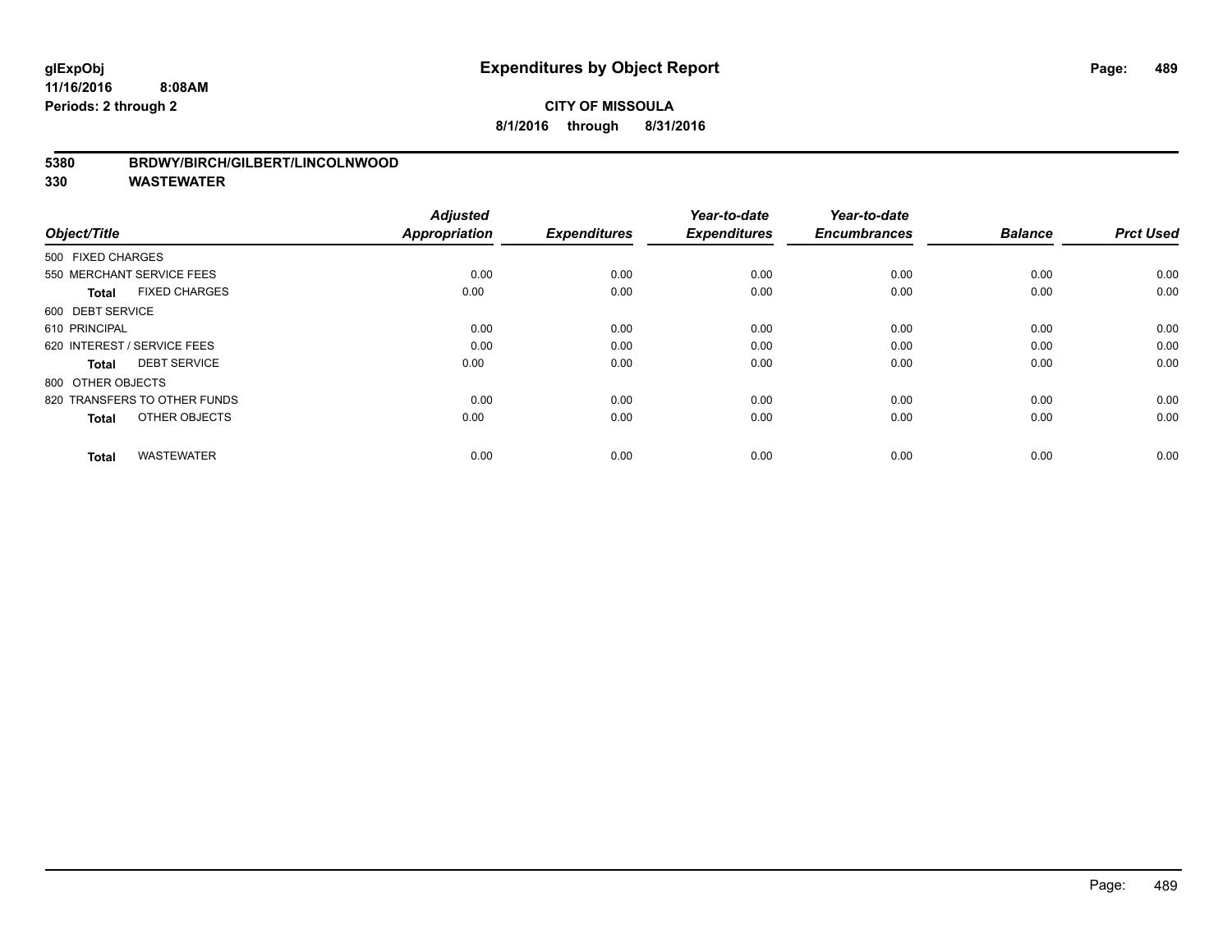**CITY OF MISSOULA**

**8/1/2016 through 8/31/2016**

**5380 BRDWY/BIRCH/GILBERT/LINCOLNWOOD**

**330 WASTEWATER**

| Object/Title | | Adjusted Appropriation | Expenditures | Year-to-date Expenditures | Year-to-date Encumbrances | Balance | Prct Used |
|---|---|---|---|---|---|---|---|
| 500 FIXED CHARGES | | | | | | | |
| 550 MERCHANT SERVICE FEES | | 0.00 | 0.00 | 0.00 | 0.00 | 0.00 | 0.00 |
| **Total** | FIXED CHARGES | 0.00 | 0.00 | 0.00 | 0.00 | 0.00 | 0.00 |
| 600 DEBT SERVICE | | | | | | | |
| 610 PRINCIPAL | | 0.00 | 0.00 | 0.00 | 0.00 | 0.00 | 0.00 |
| 620 INTEREST / SERVICE FEES | | 0.00 | 0.00 | 0.00 | 0.00 | 0.00 | 0.00 |
| **Total** | DEBT SERVICE | 0.00 | 0.00 | 0.00 | 0.00 | 0.00 | 0.00 |
| 800 OTHER OBJECTS | | | | | | | |
| 820 TRANSFERS TO OTHER FUNDS | | 0.00 | 0.00 | 0.00 | 0.00 | 0.00 | 0.00 |
| **Total** | OTHER OBJECTS | 0.00 | 0.00 | 0.00 | 0.00 | 0.00 | 0.00 |
| **Total** | WASTEWATER | 0.00 | 0.00 | 0.00 | 0.00 | 0.00 | 0.00 |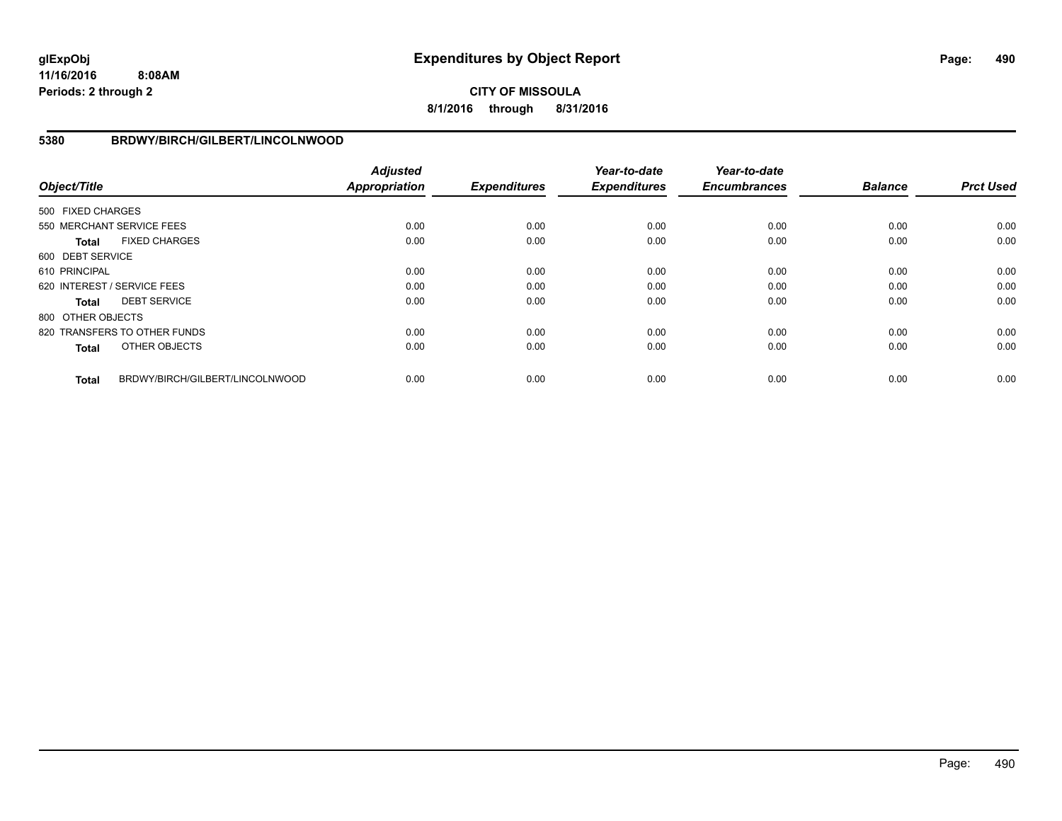# Expenditures by Object Report

glExpObj
11/16/2016 8:08AM
Periods: 2 through 2

**CITY OF MISSOULA**
**8/1/2016 through 8/31/2016**

## 5380 BRDWY/BIRCH/GILBERT/LINCOLNWOOD

| Object/Title | | *Adjusted Appropriation* | *Expenditures* | *Year-to-date Expenditures* | *Year-to-date Encumbrances* | *Balance* | *Prct Used* |
|---|---|---|---|---|---|---|---|
| 500 FIXED CHARGES | | | | | | | |
| 550 MERCHANT SERVICE FEES | | 0.00 | 0.00 | 0.00 | 0.00 | 0.00 | 0.00 |
| **Total** | FIXED CHARGES | 0.00 | 0.00 | 0.00 | 0.00 | 0.00 | 0.00 |
| 600 DEBT SERVICE | | | | | | | |
| 610 PRINCIPAL | | 0.00 | 0.00 | 0.00 | 0.00 | 0.00 | 0.00 |
| 620 INTEREST / SERVICE FEES | | 0.00 | 0.00 | 0.00 | 0.00 | 0.00 | 0.00 |
| **Total** | DEBT SERVICE | 0.00 | 0.00 | 0.00 | 0.00 | 0.00 | 0.00 |
| 800 OTHER OBJECTS | | | | | | | |
| 820 TRANSFERS TO OTHER FUNDS | | 0.00 | 0.00 | 0.00 | 0.00 | 0.00 | 0.00 |
| **Total** | OTHER OBJECTS | 0.00 | 0.00 | 0.00 | 0.00 | 0.00 | 0.00 |
| **Total** | BRDWY/BIRCH/GILBERT/LINCOLNWOOD | 0.00 | 0.00 | 0.00 | 0.00 | 0.00 | 0.00 |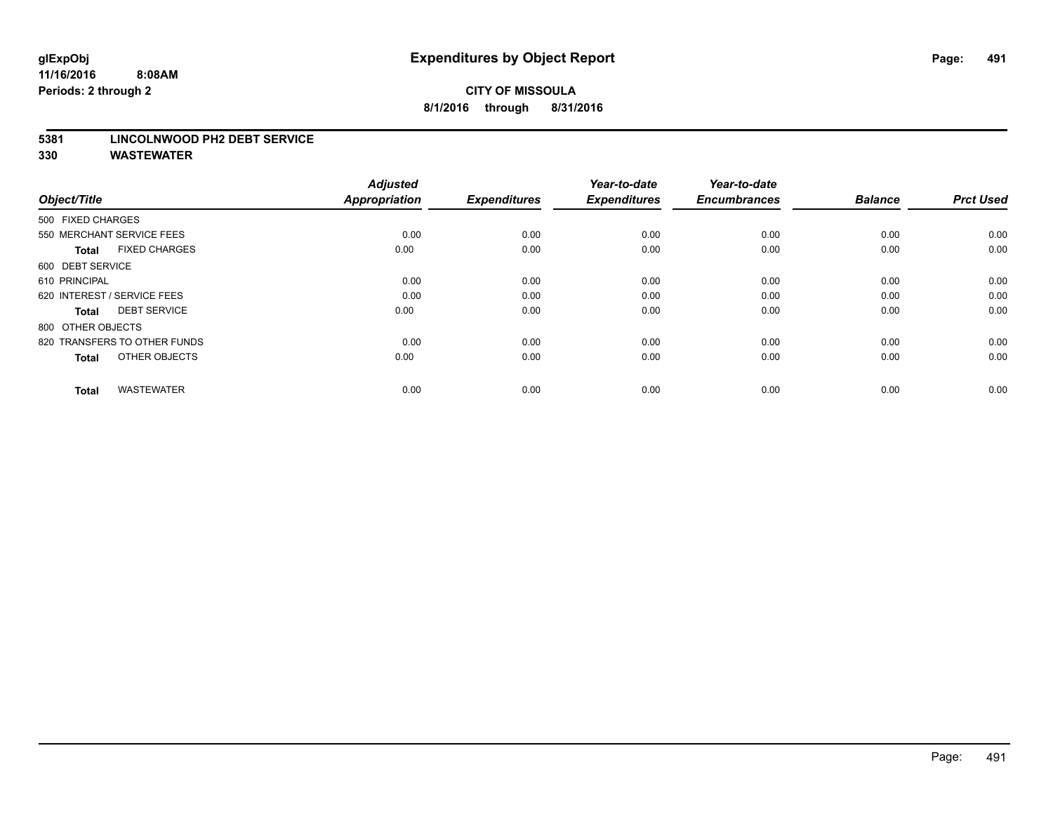# Expenditures by Object Report

glExpObj
11/16/2016 8:08AM
Periods: 2 through 2

**CITY OF MISSOULA**
**8/1/2016 through 8/31/2016**

**5381 LINCOLNWOOD PH2 DEBT SERVICE**
**330 WASTEWATER**

| Object/Title | Adjusted Appropriation | Expenditures | Year-to-date Expenditures | Year-to-date Encumbrances | Balance | Prct Used |
|---|---|---|---|---|---|---|
| 500 FIXED CHARGES | | | | | | |
| 550 MERCHANT SERVICE FEES | 0.00 | 0.00 | 0.00 | 0.00 | 0.00 | 0.00 |
| **Total** FIXED CHARGES | 0.00 | 0.00 | 0.00 | 0.00 | 0.00 | 0.00 |
| 600 DEBT SERVICE | | | | | | |
| 610 PRINCIPAL | 0.00 | 0.00 | 0.00 | 0.00 | 0.00 | 0.00 |
| 620 INTEREST / SERVICE FEES | 0.00 | 0.00 | 0.00 | 0.00 | 0.00 | 0.00 |
| **Total** DEBT SERVICE | 0.00 | 0.00 | 0.00 | 0.00 | 0.00 | 0.00 |
| 800 OTHER OBJECTS | | | | | | |
| 820 TRANSFERS TO OTHER FUNDS | 0.00 | 0.00 | 0.00 | 0.00 | 0.00 | 0.00 |
| **Total** OTHER OBJECTS | 0.00 | 0.00 | 0.00 | 0.00 | 0.00 | 0.00 |
| **Total** WASTEWATER | 0.00 | 0.00 | 0.00 | 0.00 | 0.00 | 0.00 |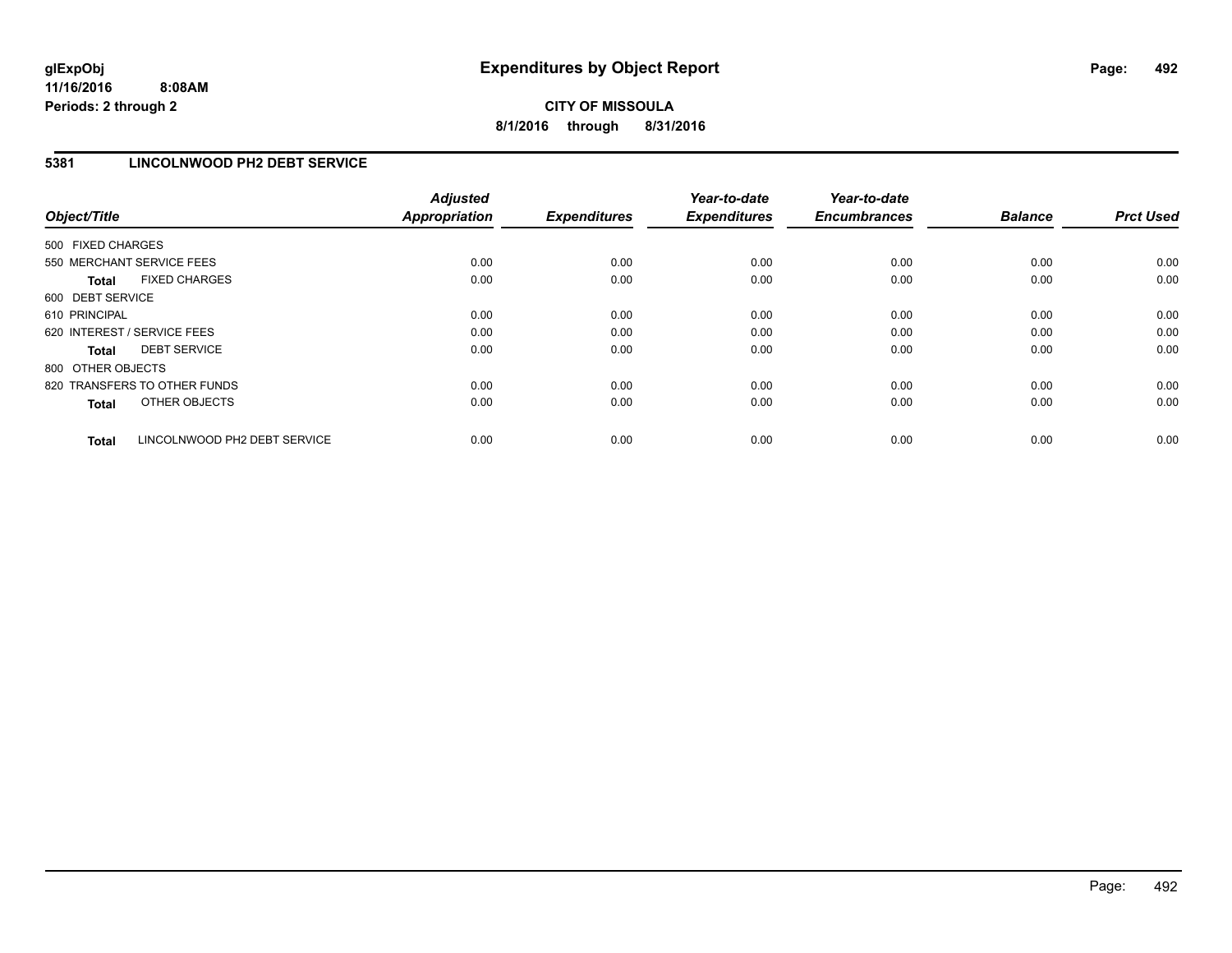# Expenditures by Object Report

glExpObj
11/16/2016 8:08AM
Periods: 2 through 2

**CITY OF MISSOULA**
**8/1/2016 through 8/31/2016**

## 5381 LINCOLNWOOD PH2 DEBT SERVICE

| Object/Title | Adjusted Appropriation | Expenditures | Year-to-date Expenditures | Year-to-date Encumbrances | Balance | Prct Used |
|---|---|---|---|---|---|---|
| 500 FIXED CHARGES | | | | | | |
| 550 MERCHANT SERVICE FEES | 0.00 | 0.00 | 0.00 | 0.00 | 0.00 | 0.00 |
| **Total** FIXED CHARGES | 0.00 | 0.00 | 0.00 | 0.00 | 0.00 | 0.00 |
| 600 DEBT SERVICE | | | | | | |
| 610 PRINCIPAL | 0.00 | 0.00 | 0.00 | 0.00 | 0.00 | 0.00 |
| 620 INTEREST / SERVICE FEES | 0.00 | 0.00 | 0.00 | 0.00 | 0.00 | 0.00 |
| **Total** DEBT SERVICE | 0.00 | 0.00 | 0.00 | 0.00 | 0.00 | 0.00 |
| 800 OTHER OBJECTS | | | | | | |
| 820 TRANSFERS TO OTHER FUNDS | 0.00 | 0.00 | 0.00 | 0.00 | 0.00 | 0.00 |
| **Total** OTHER OBJECTS | 0.00 | 0.00 | 0.00 | 0.00 | 0.00 | 0.00 |
| **Total** LINCOLNWOOD PH2 DEBT SERVICE | 0.00 | 0.00 | 0.00 | 0.00 | 0.00 | 0.00 |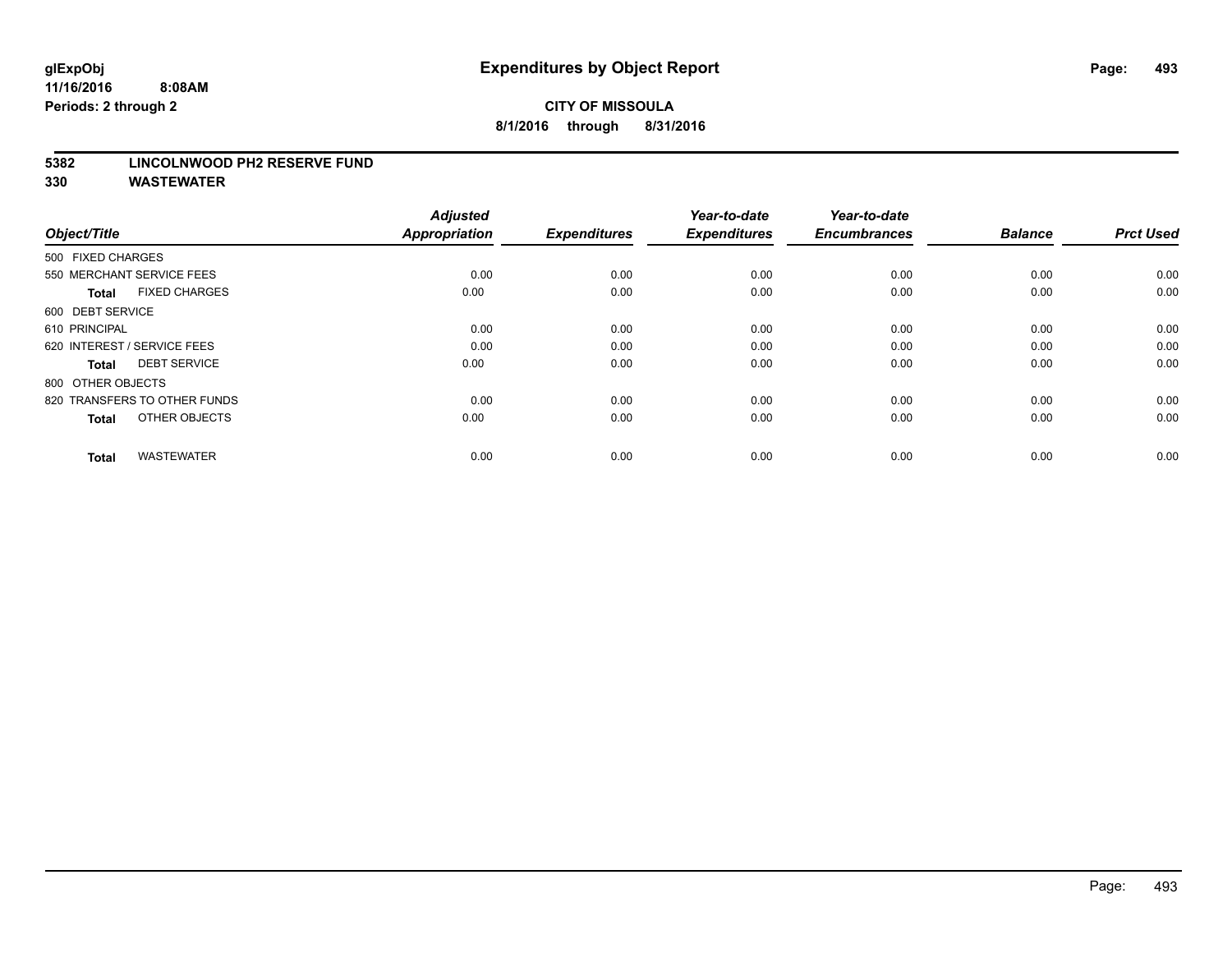**glExpObj**
**11/16/2016 8:08AM**
**Periods: 2 through 2**

# Expenditures by Object Report

**CITY OF MISSOULA**
**8/1/2016 through 8/31/2016**

**5382 LINCOLNWOOD PH2 RESERVE FUND**
**330 WASTEWATER**

| Object/Title | Adjusted Appropriation | Expenditures | Year-to-date Expenditures | Year-to-date Encumbrances | Balance | Prct Used |
|---|---|---|---|---|---|---|
| 500 FIXED CHARGES | | | | | | |
| 550 MERCHANT SERVICE FEES | 0.00 | 0.00 | 0.00 | 0.00 | 0.00 | 0.00 |
| **Total** FIXED CHARGES | 0.00 | 0.00 | 0.00 | 0.00 | 0.00 | 0.00 |
| 600 DEBT SERVICE | | | | | | |
| 610 PRINCIPAL | 0.00 | 0.00 | 0.00 | 0.00 | 0.00 | 0.00 |
| 620 INTEREST / SERVICE FEES | 0.00 | 0.00 | 0.00 | 0.00 | 0.00 | 0.00 |
| **Total** DEBT SERVICE | 0.00 | 0.00 | 0.00 | 0.00 | 0.00 | 0.00 |
| 800 OTHER OBJECTS | | | | | | |
| 820 TRANSFERS TO OTHER FUNDS | 0.00 | 0.00 | 0.00 | 0.00 | 0.00 | 0.00 |
| **Total** OTHER OBJECTS | 0.00 | 0.00 | 0.00 | 0.00 | 0.00 | 0.00 |
| **Total** WASTEWATER | 0.00 | 0.00 | 0.00 | 0.00 | 0.00 | 0.00 |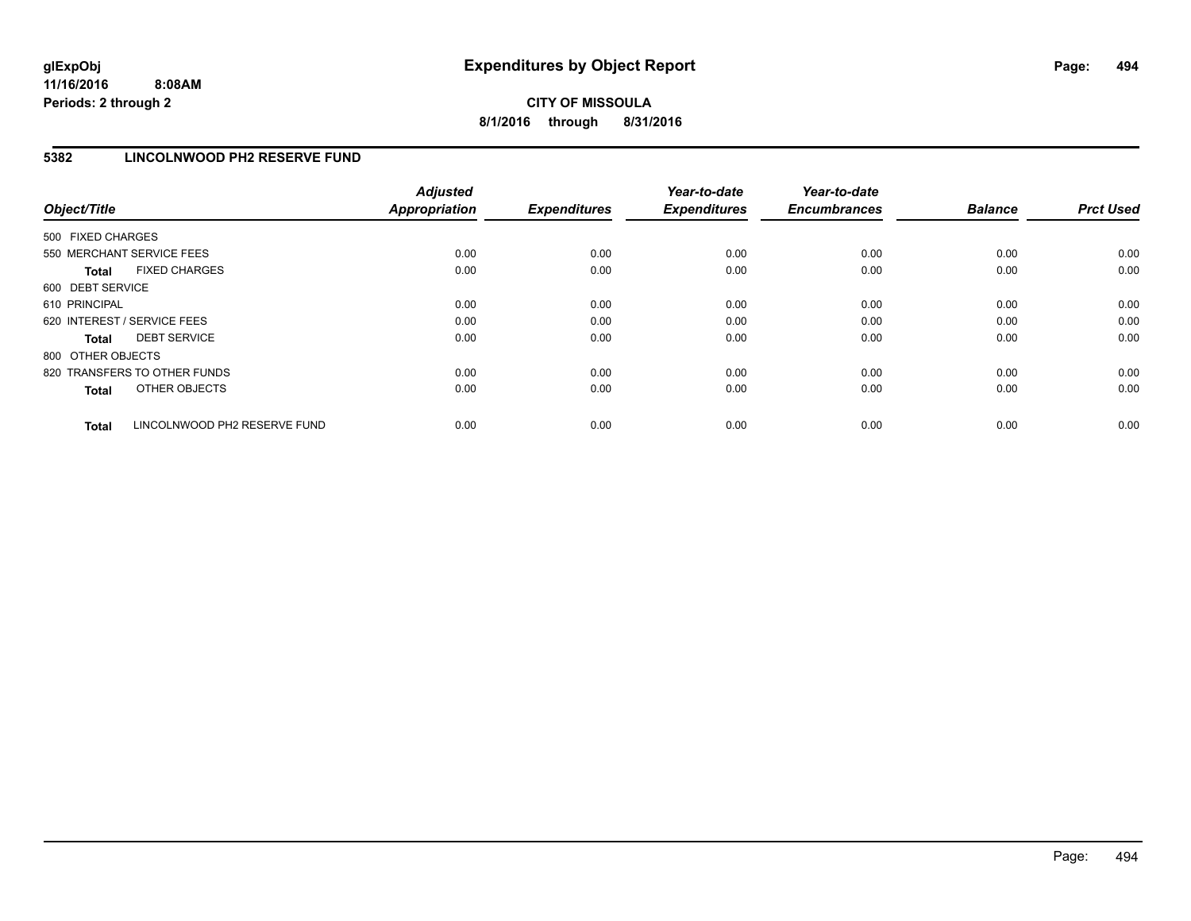# Expenditures by Object Report

glExpObj
11/16/2016 8:08AM
Periods: 2 through 2

**CITY OF MISSOULA**
**8/1/2016 through 8/31/2016**

## 5382 LINCOLNWOOD PH2 RESERVE FUND

| Object/Title | Adjusted Appropriation | Expenditures | Year-to-date Expenditures | Year-to-date Encumbrances | Balance | Prct Used |
|---|---|---|---|---|---|---|
| 500 FIXED CHARGES | | | | | | |
| 550 MERCHANT SERVICE FEES | 0.00 | 0.00 | 0.00 | 0.00 | 0.00 | 0.00 |
| **Total** FIXED CHARGES | 0.00 | 0.00 | 0.00 | 0.00 | 0.00 | 0.00 |
| 600 DEBT SERVICE | | | | | | |
| 610 PRINCIPAL | 0.00 | 0.00 | 0.00 | 0.00 | 0.00 | 0.00 |
| 620 INTEREST / SERVICE FEES | 0.00 | 0.00 | 0.00 | 0.00 | 0.00 | 0.00 |
| **Total** DEBT SERVICE | 0.00 | 0.00 | 0.00 | 0.00 | 0.00 | 0.00 |
| 800 OTHER OBJECTS | | | | | | |
| 820 TRANSFERS TO OTHER FUNDS | 0.00 | 0.00 | 0.00 | 0.00 | 0.00 | 0.00 |
| **Total** OTHER OBJECTS | 0.00 | 0.00 | 0.00 | 0.00 | 0.00 | 0.00 |
| **Total** LINCOLNWOOD PH2 RESERVE FUND | 0.00 | 0.00 | 0.00 | 0.00 | 0.00 | 0.00 |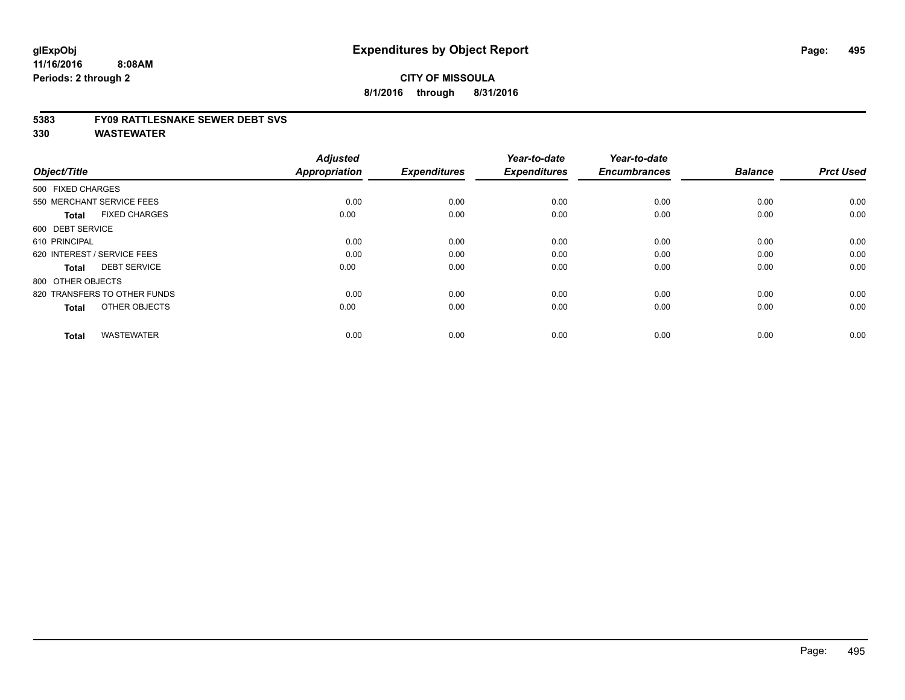**glExpObj**
**11/16/2016 8:08AM**
**Periods: 2 through 2**

# Expenditures by Object Report

**CITY OF MISSOULA**
**8/1/2016 through 8/31/2016**

**5383 FY09 RATTLESNAKE SEWER DEBT SVS**
**330 WASTEWATER**

| Object/Title | Adjusted Appropriation | Expenditures | Year-to-date Expenditures | Year-to-date Encumbrances | Balance | Prct Used |
|---|---|---|---|---|---|---|
| 500 FIXED CHARGES | | | | | | |
| 550 MERCHANT SERVICE FEES | 0.00 | 0.00 | 0.00 | 0.00 | 0.00 | 0.00 |
| **Total** FIXED CHARGES | 0.00 | 0.00 | 0.00 | 0.00 | 0.00 | 0.00 |
| 600 DEBT SERVICE | | | | | | |
| 610 PRINCIPAL | 0.00 | 0.00 | 0.00 | 0.00 | 0.00 | 0.00 |
| 620 INTEREST / SERVICE FEES | 0.00 | 0.00 | 0.00 | 0.00 | 0.00 | 0.00 |
| **Total** DEBT SERVICE | 0.00 | 0.00 | 0.00 | 0.00 | 0.00 | 0.00 |
| 800 OTHER OBJECTS | | | | | | |
| 820 TRANSFERS TO OTHER FUNDS | 0.00 | 0.00 | 0.00 | 0.00 | 0.00 | 0.00 |
| **Total** OTHER OBJECTS | 0.00 | 0.00 | 0.00 | 0.00 | 0.00 | 0.00 |
| **Total** WASTEWATER | 0.00 | 0.00 | 0.00 | 0.00 | 0.00 | 0.00 |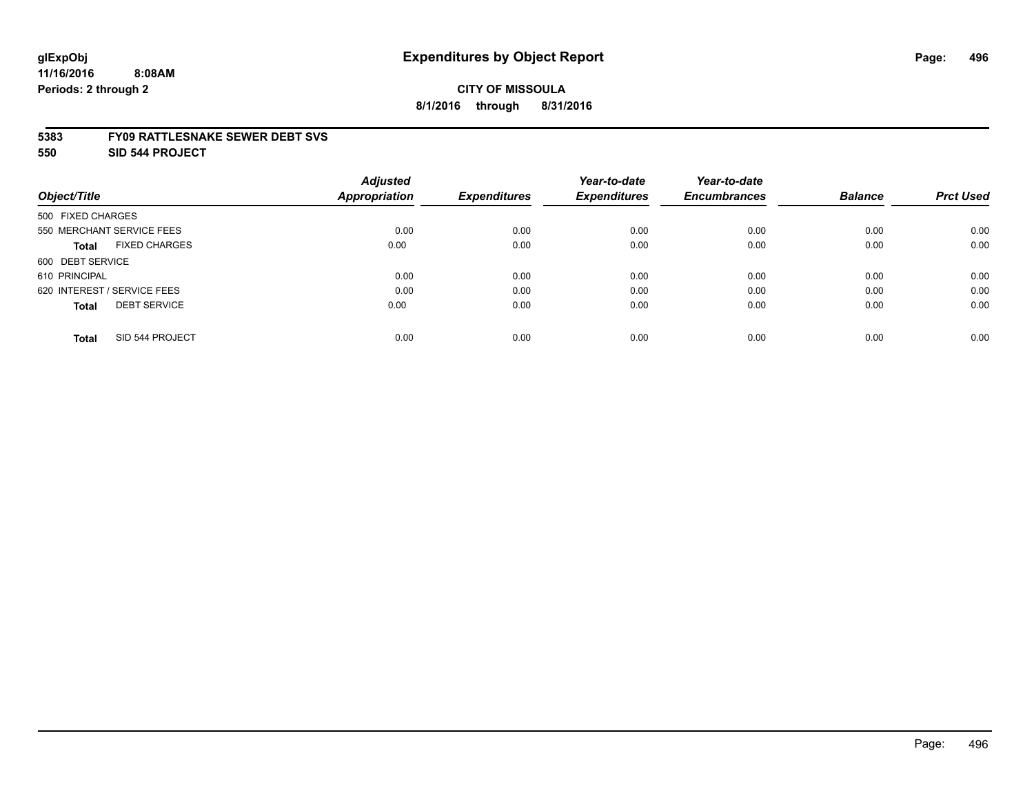**glExpObj**
**11/16/2016 8:08AM**
**Periods: 2 through 2**

# Expenditures by Object Report

**CITY OF MISSOULA**
**8/1/2016 through 8/31/2016**

**5383 FY09 RATTLESNAKE SEWER DEBT SVS**
**550 SID 544 PROJECT**

| Object/Title | Adjusted Appropriation | Expenditures | Year-to-date Expenditures | Year-to-date Encumbrances | Balance | Prct Used |
|---|---|---|---|---|---|---|
| 500 FIXED CHARGES | | | | | | |
| 550 MERCHANT SERVICE FEES | 0.00 | 0.00 | 0.00 | 0.00 | 0.00 | 0.00 |
| **Total** FIXED CHARGES | 0.00 | 0.00 | 0.00 | 0.00 | 0.00 | 0.00 |
| 600 DEBT SERVICE | | | | | | |
| 610 PRINCIPAL | 0.00 | 0.00 | 0.00 | 0.00 | 0.00 | 0.00 |
| 620 INTEREST / SERVICE FEES | 0.00 | 0.00 | 0.00 | 0.00 | 0.00 | 0.00 |
| **Total** DEBT SERVICE | 0.00 | 0.00 | 0.00 | 0.00 | 0.00 | 0.00 |
| **Total** SID 544 PROJECT | 0.00 | 0.00 | 0.00 | 0.00 | 0.00 | 0.00 |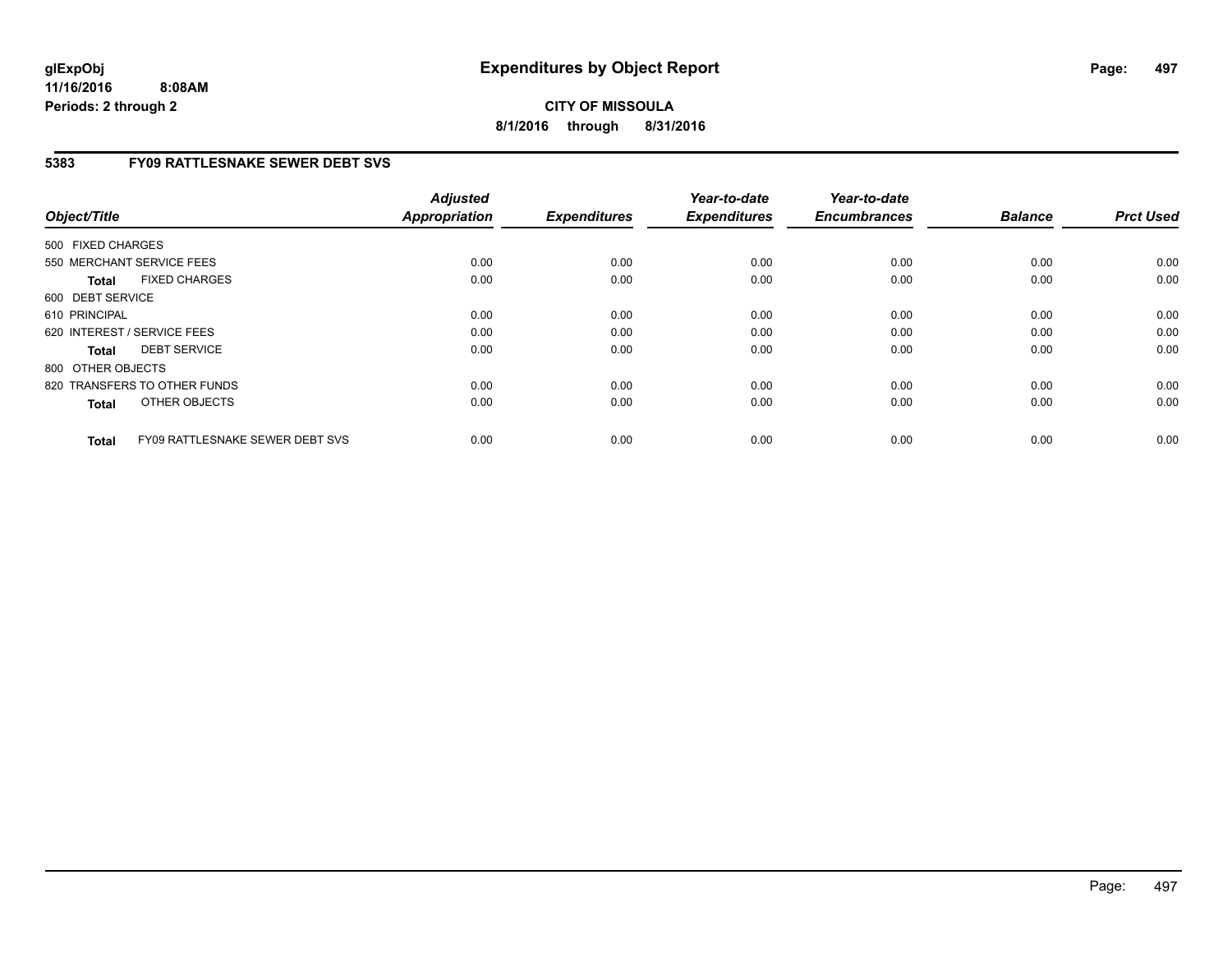# Expenditures by Object Report

glExpObj
11/16/2016 8:08AM
Periods: 2 through 2

**CITY OF MISSOULA**
**8/1/2016 through 8/31/2016**

## 5383 FY09 RATTLESNAKE SEWER DEBT SVS

| Object/Title | Adjusted Appropriation | Expenditures | Year-to-date Expenditures | Year-to-date Encumbrances | Balance | Prct Used |
|---|---|---|---|---|---|---|
| 500 FIXED CHARGES | | | | | | |
| 550 MERCHANT SERVICE FEES | 0.00 | 0.00 | 0.00 | 0.00 | 0.00 | 0.00 |
| **Total** FIXED CHARGES | 0.00 | 0.00 | 0.00 | 0.00 | 0.00 | 0.00 |
| 600 DEBT SERVICE | | | | | | |
| 610 PRINCIPAL | 0.00 | 0.00 | 0.00 | 0.00 | 0.00 | 0.00 |
| 620 INTEREST / SERVICE FEES | 0.00 | 0.00 | 0.00 | 0.00 | 0.00 | 0.00 |
| **Total** DEBT SERVICE | 0.00 | 0.00 | 0.00 | 0.00 | 0.00 | 0.00 |
| 800 OTHER OBJECTS | | | | | | |
| 820 TRANSFERS TO OTHER FUNDS | 0.00 | 0.00 | 0.00 | 0.00 | 0.00 | 0.00 |
| **Total** OTHER OBJECTS | 0.00 | 0.00 | 0.00 | 0.00 | 0.00 | 0.00 |
| **Total** FY09 RATTLESNAKE SEWER DEBT SVS | 0.00 | 0.00 | 0.00 | 0.00 | 0.00 | 0.00 |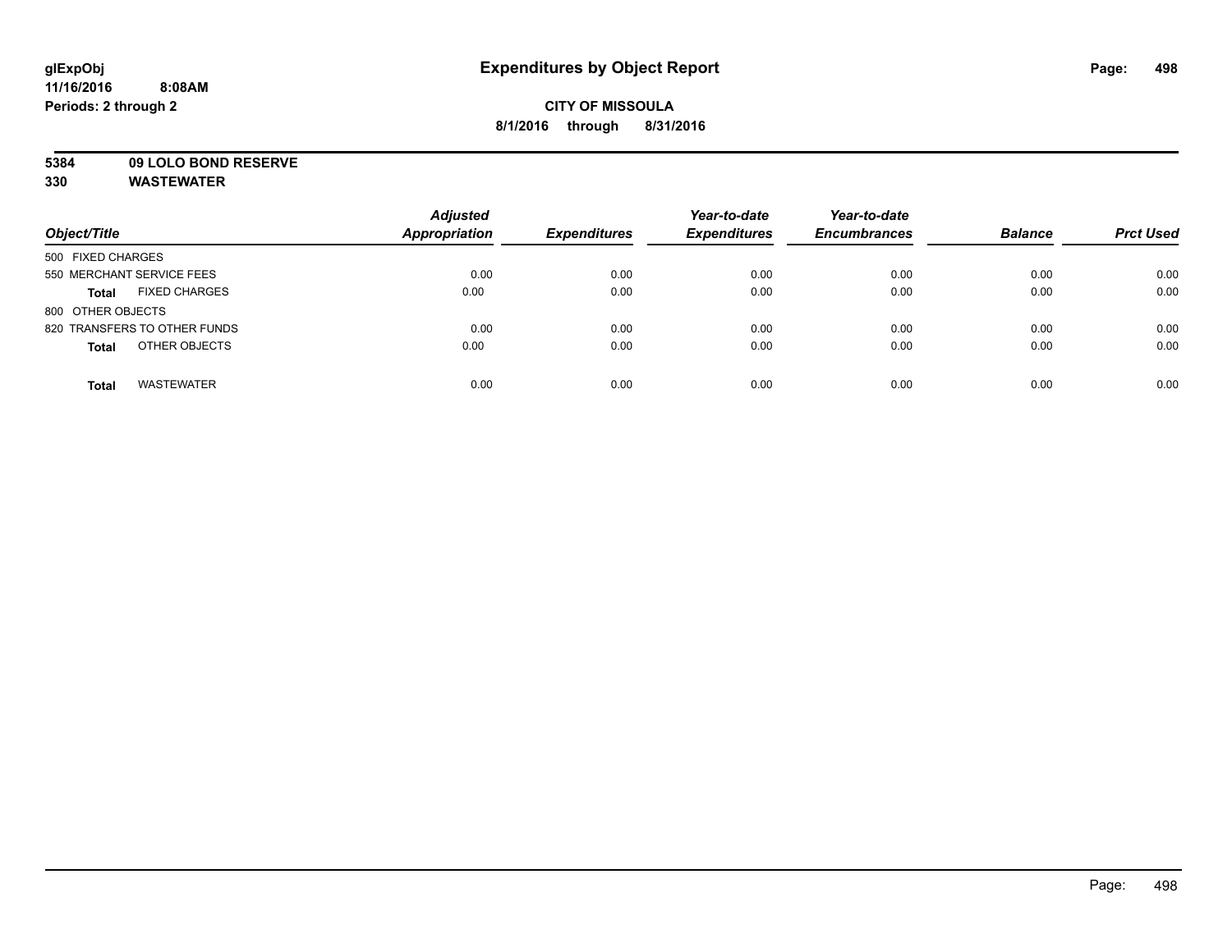# Expenditures by Object Report

glExpObj
11/16/2016 8:08AM
Periods: 2 through 2

**CITY OF MISSOULA**
**8/1/2016 through 8/31/2016**

**5384 09 LOLO BOND RESERVE**
**330 WASTEWATER**

| Object/Title | | Adjusted Appropriation | Expenditures | Year-to-date Expenditures | Year-to-date Encumbrances | Balance | Prct Used |
|---|---|---|---|---|---|---|---|
| 500 FIXED CHARGES | | | | | | | |
| 550 MERCHANT SERVICE FEES | | 0.00 | 0.00 | 0.00 | 0.00 | 0.00 | 0.00 |
| **Total** | FIXED CHARGES | 0.00 | 0.00 | 0.00 | 0.00 | 0.00 | 0.00 |
| 800 OTHER OBJECTS | | | | | | | |
| 820 TRANSFERS TO OTHER FUNDS | | 0.00 | 0.00 | 0.00 | 0.00 | 0.00 | 0.00 |
| **Total** | OTHER OBJECTS | 0.00 | 0.00 | 0.00 | 0.00 | 0.00 | 0.00 |
| **Total** | WASTEWATER | 0.00 | 0.00 | 0.00 | 0.00 | 0.00 | 0.00 |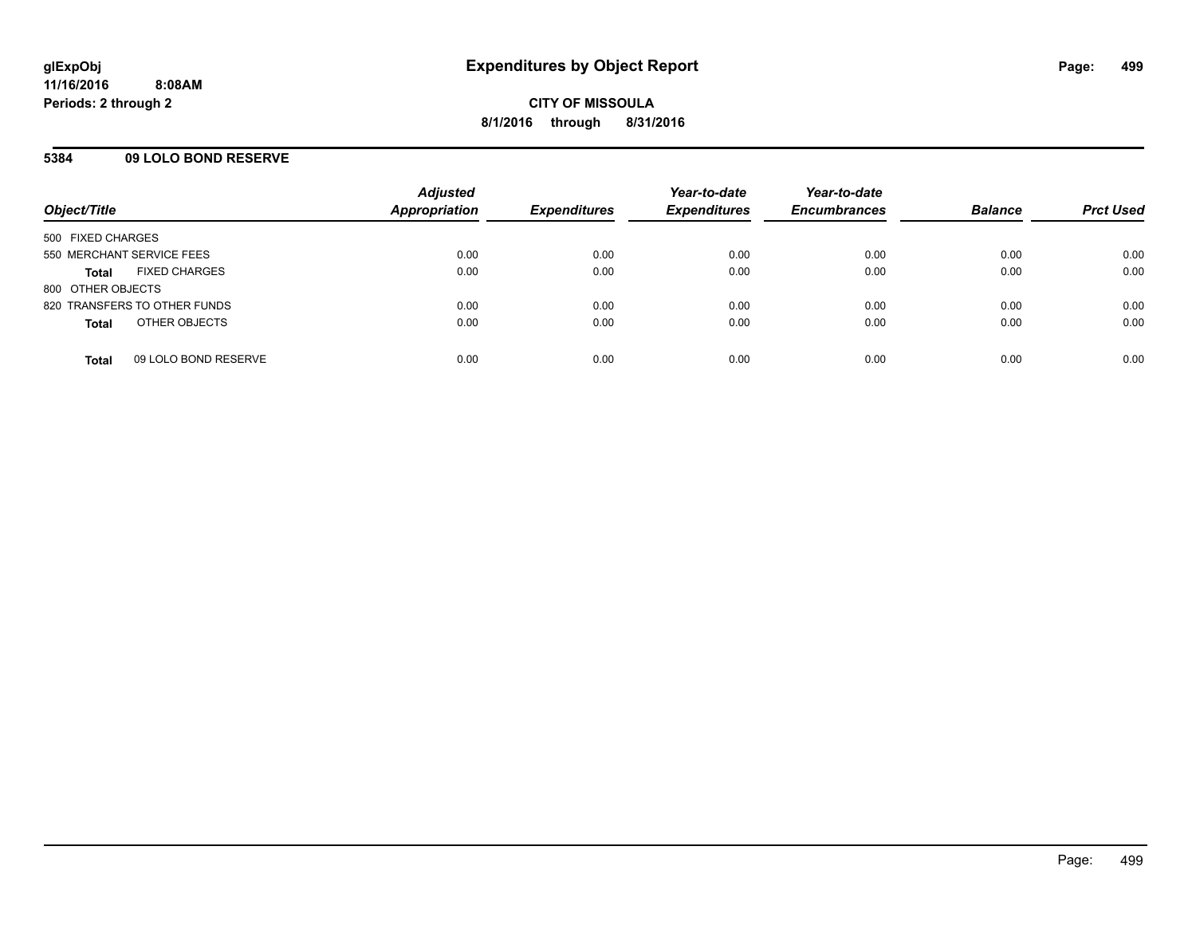# Expenditures by Object Report

glExpObj
11/16/2016 8:08AM
Periods: 2 through 2

**CITY OF MISSOULA**
**8/1/2016 through 8/31/2016**

## 5384 09 LOLO BOND RESERVE

| Object/Title | Adjusted Appropriation | Expenditures | Year-to-date Expenditures | Year-to-date Encumbrances | Balance | Prct Used |
|---|---|---|---|---|---|---|
| 500 FIXED CHARGES | | | | | | |
| 550 MERCHANT SERVICE FEES | 0.00 | 0.00 | 0.00 | 0.00 | 0.00 | 0.00 |
| **Total** FIXED CHARGES | 0.00 | 0.00 | 0.00 | 0.00 | 0.00 | 0.00 |
| 800 OTHER OBJECTS | | | | | | |
| 820 TRANSFERS TO OTHER FUNDS | 0.00 | 0.00 | 0.00 | 0.00 | 0.00 | 0.00 |
| **Total** OTHER OBJECTS | 0.00 | 0.00 | 0.00 | 0.00 | 0.00 | 0.00 |
| **Total** 09 LOLO BOND RESERVE | 0.00 | 0.00 | 0.00 | 0.00 | 0.00 | 0.00 |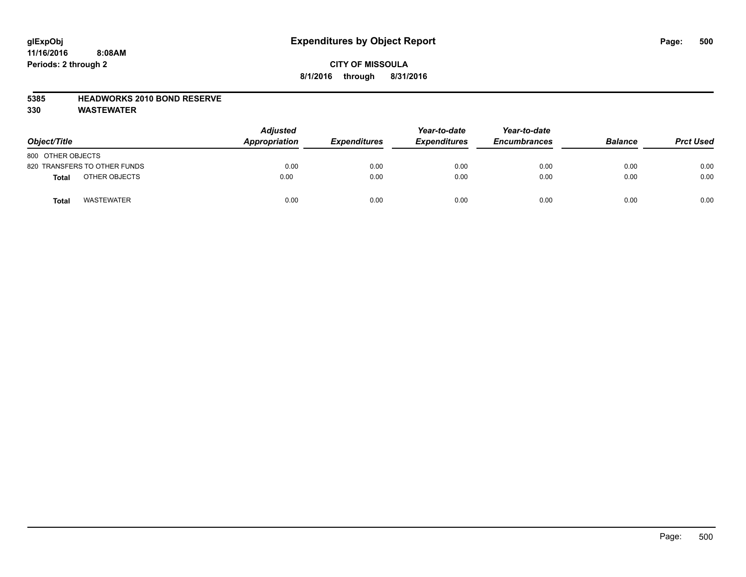# Expenditures by Object Report

glExpObj
11/16/2016 8:08AM
Periods: 2 through 2

**CITY OF MISSOULA**
**8/1/2016 through 8/31/2016**

**5385 HEADWORKS 2010 BOND RESERVE**
**330 WASTEWATER**

| Object/Title | Adjusted Appropriation | Expenditures | Year-to-date Expenditures | Year-to-date Encumbrances | Balance | Prct Used |
|---|---|---|---|---|---|---|
| 800 OTHER OBJECTS | | | | | | |
| 820 TRANSFERS TO OTHER FUNDS | 0.00 | 0.00 | 0.00 | 0.00 | 0.00 | 0.00 |
| **Total** OTHER OBJECTS | 0.00 | 0.00 | 0.00 | 0.00 | 0.00 | 0.00 |
| **Total** WASTEWATER | 0.00 | 0.00 | 0.00 | 0.00 | 0.00 | 0.00 |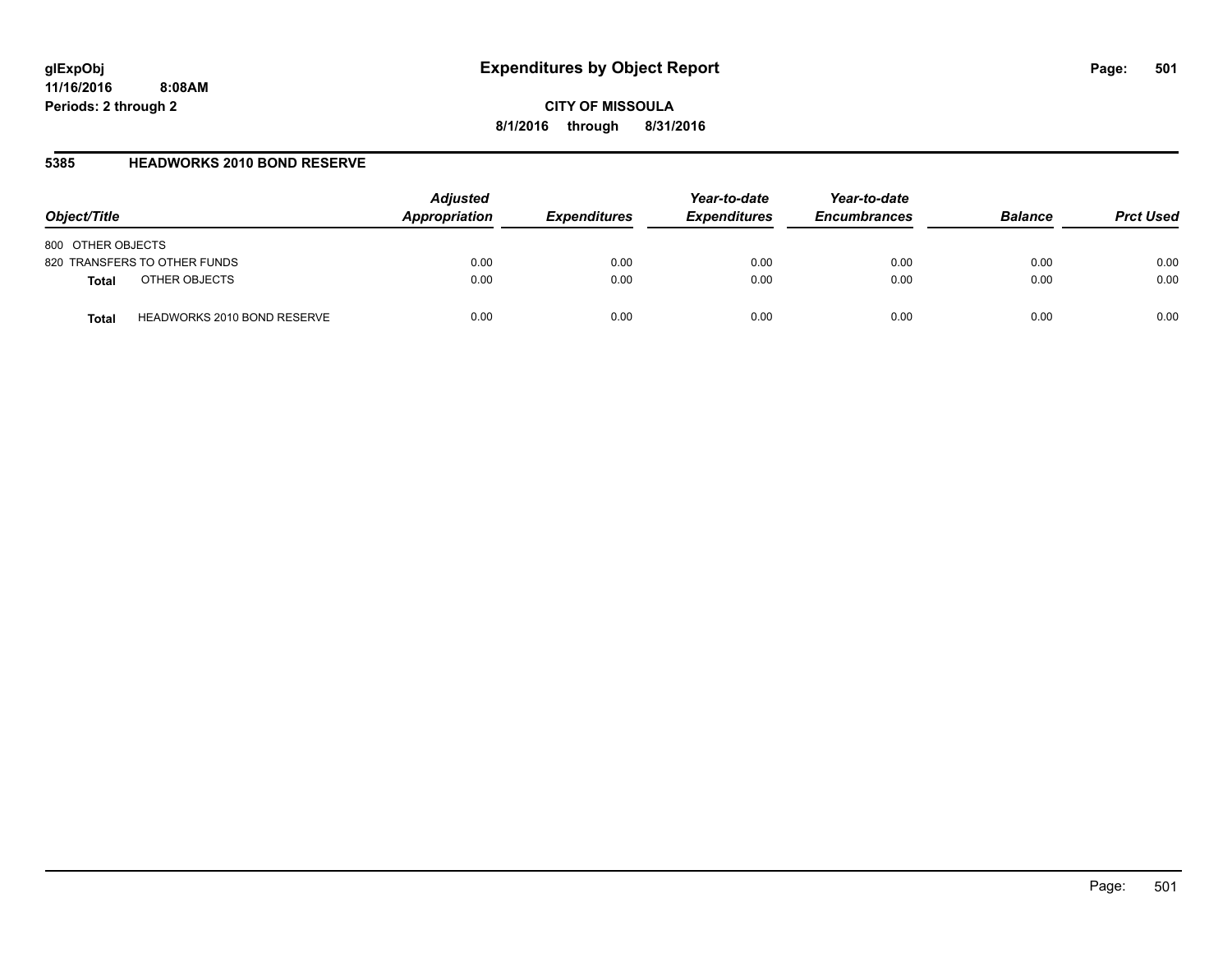# Expenditures by Object Report

glExpObj
11/16/2016 8:08AM
Periods: 2 through 2

**CITY OF MISSOULA**
**8/1/2016 through 8/31/2016**

## 5385 HEADWORKS 2010 BOND RESERVE

| Object/Title | | Adjusted Appropriation | Expenditures | Year-to-date Expenditures | Year-to-date Encumbrances | Balance | Prct Used |
|---|---|---|---|---|---|---|---|
| 800 OTHER OBJECTS | | | | | | | |
| 820 TRANSFERS TO OTHER FUNDS | | 0.00 | 0.00 | 0.00 | 0.00 | 0.00 | 0.00 |
| **Total** | OTHER OBJECTS | 0.00 | 0.00 | 0.00 | 0.00 | 0.00 | 0.00 |
| **Total** | HEADWORKS 2010 BOND RESERVE | 0.00 | 0.00 | 0.00 | 0.00 | 0.00 | 0.00 |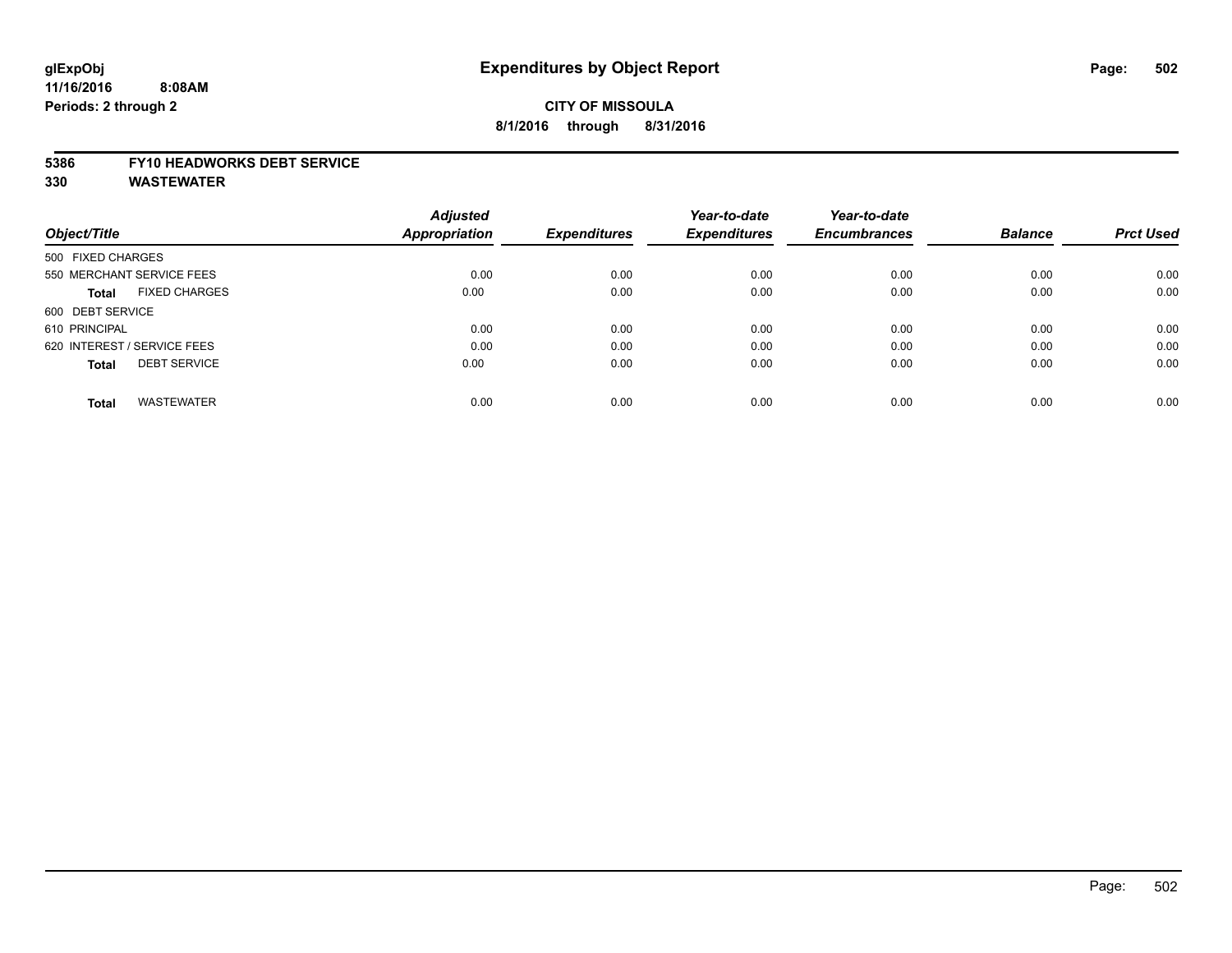## Expenditures by Object Report

**CITY OF MISSOULA**

**8/1/2016 through 8/31/2016**

glExpObj
11/16/2016 8:08AM
Periods: 2 through 2

**5386 FY10 HEADWORKS DEBT SERVICE**

**330 WASTEWATER**

| Object/Title | Adjusted Appropriation | Expenditures | Year-to-date Expenditures | Year-to-date Encumbrances | Balance | Prct Used |
|---|---|---|---|---|---|---|
| 500 FIXED CHARGES | | | | | | |
| 550 MERCHANT SERVICE FEES | 0.00 | 0.00 | 0.00 | 0.00 | 0.00 | 0.00 |
| **Total** FIXED CHARGES | 0.00 | 0.00 | 0.00 | 0.00 | 0.00 | 0.00 |
| 600 DEBT SERVICE | | | | | | |
| 610 PRINCIPAL | 0.00 | 0.00 | 0.00 | 0.00 | 0.00 | 0.00 |
| 620 INTEREST / SERVICE FEES | 0.00 | 0.00 | 0.00 | 0.00 | 0.00 | 0.00 |
| **Total** DEBT SERVICE | 0.00 | 0.00 | 0.00 | 0.00 | 0.00 | 0.00 |
| **Total** WASTEWATER | 0.00 | 0.00 | 0.00 | 0.00 | 0.00 | 0.00 |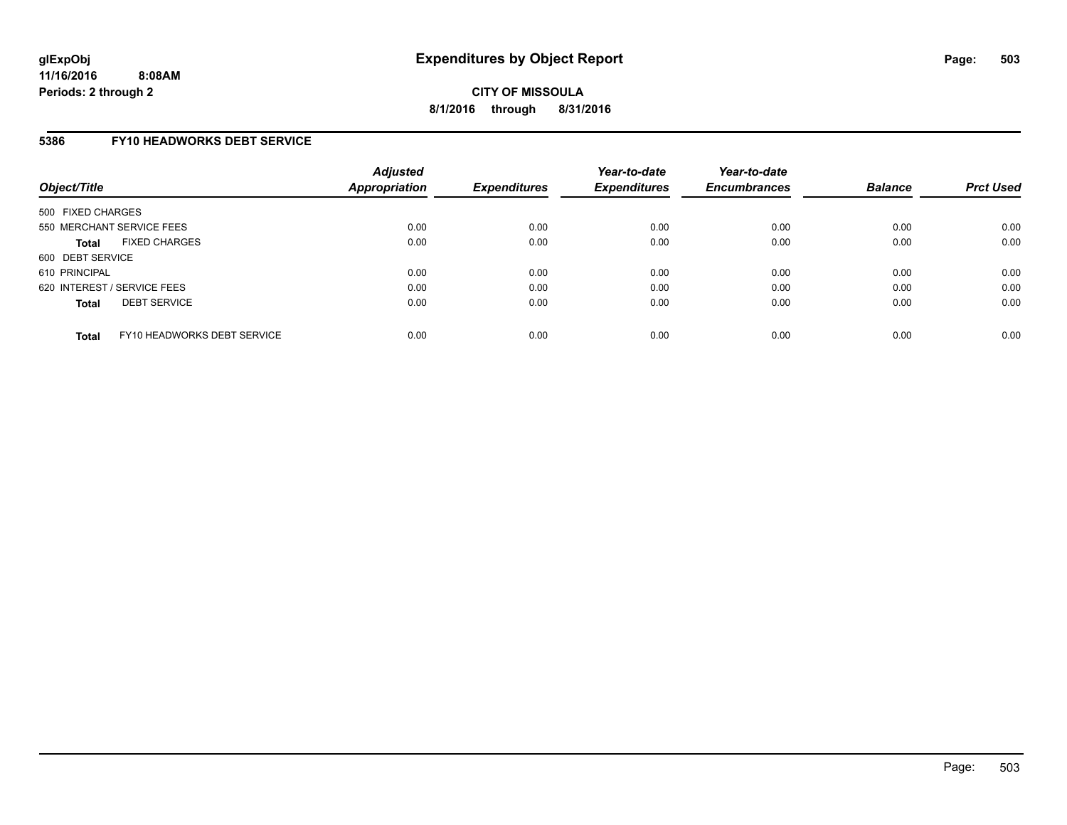**glExpObj**
**11/16/2016 8:08AM**
**Periods: 2 through 2**

# Expenditures by Object Report

**CITY OF MISSOULA**
**8/1/2016 through 8/31/2016**

## 5386 FY10 HEADWORKS DEBT SERVICE

| Object/Title | Adjusted Appropriation | Expenditures | Year-to-date Expenditures | Year-to-date Encumbrances | Balance | Prct Used |
|---|---|---|---|---|---|---|
| 500 FIXED CHARGES | | | | | | |
| 550 MERCHANT SERVICE FEES | 0.00 | 0.00 | 0.00 | 0.00 | 0.00 | 0.00 |
| **Total** FIXED CHARGES | 0.00 | 0.00 | 0.00 | 0.00 | 0.00 | 0.00 |
| 600 DEBT SERVICE | | | | | | |
| 610 PRINCIPAL | 0.00 | 0.00 | 0.00 | 0.00 | 0.00 | 0.00 |
| 620 INTEREST / SERVICE FEES | 0.00 | 0.00 | 0.00 | 0.00 | 0.00 | 0.00 |
| **Total** DEBT SERVICE | 0.00 | 0.00 | 0.00 | 0.00 | 0.00 | 0.00 |
| **Total** FY10 HEADWORKS DEBT SERVICE | 0.00 | 0.00 | 0.00 | 0.00 | 0.00 | 0.00 |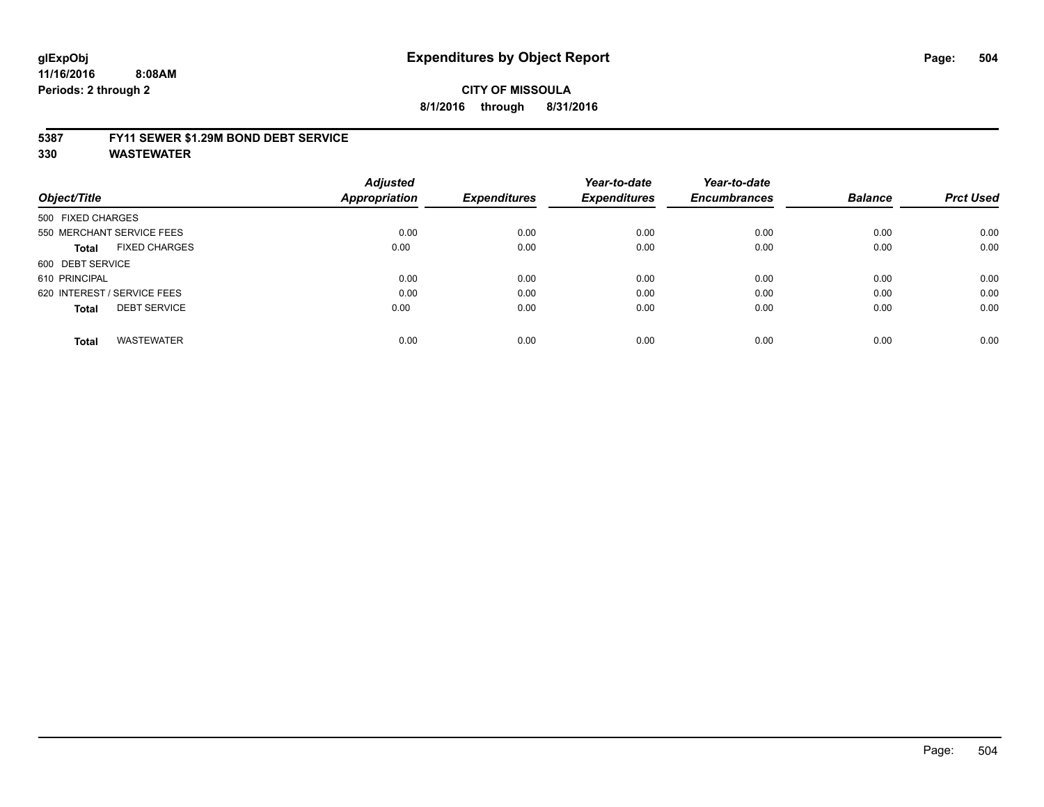**glExpObj**
**11/16/2016 8:08AM**
**Periods: 2 through 2**

# Expenditures by Object Report

**CITY OF MISSOULA**
**8/1/2016 through 8/31/2016**

## 5387 FY11 SEWER $1.29M BOND DEBT SERVICE
## 330 WASTEWATER

| Object/Title | Adjusted Appropriation | Expenditures | Year-to-date Expenditures | Year-to-date Encumbrances | Balance | Prct Used |
|---|---|---|---|---|---|---|
| 500 FIXED CHARGES | | | | | | |
| 550 MERCHANT SERVICE FEES | 0.00 | 0.00 | 0.00 | 0.00 | 0.00 | 0.00 |
| **Total** FIXED CHARGES | 0.00 | 0.00 | 0.00 | 0.00 | 0.00 | 0.00 |
| 600 DEBT SERVICE | | | | | | |
| 610 PRINCIPAL | 0.00 | 0.00 | 0.00 | 0.00 | 0.00 | 0.00 |
| 620 INTEREST / SERVICE FEES | 0.00 | 0.00 | 0.00 | 0.00 | 0.00 | 0.00 |
| **Total** DEBT SERVICE | 0.00 | 0.00 | 0.00 | 0.00 | 0.00 | 0.00 |
| **Total** WASTEWATER | 0.00 | 0.00 | 0.00 | 0.00 | 0.00 | 0.00 |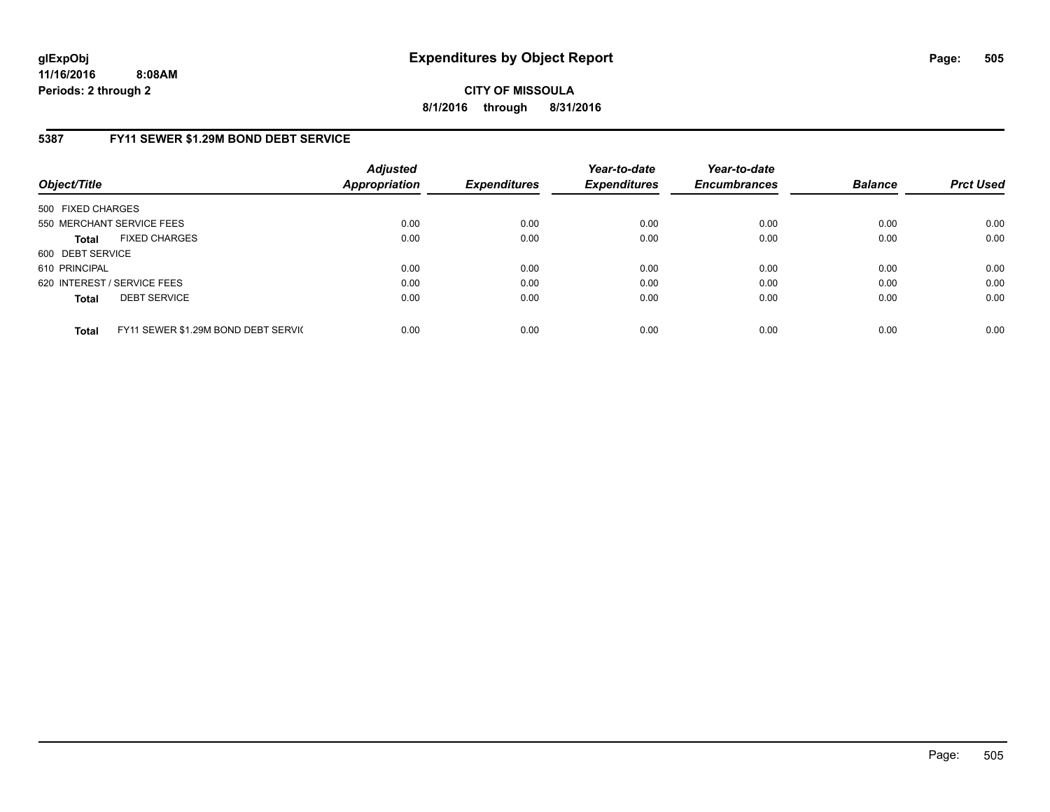**glExpObj**
**11/16/2016 8:08AM**
**Periods: 2 through 2**

# Expenditures by Object Report

**CITY OF MISSOULA**
**8/1/2016 through 8/31/2016**

## 5387 FY11 SEWER $1.29M BOND DEBT SERVICE

| Object/Title | Adjusted Appropriation | Expenditures | Year-to-date Expenditures | Year-to-date Encumbrances | Balance | Prct Used |
|---|---|---|---|---|---|---|
| 500 FIXED CHARGES | | | | | | |
| 550 MERCHANT SERVICE FEES | 0.00 | 0.00 | 0.00 | 0.00 | 0.00 | 0.00 |
| **Total** FIXED CHARGES | 0.00 | 0.00 | 0.00 | 0.00 | 0.00 | 0.00 |
| 600 DEBT SERVICE | | | | | | |
| 610 PRINCIPAL | 0.00 | 0.00 | 0.00 | 0.00 | 0.00 | 0.00 |
| 620 INTEREST / SERVICE FEES | 0.00 | 0.00 | 0.00 | 0.00 | 0.00 | 0.00 |
| **Total** DEBT SERVICE | 0.00 | 0.00 | 0.00 | 0.00 | 0.00 | 0.00 |
| **Total** FY11 SEWER $1.29M BOND DEBT SERVIC | 0.00 | 0.00 | 0.00 | 0.00 | 0.00 | 0.00 |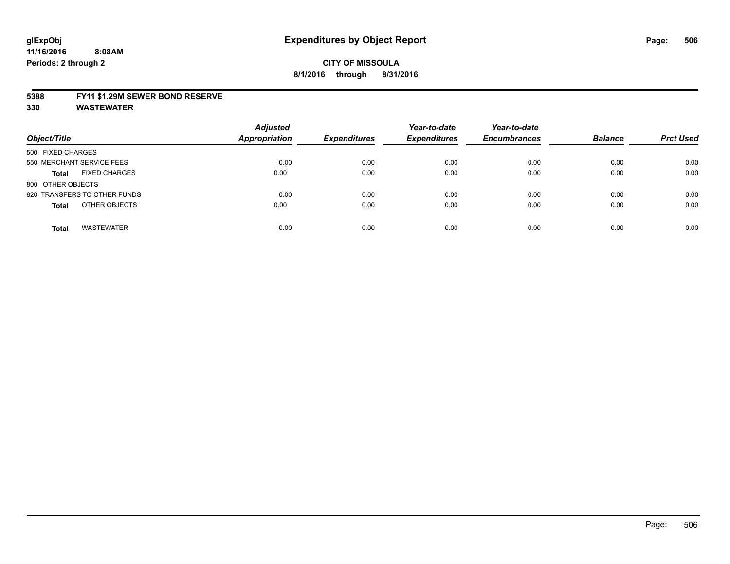# Expenditures by Object Report

glExpObj
11/16/2016 8:08AM
Periods: 2 through 2

**CITY OF MISSOULA**
**8/1/2016 through 8/31/2016**

**5388 FY11 $1.29M SEWER BOND RESERVE**
**330 WASTEWATER**

| Object/Title | | Adjusted Appropriation | Expenditures | Year-to-date Expenditures | Year-to-date Encumbrances | Balance | Prct Used |
|---|---|---|---|---|---|---|---|
| 500 FIXED CHARGES | | | | | | | |
| 550 MERCHANT SERVICE FEES | | 0.00 | 0.00 | 0.00 | 0.00 | 0.00 | 0.00 |
| **Total** | FIXED CHARGES | 0.00 | 0.00 | 0.00 | 0.00 | 0.00 | 0.00 |
| 800 OTHER OBJECTS | | | | | | | |
| 820 TRANSFERS TO OTHER FUNDS | | 0.00 | 0.00 | 0.00 | 0.00 | 0.00 | 0.00 |
| **Total** | OTHER OBJECTS | 0.00 | 0.00 | 0.00 | 0.00 | 0.00 | 0.00 |
| **Total** | WASTEWATER | 0.00 | 0.00 | 0.00 | 0.00 | 0.00 | 0.00 |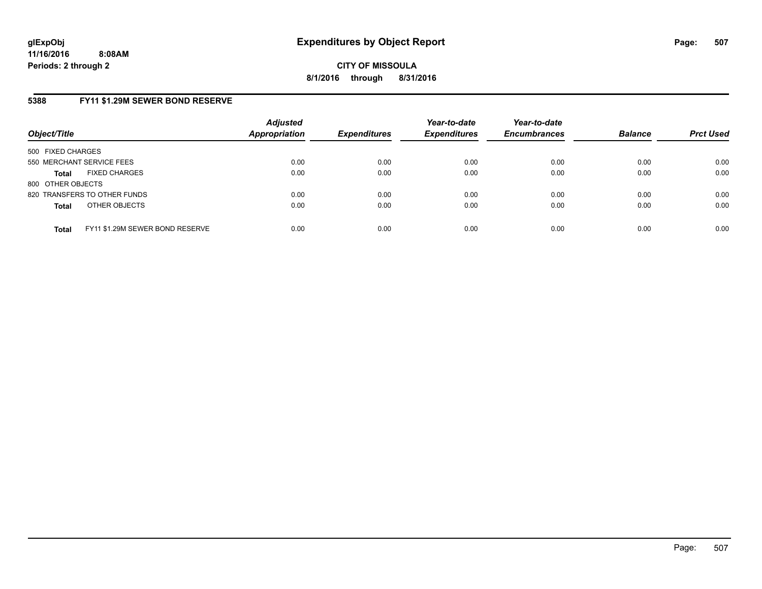# Expenditures by Object Report

glExpObj
11/16/2016 8:08AM
Periods: 2 through 2

**CITY OF MISSOULA**
**8/1/2016 through 8/31/2016**

## 5388 FY11 $1.29M SEWER BOND RESERVE

| Object/Title | | Adjusted Appropriation | Expenditures | Year-to-date Expenditures | Year-to-date Encumbrances | Balance | Prct Used |
|---|---|---|---|---|---|---|---|
| 500 FIXED CHARGES | | | | | | | |
| 550 MERCHANT SERVICE FEES | | 0.00 | 0.00 | 0.00 | 0.00 | 0.00 | 0.00 |
| **Total** | FIXED CHARGES | 0.00 | 0.00 | 0.00 | 0.00 | 0.00 | 0.00 |
| 800 OTHER OBJECTS | | | | | | | |
| 820 TRANSFERS TO OTHER FUNDS | | 0.00 | 0.00 | 0.00 | 0.00 | 0.00 | 0.00 |
| **Total** | OTHER OBJECTS | 0.00 | 0.00 | 0.00 | 0.00 | 0.00 | 0.00 |
| **Total** | FY11 $1.29M SEWER BOND RESERVE | 0.00 | 0.00 | 0.00 | 0.00 | 0.00 | 0.00 |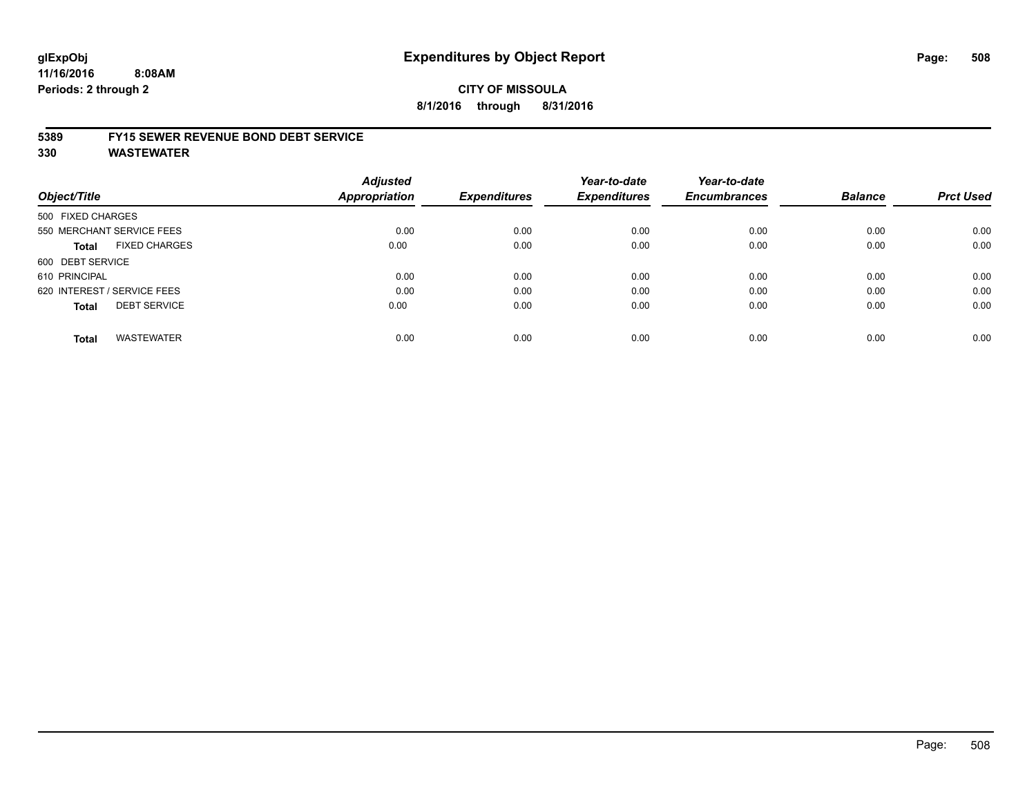# Expenditures by Object Report

glExpObj
11/16/2016 8:08AM
Periods: 2 through 2

**CITY OF MISSOULA**
**8/1/2016 through 8/31/2016**

## 5389 FY15 SEWER REVENUE BOND DEBT SERVICE
## 330 WASTEWATER

| Object/Title | Adjusted Appropriation | Expenditures | Year-to-date Expenditures | Year-to-date Encumbrances | Balance | Prct Used |
|---|---|---|---|---|---|---|
| 500 FIXED CHARGES | | | | | | |
| 550 MERCHANT SERVICE FEES | 0.00 | 0.00 | 0.00 | 0.00 | 0.00 | 0.00 |
| **Total** FIXED CHARGES | 0.00 | 0.00 | 0.00 | 0.00 | 0.00 | 0.00 |
| 600 DEBT SERVICE | | | | | | |
| 610 PRINCIPAL | 0.00 | 0.00 | 0.00 | 0.00 | 0.00 | 0.00 |
| 620 INTEREST / SERVICE FEES | 0.00 | 0.00 | 0.00 | 0.00 | 0.00 | 0.00 |
| **Total** DEBT SERVICE | 0.00 | 0.00 | 0.00 | 0.00 | 0.00 | 0.00 |
| **Total** WASTEWATER | 0.00 | 0.00 | 0.00 | 0.00 | 0.00 | 0.00 |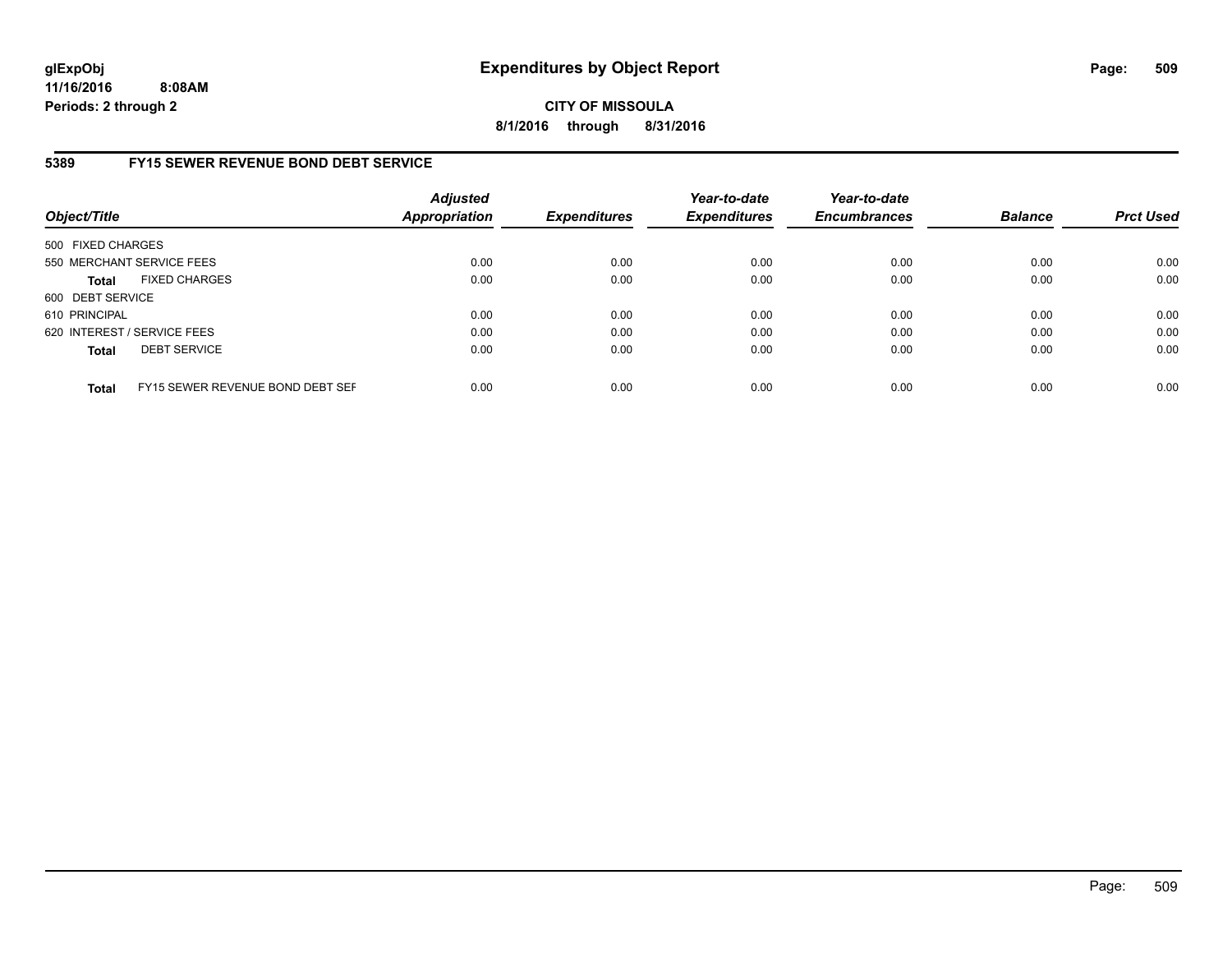# Expenditures by Object Report

glExpObj
11/16/2016 8:08AM
Periods: 2 through 2

**CITY OF MISSOULA**
**8/1/2016 through 8/31/2016**

## 5389 FY15 SEWER REVENUE BOND DEBT SERVICE

| Object/Title | Adjusted Appropriation | Expenditures | Year-to-date Expenditures | Year-to-date Encumbrances | Balance | Prct Used |
|---|---|---|---|---|---|---|
| 500 FIXED CHARGES | | | | | | |
| 550 MERCHANT SERVICE FEES | 0.00 | 0.00 | 0.00 | 0.00 | 0.00 | 0.00 |
| **Total** FIXED CHARGES | 0.00 | 0.00 | 0.00 | 0.00 | 0.00 | 0.00 |
| 600 DEBT SERVICE | | | | | | |
| 610 PRINCIPAL | 0.00 | 0.00 | 0.00 | 0.00 | 0.00 | 0.00 |
| 620 INTEREST / SERVICE FEES | 0.00 | 0.00 | 0.00 | 0.00 | 0.00 | 0.00 |
| **Total** DEBT SERVICE | 0.00 | 0.00 | 0.00 | 0.00 | 0.00 | 0.00 |
| **Total** FY15 SEWER REVENUE BOND DEBT SEF | 0.00 | 0.00 | 0.00 | 0.00 | 0.00 | 0.00 |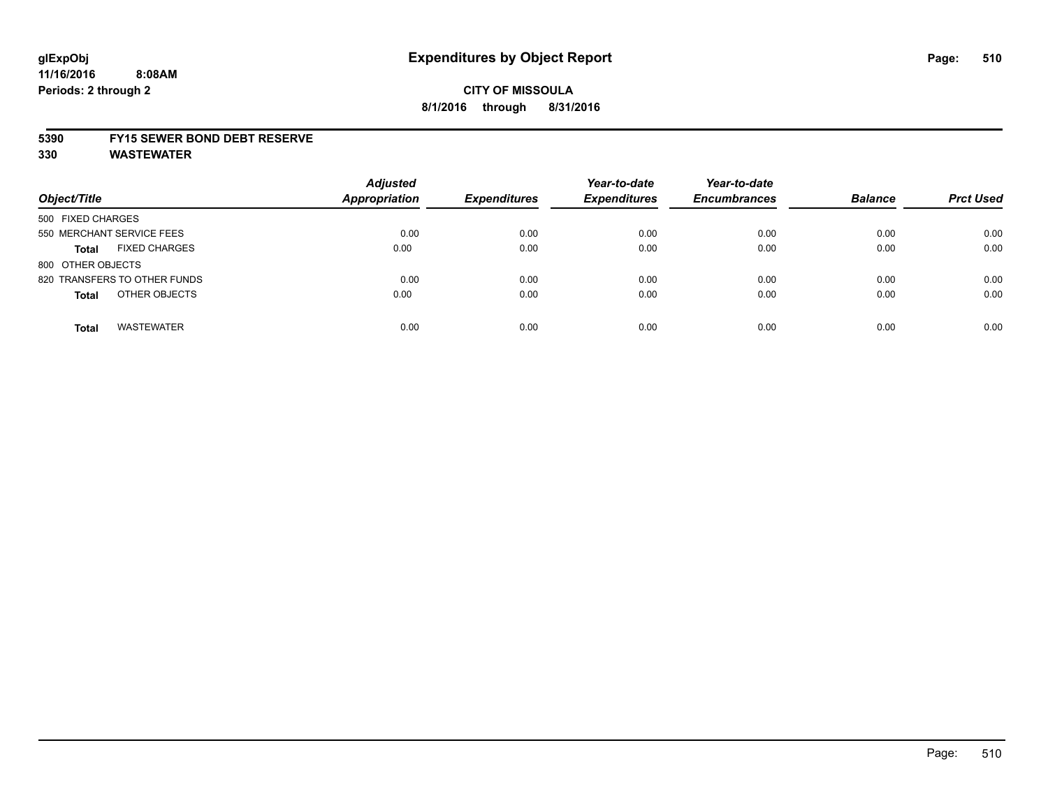# Expenditures by Object Report

**CITY OF MISSOULA**

**8/1/2016 through 8/31/2016**

glExpObj
11/16/2016 8:08AM
Periods: 2 through 2

**5390 FY15 SEWER BOND DEBT RESERVE**

**330 WASTEWATER**

| Object/Title | | Adjusted Appropriation | Expenditures | Year-to-date Expenditures | Year-to-date Encumbrances | Balance | Prct Used |
|---|---|---|---|---|---|---|---|
| 500 FIXED CHARGES | | | | | | | |
| 550 MERCHANT SERVICE FEES | | 0.00 | 0.00 | 0.00 | 0.00 | 0.00 | 0.00 |
| **Total** | FIXED CHARGES | 0.00 | 0.00 | 0.00 | 0.00 | 0.00 | 0.00 |
| 800 OTHER OBJECTS | | | | | | | |
| 820 TRANSFERS TO OTHER FUNDS | | 0.00 | 0.00 | 0.00 | 0.00 | 0.00 | 0.00 |
| **Total** | OTHER OBJECTS | 0.00 | 0.00 | 0.00 | 0.00 | 0.00 | 0.00 |
| **Total** | WASTEWATER | 0.00 | 0.00 | 0.00 | 0.00 | 0.00 | 0.00 |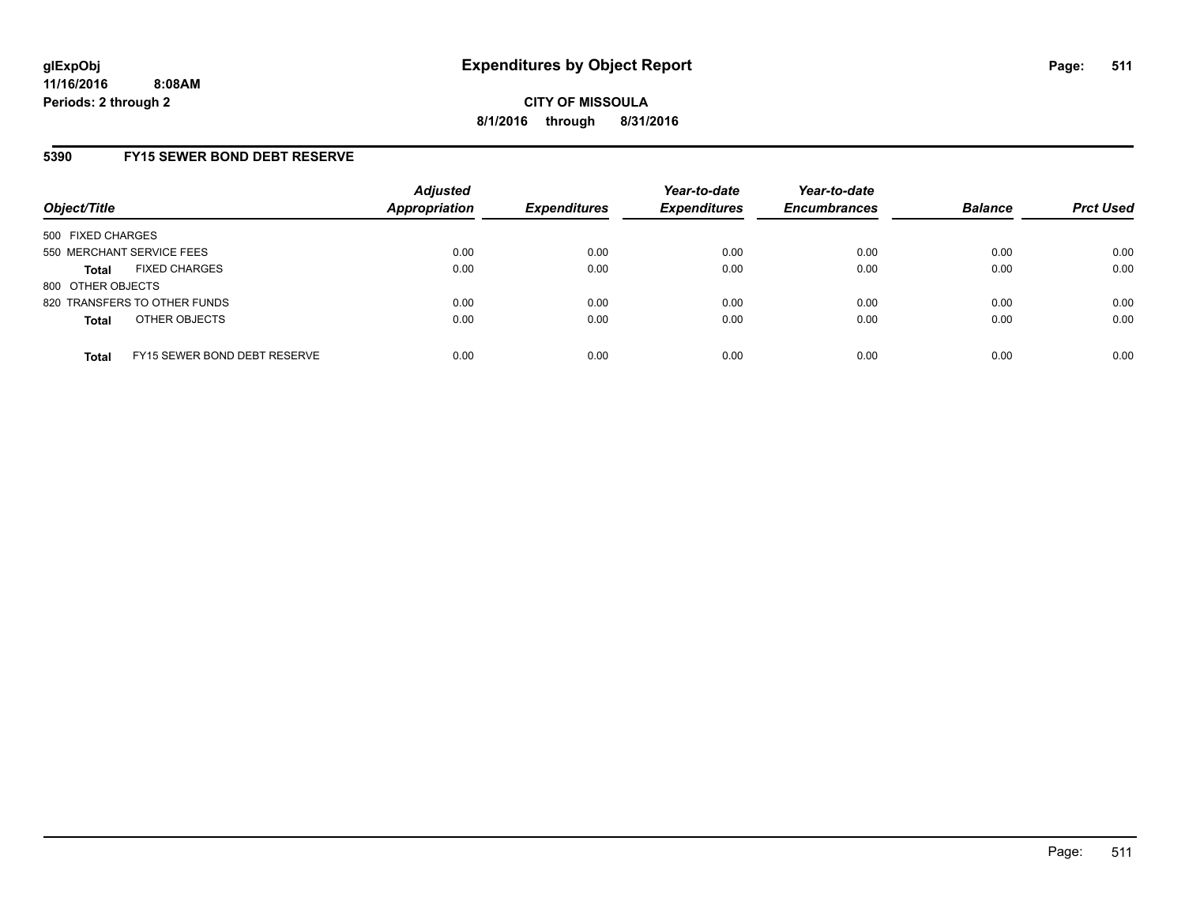# Expenditures by Object Report

**glExpObj**
**11/16/2016 8:08AM**
**Periods: 2 through 2**

**CITY OF MISSOULA**
**8/1/2016 through 8/31/2016**

## 5390 FY15 SEWER BOND DEBT RESERVE

| Object/Title | Adjusted Appropriation | Expenditures | Year-to-date Expenditures | Year-to-date Encumbrances | Balance | Prct Used |
|---|---|---|---|---|---|---|
| 500 FIXED CHARGES | | | | | | |
| 550 MERCHANT SERVICE FEES | 0.00 | 0.00 | 0.00 | 0.00 | 0.00 | 0.00 |
| **Total** FIXED CHARGES | 0.00 | 0.00 | 0.00 | 0.00 | 0.00 | 0.00 |
| 800 OTHER OBJECTS | | | | | | |
| 820 TRANSFERS TO OTHER FUNDS | 0.00 | 0.00 | 0.00 | 0.00 | 0.00 | 0.00 |
| **Total** OTHER OBJECTS | 0.00 | 0.00 | 0.00 | 0.00 | 0.00 | 0.00 |
| **Total** FY15 SEWER BOND DEBT RESERVE | 0.00 | 0.00 | 0.00 | 0.00 | 0.00 | 0.00 |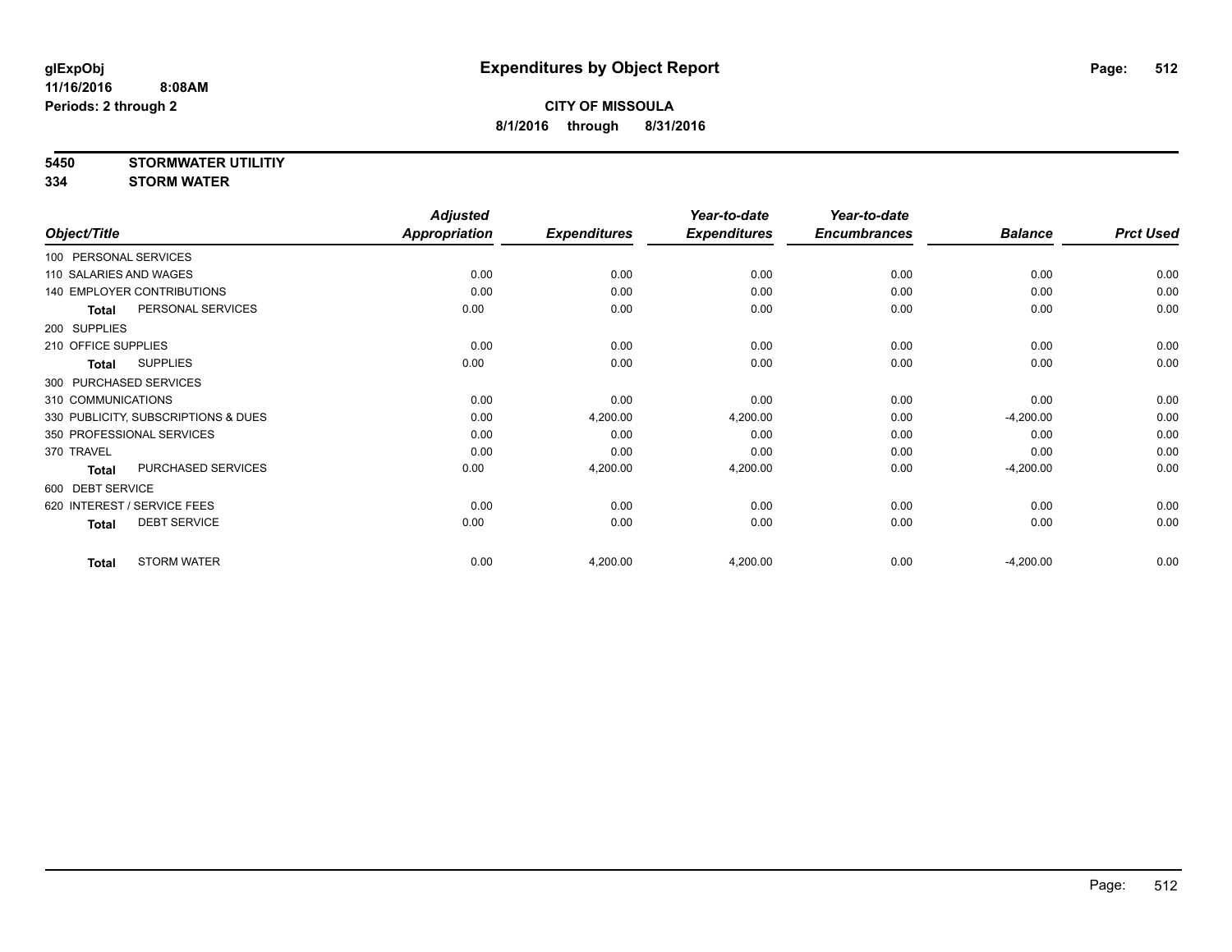**glExpObj** **Expenditures by Object Report**

**11/16/2016 8:08AM**

**Periods: 2 through 2**

**CITY OF MISSOULA**

**8/1/2016 through 8/31/2016**

**5450 STORMWATER UTILITIY**

**334 STORM WATER**

| Object/Title | | Adjusted Appropriation | Expenditures | Year-to-date Expenditures | Year-to-date Encumbrances | Balance | Prct Used |
|---|---|---|---|---|---|---|---|
| 100 PERSONAL SERVICES | | | | | | | |
| 110 SALARIES AND WAGES | | 0.00 | 0.00 | 0.00 | 0.00 | 0.00 | 0.00 |
| 140 EMPLOYER CONTRIBUTIONS | | 0.00 | 0.00 | 0.00 | 0.00 | 0.00 | 0.00 |
| **Total** | PERSONAL SERVICES | 0.00 | 0.00 | 0.00 | 0.00 | 0.00 | 0.00 |
| 200 SUPPLIES | | | | | | | |
| 210 OFFICE SUPPLIES | | 0.00 | 0.00 | 0.00 | 0.00 | 0.00 | 0.00 |
| **Total** | SUPPLIES | 0.00 | 0.00 | 0.00 | 0.00 | 0.00 | 0.00 |
| 300 PURCHASED SERVICES | | | | | | | |
| 310 COMMUNICATIONS | | 0.00 | 0.00 | 0.00 | 0.00 | 0.00 | 0.00 |
| 330 PUBLICITY, SUBSCRIPTIONS & DUES | | 0.00 | 4,200.00 | 4,200.00 | 0.00 | -4,200.00 | 0.00 |
| 350 PROFESSIONAL SERVICES | | 0.00 | 0.00 | 0.00 | 0.00 | 0.00 | 0.00 |
| 370 TRAVEL | | 0.00 | 0.00 | 0.00 | 0.00 | 0.00 | 0.00 |
| **Total** | PURCHASED SERVICES | 0.00 | 4,200.00 | 4,200.00 | 0.00 | -4,200.00 | 0.00 |
| 600 DEBT SERVICE | | | | | | | |
| 620 INTEREST / SERVICE FEES | | 0.00 | 0.00 | 0.00 | 0.00 | 0.00 | 0.00 |
| **Total** | DEBT SERVICE | 0.00 | 0.00 | 0.00 | 0.00 | 0.00 | 0.00 |
| **Total** | STORM WATER | 0.00 | 4,200.00 | 4,200.00 | 0.00 | -4,200.00 | 0.00 |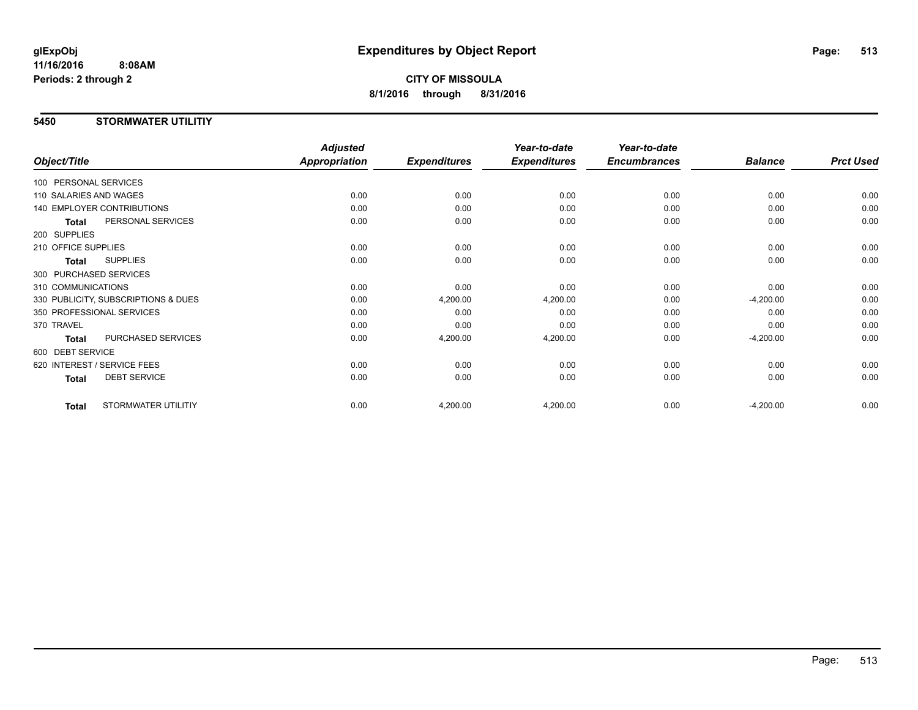# Expenditures by Object Report

**CITY OF MISSOULA**
**8/1/2016 through 8/31/2016**

glExpObj
11/16/2016 8:08AM
Periods: 2 through 2

## 5450 STORMWATER UTILITIY

| Object/Title | | Adjusted Appropriation | Expenditures | Year-to-date Expenditures | Year-to-date Encumbrances | Balance | Prct Used |
|---|---|---|---|---|---|---|---|
| 100 PERSONAL SERVICES | | | | | | | |
| 110 SALARIES AND WAGES | | 0.00 | 0.00 | 0.00 | 0.00 | 0.00 | 0.00 |
| 140 EMPLOYER CONTRIBUTIONS | | 0.00 | 0.00 | 0.00 | 0.00 | 0.00 | 0.00 |
| **Total** | PERSONAL SERVICES | 0.00 | 0.00 | 0.00 | 0.00 | 0.00 | 0.00 |
| 200 SUPPLIES | | | | | | | |
| 210 OFFICE SUPPLIES | | 0.00 | 0.00 | 0.00 | 0.00 | 0.00 | 0.00 |
| **Total** | SUPPLIES | 0.00 | 0.00 | 0.00 | 0.00 | 0.00 | 0.00 |
| 300 PURCHASED SERVICES | | | | | | | |
| 310 COMMUNICATIONS | | 0.00 | 0.00 | 0.00 | 0.00 | 0.00 | 0.00 |
| 330 PUBLICITY, SUBSCRIPTIONS & DUES | | 0.00 | 4,200.00 | 4,200.00 | 0.00 | -4,200.00 | 0.00 |
| 350 PROFESSIONAL SERVICES | | 0.00 | 0.00 | 0.00 | 0.00 | 0.00 | 0.00 |
| 370 TRAVEL | | 0.00 | 0.00 | 0.00 | 0.00 | 0.00 | 0.00 |
| **Total** | PURCHASED SERVICES | 0.00 | 4,200.00 | 4,200.00 | 0.00 | -4,200.00 | 0.00 |
| 600 DEBT SERVICE | | | | | | | |
| 620 INTEREST / SERVICE FEES | | 0.00 | 0.00 | 0.00 | 0.00 | 0.00 | 0.00 |
| **Total** | DEBT SERVICE | 0.00 | 0.00 | 0.00 | 0.00 | 0.00 | 0.00 |
| **Total** | STORMWATER UTILITIY | 0.00 | 4,200.00 | 4,200.00 | 0.00 | -4,200.00 | 0.00 |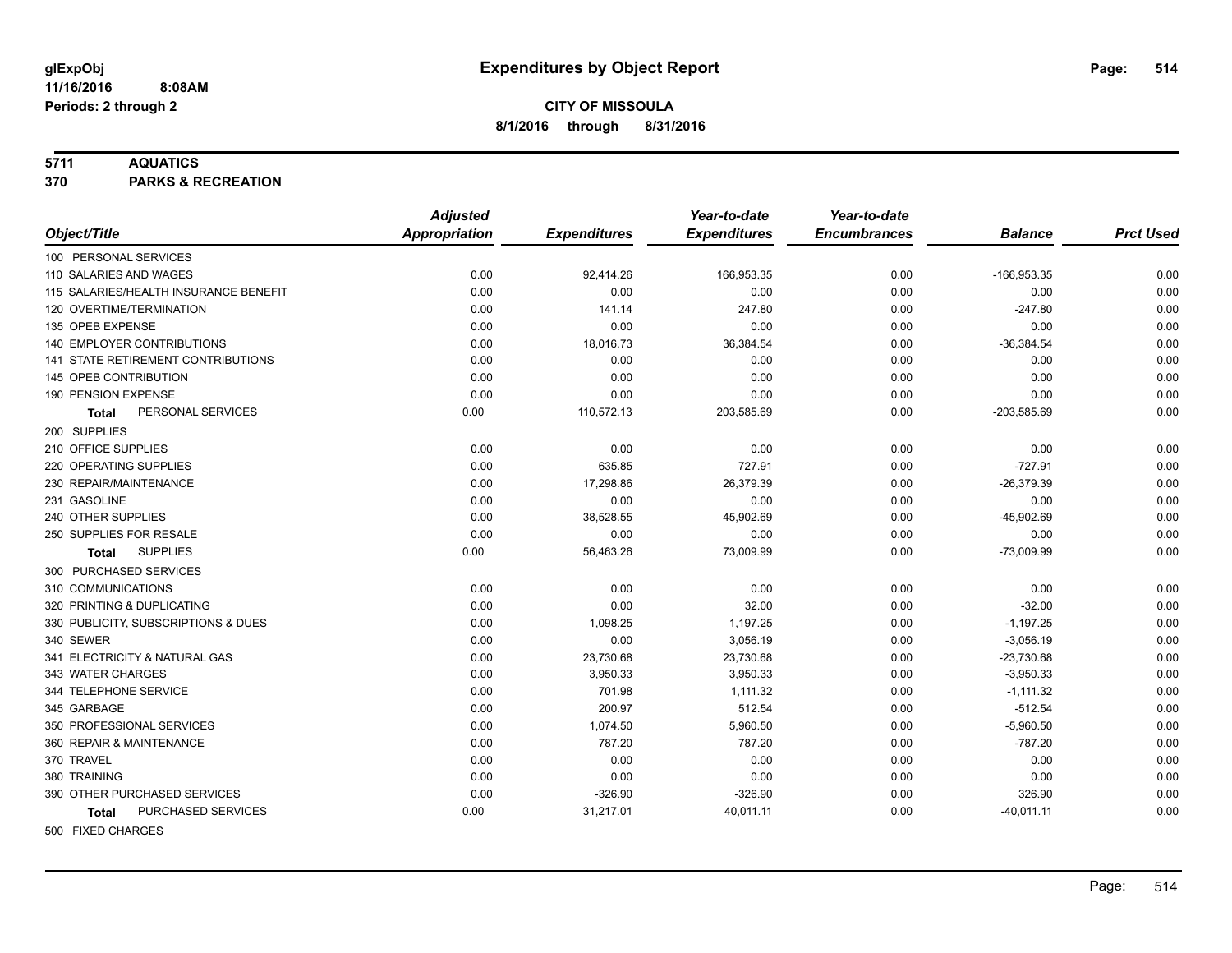# Expenditures by Object Report

glExpObj
11/16/2016 8:08AM
Periods: 2 through 2

**CITY OF MISSOULA**
**8/1/2016 through 8/31/2016**

**5711 AQUATICS**
**370 PARKS & RECREATION**

| Object/Title | Adjusted Appropriation | Expenditures | Year-to-date Expenditures | Year-to-date Encumbrances | Balance | Prct Used |
|---|---|---|---|---|---|---|
| 100 PERSONAL SERVICES | | | | | | |
| 110 SALARIES AND WAGES | 0.00 | 92,414.26 | 166,953.35 | 0.00 | -166,953.35 | 0.00 |
| 115 SALARIES/HEALTH INSURANCE BENEFIT | 0.00 | 0.00 | 0.00 | 0.00 | 0.00 | 0.00 |
| 120 OVERTIME/TERMINATION | 0.00 | 141.14 | 247.80 | 0.00 | -247.80 | 0.00 |
| 135 OPEB EXPENSE | 0.00 | 0.00 | 0.00 | 0.00 | 0.00 | 0.00 |
| 140 EMPLOYER CONTRIBUTIONS | 0.00 | 18,016.73 | 36,384.54 | 0.00 | -36,384.54 | 0.00 |
| 141 STATE RETIREMENT CONTRIBUTIONS | 0.00 | 0.00 | 0.00 | 0.00 | 0.00 | 0.00 |
| 145 OPEB CONTRIBUTION | 0.00 | 0.00 | 0.00 | 0.00 | 0.00 | 0.00 |
| 190 PENSION EXPENSE | 0.00 | 0.00 | 0.00 | 0.00 | 0.00 | 0.00 |
| **Total** PERSONAL SERVICES | 0.00 | 110,572.13 | 203,585.69 | 0.00 | -203,585.69 | 0.00 |
| 200 SUPPLIES | | | | | | |
| 210 OFFICE SUPPLIES | 0.00 | 0.00 | 0.00 | 0.00 | 0.00 | 0.00 |
| 220 OPERATING SUPPLIES | 0.00 | 635.85 | 727.91 | 0.00 | -727.91 | 0.00 |
| 230 REPAIR/MAINTENANCE | 0.00 | 17,298.86 | 26,379.39 | 0.00 | -26,379.39 | 0.00 |
| 231 GASOLINE | 0.00 | 0.00 | 0.00 | 0.00 | 0.00 | 0.00 |
| 240 OTHER SUPPLIES | 0.00 | 38,528.55 | 45,902.69 | 0.00 | -45,902.69 | 0.00 |
| 250 SUPPLIES FOR RESALE | 0.00 | 0.00 | 0.00 | 0.00 | 0.00 | 0.00 |
| **Total** SUPPLIES | 0.00 | 56,463.26 | 73,009.99 | 0.00 | -73,009.99 | 0.00 |
| 300 PURCHASED SERVICES | | | | | | |
| 310 COMMUNICATIONS | 0.00 | 0.00 | 0.00 | 0.00 | 0.00 | 0.00 |
| 320 PRINTING & DUPLICATING | 0.00 | 0.00 | 32.00 | 0.00 | -32.00 | 0.00 |
| 330 PUBLICITY, SUBSCRIPTIONS & DUES | 0.00 | 1,098.25 | 1,197.25 | 0.00 | -1,197.25 | 0.00 |
| 340 SEWER | 0.00 | 0.00 | 3,056.19 | 0.00 | -3,056.19 | 0.00 |
| 341 ELECTRICITY & NATURAL GAS | 0.00 | 23,730.68 | 23,730.68 | 0.00 | -23,730.68 | 0.00 |
| 343 WATER CHARGES | 0.00 | 3,950.33 | 3,950.33 | 0.00 | -3,950.33 | 0.00 |
| 344 TELEPHONE SERVICE | 0.00 | 701.98 | 1,111.32 | 0.00 | -1,111.32 | 0.00 |
| 345 GARBAGE | 0.00 | 200.97 | 512.54 | 0.00 | -512.54 | 0.00 |
| 350 PROFESSIONAL SERVICES | 0.00 | 1,074.50 | 5,960.50 | 0.00 | -5,960.50 | 0.00 |
| 360 REPAIR & MAINTENANCE | 0.00 | 787.20 | 787.20 | 0.00 | -787.20 | 0.00 |
| 370 TRAVEL | 0.00 | 0.00 | 0.00 | 0.00 | 0.00 | 0.00 |
| 380 TRAINING | 0.00 | 0.00 | 0.00 | 0.00 | 0.00 | 0.00 |
| 390 OTHER PURCHASED SERVICES | 0.00 | -326.90 | -326.90 | 0.00 | 326.90 | 0.00 |
| **Total** PURCHASED SERVICES | 0.00 | 31,217.01 | 40,011.11 | 0.00 | -40,011.11 | 0.00 |
| 500 FIXED CHARGES | | | | | | |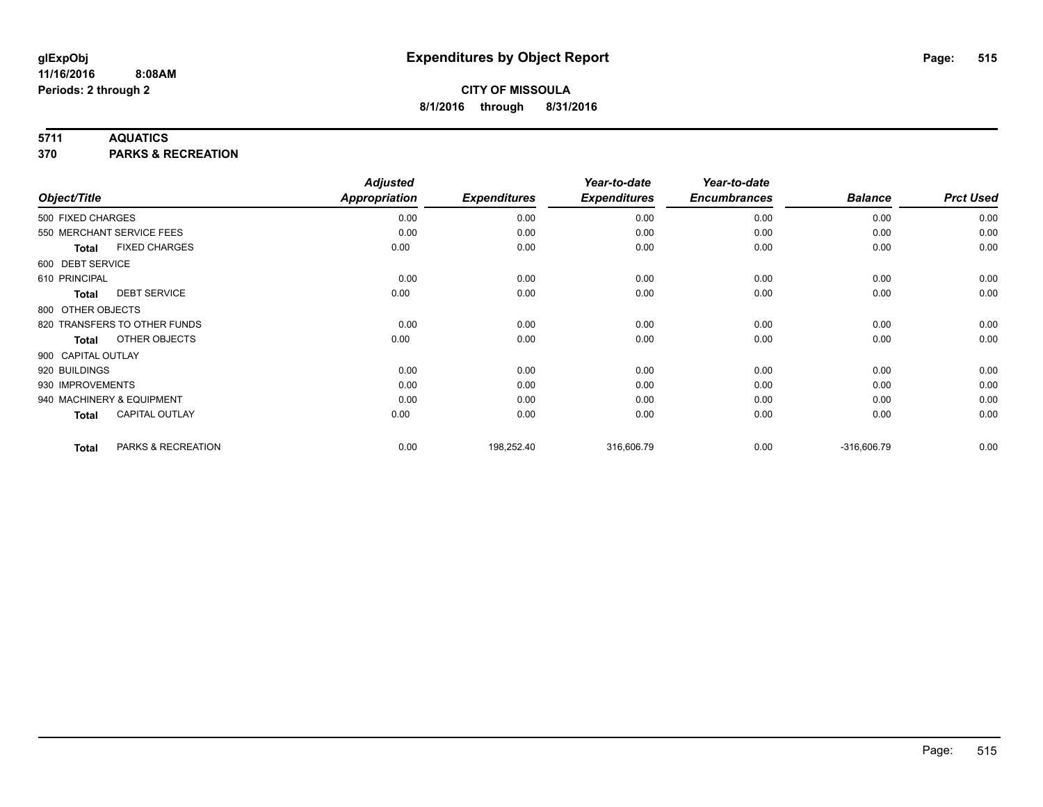# Expenditures by Object Report

glExpObj
11/16/2016 8:08AM
Periods: 2 through 2

**CITY OF MISSOULA**
**8/1/2016 through 8/31/2016**

**5711 AQUATICS**
**370 PARKS & RECREATION**

| Object/Title | Adjusted Appropriation | Expenditures | Year-to-date Expenditures | Year-to-date Encumbrances | Balance | Prct Used |
|---|---|---|---|---|---|---|
| 500 FIXED CHARGES | 0.00 | 0.00 | 0.00 | 0.00 | 0.00 | 0.00 |
| 550 MERCHANT SERVICE FEES | 0.00 | 0.00 | 0.00 | 0.00 | 0.00 | 0.00 |
| **Total** FIXED CHARGES | 0.00 | 0.00 | 0.00 | 0.00 | 0.00 | 0.00 |
| 600 DEBT SERVICE | | | | | | |
| 610 PRINCIPAL | 0.00 | 0.00 | 0.00 | 0.00 | 0.00 | 0.00 |
| **Total** DEBT SERVICE | 0.00 | 0.00 | 0.00 | 0.00 | 0.00 | 0.00 |
| 800 OTHER OBJECTS | | | | | | |
| 820 TRANSFERS TO OTHER FUNDS | 0.00 | 0.00 | 0.00 | 0.00 | 0.00 | 0.00 |
| **Total** OTHER OBJECTS | 0.00 | 0.00 | 0.00 | 0.00 | 0.00 | 0.00 |
| 900 CAPITAL OUTLAY | | | | | | |
| 920 BUILDINGS | 0.00 | 0.00 | 0.00 | 0.00 | 0.00 | 0.00 |
| 930 IMPROVEMENTS | 0.00 | 0.00 | 0.00 | 0.00 | 0.00 | 0.00 |
| 940 MACHINERY & EQUIPMENT | 0.00 | 0.00 | 0.00 | 0.00 | 0.00 | 0.00 |
| **Total** CAPITAL OUTLAY | 0.00 | 0.00 | 0.00 | 0.00 | 0.00 | 0.00 |
| **Total** PARKS & RECREATION | 0.00 | 198,252.40 | 316,606.79 | 0.00 | -316,606.79 | 0.00 |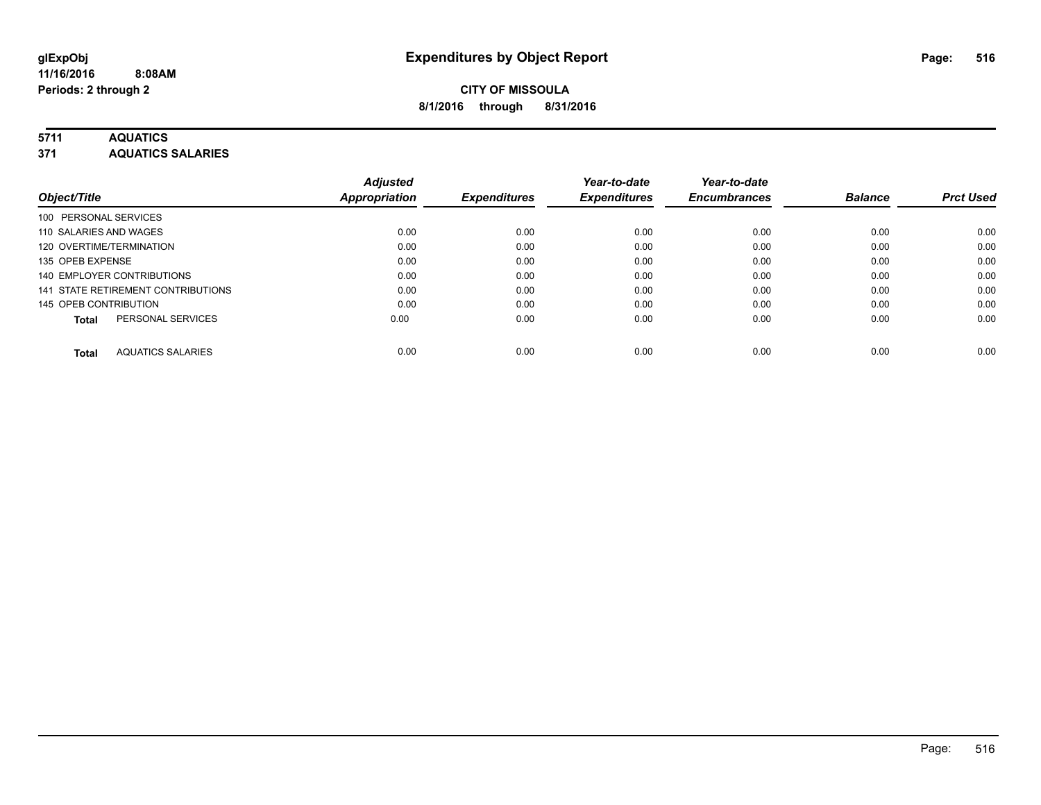glExpObj
11/16/2016 8:08AM
Periods: 2 through 2

# Expenditures by Object Report

**CITY OF MISSOULA**
**8/1/2016 through 8/31/2016**

## 5711 AQUATICS
## 371 AQUATICS SALARIES

| Object/Title | Adjusted Appropriation | Expenditures | Year-to-date Expenditures | Year-to-date Encumbrances | Balance | Prct Used |
|---|---|---|---|---|---|---|
| 100 PERSONAL SERVICES | | | | | | |
| 110 SALARIES AND WAGES | 0.00 | 0.00 | 0.00 | 0.00 | 0.00 | 0.00 |
| 120 OVERTIME/TERMINATION | 0.00 | 0.00 | 0.00 | 0.00 | 0.00 | 0.00 |
| 135 OPEB EXPENSE | 0.00 | 0.00 | 0.00 | 0.00 | 0.00 | 0.00 |
| 140 EMPLOYER CONTRIBUTIONS | 0.00 | 0.00 | 0.00 | 0.00 | 0.00 | 0.00 |
| 141 STATE RETIREMENT CONTRIBUTIONS | 0.00 | 0.00 | 0.00 | 0.00 | 0.00 | 0.00 |
| 145 OPEB CONTRIBUTION | 0.00 | 0.00 | 0.00 | 0.00 | 0.00 | 0.00 |
| **Total** PERSONAL SERVICES | 0.00 | 0.00 | 0.00 | 0.00 | 0.00 | 0.00 |
| **Total** AQUATICS SALARIES | 0.00 | 0.00 | 0.00 | 0.00 | 0.00 | 0.00 |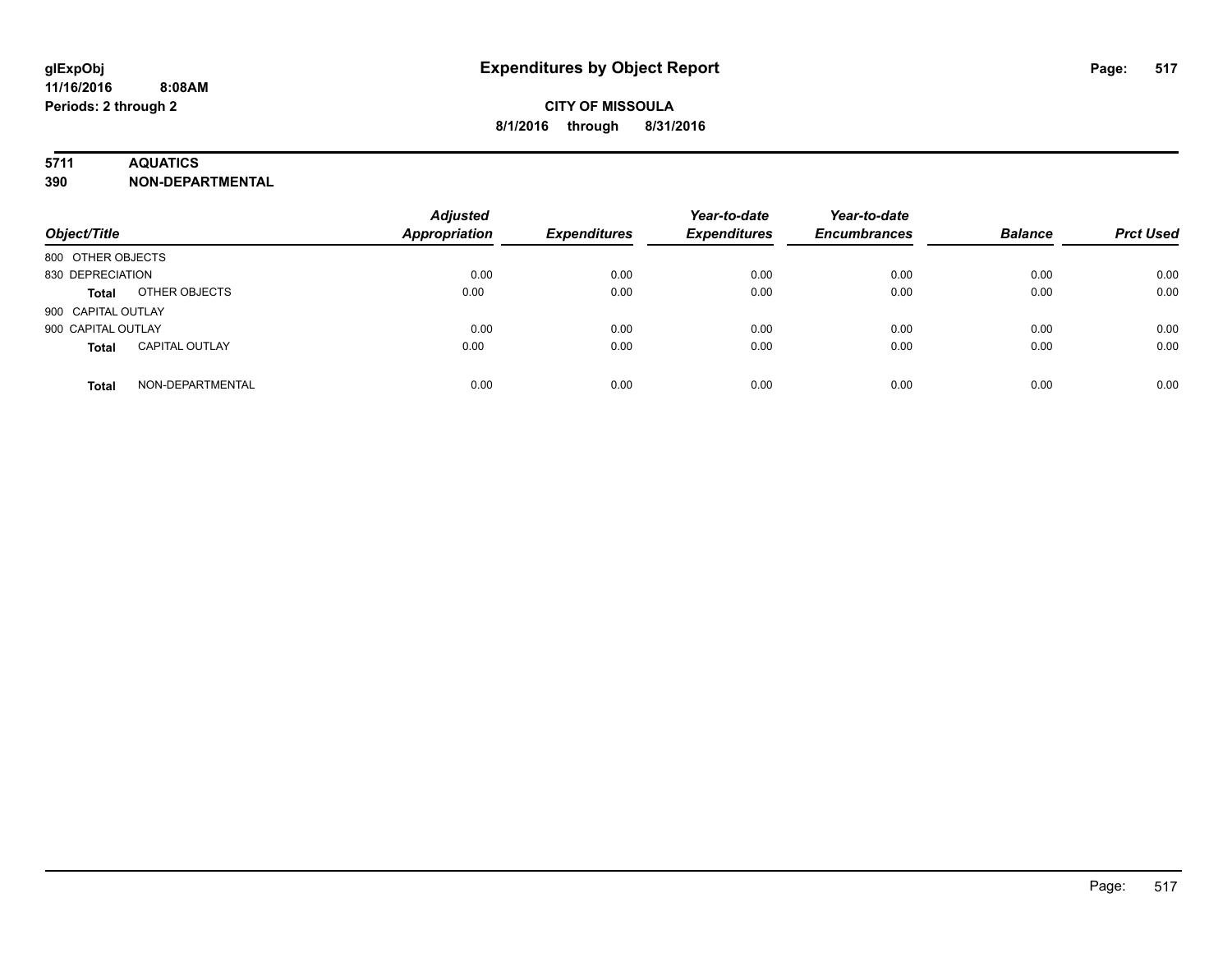# Expenditures by Object Report

glExpObj
11/16/2016 8:08AM
Periods: 2 through 2

**CITY OF MISSOULA**
**8/1/2016 through 8/31/2016**

**5711 AQUATICS**
**390 NON-DEPARTMENTAL**

| Object/Title | | Adjusted Appropriation | Expenditures | Year-to-date Expenditures | Year-to-date Encumbrances | Balance | Prct Used |
|---|---|---|---|---|---|---|---|
| 800 OTHER OBJECTS | | | | | | | |
| 830 DEPRECIATION | | 0.00 | 0.00 | 0.00 | 0.00 | 0.00 | 0.00 |
| **Total** | OTHER OBJECTS | 0.00 | 0.00 | 0.00 | 0.00 | 0.00 | 0.00 |
| 900 CAPITAL OUTLAY | | | | | | | |
| 900 CAPITAL OUTLAY | | 0.00 | 0.00 | 0.00 | 0.00 | 0.00 | 0.00 |
| **Total** | CAPITAL OUTLAY | 0.00 | 0.00 | 0.00 | 0.00 | 0.00 | 0.00 |
| **Total** | NON-DEPARTMENTAL | 0.00 | 0.00 | 0.00 | 0.00 | 0.00 | 0.00 |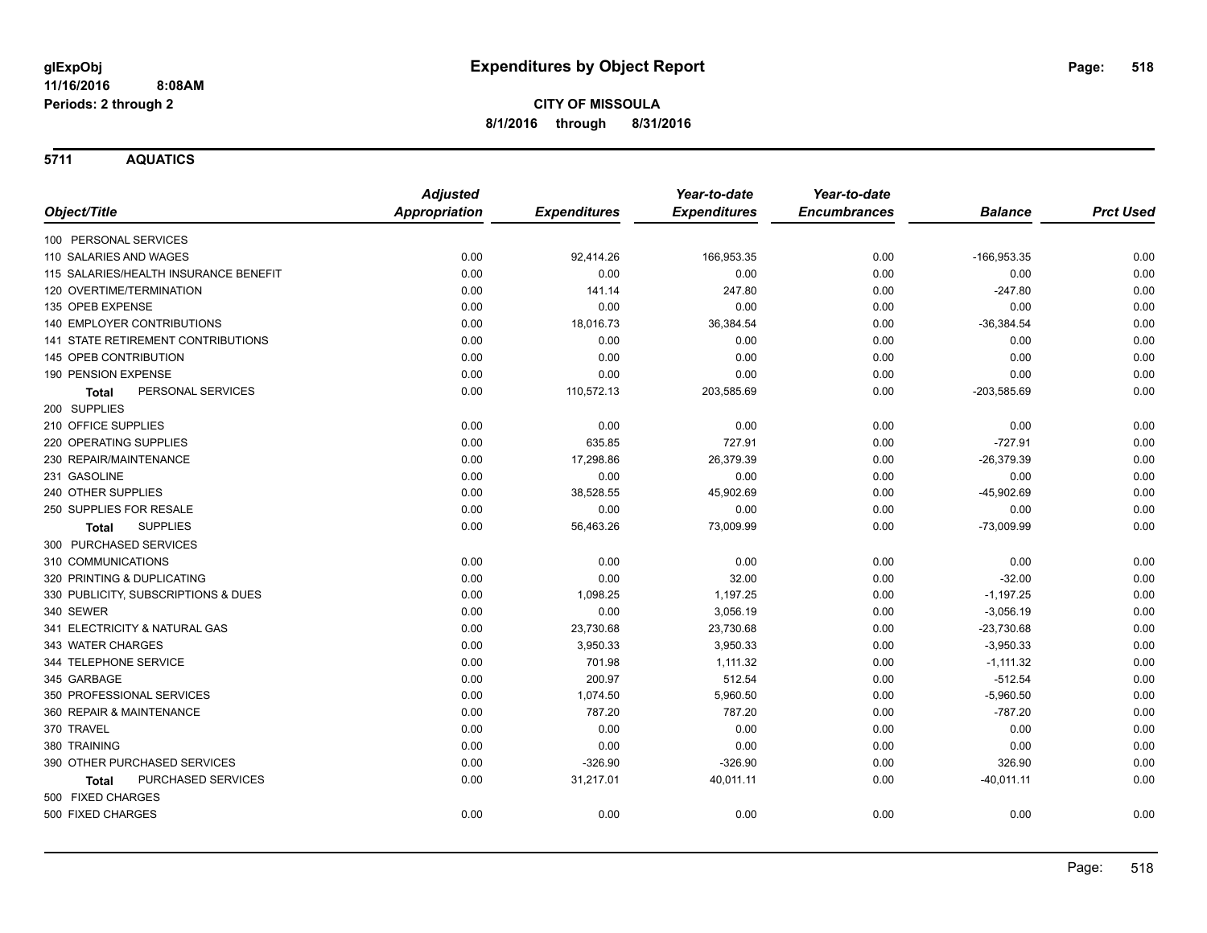# Expenditures by Object Report

glExpObj
11/16/2016 8:08AM
Periods: 2 through 2

**CITY OF MISSOULA**
**8/1/2016 through 8/31/2016**

**5711 AQUATICS**

| Object/Title | Adjusted Appropriation | Expenditures | Year-to-date Expenditures | Year-to-date Encumbrances | Balance | Prct Used |
|---|---|---|---|---|---|---|
| 100 PERSONAL SERVICES | | | | | | |
| 110 SALARIES AND WAGES | 0.00 | 92,414.26 | 166,953.35 | 0.00 | -166,953.35 | 0.00 |
| 115 SALARIES/HEALTH INSURANCE BENEFIT | 0.00 | 0.00 | 0.00 | 0.00 | 0.00 | 0.00 |
| 120 OVERTIME/TERMINATION | 0.00 | 141.14 | 247.80 | 0.00 | -247.80 | 0.00 |
| 135 OPEB EXPENSE | 0.00 | 0.00 | 0.00 | 0.00 | 0.00 | 0.00 |
| 140 EMPLOYER CONTRIBUTIONS | 0.00 | 18,016.73 | 36,384.54 | 0.00 | -36,384.54 | 0.00 |
| 141 STATE RETIREMENT CONTRIBUTIONS | 0.00 | 0.00 | 0.00 | 0.00 | 0.00 | 0.00 |
| 145 OPEB CONTRIBUTION | 0.00 | 0.00 | 0.00 | 0.00 | 0.00 | 0.00 |
| 190 PENSION EXPENSE | 0.00 | 0.00 | 0.00 | 0.00 | 0.00 | 0.00 |
| **Total** PERSONAL SERVICES | 0.00 | 110,572.13 | 203,585.69 | 0.00 | -203,585.69 | 0.00 |
| 200 SUPPLIES | | | | | | |
| 210 OFFICE SUPPLIES | 0.00 | 0.00 | 0.00 | 0.00 | 0.00 | 0.00 |
| 220 OPERATING SUPPLIES | 0.00 | 635.85 | 727.91 | 0.00 | -727.91 | 0.00 |
| 230 REPAIR/MAINTENANCE | 0.00 | 17,298.86 | 26,379.39 | 0.00 | -26,379.39 | 0.00 |
| 231 GASOLINE | 0.00 | 0.00 | 0.00 | 0.00 | 0.00 | 0.00 |
| 240 OTHER SUPPLIES | 0.00 | 38,528.55 | 45,902.69 | 0.00 | -45,902.69 | 0.00 |
| 250 SUPPLIES FOR RESALE | 0.00 | 0.00 | 0.00 | 0.00 | 0.00 | 0.00 |
| **Total** SUPPLIES | 0.00 | 56,463.26 | 73,009.99 | 0.00 | -73,009.99 | 0.00 |
| 300 PURCHASED SERVICES | | | | | | |
| 310 COMMUNICATIONS | 0.00 | 0.00 | 0.00 | 0.00 | 0.00 | 0.00 |
| 320 PRINTING & DUPLICATING | 0.00 | 0.00 | 32.00 | 0.00 | -32.00 | 0.00 |
| 330 PUBLICITY, SUBSCRIPTIONS & DUES | 0.00 | 1,098.25 | 1,197.25 | 0.00 | -1,197.25 | 0.00 |
| 340 SEWER | 0.00 | 0.00 | 3,056.19 | 0.00 | -3,056.19 | 0.00 |
| 341 ELECTRICITY & NATURAL GAS | 0.00 | 23,730.68 | 23,730.68 | 0.00 | -23,730.68 | 0.00 |
| 343 WATER CHARGES | 0.00 | 3,950.33 | 3,950.33 | 0.00 | -3,950.33 | 0.00 |
| 344 TELEPHONE SERVICE | 0.00 | 701.98 | 1,111.32 | 0.00 | -1,111.32 | 0.00 |
| 345 GARBAGE | 0.00 | 200.97 | 512.54 | 0.00 | -512.54 | 0.00 |
| 350 PROFESSIONAL SERVICES | 0.00 | 1,074.50 | 5,960.50 | 0.00 | -5,960.50 | 0.00 |
| 360 REPAIR & MAINTENANCE | 0.00 | 787.20 | 787.20 | 0.00 | -787.20 | 0.00 |
| 370 TRAVEL | 0.00 | 0.00 | 0.00 | 0.00 | 0.00 | 0.00 |
| 380 TRAINING | 0.00 | 0.00 | 0.00 | 0.00 | 0.00 | 0.00 |
| 390 OTHER PURCHASED SERVICES | 0.00 | -326.90 | -326.90 | 0.00 | 326.90 | 0.00 |
| **Total** PURCHASED SERVICES | 0.00 | 31,217.01 | 40,011.11 | 0.00 | -40,011.11 | 0.00 |
| 500 FIXED CHARGES | | | | | | |
| 500 FIXED CHARGES | 0.00 | 0.00 | 0.00 | 0.00 | 0.00 | 0.00 |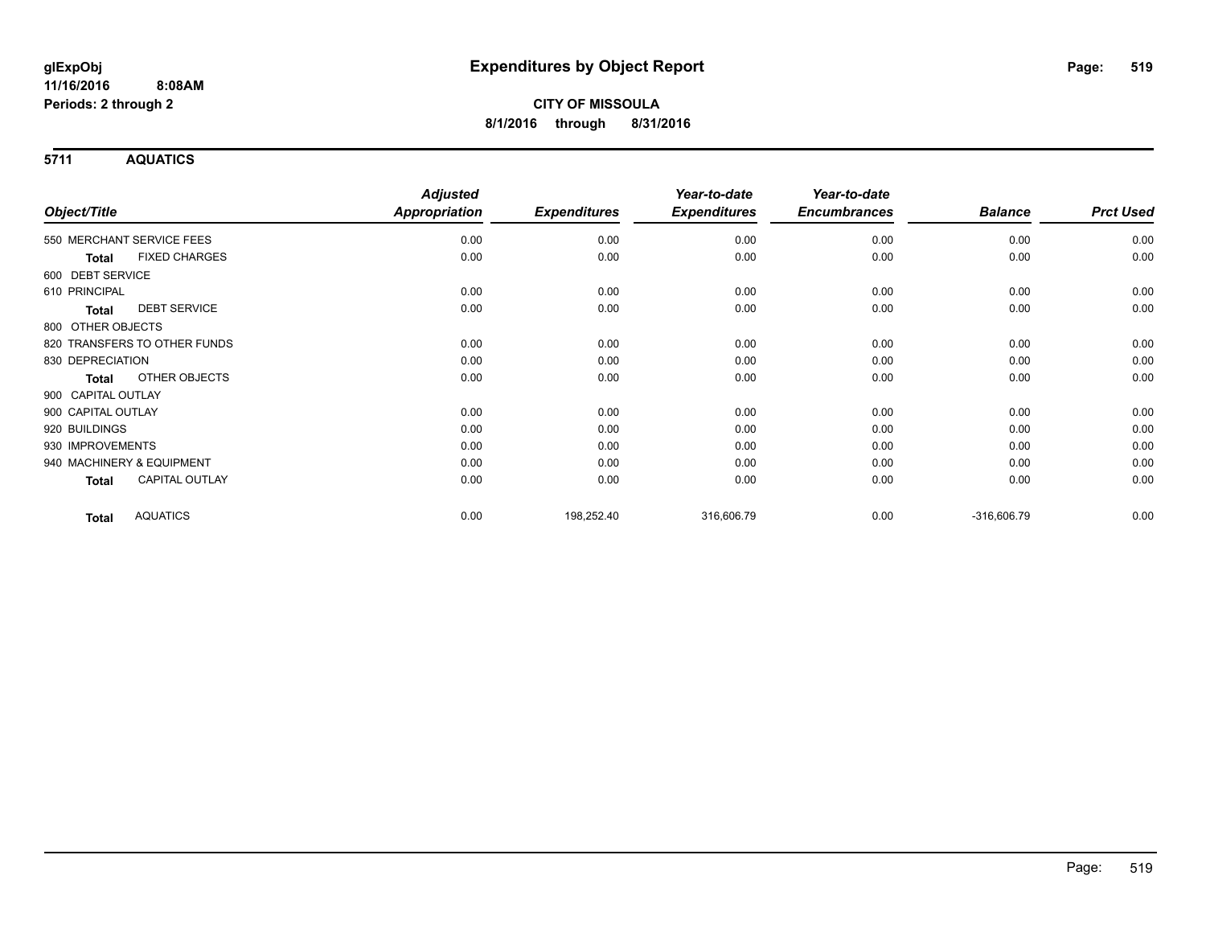# Expenditures by Object Report

glExpObj
11/16/2016 8:08AM
Periods: 2 through 2

**CITY OF MISSOULA**
**8/1/2016 through 8/31/2016**

## 5711 AQUATICS

| Object/Title | Adjusted Appropriation | Expenditures | Year-to-date Expenditures | Year-to-date Encumbrances | Balance | Prct Used |
|---|---|---|---|---|---|---|
| 550 MERCHANT SERVICE FEES | 0.00 | 0.00 | 0.00 | 0.00 | 0.00 | 0.00 |
| **Total** FIXED CHARGES | 0.00 | 0.00 | 0.00 | 0.00 | 0.00 | 0.00 |
| 600 DEBT SERVICE | | | | | | |
| 610 PRINCIPAL | 0.00 | 0.00 | 0.00 | 0.00 | 0.00 | 0.00 |
| **Total** DEBT SERVICE | 0.00 | 0.00 | 0.00 | 0.00 | 0.00 | 0.00 |
| 800 OTHER OBJECTS | | | | | | |
| 820 TRANSFERS TO OTHER FUNDS | 0.00 | 0.00 | 0.00 | 0.00 | 0.00 | 0.00 |
| 830 DEPRECIATION | 0.00 | 0.00 | 0.00 | 0.00 | 0.00 | 0.00 |
| **Total** OTHER OBJECTS | 0.00 | 0.00 | 0.00 | 0.00 | 0.00 | 0.00 |
| 900 CAPITAL OUTLAY | | | | | | |
| 900 CAPITAL OUTLAY | 0.00 | 0.00 | 0.00 | 0.00 | 0.00 | 0.00 |
| 920 BUILDINGS | 0.00 | 0.00 | 0.00 | 0.00 | 0.00 | 0.00 |
| 930 IMPROVEMENTS | 0.00 | 0.00 | 0.00 | 0.00 | 0.00 | 0.00 |
| 940 MACHINERY & EQUIPMENT | 0.00 | 0.00 | 0.00 | 0.00 | 0.00 | 0.00 |
| **Total** CAPITAL OUTLAY | 0.00 | 0.00 | 0.00 | 0.00 | 0.00 | 0.00 |
| **Total** AQUATICS | 0.00 | 198,252.40 | 316,606.79 | 0.00 | -316,606.79 | 0.00 |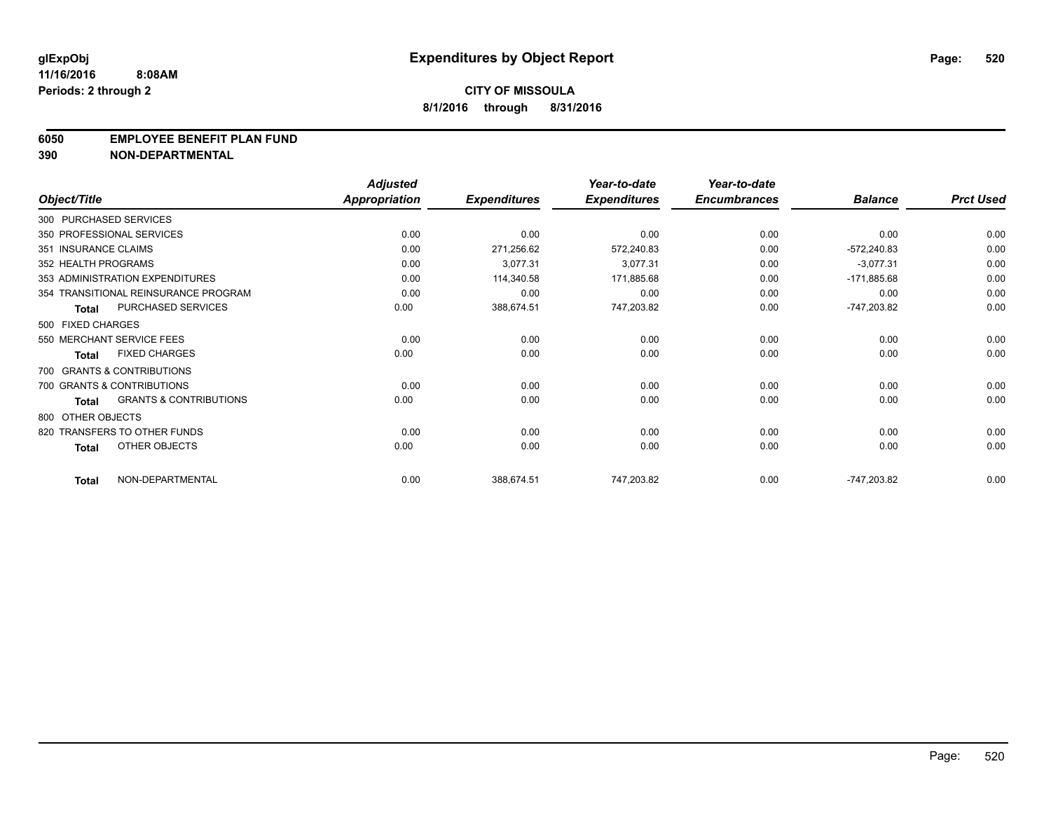glExpObj
11/16/2016 8:08AM
Periods: 2 through 2

# Expenditures by Object Report

**CITY OF MISSOULA**
**8/1/2016 through 8/31/2016**

**6050 EMPLOYEE BENEFIT PLAN FUND**
**390 NON-DEPARTMENTAL**

| Object/Title | Adjusted Appropriation | Expenditures | Year-to-date Expenditures | Year-to-date Encumbrances | Balance | Prct Used |
|---|---|---|---|---|---|---|
| 300 PURCHASED SERVICES | | | | | | |
| 350 PROFESSIONAL SERVICES | 0.00 | 0.00 | 0.00 | 0.00 | 0.00 | 0.00 |
| 351 INSURANCE CLAIMS | 0.00 | 271,256.62 | 572,240.83 | 0.00 | -572,240.83 | 0.00 |
| 352 HEALTH PROGRAMS | 0.00 | 3,077.31 | 3,077.31 | 0.00 | -3,077.31 | 0.00 |
| 353 ADMINISTRATION EXPENDITURES | 0.00 | 114,340.58 | 171,885.68 | 0.00 | -171,885.68 | 0.00 |
| 354 TRANSITIONAL REINSURANCE PROGRAM | 0.00 | 0.00 | 0.00 | 0.00 | 0.00 | 0.00 |
| **Total** PURCHASED SERVICES | 0.00 | 388,674.51 | 747,203.82 | 0.00 | -747,203.82 | 0.00 |
| 500 FIXED CHARGES | | | | | | |
| 550 MERCHANT SERVICE FEES | 0.00 | 0.00 | 0.00 | 0.00 | 0.00 | 0.00 |
| **Total** FIXED CHARGES | 0.00 | 0.00 | 0.00 | 0.00 | 0.00 | 0.00 |
| 700 GRANTS & CONTRIBUTIONS | | | | | | |
| 700 GRANTS & CONTRIBUTIONS | 0.00 | 0.00 | 0.00 | 0.00 | 0.00 | 0.00 |
| **Total** GRANTS & CONTRIBUTIONS | 0.00 | 0.00 | 0.00 | 0.00 | 0.00 | 0.00 |
| 800 OTHER OBJECTS | | | | | | |
| 820 TRANSFERS TO OTHER FUNDS | 0.00 | 0.00 | 0.00 | 0.00 | 0.00 | 0.00 |
| **Total** OTHER OBJECTS | 0.00 | 0.00 | 0.00 | 0.00 | 0.00 | 0.00 |
| **Total** NON-DEPARTMENTAL | 0.00 | 388,674.51 | 747,203.82 | 0.00 | -747,203.82 | 0.00 |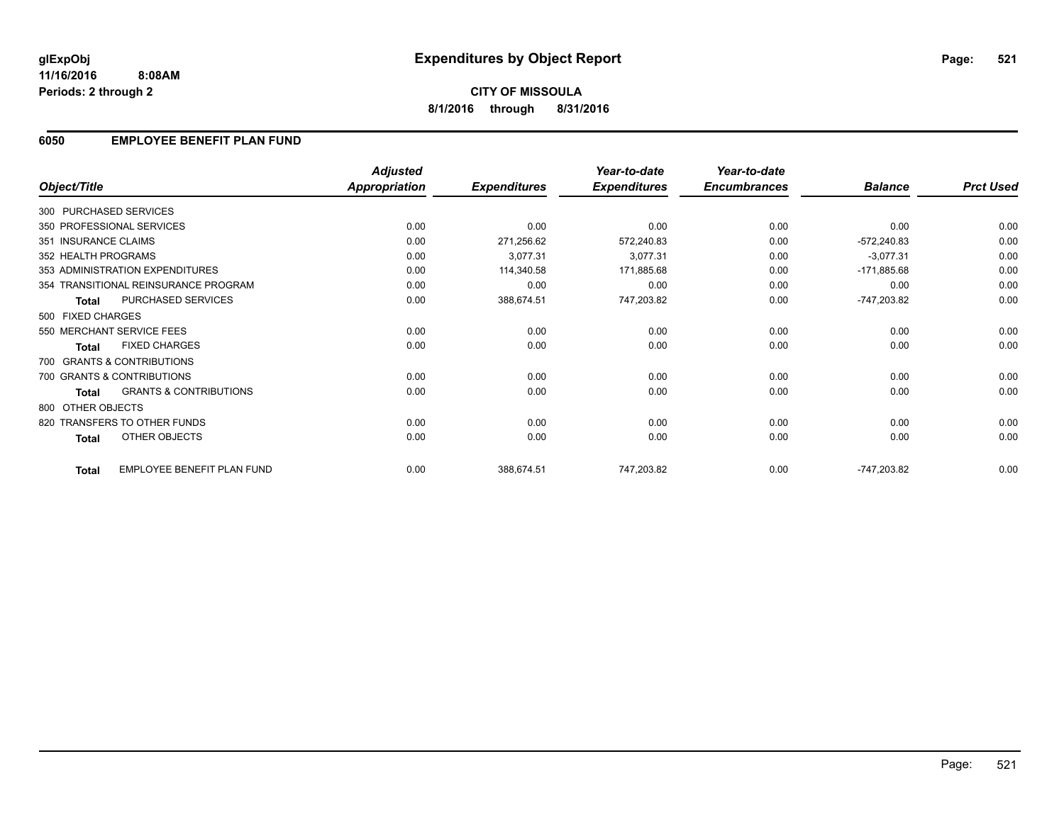# Expenditures by Object Report

glExpObj
11/16/2016 8:08AM
Periods: 2 through 2

**CITY OF MISSOULA**

**8/1/2016 through 8/31/2016**

## 6050 EMPLOYEE BENEFIT PLAN FUND

| Object/Title | Adjusted Appropriation | Expenditures | Year-to-date Expenditures | Year-to-date Encumbrances | Balance | Prct Used |
|---|---|---|---|---|---|---|
| 300 PURCHASED SERVICES | | | | | | |
| 350 PROFESSIONAL SERVICES | 0.00 | 0.00 | 0.00 | 0.00 | 0.00 | 0.00 |
| 351 INSURANCE CLAIMS | 0.00 | 271,256.62 | 572,240.83 | 0.00 | -572,240.83 | 0.00 |
| 352 HEALTH PROGRAMS | 0.00 | 3,077.31 | 3,077.31 | 0.00 | -3,077.31 | 0.00 |
| 353 ADMINISTRATION EXPENDITURES | 0.00 | 114,340.58 | 171,885.68 | 0.00 | -171,885.68 | 0.00 |
| 354 TRANSITIONAL REINSURANCE PROGRAM | 0.00 | 0.00 | 0.00 | 0.00 | 0.00 | 0.00 |
| **Total** PURCHASED SERVICES | 0.00 | 388,674.51 | 747,203.82 | 0.00 | -747,203.82 | 0.00 |
| 500 FIXED CHARGES | | | | | | |
| 550 MERCHANT SERVICE FEES | 0.00 | 0.00 | 0.00 | 0.00 | 0.00 | 0.00 |
| **Total** FIXED CHARGES | 0.00 | 0.00 | 0.00 | 0.00 | 0.00 | 0.00 |
| 700 GRANTS & CONTRIBUTIONS | | | | | | |
| 700 GRANTS & CONTRIBUTIONS | 0.00 | 0.00 | 0.00 | 0.00 | 0.00 | 0.00 |
| **Total** GRANTS & CONTRIBUTIONS | 0.00 | 0.00 | 0.00 | 0.00 | 0.00 | 0.00 |
| 800 OTHER OBJECTS | | | | | | |
| 820 TRANSFERS TO OTHER FUNDS | 0.00 | 0.00 | 0.00 | 0.00 | 0.00 | 0.00 |
| **Total** OTHER OBJECTS | 0.00 | 0.00 | 0.00 | 0.00 | 0.00 | 0.00 |
| **Total** EMPLOYEE BENEFIT PLAN FUND | 0.00 | 388,674.51 | 747,203.82 | 0.00 | -747,203.82 | 0.00 |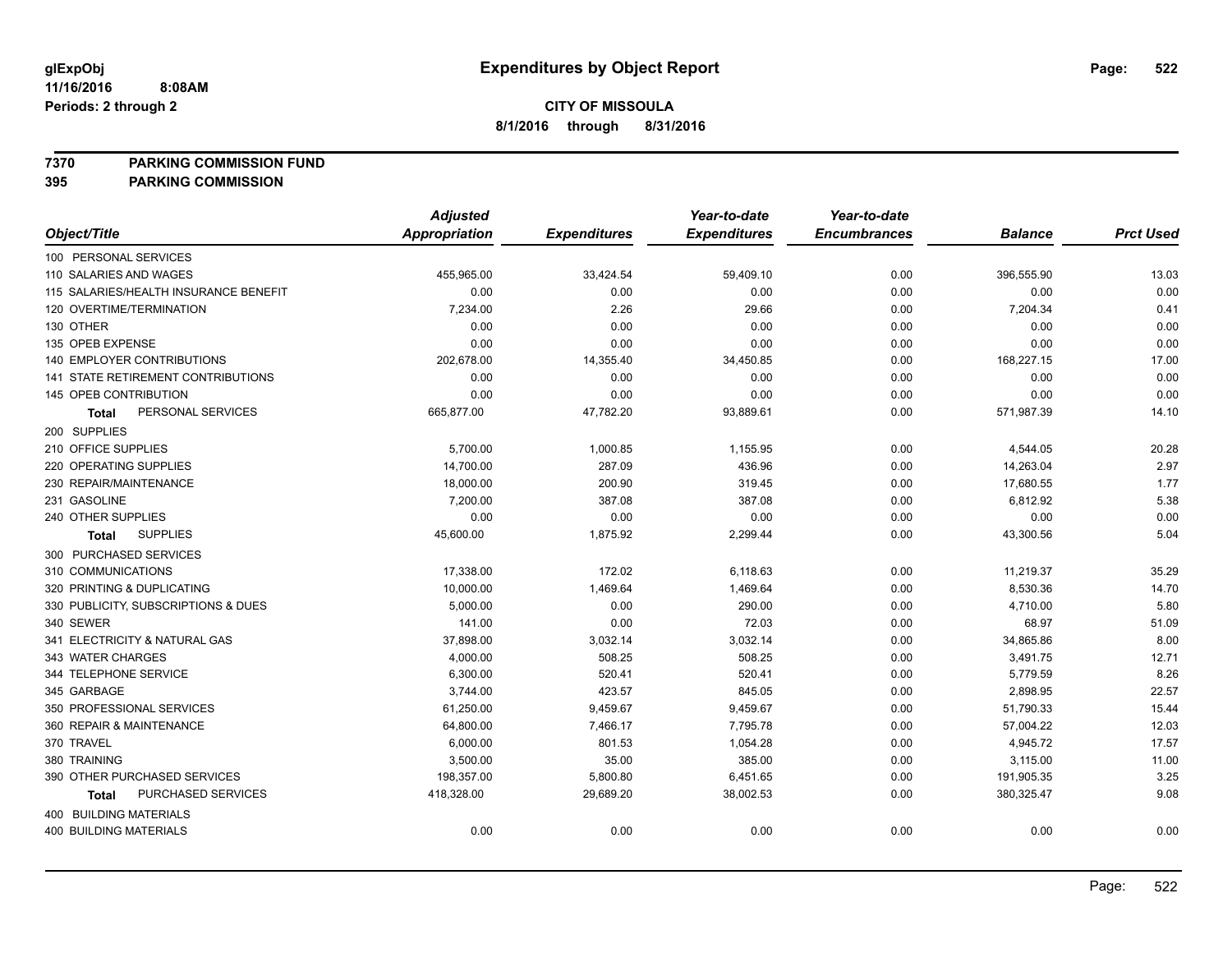**glExpObj** **Expenditures by Object Report**

**11/16/2016 8:08AM**

**Periods: 2 through 2**

**CITY OF MISSOULA**

**8/1/2016 through 8/31/2016**

**7370 PARKING COMMISSION FUND**

**395 PARKING COMMISSION**

| Object/Title | Adjusted Appropriation | Expenditures | Year-to-date Expenditures | Year-to-date Encumbrances | Balance | Prct Used |
|---|---|---|---|---|---|---|
| 100 PERSONAL SERVICES | | | | | | |
| 110 SALARIES AND WAGES | 455,965.00 | 33,424.54 | 59,409.10 | 0.00 | 396,555.90 | 13.03 |
| 115 SALARIES/HEALTH INSURANCE BENEFIT | 0.00 | 0.00 | 0.00 | 0.00 | 0.00 | 0.00 |
| 120 OVERTIME/TERMINATION | 7,234.00 | 2.26 | 29.66 | 0.00 | 7,204.34 | 0.41 |
| 130 OTHER | 0.00 | 0.00 | 0.00 | 0.00 | 0.00 | 0.00 |
| 135 OPEB EXPENSE | 0.00 | 0.00 | 0.00 | 0.00 | 0.00 | 0.00 |
| 140 EMPLOYER CONTRIBUTIONS | 202,678.00 | 14,355.40 | 34,450.85 | 0.00 | 168,227.15 | 17.00 |
| 141 STATE RETIREMENT CONTRIBUTIONS | 0.00 | 0.00 | 0.00 | 0.00 | 0.00 | 0.00 |
| 145 OPEB CONTRIBUTION | 0.00 | 0.00 | 0.00 | 0.00 | 0.00 | 0.00 |
| **Total** PERSONAL SERVICES | 665,877.00 | 47,782.20 | 93,889.61 | 0.00 | 571,987.39 | 14.10 |
| 200 SUPPLIES | | | | | | |
| 210 OFFICE SUPPLIES | 5,700.00 | 1,000.85 | 1,155.95 | 0.00 | 4,544.05 | 20.28 |
| 220 OPERATING SUPPLIES | 14,700.00 | 287.09 | 436.96 | 0.00 | 14,263.04 | 2.97 |
| 230 REPAIR/MAINTENANCE | 18,000.00 | 200.90 | 319.45 | 0.00 | 17,680.55 | 1.77 |
| 231 GASOLINE | 7,200.00 | 387.08 | 387.08 | 0.00 | 6,812.92 | 5.38 |
| 240 OTHER SUPPLIES | 0.00 | 0.00 | 0.00 | 0.00 | 0.00 | 0.00 |
| **Total** SUPPLIES | 45,600.00 | 1,875.92 | 2,299.44 | 0.00 | 43,300.56 | 5.04 |
| 300 PURCHASED SERVICES | | | | | | |
| 310 COMMUNICATIONS | 17,338.00 | 172.02 | 6,118.63 | 0.00 | 11,219.37 | 35.29 |
| 320 PRINTING & DUPLICATING | 10,000.00 | 1,469.64 | 1,469.64 | 0.00 | 8,530.36 | 14.70 |
| 330 PUBLICITY, SUBSCRIPTIONS & DUES | 5,000.00 | 0.00 | 290.00 | 0.00 | 4,710.00 | 5.80 |
| 340 SEWER | 141.00 | 0.00 | 72.03 | 0.00 | 68.97 | 51.09 |
| 341 ELECTRICITY & NATURAL GAS | 37,898.00 | 3,032.14 | 3,032.14 | 0.00 | 34,865.86 | 8.00 |
| 343 WATER CHARGES | 4,000.00 | 508.25 | 508.25 | 0.00 | 3,491.75 | 12.71 |
| 344 TELEPHONE SERVICE | 6,300.00 | 520.41 | 520.41 | 0.00 | 5,779.59 | 8.26 |
| 345 GARBAGE | 3,744.00 | 423.57 | 845.05 | 0.00 | 2,898.95 | 22.57 |
| 350 PROFESSIONAL SERVICES | 61,250.00 | 9,459.67 | 9,459.67 | 0.00 | 51,790.33 | 15.44 |
| 360 REPAIR & MAINTENANCE | 64,800.00 | 7,466.17 | 7,795.78 | 0.00 | 57,004.22 | 12.03 |
| 370 TRAVEL | 6,000.00 | 801.53 | 1,054.28 | 0.00 | 4,945.72 | 17.57 |
| 380 TRAINING | 3,500.00 | 35.00 | 385.00 | 0.00 | 3,115.00 | 11.00 |
| 390 OTHER PURCHASED SERVICES | 198,357.00 | 5,800.80 | 6,451.65 | 0.00 | 191,905.35 | 3.25 |
| **Total** PURCHASED SERVICES | 418,328.00 | 29,689.20 | 38,002.53 | 0.00 | 380,325.47 | 9.08 |
| 400 BUILDING MATERIALS | | | | | | |
| 400 BUILDING MATERIALS | 0.00 | 0.00 | 0.00 | 0.00 | 0.00 | 0.00 |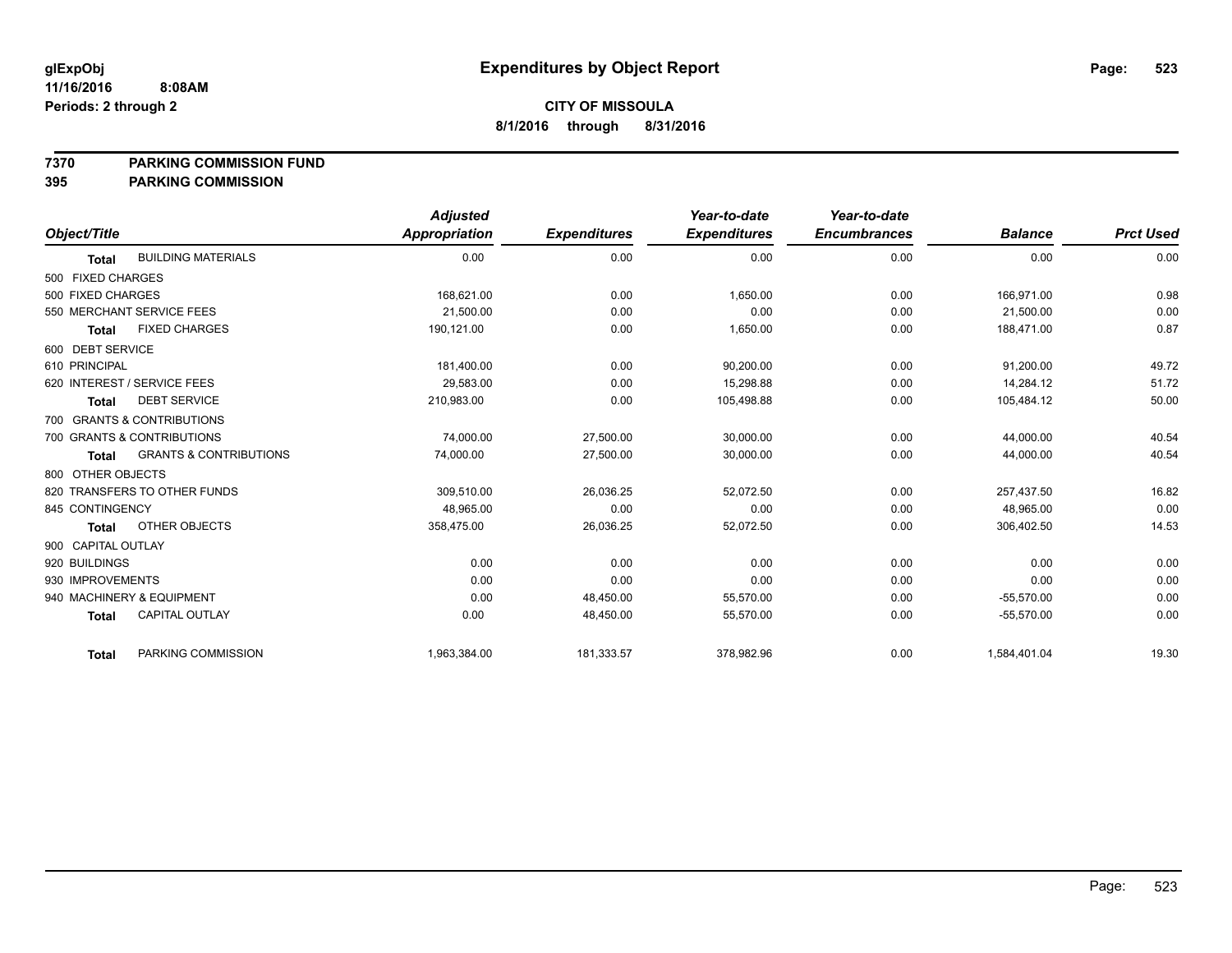**glExpObj**
**11/16/2016 8:08AM**
**Periods: 2 through 2**

# Expenditures by Object Report

**CITY OF MISSOULA**
**8/1/2016 through 8/31/2016**

**7370 PARKING COMMISSION FUND**
**395 PARKING COMMISSION**

| Object/Title | | Adjusted Appropriation | Expenditures | Year-to-date Expenditures | Year-to-date Encumbrances | Balance | Prct Used |
|---|---|---|---|---|---|---|---|
| Total | BUILDING MATERIALS | 0.00 | 0.00 | 0.00 | 0.00 | 0.00 | 0.00 |
| 500 FIXED CHARGES | | | | | | | |
| 500 FIXED CHARGES | | 168,621.00 | 0.00 | 1,650.00 | 0.00 | 166,971.00 | 0.98 |
| 550 MERCHANT SERVICE FEES | | 21,500.00 | 0.00 | 0.00 | 0.00 | 21,500.00 | 0.00 |
| Total | FIXED CHARGES | 190,121.00 | 0.00 | 1,650.00 | 0.00 | 188,471.00 | 0.87 |
| 600 DEBT SERVICE | | | | | | | |
| 610 PRINCIPAL | | 181,400.00 | 0.00 | 90,200.00 | 0.00 | 91,200.00 | 49.72 |
| 620 INTEREST / SERVICE FEES | | 29,583.00 | 0.00 | 15,298.88 | 0.00 | 14,284.12 | 51.72 |
| Total | DEBT SERVICE | 210,983.00 | 0.00 | 105,498.88 | 0.00 | 105,484.12 | 50.00 |
| 700 GRANTS & CONTRIBUTIONS | | | | | | | |
| 700 GRANTS & CONTRIBUTIONS | | 74,000.00 | 27,500.00 | 30,000.00 | 0.00 | 44,000.00 | 40.54 |
| Total | GRANTS & CONTRIBUTIONS | 74,000.00 | 27,500.00 | 30,000.00 | 0.00 | 44,000.00 | 40.54 |
| 800 OTHER OBJECTS | | | | | | | |
| 820 TRANSFERS TO OTHER FUNDS | | 309,510.00 | 26,036.25 | 52,072.50 | 0.00 | 257,437.50 | 16.82 |
| 845 CONTINGENCY | | 48,965.00 | 0.00 | 0.00 | 0.00 | 48,965.00 | 0.00 |
| Total | OTHER OBJECTS | 358,475.00 | 26,036.25 | 52,072.50 | 0.00 | 306,402.50 | 14.53 |
| 900 CAPITAL OUTLAY | | | | | | | |
| 920 BUILDINGS | | 0.00 | 0.00 | 0.00 | 0.00 | 0.00 | 0.00 |
| 930 IMPROVEMENTS | | 0.00 | 0.00 | 0.00 | 0.00 | 0.00 | 0.00 |
| 940 MACHINERY & EQUIPMENT | | 0.00 | 48,450.00 | 55,570.00 | 0.00 | -55,570.00 | 0.00 |
| Total | CAPITAL OUTLAY | 0.00 | 48,450.00 | 55,570.00 | 0.00 | -55,570.00 | 0.00 |
| Total | PARKING COMMISSION | 1,963,384.00 | 181,333.57 | 378,982.96 | 0.00 | 1,584,401.04 | 19.30 |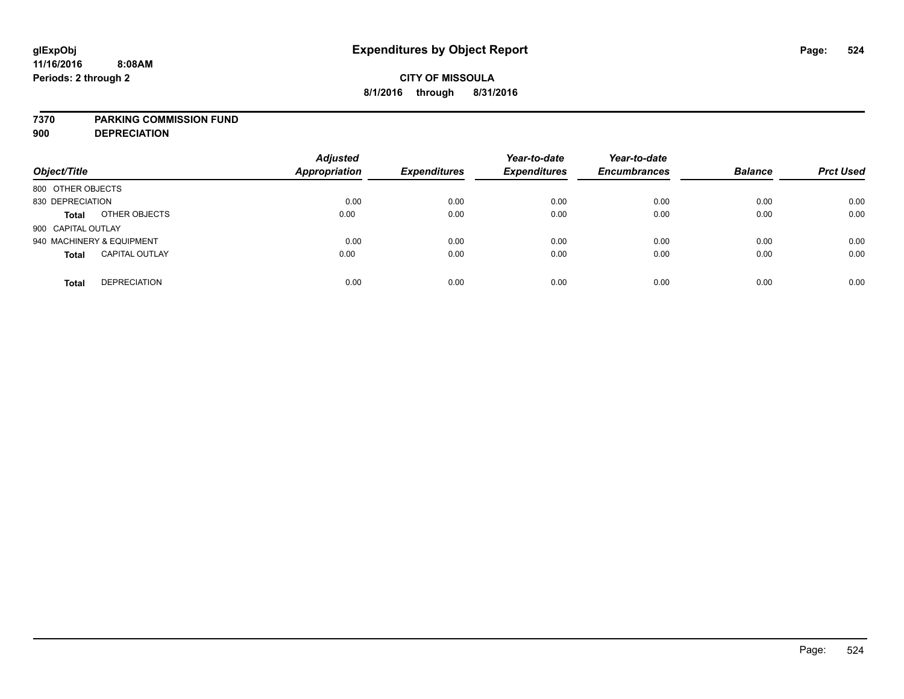# Expenditures by Object Report

glExpObj
11/16/2016 8:08AM
Periods: 2 through 2

**CITY OF MISSOULA**
**8/1/2016 through 8/31/2016**

**7370 PARKING COMMISSION FUND**
**900 DEPRECIATION**

| Object/Title | | Adjusted Appropriation | Expenditures | Year-to-date Expenditures | Year-to-date Encumbrances | Balance | Prct Used |
|---|---|---|---|---|---|---|---|
| 800 OTHER OBJECTS | | | | | | | |
| 830 DEPRECIATION | | 0.00 | 0.00 | 0.00 | 0.00 | 0.00 | 0.00 |
| **Total** | OTHER OBJECTS | 0.00 | 0.00 | 0.00 | 0.00 | 0.00 | 0.00 |
| 900 CAPITAL OUTLAY | | | | | | | |
| 940 MACHINERY & EQUIPMENT | | 0.00 | 0.00 | 0.00 | 0.00 | 0.00 | 0.00 |
| **Total** | CAPITAL OUTLAY | 0.00 | 0.00 | 0.00 | 0.00 | 0.00 | 0.00 |
| **Total** | DEPRECIATION | 0.00 | 0.00 | 0.00 | 0.00 | 0.00 | 0.00 |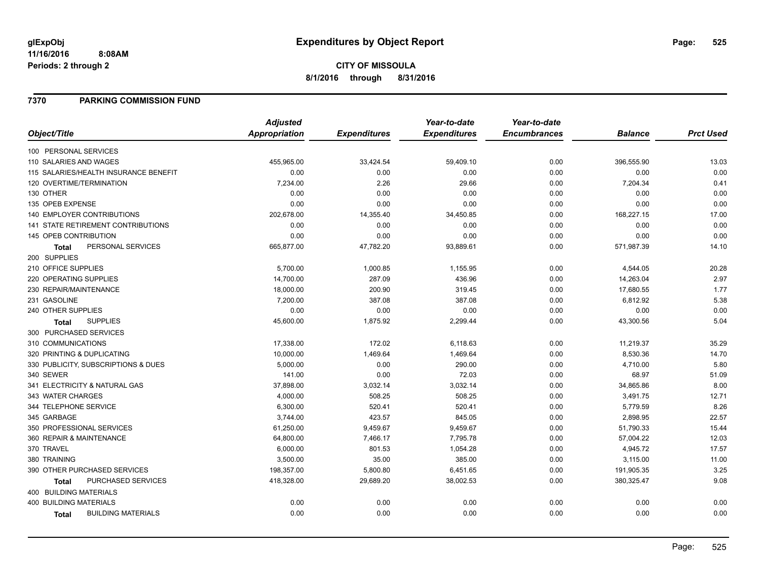**glExpObj**
**11/16/2016 8:08AM**
**Periods: 2 through 2**

# Expenditures by Object Report

**CITY OF MISSOULA**
**8/1/2016 through 8/31/2016**

## 7370 PARKING COMMISSION FUND

| Object/Title | Adjusted Appropriation | Expenditures | Year-to-date Expenditures | Year-to-date Encumbrances | Balance | Prct Used |
|---|---|---|---|---|---|---|
| 100 PERSONAL SERVICES | | | | | | |
| 110 SALARIES AND WAGES | 455,965.00 | 33,424.54 | 59,409.10 | 0.00 | 396,555.90 | 13.03 |
| 115 SALARIES/HEALTH INSURANCE BENEFIT | 0.00 | 0.00 | 0.00 | 0.00 | 0.00 | 0.00 |
| 120 OVERTIME/TERMINATION | 7,234.00 | 2.26 | 29.66 | 0.00 | 7,204.34 | 0.41 |
| 130 OTHER | 0.00 | 0.00 | 0.00 | 0.00 | 0.00 | 0.00 |
| 135 OPEB EXPENSE | 0.00 | 0.00 | 0.00 | 0.00 | 0.00 | 0.00 |
| 140 EMPLOYER CONTRIBUTIONS | 202,678.00 | 14,355.40 | 34,450.85 | 0.00 | 168,227.15 | 17.00 |
| 141 STATE RETIREMENT CONTRIBUTIONS | 0.00 | 0.00 | 0.00 | 0.00 | 0.00 | 0.00 |
| 145 OPEB CONTRIBUTION | 0.00 | 0.00 | 0.00 | 0.00 | 0.00 | 0.00 |
| **Total** PERSONAL SERVICES | 665,877.00 | 47,782.20 | 93,889.61 | 0.00 | 571,987.39 | 14.10 |
| 200 SUPPLIES | | | | | | |
| 210 OFFICE SUPPLIES | 5,700.00 | 1,000.85 | 1,155.95 | 0.00 | 4,544.05 | 20.28 |
| 220 OPERATING SUPPLIES | 14,700.00 | 287.09 | 436.96 | 0.00 | 14,263.04 | 2.97 |
| 230 REPAIR/MAINTENANCE | 18,000.00 | 200.90 | 319.45 | 0.00 | 17,680.55 | 1.77 |
| 231 GASOLINE | 7,200.00 | 387.08 | 387.08 | 0.00 | 6,812.92 | 5.38 |
| 240 OTHER SUPPLIES | 0.00 | 0.00 | 0.00 | 0.00 | 0.00 | 0.00 |
| **Total** SUPPLIES | 45,600.00 | 1,875.92 | 2,299.44 | 0.00 | 43,300.56 | 5.04 |
| 300 PURCHASED SERVICES | | | | | | |
| 310 COMMUNICATIONS | 17,338.00 | 172.02 | 6,118.63 | 0.00 | 11,219.37 | 35.29 |
| 320 PRINTING & DUPLICATING | 10,000.00 | 1,469.64 | 1,469.64 | 0.00 | 8,530.36 | 14.70 |
| 330 PUBLICITY, SUBSCRIPTIONS & DUES | 5,000.00 | 0.00 | 290.00 | 0.00 | 4,710.00 | 5.80 |
| 340 SEWER | 141.00 | 0.00 | 72.03 | 0.00 | 68.97 | 51.09 |
| 341 ELECTRICITY & NATURAL GAS | 37,898.00 | 3,032.14 | 3,032.14 | 0.00 | 34,865.86 | 8.00 |
| 343 WATER CHARGES | 4,000.00 | 508.25 | 508.25 | 0.00 | 3,491.75 | 12.71 |
| 344 TELEPHONE SERVICE | 6,300.00 | 520.41 | 520.41 | 0.00 | 5,779.59 | 8.26 |
| 345 GARBAGE | 3,744.00 | 423.57 | 845.05 | 0.00 | 2,898.95 | 22.57 |
| 350 PROFESSIONAL SERVICES | 61,250.00 | 9,459.67 | 9,459.67 | 0.00 | 51,790.33 | 15.44 |
| 360 REPAIR & MAINTENANCE | 64,800.00 | 7,466.17 | 7,795.78 | 0.00 | 57,004.22 | 12.03 |
| 370 TRAVEL | 6,000.00 | 801.53 | 1,054.28 | 0.00 | 4,945.72 | 17.57 |
| 380 TRAINING | 3,500.00 | 35.00 | 385.00 | 0.00 | 3,115.00 | 11.00 |
| 390 OTHER PURCHASED SERVICES | 198,357.00 | 5,800.80 | 6,451.65 | 0.00 | 191,905.35 | 3.25 |
| **Total** PURCHASED SERVICES | 418,328.00 | 29,689.20 | 38,002.53 | 0.00 | 380,325.47 | 9.08 |
| 400 BUILDING MATERIALS | | | | | | |
| 400 BUILDING MATERIALS | 0.00 | 0.00 | 0.00 | 0.00 | 0.00 | 0.00 |
| **Total** BUILDING MATERIALS | 0.00 | 0.00 | 0.00 | 0.00 | 0.00 | 0.00 |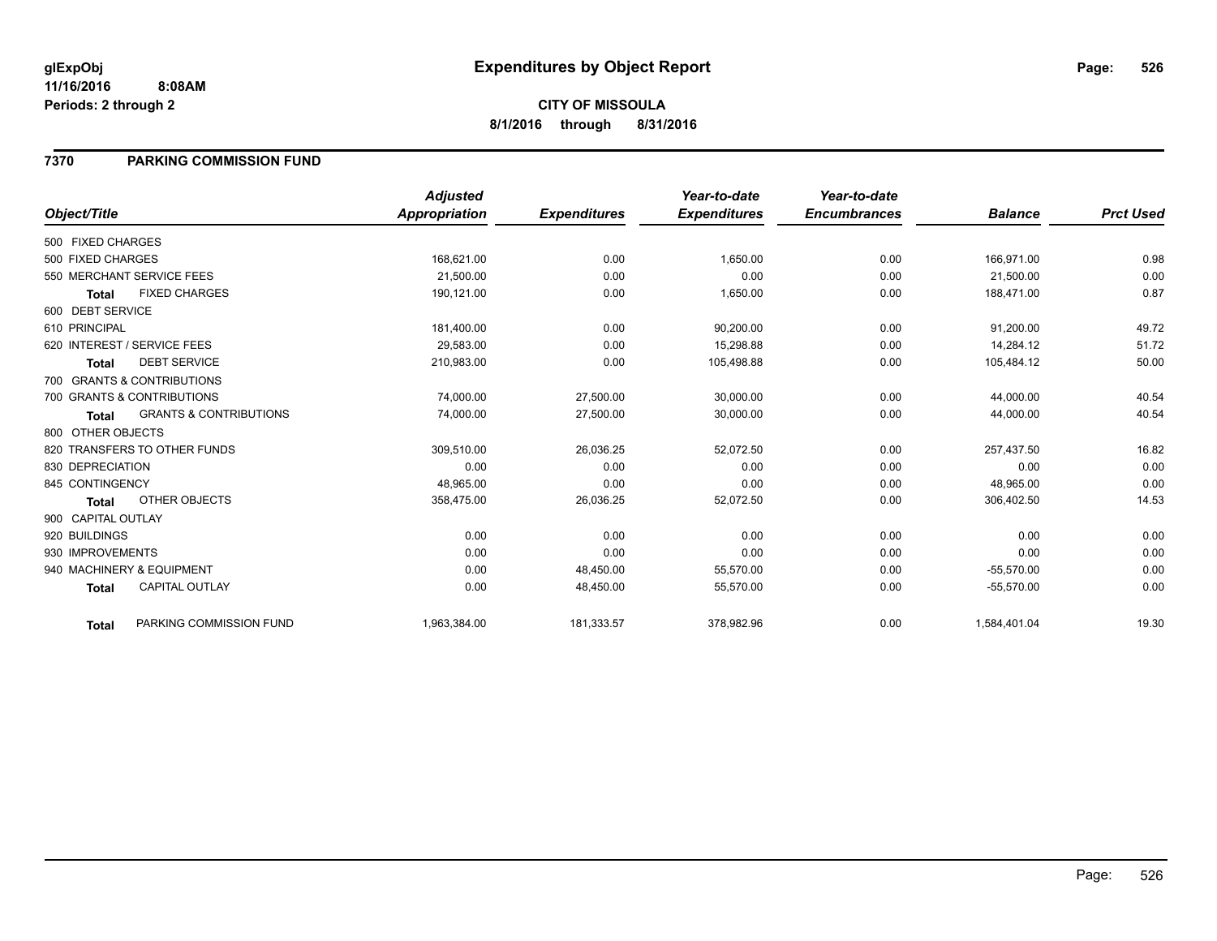# Expenditures by Object Report

glExpObj
11/16/2016 8:08AM
Periods: 2 through 2

**CITY OF MISSOULA**
**8/1/2016 through 8/31/2016**

## 7370 PARKING COMMISSION FUND

| Object/Title | Adjusted Appropriation | Expenditures | Year-to-date Expenditures | Year-to-date Encumbrances | Balance | Prct Used |
|---|---|---|---|---|---|---|
| 500 FIXED CHARGES | | | | | | |
| 500 FIXED CHARGES | 168,621.00 | 0.00 | 1,650.00 | 0.00 | 166,971.00 | 0.98 |
| 550 MERCHANT SERVICE FEES | 21,500.00 | 0.00 | 0.00 | 0.00 | 21,500.00 | 0.00 |
| **Total** FIXED CHARGES | 190,121.00 | 0.00 | 1,650.00 | 0.00 | 188,471.00 | 0.87 |
| 600 DEBT SERVICE | | | | | | |
| 610 PRINCIPAL | 181,400.00 | 0.00 | 90,200.00 | 0.00 | 91,200.00 | 49.72 |
| 620 INTEREST / SERVICE FEES | 29,583.00 | 0.00 | 15,298.88 | 0.00 | 14,284.12 | 51.72 |
| **Total** DEBT SERVICE | 210,983.00 | 0.00 | 105,498.88 | 0.00 | 105,484.12 | 50.00 |
| 700 GRANTS & CONTRIBUTIONS | | | | | | |
| 700 GRANTS & CONTRIBUTIONS | 74,000.00 | 27,500.00 | 30,000.00 | 0.00 | 44,000.00 | 40.54 |
| **Total** GRANTS & CONTRIBUTIONS | 74,000.00 | 27,500.00 | 30,000.00 | 0.00 | 44,000.00 | 40.54 |
| 800 OTHER OBJECTS | | | | | | |
| 820 TRANSFERS TO OTHER FUNDS | 309,510.00 | 26,036.25 | 52,072.50 | 0.00 | 257,437.50 | 16.82 |
| 830 DEPRECIATION | 0.00 | 0.00 | 0.00 | 0.00 | 0.00 | 0.00 |
| 845 CONTINGENCY | 48,965.00 | 0.00 | 0.00 | 0.00 | 48,965.00 | 0.00 |
| **Total** OTHER OBJECTS | 358,475.00 | 26,036.25 | 52,072.50 | 0.00 | 306,402.50 | 14.53 |
| 900 CAPITAL OUTLAY | | | | | | |
| 920 BUILDINGS | 0.00 | 0.00 | 0.00 | 0.00 | 0.00 | 0.00 |
| 930 IMPROVEMENTS | 0.00 | 0.00 | 0.00 | 0.00 | 0.00 | 0.00 |
| 940 MACHINERY & EQUIPMENT | 0.00 | 48,450.00 | 55,570.00 | 0.00 | -55,570.00 | 0.00 |
| **Total** CAPITAL OUTLAY | 0.00 | 48,450.00 | 55,570.00 | 0.00 | -55,570.00 | 0.00 |
| **Total** PARKING COMMISSION FUND | 1,963,384.00 | 181,333.57 | 378,982.96 | 0.00 | 1,584,401.04 | 19.30 |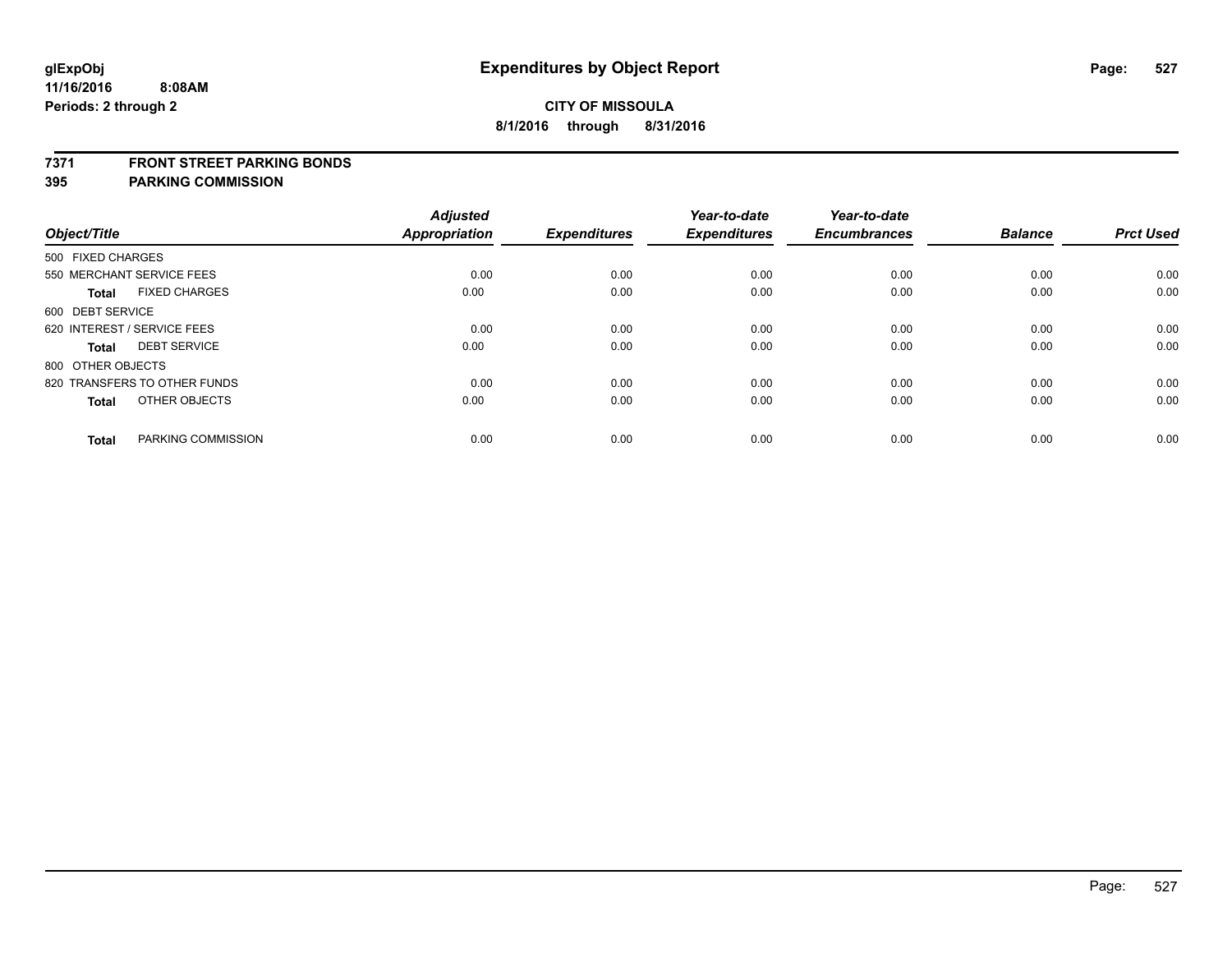# Expenditures by Object Report

**CITY OF MISSOULA**

**8/1/2016 through 8/31/2016**

glExpObj
11/16/2016 8:08AM
Periods: 2 through 2

**7371 FRONT STREET PARKING BONDS**

**395 PARKING COMMISSION**

| Object/Title | Adjusted Appropriation | Expenditures | Year-to-date Expenditures | Year-to-date Encumbrances | Balance | Prct Used |
|---|---|---|---|---|---|---|
| 500 FIXED CHARGES | | | | | | |
| 550 MERCHANT SERVICE FEES | 0.00 | 0.00 | 0.00 | 0.00 | 0.00 | 0.00 |
| **Total** FIXED CHARGES | 0.00 | 0.00 | 0.00 | 0.00 | 0.00 | 0.00 |
| 600 DEBT SERVICE | | | | | | |
| 620 INTEREST / SERVICE FEES | 0.00 | 0.00 | 0.00 | 0.00 | 0.00 | 0.00 |
| **Total** DEBT SERVICE | 0.00 | 0.00 | 0.00 | 0.00 | 0.00 | 0.00 |
| 800 OTHER OBJECTS | | | | | | |
| 820 TRANSFERS TO OTHER FUNDS | 0.00 | 0.00 | 0.00 | 0.00 | 0.00 | 0.00 |
| **Total** OTHER OBJECTS | 0.00 | 0.00 | 0.00 | 0.00 | 0.00 | 0.00 |
| **Total** PARKING COMMISSION | 0.00 | 0.00 | 0.00 | 0.00 | 0.00 | 0.00 |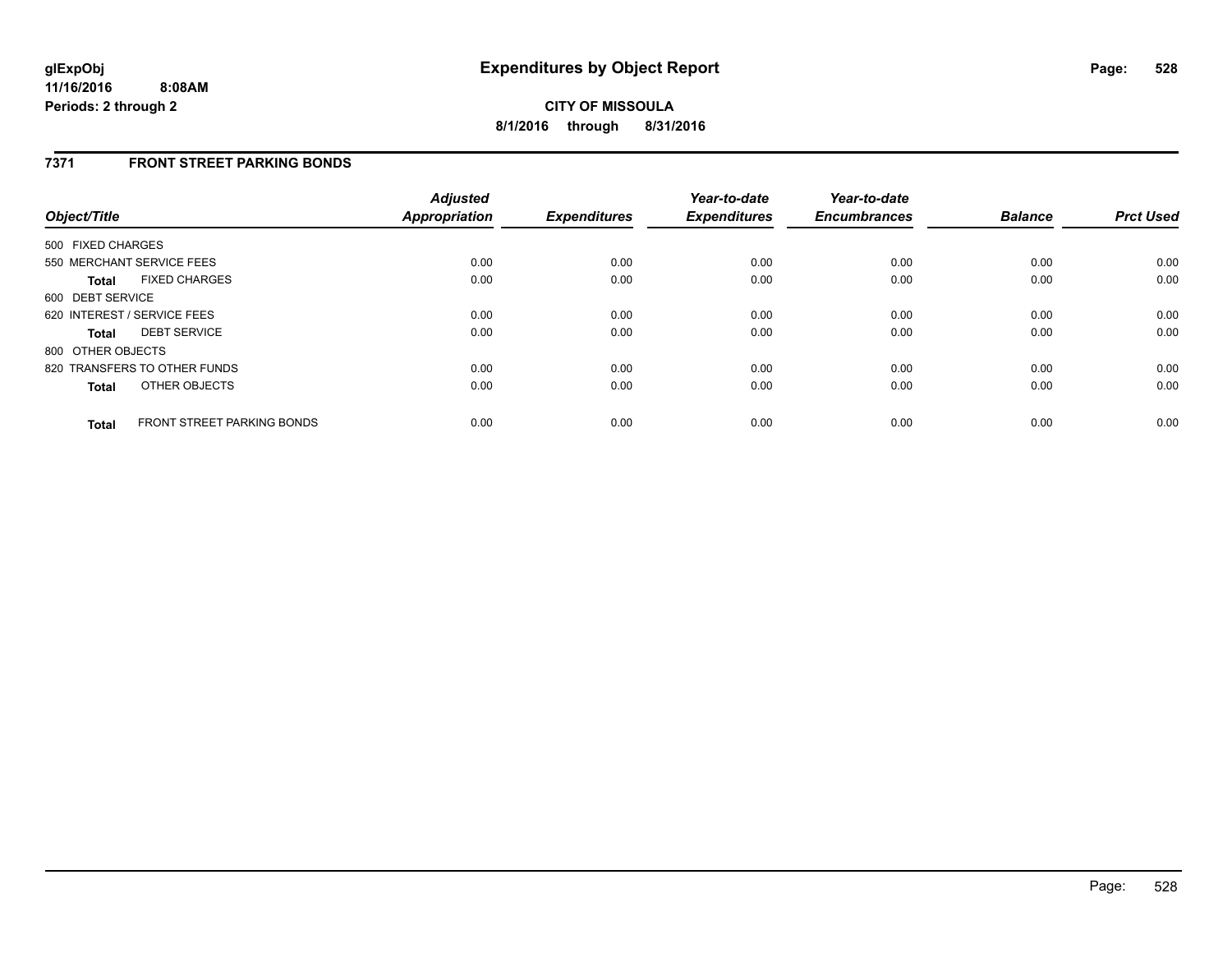# Expenditures by Object Report

glExpObj
11/16/2016 8:08AM
Periods: 2 through 2

**CITY OF MISSOULA**
**8/1/2016 through 8/31/2016**

## 7371 FRONT STREET PARKING BONDS

| Object/Title | Adjusted Appropriation | Expenditures | Year-to-date Expenditures | Year-to-date Encumbrances | Balance | Prct Used |
|---|---|---|---|---|---|---|
| 500 FIXED CHARGES | | | | | | |
| 550 MERCHANT SERVICE FEES | 0.00 | 0.00 | 0.00 | 0.00 | 0.00 | 0.00 |
| **Total** FIXED CHARGES | 0.00 | 0.00 | 0.00 | 0.00 | 0.00 | 0.00 |
| 600 DEBT SERVICE | | | | | | |
| 620 INTEREST / SERVICE FEES | 0.00 | 0.00 | 0.00 | 0.00 | 0.00 | 0.00 |
| **Total** DEBT SERVICE | 0.00 | 0.00 | 0.00 | 0.00 | 0.00 | 0.00 |
| 800 OTHER OBJECTS | | | | | | |
| 820 TRANSFERS TO OTHER FUNDS | 0.00 | 0.00 | 0.00 | 0.00 | 0.00 | 0.00 |
| **Total** OTHER OBJECTS | 0.00 | 0.00 | 0.00 | 0.00 | 0.00 | 0.00 |
| **Total** FRONT STREET PARKING BONDS | 0.00 | 0.00 | 0.00 | 0.00 | 0.00 | 0.00 |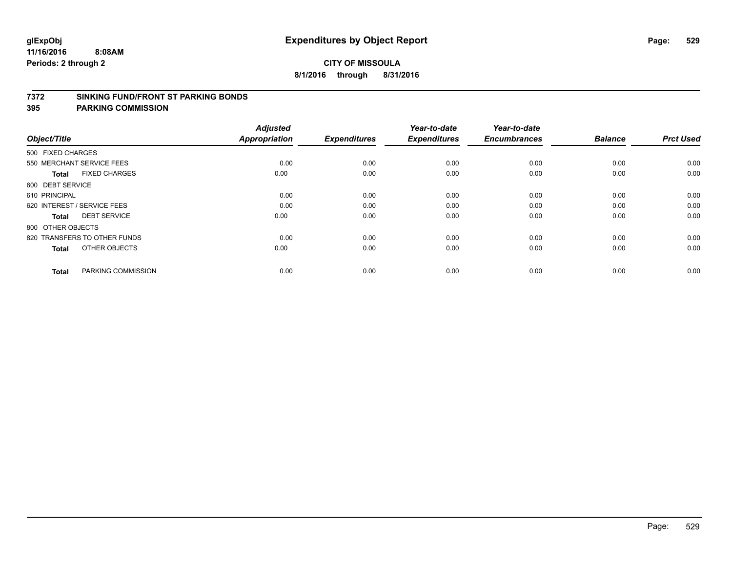# Expenditures by Object Report

glExpObj
11/16/2016 8:08AM
Periods: 2 through 2

**CITY OF MISSOULA**
**8/1/2016 through 8/31/2016**

## 7372 SINKING FUND/FRONT ST PARKING BONDS
## 395 PARKING COMMISSION

| Object/Title | Adjusted Appropriation | Expenditures | Year-to-date Expenditures | Year-to-date Encumbrances | Balance | Prct Used |
|---|---|---|---|---|---|---|
| 500 FIXED CHARGES | | | | | | |
| 550 MERCHANT SERVICE FEES | 0.00 | 0.00 | 0.00 | 0.00 | 0.00 | 0.00 |
| **Total** FIXED CHARGES | 0.00 | 0.00 | 0.00 | 0.00 | 0.00 | 0.00 |
| 600 DEBT SERVICE | | | | | | |
| 610 PRINCIPAL | 0.00 | 0.00 | 0.00 | 0.00 | 0.00 | 0.00 |
| 620 INTEREST / SERVICE FEES | 0.00 | 0.00 | 0.00 | 0.00 | 0.00 | 0.00 |
| **Total** DEBT SERVICE | 0.00 | 0.00 | 0.00 | 0.00 | 0.00 | 0.00 |
| 800 OTHER OBJECTS | | | | | | |
| 820 TRANSFERS TO OTHER FUNDS | 0.00 | 0.00 | 0.00 | 0.00 | 0.00 | 0.00 |
| **Total** OTHER OBJECTS | 0.00 | 0.00 | 0.00 | 0.00 | 0.00 | 0.00 |
| **Total** PARKING COMMISSION | 0.00 | 0.00 | 0.00 | 0.00 | 0.00 | 0.00 |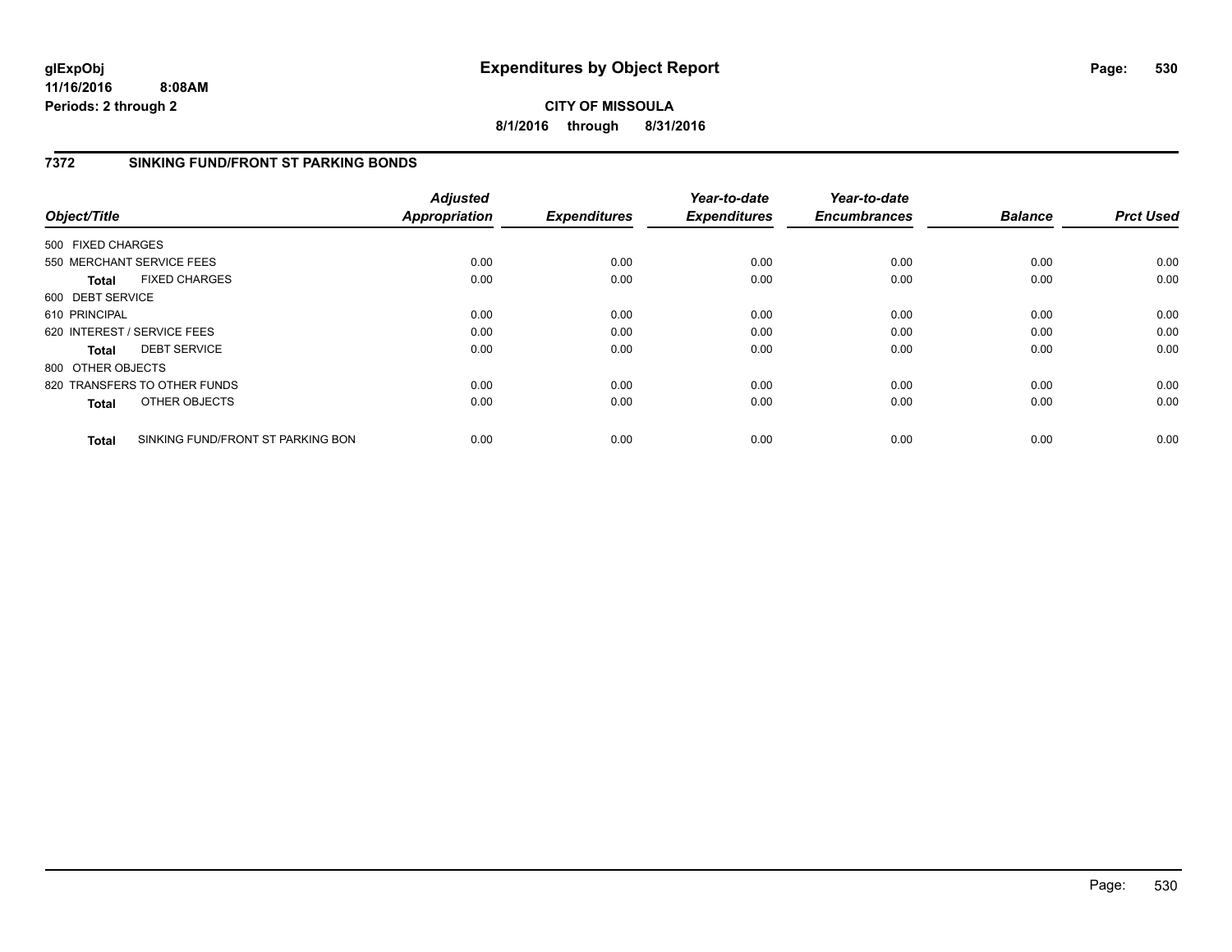**glExpObj**
**11/16/2016 8:08AM**
**Periods: 2 through 2**

# Expenditures by Object Report

**CITY OF MISSOULA**
**8/1/2016 through 8/31/2016**

## 7372 SINKING FUND/FRONT ST PARKING BONDS

| Object/Title | Adjusted Appropriation | Expenditures | Year-to-date Expenditures | Year-to-date Encumbrances | Balance | Prct Used |
|---|---|---|---|---|---|---|
| 500 FIXED CHARGES | | | | | | |
| 550 MERCHANT SERVICE FEES | 0.00 | 0.00 | 0.00 | 0.00 | 0.00 | 0.00 |
| **Total** FIXED CHARGES | 0.00 | 0.00 | 0.00 | 0.00 | 0.00 | 0.00 |
| 600 DEBT SERVICE | | | | | | |
| 610 PRINCIPAL | 0.00 | 0.00 | 0.00 | 0.00 | 0.00 | 0.00 |
| 620 INTEREST / SERVICE FEES | 0.00 | 0.00 | 0.00 | 0.00 | 0.00 | 0.00 |
| **Total** DEBT SERVICE | 0.00 | 0.00 | 0.00 | 0.00 | 0.00 | 0.00 |
| 800 OTHER OBJECTS | | | | | | |
| 820 TRANSFERS TO OTHER FUNDS | 0.00 | 0.00 | 0.00 | 0.00 | 0.00 | 0.00 |
| **Total** OTHER OBJECTS | 0.00 | 0.00 | 0.00 | 0.00 | 0.00 | 0.00 |
| **Total** SINKING FUND/FRONT ST PARKING BON | 0.00 | 0.00 | 0.00 | 0.00 | 0.00 | 0.00 |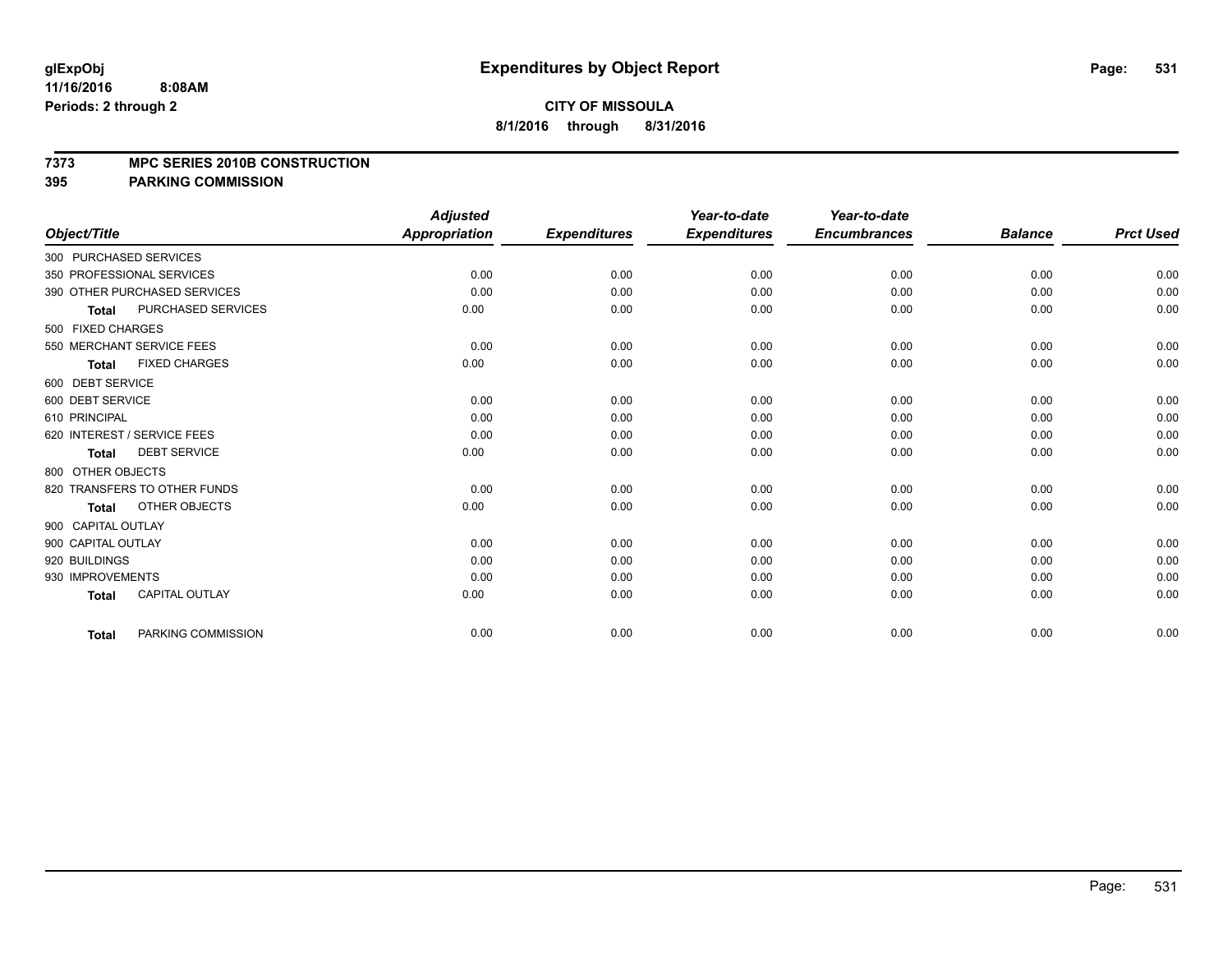# Expenditures by Object Report

glExpObj
11/16/2016 8:08AM
Periods: 2 through 2

**CITY OF MISSOULA**
**8/1/2016 through 8/31/2016**

**7373 MPC SERIES 2010B CONSTRUCTION**
**395 PARKING COMMISSION**

| Object/Title | Adjusted Appropriation | Expenditures | Year-to-date Expenditures | Year-to-date Encumbrances | Balance | Prct Used |
|---|---|---|---|---|---|---|
| 300 PURCHASED SERVICES | | | | | | |
| 350 PROFESSIONAL SERVICES | 0.00 | 0.00 | 0.00 | 0.00 | 0.00 | 0.00 |
| 390 OTHER PURCHASED SERVICES | 0.00 | 0.00 | 0.00 | 0.00 | 0.00 | 0.00 |
| **Total** PURCHASED SERVICES | 0.00 | 0.00 | 0.00 | 0.00 | 0.00 | 0.00 |
| 500 FIXED CHARGES | | | | | | |
| 550 MERCHANT SERVICE FEES | 0.00 | 0.00 | 0.00 | 0.00 | 0.00 | 0.00 |
| **Total** FIXED CHARGES | 0.00 | 0.00 | 0.00 | 0.00 | 0.00 | 0.00 |
| 600 DEBT SERVICE | | | | | | |
| 600 DEBT SERVICE | 0.00 | 0.00 | 0.00 | 0.00 | 0.00 | 0.00 |
| 610 PRINCIPAL | 0.00 | 0.00 | 0.00 | 0.00 | 0.00 | 0.00 |
| 620 INTEREST / SERVICE FEES | 0.00 | 0.00 | 0.00 | 0.00 | 0.00 | 0.00 |
| **Total** DEBT SERVICE | 0.00 | 0.00 | 0.00 | 0.00 | 0.00 | 0.00 |
| 800 OTHER OBJECTS | | | | | | |
| 820 TRANSFERS TO OTHER FUNDS | 0.00 | 0.00 | 0.00 | 0.00 | 0.00 | 0.00 |
| **Total** OTHER OBJECTS | 0.00 | 0.00 | 0.00 | 0.00 | 0.00 | 0.00 |
| 900 CAPITAL OUTLAY | | | | | | |
| 900 CAPITAL OUTLAY | 0.00 | 0.00 | 0.00 | 0.00 | 0.00 | 0.00 |
| 920 BUILDINGS | 0.00 | 0.00 | 0.00 | 0.00 | 0.00 | 0.00 |
| 930 IMPROVEMENTS | 0.00 | 0.00 | 0.00 | 0.00 | 0.00 | 0.00 |
| **Total** CAPITAL OUTLAY | 0.00 | 0.00 | 0.00 | 0.00 | 0.00 | 0.00 |
| **Total** PARKING COMMISSION | 0.00 | 0.00 | 0.00 | 0.00 | 0.00 | 0.00 |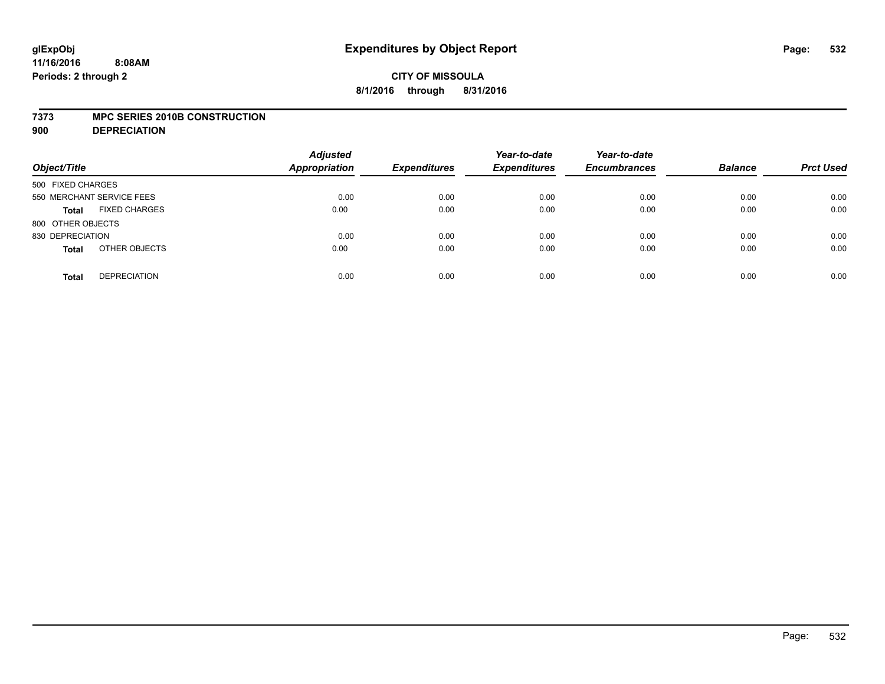# Expenditures by Object Report

glExpObj
11/16/2016 8:08AM
Periods: 2 through 2

**CITY OF MISSOULA**
**8/1/2016 through 8/31/2016**

**7373 MPC SERIES 2010B CONSTRUCTION**
**900 DEPRECIATION**

| Object/Title | | Adjusted Appropriation | Expenditures | Year-to-date Expenditures | Year-to-date Encumbrances | Balance | Prct Used |
|---|---|---|---|---|---|---|---|
| 500 FIXED CHARGES | | | | | | | |
| 550 MERCHANT SERVICE FEES | | 0.00 | 0.00 | 0.00 | 0.00 | 0.00 | 0.00 |
| **Total** | FIXED CHARGES | 0.00 | 0.00 | 0.00 | 0.00 | 0.00 | 0.00 |
| 800 OTHER OBJECTS | | | | | | | |
| 830 DEPRECIATION | | 0.00 | 0.00 | 0.00 | 0.00 | 0.00 | 0.00 |
| **Total** | OTHER OBJECTS | 0.00 | 0.00 | 0.00 | 0.00 | 0.00 | 0.00 |
| **Total** | DEPRECIATION | 0.00 | 0.00 | 0.00 | 0.00 | 0.00 | 0.00 |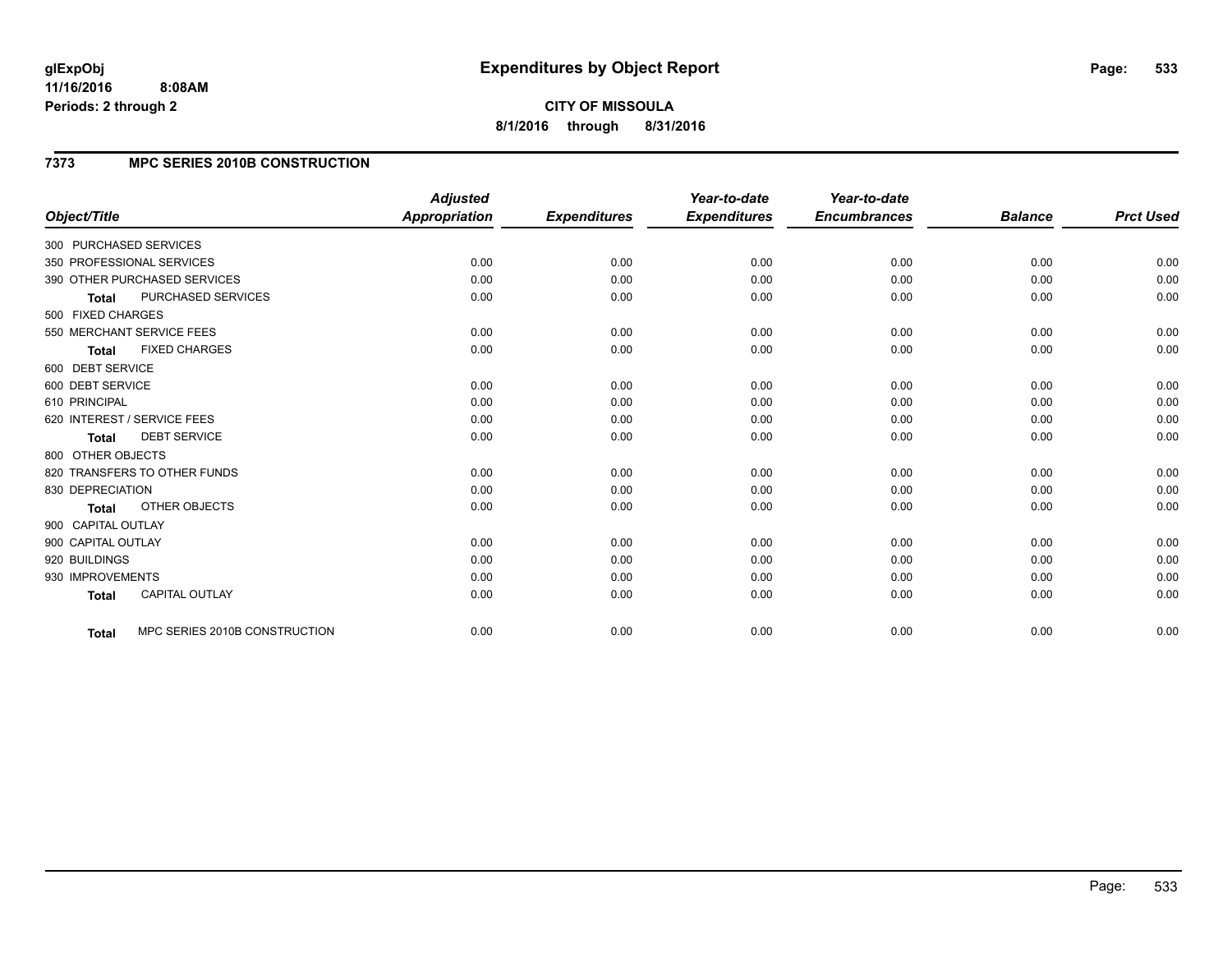# Expenditures by Object Report

glExpObj
11/16/2016 8:08AM
Periods: 2 through 2

**CITY OF MISSOULA**
**8/1/2016 through 8/31/2016**

## 7373 MPC SERIES 2010B CONSTRUCTION

| Object/Title | Adjusted Appropriation | Expenditures | Year-to-date Expenditures | Year-to-date Encumbrances | Balance | Prct Used |
|---|---|---|---|---|---|---|
| 300 PURCHASED SERVICES | | | | | | |
| 350 PROFESSIONAL SERVICES | 0.00 | 0.00 | 0.00 | 0.00 | 0.00 | 0.00 |
| 390 OTHER PURCHASED SERVICES | 0.00 | 0.00 | 0.00 | 0.00 | 0.00 | 0.00 |
| **Total** PURCHASED SERVICES | 0.00 | 0.00 | 0.00 | 0.00 | 0.00 | 0.00 |
| 500 FIXED CHARGES | | | | | | |
| 550 MERCHANT SERVICE FEES | 0.00 | 0.00 | 0.00 | 0.00 | 0.00 | 0.00 |
| **Total** FIXED CHARGES | 0.00 | 0.00 | 0.00 | 0.00 | 0.00 | 0.00 |
| 600 DEBT SERVICE | | | | | | |
| 600 DEBT SERVICE | 0.00 | 0.00 | 0.00 | 0.00 | 0.00 | 0.00 |
| 610 PRINCIPAL | 0.00 | 0.00 | 0.00 | 0.00 | 0.00 | 0.00 |
| 620 INTEREST / SERVICE FEES | 0.00 | 0.00 | 0.00 | 0.00 | 0.00 | 0.00 |
| **Total** DEBT SERVICE | 0.00 | 0.00 | 0.00 | 0.00 | 0.00 | 0.00 |
| 800 OTHER OBJECTS | | | | | | |
| 820 TRANSFERS TO OTHER FUNDS | 0.00 | 0.00 | 0.00 | 0.00 | 0.00 | 0.00 |
| 830 DEPRECIATION | 0.00 | 0.00 | 0.00 | 0.00 | 0.00 | 0.00 |
| **Total** OTHER OBJECTS | 0.00 | 0.00 | 0.00 | 0.00 | 0.00 | 0.00 |
| 900 CAPITAL OUTLAY | | | | | | |
| 900 CAPITAL OUTLAY | 0.00 | 0.00 | 0.00 | 0.00 | 0.00 | 0.00 |
| 920 BUILDINGS | 0.00 | 0.00 | 0.00 | 0.00 | 0.00 | 0.00 |
| 930 IMPROVEMENTS | 0.00 | 0.00 | 0.00 | 0.00 | 0.00 | 0.00 |
| **Total** CAPITAL OUTLAY | 0.00 | 0.00 | 0.00 | 0.00 | 0.00 | 0.00 |
| **Total** MPC SERIES 2010B CONSTRUCTION | 0.00 | 0.00 | 0.00 | 0.00 | 0.00 | 0.00 |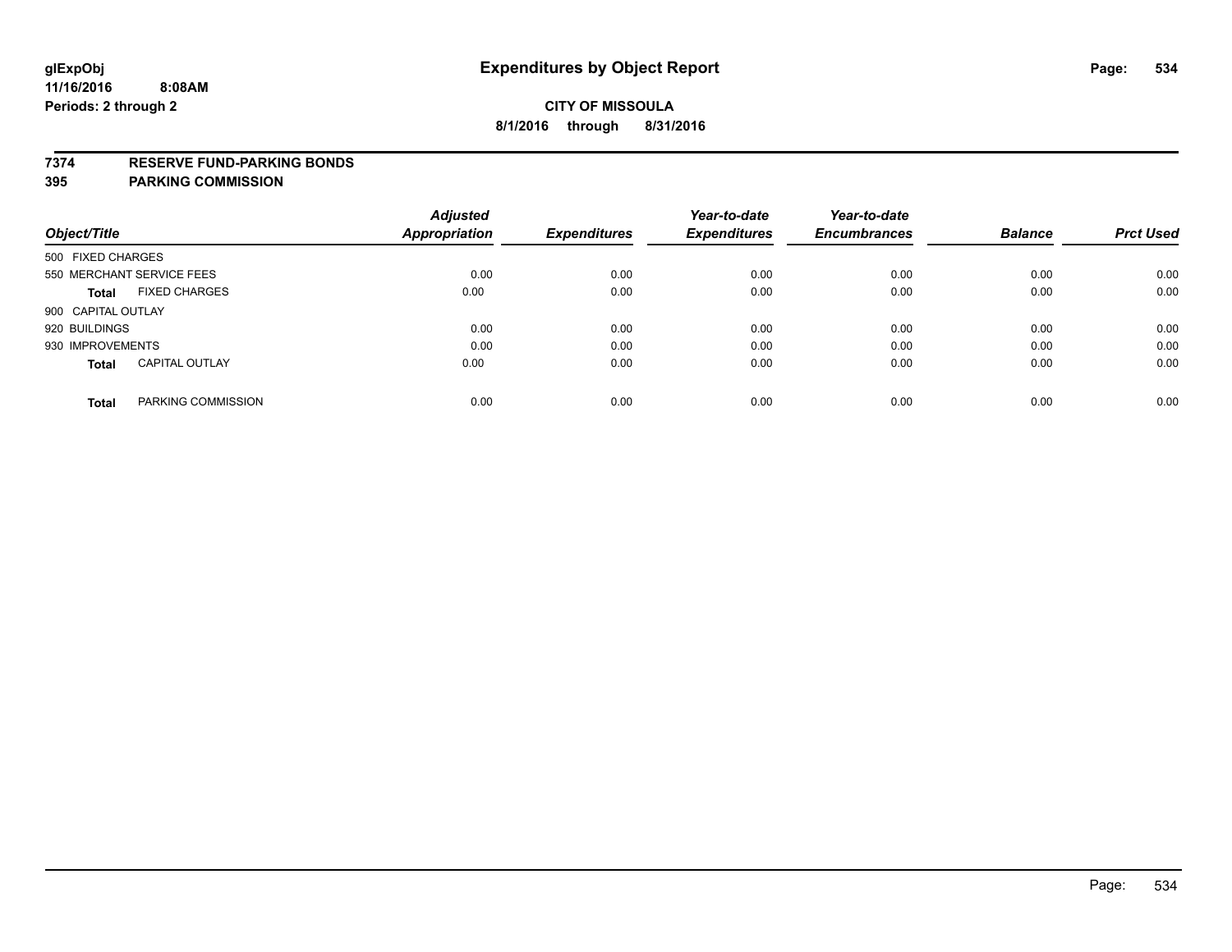**glExpObj**
**11/16/2016 8:08AM**
**Periods: 2 through 2**

# Expenditures by Object Report

**CITY OF MISSOULA**
**8/1/2016 through 8/31/2016**

**7374 RESERVE FUND-PARKING BONDS**
**395 PARKING COMMISSION**

| Object/Title | | Adjusted Appropriation | Expenditures | Year-to-date Expenditures | Year-to-date Encumbrances | Balance | Prct Used |
|---|---|---|---|---|---|---|---|
| 500 FIXED CHARGES | | | | | | | |
| 550 MERCHANT SERVICE FEES | | 0.00 | 0.00 | 0.00 | 0.00 | 0.00 | 0.00 |
| **Total** | FIXED CHARGES | 0.00 | 0.00 | 0.00 | 0.00 | 0.00 | 0.00 |
| 900 CAPITAL OUTLAY | | | | | | | |
| 920 BUILDINGS | | 0.00 | 0.00 | 0.00 | 0.00 | 0.00 | 0.00 |
| 930 IMPROVEMENTS | | 0.00 | 0.00 | 0.00 | 0.00 | 0.00 | 0.00 |
| **Total** | CAPITAL OUTLAY | 0.00 | 0.00 | 0.00 | 0.00 | 0.00 | 0.00 |
| **Total** | PARKING COMMISSION | 0.00 | 0.00 | 0.00 | 0.00 | 0.00 | 0.00 |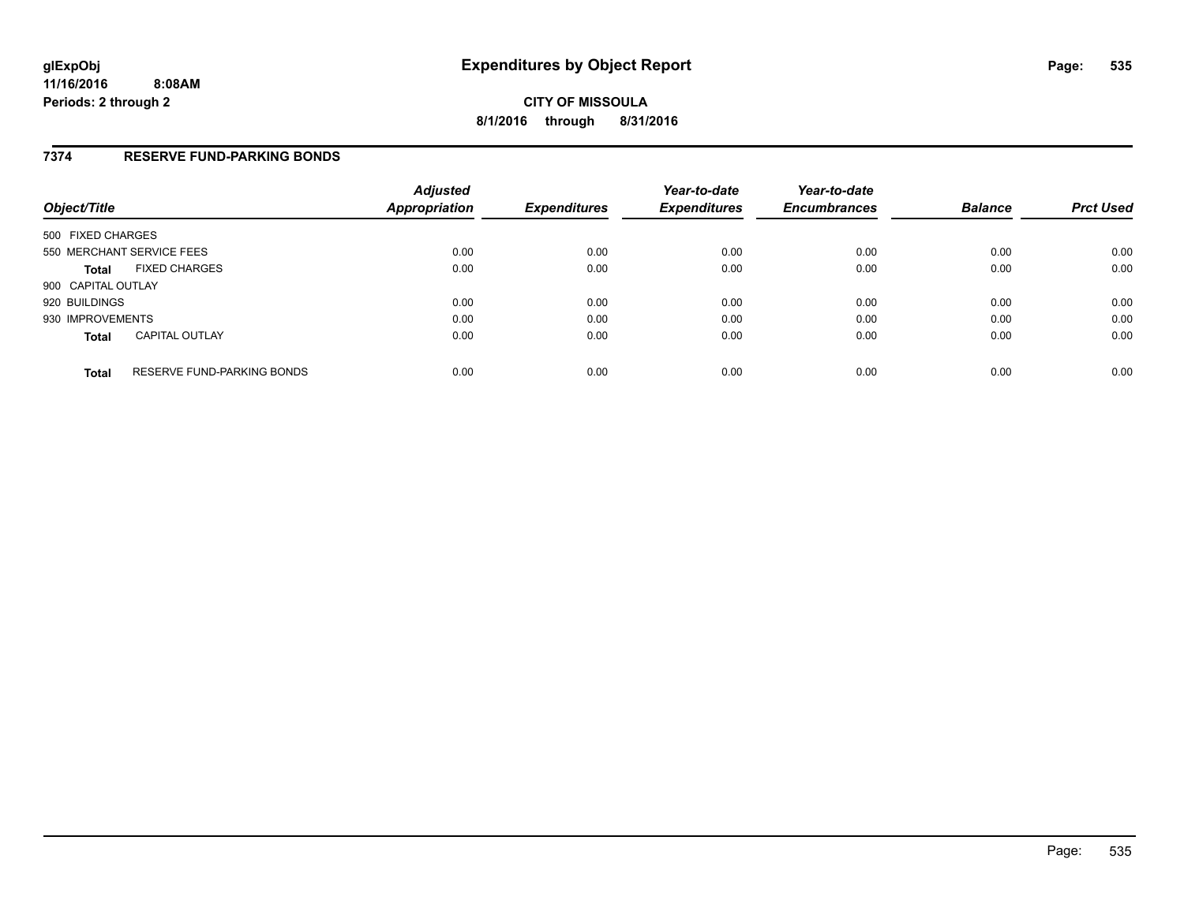# Expenditures by Object Report

glExpObj
11/16/2016 8:08AM
Periods: 2 through 2

**CITY OF MISSOULA**
**8/1/2016 through 8/31/2016**

## 7374 RESERVE FUND-PARKING BONDS

| Object/Title | Adjusted Appropriation | Expenditures | Year-to-date Expenditures | Year-to-date Encumbrances | Balance | Prct Used |
|---|---|---|---|---|---|---|
| 500 FIXED CHARGES | | | | | | |
| 550 MERCHANT SERVICE FEES | 0.00 | 0.00 | 0.00 | 0.00 | 0.00 | 0.00 |
| **Total** FIXED CHARGES | 0.00 | 0.00 | 0.00 | 0.00 | 0.00 | 0.00 |
| 900 CAPITAL OUTLAY | | | | | | |
| 920 BUILDINGS | 0.00 | 0.00 | 0.00 | 0.00 | 0.00 | 0.00 |
| 930 IMPROVEMENTS | 0.00 | 0.00 | 0.00 | 0.00 | 0.00 | 0.00 |
| **Total** CAPITAL OUTLAY | 0.00 | 0.00 | 0.00 | 0.00 | 0.00 | 0.00 |
| **Total** RESERVE FUND-PARKING BONDS | 0.00 | 0.00 | 0.00 | 0.00 | 0.00 | 0.00 |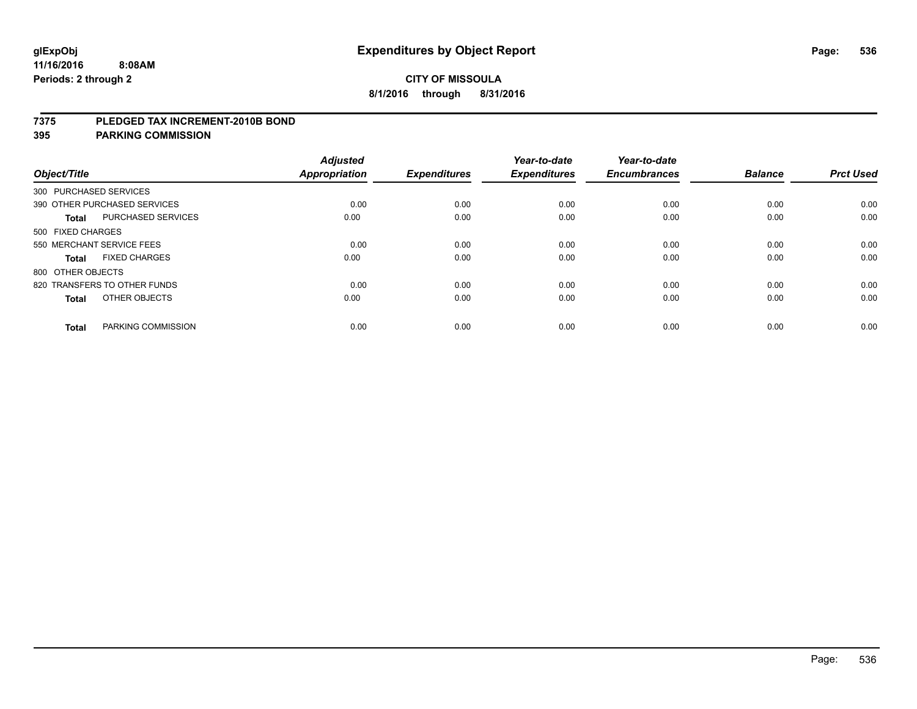# Expenditures by Object Report

glExpObj
11/16/2016 8:08AM
Periods: 2 through 2

**CITY OF MISSOULA**
**8/1/2016 through 8/31/2016**

## 7375 PLEDGED TAX INCREMENT-2010B BOND
## 395 PARKING COMMISSION

| Object/Title | Adjusted Appropriation | Expenditures | Year-to-date Expenditures | Year-to-date Encumbrances | Balance | Prct Used |
|---|---|---|---|---|---|---|
| 300 PURCHASED SERVICES | | | | | | |
| 390 OTHER PURCHASED SERVICES | 0.00 | 0.00 | 0.00 | 0.00 | 0.00 | 0.00 |
| **Total** PURCHASED SERVICES | 0.00 | 0.00 | 0.00 | 0.00 | 0.00 | 0.00 |
| 500 FIXED CHARGES | | | | | | |
| 550 MERCHANT SERVICE FEES | 0.00 | 0.00 | 0.00 | 0.00 | 0.00 | 0.00 |
| **Total** FIXED CHARGES | 0.00 | 0.00 | 0.00 | 0.00 | 0.00 | 0.00 |
| 800 OTHER OBJECTS | | | | | | |
| 820 TRANSFERS TO OTHER FUNDS | 0.00 | 0.00 | 0.00 | 0.00 | 0.00 | 0.00 |
| **Total** OTHER OBJECTS | 0.00 | 0.00 | 0.00 | 0.00 | 0.00 | 0.00 |
| **Total** PARKING COMMISSION | 0.00 | 0.00 | 0.00 | 0.00 | 0.00 | 0.00 |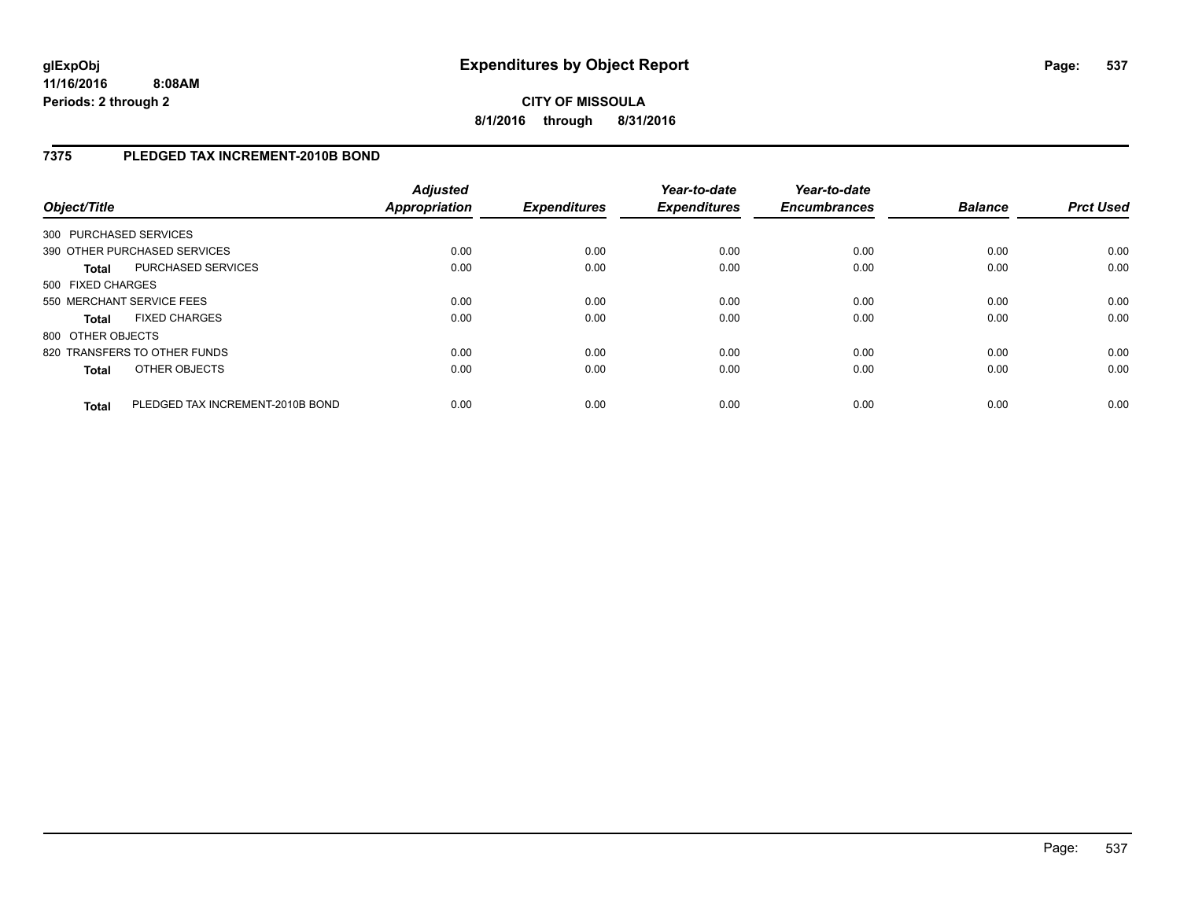# Expenditures by Object Report

glExpObj
11/16/2016 8:08AM
Periods: 2 through 2

**CITY OF MISSOULA**
**8/1/2016 through 8/31/2016**

## 7375 PLEDGED TAX INCREMENT-2010B BOND

| Object/Title | | *Adjusted Appropriation* | *Expenditures* | *Year-to-date Expenditures* | *Year-to-date Encumbrances* | *Balance* | *Prct Used* |
|---|---|---|---|---|---|---|---|
| 300 PURCHASED SERVICES | | | | | | | |
| 390 OTHER PURCHASED SERVICES | | 0.00 | 0.00 | 0.00 | 0.00 | 0.00 | 0.00 |
| **Total** | PURCHASED SERVICES | 0.00 | 0.00 | 0.00 | 0.00 | 0.00 | 0.00 |
| 500 FIXED CHARGES | | | | | | | |
| 550 MERCHANT SERVICE FEES | | 0.00 | 0.00 | 0.00 | 0.00 | 0.00 | 0.00 |
| **Total** | FIXED CHARGES | 0.00 | 0.00 | 0.00 | 0.00 | 0.00 | 0.00 |
| 800 OTHER OBJECTS | | | | | | | |
| 820 TRANSFERS TO OTHER FUNDS | | 0.00 | 0.00 | 0.00 | 0.00 | 0.00 | 0.00 |
| **Total** | OTHER OBJECTS | 0.00 | 0.00 | 0.00 | 0.00 | 0.00 | 0.00 |
| **Total** | PLEDGED TAX INCREMENT-2010B BOND | 0.00 | 0.00 | 0.00 | 0.00 | 0.00 | 0.00 |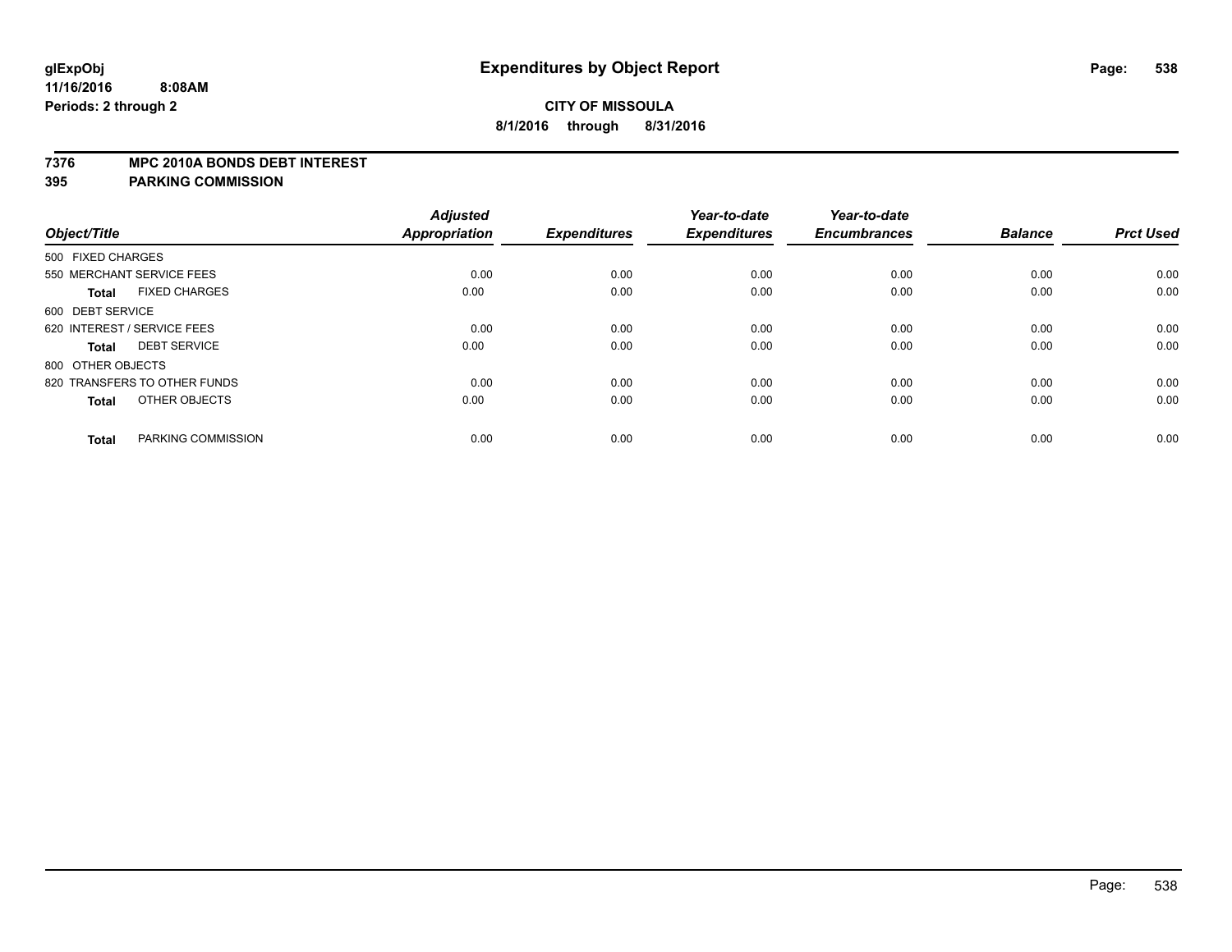# Expenditures by Object Report

glExpObj
11/16/2016 8:08AM
Periods: 2 through 2

**CITY OF MISSOULA**
**8/1/2016 through 8/31/2016**

**7376 MPC 2010A BONDS DEBT INTEREST**
**395 PARKING COMMISSION**

| Object/Title | Adjusted Appropriation | Expenditures | Year-to-date Expenditures | Year-to-date Encumbrances | Balance | Prct Used |
|---|---|---|---|---|---|---|
| 500 FIXED CHARGES | | | | | | |
| 550 MERCHANT SERVICE FEES | 0.00 | 0.00 | 0.00 | 0.00 | 0.00 | 0.00 |
| **Total** FIXED CHARGES | 0.00 | 0.00 | 0.00 | 0.00 | 0.00 | 0.00 |
| 600 DEBT SERVICE | | | | | | |
| 620 INTEREST / SERVICE FEES | 0.00 | 0.00 | 0.00 | 0.00 | 0.00 | 0.00 |
| **Total** DEBT SERVICE | 0.00 | 0.00 | 0.00 | 0.00 | 0.00 | 0.00 |
| 800 OTHER OBJECTS | | | | | | |
| 820 TRANSFERS TO OTHER FUNDS | 0.00 | 0.00 | 0.00 | 0.00 | 0.00 | 0.00 |
| **Total** OTHER OBJECTS | 0.00 | 0.00 | 0.00 | 0.00 | 0.00 | 0.00 |
| **Total** PARKING COMMISSION | 0.00 | 0.00 | 0.00 | 0.00 | 0.00 | 0.00 |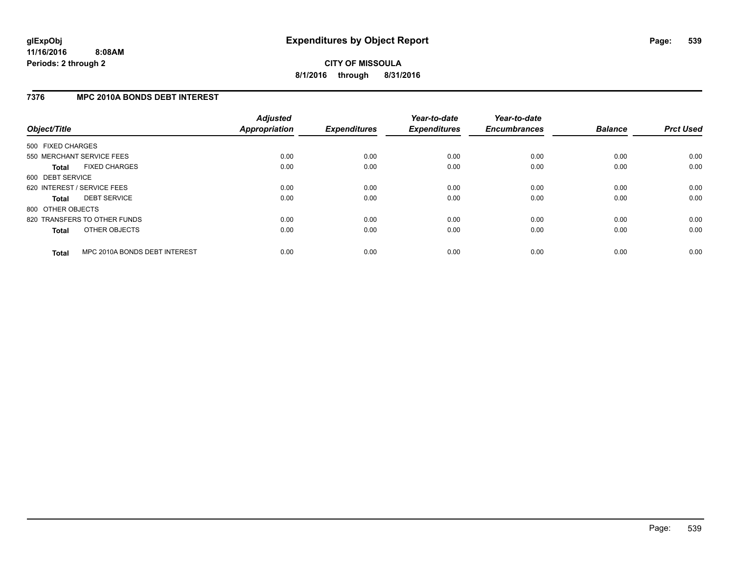# Expenditures by Object Report

glExpObj
11/16/2016 8:08AM
Periods: 2 through 2

**CITY OF MISSOULA**
**8/1/2016 through 8/31/2016**

## 7376 MPC 2010A BONDS DEBT INTEREST

| Object/Title | Adjusted Appropriation | Expenditures | Year-to-date Expenditures | Year-to-date Encumbrances | Balance | Prct Used |
|---|---|---|---|---|---|---|
| 500 FIXED CHARGES | | | | | | |
| 550 MERCHANT SERVICE FEES | 0.00 | 0.00 | 0.00 | 0.00 | 0.00 | 0.00 |
| **Total** FIXED CHARGES | 0.00 | 0.00 | 0.00 | 0.00 | 0.00 | 0.00 |
| 600 DEBT SERVICE | | | | | | |
| 620 INTEREST / SERVICE FEES | 0.00 | 0.00 | 0.00 | 0.00 | 0.00 | 0.00 |
| **Total** DEBT SERVICE | 0.00 | 0.00 | 0.00 | 0.00 | 0.00 | 0.00 |
| 800 OTHER OBJECTS | | | | | | |
| 820 TRANSFERS TO OTHER FUNDS | 0.00 | 0.00 | 0.00 | 0.00 | 0.00 | 0.00 |
| **Total** OTHER OBJECTS | 0.00 | 0.00 | 0.00 | 0.00 | 0.00 | 0.00 |
| **Total** MPC 2010A BONDS DEBT INTEREST | 0.00 | 0.00 | 0.00 | 0.00 | 0.00 | 0.00 |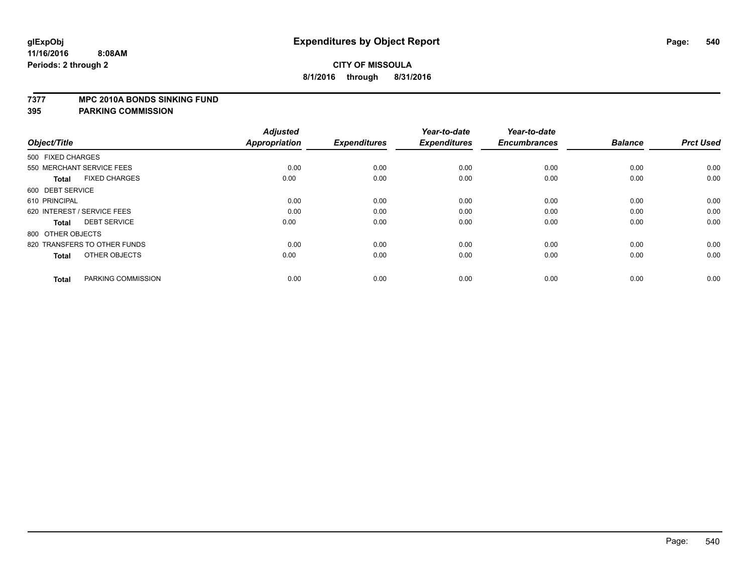# Expenditures by Object Report

glExpObj
11/16/2016 8:08AM
Periods: 2 through 2

**CITY OF MISSOULA**
**8/1/2016 through 8/31/2016**

**7377 MPC 2010A BONDS SINKING FUND**
**395 PARKING COMMISSION**

| Object/Title | Adjusted Appropriation | Expenditures | Year-to-date Expenditures | Year-to-date Encumbrances | Balance | Prct Used |
|---|---|---|---|---|---|---|
| 500 FIXED CHARGES | | | | | | |
| 550 MERCHANT SERVICE FEES | 0.00 | 0.00 | 0.00 | 0.00 | 0.00 | 0.00 |
| **Total** FIXED CHARGES | 0.00 | 0.00 | 0.00 | 0.00 | 0.00 | 0.00 |
| 600 DEBT SERVICE | | | | | | |
| 610 PRINCIPAL | 0.00 | 0.00 | 0.00 | 0.00 | 0.00 | 0.00 |
| 620 INTEREST / SERVICE FEES | 0.00 | 0.00 | 0.00 | 0.00 | 0.00 | 0.00 |
| **Total** DEBT SERVICE | 0.00 | 0.00 | 0.00 | 0.00 | 0.00 | 0.00 |
| 800 OTHER OBJECTS | | | | | | |
| 820 TRANSFERS TO OTHER FUNDS | 0.00 | 0.00 | 0.00 | 0.00 | 0.00 | 0.00 |
| **Total** OTHER OBJECTS | 0.00 | 0.00 | 0.00 | 0.00 | 0.00 | 0.00 |
| **Total** PARKING COMMISSION | 0.00 | 0.00 | 0.00 | 0.00 | 0.00 | 0.00 |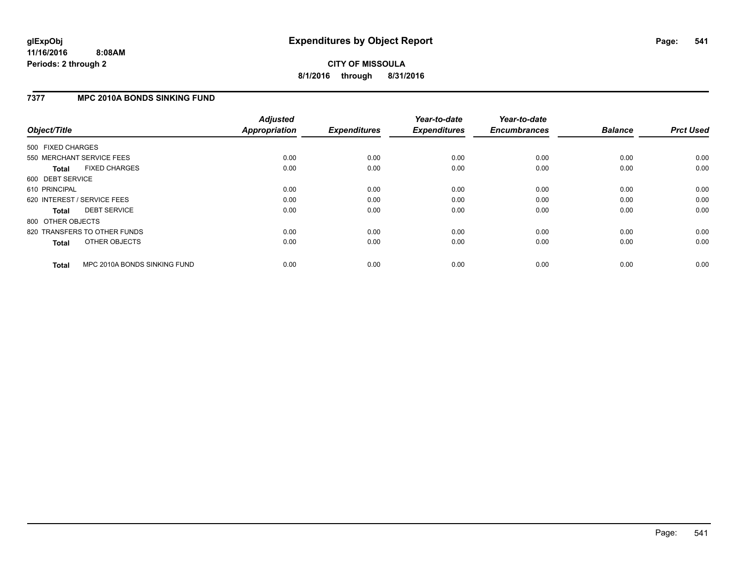**glExpObj**
**11/16/2016 8:08AM**
**Periods: 2 through 2**

# Expenditures by Object Report

**CITY OF MISSOULA**
**8/1/2016 through 8/31/2016**

## 7377 MPC 2010A BONDS SINKING FUND

| Object/Title | Adjusted Appropriation | Expenditures | Year-to-date Expenditures | Year-to-date Encumbrances | Balance | Prct Used |
|---|---|---|---|---|---|---|
| 500 FIXED CHARGES | | | | | | |
| 550 MERCHANT SERVICE FEES | 0.00 | 0.00 | 0.00 | 0.00 | 0.00 | 0.00 |
| **Total** FIXED CHARGES | 0.00 | 0.00 | 0.00 | 0.00 | 0.00 | 0.00 |
| 600 DEBT SERVICE | | | | | | |
| 610 PRINCIPAL | 0.00 | 0.00 | 0.00 | 0.00 | 0.00 | 0.00 |
| 620 INTEREST / SERVICE FEES | 0.00 | 0.00 | 0.00 | 0.00 | 0.00 | 0.00 |
| **Total** DEBT SERVICE | 0.00 | 0.00 | 0.00 | 0.00 | 0.00 | 0.00 |
| 800 OTHER OBJECTS | | | | | | |
| 820 TRANSFERS TO OTHER FUNDS | 0.00 | 0.00 | 0.00 | 0.00 | 0.00 | 0.00 |
| **Total** OTHER OBJECTS | 0.00 | 0.00 | 0.00 | 0.00 | 0.00 | 0.00 |
| **Total** MPC 2010A BONDS SINKING FUND | 0.00 | 0.00 | 0.00 | 0.00 | 0.00 | 0.00 |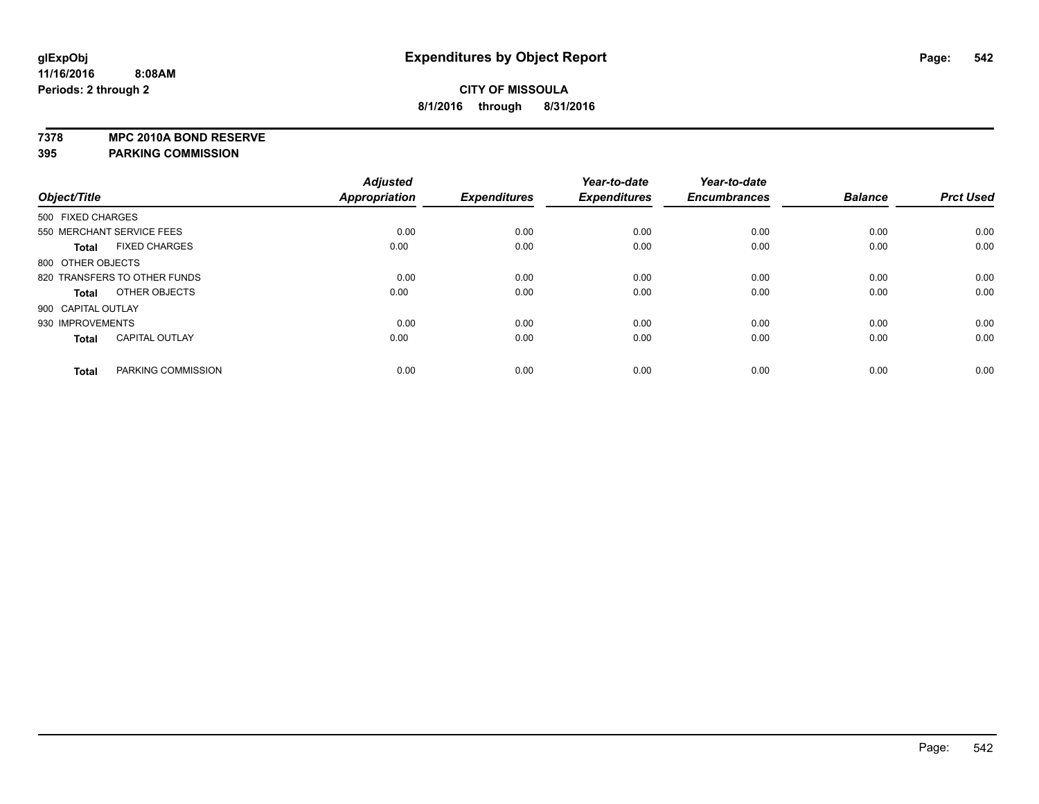**glExpObj**
**11/16/2016 8:08AM**
**Periods: 2 through 2**

# Expenditures by Object Report

**CITY OF MISSOULA**
**8/1/2016 through 8/31/2016**

**7378 MPC 2010A BOND RESERVE**
**395 PARKING COMMISSION**

| Object/Title | | *Adjusted Appropriation* | *Expenditures* | *Year-to-date Expenditures* | *Year-to-date Encumbrances* | *Balance* | *Prct Used* |
|---|---|---|---|---|---|---|---|
| 500 FIXED CHARGES | | | | | | | |
| 550 MERCHANT SERVICE FEES | | 0.00 | 0.00 | 0.00 | 0.00 | 0.00 | 0.00 |
| **Total** | FIXED CHARGES | 0.00 | 0.00 | 0.00 | 0.00 | 0.00 | 0.00 |
| 800 OTHER OBJECTS | | | | | | | |
| 820 TRANSFERS TO OTHER FUNDS | | 0.00 | 0.00 | 0.00 | 0.00 | 0.00 | 0.00 |
| **Total** | OTHER OBJECTS | 0.00 | 0.00 | 0.00 | 0.00 | 0.00 | 0.00 |
| 900 CAPITAL OUTLAY | | | | | | | |
| 930 IMPROVEMENTS | | 0.00 | 0.00 | 0.00 | 0.00 | 0.00 | 0.00 |
| **Total** | CAPITAL OUTLAY | 0.00 | 0.00 | 0.00 | 0.00 | 0.00 | 0.00 |
| **Total** | PARKING COMMISSION | 0.00 | 0.00 | 0.00 | 0.00 | 0.00 | 0.00 |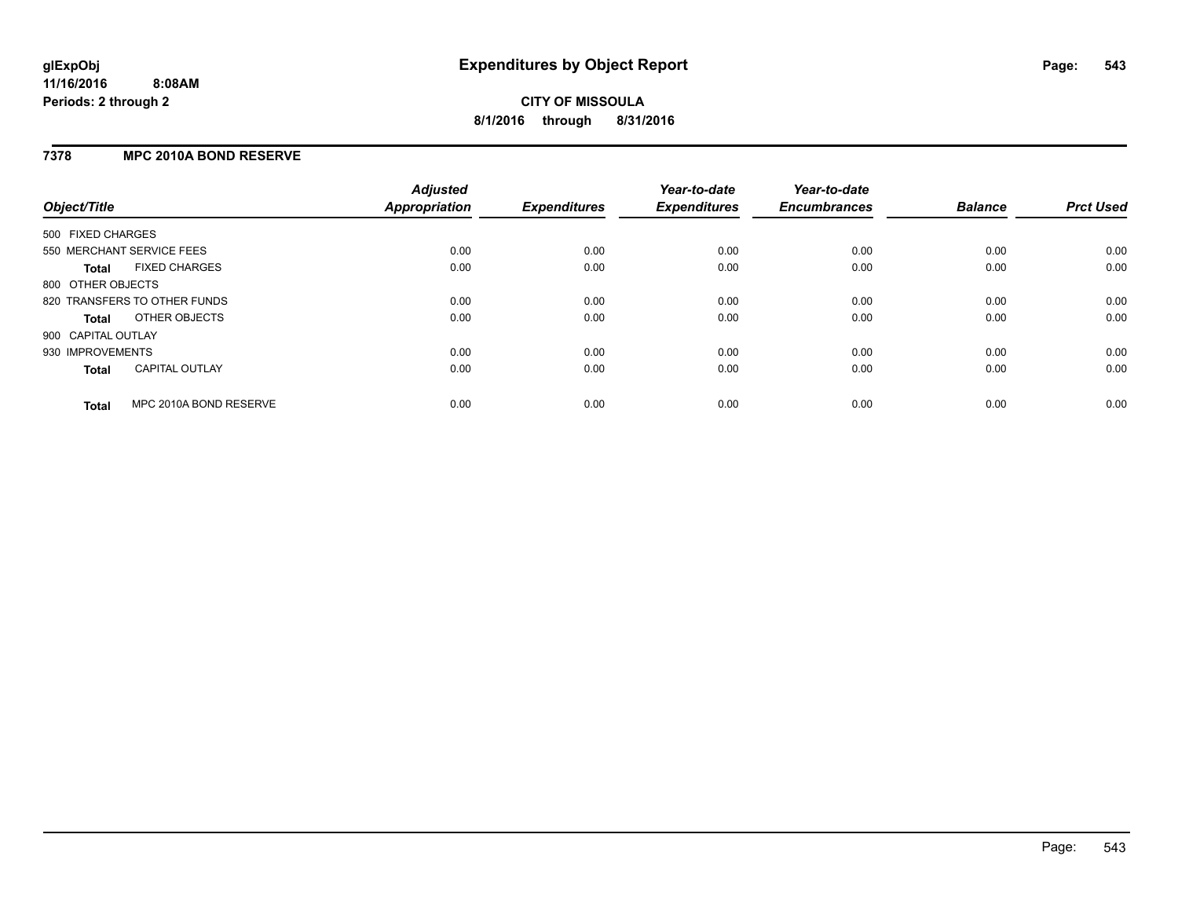# Expenditures by Object Report

glExpObj
11/16/2016 8:08AM
Periods: 2 through 2

**CITY OF MISSOULA**
**8/1/2016 through 8/31/2016**

## 7378 MPC 2010A BOND RESERVE

| Object/Title | Adjusted Appropriation | Expenditures | Year-to-date Expenditures | Year-to-date Encumbrances | Balance | Prct Used |
|---|---|---|---|---|---|---|
| 500 FIXED CHARGES | | | | | | |
| 550 MERCHANT SERVICE FEES | 0.00 | 0.00 | 0.00 | 0.00 | 0.00 | 0.00 |
| **Total** FIXED CHARGES | 0.00 | 0.00 | 0.00 | 0.00 | 0.00 | 0.00 |
| 800 OTHER OBJECTS | | | | | | |
| 820 TRANSFERS TO OTHER FUNDS | 0.00 | 0.00 | 0.00 | 0.00 | 0.00 | 0.00 |
| **Total** OTHER OBJECTS | 0.00 | 0.00 | 0.00 | 0.00 | 0.00 | 0.00 |
| 900 CAPITAL OUTLAY | | | | | | |
| 930 IMPROVEMENTS | 0.00 | 0.00 | 0.00 | 0.00 | 0.00 | 0.00 |
| **Total** CAPITAL OUTLAY | 0.00 | 0.00 | 0.00 | 0.00 | 0.00 | 0.00 |
| **Total** MPC 2010A BOND RESERVE | 0.00 | 0.00 | 0.00 | 0.00 | 0.00 | 0.00 |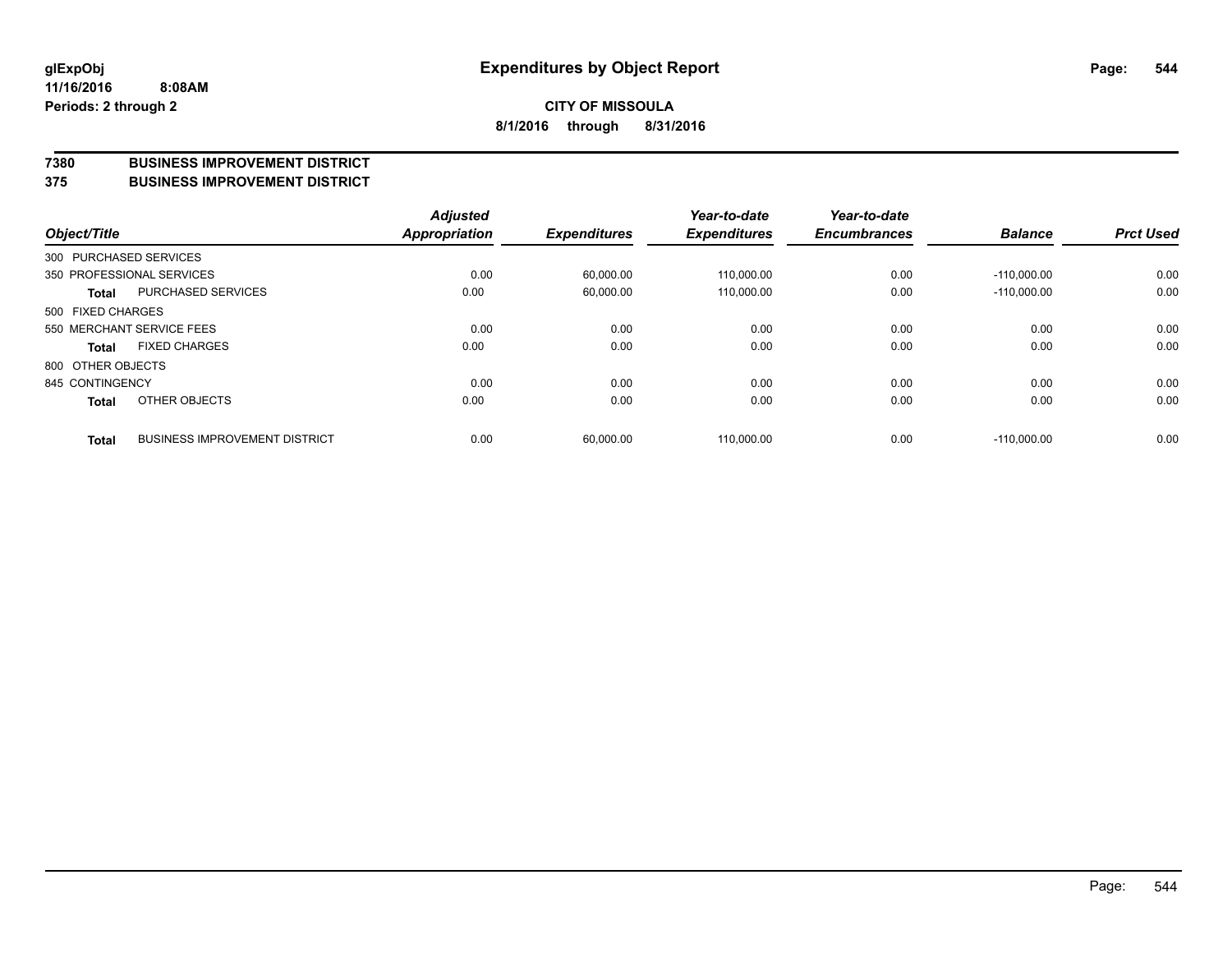**glExpObj**
**11/16/2016 8:08AM**
**Periods: 2 through 2**

# Expenditures by Object Report

**CITY OF MISSOULA**
**8/1/2016 through 8/31/2016**

**7380 BUSINESS IMPROVEMENT DISTRICT**
**375 BUSINESS IMPROVEMENT DISTRICT**

| Object/Title | | Adjusted Appropriation | Expenditures | Year-to-date Expenditures | Year-to-date Encumbrances | Balance | Prct Used |
|---|---|---|---|---|---|---|---|
| 300 PURCHASED SERVICES | | | | | | | |
| 350 PROFESSIONAL SERVICES | | 0.00 | 60,000.00 | 110,000.00 | 0.00 | -110,000.00 | 0.00 |
| **Total** | PURCHASED SERVICES | 0.00 | 60,000.00 | 110,000.00 | 0.00 | -110,000.00 | 0.00 |
| 500 FIXED CHARGES | | | | | | | |
| 550 MERCHANT SERVICE FEES | | 0.00 | 0.00 | 0.00 | 0.00 | 0.00 | 0.00 |
| **Total** | FIXED CHARGES | 0.00 | 0.00 | 0.00 | 0.00 | 0.00 | 0.00 |
| 800 OTHER OBJECTS | | | | | | | |
| 845 CONTINGENCY | | 0.00 | 0.00 | 0.00 | 0.00 | 0.00 | 0.00 |
| **Total** | OTHER OBJECTS | 0.00 | 0.00 | 0.00 | 0.00 | 0.00 | 0.00 |
| **Total** | BUSINESS IMPROVEMENT DISTRICT | 0.00 | 60,000.00 | 110,000.00 | 0.00 | -110,000.00 | 0.00 |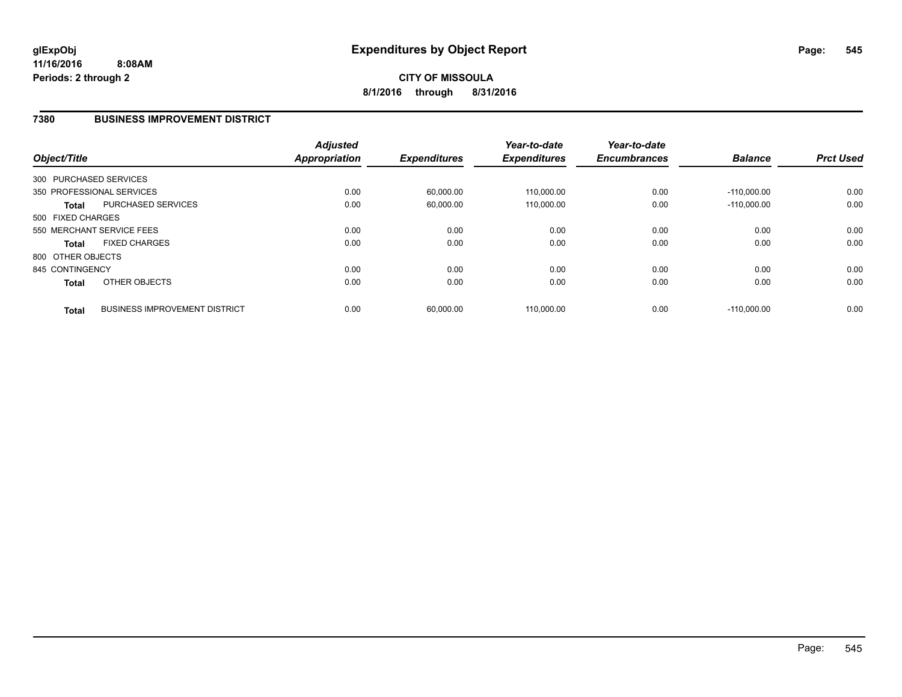# Expenditures by Object Report

glExpObj
11/16/2016 8:08AM
Periods: 2 through 2

**CITY OF MISSOULA**
**8/1/2016 through 8/31/2016**

## 7380 BUSINESS IMPROVEMENT DISTRICT

| Object/Title | | Adjusted Appropriation | Expenditures | Year-to-date Expenditures | Year-to-date Encumbrances | Balance | Prct Used |
|---|---|---|---|---|---|---|---|
| 300 PURCHASED SERVICES | | | | | | | |
| 350 PROFESSIONAL SERVICES | | 0.00 | 60,000.00 | 110,000.00 | 0.00 | -110,000.00 | 0.00 |
| **Total** | PURCHASED SERVICES | 0.00 | 60,000.00 | 110,000.00 | 0.00 | -110,000.00 | 0.00 |
| 500 FIXED CHARGES | | | | | | | |
| 550 MERCHANT SERVICE FEES | | 0.00 | 0.00 | 0.00 | 0.00 | 0.00 | 0.00 |
| **Total** | FIXED CHARGES | 0.00 | 0.00 | 0.00 | 0.00 | 0.00 | 0.00 |
| 800 OTHER OBJECTS | | | | | | | |
| 845 CONTINGENCY | | 0.00 | 0.00 | 0.00 | 0.00 | 0.00 | 0.00 |
| **Total** | OTHER OBJECTS | 0.00 | 0.00 | 0.00 | 0.00 | 0.00 | 0.00 |
| **Total** | BUSINESS IMPROVEMENT DISTRICT | 0.00 | 60,000.00 | 110,000.00 | 0.00 | -110,000.00 | 0.00 |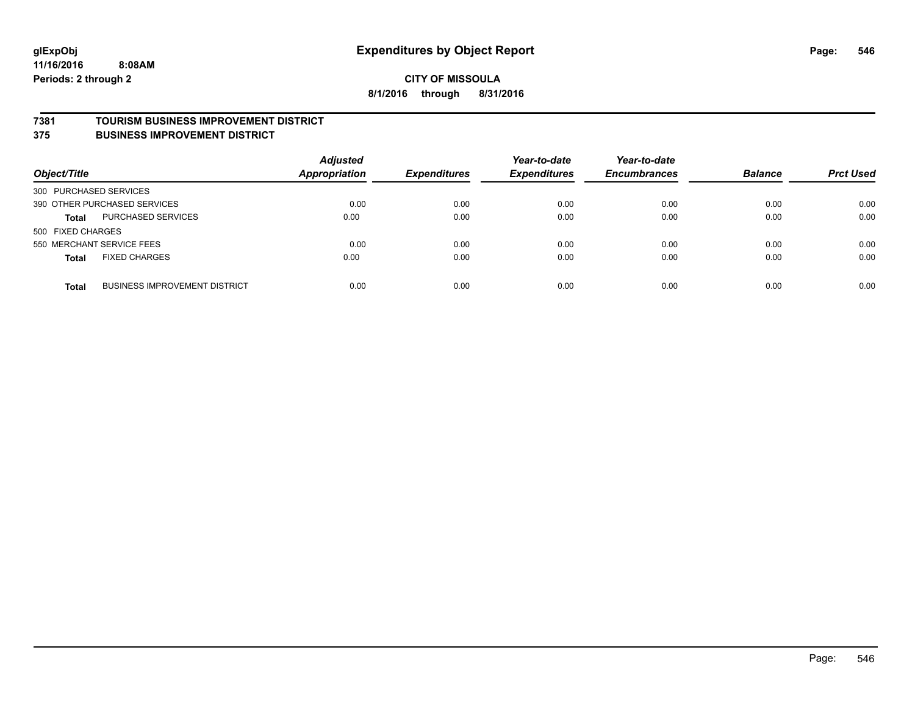glExpObj
11/16/2016 8:08AM
Periods: 2 through 2

# Expenditures by Object Report

**CITY OF MISSOULA**
**8/1/2016 through 8/31/2016**

## 7381 TOURISM BUSINESS IMPROVEMENT DISTRICT
## 375 BUSINESS IMPROVEMENT DISTRICT

| Object/Title | | Adjusted Appropriation | Expenditures | Year-to-date Expenditures | Year-to-date Encumbrances | Balance | Prct Used |
|---|---|---|---|---|---|---|---|
| 300 PURCHASED SERVICES | | | | | | | |
| 390 OTHER PURCHASED SERVICES | | 0.00 | 0.00 | 0.00 | 0.00 | 0.00 | 0.00 |
| **Total** | PURCHASED SERVICES | 0.00 | 0.00 | 0.00 | 0.00 | 0.00 | 0.00 |
| 500 FIXED CHARGES | | | | | | | |
| 550 MERCHANT SERVICE FEES | | 0.00 | 0.00 | 0.00 | 0.00 | 0.00 | 0.00 |
| **Total** | FIXED CHARGES | 0.00 | 0.00 | 0.00 | 0.00 | 0.00 | 0.00 |
| **Total** | BUSINESS IMPROVEMENT DISTRICT | 0.00 | 0.00 | 0.00 | 0.00 | 0.00 | 0.00 |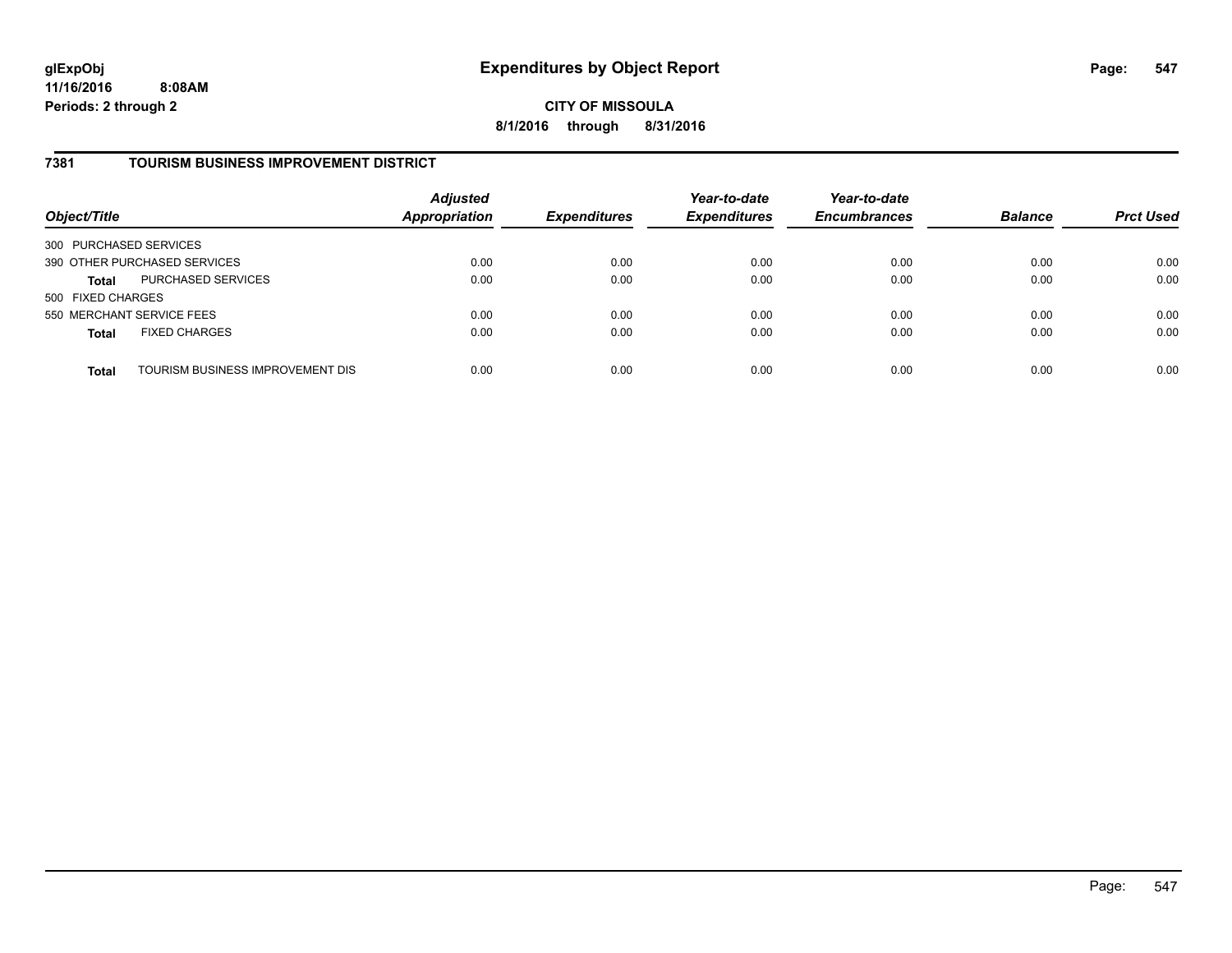**CITY OF MISSOULA**

**8/1/2016 through 8/31/2016**

## 7381 TOURISM BUSINESS IMPROVEMENT DISTRICT

| Object/Title | | Adjusted Appropriation | Expenditures | Year-to-date Expenditures | Year-to-date Encumbrances | Balance | Prct Used |
|---|---|---|---|---|---|---|---|
| 300 PURCHASED SERVICES | | | | | | | |
| 390 OTHER PURCHASED SERVICES | | 0.00 | 0.00 | 0.00 | 0.00 | 0.00 | 0.00 |
| **Total** | PURCHASED SERVICES | 0.00 | 0.00 | 0.00 | 0.00 | 0.00 | 0.00 |
| 500 FIXED CHARGES | | | | | | | |
| 550 MERCHANT SERVICE FEES | | 0.00 | 0.00 | 0.00 | 0.00 | 0.00 | 0.00 |
| **Total** | FIXED CHARGES | 0.00 | 0.00 | 0.00 | 0.00 | 0.00 | 0.00 |
| **Total** | TOURISM BUSINESS IMPROVEMENT DIS | 0.00 | 0.00 | 0.00 | 0.00 | 0.00 | 0.00 |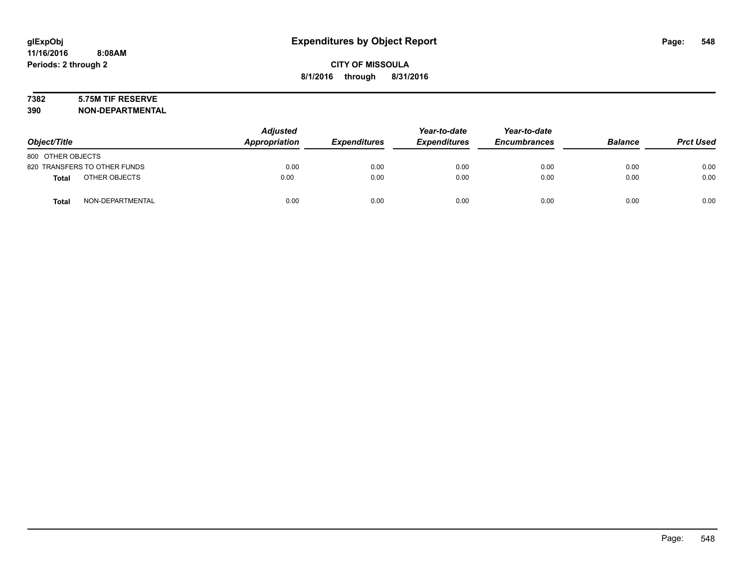**glExpObj**
**11/16/2016 8:08AM**
**Periods: 2 through 2**

# Expenditures by Object Report

**CITY OF MISSOULA**
**8/1/2016 through 8/31/2016**

**7382 5.75M TIF RESERVE**
**390 NON-DEPARTMENTAL**

| Object/Title | Adjusted Appropriation | Expenditures | Year-to-date Expenditures | Year-to-date Encumbrances | Balance | Prct Used |
|---|---|---|---|---|---|---|
| 800 OTHER OBJECTS | | | | | | |
| 820 TRANSFERS TO OTHER FUNDS | 0.00 | 0.00 | 0.00 | 0.00 | 0.00 | 0.00 |
| **Total** OTHER OBJECTS | 0.00 | 0.00 | 0.00 | 0.00 | 0.00 | 0.00 |
| **Total** NON-DEPARTMENTAL | 0.00 | 0.00 | 0.00 | 0.00 | 0.00 | 0.00 |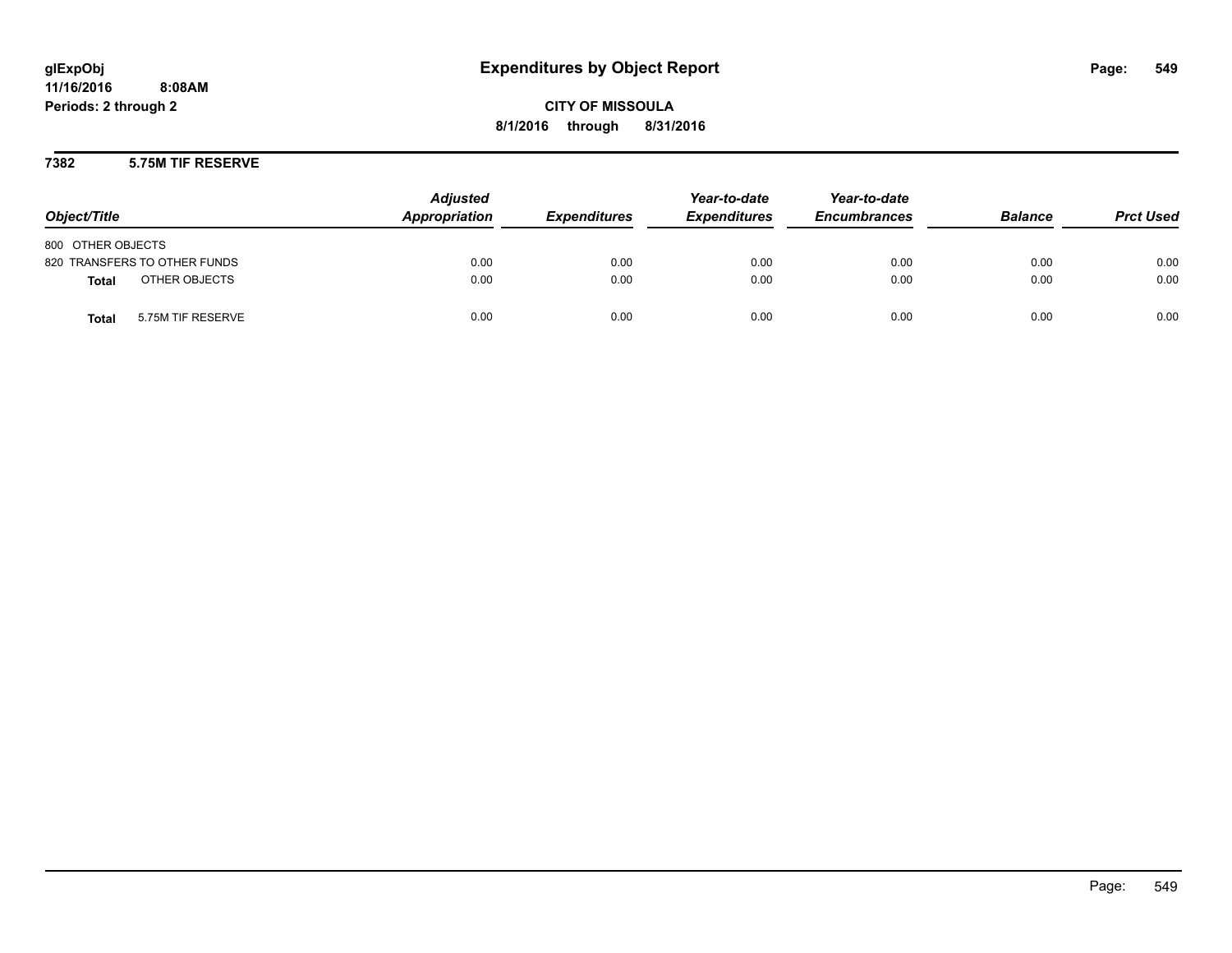# Expenditures by Object Report

glExpObj
11/16/2016 8:08AM
Periods: 2 through 2

**CITY OF MISSOULA**
**8/1/2016 through 8/31/2016**

## 7382 5.75M TIF RESERVE

| Object/Title | Adjusted Appropriation | Expenditures | Year-to-date Expenditures | Year-to-date Encumbrances | Balance | Prct Used |
|---|---|---|---|---|---|---|
| 800 OTHER OBJECTS | | | | | | |
| 820 TRANSFERS TO OTHER FUNDS | 0.00 | 0.00 | 0.00 | 0.00 | 0.00 | 0.00 |
| **Total** OTHER OBJECTS | 0.00 | 0.00 | 0.00 | 0.00 | 0.00 | 0.00 |
| **Total** 5.75M TIF RESERVE | 0.00 | 0.00 | 0.00 | 0.00 | 0.00 | 0.00 |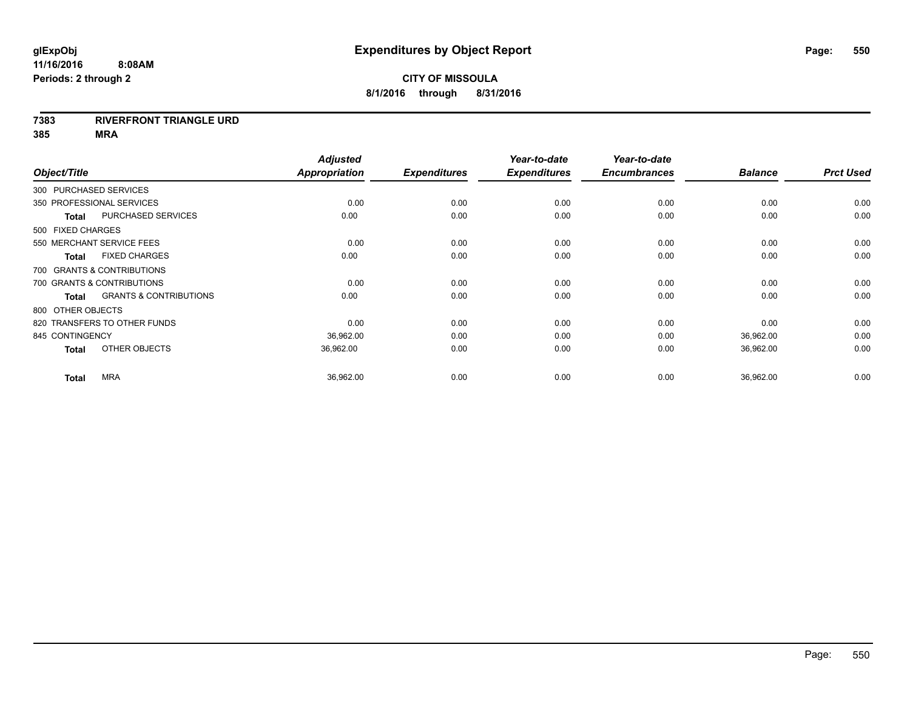# Expenditures by Object Report

glExpObj
11/16/2016 8:08AM
Periods: 2 through 2

**CITY OF MISSOULA**
**8/1/2016 through 8/31/2016**

**7383 RIVERFRONT TRIANGLE URD**
**385 MRA**

| Object/Title | Adjusted Appropriation | Expenditures | Year-to-date Expenditures | Year-to-date Encumbrances | Balance | Prct Used |
|---|---|---|---|---|---|---|
| 300 PURCHASED SERVICES | | | | | | |
| 350 PROFESSIONAL SERVICES | 0.00 | 0.00 | 0.00 | 0.00 | 0.00 | 0.00 |
| **Total** PURCHASED SERVICES | 0.00 | 0.00 | 0.00 | 0.00 | 0.00 | 0.00 |
| 500 FIXED CHARGES | | | | | | |
| 550 MERCHANT SERVICE FEES | 0.00 | 0.00 | 0.00 | 0.00 | 0.00 | 0.00 |
| **Total** FIXED CHARGES | 0.00 | 0.00 | 0.00 | 0.00 | 0.00 | 0.00 |
| 700 GRANTS & CONTRIBUTIONS | | | | | | |
| 700 GRANTS & CONTRIBUTIONS | 0.00 | 0.00 | 0.00 | 0.00 | 0.00 | 0.00 |
| **Total** GRANTS & CONTRIBUTIONS | 0.00 | 0.00 | 0.00 | 0.00 | 0.00 | 0.00 |
| 800 OTHER OBJECTS | | | | | | |
| 820 TRANSFERS TO OTHER FUNDS | 0.00 | 0.00 | 0.00 | 0.00 | 0.00 | 0.00 |
| 845 CONTINGENCY | 36,962.00 | 0.00 | 0.00 | 0.00 | 36,962.00 | 0.00 |
| **Total** OTHER OBJECTS | 36,962.00 | 0.00 | 0.00 | 0.00 | 36,962.00 | 0.00 |
| **Total** MRA | 36,962.00 | 0.00 | 0.00 | 0.00 | 36,962.00 | 0.00 |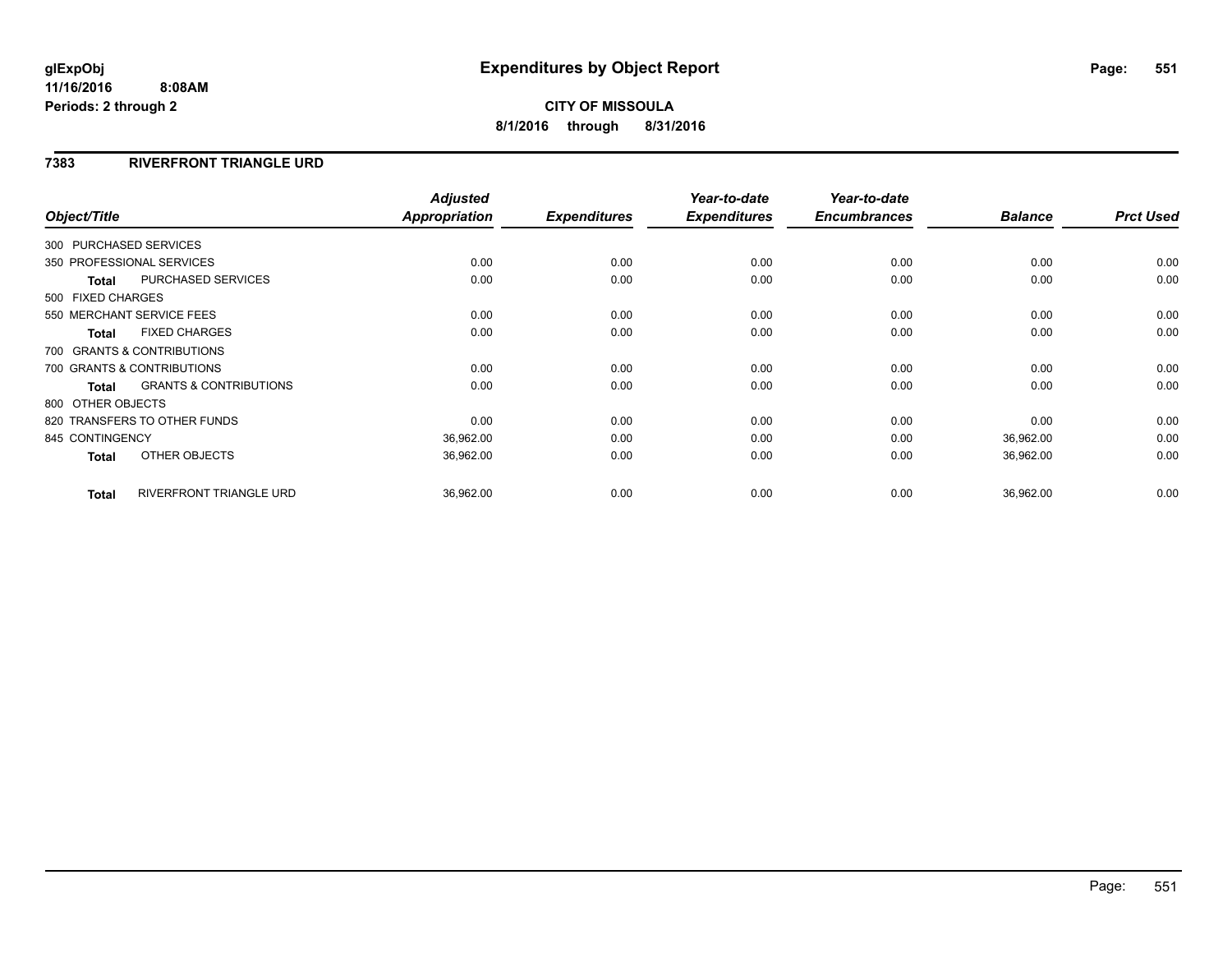**CITY OF MISSOULA**

**8/1/2016 through 8/31/2016**

## 7383 RIVERFRONT TRIANGLE URD

| Object/Title | Adjusted Appropriation | Expenditures | Year-to-date Expenditures | Year-to-date Encumbrances | Balance | Prct Used |
|---|---|---|---|---|---|---|
| 300 PURCHASED SERVICES | | | | | | |
| 350 PROFESSIONAL SERVICES | 0.00 | 0.00 | 0.00 | 0.00 | 0.00 | 0.00 |
| **Total** PURCHASED SERVICES | 0.00 | 0.00 | 0.00 | 0.00 | 0.00 | 0.00 |
| 500 FIXED CHARGES | | | | | | |
| 550 MERCHANT SERVICE FEES | 0.00 | 0.00 | 0.00 | 0.00 | 0.00 | 0.00 |
| **Total** FIXED CHARGES | 0.00 | 0.00 | 0.00 | 0.00 | 0.00 | 0.00 |
| 700 GRANTS & CONTRIBUTIONS | | | | | | |
| 700 GRANTS & CONTRIBUTIONS | 0.00 | 0.00 | 0.00 | 0.00 | 0.00 | 0.00 |
| **Total** GRANTS & CONTRIBUTIONS | 0.00 | 0.00 | 0.00 | 0.00 | 0.00 | 0.00 |
| 800 OTHER OBJECTS | | | | | | |
| 820 TRANSFERS TO OTHER FUNDS | 0.00 | 0.00 | 0.00 | 0.00 | 0.00 | 0.00 |
| 845 CONTINGENCY | 36,962.00 | 0.00 | 0.00 | 0.00 | 36,962.00 | 0.00 |
| **Total** OTHER OBJECTS | 36,962.00 | 0.00 | 0.00 | 0.00 | 36,962.00 | 0.00 |
| **Total** RIVERFRONT TRIANGLE URD | 36,962.00 | 0.00 | 0.00 | 0.00 | 36,962.00 | 0.00 |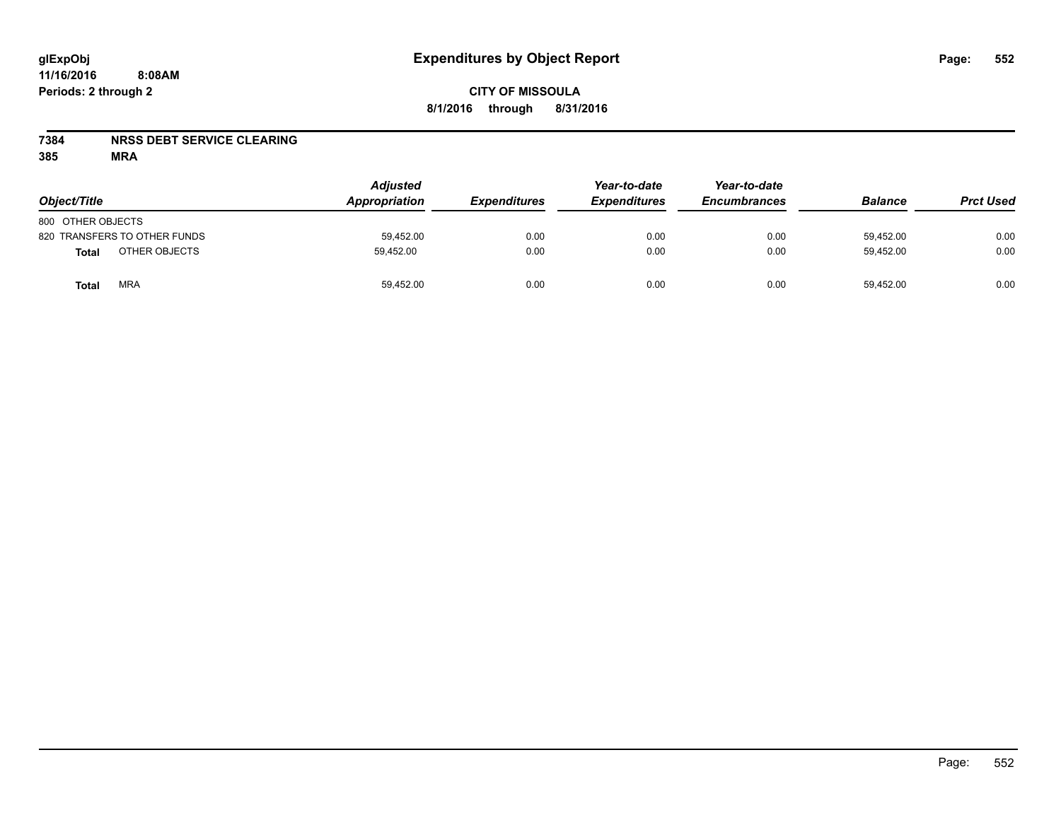# Expenditures by Object Report

glExpObj
11/16/2016 8:08AM
Periods: 2 through 2

**CITY OF MISSOULA**
**8/1/2016 through 8/31/2016**

**7384 NRSS DEBT SERVICE CLEARING**
**385 MRA**

| Object/Title | | Adjusted Appropriation | Expenditures | Year-to-date Expenditures | Year-to-date Encumbrances | Balance | Prct Used |
|---|---|---|---|---|---|---|---|
| 800 OTHER OBJECTS | | | | | | | |
| 820 TRANSFERS TO OTHER FUNDS | | 59,452.00 | 0.00 | 0.00 | 0.00 | 59,452.00 | 0.00 |
| **Total** | OTHER OBJECTS | 59,452.00 | 0.00 | 0.00 | 0.00 | 59,452.00 | 0.00 |
| **Total** | MRA | 59,452.00 | 0.00 | 0.00 | 0.00 | 59,452.00 | 0.00 |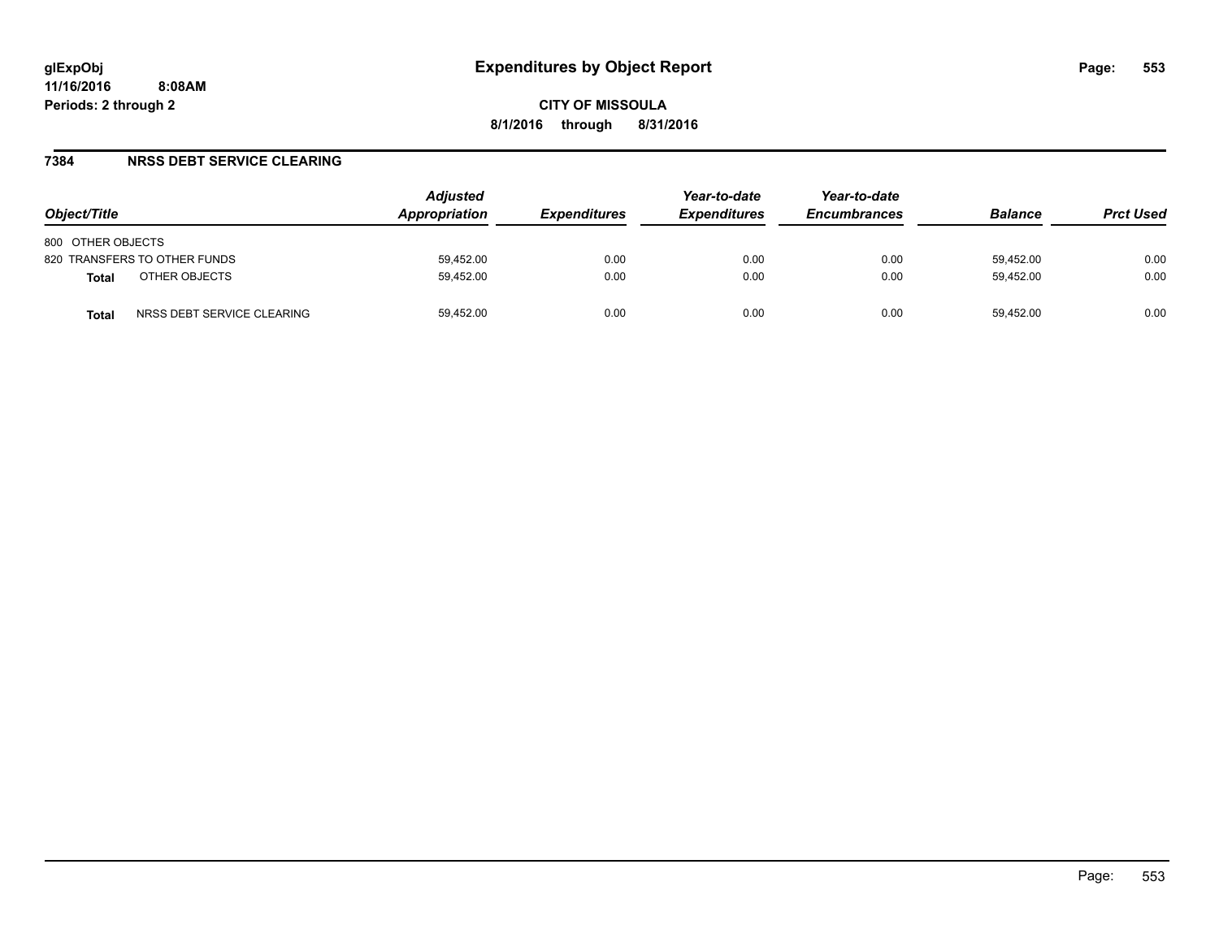# Expenditures by Object Report

**glExpObj**
**11/16/2016 8:08AM**
**Periods: 2 through 2**

**CITY OF MISSOULA**
**8/1/2016 through 8/31/2016**

## 7384 NRSS DEBT SERVICE CLEARING

| Object/Title | Adjusted Appropriation | Expenditures | Year-to-date Expenditures | Year-to-date Encumbrances | Balance | Prct Used |
|---|---|---|---|---|---|---|
| 800 OTHER OBJECTS | | | | | | |
| 820 TRANSFERS TO OTHER FUNDS | 59,452.00 | 0.00 | 0.00 | 0.00 | 59,452.00 | 0.00 |
| **Total** OTHER OBJECTS | 59,452.00 | 0.00 | 0.00 | 0.00 | 59,452.00 | 0.00 |
| **Total** NRSS DEBT SERVICE CLEARING | 59,452.00 | 0.00 | 0.00 | 0.00 | 59,452.00 | 0.00 |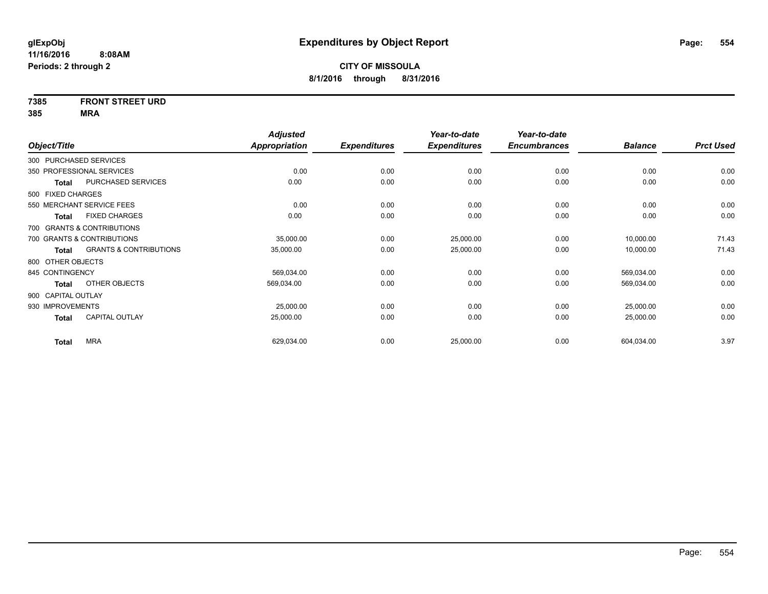**glExpObj** **Expenditures by Object Report**

**11/16/2016 8:08AM**

**Periods: 2 through 2**

**CITY OF MISSOULA**

**8/1/2016 through 8/31/2016**

**7385 FRONT STREET URD**

**385 MRA**

| Object/Title | | Adjusted Appropriation | Expenditures | Year-to-date Expenditures | Year-to-date Encumbrances | Balance | Prct Used |
|---|---|---|---|---|---|---|---|
| 300 PURCHASED SERVICES | | | | | | | |
| 350 PROFESSIONAL SERVICES | | 0.00 | 0.00 | 0.00 | 0.00 | 0.00 | 0.00 |
| **Total** | PURCHASED SERVICES | 0.00 | 0.00 | 0.00 | 0.00 | 0.00 | 0.00 |
| 500 FIXED CHARGES | | | | | | | |
| 550 MERCHANT SERVICE FEES | | 0.00 | 0.00 | 0.00 | 0.00 | 0.00 | 0.00 |
| **Total** | FIXED CHARGES | 0.00 | 0.00 | 0.00 | 0.00 | 0.00 | 0.00 |
| 700 GRANTS & CONTRIBUTIONS | | | | | | | |
| 700 GRANTS & CONTRIBUTIONS | | 35,000.00 | 0.00 | 25,000.00 | 0.00 | 10,000.00 | 71.43 |
| **Total** | GRANTS & CONTRIBUTIONS | 35,000.00 | 0.00 | 25,000.00 | 0.00 | 10,000.00 | 71.43 |
| 800 OTHER OBJECTS | | | | | | | |
| 845 CONTINGENCY | | 569,034.00 | 0.00 | 0.00 | 0.00 | 569,034.00 | 0.00 |
| **Total** | OTHER OBJECTS | 569,034.00 | 0.00 | 0.00 | 0.00 | 569,034.00 | 0.00 |
| 900 CAPITAL OUTLAY | | | | | | | |
| 930 IMPROVEMENTS | | 25,000.00 | 0.00 | 0.00 | 0.00 | 25,000.00 | 0.00 |
| **Total** | CAPITAL OUTLAY | 25,000.00 | 0.00 | 0.00 | 0.00 | 25,000.00 | 0.00 |
| **Total** | MRA | 629,034.00 | 0.00 | 25,000.00 | 0.00 | 604,034.00 | 3.97 |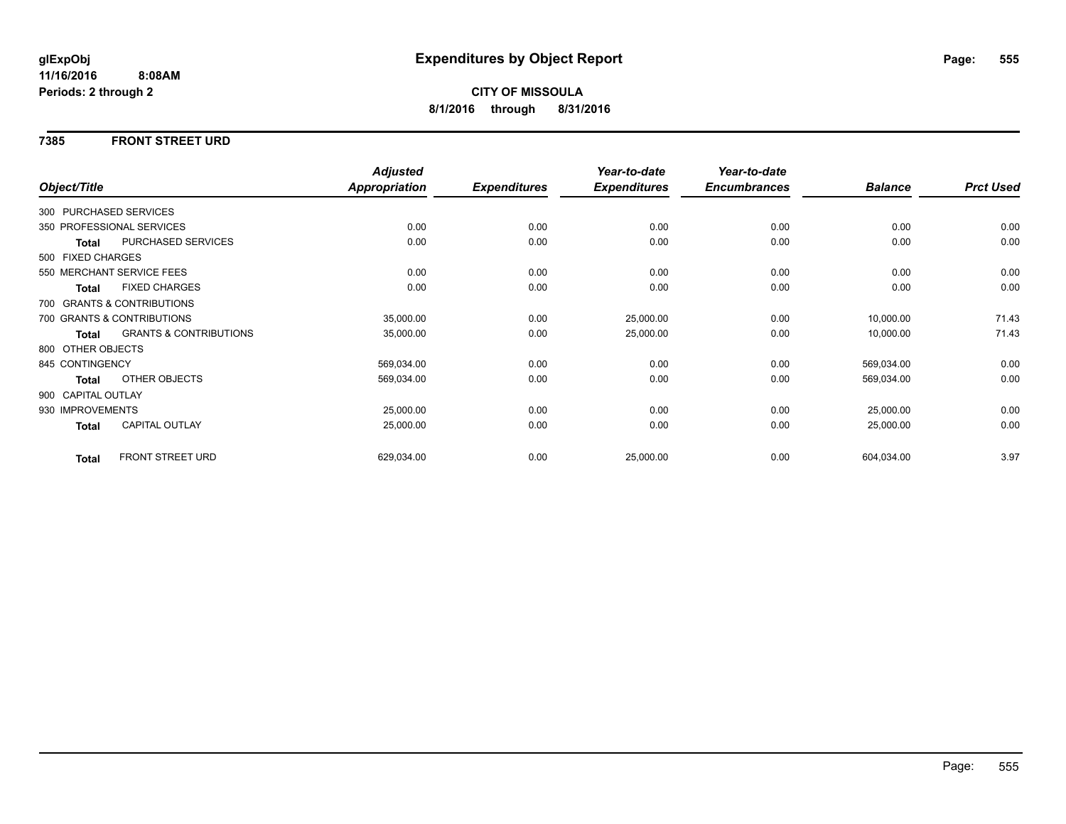**glExpObj** **Expenditures by Object Report**

**11/16/2016 8:08AM**

**Periods: 2 through 2**

**CITY OF MISSOULA**

**8/1/2016 through 8/31/2016**

## 7385 FRONT STREET URD

| Object/Title | | Adjusted Appropriation | Expenditures | Year-to-date Expenditures | Year-to-date Encumbrances | Balance | Prct Used |
|---|---|---|---|---|---|---|---|
| 300 PURCHASED SERVICES | | | | | | | |
| 350 PROFESSIONAL SERVICES | | 0.00 | 0.00 | 0.00 | 0.00 | 0.00 | 0.00 |
| **Total** | PURCHASED SERVICES | 0.00 | 0.00 | 0.00 | 0.00 | 0.00 | 0.00 |
| 500 FIXED CHARGES | | | | | | | |
| 550 MERCHANT SERVICE FEES | | 0.00 | 0.00 | 0.00 | 0.00 | 0.00 | 0.00 |
| **Total** | FIXED CHARGES | 0.00 | 0.00 | 0.00 | 0.00 | 0.00 | 0.00 |
| 700 GRANTS & CONTRIBUTIONS | | | | | | | |
| 700 GRANTS & CONTRIBUTIONS | | 35,000.00 | 0.00 | 25,000.00 | 0.00 | 10,000.00 | 71.43 |
| **Total** | GRANTS & CONTRIBUTIONS | 35,000.00 | 0.00 | 25,000.00 | 0.00 | 10,000.00 | 71.43 |
| 800 OTHER OBJECTS | | | | | | | |
| 845 CONTINGENCY | | 569,034.00 | 0.00 | 0.00 | 0.00 | 569,034.00 | 0.00 |
| **Total** | OTHER OBJECTS | 569,034.00 | 0.00 | 0.00 | 0.00 | 569,034.00 | 0.00 |
| 900 CAPITAL OUTLAY | | | | | | | |
| 930 IMPROVEMENTS | | 25,000.00 | 0.00 | 0.00 | 0.00 | 25,000.00 | 0.00 |
| **Total** | CAPITAL OUTLAY | 25,000.00 | 0.00 | 0.00 | 0.00 | 25,000.00 | 0.00 |
| **Total** | FRONT STREET URD | 629,034.00 | 0.00 | 25,000.00 | 0.00 | 604,034.00 | 3.97 |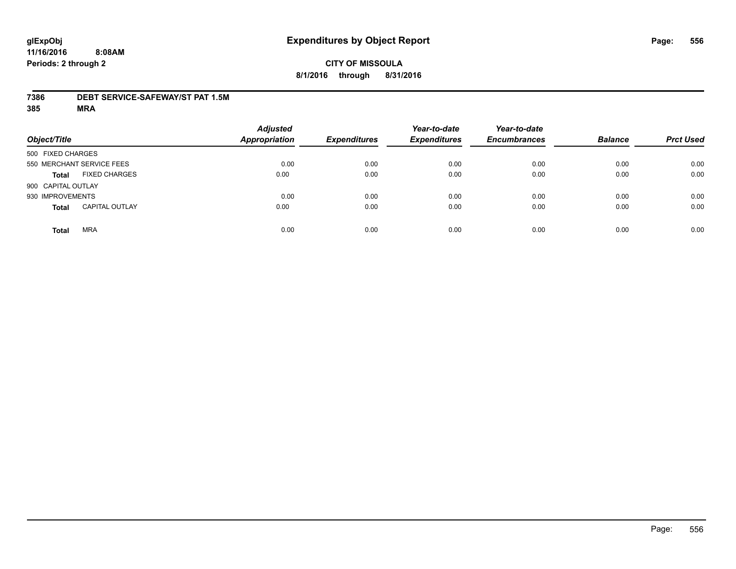# Expenditures by Object Report

glExpObj
11/16/2016 8:08AM
Periods: 2 through 2

**CITY OF MISSOULA**
**8/1/2016 through 8/31/2016**

**7386 DEBT SERVICE-SAFEWAY/ST PAT 1.5M**
**385 MRA**

| Object/Title | | Adjusted Appropriation | Expenditures | Year-to-date Expenditures | Year-to-date Encumbrances | Balance | Prct Used |
|---|---|---|---|---|---|---|---|
| 500 FIXED CHARGES | | | | | | | |
| 550 MERCHANT SERVICE FEES | | 0.00 | 0.00 | 0.00 | 0.00 | 0.00 | 0.00 |
| **Total** | FIXED CHARGES | 0.00 | 0.00 | 0.00 | 0.00 | 0.00 | 0.00 |
| 900 CAPITAL OUTLAY | | | | | | | |
| 930 IMPROVEMENTS | | 0.00 | 0.00 | 0.00 | 0.00 | 0.00 | 0.00 |
| **Total** | CAPITAL OUTLAY | 0.00 | 0.00 | 0.00 | 0.00 | 0.00 | 0.00 |
| **Total** | MRA | 0.00 | 0.00 | 0.00 | 0.00 | 0.00 | 0.00 |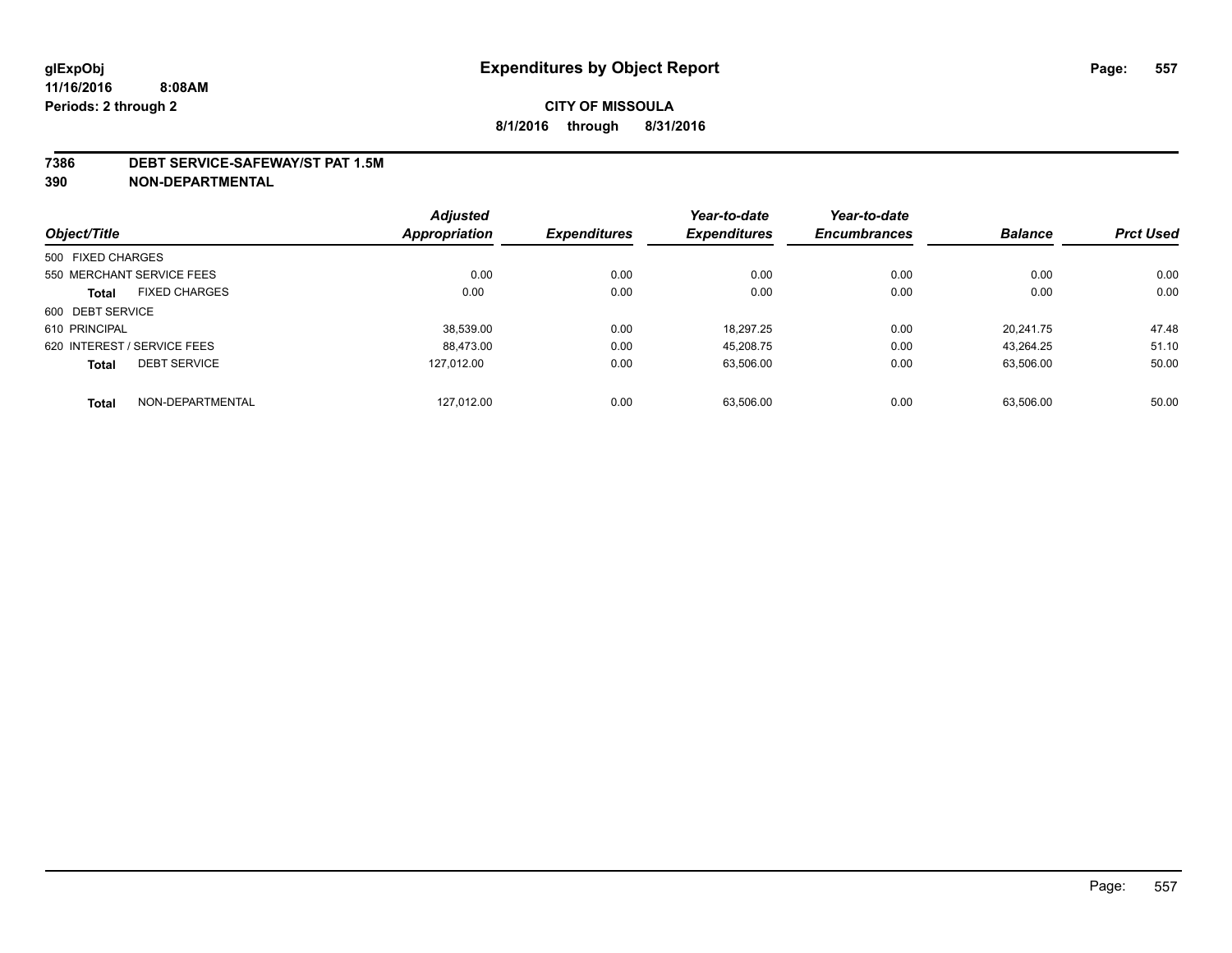# Expenditures by Object Report

glExpObj
11/16/2016 8:08AM
Periods: 2 through 2

**CITY OF MISSOULA**
**8/1/2016 through 8/31/2016**

## 7386 DEBT SERVICE-SAFEWAY/ST PAT 1.5M
## 390 NON-DEPARTMENTAL

| Object/Title | | Adjusted Appropriation | Expenditures | Year-to-date Expenditures | Year-to-date Encumbrances | Balance | Prct Used |
|---|---|---|---|---|---|---|---|
| 500 FIXED CHARGES | | | | | | | |
| 550 MERCHANT SERVICE FEES | | 0.00 | 0.00 | 0.00 | 0.00 | 0.00 | 0.00 |
| **Total** | FIXED CHARGES | 0.00 | 0.00 | 0.00 | 0.00 | 0.00 | 0.00 |
| 600 DEBT SERVICE | | | | | | | |
| 610 PRINCIPAL | | 38,539.00 | 0.00 | 18,297.25 | 0.00 | 20,241.75 | 47.48 |
| 620 INTEREST / SERVICE FEES | | 88,473.00 | 0.00 | 45,208.75 | 0.00 | 43,264.25 | 51.10 |
| **Total** | DEBT SERVICE | 127,012.00 | 0.00 | 63,506.00 | 0.00 | 63,506.00 | 50.00 |
| **Total** | NON-DEPARTMENTAL | 127,012.00 | 0.00 | 63,506.00 | 0.00 | 63,506.00 | 50.00 |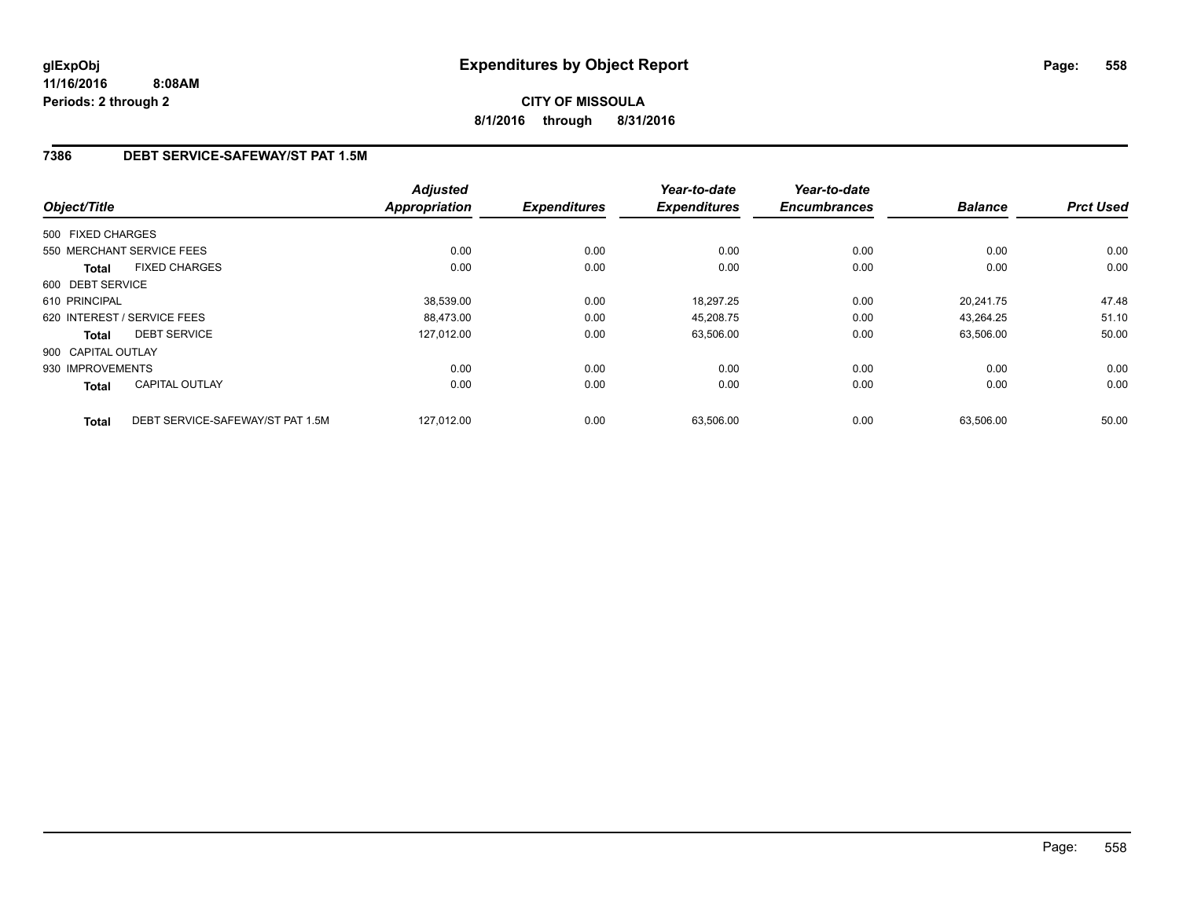glExpObj
11/16/2016 8:08AM
Periods: 2 through 2

# Expenditures by Object Report

**CITY OF MISSOULA**
**8/1/2016 through 8/31/2016**

## 7386 DEBT SERVICE-SAFEWAY/ST PAT 1.5M

| Object/Title | Adjusted Appropriation | Expenditures | Year-to-date Expenditures | Year-to-date Encumbrances | Balance | Prct Used |
|---|---|---|---|---|---|---|
| 500 FIXED CHARGES | | | | | | |
| 550 MERCHANT SERVICE FEES | 0.00 | 0.00 | 0.00 | 0.00 | 0.00 | 0.00 |
| **Total** FIXED CHARGES | 0.00 | 0.00 | 0.00 | 0.00 | 0.00 | 0.00 |
| 600 DEBT SERVICE | | | | | | |
| 610 PRINCIPAL | 38,539.00 | 0.00 | 18,297.25 | 0.00 | 20,241.75 | 47.48 |
| 620 INTEREST / SERVICE FEES | 88,473.00 | 0.00 | 45,208.75 | 0.00 | 43,264.25 | 51.10 |
| **Total** DEBT SERVICE | 127,012.00 | 0.00 | 63,506.00 | 0.00 | 63,506.00 | 50.00 |
| 900 CAPITAL OUTLAY | | | | | | |
| 930 IMPROVEMENTS | 0.00 | 0.00 | 0.00 | 0.00 | 0.00 | 0.00 |
| **Total** CAPITAL OUTLAY | 0.00 | 0.00 | 0.00 | 0.00 | 0.00 | 0.00 |
| **Total** DEBT SERVICE-SAFEWAY/ST PAT 1.5M | 127,012.00 | 0.00 | 63,506.00 | 0.00 | 63,506.00 | 50.00 |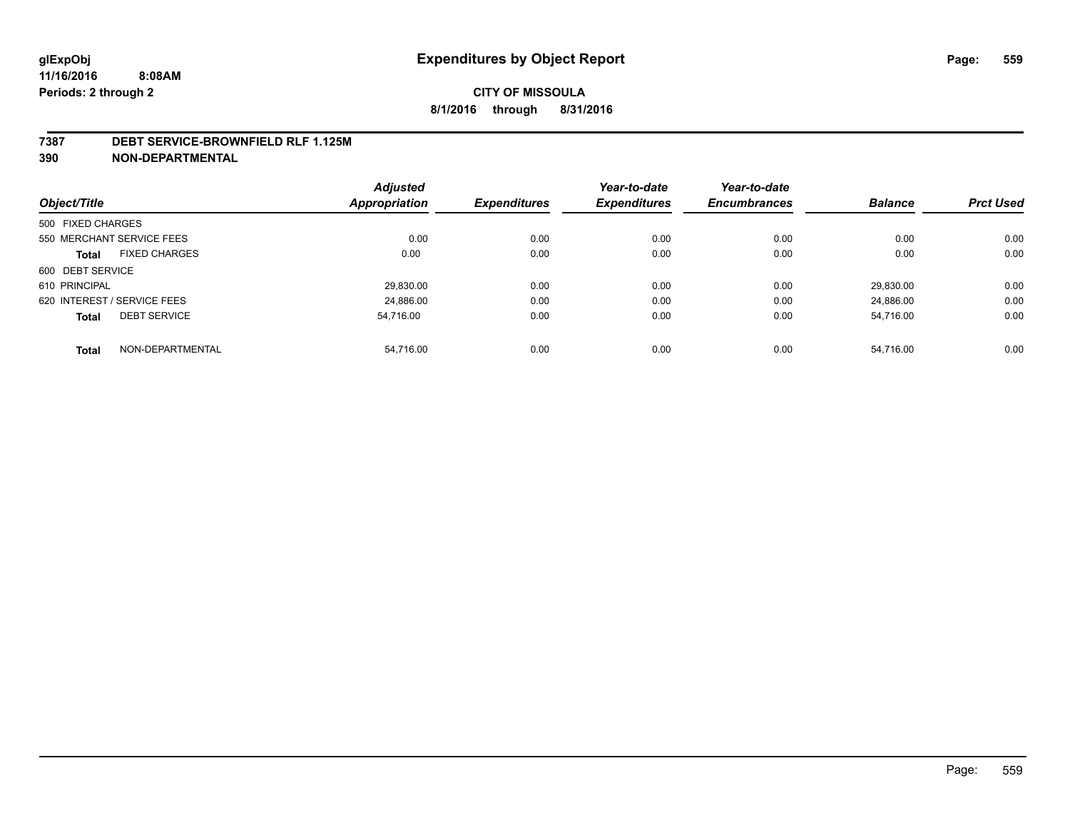## CITY OF MISSOULA

**8/1/2016 through 8/31/2016**

### 7387 DEBT SERVICE-BROWNFIELD RLF 1.125M
### 390 NON-DEPARTMENTAL

| Object/Title | | Adjusted Appropriation | Expenditures | Year-to-date Expenditures | Year-to-date Encumbrances | Balance | Prct Used |
|---|---|---|---|---|---|---|---|
| 500 FIXED CHARGES | | | | | | | |
| 550 MERCHANT SERVICE FEES | | 0.00 | 0.00 | 0.00 | 0.00 | 0.00 | 0.00 |
| **Total** | FIXED CHARGES | 0.00 | 0.00 | 0.00 | 0.00 | 0.00 | 0.00 |
| 600 DEBT SERVICE | | | | | | | |
| 610 PRINCIPAL | | 29,830.00 | 0.00 | 0.00 | 0.00 | 29,830.00 | 0.00 |
| 620 INTEREST / SERVICE FEES | | 24,886.00 | 0.00 | 0.00 | 0.00 | 24,886.00 | 0.00 |
| **Total** | DEBT SERVICE | 54,716.00 | 0.00 | 0.00 | 0.00 | 54,716.00 | 0.00 |
| **Total** | NON-DEPARTMENTAL | 54,716.00 | 0.00 | 0.00 | 0.00 | 54,716.00 | 0.00 |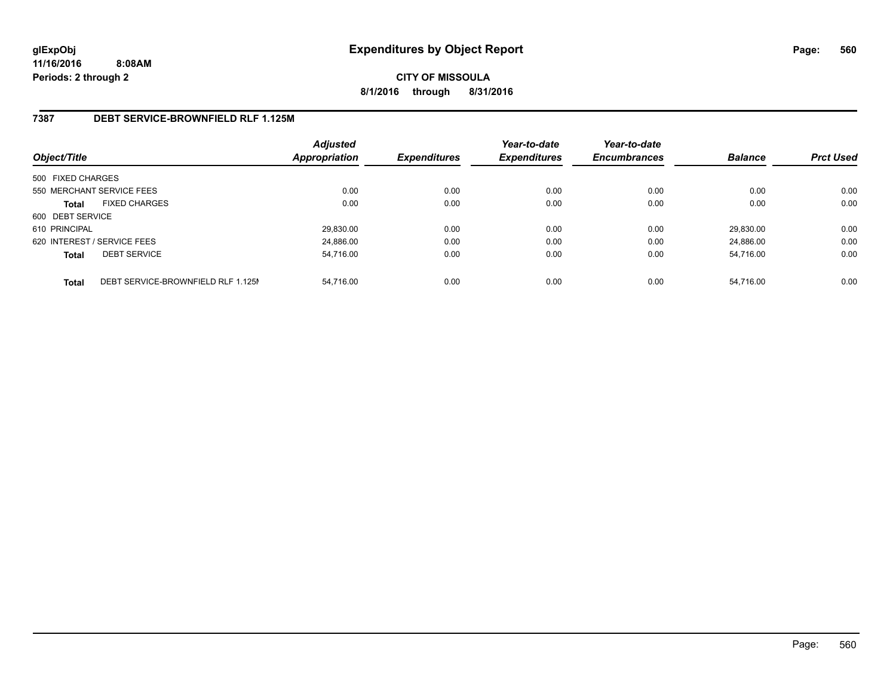**glExpObj** **Expenditures by Object Report**

**11/16/2016 8:08AM**

**Periods: 2 through 2**

**CITY OF MISSOULA**

**8/1/2016 through 8/31/2016**

## 7387 DEBT SERVICE-BROWNFIELD RLF 1.125M

| Object/Title | Adjusted Appropriation | Expenditures | Year-to-date Expenditures | Year-to-date Encumbrances | Balance | Prct Used |
|---|---|---|---|---|---|---|
| 500 FIXED CHARGES | | | | | | |
| 550 MERCHANT SERVICE FEES | 0.00 | 0.00 | 0.00 | 0.00 | 0.00 | 0.00 |
| **Total** FIXED CHARGES | 0.00 | 0.00 | 0.00 | 0.00 | 0.00 | 0.00 |
| 600 DEBT SERVICE | | | | | | |
| 610 PRINCIPAL | 29,830.00 | 0.00 | 0.00 | 0.00 | 29,830.00 | 0.00 |
| 620 INTEREST / SERVICE FEES | 24,886.00 | 0.00 | 0.00 | 0.00 | 24,886.00 | 0.00 |
| **Total** DEBT SERVICE | 54,716.00 | 0.00 | 0.00 | 0.00 | 54,716.00 | 0.00 |
| **Total** DEBT SERVICE-BROWNFIELD RLF 1.125M | 54,716.00 | 0.00 | 0.00 | 0.00 | 54,716.00 | 0.00 |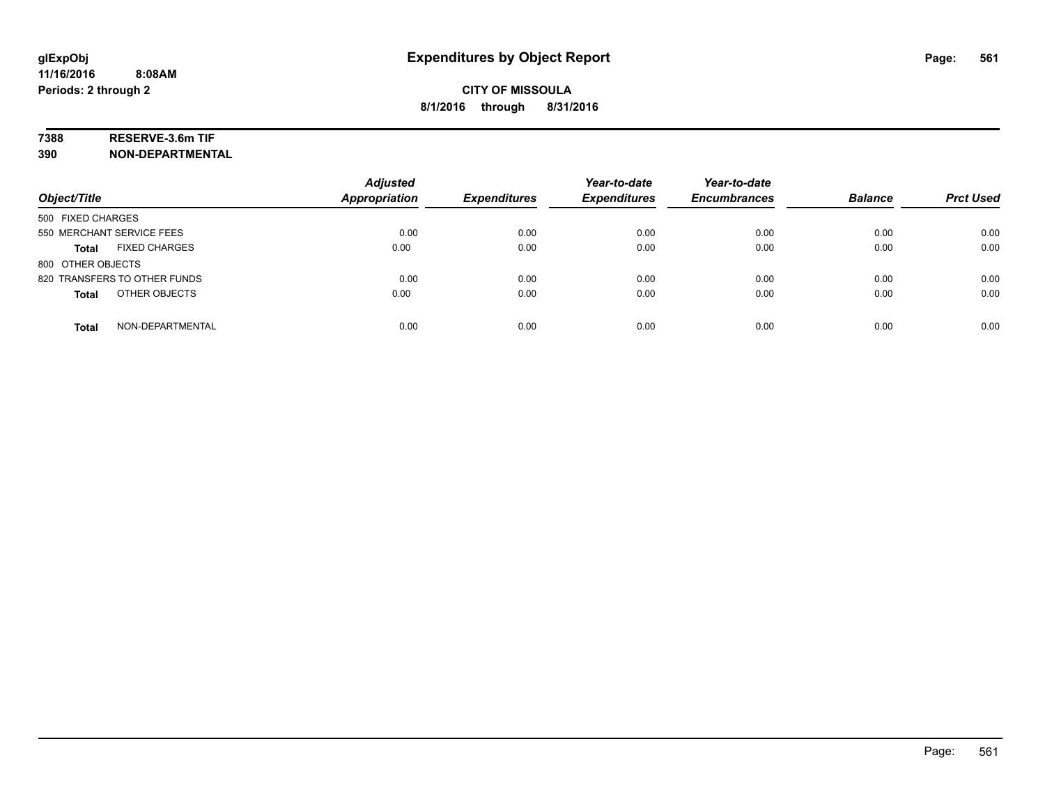# Expenditures by Object Report

glExpObj
11/16/2016 8:08AM
Periods: 2 through 2

**CITY OF MISSOULA**
**8/1/2016 through 8/31/2016**

**7388 RESERVE-3.6m TIF**
**390 NON-DEPARTMENTAL**

| Object/Title | Adjusted Appropriation | Expenditures | Year-to-date Expenditures | Year-to-date Encumbrances | Balance | Prct Used |
|---|---|---|---|---|---|---|
| 500 FIXED CHARGES | | | | | | |
| 550 MERCHANT SERVICE FEES | 0.00 | 0.00 | 0.00 | 0.00 | 0.00 | 0.00 |
| **Total** FIXED CHARGES | 0.00 | 0.00 | 0.00 | 0.00 | 0.00 | 0.00 |
| 800 OTHER OBJECTS | | | | | | |
| 820 TRANSFERS TO OTHER FUNDS | 0.00 | 0.00 | 0.00 | 0.00 | 0.00 | 0.00 |
| **Total** OTHER OBJECTS | 0.00 | 0.00 | 0.00 | 0.00 | 0.00 | 0.00 |
| **Total** NON-DEPARTMENTAL | 0.00 | 0.00 | 0.00 | 0.00 | 0.00 | 0.00 |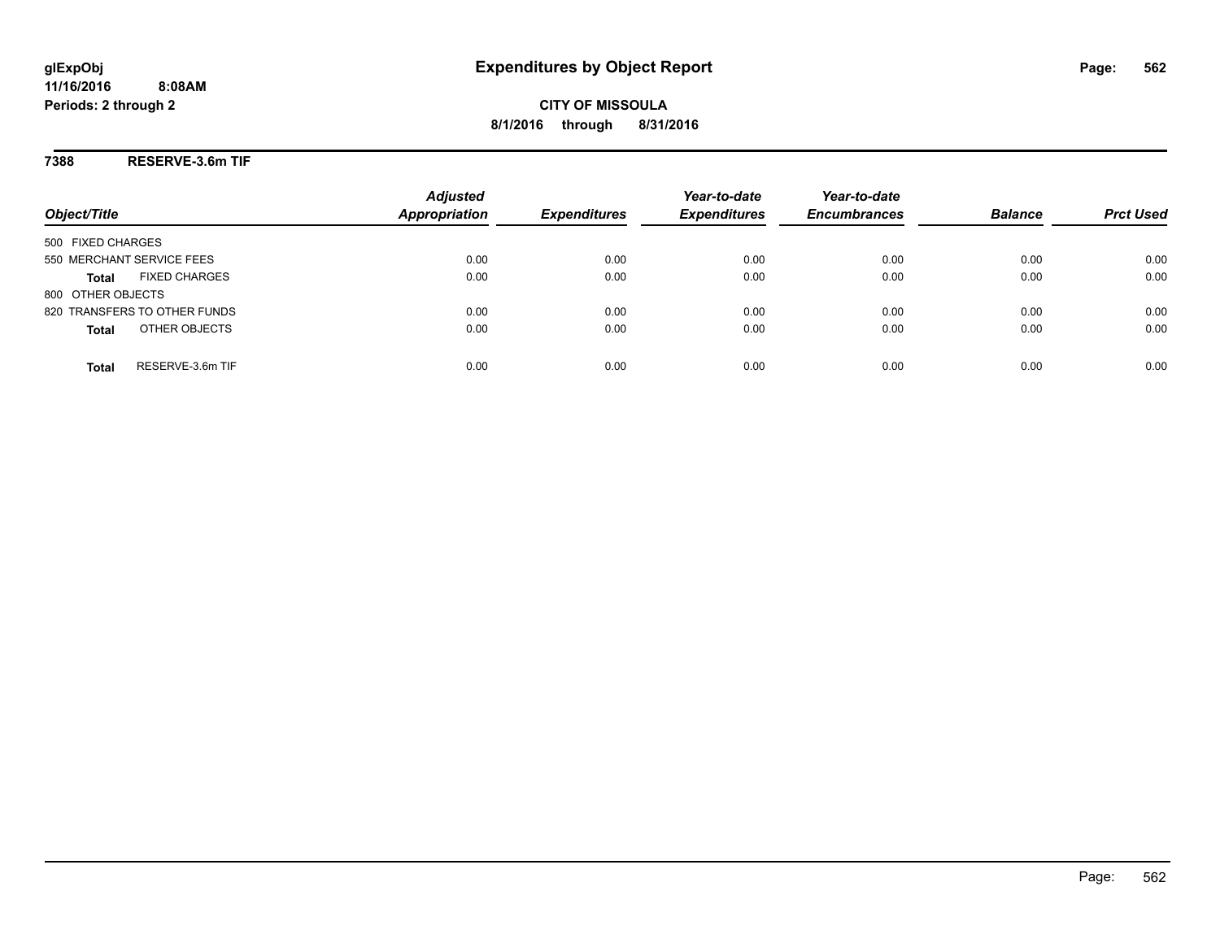glExpObj
11/16/2016 8:08AM
Periods: 2 through 2

# Expenditures by Object Report

**CITY OF MISSOULA**

**8/1/2016 through 8/31/2016**

## 7388 RESERVE-3.6m TIF

| Object/Title | | Adjusted Appropriation | Expenditures | Year-to-date Expenditures | Year-to-date Encumbrances | Balance | Prct Used |
|---|---|---|---|---|---|---|---|
| 500 FIXED CHARGES | | | | | | | |
| 550 MERCHANT SERVICE FEES | | 0.00 | 0.00 | 0.00 | 0.00 | 0.00 | 0.00 |
| **Total** | FIXED CHARGES | 0.00 | 0.00 | 0.00 | 0.00 | 0.00 | 0.00 |
| 800 OTHER OBJECTS | | | | | | | |
| 820 TRANSFERS TO OTHER FUNDS | | 0.00 | 0.00 | 0.00 | 0.00 | 0.00 | 0.00 |
| **Total** | OTHER OBJECTS | 0.00 | 0.00 | 0.00 | 0.00 | 0.00 | 0.00 |
| **Total** | RESERVE-3.6m TIF | 0.00 | 0.00 | 0.00 | 0.00 | 0.00 | 0.00 |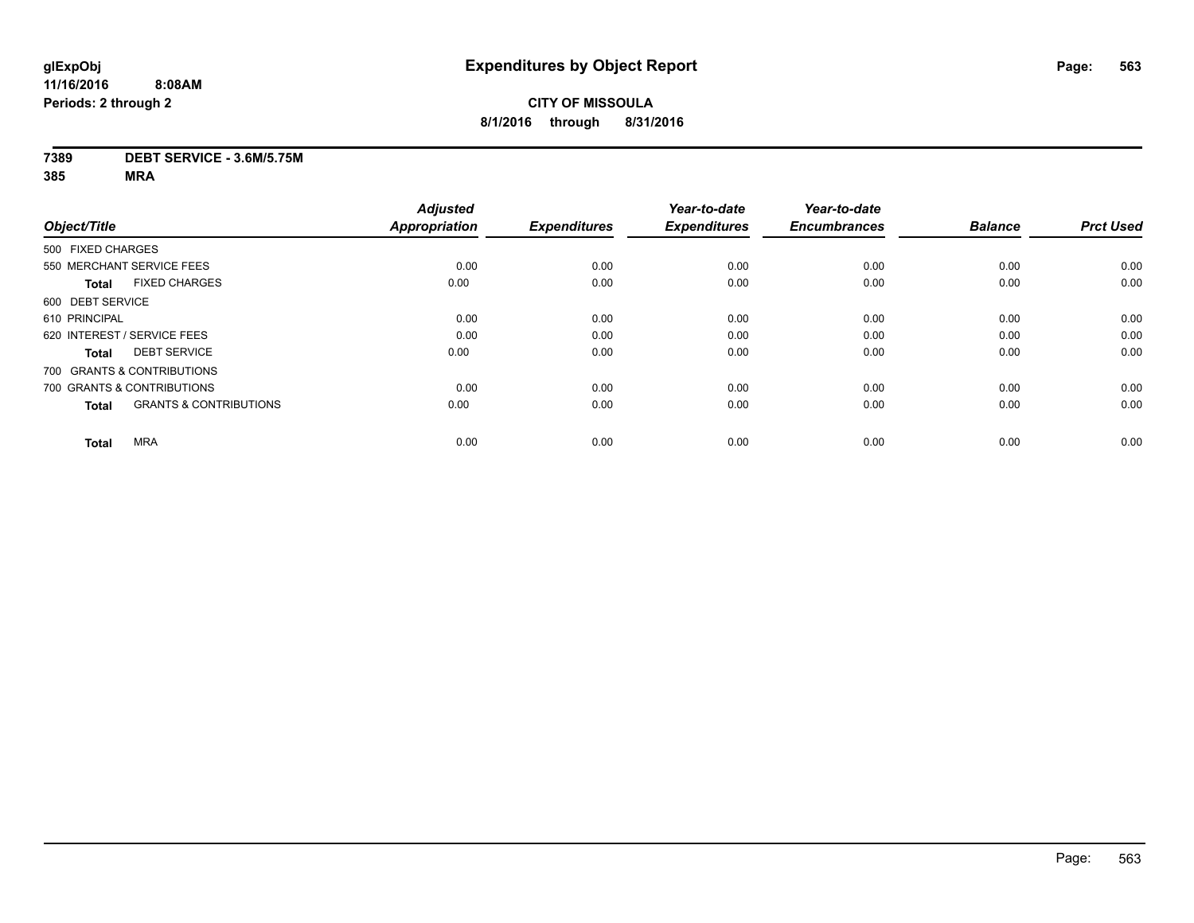# Expenditures by Object Report

glExpObj
11/16/2016 8:08AM
Periods: 2 through 2

**CITY OF MISSOULA**
**8/1/2016 through 8/31/2016**

**7389 DEBT SERVICE - 3.6M/5.75M**
**385 MRA**

| Object/Title | Adjusted Appropriation | Expenditures | Year-to-date Expenditures | Year-to-date Encumbrances | Balance | Prct Used |
|---|---|---|---|---|---|---|
| 500 FIXED CHARGES | | | | | | |
| 550 MERCHANT SERVICE FEES | 0.00 | 0.00 | 0.00 | 0.00 | 0.00 | 0.00 |
| **Total** FIXED CHARGES | 0.00 | 0.00 | 0.00 | 0.00 | 0.00 | 0.00 |
| 600 DEBT SERVICE | | | | | | |
| 610 PRINCIPAL | 0.00 | 0.00 | 0.00 | 0.00 | 0.00 | 0.00 |
| 620 INTEREST / SERVICE FEES | 0.00 | 0.00 | 0.00 | 0.00 | 0.00 | 0.00 |
| **Total** DEBT SERVICE | 0.00 | 0.00 | 0.00 | 0.00 | 0.00 | 0.00 |
| 700 GRANTS & CONTRIBUTIONS | | | | | | |
| 700 GRANTS & CONTRIBUTIONS | 0.00 | 0.00 | 0.00 | 0.00 | 0.00 | 0.00 |
| **Total** GRANTS & CONTRIBUTIONS | 0.00 | 0.00 | 0.00 | 0.00 | 0.00 | 0.00 |
| **Total** MRA | 0.00 | 0.00 | 0.00 | 0.00 | 0.00 | 0.00 |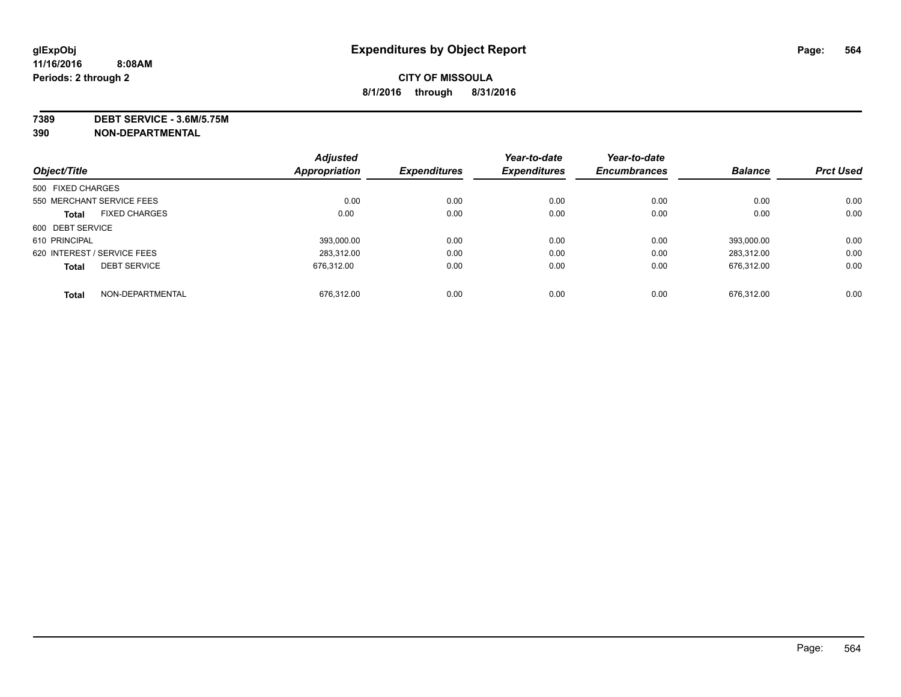# Expenditures by Object Report

glExpObj
11/16/2016 8:08AM
Periods: 2 through 2

**CITY OF MISSOULA**
**8/1/2016 through 8/31/2016**

**7389 DEBT SERVICE - 3.6M/5.75M**
**390 NON-DEPARTMENTAL**

| Object/Title | Adjusted Appropriation | Expenditures | Year-to-date Expenditures | Year-to-date Encumbrances | Balance | Prct Used |
|---|---|---|---|---|---|---|
| 500 FIXED CHARGES | | | | | | |
| 550 MERCHANT SERVICE FEES | 0.00 | 0.00 | 0.00 | 0.00 | 0.00 | 0.00 |
| **Total** FIXED CHARGES | 0.00 | 0.00 | 0.00 | 0.00 | 0.00 | 0.00 |
| 600 DEBT SERVICE | | | | | | |
| 610 PRINCIPAL | 393,000.00 | 0.00 | 0.00 | 0.00 | 393,000.00 | 0.00 |
| 620 INTEREST / SERVICE FEES | 283,312.00 | 0.00 | 0.00 | 0.00 | 283,312.00 | 0.00 |
| **Total** DEBT SERVICE | 676,312.00 | 0.00 | 0.00 | 0.00 | 676,312.00 | 0.00 |
| **Total** NON-DEPARTMENTAL | 676,312.00 | 0.00 | 0.00 | 0.00 | 676,312.00 | 0.00 |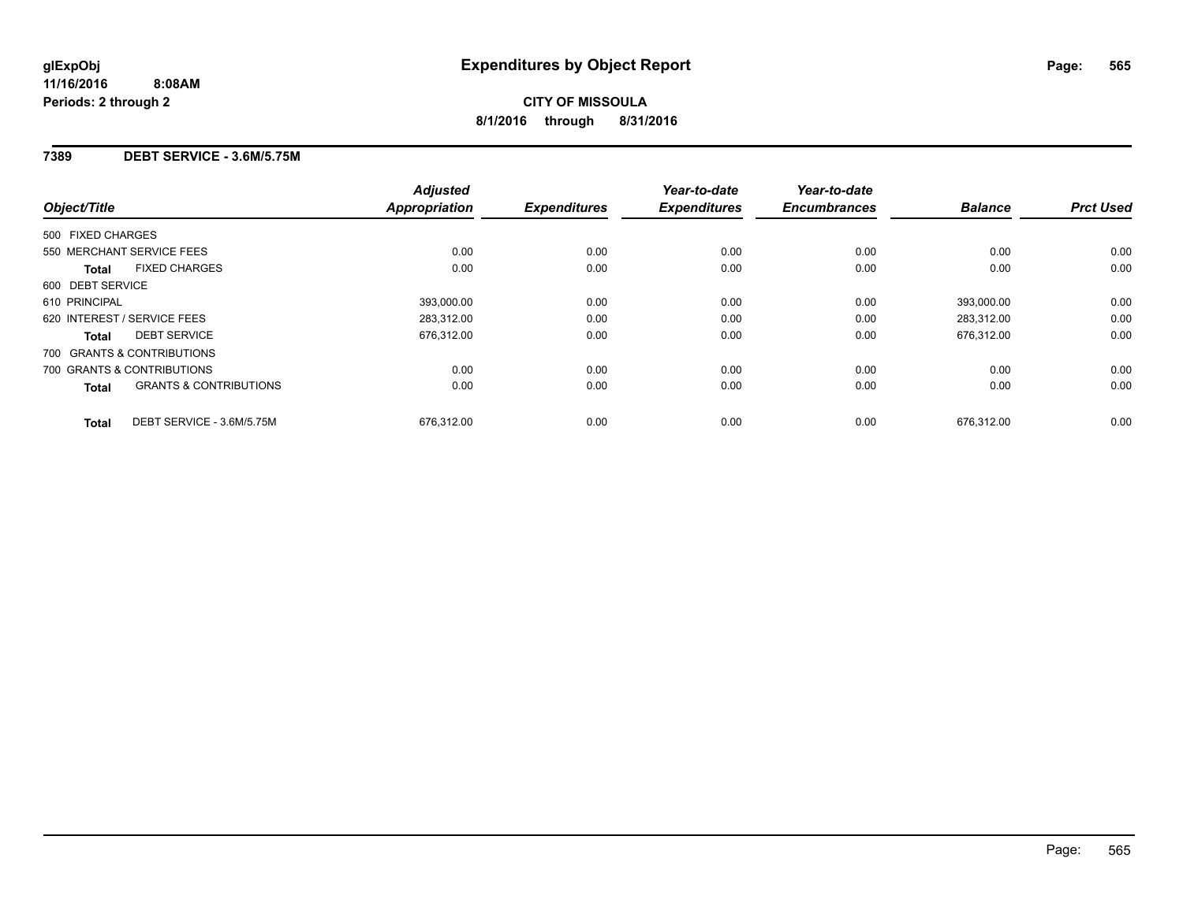# Expenditures by Object Report

glExpObj
11/16/2016 8:08AM
Periods: 2 through 2

**CITY OF MISSOULA**
**8/1/2016 through 8/31/2016**

## 7389 DEBT SERVICE - 3.6M/5.75M

| Object/Title | Adjusted Appropriation | Expenditures | Year-to-date Expenditures | Year-to-date Encumbrances | Balance | Prct Used |
|---|---|---|---|---|---|---|
| 500 FIXED CHARGES | | | | | | |
| 550 MERCHANT SERVICE FEES | 0.00 | 0.00 | 0.00 | 0.00 | 0.00 | 0.00 |
| **Total** FIXED CHARGES | 0.00 | 0.00 | 0.00 | 0.00 | 0.00 | 0.00 |
| 600 DEBT SERVICE | | | | | | |
| 610 PRINCIPAL | 393,000.00 | 0.00 | 0.00 | 0.00 | 393,000.00 | 0.00 |
| 620 INTEREST / SERVICE FEES | 283,312.00 | 0.00 | 0.00 | 0.00 | 283,312.00 | 0.00 |
| **Total** DEBT SERVICE | 676,312.00 | 0.00 | 0.00 | 0.00 | 676,312.00 | 0.00 |
| 700 GRANTS & CONTRIBUTIONS | | | | | | |
| 700 GRANTS & CONTRIBUTIONS | 0.00 | 0.00 | 0.00 | 0.00 | 0.00 | 0.00 |
| **Total** GRANTS & CONTRIBUTIONS | 0.00 | 0.00 | 0.00 | 0.00 | 0.00 | 0.00 |
| **Total** DEBT SERVICE - 3.6M/5.75M | 676,312.00 | 0.00 | 0.00 | 0.00 | 676,312.00 | 0.00 |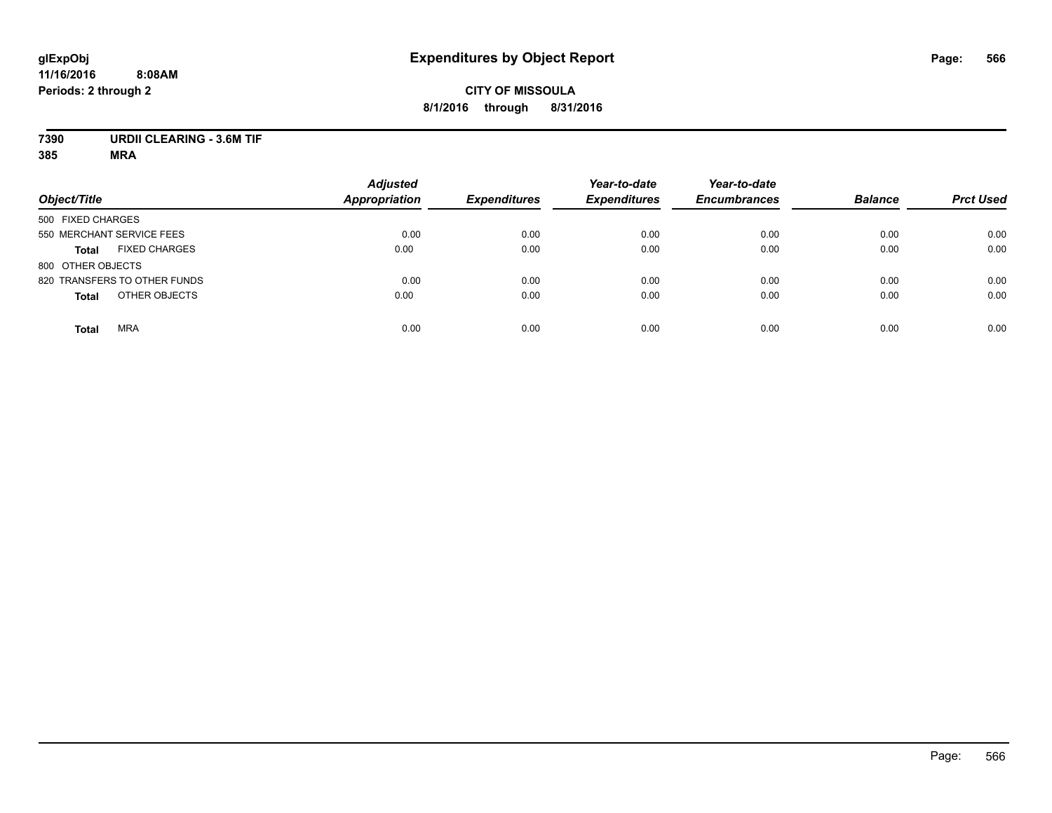**glExpObj**
**11/16/2016 8:08AM**
**Periods: 2 through 2**

# Expenditures by Object Report

**CITY OF MISSOULA**
**8/1/2016 through 8/31/2016**

**7390 URDII CLEARING - 3.6M TIF**
**385 MRA**

| Object/Title | Adjusted Appropriation | Expenditures | Year-to-date Expenditures | Year-to-date Encumbrances | Balance | Prct Used |
|---|---|---|---|---|---|---|
| 500 FIXED CHARGES | | | | | | |
| 550 MERCHANT SERVICE FEES | 0.00 | 0.00 | 0.00 | 0.00 | 0.00 | 0.00 |
| **Total** FIXED CHARGES | 0.00 | 0.00 | 0.00 | 0.00 | 0.00 | 0.00 |
| 800 OTHER OBJECTS | | | | | | |
| 820 TRANSFERS TO OTHER FUNDS | 0.00 | 0.00 | 0.00 | 0.00 | 0.00 | 0.00 |
| **Total** OTHER OBJECTS | 0.00 | 0.00 | 0.00 | 0.00 | 0.00 | 0.00 |
| **Total** MRA | 0.00 | 0.00 | 0.00 | 0.00 | 0.00 | 0.00 |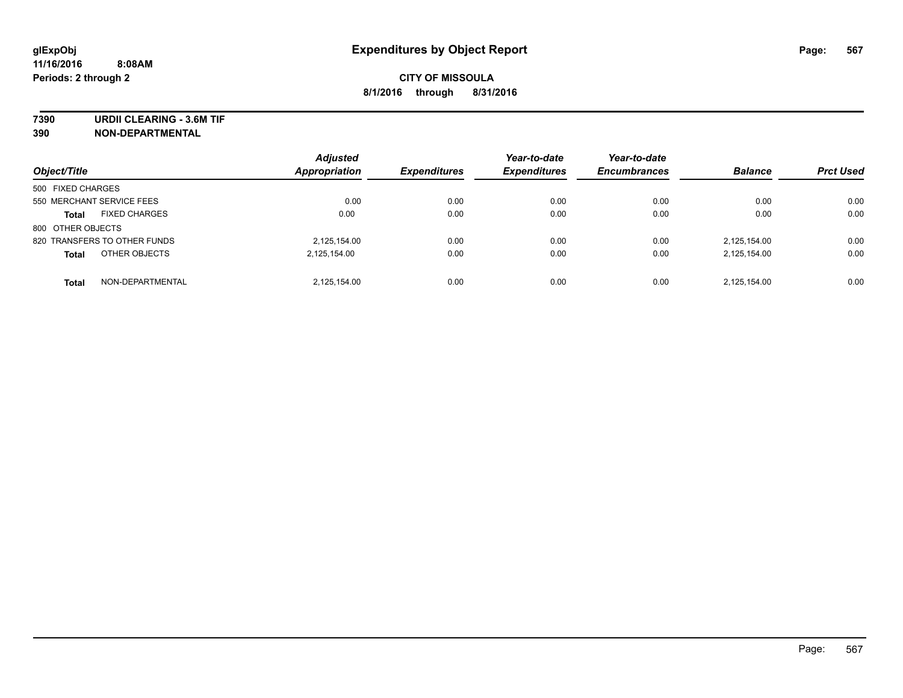**glExpObj** **Expenditures by Object Report**

**11/16/2016 8:08AM**

**Periods: 2 through 2**

**CITY OF MISSOULA**

**8/1/2016 through 8/31/2016**

**7390 URDII CLEARING - 3.6M TIF**

**390 NON-DEPARTMENTAL**

| Object/Title | Adjusted Appropriation | Expenditures | Year-to-date Expenditures | Year-to-date Encumbrances | Balance | Prct Used |
|---|---|---|---|---|---|---|
| 500 FIXED CHARGES | | | | | | |
| 550 MERCHANT SERVICE FEES | 0.00 | 0.00 | 0.00 | 0.00 | 0.00 | 0.00 |
| **Total** FIXED CHARGES | 0.00 | 0.00 | 0.00 | 0.00 | 0.00 | 0.00 |
| 800 OTHER OBJECTS | | | | | | |
| 820 TRANSFERS TO OTHER FUNDS | 2,125,154.00 | 0.00 | 0.00 | 0.00 | 2,125,154.00 | 0.00 |
| **Total** OTHER OBJECTS | 2,125,154.00 | 0.00 | 0.00 | 0.00 | 2,125,154.00 | 0.00 |
| **Total** NON-DEPARTMENTAL | 2,125,154.00 | 0.00 | 0.00 | 0.00 | 2,125,154.00 | 0.00 |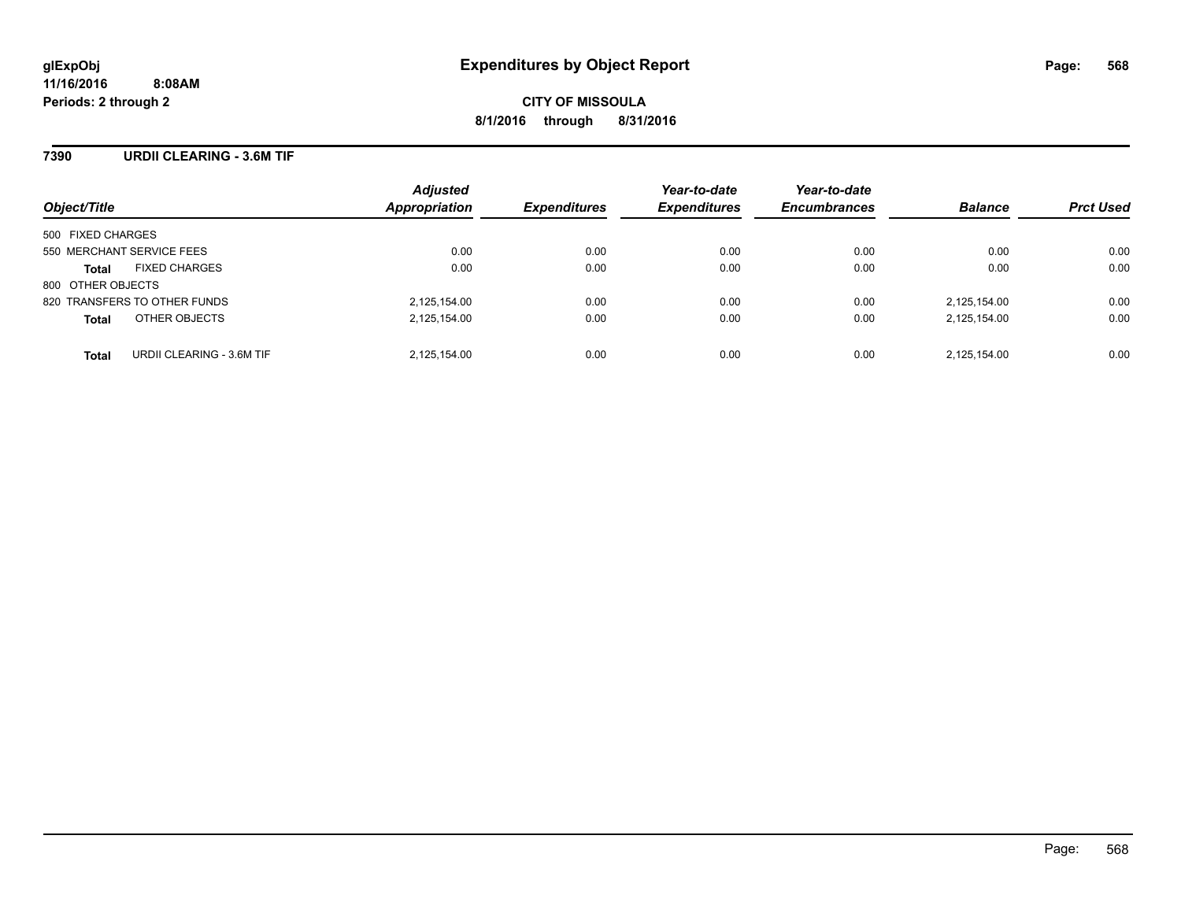# Expenditures by Object Report

glExpObj
11/16/2016 8:08AM
Periods: 2 through 2

**CITY OF MISSOULA**
**8/1/2016 through 8/31/2016**

## 7390 URDII CLEARING - 3.6M TIF

| Object/Title | Adjusted Appropriation | Expenditures | Year-to-date Expenditures | Year-to-date Encumbrances | Balance | Prct Used |
|---|---|---|---|---|---|---|
| 500 FIXED CHARGES | | | | | | |
| 550 MERCHANT SERVICE FEES | 0.00 | 0.00 | 0.00 | 0.00 | 0.00 | 0.00 |
| **Total** FIXED CHARGES | 0.00 | 0.00 | 0.00 | 0.00 | 0.00 | 0.00 |
| 800 OTHER OBJECTS | | | | | | |
| 820 TRANSFERS TO OTHER FUNDS | 2,125,154.00 | 0.00 | 0.00 | 0.00 | 2,125,154.00 | 0.00 |
| **Total** OTHER OBJECTS | 2,125,154.00 | 0.00 | 0.00 | 0.00 | 2,125,154.00 | 0.00 |
| **Total** URDII CLEARING - 3.6M TIF | 2,125,154.00 | 0.00 | 0.00 | 0.00 | 2,125,154.00 | 0.00 |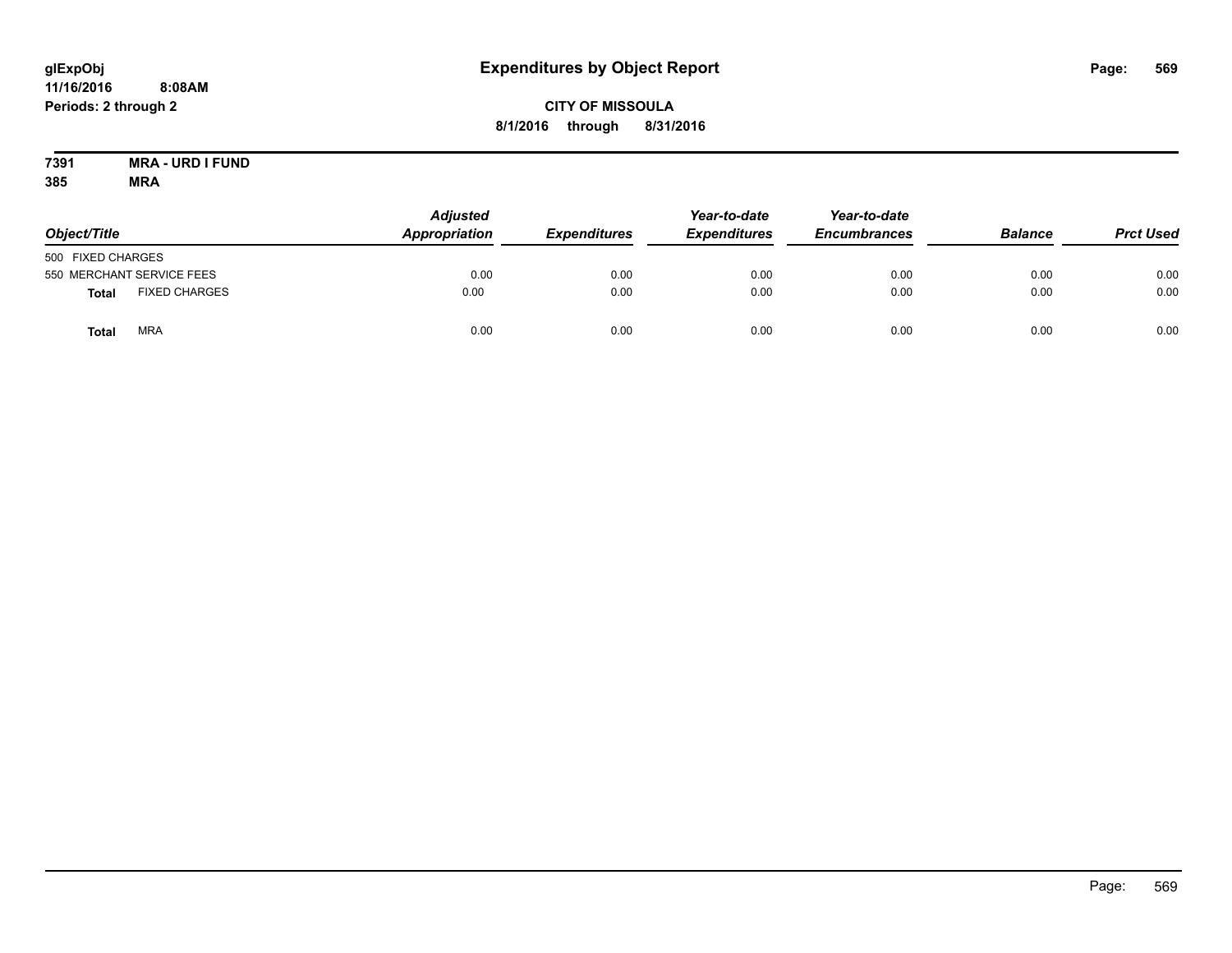glExpObj
11/16/2016 8:08AM
Periods: 2 through 2

# Expenditures by Object Report

**CITY OF MISSOULA**
**8/1/2016 through 8/31/2016**

**7391 MRA - URD I FUND**
**385 MRA**

| Object/Title | | Adjusted Appropriation | Expenditures | Year-to-date Expenditures | Year-to-date Encumbrances | Balance | Prct Used |
|---|---|---|---|---|---|---|---|
| 500 FIXED CHARGES | | | | | | | |
| 550 MERCHANT SERVICE FEES | | 0.00 | 0.00 | 0.00 | 0.00 | 0.00 | 0.00 |
| **Total** | FIXED CHARGES | 0.00 | 0.00 | 0.00 | 0.00 | 0.00 | 0.00 |
| **Total** | MRA | 0.00 | 0.00 | 0.00 | 0.00 | 0.00 | 0.00 |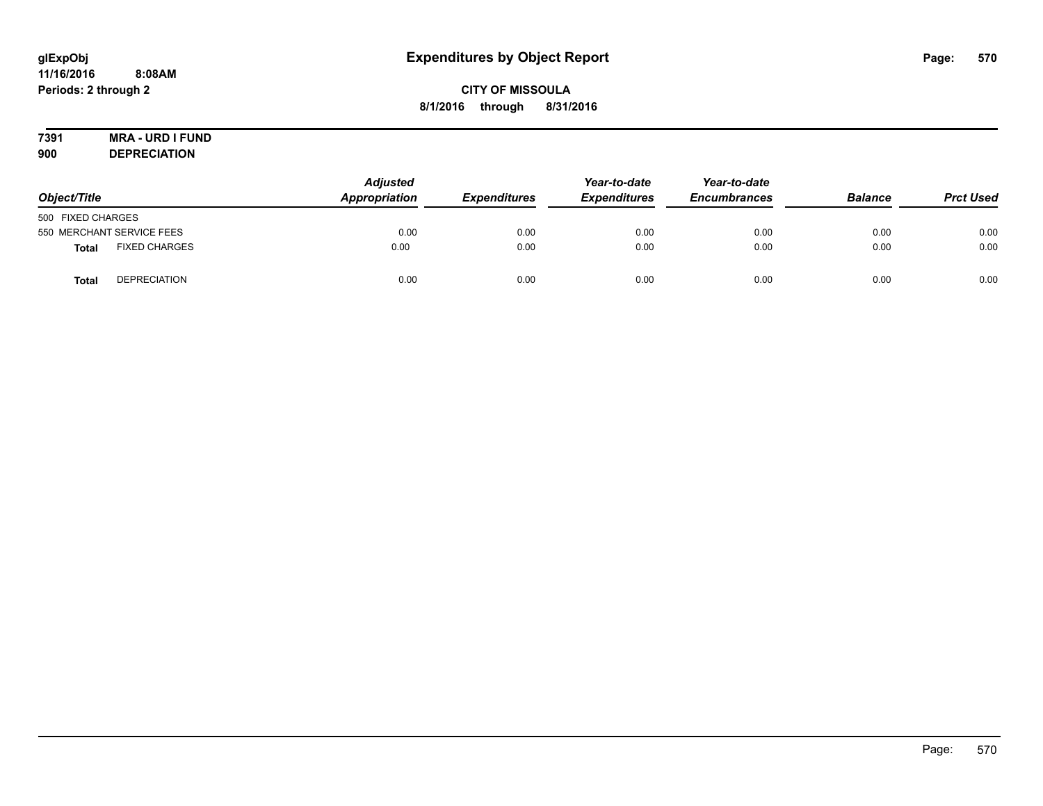# Expenditures by Object Report

glExpObj
11/16/2016 8:08AM
Periods: 2 through 2

**CITY OF MISSOULA**
**8/1/2016 through 8/31/2016**

**7391 MRA - URD I FUND**
**900 DEPRECIATION**

| Object/Title | | Adjusted Appropriation | Expenditures | Year-to-date Expenditures | Year-to-date Encumbrances | Balance | Prct Used |
|---|---|---|---|---|---|---|---|
| 500 FIXED CHARGES | | | | | | | |
| 550 MERCHANT SERVICE FEES | | 0.00 | 0.00 | 0.00 | 0.00 | 0.00 | 0.00 |
| **Total** | FIXED CHARGES | 0.00 | 0.00 | 0.00 | 0.00 | 0.00 | 0.00 |
| **Total** | DEPRECIATION | 0.00 | 0.00 | 0.00 | 0.00 | 0.00 | 0.00 |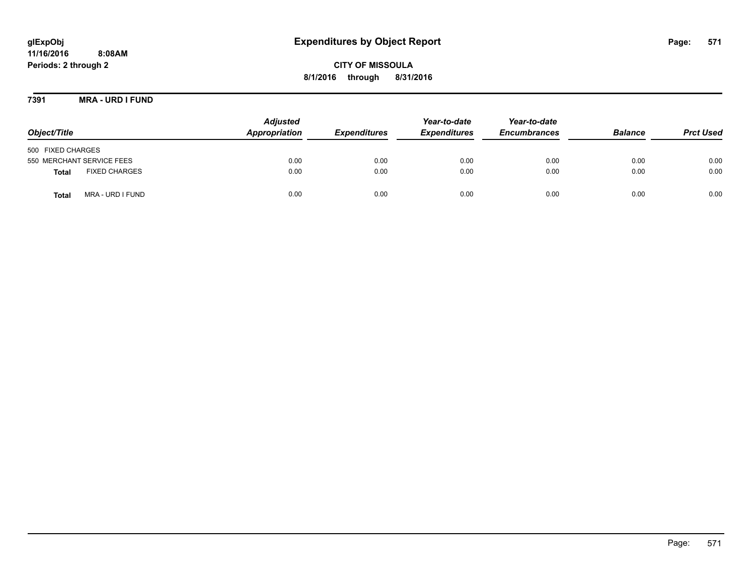**glExpObj**
**11/16/2016 8:08AM**
**Periods: 2 through 2**

# Expenditures by Object Report

**CITY OF MISSOULA**
**8/1/2016 through 8/31/2016**

**7391 MRA - URD I FUND**

| Object/Title | Adjusted Appropriation | Expenditures | Year-to-date Expenditures | Year-to-date Encumbrances | Balance | Prct Used |
|---|---|---|---|---|---|---|
| 500 FIXED CHARGES | | | | | | |
| 550 MERCHANT SERVICE FEES | 0.00 | 0.00 | 0.00 | 0.00 | 0.00 | 0.00 |
| **Total** FIXED CHARGES | 0.00 | 0.00 | 0.00 | 0.00 | 0.00 | 0.00 |
| **Total** MRA - URD I FUND | 0.00 | 0.00 | 0.00 | 0.00 | 0.00 | 0.00 |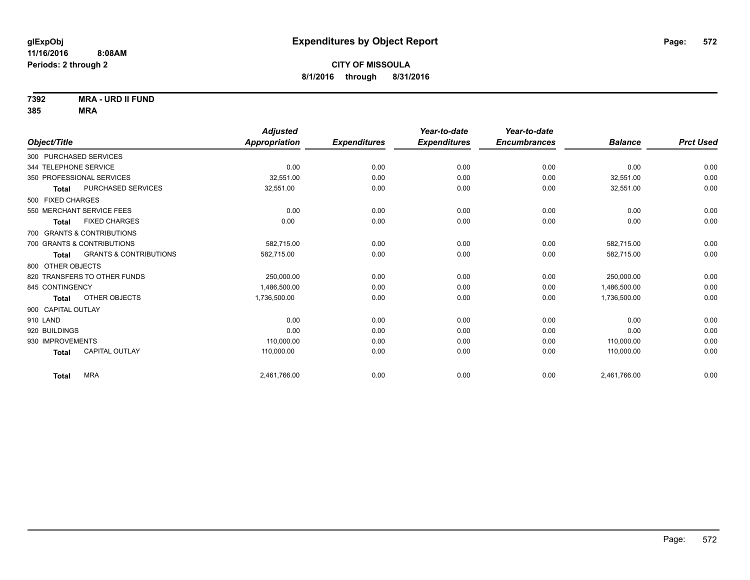**glExpObj**
**11/16/2016 8:08AM**
**Periods: 2 through 2**

# Expenditures by Object Report

**CITY OF MISSOULA**
**8/1/2016 through 8/31/2016**

**7392 MRA - URD II FUND**
**385 MRA**

| Object/Title | Adjusted Appropriation | Expenditures | Year-to-date Expenditures | Year-to-date Encumbrances | Balance | Prct Used |
|---|---|---|---|---|---|---|
| 300 PURCHASED SERVICES | | | | | | |
| 344 TELEPHONE SERVICE | 0.00 | 0.00 | 0.00 | 0.00 | 0.00 | 0.00 |
| 350 PROFESSIONAL SERVICES | 32,551.00 | 0.00 | 0.00 | 0.00 | 32,551.00 | 0.00 |
| **Total** PURCHASED SERVICES | 32,551.00 | 0.00 | 0.00 | 0.00 | 32,551.00 | 0.00 |
| 500 FIXED CHARGES | | | | | | |
| 550 MERCHANT SERVICE FEES | 0.00 | 0.00 | 0.00 | 0.00 | 0.00 | 0.00 |
| **Total** FIXED CHARGES | 0.00 | 0.00 | 0.00 | 0.00 | 0.00 | 0.00 |
| 700 GRANTS & CONTRIBUTIONS | | | | | | |
| 700 GRANTS & CONTRIBUTIONS | 582,715.00 | 0.00 | 0.00 | 0.00 | 582,715.00 | 0.00 |
| **Total** GRANTS & CONTRIBUTIONS | 582,715.00 | 0.00 | 0.00 | 0.00 | 582,715.00 | 0.00 |
| 800 OTHER OBJECTS | | | | | | |
| 820 TRANSFERS TO OTHER FUNDS | 250,000.00 | 0.00 | 0.00 | 0.00 | 250,000.00 | 0.00 |
| 845 CONTINGENCY | 1,486,500.00 | 0.00 | 0.00 | 0.00 | 1,486,500.00 | 0.00 |
| **Total** OTHER OBJECTS | 1,736,500.00 | 0.00 | 0.00 | 0.00 | 1,736,500.00 | 0.00 |
| 900 CAPITAL OUTLAY | | | | | | |
| 910 LAND | 0.00 | 0.00 | 0.00 | 0.00 | 0.00 | 0.00 |
| 920 BUILDINGS | 0.00 | 0.00 | 0.00 | 0.00 | 0.00 | 0.00 |
| 930 IMPROVEMENTS | 110,000.00 | 0.00 | 0.00 | 0.00 | 110,000.00 | 0.00 |
| **Total** CAPITAL OUTLAY | 110,000.00 | 0.00 | 0.00 | 0.00 | 110,000.00 | 0.00 |
| **Total** MRA | 2,461,766.00 | 0.00 | 0.00 | 0.00 | 2,461,766.00 | 0.00 |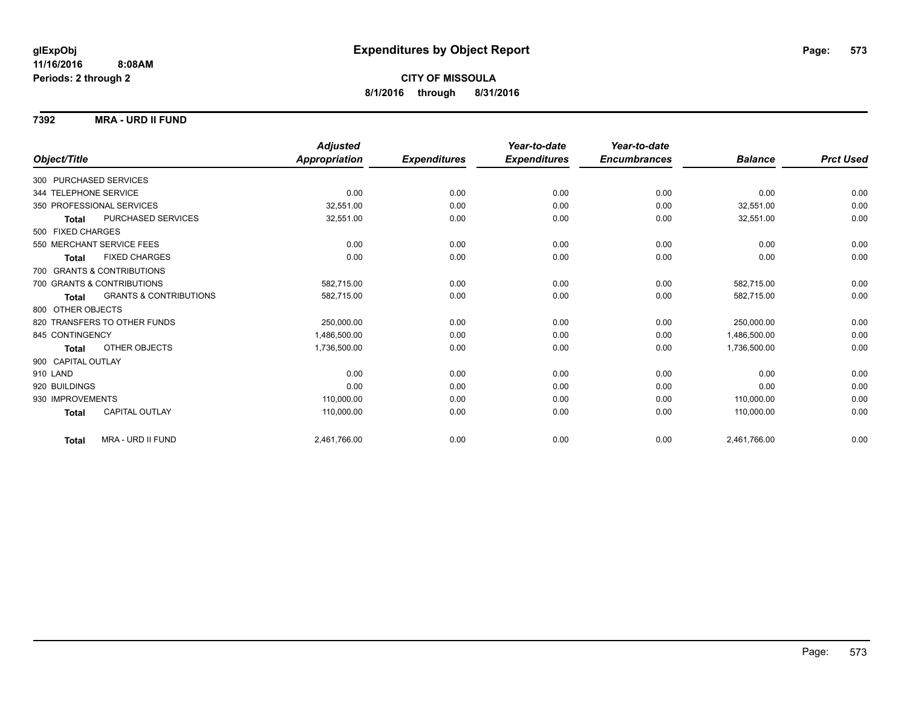**glExpObj**
**11/16/2016 8:08AM**
**Periods: 2 through 2**

# Expenditures by Object Report

**CITY OF MISSOULA**
**8/1/2016 through 8/31/2016**

## 7392 MRA - URD II FUND

| Object/Title | Adjusted Appropriation | Expenditures | Year-to-date Expenditures | Year-to-date Encumbrances | Balance | Prct Used |
|---|---|---|---|---|---|---|
| 300 PURCHASED SERVICES | | | | | | |
| 344 TELEPHONE SERVICE | 0.00 | 0.00 | 0.00 | 0.00 | 0.00 | 0.00 |
| 350 PROFESSIONAL SERVICES | 32,551.00 | 0.00 | 0.00 | 0.00 | 32,551.00 | 0.00 |
| **Total** PURCHASED SERVICES | 32,551.00 | 0.00 | 0.00 | 0.00 | 32,551.00 | 0.00 |
| 500 FIXED CHARGES | | | | | | |
| 550 MERCHANT SERVICE FEES | 0.00 | 0.00 | 0.00 | 0.00 | 0.00 | 0.00 |
| **Total** FIXED CHARGES | 0.00 | 0.00 | 0.00 | 0.00 | 0.00 | 0.00 |
| 700 GRANTS & CONTRIBUTIONS | | | | | | |
| 700 GRANTS & CONTRIBUTIONS | 582,715.00 | 0.00 | 0.00 | 0.00 | 582,715.00 | 0.00 |
| **Total** GRANTS & CONTRIBUTIONS | 582,715.00 | 0.00 | 0.00 | 0.00 | 582,715.00 | 0.00 |
| 800 OTHER OBJECTS | | | | | | |
| 820 TRANSFERS TO OTHER FUNDS | 250,000.00 | 0.00 | 0.00 | 0.00 | 250,000.00 | 0.00 |
| 845 CONTINGENCY | 1,486,500.00 | 0.00 | 0.00 | 0.00 | 1,486,500.00 | 0.00 |
| **Total** OTHER OBJECTS | 1,736,500.00 | 0.00 | 0.00 | 0.00 | 1,736,500.00 | 0.00 |
| 900 CAPITAL OUTLAY | | | | | | |
| 910 LAND | 0.00 | 0.00 | 0.00 | 0.00 | 0.00 | 0.00 |
| 920 BUILDINGS | 0.00 | 0.00 | 0.00 | 0.00 | 0.00 | 0.00 |
| 930 IMPROVEMENTS | 110,000.00 | 0.00 | 0.00 | 0.00 | 110,000.00 | 0.00 |
| **Total** CAPITAL OUTLAY | 110,000.00 | 0.00 | 0.00 | 0.00 | 110,000.00 | 0.00 |
| **Total** MRA - URD II FUND | 2,461,766.00 | 0.00 | 0.00 | 0.00 | 2,461,766.00 | 0.00 |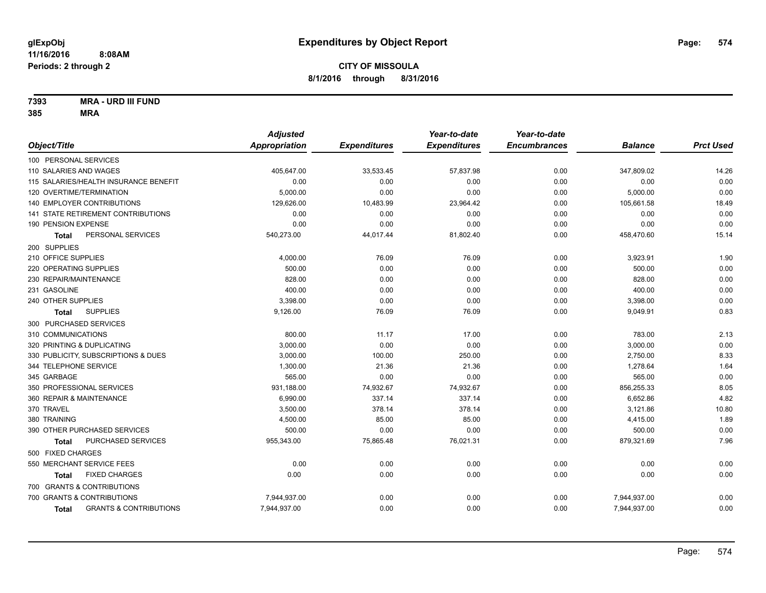**glExpObj**
**11/16/2016 8:08AM**
**Periods: 2 through 2**

# Expenditures by Object Report

**CITY OF MISSOULA**
**8/1/2016 through 8/31/2016**

**7393 MRA - URD III FUND**
**385 MRA**

| Object/Title | Adjusted Appropriation | Expenditures | Year-to-date Expenditures | Year-to-date Encumbrances | Balance | Prct Used |
|---|---|---|---|---|---|---|
| 100 PERSONAL SERVICES | | | | | | |
| 110 SALARIES AND WAGES | 405,647.00 | 33,533.45 | 57,837.98 | 0.00 | 347,809.02 | 14.26 |
| 115 SALARIES/HEALTH INSURANCE BENEFIT | 0.00 | 0.00 | 0.00 | 0.00 | 0.00 | 0.00 |
| 120 OVERTIME/TERMINATION | 5,000.00 | 0.00 | 0.00 | 0.00 | 5,000.00 | 0.00 |
| 140 EMPLOYER CONTRIBUTIONS | 129,626.00 | 10,483.99 | 23,964.42 | 0.00 | 105,661.58 | 18.49 |
| 141 STATE RETIREMENT CONTRIBUTIONS | 0.00 | 0.00 | 0.00 | 0.00 | 0.00 | 0.00 |
| 190 PENSION EXPENSE | 0.00 | 0.00 | 0.00 | 0.00 | 0.00 | 0.00 |
| **Total** PERSONAL SERVICES | 540,273.00 | 44,017.44 | 81,802.40 | 0.00 | 458,470.60 | 15.14 |
| 200 SUPPLIES | | | | | | |
| 210 OFFICE SUPPLIES | 4,000.00 | 76.09 | 76.09 | 0.00 | 3,923.91 | 1.90 |
| 220 OPERATING SUPPLIES | 500.00 | 0.00 | 0.00 | 0.00 | 500.00 | 0.00 |
| 230 REPAIR/MAINTENANCE | 828.00 | 0.00 | 0.00 | 0.00 | 828.00 | 0.00 |
| 231 GASOLINE | 400.00 | 0.00 | 0.00 | 0.00 | 400.00 | 0.00 |
| 240 OTHER SUPPLIES | 3,398.00 | 0.00 | 0.00 | 0.00 | 3,398.00 | 0.00 |
| **Total** SUPPLIES | 9,126.00 | 76.09 | 76.09 | 0.00 | 9,049.91 | 0.83 |
| 300 PURCHASED SERVICES | | | | | | |
| 310 COMMUNICATIONS | 800.00 | 11.17 | 17.00 | 0.00 | 783.00 | 2.13 |
| 320 PRINTING & DUPLICATING | 3,000.00 | 0.00 | 0.00 | 0.00 | 3,000.00 | 0.00 |
| 330 PUBLICITY, SUBSCRIPTIONS & DUES | 3,000.00 | 100.00 | 250.00 | 0.00 | 2,750.00 | 8.33 |
| 344 TELEPHONE SERVICE | 1,300.00 | 21.36 | 21.36 | 0.00 | 1,278.64 | 1.64 |
| 345 GARBAGE | 565.00 | 0.00 | 0.00 | 0.00 | 565.00 | 0.00 |
| 350 PROFESSIONAL SERVICES | 931,188.00 | 74,932.67 | 74,932.67 | 0.00 | 856,255.33 | 8.05 |
| 360 REPAIR & MAINTENANCE | 6,990.00 | 337.14 | 337.14 | 0.00 | 6,652.86 | 4.82 |
| 370 TRAVEL | 3,500.00 | 378.14 | 378.14 | 0.00 | 3,121.86 | 10.80 |
| 380 TRAINING | 4,500.00 | 85.00 | 85.00 | 0.00 | 4,415.00 | 1.89 |
| 390 OTHER PURCHASED SERVICES | 500.00 | 0.00 | 0.00 | 0.00 | 500.00 | 0.00 |
| **Total** PURCHASED SERVICES | 955,343.00 | 75,865.48 | 76,021.31 | 0.00 | 879,321.69 | 7.96 |
| 500 FIXED CHARGES | | | | | | |
| 550 MERCHANT SERVICE FEES | 0.00 | 0.00 | 0.00 | 0.00 | 0.00 | 0.00 |
| **Total** FIXED CHARGES | 0.00 | 0.00 | 0.00 | 0.00 | 0.00 | 0.00 |
| 700 GRANTS & CONTRIBUTIONS | | | | | | |
| 700 GRANTS & CONTRIBUTIONS | 7,944,937.00 | 0.00 | 0.00 | 0.00 | 7,944,937.00 | 0.00 |
| **Total** GRANTS & CONTRIBUTIONS | 7,944,937.00 | 0.00 | 0.00 | 0.00 | 7,944,937.00 | 0.00 |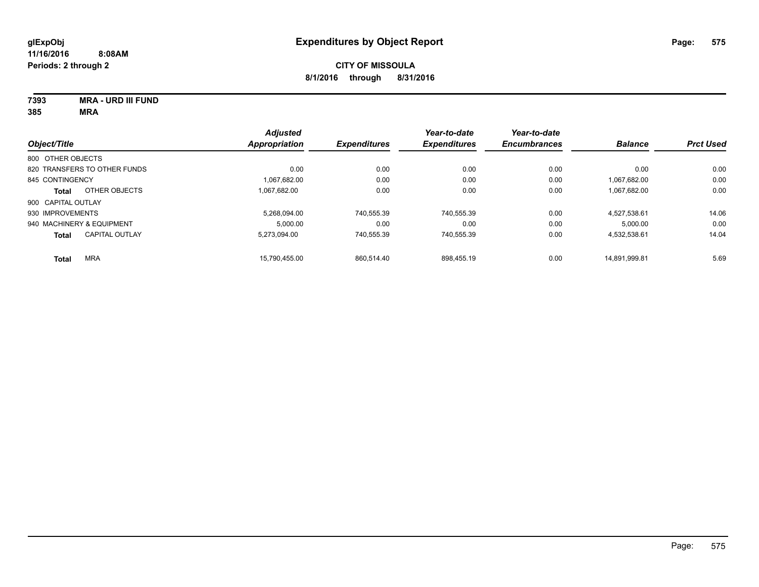# Expenditures by Object Report

glExpObj
11/16/2016 8:08AM
Periods: 2 through 2

**CITY OF MISSOULA**
**8/1/2016 through 8/31/2016**

**7393 MRA - URD III FUND**
**385 MRA**

| Object/Title | Adjusted Appropriation | Expenditures | Year-to-date Expenditures | Year-to-date Encumbrances | Balance | Prct Used |
|---|---|---|---|---|---|---|
| 800 OTHER OBJECTS | | | | | | |
| 820 TRANSFERS TO OTHER FUNDS | 0.00 | 0.00 | 0.00 | 0.00 | 0.00 | 0.00 |
| 845 CONTINGENCY | 1,067,682.00 | 0.00 | 0.00 | 0.00 | 1,067,682.00 | 0.00 |
| **Total** OTHER OBJECTS | 1,067,682.00 | 0.00 | 0.00 | 0.00 | 1,067,682.00 | 0.00 |
| 900 CAPITAL OUTLAY | | | | | | |
| 930 IMPROVEMENTS | 5,268,094.00 | 740,555.39 | 740,555.39 | 0.00 | 4,527,538.61 | 14.06 |
| 940 MACHINERY & EQUIPMENT | 5,000.00 | 0.00 | 0.00 | 0.00 | 5,000.00 | 0.00 |
| **Total** CAPITAL OUTLAY | 5,273,094.00 | 740,555.39 | 740,555.39 | 0.00 | 4,532,538.61 | 14.04 |
| **Total** MRA | 15,790,455.00 | 860,514.40 | 898,455.19 | 0.00 | 14,891,999.81 | 5.69 |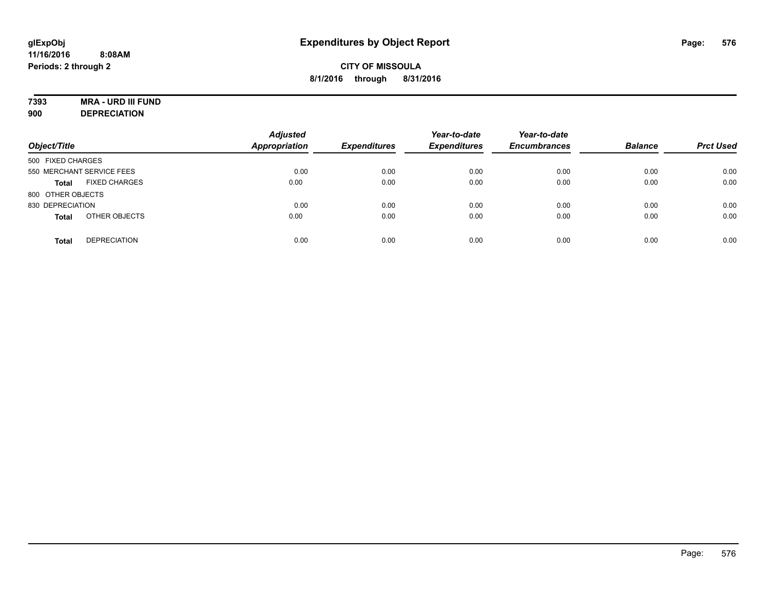# Expenditures by Object Report

glExpObj
11/16/2016 8:08AM
Periods: 2 through 2

**CITY OF MISSOULA**
**8/1/2016 through 8/31/2016**

**7393 MRA - URD III FUND**
**900 DEPRECIATION**

| Object/Title | | Adjusted Appropriation | Expenditures | Year-to-date Expenditures | Year-to-date Encumbrances | Balance | Prct Used |
|---|---|---|---|---|---|---|---|
| 500 FIXED CHARGES | | | | | | | |
| 550 MERCHANT SERVICE FEES | | 0.00 | 0.00 | 0.00 | 0.00 | 0.00 | 0.00 |
| **Total** | FIXED CHARGES | 0.00 | 0.00 | 0.00 | 0.00 | 0.00 | 0.00 |
| 800 OTHER OBJECTS | | | | | | | |
| 830 DEPRECIATION | | 0.00 | 0.00 | 0.00 | 0.00 | 0.00 | 0.00 |
| **Total** | OTHER OBJECTS | 0.00 | 0.00 | 0.00 | 0.00 | 0.00 | 0.00 |
| **Total** | DEPRECIATION | 0.00 | 0.00 | 0.00 | 0.00 | 0.00 | 0.00 |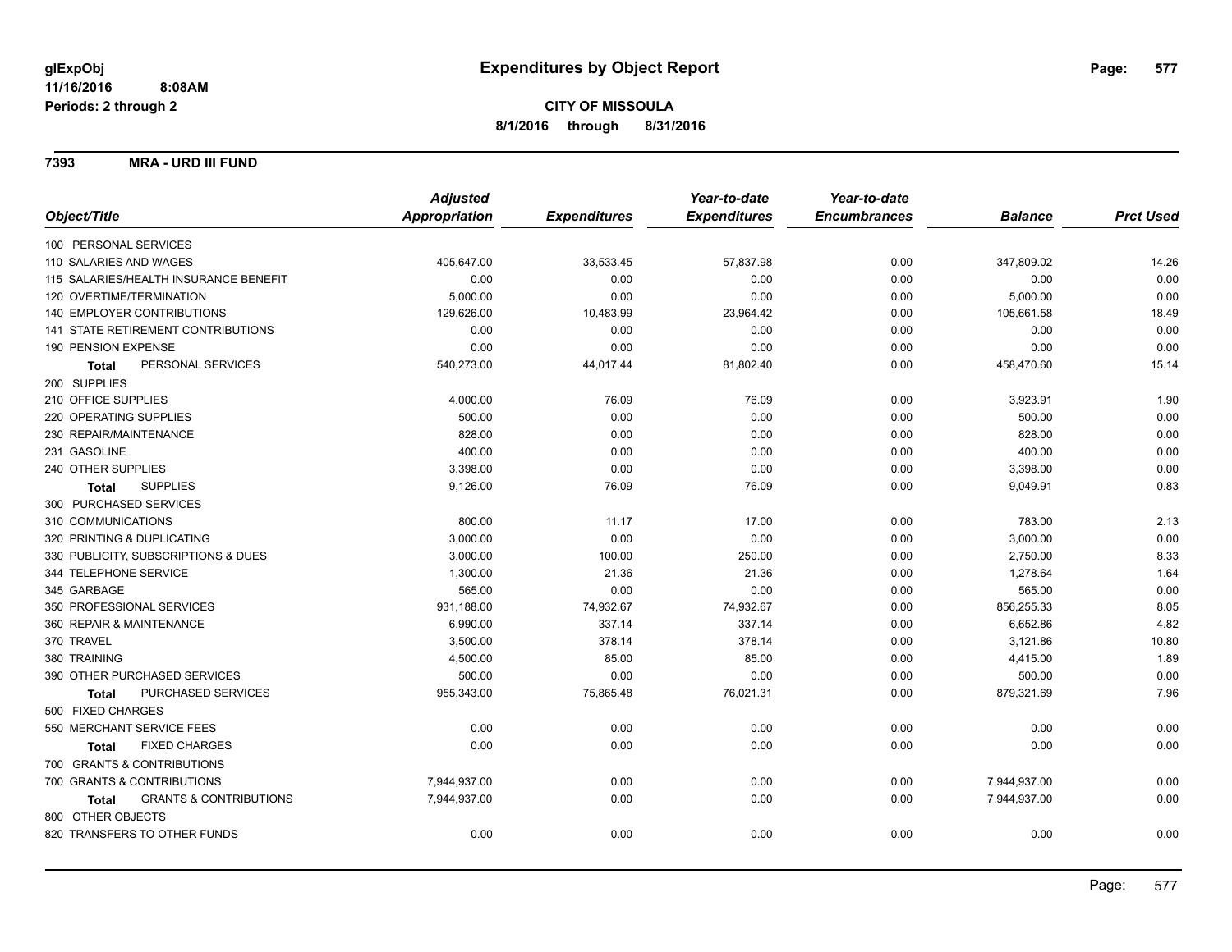**glExpObj**
**11/16/2016 8:08AM**
**Periods: 2 through 2**

# Expenditures by Object Report

**CITY OF MISSOULA**
**8/1/2016 through 8/31/2016**

## 7393 MRA - URD III FUND

| Object/Title | Adjusted Appropriation | Expenditures | Year-to-date Expenditures | Year-to-date Encumbrances | Balance | Prct Used |
|---|---|---|---|---|---|---|
| 100 PERSONAL SERVICES | | | | | | |
| 110 SALARIES AND WAGES | 405,647.00 | 33,533.45 | 57,837.98 | 0.00 | 347,809.02 | 14.26 |
| 115 SALARIES/HEALTH INSURANCE BENEFIT | 0.00 | 0.00 | 0.00 | 0.00 | 0.00 | 0.00 |
| 120 OVERTIME/TERMINATION | 5,000.00 | 0.00 | 0.00 | 0.00 | 5,000.00 | 0.00 |
| 140 EMPLOYER CONTRIBUTIONS | 129,626.00 | 10,483.99 | 23,964.42 | 0.00 | 105,661.58 | 18.49 |
| 141 STATE RETIREMENT CONTRIBUTIONS | 0.00 | 0.00 | 0.00 | 0.00 | 0.00 | 0.00 |
| 190 PENSION EXPENSE | 0.00 | 0.00 | 0.00 | 0.00 | 0.00 | 0.00 |
| **Total** PERSONAL SERVICES | 540,273.00 | 44,017.44 | 81,802.40 | 0.00 | 458,470.60 | 15.14 |
| 200 SUPPLIES | | | | | | |
| 210 OFFICE SUPPLIES | 4,000.00 | 76.09 | 76.09 | 0.00 | 3,923.91 | 1.90 |
| 220 OPERATING SUPPLIES | 500.00 | 0.00 | 0.00 | 0.00 | 500.00 | 0.00 |
| 230 REPAIR/MAINTENANCE | 828.00 | 0.00 | 0.00 | 0.00 | 828.00 | 0.00 |
| 231 GASOLINE | 400.00 | 0.00 | 0.00 | 0.00 | 400.00 | 0.00 |
| 240 OTHER SUPPLIES | 3,398.00 | 0.00 | 0.00 | 0.00 | 3,398.00 | 0.00 |
| **Total** SUPPLIES | 9,126.00 | 76.09 | 76.09 | 0.00 | 9,049.91 | 0.83 |
| 300 PURCHASED SERVICES | | | | | | |
| 310 COMMUNICATIONS | 800.00 | 11.17 | 17.00 | 0.00 | 783.00 | 2.13 |
| 320 PRINTING & DUPLICATING | 3,000.00 | 0.00 | 0.00 | 0.00 | 3,000.00 | 0.00 |
| 330 PUBLICITY, SUBSCRIPTIONS & DUES | 3,000.00 | 100.00 | 250.00 | 0.00 | 2,750.00 | 8.33 |
| 344 TELEPHONE SERVICE | 1,300.00 | 21.36 | 21.36 | 0.00 | 1,278.64 | 1.64 |
| 345 GARBAGE | 565.00 | 0.00 | 0.00 | 0.00 | 565.00 | 0.00 |
| 350 PROFESSIONAL SERVICES | 931,188.00 | 74,932.67 | 74,932.67 | 0.00 | 856,255.33 | 8.05 |
| 360 REPAIR & MAINTENANCE | 6,990.00 | 337.14 | 337.14 | 0.00 | 6,652.86 | 4.82 |
| 370 TRAVEL | 3,500.00 | 378.14 | 378.14 | 0.00 | 3,121.86 | 10.80 |
| 380 TRAINING | 4,500.00 | 85.00 | 85.00 | 0.00 | 4,415.00 | 1.89 |
| 390 OTHER PURCHASED SERVICES | 500.00 | 0.00 | 0.00 | 0.00 | 500.00 | 0.00 |
| **Total** PURCHASED SERVICES | 955,343.00 | 75,865.48 | 76,021.31 | 0.00 | 879,321.69 | 7.96 |
| 500 FIXED CHARGES | | | | | | |
| 550 MERCHANT SERVICE FEES | 0.00 | 0.00 | 0.00 | 0.00 | 0.00 | 0.00 |
| **Total** FIXED CHARGES | 0.00 | 0.00 | 0.00 | 0.00 | 0.00 | 0.00 |
| 700 GRANTS & CONTRIBUTIONS | | | | | | |
| 700 GRANTS & CONTRIBUTIONS | 7,944,937.00 | 0.00 | 0.00 | 0.00 | 7,944,937.00 | 0.00 |
| **Total** GRANTS & CONTRIBUTIONS | 7,944,937.00 | 0.00 | 0.00 | 0.00 | 7,944,937.00 | 0.00 |
| 800 OTHER OBJECTS | | | | | | |
| 820 TRANSFERS TO OTHER FUNDS | 0.00 | 0.00 | 0.00 | 0.00 | 0.00 | 0.00 |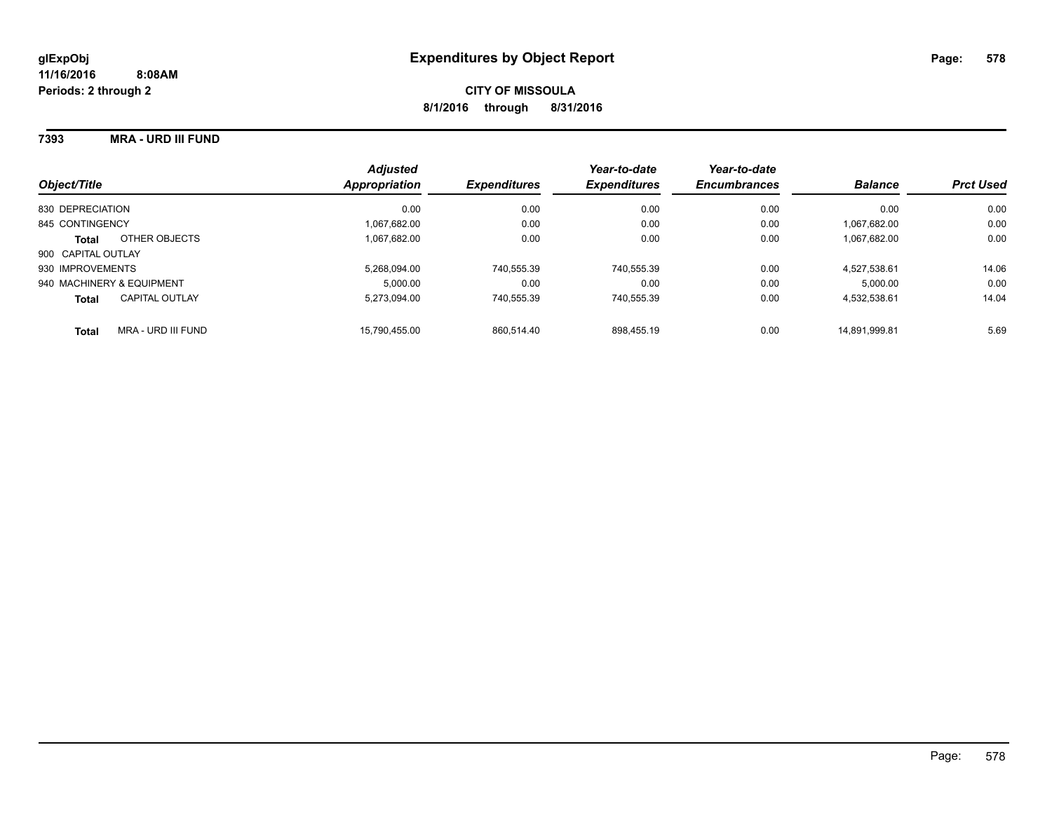# Expenditures by Object Report

glExpObj
11/16/2016 8:08AM
Periods: 2 through 2

**CITY OF MISSOULA**
**8/1/2016 through 8/31/2016**

**7393 MRA - URD III FUND**

| Object/Title | Adjusted Appropriation | Expenditures | Year-to-date Expenditures | Year-to-date Encumbrances | Balance | Prct Used |
|---|---|---|---|---|---|---|
| 830 DEPRECIATION | 0.00 | 0.00 | 0.00 | 0.00 | 0.00 | 0.00 |
| 845 CONTINGENCY | 1,067,682.00 | 0.00 | 0.00 | 0.00 | 1,067,682.00 | 0.00 |
| **Total** OTHER OBJECTS | 1,067,682.00 | 0.00 | 0.00 | 0.00 | 1,067,682.00 | 0.00 |
| 900 CAPITAL OUTLAY | | | | | | |
| 930 IMPROVEMENTS | 5,268,094.00 | 740,555.39 | 740,555.39 | 0.00 | 4,527,538.61 | 14.06 |
| 940 MACHINERY & EQUIPMENT | 5,000.00 | 0.00 | 0.00 | 0.00 | 5,000.00 | 0.00 |
| **Total** CAPITAL OUTLAY | 5,273,094.00 | 740,555.39 | 740,555.39 | 0.00 | 4,532,538.61 | 14.04 |
| **Total** MRA - URD III FUND | 15,790,455.00 | 860,514.40 | 898,455.19 | 0.00 | 14,891,999.81 | 5.69 |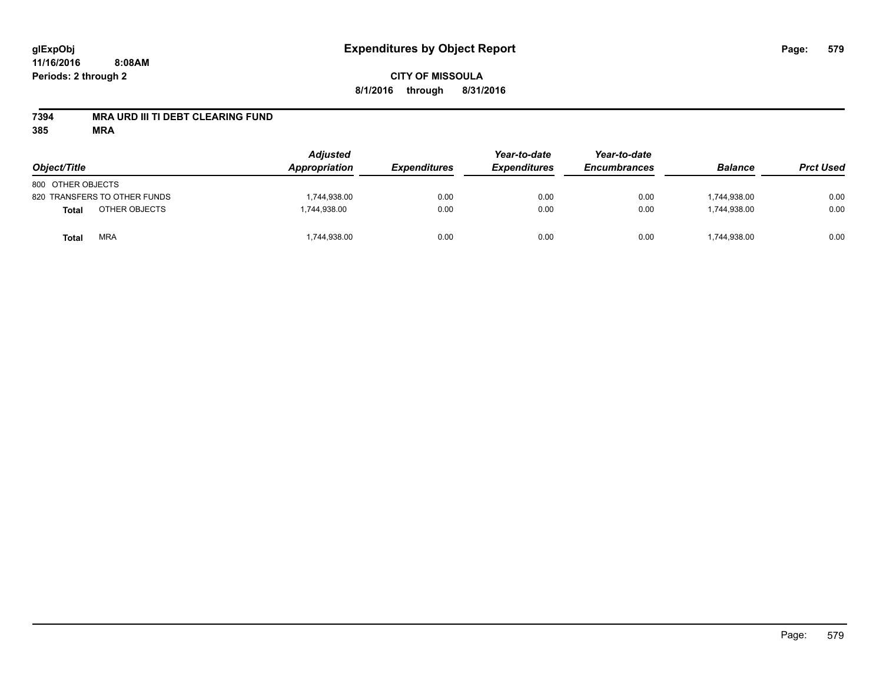**glExpObj** **Expenditures by Object Report**

**11/16/2016 8:08AM**

**Periods: 2 through 2**

**CITY OF MISSOULA**

**8/1/2016 through 8/31/2016**

**7394 MRA URD III TI DEBT CLEARING FUND**

**385 MRA**

| Object/Title | | Adjusted Appropriation | Expenditures | Year-to-date Expenditures | Year-to-date Encumbrances | Balance | Prct Used |
|---|---|---|---|---|---|---|---|
| 800 OTHER OBJECTS | | | | | | | |
| 820 TRANSFERS TO OTHER FUNDS | | 1,744,938.00 | 0.00 | 0.00 | 0.00 | 1,744,938.00 | 0.00 |
| **Total** | OTHER OBJECTS | 1,744,938.00 | 0.00 | 0.00 | 0.00 | 1,744,938.00 | 0.00 |
| **Total** | MRA | 1,744,938.00 | 0.00 | 0.00 | 0.00 | 1,744,938.00 | 0.00 |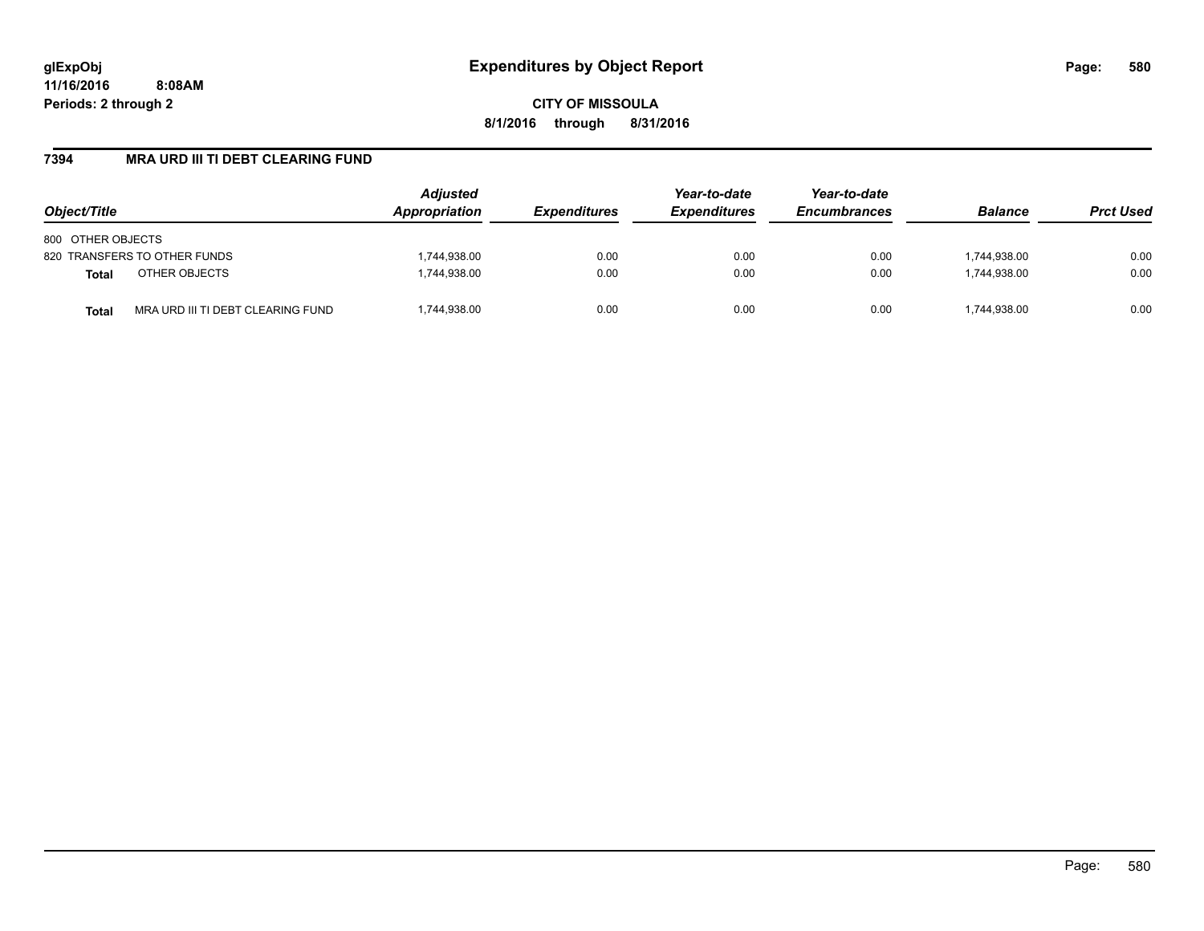# Expenditures by Object Report

**CITY OF MISSOULA**

**8/1/2016 through 8/31/2016**

## 7394 MRA URD III TI DEBT CLEARING FUND

| Object/Title | | Adjusted Appropriation | Expenditures | Year-to-date Expenditures | Year-to-date Encumbrances | Balance | Prct Used |
|---|---|---|---|---|---|---|---|
| 800 OTHER OBJECTS | | | | | | | |
| 820 TRANSFERS TO OTHER FUNDS | | 1,744,938.00 | 0.00 | 0.00 | 0.00 | 1,744,938.00 | 0.00 |
| **Total** | OTHER OBJECTS | 1,744,938.00 | 0.00 | 0.00 | 0.00 | 1,744,938.00 | 0.00 |
| **Total** | MRA URD III TI DEBT CLEARING FUND | 1,744,938.00 | 0.00 | 0.00 | 0.00 | 1,744,938.00 | 0.00 |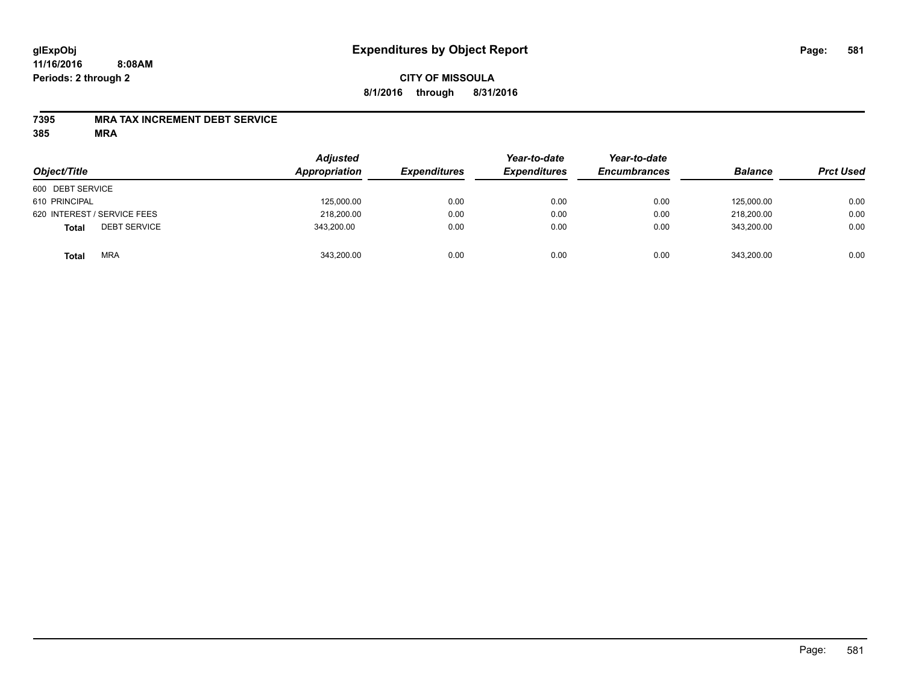# Expenditures by Object Report

**glExpObj**
**11/16/2016 8:08AM**
**Periods: 2 through 2**

**CITY OF MISSOULA**
**8/1/2016 through 8/31/2016**

**7395 MRA TAX INCREMENT DEBT SERVICE**
**385 MRA**

| Object/Title | Adjusted Appropriation | Expenditures | Year-to-date Expenditures | Year-to-date Encumbrances | Balance | Prct Used |
|---|---|---|---|---|---|---|
| 600 DEBT SERVICE | | | | | | |
| 610 PRINCIPAL | 125,000.00 | 0.00 | 0.00 | 0.00 | 125,000.00 | 0.00 |
| 620 INTEREST / SERVICE FEES | 218,200.00 | 0.00 | 0.00 | 0.00 | 218,200.00 | 0.00 |
| **Total** DEBT SERVICE | 343,200.00 | 0.00 | 0.00 | 0.00 | 343,200.00 | 0.00 |
| **Total** MRA | 343,200.00 | 0.00 | 0.00 | 0.00 | 343,200.00 | 0.00 |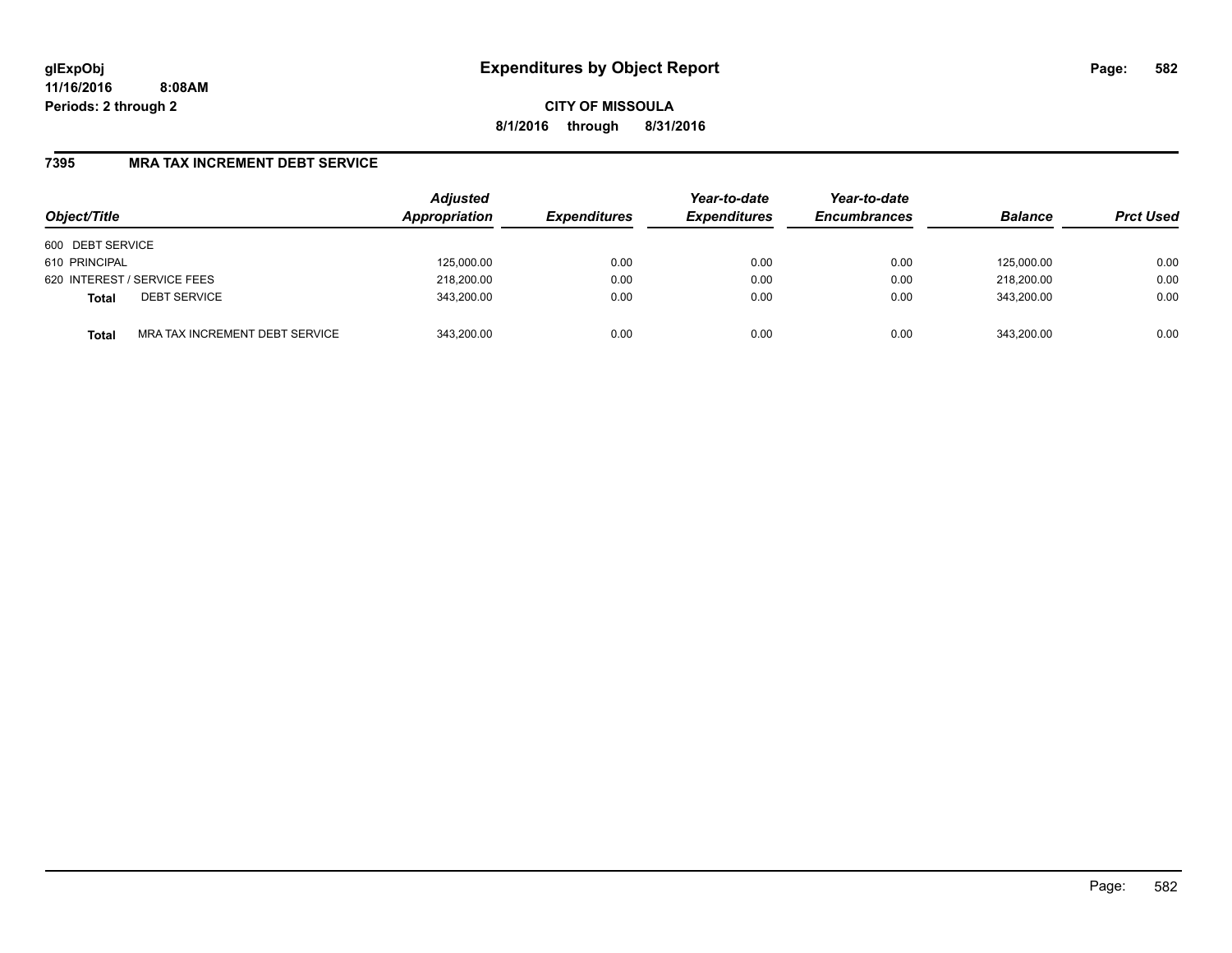# Expenditures by Object Report

glExpObj
11/16/2016 8:08AM
Periods: 2 through 2

**CITY OF MISSOULA**
**8/1/2016 through 8/31/2016**

## 7395 MRA TAX INCREMENT DEBT SERVICE

| Object/Title | | Adjusted Appropriation | Expenditures | Year-to-date Expenditures | Year-to-date Encumbrances | Balance | Prct Used |
|---|---|---|---|---|---|---|---|
| 600 DEBT SERVICE | | | | | | | |
| 610 PRINCIPAL | | 125,000.00 | 0.00 | 0.00 | 0.00 | 125,000.00 | 0.00 |
| 620 INTEREST / SERVICE FEES | | 218,200.00 | 0.00 | 0.00 | 0.00 | 218,200.00 | 0.00 |
| **Total** | DEBT SERVICE | 343,200.00 | 0.00 | 0.00 | 0.00 | 343,200.00 | 0.00 |
| **Total** | MRA TAX INCREMENT DEBT SERVICE | 343,200.00 | 0.00 | 0.00 | 0.00 | 343,200.00 | 0.00 |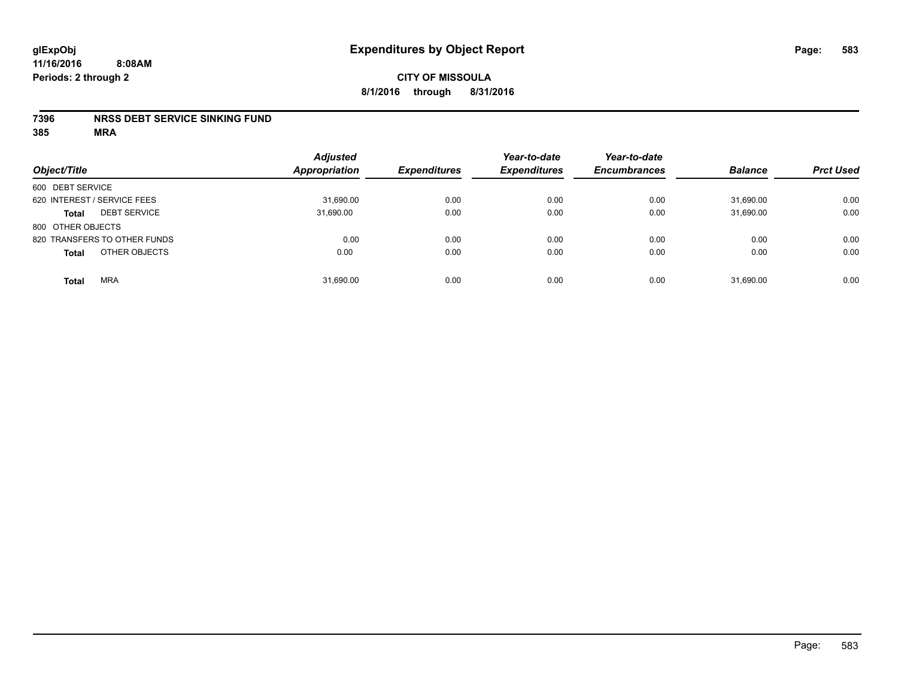# Expenditures by Object Report

glExpObj
11/16/2016 8:08AM
Periods: 2 through 2

**CITY OF MISSOULA**
**8/1/2016 through 8/31/2016**

**7396 NRSS DEBT SERVICE SINKING FUND**
**385 MRA**

| Object/Title | | Adjusted Appropriation | Expenditures | Year-to-date Expenditures | Year-to-date Encumbrances | Balance | Prct Used |
|---|---|---|---|---|---|---|---|
| 600 DEBT SERVICE | | | | | | | |
| 620 INTEREST / SERVICE FEES | | 31,690.00 | 0.00 | 0.00 | 0.00 | 31,690.00 | 0.00 |
| **Total** | DEBT SERVICE | 31,690.00 | 0.00 | 0.00 | 0.00 | 31,690.00 | 0.00 |
| 800 OTHER OBJECTS | | | | | | | |
| 820 TRANSFERS TO OTHER FUNDS | | 0.00 | 0.00 | 0.00 | 0.00 | 0.00 | 0.00 |
| **Total** | OTHER OBJECTS | 0.00 | 0.00 | 0.00 | 0.00 | 0.00 | 0.00 |
| **Total** | MRA | 31,690.00 | 0.00 | 0.00 | 0.00 | 31,690.00 | 0.00 |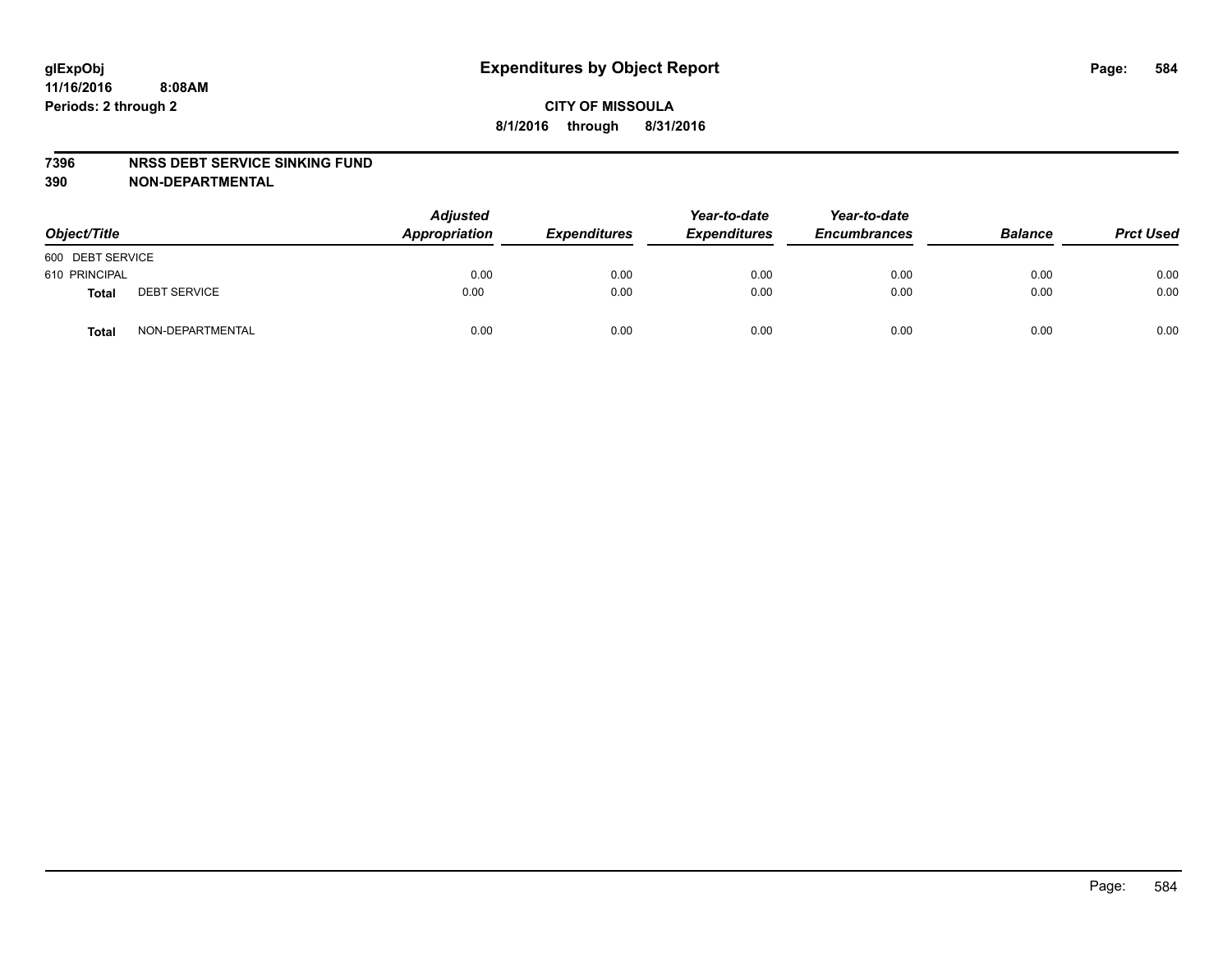# Expenditures by Object Report

glExpObj
11/16/2016 8:08AM
Periods: 2 through 2

**CITY OF MISSOULA**
**8/1/2016 through 8/31/2016**

**7396 NRSS DEBT SERVICE SINKING FUND**
**390 NON-DEPARTMENTAL**

| Object/Title | | Adjusted Appropriation | Expenditures | Year-to-date Expenditures | Year-to-date Encumbrances | Balance | Prct Used |
|---|---|---|---|---|---|---|---|
| 600 DEBT SERVICE | | | | | | | |
| 610 PRINCIPAL | | 0.00 | 0.00 | 0.00 | 0.00 | 0.00 | 0.00 |
| **Total** | DEBT SERVICE | 0.00 | 0.00 | 0.00 | 0.00 | 0.00 | 0.00 |
| **Total** | NON-DEPARTMENTAL | 0.00 | 0.00 | 0.00 | 0.00 | 0.00 | 0.00 |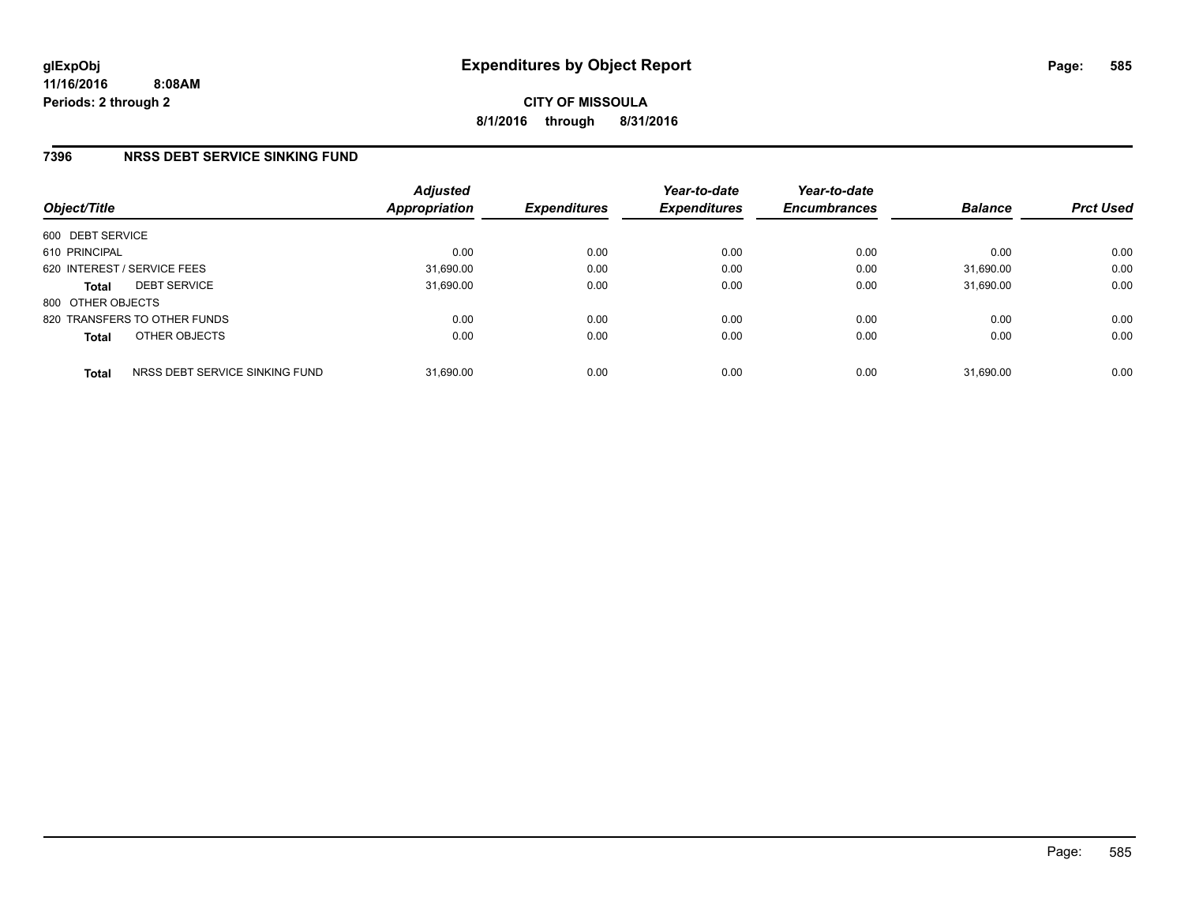glExpObj
11/16/2016 8:08AM
Periods: 2 through 2

# Expenditures by Object Report

**CITY OF MISSOULA**
**8/1/2016 through 8/31/2016**

## 7396 NRSS DEBT SERVICE SINKING FUND

| Object/Title | Adjusted Appropriation | Expenditures | Year-to-date Expenditures | Year-to-date Encumbrances | Balance | Prct Used |
|---|---|---|---|---|---|---|
| 600 DEBT SERVICE | | | | | | |
| 610 PRINCIPAL | 0.00 | 0.00 | 0.00 | 0.00 | 0.00 | 0.00 |
| 620 INTEREST / SERVICE FEES | 31,690.00 | 0.00 | 0.00 | 0.00 | 31,690.00 | 0.00 |
| **Total** DEBT SERVICE | 31,690.00 | 0.00 | 0.00 | 0.00 | 31,690.00 | 0.00 |
| 800 OTHER OBJECTS | | | | | | |
| 820 TRANSFERS TO OTHER FUNDS | 0.00 | 0.00 | 0.00 | 0.00 | 0.00 | 0.00 |
| **Total** OTHER OBJECTS | 0.00 | 0.00 | 0.00 | 0.00 | 0.00 | 0.00 |
| **Total** NRSS DEBT SERVICE SINKING FUND | 31,690.00 | 0.00 | 0.00 | 0.00 | 31,690.00 | 0.00 |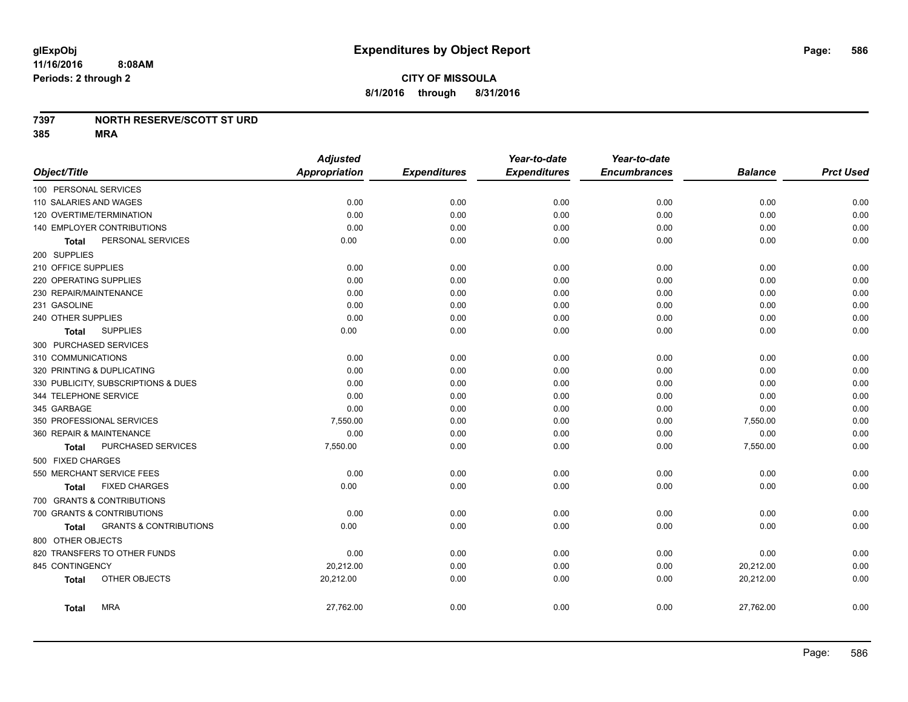glExpObj
11/16/2016 8:08AM
Periods: 2 through 2

# Expenditures by Object Report

**CITY OF MISSOULA**
**8/1/2016 through 8/31/2016**

**7397 NORTH RESERVE/SCOTT ST URD**
**385 MRA**

| Object/Title | Adjusted Appropriation | Expenditures | Year-to-date Expenditures | Year-to-date Encumbrances | Balance | Prct Used |
|---|---|---|---|---|---|---|
| 100 PERSONAL SERVICES | | | | | | |
| 110 SALARIES AND WAGES | 0.00 | 0.00 | 0.00 | 0.00 | 0.00 | 0.00 |
| 120 OVERTIME/TERMINATION | 0.00 | 0.00 | 0.00 | 0.00 | 0.00 | 0.00 |
| 140 EMPLOYER CONTRIBUTIONS | 0.00 | 0.00 | 0.00 | 0.00 | 0.00 | 0.00 |
| **Total** PERSONAL SERVICES | 0.00 | 0.00 | 0.00 | 0.00 | 0.00 | 0.00 |
| 200 SUPPLIES | | | | | | |
| 210 OFFICE SUPPLIES | 0.00 | 0.00 | 0.00 | 0.00 | 0.00 | 0.00 |
| 220 OPERATING SUPPLIES | 0.00 | 0.00 | 0.00 | 0.00 | 0.00 | 0.00 |
| 230 REPAIR/MAINTENANCE | 0.00 | 0.00 | 0.00 | 0.00 | 0.00 | 0.00 |
| 231 GASOLINE | 0.00 | 0.00 | 0.00 | 0.00 | 0.00 | 0.00 |
| 240 OTHER SUPPLIES | 0.00 | 0.00 | 0.00 | 0.00 | 0.00 | 0.00 |
| **Total** SUPPLIES | 0.00 | 0.00 | 0.00 | 0.00 | 0.00 | 0.00 |
| 300 PURCHASED SERVICES | | | | | | |
| 310 COMMUNICATIONS | 0.00 | 0.00 | 0.00 | 0.00 | 0.00 | 0.00 |
| 320 PRINTING & DUPLICATING | 0.00 | 0.00 | 0.00 | 0.00 | 0.00 | 0.00 |
| 330 PUBLICITY, SUBSCRIPTIONS & DUES | 0.00 | 0.00 | 0.00 | 0.00 | 0.00 | 0.00 |
| 344 TELEPHONE SERVICE | 0.00 | 0.00 | 0.00 | 0.00 | 0.00 | 0.00 |
| 345 GARBAGE | 0.00 | 0.00 | 0.00 | 0.00 | 0.00 | 0.00 |
| 350 PROFESSIONAL SERVICES | 7,550.00 | 0.00 | 0.00 | 0.00 | 7,550.00 | 0.00 |
| 360 REPAIR & MAINTENANCE | 0.00 | 0.00 | 0.00 | 0.00 | 0.00 | 0.00 |
| **Total** PURCHASED SERVICES | 7,550.00 | 0.00 | 0.00 | 0.00 | 7,550.00 | 0.00 |
| 500 FIXED CHARGES | | | | | | |
| 550 MERCHANT SERVICE FEES | 0.00 | 0.00 | 0.00 | 0.00 | 0.00 | 0.00 |
| **Total** FIXED CHARGES | 0.00 | 0.00 | 0.00 | 0.00 | 0.00 | 0.00 |
| 700 GRANTS & CONTRIBUTIONS | | | | | | |
| 700 GRANTS & CONTRIBUTIONS | 0.00 | 0.00 | 0.00 | 0.00 | 0.00 | 0.00 |
| **Total** GRANTS & CONTRIBUTIONS | 0.00 | 0.00 | 0.00 | 0.00 | 0.00 | 0.00 |
| 800 OTHER OBJECTS | | | | | | |
| 820 TRANSFERS TO OTHER FUNDS | 0.00 | 0.00 | 0.00 | 0.00 | 0.00 | 0.00 |
| 845 CONTINGENCY | 20,212.00 | 0.00 | 0.00 | 0.00 | 20,212.00 | 0.00 |
| **Total** OTHER OBJECTS | 20,212.00 | 0.00 | 0.00 | 0.00 | 20,212.00 | 0.00 |
| **Total** MRA | 27,762.00 | 0.00 | 0.00 | 0.00 | 27,762.00 | 0.00 |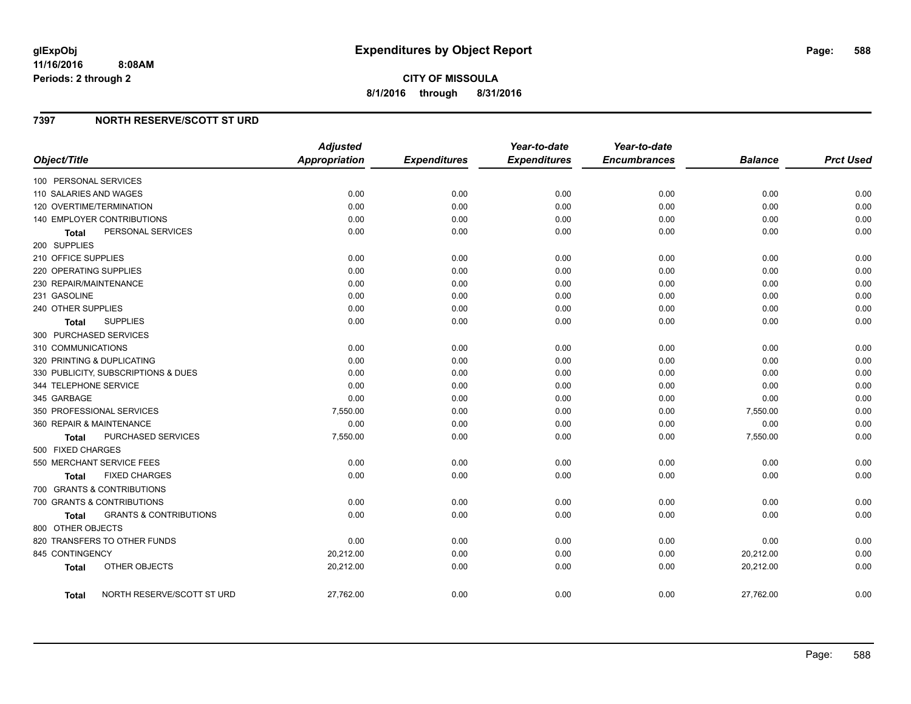# Expenditures by Object Report

glExpObj
11/16/2016 8:08AM
Periods: 2 through 2

**CITY OF MISSOULA**
**8/1/2016 through 8/31/2016**

## 7397 NORTH RESERVE/SCOTT ST URD

| Object/Title | Adjusted Appropriation | Expenditures | Year-to-date Expenditures | Year-to-date Encumbrances | Balance | Prct Used |
|---|---|---|---|---|---|---|
| 100 PERSONAL SERVICES | | | | | | |
| 110 SALARIES AND WAGES | 0.00 | 0.00 | 0.00 | 0.00 | 0.00 | 0.00 |
| 120 OVERTIME/TERMINATION | 0.00 | 0.00 | 0.00 | 0.00 | 0.00 | 0.00 |
| 140 EMPLOYER CONTRIBUTIONS | 0.00 | 0.00 | 0.00 | 0.00 | 0.00 | 0.00 |
| **Total** PERSONAL SERVICES | 0.00 | 0.00 | 0.00 | 0.00 | 0.00 | 0.00 |
| 200 SUPPLIES | | | | | | |
| 210 OFFICE SUPPLIES | 0.00 | 0.00 | 0.00 | 0.00 | 0.00 | 0.00 |
| 220 OPERATING SUPPLIES | 0.00 | 0.00 | 0.00 | 0.00 | 0.00 | 0.00 |
| 230 REPAIR/MAINTENANCE | 0.00 | 0.00 | 0.00 | 0.00 | 0.00 | 0.00 |
| 231 GASOLINE | 0.00 | 0.00 | 0.00 | 0.00 | 0.00 | 0.00 |
| 240 OTHER SUPPLIES | 0.00 | 0.00 | 0.00 | 0.00 | 0.00 | 0.00 |
| **Total** SUPPLIES | 0.00 | 0.00 | 0.00 | 0.00 | 0.00 | 0.00 |
| 300 PURCHASED SERVICES | | | | | | |
| 310 COMMUNICATIONS | 0.00 | 0.00 | 0.00 | 0.00 | 0.00 | 0.00 |
| 320 PRINTING & DUPLICATING | 0.00 | 0.00 | 0.00 | 0.00 | 0.00 | 0.00 |
| 330 PUBLICITY, SUBSCRIPTIONS & DUES | 0.00 | 0.00 | 0.00 | 0.00 | 0.00 | 0.00 |
| 344 TELEPHONE SERVICE | 0.00 | 0.00 | 0.00 | 0.00 | 0.00 | 0.00 |
| 345 GARBAGE | 0.00 | 0.00 | 0.00 | 0.00 | 0.00 | 0.00 |
| 350 PROFESSIONAL SERVICES | 7,550.00 | 0.00 | 0.00 | 0.00 | 7,550.00 | 0.00 |
| 360 REPAIR & MAINTENANCE | 0.00 | 0.00 | 0.00 | 0.00 | 0.00 | 0.00 |
| **Total** PURCHASED SERVICES | 7,550.00 | 0.00 | 0.00 | 0.00 | 7,550.00 | 0.00 |
| 500 FIXED CHARGES | | | | | | |
| 550 MERCHANT SERVICE FEES | 0.00 | 0.00 | 0.00 | 0.00 | 0.00 | 0.00 |
| **Total** FIXED CHARGES | 0.00 | 0.00 | 0.00 | 0.00 | 0.00 | 0.00 |
| 700 GRANTS & CONTRIBUTIONS | | | | | | |
| 700 GRANTS & CONTRIBUTIONS | 0.00 | 0.00 | 0.00 | 0.00 | 0.00 | 0.00 |
| **Total** GRANTS & CONTRIBUTIONS | 0.00 | 0.00 | 0.00 | 0.00 | 0.00 | 0.00 |
| 800 OTHER OBJECTS | | | | | | |
| 820 TRANSFERS TO OTHER FUNDS | 0.00 | 0.00 | 0.00 | 0.00 | 0.00 | 0.00 |
| 845 CONTINGENCY | 20,212.00 | 0.00 | 0.00 | 0.00 | 20,212.00 | 0.00 |
| **Total** OTHER OBJECTS | 20,212.00 | 0.00 | 0.00 | 0.00 | 20,212.00 | 0.00 |
| **Total** NORTH RESERVE/SCOTT ST URD | 27,762.00 | 0.00 | 0.00 | 0.00 | 27,762.00 | 0.00 |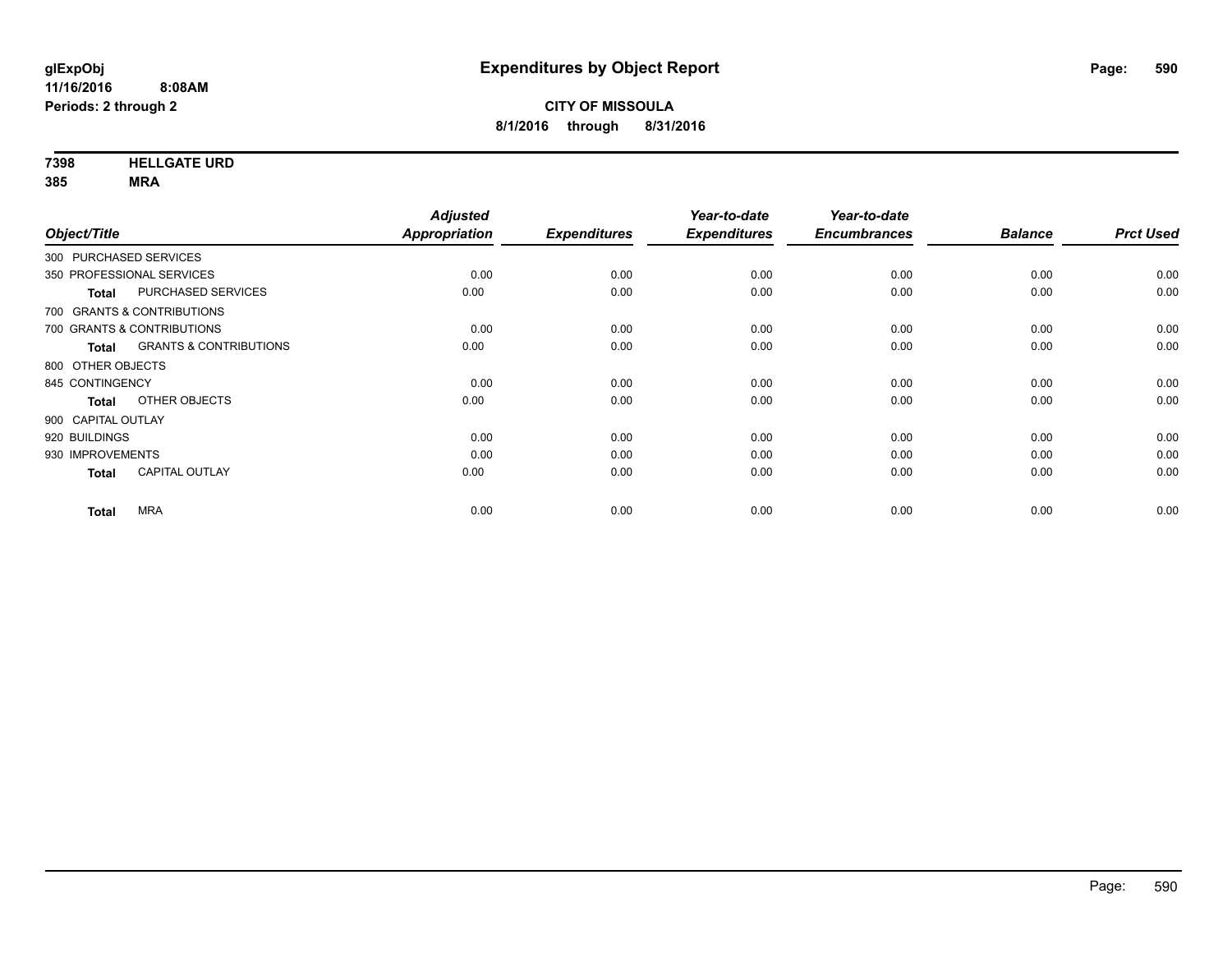# Expenditures by Object Report

glExpObj
11/16/2016 8:08AM
Periods: 2 through 2

**CITY OF MISSOULA**
**8/1/2016 through 8/31/2016**

**7398 HELLGATE URD**
**385 MRA**

| Object/Title | | Adjusted Appropriation | Expenditures | Year-to-date Expenditures | Year-to-date Encumbrances | Balance | Prct Used |
|---|---|---|---|---|---|---|---|
| 300 PURCHASED SERVICES | | | | | | | |
| 350 PROFESSIONAL SERVICES | | 0.00 | 0.00 | 0.00 | 0.00 | 0.00 | 0.00 |
| **Total** | PURCHASED SERVICES | 0.00 | 0.00 | 0.00 | 0.00 | 0.00 | 0.00 |
| 700 GRANTS & CONTRIBUTIONS | | | | | | | |
| 700 GRANTS & CONTRIBUTIONS | | 0.00 | 0.00 | 0.00 | 0.00 | 0.00 | 0.00 |
| **Total** | GRANTS & CONTRIBUTIONS | 0.00 | 0.00 | 0.00 | 0.00 | 0.00 | 0.00 |
| 800 OTHER OBJECTS | | | | | | | |
| 845 CONTINGENCY | | 0.00 | 0.00 | 0.00 | 0.00 | 0.00 | 0.00 |
| **Total** | OTHER OBJECTS | 0.00 | 0.00 | 0.00 | 0.00 | 0.00 | 0.00 |
| 900 CAPITAL OUTLAY | | | | | | | |
| 920 BUILDINGS | | 0.00 | 0.00 | 0.00 | 0.00 | 0.00 | 0.00 |
| 930 IMPROVEMENTS | | 0.00 | 0.00 | 0.00 | 0.00 | 0.00 | 0.00 |
| **Total** | CAPITAL OUTLAY | 0.00 | 0.00 | 0.00 | 0.00 | 0.00 | 0.00 |
| **Total** | MRA | 0.00 | 0.00 | 0.00 | 0.00 | 0.00 | 0.00 |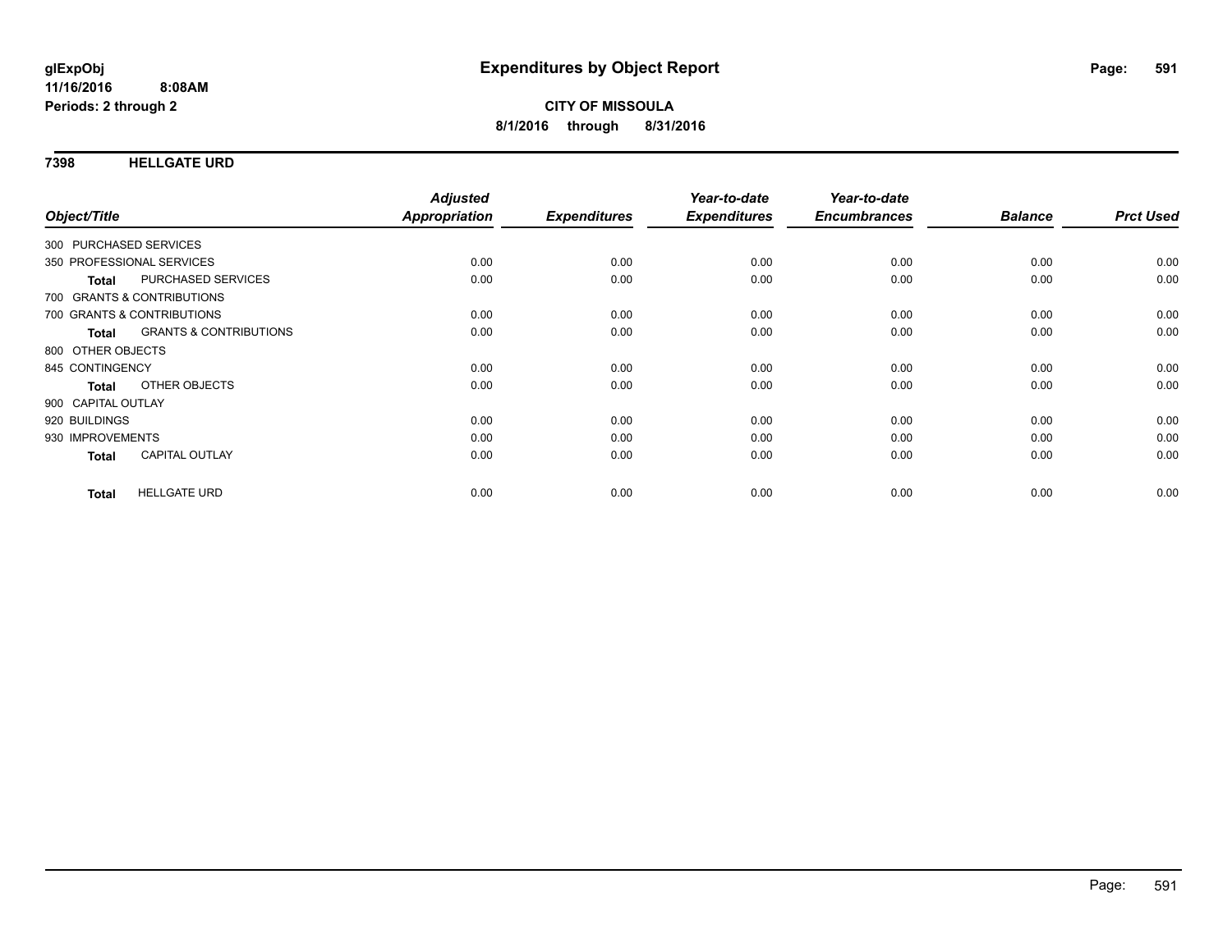**glExpObj** **Expenditures by Object Report**
**11/16/2016 8:08AM**
**Periods: 2 through 2**

**CITY OF MISSOULA**
**8/1/2016 through 8/31/2016**

## 7398 HELLGATE URD

| Object/Title | | Adjusted Appropriation | Expenditures | Year-to-date Expenditures | Year-to-date Encumbrances | Balance | Prct Used |
|---|---|---|---|---|---|---|---|
| 300 PURCHASED SERVICES | | | | | | | |
| 350 PROFESSIONAL SERVICES | | 0.00 | 0.00 | 0.00 | 0.00 | 0.00 | 0.00 |
| **Total** | PURCHASED SERVICES | 0.00 | 0.00 | 0.00 | 0.00 | 0.00 | 0.00 |
| 700 GRANTS & CONTRIBUTIONS | | | | | | | |
| 700 GRANTS & CONTRIBUTIONS | | 0.00 | 0.00 | 0.00 | 0.00 | 0.00 | 0.00 |
| **Total** | GRANTS & CONTRIBUTIONS | 0.00 | 0.00 | 0.00 | 0.00 | 0.00 | 0.00 |
| 800 OTHER OBJECTS | | | | | | | |
| 845 CONTINGENCY | | 0.00 | 0.00 | 0.00 | 0.00 | 0.00 | 0.00 |
| **Total** | OTHER OBJECTS | 0.00 | 0.00 | 0.00 | 0.00 | 0.00 | 0.00 |
| 900 CAPITAL OUTLAY | | | | | | | |
| 920 BUILDINGS | | 0.00 | 0.00 | 0.00 | 0.00 | 0.00 | 0.00 |
| 930 IMPROVEMENTS | | 0.00 | 0.00 | 0.00 | 0.00 | 0.00 | 0.00 |
| **Total** | CAPITAL OUTLAY | 0.00 | 0.00 | 0.00 | 0.00 | 0.00 | 0.00 |
| **Total** | HELLGATE URD | 0.00 | 0.00 | 0.00 | 0.00 | 0.00 | 0.00 |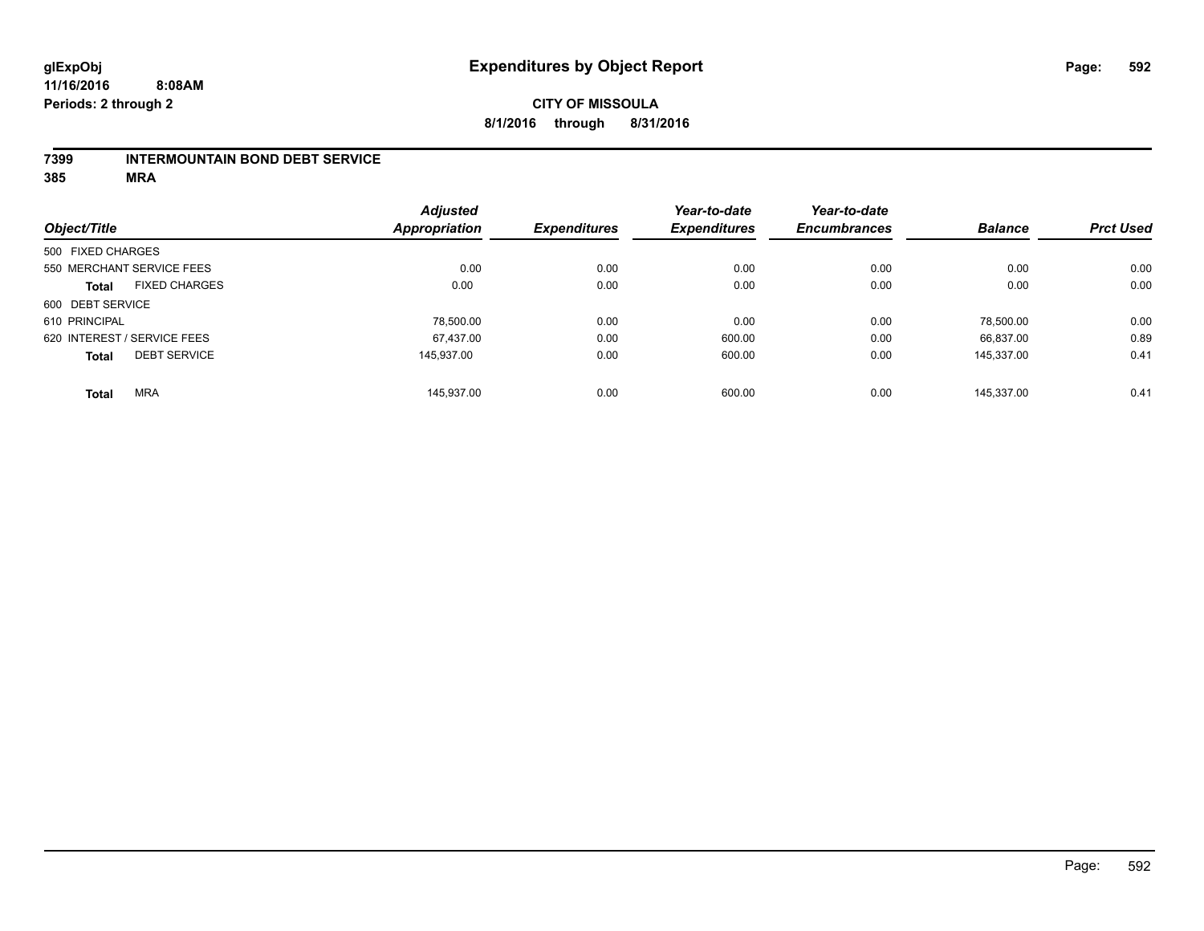**glExpObj**
**11/16/2016 8:08AM**
**Periods: 2 through 2**

# Expenditures by Object Report

**CITY OF MISSOULA**
**8/1/2016 through 8/31/2016**

**7399 INTERMOUNTAIN BOND DEBT SERVICE**
**385 MRA**

| Object/Title | Adjusted Appropriation | Expenditures | Year-to-date Expenditures | Year-to-date Encumbrances | Balance | Prct Used |
|---|---|---|---|---|---|---|
| 500 FIXED CHARGES | | | | | | |
| 550 MERCHANT SERVICE FEES | 0.00 | 0.00 | 0.00 | 0.00 | 0.00 | 0.00 |
| **Total** FIXED CHARGES | 0.00 | 0.00 | 0.00 | 0.00 | 0.00 | 0.00 |
| 600 DEBT SERVICE | | | | | | |
| 610 PRINCIPAL | 78,500.00 | 0.00 | 0.00 | 0.00 | 78,500.00 | 0.00 |
| 620 INTEREST / SERVICE FEES | 67,437.00 | 0.00 | 600.00 | 0.00 | 66,837.00 | 0.89 |
| **Total** DEBT SERVICE | 145,937.00 | 0.00 | 600.00 | 0.00 | 145,337.00 | 0.41 |
| **Total** MRA | 145,937.00 | 0.00 | 600.00 | 0.00 | 145,337.00 | 0.41 |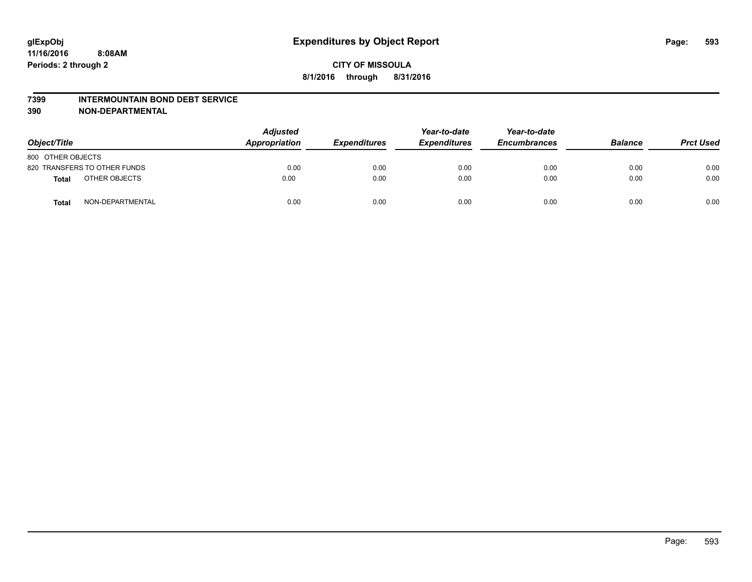**glExpObj**
**11/16/2016 8:08AM**
**Periods: 2 through 2**

# Expenditures by Object Report

**CITY OF MISSOULA**
**8/1/2016 through 8/31/2016**

## 7399 INTERMOUNTAIN BOND DEBT SERVICE
## 390 NON-DEPARTMENTAL

| Object/Title | | Adjusted Appropriation | Expenditures | Year-to-date Expenditures | Year-to-date Encumbrances | Balance | Prct Used |
|---|---|---|---|---|---|---|---|
| 800 OTHER OBJECTS | | | | | | | |
| 820 TRANSFERS TO OTHER FUNDS | | 0.00 | 0.00 | 0.00 | 0.00 | 0.00 | 0.00 |
| **Total** | OTHER OBJECTS | 0.00 | 0.00 | 0.00 | 0.00 | 0.00 | 0.00 |
| **Total** | NON-DEPARTMENTAL | 0.00 | 0.00 | 0.00 | 0.00 | 0.00 | 0.00 |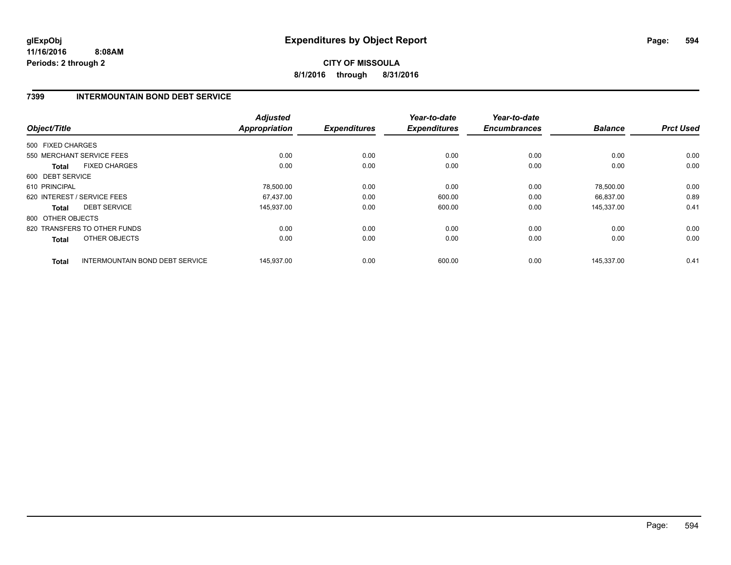glExpObj
11/16/2016 8:08AM
Periods: 2 through 2

# Expenditures by Object Report

**CITY OF MISSOULA**
**8/1/2016 through 8/31/2016**

## 7399 INTERMOUNTAIN BOND DEBT SERVICE

| Object/Title | | Adjusted Appropriation | Expenditures | Year-to-date Expenditures | Year-to-date Encumbrances | Balance | Prct Used |
|---|---|---|---|---|---|---|---|
| 500 FIXED CHARGES | | | | | | | |
| 550 MERCHANT SERVICE FEES | | 0.00 | 0.00 | 0.00 | 0.00 | 0.00 | 0.00 |
| **Total** | FIXED CHARGES | 0.00 | 0.00 | 0.00 | 0.00 | 0.00 | 0.00 |
| 600 DEBT SERVICE | | | | | | | |
| 610 PRINCIPAL | | 78,500.00 | 0.00 | 0.00 | 0.00 | 78,500.00 | 0.00 |
| 620 INTEREST / SERVICE FEES | | 67,437.00 | 0.00 | 600.00 | 0.00 | 66,837.00 | 0.89 |
| **Total** | DEBT SERVICE | 145,937.00 | 0.00 | 600.00 | 0.00 | 145,337.00 | 0.41 |
| 800 OTHER OBJECTS | | | | | | | |
| 820 TRANSFERS TO OTHER FUNDS | | 0.00 | 0.00 | 0.00 | 0.00 | 0.00 | 0.00 |
| **Total** | OTHER OBJECTS | 0.00 | 0.00 | 0.00 | 0.00 | 0.00 | 0.00 |
| **Total** | INTERMOUNTAIN BOND DEBT SERVICE | 145,937.00 | 0.00 | 600.00 | 0.00 | 145,337.00 | 0.41 |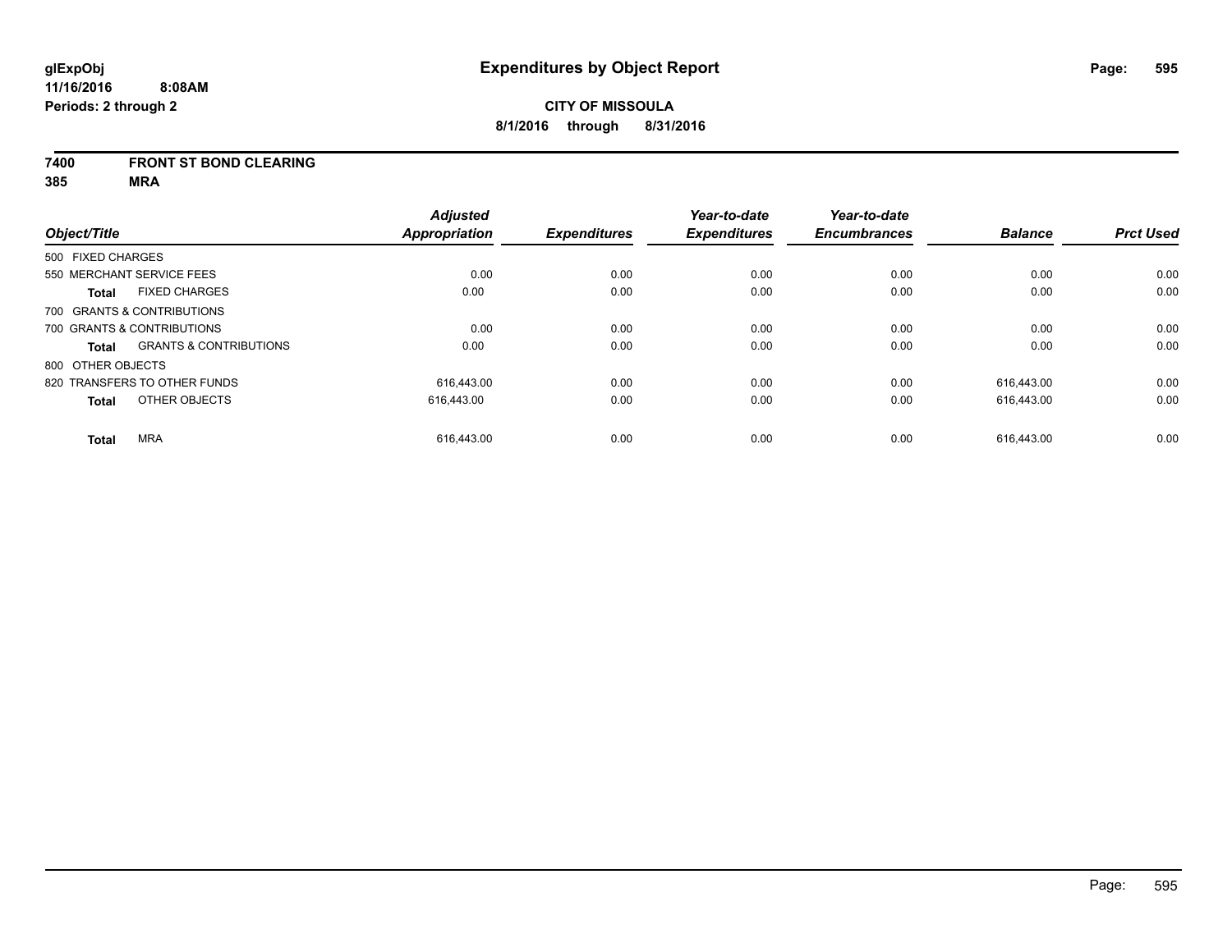# Expenditures by Object Report

glExpObj
11/16/2016 8:08AM
Periods: 2 through 2

**CITY OF MISSOULA**
**8/1/2016 through 8/31/2016**

**7400 FRONT ST BOND CLEARING**
**385 MRA**

| Object/Title | Adjusted Appropriation | Expenditures | Year-to-date Expenditures | Year-to-date Encumbrances | Balance | Prct Used |
|---|---|---|---|---|---|---|
| 500 FIXED CHARGES | | | | | | |
| 550 MERCHANT SERVICE FEES | 0.00 | 0.00 | 0.00 | 0.00 | 0.00 | 0.00 |
| **Total** FIXED CHARGES | 0.00 | 0.00 | 0.00 | 0.00 | 0.00 | 0.00 |
| 700 GRANTS & CONTRIBUTIONS | | | | | | |
| 700 GRANTS & CONTRIBUTIONS | 0.00 | 0.00 | 0.00 | 0.00 | 0.00 | 0.00 |
| **Total** GRANTS & CONTRIBUTIONS | 0.00 | 0.00 | 0.00 | 0.00 | 0.00 | 0.00 |
| 800 OTHER OBJECTS | | | | | | |
| 820 TRANSFERS TO OTHER FUNDS | 616,443.00 | 0.00 | 0.00 | 0.00 | 616,443.00 | 0.00 |
| **Total** OTHER OBJECTS | 616,443.00 | 0.00 | 0.00 | 0.00 | 616,443.00 | 0.00 |
| **Total** MRA | 616,443.00 | 0.00 | 0.00 | 0.00 | 616,443.00 | 0.00 |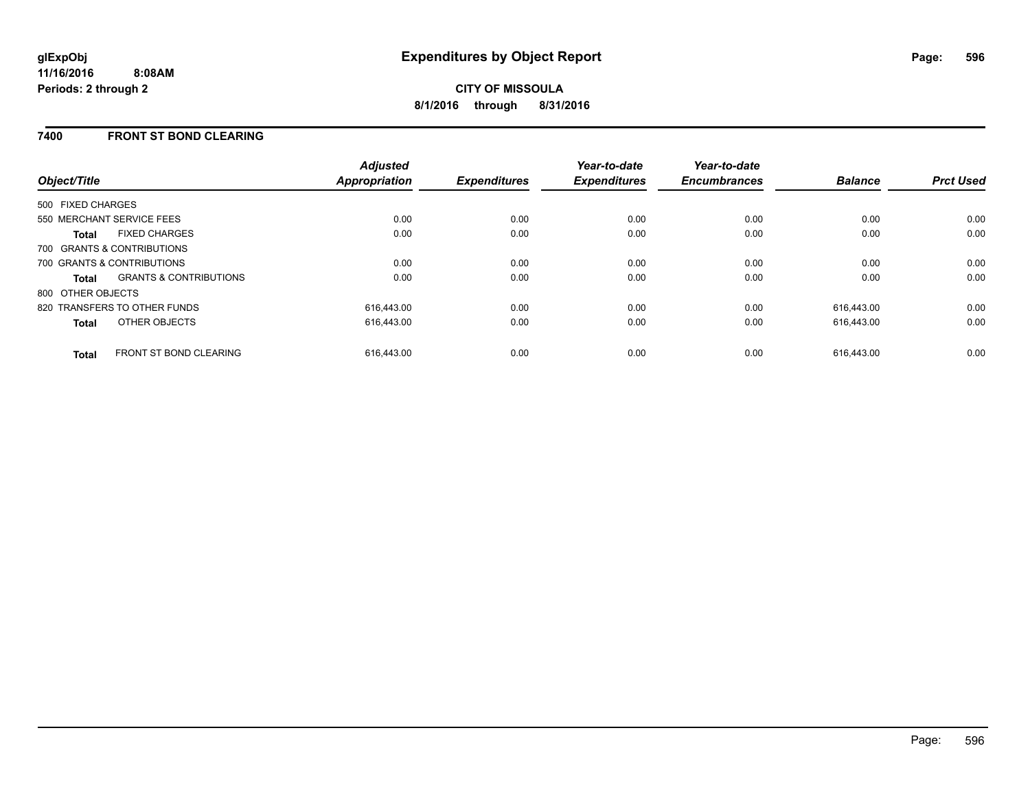# Expenditures by Object Report

glExpObj
11/16/2016 8:08AM
Periods: 2 through 2

**CITY OF MISSOULA**
**8/1/2016 through 8/31/2016**

## 7400 FRONT ST BOND CLEARING

| Object/Title | | Adjusted Appropriation | Expenditures | Year-to-date Expenditures | Year-to-date Encumbrances | Balance | Prct Used |
|---|---|---|---|---|---|---|---|
| 500 FIXED CHARGES | | | | | | | |
| 550 MERCHANT SERVICE FEES | | 0.00 | 0.00 | 0.00 | 0.00 | 0.00 | 0.00 |
| **Total** | FIXED CHARGES | 0.00 | 0.00 | 0.00 | 0.00 | 0.00 | 0.00 |
| 700 GRANTS & CONTRIBUTIONS | | | | | | | |
| 700 GRANTS & CONTRIBUTIONS | | 0.00 | 0.00 | 0.00 | 0.00 | 0.00 | 0.00 |
| **Total** | GRANTS & CONTRIBUTIONS | 0.00 | 0.00 | 0.00 | 0.00 | 0.00 | 0.00 |
| 800 OTHER OBJECTS | | | | | | | |
| 820 TRANSFERS TO OTHER FUNDS | | 616,443.00 | 0.00 | 0.00 | 0.00 | 616,443.00 | 0.00 |
| **Total** | OTHER OBJECTS | 616,443.00 | 0.00 | 0.00 | 0.00 | 616,443.00 | 0.00 |
| **Total** | FRONT ST BOND CLEARING | 616,443.00 | 0.00 | 0.00 | 0.00 | 616,443.00 | 0.00 |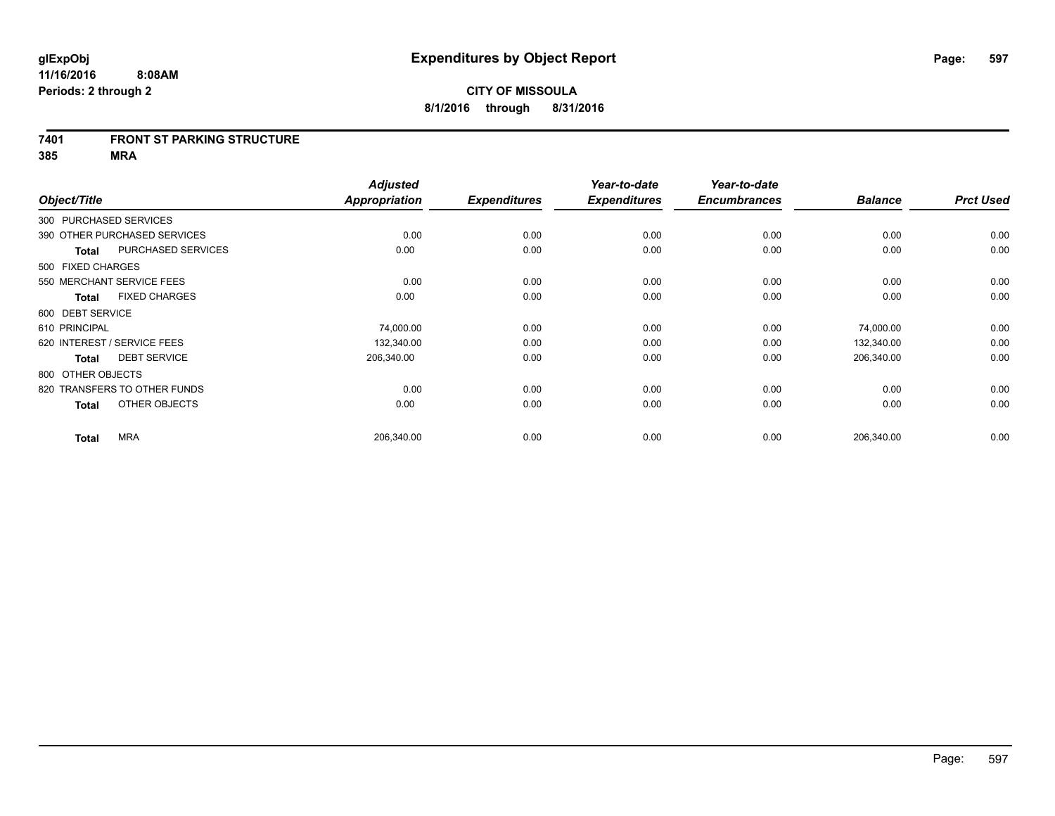# Expenditures by Object Report

glExpObj
11/16/2016 8:08AM
Periods: 2 through 2

**CITY OF MISSOULA**
**8/1/2016 through 8/31/2016**

**7401 FRONT ST PARKING STRUCTURE**
**385 MRA**

| Object/Title | | Adjusted Appropriation | Expenditures | Year-to-date Expenditures | Year-to-date Encumbrances | Balance | Prct Used |
|---|---|---|---|---|---|---|---|
| 300 PURCHASED SERVICES | | | | | | | |
| 390 OTHER PURCHASED SERVICES | | 0.00 | 0.00 | 0.00 | 0.00 | 0.00 | 0.00 |
| Total | PURCHASED SERVICES | 0.00 | 0.00 | 0.00 | 0.00 | 0.00 | 0.00 |
| 500 FIXED CHARGES | | | | | | | |
| 550 MERCHANT SERVICE FEES | | 0.00 | 0.00 | 0.00 | 0.00 | 0.00 | 0.00 |
| Total | FIXED CHARGES | 0.00 | 0.00 | 0.00 | 0.00 | 0.00 | 0.00 |
| 600 DEBT SERVICE | | | | | | | |
| 610 PRINCIPAL | | 74,000.00 | 0.00 | 0.00 | 0.00 | 74,000.00 | 0.00 |
| 620 INTEREST / SERVICE FEES | | 132,340.00 | 0.00 | 0.00 | 0.00 | 132,340.00 | 0.00 |
| Total | DEBT SERVICE | 206,340.00 | 0.00 | 0.00 | 0.00 | 206,340.00 | 0.00 |
| 800 OTHER OBJECTS | | | | | | | |
| 820 TRANSFERS TO OTHER FUNDS | | 0.00 | 0.00 | 0.00 | 0.00 | 0.00 | 0.00 |
| Total | OTHER OBJECTS | 0.00 | 0.00 | 0.00 | 0.00 | 0.00 | 0.00 |
| Total | MRA | 206,340.00 | 0.00 | 0.00 | 0.00 | 206,340.00 | 0.00 |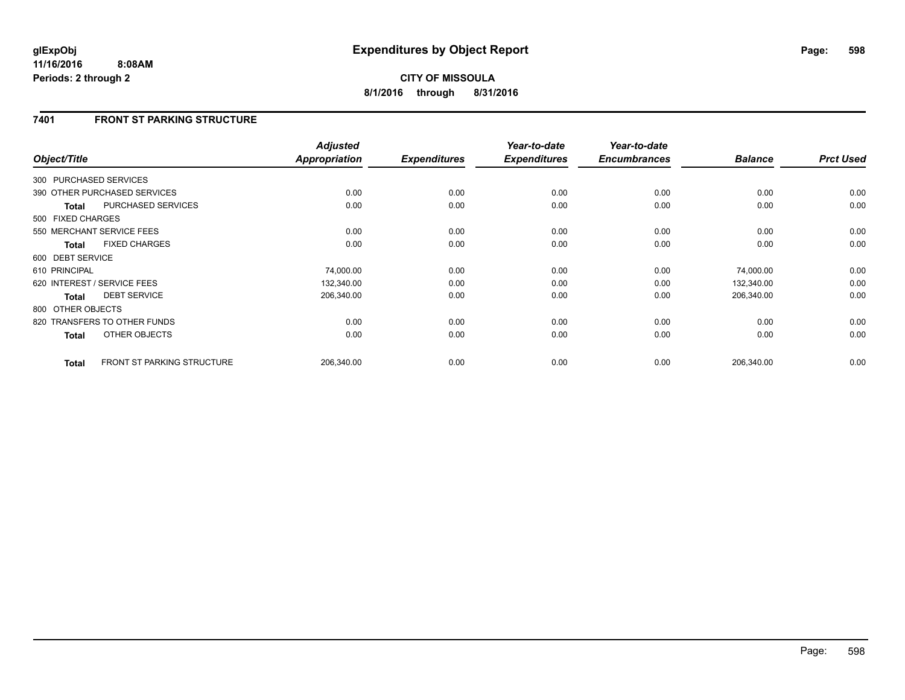**glExpObj**
**11/16/2016 8:08AM**
**Periods: 2 through 2**

# Expenditures by Object Report

**CITY OF MISSOULA**
**8/1/2016 through 8/31/2016**

## 7401 FRONT ST PARKING STRUCTURE

| Object/Title | Adjusted Appropriation | Expenditures | Year-to-date Expenditures | Year-to-date Encumbrances | Balance | Prct Used |
|---|---|---|---|---|---|---|
| 300 PURCHASED SERVICES | | | | | | |
| 390 OTHER PURCHASED SERVICES | 0.00 | 0.00 | 0.00 | 0.00 | 0.00 | 0.00 |
| **Total** PURCHASED SERVICES | 0.00 | 0.00 | 0.00 | 0.00 | 0.00 | 0.00 |
| 500 FIXED CHARGES | | | | | | |
| 550 MERCHANT SERVICE FEES | 0.00 | 0.00 | 0.00 | 0.00 | 0.00 | 0.00 |
| **Total** FIXED CHARGES | 0.00 | 0.00 | 0.00 | 0.00 | 0.00 | 0.00 |
| 600 DEBT SERVICE | | | | | | |
| 610 PRINCIPAL | 74,000.00 | 0.00 | 0.00 | 0.00 | 74,000.00 | 0.00 |
| 620 INTEREST / SERVICE FEES | 132,340.00 | 0.00 | 0.00 | 0.00 | 132,340.00 | 0.00 |
| **Total** DEBT SERVICE | 206,340.00 | 0.00 | 0.00 | 0.00 | 206,340.00 | 0.00 |
| 800 OTHER OBJECTS | | | | | | |
| 820 TRANSFERS TO OTHER FUNDS | 0.00 | 0.00 | 0.00 | 0.00 | 0.00 | 0.00 |
| **Total** OTHER OBJECTS | 0.00 | 0.00 | 0.00 | 0.00 | 0.00 | 0.00 |
| **Total** FRONT ST PARKING STRUCTURE | 206,340.00 | 0.00 | 0.00 | 0.00 | 206,340.00 | 0.00 |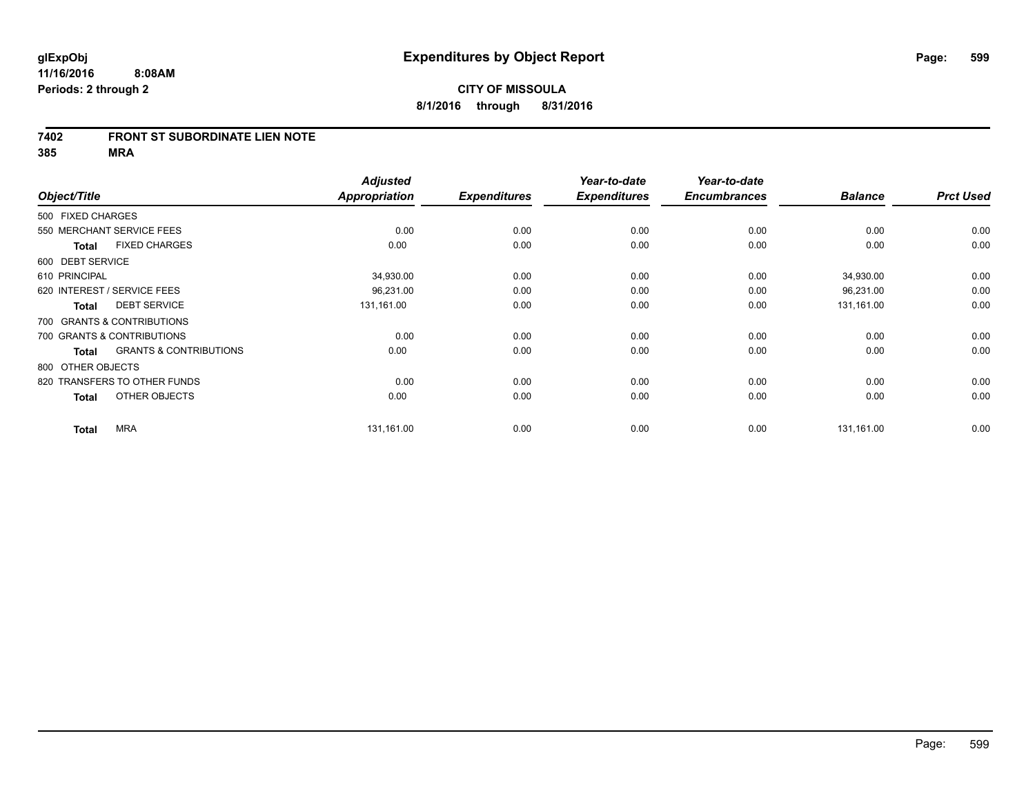glExpObj
11/16/2016 8:08AM
Periods: 2 through 2

# Expenditures by Object Report

**CITY OF MISSOULA**
**8/1/2016 through 8/31/2016**

## 7402 FRONT ST SUBORDINATE LIEN NOTE
## 385 MRA

| Object/Title | Adjusted Appropriation | Expenditures | Year-to-date Expenditures | Year-to-date Encumbrances | Balance | Prct Used |
|---|---|---|---|---|---|---|
| 500 FIXED CHARGES | | | | | | |
| 550 MERCHANT SERVICE FEES | 0.00 | 0.00 | 0.00 | 0.00 | 0.00 | 0.00 |
| **Total** FIXED CHARGES | 0.00 | 0.00 | 0.00 | 0.00 | 0.00 | 0.00 |
| 600 DEBT SERVICE | | | | | | |
| 610 PRINCIPAL | 34,930.00 | 0.00 | 0.00 | 0.00 | 34,930.00 | 0.00 |
| 620 INTEREST / SERVICE FEES | 96,231.00 | 0.00 | 0.00 | 0.00 | 96,231.00 | 0.00 |
| **Total** DEBT SERVICE | 131,161.00 | 0.00 | 0.00 | 0.00 | 131,161.00 | 0.00 |
| 700 GRANTS & CONTRIBUTIONS | | | | | | |
| 700 GRANTS & CONTRIBUTIONS | 0.00 | 0.00 | 0.00 | 0.00 | 0.00 | 0.00 |
| **Total** GRANTS & CONTRIBUTIONS | 0.00 | 0.00 | 0.00 | 0.00 | 0.00 | 0.00 |
| 800 OTHER OBJECTS | | | | | | |
| 820 TRANSFERS TO OTHER FUNDS | 0.00 | 0.00 | 0.00 | 0.00 | 0.00 | 0.00 |
| **Total** OTHER OBJECTS | 0.00 | 0.00 | 0.00 | 0.00 | 0.00 | 0.00 |
| **Total** MRA | 131,161.00 | 0.00 | 0.00 | 0.00 | 131,161.00 | 0.00 |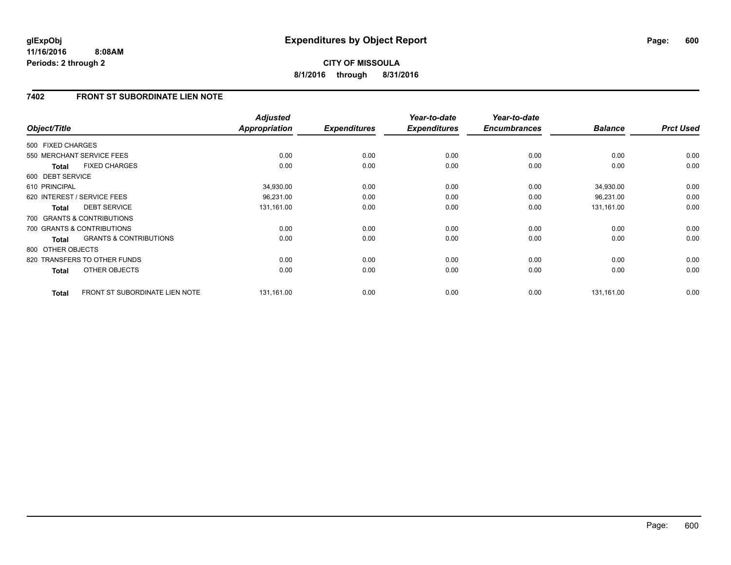**glExpObj** **Expenditures by Object Report**
**11/16/2016 8:08AM**
**Periods: 2 through 2**

**CITY OF MISSOULA**
**8/1/2016 through 8/31/2016**

## 7402 FRONT ST SUBORDINATE LIEN NOTE

| Object/Title | | Adjusted Appropriation | Expenditures | Year-to-date Expenditures | Year-to-date Encumbrances | Balance | Prct Used |
|---|---|---|---|---|---|---|---|
| 500 FIXED CHARGES | | | | | | | |
| 550 MERCHANT SERVICE FEES | | 0.00 | 0.00 | 0.00 | 0.00 | 0.00 | 0.00 |
| **Total** | FIXED CHARGES | 0.00 | 0.00 | 0.00 | 0.00 | 0.00 | 0.00 |
| 600 DEBT SERVICE | | | | | | | |
| 610 PRINCIPAL | | 34,930.00 | 0.00 | 0.00 | 0.00 | 34,930.00 | 0.00 |
| 620 INTEREST / SERVICE FEES | | 96,231.00 | 0.00 | 0.00 | 0.00 | 96,231.00 | 0.00 |
| **Total** | DEBT SERVICE | 131,161.00 | 0.00 | 0.00 | 0.00 | 131,161.00 | 0.00 |
| 700 GRANTS & CONTRIBUTIONS | | | | | | | |
| 700 GRANTS & CONTRIBUTIONS | | 0.00 | 0.00 | 0.00 | 0.00 | 0.00 | 0.00 |
| **Total** | GRANTS & CONTRIBUTIONS | 0.00 | 0.00 | 0.00 | 0.00 | 0.00 | 0.00 |
| 800 OTHER OBJECTS | | | | | | | |
| 820 TRANSFERS TO OTHER FUNDS | | 0.00 | 0.00 | 0.00 | 0.00 | 0.00 | 0.00 |
| **Total** | OTHER OBJECTS | 0.00 | 0.00 | 0.00 | 0.00 | 0.00 | 0.00 |
| **Total** | FRONT ST SUBORDINATE LIEN NOTE | 131,161.00 | 0.00 | 0.00 | 0.00 | 131,161.00 | 0.00 |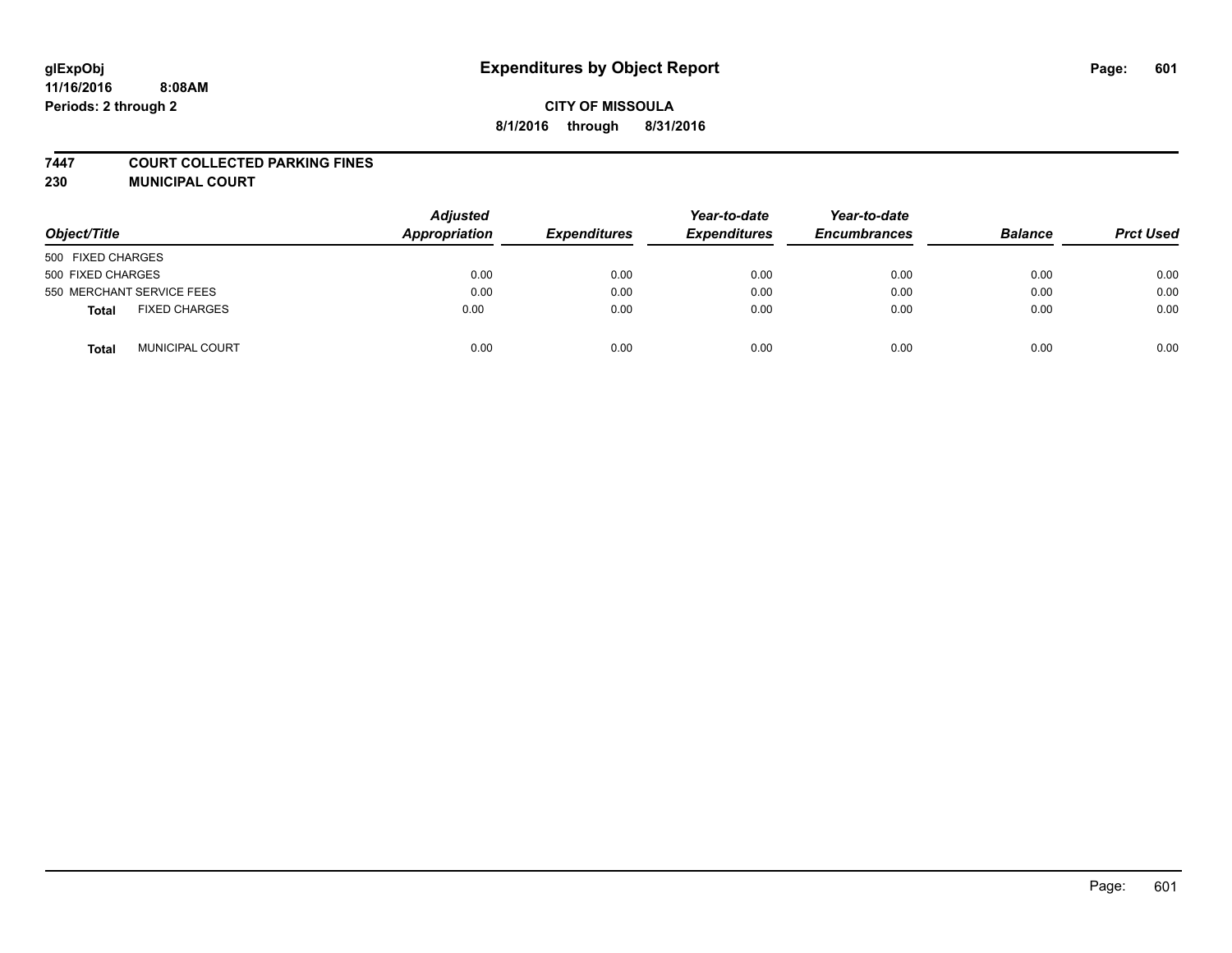# Expenditures by Object Report

glExpObj
11/16/2016 8:08AM
Periods: 2 through 2

**CITY OF MISSOULA**
**8/1/2016 through 8/31/2016**

**7447 COURT COLLECTED PARKING FINES**
**230 MUNICIPAL COURT**

| Object/Title | Adjusted Appropriation | Expenditures | Year-to-date Expenditures | Year-to-date Encumbrances | Balance | Prct Used |
|---|---|---|---|---|---|---|
| 500 FIXED CHARGES | | | | | | |
| 500 FIXED CHARGES | 0.00 | 0.00 | 0.00 | 0.00 | 0.00 | 0.00 |
| 550 MERCHANT SERVICE FEES | 0.00 | 0.00 | 0.00 | 0.00 | 0.00 | 0.00 |
| **Total** FIXED CHARGES | 0.00 | 0.00 | 0.00 | 0.00 | 0.00 | 0.00 |
| **Total** MUNICIPAL COURT | 0.00 | 0.00 | 0.00 | 0.00 | 0.00 | 0.00 |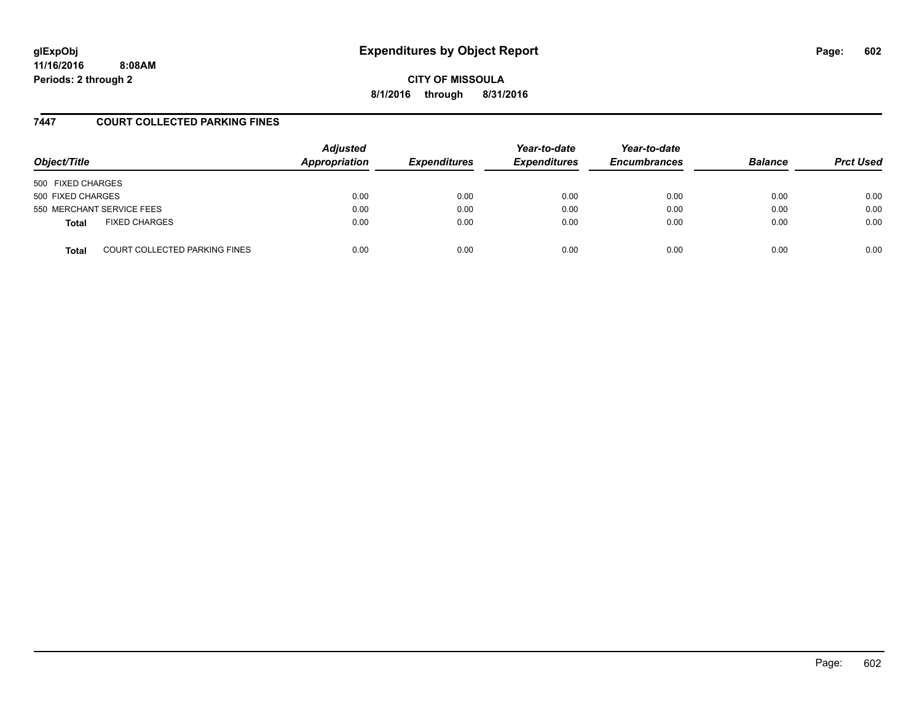# Expenditures by Object Report

glExpObj
11/16/2016 8:08AM
Periods: 2 through 2

**CITY OF MISSOULA**
**8/1/2016 through 8/31/2016**

## 7447 COURT COLLECTED PARKING FINES

| Object/Title | Adjusted Appropriation | Expenditures | Year-to-date Expenditures | Year-to-date Encumbrances | Balance | Prct Used |
|---|---|---|---|---|---|---|
| 500 FIXED CHARGES | | | | | | |
| 500 FIXED CHARGES | 0.00 | 0.00 | 0.00 | 0.00 | 0.00 | 0.00 |
| 550 MERCHANT SERVICE FEES | 0.00 | 0.00 | 0.00 | 0.00 | 0.00 | 0.00 |
| **Total** FIXED CHARGES | 0.00 | 0.00 | 0.00 | 0.00 | 0.00 | 0.00 |
| **Total** COURT COLLECTED PARKING FINES | 0.00 | 0.00 | 0.00 | 0.00 | 0.00 | 0.00 |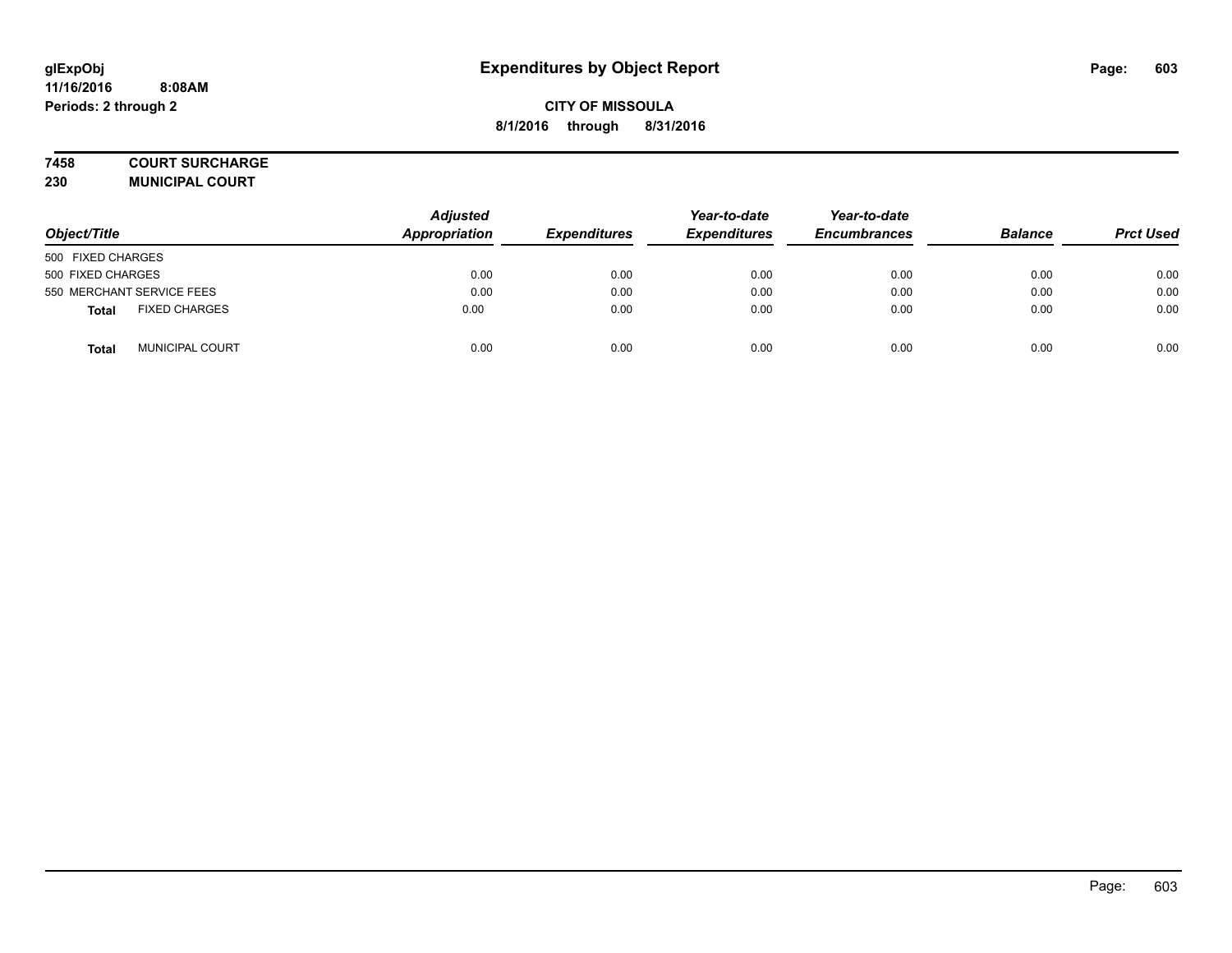# Expenditures by Object Report

glExpObj
11/16/2016 8:08AM
Periods: 2 through 2

**CITY OF MISSOULA**
**8/1/2016 through 8/31/2016**

**7458 COURT SURCHARGE**
**230 MUNICIPAL COURT**

| Object/Title | Adjusted Appropriation | Expenditures | Year-to-date Expenditures | Year-to-date Encumbrances | Balance | Prct Used |
|---|---|---|---|---|---|---|
| 500 FIXED CHARGES | | | | | | |
| 500 FIXED CHARGES | 0.00 | 0.00 | 0.00 | 0.00 | 0.00 | 0.00 |
| 550 MERCHANT SERVICE FEES | 0.00 | 0.00 | 0.00 | 0.00 | 0.00 | 0.00 |
| **Total** FIXED CHARGES | 0.00 | 0.00 | 0.00 | 0.00 | 0.00 | 0.00 |
| **Total** MUNICIPAL COURT | 0.00 | 0.00 | 0.00 | 0.00 | 0.00 | 0.00 |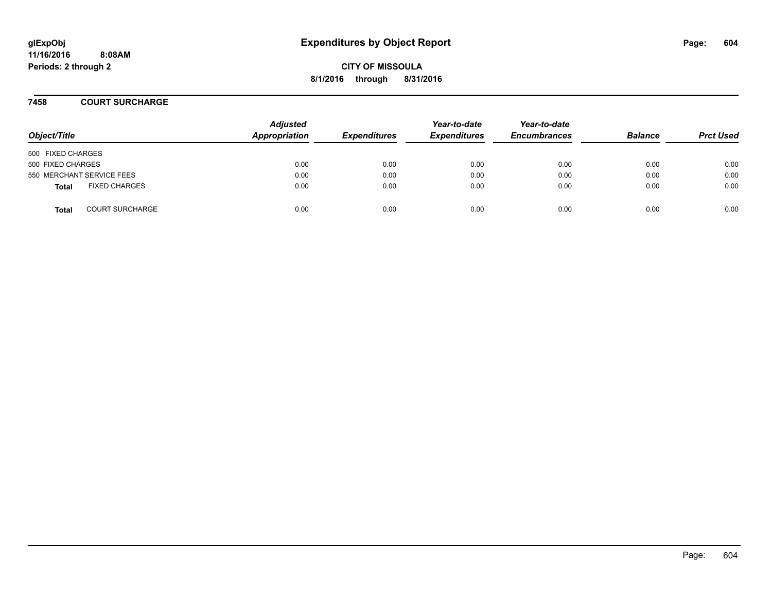# Expenditures by Object Report

glExpObj
11/16/2016 8:08AM
Periods: 2 through 2

**CITY OF MISSOULA**
**8/1/2016 through 8/31/2016**

## 7458 COURT SURCHARGE

| Object/Title | Adjusted Appropriation | Expenditures | Year-to-date Expenditures | Year-to-date Encumbrances | Balance | Prct Used |
|---|---|---|---|---|---|---|
| 500 FIXED CHARGES | | | | | | |
| 500 FIXED CHARGES | 0.00 | 0.00 | 0.00 | 0.00 | 0.00 | 0.00 |
| 550 MERCHANT SERVICE FEES | 0.00 | 0.00 | 0.00 | 0.00 | 0.00 | 0.00 |
| **Total** FIXED CHARGES | 0.00 | 0.00 | 0.00 | 0.00 | 0.00 | 0.00 |
| **Total** COURT SURCHARGE | 0.00 | 0.00 | 0.00 | 0.00 | 0.00 | 0.00 |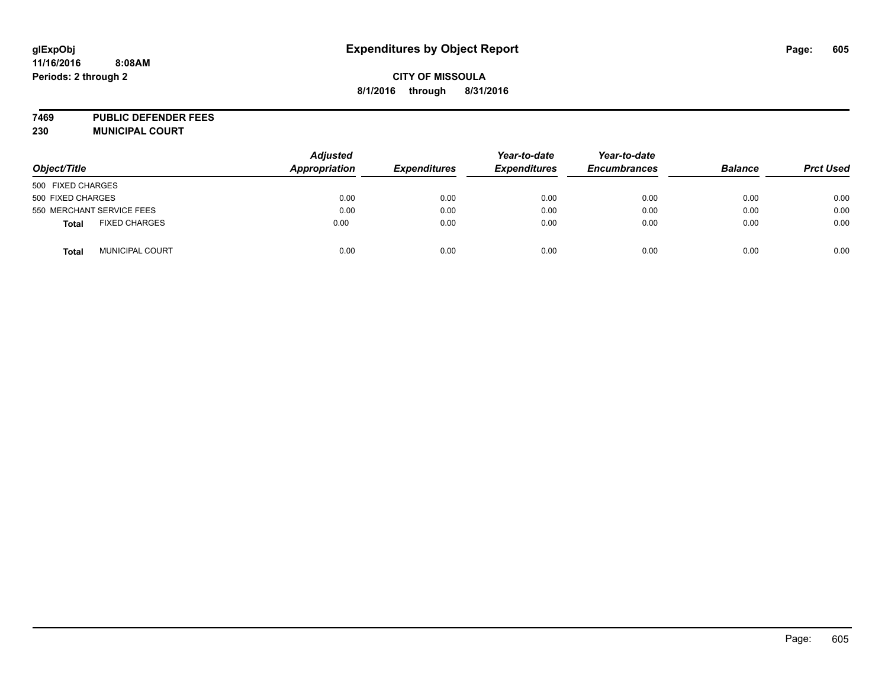# Expenditures by Object Report

**CITY OF MISSOULA**

**8/1/2016 through 8/31/2016**

glExpObj
11/16/2016 8:08AM
Periods: 2 through 2

**7469 PUBLIC DEFENDER FEES**
**230 MUNICIPAL COURT**

| Object/Title | | Adjusted Appropriation | Expenditures | Year-to-date Expenditures | Year-to-date Encumbrances | Balance | Prct Used |
|---|---|---|---|---|---|---|---|
| 500 FIXED CHARGES | | | | | | | |
| 500 FIXED CHARGES | | 0.00 | 0.00 | 0.00 | 0.00 | 0.00 | 0.00 |
| 550 MERCHANT SERVICE FEES | | 0.00 | 0.00 | 0.00 | 0.00 | 0.00 | 0.00 |
| **Total** | FIXED CHARGES | 0.00 | 0.00 | 0.00 | 0.00 | 0.00 | 0.00 |
| **Total** | MUNICIPAL COURT | 0.00 | 0.00 | 0.00 | 0.00 | 0.00 | 0.00 |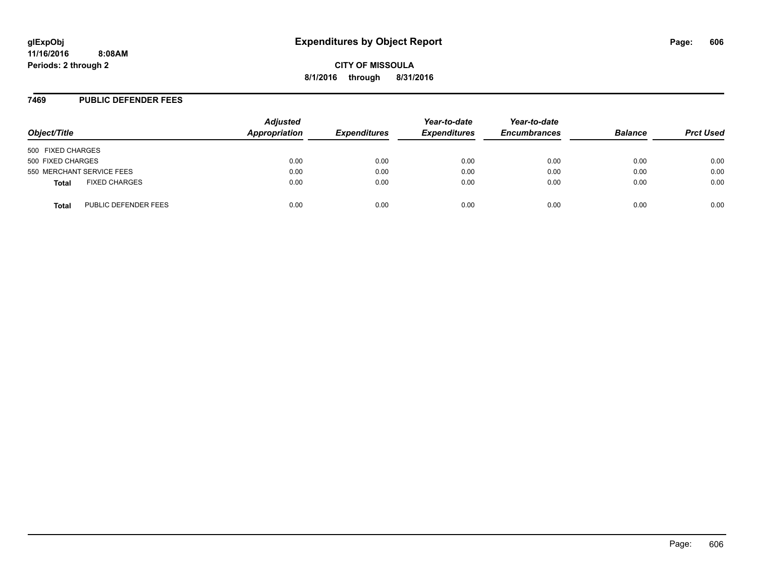**glExpObj** **Expenditures by Object Report**

**11/16/2016 8:08AM**

**Periods: 2 through 2**

**CITY OF MISSOULA**

**8/1/2016 through 8/31/2016**

## 7469 PUBLIC DEFENDER FEES

| Object/Title | Adjusted Appropriation | Expenditures | Year-to-date Expenditures | Year-to-date Encumbrances | Balance | Prct Used |
|---|---|---|---|---|---|---|
| 500 FIXED CHARGES | | | | | | |
| 500 FIXED CHARGES | 0.00 | 0.00 | 0.00 | 0.00 | 0.00 | 0.00 |
| 550 MERCHANT SERVICE FEES | 0.00 | 0.00 | 0.00 | 0.00 | 0.00 | 0.00 |
| **Total** FIXED CHARGES | 0.00 | 0.00 | 0.00 | 0.00 | 0.00 | 0.00 |
| **Total** PUBLIC DEFENDER FEES | 0.00 | 0.00 | 0.00 | 0.00 | 0.00 | 0.00 |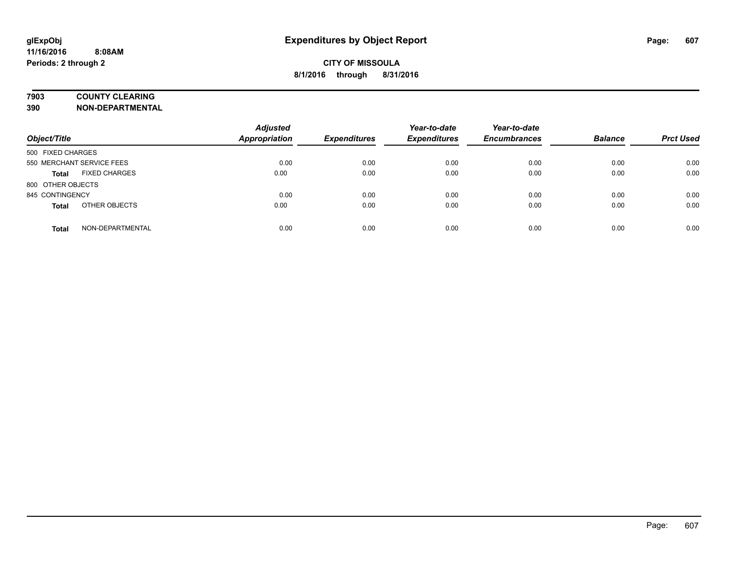**glExpObj**
**11/16/2016 8:08AM**
**Periods: 2 through 2**

# Expenditures by Object Report

**CITY OF MISSOULA**
**8/1/2016 through 8/31/2016**

**7903 COUNTY CLEARING**
**390 NON-DEPARTMENTAL**

| Object/Title | | Adjusted Appropriation | Expenditures | Year-to-date Expenditures | Year-to-date Encumbrances | Balance | Prct Used |
|---|---|---|---|---|---|---|---|
| 500 FIXED CHARGES | | | | | | | |
| 550 MERCHANT SERVICE FEES | | 0.00 | 0.00 | 0.00 | 0.00 | 0.00 | 0.00 |
| **Total** | FIXED CHARGES | 0.00 | 0.00 | 0.00 | 0.00 | 0.00 | 0.00 |
| 800 OTHER OBJECTS | | | | | | | |
| 845 CONTINGENCY | | 0.00 | 0.00 | 0.00 | 0.00 | 0.00 | 0.00 |
| **Total** | OTHER OBJECTS | 0.00 | 0.00 | 0.00 | 0.00 | 0.00 | 0.00 |
| **Total** | NON-DEPARTMENTAL | 0.00 | 0.00 | 0.00 | 0.00 | 0.00 | 0.00 |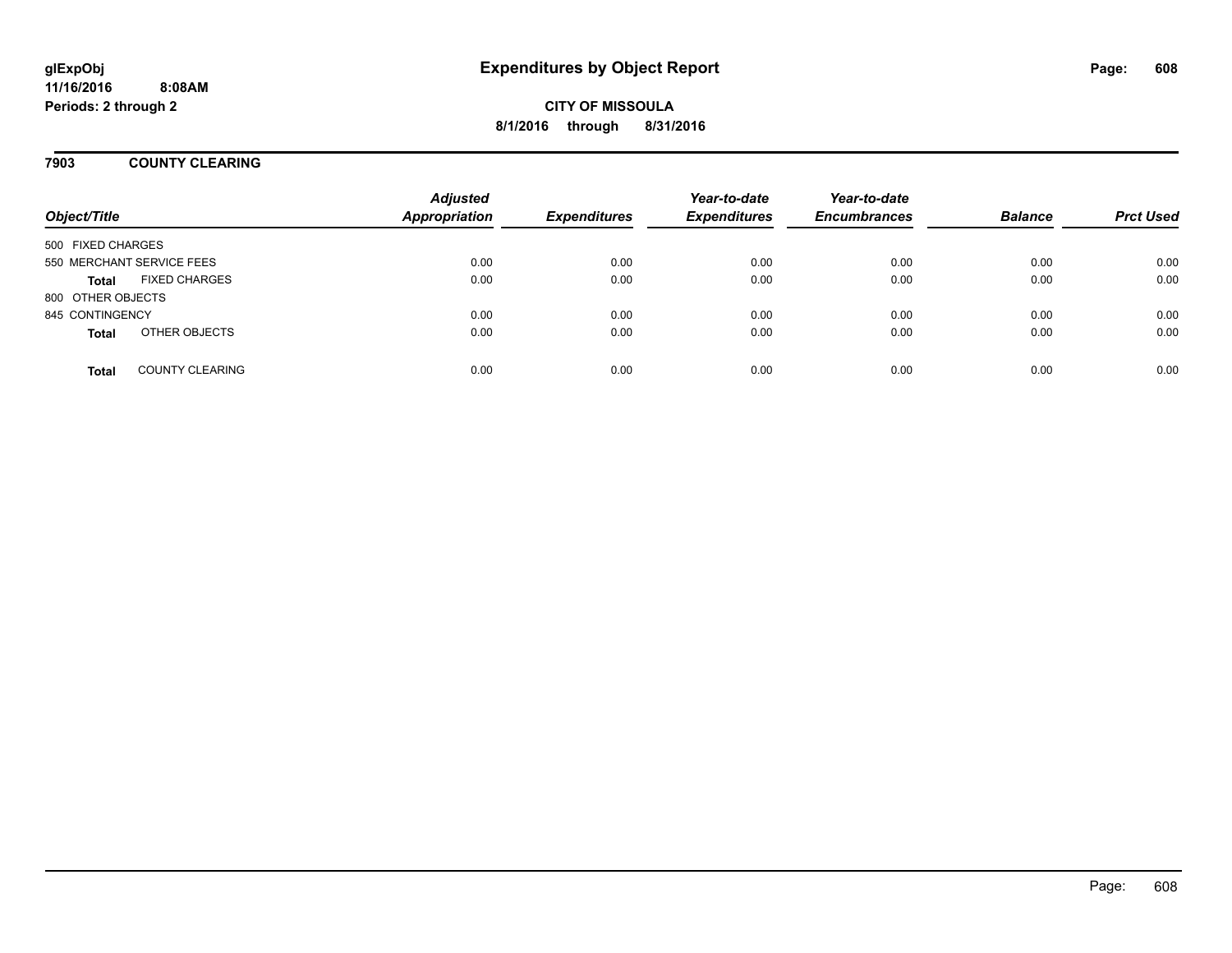glExpObj
11/16/2016 8:08AM
Periods: 2 through 2

# Expenditures by Object Report

**CITY OF MISSOULA**

**8/1/2016 through 8/31/2016**

## 7903 COUNTY CLEARING

| Object/Title | Adjusted Appropriation | Expenditures | Year-to-date Expenditures | Year-to-date Encumbrances | Balance | Prct Used |
|---|---|---|---|---|---|---|
| 500 FIXED CHARGES | | | | | | |
| 550 MERCHANT SERVICE FEES | 0.00 | 0.00 | 0.00 | 0.00 | 0.00 | 0.00 |
| **Total** FIXED CHARGES | 0.00 | 0.00 | 0.00 | 0.00 | 0.00 | 0.00 |
| 800 OTHER OBJECTS | | | | | | |
| 845 CONTINGENCY | 0.00 | 0.00 | 0.00 | 0.00 | 0.00 | 0.00 |
| **Total** OTHER OBJECTS | 0.00 | 0.00 | 0.00 | 0.00 | 0.00 | 0.00 |
| **Total** COUNTY CLEARING | 0.00 | 0.00 | 0.00 | 0.00 | 0.00 | 0.00 |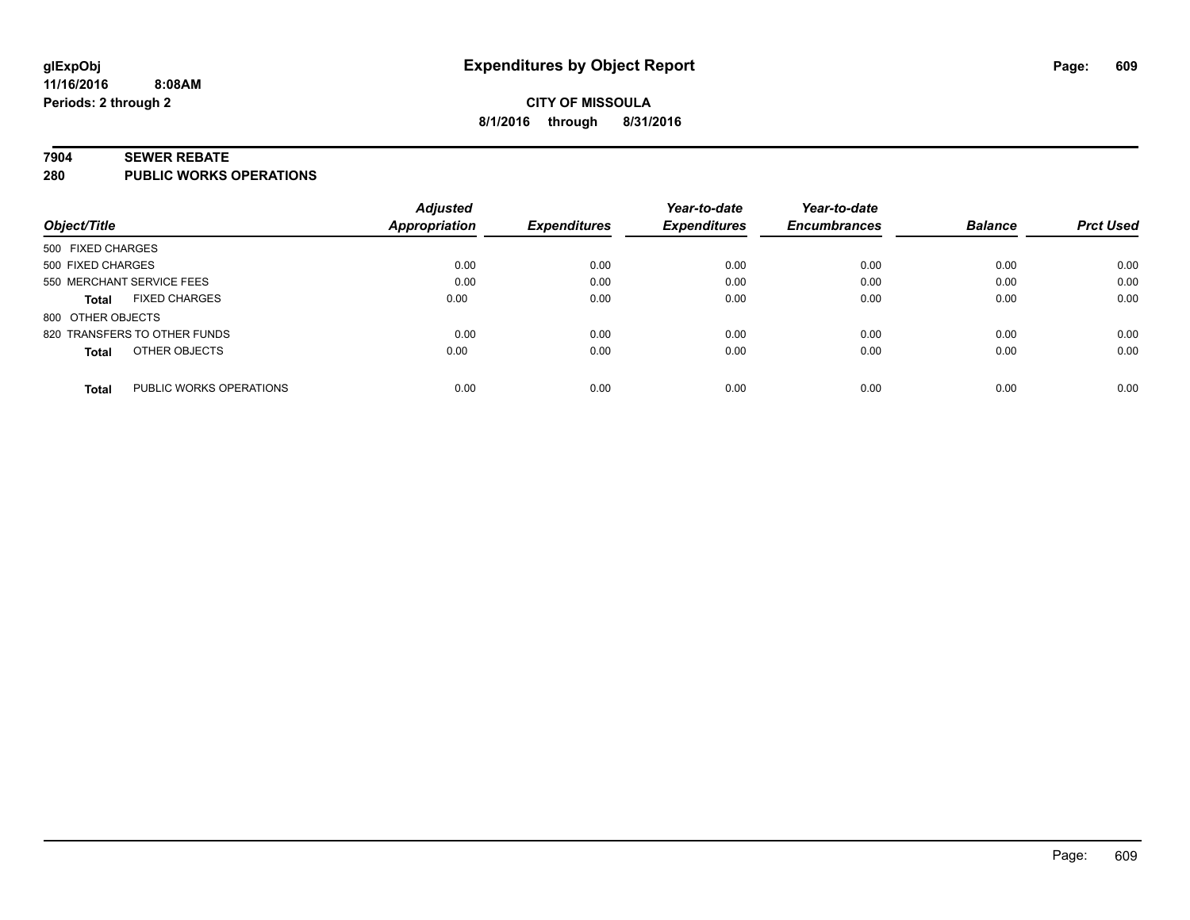# Expenditures by Object Report

glExpObj
11/16/2016 8:08AM
Periods: 2 through 2

**CITY OF MISSOULA**
**8/1/2016 through 8/31/2016**

## 7904 SEWER REBATE
## 280 PUBLIC WORKS OPERATIONS

| Object/Title | | Adjusted Appropriation | Expenditures | Year-to-date Expenditures | Year-to-date Encumbrances | Balance | Prct Used |
|---|---|---|---|---|---|---|---|
| 500 FIXED CHARGES | | | | | | | |
| 500 FIXED CHARGES | | 0.00 | 0.00 | 0.00 | 0.00 | 0.00 | 0.00 |
| 550 MERCHANT SERVICE FEES | | 0.00 | 0.00 | 0.00 | 0.00 | 0.00 | 0.00 |
| **Total** | FIXED CHARGES | 0.00 | 0.00 | 0.00 | 0.00 | 0.00 | 0.00 |
| 800 OTHER OBJECTS | | | | | | | |
| 820 TRANSFERS TO OTHER FUNDS | | 0.00 | 0.00 | 0.00 | 0.00 | 0.00 | 0.00 |
| **Total** | OTHER OBJECTS | 0.00 | 0.00 | 0.00 | 0.00 | 0.00 | 0.00 |
| **Total** | PUBLIC WORKS OPERATIONS | 0.00 | 0.00 | 0.00 | 0.00 | 0.00 | 0.00 |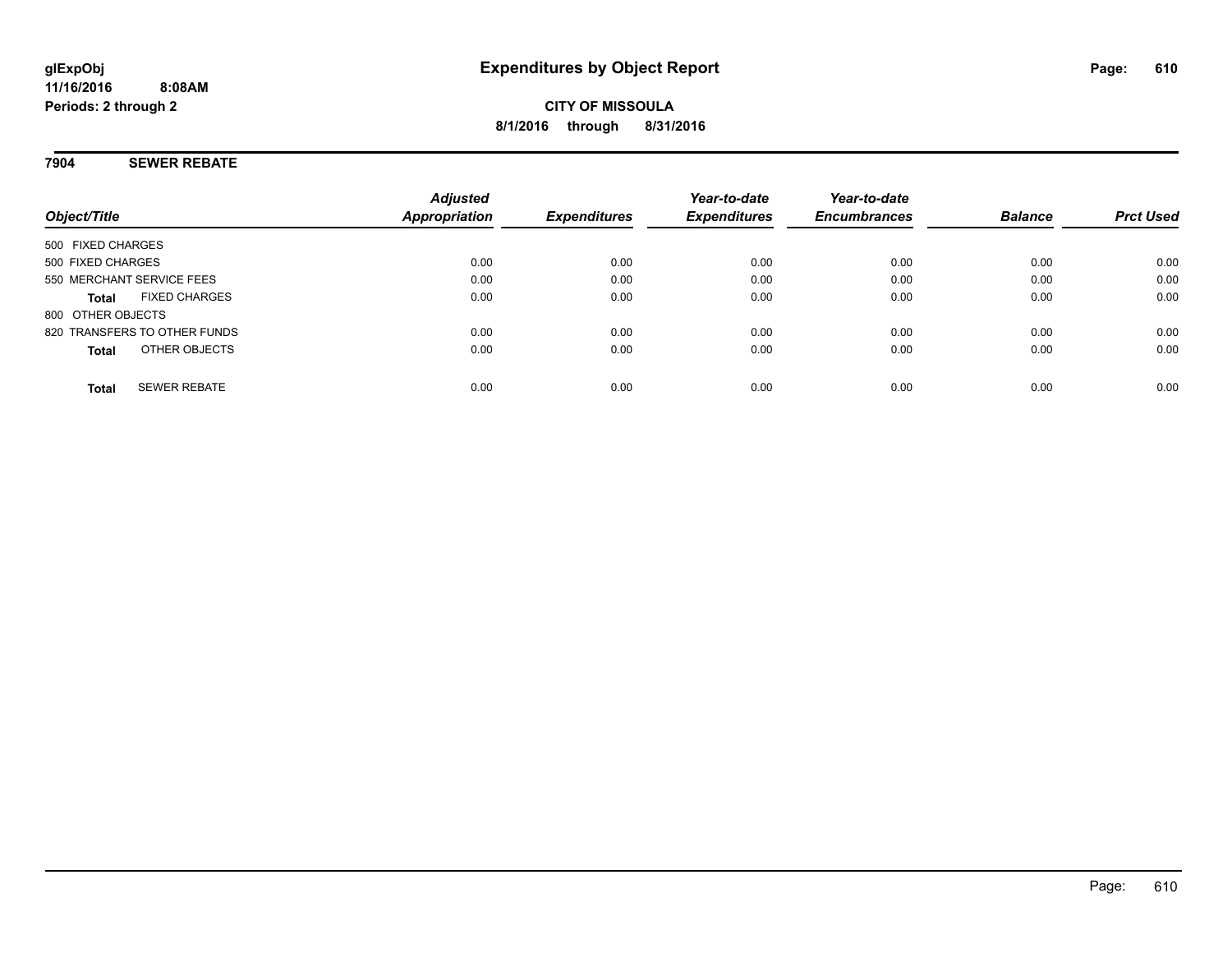# Expenditures by Object Report

glExpObj
11/16/2016 8:08AM
Periods: 2 through 2

**CITY OF MISSOULA**
**8/1/2016 through 8/31/2016**

## 7904 SEWER REBATE

| Object/Title | Adjusted Appropriation | Expenditures | Year-to-date Expenditures | Year-to-date Encumbrances | Balance | Prct Used |
|---|---|---|---|---|---|---|
| 500 FIXED CHARGES | | | | | | |
| 500 FIXED CHARGES | 0.00 | 0.00 | 0.00 | 0.00 | 0.00 | 0.00 |
| 550 MERCHANT SERVICE FEES | 0.00 | 0.00 | 0.00 | 0.00 | 0.00 | 0.00 |
| **Total** FIXED CHARGES | 0.00 | 0.00 | 0.00 | 0.00 | 0.00 | 0.00 |
| 800 OTHER OBJECTS | | | | | | |
| 820 TRANSFERS TO OTHER FUNDS | 0.00 | 0.00 | 0.00 | 0.00 | 0.00 | 0.00 |
| **Total** OTHER OBJECTS | 0.00 | 0.00 | 0.00 | 0.00 | 0.00 | 0.00 |
| **Total** SEWER REBATE | 0.00 | 0.00 | 0.00 | 0.00 | 0.00 | 0.00 |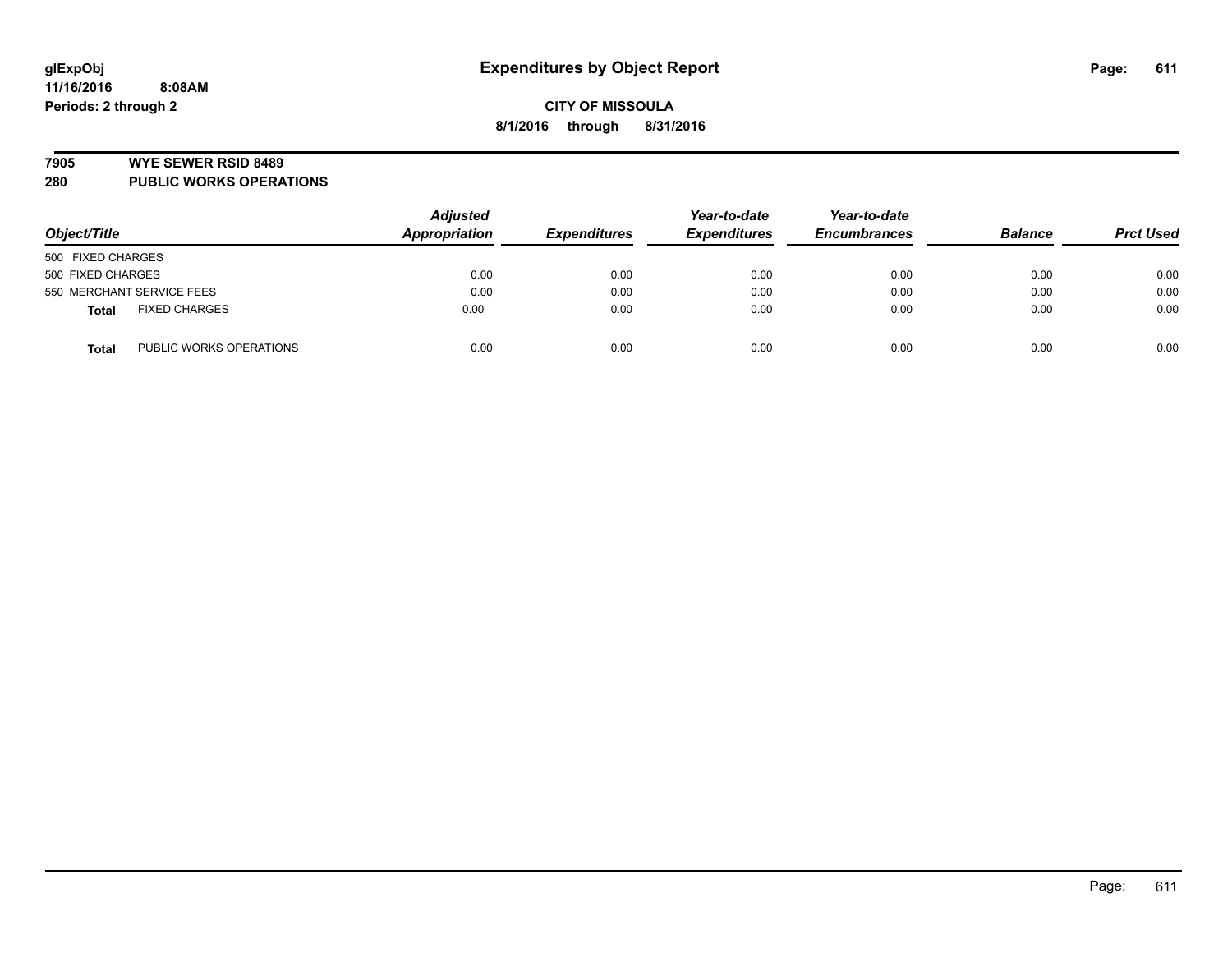# Expenditures by Object Report

glExpObj
11/16/2016 8:08AM
Periods: 2 through 2

**CITY OF MISSOULA**
**8/1/2016 through 8/31/2016**

## 7905 WYE SEWER RSID 8489
## 280 PUBLIC WORKS OPERATIONS

| Object/Title | | Adjusted Appropriation | Expenditures | Year-to-date Expenditures | Year-to-date Encumbrances | Balance | Prct Used |
|---|---|---|---|---|---|---|---|
| 500 FIXED CHARGES | | | | | | | |
| 500 FIXED CHARGES | | 0.00 | 0.00 | 0.00 | 0.00 | 0.00 | 0.00 |
| 550 MERCHANT SERVICE FEES | | 0.00 | 0.00 | 0.00 | 0.00 | 0.00 | 0.00 |
| **Total** | FIXED CHARGES | 0.00 | 0.00 | 0.00 | 0.00 | 0.00 | 0.00 |
| **Total** | PUBLIC WORKS OPERATIONS | 0.00 | 0.00 | 0.00 | 0.00 | 0.00 | 0.00 |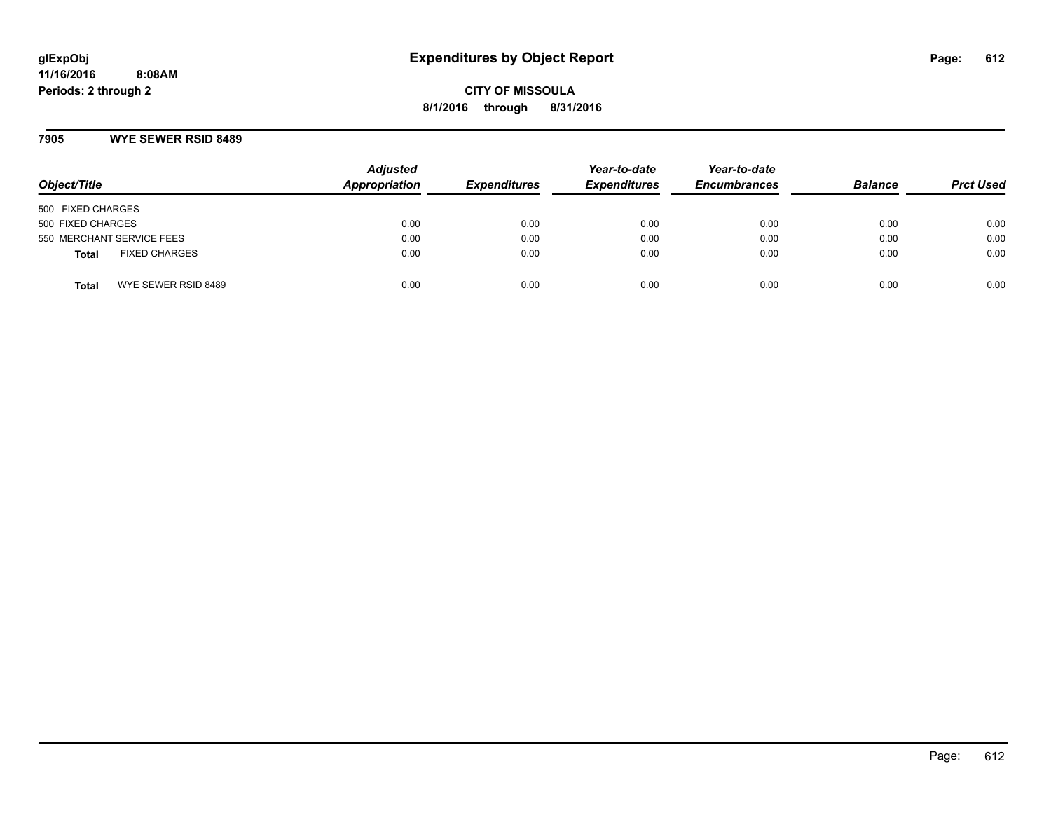# Expenditures by Object Report

**glExpObj**
**11/16/2016 8:08AM**
**Periods: 2 through 2**

**CITY OF MISSOULA**
**8/1/2016 through 8/31/2016**

## 7905 WYE SEWER RSID 8489

| Object/Title | Adjusted Appropriation | Expenditures | Year-to-date Expenditures | Year-to-date Encumbrances | Balance | Prct Used |
|---|---|---|---|---|---|---|
| 500 FIXED CHARGES | | | | | | |
| 500 FIXED CHARGES | 0.00 | 0.00 | 0.00 | 0.00 | 0.00 | 0.00 |
| 550 MERCHANT SERVICE FEES | 0.00 | 0.00 | 0.00 | 0.00 | 0.00 | 0.00 |
| **Total** FIXED CHARGES | 0.00 | 0.00 | 0.00 | 0.00 | 0.00 | 0.00 |
| **Total** WYE SEWER RSID 8489 | 0.00 | 0.00 | 0.00 | 0.00 | 0.00 | 0.00 |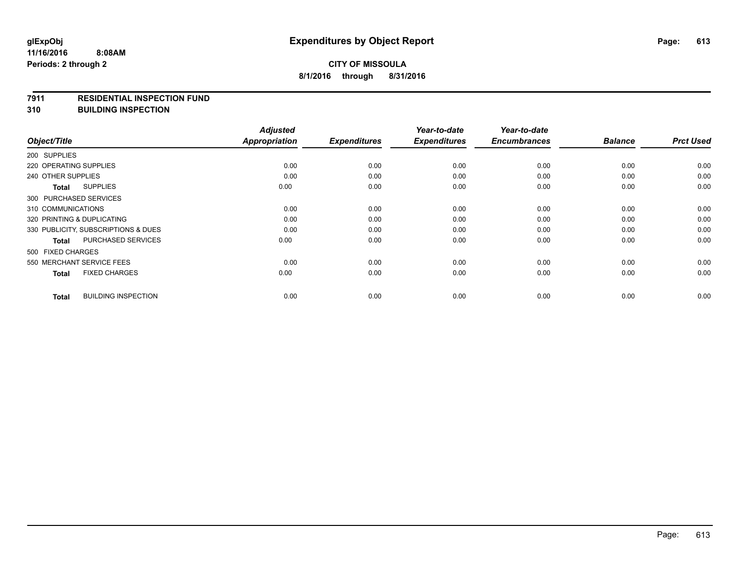# Expenditures by Object Report

glExpObj
11/16/2016 8:08AM
Periods: 2 through 2

**CITY OF MISSOULA**
**8/1/2016 through 8/31/2016**

## 7911 RESIDENTIAL INSPECTION FUND
## 310 BUILDING INSPECTION

| Object/Title | Adjusted Appropriation | Expenditures | Year-to-date Expenditures | Year-to-date Encumbrances | Balance | Prct Used |
|---|---|---|---|---|---|---|
| 200 SUPPLIES | | | | | | |
| 220 OPERATING SUPPLIES | 0.00 | 0.00 | 0.00 | 0.00 | 0.00 | 0.00 |
| 240 OTHER SUPPLIES | 0.00 | 0.00 | 0.00 | 0.00 | 0.00 | 0.00 |
| **Total** SUPPLIES | 0.00 | 0.00 | 0.00 | 0.00 | 0.00 | 0.00 |
| 300 PURCHASED SERVICES | | | | | | |
| 310 COMMUNICATIONS | 0.00 | 0.00 | 0.00 | 0.00 | 0.00 | 0.00 |
| 320 PRINTING & DUPLICATING | 0.00 | 0.00 | 0.00 | 0.00 | 0.00 | 0.00 |
| 330 PUBLICITY, SUBSCRIPTIONS & DUES | 0.00 | 0.00 | 0.00 | 0.00 | 0.00 | 0.00 |
| **Total** PURCHASED SERVICES | 0.00 | 0.00 | 0.00 | 0.00 | 0.00 | 0.00 |
| 500 FIXED CHARGES | | | | | | |
| 550 MERCHANT SERVICE FEES | 0.00 | 0.00 | 0.00 | 0.00 | 0.00 | 0.00 |
| **Total** FIXED CHARGES | 0.00 | 0.00 | 0.00 | 0.00 | 0.00 | 0.00 |
| **Total** BUILDING INSPECTION | 0.00 | 0.00 | 0.00 | 0.00 | 0.00 | 0.00 |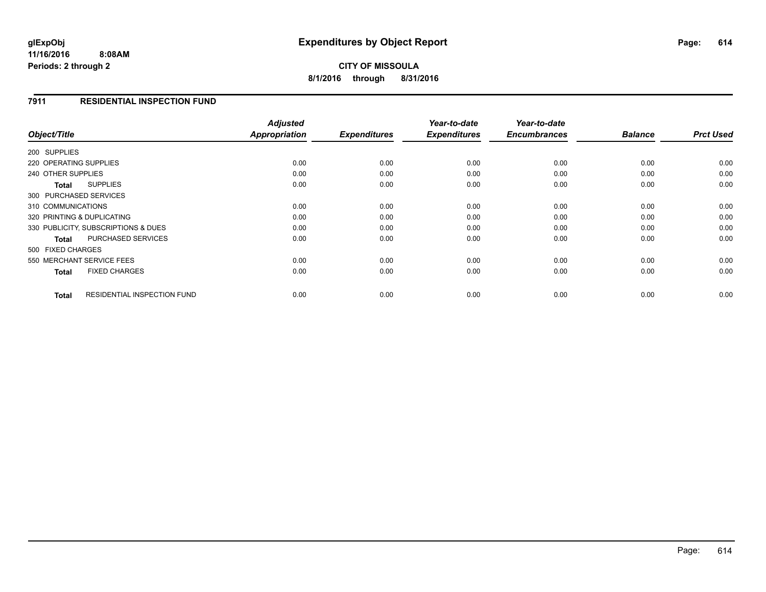# Expenditures by Object Report

glExpObj
11/16/2016 8:08AM
Periods: 2 through 2

**CITY OF MISSOULA**
**8/1/2016 through 8/31/2016**

## 7911 RESIDENTIAL INSPECTION FUND

| Object/Title | Adjusted Appropriation | Expenditures | Year-to-date Expenditures | Year-to-date Encumbrances | Balance | Prct Used |
|---|---|---|---|---|---|---|
| 200 SUPPLIES | | | | | | |
| 220 OPERATING SUPPLIES | 0.00 | 0.00 | 0.00 | 0.00 | 0.00 | 0.00 |
| 240 OTHER SUPPLIES | 0.00 | 0.00 | 0.00 | 0.00 | 0.00 | 0.00 |
| **Total** SUPPLIES | 0.00 | 0.00 | 0.00 | 0.00 | 0.00 | 0.00 |
| 300 PURCHASED SERVICES | | | | | | |
| 310 COMMUNICATIONS | 0.00 | 0.00 | 0.00 | 0.00 | 0.00 | 0.00 |
| 320 PRINTING & DUPLICATING | 0.00 | 0.00 | 0.00 | 0.00 | 0.00 | 0.00 |
| 330 PUBLICITY, SUBSCRIPTIONS & DUES | 0.00 | 0.00 | 0.00 | 0.00 | 0.00 | 0.00 |
| **Total** PURCHASED SERVICES | 0.00 | 0.00 | 0.00 | 0.00 | 0.00 | 0.00 |
| 500 FIXED CHARGES | | | | | | |
| 550 MERCHANT SERVICE FEES | 0.00 | 0.00 | 0.00 | 0.00 | 0.00 | 0.00 |
| **Total** FIXED CHARGES | 0.00 | 0.00 | 0.00 | 0.00 | 0.00 | 0.00 |
| **Total** RESIDENTIAL INSPECTION FUND | 0.00 | 0.00 | 0.00 | 0.00 | 0.00 | 0.00 |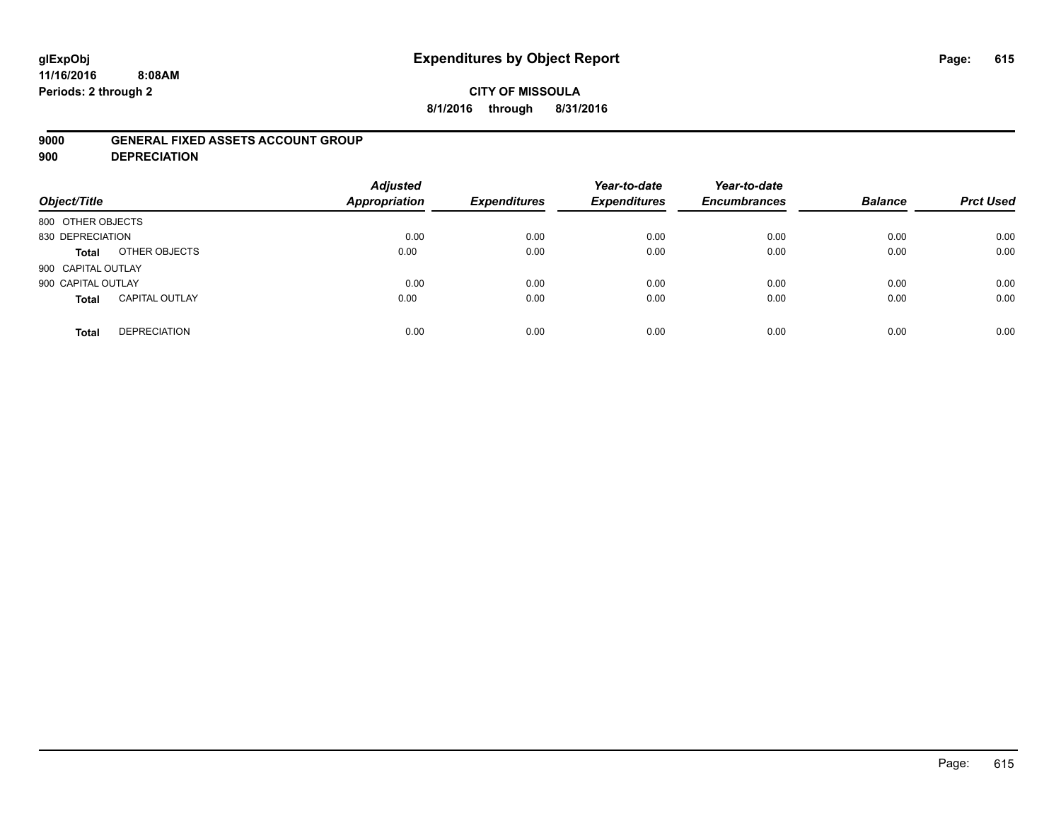**glExpObj**
**11/16/2016 8:08AM**
**Periods: 2 through 2**

# Expenditures by Object Report

**CITY OF MISSOULA**
**8/1/2016 through 8/31/2016**

**9000 GENERAL FIXED ASSETS ACCOUNT GROUP**
**900 DEPRECIATION**

| Object/Title | | Adjusted Appropriation | Expenditures | Year-to-date Expenditures | Year-to-date Encumbrances | Balance | Prct Used |
|---|---|---|---|---|---|---|---|
| 800 OTHER OBJECTS | | | | | | | |
| 830 DEPRECIATION | | 0.00 | 0.00 | 0.00 | 0.00 | 0.00 | 0.00 |
| **Total** | OTHER OBJECTS | 0.00 | 0.00 | 0.00 | 0.00 | 0.00 | 0.00 |
| 900 CAPITAL OUTLAY | | | | | | | |
| 900 CAPITAL OUTLAY | | 0.00 | 0.00 | 0.00 | 0.00 | 0.00 | 0.00 |
| **Total** | CAPITAL OUTLAY | 0.00 | 0.00 | 0.00 | 0.00 | 0.00 | 0.00 |
| **Total** | DEPRECIATION | 0.00 | 0.00 | 0.00 | 0.00 | 0.00 | 0.00 |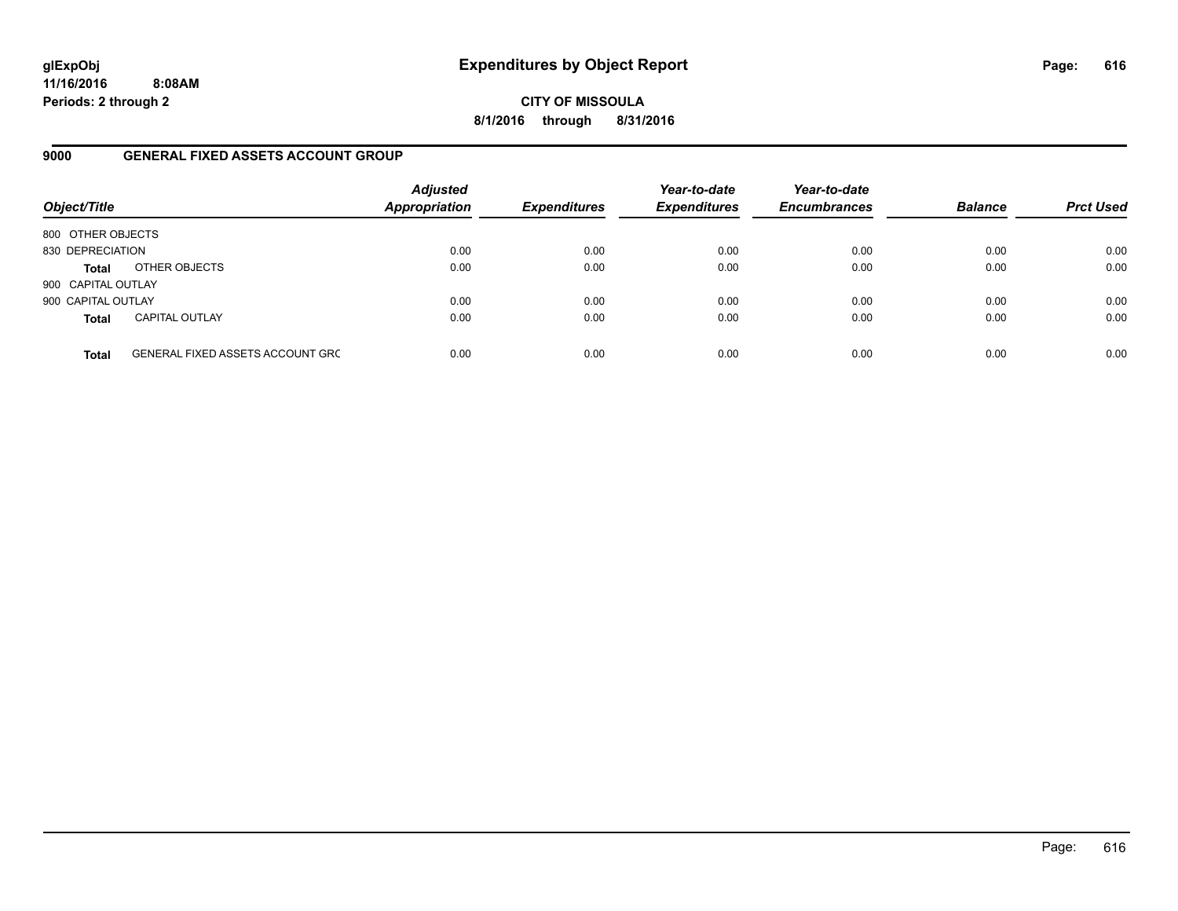# Expenditures by Object Report

glExpObj
11/16/2016 8:08AM
Periods: 2 through 2

**CITY OF MISSOULA**

**8/1/2016 through 8/31/2016**

## 9000 GENERAL FIXED ASSETS ACCOUNT GROUP

| Object/Title | | Adjusted Appropriation | Expenditures | Year-to-date Expenditures | Year-to-date Encumbrances | Balance | Prct Used |
|---|---|---|---|---|---|---|---|
| 800 OTHER OBJECTS | | | | | | | |
| 830 DEPRECIATION | | 0.00 | 0.00 | 0.00 | 0.00 | 0.00 | 0.00 |
| **Total** | OTHER OBJECTS | 0.00 | 0.00 | 0.00 | 0.00 | 0.00 | 0.00 |
| 900 CAPITAL OUTLAY | | | | | | | |
| 900 CAPITAL OUTLAY | | 0.00 | 0.00 | 0.00 | 0.00 | 0.00 | 0.00 |
| **Total** | CAPITAL OUTLAY | 0.00 | 0.00 | 0.00 | 0.00 | 0.00 | 0.00 |
| **Total** | GENERAL FIXED ASSETS ACCOUNT GRC | 0.00 | 0.00 | 0.00 | 0.00 | 0.00 | 0.00 |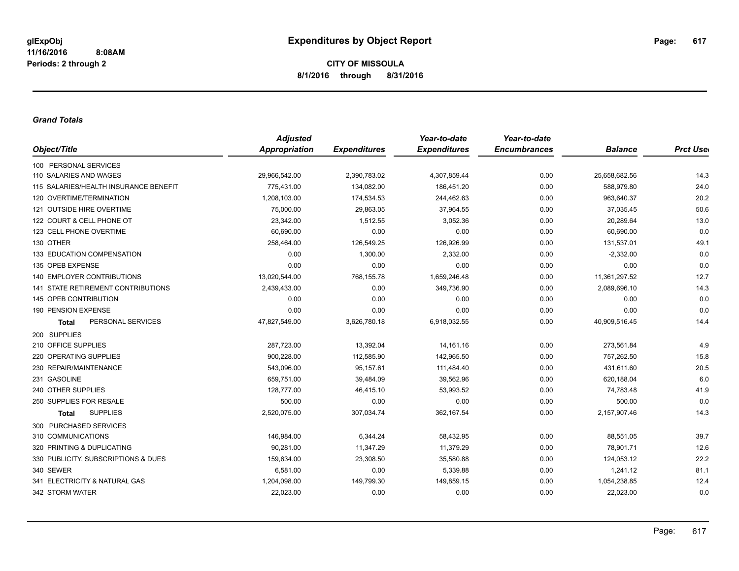# Expenditures by Object Report

**CITY OF MISSOULA**

**8/1/2016 through 8/31/2016**

glExpObj
11/16/2016 8:08AM
Periods: 2 through 2

### *Grand Totals*

| Object/Title | Adjusted Appropriation | Expenditures | Year-to-date Expenditures | Year-to-date Encumbrances | Balance | Prct Used |
|---|---|---|---|---|---|---|
| 100 PERSONAL SERVICES | | | | | | |
| 110 SALARIES AND WAGES | 29,966,542.00 | 2,390,783.02 | 4,307,859.44 | 0.00 | 25,658,682.56 | 14.3 |
| 115 SALARIES/HEALTH INSURANCE BENEFIT | 775,431.00 | 134,082.00 | 186,451.20 | 0.00 | 588,979.80 | 24.0 |
| 120 OVERTIME/TERMINATION | 1,208,103.00 | 174,534.53 | 244,462.63 | 0.00 | 963,640.37 | 20.2 |
| 121 OUTSIDE HIRE OVERTIME | 75,000.00 | 29,863.05 | 37,964.55 | 0.00 | 37,035.45 | 50.6 |
| 122 COURT & CELL PHONE OT | 23,342.00 | 1,512.55 | 3,052.36 | 0.00 | 20,289.64 | 13.0 |
| 123 CELL PHONE OVERTIME | 60,690.00 | 0.00 | 0.00 | 0.00 | 60,690.00 | 0.0 |
| 130 OTHER | 258,464.00 | 126,549.25 | 126,926.99 | 0.00 | 131,537.01 | 49.1 |
| 133 EDUCATION COMPENSATION | 0.00 | 1,300.00 | 2,332.00 | 0.00 | -2,332.00 | 0.0 |
| 135 OPEB EXPENSE | 0.00 | 0.00 | 0.00 | 0.00 | 0.00 | 0.0 |
| 140 EMPLOYER CONTRIBUTIONS | 13,020,544.00 | 768,155.78 | 1,659,246.48 | 0.00 | 11,361,297.52 | 12.7 |
| 141 STATE RETIREMENT CONTRIBUTIONS | 2,439,433.00 | 0.00 | 349,736.90 | 0.00 | 2,089,696.10 | 14.3 |
| 145 OPEB CONTRIBUTION | 0.00 | 0.00 | 0.00 | 0.00 | 0.00 | 0.0 |
| 190 PENSION EXPENSE | 0.00 | 0.00 | 0.00 | 0.00 | 0.00 | 0.0 |
| **Total** PERSONAL SERVICES | 47,827,549.00 | 3,626,780.18 | 6,918,032.55 | 0.00 | 40,909,516.45 | 14.4 |
| 200 SUPPLIES | | | | | | |
| 210 OFFICE SUPPLIES | 287,723.00 | 13,392.04 | 14,161.16 | 0.00 | 273,561.84 | 4.9 |
| 220 OPERATING SUPPLIES | 900,228.00 | 112,585.90 | 142,965.50 | 0.00 | 757,262.50 | 15.8 |
| 230 REPAIR/MAINTENANCE | 543,096.00 | 95,157.61 | 111,484.40 | 0.00 | 431,611.60 | 20.5 |
| 231 GASOLINE | 659,751.00 | 39,484.09 | 39,562.96 | 0.00 | 620,188.04 | 6.0 |
| 240 OTHER SUPPLIES | 128,777.00 | 46,415.10 | 53,993.52 | 0.00 | 74,783.48 | 41.9 |
| 250 SUPPLIES FOR RESALE | 500.00 | 0.00 | 0.00 | 0.00 | 500.00 | 0.0 |
| **Total** SUPPLIES | 2,520,075.00 | 307,034.74 | 362,167.54 | 0.00 | 2,157,907.46 | 14.3 |
| 300 PURCHASED SERVICES | | | | | | |
| 310 COMMUNICATIONS | 146,984.00 | 6,344.24 | 58,432.95 | 0.00 | 88,551.05 | 39.7 |
| 320 PRINTING & DUPLICATING | 90,281.00 | 11,347.29 | 11,379.29 | 0.00 | 78,901.71 | 12.6 |
| 330 PUBLICITY, SUBSCRIPTIONS & DUES | 159,634.00 | 23,308.50 | 35,580.88 | 0.00 | 124,053.12 | 22.2 |
| 340 SEWER | 6,581.00 | 0.00 | 5,339.88 | 0.00 | 1,241.12 | 81.1 |
| 341 ELECTRICITY & NATURAL GAS | 1,204,098.00 | 149,799.30 | 149,859.15 | 0.00 | 1,054,238.85 | 12.4 |
| 342 STORM WATER | 22,023.00 | 0.00 | 0.00 | 0.00 | 22,023.00 | 0.0 |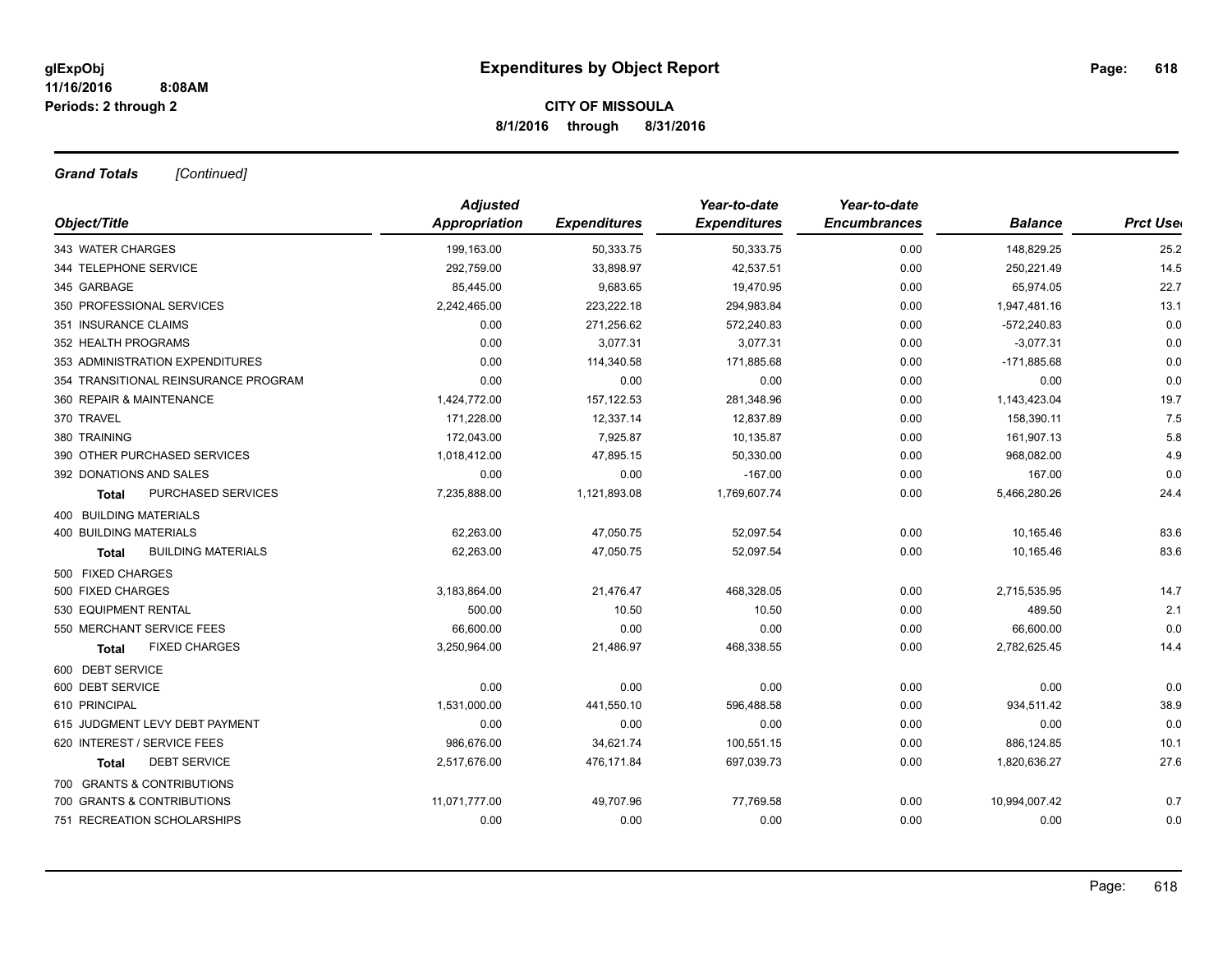**glExpObj** 

**11/16/2016 8:08AM**

**Periods: 2 through 2**

# Expenditures by Object Report

**CITY OF MISSOULA**

**8/1/2016 through 8/31/2016**

***Grand Totals*** *[Continued]*

| Object/Title | Adjusted Appropriation | Expenditures | Year-to-date Expenditures | Year-to-date Encumbrances | Balance | Prct Used |
|---|---|---|---|---|---|---|
| 343 WATER CHARGES | 199,163.00 | 50,333.75 | 50,333.75 | 0.00 | 148,829.25 | 25.2 |
| 344 TELEPHONE SERVICE | 292,759.00 | 33,898.97 | 42,537.51 | 0.00 | 250,221.49 | 14.5 |
| 345 GARBAGE | 85,445.00 | 9,683.65 | 19,470.95 | 0.00 | 65,974.05 | 22.7 |
| 350 PROFESSIONAL SERVICES | 2,242,465.00 | 223,222.18 | 294,983.84 | 0.00 | 1,947,481.16 | 13.1 |
| 351 INSURANCE CLAIMS | 0.00 | 271,256.62 | 572,240.83 | 0.00 | -572,240.83 | 0.0 |
| 352 HEALTH PROGRAMS | 0.00 | 3,077.31 | 3,077.31 | 0.00 | -3,077.31 | 0.0 |
| 353 ADMINISTRATION EXPENDITURES | 0.00 | 114,340.58 | 171,885.68 | 0.00 | -171,885.68 | 0.0 |
| 354 TRANSITIONAL REINSURANCE PROGRAM | 0.00 | 0.00 | 0.00 | 0.00 | 0.00 | 0.0 |
| 360 REPAIR & MAINTENANCE | 1,424,772.00 | 157,122.53 | 281,348.96 | 0.00 | 1,143,423.04 | 19.7 |
| 370 TRAVEL | 171,228.00 | 12,337.14 | 12,837.89 | 0.00 | 158,390.11 | 7.5 |
| 380 TRAINING | 172,043.00 | 7,925.87 | 10,135.87 | 0.00 | 161,907.13 | 5.8 |
| 390 OTHER PURCHASED SERVICES | 1,018,412.00 | 47,895.15 | 50,330.00 | 0.00 | 968,082.00 | 4.9 |
| 392 DONATIONS AND SALES | 0.00 | 0.00 | -167.00 | 0.00 | 167.00 | 0.0 |
| **Total** PURCHASED SERVICES | 7,235,888.00 | 1,121,893.08 | 1,769,607.74 | 0.00 | 5,466,280.26 | 24.4 |
| 400 BUILDING MATERIALS | | | | | | |
| 400 BUILDING MATERIALS | 62,263.00 | 47,050.75 | 52,097.54 | 0.00 | 10,165.46 | 83.6 |
| **Total** BUILDING MATERIALS | 62,263.00 | 47,050.75 | 52,097.54 | 0.00 | 10,165.46 | 83.6 |
| 500 FIXED CHARGES | | | | | | |
| 500 FIXED CHARGES | 3,183,864.00 | 21,476.47 | 468,328.05 | 0.00 | 2,715,535.95 | 14.7 |
| 530 EQUIPMENT RENTAL | 500.00 | 10.50 | 10.50 | 0.00 | 489.50 | 2.1 |
| 550 MERCHANT SERVICE FEES | 66,600.00 | 0.00 | 0.00 | 0.00 | 66,600.00 | 0.0 |
| **Total** FIXED CHARGES | 3,250,964.00 | 21,486.97 | 468,338.55 | 0.00 | 2,782,625.45 | 14.4 |
| 600 DEBT SERVICE | | | | | | |
| 600 DEBT SERVICE | 0.00 | 0.00 | 0.00 | 0.00 | 0.00 | 0.0 |
| 610 PRINCIPAL | 1,531,000.00 | 441,550.10 | 596,488.58 | 0.00 | 934,511.42 | 38.9 |
| 615 JUDGMENT LEVY DEBT PAYMENT | 0.00 | 0.00 | 0.00 | 0.00 | 0.00 | 0.0 |
| 620 INTEREST / SERVICE FEES | 986,676.00 | 34,621.74 | 100,551.15 | 0.00 | 886,124.85 | 10.1 |
| **Total** DEBT SERVICE | 2,517,676.00 | 476,171.84 | 697,039.73 | 0.00 | 1,820,636.27 | 27.6 |
| 700 GRANTS & CONTRIBUTIONS | | | | | | |
| 700 GRANTS & CONTRIBUTIONS | 11,071,777.00 | 49,707.96 | 77,769.58 | 0.00 | 10,994,007.42 | 0.7 |
| 751 RECREATION SCHOLARSHIPS | 0.00 | 0.00 | 0.00 | 0.00 | 0.00 | 0.0 |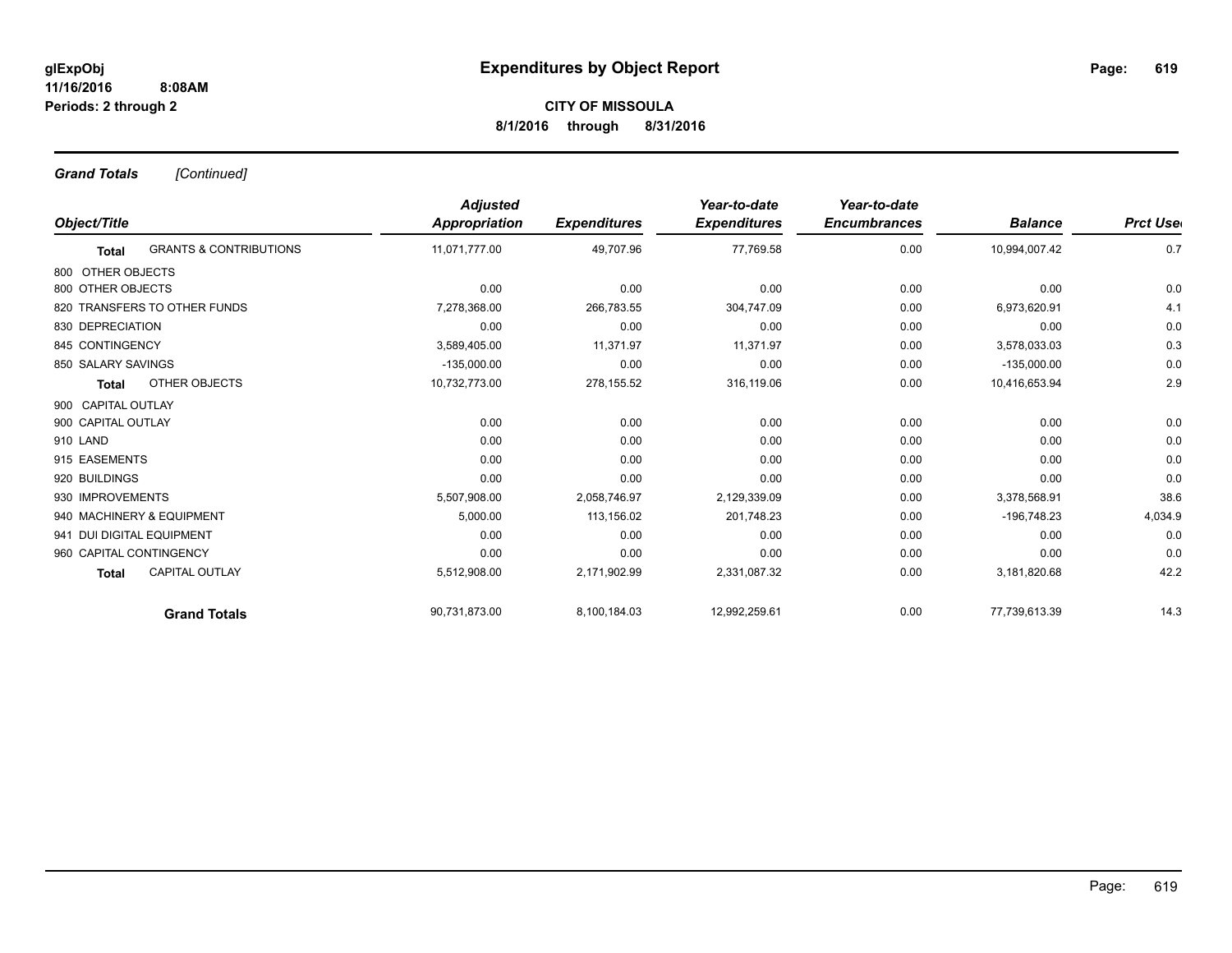**CITY OF MISSOULA**

**8/1/2016 through 8/31/2016**

***Grand Totals*** *[Continued]*

| Object/Title | | Adjusted Appropriation | Expenditures | Year-to-date Expenditures | Year-to-date Encumbrances | Balance | Prct Used |
|---|---|---|---|---|---|---|---|
| **Total** | GRANTS & CONTRIBUTIONS | 11,071,777.00 | 49,707.96 | 77,769.58 | 0.00 | 10,994,007.42 | 0.7 |
| 800 OTHER OBJECTS | | | | | | | |
| 800 OTHER OBJECTS | | 0.00 | 0.00 | 0.00 | 0.00 | 0.00 | 0.0 |
| 820 TRANSFERS TO OTHER FUNDS | | 7,278,368.00 | 266,783.55 | 304,747.09 | 0.00 | 6,973,620.91 | 4.1 |
| 830 DEPRECIATION | | 0.00 | 0.00 | 0.00 | 0.00 | 0.00 | 0.0 |
| 845 CONTINGENCY | | 3,589,405.00 | 11,371.97 | 11,371.97 | 0.00 | 3,578,033.03 | 0.3 |
| 850 SALARY SAVINGS | | -135,000.00 | 0.00 | 0.00 | 0.00 | -135,000.00 | 0.0 |
| **Total** | OTHER OBJECTS | 10,732,773.00 | 278,155.52 | 316,119.06 | 0.00 | 10,416,653.94 | 2.9 |
| 900 CAPITAL OUTLAY | | | | | | | |
| 900 CAPITAL OUTLAY | | 0.00 | 0.00 | 0.00 | 0.00 | 0.00 | 0.0 |
| 910 LAND | | 0.00 | 0.00 | 0.00 | 0.00 | 0.00 | 0.0 |
| 915 EASEMENTS | | 0.00 | 0.00 | 0.00 | 0.00 | 0.00 | 0.0 |
| 920 BUILDINGS | | 0.00 | 0.00 | 0.00 | 0.00 | 0.00 | 0.0 |
| 930 IMPROVEMENTS | | 5,507,908.00 | 2,058,746.97 | 2,129,339.09 | 0.00 | 3,378,568.91 | 38.6 |
| 940 MACHINERY & EQUIPMENT | | 5,000.00 | 113,156.02 | 201,748.23 | 0.00 | -196,748.23 | 4,034.9 |
| 941 DUI DIGITAL EQUIPMENT | | 0.00 | 0.00 | 0.00 | 0.00 | 0.00 | 0.0 |
| 960 CAPITAL CONTINGENCY | | 0.00 | 0.00 | 0.00 | 0.00 | 0.00 | 0.0 |
| **Total** | CAPITAL OUTLAY | 5,512,908.00 | 2,171,902.99 | 2,331,087.32 | 0.00 | 3,181,820.68 | 42.2 |
| **Grand Totals** | | 90,731,873.00 | 8,100,184.03 | 12,992,259.61 | 0.00 | 77,739,613.39 | 14.3 |